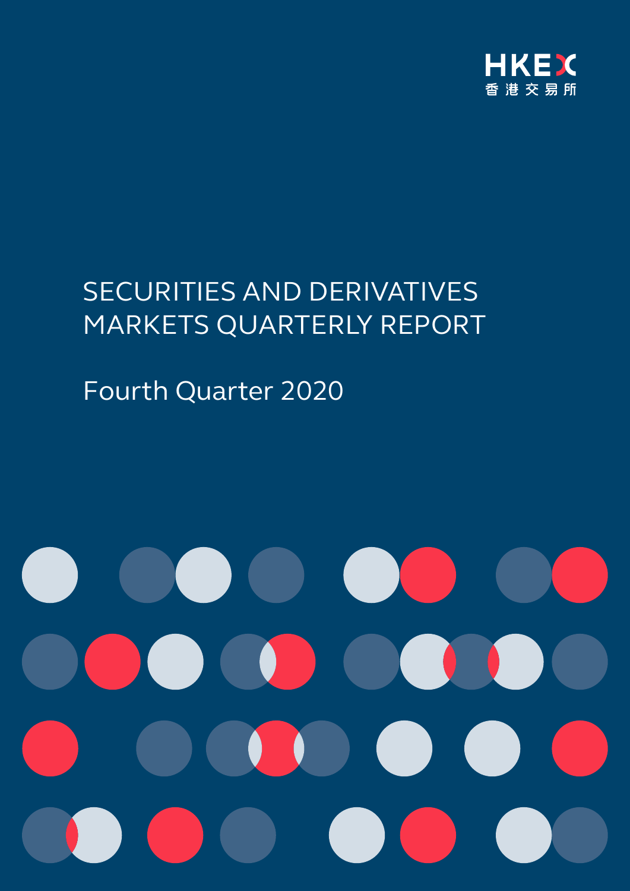HKEX
香港交易所

# SECURITIES AND DERIVATIVES MARKETS QUARTERLY REPORT

## Fourth Quarter 2020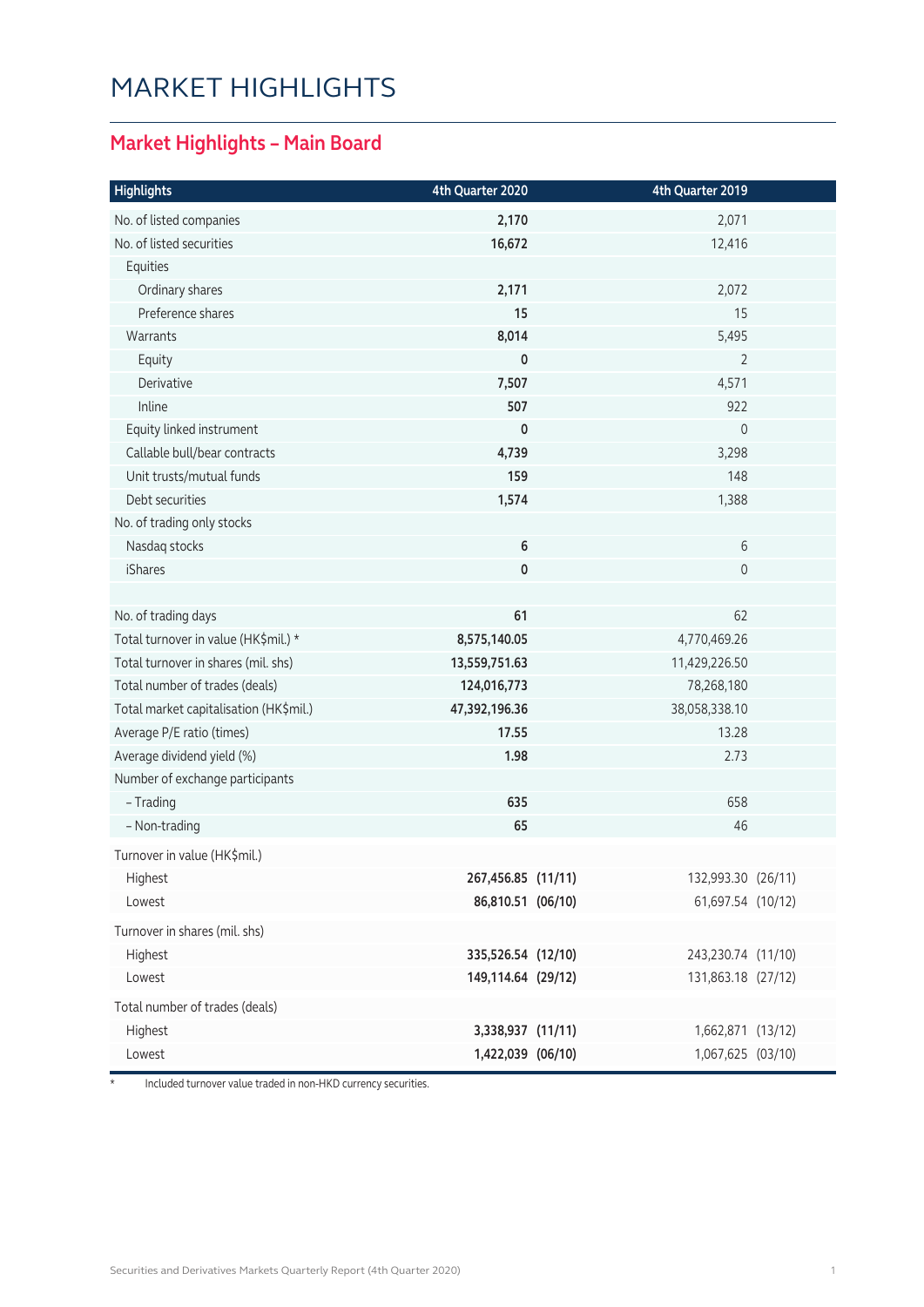# MARKET HIGHLIGHTS

## Market Highlights – Main Board

| Highlights | 4th Quarter 2020 | | 4th Quarter 2019 | |
|---|---|---|---|---|
| No. of listed companies | **2,170** | | 2,071 | |
| No. of listed securities | **16,672** | | 12,416 | |
| Equities | | | | |
| Ordinary shares | **2,171** | | 2,072 | |
| Preference shares | **15** | | 15 | |
| Warrants | **8,014** | | 5,495 | |
| Equity | **0** | | 2 | |
| Derivative | **7,507** | | 4,571 | |
| Inline | **507** | | 922 | |
| Equity linked instrument | **0** | | 0 | |
| Callable bull/bear contracts | **4,739** | | 3,298 | |
| Unit trusts/mutual funds | **159** | | 148 | |
| Debt securities | **1,574** | | 1,388 | |
| No. of trading only stocks | | | | |
| Nasdaq stocks | **6** | | 6 | |
| iShares | **0** | | 0 | |
| | | | | |
| No. of trading days | **61** | | 62 | |
| Total turnover in value (HK$mil.) * | **8,575,140.05** | | 4,770,469.26 | |
| Total turnover in shares (mil. shs) | **13,559,751.63** | | 11,429,226.50 | |
| Total number of trades (deals) | **124,016,773** | | 78,268,180 | |
| Total market capitalisation (HK$mil.) | **47,392,196.36** | | 38,058,338.10 | |
| Average P/E ratio (times) | **17.55** | | 13.28 | |
| Average dividend yield (%) | **1.98** | | 2.73 | |
| Number of exchange participants | | | | |
| – Trading | **635** | | 658 | |
| – Non-trading | **65** | | 46 | |
| Turnover in value (HK$mil.) | | | | |
| Highest | **267,456.85** | **(11/11)** | 132,993.30 | (26/11) |
| Lowest | **86,810.51** | **(06/10)** | 61,697.54 | (10/12) |
| Turnover in shares (mil. shs) | | | | |
| Highest | **335,526.54** | **(12/10)** | 243,230.74 | (11/10) |
| Lowest | **149,114.64** | **(29/12)** | 131,863.18 | (27/12) |
| Total number of trades (deals) | | | | |
| Highest | **3,338,937** | **(11/11)** | 1,662,871 | (13/12) |
| Lowest | **1,422,039** | **(06/10)** | 1,067,625 | (03/10) |

\* Included turnover value traded in non-HKD currency securities.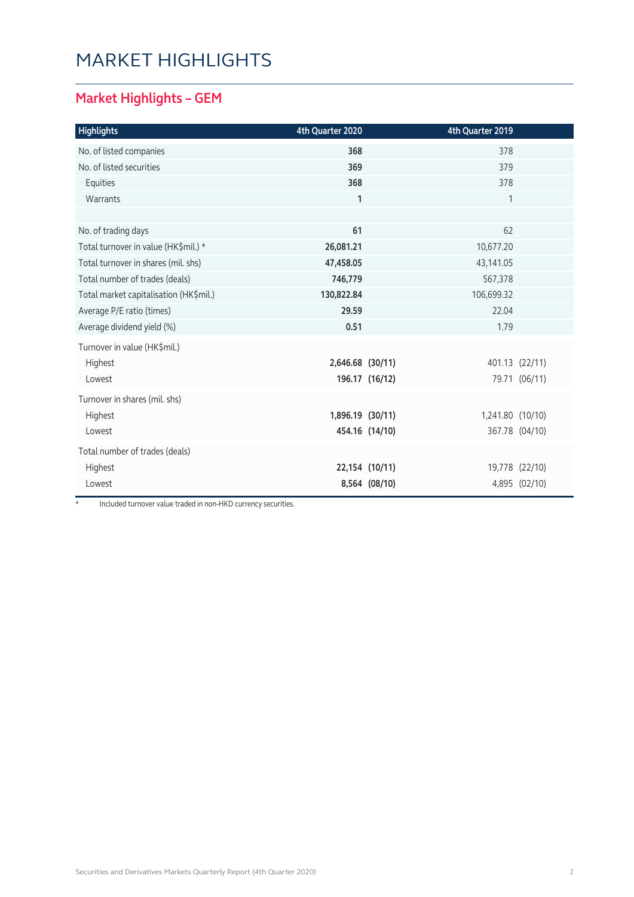# MARKET HIGHLIGHTS

## Market Highlights – GEM

| Highlights | 4th Quarter 2020 | | 4th Quarter 2019 | |
|---|---|---|---|---|
| No. of listed companies | **368** | | 378 | |
| No. of listed securities | **369** | | 379 | |
| Equities | **368** | | 378 | |
| Warrants | **1** | | 1 | |
| | | | | |
| No. of trading days | **61** | | 62 | |
| Total turnover in value (HK$mil.) * | **26,081.21** | | 10,677.20 | |
| Total turnover in shares (mil. shs) | **47,458.05** | | 43,141.05 | |
| Total number of trades (deals) | **746,779** | | 567,378 | |
| Total market capitalisation (HK$mil.) | **130,822.84** | | 106,699.32 | |
| Average P/E ratio (times) | **29.59** | | 22.04 | |
| Average dividend yield (%) | **0.51** | | 1.79 | |
| Turnover in value (HK$mil.) | | | | |
| Highest | **2,646.68** | **(30/11)** | 401.13 | (22/11) |
| Lowest | **196.17** | **(16/12)** | 79.71 | (06/11) |
| Turnover in shares (mil. shs) | | | | |
| Highest | **1,896.19** | **(30/11)** | 1,241.80 | (10/10) |
| Lowest | **454.16** | **(14/10)** | 367.78 | (04/10) |
| Total number of trades (deals) | | | | |
| Highest | **22,154** | **(10/11)** | 19,778 | (22/10) |
| Lowest | **8,564** | **(08/10)** | 4,895 | (02/10) |

\* Included turnover value traded in non-HKD currency securities.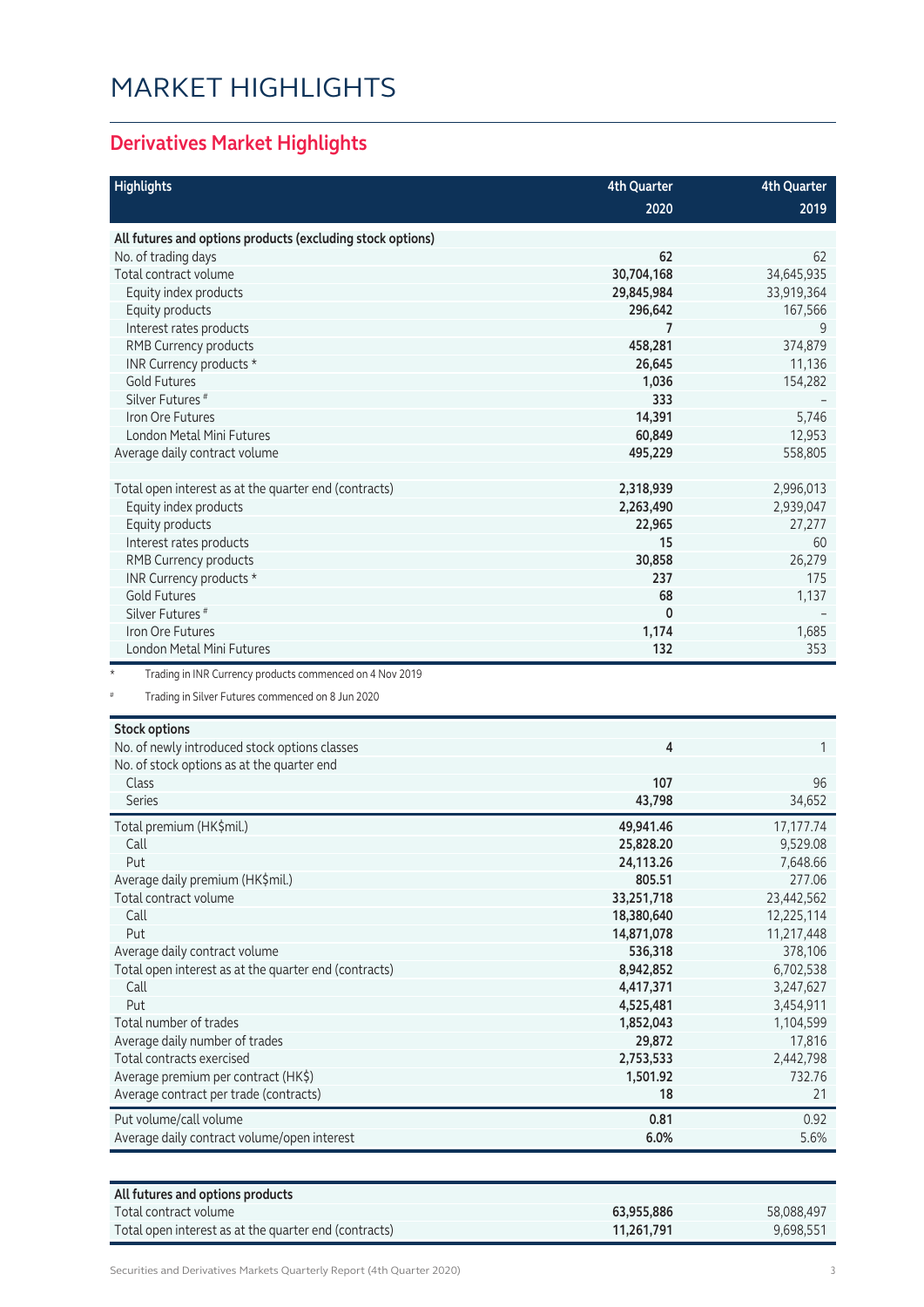# MARKET HIGHLIGHTS

## Derivatives Market Highlights

| Highlights | 4th Quarter 2020 | 4th Quarter 2019 |
|---|---|---|
| **All futures and options products (excluding stock options)** | | |
| No. of trading days | **62** | 62 |
| Total contract volume | **30,704,168** | 34,645,935 |
| Equity index products | **29,845,984** | 33,919,364 |
| Equity products | **296,642** | 167,566 |
| Interest rates products | **7** | 9 |
| RMB Currency products | **458,281** | 374,879 |
| INR Currency products * | **26,645** | 11,136 |
| Gold Futures | **1,036** | 154,282 |
| Silver Futures # | **333** | – |
| Iron Ore Futures | **14,391** | 5,746 |
| London Metal Mini Futures | **60,849** | 12,953 |
| Average daily contract volume | **495,229** | 558,805 |
| | | |
| Total open interest as at the quarter end (contracts) | **2,318,939** | 2,996,013 |
| Equity index products | **2,263,490** | 2,939,047 |
| Equity products | **22,965** | 27,277 |
| Interest rates products | **15** | 60 |
| RMB Currency products | **30,858** | 26,279 |
| INR Currency products * | **237** | 175 |
| Gold Futures | **68** | 1,137 |
| Silver Futures # | **0** | – |
| Iron Ore Futures | **1,174** | 1,685 |
| London Metal Mini Futures | **132** | 353 |

\* Trading in INR Currency products commenced on 4 Nov 2019

\# Trading in Silver Futures commenced on 8 Jun 2020

| | | |
|---|---|---|
| **Stock options** | | |
| No. of newly introduced stock options classes | **4** | 1 |
| No. of stock options as at the quarter end | | |
| Class | **107** | 96 |
| Series | **43,798** | 34,652 |
| Total premium (HK$mil.) | **49,941.46** | 17,177.74 |
| Call | **25,828.20** | 9,529.08 |
| Put | **24,113.26** | 7,648.66 |
| Average daily premium (HK$mil.) | **805.51** | 277.06 |
| Total contract volume | **33,251,718** | 23,442,562 |
| Call | **18,380,640** | 12,225,114 |
| Put | **14,871,078** | 11,217,448 |
| Average daily contract volume | **536,318** | 378,106 |
| Total open interest as at the quarter end (contracts) | **8,942,852** | 6,702,538 |
| Call | **4,417,371** | 3,247,627 |
| Put | **4,525,481** | 3,454,911 |
| Total number of trades | **1,852,043** | 1,104,599 |
| Average daily number of trades | **29,872** | 17,816 |
| Total contracts exercised | **2,753,533** | 2,442,798 |
| Average premium per contract (HK$) | **1,501.92** | 732.76 |
| Average contract per trade (contracts) | **18** | 21 |
| Put volume/call volume | **0.81** | 0.92 |
| Average daily contract volume/open interest | **6.0%** | 5.6% |

| | | |
|---|---|---|
| **All futures and options products** | | |
| Total contract volume | **63,955,886** | 58,088,497 |
| Total open interest as at the quarter end (contracts) | **11,261,791** | 9,698,551 |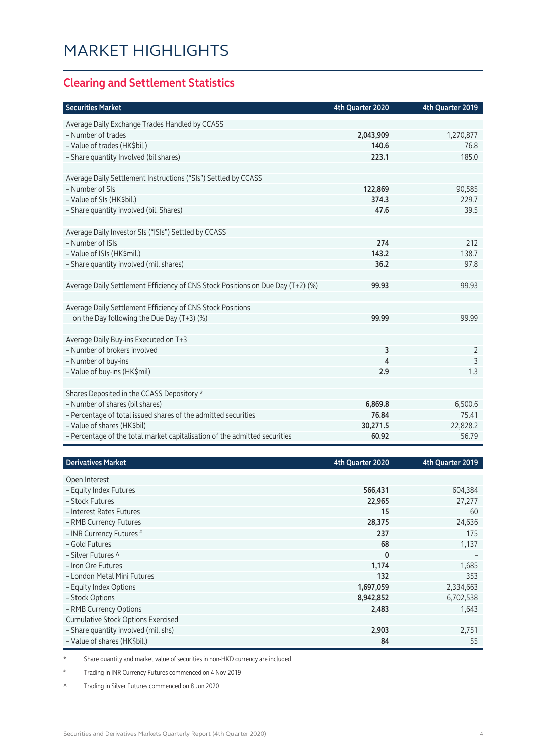# MARKET HIGHLIGHTS

## Clearing and Settlement Statistics

| Securities Market | 4th Quarter 2020 | 4th Quarter 2019 |
|---|---|---|
| Average Daily Exchange Trades Handled by CCASS | | |
| – Number of trades | **2,043,909** | 1,270,877 |
| – Value of trades (HK$bil.) | **140.6** | 76.8 |
| – Share quantity Involved (bil shares) | **223.1** | 185.0 |
| | | |
| Average Daily Settlement Instructions ("SIs") Settled by CCASS | | |
| – Number of SIs | **122,869** | 90,585 |
| – Value of SIs (HK$bil.) | **374.3** | 229.7 |
| – Share quantity involved (bil. Shares) | **47.6** | 39.5 |
| | | |
| Average Daily Investor SIs ("ISIs") Settled by CCASS | | |
| – Number of ISIs | **274** | 212 |
| – Value of ISIs (HK$mil.) | **143.2** | 138.7 |
| – Share quantity involved (mil. shares) | **36.2** | 97.8 |
| | | |
| Average Daily Settlement Efficiency of CNS Stock Positions on Due Day (T+2) (%) | **99.93** | 99.93 |
| | | |
| Average Daily Settlement Efficiency of CNS Stock Positions on the Day following the Due Day (T+3) (%) | **99.99** | 99.99 |
| | | |
| Average Daily Buy-ins Executed on T+3 | | |
| – Number of brokers involved | **3** | 2 |
| – Number of buy-ins | **4** | 3 |
| – Value of buy-ins (HK$mil) | **2.9** | 1.3 |
| | | |
| Shares Deposited in the CCASS Depository * | | |
| – Number of shares (bil shares) | **6,869.8** | 6,500.6 |
| – Percentage of total issued shares of the admitted securities | **76.84** | 75.41 |
| – Value of shares (HK$bil) | **30,271.5** | 22,828.2 |
| – Percentage of the total market capitalisation of the admitted securities | **60.92** | 56.79 |

| Derivatives Market | 4th Quarter 2020 | 4th Quarter 2019 |
|---|---|---|
| Open Interest | | |
| – Equity Index Futures | **566,431** | 604,384 |
| – Stock Futures | **22,965** | 27,277 |
| – Interest Rates Futures | **15** | 60 |
| – RMB Currency Futures | **28,375** | 24,636 |
| – INR Currency Futures # | **237** | 175 |
| – Gold Futures | **68** | 1,137 |
| – Silver Futures ^ | **0** | – |
| – Iron Ore Futures | **1,174** | 1,685 |
| – London Metal Mini Futures | **132** | 353 |
| – Equity Index Options | **1,697,059** | 2,334,663 |
| – Stock Options | **8,942,852** | 6,702,538 |
| – RMB Currency Options | **2,483** | 1,643 |
| Cumulative Stock Options Exercised | | |
| – Share quantity involved (mil. shs) | **2,903** | 2,751 |
| – Value of shares (HK$bil.) | **84** | 55 |

\* Share quantity and market value of securities in non-HKD currency are included

\# Trading in INR Currency Futures commenced on 4 Nov 2019

^ Trading in Silver Futures commenced on 8 Jun 2020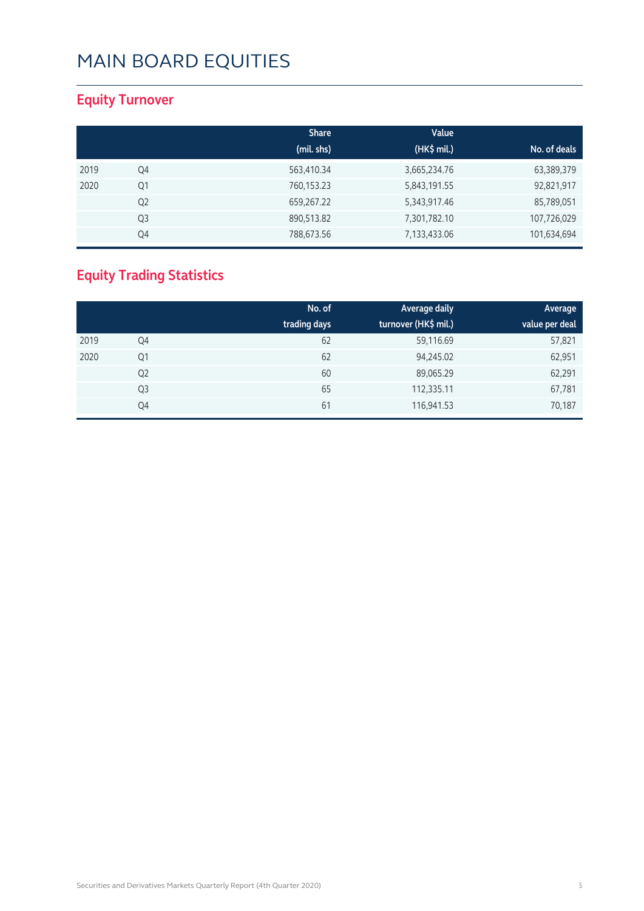# MAIN BOARD EQUITIES

## Equity Turnover

| | | Share (mil. shs) | Value (HK$ mil.) | No. of deals |
|---|---|---|---|---|
| 2019 | Q4 | 563,410.34 | 3,665,234.76 | 63,389,379 |
| 2020 | Q1 | 760,153.23 | 5,843,191.55 | 92,821,917 |
| | Q2 | 659,267.22 | 5,343,917.46 | 85,789,051 |
| | Q3 | 890,513.82 | 7,301,782.10 | 107,726,029 |
| | Q4 | 788,673.56 | 7,133,433.06 | 101,634,694 |

## Equity Trading Statistics

| | | No. of trading days | Average daily turnover (HK$ mil.) | Average value per deal |
|---|---|---|---|---|
| 2019 | Q4 | 62 | 59,116.69 | 57,821 |
| 2020 | Q1 | 62 | 94,245.02 | 62,951 |
| | Q2 | 60 | 89,065.29 | 62,291 |
| | Q3 | 65 | 112,335.11 | 67,781 |
| | Q4 | 61 | 116,941.53 | 70,187 |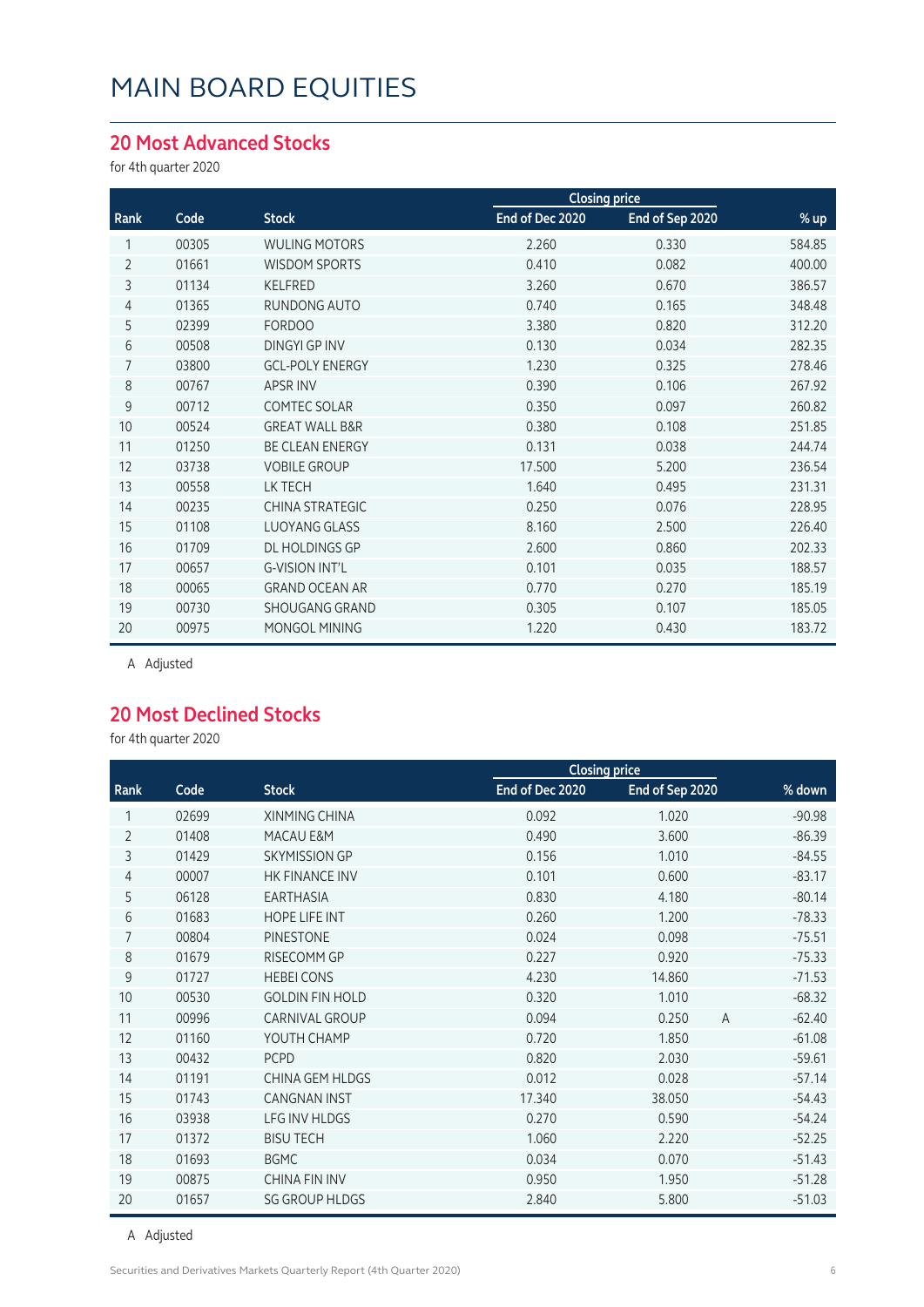# MAIN BOARD EQUITIES

## 20 Most Advanced Stocks

for 4th quarter 2020

| | | | Closing price | | | |
|---|---|---|---|---|---|---|
| Rank | Code | Stock | End of Dec 2020 | End of Sep 2020 | | % up |
| 1 | 00305 | WULING MOTORS | 2.260 | 0.330 | | 584.85 |
| 2 | 01661 | WISDOM SPORTS | 0.410 | 0.082 | | 400.00 |
| 3 | 01134 | KELFRED | 3.260 | 0.670 | | 386.57 |
| 4 | 01365 | RUNDONG AUTO | 0.740 | 0.165 | | 348.48 |
| 5 | 02399 | FORDOO | 3.380 | 0.820 | | 312.20 |
| 6 | 00508 | DINGYI GP INV | 0.130 | 0.034 | | 282.35 |
| 7 | 03800 | GCL-POLY ENERGY | 1.230 | 0.325 | | 278.46 |
| 8 | 00767 | APSR INV | 0.390 | 0.106 | | 267.92 |
| 9 | 00712 | COMTEC SOLAR | 0.350 | 0.097 | | 260.82 |
| 10 | 00524 | GREAT WALL B&R | 0.380 | 0.108 | | 251.85 |
| 11 | 01250 | BE CLEAN ENERGY | 0.131 | 0.038 | | 244.74 |
| 12 | 03738 | VOBILE GROUP | 17.500 | 5.200 | | 236.54 |
| 13 | 00558 | LK TECH | 1.640 | 0.495 | | 231.31 |
| 14 | 00235 | CHINA STRATEGIC | 0.250 | 0.076 | | 228.95 |
| 15 | 01108 | LUOYANG GLASS | 8.160 | 2.500 | | 226.40 |
| 16 | 01709 | DL HOLDINGS GP | 2.600 | 0.860 | | 202.33 |
| 17 | 00657 | G-VISION INT'L | 0.101 | 0.035 | | 188.57 |
| 18 | 00065 | GRAND OCEAN AR | 0.770 | 0.270 | | 185.19 |
| 19 | 00730 | SHOUGANG GRAND | 0.305 | 0.107 | | 185.05 |
| 20 | 00975 | MONGOL MINING | 1.220 | 0.430 | | 183.72 |

A Adjusted

## 20 Most Declined Stocks

for 4th quarter 2020

| | | | Closing price | | | |
|---|---|---|---|---|---|---|
| Rank | Code | Stock | End of Dec 2020 | End of Sep 2020 | | % down |
| 1 | 02699 | XINMING CHINA | 0.092 | 1.020 | | -90.98 |
| 2 | 01408 | MACAU E&M | 0.490 | 3.600 | | -86.39 |
| 3 | 01429 | SKYMISSION GP | 0.156 | 1.010 | | -84.55 |
| 4 | 00007 | HK FINANCE INV | 0.101 | 0.600 | | -83.17 |
| 5 | 06128 | EARTHASIA | 0.830 | 4.180 | | -80.14 |
| 6 | 01683 | HOPE LIFE INT | 0.260 | 1.200 | | -78.33 |
| 7 | 00804 | PINESTONE | 0.024 | 0.098 | | -75.51 |
| 8 | 01679 | RISECOMM GP | 0.227 | 0.920 | | -75.33 |
| 9 | 01727 | HEBEI CONS | 4.230 | 14.860 | | -71.53 |
| 10 | 00530 | GOLDIN FIN HOLD | 0.320 | 1.010 | | -68.32 |
| 11 | 00996 | CARNIVAL GROUP | 0.094 | 0.250 | A | -62.40 |
| 12 | 01160 | YOUTH CHAMP | 0.720 | 1.850 | | -61.08 |
| 13 | 00432 | PCPD | 0.820 | 2.030 | | -59.61 |
| 14 | 01191 | CHINA GEM HLDGS | 0.012 | 0.028 | | -57.14 |
| 15 | 01743 | CANGNAN INST | 17.340 | 38.050 | | -54.43 |
| 16 | 03938 | LFG INV HLDGS | 0.270 | 0.590 | | -54.24 |
| 17 | 01372 | BISU TECH | 1.060 | 2.220 | | -52.25 |
| 18 | 01693 | BGMC | 0.034 | 0.070 | | -51.43 |
| 19 | 00875 | CHINA FIN INV | 0.950 | 1.950 | | -51.28 |
| 20 | 01657 | SG GROUP HLDGS | 2.840 | 5.800 | | -51.03 |

A Adjusted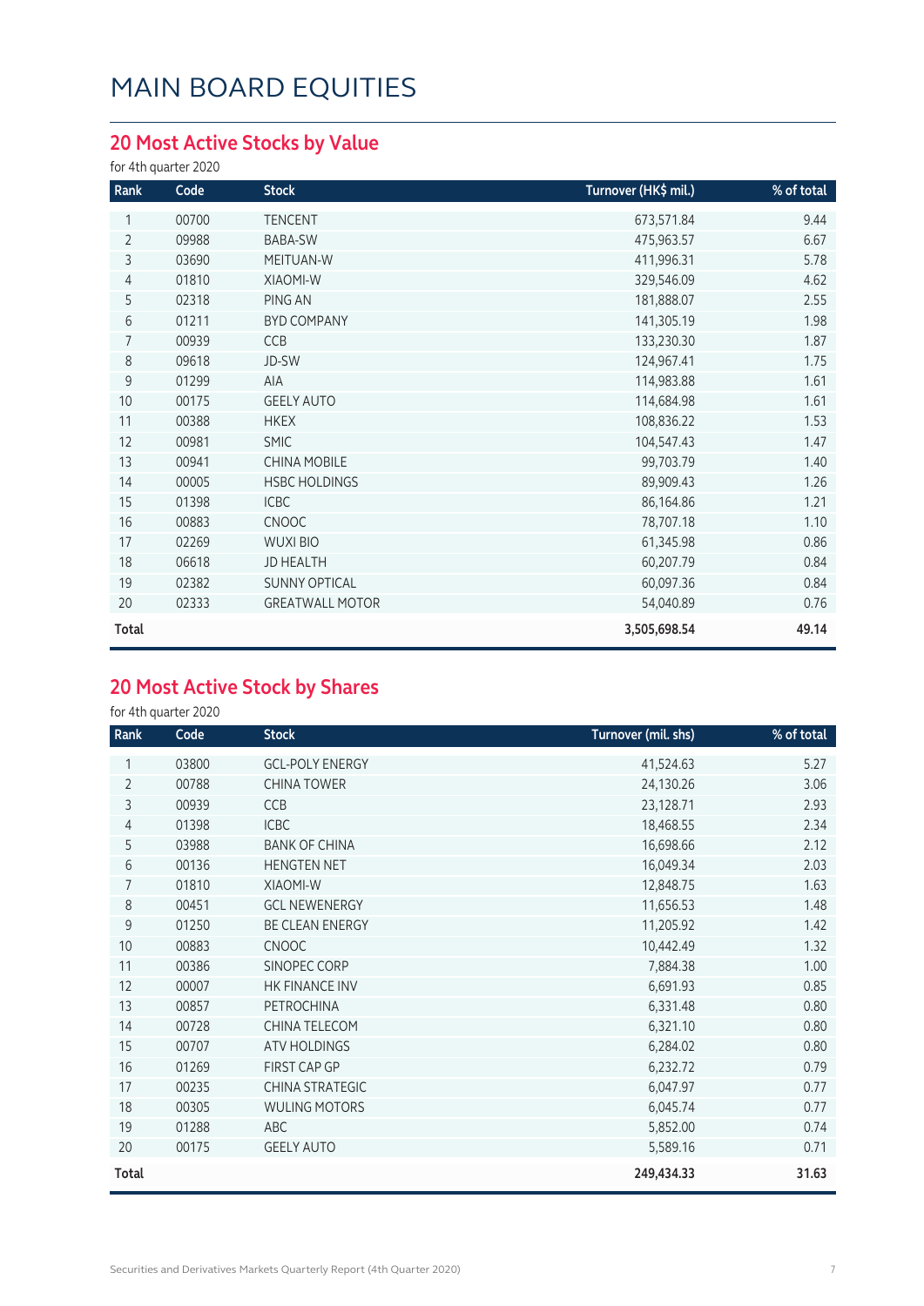# MAIN BOARD EQUITIES

## 20 Most Active Stocks by Value

for 4th quarter 2020

| Rank | Code | Stock | Turnover (HK$ mil.) | % of total |
|---|---|---|---|---|
| 1 | 00700 | TENCENT | 673,571.84 | 9.44 |
| 2 | 09988 | BABA-SW | 475,963.57 | 6.67 |
| 3 | 03690 | MEITUAN-W | 411,996.31 | 5.78 |
| 4 | 01810 | XIAOMI-W | 329,546.09 | 4.62 |
| 5 | 02318 | PING AN | 181,888.07 | 2.55 |
| 6 | 01211 | BYD COMPANY | 141,305.19 | 1.98 |
| 7 | 00939 | CCB | 133,230.30 | 1.87 |
| 8 | 09618 | JD-SW | 124,967.41 | 1.75 |
| 9 | 01299 | AIA | 114,983.88 | 1.61 |
| 10 | 00175 | GEELY AUTO | 114,684.98 | 1.61 |
| 11 | 00388 | HKEX | 108,836.22 | 1.53 |
| 12 | 00981 | SMIC | 104,547.43 | 1.47 |
| 13 | 00941 | CHINA MOBILE | 99,703.79 | 1.40 |
| 14 | 00005 | HSBC HOLDINGS | 89,909.43 | 1.26 |
| 15 | 01398 | ICBC | 86,164.86 | 1.21 |
| 16 | 00883 | CNOOC | 78,707.18 | 1.10 |
| 17 | 02269 | WUXI BIO | 61,345.98 | 0.86 |
| 18 | 06618 | JD HEALTH | 60,207.79 | 0.84 |
| 19 | 02382 | SUNNY OPTICAL | 60,097.36 | 0.84 |
| 20 | 02333 | GREATWALL MOTOR | 54,040.89 | 0.76 |
| **Total** | | | **3,505,698.54** | **49.14** |

## 20 Most Active Stock by Shares

for 4th quarter 2020

| Rank | Code | Stock | Turnover (mil. shs) | % of total |
|---|---|---|---|---|
| 1 | 03800 | GCL-POLY ENERGY | 41,524.63 | 5.27 |
| 2 | 00788 | CHINA TOWER | 24,130.26 | 3.06 |
| 3 | 00939 | CCB | 23,128.71 | 2.93 |
| 4 | 01398 | ICBC | 18,468.55 | 2.34 |
| 5 | 03988 | BANK OF CHINA | 16,698.66 | 2.12 |
| 6 | 00136 | HENGTEN NET | 16,049.34 | 2.03 |
| 7 | 01810 | XIAOMI-W | 12,848.75 | 1.63 |
| 8 | 00451 | GCL NEWENERGY | 11,656.53 | 1.48 |
| 9 | 01250 | BE CLEAN ENERGY | 11,205.92 | 1.42 |
| 10 | 00883 | CNOOC | 10,442.49 | 1.32 |
| 11 | 00386 | SINOPEC CORP | 7,884.38 | 1.00 |
| 12 | 00007 | HK FINANCE INV | 6,691.93 | 0.85 |
| 13 | 00857 | PETROCHINA | 6,331.48 | 0.80 |
| 14 | 00728 | CHINA TELECOM | 6,321.10 | 0.80 |
| 15 | 00707 | ATV HOLDINGS | 6,284.02 | 0.80 |
| 16 | 01269 | FIRST CAP GP | 6,232.72 | 0.79 |
| 17 | 00235 | CHINA STRATEGIC | 6,047.97 | 0.77 |
| 18 | 00305 | WULING MOTORS | 6,045.74 | 0.77 |
| 19 | 01288 | ABC | 5,852.00 | 0.74 |
| 20 | 00175 | GEELY AUTO | 5,589.16 | 0.71 |
| **Total** | | | **249,434.33** | **31.63** |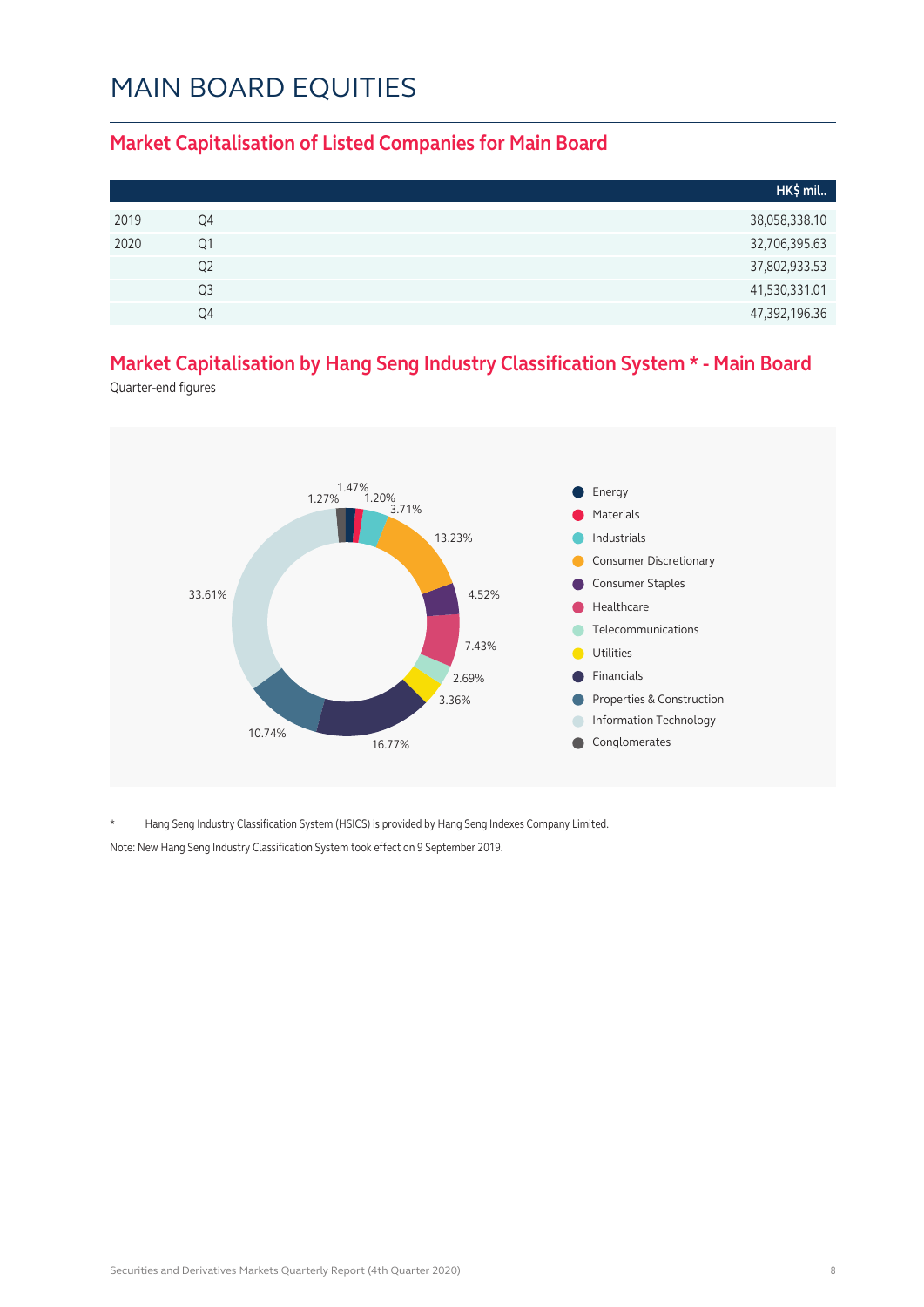# MAIN BOARD EQUITIES

## Market Capitalisation of Listed Companies for Main Board

| | | HK$ mil.. |
|---|---|---|
| 2019 | Q4 | 38,058,338.10 |
| 2020 | Q1 | 32,706,395.63 |
| | Q2 | 37,802,933.53 |
| | Q3 | 41,530,331.01 |
| | Q4 | 47,392,196.36 |

## Market Capitalisation by Hang Seng Industry Classification System * - Main Board

Quarter-end figures

1.47%
1.20%
1.27%
3.71%
13.23%
4.52%
7.43%
2.69%
3.36%
16.77%
10.74%
33.61%

Energy
Materials
Industrials
Consumer Discretionary
Consumer Staples
Healthcare
Telecommunications
Utilities
Financials
Properties & Construction
Information Technology
Conglomerates

\* Hang Seng Industry Classification System (HSICS) is provided by Hang Seng Indexes Company Limited.

Note: New Hang Seng Industry Classification System took effect on 9 September 2019.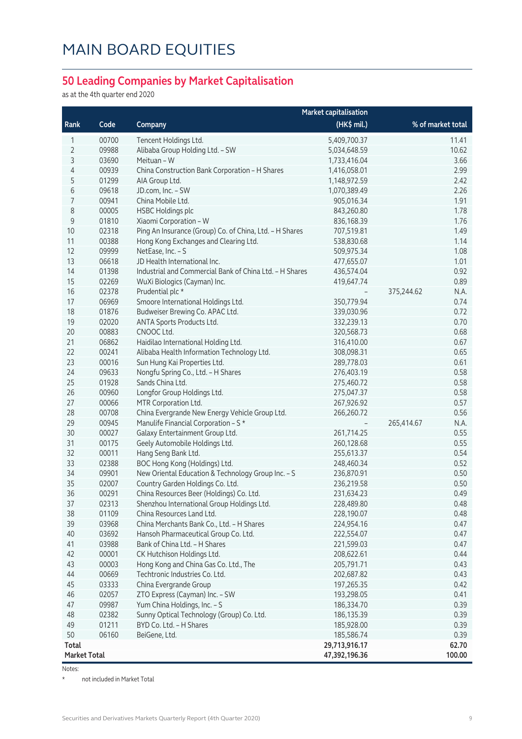# MAIN BOARD EQUITIES

## 50 Leading Companies by Market Capitalisation

as at the 4th quarter end 2020

| Rank | Code | Company | Market capitalisation (HK$ mil.) | | % of market total |
|---|---|---|---|---|---|
| 1 | 00700 | Tencent Holdings Ltd. | 5,409,700.37 | | 11.41 |
| 2 | 09988 | Alibaba Group Holding Ltd. – SW | 5,034,648.59 | | 10.62 |
| 3 | 03690 | Meituan – W | 1,733,416.04 | | 3.66 |
| 4 | 00939 | China Construction Bank Corporation – H Shares | 1,416,058.01 | | 2.99 |
| 5 | 01299 | AIA Group Ltd. | 1,148,972.59 | | 2.42 |
| 6 | 09618 | JD.com, Inc. – SW | 1,070,389.49 | | 2.26 |
| 7 | 00941 | China Mobile Ltd. | 905,016.34 | | 1.91 |
| 8 | 00005 | HSBC Holdings plc | 843,260.80 | | 1.78 |
| 9 | 01810 | Xiaomi Corporation – W | 836,168.39 | | 1.76 |
| 10 | 02318 | Ping An Insurance (Group) Co. of China, Ltd. – H Shares | 707,519.81 | | 1.49 |
| 11 | 00388 | Hong Kong Exchanges and Clearing Ltd. | 538,830.68 | | 1.14 |
| 12 | 09999 | NetEase, Inc. – S | 509,975.34 | | 1.08 |
| 13 | 06618 | JD Health International Inc. | 477,655.07 | | 1.01 |
| 14 | 01398 | Industrial and Commercial Bank of China Ltd. – H Shares | 436,574.04 | | 0.92 |
| 15 | 02269 | WuXi Biologics (Cayman) Inc. | 419,647.74 | | 0.89 |
| 16 | 02378 | Prudential plc * | – | 375,244.62 | N.A. |
| 17 | 06969 | Smoore International Holdings Ltd. | 350,779.94 | | 0.74 |
| 18 | 01876 | Budweiser Brewing Co. APAC Ltd. | 339,030.96 | | 0.72 |
| 19 | 02020 | ANTA Sports Products Ltd. | 332,239.13 | | 0.70 |
| 20 | 00883 | CNOOC Ltd. | 320,568.73 | | 0.68 |
| 21 | 06862 | Haidilao International Holding Ltd. | 316,410.00 | | 0.67 |
| 22 | 00241 | Alibaba Health Information Technology Ltd. | 308,098.31 | | 0.65 |
| 23 | 00016 | Sun Hung Kai Properties Ltd. | 289,778.03 | | 0.61 |
| 24 | 09633 | Nongfu Spring Co., Ltd. – H Shares | 276,403.19 | | 0.58 |
| 25 | 01928 | Sands China Ltd. | 275,460.72 | | 0.58 |
| 26 | 00960 | Longfor Group Holdings Ltd. | 275,047.37 | | 0.58 |
| 27 | 00066 | MTR Corporation Ltd. | 267,926.92 | | 0.57 |
| 28 | 00708 | China Evergrande New Energy Vehicle Group Ltd. | 266,260.72 | | 0.56 |
| 29 | 00945 | Manulife Financial Corporation – S * | – | 265,414.67 | N.A. |
| 30 | 00027 | Galaxy Entertainment Group Ltd. | 261,714.25 | | 0.55 |
| 31 | 00175 | Geely Automobile Holdings Ltd. | 260,128.68 | | 0.55 |
| 32 | 00011 | Hang Seng Bank Ltd. | 255,613.37 | | 0.54 |
| 33 | 02388 | BOC Hong Kong (Holdings) Ltd. | 248,460.34 | | 0.52 |
| 34 | 09901 | New Oriental Education & Technology Group Inc. – S | 236,870.91 | | 0.50 |
| 35 | 02007 | Country Garden Holdings Co. Ltd. | 236,219.58 | | 0.50 |
| 36 | 00291 | China Resources Beer (Holdings) Co. Ltd. | 231,634.23 | | 0.49 |
| 37 | 02313 | Shenzhou International Group Holdings Ltd. | 228,489.80 | | 0.48 |
| 38 | 01109 | China Resources Land Ltd. | 228,190.07 | | 0.48 |
| 39 | 03968 | China Merchants Bank Co., Ltd. – H Shares | 224,954.16 | | 0.47 |
| 40 | 03692 | Hansoh Pharmaceutical Group Co. Ltd. | 222,554.07 | | 0.47 |
| 41 | 03988 | Bank of China Ltd. – H Shares | 221,599.03 | | 0.47 |
| 42 | 00001 | CK Hutchison Holdings Ltd. | 208,622.61 | | 0.44 |
| 43 | 00003 | Hong Kong and China Gas Co. Ltd., The | 205,791.71 | | 0.43 |
| 44 | 00669 | Techtronic Industries Co. Ltd. | 202,687.82 | | 0.43 |
| 45 | 03333 | China Evergrande Group | 197,265.35 | | 0.42 |
| 46 | 02057 | ZTO Express (Cayman) Inc. – SW | 193,298.05 | | 0.41 |
| 47 | 09987 | Yum China Holdings, Inc. – S | 186,334.70 | | 0.39 |
| 48 | 02382 | Sunny Optical Technology (Group) Co. Ltd. | 186,135.39 | | 0.39 |
| 49 | 01211 | BYD Co. Ltd. – H Shares | 185,928.00 | | 0.39 |
| 50 | 06160 | BeiGene, Ltd. | 185,586.74 | | 0.39 |
| **Total** | | | **29,713,916.17** | | **62.70** |
| **Market Total** | | | **47,392,196.36** | | **100.00** |

Notes:

\* not included in Market Total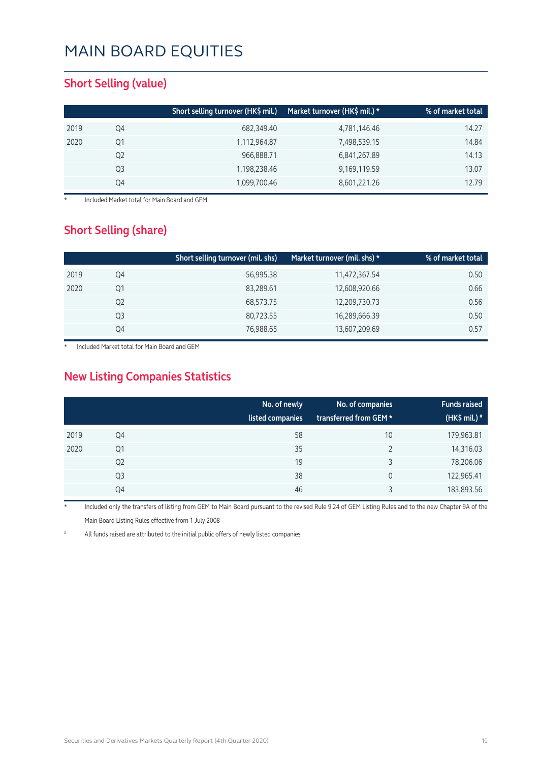# MAIN BOARD EQUITIES

## Short Selling (value)

| | | Short selling turnover (HK$ mil.) | Market turnover (HK$ mil.) * | % of market total |
|---|---|---|---|---|
| 2019 | Q4 | 682,349.40 | 4,781,146.46 | 14.27 |
| 2020 | Q1 | 1,112,964.87 | 7,498,539.15 | 14.84 |
| | Q2 | 966,888.71 | 6,841,267.89 | 14.13 |
| | Q3 | 1,198,238.46 | 9,169,119.59 | 13.07 |
| | Q4 | 1,099,700.46 | 8,601,221.26 | 12.79 |

\* Included Market total for Main Board and GEM

## Short Selling (share)

| | | Short selling turnover (mil. shs) | Market turnover (mil. shs) * | % of market total |
|---|---|---|---|---|
| 2019 | Q4 | 56,995.38 | 11,472,367.54 | 0.50 |
| 2020 | Q1 | 83,289.61 | 12,608,920.66 | 0.66 |
| | Q2 | 68,573.75 | 12,209,730.73 | 0.56 |
| | Q3 | 80,723.55 | 16,289,666.39 | 0.50 |
| | Q4 | 76,988.65 | 13,607,209.69 | 0.57 |

\* Included Market total for Main Board and GEM

## New Listing Companies Statistics

| | | No. of newly listed companies | No. of companies transferred from GEM * | Funds raised (HK$ mil.) # |
|---|---|---|---|---|
| 2019 | Q4 | 58 | 10 | 179,963.81 |
| 2020 | Q1 | 35 | 2 | 14,316.03 |
| | Q2 | 19 | 3 | 78,206.06 |
| | Q3 | 38 | 0 | 122,965.41 |
| | Q4 | 46 | 3 | 183,893.56 |

\* Included only the transfers of listing from GEM to Main Board pursuant to the revised Rule 9.24 of GEM Listing Rules and to the new Chapter 9A of the Main Board Listing Rules effective from 1 July 2008

\# All funds raised are attributed to the initial public offers of newly listed companies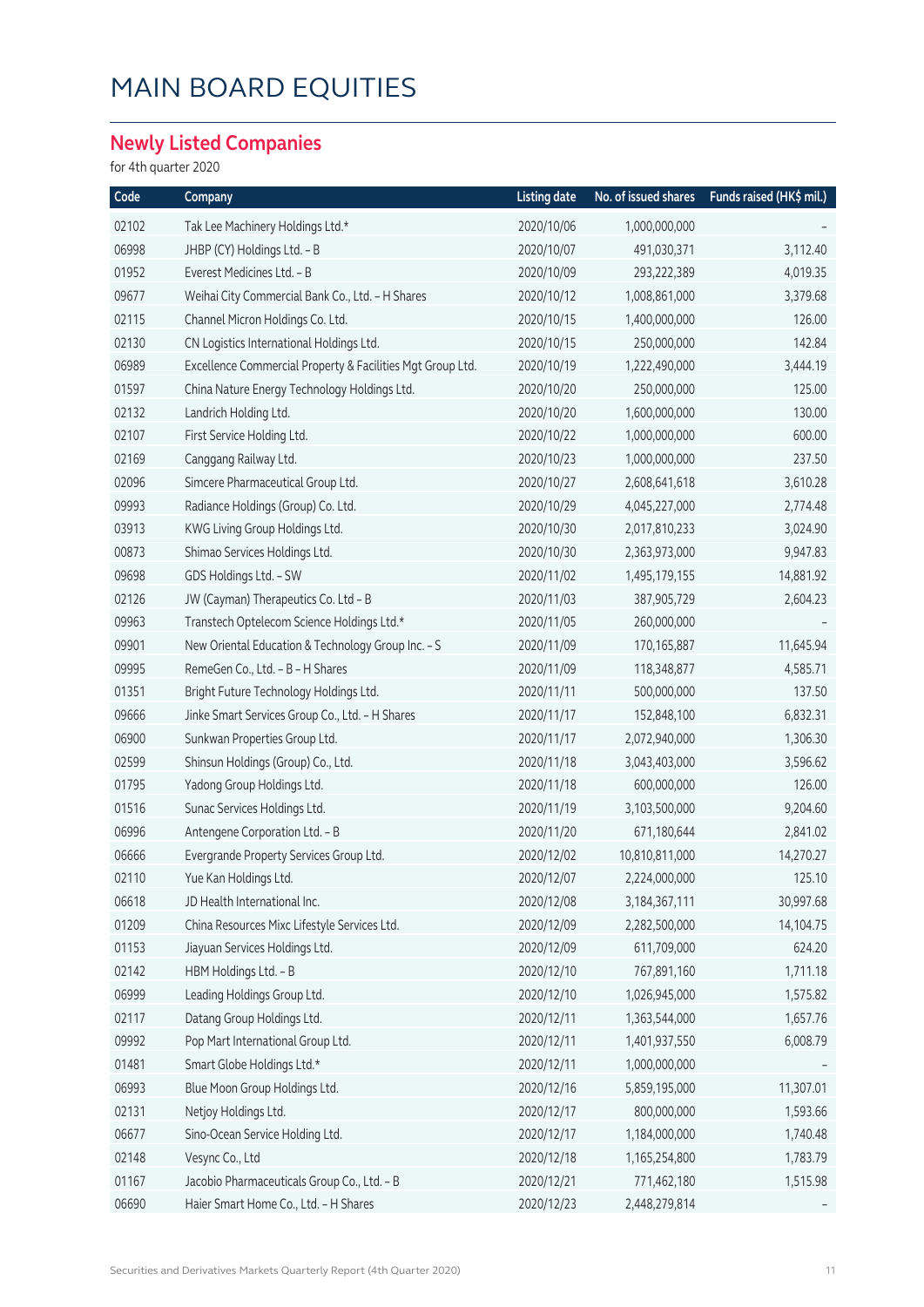# MAIN BOARD EQUITIES

## Newly Listed Companies

for 4th quarter 2020

| Code | Company | Listing date | No. of issued shares | Funds raised (HK$ mil.) |
|---|---|---|---|---|
| 02102 | Tak Lee Machinery Holdings Ltd.* | 2020/10/06 | 1,000,000,000 | – |
| 06998 | JHBP (CY) Holdings Ltd. – B | 2020/10/07 | 491,030,371 | 3,112.40 |
| 01952 | Everest Medicines Ltd. – B | 2020/10/09 | 293,222,389 | 4,019.35 |
| 09677 | Weihai City Commercial Bank Co., Ltd. – H Shares | 2020/10/12 | 1,008,861,000 | 3,379.68 |
| 02115 | Channel Micron Holdings Co. Ltd. | 2020/10/15 | 1,400,000,000 | 126.00 |
| 02130 | CN Logistics International Holdings Ltd. | 2020/10/15 | 250,000,000 | 142.84 |
| 06989 | Excellence Commercial Property & Facilities Mgt Group Ltd. | 2020/10/19 | 1,222,490,000 | 3,444.19 |
| 01597 | China Nature Energy Technology Holdings Ltd. | 2020/10/20 | 250,000,000 | 125.00 |
| 02132 | Landrich Holding Ltd. | 2020/10/20 | 1,600,000,000 | 130.00 |
| 02107 | First Service Holding Ltd. | 2020/10/22 | 1,000,000,000 | 600.00 |
| 02169 | Canggang Railway Ltd. | 2020/10/23 | 1,000,000,000 | 237.50 |
| 02096 | Simcere Pharmaceutical Group Ltd. | 2020/10/27 | 2,608,641,618 | 3,610.28 |
| 09993 | Radiance Holdings (Group) Co. Ltd. | 2020/10/29 | 4,045,227,000 | 2,774.48 |
| 03913 | KWG Living Group Holdings Ltd. | 2020/10/30 | 2,017,810,233 | 3,024.90 |
| 00873 | Shimao Services Holdings Ltd. | 2020/10/30 | 2,363,973,000 | 9,947.83 |
| 09698 | GDS Holdings Ltd. – SW | 2020/11/02 | 1,495,179,155 | 14,881.92 |
| 02126 | JW (Cayman) Therapeutics Co. Ltd – B | 2020/11/03 | 387,905,729 | 2,604.23 |
| 09963 | Transtech Optelecom Science Holdings Ltd.* | 2020/11/05 | 260,000,000 | – |
| 09901 | New Oriental Education & Technology Group Inc. – S | 2020/11/09 | 170,165,887 | 11,645.94 |
| 09995 | RemeGen Co., Ltd. – B – H Shares | 2020/11/09 | 118,348,877 | 4,585.71 |
| 01351 | Bright Future Technology Holdings Ltd. | 2020/11/11 | 500,000,000 | 137.50 |
| 09666 | Jinke Smart Services Group Co., Ltd. – H Shares | 2020/11/17 | 152,848,100 | 6,832.31 |
| 06900 | Sunkwan Properties Group Ltd. | 2020/11/17 | 2,072,940,000 | 1,306.30 |
| 02599 | Shinsun Holdings (Group) Co., Ltd. | 2020/11/18 | 3,043,403,000 | 3,596.62 |
| 01795 | Yadong Group Holdings Ltd. | 2020/11/18 | 600,000,000 | 126.00 |
| 01516 | Sunac Services Holdings Ltd. | 2020/11/19 | 3,103,500,000 | 9,204.60 |
| 06996 | Antengene Corporation Ltd. – B | 2020/11/20 | 671,180,644 | 2,841.02 |
| 06666 | Evergrande Property Services Group Ltd. | 2020/12/02 | 10,810,811,000 | 14,270.27 |
| 02110 | Yue Kan Holdings Ltd. | 2020/12/07 | 2,224,000,000 | 125.10 |
| 06618 | JD Health International Inc. | 2020/12/08 | 3,184,367,111 | 30,997.68 |
| 01209 | China Resources Mixc Lifestyle Services Ltd. | 2020/12/09 | 2,282,500,000 | 14,104.75 |
| 01153 | Jiayuan Services Holdings Ltd. | 2020/12/09 | 611,709,000 | 624.20 |
| 02142 | HBM Holdings Ltd. – B | 2020/12/10 | 767,891,160 | 1,711.18 |
| 06999 | Leading Holdings Group Ltd. | 2020/12/10 | 1,026,945,000 | 1,575.82 |
| 02117 | Datang Group Holdings Ltd. | 2020/12/11 | 1,363,544,000 | 1,657.76 |
| 09992 | Pop Mart International Group Ltd. | 2020/12/11 | 1,401,937,550 | 6,008.79 |
| 01481 | Smart Globe Holdings Ltd.* | 2020/12/11 | 1,000,000,000 | – |
| 06993 | Blue Moon Group Holdings Ltd. | 2020/12/16 | 5,859,195,000 | 11,307.01 |
| 02131 | Netjoy Holdings Ltd. | 2020/12/17 | 800,000,000 | 1,593.66 |
| 06677 | Sino-Ocean Service Holding Ltd. | 2020/12/17 | 1,184,000,000 | 1,740.48 |
| 02148 | Vesync Co., Ltd | 2020/12/18 | 1,165,254,800 | 1,783.79 |
| 01167 | Jacobio Pharmaceuticals Group Co., Ltd. – B | 2020/12/21 | 771,462,180 | 1,515.98 |
| 06690 | Haier Smart Home Co., Ltd. – H Shares | 2020/12/23 | 2,448,279,814 | – |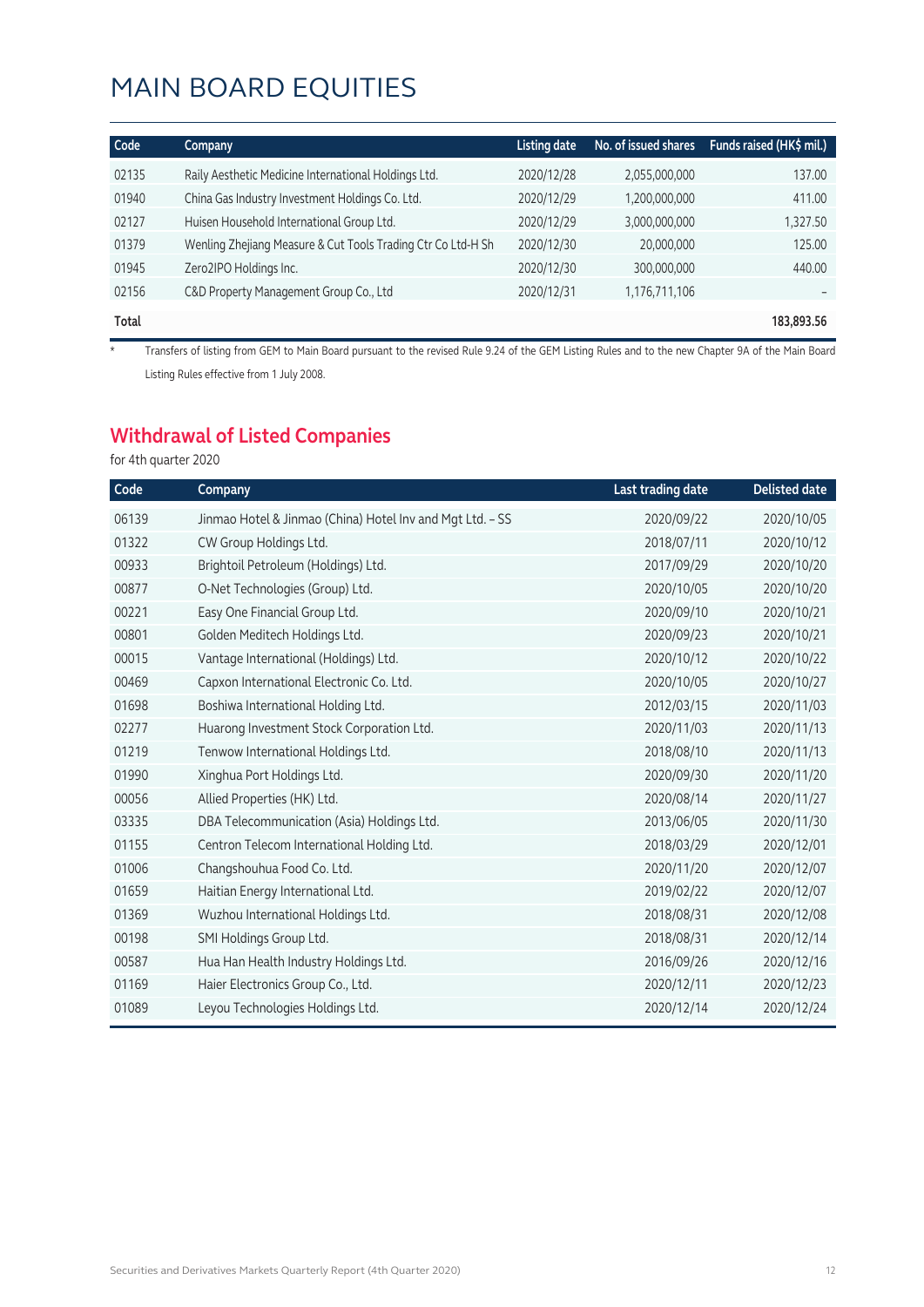## MAIN BOARD EQUITIES

| Code | Company | Listing date | No. of issued shares | Funds raised (HK$ mil.) |
|---|---|---|---|---|
| 02135 | Raily Aesthetic Medicine International Holdings Ltd. | 2020/12/28 | 2,055,000,000 | 137.00 |
| 01940 | China Gas Industry Investment Holdings Co. Ltd. | 2020/12/29 | 1,200,000,000 | 411.00 |
| 02127 | Huisen Household International Group Ltd. | 2020/12/29 | 3,000,000,000 | 1,327.50 |
| 01379 | Wenling Zhejiang Measure & Cut Tools Trading Ctr Co Ltd-H Sh | 2020/12/30 | 20,000,000 | 125.00 |
| 01945 | Zero2IPO Holdings Inc. | 2020/12/30 | 300,000,000 | 440.00 |
| 02156 | C&D Property Management Group Co., Ltd | 2020/12/31 | 1,176,711,106 | – |
| **Total** | | | | **183,893.56** |

\* Transfers of listing from GEM to Main Board pursuant to the revised Rule 9.24 of the GEM Listing Rules and to the new Chapter 9A of the Main Board Listing Rules effective from 1 July 2008.

## Withdrawal of Listed Companies

for 4th quarter 2020

| Code | Company | Last trading date | Delisted date |
|---|---|---|---|
| 06139 | Jinmao Hotel & Jinmao (China) Hotel Inv and Mgt Ltd. – SS | 2020/09/22 | 2020/10/05 |
| 01322 | CW Group Holdings Ltd. | 2018/07/11 | 2020/10/12 |
| 00933 | Brightoil Petroleum (Holdings) Ltd. | 2017/09/29 | 2020/10/20 |
| 00877 | O-Net Technologies (Group) Ltd. | 2020/10/05 | 2020/10/20 |
| 00221 | Easy One Financial Group Ltd. | 2020/09/10 | 2020/10/21 |
| 00801 | Golden Meditech Holdings Ltd. | 2020/09/23 | 2020/10/21 |
| 00015 | Vantage International (Holdings) Ltd. | 2020/10/12 | 2020/10/22 |
| 00469 | Capxon International Electronic Co. Ltd. | 2020/10/05 | 2020/10/27 |
| 01698 | Boshiwa International Holding Ltd. | 2012/03/15 | 2020/11/03 |
| 02277 | Huarong Investment Stock Corporation Ltd. | 2020/11/03 | 2020/11/13 |
| 01219 | Tenwow International Holdings Ltd. | 2018/08/10 | 2020/11/13 |
| 01990 | Xinghua Port Holdings Ltd. | 2020/09/30 | 2020/11/20 |
| 00056 | Allied Properties (HK) Ltd. | 2020/08/14 | 2020/11/27 |
| 03335 | DBA Telecommunication (Asia) Holdings Ltd. | 2013/06/05 | 2020/11/30 |
| 01155 | Centron Telecom International Holding Ltd. | 2018/03/29 | 2020/12/01 |
| 01006 | Changshouhua Food Co. Ltd. | 2020/11/20 | 2020/12/07 |
| 01659 | Haitian Energy International Ltd. | 2019/02/22 | 2020/12/07 |
| 01369 | Wuzhou International Holdings Ltd. | 2018/08/31 | 2020/12/08 |
| 00198 | SMI Holdings Group Ltd. | 2018/08/31 | 2020/12/14 |
| 00587 | Hua Han Health Industry Holdings Ltd. | 2016/09/26 | 2020/12/16 |
| 01169 | Haier Electronics Group Co., Ltd. | 2020/12/11 | 2020/12/23 |
| 01089 | Leyou Technologies Holdings Ltd. | 2020/12/14 | 2020/12/24 |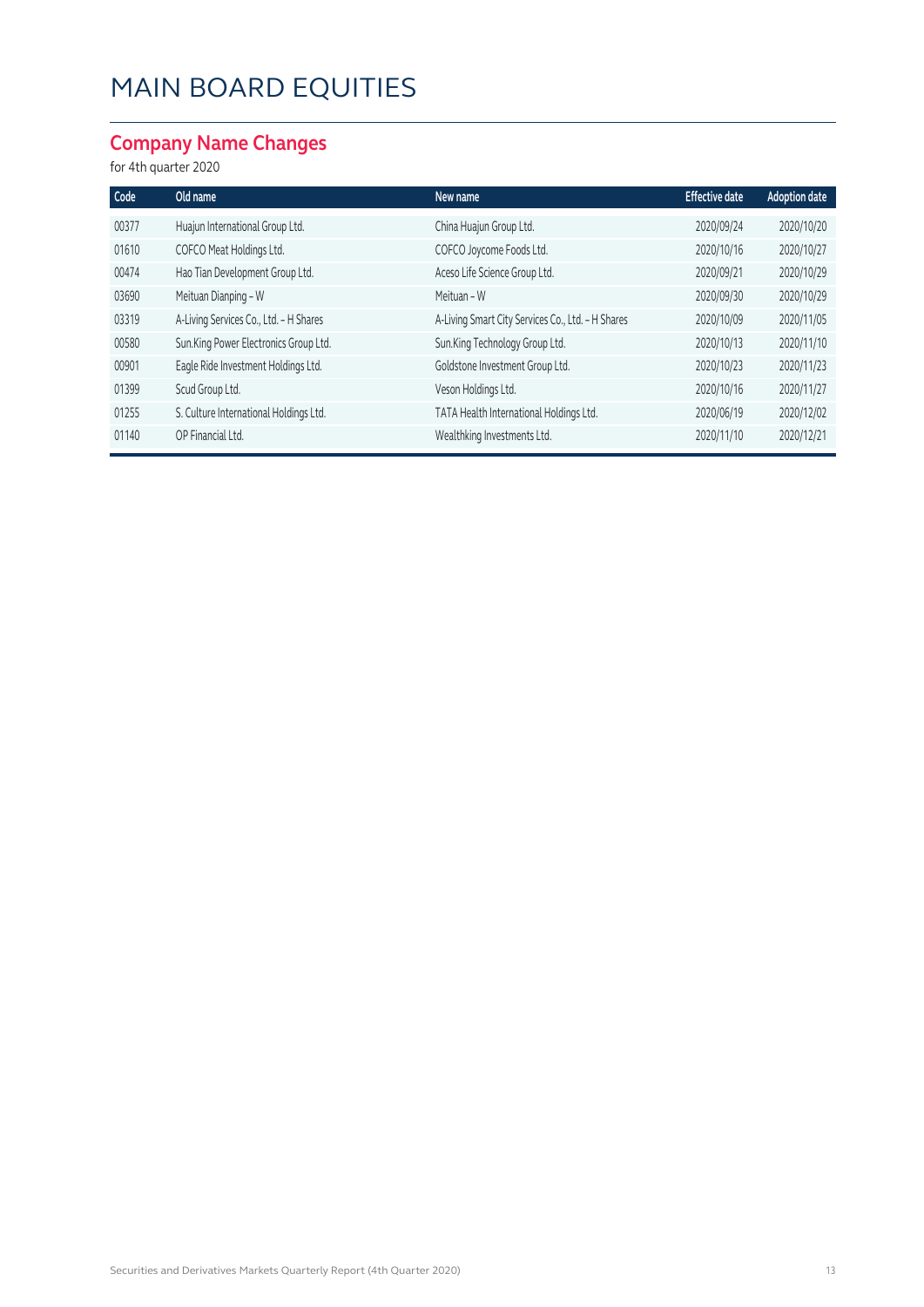# MAIN BOARD EQUITIES

## Company Name Changes

for 4th quarter 2020

| Code | Old name | New name | Effective date | Adoption date |
|---|---|---|---|---|
| 00377 | Huajun International Group Ltd. | China Huajun Group Ltd. | 2020/09/24 | 2020/10/20 |
| 01610 | COFCO Meat Holdings Ltd. | COFCO Joycome Foods Ltd. | 2020/10/16 | 2020/10/27 |
| 00474 | Hao Tian Development Group Ltd. | Aceso Life Science Group Ltd. | 2020/09/21 | 2020/10/29 |
| 03690 | Meituan Dianping – W | Meituan – W | 2020/09/30 | 2020/10/29 |
| 03319 | A-Living Services Co., Ltd. – H Shares | A-Living Smart City Services Co., Ltd. – H Shares | 2020/10/09 | 2020/11/05 |
| 00580 | Sun.King Power Electronics Group Ltd. | Sun.King Technology Group Ltd. | 2020/10/13 | 2020/11/10 |
| 00901 | Eagle Ride Investment Holdings Ltd. | Goldstone Investment Group Ltd. | 2020/10/23 | 2020/11/23 |
| 01399 | Scud Group Ltd. | Veson Holdings Ltd. | 2020/10/16 | 2020/11/27 |
| 01255 | S. Culture International Holdings Ltd. | TATA Health International Holdings Ltd. | 2020/06/19 | 2020/12/02 |
| 01140 | OP Financial Ltd. | Wealthking Investments Ltd. | 2020/11/10 | 2020/12/21 |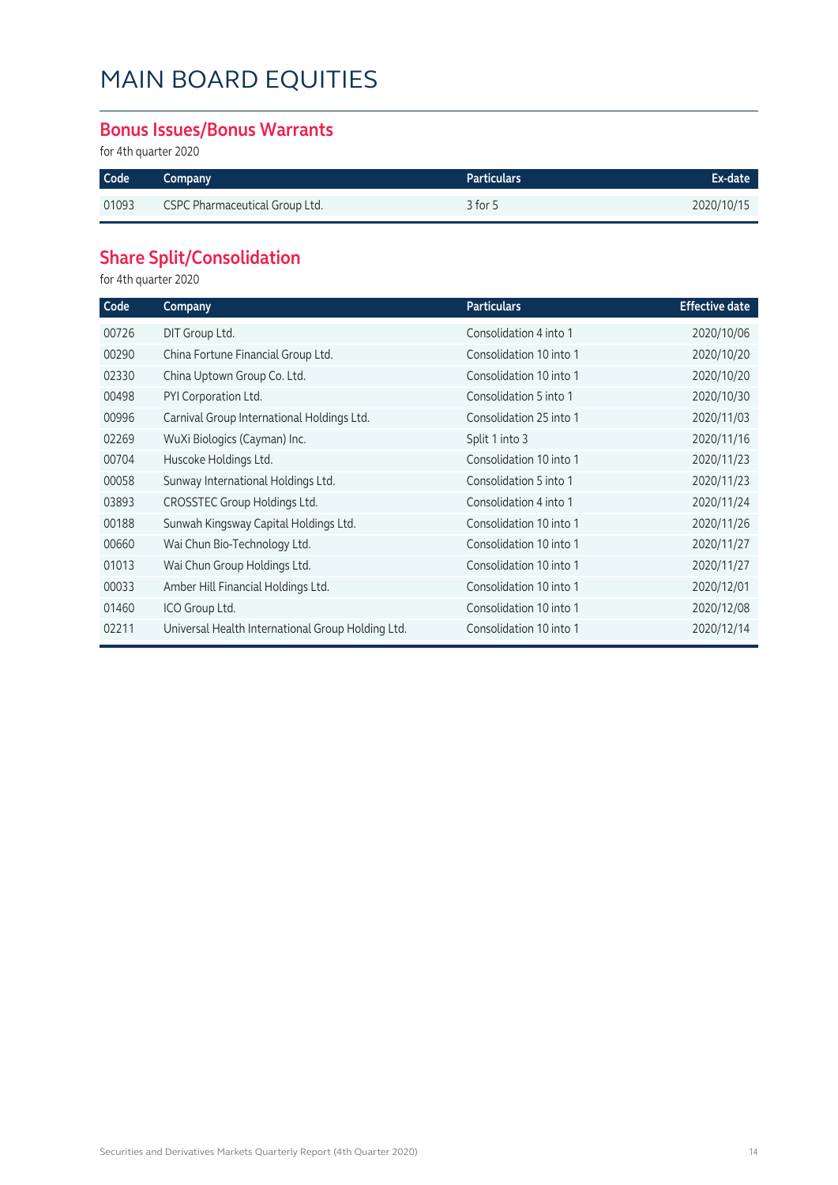# MAIN BOARD EQUITIES

## Bonus Issues/Bonus Warrants

for 4th quarter 2020

| Code | Company | Particulars | Ex-date |
|---|---|---|---|
| 01093 | CSPC Pharmaceutical Group Ltd. | 3 for 5 | 2020/10/15 |

## Share Split/Consolidation

for 4th quarter 2020

| Code | Company | Particulars | Effective date |
|---|---|---|---|
| 00726 | DIT Group Ltd. | Consolidation 4 into 1 | 2020/10/06 |
| 00290 | China Fortune Financial Group Ltd. | Consolidation 10 into 1 | 2020/10/20 |
| 02330 | China Uptown Group Co. Ltd. | Consolidation 10 into 1 | 2020/10/20 |
| 00498 | PYI Corporation Ltd. | Consolidation 5 into 1 | 2020/10/30 |
| 00996 | Carnival Group International Holdings Ltd. | Consolidation 25 into 1 | 2020/11/03 |
| 02269 | WuXi Biologics (Cayman) Inc. | Split 1 into 3 | 2020/11/16 |
| 00704 | Huscoke Holdings Ltd. | Consolidation 10 into 1 | 2020/11/23 |
| 00058 | Sunway International Holdings Ltd. | Consolidation 5 into 1 | 2020/11/23 |
| 03893 | CROSSTEC Group Holdings Ltd. | Consolidation 4 into 1 | 2020/11/24 |
| 00188 | Sunwah Kingsway Capital Holdings Ltd. | Consolidation 10 into 1 | 2020/11/26 |
| 00660 | Wai Chun Bio-Technology Ltd. | Consolidation 10 into 1 | 2020/11/27 |
| 01013 | Wai Chun Group Holdings Ltd. | Consolidation 10 into 1 | 2020/11/27 |
| 00033 | Amber Hill Financial Holdings Ltd. | Consolidation 10 into 1 | 2020/12/01 |
| 01460 | ICO Group Ltd. | Consolidation 10 into 1 | 2020/12/08 |
| 02211 | Universal Health International Group Holding Ltd. | Consolidation 10 into 1 | 2020/12/14 |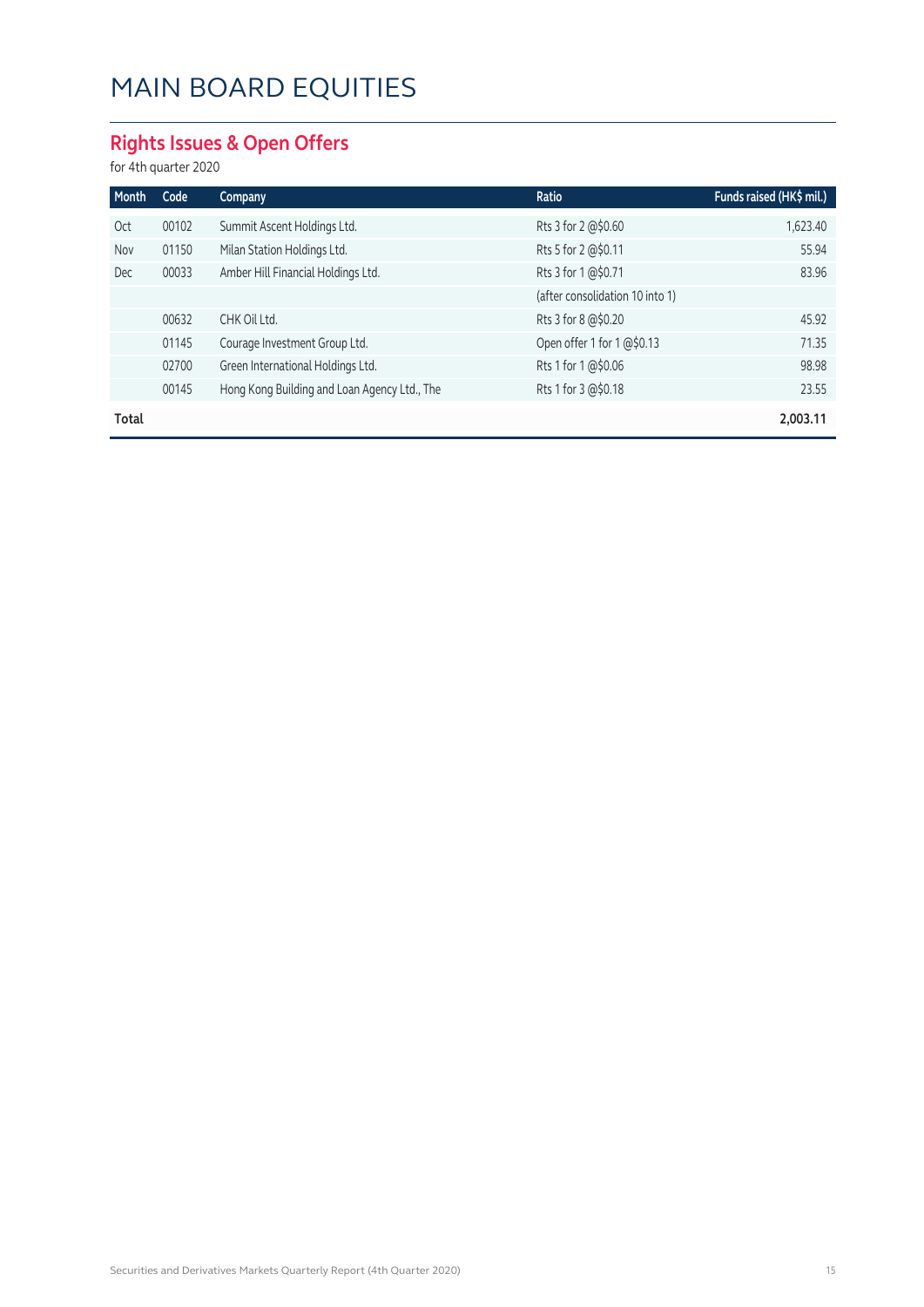# MAIN BOARD EQUITIES

## Rights Issues & Open Offers

for 4th quarter 2020

| Month | Code | Company | Ratio | Funds raised (HK$ mil.) |
|---|---|---|---|---|
| Oct | 00102 | Summit Ascent Holdings Ltd. | Rts 3 for 2 @$0.60 | 1,623.40 |
| Nov | 01150 | Milan Station Holdings Ltd. | Rts 5 for 2 @$0.11 | 55.94 |
| Dec | 00033 | Amber Hill Financial Holdings Ltd. | Rts 3 for 1 @$0.71 | 83.96 |
| | | | (after consolidation 10 into 1) | |
| | 00632 | CHK Oil Ltd. | Rts 3 for 8 @$0.20 | 45.92 |
| | 01145 | Courage Investment Group Ltd. | Open offer 1 for 1 @$0.13 | 71.35 |
| | 02700 | Green International Holdings Ltd. | Rts 1 for 1 @$0.06 | 98.98 |
| | 00145 | Hong Kong Building and Loan Agency Ltd., The | Rts 1 for 3 @$0.18 | 23.55 |
| **Total** | | | | **2,003.11** |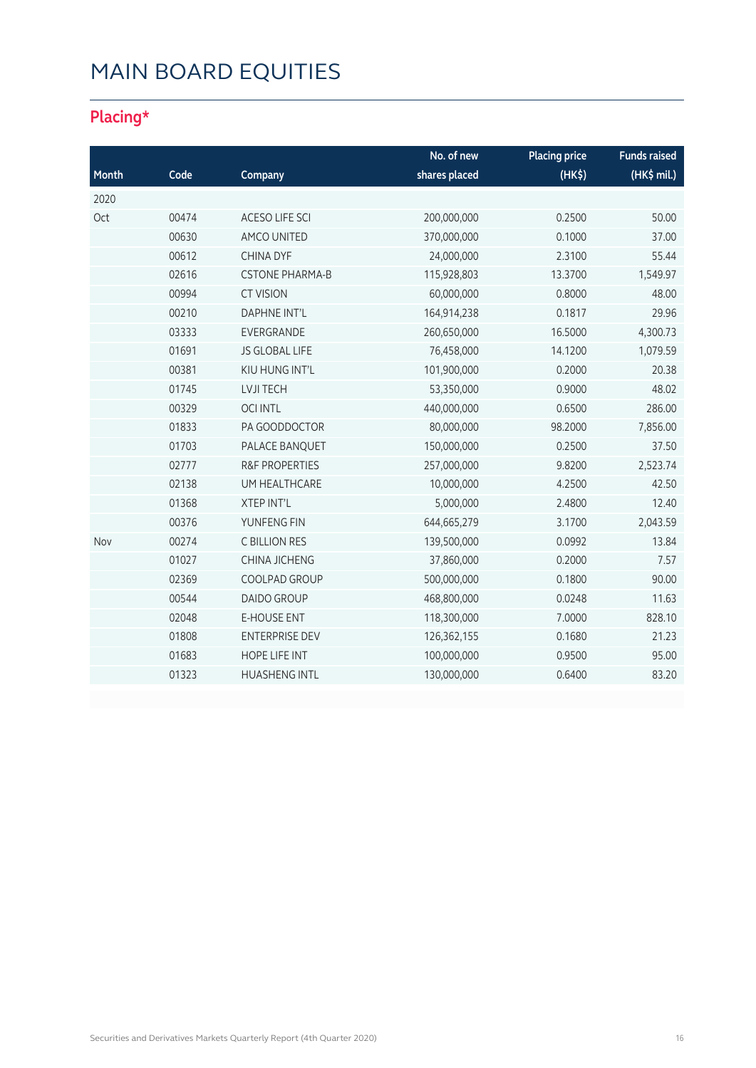# MAIN BOARD EQUITIES

## Placing*

| Month | Code | Company | No. of new shares placed | Placing price (HK$) | Funds raised (HK$ mil.) |
|---|---|---|---|---|---|
| 2020 | | | | | |
| Oct | 00474 | ACESO LIFE SCI | 200,000,000 | 0.2500 | 50.00 |
| | 00630 | AMCO UNITED | 370,000,000 | 0.1000 | 37.00 |
| | 00612 | CHINA DYF | 24,000,000 | 2.3100 | 55.44 |
| | 02616 | CSTONE PHARMA-B | 115,928,803 | 13.3700 | 1,549.97 |
| | 00994 | CT VISION | 60,000,000 | 0.8000 | 48.00 |
| | 00210 | DAPHNE INT'L | 164,914,238 | 0.1817 | 29.96 |
| | 03333 | EVERGRANDE | 260,650,000 | 16.5000 | 4,300.73 |
| | 01691 | JS GLOBAL LIFE | 76,458,000 | 14.1200 | 1,079.59 |
| | 00381 | KIU HUNG INT'L | 101,900,000 | 0.2000 | 20.38 |
| | 01745 | LVJI TECH | 53,350,000 | 0.9000 | 48.02 |
| | 00329 | OCI INTL | 440,000,000 | 0.6500 | 286.00 |
| | 01833 | PA GOODDOCTOR | 80,000,000 | 98.2000 | 7,856.00 |
| | 01703 | PALACE BANQUET | 150,000,000 | 0.2500 | 37.50 |
| | 02777 | R&F PROPERTIES | 257,000,000 | 9.8200 | 2,523.74 |
| | 02138 | UM HEALTHCARE | 10,000,000 | 4.2500 | 42.50 |
| | 01368 | XTEP INT'L | 5,000,000 | 2.4800 | 12.40 |
| | 00376 | YUNFENG FIN | 644,665,279 | 3.1700 | 2,043.59 |
| Nov | 00274 | C BILLION RES | 139,500,000 | 0.0992 | 13.84 |
| | 01027 | CHINA JICHENG | 37,860,000 | 0.2000 | 7.57 |
| | 02369 | COOLPAD GROUP | 500,000,000 | 0.1800 | 90.00 |
| | 00544 | DAIDO GROUP | 468,800,000 | 0.0248 | 11.63 |
| | 02048 | E-HOUSE ENT | 118,300,000 | 7.0000 | 828.10 |
| | 01808 | ENTERPRISE DEV | 126,362,155 | 0.1680 | 21.23 |
| | 01683 | HOPE LIFE INT | 100,000,000 | 0.9500 | 95.00 |
| | 01323 | HUASHENG INTL | 130,000,000 | 0.6400 | 83.20 |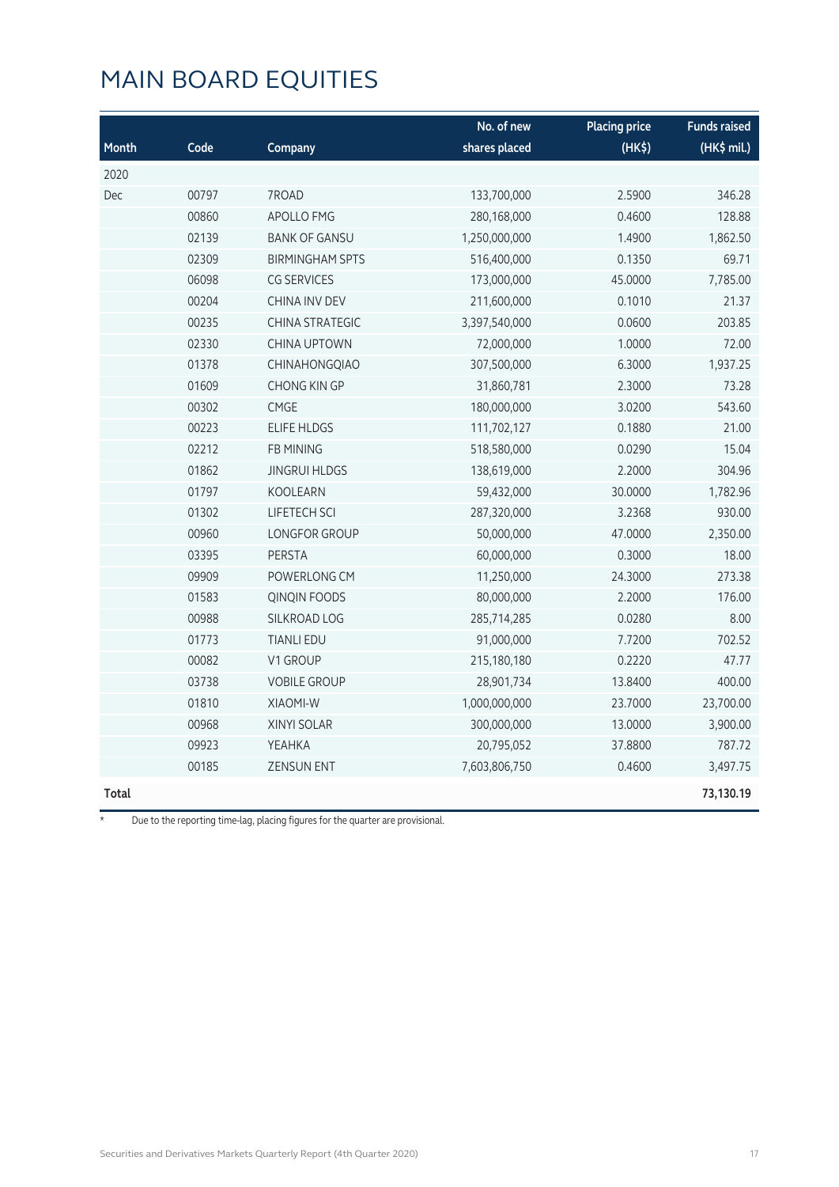# MAIN BOARD EQUITIES

| Month | Code | Company | No. of new shares placed | Placing price (HK$) | Funds raised (HK$ mil.) |
|---|---|---|---|---|---|
| 2020 | | | | | |
| Dec | 00797 | 7ROAD | 133,700,000 | 2.5900 | 346.28 |
| | 00860 | APOLLO FMG | 280,168,000 | 0.4600 | 128.88 |
| | 02139 | BANK OF GANSU | 1,250,000,000 | 1.4900 | 1,862.50 |
| | 02309 | BIRMINGHAM SPTS | 516,400,000 | 0.1350 | 69.71 |
| | 06098 | CG SERVICES | 173,000,000 | 45.0000 | 7,785.00 |
| | 00204 | CHINA INV DEV | 211,600,000 | 0.1010 | 21.37 |
| | 00235 | CHINA STRATEGIC | 3,397,540,000 | 0.0600 | 203.85 |
| | 02330 | CHINA UPTOWN | 72,000,000 | 1.0000 | 72.00 |
| | 01378 | CHINAHONGQIAO | 307,500,000 | 6.3000 | 1,937.25 |
| | 01609 | CHONG KIN GP | 31,860,781 | 2.3000 | 73.28 |
| | 00302 | CMGE | 180,000,000 | 3.0200 | 543.60 |
| | 00223 | ELIFE HLDGS | 111,702,127 | 0.1880 | 21.00 |
| | 02212 | FB MINING | 518,580,000 | 0.0290 | 15.04 |
| | 01862 | JINGRUI HLDGS | 138,619,000 | 2.2000 | 304.96 |
| | 01797 | KOOLEARN | 59,432,000 | 30.0000 | 1,782.96 |
| | 01302 | LIFETECH SCI | 287,320,000 | 3.2368 | 930.00 |
| | 00960 | LONGFOR GROUP | 50,000,000 | 47.0000 | 2,350.00 |
| | 03395 | PERSTA | 60,000,000 | 0.3000 | 18.00 |
| | 09909 | POWERLONG CM | 11,250,000 | 24.3000 | 273.38 |
| | 01583 | QINQIN FOODS | 80,000,000 | 2.2000 | 176.00 |
| | 00988 | SILKROAD LOG | 285,714,285 | 0.0280 | 8.00 |
| | 01773 | TIANLI EDU | 91,000,000 | 7.7200 | 702.52 |
| | 00082 | V1 GROUP | 215,180,180 | 0.2220 | 47.77 |
| | 03738 | VOBILE GROUP | 28,901,734 | 13.8400 | 400.00 |
| | 01810 | XIAOMI-W | 1,000,000,000 | 23.7000 | 23,700.00 |
| | 00968 | XINYI SOLAR | 300,000,000 | 13.0000 | 3,900.00 |
| | 09923 | YEAHKA | 20,795,052 | 37.8800 | 787.72 |
| | 00185 | ZENSUN ENT | 7,603,806,750 | 0.4600 | 3,497.75 |
| **Total** | | | | | **73,130.19** |

\* Due to the reporting time-lag, placing figures for the quarter are provisional.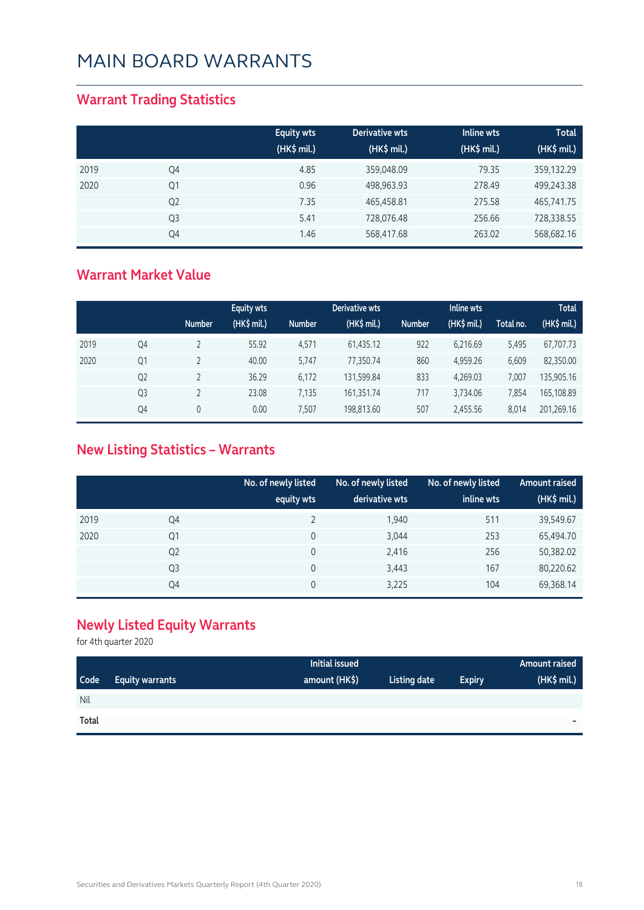# MAIN BOARD WARRANTS

## Warrant Trading Statistics

| | | Equity wts (HK$ mil.) | Derivative wts (HK$ mil.) | Inline wts (HK$ mil.) | Total (HK$ mil.) |
|---|---|---|---|---|---|
| 2019 | Q4 | 4.85 | 359,048.09 | 79.35 | 359,132.29 |
| 2020 | Q1 | 0.96 | 498,963.93 | 278.49 | 499,243.38 |
| | Q2 | 7.35 | 465,458.81 | 275.58 | 465,741.75 |
| | Q3 | 5.41 | 728,076.48 | 256.66 | 728,338.55 |
| | Q4 | 1.46 | 568,417.68 | 263.02 | 568,682.16 |

## Warrant Market Value

| | | Equity wts | | Derivative wts | | Inline wts | | | Total |
|---|---|---|---|---|---|---|---|---|---|
| | | Number | (HK$ mil.) | Number | (HK$ mil.) | Number | (HK$ mil.) | Total no. | (HK$ mil.) |
| 2019 | Q4 | 2 | 55.92 | 4,571 | 61,435.12 | 922 | 6,216.69 | 5,495 | 67,707.73 |
| 2020 | Q1 | 2 | 40.00 | 5,747 | 77,350.74 | 860 | 4,959.26 | 6,609 | 82,350.00 |
| | Q2 | 2 | 36.29 | 6,172 | 131,599.84 | 833 | 4,269.03 | 7,007 | 135,905.16 |
| | Q3 | 2 | 23.08 | 7,135 | 161,351.74 | 717 | 3,734.06 | 7,854 | 165,108.89 |
| | Q4 | 0 | 0.00 | 7,507 | 198,813.60 | 507 | 2,455.56 | 8,014 | 201,269.16 |

## New Listing Statistics – Warrants

| | | No. of newly listed equity wts | No. of newly listed derivative wts | No. of newly listed inline wts | Amount raised (HK$ mil.) |
|---|---|---|---|---|---|
| 2019 | Q4 | 2 | 1,940 | 511 | 39,549.67 |
| 2020 | Q1 | 0 | 3,044 | 253 | 65,494.70 |
| | Q2 | 0 | 2,416 | 256 | 50,382.02 |
| | Q3 | 0 | 3,443 | 167 | 80,220.62 |
| | Q4 | 0 | 3,225 | 104 | 69,368.14 |

## Newly Listed Equity Warrants

for 4th quarter 2020

| Code | Equity warrants | Initial issued amount (HK$) | Listing date | Expiry | Amount raised (HK$ mil.) |
|---|---|---|---|---|---|
| Nil | | | | | |
| **Total** | | | | | - |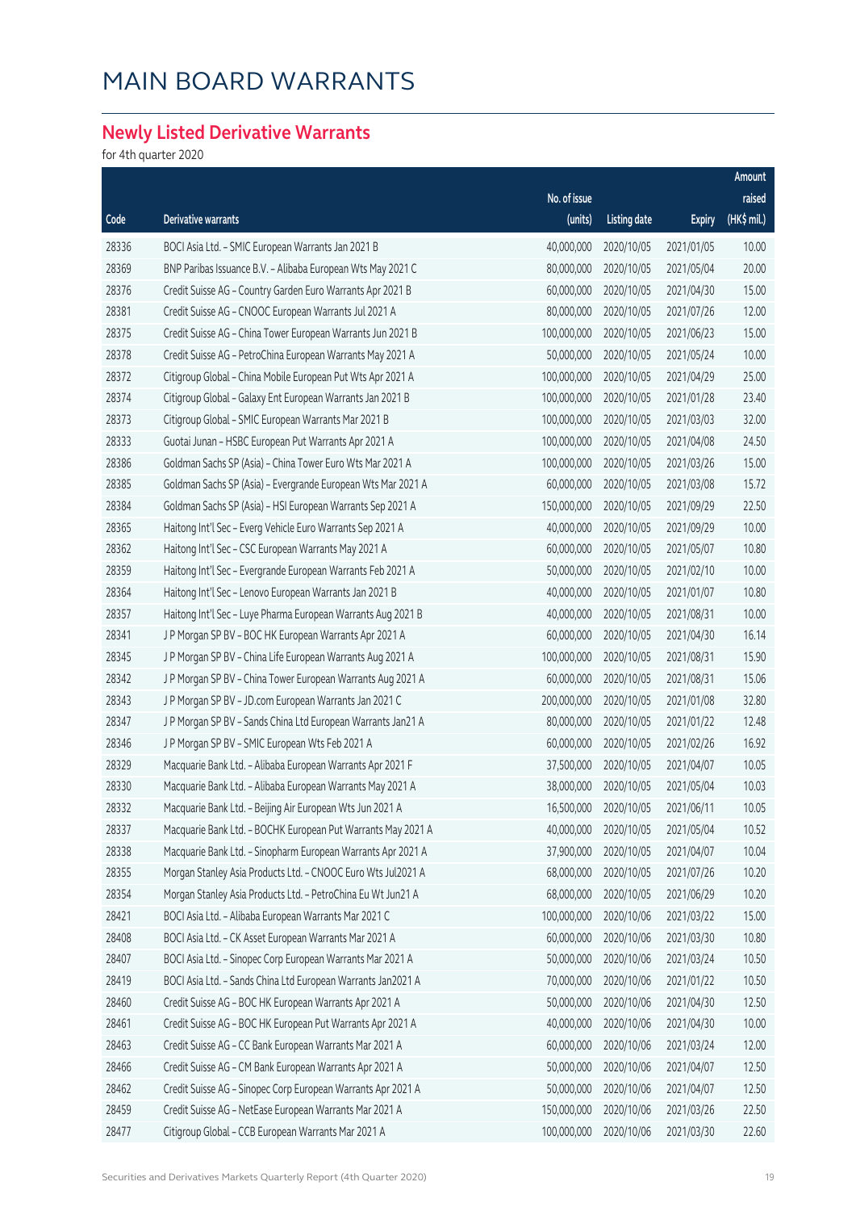# MAIN BOARD WARRANTS

## Newly Listed Derivative Warrants

for 4th quarter 2020

| Code | Derivative warrants | No. of issue (units) | Listing date | Expiry | Amount raised (HK$ mil.) |
|---|---|---|---|---|---|
| 28336 | BOCI Asia Ltd. – SMIC European Warrants Jan 2021 B | 40,000,000 | 2020/10/05 | 2021/01/05 | 10.00 |
| 28369 | BNP Paribas Issuance B.V. – Alibaba European Wts May 2021 C | 80,000,000 | 2020/10/05 | 2021/05/04 | 20.00 |
| 28376 | Credit Suisse AG – Country Garden Euro Warrants Apr 2021 B | 60,000,000 | 2020/10/05 | 2021/04/30 | 15.00 |
| 28381 | Credit Suisse AG – CNOOC European Warrants Jul 2021 A | 80,000,000 | 2020/10/05 | 2021/07/26 | 12.00 |
| 28375 | Credit Suisse AG – China Tower European Warrants Jun 2021 B | 100,000,000 | 2020/10/05 | 2021/06/23 | 15.00 |
| 28378 | Credit Suisse AG – PetroChina European Warrants May 2021 A | 50,000,000 | 2020/10/05 | 2021/05/24 | 10.00 |
| 28372 | Citigroup Global – China Mobile European Put Wts Apr 2021 A | 100,000,000 | 2020/10/05 | 2021/04/29 | 25.00 |
| 28374 | Citigroup Global – Galaxy Ent European Warrants Jan 2021 B | 100,000,000 | 2020/10/05 | 2021/01/28 | 23.40 |
| 28373 | Citigroup Global – SMIC European Warrants Mar 2021 B | 100,000,000 | 2020/10/05 | 2021/03/03 | 32.00 |
| 28333 | Guotai Junan – HSBC European Put Warrants Apr 2021 A | 100,000,000 | 2020/10/05 | 2021/04/08 | 24.50 |
| 28386 | Goldman Sachs SP (Asia) – China Tower Euro Wts Mar 2021 A | 100,000,000 | 2020/10/05 | 2021/03/26 | 15.00 |
| 28385 | Goldman Sachs SP (Asia) – Evergrande European Wts Mar 2021 A | 60,000,000 | 2020/10/05 | 2021/03/08 | 15.72 |
| 28384 | Goldman Sachs SP (Asia) – HSI European Warrants Sep 2021 A | 150,000,000 | 2020/10/05 | 2021/09/29 | 22.50 |
| 28365 | Haitong Int'l Sec – Everg Vehicle Euro Warrants Sep 2021 A | 40,000,000 | 2020/10/05 | 2021/09/29 | 10.00 |
| 28362 | Haitong Int'l Sec – CSC European Warrants May 2021 A | 60,000,000 | 2020/10/05 | 2021/05/07 | 10.80 |
| 28359 | Haitong Int'l Sec – Evergrande European Warrants Feb 2021 A | 50,000,000 | 2020/10/05 | 2021/02/10 | 10.00 |
| 28364 | Haitong Int'l Sec – Lenovo European Warrants Jan 2021 B | 40,000,000 | 2020/10/05 | 2021/01/07 | 10.80 |
| 28357 | Haitong Int'l Sec – Luye Pharma European Warrants Aug 2021 B | 40,000,000 | 2020/10/05 | 2021/08/31 | 10.00 |
| 28341 | J P Morgan SP BV – BOC HK European Warrants Apr 2021 A | 60,000,000 | 2020/10/05 | 2021/04/30 | 16.14 |
| 28345 | J P Morgan SP BV – China Life European Warrants Aug 2021 A | 100,000,000 | 2020/10/05 | 2021/08/31 | 15.90 |
| 28342 | J P Morgan SP BV – China Tower European Warrants Aug 2021 A | 60,000,000 | 2020/10/05 | 2021/08/31 | 15.06 |
| 28343 | J P Morgan SP BV – JD.com European Warrants Jan 2021 C | 200,000,000 | 2020/10/05 | 2021/01/08 | 32.80 |
| 28347 | J P Morgan SP BV – Sands China Ltd European Warrants Jan21 A | 80,000,000 | 2020/10/05 | 2021/01/22 | 12.48 |
| 28346 | J P Morgan SP BV – SMIC European Wts Feb 2021 A | 60,000,000 | 2020/10/05 | 2021/02/26 | 16.92 |
| 28329 | Macquarie Bank Ltd. – Alibaba European Warrants Apr 2021 F | 37,500,000 | 2020/10/05 | 2021/04/07 | 10.05 |
| 28330 | Macquarie Bank Ltd. – Alibaba European Warrants May 2021 A | 38,000,000 | 2020/10/05 | 2021/05/04 | 10.03 |
| 28332 | Macquarie Bank Ltd. – Beijing Air European Wts Jun 2021 A | 16,500,000 | 2020/10/05 | 2021/06/11 | 10.05 |
| 28337 | Macquarie Bank Ltd. – BOCHK European Put Warrants May 2021 A | 40,000,000 | 2020/10/05 | 2021/05/04 | 10.52 |
| 28338 | Macquarie Bank Ltd. – Sinopharm European Warrants Apr 2021 A | 37,900,000 | 2020/10/05 | 2021/04/07 | 10.04 |
| 28355 | Morgan Stanley Asia Products Ltd. – CNOOC Euro Wts Jul2021 A | 68,000,000 | 2020/10/05 | 2021/07/26 | 10.20 |
| 28354 | Morgan Stanley Asia Products Ltd. – PetroChina Eu Wt Jun21 A | 68,000,000 | 2020/10/05 | 2021/06/29 | 10.20 |
| 28421 | BOCI Asia Ltd. – Alibaba European Warrants Mar 2021 C | 100,000,000 | 2020/10/06 | 2021/03/22 | 15.00 |
| 28408 | BOCI Asia Ltd. – CK Asset European Warrants Mar 2021 A | 60,000,000 | 2020/10/06 | 2021/03/30 | 10.80 |
| 28407 | BOCI Asia Ltd. – Sinopec Corp European Warrants Mar 2021 A | 50,000,000 | 2020/10/06 | 2021/03/24 | 10.50 |
| 28419 | BOCI Asia Ltd. – Sands China Ltd European Warrants Jan2021 A | 70,000,000 | 2020/10/06 | 2021/01/22 | 10.50 |
| 28460 | Credit Suisse AG – BOC HK European Warrants Apr 2021 A | 50,000,000 | 2020/10/06 | 2021/04/30 | 12.50 |
| 28461 | Credit Suisse AG – BOC HK European Put Warrants Apr 2021 A | 40,000,000 | 2020/10/06 | 2021/04/30 | 10.00 |
| 28463 | Credit Suisse AG – CC Bank European Warrants Mar 2021 A | 60,000,000 | 2020/10/06 | 2021/03/24 | 12.00 |
| 28466 | Credit Suisse AG – CM Bank European Warrants Apr 2021 A | 50,000,000 | 2020/10/06 | 2021/04/07 | 12.50 |
| 28462 | Credit Suisse AG – Sinopec Corp European Warrants Apr 2021 A | 50,000,000 | 2020/10/06 | 2021/04/07 | 12.50 |
| 28459 | Credit Suisse AG – NetEase European Warrants Mar 2021 A | 150,000,000 | 2020/10/06 | 2021/03/26 | 22.50 |
| 28477 | Citigroup Global – CCB European Warrants Mar 2021 A | 100,000,000 | 2020/10/06 | 2021/03/30 | 22.60 |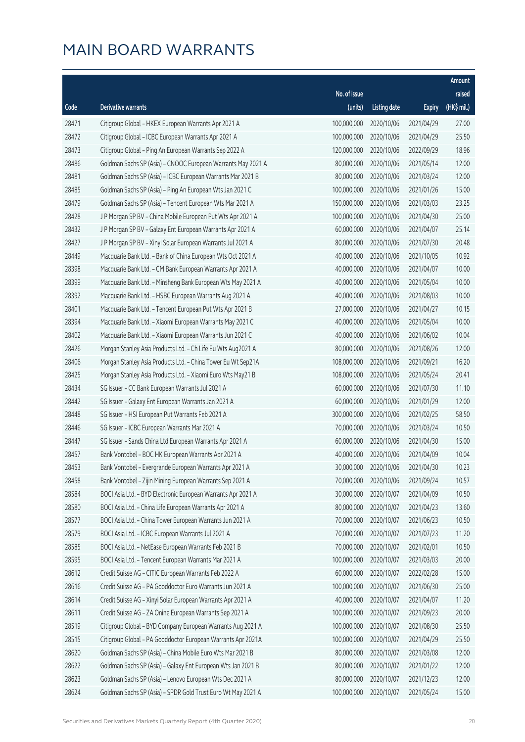# MAIN BOARD WARRANTS

| Code | Derivative warrants | No. of issue (units) | Listing date | Expiry | Amount raised (HK$ mil.) |
|---|---|---|---|---|---|
| 28471 | Citigroup Global - HKEX European Warrants Apr 2021 A | 100,000,000 | 2020/10/06 | 2021/04/29 | 27.00 |
| 28472 | Citigroup Global - ICBC European Warrants Apr 2021 A | 100,000,000 | 2020/10/06 | 2021/04/29 | 25.50 |
| 28473 | Citigroup Global - Ping An European Warrants Sep 2022 A | 120,000,000 | 2020/10/06 | 2022/09/29 | 18.96 |
| 28486 | Goldman Sachs SP (Asia) - CNOOC European Warrants May 2021 A | 80,000,000 | 2020/10/06 | 2021/05/14 | 12.00 |
| 28481 | Goldman Sachs SP (Asia) - ICBC European Warrants Mar 2021 B | 80,000,000 | 2020/10/06 | 2021/03/24 | 12.00 |
| 28485 | Goldman Sachs SP (Asia) - Ping An European Wts Jan 2021 C | 100,000,000 | 2020/10/06 | 2021/01/26 | 15.00 |
| 28479 | Goldman Sachs SP (Asia) - Tencent European Wts Mar 2021 A | 150,000,000 | 2020/10/06 | 2021/03/03 | 23.25 |
| 28428 | J P Morgan SP BV - China Mobile European Put Wts Apr 2021 A | 100,000,000 | 2020/10/06 | 2021/04/30 | 25.00 |
| 28432 | J P Morgan SP BV - Galaxy Ent European Warrants Apr 2021 A | 60,000,000 | 2020/10/06 | 2021/04/07 | 25.14 |
| 28427 | J P Morgan SP BV - Xinyi Solar European Warrants Jul 2021 A | 80,000,000 | 2020/10/06 | 2021/07/30 | 20.48 |
| 28449 | Macquarie Bank Ltd. - Bank of China European Wts Oct 2021 A | 40,000,000 | 2020/10/06 | 2021/10/05 | 10.92 |
| 28398 | Macquarie Bank Ltd. - CM Bank European Warrants Apr 2021 A | 40,000,000 | 2020/10/06 | 2021/04/07 | 10.00 |
| 28399 | Macquarie Bank Ltd. - Minsheng Bank European Wts May 2021 A | 40,000,000 | 2020/10/06 | 2021/05/04 | 10.00 |
| 28392 | Macquarie Bank Ltd. - HSBC European Warrants Aug 2021 A | 40,000,000 | 2020/10/06 | 2021/08/03 | 10.00 |
| 28401 | Macquarie Bank Ltd. - Tencent European Put Wts Apr 2021 B | 27,000,000 | 2020/10/06 | 2021/04/27 | 10.15 |
| 28394 | Macquarie Bank Ltd. - Xiaomi European Warrants May 2021 C | 40,000,000 | 2020/10/06 | 2021/05/04 | 10.00 |
| 28402 | Macquarie Bank Ltd. - Xiaomi European Warrants Jun 2021 C | 40,000,000 | 2020/10/06 | 2021/06/02 | 10.04 |
| 28426 | Morgan Stanley Asia Products Ltd. - Ch Life Eu Wts Aug2021 A | 80,000,000 | 2020/10/06 | 2021/08/26 | 12.00 |
| 28406 | Morgan Stanley Asia Products Ltd. - China Tower Eu Wt Sep21A | 108,000,000 | 2020/10/06 | 2021/09/21 | 16.20 |
| 28425 | Morgan Stanley Asia Products Ltd. - Xiaomi Euro Wts May21 B | 108,000,000 | 2020/10/06 | 2021/05/24 | 20.41 |
| 28434 | SG Issuer - CC Bank European Warrants Jul 2021 A | 60,000,000 | 2020/10/06 | 2021/07/30 | 11.10 |
| 28442 | SG Issuer - Galaxy Ent European Warrants Jan 2021 A | 60,000,000 | 2020/10/06 | 2021/01/29 | 12.00 |
| 28448 | SG Issuer - HSI European Put Warrants Feb 2021 A | 300,000,000 | 2020/10/06 | 2021/02/25 | 58.50 |
| 28446 | SG Issuer - ICBC European Warrants Mar 2021 A | 70,000,000 | 2020/10/06 | 2021/03/24 | 10.50 |
| 28447 | SG Issuer - Sands China Ltd European Warrants Apr 2021 A | 60,000,000 | 2020/10/06 | 2021/04/30 | 15.00 |
| 28457 | Bank Vontobel - BOC HK European Warrants Apr 2021 A | 40,000,000 | 2020/10/06 | 2021/04/09 | 10.04 |
| 28453 | Bank Vontobel - Evergrande European Warrants Apr 2021 A | 30,000,000 | 2020/10/06 | 2021/04/30 | 10.23 |
| 28458 | Bank Vontobel - Zijin Mining European Warrants Sep 2021 A | 70,000,000 | 2020/10/06 | 2021/09/24 | 10.57 |
| 28584 | BOCI Asia Ltd. - BYD Electronic European Warrants Apr 2021 A | 30,000,000 | 2020/10/07 | 2021/04/09 | 10.50 |
| 28580 | BOCI Asia Ltd. - China Life European Warrants Apr 2021 A | 80,000,000 | 2020/10/07 | 2021/04/23 | 13.60 |
| 28577 | BOCI Asia Ltd. - China Tower European Warrants Jun 2021 A | 70,000,000 | 2020/10/07 | 2021/06/23 | 10.50 |
| 28579 | BOCI Asia Ltd. - ICBC European Warrants Jul 2021 A | 70,000,000 | 2020/10/07 | 2021/07/23 | 11.20 |
| 28585 | BOCI Asia Ltd. - NetEase European Warrants Feb 2021 B | 70,000,000 | 2020/10/07 | 2021/02/01 | 10.50 |
| 28595 | BOCI Asia Ltd. - Tencent European Warrants Mar 2021 A | 100,000,000 | 2020/10/07 | 2021/03/03 | 20.00 |
| 28612 | Credit Suisse AG - CITIC European Warrants Feb 2022 A | 60,000,000 | 2020/10/07 | 2022/02/28 | 15.00 |
| 28616 | Credit Suisse AG - PA Gooddoctor Euro Warrants Jun 2021 A | 100,000,000 | 2020/10/07 | 2021/06/30 | 25.00 |
| 28614 | Credit Suisse AG - Xinyi Solar European Warrants Apr 2021 A | 40,000,000 | 2020/10/07 | 2021/04/07 | 11.20 |
| 28611 | Credit Suisse AG - ZA Onine European Warrants Sep 2021 A | 100,000,000 | 2020/10/07 | 2021/09/23 | 20.00 |
| 28519 | Citigroup Global - BYD Company European Warrants Aug 2021 A | 100,000,000 | 2020/10/07 | 2021/08/30 | 25.50 |
| 28515 | Citigroup Global - PA Gooddoctor European Warrants Apr 2021A | 100,000,000 | 2020/10/07 | 2021/04/29 | 25.50 |
| 28620 | Goldman Sachs SP (Asia) - China Mobile Euro Wts Mar 2021 B | 80,000,000 | 2020/10/07 | 2021/03/08 | 12.00 |
| 28622 | Goldman Sachs SP (Asia) - Galaxy Ent European Wts Jan 2021 B | 80,000,000 | 2020/10/07 | 2021/01/22 | 12.00 |
| 28623 | Goldman Sachs SP (Asia) - Lenovo European Wts Dec 2021 A | 80,000,000 | 2020/10/07 | 2021/12/23 | 12.00 |
| 28624 | Goldman Sachs SP (Asia) - SPDR Gold Trust Euro Wt May 2021 A | 100,000,000 | 2020/10/07 | 2021/05/24 | 15.00 |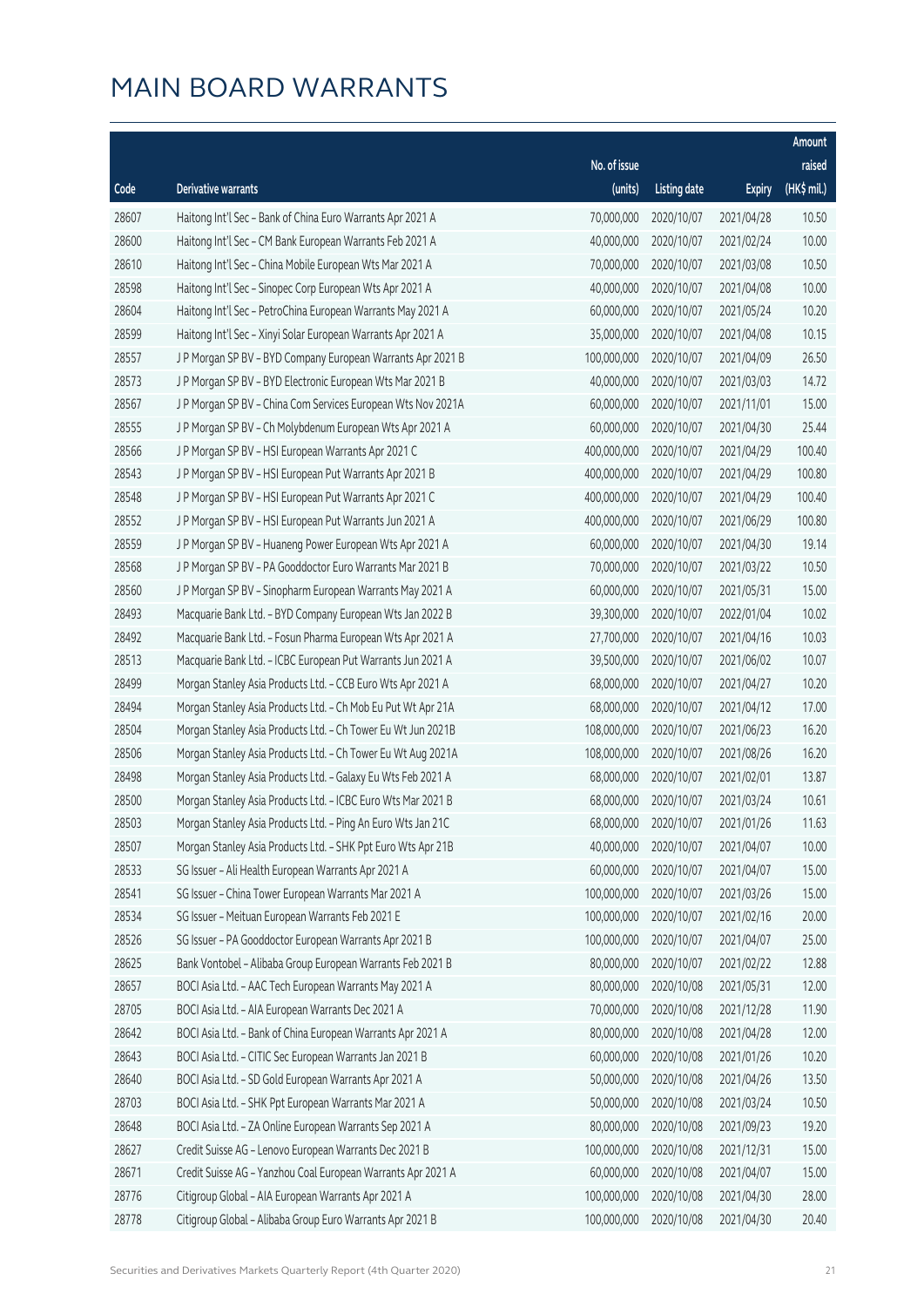# MAIN BOARD WARRANTS

| Code | Derivative warrants | No. of issue (units) | Listing date | Expiry | Amount raised (HK$ mil.) |
|---|---|---|---|---|---|
| 28607 | Haitong Int'l Sec - Bank of China Euro Warrants Apr 2021 A | 70,000,000 | 2020/10/07 | 2021/04/28 | 10.50 |
| 28600 | Haitong Int'l Sec - CM Bank European Warrants Feb 2021 A | 40,000,000 | 2020/10/07 | 2021/02/24 | 10.00 |
| 28610 | Haitong Int'l Sec - China Mobile European Wts Mar 2021 A | 70,000,000 | 2020/10/07 | 2021/03/08 | 10.50 |
| 28598 | Haitong Int'l Sec - Sinopec Corp European Wts Apr 2021 A | 40,000,000 | 2020/10/07 | 2021/04/08 | 10.00 |
| 28604 | Haitong Int'l Sec - PetroChina European Warrants May 2021 A | 60,000,000 | 2020/10/07 | 2021/05/24 | 10.20 |
| 28599 | Haitong Int'l Sec - Xinyi Solar European Warrants Apr 2021 A | 35,000,000 | 2020/10/07 | 2021/04/08 | 10.15 |
| 28557 | J P Morgan SP BV - BYD Company European Warrants Apr 2021 B | 100,000,000 | 2020/10/07 | 2021/04/09 | 26.50 |
| 28573 | J P Morgan SP BV - BYD Electronic European Wts Mar 2021 B | 40,000,000 | 2020/10/07 | 2021/03/03 | 14.72 |
| 28567 | J P Morgan SP BV - China Com Services European Wts Nov 2021A | 60,000,000 | 2020/10/07 | 2021/11/01 | 15.00 |
| 28555 | J P Morgan SP BV - Ch Molybdenum European Wts Apr 2021 A | 60,000,000 | 2020/10/07 | 2021/04/30 | 25.44 |
| 28566 | J P Morgan SP BV - HSI European Warrants Apr 2021 C | 400,000,000 | 2020/10/07 | 2021/04/29 | 100.40 |
| 28543 | J P Morgan SP BV - HSI European Put Warrants Apr 2021 B | 400,000,000 | 2020/10/07 | 2021/04/29 | 100.80 |
| 28548 | J P Morgan SP BV - HSI European Put Warrants Apr 2021 C | 400,000,000 | 2020/10/07 | 2021/04/29 | 100.40 |
| 28552 | J P Morgan SP BV - HSI European Put Warrants Jun 2021 A | 400,000,000 | 2020/10/07 | 2021/06/29 | 100.80 |
| 28559 | J P Morgan SP BV - Huaneng Power European Wts Apr 2021 A | 60,000,000 | 2020/10/07 | 2021/04/30 | 19.14 |
| 28568 | J P Morgan SP BV - PA Gooddoctor Euro Warrants Mar 2021 B | 70,000,000 | 2020/10/07 | 2021/03/22 | 10.50 |
| 28560 | J P Morgan SP BV - Sinopharm European Warrants May 2021 A | 60,000,000 | 2020/10/07 | 2021/05/31 | 15.00 |
| 28493 | Macquarie Bank Ltd. - BYD Company European Wts Jan 2022 B | 39,300,000 | 2020/10/07 | 2022/01/04 | 10.02 |
| 28492 | Macquarie Bank Ltd. - Fosun Pharma European Wts Apr 2021 A | 27,700,000 | 2020/10/07 | 2021/04/16 | 10.03 |
| 28513 | Macquarie Bank Ltd. - ICBC European Put Warrants Jun 2021 A | 39,500,000 | 2020/10/07 | 2021/06/02 | 10.07 |
| 28499 | Morgan Stanley Asia Products Ltd. - CCB Euro Wts Apr 2021 A | 68,000,000 | 2020/10/07 | 2021/04/27 | 10.20 |
| 28494 | Morgan Stanley Asia Products Ltd. - Ch Mob Eu Put Wt Apr 21A | 68,000,000 | 2020/10/07 | 2021/04/12 | 17.00 |
| 28504 | Morgan Stanley Asia Products Ltd. - Ch Tower Eu Wt Jun 2021B | 108,000,000 | 2020/10/07 | 2021/06/23 | 16.20 |
| 28506 | Morgan Stanley Asia Products Ltd. - Ch Tower Eu Wt Aug 2021A | 108,000,000 | 2020/10/07 | 2021/08/26 | 16.20 |
| 28498 | Morgan Stanley Asia Products Ltd. - Galaxy Eu Wts Feb 2021 A | 68,000,000 | 2020/10/07 | 2021/02/01 | 13.87 |
| 28500 | Morgan Stanley Asia Products Ltd. - ICBC Euro Wts Mar 2021 B | 68,000,000 | 2020/10/07 | 2021/03/24 | 10.61 |
| 28503 | Morgan Stanley Asia Products Ltd. - Ping An Euro Wts Jan 21C | 68,000,000 | 2020/10/07 | 2021/01/26 | 11.63 |
| 28507 | Morgan Stanley Asia Products Ltd. - SHK Ppt Euro Wts Apr 21B | 40,000,000 | 2020/10/07 | 2021/04/07 | 10.00 |
| 28533 | SG Issuer - Ali Health European Warrants Apr 2021 A | 60,000,000 | 2020/10/07 | 2021/04/07 | 15.00 |
| 28541 | SG Issuer - China Tower European Warrants Mar 2021 A | 100,000,000 | 2020/10/07 | 2021/03/26 | 15.00 |
| 28534 | SG Issuer - Meituan European Warrants Feb 2021 E | 100,000,000 | 2020/10/07 | 2021/02/16 | 20.00 |
| 28526 | SG Issuer - PA Gooddoctor European Warrants Apr 2021 B | 100,000,000 | 2020/10/07 | 2021/04/07 | 25.00 |
| 28625 | Bank Vontobel - Alibaba Group European Warrants Feb 2021 B | 80,000,000 | 2020/10/07 | 2021/02/22 | 12.88 |
| 28657 | BOCI Asia Ltd. - AAC Tech European Warrants May 2021 A | 80,000,000 | 2020/10/08 | 2021/05/31 | 12.00 |
| 28705 | BOCI Asia Ltd. - AIA European Warrants Dec 2021 A | 70,000,000 | 2020/10/08 | 2021/12/28 | 11.90 |
| 28642 | BOCI Asia Ltd. - Bank of China European Warrants Apr 2021 A | 80,000,000 | 2020/10/08 | 2021/04/28 | 12.00 |
| 28643 | BOCI Asia Ltd. - CITIC Sec European Warrants Jan 2021 B | 60,000,000 | 2020/10/08 | 2021/01/26 | 10.20 |
| 28640 | BOCI Asia Ltd. - SD Gold European Warrants Apr 2021 A | 50,000,000 | 2020/10/08 | 2021/04/26 | 13.50 |
| 28703 | BOCI Asia Ltd. - SHK Ppt European Warrants Mar 2021 A | 50,000,000 | 2020/10/08 | 2021/03/24 | 10.50 |
| 28648 | BOCI Asia Ltd. - ZA Online European Warrants Sep 2021 A | 80,000,000 | 2020/10/08 | 2021/09/23 | 19.20 |
| 28627 | Credit Suisse AG - Lenovo European Warrants Dec 2021 B | 100,000,000 | 2020/10/08 | 2021/12/31 | 15.00 |
| 28671 | Credit Suisse AG - Yanzhou Coal European Warrants Apr 2021 A | 60,000,000 | 2020/10/08 | 2021/04/07 | 15.00 |
| 28776 | Citigroup Global - AIA European Warrants Apr 2021 A | 100,000,000 | 2020/10/08 | 2021/04/30 | 28.00 |
| 28778 | Citigroup Global - Alibaba Group Euro Warrants Apr 2021 B | 100,000,000 | 2020/10/08 | 2021/04/30 | 20.40 |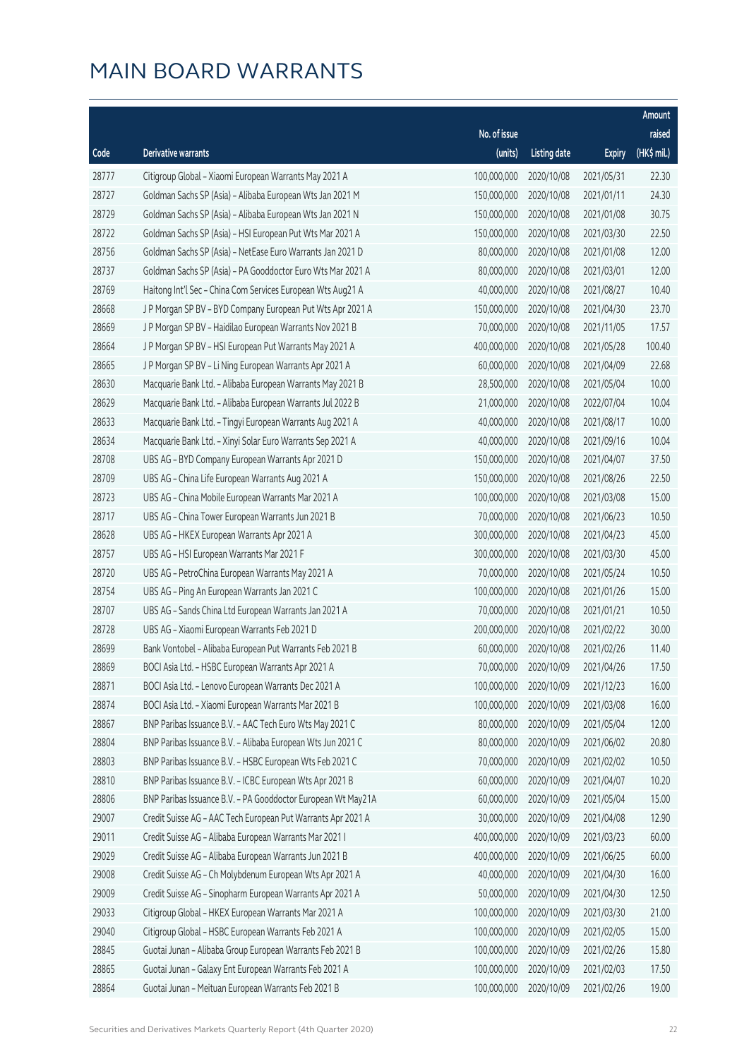# MAIN BOARD WARRANTS

| Code | Derivative warrants | No. of issue (units) | Listing date | Expiry | Amount raised (HK$ mil.) |
|---|---|---|---|---|---|
| 28777 | Citigroup Global - Xiaomi European Warrants May 2021 A | 100,000,000 | 2020/10/08 | 2021/05/31 | 22.30 |
| 28727 | Goldman Sachs SP (Asia) - Alibaba European Wts Jan 2021 M | 150,000,000 | 2020/10/08 | 2021/01/11 | 24.30 |
| 28729 | Goldman Sachs SP (Asia) - Alibaba European Wts Jan 2021 N | 150,000,000 | 2020/10/08 | 2021/01/08 | 30.75 |
| 28722 | Goldman Sachs SP (Asia) - HSI European Put Wts Mar 2021 A | 150,000,000 | 2020/10/08 | 2021/03/30 | 22.50 |
| 28756 | Goldman Sachs SP (Asia) - NetEase Euro Warrants Jan 2021 D | 80,000,000 | 2020/10/08 | 2021/01/08 | 12.00 |
| 28737 | Goldman Sachs SP (Asia) - PA Gooddoctor Euro Wts Mar 2021 A | 80,000,000 | 2020/10/08 | 2021/03/01 | 12.00 |
| 28769 | Haitong Int'l Sec - China Com Services European Wts Aug21 A | 40,000,000 | 2020/10/08 | 2021/08/27 | 10.40 |
| 28668 | J P Morgan SP BV - BYD Company European Put Wts Apr 2021 A | 150,000,000 | 2020/10/08 | 2021/04/30 | 23.70 |
| 28669 | J P Morgan SP BV - Haidilao European Warrants Nov 2021 B | 70,000,000 | 2020/10/08 | 2021/11/05 | 17.57 |
| 28664 | J P Morgan SP BV - HSI European Put Warrants May 2021 A | 400,000,000 | 2020/10/08 | 2021/05/28 | 100.40 |
| 28665 | J P Morgan SP BV - Li Ning European Warrants Apr 2021 A | 60,000,000 | 2020/10/08 | 2021/04/09 | 22.68 |
| 28630 | Macquarie Bank Ltd. - Alibaba European Warrants May 2021 B | 28,500,000 | 2020/10/08 | 2021/05/04 | 10.00 |
| 28629 | Macquarie Bank Ltd. - Alibaba European Warrants Jul 2022 B | 21,000,000 | 2020/10/08 | 2022/07/04 | 10.04 |
| 28633 | Macquarie Bank Ltd. - Tingyi European Warrants Aug 2021 A | 40,000,000 | 2020/10/08 | 2021/08/17 | 10.00 |
| 28634 | Macquarie Bank Ltd. - Xinyi Solar Euro Warrants Sep 2021 A | 40,000,000 | 2020/10/08 | 2021/09/16 | 10.04 |
| 28708 | UBS AG - BYD Company European Warrants Apr 2021 D | 150,000,000 | 2020/10/08 | 2021/04/07 | 37.50 |
| 28709 | UBS AG - China Life European Warrants Aug 2021 A | 150,000,000 | 2020/10/08 | 2021/08/26 | 22.50 |
| 28723 | UBS AG - China Mobile European Warrants Mar 2021 A | 100,000,000 | 2020/10/08 | 2021/03/08 | 15.00 |
| 28717 | UBS AG - China Tower European Warrants Jun 2021 B | 70,000,000 | 2020/10/08 | 2021/06/23 | 10.50 |
| 28628 | UBS AG - HKEX European Warrants Apr 2021 A | 300,000,000 | 2020/10/08 | 2021/04/23 | 45.00 |
| 28757 | UBS AG - HSI European Warrants Mar 2021 F | 300,000,000 | 2020/10/08 | 2021/03/30 | 45.00 |
| 28720 | UBS AG - PetroChina European Warrants May 2021 A | 70,000,000 | 2020/10/08 | 2021/05/24 | 10.50 |
| 28754 | UBS AG - Ping An European Warrants Jan 2021 C | 100,000,000 | 2020/10/08 | 2021/01/26 | 15.00 |
| 28707 | UBS AG - Sands China Ltd European Warrants Jan 2021 A | 70,000,000 | 2020/10/08 | 2021/01/21 | 10.50 |
| 28728 | UBS AG - Xiaomi European Warrants Feb 2021 D | 200,000,000 | 2020/10/08 | 2021/02/22 | 30.00 |
| 28699 | Bank Vontobel - Alibaba European Put Warrants Feb 2021 B | 60,000,000 | 2020/10/08 | 2021/02/26 | 11.40 |
| 28869 | BOCI Asia Ltd. - HSBC European Warrants Apr 2021 A | 70,000,000 | 2020/10/09 | 2021/04/26 | 17.50 |
| 28871 | BOCI Asia Ltd. - Lenovo European Warrants Dec 2021 A | 100,000,000 | 2020/10/09 | 2021/12/23 | 16.00 |
| 28874 | BOCI Asia Ltd. - Xiaomi European Warrants Mar 2021 B | 100,000,000 | 2020/10/09 | 2021/03/08 | 16.00 |
| 28867 | BNP Paribas Issuance B.V. - AAC Tech Euro Wts May 2021 C | 80,000,000 | 2020/10/09 | 2021/05/04 | 12.00 |
| 28804 | BNP Paribas Issuance B.V. - Alibaba European Wts Jun 2021 C | 80,000,000 | 2020/10/09 | 2021/06/02 | 20.80 |
| 28803 | BNP Paribas Issuance B.V. - HSBC European Wts Feb 2021 C | 70,000,000 | 2020/10/09 | 2021/02/02 | 10.50 |
| 28810 | BNP Paribas Issuance B.V. - ICBC European Wts Apr 2021 B | 60,000,000 | 2020/10/09 | 2021/04/07 | 10.20 |
| 28806 | BNP Paribas Issuance B.V. - PA Gooddoctor European Wt May21A | 60,000,000 | 2020/10/09 | 2021/05/04 | 15.00 |
| 29007 | Credit Suisse AG - AAC Tech European Put Warrants Apr 2021 A | 30,000,000 | 2020/10/09 | 2021/04/08 | 12.90 |
| 29011 | Credit Suisse AG - Alibaba European Warrants Mar 2021 I | 400,000,000 | 2020/10/09 | 2021/03/23 | 60.00 |
| 29029 | Credit Suisse AG - Alibaba European Warrants Jun 2021 B | 400,000,000 | 2020/10/09 | 2021/06/25 | 60.00 |
| 29008 | Credit Suisse AG - Ch Molybdenum European Wts Apr 2021 A | 40,000,000 | 2020/10/09 | 2021/04/30 | 16.00 |
| 29009 | Credit Suisse AG - Sinopharm European Warrants Apr 2021 A | 50,000,000 | 2020/10/09 | 2021/04/30 | 12.50 |
| 29033 | Citigroup Global - HKEX European Warrants Mar 2021 A | 100,000,000 | 2020/10/09 | 2021/03/30 | 21.00 |
| 29040 | Citigroup Global - HSBC European Warrants Feb 2021 A | 100,000,000 | 2020/10/09 | 2021/02/05 | 15.00 |
| 28845 | Guotai Junan - Alibaba Group European Warrants Feb 2021 B | 100,000,000 | 2020/10/09 | 2021/02/26 | 15.80 |
| 28865 | Guotai Junan - Galaxy Ent European Warrants Feb 2021 A | 100,000,000 | 2020/10/09 | 2021/02/03 | 17.50 |
| 28864 | Guotai Junan - Meituan European Warrants Feb 2021 B | 100,000,000 | 2020/10/09 | 2021/02/26 | 19.00 |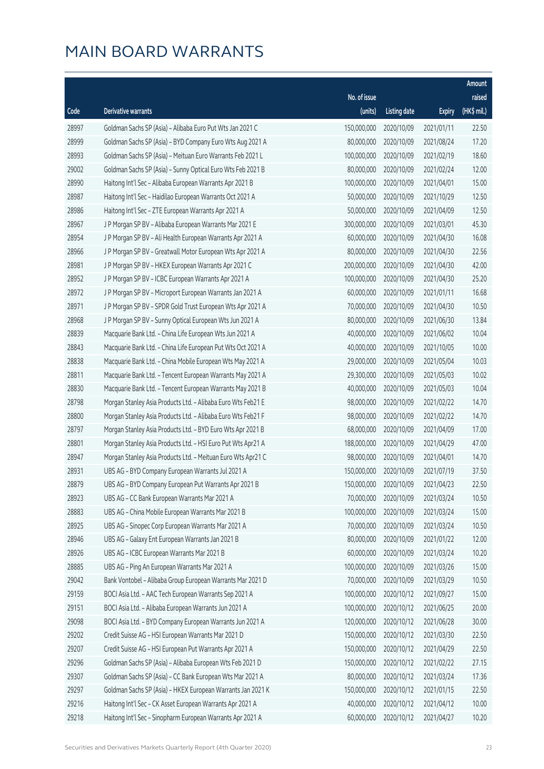# MAIN BOARD WARRANTS

| Code | Derivative warrants | No. of issue (units) | Listing date | Expiry | Amount raised (HK$ mil.) |
|---|---|---|---|---|---|
| 28997 | Goldman Sachs SP (Asia) - Alibaba Euro Put Wts Jan 2021 C | 150,000,000 | 2020/10/09 | 2021/01/11 | 22.50 |
| 28999 | Goldman Sachs SP (Asia) - BYD Company Euro Wts Aug 2021 A | 80,000,000 | 2020/10/09 | 2021/08/24 | 17.20 |
| 28993 | Goldman Sachs SP (Asia) - Meituan Euro Warrants Feb 2021 L | 100,000,000 | 2020/10/09 | 2021/02/19 | 18.60 |
| 29002 | Goldman Sachs SP (Asia) - Sunny Optical Euro Wts Feb 2021 B | 80,000,000 | 2020/10/09 | 2021/02/24 | 12.00 |
| 28990 | Haitong Int'l Sec - Alibaba European Warrants Apr 2021 B | 100,000,000 | 2020/10/09 | 2021/04/01 | 15.00 |
| 28987 | Haitong Int'l Sec - Haidilao European Warrants Oct 2021 A | 50,000,000 | 2020/10/09 | 2021/10/29 | 12.50 |
| 28986 | Haitong Int'l Sec - ZTE European Warrants Apr 2021 A | 50,000,000 | 2020/10/09 | 2021/04/09 | 12.50 |
| 28967 | J P Morgan SP BV - Alibaba European Warrants Mar 2021 E | 300,000,000 | 2020/10/09 | 2021/03/01 | 45.30 |
| 28954 | J P Morgan SP BV - Ali Health European Warrants Apr 2021 A | 60,000,000 | 2020/10/09 | 2021/04/30 | 16.08 |
| 28966 | J P Morgan SP BV - Greatwall Motor European Wts Apr 2021 A | 80,000,000 | 2020/10/09 | 2021/04/30 | 22.56 |
| 28981 | J P Morgan SP BV - HKEX European Warrants Apr 2021 C | 200,000,000 | 2020/10/09 | 2021/04/30 | 42.00 |
| 28952 | J P Morgan SP BV - ICBC European Warrants Apr 2021 A | 100,000,000 | 2020/10/09 | 2021/04/30 | 25.20 |
| 28972 | J P Morgan SP BV - Microport European Warrants Jan 2021 A | 60,000,000 | 2020/10/09 | 2021/01/11 | 16.68 |
| 28971 | J P Morgan SP BV - SPDR Gold Trust European Wts Apr 2021 A | 70,000,000 | 2020/10/09 | 2021/04/30 | 10.50 |
| 28968 | J P Morgan SP BV - Sunny Optical European Wts Jun 2021 A | 80,000,000 | 2020/10/09 | 2021/06/30 | 13.84 |
| 28839 | Macquarie Bank Ltd. - China Life European Wts Jun 2021 A | 40,000,000 | 2020/10/09 | 2021/06/02 | 10.04 |
| 28843 | Macquarie Bank Ltd. - China Life European Put Wts Oct 2021 A | 40,000,000 | 2020/10/09 | 2021/10/05 | 10.00 |
| 28838 | Macquarie Bank Ltd. - China Mobile European Wts May 2021 A | 29,000,000 | 2020/10/09 | 2021/05/04 | 10.03 |
| 28811 | Macquarie Bank Ltd. - Tencent European Warrants May 2021 A | 29,300,000 | 2020/10/09 | 2021/05/03 | 10.02 |
| 28830 | Macquarie Bank Ltd. - Tencent European Warrants May 2021 B | 40,000,000 | 2020/10/09 | 2021/05/03 | 10.04 |
| 28798 | Morgan Stanley Asia Products Ltd. - Alibaba Euro Wts Feb21 E | 98,000,000 | 2020/10/09 | 2021/02/22 | 14.70 |
| 28800 | Morgan Stanley Asia Products Ltd. - Alibaba Euro Wts Feb21 F | 98,000,000 | 2020/10/09 | 2021/02/22 | 14.70 |
| 28797 | Morgan Stanley Asia Products Ltd. - BYD Euro Wts Apr 2021 B | 68,000,000 | 2020/10/09 | 2021/04/09 | 17.00 |
| 28801 | Morgan Stanley Asia Products Ltd. - HSI Euro Put Wts Apr21 A | 188,000,000 | 2020/10/09 | 2021/04/29 | 47.00 |
| 28947 | Morgan Stanley Asia Products Ltd. - Meituan Euro Wts Apr21 C | 98,000,000 | 2020/10/09 | 2021/04/01 | 14.70 |
| 28931 | UBS AG - BYD Company European Warrants Jul 2021 A | 150,000,000 | 2020/10/09 | 2021/07/19 | 37.50 |
| 28879 | UBS AG - BYD Company European Put Warrants Apr 2021 B | 150,000,000 | 2020/10/09 | 2021/04/23 | 22.50 |
| 28923 | UBS AG - CC Bank European Warrants Mar 2021 A | 70,000,000 | 2020/10/09 | 2021/03/24 | 10.50 |
| 28883 | UBS AG - China Mobile European Warrants Mar 2021 B | 100,000,000 | 2020/10/09 | 2021/03/24 | 15.00 |
| 28925 | UBS AG - Sinopec Corp European Warrants Mar 2021 A | 70,000,000 | 2020/10/09 | 2021/03/24 | 10.50 |
| 28946 | UBS AG - Galaxy Ent European Warrants Jan 2021 B | 80,000,000 | 2020/10/09 | 2021/01/22 | 12.00 |
| 28926 | UBS AG - ICBC European Warrants Mar 2021 B | 60,000,000 | 2020/10/09 | 2021/03/24 | 10.20 |
| 28885 | UBS AG - Ping An European Warrants Mar 2021 A | 100,000,000 | 2020/10/09 | 2021/03/26 | 15.00 |
| 29042 | Bank Vontobel - Alibaba Group European Warrants Mar 2021 D | 70,000,000 | 2020/10/09 | 2021/03/29 | 10.50 |
| 29159 | BOCI Asia Ltd. - AAC Tech European Warrants Sep 2021 A | 100,000,000 | 2020/10/12 | 2021/09/27 | 15.00 |
| 29151 | BOCI Asia Ltd. - Alibaba European Warrants Jun 2021 A | 100,000,000 | 2020/10/12 | 2021/06/25 | 20.00 |
| 29098 | BOCI Asia Ltd. - BYD Company European Warrants Jun 2021 A | 120,000,000 | 2020/10/12 | 2021/06/28 | 30.00 |
| 29202 | Credit Suisse AG - HSI European Warrants Mar 2021 D | 150,000,000 | 2020/10/12 | 2021/03/30 | 22.50 |
| 29207 | Credit Suisse AG - HSI European Put Warrants Apr 2021 A | 150,000,000 | 2020/10/12 | 2021/04/29 | 22.50 |
| 29296 | Goldman Sachs SP (Asia) - Alibaba European Wts Feb 2021 D | 150,000,000 | 2020/10/12 | 2021/02/22 | 27.15 |
| 29307 | Goldman Sachs SP (Asia) - CC Bank European Wts Mar 2021 A | 80,000,000 | 2020/10/12 | 2021/03/24 | 17.36 |
| 29297 | Goldman Sachs SP (Asia) - HKEX European Warrants Jan 2021 K | 150,000,000 | 2020/10/12 | 2021/01/15 | 22.50 |
| 29216 | Haitong Int'l Sec - CK Asset European Warrants Apr 2021 A | 40,000,000 | 2020/10/12 | 2021/04/12 | 10.00 |
| 29218 | Haitong Int'l Sec - Sinopharm European Warrants Apr 2021 A | 60,000,000 | 2020/10/12 | 2021/04/27 | 10.20 |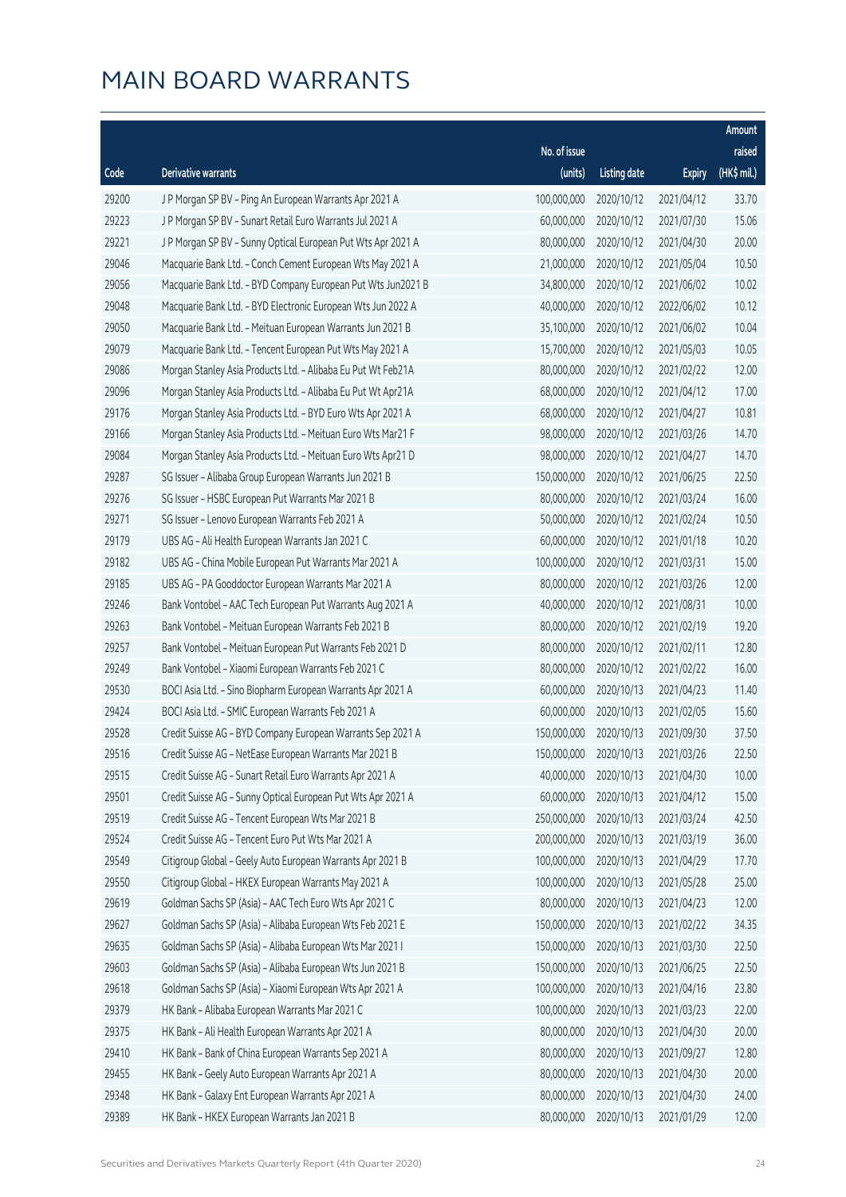# MAIN BOARD WARRANTS

| Code | Derivative warrants | No. of issue (units) | Listing date | Expiry | Amount raised (HK$ mil.) |
|---|---|---|---|---|---|
| 29200 | J P Morgan SP BV - Ping An European Warrants Apr 2021 A | 100,000,000 | 2020/10/12 | 2021/04/12 | 33.70 |
| 29223 | J P Morgan SP BV - Sunart Retail Euro Warrants Jul 2021 A | 60,000,000 | 2020/10/12 | 2021/07/30 | 15.06 |
| 29221 | J P Morgan SP BV - Sunny Optical European Put Wts Apr 2021 A | 80,000,000 | 2020/10/12 | 2021/04/30 | 20.00 |
| 29046 | Macquarie Bank Ltd. - Conch Cement European Wts May 2021 A | 21,000,000 | 2020/10/12 | 2021/05/04 | 10.50 |
| 29056 | Macquarie Bank Ltd. - BYD Company European Put Wts Jun2021 B | 34,800,000 | 2020/10/12 | 2021/06/02 | 10.02 |
| 29048 | Macquarie Bank Ltd. - BYD Electronic European Wts Jun 2022 A | 40,000,000 | 2020/10/12 | 2022/06/02 | 10.12 |
| 29050 | Macquarie Bank Ltd. - Meituan European Warrants Jun 2021 B | 35,100,000 | 2020/10/12 | 2021/06/02 | 10.04 |
| 29079 | Macquarie Bank Ltd. - Tencent European Put Wts May 2021 A | 15,700,000 | 2020/10/12 | 2021/05/03 | 10.05 |
| 29086 | Morgan Stanley Asia Products Ltd. - Alibaba Eu Put Wt Feb21A | 80,000,000 | 2020/10/12 | 2021/02/22 | 12.00 |
| 29096 | Morgan Stanley Asia Products Ltd. - Alibaba Eu Put Wt Apr21A | 68,000,000 | 2020/10/12 | 2021/04/12 | 17.00 |
| 29176 | Morgan Stanley Asia Products Ltd. - BYD Euro Wts Apr 2021 A | 68,000,000 | 2020/10/12 | 2021/04/27 | 10.81 |
| 29166 | Morgan Stanley Asia Products Ltd. - Meituan Euro Wts Mar21 F | 98,000,000 | 2020/10/12 | 2021/03/26 | 14.70 |
| 29084 | Morgan Stanley Asia Products Ltd. - Meituan Euro Wts Apr21 D | 98,000,000 | 2020/10/12 | 2021/04/27 | 14.70 |
| 29287 | SG Issuer - Alibaba Group European Warrants Jun 2021 B | 150,000,000 | 2020/10/12 | 2021/06/25 | 22.50 |
| 29276 | SG Issuer - HSBC European Put Warrants Mar 2021 B | 80,000,000 | 2020/10/12 | 2021/03/24 | 16.00 |
| 29271 | SG Issuer - Lenovo European Warrants Feb 2021 A | 50,000,000 | 2020/10/12 | 2021/02/24 | 10.50 |
| 29179 | UBS AG - Ali Health European Warrants Jan 2021 C | 60,000,000 | 2020/10/12 | 2021/01/18 | 10.20 |
| 29182 | UBS AG - China Mobile European Put Warrants Mar 2021 A | 100,000,000 | 2020/10/12 | 2021/03/31 | 15.00 |
| 29185 | UBS AG - PA Gooddoctor European Warrants Mar 2021 A | 80,000,000 | 2020/10/12 | 2021/03/26 | 12.00 |
| 29246 | Bank Vontobel - AAC Tech European Put Warrants Aug 2021 A | 40,000,000 | 2020/10/12 | 2021/08/31 | 10.00 |
| 29263 | Bank Vontobel - Meituan European Warrants Feb 2021 B | 80,000,000 | 2020/10/12 | 2021/02/19 | 19.20 |
| 29257 | Bank Vontobel - Meituan European Put Warrants Feb 2021 D | 80,000,000 | 2020/10/12 | 2021/02/11 | 12.80 |
| 29249 | Bank Vontobel - Xiaomi European Warrants Feb 2021 C | 80,000,000 | 2020/10/12 | 2021/02/22 | 16.00 |
| 29530 | BOCI Asia Ltd. - Sino Biopharm European Warrants Apr 2021 A | 60,000,000 | 2020/10/13 | 2021/04/23 | 11.40 |
| 29424 | BOCI Asia Ltd. - SMIC European Warrants Feb 2021 A | 60,000,000 | 2020/10/13 | 2021/02/05 | 15.60 |
| 29528 | Credit Suisse AG - BYD Company European Warrants Sep 2021 A | 150,000,000 | 2020/10/13 | 2021/09/30 | 37.50 |
| 29516 | Credit Suisse AG - NetEase European Warrants Mar 2021 B | 150,000,000 | 2020/10/13 | 2021/03/26 | 22.50 |
| 29515 | Credit Suisse AG - Sunart Retail Euro Warrants Apr 2021 A | 40,000,000 | 2020/10/13 | 2021/04/30 | 10.00 |
| 29501 | Credit Suisse AG - Sunny Optical European Put Wts Apr 2021 A | 60,000,000 | 2020/10/13 | 2021/04/12 | 15.00 |
| 29519 | Credit Suisse AG - Tencent European Wts Mar 2021 B | 250,000,000 | 2020/10/13 | 2021/03/24 | 42.50 |
| 29524 | Credit Suisse AG - Tencent Euro Put Wts Mar 2021 A | 200,000,000 | 2020/10/13 | 2021/03/19 | 36.00 |
| 29549 | Citigroup Global - Geely Auto European Warrants Apr 2021 B | 100,000,000 | 2020/10/13 | 2021/04/29 | 17.70 |
| 29550 | Citigroup Global - HKEX European Warrants May 2021 A | 100,000,000 | 2020/10/13 | 2021/05/28 | 25.00 |
| 29619 | Goldman Sachs SP (Asia) - AAC Tech Euro Wts Apr 2021 C | 80,000,000 | 2020/10/13 | 2021/04/23 | 12.00 |
| 29627 | Goldman Sachs SP (Asia) - Alibaba European Wts Feb 2021 E | 150,000,000 | 2020/10/13 | 2021/02/22 | 34.35 |
| 29635 | Goldman Sachs SP (Asia) - Alibaba European Wts Mar 2021 I | 150,000,000 | 2020/10/13 | 2021/03/30 | 22.50 |
| 29603 | Goldman Sachs SP (Asia) - Alibaba European Wts Jun 2021 B | 150,000,000 | 2020/10/13 | 2021/06/25 | 22.50 |
| 29618 | Goldman Sachs SP (Asia) - Xiaomi European Wts Apr 2021 A | 100,000,000 | 2020/10/13 | 2021/04/16 | 23.80 |
| 29379 | HK Bank - Alibaba European Warrants Mar 2021 C | 100,000,000 | 2020/10/13 | 2021/03/23 | 22.00 |
| 29375 | HK Bank - Ali Health European Warrants Apr 2021 A | 80,000,000 | 2020/10/13 | 2021/04/30 | 20.00 |
| 29410 | HK Bank - Bank of China European Warrants Sep 2021 A | 80,000,000 | 2020/10/13 | 2021/09/27 | 12.80 |
| 29455 | HK Bank - Geely Auto European Warrants Apr 2021 A | 80,000,000 | 2020/10/13 | 2021/04/30 | 20.00 |
| 29348 | HK Bank - Galaxy Ent European Warrants Apr 2021 A | 80,000,000 | 2020/10/13 | 2021/04/30 | 24.00 |
| 29389 | HK Bank - HKEX European Warrants Jan 2021 B | 80,000,000 | 2020/10/13 | 2021/01/29 | 12.00 |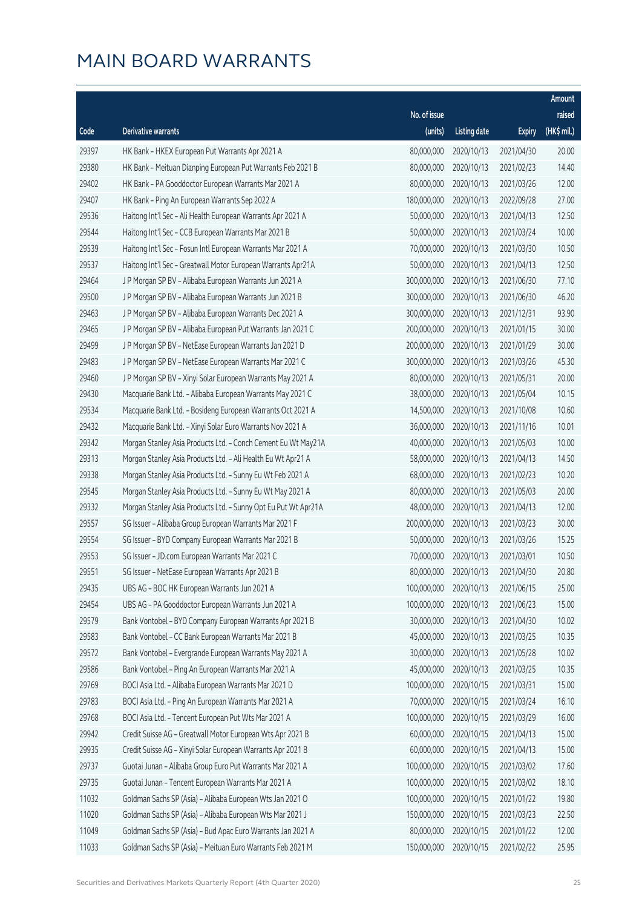# MAIN BOARD WARRANTS

| Code | Derivative warrants | No. of issue (units) | Listing date | Expiry | Amount raised (HK$ mil.) |
|---|---|---|---|---|---|
| 29397 | HK Bank - HKEX European Put Warrants Apr 2021 A | 80,000,000 | 2020/10/13 | 2021/04/30 | 20.00 |
| 29380 | HK Bank - Meituan Dianping European Put Warrants Feb 2021 B | 80,000,000 | 2020/10/13 | 2021/02/23 | 14.40 |
| 29402 | HK Bank - PA Gooddoctor European Warrants Mar 2021 A | 80,000,000 | 2020/10/13 | 2021/03/26 | 12.00 |
| 29407 | HK Bank - Ping An European Warrants Sep 2022 A | 180,000,000 | 2020/10/13 | 2022/09/28 | 27.00 |
| 29536 | Haitong Int'l Sec - Ali Health European Warrants Apr 2021 A | 50,000,000 | 2020/10/13 | 2021/04/13 | 12.50 |
| 29544 | Haitong Int'l Sec - CCB European Warrants Mar 2021 B | 50,000,000 | 2020/10/13 | 2021/03/24 | 10.00 |
| 29539 | Haitong Int'l Sec - Fosun Intl European Warrants Mar 2021 A | 70,000,000 | 2020/10/13 | 2021/03/30 | 10.50 |
| 29537 | Haitong Int'l Sec - Greatwall Motor European Warrants Apr21A | 50,000,000 | 2020/10/13 | 2021/04/13 | 12.50 |
| 29464 | J P Morgan SP BV - Alibaba European Warrants Jun 2021 A | 300,000,000 | 2020/10/13 | 2021/06/30 | 77.10 |
| 29500 | J P Morgan SP BV - Alibaba European Warrants Jun 2021 B | 300,000,000 | 2020/10/13 | 2021/06/30 | 46.20 |
| 29463 | J P Morgan SP BV - Alibaba European Warrants Dec 2021 A | 300,000,000 | 2020/10/13 | 2021/12/31 | 93.90 |
| 29465 | J P Morgan SP BV - Alibaba European Put Warrants Jan 2021 C | 200,000,000 | 2020/10/13 | 2021/01/15 | 30.00 |
| 29499 | J P Morgan SP BV - NetEase European Warrants Jan 2021 D | 200,000,000 | 2020/10/13 | 2021/01/29 | 30.00 |
| 29483 | J P Morgan SP BV - NetEase European Warrants Mar 2021 C | 300,000,000 | 2020/10/13 | 2021/03/26 | 45.30 |
| 29460 | J P Morgan SP BV - Xinyi Solar European Warrants May 2021 A | 80,000,000 | 2020/10/13 | 2021/05/31 | 20.00 |
| 29430 | Macquarie Bank Ltd. - Alibaba European Warrants May 2021 C | 38,000,000 | 2020/10/13 | 2021/05/04 | 10.15 |
| 29534 | Macquarie Bank Ltd. - Bosideng European Warrants Oct 2021 A | 14,500,000 | 2020/10/13 | 2021/10/08 | 10.60 |
| 29432 | Macquarie Bank Ltd. - Xinyi Solar Euro Warrants Nov 2021 A | 36,000,000 | 2020/10/13 | 2021/11/16 | 10.01 |
| 29342 | Morgan Stanley Asia Products Ltd. - Conch Cement Eu Wt May21A | 40,000,000 | 2020/10/13 | 2021/05/03 | 10.00 |
| 29313 | Morgan Stanley Asia Products Ltd. - Ali Health Eu Wt Apr21 A | 58,000,000 | 2020/10/13 | 2021/04/13 | 14.50 |
| 29338 | Morgan Stanley Asia Products Ltd. - Sunny Eu Wt Feb 2021 A | 68,000,000 | 2020/10/13 | 2021/02/23 | 10.20 |
| 29545 | Morgan Stanley Asia Products Ltd. - Sunny Eu Wt May 2021 A | 80,000,000 | 2020/10/13 | 2021/05/03 | 20.00 |
| 29332 | Morgan Stanley Asia Products Ltd. - Sunny Opt Eu Put Wt Apr21A | 48,000,000 | 2020/10/13 | 2021/04/13 | 12.00 |
| 29557 | SG Issuer - Alibaba Group European Warrants Mar 2021 F | 200,000,000 | 2020/10/13 | 2021/03/23 | 30.00 |
| 29554 | SG Issuer - BYD Company European Warrants Mar 2021 B | 50,000,000 | 2020/10/13 | 2021/03/26 | 15.25 |
| 29553 | SG Issuer - JD.com European Warrants Mar 2021 C | 70,000,000 | 2020/10/13 | 2021/03/01 | 10.50 |
| 29551 | SG Issuer - NetEase European Warrants Apr 2021 B | 80,000,000 | 2020/10/13 | 2021/04/30 | 20.80 |
| 29435 | UBS AG - BOC HK European Warrants Jun 2021 A | 100,000,000 | 2020/10/13 | 2021/06/15 | 25.00 |
| 29454 | UBS AG - PA Gooddoctor European Warrants Jun 2021 A | 100,000,000 | 2020/10/13 | 2021/06/23 | 15.00 |
| 29579 | Bank Vontobel - BYD Company European Warrants Apr 2021 B | 30,000,000 | 2020/10/13 | 2021/04/30 | 10.02 |
| 29583 | Bank Vontobel - CC Bank European Warrants Mar 2021 B | 45,000,000 | 2020/10/13 | 2021/03/25 | 10.35 |
| 29572 | Bank Vontobel - Evergrande European Warrants May 2021 A | 30,000,000 | 2020/10/13 | 2021/05/28 | 10.02 |
| 29586 | Bank Vontobel - Ping An European Warrants Mar 2021 A | 45,000,000 | 2020/10/13 | 2021/03/25 | 10.35 |
| 29769 | BOCI Asia Ltd. - Alibaba European Warrants Mar 2021 D | 100,000,000 | 2020/10/15 | 2021/03/31 | 15.00 |
| 29783 | BOCI Asia Ltd. - Ping An European Warrants Mar 2021 A | 70,000,000 | 2020/10/15 | 2021/03/24 | 16.10 |
| 29768 | BOCI Asia Ltd. - Tencent European Put Wts Mar 2021 A | 100,000,000 | 2020/10/15 | 2021/03/29 | 16.00 |
| 29942 | Credit Suisse AG - Greatwall Motor European Wts Apr 2021 B | 60,000,000 | 2020/10/15 | 2021/04/13 | 15.00 |
| 29935 | Credit Suisse AG - Xinyi Solar European Warrants Apr 2021 B | 60,000,000 | 2020/10/15 | 2021/04/13 | 15.00 |
| 29737 | Guotai Junan - Alibaba Group Euro Put Warrants Mar 2021 A | 100,000,000 | 2020/10/15 | 2021/03/02 | 17.60 |
| 29735 | Guotai Junan - Tencent European Warrants Mar 2021 A | 100,000,000 | 2020/10/15 | 2021/03/02 | 18.10 |
| 11032 | Goldman Sachs SP (Asia) - Alibaba European Wts Jan 2021 O | 100,000,000 | 2020/10/15 | 2021/01/22 | 19.80 |
| 11020 | Goldman Sachs SP (Asia) - Alibaba European Wts Mar 2021 J | 150,000,000 | 2020/10/15 | 2021/03/23 | 22.50 |
| 11049 | Goldman Sachs SP (Asia) - Bud Apac Euro Warrants Jan 2021 A | 80,000,000 | 2020/10/15 | 2021/01/22 | 12.00 |
| 11033 | Goldman Sachs SP (Asia) - Meituan Euro Warrants Feb 2021 M | 150,000,000 | 2020/10/15 | 2021/02/22 | 25.95 |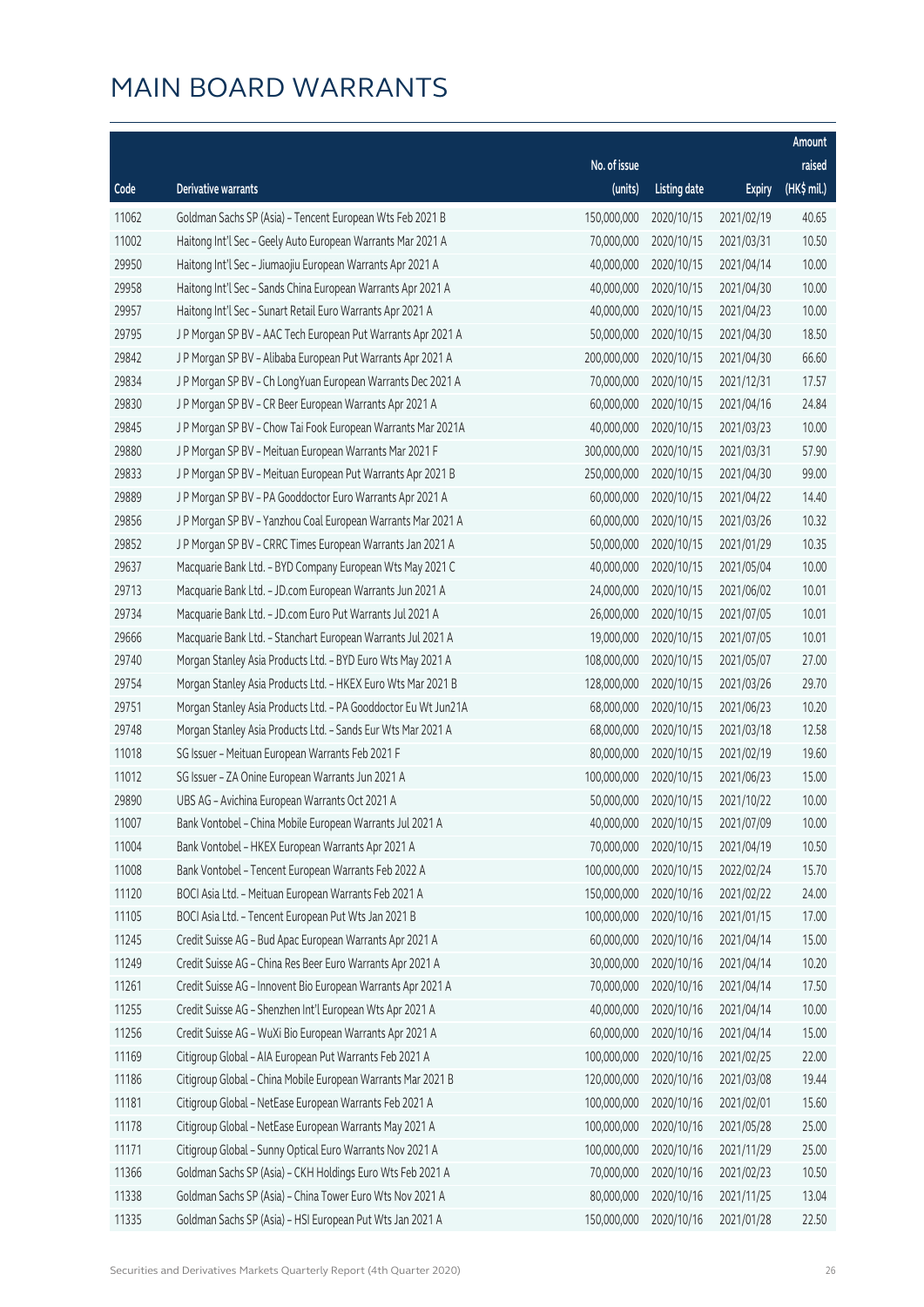# MAIN BOARD WARRANTS

| Code | Derivative warrants | No. of issue (units) | Listing date | Expiry | Amount raised (HK$ mil.) |
|---|---|---|---|---|---|
| 11062 | Goldman Sachs SP (Asia) - Tencent European Wts Feb 2021 B | 150,000,000 | 2020/10/15 | 2021/02/19 | 40.65 |
| 11002 | Haitong Int'l Sec - Geely Auto European Warrants Mar 2021 A | 70,000,000 | 2020/10/15 | 2021/03/31 | 10.50 |
| 29950 | Haitong Int'l Sec - Jiumaojiu European Warrants Apr 2021 A | 40,000,000 | 2020/10/15 | 2021/04/14 | 10.00 |
| 29958 | Haitong Int'l Sec - Sands China European Warrants Apr 2021 A | 40,000,000 | 2020/10/15 | 2021/04/30 | 10.00 |
| 29957 | Haitong Int'l Sec - Sunart Retail Euro Warrants Apr 2021 A | 40,000,000 | 2020/10/15 | 2021/04/23 | 10.00 |
| 29795 | J P Morgan SP BV - AAC Tech European Put Warrants Apr 2021 A | 50,000,000 | 2020/10/15 | 2021/04/30 | 18.50 |
| 29842 | J P Morgan SP BV - Alibaba European Put Warrants Apr 2021 A | 200,000,000 | 2020/10/15 | 2021/04/30 | 66.60 |
| 29834 | J P Morgan SP BV - Ch LongYuan European Warrants Dec 2021 A | 70,000,000 | 2020/10/15 | 2021/12/31 | 17.57 |
| 29830 | J P Morgan SP BV - CR Beer European Warrants Apr 2021 A | 60,000,000 | 2020/10/15 | 2021/04/16 | 24.84 |
| 29845 | J P Morgan SP BV - Chow Tai Fook European Warrants Mar 2021A | 40,000,000 | 2020/10/15 | 2021/03/23 | 10.00 |
| 29880 | J P Morgan SP BV - Meituan European Warrants Mar 2021 F | 300,000,000 | 2020/10/15 | 2021/03/31 | 57.90 |
| 29833 | J P Morgan SP BV - Meituan European Put Warrants Apr 2021 B | 250,000,000 | 2020/10/15 | 2021/04/30 | 99.00 |
| 29889 | J P Morgan SP BV - PA Gooddoctor Euro Warrants Apr 2021 A | 60,000,000 | 2020/10/15 | 2021/04/22 | 14.40 |
| 29856 | J P Morgan SP BV - Yanzhou Coal European Warrants Mar 2021 A | 60,000,000 | 2020/10/15 | 2021/03/26 | 10.32 |
| 29852 | J P Morgan SP BV - CRRC Times European Warrants Jan 2021 A | 50,000,000 | 2020/10/15 | 2021/01/29 | 10.35 |
| 29637 | Macquarie Bank Ltd. - BYD Company European Wts May 2021 C | 40,000,000 | 2020/10/15 | 2021/05/04 | 10.00 |
| 29713 | Macquarie Bank Ltd. - JD.com European Warrants Jun 2021 A | 24,000,000 | 2020/10/15 | 2021/06/02 | 10.01 |
| 29734 | Macquarie Bank Ltd. - JD.com Euro Put Warrants Jul 2021 A | 26,000,000 | 2020/10/15 | 2021/07/05 | 10.01 |
| 29666 | Macquarie Bank Ltd. - Stanchart European Warrants Jul 2021 A | 19,000,000 | 2020/10/15 | 2021/07/05 | 10.01 |
| 29740 | Morgan Stanley Asia Products Ltd. - BYD Euro Wts May 2021 A | 108,000,000 | 2020/10/15 | 2021/05/07 | 27.00 |
| 29754 | Morgan Stanley Asia Products Ltd. - HKEX Euro Wts Mar 2021 B | 128,000,000 | 2020/10/15 | 2021/03/26 | 29.70 |
| 29751 | Morgan Stanley Asia Products Ltd. - PA Gooddoctor Eu Wt Jun21A | 68,000,000 | 2020/10/15 | 2021/06/23 | 10.20 |
| 29748 | Morgan Stanley Asia Products Ltd. - Sands Eur Wts Mar 2021 A | 68,000,000 | 2020/10/15 | 2021/03/18 | 12.58 |
| 11018 | SG Issuer - Meituan European Warrants Feb 2021 F | 80,000,000 | 2020/10/15 | 2021/02/19 | 19.60 |
| 11012 | SG Issuer - ZA Onine European Warrants Jun 2021 A | 100,000,000 | 2020/10/15 | 2021/06/23 | 15.00 |
| 29890 | UBS AG - Avichina European Warrants Oct 2021 A | 50,000,000 | 2020/10/15 | 2021/10/22 | 10.00 |
| 11007 | Bank Vontobel - China Mobile European Warrants Jul 2021 A | 40,000,000 | 2020/10/15 | 2021/07/09 | 10.00 |
| 11004 | Bank Vontobel - HKEX European Warrants Apr 2021 A | 70,000,000 | 2020/10/15 | 2021/04/19 | 10.50 |
| 11008 | Bank Vontobel - Tencent European Warrants Feb 2022 A | 100,000,000 | 2020/10/15 | 2022/02/24 | 15.70 |
| 11120 | BOCI Asia Ltd. - Meituan European Warrants Feb 2021 A | 150,000,000 | 2020/10/16 | 2021/02/22 | 24.00 |
| 11105 | BOCI Asia Ltd. - Tencent European Put Wts Jan 2021 B | 100,000,000 | 2020/10/16 | 2021/01/15 | 17.00 |
| 11245 | Credit Suisse AG - Bud Apac European Warrants Apr 2021 A | 60,000,000 | 2020/10/16 | 2021/04/14 | 15.00 |
| 11249 | Credit Suisse AG - China Res Beer Euro Warrants Apr 2021 A | 30,000,000 | 2020/10/16 | 2021/04/14 | 10.20 |
| 11261 | Credit Suisse AG - Innovent Bio European Warrants Apr 2021 A | 70,000,000 | 2020/10/16 | 2021/04/14 | 17.50 |
| 11255 | Credit Suisse AG - Shenzhen Int'l European Wts Apr 2021 A | 40,000,000 | 2020/10/16 | 2021/04/14 | 10.00 |
| 11256 | Credit Suisse AG - WuXi Bio European Warrants Apr 2021 A | 60,000,000 | 2020/10/16 | 2021/04/14 | 15.00 |
| 11169 | Citigroup Global - AIA European Put Warrants Feb 2021 A | 100,000,000 | 2020/10/16 | 2021/02/25 | 22.00 |
| 11186 | Citigroup Global - China Mobile European Warrants Mar 2021 B | 120,000,000 | 2020/10/16 | 2021/03/08 | 19.44 |
| 11181 | Citigroup Global - NetEase European Warrants Feb 2021 A | 100,000,000 | 2020/10/16 | 2021/02/01 | 15.60 |
| 11178 | Citigroup Global - NetEase European Warrants May 2021 A | 100,000,000 | 2020/10/16 | 2021/05/28 | 25.00 |
| 11171 | Citigroup Global - Sunny Optical Euro Warrants Nov 2021 A | 100,000,000 | 2020/10/16 | 2021/11/29 | 25.00 |
| 11366 | Goldman Sachs SP (Asia) - CKH Holdings Euro Wts Feb 2021 A | 70,000,000 | 2020/10/16 | 2021/02/23 | 10.50 |
| 11338 | Goldman Sachs SP (Asia) - China Tower Euro Wts Nov 2021 A | 80,000,000 | 2020/10/16 | 2021/11/25 | 13.04 |
| 11335 | Goldman Sachs SP (Asia) - HSI European Put Wts Jan 2021 A | 150,000,000 | 2020/10/16 | 2021/01/28 | 22.50 |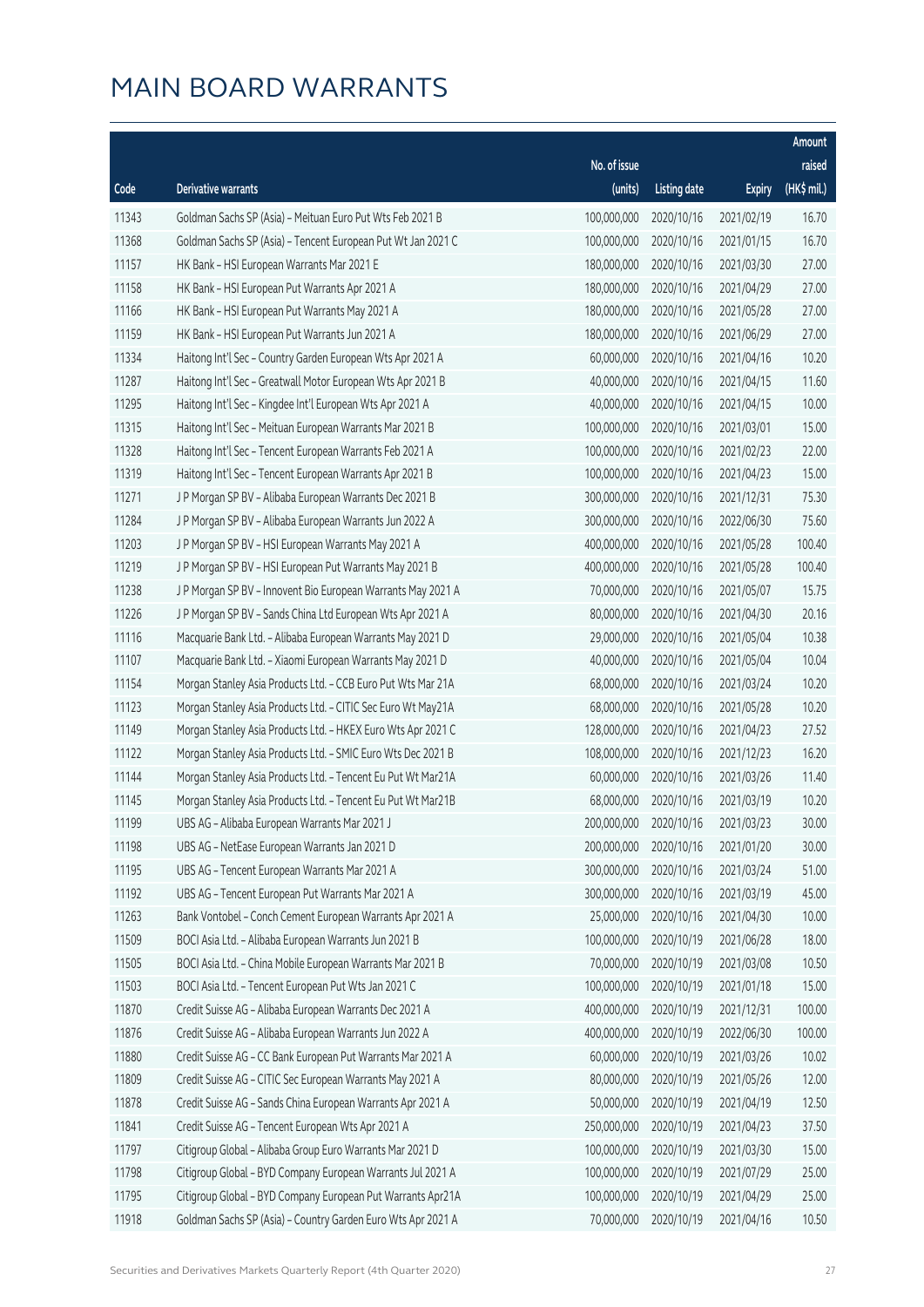# MAIN BOARD WARRANTS

| Code | Derivative warrants | No. of issue (units) | Listing date | Expiry | Amount raised (HK$ mil.) |
|---|---|---|---|---|---|
| 11343 | Goldman Sachs SP (Asia) – Meituan Euro Put Wts Feb 2021 B | 100,000,000 | 2020/10/16 | 2021/02/19 | 16.70 |
| 11368 | Goldman Sachs SP (Asia) – Tencent European Put Wt Jan 2021 C | 100,000,000 | 2020/10/16 | 2021/01/15 | 16.70 |
| 11157 | HK Bank – HSI European Warrants Mar 2021 E | 180,000,000 | 2020/10/16 | 2021/03/30 | 27.00 |
| 11158 | HK Bank – HSI European Put Warrants Apr 2021 A | 180,000,000 | 2020/10/16 | 2021/04/29 | 27.00 |
| 11166 | HK Bank – HSI European Put Warrants May 2021 A | 180,000,000 | 2020/10/16 | 2021/05/28 | 27.00 |
| 11159 | HK Bank – HSI European Put Warrants Jun 2021 A | 180,000,000 | 2020/10/16 | 2021/06/29 | 27.00 |
| 11334 | Haitong Int'l Sec – Country Garden European Wts Apr 2021 A | 60,000,000 | 2020/10/16 | 2021/04/16 | 10.20 |
| 11287 | Haitong Int'l Sec – Greatwall Motor European Wts Apr 2021 B | 40,000,000 | 2020/10/16 | 2021/04/15 | 11.60 |
| 11295 | Haitong Int'l Sec – Kingdee Int'l European Wts Apr 2021 A | 40,000,000 | 2020/10/16 | 2021/04/15 | 10.00 |
| 11315 | Haitong Int'l Sec – Meituan European Warrants Mar 2021 B | 100,000,000 | 2020/10/16 | 2021/03/01 | 15.00 |
| 11328 | Haitong Int'l Sec – Tencent European Warrants Feb 2021 A | 100,000,000 | 2020/10/16 | 2021/02/23 | 22.00 |
| 11319 | Haitong Int'l Sec – Tencent European Warrants Apr 2021 B | 100,000,000 | 2020/10/16 | 2021/04/23 | 15.00 |
| 11271 | J P Morgan SP BV – Alibaba European Warrants Dec 2021 B | 300,000,000 | 2020/10/16 | 2021/12/31 | 75.30 |
| 11284 | J P Morgan SP BV – Alibaba European Warrants Jun 2022 A | 300,000,000 | 2020/10/16 | 2022/06/30 | 75.60 |
| 11203 | J P Morgan SP BV – HSI European Warrants May 2021 A | 400,000,000 | 2020/10/16 | 2021/05/28 | 100.40 |
| 11219 | J P Morgan SP BV – HSI European Put Warrants May 2021 B | 400,000,000 | 2020/10/16 | 2021/05/28 | 100.40 |
| 11238 | J P Morgan SP BV – Innovent Bio European Warrants May 2021 A | 70,000,000 | 2020/10/16 | 2021/05/07 | 15.75 |
| 11226 | J P Morgan SP BV – Sands China Ltd European Wts Apr 2021 A | 80,000,000 | 2020/10/16 | 2021/04/30 | 20.16 |
| 11116 | Macquarie Bank Ltd. – Alibaba European Warrants May 2021 D | 29,000,000 | 2020/10/16 | 2021/05/04 | 10.38 |
| 11107 | Macquarie Bank Ltd. – Xiaomi European Warrants May 2021 D | 40,000,000 | 2020/10/16 | 2021/05/04 | 10.04 |
| 11154 | Morgan Stanley Asia Products Ltd. – CCB Euro Put Wts Mar 21A | 68,000,000 | 2020/10/16 | 2021/03/24 | 10.20 |
| 11123 | Morgan Stanley Asia Products Ltd. – CITIC Sec Euro Wt May21A | 68,000,000 | 2020/10/16 | 2021/05/28 | 10.20 |
| 11149 | Morgan Stanley Asia Products Ltd. – HKEX Euro Wts Apr 2021 C | 128,000,000 | 2020/10/16 | 2021/04/23 | 27.52 |
| 11122 | Morgan Stanley Asia Products Ltd. – SMIC Euro Wts Dec 2021 B | 108,000,000 | 2020/10/16 | 2021/12/23 | 16.20 |
| 11144 | Morgan Stanley Asia Products Ltd. – Tencent Eu Put Wt Mar21A | 60,000,000 | 2020/10/16 | 2021/03/26 | 11.40 |
| 11145 | Morgan Stanley Asia Products Ltd. – Tencent Eu Put Wt Mar21B | 68,000,000 | 2020/10/16 | 2021/03/19 | 10.20 |
| 11199 | UBS AG – Alibaba European Warrants Mar 2021 J | 200,000,000 | 2020/10/16 | 2021/03/23 | 30.00 |
| 11198 | UBS AG – NetEase European Warrants Jan 2021 D | 200,000,000 | 2020/10/16 | 2021/01/20 | 30.00 |
| 11195 | UBS AG – Tencent European Warrants Mar 2021 A | 300,000,000 | 2020/10/16 | 2021/03/24 | 51.00 |
| 11192 | UBS AG – Tencent European Put Warrants Mar 2021 A | 300,000,000 | 2020/10/16 | 2021/03/19 | 45.00 |
| 11263 | Bank Vontobel – Conch Cement European Warrants Apr 2021 A | 25,000,000 | 2020/10/16 | 2021/04/30 | 10.00 |
| 11509 | BOCI Asia Ltd. – Alibaba European Warrants Jun 2021 B | 100,000,000 | 2020/10/19 | 2021/06/28 | 18.00 |
| 11505 | BOCI Asia Ltd. – China Mobile European Warrants Mar 2021 B | 70,000,000 | 2020/10/19 | 2021/03/08 | 10.50 |
| 11503 | BOCI Asia Ltd. – Tencent European Put Wts Jan 2021 C | 100,000,000 | 2020/10/19 | 2021/01/18 | 15.00 |
| 11870 | Credit Suisse AG – Alibaba European Warrants Dec 2021 A | 400,000,000 | 2020/10/19 | 2021/12/31 | 100.00 |
| 11876 | Credit Suisse AG – Alibaba European Warrants Jun 2022 A | 400,000,000 | 2020/10/19 | 2022/06/30 | 100.00 |
| 11880 | Credit Suisse AG – CC Bank European Put Warrants Mar 2021 A | 60,000,000 | 2020/10/19 | 2021/03/26 | 10.02 |
| 11809 | Credit Suisse AG – CITIC Sec European Warrants May 2021 A | 80,000,000 | 2020/10/19 | 2021/05/26 | 12.00 |
| 11878 | Credit Suisse AG – Sands China European Warrants Apr 2021 A | 50,000,000 | 2020/10/19 | 2021/04/19 | 12.50 |
| 11841 | Credit Suisse AG – Tencent European Wts Apr 2021 A | 250,000,000 | 2020/10/19 | 2021/04/23 | 37.50 |
| 11797 | Citigroup Global – Alibaba Group Euro Warrants Mar 2021 D | 100,000,000 | 2020/10/19 | 2021/03/30 | 15.00 |
| 11798 | Citigroup Global – BYD Company European Warrants Jul 2021 A | 100,000,000 | 2020/10/19 | 2021/07/29 | 25.00 |
| 11795 | Citigroup Global – BYD Company European Put Warrants Apr21A | 100,000,000 | 2020/10/19 | 2021/04/29 | 25.00 |
| 11918 | Goldman Sachs SP (Asia) – Country Garden Euro Wts Apr 2021 A | 70,000,000 | 2020/10/19 | 2021/04/16 | 10.50 |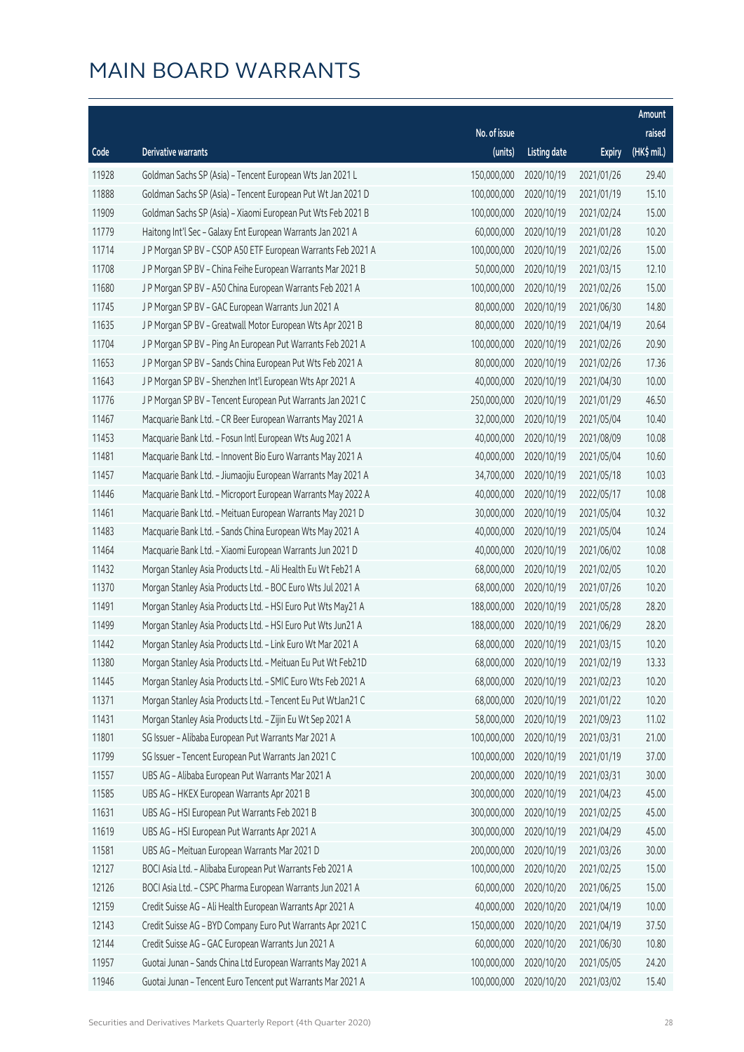# MAIN BOARD WARRANTS

| Code | Derivative warrants | No. of issue (units) | Listing date | Expiry | Amount raised (HK$ mil.) |
|---|---|---|---|---|---|
| 11928 | Goldman Sachs SP (Asia) - Tencent European Wts Jan 2021 L | 150,000,000 | 2020/10/19 | 2021/01/26 | 29.40 |
| 11888 | Goldman Sachs SP (Asia) - Tencent European Put Wt Jan 2021 D | 100,000,000 | 2020/10/19 | 2021/01/19 | 15.10 |
| 11909 | Goldman Sachs SP (Asia) - Xiaomi European Put Wts Feb 2021 B | 100,000,000 | 2020/10/19 | 2021/02/24 | 15.00 |
| 11779 | Haitong Int'l Sec - Galaxy Ent European Warrants Jan 2021 A | 60,000,000 | 2020/10/19 | 2021/01/28 | 10.20 |
| 11714 | J P Morgan SP BV - CSOP A50 ETF European Warrants Feb 2021 A | 100,000,000 | 2020/10/19 | 2021/02/26 | 15.00 |
| 11708 | J P Morgan SP BV - China Feihe European Warrants Mar 2021 B | 50,000,000 | 2020/10/19 | 2021/03/15 | 12.10 |
| 11680 | J P Morgan SP BV - A50 China European Warrants Feb 2021 A | 100,000,000 | 2020/10/19 | 2021/02/26 | 15.00 |
| 11745 | J P Morgan SP BV - GAC European Warrants Jun 2021 A | 80,000,000 | 2020/10/19 | 2021/06/30 | 14.80 |
| 11635 | J P Morgan SP BV - Greatwall Motor European Wts Apr 2021 B | 80,000,000 | 2020/10/19 | 2021/04/19 | 20.64 |
| 11704 | J P Morgan SP BV - Ping An European Put Warrants Feb 2021 A | 100,000,000 | 2020/10/19 | 2021/02/26 | 20.90 |
| 11653 | J P Morgan SP BV - Sands China European Put Wts Feb 2021 A | 80,000,000 | 2020/10/19 | 2021/02/26 | 17.36 |
| 11643 | J P Morgan SP BV - Shenzhen Int'l European Wts Apr 2021 A | 40,000,000 | 2020/10/19 | 2021/04/30 | 10.00 |
| 11776 | J P Morgan SP BV - Tencent European Put Warrants Jan 2021 C | 250,000,000 | 2020/10/19 | 2021/01/29 | 46.50 |
| 11467 | Macquarie Bank Ltd. - CR Beer European Warrants May 2021 A | 32,000,000 | 2020/10/19 | 2021/05/04 | 10.40 |
| 11453 | Macquarie Bank Ltd. - Fosun Intl European Wts Aug 2021 A | 40,000,000 | 2020/10/19 | 2021/08/09 | 10.08 |
| 11481 | Macquarie Bank Ltd. - Innovent Bio Euro Warrants May 2021 A | 40,000,000 | 2020/10/19 | 2021/05/04 | 10.60 |
| 11457 | Macquarie Bank Ltd. - Jiumaojiu European Warrants May 2021 A | 34,700,000 | 2020/10/19 | 2021/05/18 | 10.03 |
| 11446 | Macquarie Bank Ltd. - Microport European Warrants May 2022 A | 40,000,000 | 2020/10/19 | 2022/05/17 | 10.08 |
| 11461 | Macquarie Bank Ltd. - Meituan European Warrants May 2021 D | 30,000,000 | 2020/10/19 | 2021/05/04 | 10.32 |
| 11483 | Macquarie Bank Ltd. - Sands China European Wts May 2021 A | 40,000,000 | 2020/10/19 | 2021/05/04 | 10.24 |
| 11464 | Macquarie Bank Ltd. - Xiaomi European Warrants Jun 2021 D | 40,000,000 | 2020/10/19 | 2021/06/02 | 10.08 |
| 11432 | Morgan Stanley Asia Products Ltd. - Ali Health Eu Wt Feb21 A | 68,000,000 | 2020/10/19 | 2021/02/05 | 10.20 |
| 11370 | Morgan Stanley Asia Products Ltd. - BOC Euro Wts Jul 2021 A | 68,000,000 | 2020/10/19 | 2021/07/26 | 10.20 |
| 11491 | Morgan Stanley Asia Products Ltd. - HSI Euro Put Wts May21 A | 188,000,000 | 2020/10/19 | 2021/05/28 | 28.20 |
| 11499 | Morgan Stanley Asia Products Ltd. - HSI Euro Put Wts Jun21 A | 188,000,000 | 2020/10/19 | 2021/06/29 | 28.20 |
| 11442 | Morgan Stanley Asia Products Ltd. - Link Euro Wt Mar 2021 A | 68,000,000 | 2020/10/19 | 2021/03/15 | 10.20 |
| 11380 | Morgan Stanley Asia Products Ltd. - Meituan Eu Put Wt Feb21D | 68,000,000 | 2020/10/19 | 2021/02/19 | 13.33 |
| 11445 | Morgan Stanley Asia Products Ltd. - SMIC Euro Wts Feb 2021 A | 68,000,000 | 2020/10/19 | 2021/02/23 | 10.20 |
| 11371 | Morgan Stanley Asia Products Ltd. - Tencent Eu Put WtJan21 C | 68,000,000 | 2020/10/19 | 2021/01/22 | 10.20 |
| 11431 | Morgan Stanley Asia Products Ltd. - Zijin Eu Wt Sep 2021 A | 58,000,000 | 2020/10/19 | 2021/09/23 | 11.02 |
| 11801 | SG Issuer - Alibaba European Put Warrants Mar 2021 A | 100,000,000 | 2020/10/19 | 2021/03/31 | 21.00 |
| 11799 | SG Issuer - Tencent European Put Warrants Jan 2021 C | 100,000,000 | 2020/10/19 | 2021/01/19 | 37.00 |
| 11557 | UBS AG - Alibaba European Put Warrants Mar 2021 A | 200,000,000 | 2020/10/19 | 2021/03/31 | 30.00 |
| 11585 | UBS AG - HKEX European Warrants Apr 2021 B | 300,000,000 | 2020/10/19 | 2021/04/23 | 45.00 |
| 11631 | UBS AG - HSI European Put Warrants Feb 2021 B | 300,000,000 | 2020/10/19 | 2021/02/25 | 45.00 |
| 11619 | UBS AG - HSI European Put Warrants Apr 2021 A | 300,000,000 | 2020/10/19 | 2021/04/29 | 45.00 |
| 11581 | UBS AG - Meituan European Warrants Mar 2021 D | 200,000,000 | 2020/10/19 | 2021/03/26 | 30.00 |
| 12127 | BOCI Asia Ltd. - Alibaba European Put Warrants Feb 2021 A | 100,000,000 | 2020/10/20 | 2021/02/25 | 15.00 |
| 12126 | BOCI Asia Ltd. - CSPC Pharma European Warrants Jun 2021 A | 60,000,000 | 2020/10/20 | 2021/06/25 | 15.00 |
| 12159 | Credit Suisse AG - Ali Health European Warrants Apr 2021 A | 40,000,000 | 2020/10/20 | 2021/04/19 | 10.00 |
| 12143 | Credit Suisse AG - BYD Company Euro Put Warrants Apr 2021 C | 150,000,000 | 2020/10/20 | 2021/04/19 | 37.50 |
| 12144 | Credit Suisse AG - GAC European Warrants Jun 2021 A | 60,000,000 | 2020/10/20 | 2021/06/30 | 10.80 |
| 11957 | Guotai Junan - Sands China Ltd European Warrants May 2021 A | 100,000,000 | 2020/10/20 | 2021/05/05 | 24.20 |
| 11946 | Guotai Junan - Tencent Euro Tencent put Warrants Mar 2021 A | 100,000,000 | 2020/10/20 | 2021/03/02 | 15.40 |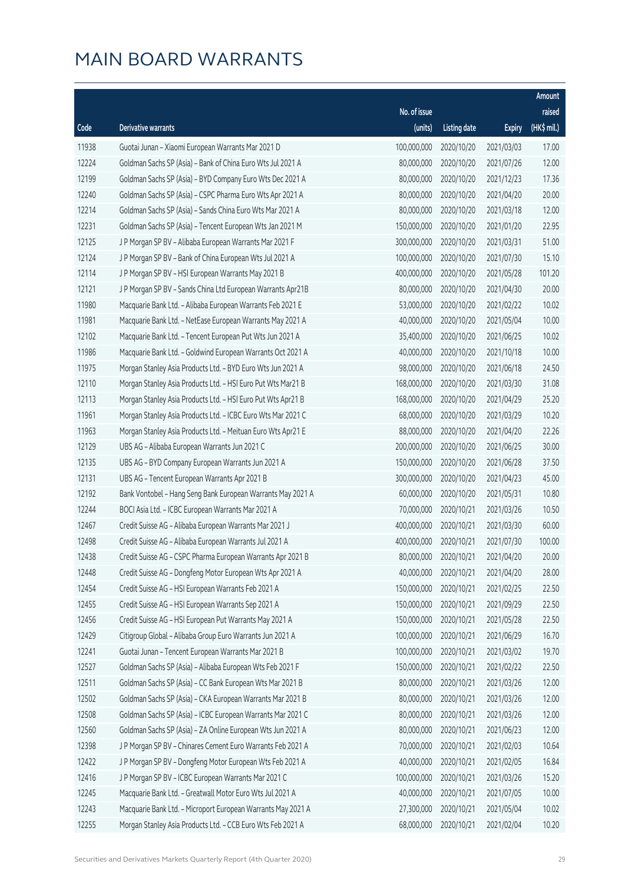# MAIN BOARD WARRANTS

| Code | Derivative warrants | No. of issue (units) | Listing date | Expiry | Amount raised (HK$ mil.) |
|---|---|---|---|---|---|
| 11938 | Guotai Junan – Xiaomi European Warrants Mar 2021 D | 100,000,000 | 2020/10/20 | 2021/03/03 | 17.00 |
| 12224 | Goldman Sachs SP (Asia) – Bank of China Euro Wts Jul 2021 A | 80,000,000 | 2020/10/20 | 2021/07/26 | 12.00 |
| 12199 | Goldman Sachs SP (Asia) – BYD Company Euro Wts Dec 2021 A | 80,000,000 | 2020/10/20 | 2021/12/23 | 17.36 |
| 12240 | Goldman Sachs SP (Asia) – CSPC Pharma Euro Wts Apr 2021 A | 80,000,000 | 2020/10/20 | 2021/04/20 | 20.00 |
| 12214 | Goldman Sachs SP (Asia) – Sands China Euro Wts Mar 2021 A | 80,000,000 | 2020/10/20 | 2021/03/18 | 12.00 |
| 12231 | Goldman Sachs SP (Asia) – Tencent European Wts Jan 2021 M | 150,000,000 | 2020/10/20 | 2021/01/20 | 22.95 |
| 12125 | J P Morgan SP BV – Alibaba European Warrants Mar 2021 F | 300,000,000 | 2020/10/20 | 2021/03/31 | 51.00 |
| 12124 | J P Morgan SP BV – Bank of China European Wts Jul 2021 A | 100,000,000 | 2020/10/20 | 2021/07/30 | 15.10 |
| 12114 | J P Morgan SP BV – HSI European Warrants May 2021 B | 400,000,000 | 2020/10/20 | 2021/05/28 | 101.20 |
| 12121 | J P Morgan SP BV – Sands China Ltd European Warrants Apr21B | 80,000,000 | 2020/10/20 | 2021/04/30 | 20.00 |
| 11980 | Macquarie Bank Ltd. – Alibaba European Warrants Feb 2021 E | 53,000,000 | 2020/10/20 | 2021/02/22 | 10.02 |
| 11981 | Macquarie Bank Ltd. – NetEase European Warrants May 2021 A | 40,000,000 | 2020/10/20 | 2021/05/04 | 10.00 |
| 12102 | Macquarie Bank Ltd. – Tencent European Put Wts Jun 2021 A | 35,400,000 | 2020/10/20 | 2021/06/25 | 10.02 |
| 11986 | Macquarie Bank Ltd. – Goldwind European Warrants Oct 2021 A | 40,000,000 | 2020/10/20 | 2021/10/18 | 10.00 |
| 11975 | Morgan Stanley Asia Products Ltd. – BYD Euro Wts Jun 2021 A | 98,000,000 | 2020/10/20 | 2021/06/18 | 24.50 |
| 12110 | Morgan Stanley Asia Products Ltd. – HSI Euro Put Wts Mar21 B | 168,000,000 | 2020/10/20 | 2021/03/30 | 31.08 |
| 12113 | Morgan Stanley Asia Products Ltd. – HSI Euro Put Wts Apr21 B | 168,000,000 | 2020/10/20 | 2021/04/29 | 25.20 |
| 11961 | Morgan Stanley Asia Products Ltd. – ICBC Euro Wts Mar 2021 C | 68,000,000 | 2020/10/20 | 2021/03/29 | 10.20 |
| 11963 | Morgan Stanley Asia Products Ltd. – Meituan Euro Wts Apr21 E | 88,000,000 | 2020/10/20 | 2021/04/20 | 22.26 |
| 12129 | UBS AG – Alibaba European Warrants Jun 2021 C | 200,000,000 | 2020/10/20 | 2021/06/25 | 30.00 |
| 12135 | UBS AG – BYD Company European Warrants Jun 2021 A | 150,000,000 | 2020/10/20 | 2021/06/28 | 37.50 |
| 12131 | UBS AG – Tencent European Warrants Apr 2021 B | 300,000,000 | 2020/10/20 | 2021/04/23 | 45.00 |
| 12192 | Bank Vontobel – Hang Seng Bank European Warrants May 2021 A | 60,000,000 | 2020/10/20 | 2021/05/31 | 10.80 |
| 12244 | BOCI Asia Ltd. – ICBC European Warrants Mar 2021 A | 70,000,000 | 2020/10/21 | 2021/03/26 | 10.50 |
| 12467 | Credit Suisse AG – Alibaba European Warrants Mar 2021 J | 400,000,000 | 2020/10/21 | 2021/03/30 | 60.00 |
| 12498 | Credit Suisse AG – Alibaba European Warrants Jul 2021 A | 400,000,000 | 2020/10/21 | 2021/07/30 | 100.00 |
| 12438 | Credit Suisse AG – CSPC Pharma European Warrants Apr 2021 B | 80,000,000 | 2020/10/21 | 2021/04/20 | 20.00 |
| 12448 | Credit Suisse AG – Dongfeng Motor European Wts Apr 2021 A | 40,000,000 | 2020/10/21 | 2021/04/20 | 28.00 |
| 12454 | Credit Suisse AG – HSI European Warrants Feb 2021 A | 150,000,000 | 2020/10/21 | 2021/02/25 | 22.50 |
| 12455 | Credit Suisse AG – HSI European Warrants Sep 2021 A | 150,000,000 | 2020/10/21 | 2021/09/29 | 22.50 |
| 12456 | Credit Suisse AG – HSI European Put Warrants May 2021 A | 150,000,000 | 2020/10/21 | 2021/05/28 | 22.50 |
| 12429 | Citigroup Global – Alibaba Group Euro Warrants Jun 2021 A | 100,000,000 | 2020/10/21 | 2021/06/29 | 16.70 |
| 12241 | Guotai Junan – Tencent European Warrants Mar 2021 B | 100,000,000 | 2020/10/21 | 2021/03/02 | 19.70 |
| 12527 | Goldman Sachs SP (Asia) – Alibaba European Wts Feb 2021 F | 150,000,000 | 2020/10/21 | 2021/02/22 | 22.50 |
| 12511 | Goldman Sachs SP (Asia) – CC Bank European Wts Mar 2021 B | 80,000,000 | 2020/10/21 | 2021/03/26 | 12.00 |
| 12502 | Goldman Sachs SP (Asia) – CKA European Warrants Mar 2021 B | 80,000,000 | 2020/10/21 | 2021/03/26 | 12.00 |
| 12508 | Goldman Sachs SP (Asia) – ICBC European Warrants Mar 2021 C | 80,000,000 | 2020/10/21 | 2021/03/26 | 12.00 |
| 12560 | Goldman Sachs SP (Asia) – ZA Online European Wts Jun 2021 A | 80,000,000 | 2020/10/21 | 2021/06/23 | 12.00 |
| 12398 | J P Morgan SP BV – Chinares Cement Euro Warrants Feb 2021 A | 70,000,000 | 2020/10/21 | 2021/02/03 | 10.64 |
| 12422 | J P Morgan SP BV – Dongfeng Motor European Wts Feb 2021 A | 40,000,000 | 2020/10/21 | 2021/02/05 | 16.84 |
| 12416 | J P Morgan SP BV – ICBC European Warrants Mar 2021 C | 100,000,000 | 2020/10/21 | 2021/03/26 | 15.20 |
| 12245 | Macquarie Bank Ltd. – Greatwall Motor Euro Wts Jul 2021 A | 40,000,000 | 2020/10/21 | 2021/07/05 | 10.00 |
| 12243 | Macquarie Bank Ltd. – Microport European Warrants May 2021 A | 27,300,000 | 2020/10/21 | 2021/05/04 | 10.02 |
| 12255 | Morgan Stanley Asia Products Ltd. – CCB Euro Wts Feb 2021 A | 68,000,000 | 2020/10/21 | 2021/02/04 | 10.20 |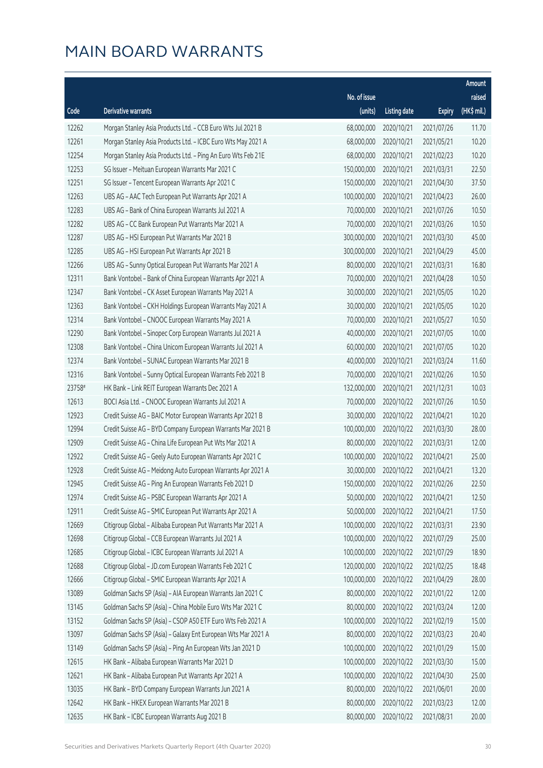# MAIN BOARD WARRANTS

| Code | Derivative warrants | No. of issue (units) | Listing date | Expiry | Amount raised (HK$ mil.) |
|---|---|---|---|---|---|
| 12262 | Morgan Stanley Asia Products Ltd. - CCB Euro Wts Jul 2021 B | 68,000,000 | 2020/10/21 | 2021/07/26 | 11.70 |
| 12261 | Morgan Stanley Asia Products Ltd. - ICBC Euro Wts May 2021 A | 68,000,000 | 2020/10/21 | 2021/05/21 | 10.20 |
| 12254 | Morgan Stanley Asia Products Ltd. - Ping An Euro Wts Feb 21E | 68,000,000 | 2020/10/21 | 2021/02/23 | 10.20 |
| 12253 | SG Issuer - Meituan European Warrants Mar 2021 C | 150,000,000 | 2020/10/21 | 2021/03/31 | 22.50 |
| 12251 | SG Issuer - Tencent European Warrants Apr 2021 C | 150,000,000 | 2020/10/21 | 2021/04/30 | 37.50 |
| 12263 | UBS AG - AAC Tech European Put Warrants Apr 2021 A | 100,000,000 | 2020/10/21 | 2021/04/23 | 26.00 |
| 12283 | UBS AG - Bank of China European Warrants Jul 2021 A | 70,000,000 | 2020/10/21 | 2021/07/26 | 10.50 |
| 12282 | UBS AG - CC Bank European Put Warrants Mar 2021 A | 70,000,000 | 2020/10/21 | 2021/03/26 | 10.50 |
| 12287 | UBS AG - HSI European Put Warrants Mar 2021 B | 300,000,000 | 2020/10/21 | 2021/03/30 | 45.00 |
| 12285 | UBS AG - HSI European Put Warrants Apr 2021 B | 300,000,000 | 2020/10/21 | 2021/04/29 | 45.00 |
| 12266 | UBS AG - Sunny Optical European Put Warrants Mar 2021 A | 80,000,000 | 2020/10/21 | 2021/03/31 | 16.80 |
| 12311 | Bank Vontobel - Bank of China European Warrants Apr 2021 A | 70,000,000 | 2020/10/21 | 2021/04/28 | 10.50 |
| 12347 | Bank Vontobel - CK Asset European Warrants May 2021 A | 30,000,000 | 2020/10/21 | 2021/05/05 | 10.20 |
| 12363 | Bank Vontobel - CKH Holdings European Warrants May 2021 A | 30,000,000 | 2020/10/21 | 2021/05/05 | 10.20 |
| 12314 | Bank Vontobel - CNOOC European Warrants May 2021 A | 70,000,000 | 2020/10/21 | 2021/05/27 | 10.50 |
| 12290 | Bank Vontobel - Sinopec Corp European Warrants Jul 2021 A | 40,000,000 | 2020/10/21 | 2021/07/05 | 10.00 |
| 12308 | Bank Vontobel - China Unicom European Warrants Jul 2021 A | 60,000,000 | 2020/10/21 | 2021/07/05 | 10.20 |
| 12374 | Bank Vontobel - SUNAC European Warrants Mar 2021 B | 40,000,000 | 2020/10/21 | 2021/03/24 | 11.60 |
| 12316 | Bank Vontobel - Sunny Optical European Warrants Feb 2021 B | 70,000,000 | 2020/10/21 | 2021/02/26 | 10.50 |
| 23758# | HK Bank - Link REIT European Warrants Dec 2021 A | 132,000,000 | 2020/10/21 | 2021/12/31 | 10.03 |
| 12613 | BOCI Asia Ltd. - CNOOC European Warrants Jul 2021 A | 70,000,000 | 2020/10/22 | 2021/07/26 | 10.50 |
| 12923 | Credit Suisse AG - BAIC Motor European Warrants Apr 2021 B | 30,000,000 | 2020/10/22 | 2021/04/21 | 10.20 |
| 12994 | Credit Suisse AG - BYD Company European Warrants Mar 2021 B | 100,000,000 | 2020/10/22 | 2021/03/30 | 28.00 |
| 12909 | Credit Suisse AG - China Life European Put Wts Mar 2021 A | 80,000,000 | 2020/10/22 | 2021/03/31 | 12.00 |
| 12922 | Credit Suisse AG - Geely Auto European Warrants Apr 2021 C | 100,000,000 | 2020/10/22 | 2021/04/21 | 25.00 |
| 12928 | Credit Suisse AG - Meidong Auto European Warrants Apr 2021 A | 30,000,000 | 2020/10/22 | 2021/04/21 | 13.20 |
| 12945 | Credit Suisse AG - Ping An European Warrants Feb 2021 D | 150,000,000 | 2020/10/22 | 2021/02/26 | 22.50 |
| 12974 | Credit Suisse AG - PSBC European Warrants Apr 2021 A | 50,000,000 | 2020/10/22 | 2021/04/21 | 12.50 |
| 12911 | Credit Suisse AG - SMIC European Put Warrants Apr 2021 A | 50,000,000 | 2020/10/22 | 2021/04/21 | 17.50 |
| 12669 | Citigroup Global - Alibaba European Put Warrants Mar 2021 A | 100,000,000 | 2020/10/22 | 2021/03/31 | 23.90 |
| 12698 | Citigroup Global - CCB European Warrants Jul 2021 A | 100,000,000 | 2020/10/22 | 2021/07/29 | 25.00 |
| 12685 | Citigroup Global - ICBC European Warrants Jul 2021 A | 100,000,000 | 2020/10/22 | 2021/07/29 | 18.90 |
| 12688 | Citigroup Global - JD.com European Warrants Feb 2021 C | 120,000,000 | 2020/10/22 | 2021/02/25 | 18.48 |
| 12666 | Citigroup Global - SMIC European Warrants Apr 2021 A | 100,000,000 | 2020/10/22 | 2021/04/29 | 28.00 |
| 13089 | Goldman Sachs SP (Asia) - AIA European Warrants Jan 2021 C | 80,000,000 | 2020/10/22 | 2021/01/22 | 12.00 |
| 13145 | Goldman Sachs SP (Asia) - China Mobile Euro Wts Mar 2021 C | 80,000,000 | 2020/10/22 | 2021/03/24 | 12.00 |
| 13152 | Goldman Sachs SP (Asia) - CSOP A50 ETF Euro Wts Feb 2021 A | 100,000,000 | 2020/10/22 | 2021/02/19 | 15.00 |
| 13097 | Goldman Sachs SP (Asia) - Galaxy Ent European Wts Mar 2021 A | 80,000,000 | 2020/10/22 | 2021/03/23 | 20.40 |
| 13149 | Goldman Sachs SP (Asia) - Ping An European Wts Jan 2021 D | 100,000,000 | 2020/10/22 | 2021/01/29 | 15.00 |
| 12615 | HK Bank - Alibaba European Warrants Mar 2021 D | 100,000,000 | 2020/10/22 | 2021/03/30 | 15.00 |
| 12621 | HK Bank - Alibaba European Put Warrants Apr 2021 A | 100,000,000 | 2020/10/22 | 2021/04/30 | 25.00 |
| 13035 | HK Bank - BYD Company European Warrants Jun 2021 A | 80,000,000 | 2020/10/22 | 2021/06/01 | 20.00 |
| 12642 | HK Bank - HKEX European Warrants Mar 2021 B | 80,000,000 | 2020/10/22 | 2021/03/23 | 12.00 |
| 12635 | HK Bank - ICBC European Warrants Aug 2021 B | 80,000,000 | 2020/10/22 | 2021/08/31 | 20.00 |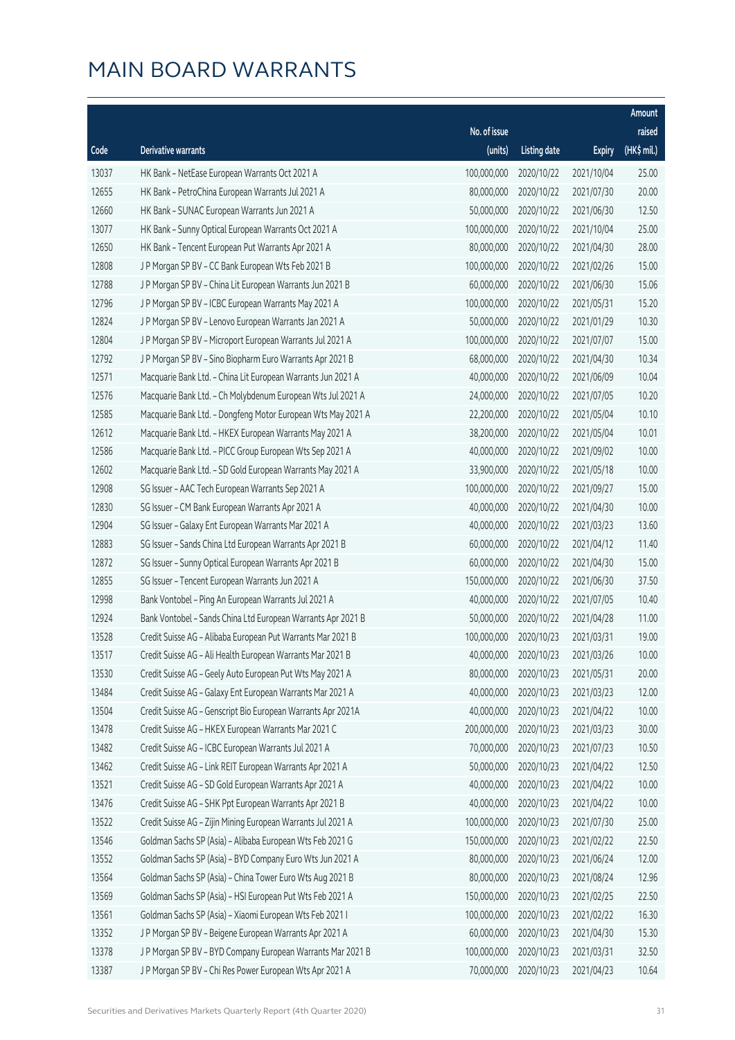# MAIN BOARD WARRANTS

| Code | Derivative warrants | No. of issue (units) | Listing date | Expiry | Amount raised (HK$ mil.) |
|---|---|---|---|---|---|
| 13037 | HK Bank – NetEase European Warrants Oct 2021 A | 100,000,000 | 2020/10/22 | 2021/10/04 | 25.00 |
| 12655 | HK Bank – PetroChina European Warrants Jul 2021 A | 80,000,000 | 2020/10/22 | 2021/07/30 | 20.00 |
| 12660 | HK Bank – SUNAC European Warrants Jun 2021 A | 50,000,000 | 2020/10/22 | 2021/06/30 | 12.50 |
| 13077 | HK Bank – Sunny Optical European Warrants Oct 2021 A | 100,000,000 | 2020/10/22 | 2021/10/04 | 25.00 |
| 12650 | HK Bank – Tencent European Put Warrants Apr 2021 A | 80,000,000 | 2020/10/22 | 2021/04/30 | 28.00 |
| 12808 | J P Morgan SP BV – CC Bank European Wts Feb 2021 B | 100,000,000 | 2020/10/22 | 2021/02/26 | 15.00 |
| 12788 | J P Morgan SP BV – China Lit European Warrants Jun 2021 B | 60,000,000 | 2020/10/22 | 2021/06/30 | 15.06 |
| 12796 | J P Morgan SP BV – ICBC European Warrants May 2021 A | 100,000,000 | 2020/10/22 | 2021/05/31 | 15.20 |
| 12824 | J P Morgan SP BV – Lenovo European Warrants Jan 2021 A | 50,000,000 | 2020/10/22 | 2021/01/29 | 10.30 |
| 12804 | J P Morgan SP BV – Microport European Warrants Jul 2021 A | 100,000,000 | 2020/10/22 | 2021/07/07 | 15.00 |
| 12792 | J P Morgan SP BV – Sino Biopharm Euro Warrants Apr 2021 B | 68,000,000 | 2020/10/22 | 2021/04/30 | 10.34 |
| 12571 | Macquarie Bank Ltd. – China Lit European Warrants Jun 2021 A | 40,000,000 | 2020/10/22 | 2021/06/09 | 10.04 |
| 12576 | Macquarie Bank Ltd. – Ch Molybdenum European Wts Jul 2021 A | 24,000,000 | 2020/10/22 | 2021/07/05 | 10.20 |
| 12585 | Macquarie Bank Ltd. – Dongfeng Motor European Wts May 2021 A | 22,200,000 | 2020/10/22 | 2021/05/04 | 10.10 |
| 12612 | Macquarie Bank Ltd. – HKEX European Warrants May 2021 A | 38,200,000 | 2020/10/22 | 2021/05/04 | 10.01 |
| 12586 | Macquarie Bank Ltd. – PICC Group European Wts Sep 2021 A | 40,000,000 | 2020/10/22 | 2021/09/02 | 10.00 |
| 12602 | Macquarie Bank Ltd. – SD Gold European Warrants May 2021 A | 33,900,000 | 2020/10/22 | 2021/05/18 | 10.00 |
| 12908 | SG Issuer – AAC Tech European Warrants Sep 2021 A | 100,000,000 | 2020/10/22 | 2021/09/27 | 15.00 |
| 12830 | SG Issuer – CM Bank European Warrants Apr 2021 A | 40,000,000 | 2020/10/22 | 2021/04/30 | 10.00 |
| 12904 | SG Issuer – Galaxy Ent European Warrants Mar 2021 A | 40,000,000 | 2020/10/22 | 2021/03/23 | 13.60 |
| 12883 | SG Issuer – Sands China Ltd European Warrants Apr 2021 B | 60,000,000 | 2020/10/22 | 2021/04/12 | 11.40 |
| 12872 | SG Issuer – Sunny Optical European Warrants Apr 2021 B | 60,000,000 | 2020/10/22 | 2021/04/30 | 15.00 |
| 12855 | SG Issuer – Tencent European Warrants Jun 2021 A | 150,000,000 | 2020/10/22 | 2021/06/30 | 37.50 |
| 12998 | Bank Vontobel – Ping An European Warrants Jul 2021 A | 40,000,000 | 2020/10/22 | 2021/07/05 | 10.40 |
| 12924 | Bank Vontobel – Sands China Ltd European Warrants Apr 2021 B | 50,000,000 | 2020/10/22 | 2021/04/28 | 11.00 |
| 13528 | Credit Suisse AG – Alibaba European Put Warrants Mar 2021 B | 100,000,000 | 2020/10/23 | 2021/03/31 | 19.00 |
| 13517 | Credit Suisse AG – Ali Health European Warrants Mar 2021 B | 40,000,000 | 2020/10/23 | 2021/03/26 | 10.00 |
| 13530 | Credit Suisse AG – Geely Auto European Put Wts May 2021 A | 80,000,000 | 2020/10/23 | 2021/05/31 | 20.00 |
| 13484 | Credit Suisse AG – Galaxy Ent European Warrants Mar 2021 A | 40,000,000 | 2020/10/23 | 2021/03/23 | 12.00 |
| 13504 | Credit Suisse AG – Genscript Bio European Warrants Apr 2021A | 40,000,000 | 2020/10/23 | 2021/04/22 | 10.00 |
| 13478 | Credit Suisse AG – HKEX European Warrants Mar 2021 C | 200,000,000 | 2020/10/23 | 2021/03/23 | 30.00 |
| 13482 | Credit Suisse AG – ICBC European Warrants Jul 2021 A | 70,000,000 | 2020/10/23 | 2021/07/23 | 10.50 |
| 13462 | Credit Suisse AG – Link REIT European Warrants Apr 2021 A | 50,000,000 | 2020/10/23 | 2021/04/22 | 12.50 |
| 13521 | Credit Suisse AG – SD Gold European Warrants Apr 2021 A | 40,000,000 | 2020/10/23 | 2021/04/22 | 10.00 |
| 13476 | Credit Suisse AG – SHK Ppt European Warrants Apr 2021 B | 40,000,000 | 2020/10/23 | 2021/04/22 | 10.00 |
| 13522 | Credit Suisse AG – Zijin Mining European Warrants Jul 2021 A | 100,000,000 | 2020/10/23 | 2021/07/30 | 25.00 |
| 13546 | Goldman Sachs SP (Asia) – Alibaba European Wts Feb 2021 G | 150,000,000 | 2020/10/23 | 2021/02/22 | 22.50 |
| 13552 | Goldman Sachs SP (Asia) – BYD Company Euro Wts Jun 2021 A | 80,000,000 | 2020/10/23 | 2021/06/24 | 12.00 |
| 13564 | Goldman Sachs SP (Asia) – China Tower Euro Wts Aug 2021 B | 80,000,000 | 2020/10/23 | 2021/08/24 | 12.96 |
| 13569 | Goldman Sachs SP (Asia) – HSI European Put Wts Feb 2021 A | 150,000,000 | 2020/10/23 | 2021/02/25 | 22.50 |
| 13561 | Goldman Sachs SP (Asia) – Xiaomi European Wts Feb 2021 I | 100,000,000 | 2020/10/23 | 2021/02/22 | 16.30 |
| 13352 | J P Morgan SP BV – Beigene European Warrants Apr 2021 A | 60,000,000 | 2020/10/23 | 2021/04/30 | 15.30 |
| 13378 | J P Morgan SP BV – BYD Company European Warrants Mar 2021 B | 100,000,000 | 2020/10/23 | 2021/03/31 | 32.50 |
| 13387 | J P Morgan SP BV – Chi Res Power European Wts Apr 2021 A | 70,000,000 | 2020/10/23 | 2021/04/23 | 10.64 |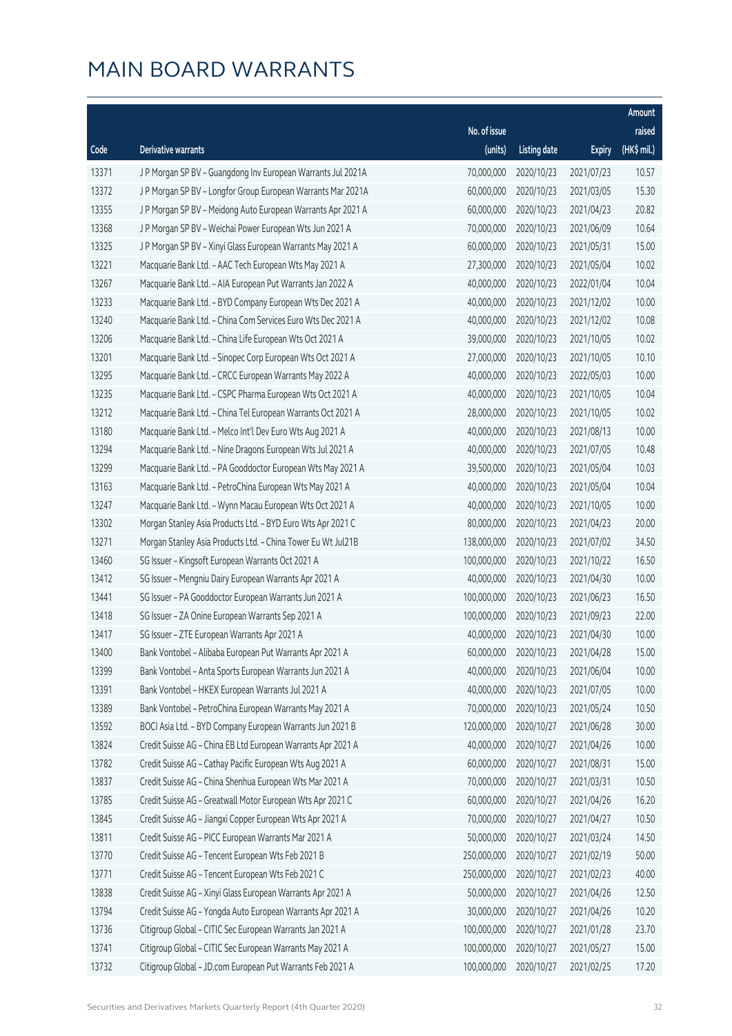# MAIN BOARD WARRANTS

| Code | Derivative warrants | No. of issue (units) | Listing date | Expiry | Amount raised (HK$ mil.) |
|---|---|---|---|---|---|
| 13371 | J P Morgan SP BV - Guangdong Inv European Warrants Jul 2021A | 70,000,000 | 2020/10/23 | 2021/07/23 | 10.57 |
| 13372 | J P Morgan SP BV - Longfor Group European Warrants Mar 2021A | 60,000,000 | 2020/10/23 | 2021/03/05 | 15.30 |
| 13355 | J P Morgan SP BV - Meidong Auto European Warrants Apr 2021 A | 60,000,000 | 2020/10/23 | 2021/04/23 | 20.82 |
| 13368 | J P Morgan SP BV - Weichai Power European Wts Jun 2021 A | 70,000,000 | 2020/10/23 | 2021/06/09 | 10.64 |
| 13325 | J P Morgan SP BV - Xinyi Glass European Warrants May 2021 A | 60,000,000 | 2020/10/23 | 2021/05/31 | 15.00 |
| 13221 | Macquarie Bank Ltd. - AAC Tech European Wts May 2021 A | 27,300,000 | 2020/10/23 | 2021/05/04 | 10.02 |
| 13267 | Macquarie Bank Ltd. - AIA European Put Warrants Jan 2022 A | 40,000,000 | 2020/10/23 | 2022/01/04 | 10.04 |
| 13233 | Macquarie Bank Ltd. - BYD Company European Wts Dec 2021 A | 40,000,000 | 2020/10/23 | 2021/12/02 | 10.00 |
| 13240 | Macquarie Bank Ltd. - China Com Services Euro Wts Dec 2021 A | 40,000,000 | 2020/10/23 | 2021/12/02 | 10.08 |
| 13206 | Macquarie Bank Ltd. - China Life European Wts Oct 2021 A | 39,000,000 | 2020/10/23 | 2021/10/05 | 10.02 |
| 13201 | Macquarie Bank Ltd. - Sinopec Corp European Wts Oct 2021 A | 27,000,000 | 2020/10/23 | 2021/10/05 | 10.10 |
| 13295 | Macquarie Bank Ltd. - CRCC European Warrants May 2022 A | 40,000,000 | 2020/10/23 | 2022/05/03 | 10.00 |
| 13235 | Macquarie Bank Ltd. - CSPC Pharma European Wts Oct 2021 A | 40,000,000 | 2020/10/23 | 2021/10/05 | 10.04 |
| 13212 | Macquarie Bank Ltd. - China Tel European Warrants Oct 2021 A | 28,000,000 | 2020/10/23 | 2021/10/05 | 10.02 |
| 13180 | Macquarie Bank Ltd. - Melco Int'l Dev Euro Wts Aug 2021 A | 40,000,000 | 2020/10/23 | 2021/08/13 | 10.00 |
| 13294 | Macquarie Bank Ltd. - Nine Dragons European Wts Jul 2021 A | 40,000,000 | 2020/10/23 | 2021/07/05 | 10.48 |
| 13299 | Macquarie Bank Ltd. - PA Gooddoctor European Wts May 2021 A | 39,500,000 | 2020/10/23 | 2021/05/04 | 10.03 |
| 13163 | Macquarie Bank Ltd. - PetroChina European Wts May 2021 A | 40,000,000 | 2020/10/23 | 2021/05/04 | 10.04 |
| 13247 | Macquarie Bank Ltd. - Wynn Macau European Wts Oct 2021 A | 40,000,000 | 2020/10/23 | 2021/10/05 | 10.00 |
| 13302 | Morgan Stanley Asia Products Ltd. - BYD Euro Wts Apr 2021 C | 80,000,000 | 2020/10/23 | 2021/04/23 | 20.00 |
| 13271 | Morgan Stanley Asia Products Ltd. - China Tower Eu Wt Jul21B | 138,000,000 | 2020/10/23 | 2021/07/02 | 34.50 |
| 13460 | SG Issuer - Kingsoft European Warrants Oct 2021 A | 100,000,000 | 2020/10/23 | 2021/10/22 | 16.50 |
| 13412 | SG Issuer - Mengniu Dairy European Warrants Apr 2021 A | 40,000,000 | 2020/10/23 | 2021/04/30 | 10.00 |
| 13441 | SG Issuer - PA Gooddoctor European Warrants Jun 2021 A | 100,000,000 | 2020/10/23 | 2021/06/23 | 16.50 |
| 13418 | SG Issuer - ZA Onine European Warrants Sep 2021 A | 100,000,000 | 2020/10/23 | 2021/09/23 | 22.00 |
| 13417 | SG Issuer - ZTE European Warrants Apr 2021 A | 40,000,000 | 2020/10/23 | 2021/04/30 | 10.00 |
| 13400 | Bank Vontobel - Alibaba European Put Warrants Apr 2021 A | 60,000,000 | 2020/10/23 | 2021/04/28 | 15.00 |
| 13399 | Bank Vontobel - Anta Sports European Warrants Jun 2021 A | 40,000,000 | 2020/10/23 | 2021/06/04 | 10.00 |
| 13391 | Bank Vontobel - HKEX European Warrants Jul 2021 A | 40,000,000 | 2020/10/23 | 2021/07/05 | 10.00 |
| 13389 | Bank Vontobel - PetroChina European Warrants May 2021 A | 70,000,000 | 2020/10/23 | 2021/05/24 | 10.50 |
| 13592 | BOCI Asia Ltd. - BYD Company European Warrants Jun 2021 B | 120,000,000 | 2020/10/27 | 2021/06/28 | 30.00 |
| 13824 | Credit Suisse AG - China EB Ltd European Warrants Apr 2021 A | 40,000,000 | 2020/10/27 | 2021/04/26 | 10.00 |
| 13782 | Credit Suisse AG - Cathay Pacific European Wts Aug 2021 A | 60,000,000 | 2020/10/27 | 2021/08/31 | 15.00 |
| 13837 | Credit Suisse AG - China Shenhua European Wts Mar 2021 A | 70,000,000 | 2020/10/27 | 2021/03/31 | 10.50 |
| 13785 | Credit Suisse AG - Greatwall Motor European Wts Apr 2021 C | 60,000,000 | 2020/10/27 | 2021/04/26 | 16.20 |
| 13845 | Credit Suisse AG - Jiangxi Copper European Wts Apr 2021 A | 70,000,000 | 2020/10/27 | 2021/04/27 | 10.50 |
| 13811 | Credit Suisse AG - PICC European Warrants Mar 2021 A | 50,000,000 | 2020/10/27 | 2021/03/24 | 14.50 |
| 13770 | Credit Suisse AG - Tencent European Wts Feb 2021 B | 250,000,000 | 2020/10/27 | 2021/02/19 | 50.00 |
| 13771 | Credit Suisse AG - Tencent European Wts Feb 2021 C | 250,000,000 | 2020/10/27 | 2021/02/23 | 40.00 |
| 13838 | Credit Suisse AG - Xinyi Glass European Warrants Apr 2021 A | 50,000,000 | 2020/10/27 | 2021/04/26 | 12.50 |
| 13794 | Credit Suisse AG - Yongda Auto European Warrants Apr 2021 A | 30,000,000 | 2020/10/27 | 2021/04/26 | 10.20 |
| 13736 | Citigroup Global - CITIC Sec European Warrants Jan 2021 A | 100,000,000 | 2020/10/27 | 2021/01/28 | 23.70 |
| 13741 | Citigroup Global - CITIC Sec European Warrants May 2021 A | 100,000,000 | 2020/10/27 | 2021/05/27 | 15.00 |
| 13732 | Citigroup Global - JD.com European Put Warrants Feb 2021 A | 100,000,000 | 2020/10/27 | 2021/02/25 | 17.20 |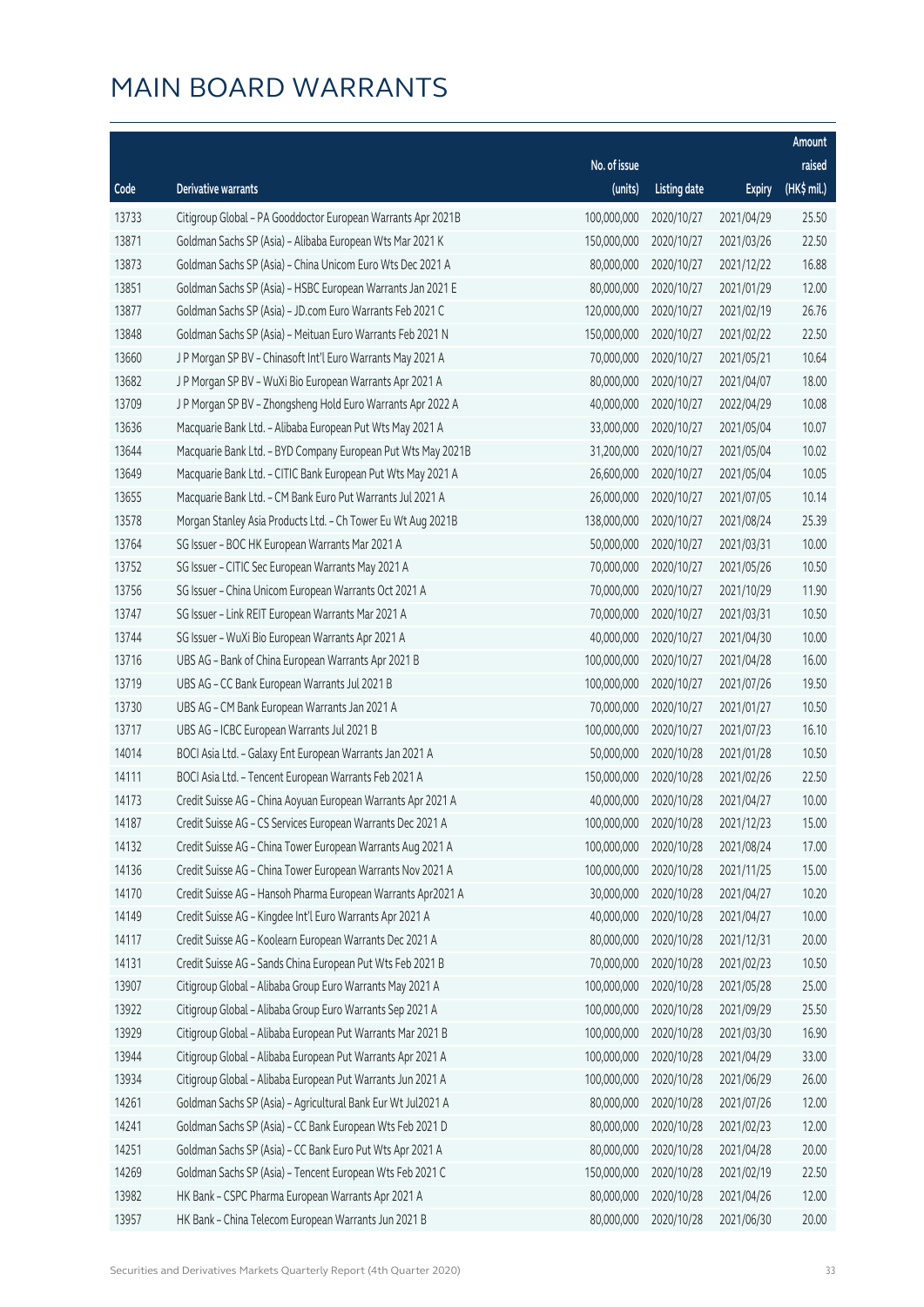# MAIN BOARD WARRANTS

| Code | Derivative warrants | No. of issue (units) | Listing date | Expiry | Amount raised (HK$ mil.) |
|---|---|---|---|---|---|
| 13733 | Citigroup Global - PA Gooddoctor European Warrants Apr 2021B | 100,000,000 | 2020/10/27 | 2021/04/29 | 25.50 |
| 13871 | Goldman Sachs SP (Asia) - Alibaba European Wts Mar 2021 K | 150,000,000 | 2020/10/27 | 2021/03/26 | 22.50 |
| 13873 | Goldman Sachs SP (Asia) - China Unicom Euro Wts Dec 2021 A | 80,000,000 | 2020/10/27 | 2021/12/22 | 16.88 |
| 13851 | Goldman Sachs SP (Asia) - HSBC European Warrants Jan 2021 E | 80,000,000 | 2020/10/27 | 2021/01/29 | 12.00 |
| 13877 | Goldman Sachs SP (Asia) - JD.com Euro Warrants Feb 2021 C | 120,000,000 | 2020/10/27 | 2021/02/19 | 26.76 |
| 13848 | Goldman Sachs SP (Asia) - Meituan Euro Warrants Feb 2021 N | 150,000,000 | 2020/10/27 | 2021/02/22 | 22.50 |
| 13660 | J P Morgan SP BV - Chinasoft Int'l Euro Warrants May 2021 A | 70,000,000 | 2020/10/27 | 2021/05/21 | 10.64 |
| 13682 | J P Morgan SP BV - WuXi Bio European Warrants Apr 2021 A | 80,000,000 | 2020/10/27 | 2021/04/07 | 18.00 |
| 13709 | J P Morgan SP BV - Zhongsheng Hold Euro Warrants Apr 2022 A | 40,000,000 | 2020/10/27 | 2022/04/29 | 10.08 |
| 13636 | Macquarie Bank Ltd. - Alibaba European Put Wts May 2021 A | 33,000,000 | 2020/10/27 | 2021/05/04 | 10.07 |
| 13644 | Macquarie Bank Ltd. - BYD Company European Put Wts May 2021B | 31,200,000 | 2020/10/27 | 2021/05/04 | 10.02 |
| 13649 | Macquarie Bank Ltd. - CITIC Bank European Put Wts May 2021 A | 26,600,000 | 2020/10/27 | 2021/05/04 | 10.05 |
| 13655 | Macquarie Bank Ltd. - CM Bank Euro Put Warrants Jul 2021 A | 26,000,000 | 2020/10/27 | 2021/07/05 | 10.14 |
| 13578 | Morgan Stanley Asia Products Ltd. - Ch Tower Eu Wt Aug 2021B | 138,000,000 | 2020/10/27 | 2021/08/24 | 25.39 |
| 13764 | SG Issuer - BOC HK European Warrants Mar 2021 A | 50,000,000 | 2020/10/27 | 2021/03/31 | 10.00 |
| 13752 | SG Issuer - CITIC Sec European Warrants May 2021 A | 70,000,000 | 2020/10/27 | 2021/05/26 | 10.50 |
| 13756 | SG Issuer - China Unicom European Warrants Oct 2021 A | 70,000,000 | 2020/10/27 | 2021/10/29 | 11.90 |
| 13747 | SG Issuer - Link REIT European Warrants Mar 2021 A | 70,000,000 | 2020/10/27 | 2021/03/31 | 10.50 |
| 13744 | SG Issuer - WuXi Bio European Warrants Apr 2021 A | 40,000,000 | 2020/10/27 | 2021/04/30 | 10.00 |
| 13716 | UBS AG - Bank of China European Warrants Apr 2021 B | 100,000,000 | 2020/10/27 | 2021/04/28 | 16.00 |
| 13719 | UBS AG - CC Bank European Warrants Jul 2021 B | 100,000,000 | 2020/10/27 | 2021/07/26 | 19.50 |
| 13730 | UBS AG - CM Bank European Warrants Jan 2021 A | 70,000,000 | 2020/10/27 | 2021/01/27 | 10.50 |
| 13717 | UBS AG - ICBC European Warrants Jul 2021 B | 100,000,000 | 2020/10/27 | 2021/07/23 | 16.10 |
| 14014 | BOCI Asia Ltd. - Galaxy Ent European Warrants Jan 2021 A | 50,000,000 | 2020/10/28 | 2021/01/28 | 10.50 |
| 14111 | BOCI Asia Ltd. - Tencent European Warrants Feb 2021 A | 150,000,000 | 2020/10/28 | 2021/02/26 | 22.50 |
| 14173 | Credit Suisse AG - China Aoyuan European Warrants Apr 2021 A | 40,000,000 | 2020/10/28 | 2021/04/27 | 10.00 |
| 14187 | Credit Suisse AG - CS Services European Warrants Dec 2021 A | 100,000,000 | 2020/10/28 | 2021/12/23 | 15.00 |
| 14132 | Credit Suisse AG - China Tower European Warrants Aug 2021 A | 100,000,000 | 2020/10/28 | 2021/08/24 | 17.00 |
| 14136 | Credit Suisse AG - China Tower European Warrants Nov 2021 A | 100,000,000 | 2020/10/28 | 2021/11/25 | 15.00 |
| 14170 | Credit Suisse AG - Hansoh Pharma European Warrants Apr2021 A | 30,000,000 | 2020/10/28 | 2021/04/27 | 10.20 |
| 14149 | Credit Suisse AG - Kingdee Int'l Euro Warrants Apr 2021 A | 40,000,000 | 2020/10/28 | 2021/04/27 | 10.00 |
| 14117 | Credit Suisse AG - Koolearn European Warrants Dec 2021 A | 80,000,000 | 2020/10/28 | 2021/12/31 | 20.00 |
| 14131 | Credit Suisse AG - Sands China European Put Wts Feb 2021 B | 70,000,000 | 2020/10/28 | 2021/02/23 | 10.50 |
| 13907 | Citigroup Global - Alibaba Group Euro Warrants May 2021 A | 100,000,000 | 2020/10/28 | 2021/05/28 | 25.00 |
| 13922 | Citigroup Global - Alibaba Group Euro Warrants Sep 2021 A | 100,000,000 | 2020/10/28 | 2021/09/29 | 25.50 |
| 13929 | Citigroup Global - Alibaba European Put Warrants Mar 2021 B | 100,000,000 | 2020/10/28 | 2021/03/30 | 16.90 |
| 13944 | Citigroup Global - Alibaba European Put Warrants Apr 2021 A | 100,000,000 | 2020/10/28 | 2021/04/29 | 33.00 |
| 13934 | Citigroup Global - Alibaba European Put Warrants Jun 2021 A | 100,000,000 | 2020/10/28 | 2021/06/29 | 26.00 |
| 14261 | Goldman Sachs SP (Asia) - Agricultural Bank Eur Wt Jul2021 A | 80,000,000 | 2020/10/28 | 2021/07/26 | 12.00 |
| 14241 | Goldman Sachs SP (Asia) - CC Bank European Wts Feb 2021 D | 80,000,000 | 2020/10/28 | 2021/02/23 | 12.00 |
| 14251 | Goldman Sachs SP (Asia) - CC Bank Euro Put Wts Apr 2021 A | 80,000,000 | 2020/10/28 | 2021/04/28 | 20.00 |
| 14269 | Goldman Sachs SP (Asia) - Tencent European Wts Feb 2021 C | 150,000,000 | 2020/10/28 | 2021/02/19 | 22.50 |
| 13982 | HK Bank - CSPC Pharma European Warrants Apr 2021 A | 80,000,000 | 2020/10/28 | 2021/04/26 | 12.00 |
| 13957 | HK Bank - China Telecom European Warrants Jun 2021 B | 80,000,000 | 2020/10/28 | 2021/06/30 | 20.00 |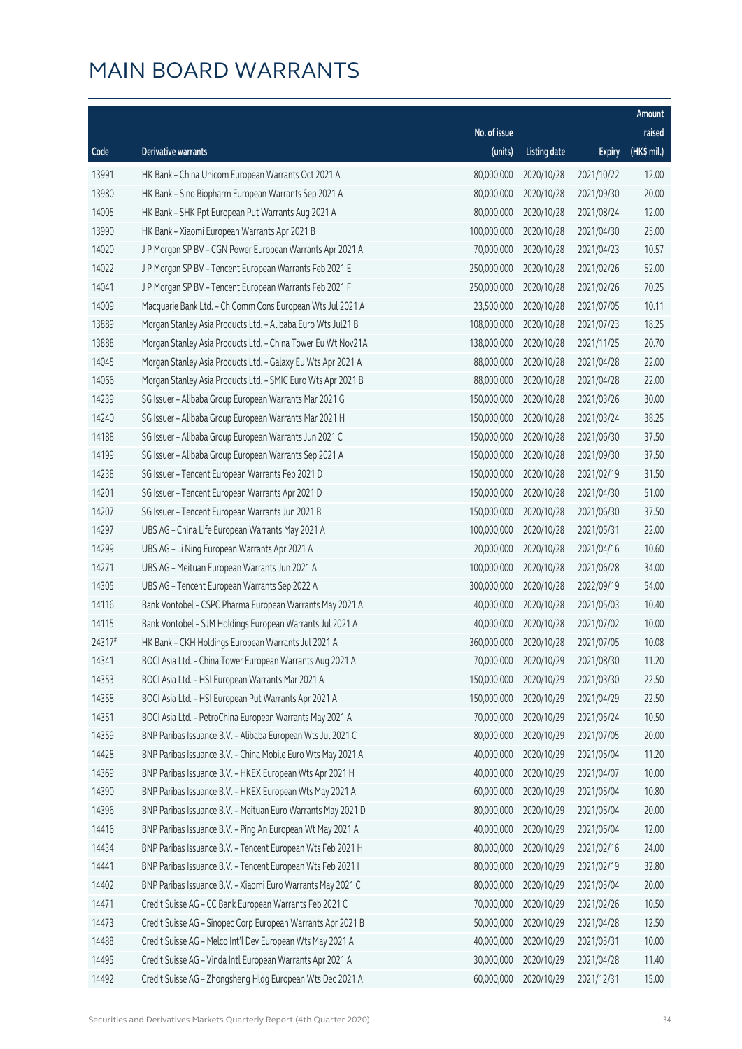# MAIN BOARD WARRANTS

| Code | Derivative warrants | No. of issue (units) | Listing date | Expiry | Amount raised (HK$ mil.) |
|---|---|---|---|---|---|
| 13991 | HK Bank – China Unicom European Warrants Oct 2021 A | 80,000,000 | 2020/10/28 | 2021/10/22 | 12.00 |
| 13980 | HK Bank – Sino Biopharm European Warrants Sep 2021 A | 80,000,000 | 2020/10/28 | 2021/09/30 | 20.00 |
| 14005 | HK Bank – SHK Ppt European Put Warrants Aug 2021 A | 80,000,000 | 2020/10/28 | 2021/08/24 | 12.00 |
| 13990 | HK Bank – Xiaomi European Warrants Apr 2021 B | 100,000,000 | 2020/10/28 | 2021/04/30 | 25.00 |
| 14020 | J P Morgan SP BV – CGN Power European Warrants Apr 2021 A | 70,000,000 | 2020/10/28 | 2021/04/23 | 10.57 |
| 14022 | J P Morgan SP BV – Tencent European Warrants Feb 2021 E | 250,000,000 | 2020/10/28 | 2021/02/26 | 52.00 |
| 14041 | J P Morgan SP BV – Tencent European Warrants Feb 2021 F | 250,000,000 | 2020/10/28 | 2021/02/26 | 70.25 |
| 14009 | Macquarie Bank Ltd. – Ch Comm Cons European Wts Jul 2021 A | 23,500,000 | 2020/10/28 | 2021/07/05 | 10.11 |
| 13889 | Morgan Stanley Asia Products Ltd. – Alibaba Euro Wts Jul21 B | 108,000,000 | 2020/10/28 | 2021/07/23 | 18.25 |
| 13888 | Morgan Stanley Asia Products Ltd. – China Tower Eu Wt Nov21A | 138,000,000 | 2020/10/28 | 2021/11/25 | 20.70 |
| 14045 | Morgan Stanley Asia Products Ltd. – Galaxy Eu Wts Apr 2021 A | 88,000,000 | 2020/10/28 | 2021/04/28 | 22.00 |
| 14066 | Morgan Stanley Asia Products Ltd. – SMIC Euro Wts Apr 2021 B | 88,000,000 | 2020/10/28 | 2021/04/28 | 22.00 |
| 14239 | SG Issuer – Alibaba Group European Warrants Mar 2021 G | 150,000,000 | 2020/10/28 | 2021/03/26 | 30.00 |
| 14240 | SG Issuer – Alibaba Group European Warrants Mar 2021 H | 150,000,000 | 2020/10/28 | 2021/03/24 | 38.25 |
| 14188 | SG Issuer – Alibaba Group European Warrants Jun 2021 C | 150,000,000 | 2020/10/28 | 2021/06/30 | 37.50 |
| 14199 | SG Issuer – Alibaba Group European Warrants Sep 2021 A | 150,000,000 | 2020/10/28 | 2021/09/30 | 37.50 |
| 14238 | SG Issuer – Tencent European Warrants Feb 2021 D | 150,000,000 | 2020/10/28 | 2021/02/19 | 31.50 |
| 14201 | SG Issuer – Tencent European Warrants Apr 2021 D | 150,000,000 | 2020/10/28 | 2021/04/30 | 51.00 |
| 14207 | SG Issuer – Tencent European Warrants Jun 2021 B | 150,000,000 | 2020/10/28 | 2021/06/30 | 37.50 |
| 14297 | UBS AG – China Life European Warrants May 2021 A | 100,000,000 | 2020/10/28 | 2021/05/31 | 22.00 |
| 14299 | UBS AG – Li Ning European Warrants Apr 2021 A | 20,000,000 | 2020/10/28 | 2021/04/16 | 10.60 |
| 14271 | UBS AG – Meituan European Warrants Jun 2021 A | 100,000,000 | 2020/10/28 | 2021/06/28 | 34.00 |
| 14305 | UBS AG – Tencent European Warrants Sep 2022 A | 300,000,000 | 2020/10/28 | 2022/09/19 | 54.00 |
| 14116 | Bank Vontobel – CSPC Pharma European Warrants May 2021 A | 40,000,000 | 2020/10/28 | 2021/05/03 | 10.40 |
| 14115 | Bank Vontobel – SJM Holdings European Warrants Jul 2021 A | 40,000,000 | 2020/10/28 | 2021/07/02 | 10.00 |
| 24317# | HK Bank – CKH Holdings European Warrants Jul 2021 A | 360,000,000 | 2020/10/28 | 2021/07/05 | 10.08 |
| 14341 | BOCI Asia Ltd. – China Tower European Warrants Aug 2021 A | 70,000,000 | 2020/10/29 | 2021/08/30 | 11.20 |
| 14353 | BOCI Asia Ltd. – HSI European Warrants Mar 2021 A | 150,000,000 | 2020/10/29 | 2021/03/30 | 22.50 |
| 14358 | BOCI Asia Ltd. – HSI European Put Warrants Apr 2021 A | 150,000,000 | 2020/10/29 | 2021/04/29 | 22.50 |
| 14351 | BOCI Asia Ltd. – PetroChina European Warrants May 2021 A | 70,000,000 | 2020/10/29 | 2021/05/24 | 10.50 |
| 14359 | BNP Paribas Issuance B.V. – Alibaba European Wts Jul 2021 C | 80,000,000 | 2020/10/29 | 2021/07/05 | 20.00 |
| 14428 | BNP Paribas Issuance B.V. – China Mobile Euro Wts May 2021 A | 40,000,000 | 2020/10/29 | 2021/05/04 | 11.20 |
| 14369 | BNP Paribas Issuance B.V. – HKEX European Wts Apr 2021 H | 40,000,000 | 2020/10/29 | 2021/04/07 | 10.00 |
| 14390 | BNP Paribas Issuance B.V. – HKEX European Wts May 2021 A | 60,000,000 | 2020/10/29 | 2021/05/04 | 10.80 |
| 14396 | BNP Paribas Issuance B.V. – Meituan Euro Warrants May 2021 D | 80,000,000 | 2020/10/29 | 2021/05/04 | 20.00 |
| 14416 | BNP Paribas Issuance B.V. – Ping An European Wt May 2021 A | 40,000,000 | 2020/10/29 | 2021/05/04 | 12.00 |
| 14434 | BNP Paribas Issuance B.V. – Tencent European Wts Feb 2021 H | 80,000,000 | 2020/10/29 | 2021/02/16 | 24.00 |
| 14441 | BNP Paribas Issuance B.V. – Tencent European Wts Feb 2021 I | 80,000,000 | 2020/10/29 | 2021/02/19 | 32.80 |
| 14402 | BNP Paribas Issuance B.V. – Xiaomi Euro Warrants May 2021 C | 80,000,000 | 2020/10/29 | 2021/05/04 | 20.00 |
| 14471 | Credit Suisse AG – CC Bank European Warrants Feb 2021 C | 70,000,000 | 2020/10/29 | 2021/02/26 | 10.50 |
| 14473 | Credit Suisse AG – Sinopec Corp European Warrants Apr 2021 B | 50,000,000 | 2020/10/29 | 2021/04/28 | 12.50 |
| 14488 | Credit Suisse AG – Melco Int'l Dev European Wts May 2021 A | 40,000,000 | 2020/10/29 | 2021/05/31 | 10.00 |
| 14495 | Credit Suisse AG – Vinda Intl European Warrants Apr 2021 A | 30,000,000 | 2020/10/29 | 2021/04/28 | 11.40 |
| 14492 | Credit Suisse AG – Zhongsheng Hldg European Wts Dec 2021 A | 60,000,000 | 2020/10/29 | 2021/12/31 | 15.00 |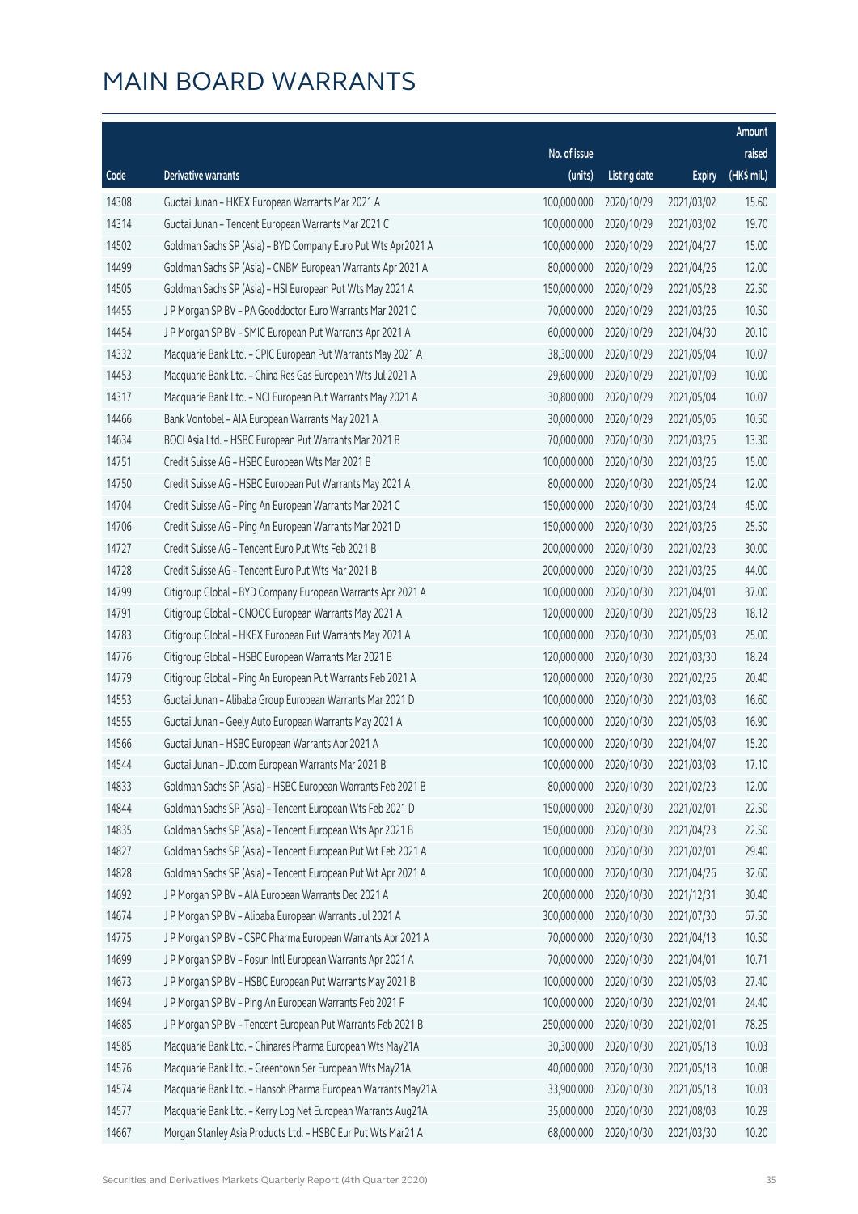# MAIN BOARD WARRANTS

| Code | Derivative warrants | No. of issue (units) | Listing date | Expiry | Amount raised (HK$ mil.) |
|---|---|---|---|---|---|
| 14308 | Guotai Junan - HKEX European Warrants Mar 2021 A | 100,000,000 | 2020/10/29 | 2021/03/02 | 15.60 |
| 14314 | Guotai Junan - Tencent European Warrants Mar 2021 C | 100,000,000 | 2020/10/29 | 2021/03/02 | 19.70 |
| 14502 | Goldman Sachs SP (Asia) - BYD Company Euro Put Wts Apr2021 A | 100,000,000 | 2020/10/29 | 2021/04/27 | 15.00 |
| 14499 | Goldman Sachs SP (Asia) - CNBM European Warrants Apr 2021 A | 80,000,000 | 2020/10/29 | 2021/04/26 | 12.00 |
| 14505 | Goldman Sachs SP (Asia) - HSI European Put Wts May 2021 A | 150,000,000 | 2020/10/29 | 2021/05/28 | 22.50 |
| 14455 | J P Morgan SP BV - PA Gooddoctor Euro Warrants Mar 2021 C | 70,000,000 | 2020/10/29 | 2021/03/26 | 10.50 |
| 14454 | J P Morgan SP BV - SMIC European Put Warrants Apr 2021 A | 60,000,000 | 2020/10/29 | 2021/04/30 | 20.10 |
| 14332 | Macquarie Bank Ltd. - CPIC European Put Warrants May 2021 A | 38,300,000 | 2020/10/29 | 2021/05/04 | 10.07 |
| 14453 | Macquarie Bank Ltd. - China Res Gas European Wts Jul 2021 A | 29,600,000 | 2020/10/29 | 2021/07/09 | 10.00 |
| 14317 | Macquarie Bank Ltd. - NCI European Put Warrants May 2021 A | 30,800,000 | 2020/10/29 | 2021/05/04 | 10.07 |
| 14466 | Bank Vontobel - AIA European Warrants May 2021 A | 30,000,000 | 2020/10/29 | 2021/05/05 | 10.50 |
| 14634 | BOCI Asia Ltd. - HSBC European Put Warrants Mar 2021 B | 70,000,000 | 2020/10/30 | 2021/03/25 | 13.30 |
| 14751 | Credit Suisse AG - HSBC European Wts Mar 2021 B | 100,000,000 | 2020/10/30 | 2021/03/26 | 15.00 |
| 14750 | Credit Suisse AG - HSBC European Put Warrants May 2021 A | 80,000,000 | 2020/10/30 | 2021/05/24 | 12.00 |
| 14704 | Credit Suisse AG - Ping An European Warrants Mar 2021 C | 150,000,000 | 2020/10/30 | 2021/03/24 | 45.00 |
| 14706 | Credit Suisse AG - Ping An European Warrants Mar 2021 D | 150,000,000 | 2020/10/30 | 2021/03/26 | 25.50 |
| 14727 | Credit Suisse AG - Tencent Euro Put Wts Feb 2021 B | 200,000,000 | 2020/10/30 | 2021/02/23 | 30.00 |
| 14728 | Credit Suisse AG - Tencent Euro Put Wts Mar 2021 B | 200,000,000 | 2020/10/30 | 2021/03/25 | 44.00 |
| 14799 | Citigroup Global - BYD Company European Warrants Apr 2021 A | 100,000,000 | 2020/10/30 | 2021/04/01 | 37.00 |
| 14791 | Citigroup Global - CNOOC European Warrants May 2021 A | 120,000,000 | 2020/10/30 | 2021/05/28 | 18.12 |
| 14783 | Citigroup Global - HKEX European Put Warrants May 2021 A | 100,000,000 | 2020/10/30 | 2021/05/03 | 25.00 |
| 14776 | Citigroup Global - HSBC European Warrants Mar 2021 B | 120,000,000 | 2020/10/30 | 2021/03/30 | 18.24 |
| 14779 | Citigroup Global - Ping An European Put Warrants Feb 2021 A | 120,000,000 | 2020/10/30 | 2021/02/26 | 20.40 |
| 14553 | Guotai Junan - Alibaba Group European Warrants Mar 2021 D | 100,000,000 | 2020/10/30 | 2021/03/03 | 16.60 |
| 14555 | Guotai Junan - Geely Auto European Warrants May 2021 A | 100,000,000 | 2020/10/30 | 2021/05/03 | 16.90 |
| 14566 | Guotai Junan - HSBC European Warrants Apr 2021 A | 100,000,000 | 2020/10/30 | 2021/04/07 | 15.20 |
| 14544 | Guotai Junan - JD.com European Warrants Mar 2021 B | 100,000,000 | 2020/10/30 | 2021/03/03 | 17.10 |
| 14833 | Goldman Sachs SP (Asia) - HSBC European Warrants Feb 2021 B | 80,000,000 | 2020/10/30 | 2021/02/23 | 12.00 |
| 14844 | Goldman Sachs SP (Asia) - Tencent European Wts Feb 2021 D | 150,000,000 | 2020/10/30 | 2021/02/01 | 22.50 |
| 14835 | Goldman Sachs SP (Asia) - Tencent European Wts Apr 2021 B | 150,000,000 | 2020/10/30 | 2021/04/23 | 22.50 |
| 14827 | Goldman Sachs SP (Asia) - Tencent European Put Wt Feb 2021 A | 100,000,000 | 2020/10/30 | 2021/02/01 | 29.40 |
| 14828 | Goldman Sachs SP (Asia) - Tencent European Put Wt Apr 2021 A | 100,000,000 | 2020/10/30 | 2021/04/26 | 32.60 |
| 14692 | J P Morgan SP BV - AIA European Warrants Dec 2021 A | 200,000,000 | 2020/10/30 | 2021/12/31 | 30.40 |
| 14674 | J P Morgan SP BV - Alibaba European Warrants Jul 2021 A | 300,000,000 | 2020/10/30 | 2021/07/30 | 67.50 |
| 14775 | J P Morgan SP BV - CSPC Pharma European Warrants Apr 2021 A | 70,000,000 | 2020/10/30 | 2021/04/13 | 10.50 |
| 14699 | J P Morgan SP BV - Fosun Intl European Warrants Apr 2021 A | 70,000,000 | 2020/10/30 | 2021/04/01 | 10.71 |
| 14673 | J P Morgan SP BV - HSBC European Put Warrants May 2021 B | 100,000,000 | 2020/10/30 | 2021/05/03 | 27.40 |
| 14694 | J P Morgan SP BV - Ping An European Warrants Feb 2021 F | 100,000,000 | 2020/10/30 | 2021/02/01 | 24.40 |
| 14685 | J P Morgan SP BV - Tencent European Put Warrants Feb 2021 B | 250,000,000 | 2020/10/30 | 2021/02/01 | 78.25 |
| 14585 | Macquarie Bank Ltd. - Chinares Pharma European Wts May21A | 30,300,000 | 2020/10/30 | 2021/05/18 | 10.03 |
| 14576 | Macquarie Bank Ltd. - Greentown Ser European Wts May21A | 40,000,000 | 2020/10/30 | 2021/05/18 | 10.08 |
| 14574 | Macquarie Bank Ltd. - Hansoh Pharma European Warrants May21A | 33,900,000 | 2020/10/30 | 2021/05/18 | 10.03 |
| 14577 | Macquarie Bank Ltd. - Kerry Log Net European Warrants Aug21A | 35,000,000 | 2020/10/30 | 2021/08/03 | 10.29 |
| 14667 | Morgan Stanley Asia Products Ltd. - HSBC Eur Put Wts Mar21 A | 68,000,000 | 2020/10/30 | 2021/03/30 | 10.20 |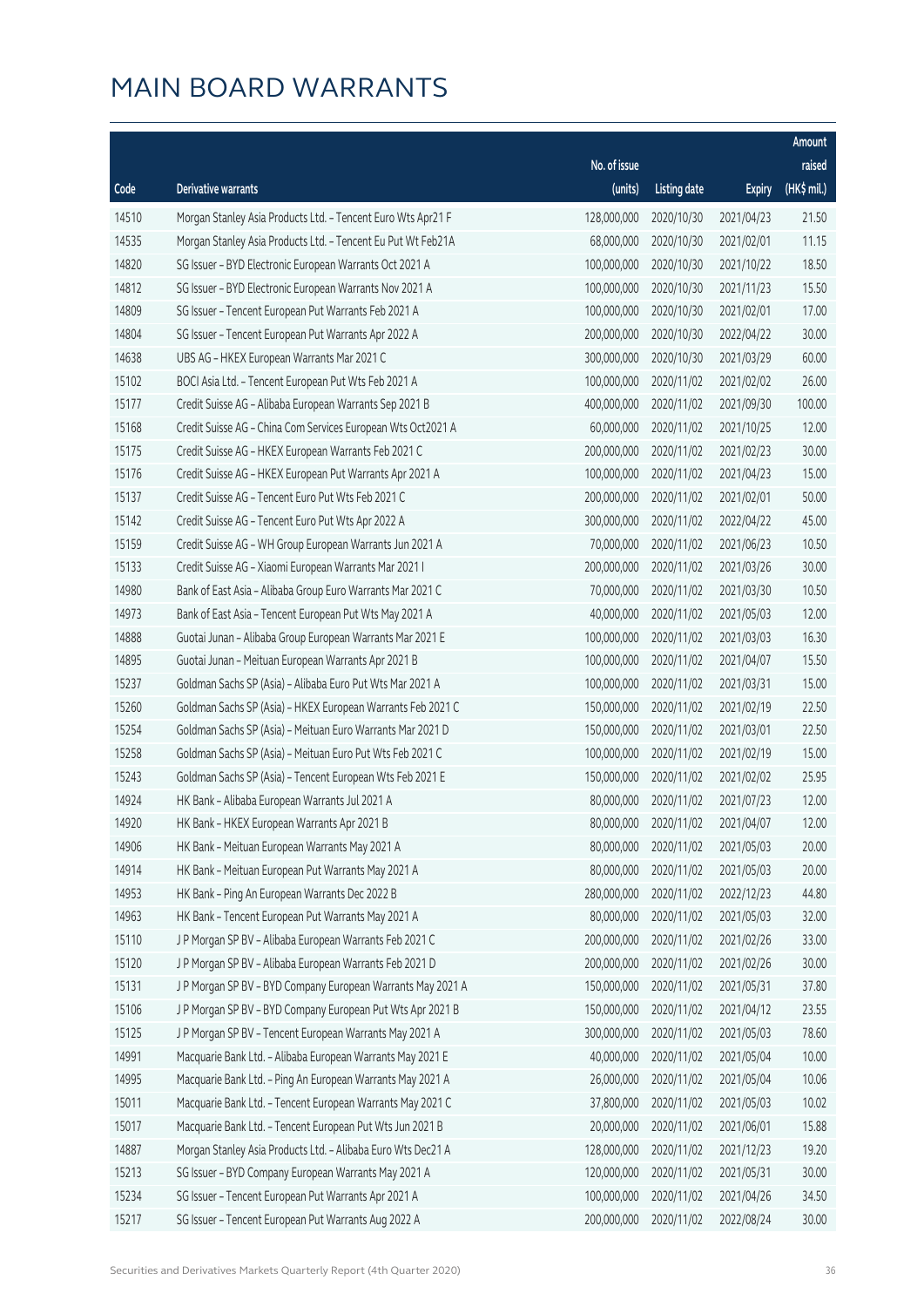# MAIN BOARD WARRANTS

| Code | Derivative warrants | No. of issue (units) | Listing date | Expiry | Amount raised (HK$ mil.) |
|---|---|---|---|---|---|
| 14510 | Morgan Stanley Asia Products Ltd. - Tencent Euro Wts Apr21 F | 128,000,000 | 2020/10/30 | 2021/04/23 | 21.50 |
| 14535 | Morgan Stanley Asia Products Ltd. - Tencent Eu Put Wt Feb21A | 68,000,000 | 2020/10/30 | 2021/02/01 | 11.15 |
| 14820 | SG Issuer - BYD Electronic European Warrants Oct 2021 A | 100,000,000 | 2020/10/30 | 2021/10/22 | 18.50 |
| 14812 | SG Issuer - BYD Electronic European Warrants Nov 2021 A | 100,000,000 | 2020/10/30 | 2021/11/23 | 15.50 |
| 14809 | SG Issuer - Tencent European Put Warrants Feb 2021 A | 100,000,000 | 2020/10/30 | 2021/02/01 | 17.00 |
| 14804 | SG Issuer - Tencent European Put Warrants Apr 2022 A | 200,000,000 | 2020/10/30 | 2022/04/22 | 30.00 |
| 14638 | UBS AG - HKEX European Warrants Mar 2021 C | 300,000,000 | 2020/10/30 | 2021/03/29 | 60.00 |
| 15102 | BOCI Asia Ltd. - Tencent European Put Wts Feb 2021 A | 100,000,000 | 2020/11/02 | 2021/02/02 | 26.00 |
| 15177 | Credit Suisse AG - Alibaba European Warrants Sep 2021 B | 400,000,000 | 2020/11/02 | 2021/09/30 | 100.00 |
| 15168 | Credit Suisse AG - China Com Services European Wts Oct2021 A | 60,000,000 | 2020/11/02 | 2021/10/25 | 12.00 |
| 15175 | Credit Suisse AG - HKEX European Warrants Feb 2021 C | 200,000,000 | 2020/11/02 | 2021/02/23 | 30.00 |
| 15176 | Credit Suisse AG - HKEX European Put Warrants Apr 2021 A | 100,000,000 | 2020/11/02 | 2021/04/23 | 15.00 |
| 15137 | Credit Suisse AG - Tencent Euro Put Wts Feb 2021 C | 200,000,000 | 2020/11/02 | 2021/02/01 | 50.00 |
| 15142 | Credit Suisse AG - Tencent Euro Put Wts Apr 2022 A | 300,000,000 | 2020/11/02 | 2022/04/22 | 45.00 |
| 15159 | Credit Suisse AG - WH Group European Warrants Jun 2021 A | 70,000,000 | 2020/11/02 | 2021/06/23 | 10.50 |
| 15133 | Credit Suisse AG - Xiaomi European Warrants Mar 2021 I | 200,000,000 | 2020/11/02 | 2021/03/26 | 30.00 |
| 14980 | Bank of East Asia - Alibaba Group Euro Warrants Mar 2021 C | 70,000,000 | 2020/11/02 | 2021/03/30 | 10.50 |
| 14973 | Bank of East Asia - Tencent European Put Wts May 2021 A | 40,000,000 | 2020/11/02 | 2021/05/03 | 12.00 |
| 14888 | Guotai Junan - Alibaba Group European Warrants Mar 2021 E | 100,000,000 | 2020/11/02 | 2021/03/03 | 16.30 |
| 14895 | Guotai Junan - Meituan European Warrants Apr 2021 B | 100,000,000 | 2020/11/02 | 2021/04/07 | 15.50 |
| 15237 | Goldman Sachs SP (Asia) - Alibaba Euro Put Wts Mar 2021 A | 100,000,000 | 2020/11/02 | 2021/03/31 | 15.00 |
| 15260 | Goldman Sachs SP (Asia) - HKEX European Warrants Feb 2021 C | 150,000,000 | 2020/11/02 | 2021/02/19 | 22.50 |
| 15254 | Goldman Sachs SP (Asia) - Meituan Euro Warrants Mar 2021 D | 150,000,000 | 2020/11/02 | 2021/03/01 | 22.50 |
| 15258 | Goldman Sachs SP (Asia) - Meituan Euro Put Wts Feb 2021 C | 100,000,000 | 2020/11/02 | 2021/02/19 | 15.00 |
| 15243 | Goldman Sachs SP (Asia) - Tencent European Wts Feb 2021 E | 150,000,000 | 2020/11/02 | 2021/02/02 | 25.95 |
| 14924 | HK Bank - Alibaba European Warrants Jul 2021 A | 80,000,000 | 2020/11/02 | 2021/07/23 | 12.00 |
| 14920 | HK Bank - HKEX European Warrants Apr 2021 B | 80,000,000 | 2020/11/02 | 2021/04/07 | 12.00 |
| 14906 | HK Bank - Meituan European Warrants May 2021 A | 80,000,000 | 2020/11/02 | 2021/05/03 | 20.00 |
| 14914 | HK Bank - Meituan European Put Warrants May 2021 A | 80,000,000 | 2020/11/02 | 2021/05/03 | 20.00 |
| 14953 | HK Bank - Ping An European Warrants Dec 2022 B | 280,000,000 | 2020/11/02 | 2022/12/23 | 44.80 |
| 14963 | HK Bank - Tencent European Put Warrants May 2021 A | 80,000,000 | 2020/11/02 | 2021/05/03 | 32.00 |
| 15110 | J P Morgan SP BV - Alibaba European Warrants Feb 2021 C | 200,000,000 | 2020/11/02 | 2021/02/26 | 33.00 |
| 15120 | J P Morgan SP BV - Alibaba European Warrants Feb 2021 D | 200,000,000 | 2020/11/02 | 2021/02/26 | 30.00 |
| 15131 | J P Morgan SP BV - BYD Company European Warrants May 2021 A | 150,000,000 | 2020/11/02 | 2021/05/31 | 37.80 |
| 15106 | J P Morgan SP BV - BYD Company European Put Wts Apr 2021 B | 150,000,000 | 2020/11/02 | 2021/04/12 | 23.55 |
| 15125 | J P Morgan SP BV - Tencent European Warrants May 2021 A | 300,000,000 | 2020/11/02 | 2021/05/03 | 78.60 |
| 14991 | Macquarie Bank Ltd. - Alibaba European Warrants May 2021 E | 40,000,000 | 2020/11/02 | 2021/05/04 | 10.00 |
| 14995 | Macquarie Bank Ltd. - Ping An European Warrants May 2021 A | 26,000,000 | 2020/11/02 | 2021/05/04 | 10.06 |
| 15011 | Macquarie Bank Ltd. - Tencent European Warrants May 2021 C | 37,800,000 | 2020/11/02 | 2021/05/03 | 10.02 |
| 15017 | Macquarie Bank Ltd. - Tencent European Put Wts Jun 2021 B | 20,000,000 | 2020/11/02 | 2021/06/01 | 15.88 |
| 14887 | Morgan Stanley Asia Products Ltd. - Alibaba Euro Wts Dec21 A | 128,000,000 | 2020/11/02 | 2021/12/23 | 19.20 |
| 15213 | SG Issuer - BYD Company European Warrants May 2021 A | 120,000,000 | 2020/11/02 | 2021/05/31 | 30.00 |
| 15234 | SG Issuer - Tencent European Put Warrants Apr 2021 A | 100,000,000 | 2020/11/02 | 2021/04/26 | 34.50 |
| 15217 | SG Issuer - Tencent European Put Warrants Aug 2022 A | 200,000,000 | 2020/11/02 | 2022/08/24 | 30.00 |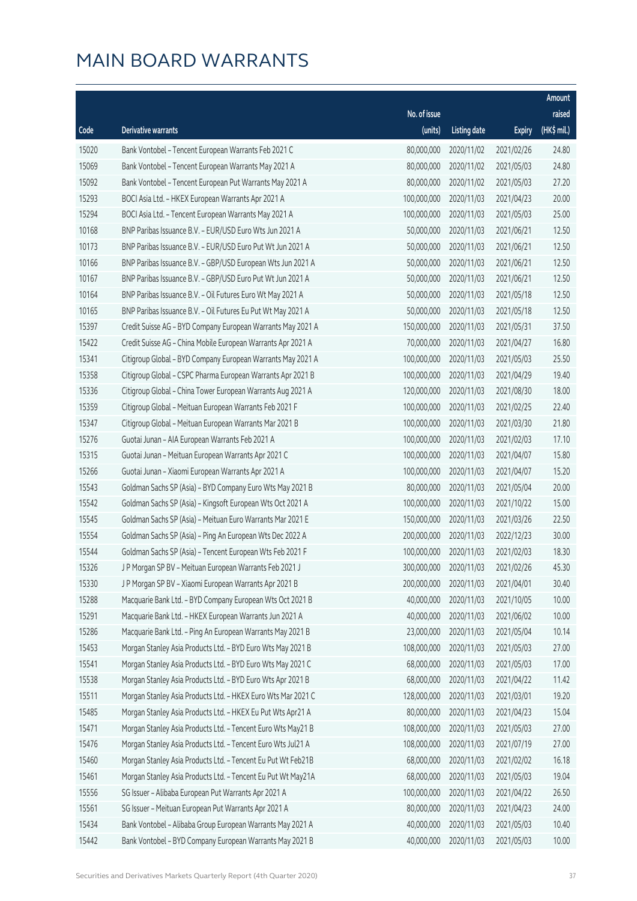# MAIN BOARD WARRANTS

| Code | Derivative warrants | No. of issue (units) | Listing date | Expiry | Amount raised (HK$ mil.) |
|---|---|---|---|---|---|
| 15020 | Bank Vontobel - Tencent European Warrants Feb 2021 C | 80,000,000 | 2020/11/02 | 2021/02/26 | 24.80 |
| 15069 | Bank Vontobel - Tencent European Warrants May 2021 A | 80,000,000 | 2020/11/02 | 2021/05/03 | 24.80 |
| 15092 | Bank Vontobel - Tencent European Put Warrants May 2021 A | 80,000,000 | 2020/11/02 | 2021/05/03 | 27.20 |
| 15293 | BOCI Asia Ltd. - HKEX European Warrants Apr 2021 A | 100,000,000 | 2020/11/03 | 2021/04/23 | 20.00 |
| 15294 | BOCI Asia Ltd. - Tencent European Warrants May 2021 A | 100,000,000 | 2020/11/03 | 2021/05/03 | 25.00 |
| 10168 | BNP Paribas Issuance B.V. - EUR/USD Euro Wts Jun 2021 A | 50,000,000 | 2020/11/03 | 2021/06/21 | 12.50 |
| 10173 | BNP Paribas Issuance B.V. - EUR/USD Euro Put Wt Jun 2021 A | 50,000,000 | 2020/11/03 | 2021/06/21 | 12.50 |
| 10166 | BNP Paribas Issuance B.V. - GBP/USD European Wts Jun 2021 A | 50,000,000 | 2020/11/03 | 2021/06/21 | 12.50 |
| 10167 | BNP Paribas Issuance B.V. - GBP/USD Euro Put Wt Jun 2021 A | 50,000,000 | 2020/11/03 | 2021/06/21 | 12.50 |
| 10164 | BNP Paribas Issuance B.V. - Oil Futures Euro Wt May 2021 A | 50,000,000 | 2020/11/03 | 2021/05/18 | 12.50 |
| 10165 | BNP Paribas Issuance B.V. - Oil Futures Eu Put Wt May 2021 A | 50,000,000 | 2020/11/03 | 2021/05/18 | 12.50 |
| 15397 | Credit Suisse AG - BYD Company European Warrants May 2021 A | 150,000,000 | 2020/11/03 | 2021/05/31 | 37.50 |
| 15422 | Credit Suisse AG - China Mobile European Warrants Apr 2021 A | 70,000,000 | 2020/11/03 | 2021/04/27 | 16.80 |
| 15341 | Citigroup Global - BYD Company European Warrants May 2021 A | 100,000,000 | 2020/11/03 | 2021/05/03 | 25.50 |
| 15358 | Citigroup Global - CSPC Pharma European Warrants Apr 2021 B | 100,000,000 | 2020/11/03 | 2021/04/29 | 19.40 |
| 15336 | Citigroup Global - China Tower European Warrants Aug 2021 A | 120,000,000 | 2020/11/03 | 2021/08/30 | 18.00 |
| 15359 | Citigroup Global - Meituan European Warrants Feb 2021 F | 100,000,000 | 2020/11/03 | 2021/02/25 | 22.40 |
| 15347 | Citigroup Global - Meituan European Warrants Mar 2021 B | 100,000,000 | 2020/11/03 | 2021/03/30 | 21.80 |
| 15276 | Guotai Junan - AIA European Warrants Feb 2021 A | 100,000,000 | 2020/11/03 | 2021/02/03 | 17.10 |
| 15315 | Guotai Junan - Meituan European Warrants Apr 2021 C | 100,000,000 | 2020/11/03 | 2021/04/07 | 15.80 |
| 15266 | Guotai Junan - Xiaomi European Warrants Apr 2021 A | 100,000,000 | 2020/11/03 | 2021/04/07 | 15.20 |
| 15543 | Goldman Sachs SP (Asia) - BYD Company Euro Wts May 2021 B | 80,000,000 | 2020/11/03 | 2021/05/04 | 20.00 |
| 15542 | Goldman Sachs SP (Asia) - Kingsoft European Wts Oct 2021 A | 100,000,000 | 2020/11/03 | 2021/10/22 | 15.00 |
| 15545 | Goldman Sachs SP (Asia) - Meituan Euro Warrants Mar 2021 E | 150,000,000 | 2020/11/03 | 2021/03/26 | 22.50 |
| 15554 | Goldman Sachs SP (Asia) - Ping An European Wts Dec 2022 A | 200,000,000 | 2020/11/03 | 2022/12/23 | 30.00 |
| 15544 | Goldman Sachs SP (Asia) - Tencent European Wts Feb 2021 F | 100,000,000 | 2020/11/03 | 2021/02/03 | 18.30 |
| 15326 | J P Morgan SP BV - Meituan European Warrants Feb 2021 J | 300,000,000 | 2020/11/03 | 2021/02/26 | 45.30 |
| 15330 | J P Morgan SP BV - Xiaomi European Warrants Apr 2021 B | 200,000,000 | 2020/11/03 | 2021/04/01 | 30.40 |
| 15288 | Macquarie Bank Ltd. - BYD Company European Wts Oct 2021 B | 40,000,000 | 2020/11/03 | 2021/10/05 | 10.00 |
| 15291 | Macquarie Bank Ltd. - HKEX European Warrants Jun 2021 A | 40,000,000 | 2020/11/03 | 2021/06/02 | 10.00 |
| 15286 | Macquarie Bank Ltd. - Ping An European Warrants May 2021 B | 23,000,000 | 2020/11/03 | 2021/05/04 | 10.14 |
| 15453 | Morgan Stanley Asia Products Ltd. - BYD Euro Wts May 2021 B | 108,000,000 | 2020/11/03 | 2021/05/03 | 27.00 |
| 15541 | Morgan Stanley Asia Products Ltd. - BYD Euro Wts May 2021 C | 68,000,000 | 2020/11/03 | 2021/05/03 | 17.00 |
| 15538 | Morgan Stanley Asia Products Ltd. - BYD Euro Wts Apr 2021 B | 68,000,000 | 2020/11/03 | 2021/04/22 | 11.42 |
| 15511 | Morgan Stanley Asia Products Ltd. - HKEX Euro Wts Mar 2021 C | 128,000,000 | 2020/11/03 | 2021/03/01 | 19.20 |
| 15485 | Morgan Stanley Asia Products Ltd. - HKEX Eu Put Wts Apr21 A | 80,000,000 | 2020/11/03 | 2021/04/23 | 15.04 |
| 15471 | Morgan Stanley Asia Products Ltd. - Tencent Euro Wts May21 B | 108,000,000 | 2020/11/03 | 2021/05/03 | 27.00 |
| 15476 | Morgan Stanley Asia Products Ltd. - Tencent Euro Wts Jul21 A | 108,000,000 | 2020/11/03 | 2021/07/19 | 27.00 |
| 15460 | Morgan Stanley Asia Products Ltd. - Tencent Eu Put Wt Feb21B | 68,000,000 | 2020/11/03 | 2021/02/02 | 16.18 |
| 15461 | Morgan Stanley Asia Products Ltd. - Tencent Eu Put Wt May21A | 68,000,000 | 2020/11/03 | 2021/05/03 | 19.04 |
| 15556 | SG Issuer - Alibaba European Put Warrants Apr 2021 A | 100,000,000 | 2020/11/03 | 2021/04/22 | 26.50 |
| 15561 | SG Issuer - Meituan European Put Warrants Apr 2021 A | 80,000,000 | 2020/11/03 | 2021/04/23 | 24.00 |
| 15434 | Bank Vontobel - Alibaba Group European Warrants May 2021 A | 40,000,000 | 2020/11/03 | 2021/05/03 | 10.40 |
| 15442 | Bank Vontobel - BYD Company European Warrants May 2021 B | 40,000,000 | 2020/11/03 | 2021/05/03 | 10.00 |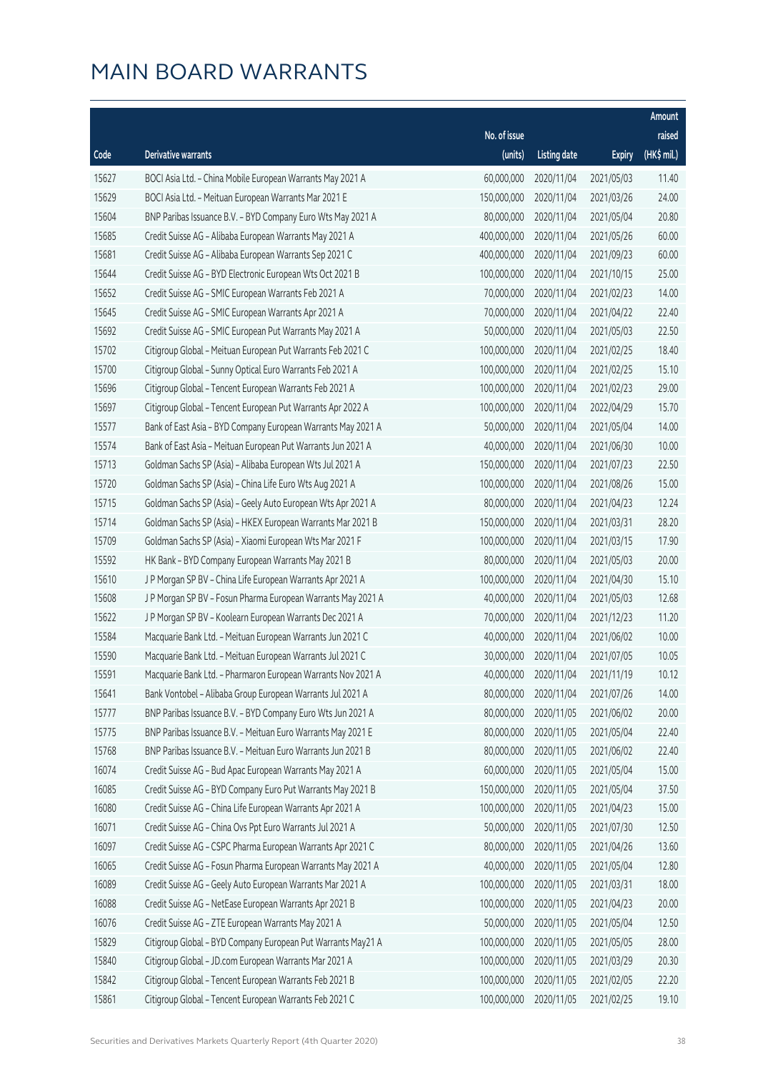# MAIN BOARD WARRANTS

| Code | Derivative warrants | No. of issue (units) | Listing date | Expiry | Amount raised (HK$ mil.) |
|---|---|---|---|---|---|
| 15627 | BOCI Asia Ltd. - China Mobile European Warrants May 2021 A | 60,000,000 | 2020/11/04 | 2021/05/03 | 11.40 |
| 15629 | BOCI Asia Ltd. - Meituan European Warrants Mar 2021 E | 150,000,000 | 2020/11/04 | 2021/03/26 | 24.00 |
| 15604 | BNP Paribas Issuance B.V. - BYD Company Euro Wts May 2021 A | 80,000,000 | 2020/11/04 | 2021/05/04 | 20.80 |
| 15685 | Credit Suisse AG - Alibaba European Warrants May 2021 A | 400,000,000 | 2020/11/04 | 2021/05/26 | 60.00 |
| 15681 | Credit Suisse AG - Alibaba European Warrants Sep 2021 C | 400,000,000 | 2020/11/04 | 2021/09/23 | 60.00 |
| 15644 | Credit Suisse AG - BYD Electronic European Wts Oct 2021 B | 100,000,000 | 2020/11/04 | 2021/10/15 | 25.00 |
| 15652 | Credit Suisse AG - SMIC European Warrants Feb 2021 A | 70,000,000 | 2020/11/04 | 2021/02/23 | 14.00 |
| 15645 | Credit Suisse AG - SMIC European Warrants Apr 2021 A | 70,000,000 | 2020/11/04 | 2021/04/22 | 22.40 |
| 15692 | Credit Suisse AG - SMIC European Put Warrants May 2021 A | 50,000,000 | 2020/11/04 | 2021/05/03 | 22.50 |
| 15702 | Citigroup Global - Meituan European Put Warrants Feb 2021 C | 100,000,000 | 2020/11/04 | 2021/02/25 | 18.40 |
| 15700 | Citigroup Global - Sunny Optical Euro Warrants Feb 2021 A | 100,000,000 | 2020/11/04 | 2021/02/25 | 15.10 |
| 15696 | Citigroup Global - Tencent European Warrants Feb 2021 A | 100,000,000 | 2020/11/04 | 2021/02/23 | 29.00 |
| 15697 | Citigroup Global - Tencent European Put Warrants Apr 2022 A | 100,000,000 | 2020/11/04 | 2022/04/29 | 15.70 |
| 15577 | Bank of East Asia - BYD Company European Warrants May 2021 A | 50,000,000 | 2020/11/04 | 2021/05/04 | 14.00 |
| 15574 | Bank of East Asia - Meituan European Put Warrants Jun 2021 A | 40,000,000 | 2020/11/04 | 2021/06/30 | 10.00 |
| 15713 | Goldman Sachs SP (Asia) - Alibaba European Wts Jul 2021 A | 150,000,000 | 2020/11/04 | 2021/07/23 | 22.50 |
| 15720 | Goldman Sachs SP (Asia) - China Life Euro Wts Aug 2021 A | 100,000,000 | 2020/11/04 | 2021/08/26 | 15.00 |
| 15715 | Goldman Sachs SP (Asia) - Geely Auto European Wts Apr 2021 A | 80,000,000 | 2020/11/04 | 2021/04/23 | 12.24 |
| 15714 | Goldman Sachs SP (Asia) - HKEX European Warrants Mar 2021 B | 150,000,000 | 2020/11/04 | 2021/03/31 | 28.20 |
| 15709 | Goldman Sachs SP (Asia) - Xiaomi European Wts Mar 2021 F | 100,000,000 | 2020/11/04 | 2021/03/15 | 17.90 |
| 15592 | HK Bank - BYD Company European Warrants May 2021 B | 80,000,000 | 2020/11/04 | 2021/05/03 | 20.00 |
| 15610 | J P Morgan SP BV - China Life European Warrants Apr 2021 A | 100,000,000 | 2020/11/04 | 2021/04/30 | 15.10 |
| 15608 | J P Morgan SP BV - Fosun Pharma European Warrants May 2021 A | 40,000,000 | 2020/11/04 | 2021/05/03 | 12.68 |
| 15622 | J P Morgan SP BV - Koolearn European Warrants Dec 2021 A | 70,000,000 | 2020/11/04 | 2021/12/23 | 11.20 |
| 15584 | Macquarie Bank Ltd. - Meituan European Warrants Jun 2021 C | 40,000,000 | 2020/11/04 | 2021/06/02 | 10.00 |
| 15590 | Macquarie Bank Ltd. - Meituan European Warrants Jul 2021 C | 30,000,000 | 2020/11/04 | 2021/07/05 | 10.05 |
| 15591 | Macquarie Bank Ltd. - Pharmaron European Warrants Nov 2021 A | 40,000,000 | 2020/11/04 | 2021/11/19 | 10.12 |
| 15641 | Bank Vontobel - Alibaba Group European Warrants Jul 2021 A | 80,000,000 | 2020/11/04 | 2021/07/26 | 14.00 |
| 15777 | BNP Paribas Issuance B.V. - BYD Company Euro Wts Jun 2021 A | 80,000,000 | 2020/11/05 | 2021/06/02 | 20.00 |
| 15775 | BNP Paribas Issuance B.V. - Meituan Euro Warrants May 2021 E | 80,000,000 | 2020/11/05 | 2021/05/04 | 22.40 |
| 15768 | BNP Paribas Issuance B.V. - Meituan Euro Warrants Jun 2021 B | 80,000,000 | 2020/11/05 | 2021/06/02 | 22.40 |
| 16074 | Credit Suisse AG - Bud Apac European Warrants May 2021 A | 60,000,000 | 2020/11/05 | 2021/05/04 | 15.00 |
| 16085 | Credit Suisse AG - BYD Company Euro Put Warrants May 2021 B | 150,000,000 | 2020/11/05 | 2021/05/04 | 37.50 |
| 16080 | Credit Suisse AG - China Life European Warrants Apr 2021 A | 100,000,000 | 2020/11/05 | 2021/04/23 | 15.00 |
| 16071 | Credit Suisse AG - China Ovs Ppt Euro Warrants Jul 2021 A | 50,000,000 | 2020/11/05 | 2021/07/30 | 12.50 |
| 16097 | Credit Suisse AG - CSPC Pharma European Warrants Apr 2021 C | 80,000,000 | 2020/11/05 | 2021/04/26 | 13.60 |
| 16065 | Credit Suisse AG - Fosun Pharma European Warrants May 2021 A | 40,000,000 | 2020/11/05 | 2021/05/04 | 12.80 |
| 16089 | Credit Suisse AG - Geely Auto European Warrants Mar 2021 A | 100,000,000 | 2020/11/05 | 2021/03/31 | 18.00 |
| 16088 | Credit Suisse AG - NetEase European Warrants Apr 2021 B | 100,000,000 | 2020/11/05 | 2021/04/23 | 20.00 |
| 16076 | Credit Suisse AG - ZTE European Warrants May 2021 A | 50,000,000 | 2020/11/05 | 2021/05/04 | 12.50 |
| 15829 | Citigroup Global - BYD Company European Put Warrants May21 A | 100,000,000 | 2020/11/05 | 2021/05/05 | 28.00 |
| 15840 | Citigroup Global - JD.com European Warrants Mar 2021 A | 100,000,000 | 2020/11/05 | 2021/03/29 | 20.30 |
| 15842 | Citigroup Global - Tencent European Warrants Feb 2021 B | 100,000,000 | 2020/11/05 | 2021/02/05 | 22.20 |
| 15861 | Citigroup Global - Tencent European Warrants Feb 2021 C | 100,000,000 | 2020/11/05 | 2021/02/25 | 19.10 |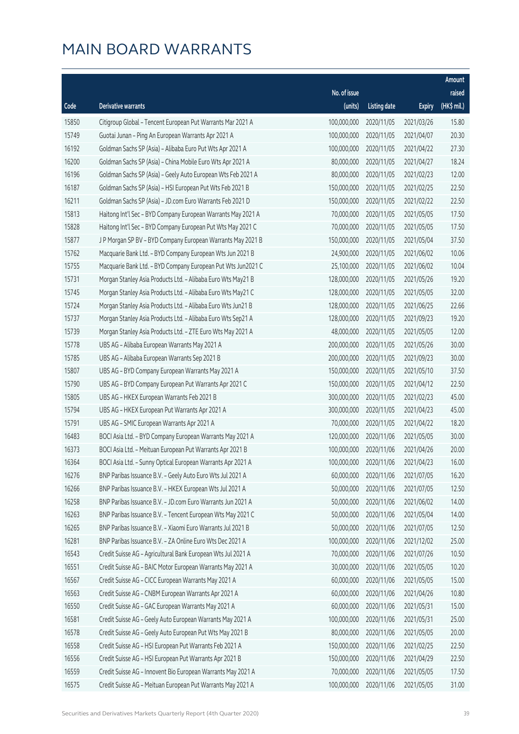# MAIN BOARD WARRANTS

| Code | Derivative warrants | No. of issue (units) | Listing date | Expiry | Amount raised (HK$ mil.) |
|---|---|---|---|---|---|
| 15850 | Citigroup Global - Tencent European Put Warrants Mar 2021 A | 100,000,000 | 2020/11/05 | 2021/03/26 | 15.80 |
| 15749 | Guotai Junan - Ping An European Warrants Apr 2021 A | 100,000,000 | 2020/11/05 | 2021/04/07 | 20.30 |
| 16192 | Goldman Sachs SP (Asia) - Alibaba Euro Put Wts Apr 2021 A | 100,000,000 | 2020/11/05 | 2021/04/22 | 27.30 |
| 16200 | Goldman Sachs SP (Asia) - China Mobile Euro Wts Apr 2021 A | 80,000,000 | 2020/11/05 | 2021/04/27 | 18.24 |
| 16196 | Goldman Sachs SP (Asia) - Geely Auto European Wts Feb 2021 A | 80,000,000 | 2020/11/05 | 2021/02/23 | 12.00 |
| 16187 | Goldman Sachs SP (Asia) - HSI European Put Wts Feb 2021 B | 150,000,000 | 2020/11/05 | 2021/02/25 | 22.50 |
| 16211 | Goldman Sachs SP (Asia) - JD.com Euro Warrants Feb 2021 D | 150,000,000 | 2020/11/05 | 2021/02/22 | 22.50 |
| 15813 | Haitong Int'l Sec - BYD Company European Warrants May 2021 A | 70,000,000 | 2020/11/05 | 2021/05/05 | 17.50 |
| 15828 | Haitong Int'l Sec - BYD Company European Put Wts May 2021 C | 70,000,000 | 2020/11/05 | 2021/05/05 | 17.50 |
| 15877 | J P Morgan SP BV - BYD Company European Warrants May 2021 B | 150,000,000 | 2020/11/05 | 2021/05/04 | 37.50 |
| 15762 | Macquarie Bank Ltd. - BYD Company European Wts Jun 2021 B | 24,900,000 | 2020/11/05 | 2021/06/02 | 10.06 |
| 15755 | Macquarie Bank Ltd. - BYD Company European Put Wts Jun2021 C | 25,100,000 | 2020/11/05 | 2021/06/02 | 10.04 |
| 15731 | Morgan Stanley Asia Products Ltd. - Alibaba Euro Wts May21 B | 128,000,000 | 2020/11/05 | 2021/05/26 | 19.20 |
| 15745 | Morgan Stanley Asia Products Ltd. - Alibaba Euro Wts May21 C | 128,000,000 | 2020/11/05 | 2021/05/05 | 32.00 |
| 15724 | Morgan Stanley Asia Products Ltd. - Alibaba Euro Wts Jun21 B | 128,000,000 | 2020/11/05 | 2021/06/25 | 22.66 |
| 15737 | Morgan Stanley Asia Products Ltd. - Alibaba Euro Wts Sep21 A | 128,000,000 | 2020/11/05 | 2021/09/23 | 19.20 |
| 15739 | Morgan Stanley Asia Products Ltd. - ZTE Euro Wts May 2021 A | 48,000,000 | 2020/11/05 | 2021/05/05 | 12.00 |
| 15778 | UBS AG - Alibaba European Warrants May 2021 A | 200,000,000 | 2020/11/05 | 2021/05/26 | 30.00 |
| 15785 | UBS AG - Alibaba European Warrants Sep 2021 B | 200,000,000 | 2020/11/05 | 2021/09/23 | 30.00 |
| 15807 | UBS AG - BYD Company European Warrants May 2021 A | 150,000,000 | 2020/11/05 | 2021/05/10 | 37.50 |
| 15790 | UBS AG - BYD Company European Put Warrants Apr 2021 C | 150,000,000 | 2020/11/05 | 2021/04/12 | 22.50 |
| 15805 | UBS AG - HKEX European Warrants Feb 2021 B | 300,000,000 | 2020/11/05 | 2021/02/23 | 45.00 |
| 15794 | UBS AG - HKEX European Put Warrants Apr 2021 A | 300,000,000 | 2020/11/05 | 2021/04/23 | 45.00 |
| 15791 | UBS AG - SMIC European Warrants Apr 2021 A | 70,000,000 | 2020/11/05 | 2021/04/22 | 18.20 |
| 16483 | BOCI Asia Ltd. - BYD Company European Warrants May 2021 A | 120,000,000 | 2020/11/06 | 2021/05/05 | 30.00 |
| 16373 | BOCI Asia Ltd. - Meituan European Put Warrants Apr 2021 B | 100,000,000 | 2020/11/06 | 2021/04/26 | 20.00 |
| 16364 | BOCI Asia Ltd. - Sunny Optical European Warrants Apr 2021 A | 100,000,000 | 2020/11/06 | 2021/04/23 | 16.00 |
| 16276 | BNP Paribas Issuance B.V. - Geely Auto Euro Wts Jul 2021 A | 60,000,000 | 2020/11/06 | 2021/07/05 | 16.20 |
| 16266 | BNP Paribas Issuance B.V. - HKEX European Wts Jul 2021 A | 50,000,000 | 2020/11/06 | 2021/07/05 | 12.50 |
| 16258 | BNP Paribas Issuance B.V. - JD.com Euro Warrants Jun 2021 A | 50,000,000 | 2020/11/06 | 2021/06/02 | 14.00 |
| 16263 | BNP Paribas Issuance B.V. - Tencent European Wts May 2021 C | 50,000,000 | 2020/11/06 | 2021/05/04 | 14.00 |
| 16265 | BNP Paribas Issuance B.V. - Xiaomi Euro Warrants Jul 2021 B | 50,000,000 | 2020/11/06 | 2021/07/05 | 12.50 |
| 16281 | BNP Paribas Issuance B.V. - ZA Online Euro Wts Dec 2021 A | 100,000,000 | 2020/11/06 | 2021/12/02 | 25.00 |
| 16543 | Credit Suisse AG - Agricultural Bank European Wts Jul 2021 A | 70,000,000 | 2020/11/06 | 2021/07/26 | 10.50 |
| 16551 | Credit Suisse AG - BAIC Motor European Warrants May 2021 A | 30,000,000 | 2020/11/06 | 2021/05/05 | 10.20 |
| 16567 | Credit Suisse AG - CICC European Warrants May 2021 A | 60,000,000 | 2020/11/06 | 2021/05/05 | 15.00 |
| 16563 | Credit Suisse AG - CNBM European Warrants Apr 2021 A | 60,000,000 | 2020/11/06 | 2021/04/26 | 10.80 |
| 16550 | Credit Suisse AG - GAC European Warrants May 2021 A | 60,000,000 | 2020/11/06 | 2021/05/31 | 15.00 |
| 16581 | Credit Suisse AG - Geely Auto European Warrants May 2021 A | 100,000,000 | 2020/11/06 | 2021/05/31 | 25.00 |
| 16578 | Credit Suisse AG - Geely Auto European Put Wts May 2021 B | 80,000,000 | 2020/11/06 | 2021/05/05 | 20.00 |
| 16558 | Credit Suisse AG - HSI European Put Warrants Feb 2021 A | 150,000,000 | 2020/11/06 | 2021/02/25 | 22.50 |
| 16556 | Credit Suisse AG - HSI European Put Warrants Apr 2021 B | 150,000,000 | 2020/11/06 | 2021/04/29 | 22.50 |
| 16559 | Credit Suisse AG - Innovent Bio European Warrants May 2021 A | 70,000,000 | 2020/11/06 | 2021/05/05 | 17.50 |
| 16575 | Credit Suisse AG - Meituan European Put Warrants May 2021 A | 100,000,000 | 2020/11/06 | 2021/05/05 | 31.00 |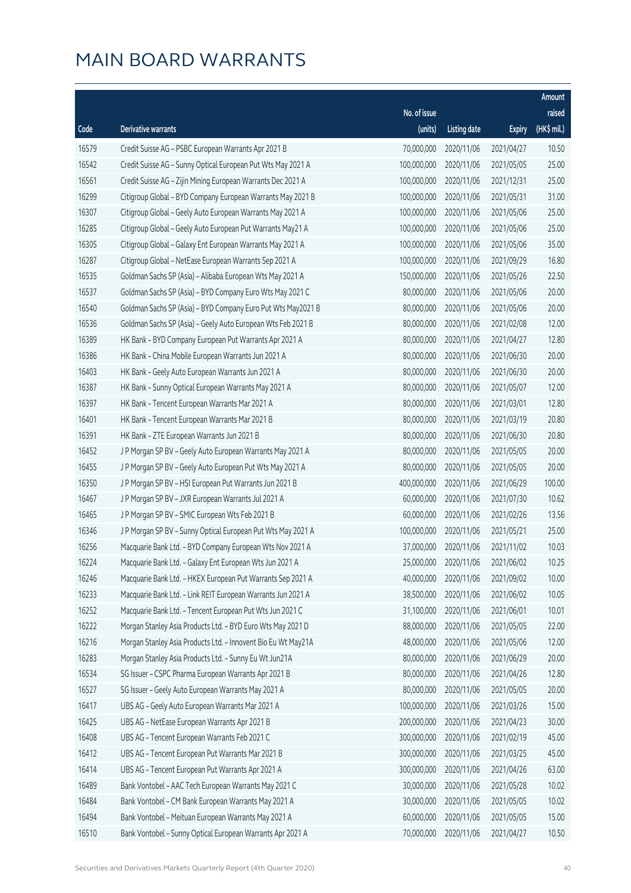# MAIN BOARD WARRANTS

| Code | Derivative warrants | No. of issue (units) | Listing date | Expiry | Amount raised (HK$ mil.) |
|---|---|---|---|---|---|
| 16579 | Credit Suisse AG - PSBC European Warrants Apr 2021 B | 70,000,000 | 2020/11/06 | 2021/04/27 | 10.50 |
| 16542 | Credit Suisse AG - Sunny Optical European Put Wts May 2021 A | 100,000,000 | 2020/11/06 | 2021/05/05 | 25.00 |
| 16561 | Credit Suisse AG - Zijin Mining European Warrants Dec 2021 A | 100,000,000 | 2020/11/06 | 2021/12/31 | 25.00 |
| 16299 | Citigroup Global - BYD Company European Warrants May 2021 B | 100,000,000 | 2020/11/06 | 2021/05/31 | 31.00 |
| 16307 | Citigroup Global - Geely Auto European Warrants May 2021 A | 100,000,000 | 2020/11/06 | 2021/05/06 | 25.00 |
| 16285 | Citigroup Global - Geely Auto European Put Warrants May21 A | 100,000,000 | 2020/11/06 | 2021/05/06 | 25.00 |
| 16305 | Citigroup Global - Galaxy Ent European Warrants May 2021 A | 100,000,000 | 2020/11/06 | 2021/05/06 | 35.00 |
| 16287 | Citigroup Global - NetEase European Warrants Sep 2021 A | 100,000,000 | 2020/11/06 | 2021/09/29 | 16.80 |
| 16535 | Goldman Sachs SP (Asia) - Alibaba European Wts May 2021 A | 150,000,000 | 2020/11/06 | 2021/05/26 | 22.50 |
| 16537 | Goldman Sachs SP (Asia) - BYD Company Euro Wts May 2021 C | 80,000,000 | 2020/11/06 | 2021/05/06 | 20.00 |
| 16540 | Goldman Sachs SP (Asia) - BYD Company Euro Put Wts May2021 B | 80,000,000 | 2020/11/06 | 2021/05/06 | 20.00 |
| 16536 | Goldman Sachs SP (Asia) - Geely Auto European Wts Feb 2021 B | 80,000,000 | 2020/11/06 | 2021/02/08 | 12.00 |
| 16389 | HK Bank - BYD Company European Put Warrants Apr 2021 A | 80,000,000 | 2020/11/06 | 2021/04/27 | 12.80 |
| 16386 | HK Bank - China Mobile European Warrants Jun 2021 A | 80,000,000 | 2020/11/06 | 2021/06/30 | 20.00 |
| 16403 | HK Bank - Geely Auto European Warrants Jun 2021 A | 80,000,000 | 2020/11/06 | 2021/06/30 | 20.00 |
| 16387 | HK Bank - Sunny Optical European Warrants May 2021 A | 80,000,000 | 2020/11/06 | 2021/05/07 | 12.00 |
| 16397 | HK Bank - Tencent European Warrants Mar 2021 A | 80,000,000 | 2020/11/06 | 2021/03/01 | 12.80 |
| 16401 | HK Bank - Tencent European Warrants Mar 2021 B | 80,000,000 | 2020/11/06 | 2021/03/19 | 20.80 |
| 16391 | HK Bank - ZTE European Warrants Jun 2021 B | 80,000,000 | 2020/11/06 | 2021/06/30 | 20.80 |
| 16452 | J P Morgan SP BV - Geely Auto European Warrants May 2021 A | 80,000,000 | 2020/11/06 | 2021/05/05 | 20.00 |
| 16455 | J P Morgan SP BV - Geely Auto European Put Wts May 2021 A | 80,000,000 | 2020/11/06 | 2021/05/05 | 20.00 |
| 16350 | J P Morgan SP BV - HSI European Put Warrants Jun 2021 B | 400,000,000 | 2020/11/06 | 2021/06/29 | 100.00 |
| 16467 | J P Morgan SP BV - JXR European Warrants Jul 2021 A | 60,000,000 | 2020/11/06 | 2021/07/30 | 10.62 |
| 16465 | J P Morgan SP BV - SMIC European Wts Feb 2021 B | 60,000,000 | 2020/11/06 | 2021/02/26 | 13.56 |
| 16346 | J P Morgan SP BV - Sunny Optical European Put Wts May 2021 A | 100,000,000 | 2020/11/06 | 2021/05/21 | 25.00 |
| 16256 | Macquarie Bank Ltd. - BYD Company European Wts Nov 2021 A | 37,000,000 | 2020/11/06 | 2021/11/02 | 10.03 |
| 16224 | Macquarie Bank Ltd. - Galaxy Ent European Wts Jun 2021 A | 25,000,000 | 2020/11/06 | 2021/06/02 | 10.25 |
| 16246 | Macquarie Bank Ltd. - HKEX European Put Warrants Sep 2021 A | 40,000,000 | 2020/11/06 | 2021/09/02 | 10.00 |
| 16233 | Macquarie Bank Ltd. - Link REIT European Warrants Jun 2021 A | 38,500,000 | 2020/11/06 | 2021/06/02 | 10.05 |
| 16252 | Macquarie Bank Ltd. - Tencent European Put Wts Jun 2021 C | 31,100,000 | 2020/11/06 | 2021/06/01 | 10.01 |
| 16222 | Morgan Stanley Asia Products Ltd. - BYD Euro Wts May 2021 D | 88,000,000 | 2020/11/06 | 2021/05/05 | 22.00 |
| 16216 | Morgan Stanley Asia Products Ltd. - Innovent Bio Eu Wt May21A | 48,000,000 | 2020/11/06 | 2021/05/06 | 12.00 |
| 16283 | Morgan Stanley Asia Products Ltd. - Sunny Eu Wt Jun21A | 80,000,000 | 2020/11/06 | 2021/06/29 | 20.00 |
| 16534 | SG Issuer - CSPC Pharma European Warrants Apr 2021 B | 80,000,000 | 2020/11/06 | 2021/04/26 | 12.80 |
| 16527 | SG Issuer - Geely Auto European Warrants May 2021 A | 80,000,000 | 2020/11/06 | 2021/05/05 | 20.00 |
| 16417 | UBS AG - Geely Auto European Warrants Mar 2021 A | 100,000,000 | 2020/11/06 | 2021/03/26 | 15.00 |
| 16425 | UBS AG - NetEase European Warrants Apr 2021 B | 200,000,000 | 2020/11/06 | 2021/04/23 | 30.00 |
| 16408 | UBS AG - Tencent European Warrants Feb 2021 C | 300,000,000 | 2020/11/06 | 2021/02/19 | 45.00 |
| 16412 | UBS AG - Tencent European Put Warrants Mar 2021 B | 300,000,000 | 2020/11/06 | 2021/03/25 | 45.00 |
| 16414 | UBS AG - Tencent European Put Warrants Apr 2021 A | 300,000,000 | 2020/11/06 | 2021/04/26 | 63.00 |
| 16489 | Bank Vontobel - AAC Tech European Warrants May 2021 C | 30,000,000 | 2020/11/06 | 2021/05/28 | 10.02 |
| 16484 | Bank Vontobel - CM Bank European Warrants May 2021 A | 30,000,000 | 2020/11/06 | 2021/05/05 | 10.02 |
| 16494 | Bank Vontobel - Meituan European Warrants May 2021 A | 60,000,000 | 2020/11/06 | 2021/05/05 | 15.00 |
| 16510 | Bank Vontobel - Sunny Optical European Warrants Apr 2021 A | 70,000,000 | 2020/11/06 | 2021/04/27 | 10.50 |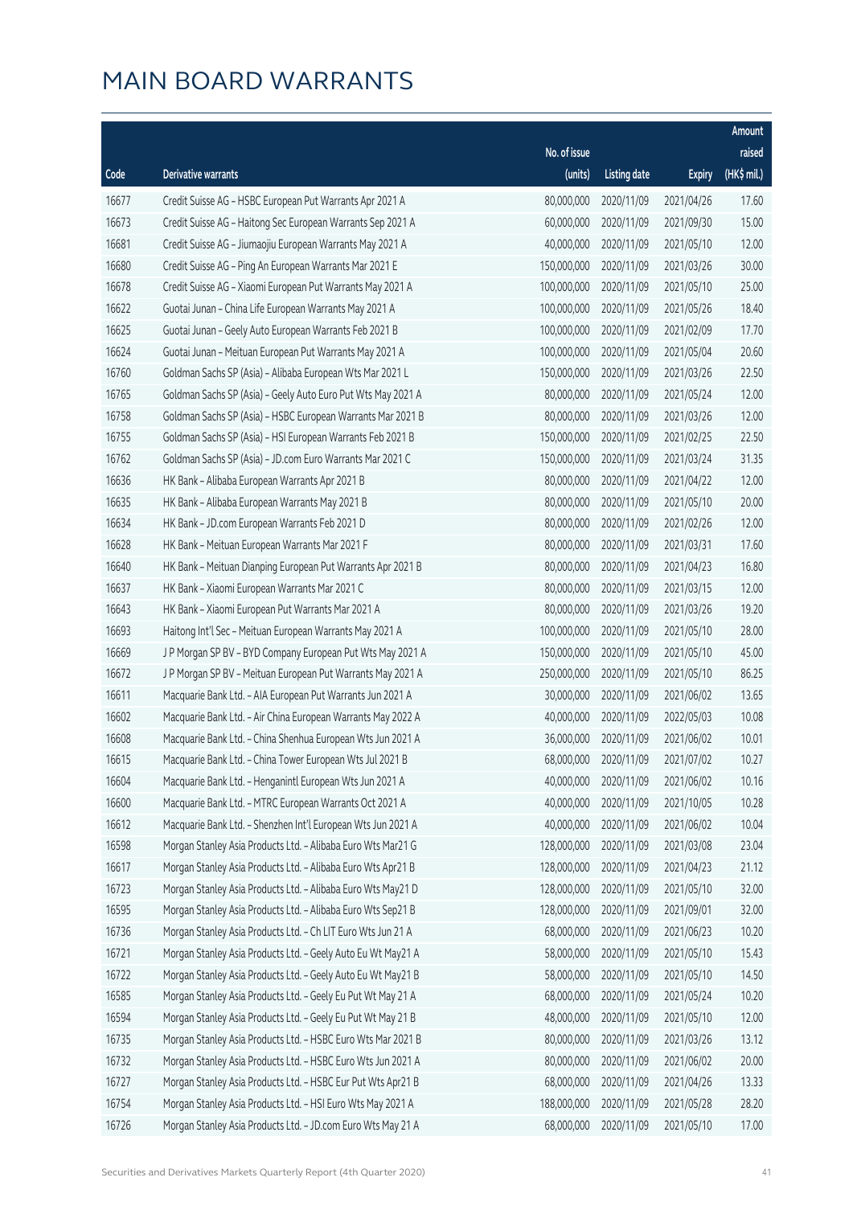# MAIN BOARD WARRANTS

| Code | Derivative warrants | No. of issue (units) | Listing date | Expiry | Amount raised (HK$ mil.) |
|---|---|---|---|---|---|
| 16677 | Credit Suisse AG – HSBC European Put Warrants Apr 2021 A | 80,000,000 | 2020/11/09 | 2021/04/26 | 17.60 |
| 16673 | Credit Suisse AG – Haitong Sec European Warrants Sep 2021 A | 60,000,000 | 2020/11/09 | 2021/09/30 | 15.00 |
| 16681 | Credit Suisse AG – Jiumaojiu European Warrants May 2021 A | 40,000,000 | 2020/11/09 | 2021/05/10 | 12.00 |
| 16680 | Credit Suisse AG – Ping An European Warrants Mar 2021 E | 150,000,000 | 2020/11/09 | 2021/03/26 | 30.00 |
| 16678 | Credit Suisse AG – Xiaomi European Put Warrants May 2021 A | 100,000,000 | 2020/11/09 | 2021/05/10 | 25.00 |
| 16622 | Guotai Junan – China Life European Warrants May 2021 A | 100,000,000 | 2020/11/09 | 2021/05/26 | 18.40 |
| 16625 | Guotai Junan – Geely Auto European Warrants Feb 2021 B | 100,000,000 | 2020/11/09 | 2021/02/09 | 17.70 |
| 16624 | Guotai Junan – Meituan European Put Warrants May 2021 A | 100,000,000 | 2020/11/09 | 2021/05/04 | 20.60 |
| 16760 | Goldman Sachs SP (Asia) – Alibaba European Wts Mar 2021 L | 150,000,000 | 2020/11/09 | 2021/03/26 | 22.50 |
| 16765 | Goldman Sachs SP (Asia) – Geely Auto Euro Put Wts May 2021 A | 80,000,000 | 2020/11/09 | 2021/05/24 | 12.00 |
| 16758 | Goldman Sachs SP (Asia) – HSBC European Warrants Mar 2021 B | 80,000,000 | 2020/11/09 | 2021/03/26 | 12.00 |
| 16755 | Goldman Sachs SP (Asia) – HSI European Warrants Feb 2021 B | 150,000,000 | 2020/11/09 | 2021/02/25 | 22.50 |
| 16762 | Goldman Sachs SP (Asia) – JD.com Euro Warrants Mar 2021 C | 150,000,000 | 2020/11/09 | 2021/03/24 | 31.35 |
| 16636 | HK Bank – Alibaba European Warrants Apr 2021 B | 80,000,000 | 2020/11/09 | 2021/04/22 | 12.00 |
| 16635 | HK Bank – Alibaba European Warrants May 2021 B | 80,000,000 | 2020/11/09 | 2021/05/10 | 20.00 |
| 16634 | HK Bank – JD.com European Warrants Feb 2021 D | 80,000,000 | 2020/11/09 | 2021/02/26 | 12.00 |
| 16628 | HK Bank – Meituan European Warrants Mar 2021 F | 80,000,000 | 2020/11/09 | 2021/03/31 | 17.60 |
| 16640 | HK Bank – Meituan Dianping European Put Warrants Apr 2021 B | 80,000,000 | 2020/11/09 | 2021/04/23 | 16.80 |
| 16637 | HK Bank – Xiaomi European Warrants Mar 2021 C | 80,000,000 | 2020/11/09 | 2021/03/15 | 12.00 |
| 16643 | HK Bank – Xiaomi European Put Warrants Mar 2021 A | 80,000,000 | 2020/11/09 | 2021/03/26 | 19.20 |
| 16693 | Haitong Int'l Sec – Meituan European Warrants May 2021 A | 100,000,000 | 2020/11/09 | 2021/05/10 | 28.00 |
| 16669 | J P Morgan SP BV – BYD Company European Put Wts May 2021 A | 150,000,000 | 2020/11/09 | 2021/05/10 | 45.00 |
| 16672 | J P Morgan SP BV – Meituan European Put Warrants May 2021 A | 250,000,000 | 2020/11/09 | 2021/05/10 | 86.25 |
| 16611 | Macquarie Bank Ltd. – AIA European Put Warrants Jun 2021 A | 30,000,000 | 2020/11/09 | 2021/06/02 | 13.65 |
| 16602 | Macquarie Bank Ltd. – Air China European Warrants May 2022 A | 40,000,000 | 2020/11/09 | 2022/05/03 | 10.08 |
| 16608 | Macquarie Bank Ltd. – China Shenhua European Wts Jun 2021 A | 36,000,000 | 2020/11/09 | 2021/06/02 | 10.01 |
| 16615 | Macquarie Bank Ltd. – China Tower European Wts Jul 2021 B | 68,000,000 | 2020/11/09 | 2021/07/02 | 10.27 |
| 16604 | Macquarie Bank Ltd. – Henganintl European Wts Jun 2021 A | 40,000,000 | 2020/11/09 | 2021/06/02 | 10.16 |
| 16600 | Macquarie Bank Ltd. – MTRC European Warrants Oct 2021 A | 40,000,000 | 2020/11/09 | 2021/10/05 | 10.28 |
| 16612 | Macquarie Bank Ltd. – Shenzhen Int'l European Wts Jun 2021 A | 40,000,000 | 2020/11/09 | 2021/06/02 | 10.04 |
| 16598 | Morgan Stanley Asia Products Ltd. – Alibaba Euro Wts Mar21 G | 128,000,000 | 2020/11/09 | 2021/03/08 | 23.04 |
| 16617 | Morgan Stanley Asia Products Ltd. – Alibaba Euro Wts Apr21 B | 128,000,000 | 2020/11/09 | 2021/04/23 | 21.12 |
| 16723 | Morgan Stanley Asia Products Ltd. – Alibaba Euro Wts May21 D | 128,000,000 | 2020/11/09 | 2021/05/10 | 32.00 |
| 16595 | Morgan Stanley Asia Products Ltd. – Alibaba Euro Wts Sep21 B | 128,000,000 | 2020/11/09 | 2021/09/01 | 32.00 |
| 16736 | Morgan Stanley Asia Products Ltd. – Ch LIT Euro Wts Jun 21 A | 68,000,000 | 2020/11/09 | 2021/06/23 | 10.20 |
| 16721 | Morgan Stanley Asia Products Ltd. – Geely Auto Eu Wt May21 A | 58,000,000 | 2020/11/09 | 2021/05/10 | 15.43 |
| 16722 | Morgan Stanley Asia Products Ltd. – Geely Auto Eu Wt May21 B | 58,000,000 | 2020/11/09 | 2021/05/10 | 14.50 |
| 16585 | Morgan Stanley Asia Products Ltd. – Geely Eu Put Wt May 21 A | 68,000,000 | 2020/11/09 | 2021/05/24 | 10.20 |
| 16594 | Morgan Stanley Asia Products Ltd. – Geely Eu Put Wt May 21 B | 48,000,000 | 2020/11/09 | 2021/05/10 | 12.00 |
| 16735 | Morgan Stanley Asia Products Ltd. – HSBC Euro Wts Mar 2021 B | 80,000,000 | 2020/11/09 | 2021/03/26 | 13.12 |
| 16732 | Morgan Stanley Asia Products Ltd. – HSBC Euro Wts Jun 2021 A | 80,000,000 | 2020/11/09 | 2021/06/02 | 20.00 |
| 16727 | Morgan Stanley Asia Products Ltd. – HSBC Eur Put Wts Apr21 B | 68,000,000 | 2020/11/09 | 2021/04/26 | 13.33 |
| 16754 | Morgan Stanley Asia Products Ltd. – HSI Euro Wts May 2021 A | 188,000,000 | 2020/11/09 | 2021/05/28 | 28.20 |
| 16726 | Morgan Stanley Asia Products Ltd. – JD.com Euro Wts May 21 A | 68,000,000 | 2020/11/09 | 2021/05/10 | 17.00 |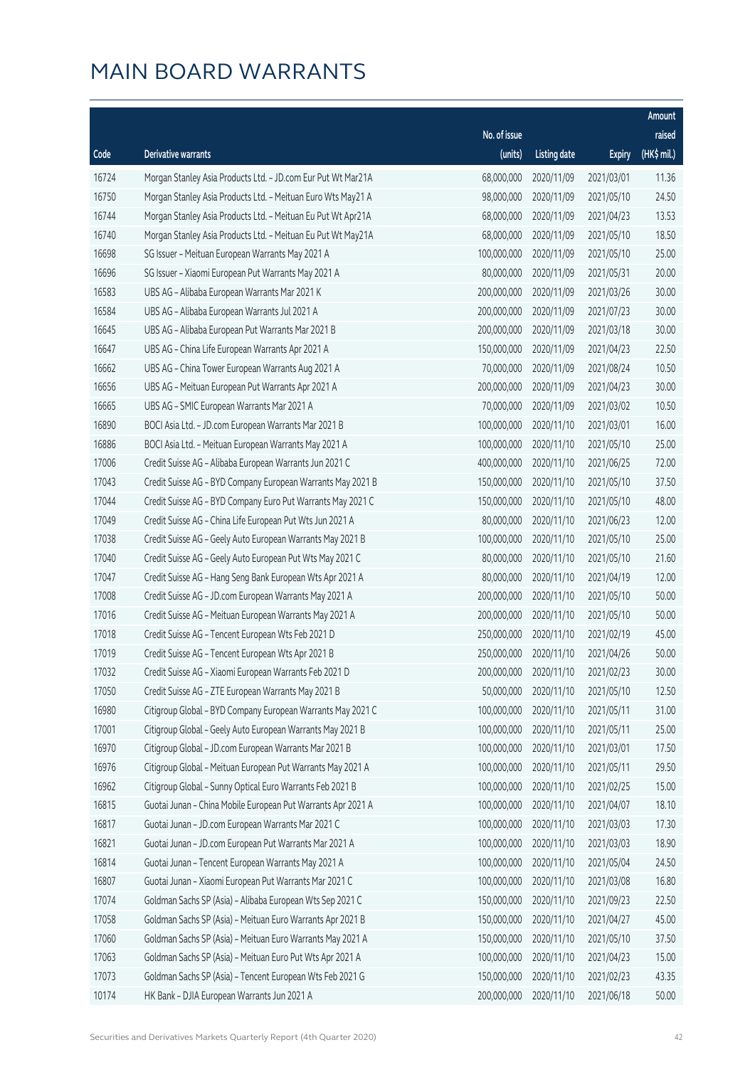# MAIN BOARD WARRANTS

| Code | Derivative warrants | No. of issue (units) | Listing date | Expiry | Amount raised (HK$ mil.) |
|---|---|---|---|---|---|
| 16724 | Morgan Stanley Asia Products Ltd. - JD.com Eur Put Wt Mar21A | 68,000,000 | 2020/11/09 | 2021/03/01 | 11.36 |
| 16750 | Morgan Stanley Asia Products Ltd. - Meituan Euro Wts May21 A | 98,000,000 | 2020/11/09 | 2021/05/10 | 24.50 |
| 16744 | Morgan Stanley Asia Products Ltd. - Meituan Eu Put Wt Apr21A | 68,000,000 | 2020/11/09 | 2021/04/23 | 13.53 |
| 16740 | Morgan Stanley Asia Products Ltd. - Meituan Eu Put Wt May21A | 68,000,000 | 2020/11/09 | 2021/05/10 | 18.50 |
| 16698 | SG Issuer - Meituan European Warrants May 2021 A | 100,000,000 | 2020/11/09 | 2021/05/10 | 25.00 |
| 16696 | SG Issuer - Xiaomi European Put Warrants May 2021 A | 80,000,000 | 2020/11/09 | 2021/05/31 | 20.00 |
| 16583 | UBS AG - Alibaba European Warrants Mar 2021 K | 200,000,000 | 2020/11/09 | 2021/03/26 | 30.00 |
| 16584 | UBS AG - Alibaba European Warrants Jul 2021 A | 200,000,000 | 2020/11/09 | 2021/07/23 | 30.00 |
| 16645 | UBS AG - Alibaba European Put Warrants Mar 2021 B | 200,000,000 | 2020/11/09 | 2021/03/18 | 30.00 |
| 16647 | UBS AG - China Life European Warrants Apr 2021 A | 150,000,000 | 2020/11/09 | 2021/04/23 | 22.50 |
| 16662 | UBS AG - China Tower European Warrants Aug 2021 A | 70,000,000 | 2020/11/09 | 2021/08/24 | 10.50 |
| 16656 | UBS AG - Meituan European Put Warrants Apr 2021 A | 200,000,000 | 2020/11/09 | 2021/04/23 | 30.00 |
| 16665 | UBS AG - SMIC European Warrants Mar 2021 A | 70,000,000 | 2020/11/09 | 2021/03/02 | 10.50 |
| 16890 | BOCI Asia Ltd. - JD.com European Warrants Mar 2021 B | 100,000,000 | 2020/11/10 | 2021/03/01 | 16.00 |
| 16886 | BOCI Asia Ltd. - Meituan European Warrants May 2021 A | 100,000,000 | 2020/11/10 | 2021/05/10 | 25.00 |
| 17006 | Credit Suisse AG - Alibaba European Warrants Jun 2021 C | 400,000,000 | 2020/11/10 | 2021/06/25 | 72.00 |
| 17043 | Credit Suisse AG - BYD Company European Warrants May 2021 B | 150,000,000 | 2020/11/10 | 2021/05/10 | 37.50 |
| 17044 | Credit Suisse AG - BYD Company Euro Put Warrants May 2021 C | 150,000,000 | 2020/11/10 | 2021/05/10 | 48.00 |
| 17049 | Credit Suisse AG - China Life European Put Wts Jun 2021 A | 80,000,000 | 2020/11/10 | 2021/06/23 | 12.00 |
| 17038 | Credit Suisse AG - Geely Auto European Warrants May 2021 B | 100,000,000 | 2020/11/10 | 2021/05/10 | 25.00 |
| 17040 | Credit Suisse AG - Geely Auto European Put Wts May 2021 C | 80,000,000 | 2020/11/10 | 2021/05/10 | 21.60 |
| 17047 | Credit Suisse AG - Hang Seng Bank European Wts Apr 2021 A | 80,000,000 | 2020/11/10 | 2021/04/19 | 12.00 |
| 17008 | Credit Suisse AG - JD.com European Warrants May 2021 A | 200,000,000 | 2020/11/10 | 2021/05/10 | 50.00 |
| 17016 | Credit Suisse AG - Meituan European Warrants May 2021 A | 200,000,000 | 2020/11/10 | 2021/05/10 | 50.00 |
| 17018 | Credit Suisse AG - Tencent European Wts Feb 2021 D | 250,000,000 | 2020/11/10 | 2021/02/19 | 45.00 |
| 17019 | Credit Suisse AG - Tencent European Wts Apr 2021 B | 250,000,000 | 2020/11/10 | 2021/04/26 | 50.00 |
| 17032 | Credit Suisse AG - Xiaomi European Warrants Feb 2021 D | 200,000,000 | 2020/11/10 | 2021/02/23 | 30.00 |
| 17050 | Credit Suisse AG - ZTE European Warrants May 2021 B | 50,000,000 | 2020/11/10 | 2021/05/10 | 12.50 |
| 16980 | Citigroup Global - BYD Company European Warrants May 2021 C | 100,000,000 | 2020/11/10 | 2021/05/11 | 31.00 |
| 17001 | Citigroup Global - Geely Auto European Warrants May 2021 B | 100,000,000 | 2020/11/10 | 2021/05/11 | 25.00 |
| 16970 | Citigroup Global - JD.com European Warrants Mar 2021 B | 100,000,000 | 2020/11/10 | 2021/03/01 | 17.50 |
| 16976 | Citigroup Global - Meituan European Put Warrants May 2021 A | 100,000,000 | 2020/11/10 | 2021/05/11 | 29.50 |
| 16962 | Citigroup Global - Sunny Optical Euro Warrants Feb 2021 B | 100,000,000 | 2020/11/10 | 2021/02/25 | 15.00 |
| 16815 | Guotai Junan - China Mobile European Put Warrants Apr 2021 A | 100,000,000 | 2020/11/10 | 2021/04/07 | 18.10 |
| 16817 | Guotai Junan - JD.com European Warrants Mar 2021 C | 100,000,000 | 2020/11/10 | 2021/03/03 | 17.30 |
| 16821 | Guotai Junan - JD.com European Put Warrants Mar 2021 A | 100,000,000 | 2020/11/10 | 2021/03/03 | 18.90 |
| 16814 | Guotai Junan - Tencent European Warrants May 2021 A | 100,000,000 | 2020/11/10 | 2021/05/04 | 24.50 |
| 16807 | Guotai Junan - Xiaomi European Put Warrants Mar 2021 C | 100,000,000 | 2020/11/10 | 2021/03/08 | 16.80 |
| 17074 | Goldman Sachs SP (Asia) - Alibaba European Wts Sep 2021 C | 150,000,000 | 2020/11/10 | 2021/09/23 | 22.50 |
| 17058 | Goldman Sachs SP (Asia) - Meituan Euro Warrants Apr 2021 B | 150,000,000 | 2020/11/10 | 2021/04/27 | 45.00 |
| 17060 | Goldman Sachs SP (Asia) - Meituan Euro Warrants May 2021 A | 150,000,000 | 2020/11/10 | 2021/05/10 | 37.50 |
| 17063 | Goldman Sachs SP (Asia) - Meituan Euro Put Wts Apr 2021 A | 100,000,000 | 2020/11/10 | 2021/04/23 | 15.00 |
| 17073 | Goldman Sachs SP (Asia) - Tencent European Wts Feb 2021 G | 150,000,000 | 2020/11/10 | 2021/02/23 | 43.35 |
| 10174 | HK Bank - DJIA European Warrants Jun 2021 A | 200,000,000 | 2020/11/10 | 2021/06/18 | 50.00 |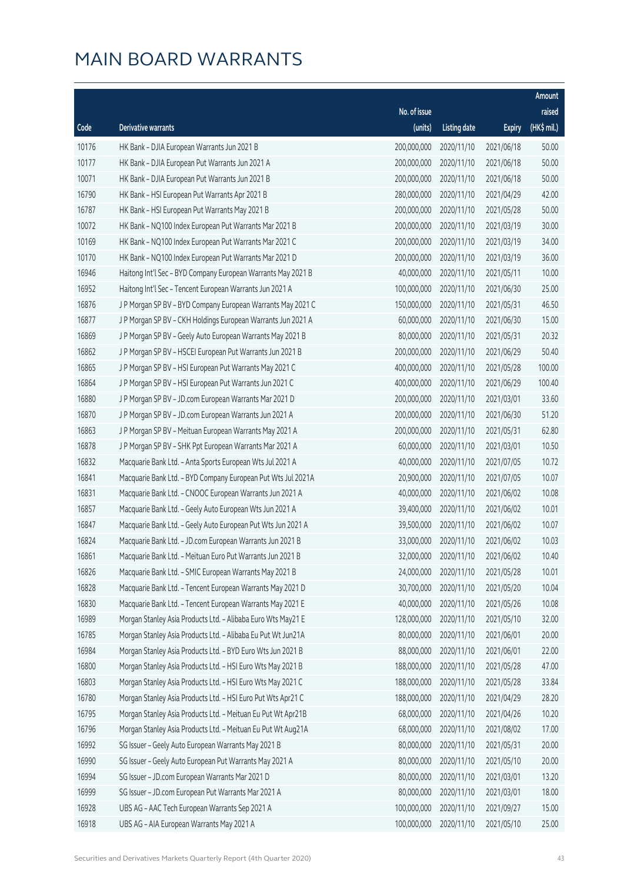# MAIN BOARD WARRANTS

| Code | Derivative warrants | No. of issue (units) | Listing date | Expiry | Amount raised (HK$ mil.) |
|---|---|---|---|---|---|
| 10176 | HK Bank – DJIA European Warrants Jun 2021 B | 200,000,000 | 2020/11/10 | 2021/06/18 | 50.00 |
| 10177 | HK Bank – DJIA European Put Warrants Jun 2021 A | 200,000,000 | 2020/11/10 | 2021/06/18 | 50.00 |
| 10071 | HK Bank – DJIA European Put Warrants Jun 2021 B | 200,000,000 | 2020/11/10 | 2021/06/18 | 50.00 |
| 16790 | HK Bank – HSI European Put Warrants Apr 2021 B | 280,000,000 | 2020/11/10 | 2021/04/29 | 42.00 |
| 16787 | HK Bank – HSI European Put Warrants May 2021 B | 200,000,000 | 2020/11/10 | 2021/05/28 | 50.00 |
| 10072 | HK Bank – NQ100 Index European Put Warrants Mar 2021 B | 200,000,000 | 2020/11/10 | 2021/03/19 | 30.00 |
| 10169 | HK Bank – NQ100 Index European Put Warrants Mar 2021 C | 200,000,000 | 2020/11/10 | 2021/03/19 | 34.00 |
| 10170 | HK Bank – NQ100 Index European Put Warrants Mar 2021 D | 200,000,000 | 2020/11/10 | 2021/03/19 | 36.00 |
| 16946 | Haitong Int'l Sec – BYD Company European Warrants May 2021 B | 40,000,000 | 2020/11/10 | 2021/05/11 | 10.00 |
| 16952 | Haitong Int'l Sec – Tencent European Warrants Jun 2021 A | 100,000,000 | 2020/11/10 | 2021/06/30 | 25.00 |
| 16876 | J P Morgan SP BV – BYD Company European Warrants May 2021 C | 150,000,000 | 2020/11/10 | 2021/05/31 | 46.50 |
| 16877 | J P Morgan SP BV – CKH Holdings European Warrants Jun 2021 A | 60,000,000 | 2020/11/10 | 2021/06/30 | 15.00 |
| 16869 | J P Morgan SP BV – Geely Auto European Warrants May 2021 B | 80,000,000 | 2020/11/10 | 2021/05/31 | 20.32 |
| 16862 | J P Morgan SP BV – HSCEI European Put Warrants Jun 2021 B | 200,000,000 | 2020/11/10 | 2021/06/29 | 50.40 |
| 16865 | J P Morgan SP BV – HSI European Put Warrants May 2021 C | 400,000,000 | 2020/11/10 | 2021/05/28 | 100.00 |
| 16864 | J P Morgan SP BV – HSI European Put Warrants Jun 2021 C | 400,000,000 | 2020/11/10 | 2021/06/29 | 100.40 |
| 16880 | J P Morgan SP BV – JD.com European Warrants Mar 2021 D | 200,000,000 | 2020/11/10 | 2021/03/01 | 33.60 |
| 16870 | J P Morgan SP BV – JD.com European Warrants Jun 2021 A | 200,000,000 | 2020/11/10 | 2021/06/30 | 51.20 |
| 16863 | J P Morgan SP BV – Meituan European Warrants May 2021 A | 200,000,000 | 2020/11/10 | 2021/05/31 | 62.80 |
| 16878 | J P Morgan SP BV – SHK Ppt European Warrants Mar 2021 A | 60,000,000 | 2020/11/10 | 2021/03/01 | 10.50 |
| 16832 | Macquarie Bank Ltd. – Anta Sports European Wts Jul 2021 A | 40,000,000 | 2020/11/10 | 2021/07/05 | 10.72 |
| 16841 | Macquarie Bank Ltd. – BYD Company European Put Wts Jul 2021A | 20,900,000 | 2020/11/10 | 2021/07/05 | 10.07 |
| 16831 | Macquarie Bank Ltd. – CNOOC European Warrants Jun 2021 A | 40,000,000 | 2020/11/10 | 2021/06/02 | 10.08 |
| 16857 | Macquarie Bank Ltd. – Geely Auto European Wts Jun 2021 A | 39,400,000 | 2020/11/10 | 2021/06/02 | 10.01 |
| 16847 | Macquarie Bank Ltd. – Geely Auto European Put Wts Jun 2021 A | 39,500,000 | 2020/11/10 | 2021/06/02 | 10.07 |
| 16824 | Macquarie Bank Ltd. – JD.com European Warrants Jun 2021 B | 33,000,000 | 2020/11/10 | 2021/06/02 | 10.03 |
| 16861 | Macquarie Bank Ltd. – Meituan Euro Put Warrants Jun 2021 B | 32,000,000 | 2020/11/10 | 2021/06/02 | 10.40 |
| 16826 | Macquarie Bank Ltd. – SMIC European Warrants May 2021 B | 24,000,000 | 2020/11/10 | 2021/05/28 | 10.01 |
| 16828 | Macquarie Bank Ltd. – Tencent European Warrants May 2021 D | 30,700,000 | 2020/11/10 | 2021/05/20 | 10.04 |
| 16830 | Macquarie Bank Ltd. – Tencent European Warrants May 2021 E | 40,000,000 | 2020/11/10 | 2021/05/26 | 10.08 |
| 16989 | Morgan Stanley Asia Products Ltd. – Alibaba Euro Wts May21 E | 128,000,000 | 2020/11/10 | 2021/05/10 | 32.00 |
| 16785 | Morgan Stanley Asia Products Ltd. – Alibaba Eu Put Wt Jun21A | 80,000,000 | 2020/11/10 | 2021/06/01 | 20.00 |
| 16984 | Morgan Stanley Asia Products Ltd. – BYD Euro Wts Jun 2021 B | 88,000,000 | 2020/11/10 | 2021/06/01 | 22.00 |
| 16800 | Morgan Stanley Asia Products Ltd. – HSI Euro Wts May 2021 B | 188,000,000 | 2020/11/10 | 2021/05/28 | 47.00 |
| 16803 | Morgan Stanley Asia Products Ltd. – HSI Euro Wts May 2021 C | 188,000,000 | 2020/11/10 | 2021/05/28 | 33.84 |
| 16780 | Morgan Stanley Asia Products Ltd. – HSI Euro Put Wts Apr21 C | 188,000,000 | 2020/11/10 | 2021/04/29 | 28.20 |
| 16795 | Morgan Stanley Asia Products Ltd. – Meituan Eu Put Wt Apr21B | 68,000,000 | 2020/11/10 | 2021/04/26 | 10.20 |
| 16796 | Morgan Stanley Asia Products Ltd. – Meituan Eu Put Wt Aug21A | 68,000,000 | 2020/11/10 | 2021/08/02 | 17.00 |
| 16992 | SG Issuer – Geely Auto European Warrants May 2021 B | 80,000,000 | 2020/11/10 | 2021/05/31 | 20.00 |
| 16990 | SG Issuer – Geely Auto European Put Warrants May 2021 A | 80,000,000 | 2020/11/10 | 2021/05/10 | 20.00 |
| 16994 | SG Issuer – JD.com European Warrants Mar 2021 D | 80,000,000 | 2020/11/10 | 2021/03/01 | 13.20 |
| 16999 | SG Issuer – JD.com European Put Warrants Mar 2021 A | 80,000,000 | 2020/11/10 | 2021/03/01 | 18.00 |
| 16928 | UBS AG – AAC Tech European Warrants Sep 2021 A | 100,000,000 | 2020/11/10 | 2021/09/27 | 15.00 |
| 16918 | UBS AG – AIA European Warrants May 2021 A | 100,000,000 | 2020/11/10 | 2021/05/10 | 25.00 |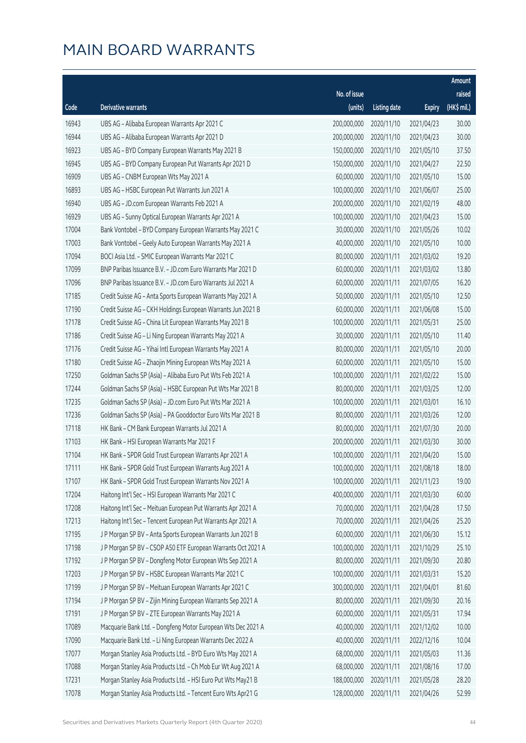# MAIN BOARD WARRANTS

| Code | Derivative warrants | No. of issue (units) | Listing date | Expiry | Amount raised (HK$ mil.) |
|---|---|---|---|---|---|
| 16943 | UBS AG - Alibaba European Warrants Apr 2021 C | 200,000,000 | 2020/11/10 | 2021/04/23 | 30.00 |
| 16944 | UBS AG - Alibaba European Warrants Apr 2021 D | 200,000,000 | 2020/11/10 | 2021/04/23 | 30.00 |
| 16923 | UBS AG - BYD Company European Warrants May 2021 B | 150,000,000 | 2020/11/10 | 2021/05/10 | 37.50 |
| 16945 | UBS AG - BYD Company European Put Warrants Apr 2021 D | 150,000,000 | 2020/11/10 | 2021/04/27 | 22.50 |
| 16909 | UBS AG - CNBM European Wts May 2021 A | 60,000,000 | 2020/11/10 | 2021/05/10 | 15.00 |
| 16893 | UBS AG - HSBC European Put Warrants Jun 2021 A | 100,000,000 | 2020/11/10 | 2021/06/07 | 25.00 |
| 16940 | UBS AG - JD.com European Warrants Feb 2021 A | 200,000,000 | 2020/11/10 | 2021/02/19 | 48.00 |
| 16929 | UBS AG - Sunny Optical European Warrants Apr 2021 A | 100,000,000 | 2020/11/10 | 2021/04/23 | 15.00 |
| 17004 | Bank Vontobel - BYD Company European Warrants May 2021 C | 30,000,000 | 2020/11/10 | 2021/05/26 | 10.02 |
| 17003 | Bank Vontobel - Geely Auto European Warrants May 2021 A | 40,000,000 | 2020/11/10 | 2021/05/10 | 10.00 |
| 17094 | BOCI Asia Ltd. - SMIC European Warrants Mar 2021 C | 80,000,000 | 2020/11/11 | 2021/03/02 | 19.20 |
| 17099 | BNP Paribas Issuance B.V. - JD.com Euro Warrants Mar 2021 D | 60,000,000 | 2020/11/11 | 2021/03/02 | 13.80 |
| 17096 | BNP Paribas Issuance B.V. - JD.com Euro Warrants Jul 2021 A | 60,000,000 | 2020/11/11 | 2021/07/05 | 16.20 |
| 17185 | Credit Suisse AG - Anta Sports European Warrants May 2021 A | 50,000,000 | 2020/11/11 | 2021/05/10 | 12.50 |
| 17190 | Credit Suisse AG - CKH Holdings European Warrants Jun 2021 B | 60,000,000 | 2020/11/11 | 2021/06/08 | 15.00 |
| 17178 | Credit Suisse AG - China Lit European Warrants May 2021 B | 100,000,000 | 2020/11/11 | 2021/05/31 | 25.00 |
| 17186 | Credit Suisse AG - Li Ning European Warrants May 2021 A | 30,000,000 | 2020/11/11 | 2021/05/10 | 11.40 |
| 17176 | Credit Suisse AG - Yihai Intl European Warrants May 2021 A | 80,000,000 | 2020/11/11 | 2021/05/10 | 20.00 |
| 17180 | Credit Suisse AG - Zhaojin Mining European Wts May 2021 A | 60,000,000 | 2020/11/11 | 2021/05/10 | 15.00 |
| 17250 | Goldman Sachs SP (Asia) - Alibaba Euro Put Wts Feb 2021 A | 100,000,000 | 2020/11/11 | 2021/02/22 | 15.00 |
| 17244 | Goldman Sachs SP (Asia) - HSBC European Put Wts Mar 2021 B | 80,000,000 | 2020/11/11 | 2021/03/25 | 12.00 |
| 17235 | Goldman Sachs SP (Asia) - JD.com Euro Put Wts Mar 2021 A | 100,000,000 | 2020/11/11 | 2021/03/01 | 16.10 |
| 17236 | Goldman Sachs SP (Asia) - PA Gooddoctor Euro Wts Mar 2021 B | 80,000,000 | 2020/11/11 | 2021/03/26 | 12.00 |
| 17118 | HK Bank - CM Bank European Warrants Jul 2021 A | 80,000,000 | 2020/11/11 | 2021/07/30 | 20.00 |
| 17103 | HK Bank - HSI European Warrants Mar 2021 F | 200,000,000 | 2020/11/11 | 2021/03/30 | 30.00 |
| 17104 | HK Bank - SPDR Gold Trust European Warrants Apr 2021 A | 100,000,000 | 2020/11/11 | 2021/04/20 | 15.00 |
| 17111 | HK Bank - SPDR Gold Trust European Warrants Aug 2021 A | 100,000,000 | 2020/11/11 | 2021/08/18 | 18.00 |
| 17107 | HK Bank - SPDR Gold Trust European Warrants Nov 2021 A | 100,000,000 | 2020/11/11 | 2021/11/23 | 19.00 |
| 17204 | Haitong Int'l Sec - HSI European Warrants Mar 2021 C | 400,000,000 | 2020/11/11 | 2021/03/30 | 60.00 |
| 17208 | Haitong Int'l Sec - Meituan European Put Warrants Apr 2021 A | 70,000,000 | 2020/11/11 | 2021/04/28 | 17.50 |
| 17213 | Haitong Int'l Sec - Tencent European Put Warrants Apr 2021 A | 70,000,000 | 2020/11/11 | 2021/04/26 | 25.20 |
| 17195 | J P Morgan SP BV - Anta Sports European Warrants Jun 2021 B | 60,000,000 | 2020/11/11 | 2021/06/30 | 15.12 |
| 17198 | J P Morgan SP BV - CSOP A50 ETF European Warrants Oct 2021 A | 100,000,000 | 2020/11/11 | 2021/10/29 | 25.10 |
| 17192 | J P Morgan SP BV - Dongfeng Motor European Wts Sep 2021 A | 80,000,000 | 2020/11/11 | 2021/09/30 | 20.80 |
| 17203 | J P Morgan SP BV - HSBC European Warrants Mar 2021 C | 100,000,000 | 2020/11/11 | 2021/03/31 | 15.20 |
| 17199 | J P Morgan SP BV - Meituan European Warrants Apr 2021 C | 300,000,000 | 2020/11/11 | 2021/04/01 | 81.60 |
| 17194 | J P Morgan SP BV - Zijin Mining European Warrants Sep 2021 A | 80,000,000 | 2020/11/11 | 2021/09/30 | 20.16 |
| 17191 | J P Morgan SP BV - ZTE European Warrants May 2021 A | 60,000,000 | 2020/11/11 | 2021/05/31 | 17.94 |
| 17089 | Macquarie Bank Ltd. - Dongfeng Motor European Wts Dec 2021 A | 40,000,000 | 2020/11/11 | 2021/12/02 | 10.00 |
| 17090 | Macquarie Bank Ltd. - Li Ning European Warrants Dec 2022 A | 40,000,000 | 2020/11/11 | 2022/12/16 | 10.04 |
| 17077 | Morgan Stanley Asia Products Ltd. - BYD Euro Wts May 2021 A | 68,000,000 | 2020/11/11 | 2021/05/03 | 11.36 |
| 17088 | Morgan Stanley Asia Products Ltd. - Ch Mob Eur Wt Aug 2021 A | 68,000,000 | 2020/11/11 | 2021/08/16 | 17.00 |
| 17231 | Morgan Stanley Asia Products Ltd. - HSI Euro Put Wts May21 B | 188,000,000 | 2020/11/11 | 2021/05/28 | 28.20 |
| 17078 | Morgan Stanley Asia Products Ltd. - Tencent Euro Wts Apr21 G | 128,000,000 | 2020/11/11 | 2021/04/26 | 52.99 |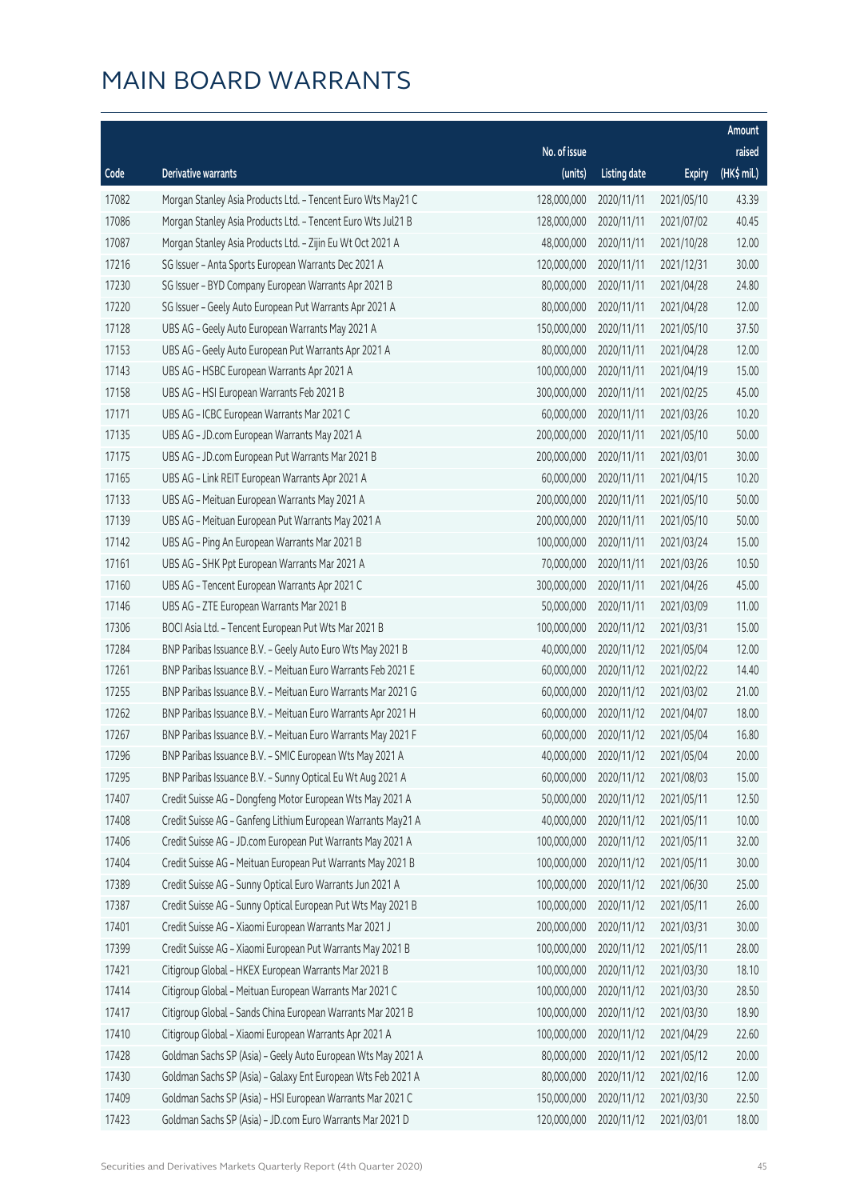# MAIN BOARD WARRANTS

| Code | Derivative warrants | No. of issue (units) | Listing date | Expiry | Amount raised (HK$ mil.) |
|---|---|---|---|---|---|
| 17082 | Morgan Stanley Asia Products Ltd. - Tencent Euro Wts May21 C | 128,000,000 | 2020/11/11 | 2021/05/10 | 43.39 |
| 17086 | Morgan Stanley Asia Products Ltd. - Tencent Euro Wts Jul21 B | 128,000,000 | 2020/11/11 | 2021/07/02 | 40.45 |
| 17087 | Morgan Stanley Asia Products Ltd. - Zijin Eu Wt Oct 2021 A | 48,000,000 | 2020/11/11 | 2021/10/28 | 12.00 |
| 17216 | SG Issuer - Anta Sports European Warrants Dec 2021 A | 120,000,000 | 2020/11/11 | 2021/12/31 | 30.00 |
| 17230 | SG Issuer - BYD Company European Warrants Apr 2021 B | 80,000,000 | 2020/11/11 | 2021/04/28 | 24.80 |
| 17220 | SG Issuer - Geely Auto European Put Warrants Apr 2021 A | 80,000,000 | 2020/11/11 | 2021/04/28 | 12.00 |
| 17128 | UBS AG - Geely Auto European Warrants May 2021 A | 150,000,000 | 2020/11/11 | 2021/05/10 | 37.50 |
| 17153 | UBS AG - Geely Auto European Put Warrants Apr 2021 A | 80,000,000 | 2020/11/11 | 2021/04/28 | 12.00 |
| 17143 | UBS AG - HSBC European Warrants Apr 2021 A | 100,000,000 | 2020/11/11 | 2021/04/19 | 15.00 |
| 17158 | UBS AG - HSI European Warrants Feb 2021 B | 300,000,000 | 2020/11/11 | 2021/02/25 | 45.00 |
| 17171 | UBS AG - ICBC European Warrants Mar 2021 C | 60,000,000 | 2020/11/11 | 2021/03/26 | 10.20 |
| 17135 | UBS AG - JD.com European Warrants May 2021 A | 200,000,000 | 2020/11/11 | 2021/05/10 | 50.00 |
| 17175 | UBS AG - JD.com European Put Warrants Mar 2021 B | 200,000,000 | 2020/11/11 | 2021/03/01 | 30.00 |
| 17165 | UBS AG - Link REIT European Warrants Apr 2021 A | 60,000,000 | 2020/11/11 | 2021/04/15 | 10.20 |
| 17133 | UBS AG - Meituan European Warrants May 2021 A | 200,000,000 | 2020/11/11 | 2021/05/10 | 50.00 |
| 17139 | UBS AG - Meituan European Put Warrants May 2021 A | 200,000,000 | 2020/11/11 | 2021/05/10 | 50.00 |
| 17142 | UBS AG - Ping An European Warrants Mar 2021 B | 100,000,000 | 2020/11/11 | 2021/03/24 | 15.00 |
| 17161 | UBS AG - SHK Ppt European Warrants Mar 2021 A | 70,000,000 | 2020/11/11 | 2021/03/26 | 10.50 |
| 17160 | UBS AG - Tencent European Warrants Apr 2021 C | 300,000,000 | 2020/11/11 | 2021/04/26 | 45.00 |
| 17146 | UBS AG - ZTE European Warrants Mar 2021 B | 50,000,000 | 2020/11/11 | 2021/03/09 | 11.00 |
| 17306 | BOCI Asia Ltd. - Tencent European Put Wts Mar 2021 B | 100,000,000 | 2020/11/12 | 2021/03/31 | 15.00 |
| 17284 | BNP Paribas Issuance B.V. - Geely Auto Euro Wts May 2021 B | 40,000,000 | 2020/11/12 | 2021/05/04 | 12.00 |
| 17261 | BNP Paribas Issuance B.V. - Meituan Euro Warrants Feb 2021 E | 60,000,000 | 2020/11/12 | 2021/02/22 | 14.40 |
| 17255 | BNP Paribas Issuance B.V. - Meituan Euro Warrants Mar 2021 G | 60,000,000 | 2020/11/12 | 2021/03/02 | 21.00 |
| 17262 | BNP Paribas Issuance B.V. - Meituan Euro Warrants Apr 2021 H | 60,000,000 | 2020/11/12 | 2021/04/07 | 18.00 |
| 17267 | BNP Paribas Issuance B.V. - Meituan Euro Warrants May 2021 F | 60,000,000 | 2020/11/12 | 2021/05/04 | 16.80 |
| 17296 | BNP Paribas Issuance B.V. - SMIC European Wts May 2021 A | 40,000,000 | 2020/11/12 | 2021/05/04 | 20.00 |
| 17295 | BNP Paribas Issuance B.V. - Sunny Optical Eu Wt Aug 2021 A | 60,000,000 | 2020/11/12 | 2021/08/03 | 15.00 |
| 17407 | Credit Suisse AG - Dongfeng Motor European Wts May 2021 A | 50,000,000 | 2020/11/12 | 2021/05/11 | 12.50 |
| 17408 | Credit Suisse AG - Ganfeng Lithium European Warrants May21 A | 40,000,000 | 2020/11/12 | 2021/05/11 | 10.00 |
| 17406 | Credit Suisse AG - JD.com European Put Warrants May 2021 A | 100,000,000 | 2020/11/12 | 2021/05/11 | 32.00 |
| 17404 | Credit Suisse AG - Meituan European Put Warrants May 2021 B | 100,000,000 | 2020/11/12 | 2021/05/11 | 30.00 |
| 17389 | Credit Suisse AG - Sunny Optical Euro Warrants Jun 2021 A | 100,000,000 | 2020/11/12 | 2021/06/30 | 25.00 |
| 17387 | Credit Suisse AG - Sunny Optical European Put Wts May 2021 B | 100,000,000 | 2020/11/12 | 2021/05/11 | 26.00 |
| 17401 | Credit Suisse AG - Xiaomi European Warrants Mar 2021 J | 200,000,000 | 2020/11/12 | 2021/03/31 | 30.00 |
| 17399 | Credit Suisse AG - Xiaomi European Put Warrants May 2021 B | 100,000,000 | 2020/11/12 | 2021/05/11 | 28.00 |
| 17421 | Citigroup Global - HKEX European Warrants Mar 2021 B | 100,000,000 | 2020/11/12 | 2021/03/30 | 18.10 |
| 17414 | Citigroup Global - Meituan European Warrants Mar 2021 C | 100,000,000 | 2020/11/12 | 2021/03/30 | 28.50 |
| 17417 | Citigroup Global - Sands China European Warrants Mar 2021 B | 100,000,000 | 2020/11/12 | 2021/03/30 | 18.90 |
| 17410 | Citigroup Global - Xiaomi European Warrants Apr 2021 A | 100,000,000 | 2020/11/12 | 2021/04/29 | 22.60 |
| 17428 | Goldman Sachs SP (Asia) - Geely Auto European Wts May 2021 A | 80,000,000 | 2020/11/12 | 2021/05/12 | 20.00 |
| 17430 | Goldman Sachs SP (Asia) - Galaxy Ent European Wts Feb 2021 A | 80,000,000 | 2020/11/12 | 2021/02/16 | 12.00 |
| 17409 | Goldman Sachs SP (Asia) - HSI European Warrants Mar 2021 C | 150,000,000 | 2020/11/12 | 2021/03/30 | 22.50 |
| 17423 | Goldman Sachs SP (Asia) - JD.com Euro Warrants Mar 2021 D | 120,000,000 | 2020/11/12 | 2021/03/01 | 18.00 |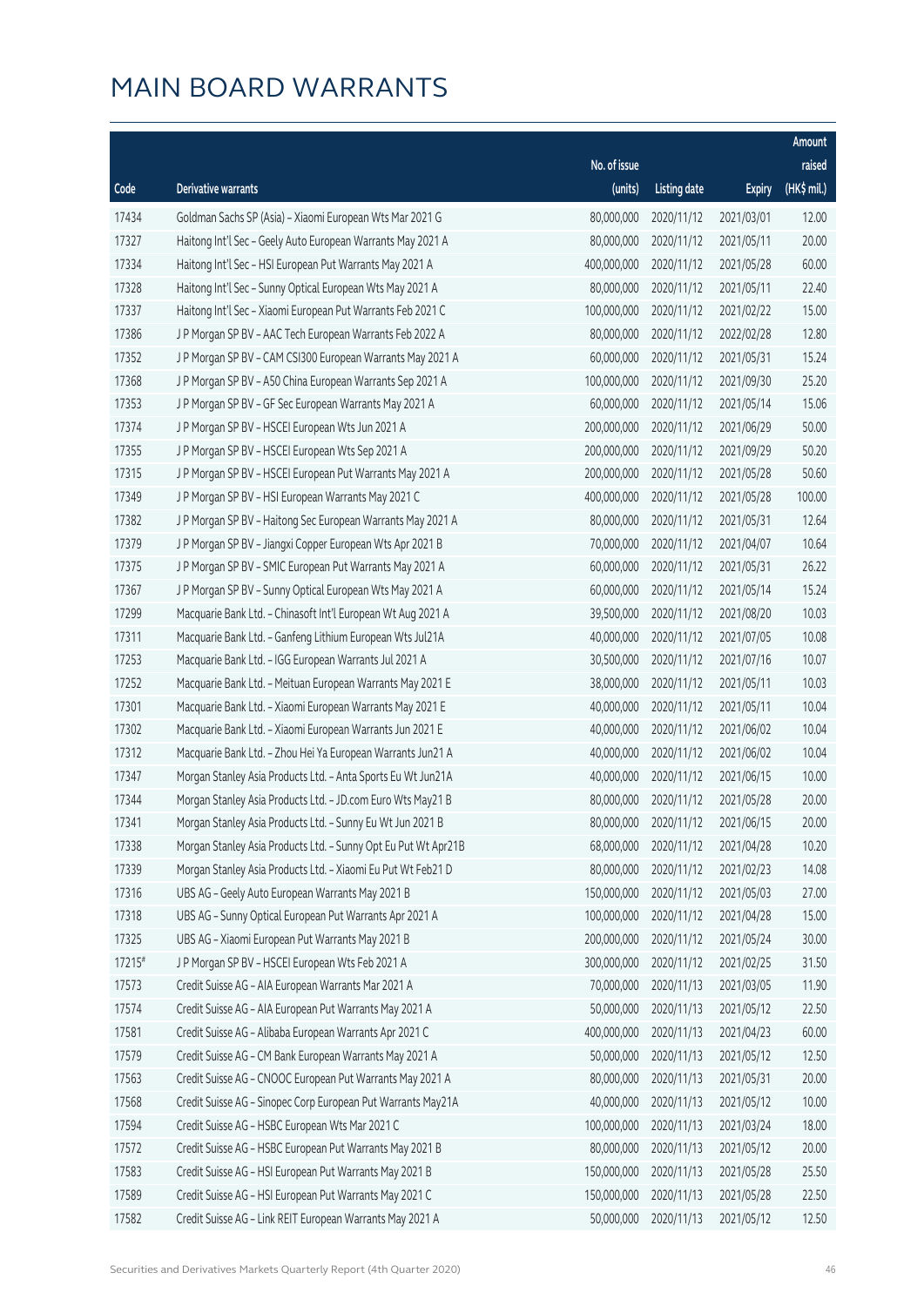# MAIN BOARD WARRANTS

| Code | Derivative warrants | No. of issue (units) | Listing date | Expiry | Amount raised (HK$ mil.) |
|---|---|---|---|---|---|
| 17434 | Goldman Sachs SP (Asia) - Xiaomi European Wts Mar 2021 G | 80,000,000 | 2020/11/12 | 2021/03/01 | 12.00 |
| 17327 | Haitong Int'l Sec - Geely Auto European Warrants May 2021 A | 80,000,000 | 2020/11/12 | 2021/05/11 | 20.00 |
| 17334 | Haitong Int'l Sec - HSI European Put Warrants May 2021 A | 400,000,000 | 2020/11/12 | 2021/05/28 | 60.00 |
| 17328 | Haitong Int'l Sec - Sunny Optical European Wts May 2021 A | 80,000,000 | 2020/11/12 | 2021/05/11 | 22.40 |
| 17337 | Haitong Int'l Sec - Xiaomi European Put Warrants Feb 2021 C | 100,000,000 | 2020/11/12 | 2021/02/22 | 15.00 |
| 17386 | J P Morgan SP BV - AAC Tech European Warrants Feb 2022 A | 80,000,000 | 2020/11/12 | 2022/02/28 | 12.80 |
| 17352 | J P Morgan SP BV - CAM CSI300 European Warrants May 2021 A | 60,000,000 | 2020/11/12 | 2021/05/31 | 15.24 |
| 17368 | J P Morgan SP BV - A50 China European Warrants Sep 2021 A | 100,000,000 | 2020/11/12 | 2021/09/30 | 25.20 |
| 17353 | J P Morgan SP BV - GF Sec European Warrants May 2021 A | 60,000,000 | 2020/11/12 | 2021/05/14 | 15.06 |
| 17374 | J P Morgan SP BV - HSCEI European Wts Jun 2021 A | 200,000,000 | 2020/11/12 | 2021/06/29 | 50.00 |
| 17355 | J P Morgan SP BV - HSCEI European Wts Sep 2021 A | 200,000,000 | 2020/11/12 | 2021/09/29 | 50.20 |
| 17315 | J P Morgan SP BV - HSCEI European Put Warrants May 2021 A | 200,000,000 | 2020/11/12 | 2021/05/28 | 50.60 |
| 17349 | J P Morgan SP BV - HSI European Warrants May 2021 C | 400,000,000 | 2020/11/12 | 2021/05/28 | 100.00 |
| 17382 | J P Morgan SP BV - Haitong Sec European Warrants May 2021 A | 80,000,000 | 2020/11/12 | 2021/05/31 | 12.64 |
| 17379 | J P Morgan SP BV - Jiangxi Copper European Wts Apr 2021 B | 70,000,000 | 2020/11/12 | 2021/04/07 | 10.64 |
| 17375 | J P Morgan SP BV - SMIC European Put Warrants May 2021 A | 60,000,000 | 2020/11/12 | 2021/05/31 | 26.22 |
| 17367 | J P Morgan SP BV - Sunny Optical European Wts May 2021 A | 60,000,000 | 2020/11/12 | 2021/05/14 | 15.24 |
| 17299 | Macquarie Bank Ltd. - Chinasoft Int'l European Wt Aug 2021 A | 39,500,000 | 2020/11/12 | 2021/08/20 | 10.03 |
| 17311 | Macquarie Bank Ltd. - Ganfeng Lithium European Wts Jul21A | 40,000,000 | 2020/11/12 | 2021/07/05 | 10.08 |
| 17253 | Macquarie Bank Ltd. - IGG European Warrants Jul 2021 A | 30,500,000 | 2020/11/12 | 2021/07/16 | 10.07 |
| 17252 | Macquarie Bank Ltd. - Meituan European Warrants May 2021 E | 38,000,000 | 2020/11/12 | 2021/05/11 | 10.03 |
| 17301 | Macquarie Bank Ltd. - Xiaomi European Warrants May 2021 E | 40,000,000 | 2020/11/12 | 2021/05/11 | 10.04 |
| 17302 | Macquarie Bank Ltd. - Xiaomi European Warrants Jun 2021 E | 40,000,000 | 2020/11/12 | 2021/06/02 | 10.04 |
| 17312 | Macquarie Bank Ltd. - Zhou Hei Ya European Warrants Jun21 A | 40,000,000 | 2020/11/12 | 2021/06/02 | 10.04 |
| 17347 | Morgan Stanley Asia Products Ltd. - Anta Sports Eu Wt Jun21A | 40,000,000 | 2020/11/12 | 2021/06/15 | 10.00 |
| 17344 | Morgan Stanley Asia Products Ltd. - JD.com Euro Wts May21 B | 80,000,000 | 2020/11/12 | 2021/05/28 | 20.00 |
| 17341 | Morgan Stanley Asia Products Ltd. - Sunny Eu Wt Jun 2021 B | 80,000,000 | 2020/11/12 | 2021/06/15 | 20.00 |
| 17338 | Morgan Stanley Asia Products Ltd. - Sunny Opt Eu Put Wt Apr21B | 68,000,000 | 2020/11/12 | 2021/04/28 | 10.20 |
| 17339 | Morgan Stanley Asia Products Ltd. - Xiaomi Eu Put Wt Feb21 D | 80,000,000 | 2020/11/12 | 2021/02/23 | 14.08 |
| 17316 | UBS AG - Geely Auto European Warrants May 2021 B | 150,000,000 | 2020/11/12 | 2021/05/03 | 27.00 |
| 17318 | UBS AG - Sunny Optical European Put Warrants Apr 2021 A | 100,000,000 | 2020/11/12 | 2021/04/28 | 15.00 |
| 17325 | UBS AG - Xiaomi European Put Warrants May 2021 B | 200,000,000 | 2020/11/12 | 2021/05/24 | 30.00 |
| 17215# | J P Morgan SP BV - HSCEI European Wts Feb 2021 A | 300,000,000 | 2020/11/12 | 2021/02/25 | 31.50 |
| 17573 | Credit Suisse AG - AIA European Warrants Mar 2021 A | 70,000,000 | 2020/11/13 | 2021/03/05 | 11.90 |
| 17574 | Credit Suisse AG - AIA European Put Warrants May 2021 A | 50,000,000 | 2020/11/13 | 2021/05/12 | 22.50 |
| 17581 | Credit Suisse AG - Alibaba European Warrants Apr 2021 C | 400,000,000 | 2020/11/13 | 2021/04/23 | 60.00 |
| 17579 | Credit Suisse AG - CM Bank European Warrants May 2021 A | 50,000,000 | 2020/11/13 | 2021/05/12 | 12.50 |
| 17563 | Credit Suisse AG - CNOOC European Put Warrants May 2021 A | 80,000,000 | 2020/11/13 | 2021/05/31 | 20.00 |
| 17568 | Credit Suisse AG - Sinopec Corp European Put Warrants May21A | 40,000,000 | 2020/11/13 | 2021/05/12 | 10.00 |
| 17594 | Credit Suisse AG - HSBC European Wts Mar 2021 C | 100,000,000 | 2020/11/13 | 2021/03/24 | 18.00 |
| 17572 | Credit Suisse AG - HSBC European Put Warrants May 2021 B | 80,000,000 | 2020/11/13 | 2021/05/12 | 20.00 |
| 17583 | Credit Suisse AG - HSI European Put Warrants May 2021 B | 150,000,000 | 2020/11/13 | 2021/05/28 | 25.50 |
| 17589 | Credit Suisse AG - HSI European Put Warrants May 2021 C | 150,000,000 | 2020/11/13 | 2021/05/28 | 22.50 |
| 17582 | Credit Suisse AG - Link REIT European Warrants May 2021 A | 50,000,000 | 2020/11/13 | 2021/05/12 | 12.50 |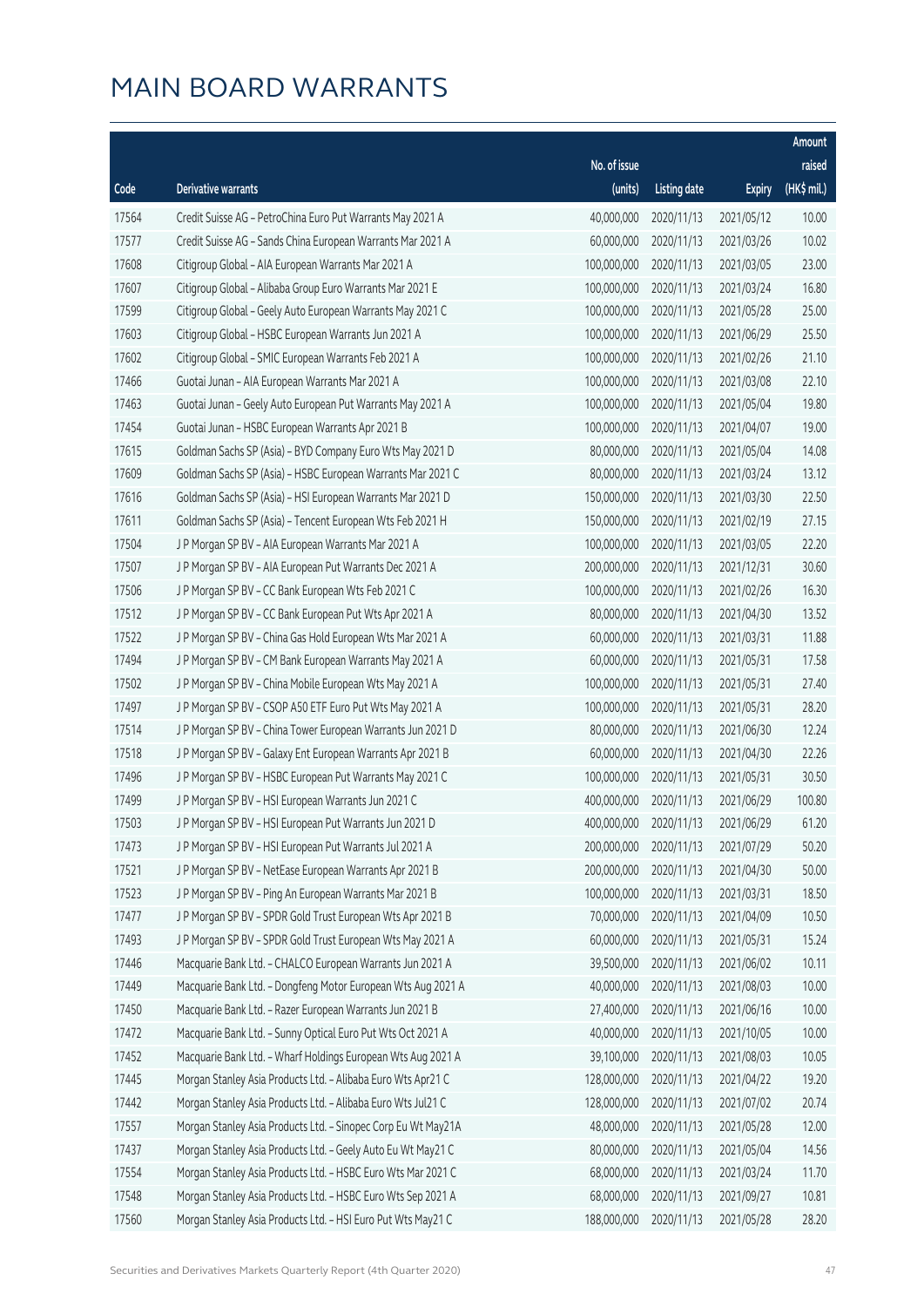# MAIN BOARD WARRANTS

| Code | Derivative warrants | No. of issue (units) | Listing date | Expiry | Amount raised (HK$ mil.) |
|---|---|---|---|---|---|
| 17564 | Credit Suisse AG - PetroChina Euro Put Warrants May 2021 A | 40,000,000 | 2020/11/13 | 2021/05/12 | 10.00 |
| 17577 | Credit Suisse AG - Sands China European Warrants Mar 2021 A | 60,000,000 | 2020/11/13 | 2021/03/26 | 10.02 |
| 17608 | Citigroup Global - AIA European Warrants Mar 2021 A | 100,000,000 | 2020/11/13 | 2021/03/05 | 23.00 |
| 17607 | Citigroup Global - Alibaba Group Euro Warrants Mar 2021 E | 100,000,000 | 2020/11/13 | 2021/03/24 | 16.80 |
| 17599 | Citigroup Global - Geely Auto European Warrants May 2021 C | 100,000,000 | 2020/11/13 | 2021/05/28 | 25.00 |
| 17603 | Citigroup Global - HSBC European Warrants Jun 2021 A | 100,000,000 | 2020/11/13 | 2021/06/29 | 25.50 |
| 17602 | Citigroup Global - SMIC European Warrants Feb 2021 A | 100,000,000 | 2020/11/13 | 2021/02/26 | 21.10 |
| 17466 | Guotai Junan - AIA European Warrants Mar 2021 A | 100,000,000 | 2020/11/13 | 2021/03/08 | 22.10 |
| 17463 | Guotai Junan - Geely Auto European Put Warrants May 2021 A | 100,000,000 | 2020/11/13 | 2021/05/04 | 19.80 |
| 17454 | Guotai Junan - HSBC European Warrants Apr 2021 B | 100,000,000 | 2020/11/13 | 2021/04/07 | 19.00 |
| 17615 | Goldman Sachs SP (Asia) - BYD Company Euro Wts May 2021 D | 80,000,000 | 2020/11/13 | 2021/05/04 | 14.08 |
| 17609 | Goldman Sachs SP (Asia) - HSBC European Warrants Mar 2021 C | 80,000,000 | 2020/11/13 | 2021/03/24 | 13.12 |
| 17616 | Goldman Sachs SP (Asia) - HSI European Warrants Mar 2021 D | 150,000,000 | 2020/11/13 | 2021/03/30 | 22.50 |
| 17611 | Goldman Sachs SP (Asia) - Tencent European Wts Feb 2021 H | 150,000,000 | 2020/11/13 | 2021/02/19 | 27.15 |
| 17504 | J P Morgan SP BV - AIA European Warrants Mar 2021 A | 100,000,000 | 2020/11/13 | 2021/03/05 | 22.20 |
| 17507 | J P Morgan SP BV - AIA European Put Warrants Dec 2021 A | 200,000,000 | 2020/11/13 | 2021/12/31 | 30.60 |
| 17506 | J P Morgan SP BV - CC Bank European Wts Feb 2021 C | 100,000,000 | 2020/11/13 | 2021/02/26 | 16.30 |
| 17512 | J P Morgan SP BV - CC Bank European Put Wts Apr 2021 A | 80,000,000 | 2020/11/13 | 2021/04/30 | 13.52 |
| 17522 | J P Morgan SP BV - China Gas Hold European Wts Mar 2021 A | 60,000,000 | 2020/11/13 | 2021/03/31 | 11.88 |
| 17494 | J P Morgan SP BV - CM Bank European Warrants May 2021 A | 60,000,000 | 2020/11/13 | 2021/05/31 | 17.58 |
| 17502 | J P Morgan SP BV - China Mobile European Wts May 2021 A | 100,000,000 | 2020/11/13 | 2021/05/31 | 27.40 |
| 17497 | J P Morgan SP BV - CSOP A50 ETF Euro Put Wts May 2021 A | 100,000,000 | 2020/11/13 | 2021/05/31 | 28.20 |
| 17514 | J P Morgan SP BV - China Tower European Warrants Jun 2021 D | 80,000,000 | 2020/11/13 | 2021/06/30 | 12.24 |
| 17518 | J P Morgan SP BV - Galaxy Ent European Warrants Apr 2021 B | 60,000,000 | 2020/11/13 | 2021/04/30 | 22.26 |
| 17496 | J P Morgan SP BV - HSBC European Put Warrants May 2021 C | 100,000,000 | 2020/11/13 | 2021/05/31 | 30.50 |
| 17499 | J P Morgan SP BV - HSI European Warrants Jun 2021 C | 400,000,000 | 2020/11/13 | 2021/06/29 | 100.80 |
| 17503 | J P Morgan SP BV - HSI European Put Warrants Jun 2021 D | 400,000,000 | 2020/11/13 | 2021/06/29 | 61.20 |
| 17473 | J P Morgan SP BV - HSI European Put Warrants Jul 2021 A | 200,000,000 | 2020/11/13 | 2021/07/29 | 50.20 |
| 17521 | J P Morgan SP BV - NetEase European Warrants Apr 2021 B | 200,000,000 | 2020/11/13 | 2021/04/30 | 50.00 |
| 17523 | J P Morgan SP BV - Ping An European Warrants Mar 2021 B | 100,000,000 | 2020/11/13 | 2021/03/31 | 18.50 |
| 17477 | J P Morgan SP BV - SPDR Gold Trust European Wts Apr 2021 B | 70,000,000 | 2020/11/13 | 2021/04/09 | 10.50 |
| 17493 | J P Morgan SP BV - SPDR Gold Trust European Wts May 2021 A | 60,000,000 | 2020/11/13 | 2021/05/31 | 15.24 |
| 17446 | Macquarie Bank Ltd. - CHALCO European Warrants Jun 2021 A | 39,500,000 | 2020/11/13 | 2021/06/02 | 10.11 |
| 17449 | Macquarie Bank Ltd. - Dongfeng Motor European Wts Aug 2021 A | 40,000,000 | 2020/11/13 | 2021/08/03 | 10.00 |
| 17450 | Macquarie Bank Ltd. - Razer European Warrants Jun 2021 B | 27,400,000 | 2020/11/13 | 2021/06/16 | 10.00 |
| 17472 | Macquarie Bank Ltd. - Sunny Optical Euro Put Wts Oct 2021 A | 40,000,000 | 2020/11/13 | 2021/10/05 | 10.00 |
| 17452 | Macquarie Bank Ltd. - Wharf Holdings European Wts Aug 2021 A | 39,100,000 | 2020/11/13 | 2021/08/03 | 10.05 |
| 17445 | Morgan Stanley Asia Products Ltd. - Alibaba Euro Wts Apr21 C | 128,000,000 | 2020/11/13 | 2021/04/22 | 19.20 |
| 17442 | Morgan Stanley Asia Products Ltd. - Alibaba Euro Wts Jul21 C | 128,000,000 | 2020/11/13 | 2021/07/02 | 20.74 |
| 17557 | Morgan Stanley Asia Products Ltd. - Sinopec Corp Eu Wt May21A | 48,000,000 | 2020/11/13 | 2021/05/28 | 12.00 |
| 17437 | Morgan Stanley Asia Products Ltd. - Geely Auto Eu Wt May21 C | 80,000,000 | 2020/11/13 | 2021/05/04 | 14.56 |
| 17554 | Morgan Stanley Asia Products Ltd. - HSBC Euro Wts Mar 2021 C | 68,000,000 | 2020/11/13 | 2021/03/24 | 11.70 |
| 17548 | Morgan Stanley Asia Products Ltd. - HSBC Euro Wts Sep 2021 A | 68,000,000 | 2020/11/13 | 2021/09/27 | 10.81 |
| 17560 | Morgan Stanley Asia Products Ltd. - HSI Euro Put Wts May21 C | 188,000,000 | 2020/11/13 | 2021/05/28 | 28.20 |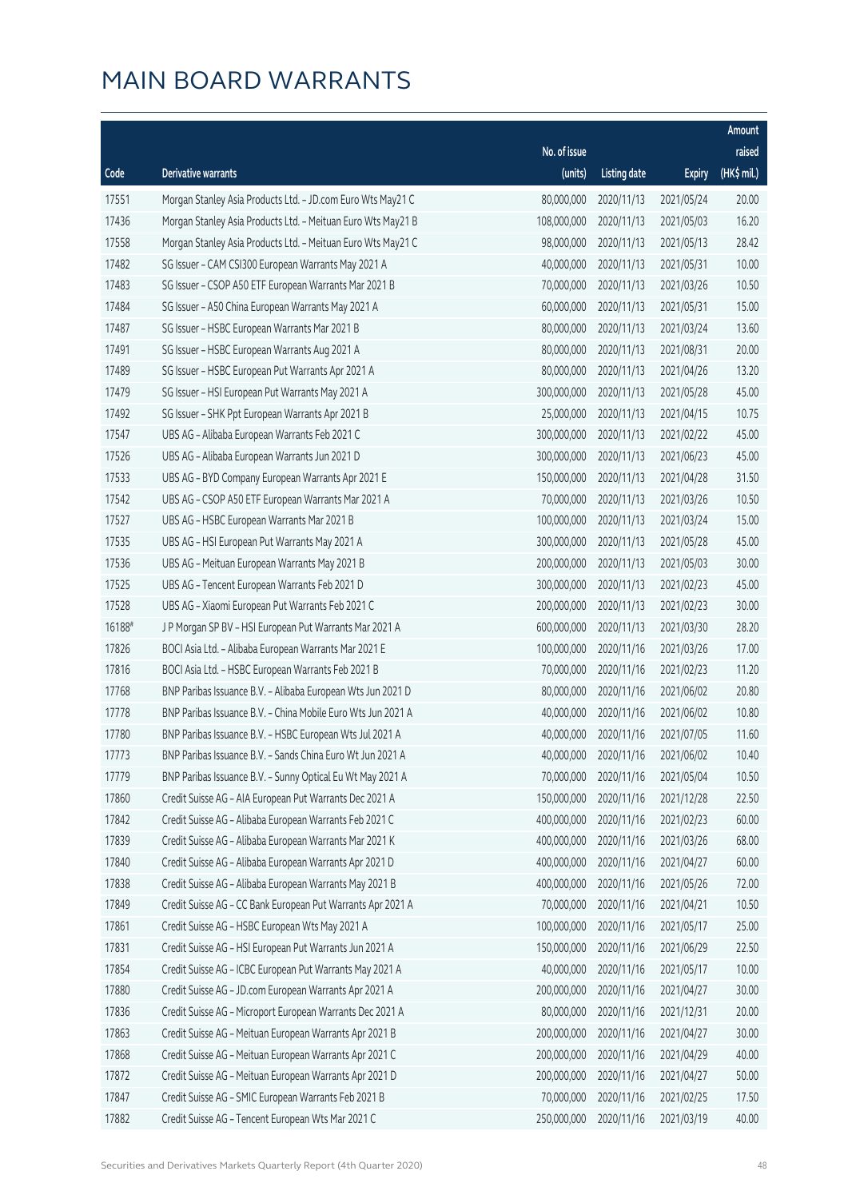# MAIN BOARD WARRANTS

| Code | Derivative warrants | No. of issue (units) | Listing date | Expiry | Amount raised (HK$ mil.) |
|---|---|---|---|---|---|
| 17551 | Morgan Stanley Asia Products Ltd. - JD.com Euro Wts May21 C | 80,000,000 | 2020/11/13 | 2021/05/24 | 20.00 |
| 17436 | Morgan Stanley Asia Products Ltd. - Meituan Euro Wts May21 B | 108,000,000 | 2020/11/13 | 2021/05/03 | 16.20 |
| 17558 | Morgan Stanley Asia Products Ltd. - Meituan Euro Wts May21 C | 98,000,000 | 2020/11/13 | 2021/05/13 | 28.42 |
| 17482 | SG Issuer - CAM CSI300 European Warrants May 2021 A | 40,000,000 | 2020/11/13 | 2021/05/31 | 10.00 |
| 17483 | SG Issuer - CSOP A50 ETF European Warrants Mar 2021 B | 70,000,000 | 2020/11/13 | 2021/03/26 | 10.50 |
| 17484 | SG Issuer - A50 China European Warrants May 2021 A | 60,000,000 | 2020/11/13 | 2021/05/31 | 15.00 |
| 17487 | SG Issuer - HSBC European Warrants Mar 2021 B | 80,000,000 | 2020/11/13 | 2021/03/24 | 13.60 |
| 17491 | SG Issuer - HSBC European Warrants Aug 2021 A | 80,000,000 | 2020/11/13 | 2021/08/31 | 20.00 |
| 17489 | SG Issuer - HSBC European Put Warrants Apr 2021 A | 80,000,000 | 2020/11/13 | 2021/04/26 | 13.20 |
| 17479 | SG Issuer - HSI European Put Warrants May 2021 A | 300,000,000 | 2020/11/13 | 2021/05/28 | 45.00 |
| 17492 | SG Issuer - SHK Ppt European Warrants Apr 2021 B | 25,000,000 | 2020/11/13 | 2021/04/15 | 10.75 |
| 17547 | UBS AG - Alibaba European Warrants Feb 2021 C | 300,000,000 | 2020/11/13 | 2021/02/22 | 45.00 |
| 17526 | UBS AG - Alibaba European Warrants Jun 2021 D | 300,000,000 | 2020/11/13 | 2021/06/23 | 45.00 |
| 17533 | UBS AG - BYD Company European Warrants Apr 2021 E | 150,000,000 | 2020/11/13 | 2021/04/28 | 31.50 |
| 17542 | UBS AG - CSOP A50 ETF European Warrants Mar 2021 A | 70,000,000 | 2020/11/13 | 2021/03/26 | 10.50 |
| 17527 | UBS AG - HSBC European Warrants Mar 2021 B | 100,000,000 | 2020/11/13 | 2021/03/24 | 15.00 |
| 17535 | UBS AG - HSI European Put Warrants May 2021 A | 300,000,000 | 2020/11/13 | 2021/05/28 | 45.00 |
| 17536 | UBS AG - Meituan European Warrants May 2021 B | 200,000,000 | 2020/11/13 | 2021/05/03 | 30.00 |
| 17525 | UBS AG - Tencent European Warrants Feb 2021 D | 300,000,000 | 2020/11/13 | 2021/02/23 | 45.00 |
| 17528 | UBS AG - Xiaomi European Put Warrants Feb 2021 C | 200,000,000 | 2020/11/13 | 2021/02/23 | 30.00 |
| 16188# | J P Morgan SP BV - HSI European Put Warrants Mar 2021 A | 600,000,000 | 2020/11/13 | 2021/03/30 | 28.20 |
| 17826 | BOCI Asia Ltd. - Alibaba European Warrants Mar 2021 E | 100,000,000 | 2020/11/16 | 2021/03/26 | 17.00 |
| 17816 | BOCI Asia Ltd. - HSBC European Warrants Feb 2021 B | 70,000,000 | 2020/11/16 | 2021/02/23 | 11.20 |
| 17768 | BNP Paribas Issuance B.V. - Alibaba European Wts Jun 2021 D | 80,000,000 | 2020/11/16 | 2021/06/02 | 20.80 |
| 17778 | BNP Paribas Issuance B.V. - China Mobile Euro Wts Jun 2021 A | 40,000,000 | 2020/11/16 | 2021/06/02 | 10.80 |
| 17780 | BNP Paribas Issuance B.V. - HSBC European Wts Jul 2021 A | 40,000,000 | 2020/11/16 | 2021/07/05 | 11.60 |
| 17773 | BNP Paribas Issuance B.V. - Sands China Euro Wt Jun 2021 A | 40,000,000 | 2020/11/16 | 2021/06/02 | 10.40 |
| 17779 | BNP Paribas Issuance B.V. - Sunny Optical Eu Wt May 2021 A | 70,000,000 | 2020/11/16 | 2021/05/04 | 10.50 |
| 17860 | Credit Suisse AG - AIA European Put Warrants Dec 2021 A | 150,000,000 | 2020/11/16 | 2021/12/28 | 22.50 |
| 17842 | Credit Suisse AG - Alibaba European Warrants Feb 2021 C | 400,000,000 | 2020/11/16 | 2021/02/23 | 60.00 |
| 17839 | Credit Suisse AG - Alibaba European Warrants Mar 2021 K | 400,000,000 | 2020/11/16 | 2021/03/26 | 68.00 |
| 17840 | Credit Suisse AG - Alibaba European Warrants Apr 2021 D | 400,000,000 | 2020/11/16 | 2021/04/27 | 60.00 |
| 17838 | Credit Suisse AG - Alibaba European Warrants May 2021 B | 400,000,000 | 2020/11/16 | 2021/05/26 | 72.00 |
| 17849 | Credit Suisse AG - CC Bank European Put Warrants Apr 2021 A | 70,000,000 | 2020/11/16 | 2021/04/21 | 10.50 |
| 17861 | Credit Suisse AG - HSBC European Wts May 2021 A | 100,000,000 | 2020/11/16 | 2021/05/17 | 25.00 |
| 17831 | Credit Suisse AG - HSI European Put Warrants Jun 2021 A | 150,000,000 | 2020/11/16 | 2021/06/29 | 22.50 |
| 17854 | Credit Suisse AG - ICBC European Put Warrants May 2021 A | 40,000,000 | 2020/11/16 | 2021/05/17 | 10.00 |
| 17880 | Credit Suisse AG - JD.com European Warrants Apr 2021 A | 200,000,000 | 2020/11/16 | 2021/04/27 | 30.00 |
| 17836 | Credit Suisse AG - Microport European Warrants Dec 2021 A | 80,000,000 | 2020/11/16 | 2021/12/31 | 20.00 |
| 17863 | Credit Suisse AG - Meituan European Warrants Apr 2021 B | 200,000,000 | 2020/11/16 | 2021/04/27 | 30.00 |
| 17868 | Credit Suisse AG - Meituan European Warrants Apr 2021 C | 200,000,000 | 2020/11/16 | 2021/04/29 | 40.00 |
| 17872 | Credit Suisse AG - Meituan European Warrants Apr 2021 D | 200,000,000 | 2020/11/16 | 2021/04/27 | 50.00 |
| 17847 | Credit Suisse AG - SMIC European Warrants Feb 2021 B | 70,000,000 | 2020/11/16 | 2021/02/25 | 17.50 |
| 17882 | Credit Suisse AG - Tencent European Wts Mar 2021 C | 250,000,000 | 2020/11/16 | 2021/03/19 | 40.00 |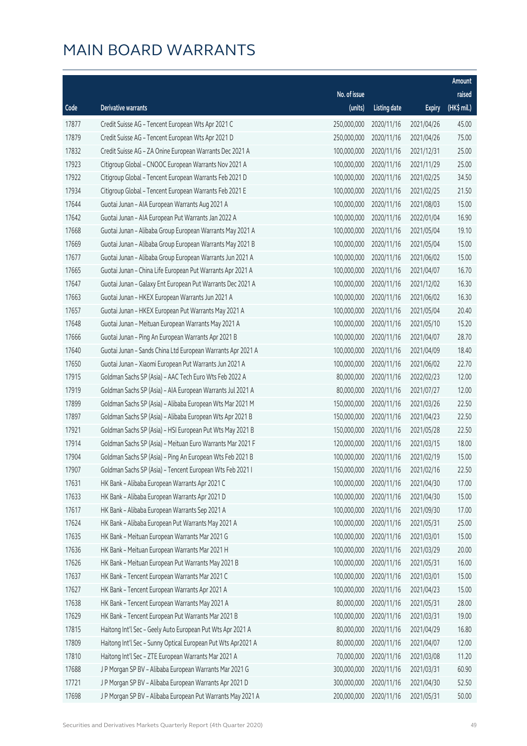# MAIN BOARD WARRANTS

| Code | Derivative warrants | No. of issue (units) | Listing date | Expiry | Amount raised (HK$ mil.) |
|---|---|---|---|---|---|
| 17877 | Credit Suisse AG - Tencent European Wts Apr 2021 C | 250,000,000 | 2020/11/16 | 2021/04/26 | 45.00 |
| 17879 | Credit Suisse AG - Tencent European Wts Apr 2021 D | 250,000,000 | 2020/11/16 | 2021/04/26 | 75.00 |
| 17832 | Credit Suisse AG - ZA Onine European Warrants Dec 2021 A | 100,000,000 | 2020/11/16 | 2021/12/31 | 25.00 |
| 17923 | Citigroup Global - CNOOC European Warrants Nov 2021 A | 100,000,000 | 2020/11/16 | 2021/11/29 | 25.00 |
| 17922 | Citigroup Global - Tencent European Warrants Feb 2021 D | 100,000,000 | 2020/11/16 | 2021/02/25 | 34.50 |
| 17934 | Citigroup Global - Tencent European Warrants Feb 2021 E | 100,000,000 | 2020/11/16 | 2021/02/25 | 21.50 |
| 17644 | Guotai Junan - AIA European Warrants Aug 2021 A | 100,000,000 | 2020/11/16 | 2021/08/03 | 15.00 |
| 17642 | Guotai Junan - AIA European Put Warrants Jan 2022 A | 100,000,000 | 2020/11/16 | 2022/01/04 | 16.90 |
| 17668 | Guotai Junan - Alibaba Group European Warrants May 2021 A | 100,000,000 | 2020/11/16 | 2021/05/04 | 19.10 |
| 17669 | Guotai Junan - Alibaba Group European Warrants May 2021 B | 100,000,000 | 2020/11/16 | 2021/05/04 | 15.00 |
| 17677 | Guotai Junan - Alibaba Group European Warrants Jun 2021 A | 100,000,000 | 2020/11/16 | 2021/06/02 | 15.00 |
| 17665 | Guotai Junan - China Life European Put Warrants Apr 2021 A | 100,000,000 | 2020/11/16 | 2021/04/07 | 16.70 |
| 17647 | Guotai Junan - Galaxy Ent European Put Warrants Dec 2021 A | 100,000,000 | 2020/11/16 | 2021/12/02 | 16.30 |
| 17663 | Guotai Junan - HKEX European Warrants Jun 2021 A | 100,000,000 | 2020/11/16 | 2021/06/02 | 16.30 |
| 17657 | Guotai Junan - HKEX European Put Warrants May 2021 A | 100,000,000 | 2020/11/16 | 2021/05/04 | 20.40 |
| 17648 | Guotai Junan - Meituan European Warrants May 2021 A | 100,000,000 | 2020/11/16 | 2021/05/10 | 15.20 |
| 17666 | Guotai Junan - Ping An European Warrants Apr 2021 B | 100,000,000 | 2020/11/16 | 2021/04/07 | 28.70 |
| 17640 | Guotai Junan - Sands China Ltd European Warrants Apr 2021 A | 100,000,000 | 2020/11/16 | 2021/04/09 | 18.40 |
| 17650 | Guotai Junan - Xiaomi European Put Warrants Jun 2021 A | 100,000,000 | 2020/11/16 | 2021/06/02 | 22.70 |
| 17915 | Goldman Sachs SP (Asia) - AAC Tech Euro Wts Feb 2022 A | 80,000,000 | 2020/11/16 | 2022/02/23 | 12.00 |
| 17919 | Goldman Sachs SP (Asia) - AIA European Warrants Jul 2021 A | 80,000,000 | 2020/11/16 | 2021/07/27 | 12.00 |
| 17899 | Goldman Sachs SP (Asia) - Alibaba European Wts Mar 2021 M | 150,000,000 | 2020/11/16 | 2021/03/26 | 22.50 |
| 17897 | Goldman Sachs SP (Asia) - Alibaba European Wts Apr 2021 B | 150,000,000 | 2020/11/16 | 2021/04/23 | 22.50 |
| 17921 | Goldman Sachs SP (Asia) - HSI European Put Wts May 2021 B | 150,000,000 | 2020/11/16 | 2021/05/28 | 22.50 |
| 17914 | Goldman Sachs SP (Asia) - Meituan Euro Warrants Mar 2021 F | 120,000,000 | 2020/11/16 | 2021/03/15 | 18.00 |
| 17904 | Goldman Sachs SP (Asia) - Ping An European Wts Feb 2021 B | 100,000,000 | 2020/11/16 | 2021/02/19 | 15.00 |
| 17907 | Goldman Sachs SP (Asia) - Tencent European Wts Feb 2021 I | 150,000,000 | 2020/11/16 | 2021/02/16 | 22.50 |
| 17631 | HK Bank - Alibaba European Warrants Apr 2021 C | 100,000,000 | 2020/11/16 | 2021/04/30 | 17.00 |
| 17633 | HK Bank - Alibaba European Warrants Apr 2021 D | 100,000,000 | 2020/11/16 | 2021/04/30 | 15.00 |
| 17617 | HK Bank - Alibaba European Warrants Sep 2021 A | 100,000,000 | 2020/11/16 | 2021/09/30 | 17.00 |
| 17624 | HK Bank - Alibaba European Put Warrants May 2021 A | 100,000,000 | 2020/11/16 | 2021/05/31 | 25.00 |
| 17635 | HK Bank - Meituan European Warrants Mar 2021 G | 100,000,000 | 2020/11/16 | 2021/03/01 | 15.00 |
| 17636 | HK Bank - Meituan European Warrants Mar 2021 H | 100,000,000 | 2020/11/16 | 2021/03/29 | 20.00 |
| 17626 | HK Bank - Meituan European Put Warrants May 2021 B | 100,000,000 | 2020/11/16 | 2021/05/31 | 16.00 |
| 17637 | HK Bank - Tencent European Warrants Mar 2021 C | 100,000,000 | 2020/11/16 | 2021/03/01 | 15.00 |
| 17627 | HK Bank - Tencent European Warrants Apr 2021 A | 100,000,000 | 2020/11/16 | 2021/04/23 | 15.00 |
| 17638 | HK Bank - Tencent European Warrants May 2021 A | 80,000,000 | 2020/11/16 | 2021/05/31 | 28.00 |
| 17629 | HK Bank - Tencent European Put Warrants Mar 2021 B | 100,000,000 | 2020/11/16 | 2021/03/31 | 19.00 |
| 17815 | Haitong Int'l Sec - Geely Auto European Put Wts Apr 2021 A | 80,000,000 | 2020/11/16 | 2021/04/29 | 16.80 |
| 17809 | Haitong Int'l Sec - Sunny Optical European Put Wts Apr2021 A | 80,000,000 | 2020/11/16 | 2021/04/07 | 12.00 |
| 17810 | Haitong Int'l Sec - ZTE European Warrants Mar 2021 A | 70,000,000 | 2020/11/16 | 2021/03/08 | 11.20 |
| 17688 | J P Morgan SP BV - Alibaba European Warrants Mar 2021 G | 300,000,000 | 2020/11/16 | 2021/03/31 | 60.90 |
| 17721 | J P Morgan SP BV - Alibaba European Warrants Apr 2021 D | 300,000,000 | 2020/11/16 | 2021/04/30 | 52.50 |
| 17698 | J P Morgan SP BV - Alibaba European Put Warrants May 2021 A | 200,000,000 | 2020/11/16 | 2021/05/31 | 50.00 |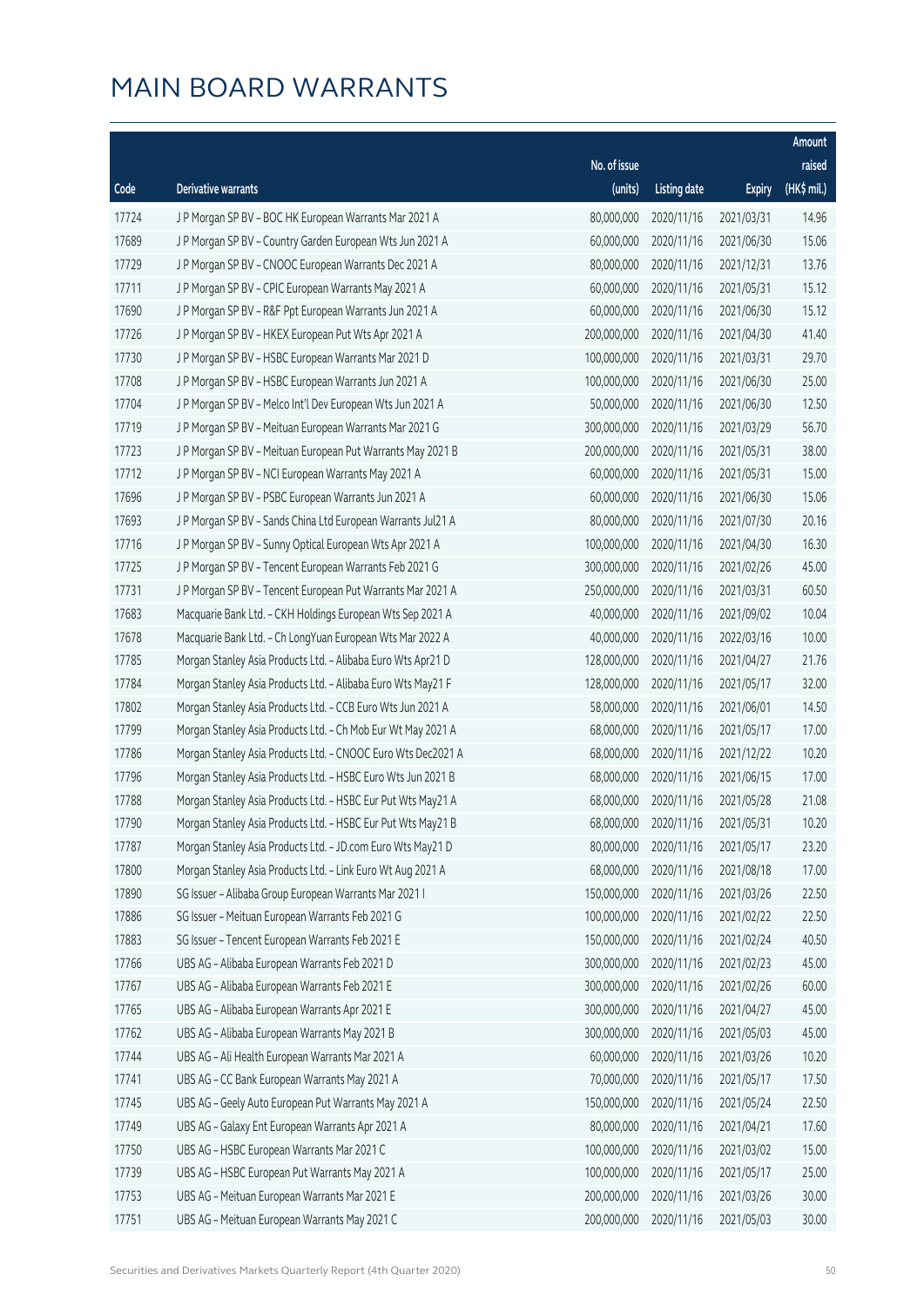# MAIN BOARD WARRANTS

| Code | Derivative warrants | No. of issue (units) | Listing date | Expiry | Amount raised (HK$ mil.) |
|---|---|---|---|---|---|
| 17724 | J P Morgan SP BV – BOC HK European Warrants Mar 2021 A | 80,000,000 | 2020/11/16 | 2021/03/31 | 14.96 |
| 17689 | J P Morgan SP BV – Country Garden European Wts Jun 2021 A | 60,000,000 | 2020/11/16 | 2021/06/30 | 15.06 |
| 17729 | J P Morgan SP BV – CNOOC European Warrants Dec 2021 A | 80,000,000 | 2020/11/16 | 2021/12/31 | 13.76 |
| 17711 | J P Morgan SP BV – CPIC European Warrants May 2021 A | 60,000,000 | 2020/11/16 | 2021/05/31 | 15.12 |
| 17690 | J P Morgan SP BV – R&F Ppt European Warrants Jun 2021 A | 60,000,000 | 2020/11/16 | 2021/06/30 | 15.12 |
| 17726 | J P Morgan SP BV – HKEX European Put Wts Apr 2021 A | 200,000,000 | 2020/11/16 | 2021/04/30 | 41.40 |
| 17730 | J P Morgan SP BV – HSBC European Warrants Mar 2021 D | 100,000,000 | 2020/11/16 | 2021/03/31 | 29.70 |
| 17708 | J P Morgan SP BV – HSBC European Warrants Jun 2021 A | 100,000,000 | 2020/11/16 | 2021/06/30 | 25.00 |
| 17704 | J P Morgan SP BV – Melco Int'l Dev European Wts Jun 2021 A | 50,000,000 | 2020/11/16 | 2021/06/30 | 12.50 |
| 17719 | J P Morgan SP BV – Meituan European Warrants Mar 2021 G | 300,000,000 | 2020/11/16 | 2021/03/29 | 56.70 |
| 17723 | J P Morgan SP BV – Meituan European Put Warrants May 2021 B | 200,000,000 | 2020/11/16 | 2021/05/31 | 38.00 |
| 17712 | J P Morgan SP BV – NCI European Warrants May 2021 A | 60,000,000 | 2020/11/16 | 2021/05/31 | 15.00 |
| 17696 | J P Morgan SP BV – PSBC European Warrants Jun 2021 A | 60,000,000 | 2020/11/16 | 2021/06/30 | 15.06 |
| 17693 | J P Morgan SP BV – Sands China Ltd European Warrants Jul21 A | 80,000,000 | 2020/11/16 | 2021/07/30 | 20.16 |
| 17716 | J P Morgan SP BV – Sunny Optical European Wts Apr 2021 A | 100,000,000 | 2020/11/16 | 2021/04/30 | 16.30 |
| 17725 | J P Morgan SP BV – Tencent European Warrants Feb 2021 G | 300,000,000 | 2020/11/16 | 2021/02/26 | 45.00 |
| 17731 | J P Morgan SP BV – Tencent European Put Warrants Mar 2021 A | 250,000,000 | 2020/11/16 | 2021/03/31 | 60.50 |
| 17683 | Macquarie Bank Ltd. – CKH Holdings European Wts Sep 2021 A | 40,000,000 | 2020/11/16 | 2021/09/02 | 10.04 |
| 17678 | Macquarie Bank Ltd. – Ch LongYuan European Wts Mar 2022 A | 40,000,000 | 2020/11/16 | 2022/03/16 | 10.00 |
| 17785 | Morgan Stanley Asia Products Ltd. – Alibaba Euro Wts Apr21 D | 128,000,000 | 2020/11/16 | 2021/04/27 | 21.76 |
| 17784 | Morgan Stanley Asia Products Ltd. – Alibaba Euro Wts May21 F | 128,000,000 | 2020/11/16 | 2021/05/17 | 32.00 |
| 17802 | Morgan Stanley Asia Products Ltd. – CCB Euro Wts Jun 2021 A | 58,000,000 | 2020/11/16 | 2021/06/01 | 14.50 |
| 17799 | Morgan Stanley Asia Products Ltd. – Ch Mob Eur Wt May 2021 A | 68,000,000 | 2020/11/16 | 2021/05/17 | 17.00 |
| 17786 | Morgan Stanley Asia Products Ltd. – CNOOC Euro Wts Dec2021 A | 68,000,000 | 2020/11/16 | 2021/12/22 | 10.20 |
| 17796 | Morgan Stanley Asia Products Ltd. – HSBC Euro Wts Jun 2021 B | 68,000,000 | 2020/11/16 | 2021/06/15 | 17.00 |
| 17788 | Morgan Stanley Asia Products Ltd. – HSBC Eur Put Wts May21 A | 68,000,000 | 2020/11/16 | 2021/05/28 | 21.08 |
| 17790 | Morgan Stanley Asia Products Ltd. – HSBC Eur Put Wts May21 B | 68,000,000 | 2020/11/16 | 2021/05/31 | 10.20 |
| 17787 | Morgan Stanley Asia Products Ltd. – JD.com Euro Wts May21 D | 80,000,000 | 2020/11/16 | 2021/05/17 | 23.20 |
| 17800 | Morgan Stanley Asia Products Ltd. – Link Euro Wt Aug 2021 A | 68,000,000 | 2020/11/16 | 2021/08/18 | 17.00 |
| 17890 | SG Issuer – Alibaba Group European Warrants Mar 2021 I | 150,000,000 | 2020/11/16 | 2021/03/26 | 22.50 |
| 17886 | SG Issuer – Meituan European Warrants Feb 2021 G | 100,000,000 | 2020/11/16 | 2021/02/22 | 22.50 |
| 17883 | SG Issuer – Tencent European Warrants Feb 2021 E | 150,000,000 | 2020/11/16 | 2021/02/24 | 40.50 |
| 17766 | UBS AG – Alibaba European Warrants Feb 2021 D | 300,000,000 | 2020/11/16 | 2021/02/23 | 45.00 |
| 17767 | UBS AG – Alibaba European Warrants Feb 2021 E | 300,000,000 | 2020/11/16 | 2021/02/26 | 60.00 |
| 17765 | UBS AG – Alibaba European Warrants Apr 2021 E | 300,000,000 | 2020/11/16 | 2021/04/27 | 45.00 |
| 17762 | UBS AG – Alibaba European Warrants May 2021 B | 300,000,000 | 2020/11/16 | 2021/05/03 | 45.00 |
| 17744 | UBS AG – Ali Health European Warrants Mar 2021 A | 60,000,000 | 2020/11/16 | 2021/03/26 | 10.20 |
| 17741 | UBS AG – CC Bank European Warrants May 2021 A | 70,000,000 | 2020/11/16 | 2021/05/17 | 17.50 |
| 17745 | UBS AG – Geely Auto European Put Warrants May 2021 A | 150,000,000 | 2020/11/16 | 2021/05/24 | 22.50 |
| 17749 | UBS AG – Galaxy Ent European Warrants Apr 2021 A | 80,000,000 | 2020/11/16 | 2021/04/21 | 17.60 |
| 17750 | UBS AG – HSBC European Warrants Mar 2021 C | 100,000,000 | 2020/11/16 | 2021/03/02 | 15.00 |
| 17739 | UBS AG – HSBC European Put Warrants May 2021 A | 100,000,000 | 2020/11/16 | 2021/05/17 | 25.00 |
| 17753 | UBS AG – Meituan European Warrants Mar 2021 E | 200,000,000 | 2020/11/16 | 2021/03/26 | 30.00 |
| 17751 | UBS AG – Meituan European Warrants May 2021 C | 200,000,000 | 2020/11/16 | 2021/05/03 | 30.00 |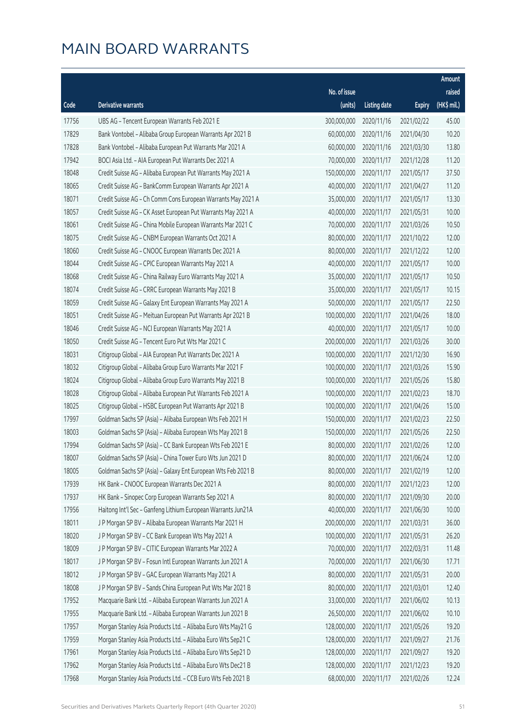# MAIN BOARD WARRANTS

| Code | Derivative warrants | No. of issue (units) | Listing date | Expiry | Amount raised (HK$ mil.) |
|---|---|---|---|---|---|
| 17756 | UBS AG - Tencent European Warrants Feb 2021 E | 300,000,000 | 2020/11/16 | 2021/02/22 | 45.00 |
| 17829 | Bank Vontobel - Alibaba Group European Warrants Apr 2021 B | 60,000,000 | 2020/11/16 | 2021/04/30 | 10.20 |
| 17828 | Bank Vontobel - Alibaba European Put Warrants Mar 2021 A | 60,000,000 | 2020/11/16 | 2021/03/30 | 13.80 |
| 17942 | BOCI Asia Ltd. - AIA European Put Warrants Dec 2021 A | 70,000,000 | 2020/11/17 | 2021/12/28 | 11.20 |
| 18048 | Credit Suisse AG - Alibaba European Put Warrants May 2021 A | 150,000,000 | 2020/11/17 | 2021/05/17 | 37.50 |
| 18065 | Credit Suisse AG - BankComm European Warrants Apr 2021 A | 40,000,000 | 2020/11/17 | 2021/04/27 | 11.20 |
| 18071 | Credit Suisse AG - Ch Comm Cons European Warrants May 2021 A | 35,000,000 | 2020/11/17 | 2021/05/17 | 13.30 |
| 18057 | Credit Suisse AG - CK Asset European Put Warrants May 2021 A | 40,000,000 | 2020/11/17 | 2021/05/31 | 10.00 |
| 18061 | Credit Suisse AG - China Mobile European Warrants Mar 2021 C | 70,000,000 | 2020/11/17 | 2021/03/26 | 10.50 |
| 18075 | Credit Suisse AG - CNBM European Warrants Oct 2021 A | 80,000,000 | 2020/11/17 | 2021/10/22 | 12.00 |
| 18060 | Credit Suisse AG - CNOOC European Warrants Dec 2021 A | 80,000,000 | 2020/11/17 | 2021/12/22 | 12.00 |
| 18044 | Credit Suisse AG - CPIC European Warrants May 2021 A | 40,000,000 | 2020/11/17 | 2021/05/17 | 10.00 |
| 18068 | Credit Suisse AG - China Railway Euro Warrants May 2021 A | 35,000,000 | 2020/11/17 | 2021/05/17 | 10.50 |
| 18074 | Credit Suisse AG - CRRC European Warrants May 2021 B | 35,000,000 | 2020/11/17 | 2021/05/17 | 10.15 |
| 18059 | Credit Suisse AG - Galaxy Ent European Warrants May 2021 A | 50,000,000 | 2020/11/17 | 2021/05/17 | 22.50 |
| 18051 | Credit Suisse AG - Meituan European Put Warrants Apr 2021 B | 100,000,000 | 2020/11/17 | 2021/04/26 | 18.00 |
| 18046 | Credit Suisse AG - NCI European Warrants May 2021 A | 40,000,000 | 2020/11/17 | 2021/05/17 | 10.00 |
| 18050 | Credit Suisse AG - Tencent Euro Put Wts Mar 2021 C | 200,000,000 | 2020/11/17 | 2021/03/26 | 30.00 |
| 18031 | Citigroup Global - AIA European Put Warrants Dec 2021 A | 100,000,000 | 2020/11/17 | 2021/12/30 | 16.90 |
| 18032 | Citigroup Global - Alibaba Group Euro Warrants Mar 2021 F | 100,000,000 | 2020/11/17 | 2021/03/26 | 15.90 |
| 18024 | Citigroup Global - Alibaba Group Euro Warrants May 2021 B | 100,000,000 | 2020/11/17 | 2021/05/26 | 15.80 |
| 18028 | Citigroup Global - Alibaba European Put Warrants Feb 2021 A | 100,000,000 | 2020/11/17 | 2021/02/23 | 18.70 |
| 18025 | Citigroup Global - HSBC European Put Warrants Apr 2021 B | 100,000,000 | 2020/11/17 | 2021/04/26 | 15.00 |
| 17997 | Goldman Sachs SP (Asia) - Alibaba European Wts Feb 2021 H | 150,000,000 | 2020/11/17 | 2021/02/23 | 22.50 |
| 18003 | Goldman Sachs SP (Asia) - Alibaba European Wts May 2021 B | 150,000,000 | 2020/11/17 | 2021/05/26 | 22.50 |
| 17994 | Goldman Sachs SP (Asia) - CC Bank European Wts Feb 2021 E | 80,000,000 | 2020/11/17 | 2021/02/26 | 12.00 |
| 18007 | Goldman Sachs SP (Asia) - China Tower Euro Wts Jun 2021 D | 80,000,000 | 2020/11/17 | 2021/06/24 | 12.00 |
| 18005 | Goldman Sachs SP (Asia) - Galaxy Ent European Wts Feb 2021 B | 80,000,000 | 2020/11/17 | 2021/02/19 | 12.00 |
| 17939 | HK Bank - CNOOC European Warrants Dec 2021 A | 80,000,000 | 2020/11/17 | 2021/12/23 | 12.00 |
| 17937 | HK Bank - Sinopec Corp European Warrants Sep 2021 A | 80,000,000 | 2020/11/17 | 2021/09/30 | 20.00 |
| 17956 | Haitong Int'l Sec - Ganfeng Lithium European Warrants Jun21A | 40,000,000 | 2020/11/17 | 2021/06/30 | 10.00 |
| 18011 | J P Morgan SP BV - Alibaba European Warrants Mar 2021 H | 200,000,000 | 2020/11/17 | 2021/03/31 | 36.00 |
| 18020 | J P Morgan SP BV - CC Bank European Wts May 2021 A | 100,000,000 | 2020/11/17 | 2021/05/31 | 26.20 |
| 18009 | J P Morgan SP BV - CITIC European Warrants Mar 2022 A | 70,000,000 | 2020/11/17 | 2022/03/31 | 11.48 |
| 18017 | J P Morgan SP BV - Fosun Intl European Warrants Jun 2021 A | 70,000,000 | 2020/11/17 | 2021/06/30 | 17.71 |
| 18012 | J P Morgan SP BV - GAC European Warrants May 2021 A | 80,000,000 | 2020/11/17 | 2021/05/31 | 20.00 |
| 18008 | J P Morgan SP BV - Sands China European Put Wts Mar 2021 B | 80,000,000 | 2020/11/17 | 2021/03/01 | 12.40 |
| 17952 | Macquarie Bank Ltd. - Alibaba European Warrants Jun 2021 A | 33,000,000 | 2020/11/17 | 2021/06/02 | 10.13 |
| 17955 | Macquarie Bank Ltd. - Alibaba European Warrants Jun 2021 B | 26,500,000 | 2020/11/17 | 2021/06/02 | 10.10 |
| 17957 | Morgan Stanley Asia Products Ltd. - Alibaba Euro Wts May21 G | 128,000,000 | 2020/11/17 | 2021/05/26 | 19.20 |
| 17959 | Morgan Stanley Asia Products Ltd. - Alibaba Euro Wts Sep21 C | 128,000,000 | 2020/11/17 | 2021/09/27 | 21.76 |
| 17961 | Morgan Stanley Asia Products Ltd. - Alibaba Euro Wts Sep21 D | 128,000,000 | 2020/11/17 | 2021/09/27 | 19.20 |
| 17962 | Morgan Stanley Asia Products Ltd. - Alibaba Euro Wts Dec21 B | 128,000,000 | 2020/11/17 | 2021/12/23 | 19.20 |
| 17968 | Morgan Stanley Asia Products Ltd. - CCB Euro Wts Feb 2021 B | 68,000,000 | 2020/11/17 | 2021/02/26 | 12.24 |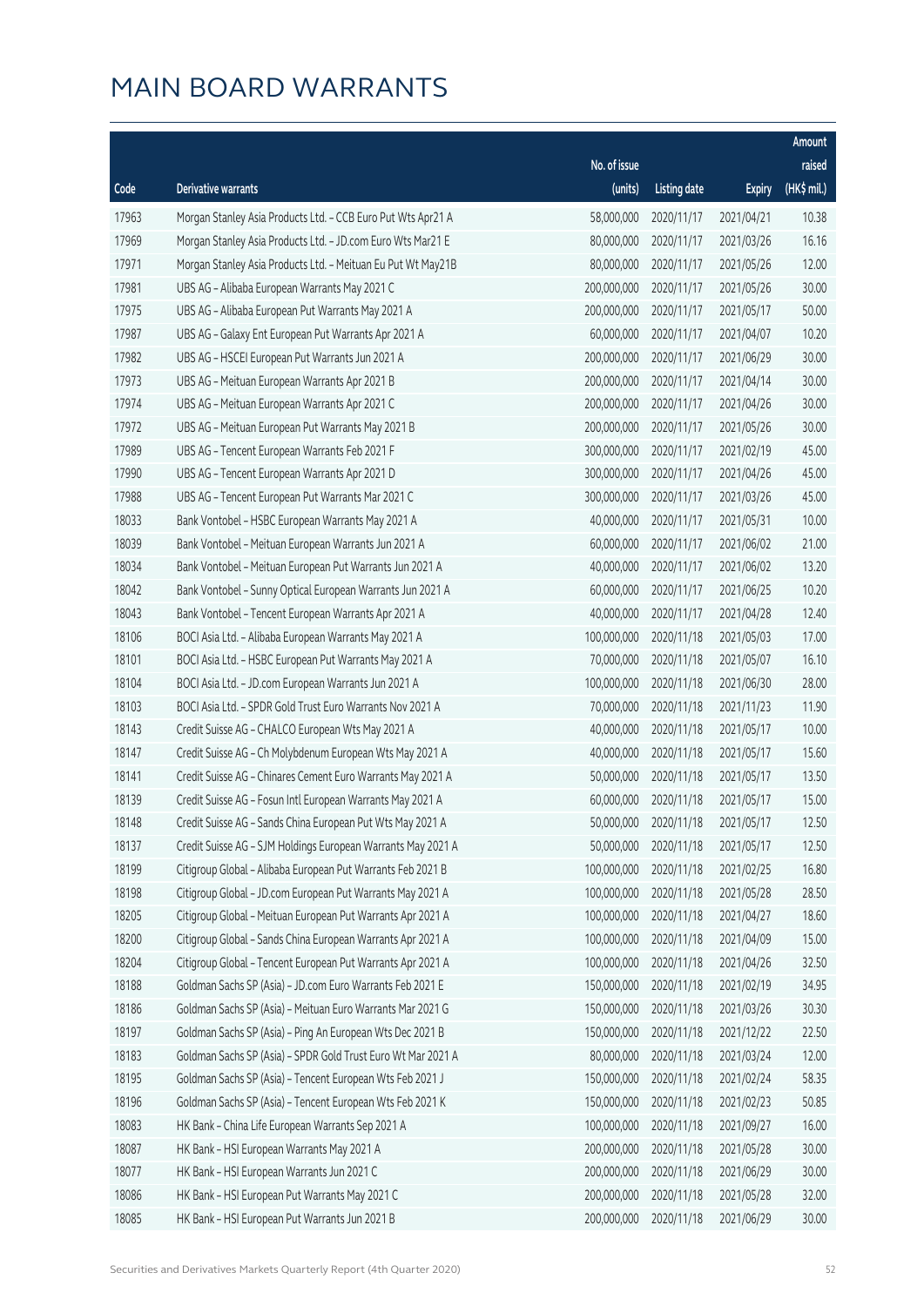# MAIN BOARD WARRANTS

| Code | Derivative warrants | No. of issue (units) | Listing date | Expiry | Amount raised (HK$ mil.) |
|---|---|---|---|---|---|
| 17963 | Morgan Stanley Asia Products Ltd. - CCB Euro Put Wts Apr21 A | 58,000,000 | 2020/11/17 | 2021/04/21 | 10.38 |
| 17969 | Morgan Stanley Asia Products Ltd. - JD.com Euro Wts Mar21 E | 80,000,000 | 2020/11/17 | 2021/03/26 | 16.16 |
| 17971 | Morgan Stanley Asia Products Ltd. - Meituan Eu Put Wt May21B | 80,000,000 | 2020/11/17 | 2021/05/26 | 12.00 |
| 17981 | UBS AG - Alibaba European Warrants May 2021 C | 200,000,000 | 2020/11/17 | 2021/05/26 | 30.00 |
| 17975 | UBS AG - Alibaba European Put Warrants May 2021 A | 200,000,000 | 2020/11/17 | 2021/05/17 | 50.00 |
| 17987 | UBS AG - Galaxy Ent European Put Warrants Apr 2021 A | 60,000,000 | 2020/11/17 | 2021/04/07 | 10.20 |
| 17982 | UBS AG - HSCEI European Put Warrants Jun 2021 A | 200,000,000 | 2020/11/17 | 2021/06/29 | 30.00 |
| 17973 | UBS AG - Meituan European Warrants Apr 2021 B | 200,000,000 | 2020/11/17 | 2021/04/14 | 30.00 |
| 17974 | UBS AG - Meituan European Warrants Apr 2021 C | 200,000,000 | 2020/11/17 | 2021/04/26 | 30.00 |
| 17972 | UBS AG - Meituan European Put Warrants May 2021 B | 200,000,000 | 2020/11/17 | 2021/05/26 | 30.00 |
| 17989 | UBS AG - Tencent European Warrants Feb 2021 F | 300,000,000 | 2020/11/17 | 2021/02/19 | 45.00 |
| 17990 | UBS AG - Tencent European Warrants Apr 2021 D | 300,000,000 | 2020/11/17 | 2021/04/26 | 45.00 |
| 17988 | UBS AG - Tencent European Put Warrants Mar 2021 C | 300,000,000 | 2020/11/17 | 2021/03/26 | 45.00 |
| 18033 | Bank Vontobel - HSBC European Warrants May 2021 A | 40,000,000 | 2020/11/17 | 2021/05/31 | 10.00 |
| 18039 | Bank Vontobel - Meituan European Warrants Jun 2021 A | 60,000,000 | 2020/11/17 | 2021/06/02 | 21.00 |
| 18034 | Bank Vontobel - Meituan European Put Warrants Jun 2021 A | 40,000,000 | 2020/11/17 | 2021/06/02 | 13.20 |
| 18042 | Bank Vontobel - Sunny Optical European Warrants Jun 2021 A | 60,000,000 | 2020/11/17 | 2021/06/25 | 10.20 |
| 18043 | Bank Vontobel - Tencent European Warrants Apr 2021 A | 40,000,000 | 2020/11/17 | 2021/04/28 | 12.40 |
| 18106 | BOCI Asia Ltd. - Alibaba European Warrants May 2021 A | 100,000,000 | 2020/11/18 | 2021/05/03 | 17.00 |
| 18101 | BOCI Asia Ltd. - HSBC European Put Warrants May 2021 A | 70,000,000 | 2020/11/18 | 2021/05/07 | 16.10 |
| 18104 | BOCI Asia Ltd. - JD.com European Warrants Jun 2021 A | 100,000,000 | 2020/11/18 | 2021/06/30 | 28.00 |
| 18103 | BOCI Asia Ltd. - SPDR Gold Trust Euro Warrants Nov 2021 A | 70,000,000 | 2020/11/18 | 2021/11/23 | 11.90 |
| 18143 | Credit Suisse AG - CHALCO European Wts May 2021 A | 40,000,000 | 2020/11/18 | 2021/05/17 | 10.00 |
| 18147 | Credit Suisse AG - Ch Molybdenum European Wts May 2021 A | 40,000,000 | 2020/11/18 | 2021/05/17 | 15.60 |
| 18141 | Credit Suisse AG - Chinares Cement Euro Warrants May 2021 A | 50,000,000 | 2020/11/18 | 2021/05/17 | 13.50 |
| 18139 | Credit Suisse AG - Fosun Intl European Warrants May 2021 A | 60,000,000 | 2020/11/18 | 2021/05/17 | 15.00 |
| 18148 | Credit Suisse AG - Sands China European Put Wts May 2021 A | 50,000,000 | 2020/11/18 | 2021/05/17 | 12.50 |
| 18137 | Credit Suisse AG - SJM Holdings European Warrants May 2021 A | 50,000,000 | 2020/11/18 | 2021/05/17 | 12.50 |
| 18199 | Citigroup Global - Alibaba European Put Warrants Feb 2021 B | 100,000,000 | 2020/11/18 | 2021/02/25 | 16.80 |
| 18198 | Citigroup Global - JD.com European Put Warrants May 2021 A | 100,000,000 | 2020/11/18 | 2021/05/28 | 28.50 |
| 18205 | Citigroup Global - Meituan European Put Warrants Apr 2021 A | 100,000,000 | 2020/11/18 | 2021/04/27 | 18.60 |
| 18200 | Citigroup Global - Sands China European Warrants Apr 2021 A | 100,000,000 | 2020/11/18 | 2021/04/09 | 15.00 |
| 18204 | Citigroup Global - Tencent European Put Warrants Apr 2021 A | 100,000,000 | 2020/11/18 | 2021/04/26 | 32.50 |
| 18188 | Goldman Sachs SP (Asia) - JD.com Euro Warrants Feb 2021 E | 150,000,000 | 2020/11/18 | 2021/02/19 | 34.95 |
| 18186 | Goldman Sachs SP (Asia) - Meituan Euro Warrants Mar 2021 G | 150,000,000 | 2020/11/18 | 2021/03/26 | 30.30 |
| 18197 | Goldman Sachs SP (Asia) - Ping An European Wts Dec 2021 B | 150,000,000 | 2020/11/18 | 2021/12/22 | 22.50 |
| 18183 | Goldman Sachs SP (Asia) - SPDR Gold Trust Euro Wt Mar 2021 A | 80,000,000 | 2020/11/18 | 2021/03/24 | 12.00 |
| 18195 | Goldman Sachs SP (Asia) - Tencent European Wts Feb 2021 J | 150,000,000 | 2020/11/18 | 2021/02/24 | 58.35 |
| 18196 | Goldman Sachs SP (Asia) - Tencent European Wts Feb 2021 K | 150,000,000 | 2020/11/18 | 2021/02/23 | 50.85 |
| 18083 | HK Bank - China Life European Warrants Sep 2021 A | 100,000,000 | 2020/11/18 | 2021/09/27 | 16.00 |
| 18087 | HK Bank - HSI European Warrants May 2021 A | 200,000,000 | 2020/11/18 | 2021/05/28 | 30.00 |
| 18077 | HK Bank - HSI European Warrants Jun 2021 C | 200,000,000 | 2020/11/18 | 2021/06/29 | 30.00 |
| 18086 | HK Bank - HSI European Put Warrants May 2021 C | 200,000,000 | 2020/11/18 | 2021/05/28 | 32.00 |
| 18085 | HK Bank - HSI European Put Warrants Jun 2021 B | 200,000,000 | 2020/11/18 | 2021/06/29 | 30.00 |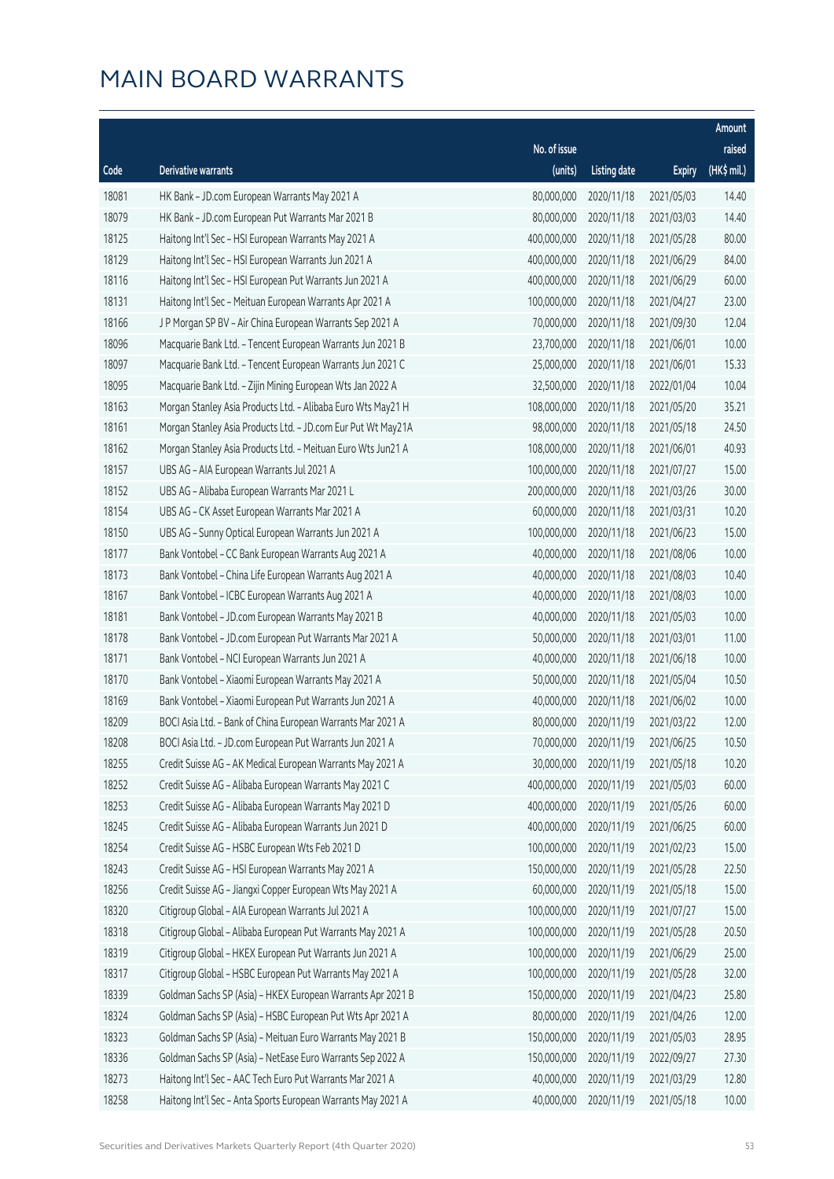# MAIN BOARD WARRANTS

| Code | Derivative warrants | No. of issue (units) | Listing date | Expiry | Amount raised (HK$ mil.) |
|---|---|---|---|---|---|
| 18081 | HK Bank – JD.com European Warrants May 2021 A | 80,000,000 | 2020/11/18 | 2021/05/03 | 14.40 |
| 18079 | HK Bank – JD.com European Put Warrants Mar 2021 B | 80,000,000 | 2020/11/18 | 2021/03/03 | 14.40 |
| 18125 | Haitong Int'l Sec – HSI European Warrants May 2021 A | 400,000,000 | 2020/11/18 | 2021/05/28 | 80.00 |
| 18129 | Haitong Int'l Sec – HSI European Warrants Jun 2021 A | 400,000,000 | 2020/11/18 | 2021/06/29 | 84.00 |
| 18116 | Haitong Int'l Sec – HSI European Put Warrants Jun 2021 A | 400,000,000 | 2020/11/18 | 2021/06/29 | 60.00 |
| 18131 | Haitong Int'l Sec – Meituan European Warrants Apr 2021 A | 100,000,000 | 2020/11/18 | 2021/04/27 | 23.00 |
| 18166 | J P Morgan SP BV – Air China European Warrants Sep 2021 A | 70,000,000 | 2020/11/18 | 2021/09/30 | 12.04 |
| 18096 | Macquarie Bank Ltd. – Tencent European Warrants Jun 2021 B | 23,700,000 | 2020/11/18 | 2021/06/01 | 10.00 |
| 18097 | Macquarie Bank Ltd. – Tencent European Warrants Jun 2021 C | 25,000,000 | 2020/11/18 | 2021/06/01 | 15.33 |
| 18095 | Macquarie Bank Ltd. – Zijin Mining European Wts Jan 2022 A | 32,500,000 | 2020/11/18 | 2022/01/04 | 10.04 |
| 18163 | Morgan Stanley Asia Products Ltd. – Alibaba Euro Wts May21 H | 108,000,000 | 2020/11/18 | 2021/05/20 | 35.21 |
| 18161 | Morgan Stanley Asia Products Ltd. – JD.com Eur Put Wt May21A | 98,000,000 | 2020/11/18 | 2021/05/18 | 24.50 |
| 18162 | Morgan Stanley Asia Products Ltd. – Meituan Euro Wts Jun21 A | 108,000,000 | 2020/11/18 | 2021/06/01 | 40.93 |
| 18157 | UBS AG – AIA European Warrants Jul 2021 A | 100,000,000 | 2020/11/18 | 2021/07/27 | 15.00 |
| 18152 | UBS AG – Alibaba European Warrants Mar 2021 L | 200,000,000 | 2020/11/18 | 2021/03/26 | 30.00 |
| 18154 | UBS AG – CK Asset European Warrants Mar 2021 A | 60,000,000 | 2020/11/18 | 2021/03/31 | 10.20 |
| 18150 | UBS AG – Sunny Optical European Warrants Jun 2021 A | 100,000,000 | 2020/11/18 | 2021/06/23 | 15.00 |
| 18177 | Bank Vontobel – CC Bank European Warrants Aug 2021 A | 40,000,000 | 2020/11/18 | 2021/08/06 | 10.00 |
| 18173 | Bank Vontobel – China Life European Warrants Aug 2021 A | 40,000,000 | 2020/11/18 | 2021/08/03 | 10.40 |
| 18167 | Bank Vontobel – ICBC European Warrants Aug 2021 A | 40,000,000 | 2020/11/18 | 2021/08/03 | 10.00 |
| 18181 | Bank Vontobel – JD.com European Warrants May 2021 B | 40,000,000 | 2020/11/18 | 2021/05/03 | 10.00 |
| 18178 | Bank Vontobel – JD.com European Put Warrants Mar 2021 A | 50,000,000 | 2020/11/18 | 2021/03/01 | 11.00 |
| 18171 | Bank Vontobel – NCI European Warrants Jun 2021 A | 40,000,000 | 2020/11/18 | 2021/06/18 | 10.00 |
| 18170 | Bank Vontobel – Xiaomi European Warrants May 2021 A | 50,000,000 | 2020/11/18 | 2021/05/04 | 10.50 |
| 18169 | Bank Vontobel – Xiaomi European Put Warrants Jun 2021 A | 40,000,000 | 2020/11/18 | 2021/06/02 | 10.00 |
| 18209 | BOCI Asia Ltd. – Bank of China European Warrants Mar 2021 A | 80,000,000 | 2020/11/19 | 2021/03/22 | 12.00 |
| 18208 | BOCI Asia Ltd. – JD.com European Put Warrants Jun 2021 A | 70,000,000 | 2020/11/19 | 2021/06/25 | 10.50 |
| 18255 | Credit Suisse AG – AK Medical European Warrants May 2021 A | 30,000,000 | 2020/11/19 | 2021/05/18 | 10.20 |
| 18252 | Credit Suisse AG – Alibaba European Warrants May 2021 C | 400,000,000 | 2020/11/19 | 2021/05/03 | 60.00 |
| 18253 | Credit Suisse AG – Alibaba European Warrants May 2021 D | 400,000,000 | 2020/11/19 | 2021/05/26 | 60.00 |
| 18245 | Credit Suisse AG – Alibaba European Warrants Jun 2021 D | 400,000,000 | 2020/11/19 | 2021/06/25 | 60.00 |
| 18254 | Credit Suisse AG – HSBC European Wts Feb 2021 D | 100,000,000 | 2020/11/19 | 2021/02/23 | 15.00 |
| 18243 | Credit Suisse AG – HSI European Warrants May 2021 A | 150,000,000 | 2020/11/19 | 2021/05/28 | 22.50 |
| 18256 | Credit Suisse AG – Jiangxi Copper European Wts May 2021 A | 60,000,000 | 2020/11/19 | 2021/05/18 | 15.00 |
| 18320 | Citigroup Global – AIA European Warrants Jul 2021 A | 100,000,000 | 2020/11/19 | 2021/07/27 | 15.00 |
| 18318 | Citigroup Global – Alibaba European Put Warrants May 2021 A | 100,000,000 | 2020/11/19 | 2021/05/28 | 20.50 |
| 18319 | Citigroup Global – HKEX European Put Warrants Jun 2021 A | 100,000,000 | 2020/11/19 | 2021/06/29 | 25.00 |
| 18317 | Citigroup Global – HSBC European Put Warrants May 2021 A | 100,000,000 | 2020/11/19 | 2021/05/28 | 32.00 |
| 18339 | Goldman Sachs SP (Asia) – HKEX European Warrants Apr 2021 B | 150,000,000 | 2020/11/19 | 2021/04/23 | 25.80 |
| 18324 | Goldman Sachs SP (Asia) – HSBC European Put Wts Apr 2021 A | 80,000,000 | 2020/11/19 | 2021/04/26 | 12.00 |
| 18323 | Goldman Sachs SP (Asia) – Meituan Euro Warrants May 2021 B | 150,000,000 | 2020/11/19 | 2021/05/03 | 28.95 |
| 18336 | Goldman Sachs SP (Asia) – NetEase Euro Warrants Sep 2022 A | 150,000,000 | 2020/11/19 | 2022/09/27 | 27.30 |
| 18273 | Haitong Int'l Sec – AAC Tech Euro Put Warrants Mar 2021 A | 40,000,000 | 2020/11/19 | 2021/03/29 | 12.80 |
| 18258 | Haitong Int'l Sec – Anta Sports European Warrants May 2021 A | 40,000,000 | 2020/11/19 | 2021/05/18 | 10.00 |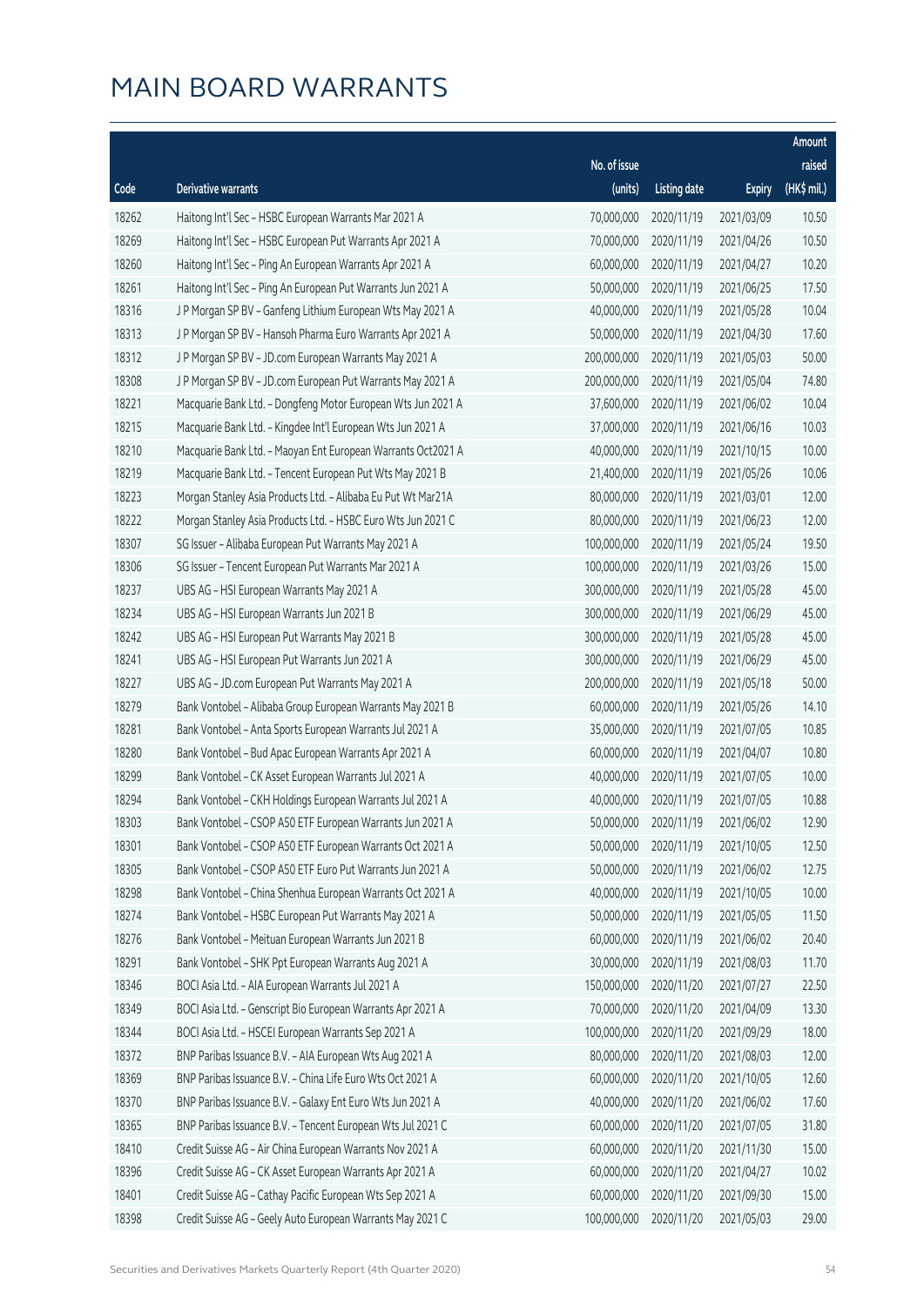# MAIN BOARD WARRANTS

| Code | Derivative warrants | No. of issue (units) | Listing date | Expiry | Amount raised (HK$ mil.) |
|---|---|---|---|---|---|
| 18262 | Haitong Int'l Sec - HSBC European Warrants Mar 2021 A | 70,000,000 | 2020/11/19 | 2021/03/09 | 10.50 |
| 18269 | Haitong Int'l Sec - HSBC European Put Warrants Apr 2021 A | 70,000,000 | 2020/11/19 | 2021/04/26 | 10.50 |
| 18260 | Haitong Int'l Sec - Ping An European Warrants Apr 2021 A | 60,000,000 | 2020/11/19 | 2021/04/27 | 10.20 |
| 18261 | Haitong Int'l Sec - Ping An European Put Warrants Jun 2021 A | 50,000,000 | 2020/11/19 | 2021/06/25 | 17.50 |
| 18316 | J P Morgan SP BV - Ganfeng Lithium European Wts May 2021 A | 40,000,000 | 2020/11/19 | 2021/05/28 | 10.04 |
| 18313 | J P Morgan SP BV - Hansoh Pharma Euro Warrants Apr 2021 A | 50,000,000 | 2020/11/19 | 2021/04/30 | 17.60 |
| 18312 | J P Morgan SP BV - JD.com European Warrants May 2021 A | 200,000,000 | 2020/11/19 | 2021/05/03 | 50.00 |
| 18308 | J P Morgan SP BV - JD.com European Put Warrants May 2021 A | 200,000,000 | 2020/11/19 | 2021/05/04 | 74.80 |
| 18221 | Macquarie Bank Ltd. - Dongfeng Motor European Wts Jun 2021 A | 37,600,000 | 2020/11/19 | 2021/06/02 | 10.04 |
| 18215 | Macquarie Bank Ltd. - Kingdee Int'l European Wts Jun 2021 A | 37,000,000 | 2020/11/19 | 2021/06/16 | 10.03 |
| 18210 | Macquarie Bank Ltd. - Maoyan Ent European Warrants Oct2021 A | 40,000,000 | 2020/11/19 | 2021/10/15 | 10.00 |
| 18219 | Macquarie Bank Ltd. - Tencent European Put Wts May 2021 B | 21,400,000 | 2020/11/19 | 2021/05/26 | 10.06 |
| 18223 | Morgan Stanley Asia Products Ltd. - Alibaba Eu Put Wt Mar21A | 80,000,000 | 2020/11/19 | 2021/03/01 | 12.00 |
| 18222 | Morgan Stanley Asia Products Ltd. - HSBC Euro Wts Jun 2021 C | 80,000,000 | 2020/11/19 | 2021/06/23 | 12.00 |
| 18307 | SG Issuer - Alibaba European Put Warrants May 2021 A | 100,000,000 | 2020/11/19 | 2021/05/24 | 19.50 |
| 18306 | SG Issuer - Tencent European Put Warrants Mar 2021 A | 100,000,000 | 2020/11/19 | 2021/03/26 | 15.00 |
| 18237 | UBS AG - HSI European Warrants May 2021 A | 300,000,000 | 2020/11/19 | 2021/05/28 | 45.00 |
| 18234 | UBS AG - HSI European Warrants Jun 2021 B | 300,000,000 | 2020/11/19 | 2021/06/29 | 45.00 |
| 18242 | UBS AG - HSI European Put Warrants May 2021 B | 300,000,000 | 2020/11/19 | 2021/05/28 | 45.00 |
| 18241 | UBS AG - HSI European Put Warrants Jun 2021 A | 300,000,000 | 2020/11/19 | 2021/06/29 | 45.00 |
| 18227 | UBS AG - JD.com European Put Warrants May 2021 A | 200,000,000 | 2020/11/19 | 2021/05/18 | 50.00 |
| 18279 | Bank Vontobel - Alibaba Group European Warrants May 2021 B | 60,000,000 | 2020/11/19 | 2021/05/26 | 14.10 |
| 18281 | Bank Vontobel - Anta Sports European Warrants Jul 2021 A | 35,000,000 | 2020/11/19 | 2021/07/05 | 10.85 |
| 18280 | Bank Vontobel - Bud Apac European Warrants Apr 2021 A | 60,000,000 | 2020/11/19 | 2021/04/07 | 10.80 |
| 18299 | Bank Vontobel - CK Asset European Warrants Jul 2021 A | 40,000,000 | 2020/11/19 | 2021/07/05 | 10.00 |
| 18294 | Bank Vontobel - CKH Holdings European Warrants Jul 2021 A | 40,000,000 | 2020/11/19 | 2021/07/05 | 10.88 |
| 18303 | Bank Vontobel - CSOP A50 ETF European Warrants Jun 2021 A | 50,000,000 | 2020/11/19 | 2021/06/02 | 12.90 |
| 18301 | Bank Vontobel - CSOP A50 ETF European Warrants Oct 2021 A | 50,000,000 | 2020/11/19 | 2021/10/05 | 12.50 |
| 18305 | Bank Vontobel - CSOP A50 ETF Euro Put Warrants Jun 2021 A | 50,000,000 | 2020/11/19 | 2021/06/02 | 12.75 |
| 18298 | Bank Vontobel - China Shenhua European Warrants Oct 2021 A | 40,000,000 | 2020/11/19 | 2021/10/05 | 10.00 |
| 18274 | Bank Vontobel - HSBC European Put Warrants May 2021 A | 50,000,000 | 2020/11/19 | 2021/05/05 | 11.50 |
| 18276 | Bank Vontobel - Meituan European Warrants Jun 2021 B | 60,000,000 | 2020/11/19 | 2021/06/02 | 20.40 |
| 18291 | Bank Vontobel - SHK Ppt European Warrants Aug 2021 A | 30,000,000 | 2020/11/19 | 2021/08/03 | 11.70 |
| 18346 | BOCI Asia Ltd. - AIA European Warrants Jul 2021 A | 150,000,000 | 2020/11/20 | 2021/07/27 | 22.50 |
| 18349 | BOCI Asia Ltd. - Genscript Bio European Warrants Apr 2021 A | 70,000,000 | 2020/11/20 | 2021/04/09 | 13.30 |
| 18344 | BOCI Asia Ltd. - HSCEI European Warrants Sep 2021 A | 100,000,000 | 2020/11/20 | 2021/09/29 | 18.00 |
| 18372 | BNP Paribas Issuance B.V. - AIA European Wts Aug 2021 A | 80,000,000 | 2020/11/20 | 2021/08/03 | 12.00 |
| 18369 | BNP Paribas Issuance B.V. - China Life Euro Wts Oct 2021 A | 60,000,000 | 2020/11/20 | 2021/10/05 | 12.60 |
| 18370 | BNP Paribas Issuance B.V. - Galaxy Ent Euro Wts Jun 2021 A | 40,000,000 | 2020/11/20 | 2021/06/02 | 17.60 |
| 18365 | BNP Paribas Issuance B.V. - Tencent European Wts Jul 2021 C | 60,000,000 | 2020/11/20 | 2021/07/05 | 31.80 |
| 18410 | Credit Suisse AG - Air China European Warrants Nov 2021 A | 60,000,000 | 2020/11/20 | 2021/11/30 | 15.00 |
| 18396 | Credit Suisse AG - CK Asset European Warrants Apr 2021 A | 60,000,000 | 2020/11/20 | 2021/04/27 | 10.02 |
| 18401 | Credit Suisse AG - Cathay Pacific European Wts Sep 2021 A | 60,000,000 | 2020/11/20 | 2021/09/30 | 15.00 |
| 18398 | Credit Suisse AG - Geely Auto European Warrants May 2021 C | 100,000,000 | 2020/11/20 | 2021/05/03 | 29.00 |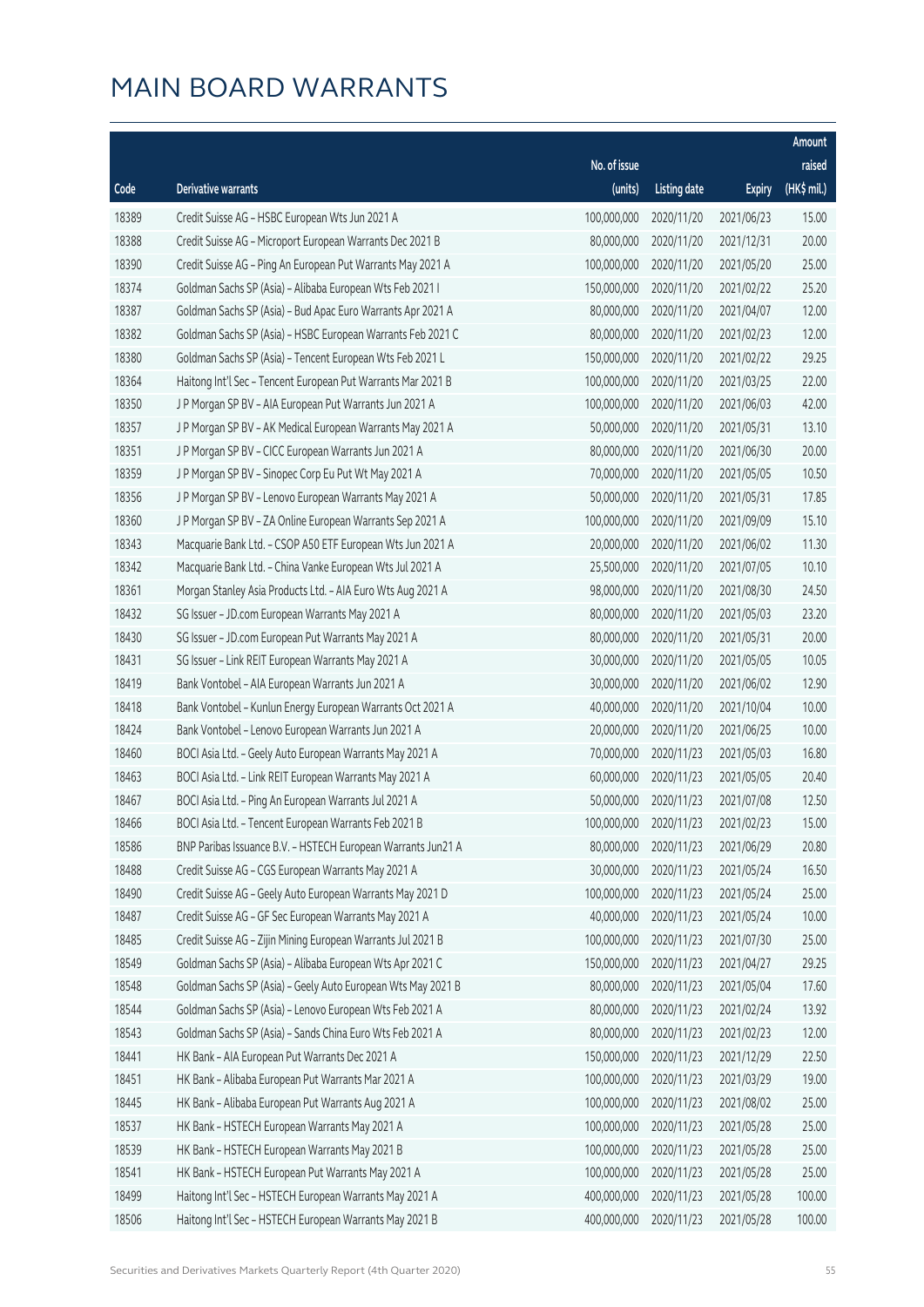# MAIN BOARD WARRANTS

| Code | Derivative warrants | No. of issue (units) | Listing date | Expiry | Amount raised (HK$ mil.) |
|---|---|---|---|---|---|
| 18389 | Credit Suisse AG - HSBC European Wts Jun 2021 A | 100,000,000 | 2020/11/20 | 2021/06/23 | 15.00 |
| 18388 | Credit Suisse AG - Microport European Warrants Dec 2021 B | 80,000,000 | 2020/11/20 | 2021/12/31 | 20.00 |
| 18390 | Credit Suisse AG - Ping An European Put Warrants May 2021 A | 100,000,000 | 2020/11/20 | 2021/05/20 | 25.00 |
| 18374 | Goldman Sachs SP (Asia) - Alibaba European Wts Feb 2021 I | 150,000,000 | 2020/11/20 | 2021/02/22 | 25.20 |
| 18387 | Goldman Sachs SP (Asia) - Bud Apac Euro Warrants Apr 2021 A | 80,000,000 | 2020/11/20 | 2021/04/07 | 12.00 |
| 18382 | Goldman Sachs SP (Asia) - HSBC European Warrants Feb 2021 C | 80,000,000 | 2020/11/20 | 2021/02/23 | 12.00 |
| 18380 | Goldman Sachs SP (Asia) - Tencent European Wts Feb 2021 L | 150,000,000 | 2020/11/20 | 2021/02/22 | 29.25 |
| 18364 | Haitong Int'l Sec - Tencent European Put Warrants Mar 2021 B | 100,000,000 | 2020/11/20 | 2021/03/25 | 22.00 |
| 18350 | J P Morgan SP BV - AIA European Put Warrants Jun 2021 A | 100,000,000 | 2020/11/20 | 2021/06/03 | 42.00 |
| 18357 | J P Morgan SP BV - AK Medical European Warrants May 2021 A | 50,000,000 | 2020/11/20 | 2021/05/31 | 13.10 |
| 18351 | J P Morgan SP BV - CICC European Warrants Jun 2021 A | 80,000,000 | 2020/11/20 | 2021/06/30 | 20.00 |
| 18359 | J P Morgan SP BV - Sinopec Corp Eu Put Wt May 2021 A | 70,000,000 | 2020/11/20 | 2021/05/05 | 10.50 |
| 18356 | J P Morgan SP BV - Lenovo European Warrants May 2021 A | 50,000,000 | 2020/11/20 | 2021/05/31 | 17.85 |
| 18360 | J P Morgan SP BV - ZA Online European Warrants Sep 2021 A | 100,000,000 | 2020/11/20 | 2021/09/09 | 15.10 |
| 18343 | Macquarie Bank Ltd. - CSOP A50 ETF European Wts Jun 2021 A | 20,000,000 | 2020/11/20 | 2021/06/02 | 11.30 |
| 18342 | Macquarie Bank Ltd. - China Vanke European Wts Jul 2021 A | 25,500,000 | 2020/11/20 | 2021/07/05 | 10.10 |
| 18361 | Morgan Stanley Asia Products Ltd. - AIA Euro Wts Aug 2021 A | 98,000,000 | 2020/11/20 | 2021/08/30 | 24.50 |
| 18432 | SG Issuer - JD.com European Warrants May 2021 A | 80,000,000 | 2020/11/20 | 2021/05/03 | 23.20 |
| 18430 | SG Issuer - JD.com European Put Warrants May 2021 A | 80,000,000 | 2020/11/20 | 2021/05/31 | 20.00 |
| 18431 | SG Issuer - Link REIT European Warrants May 2021 A | 30,000,000 | 2020/11/20 | 2021/05/05 | 10.05 |
| 18419 | Bank Vontobel - AIA European Warrants Jun 2021 A | 30,000,000 | 2020/11/20 | 2021/06/02 | 12.90 |
| 18418 | Bank Vontobel - Kunlun Energy European Warrants Oct 2021 A | 40,000,000 | 2020/11/20 | 2021/10/04 | 10.00 |
| 18424 | Bank Vontobel - Lenovo European Warrants Jun 2021 A | 20,000,000 | 2020/11/20 | 2021/06/25 | 10.00 |
| 18460 | BOCI Asia Ltd. - Geely Auto European Warrants May 2021 A | 70,000,000 | 2020/11/23 | 2021/05/03 | 16.80 |
| 18463 | BOCI Asia Ltd. - Link REIT European Warrants May 2021 A | 60,000,000 | 2020/11/23 | 2021/05/05 | 20.40 |
| 18467 | BOCI Asia Ltd. - Ping An European Warrants Jul 2021 A | 50,000,000 | 2020/11/23 | 2021/07/08 | 12.50 |
| 18466 | BOCI Asia Ltd. - Tencent European Warrants Feb 2021 B | 100,000,000 | 2020/11/23 | 2021/02/23 | 15.00 |
| 18586 | BNP Paribas Issuance B.V. - HSTECH European Warrants Jun21 A | 80,000,000 | 2020/11/23 | 2021/06/29 | 20.80 |
| 18488 | Credit Suisse AG - CGS European Warrants May 2021 A | 30,000,000 | 2020/11/23 | 2021/05/24 | 16.50 |
| 18490 | Credit Suisse AG - Geely Auto European Warrants May 2021 D | 100,000,000 | 2020/11/23 | 2021/05/24 | 25.00 |
| 18487 | Credit Suisse AG - GF Sec European Warrants May 2021 A | 40,000,000 | 2020/11/23 | 2021/05/24 | 10.00 |
| 18485 | Credit Suisse AG - Zijin Mining European Warrants Jul 2021 B | 100,000,000 | 2020/11/23 | 2021/07/30 | 25.00 |
| 18549 | Goldman Sachs SP (Asia) - Alibaba European Wts Apr 2021 C | 150,000,000 | 2020/11/23 | 2021/04/27 | 29.25 |
| 18548 | Goldman Sachs SP (Asia) - Geely Auto European Wts May 2021 B | 80,000,000 | 2020/11/23 | 2021/05/04 | 17.60 |
| 18544 | Goldman Sachs SP (Asia) - Lenovo European Wts Feb 2021 A | 80,000,000 | 2020/11/23 | 2021/02/24 | 13.92 |
| 18543 | Goldman Sachs SP (Asia) - Sands China Euro Wts Feb 2021 A | 80,000,000 | 2020/11/23 | 2021/02/23 | 12.00 |
| 18441 | HK Bank - AIA European Put Warrants Dec 2021 A | 150,000,000 | 2020/11/23 | 2021/12/29 | 22.50 |
| 18451 | HK Bank - Alibaba European Put Warrants Mar 2021 A | 100,000,000 | 2020/11/23 | 2021/03/29 | 19.00 |
| 18445 | HK Bank - Alibaba European Put Warrants Aug 2021 A | 100,000,000 | 2020/11/23 | 2021/08/02 | 25.00 |
| 18537 | HK Bank - HSTECH European Warrants May 2021 A | 100,000,000 | 2020/11/23 | 2021/05/28 | 25.00 |
| 18539 | HK Bank - HSTECH European Warrants May 2021 B | 100,000,000 | 2020/11/23 | 2021/05/28 | 25.00 |
| 18541 | HK Bank - HSTECH European Put Warrants May 2021 A | 100,000,000 | 2020/11/23 | 2021/05/28 | 25.00 |
| 18499 | Haitong Int'l Sec - HSTECH European Warrants May 2021 A | 400,000,000 | 2020/11/23 | 2021/05/28 | 100.00 |
| 18506 | Haitong Int'l Sec - HSTECH European Warrants May 2021 B | 400,000,000 | 2020/11/23 | 2021/05/28 | 100.00 |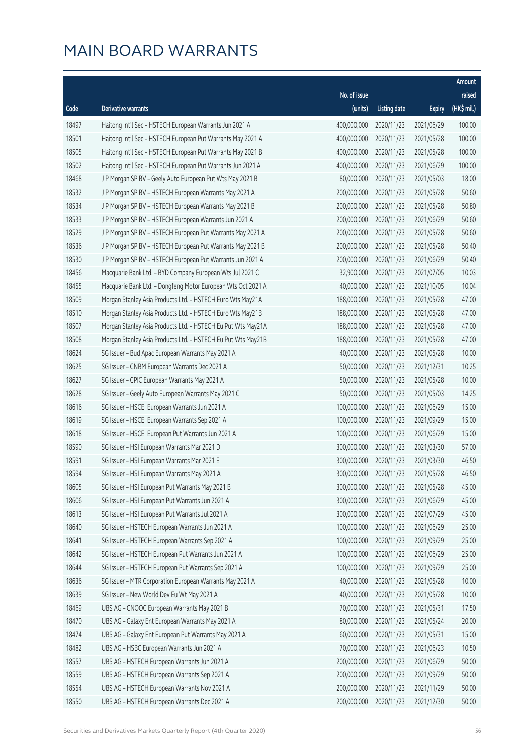# MAIN BOARD WARRANTS

| Code | Derivative warrants | No. of issue (units) | Listing date | Expiry | Amount raised (HK$ mil.) |
|---|---|---|---|---|---|
| 18497 | Haitong Int'l Sec - HSTECH European Warrants Jun 2021 A | 400,000,000 | 2020/11/23 | 2021/06/29 | 100.00 |
| 18501 | Haitong Int'l Sec - HSTECH European Put Warrants May 2021 A | 400,000,000 | 2020/11/23 | 2021/05/28 | 100.00 |
| 18505 | Haitong Int'l Sec - HSTECH European Put Warrants May 2021 B | 400,000,000 | 2020/11/23 | 2021/05/28 | 100.00 |
| 18502 | Haitong Int'l Sec - HSTECH European Put Warrants Jun 2021 A | 400,000,000 | 2020/11/23 | 2021/06/29 | 100.00 |
| 18468 | J P Morgan SP BV - Geely Auto European Put Wts May 2021 B | 80,000,000 | 2020/11/23 | 2021/05/03 | 18.00 |
| 18532 | J P Morgan SP BV - HSTECH European Warrants May 2021 A | 200,000,000 | 2020/11/23 | 2021/05/28 | 50.60 |
| 18534 | J P Morgan SP BV - HSTECH European Warrants May 2021 B | 200,000,000 | 2020/11/23 | 2021/05/28 | 50.80 |
| 18533 | J P Morgan SP BV - HSTECH European Warrants Jun 2021 A | 200,000,000 | 2020/11/23 | 2021/06/29 | 50.60 |
| 18529 | J P Morgan SP BV - HSTECH European Put Warrants May 2021 A | 200,000,000 | 2020/11/23 | 2021/05/28 | 50.60 |
| 18536 | J P Morgan SP BV - HSTECH European Put Warrants May 2021 B | 200,000,000 | 2020/11/23 | 2021/05/28 | 50.40 |
| 18530 | J P Morgan SP BV - HSTECH European Put Warrants Jun 2021 A | 200,000,000 | 2020/11/23 | 2021/06/29 | 50.40 |
| 18456 | Macquarie Bank Ltd. - BYD Company European Wts Jul 2021 C | 32,900,000 | 2020/11/23 | 2021/07/05 | 10.03 |
| 18455 | Macquarie Bank Ltd. - Dongfeng Motor European Wts Oct 2021 A | 40,000,000 | 2020/11/23 | 2021/10/05 | 10.04 |
| 18509 | Morgan Stanley Asia Products Ltd. - HSTECH Euro Wts May21A | 188,000,000 | 2020/11/23 | 2021/05/28 | 47.00 |
| 18510 | Morgan Stanley Asia Products Ltd. - HSTECH Euro Wts May21B | 188,000,000 | 2020/11/23 | 2021/05/28 | 47.00 |
| 18507 | Morgan Stanley Asia Products Ltd. - HSTECH Eu Put Wts May21A | 188,000,000 | 2020/11/23 | 2021/05/28 | 47.00 |
| 18508 | Morgan Stanley Asia Products Ltd. - HSTECH Eu Put Wts May21B | 188,000,000 | 2020/11/23 | 2021/05/28 | 47.00 |
| 18624 | SG Issuer - Bud Apac European Warrants May 2021 A | 40,000,000 | 2020/11/23 | 2021/05/28 | 10.00 |
| 18625 | SG Issuer - CNBM European Warrants Dec 2021 A | 50,000,000 | 2020/11/23 | 2021/12/31 | 10.25 |
| 18627 | SG Issuer - CPIC European Warrants May 2021 A | 50,000,000 | 2020/11/23 | 2021/05/28 | 10.00 |
| 18628 | SG Issuer - Geely Auto European Warrants May 2021 C | 50,000,000 | 2020/11/23 | 2021/05/03 | 14.25 |
| 18616 | SG Issuer - HSCEI European Warrants Jun 2021 A | 100,000,000 | 2020/11/23 | 2021/06/29 | 15.00 |
| 18619 | SG Issuer - HSCEI European Warrants Sep 2021 A | 100,000,000 | 2020/11/23 | 2021/09/29 | 15.00 |
| 18618 | SG Issuer - HSCEI European Put Warrants Jun 2021 A | 100,000,000 | 2020/11/23 | 2021/06/29 | 15.00 |
| 18590 | SG Issuer - HSI European Warrants Mar 2021 D | 300,000,000 | 2020/11/23 | 2021/03/30 | 57.00 |
| 18591 | SG Issuer - HSI European Warrants Mar 2021 E | 300,000,000 | 2020/11/23 | 2021/03/30 | 46.50 |
| 18594 | SG Issuer - HSI European Warrants May 2021 A | 300,000,000 | 2020/11/23 | 2021/05/28 | 46.50 |
| 18605 | SG Issuer - HSI European Put Warrants May 2021 B | 300,000,000 | 2020/11/23 | 2021/05/28 | 45.00 |
| 18606 | SG Issuer - HSI European Put Warrants Jun 2021 A | 300,000,000 | 2020/11/23 | 2021/06/29 | 45.00 |
| 18613 | SG Issuer - HSI European Put Warrants Jul 2021 A | 300,000,000 | 2020/11/23 | 2021/07/29 | 45.00 |
| 18640 | SG Issuer - HSTECH European Warrants Jun 2021 A | 100,000,000 | 2020/11/23 | 2021/06/29 | 25.00 |
| 18641 | SG Issuer - HSTECH European Warrants Sep 2021 A | 100,000,000 | 2020/11/23 | 2021/09/29 | 25.00 |
| 18642 | SG Issuer - HSTECH European Put Warrants Jun 2021 A | 100,000,000 | 2020/11/23 | 2021/06/29 | 25.00 |
| 18644 | SG Issuer - HSTECH European Put Warrants Sep 2021 A | 100,000,000 | 2020/11/23 | 2021/09/29 | 25.00 |
| 18636 | SG Issuer - MTR Corporation European Warrants May 2021 A | 40,000,000 | 2020/11/23 | 2021/05/28 | 10.00 |
| 18639 | SG Issuer - New World Dev Eu Wt May 2021 A | 40,000,000 | 2020/11/23 | 2021/05/28 | 10.00 |
| 18469 | UBS AG - CNOOC European Warrants May 2021 B | 70,000,000 | 2020/11/23 | 2021/05/31 | 17.50 |
| 18470 | UBS AG - Galaxy Ent European Warrants May 2021 A | 80,000,000 | 2020/11/23 | 2021/05/24 | 20.00 |
| 18474 | UBS AG - Galaxy Ent European Put Warrants May 2021 A | 60,000,000 | 2020/11/23 | 2021/05/31 | 15.00 |
| 18482 | UBS AG - HSBC European Warrants Jun 2021 A | 70,000,000 | 2020/11/23 | 2021/06/23 | 10.50 |
| 18557 | UBS AG - HSTECH European Warrants Jun 2021 A | 200,000,000 | 2020/11/23 | 2021/06/29 | 50.00 |
| 18559 | UBS AG - HSTECH European Warrants Sep 2021 A | 200,000,000 | 2020/11/23 | 2021/09/29 | 50.00 |
| 18554 | UBS AG - HSTECH European Warrants Nov 2021 A | 200,000,000 | 2020/11/23 | 2021/11/29 | 50.00 |
| 18550 | UBS AG - HSTECH European Warrants Dec 2021 A | 200,000,000 | 2020/11/23 | 2021/12/30 | 50.00 |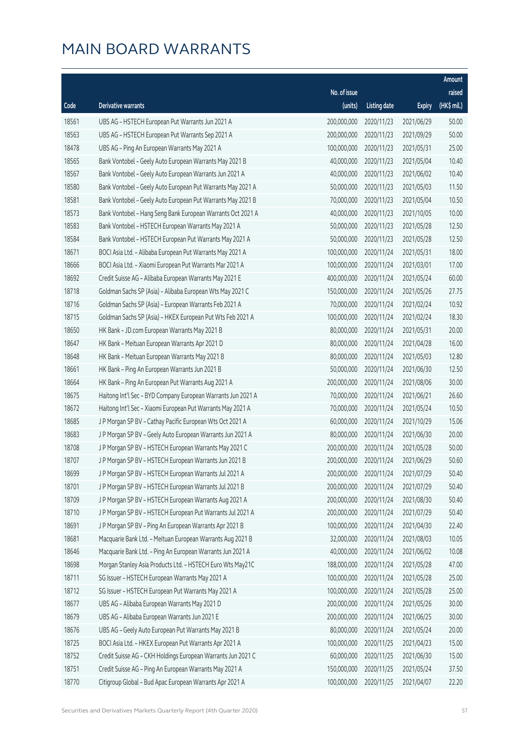# MAIN BOARD WARRANTS

| Code | Derivative warrants | No. of issue (units) | Listing date | Expiry | Amount raised (HK$ mil.) |
|---|---|---|---|---|---|
| 18561 | UBS AG - HSTECH European Put Warrants Jun 2021 A | 200,000,000 | 2020/11/23 | 2021/06/29 | 50.00 |
| 18563 | UBS AG - HSTECH European Put Warrants Sep 2021 A | 200,000,000 | 2020/11/23 | 2021/09/29 | 50.00 |
| 18478 | UBS AG - Ping An European Warrants May 2021 A | 100,000,000 | 2020/11/23 | 2021/05/31 | 25.00 |
| 18565 | Bank Vontobel - Geely Auto European Warrants May 2021 B | 40,000,000 | 2020/11/23 | 2021/05/04 | 10.40 |
| 18567 | Bank Vontobel - Geely Auto European Warrants Jun 2021 A | 40,000,000 | 2020/11/23 | 2021/06/02 | 10.40 |
| 18580 | Bank Vontobel - Geely Auto European Put Warrants May 2021 A | 50,000,000 | 2020/11/23 | 2021/05/03 | 11.50 |
| 18581 | Bank Vontobel - Geely Auto European Put Warrants May 2021 B | 70,000,000 | 2020/11/23 | 2021/05/04 | 10.50 |
| 18573 | Bank Vontobel - Hang Seng Bank European Warrants Oct 2021 A | 40,000,000 | 2020/11/23 | 2021/10/05 | 10.00 |
| 18583 | Bank Vontobel - HSTECH European Warrants May 2021 A | 50,000,000 | 2020/11/23 | 2021/05/28 | 12.50 |
| 18584 | Bank Vontobel - HSTECH European Put Warrants May 2021 A | 50,000,000 | 2020/11/23 | 2021/05/28 | 12.50 |
| 18671 | BOCI Asia Ltd. - Alibaba European Put Warrants May 2021 A | 100,000,000 | 2020/11/24 | 2021/05/31 | 18.00 |
| 18666 | BOCI Asia Ltd. - Xiaomi European Put Warrants Mar 2021 A | 100,000,000 | 2020/11/24 | 2021/03/01 | 17.00 |
| 18692 | Credit Suisse AG - Alibaba European Warrants May 2021 E | 400,000,000 | 2020/11/24 | 2021/05/24 | 60.00 |
| 18718 | Goldman Sachs SP (Asia) - Alibaba European Wts May 2021 C | 150,000,000 | 2020/11/24 | 2021/05/26 | 27.75 |
| 18716 | Goldman Sachs SP (Asia) - European Warrants Feb 2021 A | 70,000,000 | 2020/11/24 | 2021/02/24 | 10.92 |
| 18715 | Goldman Sachs SP (Asia) - HKEX European Put Wts Feb 2021 A | 100,000,000 | 2020/11/24 | 2021/02/24 | 18.30 |
| 18650 | HK Bank - JD.com European Warrants May 2021 B | 80,000,000 | 2020/11/24 | 2021/05/31 | 20.00 |
| 18647 | HK Bank - Meituan European Warrants Apr 2021 D | 80,000,000 | 2020/11/24 | 2021/04/28 | 16.00 |
| 18648 | HK Bank - Meituan European Warrants May 2021 B | 80,000,000 | 2020/11/24 | 2021/05/03 | 12.80 |
| 18661 | HK Bank - Ping An European Warrants Jun 2021 B | 50,000,000 | 2020/11/24 | 2021/06/30 | 12.50 |
| 18664 | HK Bank - Ping An European Put Warrants Aug 2021 A | 200,000,000 | 2020/11/24 | 2021/08/06 | 30.00 |
| 18675 | Haitong Int'l Sec - BYD Company European Warrants Jun 2021 A | 70,000,000 | 2020/11/24 | 2021/06/21 | 26.60 |
| 18672 | Haitong Int'l Sec - Xiaomi European Put Warrants May 2021 A | 70,000,000 | 2020/11/24 | 2021/05/24 | 10.50 |
| 18685 | J P Morgan SP BV - Cathay Pacific European Wts Oct 2021 A | 60,000,000 | 2020/11/24 | 2021/10/29 | 15.06 |
| 18683 | J P Morgan SP BV - Geely Auto European Warrants Jun 2021 A | 80,000,000 | 2020/11/24 | 2021/06/30 | 20.00 |
| 18708 | J P Morgan SP BV - HSTECH European Warrants May 2021 C | 200,000,000 | 2020/11/24 | 2021/05/28 | 50.00 |
| 18707 | J P Morgan SP BV - HSTECH European Warrants Jun 2021 B | 200,000,000 | 2020/11/24 | 2021/06/29 | 50.60 |
| 18699 | J P Morgan SP BV - HSTECH European Warrants Jul 2021 A | 200,000,000 | 2020/11/24 | 2021/07/29 | 50.40 |
| 18701 | J P Morgan SP BV - HSTECH European Warrants Jul 2021 B | 200,000,000 | 2020/11/24 | 2021/07/29 | 50.40 |
| 18709 | J P Morgan SP BV - HSTECH European Warrants Aug 2021 A | 200,000,000 | 2020/11/24 | 2021/08/30 | 50.40 |
| 18710 | J P Morgan SP BV - HSTECH European Put Warrants Jul 2021 A | 200,000,000 | 2020/11/24 | 2021/07/29 | 50.40 |
| 18691 | J P Morgan SP BV - Ping An European Warrants Apr 2021 B | 100,000,000 | 2020/11/24 | 2021/04/30 | 22.40 |
| 18681 | Macquarie Bank Ltd. - Meituan European Warrants Aug 2021 B | 32,000,000 | 2020/11/24 | 2021/08/03 | 10.05 |
| 18646 | Macquarie Bank Ltd. - Ping An European Warrants Jun 2021 A | 40,000,000 | 2020/11/24 | 2021/06/02 | 10.08 |
| 18698 | Morgan Stanley Asia Products Ltd. - HSTECH Euro Wts May21C | 188,000,000 | 2020/11/24 | 2021/05/28 | 47.00 |
| 18711 | SG Issuer - HSTECH European Warrants May 2021 A | 100,000,000 | 2020/11/24 | 2021/05/28 | 25.00 |
| 18712 | SG Issuer - HSTECH European Put Warrants May 2021 A | 100,000,000 | 2020/11/24 | 2021/05/28 | 25.00 |
| 18677 | UBS AG - Alibaba European Warrants May 2021 D | 200,000,000 | 2020/11/24 | 2021/05/26 | 30.00 |
| 18679 | UBS AG - Alibaba European Warrants Jun 2021 E | 200,000,000 | 2020/11/24 | 2021/06/25 | 30.00 |
| 18676 | UBS AG - Geely Auto European Put Warrants May 2021 B | 80,000,000 | 2020/11/24 | 2021/05/24 | 20.00 |
| 18725 | BOCI Asia Ltd. - HKEX European Put Warrants Apr 2021 A | 100,000,000 | 2020/11/25 | 2021/04/23 | 15.00 |
| 18752 | Credit Suisse AG - CKH Holdings European Warrants Jun 2021 C | 60,000,000 | 2020/11/25 | 2021/06/30 | 15.00 |
| 18751 | Credit Suisse AG - Ping An European Warrants May 2021 A | 150,000,000 | 2020/11/25 | 2021/05/24 | 37.50 |
| 18770 | Citigroup Global - Bud Apac European Warrants Apr 2021 A | 100,000,000 | 2020/11/25 | 2021/04/07 | 22.20 |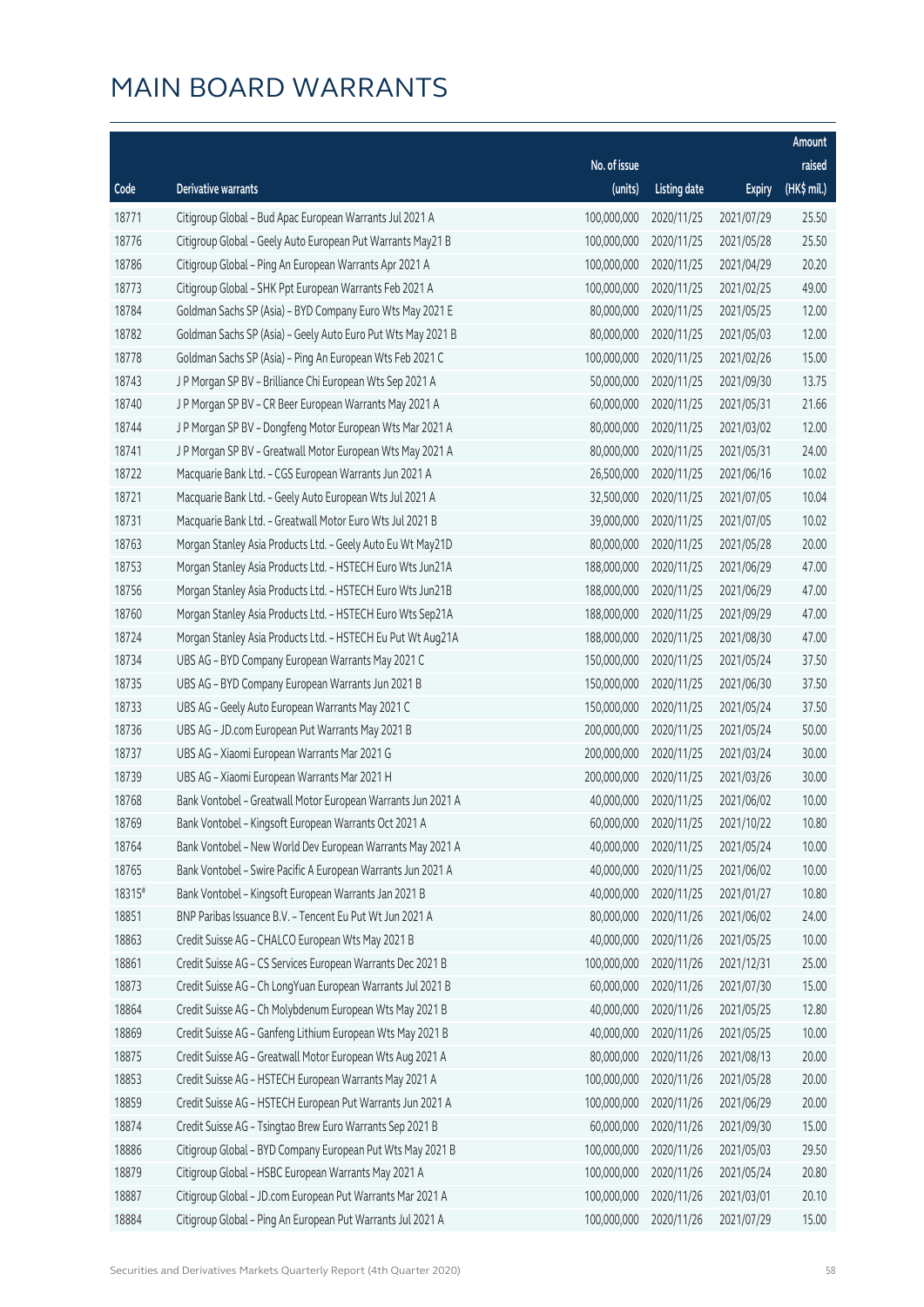# MAIN BOARD WARRANTS

| Code | Derivative warrants | No. of issue (units) | Listing date | Expiry | Amount raised (HK$ mil.) |
|---|---|---|---|---|---|
| 18771 | Citigroup Global - Bud Apac European Warrants Jul 2021 A | 100,000,000 | 2020/11/25 | 2021/07/29 | 25.50 |
| 18776 | Citigroup Global - Geely Auto European Put Warrants May21 B | 100,000,000 | 2020/11/25 | 2021/05/28 | 25.50 |
| 18786 | Citigroup Global - Ping An European Warrants Apr 2021 A | 100,000,000 | 2020/11/25 | 2021/04/29 | 20.20 |
| 18773 | Citigroup Global - SHK Ppt European Warrants Feb 2021 A | 100,000,000 | 2020/11/25 | 2021/02/25 | 49.00 |
| 18784 | Goldman Sachs SP (Asia) - BYD Company Euro Wts May 2021 E | 80,000,000 | 2020/11/25 | 2021/05/25 | 12.00 |
| 18782 | Goldman Sachs SP (Asia) - Geely Auto Euro Put Wts May 2021 B | 80,000,000 | 2020/11/25 | 2021/05/03 | 12.00 |
| 18778 | Goldman Sachs SP (Asia) - Ping An European Wts Feb 2021 C | 100,000,000 | 2020/11/25 | 2021/02/26 | 15.00 |
| 18743 | J P Morgan SP BV - Brilliance Chi European Wts Sep 2021 A | 50,000,000 | 2020/11/25 | 2021/09/30 | 13.75 |
| 18740 | J P Morgan SP BV - CR Beer European Warrants May 2021 A | 60,000,000 | 2020/11/25 | 2021/05/31 | 21.66 |
| 18744 | J P Morgan SP BV - Dongfeng Motor European Wts Mar 2021 A | 80,000,000 | 2020/11/25 | 2021/03/02 | 12.00 |
| 18741 | J P Morgan SP BV - Greatwall Motor European Wts May 2021 A | 80,000,000 | 2020/11/25 | 2021/05/31 | 24.00 |
| 18722 | Macquarie Bank Ltd. - CGS European Warrants Jun 2021 A | 26,500,000 | 2020/11/25 | 2021/06/16 | 10.02 |
| 18721 | Macquarie Bank Ltd. - Geely Auto European Wts Jul 2021 A | 32,500,000 | 2020/11/25 | 2021/07/05 | 10.04 |
| 18731 | Macquarie Bank Ltd. - Greatwall Motor Euro Wts Jul 2021 B | 39,000,000 | 2020/11/25 | 2021/07/05 | 10.02 |
| 18763 | Morgan Stanley Asia Products Ltd. - Geely Auto Eu Wt May21D | 80,000,000 | 2020/11/25 | 2021/05/28 | 20.00 |
| 18753 | Morgan Stanley Asia Products Ltd. - HSTECH Euro Wts Jun21A | 188,000,000 | 2020/11/25 | 2021/06/29 | 47.00 |
| 18756 | Morgan Stanley Asia Products Ltd. - HSTECH Euro Wts Jun21B | 188,000,000 | 2020/11/25 | 2021/06/29 | 47.00 |
| 18760 | Morgan Stanley Asia Products Ltd. - HSTECH Euro Wts Sep21A | 188,000,000 | 2020/11/25 | 2021/09/29 | 47.00 |
| 18724 | Morgan Stanley Asia Products Ltd. - HSTECH Eu Put Wt Aug21A | 188,000,000 | 2020/11/25 | 2021/08/30 | 47.00 |
| 18734 | UBS AG - BYD Company European Warrants May 2021 C | 150,000,000 | 2020/11/25 | 2021/05/24 | 37.50 |
| 18735 | UBS AG - BYD Company European Warrants Jun 2021 B | 150,000,000 | 2020/11/25 | 2021/06/30 | 37.50 |
| 18733 | UBS AG - Geely Auto European Warrants May 2021 C | 150,000,000 | 2020/11/25 | 2021/05/24 | 37.50 |
| 18736 | UBS AG - JD.com European Put Warrants May 2021 B | 200,000,000 | 2020/11/25 | 2021/05/24 | 50.00 |
| 18737 | UBS AG - Xiaomi European Warrants Mar 2021 G | 200,000,000 | 2020/11/25 | 2021/03/24 | 30.00 |
| 18739 | UBS AG - Xiaomi European Warrants Mar 2021 H | 200,000,000 | 2020/11/25 | 2021/03/26 | 30.00 |
| 18768 | Bank Vontobel - Greatwall Motor European Warrants Jun 2021 A | 40,000,000 | 2020/11/25 | 2021/06/02 | 10.00 |
| 18769 | Bank Vontobel - Kingsoft European Warrants Oct 2021 A | 60,000,000 | 2020/11/25 | 2021/10/22 | 10.80 |
| 18764 | Bank Vontobel - New World Dev European Warrants May 2021 A | 40,000,000 | 2020/11/25 | 2021/05/24 | 10.00 |
| 18765 | Bank Vontobel - Swire Pacific A European Warrants Jun 2021 A | 40,000,000 | 2020/11/25 | 2021/06/02 | 10.00 |
| 18315# | Bank Vontobel - Kingsoft European Warrants Jan 2021 B | 40,000,000 | 2020/11/25 | 2021/01/27 | 10.80 |
| 18851 | BNP Paribas Issuance B.V. - Tencent Eu Put Wt Jun 2021 A | 80,000,000 | 2020/11/26 | 2021/06/02 | 24.00 |
| 18863 | Credit Suisse AG - CHALCO European Wts May 2021 B | 40,000,000 | 2020/11/26 | 2021/05/25 | 10.00 |
| 18861 | Credit Suisse AG - CS Services European Warrants Dec 2021 B | 100,000,000 | 2020/11/26 | 2021/12/31 | 25.00 |
| 18873 | Credit Suisse AG - Ch LongYuan European Warrants Jul 2021 B | 60,000,000 | 2020/11/26 | 2021/07/30 | 15.00 |
| 18864 | Credit Suisse AG - Ch Molybdenum European Wts May 2021 B | 40,000,000 | 2020/11/26 | 2021/05/25 | 12.80 |
| 18869 | Credit Suisse AG - Ganfeng Lithium European Wts May 2021 B | 40,000,000 | 2020/11/26 | 2021/05/25 | 10.00 |
| 18875 | Credit Suisse AG - Greatwall Motor European Wts Aug 2021 A | 80,000,000 | 2020/11/26 | 2021/08/13 | 20.00 |
| 18853 | Credit Suisse AG - HSTECH European Warrants May 2021 A | 100,000,000 | 2020/11/26 | 2021/05/28 | 20.00 |
| 18859 | Credit Suisse AG - HSTECH European Put Warrants Jun 2021 A | 100,000,000 | 2020/11/26 | 2021/06/29 | 20.00 |
| 18874 | Credit Suisse AG - Tsingtao Brew Euro Warrants Sep 2021 B | 60,000,000 | 2020/11/26 | 2021/09/30 | 15.00 |
| 18886 | Citigroup Global - BYD Company European Put Wts May 2021 B | 100,000,000 | 2020/11/26 | 2021/05/03 | 29.50 |
| 18879 | Citigroup Global - HSBC European Warrants May 2021 A | 100,000,000 | 2020/11/26 | 2021/05/24 | 20.80 |
| 18887 | Citigroup Global - JD.com European Put Warrants Mar 2021 A | 100,000,000 | 2020/11/26 | 2021/03/01 | 20.10 |
| 18884 | Citigroup Global - Ping An European Put Warrants Jul 2021 A | 100,000,000 | 2020/11/26 | 2021/07/29 | 15.00 |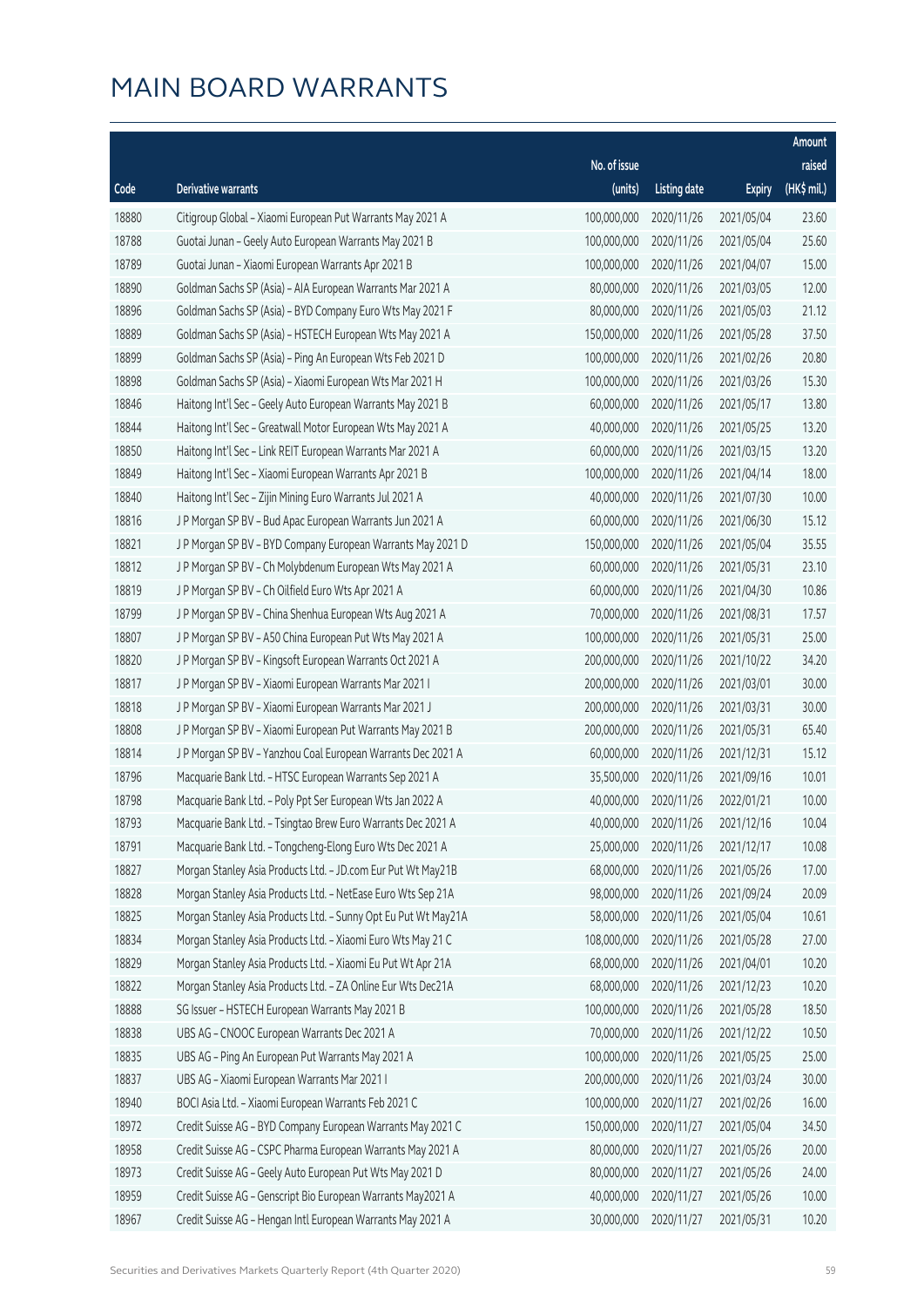# MAIN BOARD WARRANTS

| Code | Derivative warrants | No. of issue (units) | Listing date | Expiry | Amount raised (HK$ mil.) |
|---|---|---|---|---|---|
| 18880 | Citigroup Global - Xiaomi European Put Warrants May 2021 A | 100,000,000 | 2020/11/26 | 2021/05/04 | 23.60 |
| 18788 | Guotai Junan - Geely Auto European Warrants May 2021 B | 100,000,000 | 2020/11/26 | 2021/05/04 | 25.60 |
| 18789 | Guotai Junan - Xiaomi European Warrants Apr 2021 B | 100,000,000 | 2020/11/26 | 2021/04/07 | 15.00 |
| 18890 | Goldman Sachs SP (Asia) - AIA European Warrants Mar 2021 A | 80,000,000 | 2020/11/26 | 2021/03/05 | 12.00 |
| 18896 | Goldman Sachs SP (Asia) - BYD Company Euro Wts May 2021 F | 80,000,000 | 2020/11/26 | 2021/05/03 | 21.12 |
| 18889 | Goldman Sachs SP (Asia) - HSTECH European Wts May 2021 A | 150,000,000 | 2020/11/26 | 2021/05/28 | 37.50 |
| 18899 | Goldman Sachs SP (Asia) - Ping An European Wts Feb 2021 D | 100,000,000 | 2020/11/26 | 2021/02/26 | 20.80 |
| 18898 | Goldman Sachs SP (Asia) - Xiaomi European Wts Mar 2021 H | 100,000,000 | 2020/11/26 | 2021/03/26 | 15.30 |
| 18846 | Haitong Int'l Sec - Geely Auto European Warrants May 2021 B | 60,000,000 | 2020/11/26 | 2021/05/17 | 13.80 |
| 18844 | Haitong Int'l Sec - Greatwall Motor European Wts May 2021 A | 40,000,000 | 2020/11/26 | 2021/05/25 | 13.20 |
| 18850 | Haitong Int'l Sec - Link REIT European Warrants Mar 2021 A | 60,000,000 | 2020/11/26 | 2021/03/15 | 13.20 |
| 18849 | Haitong Int'l Sec - Xiaomi European Warrants Apr 2021 B | 100,000,000 | 2020/11/26 | 2021/04/14 | 18.00 |
| 18840 | Haitong Int'l Sec - Zijin Mining Euro Warrants Jul 2021 A | 40,000,000 | 2020/11/26 | 2021/07/30 | 10.00 |
| 18816 | J P Morgan SP BV - Bud Apac European Warrants Jun 2021 A | 60,000,000 | 2020/11/26 | 2021/06/30 | 15.12 |
| 18821 | J P Morgan SP BV - BYD Company European Warrants May 2021 D | 150,000,000 | 2020/11/26 | 2021/05/04 | 35.55 |
| 18812 | J P Morgan SP BV - Ch Molybdenum European Wts May 2021 A | 60,000,000 | 2020/11/26 | 2021/05/31 | 23.10 |
| 18819 | J P Morgan SP BV - Ch Oilfield Euro Wts Apr 2021 A | 60,000,000 | 2020/11/26 | 2021/04/30 | 10.86 |
| 18799 | J P Morgan SP BV - China Shenhua European Wts Aug 2021 A | 70,000,000 | 2020/11/26 | 2021/08/31 | 17.57 |
| 18807 | J P Morgan SP BV - A50 China European Put Wts May 2021 A | 100,000,000 | 2020/11/26 | 2021/05/31 | 25.00 |
| 18820 | J P Morgan SP BV - Kingsoft European Warrants Oct 2021 A | 200,000,000 | 2020/11/26 | 2021/10/22 | 34.20 |
| 18817 | J P Morgan SP BV - Xiaomi European Warrants Mar 2021 I | 200,000,000 | 2020/11/26 | 2021/03/01 | 30.00 |
| 18818 | J P Morgan SP BV - Xiaomi European Warrants Mar 2021 J | 200,000,000 | 2020/11/26 | 2021/03/31 | 30.00 |
| 18808 | J P Morgan SP BV - Xiaomi European Put Warrants May 2021 B | 200,000,000 | 2020/11/26 | 2021/05/31 | 65.40 |
| 18814 | J P Morgan SP BV - Yanzhou Coal European Warrants Dec 2021 A | 60,000,000 | 2020/11/26 | 2021/12/31 | 15.12 |
| 18796 | Macquarie Bank Ltd. - HTSC European Warrants Sep 2021 A | 35,500,000 | 2020/11/26 | 2021/09/16 | 10.01 |
| 18798 | Macquarie Bank Ltd. - Poly Ppt Ser European Wts Jan 2022 A | 40,000,000 | 2020/11/26 | 2022/01/21 | 10.00 |
| 18793 | Macquarie Bank Ltd. - Tsingtao Brew Euro Warrants Dec 2021 A | 40,000,000 | 2020/11/26 | 2021/12/16 | 10.04 |
| 18791 | Macquarie Bank Ltd. - Tongcheng-Elong Euro Wts Dec 2021 A | 25,000,000 | 2020/11/26 | 2021/12/17 | 10.08 |
| 18827 | Morgan Stanley Asia Products Ltd. - JD.com Eur Put Wt May21B | 68,000,000 | 2020/11/26 | 2021/05/26 | 17.00 |
| 18828 | Morgan Stanley Asia Products Ltd. - NetEase Euro Wts Sep 21A | 98,000,000 | 2020/11/26 | 2021/09/24 | 20.09 |
| 18825 | Morgan Stanley Asia Products Ltd. - Sunny Opt Eu Put Wt May21A | 58,000,000 | 2020/11/26 | 2021/05/04 | 10.61 |
| 18834 | Morgan Stanley Asia Products Ltd. - Xiaomi Euro Wts May 21 C | 108,000,000 | 2020/11/26 | 2021/05/28 | 27.00 |
| 18829 | Morgan Stanley Asia Products Ltd. - Xiaomi Eu Put Wt Apr 21A | 68,000,000 | 2020/11/26 | 2021/04/01 | 10.20 |
| 18822 | Morgan Stanley Asia Products Ltd. - ZA Online Eur Wts Dec21A | 68,000,000 | 2020/11/26 | 2021/12/23 | 10.20 |
| 18888 | SG Issuer - HSTECH European Warrants May 2021 B | 100,000,000 | 2020/11/26 | 2021/05/28 | 18.50 |
| 18838 | UBS AG - CNOOC European Warrants Dec 2021 A | 70,000,000 | 2020/11/26 | 2021/12/22 | 10.50 |
| 18835 | UBS AG - Ping An European Put Warrants May 2021 A | 100,000,000 | 2020/11/26 | 2021/05/25 | 25.00 |
| 18837 | UBS AG - Xiaomi European Warrants Mar 2021 I | 200,000,000 | 2020/11/26 | 2021/03/24 | 30.00 |
| 18940 | BOCI Asia Ltd. - Xiaomi European Warrants Feb 2021 C | 100,000,000 | 2020/11/27 | 2021/02/26 | 16.00 |
| 18972 | Credit Suisse AG - BYD Company European Warrants May 2021 C | 150,000,000 | 2020/11/27 | 2021/05/04 | 34.50 |
| 18958 | Credit Suisse AG - CSPC Pharma European Warrants May 2021 A | 80,000,000 | 2020/11/27 | 2021/05/26 | 20.00 |
| 18973 | Credit Suisse AG - Geely Auto European Put Wts May 2021 D | 80,000,000 | 2020/11/27 | 2021/05/26 | 24.00 |
| 18959 | Credit Suisse AG - Genscript Bio European Warrants May2021 A | 40,000,000 | 2020/11/27 | 2021/05/26 | 10.00 |
| 18967 | Credit Suisse AG - Hengan Intl European Warrants May 2021 A | 30,000,000 | 2020/11/27 | 2021/05/31 | 10.20 |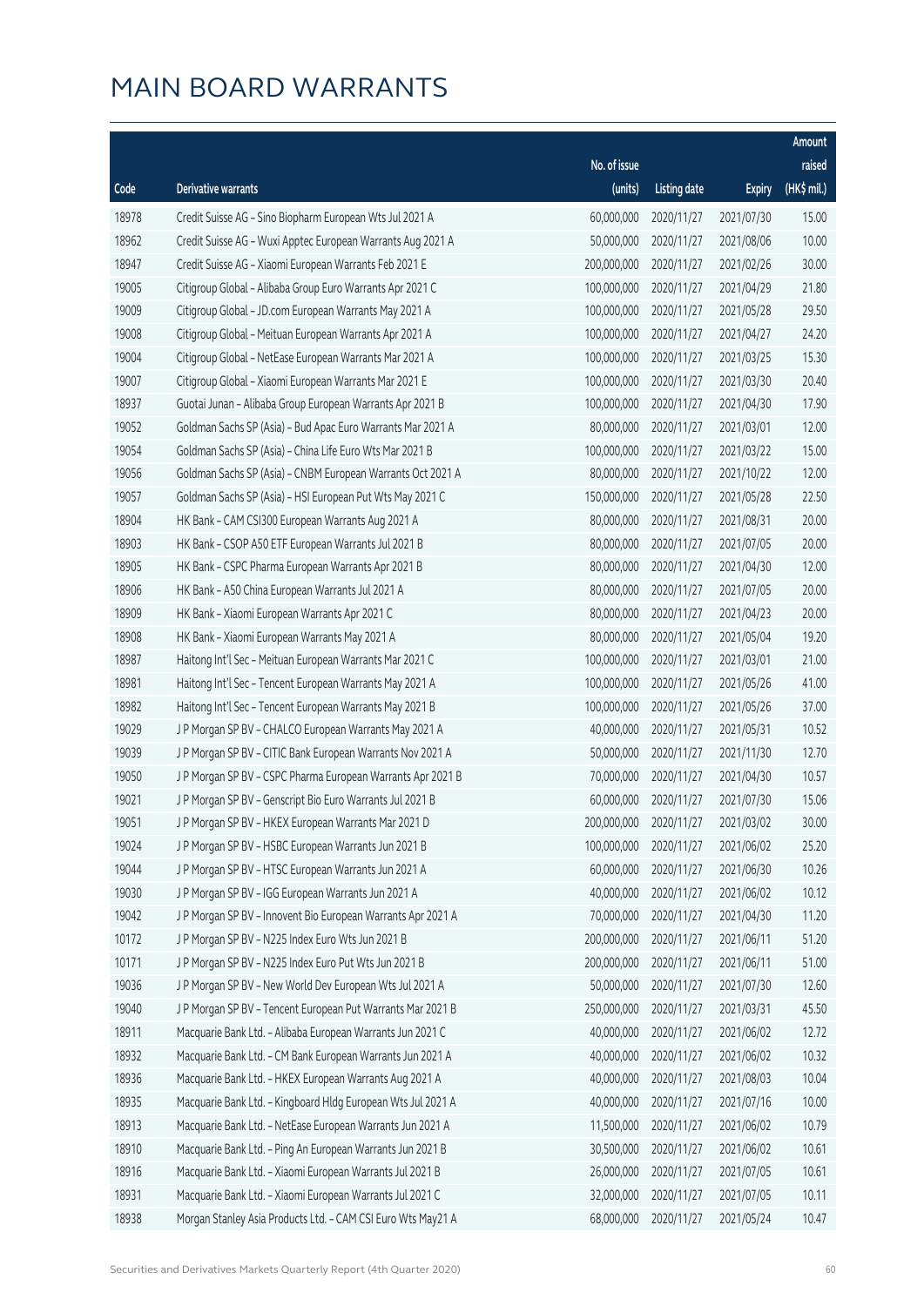# MAIN BOARD WARRANTS

| Code | Derivative warrants | No. of issue (units) | Listing date | Expiry | Amount raised (HK$ mil.) |
|---|---|---|---|---|---|
| 18978 | Credit Suisse AG - Sino Biopharm European Wts Jul 2021 A | 60,000,000 | 2020/11/27 | 2021/07/30 | 15.00 |
| 18962 | Credit Suisse AG - Wuxi Apptec European Warrants Aug 2021 A | 50,000,000 | 2020/11/27 | 2021/08/06 | 10.00 |
| 18947 | Credit Suisse AG - Xiaomi European Warrants Feb 2021 E | 200,000,000 | 2020/11/27 | 2021/02/26 | 30.00 |
| 19005 | Citigroup Global - Alibaba Group Euro Warrants Apr 2021 C | 100,000,000 | 2020/11/27 | 2021/04/29 | 21.80 |
| 19009 | Citigroup Global - JD.com European Warrants May 2021 A | 100,000,000 | 2020/11/27 | 2021/05/28 | 29.50 |
| 19008 | Citigroup Global - Meituan European Warrants Apr 2021 A | 100,000,000 | 2020/11/27 | 2021/04/27 | 24.20 |
| 19004 | Citigroup Global - NetEase European Warrants Mar 2021 A | 100,000,000 | 2020/11/27 | 2021/03/25 | 15.30 |
| 19007 | Citigroup Global - Xiaomi European Warrants Mar 2021 E | 100,000,000 | 2020/11/27 | 2021/03/30 | 20.40 |
| 18937 | Guotai Junan - Alibaba Group European Warrants Apr 2021 B | 100,000,000 | 2020/11/27 | 2021/04/30 | 17.90 |
| 19052 | Goldman Sachs SP (Asia) - Bud Apac Euro Warrants Mar 2021 A | 80,000,000 | 2020/11/27 | 2021/03/01 | 12.00 |
| 19054 | Goldman Sachs SP (Asia) - China Life Euro Wts Mar 2021 B | 100,000,000 | 2020/11/27 | 2021/03/22 | 15.00 |
| 19056 | Goldman Sachs SP (Asia) - CNBM European Warrants Oct 2021 A | 80,000,000 | 2020/11/27 | 2021/10/22 | 12.00 |
| 19057 | Goldman Sachs SP (Asia) - HSI European Put Wts May 2021 C | 150,000,000 | 2020/11/27 | 2021/05/28 | 22.50 |
| 18904 | HK Bank - CAM CSI300 European Warrants Aug 2021 A | 80,000,000 | 2020/11/27 | 2021/08/31 | 20.00 |
| 18903 | HK Bank - CSOP A50 ETF European Warrants Jul 2021 B | 80,000,000 | 2020/11/27 | 2021/07/05 | 20.00 |
| 18905 | HK Bank - CSPC Pharma European Warrants Apr 2021 B | 80,000,000 | 2020/11/27 | 2021/04/30 | 12.00 |
| 18906 | HK Bank - A50 China European Warrants Jul 2021 A | 80,000,000 | 2020/11/27 | 2021/07/05 | 20.00 |
| 18909 | HK Bank - Xiaomi European Warrants Apr 2021 C | 80,000,000 | 2020/11/27 | 2021/04/23 | 20.00 |
| 18908 | HK Bank - Xiaomi European Warrants May 2021 A | 80,000,000 | 2020/11/27 | 2021/05/04 | 19.20 |
| 18987 | Haitong Int'l Sec - Meituan European Warrants Mar 2021 C | 100,000,000 | 2020/11/27 | 2021/03/01 | 21.00 |
| 18981 | Haitong Int'l Sec - Tencent European Warrants May 2021 A | 100,000,000 | 2020/11/27 | 2021/05/26 | 41.00 |
| 18982 | Haitong Int'l Sec - Tencent European Warrants May 2021 B | 100,000,000 | 2020/11/27 | 2021/05/26 | 37.00 |
| 19029 | J P Morgan SP BV - CHALCO European Warrants May 2021 A | 40,000,000 | 2020/11/27 | 2021/05/31 | 10.52 |
| 19039 | J P Morgan SP BV - CITIC Bank European Warrants Nov 2021 A | 50,000,000 | 2020/11/27 | 2021/11/30 | 12.70 |
| 19050 | J P Morgan SP BV - CSPC Pharma European Warrants Apr 2021 B | 70,000,000 | 2020/11/27 | 2021/04/30 | 10.57 |
| 19021 | J P Morgan SP BV - Genscript Bio Euro Warrants Jul 2021 B | 60,000,000 | 2020/11/27 | 2021/07/30 | 15.06 |
| 19051 | J P Morgan SP BV - HKEX European Warrants Mar 2021 D | 200,000,000 | 2020/11/27 | 2021/03/02 | 30.00 |
| 19024 | J P Morgan SP BV - HSBC European Warrants Jun 2021 B | 100,000,000 | 2020/11/27 | 2021/06/02 | 25.20 |
| 19044 | J P Morgan SP BV - HTSC European Warrants Jun 2021 A | 60,000,000 | 2020/11/27 | 2021/06/30 | 10.26 |
| 19030 | J P Morgan SP BV - IGG European Warrants Jun 2021 A | 40,000,000 | 2020/11/27 | 2021/06/02 | 10.12 |
| 19042 | J P Morgan SP BV - Innovent Bio European Warrants Apr 2021 A | 70,000,000 | 2020/11/27 | 2021/04/30 | 11.20 |
| 10172 | J P Morgan SP BV - N225 Index Euro Wts Jun 2021 B | 200,000,000 | 2020/11/27 | 2021/06/11 | 51.20 |
| 10171 | J P Morgan SP BV - N225 Index Euro Put Wts Jun 2021 B | 200,000,000 | 2020/11/27 | 2021/06/11 | 51.00 |
| 19036 | J P Morgan SP BV - New World Dev European Wts Jul 2021 A | 50,000,000 | 2020/11/27 | 2021/07/30 | 12.60 |
| 19040 | J P Morgan SP BV - Tencent European Put Warrants Mar 2021 B | 250,000,000 | 2020/11/27 | 2021/03/31 | 45.50 |
| 18911 | Macquarie Bank Ltd. - Alibaba European Warrants Jun 2021 C | 40,000,000 | 2020/11/27 | 2021/06/02 | 12.72 |
| 18932 | Macquarie Bank Ltd. - CM Bank European Warrants Jun 2021 A | 40,000,000 | 2020/11/27 | 2021/06/02 | 10.32 |
| 18936 | Macquarie Bank Ltd. - HKEX European Warrants Aug 2021 A | 40,000,000 | 2020/11/27 | 2021/08/03 | 10.04 |
| 18935 | Macquarie Bank Ltd. - Kingboard Hldg European Wts Jul 2021 A | 40,000,000 | 2020/11/27 | 2021/07/16 | 10.00 |
| 18913 | Macquarie Bank Ltd. - NetEase European Warrants Jun 2021 A | 11,500,000 | 2020/11/27 | 2021/06/02 | 10.79 |
| 18910 | Macquarie Bank Ltd. - Ping An European Warrants Jun 2021 B | 30,500,000 | 2020/11/27 | 2021/06/02 | 10.61 |
| 18916 | Macquarie Bank Ltd. - Xiaomi European Warrants Jul 2021 B | 26,000,000 | 2020/11/27 | 2021/07/05 | 10.61 |
| 18931 | Macquarie Bank Ltd. - Xiaomi European Warrants Jul 2021 C | 32,000,000 | 2020/11/27 | 2021/07/05 | 10.11 |
| 18938 | Morgan Stanley Asia Products Ltd. - CAM CSI Euro Wts May21 A | 68,000,000 | 2020/11/27 | 2021/05/24 | 10.47 |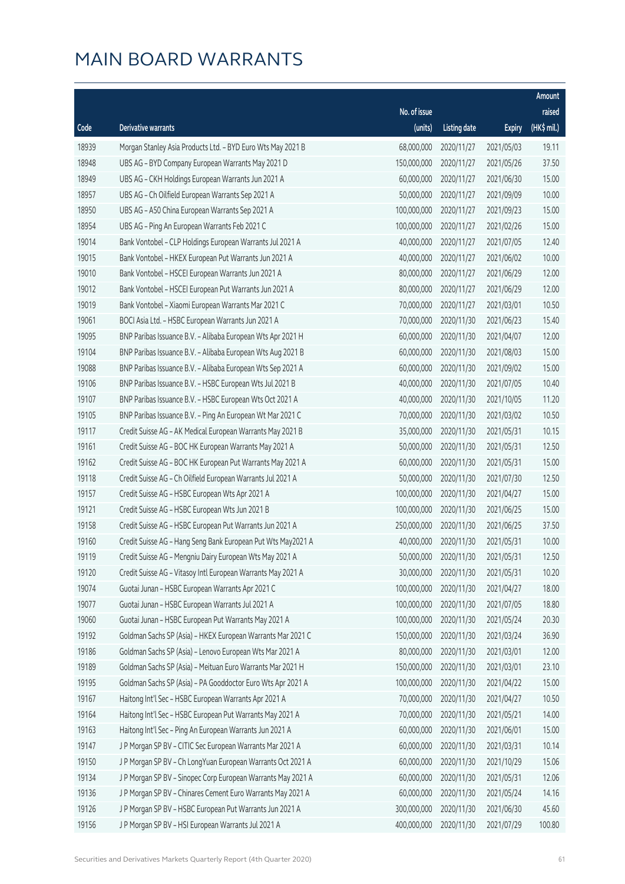# MAIN BOARD WARRANTS

| Code | Derivative warrants | No. of issue (units) | Listing date | Expiry | Amount raised (HK$ mil.) |
|---|---|---|---|---|---|
| 18939 | Morgan Stanley Asia Products Ltd. - BYD Euro Wts May 2021 B | 68,000,000 | 2020/11/27 | 2021/05/03 | 19.11 |
| 18948 | UBS AG - BYD Company European Warrants May 2021 D | 150,000,000 | 2020/11/27 | 2021/05/26 | 37.50 |
| 18949 | UBS AG - CKH Holdings European Warrants Jun 2021 A | 60,000,000 | 2020/11/27 | 2021/06/30 | 15.00 |
| 18957 | UBS AG - Ch Oilfield European Warrants Sep 2021 A | 50,000,000 | 2020/11/27 | 2021/09/09 | 10.00 |
| 18950 | UBS AG - A50 China European Warrants Sep 2021 A | 100,000,000 | 2020/11/27 | 2021/09/23 | 15.00 |
| 18954 | UBS AG - Ping An European Warrants Feb 2021 C | 100,000,000 | 2020/11/27 | 2021/02/26 | 15.00 |
| 19014 | Bank Vontobel - CLP Holdings European Warrants Jul 2021 A | 40,000,000 | 2020/11/27 | 2021/07/05 | 12.40 |
| 19015 | Bank Vontobel - HKEX European Put Warrants Jun 2021 A | 40,000,000 | 2020/11/27 | 2021/06/02 | 10.00 |
| 19010 | Bank Vontobel - HSCEI European Warrants Jun 2021 A | 80,000,000 | 2020/11/27 | 2021/06/29 | 12.00 |
| 19012 | Bank Vontobel - HSCEI European Put Warrants Jun 2021 A | 80,000,000 | 2020/11/27 | 2021/06/29 | 12.00 |
| 19019 | Bank Vontobel - Xiaomi European Warrants Mar 2021 C | 70,000,000 | 2020/11/27 | 2021/03/01 | 10.50 |
| 19061 | BOCI Asia Ltd. - HSBC European Warrants Jun 2021 A | 70,000,000 | 2020/11/30 | 2021/06/23 | 15.40 |
| 19095 | BNP Paribas Issuance B.V. - Alibaba European Wts Apr 2021 H | 60,000,000 | 2020/11/30 | 2021/04/07 | 12.00 |
| 19104 | BNP Paribas Issuance B.V. - Alibaba European Wts Aug 2021 B | 60,000,000 | 2020/11/30 | 2021/08/03 | 15.00 |
| 19088 | BNP Paribas Issuance B.V. - Alibaba European Wts Sep 2021 A | 60,000,000 | 2020/11/30 | 2021/09/02 | 15.00 |
| 19106 | BNP Paribas Issuance B.V. - HSBC European Wts Jul 2021 B | 40,000,000 | 2020/11/30 | 2021/07/05 | 10.40 |
| 19107 | BNP Paribas Issuance B.V. - HSBC European Wts Oct 2021 A | 40,000,000 | 2020/11/30 | 2021/10/05 | 11.20 |
| 19105 | BNP Paribas Issuance B.V. - Ping An European Wt Mar 2021 C | 70,000,000 | 2020/11/30 | 2021/03/02 | 10.50 |
| 19117 | Credit Suisse AG - AK Medical European Warrants May 2021 B | 35,000,000 | 2020/11/30 | 2021/05/31 | 10.15 |
| 19161 | Credit Suisse AG - BOC HK European Warrants May 2021 A | 50,000,000 | 2020/11/30 | 2021/05/31 | 12.50 |
| 19162 | Credit Suisse AG - BOC HK European Put Warrants May 2021 A | 60,000,000 | 2020/11/30 | 2021/05/31 | 15.00 |
| 19118 | Credit Suisse AG - Ch Oilfield European Warrants Jul 2021 A | 50,000,000 | 2020/11/30 | 2021/07/30 | 12.50 |
| 19157 | Credit Suisse AG - HSBC European Wts Apr 2021 A | 100,000,000 | 2020/11/30 | 2021/04/27 | 15.00 |
| 19121 | Credit Suisse AG - HSBC European Wts Jun 2021 B | 100,000,000 | 2020/11/30 | 2021/06/25 | 15.00 |
| 19158 | Credit Suisse AG - HSBC European Put Warrants Jun 2021 A | 250,000,000 | 2020/11/30 | 2021/06/25 | 37.50 |
| 19160 | Credit Suisse AG - Hang Seng Bank European Put Wts May2021 A | 40,000,000 | 2020/11/30 | 2021/05/31 | 10.00 |
| 19119 | Credit Suisse AG - Mengniu Dairy European Wts May 2021 A | 50,000,000 | 2020/11/30 | 2021/05/31 | 12.50 |
| 19120 | Credit Suisse AG - Vitasoy Intl European Warrants May 2021 A | 30,000,000 | 2020/11/30 | 2021/05/31 | 10.20 |
| 19074 | Guotai Junan - HSBC European Warrants Apr 2021 C | 100,000,000 | 2020/11/30 | 2021/04/27 | 18.00 |
| 19077 | Guotai Junan - HSBC European Warrants Jul 2021 A | 100,000,000 | 2020/11/30 | 2021/07/05 | 18.80 |
| 19060 | Guotai Junan - HSBC European Put Warrants May 2021 A | 100,000,000 | 2020/11/30 | 2021/05/24 | 20.30 |
| 19192 | Goldman Sachs SP (Asia) - HKEX European Warrants Mar 2021 C | 150,000,000 | 2020/11/30 | 2021/03/24 | 36.90 |
| 19186 | Goldman Sachs SP (Asia) - Lenovo European Wts Mar 2021 A | 80,000,000 | 2020/11/30 | 2021/03/01 | 12.00 |
| 19189 | Goldman Sachs SP (Asia) - Meituan Euro Warrants Mar 2021 H | 150,000,000 | 2020/11/30 | 2021/03/01 | 23.10 |
| 19195 | Goldman Sachs SP (Asia) - PA Gooddoctor Euro Wts Apr 2021 A | 100,000,000 | 2020/11/30 | 2021/04/22 | 15.00 |
| 19167 | Haitong Int'l Sec - HSBC European Warrants Apr 2021 A | 70,000,000 | 2020/11/30 | 2021/04/27 | 10.50 |
| 19164 | Haitong Int'l Sec - HSBC European Put Warrants May 2021 A | 70,000,000 | 2020/11/30 | 2021/05/21 | 14.00 |
| 19163 | Haitong Int'l Sec - Ping An European Warrants Jun 2021 A | 60,000,000 | 2020/11/30 | 2021/06/01 | 15.00 |
| 19147 | J P Morgan SP BV - CITIC Sec European Warrants Mar 2021 A | 60,000,000 | 2020/11/30 | 2021/03/31 | 10.14 |
| 19150 | J P Morgan SP BV - Ch LongYuan European Warrants Oct 2021 A | 60,000,000 | 2020/11/30 | 2021/10/29 | 15.06 |
| 19134 | J P Morgan SP BV - Sinopec Corp European Warrants May 2021 A | 60,000,000 | 2020/11/30 | 2021/05/31 | 12.06 |
| 19136 | J P Morgan SP BV - Chinares Cement Euro Warrants May 2021 A | 60,000,000 | 2020/11/30 | 2021/05/24 | 14.16 |
| 19126 | J P Morgan SP BV - HSBC European Put Warrants Jun 2021 A | 300,000,000 | 2020/11/30 | 2021/06/30 | 45.60 |
| 19156 | J P Morgan SP BV - HSI European Warrants Jul 2021 A | 400,000,000 | 2020/11/30 | 2021/07/29 | 100.80 |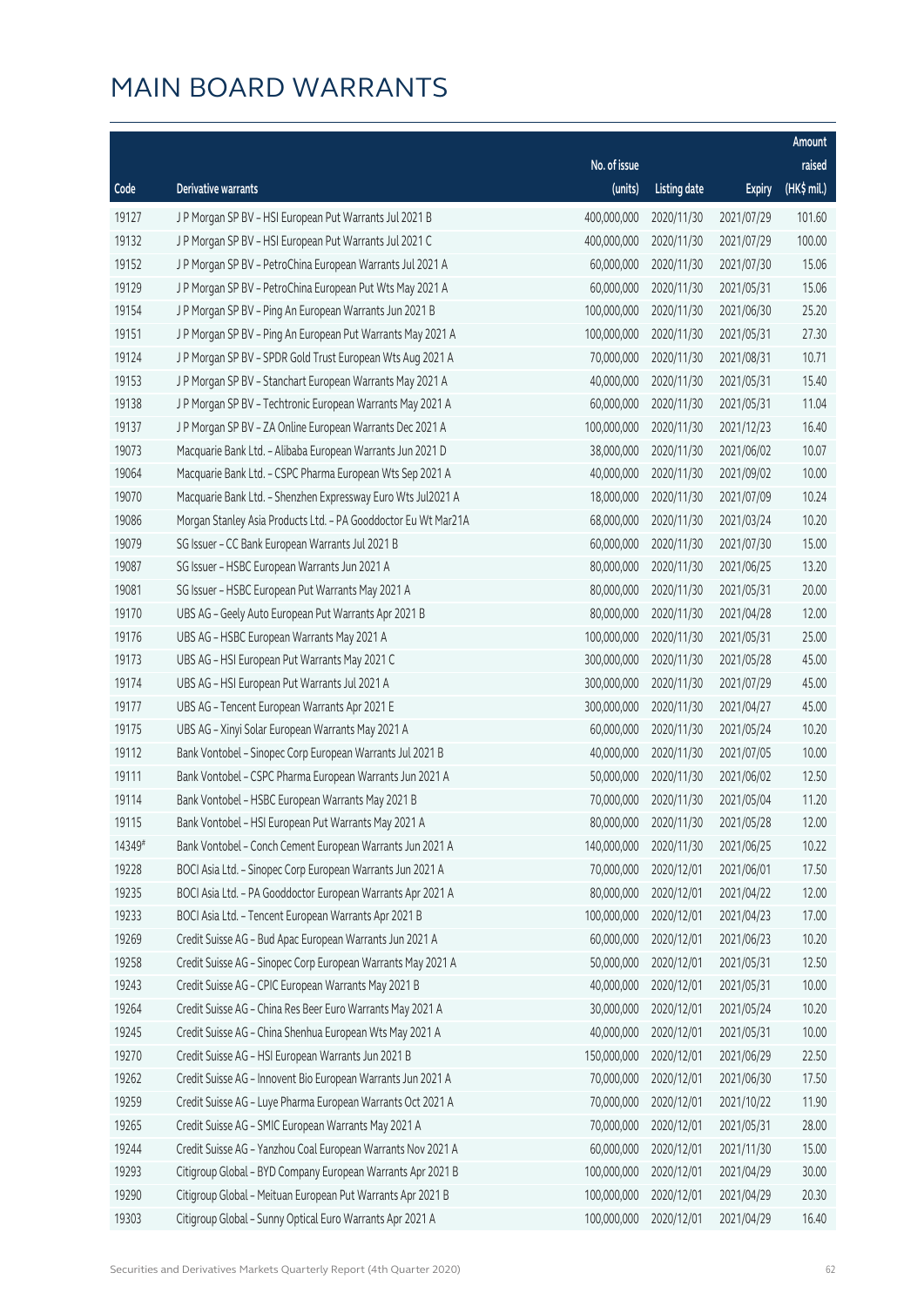# MAIN BOARD WARRANTS

| Code | Derivative warrants | No. of issue (units) | Listing date | Expiry | Amount raised (HK$ mil.) |
|---|---|---|---|---|---|
| 19127 | J P Morgan SP BV - HSI European Put Warrants Jul 2021 B | 400,000,000 | 2020/11/30 | 2021/07/29 | 101.60 |
| 19132 | J P Morgan SP BV - HSI European Put Warrants Jul 2021 C | 400,000,000 | 2020/11/30 | 2021/07/29 | 100.00 |
| 19152 | J P Morgan SP BV - PetroChina European Warrants Jul 2021 A | 60,000,000 | 2020/11/30 | 2021/07/30 | 15.06 |
| 19129 | J P Morgan SP BV - PetroChina European Put Wts May 2021 A | 60,000,000 | 2020/11/30 | 2021/05/31 | 15.06 |
| 19154 | J P Morgan SP BV - Ping An European Warrants Jun 2021 B | 100,000,000 | 2020/11/30 | 2021/06/30 | 25.20 |
| 19151 | J P Morgan SP BV - Ping An European Put Warrants May 2021 A | 100,000,000 | 2020/11/30 | 2021/05/31 | 27.30 |
| 19124 | J P Morgan SP BV - SPDR Gold Trust European Wts Aug 2021 A | 70,000,000 | 2020/11/30 | 2021/08/31 | 10.71 |
| 19153 | J P Morgan SP BV - Stanchart European Warrants May 2021 A | 40,000,000 | 2020/11/30 | 2021/05/31 | 15.40 |
| 19138 | J P Morgan SP BV - Techtronic European Warrants May 2021 A | 60,000,000 | 2020/11/30 | 2021/05/31 | 11.04 |
| 19137 | J P Morgan SP BV - ZA Online European Warrants Dec 2021 A | 100,000,000 | 2020/11/30 | 2021/12/23 | 16.40 |
| 19073 | Macquarie Bank Ltd. - Alibaba European Warrants Jun 2021 D | 38,000,000 | 2020/11/30 | 2021/06/02 | 10.07 |
| 19064 | Macquarie Bank Ltd. - CSPC Pharma European Wts Sep 2021 A | 40,000,000 | 2020/11/30 | 2021/09/02 | 10.00 |
| 19070 | Macquarie Bank Ltd. - Shenzhen Expressway Euro Wts Jul2021 A | 18,000,000 | 2020/11/30 | 2021/07/09 | 10.24 |
| 19086 | Morgan Stanley Asia Products Ltd. - PA Gooddoctor Eu Wt Mar21A | 68,000,000 | 2020/11/30 | 2021/03/24 | 10.20 |
| 19079 | SG Issuer - CC Bank European Warrants Jul 2021 B | 60,000,000 | 2020/11/30 | 2021/07/30 | 15.00 |
| 19087 | SG Issuer - HSBC European Warrants Jun 2021 A | 80,000,000 | 2020/11/30 | 2021/06/25 | 13.20 |
| 19081 | SG Issuer - HSBC European Put Warrants May 2021 A | 80,000,000 | 2020/11/30 | 2021/05/31 | 20.00 |
| 19170 | UBS AG - Geely Auto European Put Warrants Apr 2021 B | 80,000,000 | 2020/11/30 | 2021/04/28 | 12.00 |
| 19176 | UBS AG - HSBC European Warrants May 2021 A | 100,000,000 | 2020/11/30 | 2021/05/31 | 25.00 |
| 19173 | UBS AG - HSI European Put Warrants May 2021 C | 300,000,000 | 2020/11/30 | 2021/05/28 | 45.00 |
| 19174 | UBS AG - HSI European Put Warrants Jul 2021 A | 300,000,000 | 2020/11/30 | 2021/07/29 | 45.00 |
| 19177 | UBS AG - Tencent European Warrants Apr 2021 E | 300,000,000 | 2020/11/30 | 2021/04/27 | 45.00 |
| 19175 | UBS AG - Xinyi Solar European Warrants May 2021 A | 60,000,000 | 2020/11/30 | 2021/05/24 | 10.20 |
| 19112 | Bank Vontobel - Sinopec Corp European Warrants Jul 2021 B | 40,000,000 | 2020/11/30 | 2021/07/05 | 10.00 |
| 19111 | Bank Vontobel - CSPC Pharma European Warrants Jun 2021 A | 50,000,000 | 2020/11/30 | 2021/06/02 | 12.50 |
| 19114 | Bank Vontobel - HSBC European Warrants May 2021 B | 70,000,000 | 2020/11/30 | 2021/05/04 | 11.20 |
| 19115 | Bank Vontobel - HSI European Put Warrants May 2021 A | 80,000,000 | 2020/11/30 | 2021/05/28 | 12.00 |
| 14349# | Bank Vontobel - Conch Cement European Warrants Jun 2021 A | 140,000,000 | 2020/11/30 | 2021/06/25 | 10.22 |
| 19228 | BOCI Asia Ltd. - Sinopec Corp European Warrants Jun 2021 A | 70,000,000 | 2020/12/01 | 2021/06/01 | 17.50 |
| 19235 | BOCI Asia Ltd. - PA Gooddoctor European Warrants Apr 2021 A | 80,000,000 | 2020/12/01 | 2021/04/22 | 12.00 |
| 19233 | BOCI Asia Ltd. - Tencent European Warrants Apr 2021 B | 100,000,000 | 2020/12/01 | 2021/04/23 | 17.00 |
| 19269 | Credit Suisse AG - Bud Apac European Warrants Jun 2021 A | 60,000,000 | 2020/12/01 | 2021/06/23 | 10.20 |
| 19258 | Credit Suisse AG - Sinopec Corp European Warrants May 2021 A | 50,000,000 | 2020/12/01 | 2021/05/31 | 12.50 |
| 19243 | Credit Suisse AG - CPIC European Warrants May 2021 B | 40,000,000 | 2020/12/01 | 2021/05/31 | 10.00 |
| 19264 | Credit Suisse AG - China Res Beer Euro Warrants May 2021 A | 30,000,000 | 2020/12/01 | 2021/05/24 | 10.20 |
| 19245 | Credit Suisse AG - China Shenhua European Wts May 2021 A | 40,000,000 | 2020/12/01 | 2021/05/31 | 10.00 |
| 19270 | Credit Suisse AG - HSI European Warrants Jun 2021 B | 150,000,000 | 2020/12/01 | 2021/06/29 | 22.50 |
| 19262 | Credit Suisse AG - Innovent Bio European Warrants Jun 2021 A | 70,000,000 | 2020/12/01 | 2021/06/30 | 17.50 |
| 19259 | Credit Suisse AG - Luye Pharma European Warrants Oct 2021 A | 70,000,000 | 2020/12/01 | 2021/10/22 | 11.90 |
| 19265 | Credit Suisse AG - SMIC European Warrants May 2021 A | 70,000,000 | 2020/12/01 | 2021/05/31 | 28.00 |
| 19244 | Credit Suisse AG - Yanzhou Coal European Warrants Nov 2021 A | 60,000,000 | 2020/12/01 | 2021/11/30 | 15.00 |
| 19293 | Citigroup Global - BYD Company European Warrants Apr 2021 B | 100,000,000 | 2020/12/01 | 2021/04/29 | 30.00 |
| 19290 | Citigroup Global - Meituan European Put Warrants Apr 2021 B | 100,000,000 | 2020/12/01 | 2021/04/29 | 20.30 |
| 19303 | Citigroup Global - Sunny Optical Euro Warrants Apr 2021 A | 100,000,000 | 2020/12/01 | 2021/04/29 | 16.40 |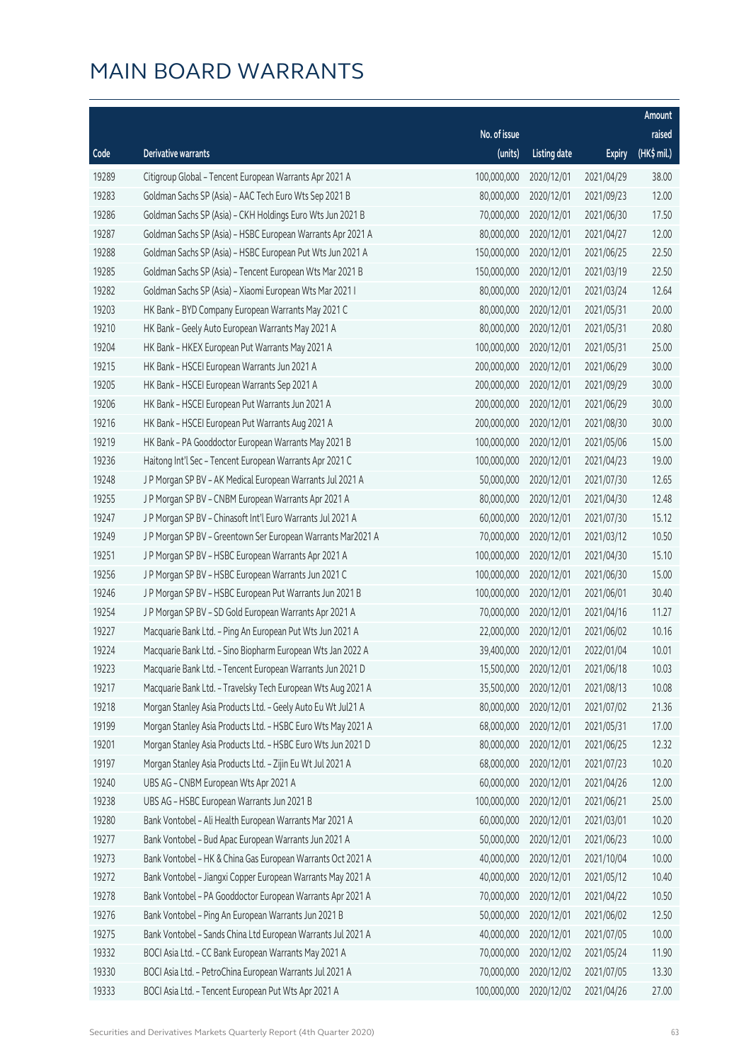# MAIN BOARD WARRANTS

| Code | Derivative warrants | No. of issue (units) | Listing date | Expiry | Amount raised (HK$ mil.) |
|---|---|---|---|---|---|
| 19289 | Citigroup Global - Tencent European Warrants Apr 2021 A | 100,000,000 | 2020/12/01 | 2021/04/29 | 38.00 |
| 19283 | Goldman Sachs SP (Asia) - AAC Tech Euro Wts Sep 2021 B | 80,000,000 | 2020/12/01 | 2021/09/23 | 12.00 |
| 19286 | Goldman Sachs SP (Asia) - CKH Holdings Euro Wts Jun 2021 B | 70,000,000 | 2020/12/01 | 2021/06/30 | 17.50 |
| 19287 | Goldman Sachs SP (Asia) - HSBC European Warrants Apr 2021 A | 80,000,000 | 2020/12/01 | 2021/04/27 | 12.00 |
| 19288 | Goldman Sachs SP (Asia) - HSBC European Put Wts Jun 2021 A | 150,000,000 | 2020/12/01 | 2021/06/25 | 22.50 |
| 19285 | Goldman Sachs SP (Asia) - Tencent European Wts Mar 2021 B | 150,000,000 | 2020/12/01 | 2021/03/19 | 22.50 |
| 19282 | Goldman Sachs SP (Asia) - Xiaomi European Wts Mar 2021 I | 80,000,000 | 2020/12/01 | 2021/03/24 | 12.64 |
| 19203 | HK Bank - BYD Company European Warrants May 2021 C | 80,000,000 | 2020/12/01 | 2021/05/31 | 20.00 |
| 19210 | HK Bank - Geely Auto European Warrants May 2021 A | 80,000,000 | 2020/12/01 | 2021/05/31 | 20.80 |
| 19204 | HK Bank - HKEX European Put Warrants May 2021 A | 100,000,000 | 2020/12/01 | 2021/05/31 | 25.00 |
| 19215 | HK Bank - HSCEI European Warrants Jun 2021 A | 200,000,000 | 2020/12/01 | 2021/06/29 | 30.00 |
| 19205 | HK Bank - HSCEI European Warrants Sep 2021 A | 200,000,000 | 2020/12/01 | 2021/09/29 | 30.00 |
| 19206 | HK Bank - HSCEI European Put Warrants Jun 2021 A | 200,000,000 | 2020/12/01 | 2021/06/29 | 30.00 |
| 19216 | HK Bank - HSCEI European Put Warrants Aug 2021 A | 200,000,000 | 2020/12/01 | 2021/08/30 | 30.00 |
| 19219 | HK Bank - PA Gooddoctor European Warrants May 2021 B | 100,000,000 | 2020/12/01 | 2021/05/06 | 15.00 |
| 19236 | Haitong Int'l Sec - Tencent European Warrants Apr 2021 C | 100,000,000 | 2020/12/01 | 2021/04/23 | 19.00 |
| 19248 | J P Morgan SP BV - AK Medical European Warrants Jul 2021 A | 50,000,000 | 2020/12/01 | 2021/07/30 | 12.65 |
| 19255 | J P Morgan SP BV - CNBM European Warrants Apr 2021 A | 80,000,000 | 2020/12/01 | 2021/04/30 | 12.48 |
| 19247 | J P Morgan SP BV - Chinasoft Int'l Euro Warrants Jul 2021 A | 60,000,000 | 2020/12/01 | 2021/07/30 | 15.12 |
| 19249 | J P Morgan SP BV - Greentown Ser European Warrants Mar2021 A | 70,000,000 | 2020/12/01 | 2021/03/12 | 10.50 |
| 19251 | J P Morgan SP BV - HSBC European Warrants Apr 2021 A | 100,000,000 | 2020/12/01 | 2021/04/30 | 15.10 |
| 19256 | J P Morgan SP BV - HSBC European Warrants Jun 2021 C | 100,000,000 | 2020/12/01 | 2021/06/30 | 15.00 |
| 19246 | J P Morgan SP BV - HSBC European Put Warrants Jun 2021 B | 100,000,000 | 2020/12/01 | 2021/06/01 | 30.40 |
| 19254 | J P Morgan SP BV - SD Gold European Warrants Apr 2021 A | 70,000,000 | 2020/12/01 | 2021/04/16 | 11.27 |
| 19227 | Macquarie Bank Ltd. - Ping An European Put Wts Jun 2021 A | 22,000,000 | 2020/12/01 | 2021/06/02 | 10.16 |
| 19224 | Macquarie Bank Ltd. - Sino Biopharm European Wts Jan 2022 A | 39,400,000 | 2020/12/01 | 2022/01/04 | 10.01 |
| 19223 | Macquarie Bank Ltd. - Tencent European Warrants Jun 2021 D | 15,500,000 | 2020/12/01 | 2021/06/18 | 10.03 |
| 19217 | Macquarie Bank Ltd. - Travelsky Tech European Wts Aug 2021 A | 35,500,000 | 2020/12/01 | 2021/08/13 | 10.08 |
| 19218 | Morgan Stanley Asia Products Ltd. - Geely Auto Eu Wt Jul21 A | 80,000,000 | 2020/12/01 | 2021/07/02 | 21.36 |
| 19199 | Morgan Stanley Asia Products Ltd. - HSBC Euro Wts May 2021 A | 68,000,000 | 2020/12/01 | 2021/05/31 | 17.00 |
| 19201 | Morgan Stanley Asia Products Ltd. - HSBC Euro Wts Jun 2021 D | 80,000,000 | 2020/12/01 | 2021/06/25 | 12.32 |
| 19197 | Morgan Stanley Asia Products Ltd. - Zijin Eu Wt Jul 2021 A | 68,000,000 | 2020/12/01 | 2021/07/23 | 10.20 |
| 19240 | UBS AG - CNBM European Wts Apr 2021 A | 60,000,000 | 2020/12/01 | 2021/04/26 | 12.00 |
| 19238 | UBS AG - HSBC European Warrants Jun 2021 B | 100,000,000 | 2020/12/01 | 2021/06/21 | 25.00 |
| 19280 | Bank Vontobel - Ali Health European Warrants Mar 2021 A | 60,000,000 | 2020/12/01 | 2021/03/01 | 10.20 |
| 19277 | Bank Vontobel - Bud Apac European Warrants Jun 2021 A | 50,000,000 | 2020/12/01 | 2021/06/23 | 10.00 |
| 19273 | Bank Vontobel - HK & China Gas European Warrants Oct 2021 A | 40,000,000 | 2020/12/01 | 2021/10/04 | 10.00 |
| 19272 | Bank Vontobel - Jiangxi Copper European Warrants May 2021 A | 40,000,000 | 2020/12/01 | 2021/05/12 | 10.40 |
| 19278 | Bank Vontobel - PA Gooddoctor European Warrants Apr 2021 A | 70,000,000 | 2020/12/01 | 2021/04/22 | 10.50 |
| 19276 | Bank Vontobel - Ping An European Warrants Jun 2021 B | 50,000,000 | 2020/12/01 | 2021/06/02 | 12.50 |
| 19275 | Bank Vontobel - Sands China Ltd European Warrants Jul 2021 A | 40,000,000 | 2020/12/01 | 2021/07/05 | 10.00 |
| 19332 | BOCI Asia Ltd. - CC Bank European Warrants May 2021 A | 70,000,000 | 2020/12/02 | 2021/05/24 | 11.90 |
| 19330 | BOCI Asia Ltd. - PetroChina European Warrants Jul 2021 A | 70,000,000 | 2020/12/02 | 2021/07/05 | 13.30 |
| 19333 | BOCI Asia Ltd. - Tencent European Put Wts Apr 2021 A | 100,000,000 | 2020/12/02 | 2021/04/26 | 27.00 |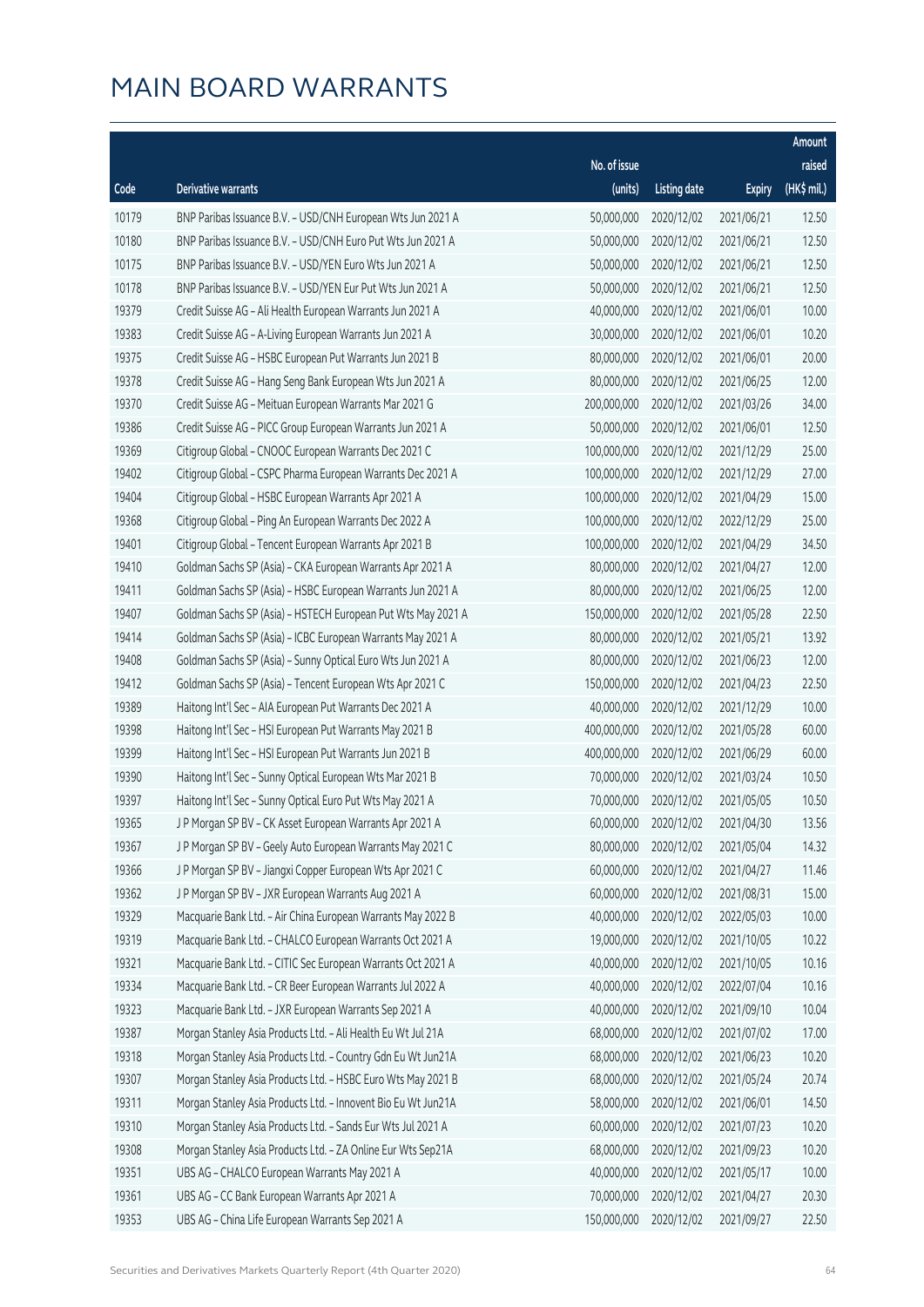# MAIN BOARD WARRANTS

| Code | Derivative warrants | No. of issue (units) | Listing date | Expiry | Amount raised (HK$ mil.) |
|---|---|---|---|---|---|
| 10179 | BNP Paribas Issuance B.V. - USD/CNH European Wts Jun 2021 A | 50,000,000 | 2020/12/02 | 2021/06/21 | 12.50 |
| 10180 | BNP Paribas Issuance B.V. - USD/CNH Euro Put Wts Jun 2021 A | 50,000,000 | 2020/12/02 | 2021/06/21 | 12.50 |
| 10175 | BNP Paribas Issuance B.V. - USD/YEN Euro Wts Jun 2021 A | 50,000,000 | 2020/12/02 | 2021/06/21 | 12.50 |
| 10178 | BNP Paribas Issuance B.V. - USD/YEN Eur Put Wts Jun 2021 A | 50,000,000 | 2020/12/02 | 2021/06/21 | 12.50 |
| 19379 | Credit Suisse AG - Ali Health European Warrants Jun 2021 A | 40,000,000 | 2020/12/02 | 2021/06/01 | 10.00 |
| 19383 | Credit Suisse AG - A-Living European Warrants Jun 2021 A | 30,000,000 | 2020/12/02 | 2021/06/01 | 10.20 |
| 19375 | Credit Suisse AG - HSBC European Put Warrants Jun 2021 B | 80,000,000 | 2020/12/02 | 2021/06/01 | 20.00 |
| 19378 | Credit Suisse AG - Hang Seng Bank European Wts Jun 2021 A | 80,000,000 | 2020/12/02 | 2021/06/25 | 12.00 |
| 19370 | Credit Suisse AG - Meituan European Warrants Mar 2021 G | 200,000,000 | 2020/12/02 | 2021/03/26 | 34.00 |
| 19386 | Credit Suisse AG - PICC Group European Warrants Jun 2021 A | 50,000,000 | 2020/12/02 | 2021/06/01 | 12.50 |
| 19369 | Citigroup Global - CNOOC European Warrants Dec 2021 C | 100,000,000 | 2020/12/02 | 2021/12/29 | 25.00 |
| 19402 | Citigroup Global - CSPC Pharma European Warrants Dec 2021 A | 100,000,000 | 2020/12/02 | 2021/12/29 | 27.00 |
| 19404 | Citigroup Global - HSBC European Warrants Apr 2021 A | 100,000,000 | 2020/12/02 | 2021/04/29 | 15.00 |
| 19368 | Citigroup Global - Ping An European Warrants Dec 2022 A | 100,000,000 | 2020/12/02 | 2022/12/29 | 25.00 |
| 19401 | Citigroup Global - Tencent European Warrants Apr 2021 B | 100,000,000 | 2020/12/02 | 2021/04/29 | 34.50 |
| 19410 | Goldman Sachs SP (Asia) - CKA European Warrants Apr 2021 A | 80,000,000 | 2020/12/02 | 2021/04/27 | 12.00 |
| 19411 | Goldman Sachs SP (Asia) - HSBC European Warrants Jun 2021 A | 80,000,000 | 2020/12/02 | 2021/06/25 | 12.00 |
| 19407 | Goldman Sachs SP (Asia) - HSTECH European Put Wts May 2021 A | 150,000,000 | 2020/12/02 | 2021/05/28 | 22.50 |
| 19414 | Goldman Sachs SP (Asia) - ICBC European Warrants May 2021 A | 80,000,000 | 2020/12/02 | 2021/05/21 | 13.92 |
| 19408 | Goldman Sachs SP (Asia) - Sunny Optical Euro Wts Jun 2021 A | 80,000,000 | 2020/12/02 | 2021/06/23 | 12.00 |
| 19412 | Goldman Sachs SP (Asia) - Tencent European Wts Apr 2021 C | 150,000,000 | 2020/12/02 | 2021/04/23 | 22.50 |
| 19389 | Haitong Int'l Sec - AIA European Put Warrants Dec 2021 A | 40,000,000 | 2020/12/02 | 2021/12/29 | 10.00 |
| 19398 | Haitong Int'l Sec - HSI European Put Warrants May 2021 B | 400,000,000 | 2020/12/02 | 2021/05/28 | 60.00 |
| 19399 | Haitong Int'l Sec - HSI European Put Warrants Jun 2021 B | 400,000,000 | 2020/12/02 | 2021/06/29 | 60.00 |
| 19390 | Haitong Int'l Sec - Sunny Optical European Wts Mar 2021 B | 70,000,000 | 2020/12/02 | 2021/03/24 | 10.50 |
| 19397 | Haitong Int'l Sec - Sunny Optical Euro Put Wts May 2021 A | 70,000,000 | 2020/12/02 | 2021/05/05 | 10.50 |
| 19365 | J P Morgan SP BV - CK Asset European Warrants Apr 2021 A | 60,000,000 | 2020/12/02 | 2021/04/30 | 13.56 |
| 19367 | J P Morgan SP BV - Geely Auto European Warrants May 2021 C | 80,000,000 | 2020/12/02 | 2021/05/04 | 14.32 |
| 19366 | J P Morgan SP BV - Jiangxi Copper European Wts Apr 2021 C | 60,000,000 | 2020/12/02 | 2021/04/27 | 11.46 |
| 19362 | J P Morgan SP BV - JXR European Warrants Aug 2021 A | 60,000,000 | 2020/12/02 | 2021/08/31 | 15.00 |
| 19329 | Macquarie Bank Ltd. - Air China European Warrants May 2022 B | 40,000,000 | 2020/12/02 | 2022/05/03 | 10.00 |
| 19319 | Macquarie Bank Ltd. - CHALCO European Warrants Oct 2021 A | 19,000,000 | 2020/12/02 | 2021/10/05 | 10.22 |
| 19321 | Macquarie Bank Ltd. - CITIC Sec European Warrants Oct 2021 A | 40,000,000 | 2020/12/02 | 2021/10/05 | 10.16 |
| 19334 | Macquarie Bank Ltd. - CR Beer European Warrants Jul 2022 A | 40,000,000 | 2020/12/02 | 2022/07/04 | 10.16 |
| 19323 | Macquarie Bank Ltd. - JXR European Warrants Sep 2021 A | 40,000,000 | 2020/12/02 | 2021/09/10 | 10.04 |
| 19387 | Morgan Stanley Asia Products Ltd. - Ali Health Eu Wt Jul 21A | 68,000,000 | 2020/12/02 | 2021/07/02 | 17.00 |
| 19318 | Morgan Stanley Asia Products Ltd. - Country Gdn Eu Wt Jun21A | 68,000,000 | 2020/12/02 | 2021/06/23 | 10.20 |
| 19307 | Morgan Stanley Asia Products Ltd. - HSBC Euro Wts May 2021 B | 68,000,000 | 2020/12/02 | 2021/05/24 | 20.74 |
| 19311 | Morgan Stanley Asia Products Ltd. - Innovent Bio Eu Wt Jun21A | 58,000,000 | 2020/12/02 | 2021/06/01 | 14.50 |
| 19310 | Morgan Stanley Asia Products Ltd. - Sands Eur Wts Jul 2021 A | 60,000,000 | 2020/12/02 | 2021/07/23 | 10.20 |
| 19308 | Morgan Stanley Asia Products Ltd. - ZA Online Eur Wts Sep21A | 68,000,000 | 2020/12/02 | 2021/09/23 | 10.20 |
| 19351 | UBS AG - CHALCO European Warrants May 2021 A | 40,000,000 | 2020/12/02 | 2021/05/17 | 10.00 |
| 19361 | UBS AG - CC Bank European Warrants Apr 2021 A | 70,000,000 | 2020/12/02 | 2021/04/27 | 20.30 |
| 19353 | UBS AG - China Life European Warrants Sep 2021 A | 150,000,000 | 2020/12/02 | 2021/09/27 | 22.50 |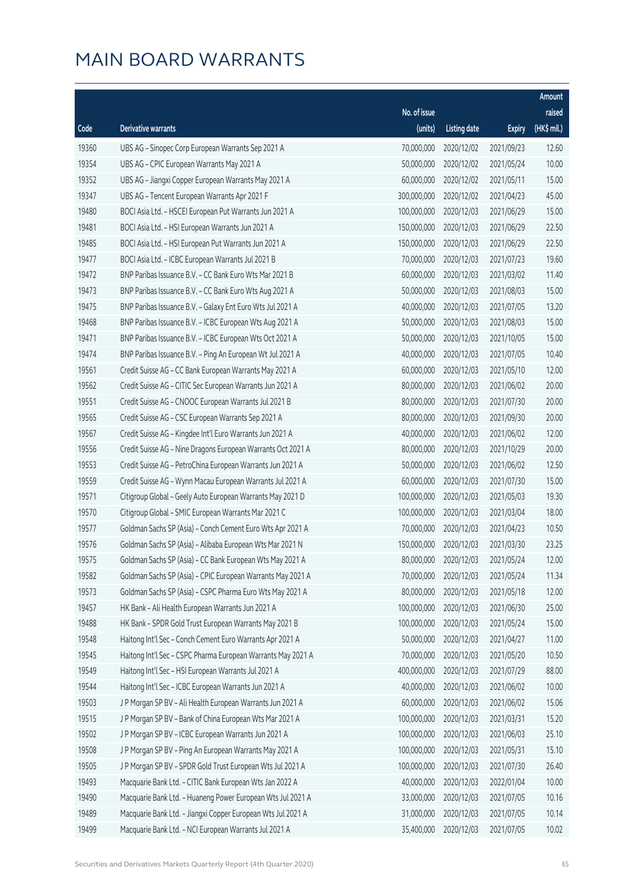# MAIN BOARD WARRANTS

| Code | Derivative warrants | No. of issue (units) | Listing date | Expiry | Amount raised (HK$ mil.) |
|---|---|---|---|---|---|
| 19360 | UBS AG - Sinopec Corp European Warrants Sep 2021 A | 70,000,000 | 2020/12/02 | 2021/09/23 | 12.60 |
| 19354 | UBS AG - CPIC European Warrants May 2021 A | 50,000,000 | 2020/12/02 | 2021/05/24 | 10.00 |
| 19352 | UBS AG - Jiangxi Copper European Warrants May 2021 A | 60,000,000 | 2020/12/02 | 2021/05/11 | 15.00 |
| 19347 | UBS AG - Tencent European Warrants Apr 2021 F | 300,000,000 | 2020/12/02 | 2021/04/23 | 45.00 |
| 19480 | BOCI Asia Ltd. - HSCEI European Put Warrants Jun 2021 A | 100,000,000 | 2020/12/03 | 2021/06/29 | 15.00 |
| 19481 | BOCI Asia Ltd. - HSI European Warrants Jun 2021 A | 150,000,000 | 2020/12/03 | 2021/06/29 | 22.50 |
| 19485 | BOCI Asia Ltd. - HSI European Put Warrants Jun 2021 A | 150,000,000 | 2020/12/03 | 2021/06/29 | 22.50 |
| 19477 | BOCI Asia Ltd. - ICBC European Warrants Jul 2021 B | 70,000,000 | 2020/12/03 | 2021/07/23 | 19.60 |
| 19472 | BNP Paribas Issuance B.V. - CC Bank Euro Wts Mar 2021 B | 60,000,000 | 2020/12/03 | 2021/03/02 | 11.40 |
| 19473 | BNP Paribas Issuance B.V. - CC Bank Euro Wts Aug 2021 A | 50,000,000 | 2020/12/03 | 2021/08/03 | 15.00 |
| 19475 | BNP Paribas Issuance B.V. - Galaxy Ent Euro Wts Jul 2021 A | 40,000,000 | 2020/12/03 | 2021/07/05 | 13.20 |
| 19468 | BNP Paribas Issuance B.V. - ICBC European Wts Aug 2021 A | 50,000,000 | 2020/12/03 | 2021/08/03 | 15.00 |
| 19471 | BNP Paribas Issuance B.V. - ICBC European Wts Oct 2021 A | 50,000,000 | 2020/12/03 | 2021/10/05 | 15.00 |
| 19474 | BNP Paribas Issuance B.V. - Ping An European Wt Jul 2021 A | 40,000,000 | 2020/12/03 | 2021/07/05 | 10.40 |
| 19561 | Credit Suisse AG - CC Bank European Warrants May 2021 A | 60,000,000 | 2020/12/03 | 2021/05/10 | 12.00 |
| 19562 | Credit Suisse AG - CITIC Sec European Warrants Jun 2021 A | 80,000,000 | 2020/12/03 | 2021/06/02 | 20.00 |
| 19551 | Credit Suisse AG - CNOOC European Warrants Jul 2021 B | 80,000,000 | 2020/12/03 | 2021/07/30 | 20.00 |
| 19565 | Credit Suisse AG - CSC European Warrants Sep 2021 A | 80,000,000 | 2020/12/03 | 2021/09/30 | 20.00 |
| 19567 | Credit Suisse AG - Kingdee Int'l Euro Warrants Jun 2021 A | 40,000,000 | 2020/12/03 | 2021/06/02 | 12.00 |
| 19556 | Credit Suisse AG - Nine Dragons European Warrants Oct 2021 A | 80,000,000 | 2020/12/03 | 2021/10/29 | 20.00 |
| 19553 | Credit Suisse AG - PetroChina European Warrants Jun 2021 A | 50,000,000 | 2020/12/03 | 2021/06/02 | 12.50 |
| 19559 | Credit Suisse AG - Wynn Macau European Warrants Jul 2021 A | 60,000,000 | 2020/12/03 | 2021/07/30 | 15.00 |
| 19571 | Citigroup Global - Geely Auto European Warrants May 2021 D | 100,000,000 | 2020/12/03 | 2021/05/03 | 19.30 |
| 19570 | Citigroup Global - SMIC European Warrants Mar 2021 C | 100,000,000 | 2020/12/03 | 2021/03/04 | 18.00 |
| 19577 | Goldman Sachs SP (Asia) - Conch Cement Euro Wts Apr 2021 A | 70,000,000 | 2020/12/03 | 2021/04/23 | 10.50 |
| 19576 | Goldman Sachs SP (Asia) - Alibaba European Wts Mar 2021 N | 150,000,000 | 2020/12/03 | 2021/03/30 | 23.25 |
| 19575 | Goldman Sachs SP (Asia) - CC Bank European Wts May 2021 A | 80,000,000 | 2020/12/03 | 2021/05/24 | 12.00 |
| 19582 | Goldman Sachs SP (Asia) - CPIC European Warrants May 2021 A | 70,000,000 | 2020/12/03 | 2021/05/24 | 11.34 |
| 19573 | Goldman Sachs SP (Asia) - CSPC Pharma Euro Wts May 2021 A | 80,000,000 | 2020/12/03 | 2021/05/18 | 12.00 |
| 19457 | HK Bank - Ali Health European Warrants Jun 2021 A | 100,000,000 | 2020/12/03 | 2021/06/30 | 25.00 |
| 19488 | HK Bank - SPDR Gold Trust European Warrants May 2021 B | 100,000,000 | 2020/12/03 | 2021/05/24 | 15.00 |
| 19548 | Haitong Int'l Sec - Conch Cement Euro Warrants Apr 2021 A | 50,000,000 | 2020/12/03 | 2021/04/27 | 11.00 |
| 19545 | Haitong Int'l Sec - CSPC Pharma European Warrants May 2021 A | 70,000,000 | 2020/12/03 | 2021/05/20 | 10.50 |
| 19549 | Haitong Int'l Sec - HSI European Warrants Jul 2021 A | 400,000,000 | 2020/12/03 | 2021/07/29 | 88.00 |
| 19544 | Haitong Int'l Sec - ICBC European Warrants Jun 2021 A | 40,000,000 | 2020/12/03 | 2021/06/02 | 10.00 |
| 19503 | J P Morgan SP BV - Ali Health European Warrants Jun 2021 A | 60,000,000 | 2020/12/03 | 2021/06/02 | 15.06 |
| 19515 | J P Morgan SP BV - Bank of China European Wts Mar 2021 A | 100,000,000 | 2020/12/03 | 2021/03/31 | 15.20 |
| 19502 | J P Morgan SP BV - ICBC European Warrants Jun 2021 A | 100,000,000 | 2020/12/03 | 2021/06/03 | 25.10 |
| 19508 | J P Morgan SP BV - Ping An European Warrants May 2021 A | 100,000,000 | 2020/12/03 | 2021/05/31 | 15.10 |
| 19505 | J P Morgan SP BV - SPDR Gold Trust European Wts Jul 2021 A | 100,000,000 | 2020/12/03 | 2021/07/30 | 26.40 |
| 19493 | Macquarie Bank Ltd. - CITIC Bank European Wts Jan 2022 A | 40,000,000 | 2020/12/03 | 2022/01/04 | 10.00 |
| 19490 | Macquarie Bank Ltd. - Huaneng Power European Wts Jul 2021 A | 33,000,000 | 2020/12/03 | 2021/07/05 | 10.16 |
| 19489 | Macquarie Bank Ltd. - Jiangxi Copper European Wts Jul 2021 A | 31,000,000 | 2020/12/03 | 2021/07/05 | 10.14 |
| 19499 | Macquarie Bank Ltd. - NCI European Warrants Jul 2021 A | 35,400,000 | 2020/12/03 | 2021/07/05 | 10.02 |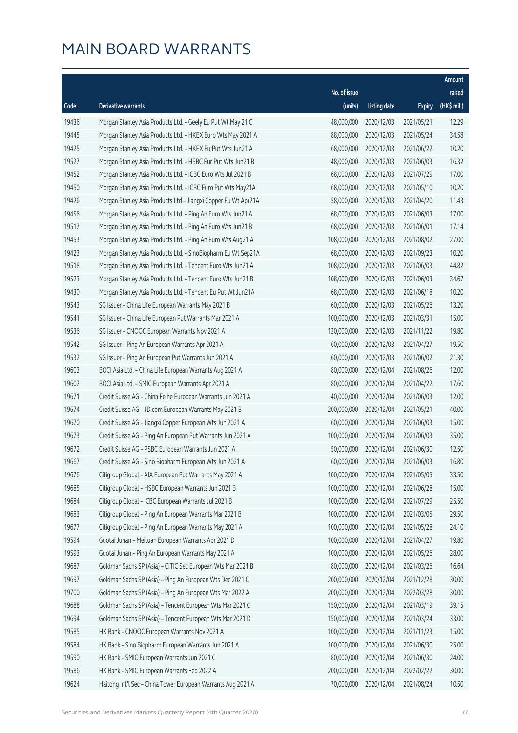# MAIN BOARD WARRANTS

| Code | Derivative warrants | No. of issue (units) | Listing date | Expiry | Amount raised (HK$ mil.) |
|---|---|---|---|---|---|
| 19436 | Morgan Stanley Asia Products Ltd. - Geely Eu Put Wt May 21 C | 48,000,000 | 2020/12/03 | 2021/05/21 | 12.29 |
| 19445 | Morgan Stanley Asia Products Ltd. - HKEX Euro Wts May 2021 A | 88,000,000 | 2020/12/03 | 2021/05/24 | 34.58 |
| 19425 | Morgan Stanley Asia Products Ltd. - HKEX Eu Put Wts Jun21 A | 68,000,000 | 2020/12/03 | 2021/06/22 | 10.20 |
| 19527 | Morgan Stanley Asia Products Ltd. - HSBC Eur Put Wts Jun21 B | 48,000,000 | 2020/12/03 | 2021/06/03 | 16.32 |
| 19452 | Morgan Stanley Asia Products Ltd. - ICBC Euro Wts Jul 2021 B | 68,000,000 | 2020/12/03 | 2021/07/29 | 17.00 |
| 19450 | Morgan Stanley Asia Products Ltd. - ICBC Euro Put Wts May21A | 68,000,000 | 2020/12/03 | 2021/05/10 | 10.20 |
| 19426 | Morgan Stanley Asia Products Ltd - Jiangxi Copper Eu Wt Apr21A | 58,000,000 | 2020/12/03 | 2021/04/20 | 11.43 |
| 19456 | Morgan Stanley Asia Products Ltd. - Ping An Euro Wts Jun21 A | 68,000,000 | 2020/12/03 | 2021/06/03 | 17.00 |
| 19517 | Morgan Stanley Asia Products Ltd. - Ping An Euro Wts Jun21 B | 68,000,000 | 2020/12/03 | 2021/06/01 | 17.14 |
| 19453 | Morgan Stanley Asia Products Ltd. - Ping An Euro Wts Aug21 A | 108,000,000 | 2020/12/03 | 2021/08/02 | 27.00 |
| 19423 | Morgan Stanley Asia Products Ltd. - SinoBiopharm Eu Wt Sep21A | 68,000,000 | 2020/12/03 | 2021/09/23 | 10.20 |
| 19518 | Morgan Stanley Asia Products Ltd. - Tencent Euro Wts Jun21 A | 108,000,000 | 2020/12/03 | 2021/06/03 | 44.82 |
| 19523 | Morgan Stanley Asia Products Ltd. - Tencent Euro Wts Jun21 B | 108,000,000 | 2020/12/03 | 2021/06/03 | 34.67 |
| 19430 | Morgan Stanley Asia Products Ltd. - Tencent Eu Put Wt Jun21A | 68,000,000 | 2020/12/03 | 2021/06/18 | 10.20 |
| 19543 | SG Issuer - China Life European Warrants May 2021 B | 60,000,000 | 2020/12/03 | 2021/05/26 | 13.20 |
| 19541 | SG Issuer - China Life European Put Warrants Mar 2021 A | 100,000,000 | 2020/12/03 | 2021/03/31 | 15.00 |
| 19536 | SG Issuer - CNOOC European Warrants Nov 2021 A | 120,000,000 | 2020/12/03 | 2021/11/22 | 19.80 |
| 19542 | SG Issuer - Ping An European Warrants Apr 2021 A | 60,000,000 | 2020/12/03 | 2021/04/27 | 19.50 |
| 19532 | SG Issuer - Ping An European Put Warrants Jun 2021 A | 60,000,000 | 2020/12/03 | 2021/06/02 | 21.30 |
| 19603 | BOCI Asia Ltd. - China Life European Warrants Aug 2021 A | 80,000,000 | 2020/12/04 | 2021/08/26 | 12.00 |
| 19602 | BOCI Asia Ltd. - SMIC European Warrants Apr 2021 A | 80,000,000 | 2020/12/04 | 2021/04/22 | 17.60 |
| 19671 | Credit Suisse AG - China Feihe European Warrants Jun 2021 A | 40,000,000 | 2020/12/04 | 2021/06/03 | 12.00 |
| 19674 | Credit Suisse AG - JD.com European Warrants May 2021 B | 200,000,000 | 2020/12/04 | 2021/05/21 | 40.00 |
| 19670 | Credit Suisse AG - Jiangxi Copper European Wts Jun 2021 A | 60,000,000 | 2020/12/04 | 2021/06/03 | 15.00 |
| 19673 | Credit Suisse AG - Ping An European Put Warrants Jun 2021 A | 100,000,000 | 2020/12/04 | 2021/06/03 | 35.00 |
| 19672 | Credit Suisse AG - PSBC European Warrants Jun 2021 A | 50,000,000 | 2020/12/04 | 2021/06/30 | 12.50 |
| 19667 | Credit Suisse AG - Sino Biopharm European Wts Jun 2021 A | 60,000,000 | 2020/12/04 | 2021/06/03 | 16.80 |
| 19676 | Citigroup Global - AIA European Put Warrants May 2021 A | 100,000,000 | 2020/12/04 | 2021/05/05 | 33.50 |
| 19685 | Citigroup Global - HSBC European Warrants Jun 2021 B | 100,000,000 | 2020/12/04 | 2021/06/28 | 15.00 |
| 19684 | Citigroup Global - ICBC European Warrants Jul 2021 B | 100,000,000 | 2020/12/04 | 2021/07/29 | 25.50 |
| 19683 | Citigroup Global - Ping An European Warrants Mar 2021 B | 100,000,000 | 2020/12/04 | 2021/03/05 | 29.50 |
| 19677 | Citigroup Global - Ping An European Warrants May 2021 A | 100,000,000 | 2020/12/04 | 2021/05/28 | 24.10 |
| 19594 | Guotai Junan - Meituan European Warrants Apr 2021 D | 100,000,000 | 2020/12/04 | 2021/04/27 | 19.80 |
| 19593 | Guotai Junan - Ping An European Warrants May 2021 A | 100,000,000 | 2020/12/04 | 2021/05/26 | 28.00 |
| 19687 | Goldman Sachs SP (Asia) - CITIC Sec European Wts Mar 2021 B | 80,000,000 | 2020/12/04 | 2021/03/26 | 16.64 |
| 19697 | Goldman Sachs SP (Asia) - Ping An European Wts Dec 2021 C | 200,000,000 | 2020/12/04 | 2021/12/28 | 30.00 |
| 19700 | Goldman Sachs SP (Asia) - Ping An European Wts Mar 2022 A | 200,000,000 | 2020/12/04 | 2022/03/28 | 30.00 |
| 19688 | Goldman Sachs SP (Asia) - Tencent European Wts Mar 2021 C | 150,000,000 | 2020/12/04 | 2021/03/19 | 39.15 |
| 19694 | Goldman Sachs SP (Asia) - Tencent European Wts Mar 2021 D | 150,000,000 | 2020/12/04 | 2021/03/24 | 33.00 |
| 19585 | HK Bank - CNOOC European Warrants Nov 2021 A | 100,000,000 | 2020/12/04 | 2021/11/23 | 15.00 |
| 19584 | HK Bank - Sino Biopharm European Warrants Jun 2021 A | 100,000,000 | 2020/12/04 | 2021/06/30 | 25.00 |
| 19590 | HK Bank - SMIC European Warrants Jun 2021 C | 80,000,000 | 2020/12/04 | 2021/06/30 | 24.00 |
| 19586 | HK Bank - SMIC European Warrants Feb 2022 A | 200,000,000 | 2020/12/04 | 2022/02/22 | 30.00 |
| 19624 | Haitong Int'l Sec - China Tower European Warrants Aug 2021 A | 70,000,000 | 2020/12/04 | 2021/08/24 | 10.50 |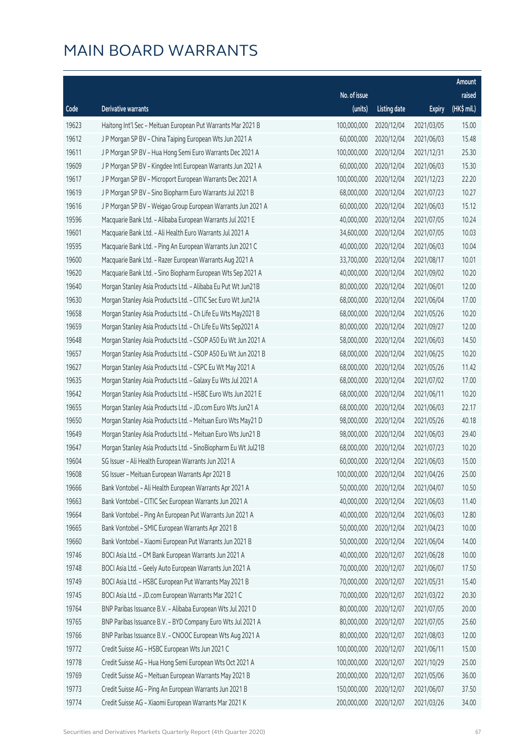# MAIN BOARD WARRANTS

| Code | Derivative warrants | No. of issue (units) | Listing date | Expiry | Amount raised (HK$ mil.) |
|---|---|---|---|---|---|
| 19623 | Haitong Int'l Sec - Meituan European Put Warrants Mar 2021 B | 100,000,000 | 2020/12/04 | 2021/03/05 | 15.00 |
| 19612 | J P Morgan SP BV - China Taiping European Wts Jun 2021 A | 60,000,000 | 2020/12/04 | 2021/06/03 | 15.48 |
| 19611 | J P Morgan SP BV - Hua Hong Semi Euro Warrants Dec 2021 A | 100,000,000 | 2020/12/04 | 2021/12/31 | 25.30 |
| 19609 | J P Morgan SP BV - Kingdee Intl European Warrants Jun 2021 A | 60,000,000 | 2020/12/04 | 2021/06/03 | 15.30 |
| 19617 | J P Morgan SP BV - Microport European Warrants Dec 2021 A | 100,000,000 | 2020/12/04 | 2021/12/23 | 22.20 |
| 19619 | J P Morgan SP BV - Sino Biopharm Euro Warrants Jul 2021 B | 68,000,000 | 2020/12/04 | 2021/07/23 | 10.27 |
| 19616 | J P Morgan SP BV - Weigao Group European Warrants Jun 2021 A | 60,000,000 | 2020/12/04 | 2021/06/03 | 15.12 |
| 19596 | Macquarie Bank Ltd. - Alibaba European Warrants Jul 2021 E | 40,000,000 | 2020/12/04 | 2021/07/05 | 10.24 |
| 19601 | Macquarie Bank Ltd. - Ali Health Euro Warrants Jul 2021 A | 34,600,000 | 2020/12/04 | 2021/07/05 | 10.03 |
| 19595 | Macquarie Bank Ltd. - Ping An European Warrants Jun 2021 C | 40,000,000 | 2020/12/04 | 2021/06/03 | 10.04 |
| 19600 | Macquarie Bank Ltd. - Razer European Warrants Aug 2021 A | 33,700,000 | 2020/12/04 | 2021/08/17 | 10.01 |
| 19620 | Macquarie Bank Ltd. - Sino Biopharm European Wts Sep 2021 A | 40,000,000 | 2020/12/04 | 2021/09/02 | 10.20 |
| 19640 | Morgan Stanley Asia Products Ltd. - Alibaba Eu Put Wt Jun21B | 80,000,000 | 2020/12/04 | 2021/06/01 | 12.00 |
| 19630 | Morgan Stanley Asia Products Ltd. - CITIC Sec Euro Wt Jun21A | 68,000,000 | 2020/12/04 | 2021/06/04 | 17.00 |
| 19658 | Morgan Stanley Asia Products Ltd. - Ch Life Eu Wts May2021 B | 68,000,000 | 2020/12/04 | 2021/05/26 | 10.20 |
| 19659 | Morgan Stanley Asia Products Ltd. - Ch Life Eu Wts Sep2021 A | 80,000,000 | 2020/12/04 | 2021/09/27 | 12.00 |
| 19648 | Morgan Stanley Asia Products Ltd. - CSOP A50 Eu Wt Jun 2021 A | 58,000,000 | 2020/12/04 | 2021/06/03 | 14.50 |
| 19657 | Morgan Stanley Asia Products Ltd. - CSOP A50 Eu Wt Jun 2021 B | 68,000,000 | 2020/12/04 | 2021/06/25 | 10.20 |
| 19627 | Morgan Stanley Asia Products Ltd. - CSPC Eu Wt May 2021 A | 68,000,000 | 2020/12/04 | 2021/05/26 | 11.42 |
| 19635 | Morgan Stanley Asia Products Ltd. - Galaxy Eu Wts Jul 2021 A | 68,000,000 | 2020/12/04 | 2021/07/02 | 17.00 |
| 19642 | Morgan Stanley Asia Products Ltd. - HSBC Euro Wts Jun 2021 E | 68,000,000 | 2020/12/04 | 2021/06/11 | 10.20 |
| 19655 | Morgan Stanley Asia Products Ltd. - JD.com Euro Wts Jun21 A | 68,000,000 | 2020/12/04 | 2021/06/03 | 22.17 |
| 19650 | Morgan Stanley Asia Products Ltd. - Meituan Euro Wts May21 D | 98,000,000 | 2020/12/04 | 2021/05/26 | 40.18 |
| 19649 | Morgan Stanley Asia Products Ltd. - Meituan Euro Wts Jun21 B | 98,000,000 | 2020/12/04 | 2021/06/03 | 29.40 |
| 19647 | Morgan Stanley Asia Products Ltd. - SinoBiopharm Eu Wt Jul21B | 68,000,000 | 2020/12/04 | 2021/07/23 | 10.20 |
| 19604 | SG Issuer - Ali Health European Warrants Jun 2021 A | 60,000,000 | 2020/12/04 | 2021/06/03 | 15.00 |
| 19608 | SG Issuer - Meituan European Warrants Apr 2021 B | 100,000,000 | 2020/12/04 | 2021/04/26 | 25.00 |
| 19666 | Bank Vontobel - Ali Health European Warrants Apr 2021 A | 50,000,000 | 2020/12/04 | 2021/04/07 | 10.50 |
| 19663 | Bank Vontobel - CITIC Sec European Warrants Jun 2021 A | 40,000,000 | 2020/12/04 | 2021/06/03 | 11.40 |
| 19664 | Bank Vontobel - Ping An European Put Warrants Jun 2021 A | 40,000,000 | 2020/12/04 | 2021/06/03 | 12.80 |
| 19665 | Bank Vontobel - SMIC European Warrants Apr 2021 B | 50,000,000 | 2020/12/04 | 2021/04/23 | 10.00 |
| 19660 | Bank Vontobel - Xiaomi European Put Warrants Jun 2021 B | 50,000,000 | 2020/12/04 | 2021/06/04 | 14.00 |
| 19746 | BOCI Asia Ltd. - CM Bank European Warrants Jun 2021 A | 40,000,000 | 2020/12/07 | 2021/06/28 | 10.00 |
| 19748 | BOCI Asia Ltd. - Geely Auto European Warrants Jun 2021 A | 70,000,000 | 2020/12/07 | 2021/06/07 | 17.50 |
| 19749 | BOCI Asia Ltd. - HSBC European Put Warrants May 2021 B | 70,000,000 | 2020/12/07 | 2021/05/31 | 15.40 |
| 19745 | BOCI Asia Ltd. - JD.com European Warrants Mar 2021 C | 70,000,000 | 2020/12/07 | 2021/03/22 | 20.30 |
| 19764 | BNP Paribas Issuance B.V. - Alibaba European Wts Jul 2021 D | 80,000,000 | 2020/12/07 | 2021/07/05 | 20.00 |
| 19765 | BNP Paribas Issuance B.V. - BYD Company Euro Wts Jul 2021 A | 80,000,000 | 2020/12/07 | 2021/07/05 | 25.60 |
| 19766 | BNP Paribas Issuance B.V. - CNOOC European Wts Aug 2021 A | 80,000,000 | 2020/12/07 | 2021/08/03 | 12.00 |
| 19772 | Credit Suisse AG - HSBC European Wts Jun 2021 C | 100,000,000 | 2020/12/07 | 2021/06/11 | 15.00 |
| 19778 | Credit Suisse AG - Hua Hong Semi European Wts Oct 2021 A | 100,000,000 | 2020/12/07 | 2021/10/29 | 25.00 |
| 19769 | Credit Suisse AG - Meituan European Warrants May 2021 B | 200,000,000 | 2020/12/07 | 2021/05/06 | 36.00 |
| 19773 | Credit Suisse AG - Ping An European Warrants Jun 2021 B | 150,000,000 | 2020/12/07 | 2021/06/07 | 37.50 |
| 19774 | Credit Suisse AG - Xiaomi European Warrants Mar 2021 K | 200,000,000 | 2020/12/07 | 2021/03/26 | 34.00 |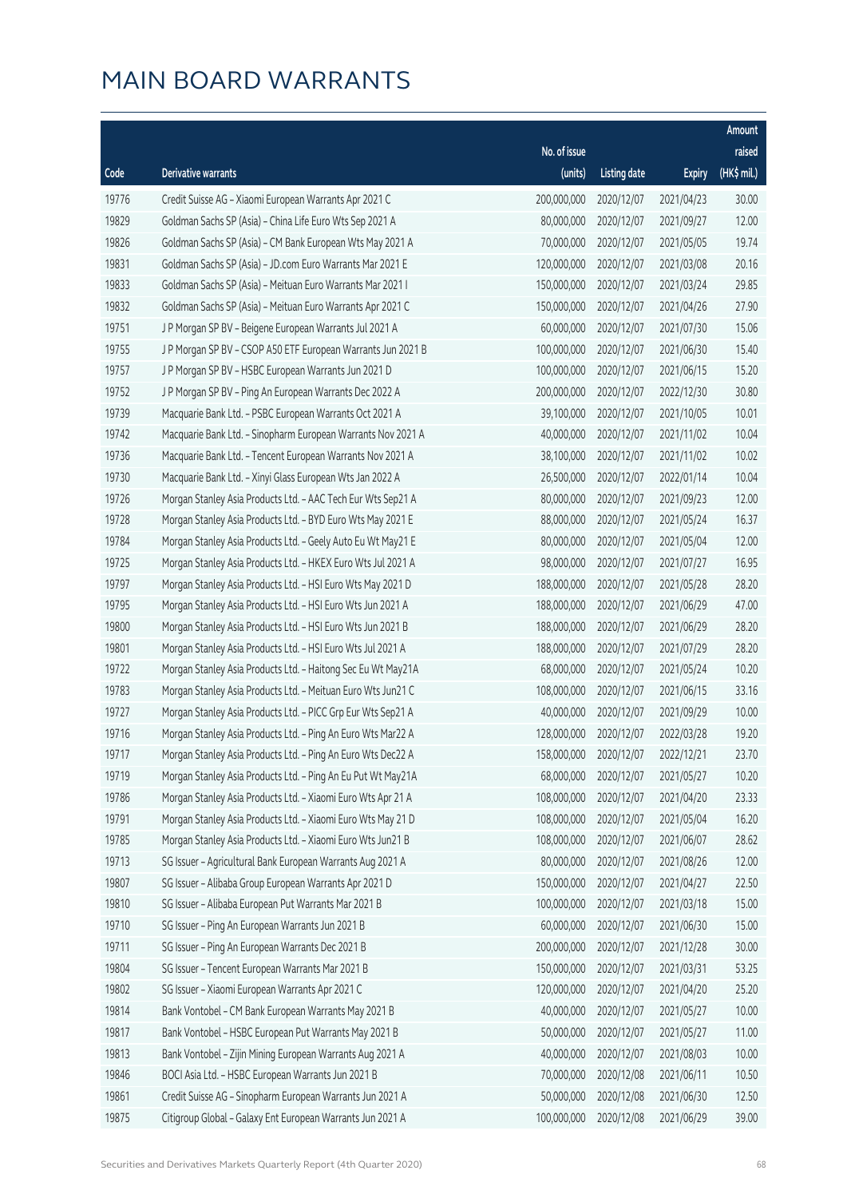# MAIN BOARD WARRANTS

| Code | Derivative warrants | No. of issue (units) | Listing date | Expiry | Amount raised (HK$ mil.) |
|---|---|---|---|---|---|
| 19776 | Credit Suisse AG – Xiaomi European Warrants Apr 2021 C | 200,000,000 | 2020/12/07 | 2021/04/23 | 30.00 |
| 19829 | Goldman Sachs SP (Asia) – China Life Euro Wts Sep 2021 A | 80,000,000 | 2020/12/07 | 2021/09/27 | 12.00 |
| 19826 | Goldman Sachs SP (Asia) – CM Bank European Wts May 2021 A | 70,000,000 | 2020/12/07 | 2021/05/05 | 19.74 |
| 19831 | Goldman Sachs SP (Asia) – JD.com Euro Warrants Mar 2021 E | 120,000,000 | 2020/12/07 | 2021/03/08 | 20.16 |
| 19833 | Goldman Sachs SP (Asia) – Meituan Euro Warrants Mar 2021 I | 150,000,000 | 2020/12/07 | 2021/03/24 | 29.85 |
| 19832 | Goldman Sachs SP (Asia) – Meituan Euro Warrants Apr 2021 C | 150,000,000 | 2020/12/07 | 2021/04/26 | 27.90 |
| 19751 | J P Morgan SP BV – Beigene European Warrants Jul 2021 A | 60,000,000 | 2020/12/07 | 2021/07/30 | 15.06 |
| 19755 | J P Morgan SP BV – CSOP A50 ETF European Warrants Jun 2021 B | 100,000,000 | 2020/12/07 | 2021/06/30 | 15.40 |
| 19757 | J P Morgan SP BV – HSBC European Warrants Jun 2021 D | 100,000,000 | 2020/12/07 | 2021/06/15 | 15.20 |
| 19752 | J P Morgan SP BV – Ping An European Warrants Dec 2022 A | 200,000,000 | 2020/12/07 | 2022/12/30 | 30.80 |
| 19739 | Macquarie Bank Ltd. – PSBC European Warrants Oct 2021 A | 39,100,000 | 2020/12/07 | 2021/10/05 | 10.01 |
| 19742 | Macquarie Bank Ltd. – Sinopharm European Warrants Nov 2021 A | 40,000,000 | 2020/12/07 | 2021/11/02 | 10.04 |
| 19736 | Macquarie Bank Ltd. – Tencent European Warrants Nov 2021 A | 38,100,000 | 2020/12/07 | 2021/11/02 | 10.02 |
| 19730 | Macquarie Bank Ltd. – Xinyi Glass European Wts Jan 2022 A | 26,500,000 | 2020/12/07 | 2022/01/14 | 10.04 |
| 19726 | Morgan Stanley Asia Products Ltd. – AAC Tech Eur Wts Sep21 A | 80,000,000 | 2020/12/07 | 2021/09/23 | 12.00 |
| 19728 | Morgan Stanley Asia Products Ltd. – BYD Euro Wts May 2021 E | 88,000,000 | 2020/12/07 | 2021/05/24 | 16.37 |
| 19784 | Morgan Stanley Asia Products Ltd. – Geely Auto Eu Wt May21 E | 80,000,000 | 2020/12/07 | 2021/05/04 | 12.00 |
| 19725 | Morgan Stanley Asia Products Ltd. – HKEX Euro Wts Jul 2021 A | 98,000,000 | 2020/12/07 | 2021/07/27 | 16.95 |
| 19797 | Morgan Stanley Asia Products Ltd. – HSI Euro Wts May 2021 D | 188,000,000 | 2020/12/07 | 2021/05/28 | 28.20 |
| 19795 | Morgan Stanley Asia Products Ltd. – HSI Euro Wts Jun 2021 A | 188,000,000 | 2020/12/07 | 2021/06/29 | 47.00 |
| 19800 | Morgan Stanley Asia Products Ltd. – HSI Euro Wts Jun 2021 B | 188,000,000 | 2020/12/07 | 2021/06/29 | 28.20 |
| 19801 | Morgan Stanley Asia Products Ltd. – HSI Euro Wts Jul 2021 A | 188,000,000 | 2020/12/07 | 2021/07/29 | 28.20 |
| 19722 | Morgan Stanley Asia Products Ltd. – Haitong Sec Eu Wt May21A | 68,000,000 | 2020/12/07 | 2021/05/24 | 10.20 |
| 19783 | Morgan Stanley Asia Products Ltd. – Meituan Euro Wts Jun21 C | 108,000,000 | 2020/12/07 | 2021/06/15 | 33.16 |
| 19727 | Morgan Stanley Asia Products Ltd. – PICC Grp Eur Wts Sep21 A | 40,000,000 | 2020/12/07 | 2021/09/29 | 10.00 |
| 19716 | Morgan Stanley Asia Products Ltd. – Ping An Euro Wts Mar22 A | 128,000,000 | 2020/12/07 | 2022/03/28 | 19.20 |
| 19717 | Morgan Stanley Asia Products Ltd. – Ping An Euro Wts Dec22 A | 158,000,000 | 2020/12/07 | 2022/12/21 | 23.70 |
| 19719 | Morgan Stanley Asia Products Ltd. – Ping An Eu Put Wt May21A | 68,000,000 | 2020/12/07 | 2021/05/27 | 10.20 |
| 19786 | Morgan Stanley Asia Products Ltd. – Xiaomi Euro Wts Apr 21 A | 108,000,000 | 2020/12/07 | 2021/04/20 | 23.33 |
| 19791 | Morgan Stanley Asia Products Ltd. – Xiaomi Euro Wts May 21 D | 108,000,000 | 2020/12/07 | 2021/05/04 | 16.20 |
| 19785 | Morgan Stanley Asia Products Ltd. – Xiaomi Euro Wts Jun21 B | 108,000,000 | 2020/12/07 | 2021/06/07 | 28.62 |
| 19713 | SG Issuer – Agricultural Bank European Warrants Aug 2021 A | 80,000,000 | 2020/12/07 | 2021/08/26 | 12.00 |
| 19807 | SG Issuer – Alibaba Group European Warrants Apr 2021 D | 150,000,000 | 2020/12/07 | 2021/04/27 | 22.50 |
| 19810 | SG Issuer – Alibaba European Put Warrants Mar 2021 B | 100,000,000 | 2020/12/07 | 2021/03/18 | 15.00 |
| 19710 | SG Issuer – Ping An European Warrants Jun 2021 B | 60,000,000 | 2020/12/07 | 2021/06/30 | 15.00 |
| 19711 | SG Issuer – Ping An European Warrants Dec 2021 B | 200,000,000 | 2020/12/07 | 2021/12/28 | 30.00 |
| 19804 | SG Issuer – Tencent European Warrants Mar 2021 B | 150,000,000 | 2020/12/07 | 2021/03/31 | 53.25 |
| 19802 | SG Issuer – Xiaomi European Warrants Apr 2021 C | 120,000,000 | 2020/12/07 | 2021/04/20 | 25.20 |
| 19814 | Bank Vontobel – CM Bank European Warrants May 2021 B | 40,000,000 | 2020/12/07 | 2021/05/27 | 10.00 |
| 19817 | Bank Vontobel – HSBC European Put Warrants May 2021 B | 50,000,000 | 2020/12/07 | 2021/05/27 | 11.00 |
| 19813 | Bank Vontobel – Zijin Mining European Warrants Aug 2021 A | 40,000,000 | 2020/12/07 | 2021/08/03 | 10.00 |
| 19846 | BOCI Asia Ltd. – HSBC European Warrants Jun 2021 B | 70,000,000 | 2020/12/08 | 2021/06/11 | 10.50 |
| 19861 | Credit Suisse AG – Sinopharm European Warrants Jun 2021 A | 50,000,000 | 2020/12/08 | 2021/06/30 | 12.50 |
| 19875 | Citigroup Global – Galaxy Ent European Warrants Jun 2021 A | 100,000,000 | 2020/12/08 | 2021/06/29 | 39.00 |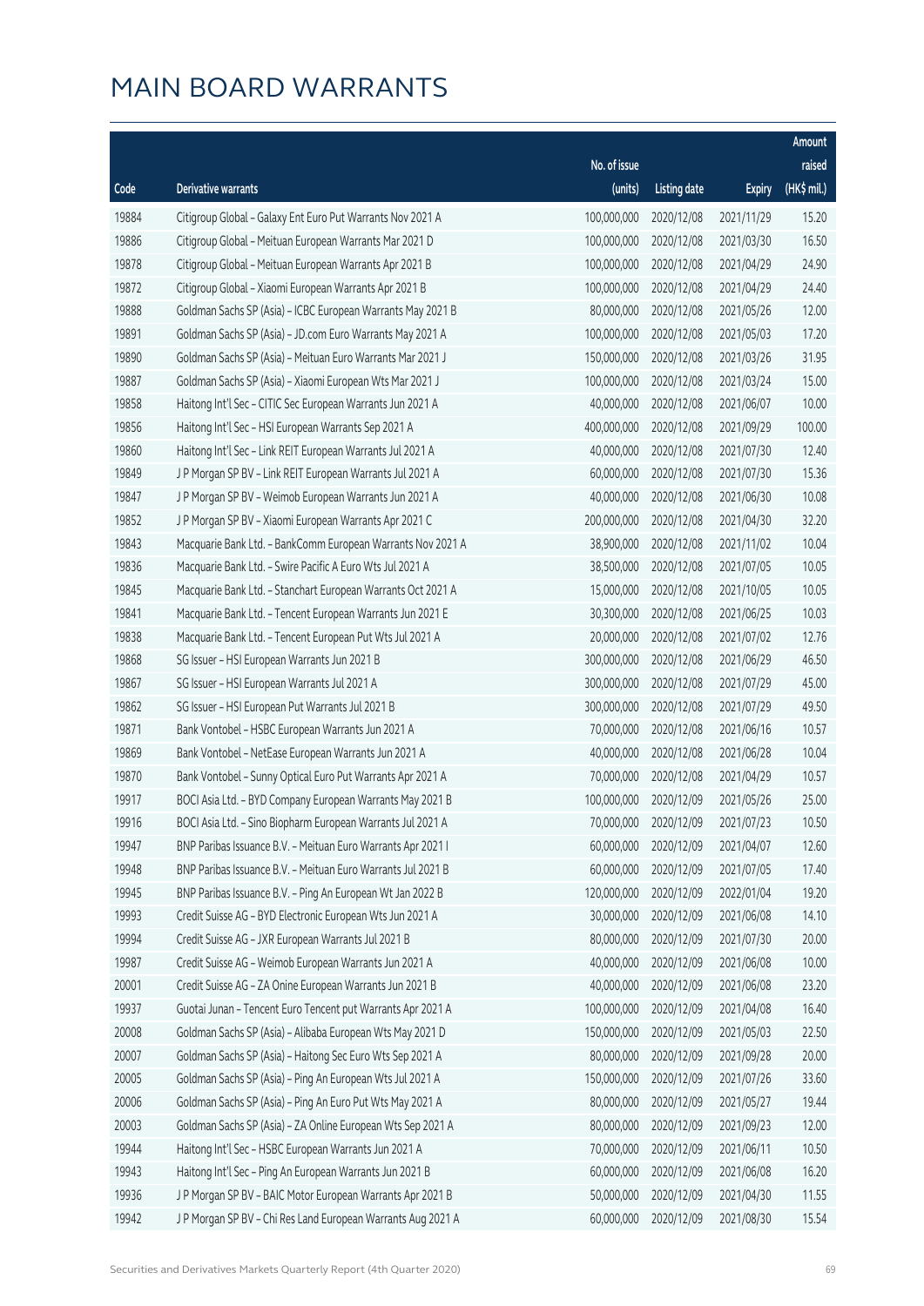# MAIN BOARD WARRANTS

| Code | Derivative warrants | No. of issue (units) | Listing date | Expiry | Amount raised (HK$ mil.) |
|---|---|---|---|---|---|
| 19884 | Citigroup Global - Galaxy Ent Euro Put Warrants Nov 2021 A | 100,000,000 | 2020/12/08 | 2021/11/29 | 15.20 |
| 19886 | Citigroup Global - Meituan European Warrants Mar 2021 D | 100,000,000 | 2020/12/08 | 2021/03/30 | 16.50 |
| 19878 | Citigroup Global - Meituan European Warrants Apr 2021 B | 100,000,000 | 2020/12/08 | 2021/04/29 | 24.90 |
| 19872 | Citigroup Global - Xiaomi European Warrants Apr 2021 B | 100,000,000 | 2020/12/08 | 2021/04/29 | 24.40 |
| 19888 | Goldman Sachs SP (Asia) - ICBC European Warrants May 2021 B | 80,000,000 | 2020/12/08 | 2021/05/26 | 12.00 |
| 19891 | Goldman Sachs SP (Asia) - JD.com Euro Warrants May 2021 A | 100,000,000 | 2020/12/08 | 2021/05/03 | 17.20 |
| 19890 | Goldman Sachs SP (Asia) - Meituan Euro Warrants Mar 2021 J | 150,000,000 | 2020/12/08 | 2021/03/26 | 31.95 |
| 19887 | Goldman Sachs SP (Asia) - Xiaomi European Wts Mar 2021 J | 100,000,000 | 2020/12/08 | 2021/03/24 | 15.00 |
| 19858 | Haitong Int'l Sec - CITIC Sec European Warrants Jun 2021 A | 40,000,000 | 2020/12/08 | 2021/06/07 | 10.00 |
| 19856 | Haitong Int'l Sec - HSI European Warrants Sep 2021 A | 400,000,000 | 2020/12/08 | 2021/09/29 | 100.00 |
| 19860 | Haitong Int'l Sec - Link REIT European Warrants Jul 2021 A | 40,000,000 | 2020/12/08 | 2021/07/30 | 12.40 |
| 19849 | J P Morgan SP BV - Link REIT European Warrants Jul 2021 A | 60,000,000 | 2020/12/08 | 2021/07/30 | 15.36 |
| 19847 | J P Morgan SP BV - Weimob European Warrants Jun 2021 A | 40,000,000 | 2020/12/08 | 2021/06/30 | 10.08 |
| 19852 | J P Morgan SP BV - Xiaomi European Warrants Apr 2021 C | 200,000,000 | 2020/12/08 | 2021/04/30 | 32.20 |
| 19843 | Macquarie Bank Ltd. - BankComm European Warrants Nov 2021 A | 38,900,000 | 2020/12/08 | 2021/11/02 | 10.04 |
| 19836 | Macquarie Bank Ltd. - Swire Pacific A Euro Wts Jul 2021 A | 38,500,000 | 2020/12/08 | 2021/07/05 | 10.05 |
| 19845 | Macquarie Bank Ltd. - Stanchart European Warrants Oct 2021 A | 15,000,000 | 2020/12/08 | 2021/10/05 | 10.05 |
| 19841 | Macquarie Bank Ltd. - Tencent European Warrants Jun 2021 E | 30,300,000 | 2020/12/08 | 2021/06/25 | 10.03 |
| 19838 | Macquarie Bank Ltd. - Tencent European Put Wts Jul 2021 A | 20,000,000 | 2020/12/08 | 2021/07/02 | 12.76 |
| 19868 | SG Issuer - HSI European Warrants Jun 2021 B | 300,000,000 | 2020/12/08 | 2021/06/29 | 46.50 |
| 19867 | SG Issuer - HSI European Warrants Jul 2021 A | 300,000,000 | 2020/12/08 | 2021/07/29 | 45.00 |
| 19862 | SG Issuer - HSI European Put Warrants Jul 2021 B | 300,000,000 | 2020/12/08 | 2021/07/29 | 49.50 |
| 19871 | Bank Vontobel - HSBC European Warrants Jun 2021 A | 70,000,000 | 2020/12/08 | 2021/06/16 | 10.57 |
| 19869 | Bank Vontobel - NetEase European Warrants Jun 2021 A | 40,000,000 | 2020/12/08 | 2021/06/28 | 10.04 |
| 19870 | Bank Vontobel - Sunny Optical Euro Put Warrants Apr 2021 A | 70,000,000 | 2020/12/08 | 2021/04/29 | 10.57 |
| 19917 | BOCI Asia Ltd. - BYD Company European Warrants May 2021 B | 100,000,000 | 2020/12/09 | 2021/05/26 | 25.00 |
| 19916 | BOCI Asia Ltd. - Sino Biopharm European Warrants Jul 2021 A | 70,000,000 | 2020/12/09 | 2021/07/23 | 10.50 |
| 19947 | BNP Paribas Issuance B.V. - Meituan Euro Warrants Apr 2021 I | 60,000,000 | 2020/12/09 | 2021/04/07 | 12.60 |
| 19948 | BNP Paribas Issuance B.V. - Meituan Euro Warrants Jul 2021 B | 60,000,000 | 2020/12/09 | 2021/07/05 | 17.40 |
| 19945 | BNP Paribas Issuance B.V. - Ping An European Wt Jan 2022 B | 120,000,000 | 2020/12/09 | 2022/01/04 | 19.20 |
| 19993 | Credit Suisse AG - BYD Electronic European Wts Jun 2021 A | 30,000,000 | 2020/12/09 | 2021/06/08 | 14.10 |
| 19994 | Credit Suisse AG - JXR European Warrants Jul 2021 B | 80,000,000 | 2020/12/09 | 2021/07/30 | 20.00 |
| 19987 | Credit Suisse AG - Weimob European Warrants Jun 2021 A | 40,000,000 | 2020/12/09 | 2021/06/08 | 10.00 |
| 20001 | Credit Suisse AG - ZA Onine European Warrants Jun 2021 B | 40,000,000 | 2020/12/09 | 2021/06/08 | 23.20 |
| 19937 | Guotai Junan - Tencent Euro Tencent put Warrants Apr 2021 A | 100,000,000 | 2020/12/09 | 2021/04/08 | 16.40 |
| 20008 | Goldman Sachs SP (Asia) - Alibaba European Wts May 2021 D | 150,000,000 | 2020/12/09 | 2021/05/03 | 22.50 |
| 20007 | Goldman Sachs SP (Asia) - Haitong Sec Euro Wts Sep 2021 A | 80,000,000 | 2020/12/09 | 2021/09/28 | 20.00 |
| 20005 | Goldman Sachs SP (Asia) - Ping An European Wts Jul 2021 A | 150,000,000 | 2020/12/09 | 2021/07/26 | 33.60 |
| 20006 | Goldman Sachs SP (Asia) - Ping An Euro Put Wts May 2021 A | 80,000,000 | 2020/12/09 | 2021/05/27 | 19.44 |
| 20003 | Goldman Sachs SP (Asia) - ZA Online European Wts Sep 2021 A | 80,000,000 | 2020/12/09 | 2021/09/23 | 12.00 |
| 19944 | Haitong Int'l Sec - HSBC European Warrants Jun 2021 A | 70,000,000 | 2020/12/09 | 2021/06/11 | 10.50 |
| 19943 | Haitong Int'l Sec - Ping An European Warrants Jun 2021 B | 60,000,000 | 2020/12/09 | 2021/06/08 | 16.20 |
| 19936 | J P Morgan SP BV - BAIC Motor European Warrants Apr 2021 B | 50,000,000 | 2020/12/09 | 2021/04/30 | 11.55 |
| 19942 | J P Morgan SP BV - Chi Res Land European Warrants Aug 2021 A | 60,000,000 | 2020/12/09 | 2021/08/30 | 15.54 |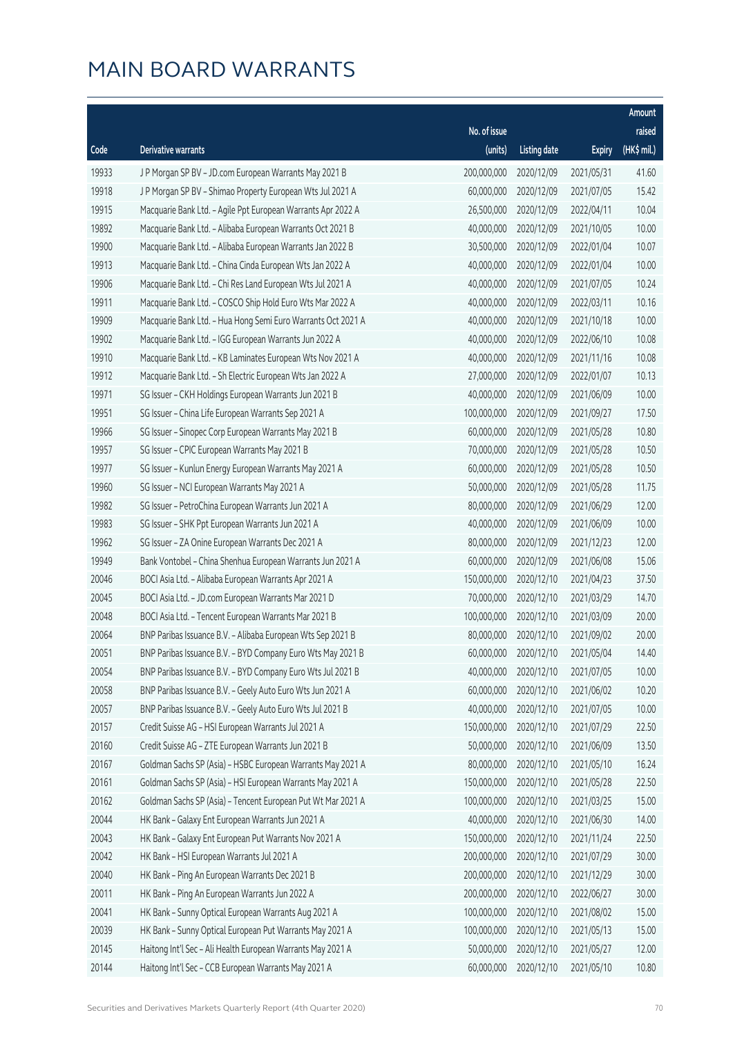# MAIN BOARD WARRANTS

| Code | Derivative warrants | No. of issue (units) | Listing date | Expiry | Amount raised (HK$ mil.) |
|---|---|---|---|---|---|
| 19933 | J P Morgan SP BV - JD.com European Warrants May 2021 B | 200,000,000 | 2020/12/09 | 2021/05/31 | 41.60 |
| 19918 | J P Morgan SP BV - Shimao Property European Wts Jul 2021 A | 60,000,000 | 2020/12/09 | 2021/07/05 | 15.42 |
| 19915 | Macquarie Bank Ltd. - Agile Ppt European Warrants Apr 2022 A | 26,500,000 | 2020/12/09 | 2022/04/11 | 10.04 |
| 19892 | Macquarie Bank Ltd. - Alibaba European Warrants Oct 2021 B | 40,000,000 | 2020/12/09 | 2021/10/05 | 10.00 |
| 19900 | Macquarie Bank Ltd. - Alibaba European Warrants Jan 2022 B | 30,500,000 | 2020/12/09 | 2022/01/04 | 10.07 |
| 19913 | Macquarie Bank Ltd. - China Cinda European Wts Jan 2022 A | 40,000,000 | 2020/12/09 | 2022/01/04 | 10.00 |
| 19906 | Macquarie Bank Ltd. - Chi Res Land European Wts Jul 2021 A | 40,000,000 | 2020/12/09 | 2021/07/05 | 10.24 |
| 19911 | Macquarie Bank Ltd. - COSCO Ship Hold Euro Wts Mar 2022 A | 40,000,000 | 2020/12/09 | 2022/03/11 | 10.16 |
| 19909 | Macquarie Bank Ltd. - Hua Hong Semi Euro Warrants Oct 2021 A | 40,000,000 | 2020/12/09 | 2021/10/18 | 10.00 |
| 19902 | Macquarie Bank Ltd. - IGG European Warrants Jun 2022 A | 40,000,000 | 2020/12/09 | 2022/06/10 | 10.08 |
| 19910 | Macquarie Bank Ltd. - KB Laminates European Wts Nov 2021 A | 40,000,000 | 2020/12/09 | 2021/11/16 | 10.08 |
| 19912 | Macquarie Bank Ltd. - Sh Electric European Wts Jan 2022 A | 27,000,000 | 2020/12/09 | 2022/01/07 | 10.13 |
| 19971 | SG Issuer - CKH Holdings European Warrants Jun 2021 B | 40,000,000 | 2020/12/09 | 2021/06/09 | 10.00 |
| 19951 | SG Issuer - China Life European Warrants Sep 2021 A | 100,000,000 | 2020/12/09 | 2021/09/27 | 17.50 |
| 19966 | SG Issuer - Sinopec Corp European Warrants May 2021 B | 60,000,000 | 2020/12/09 | 2021/05/28 | 10.80 |
| 19957 | SG Issuer - CPIC European Warrants May 2021 B | 70,000,000 | 2020/12/09 | 2021/05/28 | 10.50 |
| 19977 | SG Issuer - Kunlun Energy European Warrants May 2021 A | 60,000,000 | 2020/12/09 | 2021/05/28 | 10.50 |
| 19960 | SG Issuer - NCI European Warrants May 2021 A | 50,000,000 | 2020/12/09 | 2021/05/28 | 11.75 |
| 19982 | SG Issuer - PetroChina European Warrants Jun 2021 A | 80,000,000 | 2020/12/09 | 2021/06/29 | 12.00 |
| 19983 | SG Issuer - SHK Ppt European Warrants Jun 2021 A | 40,000,000 | 2020/12/09 | 2021/06/09 | 10.00 |
| 19962 | SG Issuer - ZA Onine European Warrants Dec 2021 A | 80,000,000 | 2020/12/09 | 2021/12/23 | 12.00 |
| 19949 | Bank Vontobel - China Shenhua European Warrants Jun 2021 A | 60,000,000 | 2020/12/09 | 2021/06/08 | 15.06 |
| 20046 | BOCI Asia Ltd. - Alibaba European Warrants Apr 2021 A | 150,000,000 | 2020/12/10 | 2021/04/23 | 37.50 |
| 20045 | BOCI Asia Ltd. - JD.com European Warrants Mar 2021 D | 70,000,000 | 2020/12/10 | 2021/03/29 | 14.70 |
| 20048 | BOCI Asia Ltd. - Tencent European Warrants Mar 2021 B | 100,000,000 | 2020/12/10 | 2021/03/09 | 20.00 |
| 20064 | BNP Paribas Issuance B.V. - Alibaba European Wts Sep 2021 B | 80,000,000 | 2020/12/10 | 2021/09/02 | 20.00 |
| 20051 | BNP Paribas Issuance B.V. - BYD Company Euro Wts May 2021 B | 60,000,000 | 2020/12/10 | 2021/05/04 | 14.40 |
| 20054 | BNP Paribas Issuance B.V. - BYD Company Euro Wts Jul 2021 B | 40,000,000 | 2020/12/10 | 2021/07/05 | 10.00 |
| 20058 | BNP Paribas Issuance B.V. - Geely Auto Euro Wts Jun 2021 A | 60,000,000 | 2020/12/10 | 2021/06/02 | 10.20 |
| 20057 | BNP Paribas Issuance B.V. - Geely Auto Euro Wts Jul 2021 B | 40,000,000 | 2020/12/10 | 2021/07/05 | 10.00 |
| 20157 | Credit Suisse AG - HSI European Warrants Jul 2021 A | 150,000,000 | 2020/12/10 | 2021/07/29 | 22.50 |
| 20160 | Credit Suisse AG - ZTE European Warrants Jun 2021 B | 50,000,000 | 2020/12/10 | 2021/06/09 | 13.50 |
| 20167 | Goldman Sachs SP (Asia) - HSBC European Warrants May 2021 A | 80,000,000 | 2020/12/10 | 2021/05/10 | 16.24 |
| 20161 | Goldman Sachs SP (Asia) - HSI European Warrants May 2021 A | 150,000,000 | 2020/12/10 | 2021/05/28 | 22.50 |
| 20162 | Goldman Sachs SP (Asia) - Tencent European Put Wt Mar 2021 A | 100,000,000 | 2020/12/10 | 2021/03/25 | 15.00 |
| 20044 | HK Bank - Galaxy Ent European Warrants Jun 2021 A | 40,000,000 | 2020/12/10 | 2021/06/30 | 14.00 |
| 20043 | HK Bank - Galaxy Ent European Put Warrants Nov 2021 A | 150,000,000 | 2020/12/10 | 2021/11/24 | 22.50 |
| 20042 | HK Bank - HSI European Warrants Jul 2021 A | 200,000,000 | 2020/12/10 | 2021/07/29 | 30.00 |
| 20040 | HK Bank - Ping An European Warrants Dec 2021 B | 200,000,000 | 2020/12/10 | 2021/12/29 | 30.00 |
| 20011 | HK Bank - Ping An European Warrants Jun 2022 A | 200,000,000 | 2020/12/10 | 2022/06/27 | 30.00 |
| 20041 | HK Bank - Sunny Optical European Warrants Aug 2021 A | 100,000,000 | 2020/12/10 | 2021/08/02 | 15.00 |
| 20039 | HK Bank - Sunny Optical European Put Warrants May 2021 A | 100,000,000 | 2020/12/10 | 2021/05/13 | 15.00 |
| 20145 | Haitong Int'l Sec - Ali Health European Warrants May 2021 A | 50,000,000 | 2020/12/10 | 2021/05/27 | 12.00 |
| 20144 | Haitong Int'l Sec - CCB European Warrants May 2021 A | 60,000,000 | 2020/12/10 | 2021/05/10 | 10.80 |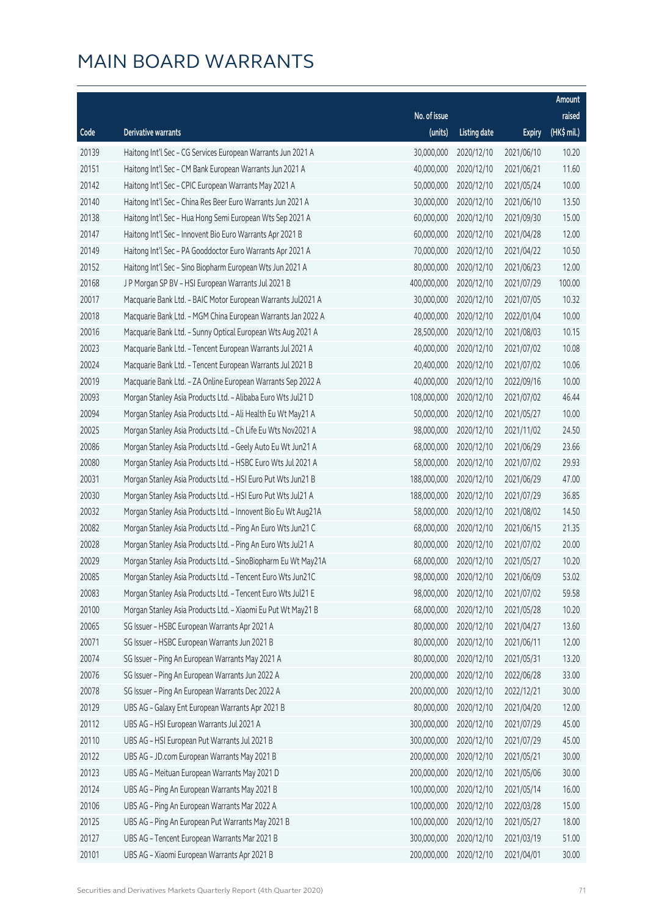# MAIN BOARD WARRANTS

| Code | Derivative warrants | No. of issue (units) | Listing date | Expiry | Amount raised (HK$ mil.) |
|---|---|---|---|---|---|
| 20139 | Haitong Int'l Sec - CG Services European Warrants Jun 2021 A | 30,000,000 | 2020/12/10 | 2021/06/10 | 10.20 |
| 20151 | Haitong Int'l Sec - CM Bank European Warrants Jun 2021 A | 40,000,000 | 2020/12/10 | 2021/06/21 | 11.60 |
| 20142 | Haitong Int'l Sec - CPIC European Warrants May 2021 A | 50,000,000 | 2020/12/10 | 2021/05/24 | 10.00 |
| 20140 | Haitong Int'l Sec - China Res Beer Euro Warrants Jun 2021 A | 30,000,000 | 2020/12/10 | 2021/06/10 | 13.50 |
| 20138 | Haitong Int'l Sec - Hua Hong Semi European Wts Sep 2021 A | 60,000,000 | 2020/12/10 | 2021/09/30 | 15.00 |
| 20147 | Haitong Int'l Sec - Innovent Bio Euro Warrants Apr 2021 B | 60,000,000 | 2020/12/10 | 2021/04/28 | 12.00 |
| 20149 | Haitong Int'l Sec - PA Gooddoctor Euro Warrants Apr 2021 A | 70,000,000 | 2020/12/10 | 2021/04/22 | 10.50 |
| 20152 | Haitong Int'l Sec - Sino Biopharm European Wts Jun 2021 A | 80,000,000 | 2020/12/10 | 2021/06/23 | 12.00 |
| 20168 | J P Morgan SP BV - HSI European Warrants Jul 2021 B | 400,000,000 | 2020/12/10 | 2021/07/29 | 100.00 |
| 20017 | Macquarie Bank Ltd. - BAIC Motor European Warrants Jul2021 A | 30,000,000 | 2020/12/10 | 2021/07/05 | 10.32 |
| 20018 | Macquarie Bank Ltd. - MGM China European Warrants Jan 2022 A | 40,000,000 | 2020/12/10 | 2022/01/04 | 10.00 |
| 20016 | Macquarie Bank Ltd. - Sunny Optical European Wts Aug 2021 A | 28,500,000 | 2020/12/10 | 2021/08/03 | 10.15 |
| 20023 | Macquarie Bank Ltd. - Tencent European Warrants Jul 2021 A | 40,000,000 | 2020/12/10 | 2021/07/02 | 10.08 |
| 20024 | Macquarie Bank Ltd. - Tencent European Warrants Jul 2021 B | 20,400,000 | 2020/12/10 | 2021/07/02 | 10.06 |
| 20019 | Macquarie Bank Ltd. - ZA Online European Warrants Sep 2022 A | 40,000,000 | 2020/12/10 | 2022/09/16 | 10.00 |
| 20093 | Morgan Stanley Asia Products Ltd. - Alibaba Euro Wts Jul21 D | 108,000,000 | 2020/12/10 | 2021/07/02 | 46.44 |
| 20094 | Morgan Stanley Asia Products Ltd. - Ali Health Eu Wt May21 A | 50,000,000 | 2020/12/10 | 2021/05/27 | 10.00 |
| 20025 | Morgan Stanley Asia Products Ltd. - Ch Life Eu Wts Nov2021 A | 98,000,000 | 2020/12/10 | 2021/11/02 | 24.50 |
| 20086 | Morgan Stanley Asia Products Ltd. - Geely Auto Eu Wt Jun21 A | 68,000,000 | 2020/12/10 | 2021/06/29 | 23.66 |
| 20080 | Morgan Stanley Asia Products Ltd. - HSBC Euro Wts Jul 2021 A | 58,000,000 | 2020/12/10 | 2021/07/02 | 29.93 |
| 20031 | Morgan Stanley Asia Products Ltd. - HSI Euro Put Wts Jun21 B | 188,000,000 | 2020/12/10 | 2021/06/29 | 47.00 |
| 20030 | Morgan Stanley Asia Products Ltd. - HSI Euro Put Wts Jul21 A | 188,000,000 | 2020/12/10 | 2021/07/29 | 36.85 |
| 20032 | Morgan Stanley Asia Products Ltd. - Innovent Bio Eu Wt Aug21A | 58,000,000 | 2020/12/10 | 2021/08/02 | 14.50 |
| 20082 | Morgan Stanley Asia Products Ltd. - Ping An Euro Wts Jun21 C | 68,000,000 | 2020/12/10 | 2021/06/15 | 21.35 |
| 20028 | Morgan Stanley Asia Products Ltd. - Ping An Euro Wts Jul21 A | 80,000,000 | 2020/12/10 | 2021/07/02 | 20.00 |
| 20029 | Morgan Stanley Asia Products Ltd. - SinoBiopharm Eu Wt May21A | 68,000,000 | 2020/12/10 | 2021/05/27 | 10.20 |
| 20085 | Morgan Stanley Asia Products Ltd. - Tencent Euro Wts Jun21C | 98,000,000 | 2020/12/10 | 2021/06/09 | 53.02 |
| 20083 | Morgan Stanley Asia Products Ltd. - Tencent Euro Wts Jul21 E | 98,000,000 | 2020/12/10 | 2021/07/02 | 59.58 |
| 20100 | Morgan Stanley Asia Products Ltd. - Xiaomi Eu Put Wt May21 B | 68,000,000 | 2020/12/10 | 2021/05/28 | 10.20 |
| 20065 | SG Issuer - HSBC European Warrants Apr 2021 A | 80,000,000 | 2020/12/10 | 2021/04/27 | 13.60 |
| 20071 | SG Issuer - HSBC European Warrants Jun 2021 B | 80,000,000 | 2020/12/10 | 2021/06/11 | 12.00 |
| 20074 | SG Issuer - Ping An European Warrants May 2021 A | 80,000,000 | 2020/12/10 | 2021/05/31 | 13.20 |
| 20076 | SG Issuer - Ping An European Warrants Jun 2022 A | 200,000,000 | 2020/12/10 | 2022/06/28 | 33.00 |
| 20078 | SG Issuer - Ping An European Warrants Dec 2022 A | 200,000,000 | 2020/12/10 | 2022/12/21 | 30.00 |
| 20129 | UBS AG - Galaxy Ent European Warrants Apr 2021 B | 80,000,000 | 2020/12/10 | 2021/04/20 | 12.00 |
| 20112 | UBS AG - HSI European Warrants Jul 2021 A | 300,000,000 | 2020/12/10 | 2021/07/29 | 45.00 |
| 20110 | UBS AG - HSI European Put Warrants Jul 2021 B | 300,000,000 | 2020/12/10 | 2021/07/29 | 45.00 |
| 20122 | UBS AG - JD.com European Warrants May 2021 B | 200,000,000 | 2020/12/10 | 2021/05/21 | 30.00 |
| 20123 | UBS AG - Meituan European Warrants May 2021 D | 200,000,000 | 2020/12/10 | 2021/05/06 | 30.00 |
| 20124 | UBS AG - Ping An European Warrants May 2021 B | 100,000,000 | 2020/12/10 | 2021/05/14 | 16.00 |
| 20106 | UBS AG - Ping An European Warrants Mar 2022 A | 100,000,000 | 2020/12/10 | 2022/03/28 | 15.00 |
| 20125 | UBS AG - Ping An European Put Warrants May 2021 B | 100,000,000 | 2020/12/10 | 2021/05/27 | 18.00 |
| 20127 | UBS AG - Tencent European Warrants Mar 2021 B | 300,000,000 | 2020/12/10 | 2021/03/19 | 51.00 |
| 20101 | UBS AG - Xiaomi European Warrants Apr 2021 B | 200,000,000 | 2020/12/10 | 2021/04/01 | 30.00 |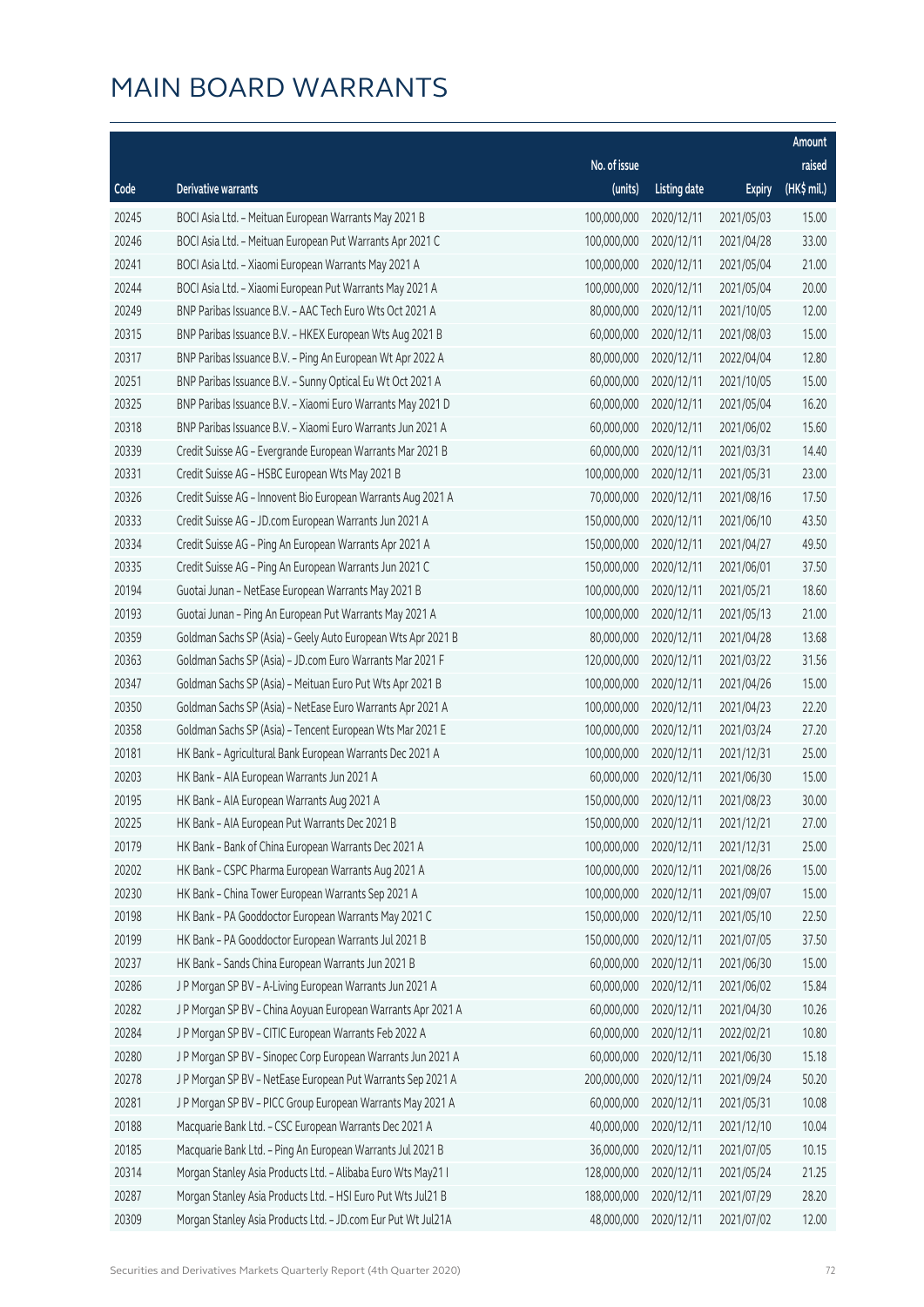# MAIN BOARD WARRANTS

| Code | Derivative warrants | No. of issue (units) | Listing date | Expiry | Amount raised (HK$ mil.) |
|---|---|---|---|---|---|
| 20245 | BOCI Asia Ltd. – Meituan European Warrants May 2021 B | 100,000,000 | 2020/12/11 | 2021/05/03 | 15.00 |
| 20246 | BOCI Asia Ltd. – Meituan European Put Warrants Apr 2021 C | 100,000,000 | 2020/12/11 | 2021/04/28 | 33.00 |
| 20241 | BOCI Asia Ltd. – Xiaomi European Warrants May 2021 A | 100,000,000 | 2020/12/11 | 2021/05/04 | 21.00 |
| 20244 | BOCI Asia Ltd. – Xiaomi European Put Warrants May 2021 A | 100,000,000 | 2020/12/11 | 2021/05/04 | 20.00 |
| 20249 | BNP Paribas Issuance B.V. – AAC Tech Euro Wts Oct 2021 A | 80,000,000 | 2020/12/11 | 2021/10/05 | 12.00 |
| 20315 | BNP Paribas Issuance B.V. – HKEX European Wts Aug 2021 B | 60,000,000 | 2020/12/11 | 2021/08/03 | 15.00 |
| 20317 | BNP Paribas Issuance B.V. – Ping An European Wt Apr 2022 A | 80,000,000 | 2020/12/11 | 2022/04/04 | 12.80 |
| 20251 | BNP Paribas Issuance B.V. – Sunny Optical Eu Wt Oct 2021 A | 60,000,000 | 2020/12/11 | 2021/10/05 | 15.00 |
| 20325 | BNP Paribas Issuance B.V. – Xiaomi Euro Warrants May 2021 D | 60,000,000 | 2020/12/11 | 2021/05/04 | 16.20 |
| 20318 | BNP Paribas Issuance B.V. – Xiaomi Euro Warrants Jun 2021 A | 60,000,000 | 2020/12/11 | 2021/06/02 | 15.60 |
| 20339 | Credit Suisse AG – Evergrande European Warrants Mar 2021 B | 60,000,000 | 2020/12/11 | 2021/03/31 | 14.40 |
| 20331 | Credit Suisse AG – HSBC European Wts May 2021 B | 100,000,000 | 2020/12/11 | 2021/05/31 | 23.00 |
| 20326 | Credit Suisse AG – Innovent Bio European Warrants Aug 2021 A | 70,000,000 | 2020/12/11 | 2021/08/16 | 17.50 |
| 20333 | Credit Suisse AG – JD.com European Warrants Jun 2021 A | 150,000,000 | 2020/12/11 | 2021/06/10 | 43.50 |
| 20334 | Credit Suisse AG – Ping An European Warrants Apr 2021 A | 150,000,000 | 2020/12/11 | 2021/04/27 | 49.50 |
| 20335 | Credit Suisse AG – Ping An European Warrants Jun 2021 C | 150,000,000 | 2020/12/11 | 2021/06/01 | 37.50 |
| 20194 | Guotai Junan – NetEase European Warrants May 2021 B | 100,000,000 | 2020/12/11 | 2021/05/21 | 18.60 |
| 20193 | Guotai Junan – Ping An European Put Warrants May 2021 A | 100,000,000 | 2020/12/11 | 2021/05/13 | 21.00 |
| 20359 | Goldman Sachs SP (Asia) – Geely Auto European Wts Apr 2021 B | 80,000,000 | 2020/12/11 | 2021/04/28 | 13.68 |
| 20363 | Goldman Sachs SP (Asia) – JD.com Euro Warrants Mar 2021 F | 120,000,000 | 2020/12/11 | 2021/03/22 | 31.56 |
| 20347 | Goldman Sachs SP (Asia) – Meituan Euro Put Wts Apr 2021 B | 100,000,000 | 2020/12/11 | 2021/04/26 | 15.00 |
| 20350 | Goldman Sachs SP (Asia) – NetEase Euro Warrants Apr 2021 A | 100,000,000 | 2020/12/11 | 2021/04/23 | 22.20 |
| 20358 | Goldman Sachs SP (Asia) – Tencent European Wts Mar 2021 E | 100,000,000 | 2020/12/11 | 2021/03/24 | 27.20 |
| 20181 | HK Bank – Agricultural Bank European Warrants Dec 2021 A | 100,000,000 | 2020/12/11 | 2021/12/31 | 25.00 |
| 20203 | HK Bank – AIA European Warrants Jun 2021 A | 60,000,000 | 2020/12/11 | 2021/06/30 | 15.00 |
| 20195 | HK Bank – AIA European Warrants Aug 2021 A | 150,000,000 | 2020/12/11 | 2021/08/23 | 30.00 |
| 20225 | HK Bank – AIA European Put Warrants Dec 2021 B | 150,000,000 | 2020/12/11 | 2021/12/21 | 27.00 |
| 20179 | HK Bank – Bank of China European Warrants Dec 2021 A | 100,000,000 | 2020/12/11 | 2021/12/31 | 25.00 |
| 20202 | HK Bank – CSPC Pharma European Warrants Aug 2021 A | 100,000,000 | 2020/12/11 | 2021/08/26 | 15.00 |
| 20230 | HK Bank – China Tower European Warrants Sep 2021 A | 100,000,000 | 2020/12/11 | 2021/09/07 | 15.00 |
| 20198 | HK Bank – PA Gooddoctor European Warrants May 2021 C | 150,000,000 | 2020/12/11 | 2021/05/10 | 22.50 |
| 20199 | HK Bank – PA Gooddoctor European Warrants Jul 2021 B | 150,000,000 | 2020/12/11 | 2021/07/05 | 37.50 |
| 20237 | HK Bank – Sands China European Warrants Jun 2021 B | 60,000,000 | 2020/12/11 | 2021/06/30 | 15.00 |
| 20286 | J P Morgan SP BV – A-Living European Warrants Jun 2021 A | 60,000,000 | 2020/12/11 | 2021/06/02 | 15.84 |
| 20282 | J P Morgan SP BV – China Aoyuan European Warrants Apr 2021 A | 60,000,000 | 2020/12/11 | 2021/04/30 | 10.26 |
| 20284 | J P Morgan SP BV – CITIC European Warrants Feb 2022 A | 60,000,000 | 2020/12/11 | 2022/02/21 | 10.80 |
| 20280 | J P Morgan SP BV – Sinopec Corp European Warrants Jun 2021 A | 60,000,000 | 2020/12/11 | 2021/06/30 | 15.18 |
| 20278 | J P Morgan SP BV – NetEase European Put Warrants Sep 2021 A | 200,000,000 | 2020/12/11 | 2021/09/24 | 50.20 |
| 20281 | J P Morgan SP BV – PICC Group European Warrants May 2021 A | 60,000,000 | 2020/12/11 | 2021/05/31 | 10.08 |
| 20188 | Macquarie Bank Ltd. – CSC European Warrants Dec 2021 A | 40,000,000 | 2020/12/11 | 2021/12/10 | 10.04 |
| 20185 | Macquarie Bank Ltd. – Ping An European Warrants Jul 2021 B | 36,000,000 | 2020/12/11 | 2021/07/05 | 10.15 |
| 20314 | Morgan Stanley Asia Products Ltd. – Alibaba Euro Wts May21 I | 128,000,000 | 2020/12/11 | 2021/05/24 | 21.25 |
| 20287 | Morgan Stanley Asia Products Ltd. – HSI Euro Put Wts Jul21 B | 188,000,000 | 2020/12/11 | 2021/07/29 | 28.20 |
| 20309 | Morgan Stanley Asia Products Ltd. – JD.com Eur Put Wt Jul21A | 48,000,000 | 2020/12/11 | 2021/07/02 | 12.00 |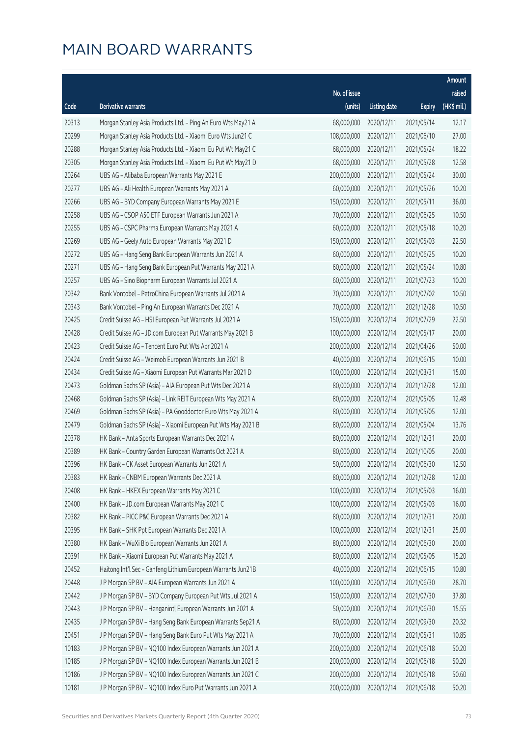# MAIN BOARD WARRANTS

| Code | Derivative warrants | No. of issue (units) | Listing date | Expiry | Amount raised (HK$ mil.) |
|---|---|---|---|---|---|
| 20313 | Morgan Stanley Asia Products Ltd. - Ping An Euro Wts May21 A | 68,000,000 | 2020/12/11 | 2021/05/14 | 12.17 |
| 20299 | Morgan Stanley Asia Products Ltd. - Xiaomi Euro Wts Jun21 C | 108,000,000 | 2020/12/11 | 2021/06/10 | 27.00 |
| 20288 | Morgan Stanley Asia Products Ltd. - Xiaomi Eu Put Wt May21 C | 68,000,000 | 2020/12/11 | 2021/05/24 | 18.22 |
| 20305 | Morgan Stanley Asia Products Ltd. - Xiaomi Eu Put Wt May21 D | 68,000,000 | 2020/12/11 | 2021/05/28 | 12.58 |
| 20264 | UBS AG - Alibaba European Warrants May 2021 E | 200,000,000 | 2020/12/11 | 2021/05/24 | 30.00 |
| 20277 | UBS AG - Ali Health European Warrants May 2021 A | 60,000,000 | 2020/12/11 | 2021/05/26 | 10.20 |
| 20266 | UBS AG - BYD Company European Warrants May 2021 E | 150,000,000 | 2020/12/11 | 2021/05/11 | 36.00 |
| 20258 | UBS AG - CSOP A50 ETF European Warrants Jun 2021 A | 70,000,000 | 2020/12/11 | 2021/06/25 | 10.50 |
| 20255 | UBS AG - CSPC Pharma European Warrants May 2021 A | 60,000,000 | 2020/12/11 | 2021/05/18 | 10.20 |
| 20269 | UBS AG - Geely Auto European Warrants May 2021 D | 150,000,000 | 2020/12/11 | 2021/05/03 | 22.50 |
| 20272 | UBS AG - Hang Seng Bank European Warrants Jun 2021 A | 60,000,000 | 2020/12/11 | 2021/06/25 | 10.20 |
| 20271 | UBS AG - Hang Seng Bank European Put Warrants May 2021 A | 60,000,000 | 2020/12/11 | 2021/05/24 | 10.80 |
| 20257 | UBS AG - Sino Biopharm European Warrants Jul 2021 A | 60,000,000 | 2020/12/11 | 2021/07/23 | 10.20 |
| 20342 | Bank Vontobel - PetroChina European Warrants Jul 2021 A | 70,000,000 | 2020/12/11 | 2021/07/02 | 10.50 |
| 20343 | Bank Vontobel - Ping An European Warrants Dec 2021 A | 70,000,000 | 2020/12/11 | 2021/12/28 | 10.50 |
| 20425 | Credit Suisse AG - HSI European Put Warrants Jul 2021 A | 150,000,000 | 2020/12/14 | 2021/07/29 | 22.50 |
| 20428 | Credit Suisse AG - JD.com European Put Warrants May 2021 B | 100,000,000 | 2020/12/14 | 2021/05/17 | 20.00 |
| 20423 | Credit Suisse AG - Tencent Euro Put Wts Apr 2021 A | 200,000,000 | 2020/12/14 | 2021/04/26 | 50.00 |
| 20424 | Credit Suisse AG - Weimob European Warrants Jun 2021 B | 40,000,000 | 2020/12/14 | 2021/06/15 | 10.00 |
| 20434 | Credit Suisse AG - Xiaomi European Put Warrants Mar 2021 D | 100,000,000 | 2020/12/14 | 2021/03/31 | 15.00 |
| 20473 | Goldman Sachs SP (Asia) - AIA European Put Wts Dec 2021 A | 80,000,000 | 2020/12/14 | 2021/12/28 | 12.00 |
| 20468 | Goldman Sachs SP (Asia) - Link REIT European Wts May 2021 A | 80,000,000 | 2020/12/14 | 2021/05/05 | 12.48 |
| 20469 | Goldman Sachs SP (Asia) - PA Gooddoctor Euro Wts May 2021 A | 80,000,000 | 2020/12/14 | 2021/05/05 | 12.00 |
| 20479 | Goldman Sachs SP (Asia) - Xiaomi European Put Wts May 2021 B | 80,000,000 | 2020/12/14 | 2021/05/04 | 13.76 |
| 20378 | HK Bank - Anta Sports European Warrants Dec 2021 A | 80,000,000 | 2020/12/14 | 2021/12/31 | 20.00 |
| 20389 | HK Bank - Country Garden European Warrants Oct 2021 A | 80,000,000 | 2020/12/14 | 2021/10/05 | 20.00 |
| 20396 | HK Bank - CK Asset European Warrants Jun 2021 A | 50,000,000 | 2020/12/14 | 2021/06/30 | 12.50 |
| 20383 | HK Bank - CNBM European Warrants Dec 2021 A | 80,000,000 | 2020/12/14 | 2021/12/28 | 12.00 |
| 20408 | HK Bank - HKEX European Warrants May 2021 C | 100,000,000 | 2020/12/14 | 2021/05/03 | 16.00 |
| 20400 | HK Bank - JD.com European Warrants May 2021 C | 100,000,000 | 2020/12/14 | 2021/05/03 | 16.00 |
| 20382 | HK Bank - PICC P&C European Warrants Dec 2021 A | 80,000,000 | 2020/12/14 | 2021/12/31 | 20.00 |
| 20395 | HK Bank - SHK Ppt European Warrants Dec 2021 A | 100,000,000 | 2020/12/14 | 2021/12/31 | 25.00 |
| 20380 | HK Bank - WuXi Bio European Warrants Jun 2021 A | 80,000,000 | 2020/12/14 | 2021/06/30 | 20.00 |
| 20391 | HK Bank - Xiaomi European Put Warrants May 2021 A | 80,000,000 | 2020/12/14 | 2021/05/05 | 15.20 |
| 20452 | Haitong Int'l Sec - Ganfeng Lithium European Warrants Jun21B | 40,000,000 | 2020/12/14 | 2021/06/15 | 10.80 |
| 20448 | J P Morgan SP BV - AIA European Warrants Jun 2021 A | 100,000,000 | 2020/12/14 | 2021/06/30 | 28.70 |
| 20442 | J P Morgan SP BV - BYD Company European Put Wts Jul 2021 A | 150,000,000 | 2020/12/14 | 2021/07/30 | 37.80 |
| 20443 | J P Morgan SP BV - Henganintl European Warrants Jun 2021 A | 50,000,000 | 2020/12/14 | 2021/06/30 | 15.55 |
| 20435 | J P Morgan SP BV - Hang Seng Bank European Warrants Sep21 A | 80,000,000 | 2020/12/14 | 2021/09/30 | 20.32 |
| 20451 | J P Morgan SP BV - Hang Seng Bank Euro Put Wts May 2021 A | 70,000,000 | 2020/12/14 | 2021/05/31 | 10.85 |
| 10183 | J P Morgan SP BV - NQ100 Index European Warrants Jun 2021 A | 200,000,000 | 2020/12/14 | 2021/06/18 | 50.20 |
| 10185 | J P Morgan SP BV - NQ100 Index European Warrants Jun 2021 B | 200,000,000 | 2020/12/14 | 2021/06/18 | 50.20 |
| 10186 | J P Morgan SP BV - NQ100 Index European Warrants Jun 2021 C | 200,000,000 | 2020/12/14 | 2021/06/18 | 50.60 |
| 10181 | J P Morgan SP BV - NQ100 Index Euro Put Warrants Jun 2021 A | 200,000,000 | 2020/12/14 | 2021/06/18 | 50.20 |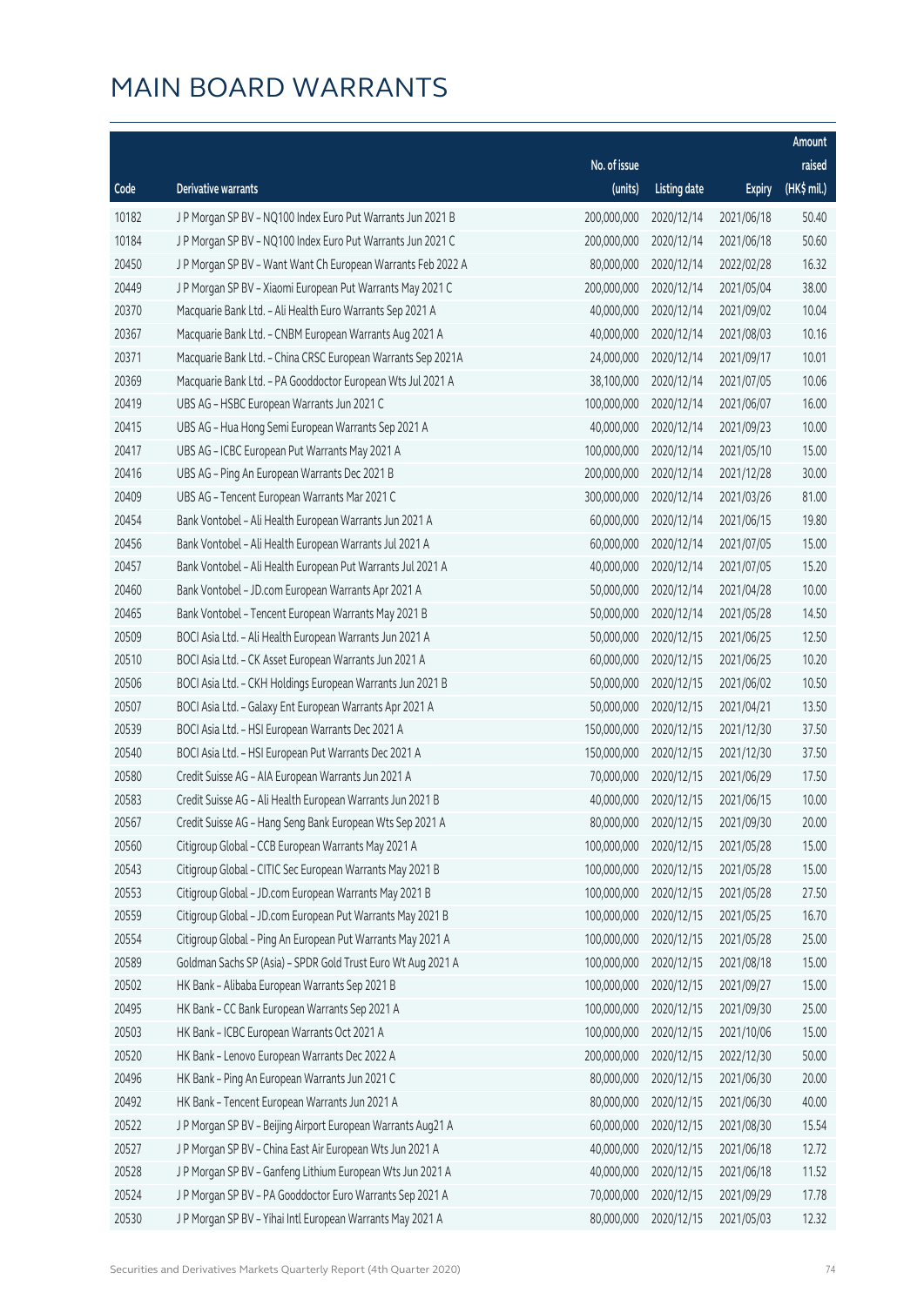# MAIN BOARD WARRANTS

| Code | Derivative warrants | No. of issue (units) | Listing date | Expiry | Amount raised (HK$ mil.) |
|---|---|---|---|---|---|
| 10182 | J P Morgan SP BV - NQ100 Index Euro Put Warrants Jun 2021 B | 200,000,000 | 2020/12/14 | 2021/06/18 | 50.40 |
| 10184 | J P Morgan SP BV - NQ100 Index Euro Put Warrants Jun 2021 C | 200,000,000 | 2020/12/14 | 2021/06/18 | 50.60 |
| 20450 | J P Morgan SP BV - Want Want Ch European Warrants Feb 2022 A | 80,000,000 | 2020/12/14 | 2022/02/28 | 16.32 |
| 20449 | J P Morgan SP BV - Xiaomi European Put Warrants May 2021 C | 200,000,000 | 2020/12/14 | 2021/05/04 | 38.00 |
| 20370 | Macquarie Bank Ltd. - Ali Health Euro Warrants Sep 2021 A | 40,000,000 | 2020/12/14 | 2021/09/02 | 10.04 |
| 20367 | Macquarie Bank Ltd. - CNBM European Warrants Aug 2021 A | 40,000,000 | 2020/12/14 | 2021/08/03 | 10.16 |
| 20371 | Macquarie Bank Ltd. - China CRSC European Warrants Sep 2021A | 24,000,000 | 2020/12/14 | 2021/09/17 | 10.01 |
| 20369 | Macquarie Bank Ltd. - PA Gooddoctor European Wts Jul 2021 A | 38,100,000 | 2020/12/14 | 2021/07/05 | 10.06 |
| 20419 | UBS AG - HSBC European Warrants Jun 2021 C | 100,000,000 | 2020/12/14 | 2021/06/07 | 16.00 |
| 20415 | UBS AG - Hua Hong Semi European Warrants Sep 2021 A | 40,000,000 | 2020/12/14 | 2021/09/23 | 10.00 |
| 20417 | UBS AG - ICBC European Put Warrants May 2021 A | 100,000,000 | 2020/12/14 | 2021/05/10 | 15.00 |
| 20416 | UBS AG - Ping An European Warrants Dec 2021 B | 200,000,000 | 2020/12/14 | 2021/12/28 | 30.00 |
| 20409 | UBS AG - Tencent European Warrants Mar 2021 C | 300,000,000 | 2020/12/14 | 2021/03/26 | 81.00 |
| 20454 | Bank Vontobel - Ali Health European Warrants Jun 2021 A | 60,000,000 | 2020/12/14 | 2021/06/15 | 19.80 |
| 20456 | Bank Vontobel - Ali Health European Warrants Jul 2021 A | 60,000,000 | 2020/12/14 | 2021/07/05 | 15.00 |
| 20457 | Bank Vontobel - Ali Health European Put Warrants Jul 2021 A | 40,000,000 | 2020/12/14 | 2021/07/05 | 15.20 |
| 20460 | Bank Vontobel - JD.com European Warrants Apr 2021 A | 50,000,000 | 2020/12/14 | 2021/04/28 | 10.00 |
| 20465 | Bank Vontobel - Tencent European Warrants May 2021 B | 50,000,000 | 2020/12/14 | 2021/05/28 | 14.50 |
| 20509 | BOCI Asia Ltd. - Ali Health European Warrants Jun 2021 A | 50,000,000 | 2020/12/15 | 2021/06/25 | 12.50 |
| 20510 | BOCI Asia Ltd. - CK Asset European Warrants Jun 2021 A | 60,000,000 | 2020/12/15 | 2021/06/25 | 10.20 |
| 20506 | BOCI Asia Ltd. - CKH Holdings European Warrants Jun 2021 B | 50,000,000 | 2020/12/15 | 2021/06/02 | 10.50 |
| 20507 | BOCI Asia Ltd. - Galaxy Ent European Warrants Apr 2021 A | 50,000,000 | 2020/12/15 | 2021/04/21 | 13.50 |
| 20539 | BOCI Asia Ltd. - HSI European Warrants Dec 2021 A | 150,000,000 | 2020/12/15 | 2021/12/30 | 37.50 |
| 20540 | BOCI Asia Ltd. - HSI European Put Warrants Dec 2021 A | 150,000,000 | 2020/12/15 | 2021/12/30 | 37.50 |
| 20580 | Credit Suisse AG - AIA European Warrants Jun 2021 A | 70,000,000 | 2020/12/15 | 2021/06/29 | 17.50 |
| 20583 | Credit Suisse AG - Ali Health European Warrants Jun 2021 B | 40,000,000 | 2020/12/15 | 2021/06/15 | 10.00 |
| 20567 | Credit Suisse AG - Hang Seng Bank European Wts Sep 2021 A | 80,000,000 | 2020/12/15 | 2021/09/30 | 20.00 |
| 20560 | Citigroup Global - CCB European Warrants May 2021 A | 100,000,000 | 2020/12/15 | 2021/05/28 | 15.00 |
| 20543 | Citigroup Global - CITIC Sec European Warrants May 2021 B | 100,000,000 | 2020/12/15 | 2021/05/28 | 15.00 |
| 20553 | Citigroup Global - JD.com European Warrants May 2021 B | 100,000,000 | 2020/12/15 | 2021/05/28 | 27.50 |
| 20559 | Citigroup Global - JD.com European Put Warrants May 2021 B | 100,000,000 | 2020/12/15 | 2021/05/25 | 16.70 |
| 20554 | Citigroup Global - Ping An European Put Warrants May 2021 A | 100,000,000 | 2020/12/15 | 2021/05/28 | 25.00 |
| 20589 | Goldman Sachs SP (Asia) - SPDR Gold Trust Euro Wt Aug 2021 A | 100,000,000 | 2020/12/15 | 2021/08/18 | 15.00 |
| 20502 | HK Bank - Alibaba European Warrants Sep 2021 B | 100,000,000 | 2020/12/15 | 2021/09/27 | 15.00 |
| 20495 | HK Bank - CC Bank European Warrants Sep 2021 A | 100,000,000 | 2020/12/15 | 2021/09/30 | 25.00 |
| 20503 | HK Bank - ICBC European Warrants Oct 2021 A | 100,000,000 | 2020/12/15 | 2021/10/06 | 15.00 |
| 20520 | HK Bank - Lenovo European Warrants Dec 2022 A | 200,000,000 | 2020/12/15 | 2022/12/30 | 50.00 |
| 20496 | HK Bank - Ping An European Warrants Jun 2021 C | 80,000,000 | 2020/12/15 | 2021/06/30 | 20.00 |
| 20492 | HK Bank - Tencent European Warrants Jun 2021 A | 80,000,000 | 2020/12/15 | 2021/06/30 | 40.00 |
| 20522 | J P Morgan SP BV - Beijing Airport European Warrants Aug21 A | 60,000,000 | 2020/12/15 | 2021/08/30 | 15.54 |
| 20527 | J P Morgan SP BV - China East Air European Wts Jun 2021 A | 40,000,000 | 2020/12/15 | 2021/06/18 | 12.72 |
| 20528 | J P Morgan SP BV - Ganfeng Lithium European Wts Jun 2021 A | 40,000,000 | 2020/12/15 | 2021/06/18 | 11.52 |
| 20524 | J P Morgan SP BV - PA Gooddoctor Euro Warrants Sep 2021 A | 70,000,000 | 2020/12/15 | 2021/09/29 | 17.78 |
| 20530 | J P Morgan SP BV - Yihai Intl European Warrants May 2021 A | 80,000,000 | 2020/12/15 | 2021/05/03 | 12.32 |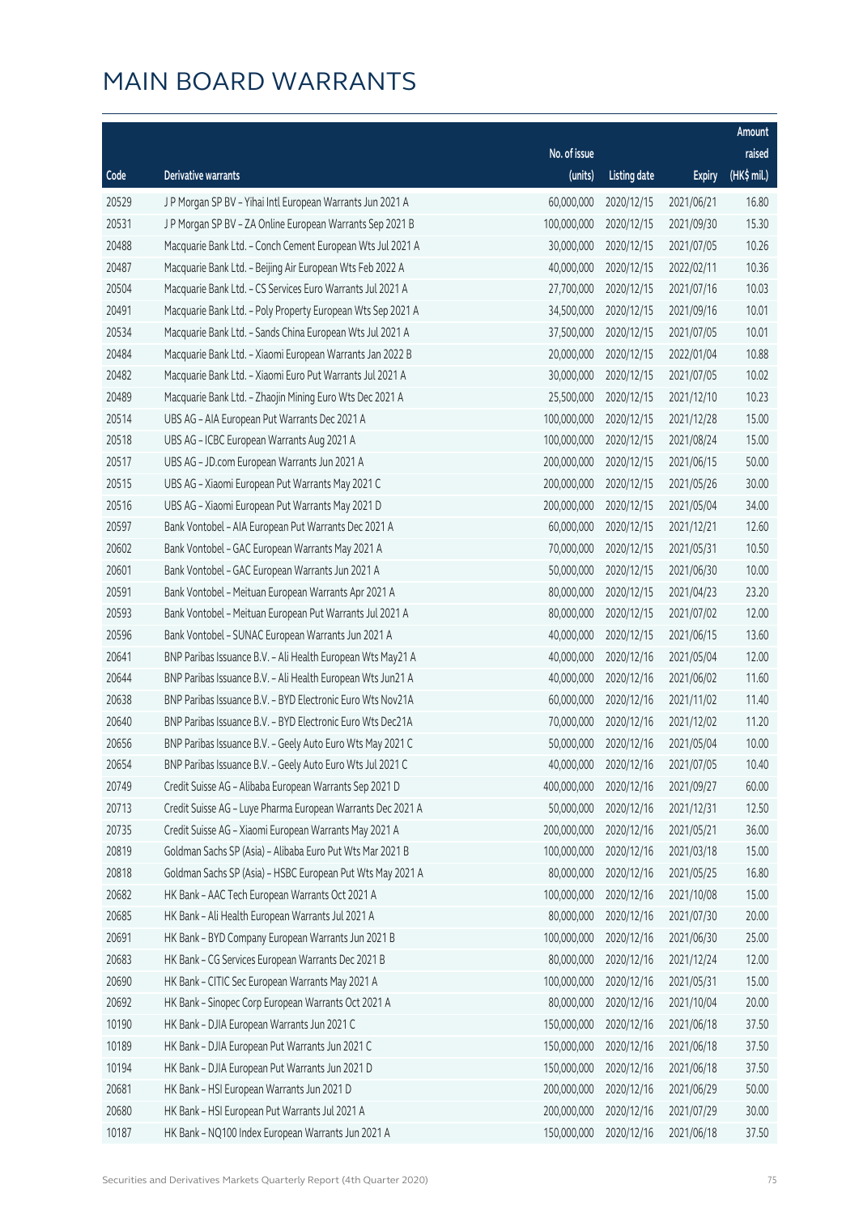# MAIN BOARD WARRANTS

| Code | Derivative warrants | No. of issue (units) | Listing date | Expiry | Amount raised (HK$ mil.) |
|---|---|---|---|---|---|
| 20529 | J P Morgan SP BV - Yihai Intl European Warrants Jun 2021 A | 60,000,000 | 2020/12/15 | 2021/06/21 | 16.80 |
| 20531 | J P Morgan SP BV - ZA Online European Warrants Sep 2021 B | 100,000,000 | 2020/12/15 | 2021/09/30 | 15.30 |
| 20488 | Macquarie Bank Ltd. - Conch Cement European Wts Jul 2021 A | 30,000,000 | 2020/12/15 | 2021/07/05 | 10.26 |
| 20487 | Macquarie Bank Ltd. - Beijing Air European Wts Feb 2022 A | 40,000,000 | 2020/12/15 | 2022/02/11 | 10.36 |
| 20504 | Macquarie Bank Ltd. - CS Services Euro Warrants Jul 2021 A | 27,700,000 | 2020/12/15 | 2021/07/16 | 10.03 |
| 20491 | Macquarie Bank Ltd. - Poly Property European Wts Sep 2021 A | 34,500,000 | 2020/12/15 | 2021/09/16 | 10.01 |
| 20534 | Macquarie Bank Ltd. - Sands China European Wts Jul 2021 A | 37,500,000 | 2020/12/15 | 2021/07/05 | 10.01 |
| 20484 | Macquarie Bank Ltd. - Xiaomi European Warrants Jan 2022 B | 20,000,000 | 2020/12/15 | 2022/01/04 | 10.88 |
| 20482 | Macquarie Bank Ltd. - Xiaomi Euro Put Warrants Jul 2021 A | 30,000,000 | 2020/12/15 | 2021/07/05 | 10.02 |
| 20489 | Macquarie Bank Ltd. - Zhaojin Mining Euro Wts Dec 2021 A | 25,500,000 | 2020/12/15 | 2021/12/10 | 10.23 |
| 20514 | UBS AG - AIA European Put Warrants Dec 2021 A | 100,000,000 | 2020/12/15 | 2021/12/28 | 15.00 |
| 20518 | UBS AG - ICBC European Warrants Aug 2021 A | 100,000,000 | 2020/12/15 | 2021/08/24 | 15.00 |
| 20517 | UBS AG - JD.com European Warrants Jun 2021 A | 200,000,000 | 2020/12/15 | 2021/06/15 | 50.00 |
| 20515 | UBS AG - Xiaomi European Put Warrants May 2021 C | 200,000,000 | 2020/12/15 | 2021/05/26 | 30.00 |
| 20516 | UBS AG - Xiaomi European Put Warrants May 2021 D | 200,000,000 | 2020/12/15 | 2021/05/04 | 34.00 |
| 20597 | Bank Vontobel - AIA European Put Warrants Dec 2021 A | 60,000,000 | 2020/12/15 | 2021/12/21 | 12.60 |
| 20602 | Bank Vontobel - GAC European Warrants May 2021 A | 70,000,000 | 2020/12/15 | 2021/05/31 | 10.50 |
| 20601 | Bank Vontobel - GAC European Warrants Jun 2021 A | 50,000,000 | 2020/12/15 | 2021/06/30 | 10.00 |
| 20591 | Bank Vontobel - Meituan European Warrants Apr 2021 A | 80,000,000 | 2020/12/15 | 2021/04/23 | 23.20 |
| 20593 | Bank Vontobel - Meituan European Put Warrants Jul 2021 A | 80,000,000 | 2020/12/15 | 2021/07/02 | 12.00 |
| 20596 | Bank Vontobel - SUNAC European Warrants Jun 2021 A | 40,000,000 | 2020/12/15 | 2021/06/15 | 13.60 |
| 20641 | BNP Paribas Issuance B.V. - Ali Health European Wts May21 A | 40,000,000 | 2020/12/16 | 2021/05/04 | 12.00 |
| 20644 | BNP Paribas Issuance B.V. - Ali Health European Wts Jun21 A | 40,000,000 | 2020/12/16 | 2021/06/02 | 11.60 |
| 20638 | BNP Paribas Issuance B.V. - BYD Electronic Euro Wts Nov21A | 60,000,000 | 2020/12/16 | 2021/11/02 | 11.40 |
| 20640 | BNP Paribas Issuance B.V. - BYD Electronic Euro Wts Dec21A | 70,000,000 | 2020/12/16 | 2021/12/02 | 11.20 |
| 20656 | BNP Paribas Issuance B.V. - Geely Auto Euro Wts May 2021 C | 50,000,000 | 2020/12/16 | 2021/05/04 | 10.00 |
| 20654 | BNP Paribas Issuance B.V. - Geely Auto Euro Wts Jul 2021 C | 40,000,000 | 2020/12/16 | 2021/07/05 | 10.40 |
| 20749 | Credit Suisse AG - Alibaba European Warrants Sep 2021 D | 400,000,000 | 2020/12/16 | 2021/09/27 | 60.00 |
| 20713 | Credit Suisse AG - Luye Pharma European Warrants Dec 2021 A | 50,000,000 | 2020/12/16 | 2021/12/31 | 12.50 |
| 20735 | Credit Suisse AG - Xiaomi European Warrants May 2021 A | 200,000,000 | 2020/12/16 | 2021/05/21 | 36.00 |
| 20819 | Goldman Sachs SP (Asia) - Alibaba Euro Put Wts Mar 2021 B | 100,000,000 | 2020/12/16 | 2021/03/18 | 15.00 |
| 20818 | Goldman Sachs SP (Asia) - HSBC European Put Wts May 2021 A | 80,000,000 | 2020/12/16 | 2021/05/25 | 16.80 |
| 20682 | HK Bank - AAC Tech European Warrants Oct 2021 A | 100,000,000 | 2020/12/16 | 2021/10/08 | 15.00 |
| 20685 | HK Bank - Ali Health European Warrants Jul 2021 A | 80,000,000 | 2020/12/16 | 2021/07/30 | 20.00 |
| 20691 | HK Bank - BYD Company European Warrants Jun 2021 B | 100,000,000 | 2020/12/16 | 2021/06/30 | 25.00 |
| 20683 | HK Bank - CG Services European Warrants Dec 2021 B | 80,000,000 | 2020/12/16 | 2021/12/24 | 12.00 |
| 20690 | HK Bank - CITIC Sec European Warrants May 2021 A | 100,000,000 | 2020/12/16 | 2021/05/31 | 15.00 |
| 20692 | HK Bank - Sinopec Corp European Warrants Oct 2021 A | 80,000,000 | 2020/12/16 | 2021/10/04 | 20.00 |
| 10190 | HK Bank - DJIA European Warrants Jun 2021 C | 150,000,000 | 2020/12/16 | 2021/06/18 | 37.50 |
| 10189 | HK Bank - DJIA European Put Warrants Jun 2021 C | 150,000,000 | 2020/12/16 | 2021/06/18 | 37.50 |
| 10194 | HK Bank - DJIA European Put Warrants Jun 2021 D | 150,000,000 | 2020/12/16 | 2021/06/18 | 37.50 |
| 20681 | HK Bank - HSI European Warrants Jun 2021 D | 200,000,000 | 2020/12/16 | 2021/06/29 | 50.00 |
| 20680 | HK Bank - HSI European Put Warrants Jul 2021 A | 200,000,000 | 2020/12/16 | 2021/07/29 | 30.00 |
| 10187 | HK Bank - NQ100 Index European Warrants Jun 2021 A | 150,000,000 | 2020/12/16 | 2021/06/18 | 37.50 |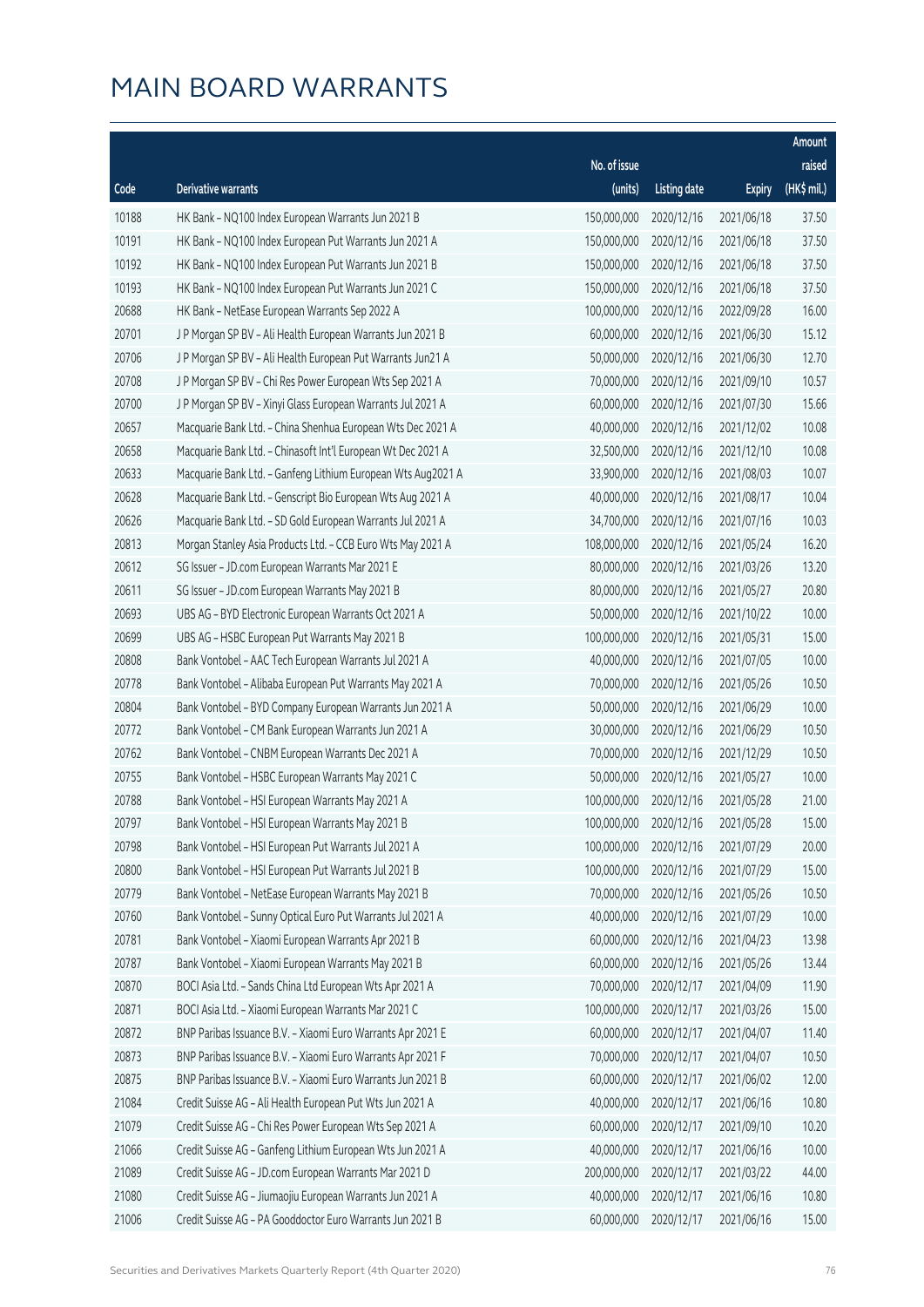# MAIN BOARD WARRANTS

| Code | Derivative warrants | No. of issue (units) | Listing date | Expiry | Amount raised (HK$ mil.) |
|---|---|---|---|---|---|
| 10188 | HK Bank – NQ100 Index European Warrants Jun 2021 B | 150,000,000 | 2020/12/16 | 2021/06/18 | 37.50 |
| 10191 | HK Bank – NQ100 Index European Put Warrants Jun 2021 A | 150,000,000 | 2020/12/16 | 2021/06/18 | 37.50 |
| 10192 | HK Bank – NQ100 Index European Put Warrants Jun 2021 B | 150,000,000 | 2020/12/16 | 2021/06/18 | 37.50 |
| 10193 | HK Bank – NQ100 Index European Put Warrants Jun 2021 C | 150,000,000 | 2020/12/16 | 2021/06/18 | 37.50 |
| 20688 | HK Bank – NetEase European Warrants Sep 2022 A | 100,000,000 | 2020/12/16 | 2022/09/28 | 16.00 |
| 20701 | J P Morgan SP BV – Ali Health European Warrants Jun 2021 B | 60,000,000 | 2020/12/16 | 2021/06/30 | 15.12 |
| 20706 | J P Morgan SP BV – Ali Health European Put Warrants Jun21 A | 50,000,000 | 2020/12/16 | 2021/06/30 | 12.70 |
| 20708 | J P Morgan SP BV – Chi Res Power European Wts Sep 2021 A | 70,000,000 | 2020/12/16 | 2021/09/10 | 10.57 |
| 20700 | J P Morgan SP BV – Xinyi Glass European Warrants Jul 2021 A | 60,000,000 | 2020/12/16 | 2021/07/30 | 15.66 |
| 20657 | Macquarie Bank Ltd. – China Shenhua European Wts Dec 2021 A | 40,000,000 | 2020/12/16 | 2021/12/02 | 10.08 |
| 20658 | Macquarie Bank Ltd. – Chinasoft Int'l European Wt Dec 2021 A | 32,500,000 | 2020/12/16 | 2021/12/10 | 10.08 |
| 20633 | Macquarie Bank Ltd. – Ganfeng Lithium European Wts Aug2021 A | 33,900,000 | 2020/12/16 | 2021/08/03 | 10.07 |
| 20628 | Macquarie Bank Ltd. – Genscript Bio European Wts Aug 2021 A | 40,000,000 | 2020/12/16 | 2021/08/17 | 10.04 |
| 20626 | Macquarie Bank Ltd. – SD Gold European Warrants Jul 2021 A | 34,700,000 | 2020/12/16 | 2021/07/16 | 10.03 |
| 20813 | Morgan Stanley Asia Products Ltd. – CCB Euro Wts May 2021 A | 108,000,000 | 2020/12/16 | 2021/05/24 | 16.20 |
| 20612 | SG Issuer – JD.com European Warrants Mar 2021 E | 80,000,000 | 2020/12/16 | 2021/03/26 | 13.20 |
| 20611 | SG Issuer – JD.com European Warrants May 2021 B | 80,000,000 | 2020/12/16 | 2021/05/27 | 20.80 |
| 20693 | UBS AG – BYD Electronic European Warrants Oct 2021 A | 50,000,000 | 2020/12/16 | 2021/10/22 | 10.00 |
| 20699 | UBS AG – HSBC European Put Warrants May 2021 B | 100,000,000 | 2020/12/16 | 2021/05/31 | 15.00 |
| 20808 | Bank Vontobel – AAC Tech European Warrants Jul 2021 A | 40,000,000 | 2020/12/16 | 2021/07/05 | 10.00 |
| 20778 | Bank Vontobel – Alibaba European Put Warrants May 2021 A | 70,000,000 | 2020/12/16 | 2021/05/26 | 10.50 |
| 20804 | Bank Vontobel – BYD Company European Warrants Jun 2021 A | 50,000,000 | 2020/12/16 | 2021/06/29 | 10.00 |
| 20772 | Bank Vontobel – CM Bank European Warrants Jun 2021 A | 30,000,000 | 2020/12/16 | 2021/06/29 | 10.50 |
| 20762 | Bank Vontobel – CNBM European Warrants Dec 2021 A | 70,000,000 | 2020/12/16 | 2021/12/29 | 10.50 |
| 20755 | Bank Vontobel – HSBC European Warrants May 2021 C | 50,000,000 | 2020/12/16 | 2021/05/27 | 10.00 |
| 20788 | Bank Vontobel – HSI European Warrants May 2021 A | 100,000,000 | 2020/12/16 | 2021/05/28 | 21.00 |
| 20797 | Bank Vontobel – HSI European Warrants May 2021 B | 100,000,000 | 2020/12/16 | 2021/05/28 | 15.00 |
| 20798 | Bank Vontobel – HSI European Put Warrants Jul 2021 A | 100,000,000 | 2020/12/16 | 2021/07/29 | 20.00 |
| 20800 | Bank Vontobel – HSI European Put Warrants Jul 2021 B | 100,000,000 | 2020/12/16 | 2021/07/29 | 15.00 |
| 20779 | Bank Vontobel – NetEase European Warrants May 2021 B | 70,000,000 | 2020/12/16 | 2021/05/26 | 10.50 |
| 20760 | Bank Vontobel – Sunny Optical Euro Put Warrants Jul 2021 A | 40,000,000 | 2020/12/16 | 2021/07/29 | 10.00 |
| 20781 | Bank Vontobel – Xiaomi European Warrants Apr 2021 B | 60,000,000 | 2020/12/16 | 2021/04/23 | 13.98 |
| 20787 | Bank Vontobel – Xiaomi European Warrants May 2021 B | 60,000,000 | 2020/12/16 | 2021/05/26 | 13.44 |
| 20870 | BOCI Asia Ltd. – Sands China Ltd European Wts Apr 2021 A | 70,000,000 | 2020/12/17 | 2021/04/09 | 11.90 |
| 20871 | BOCI Asia Ltd. – Xiaomi European Warrants Mar 2021 C | 100,000,000 | 2020/12/17 | 2021/03/26 | 15.00 |
| 20872 | BNP Paribas Issuance B.V. – Xiaomi Euro Warrants Apr 2021 E | 60,000,000 | 2020/12/17 | 2021/04/07 | 11.40 |
| 20873 | BNP Paribas Issuance B.V. – Xiaomi Euro Warrants Apr 2021 F | 70,000,000 | 2020/12/17 | 2021/04/07 | 10.50 |
| 20875 | BNP Paribas Issuance B.V. – Xiaomi Euro Warrants Jun 2021 B | 60,000,000 | 2020/12/17 | 2021/06/02 | 12.00 |
| 21084 | Credit Suisse AG – Ali Health European Put Wts Jun 2021 A | 40,000,000 | 2020/12/17 | 2021/06/16 | 10.80 |
| 21079 | Credit Suisse AG – Chi Res Power European Wts Sep 2021 A | 60,000,000 | 2020/12/17 | 2021/09/10 | 10.20 |
| 21066 | Credit Suisse AG – Ganfeng Lithium European Wts Jun 2021 A | 40,000,000 | 2020/12/17 | 2021/06/16 | 10.00 |
| 21089 | Credit Suisse AG – JD.com European Warrants Mar 2021 D | 200,000,000 | 2020/12/17 | 2021/03/22 | 44.00 |
| 21080 | Credit Suisse AG – Jiumaojiu European Warrants Jun 2021 A | 40,000,000 | 2020/12/17 | 2021/06/16 | 10.80 |
| 21006 | Credit Suisse AG – PA Gooddoctor Euro Warrants Jun 2021 B | 60,000,000 | 2020/12/17 | 2021/06/16 | 15.00 |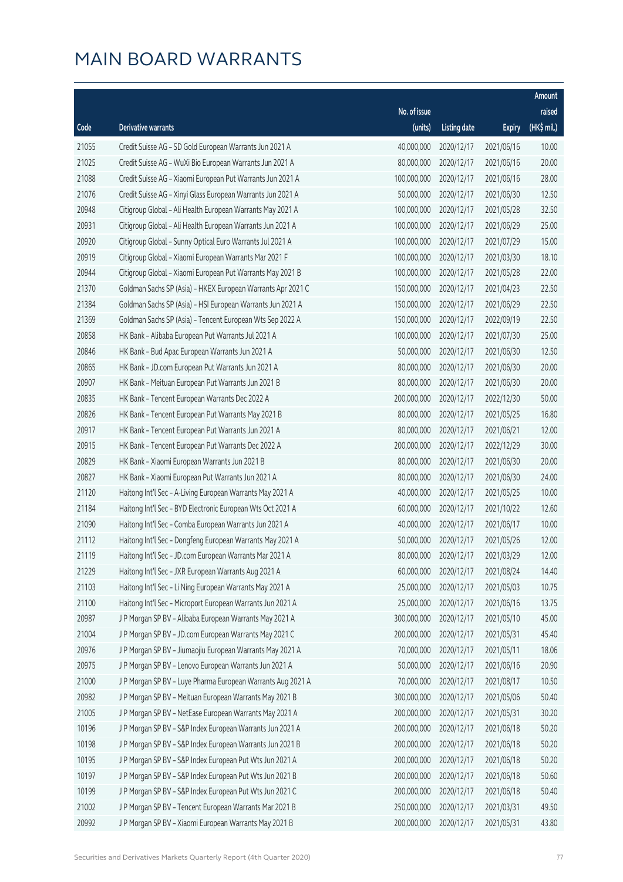# MAIN BOARD WARRANTS

| Code | Derivative warrants | No. of issue (units) | Listing date | Expiry | Amount raised (HK$ mil.) |
|---|---|---|---|---|---|
| 21055 | Credit Suisse AG - SD Gold European Warrants Jun 2021 A | 40,000,000 | 2020/12/17 | 2021/06/16 | 10.00 |
| 21025 | Credit Suisse AG - WuXi Bio European Warrants Jun 2021 A | 80,000,000 | 2020/12/17 | 2021/06/16 | 20.00 |
| 21088 | Credit Suisse AG - Xiaomi European Put Warrants Jun 2021 A | 100,000,000 | 2020/12/17 | 2021/06/16 | 28.00 |
| 21076 | Credit Suisse AG - Xinyi Glass European Warrants Jun 2021 A | 50,000,000 | 2020/12/17 | 2021/06/30 | 12.50 |
| 20948 | Citigroup Global - Ali Health European Warrants May 2021 A | 100,000,000 | 2020/12/17 | 2021/05/28 | 32.50 |
| 20931 | Citigroup Global - Ali Health European Warrants Jun 2021 A | 100,000,000 | 2020/12/17 | 2021/06/29 | 25.00 |
| 20920 | Citigroup Global - Sunny Optical Euro Warrants Jul 2021 A | 100,000,000 | 2020/12/17 | 2021/07/29 | 15.00 |
| 20919 | Citigroup Global - Xiaomi European Warrants Mar 2021 F | 100,000,000 | 2020/12/17 | 2021/03/30 | 18.10 |
| 20944 | Citigroup Global - Xiaomi European Put Warrants May 2021 B | 100,000,000 | 2020/12/17 | 2021/05/28 | 22.00 |
| 21370 | Goldman Sachs SP (Asia) - HKEX European Warrants Apr 2021 C | 150,000,000 | 2020/12/17 | 2021/04/23 | 22.50 |
| 21384 | Goldman Sachs SP (Asia) - HSI European Warrants Jun 2021 A | 150,000,000 | 2020/12/17 | 2021/06/29 | 22.50 |
| 21369 | Goldman Sachs SP (Asia) - Tencent European Wts Sep 2022 A | 150,000,000 | 2020/12/17 | 2022/09/19 | 22.50 |
| 20858 | HK Bank - Alibaba European Put Warrants Jul 2021 A | 100,000,000 | 2020/12/17 | 2021/07/30 | 25.00 |
| 20846 | HK Bank - Bud Apac European Warrants Jun 2021 A | 50,000,000 | 2020/12/17 | 2021/06/30 | 12.50 |
| 20865 | HK Bank - JD.com European Put Warrants Jun 2021 A | 80,000,000 | 2020/12/17 | 2021/06/30 | 20.00 |
| 20907 | HK Bank - Meituan European Put Warrants Jun 2021 B | 80,000,000 | 2020/12/17 | 2021/06/30 | 20.00 |
| 20835 | HK Bank - Tencent European Warrants Dec 2022 A | 200,000,000 | 2020/12/17 | 2022/12/30 | 50.00 |
| 20826 | HK Bank - Tencent European Put Warrants May 2021 B | 80,000,000 | 2020/12/17 | 2021/05/25 | 16.80 |
| 20917 | HK Bank - Tencent European Put Warrants Jun 2021 A | 80,000,000 | 2020/12/17 | 2021/06/21 | 12.00 |
| 20915 | HK Bank - Tencent European Put Warrants Dec 2022 A | 200,000,000 | 2020/12/17 | 2022/12/29 | 30.00 |
| 20829 | HK Bank - Xiaomi European Warrants Jun 2021 B | 80,000,000 | 2020/12/17 | 2021/06/30 | 20.00 |
| 20827 | HK Bank - Xiaomi European Put Warrants Jun 2021 A | 80,000,000 | 2020/12/17 | 2021/06/30 | 24.00 |
| 21120 | Haitong Int'l Sec - A-Living European Warrants May 2021 A | 40,000,000 | 2020/12/17 | 2021/05/25 | 10.00 |
| 21184 | Haitong Int'l Sec - BYD Electronic European Wts Oct 2021 A | 60,000,000 | 2020/12/17 | 2021/10/22 | 12.60 |
| 21090 | Haitong Int'l Sec - Comba European Warrants Jun 2021 A | 40,000,000 | 2020/12/17 | 2021/06/17 | 10.00 |
| 21112 | Haitong Int'l Sec - Dongfeng European Warrants May 2021 A | 50,000,000 | 2020/12/17 | 2021/05/26 | 12.00 |
| 21119 | Haitong Int'l Sec - JD.com European Warrants Mar 2021 A | 80,000,000 | 2020/12/17 | 2021/03/29 | 12.00 |
| 21229 | Haitong Int'l Sec - JXR European Warrants Aug 2021 A | 60,000,000 | 2020/12/17 | 2021/08/24 | 14.40 |
| 21103 | Haitong Int'l Sec - Li Ning European Warrants May 2021 A | 25,000,000 | 2020/12/17 | 2021/05/03 | 10.75 |
| 21100 | Haitong Int'l Sec - Microport European Warrants Jun 2021 A | 25,000,000 | 2020/12/17 | 2021/06/16 | 13.75 |
| 20987 | J P Morgan SP BV - Alibaba European Warrants May 2021 A | 300,000,000 | 2020/12/17 | 2021/05/10 | 45.00 |
| 21004 | J P Morgan SP BV - JD.com European Warrants May 2021 C | 200,000,000 | 2020/12/17 | 2021/05/31 | 45.40 |
| 20976 | J P Morgan SP BV - Jiumaojiu European Warrants May 2021 A | 70,000,000 | 2020/12/17 | 2021/05/11 | 18.06 |
| 20975 | J P Morgan SP BV - Lenovo European Warrants Jun 2021 A | 50,000,000 | 2020/12/17 | 2021/06/16 | 20.90 |
| 21000 | J P Morgan SP BV - Luye Pharma European Warrants Aug 2021 A | 70,000,000 | 2020/12/17 | 2021/08/17 | 10.50 |
| 20982 | J P Morgan SP BV - Meituan European Warrants May 2021 B | 300,000,000 | 2020/12/17 | 2021/05/06 | 50.40 |
| 21005 | J P Morgan SP BV - NetEase European Warrants May 2021 A | 200,000,000 | 2020/12/17 | 2021/05/31 | 30.20 |
| 10196 | J P Morgan SP BV - S&P Index European Warrants Jun 2021 A | 200,000,000 | 2020/12/17 | 2021/06/18 | 50.20 |
| 10198 | J P Morgan SP BV - S&P Index European Warrants Jun 2021 B | 200,000,000 | 2020/12/17 | 2021/06/18 | 50.20 |
| 10195 | J P Morgan SP BV - S&P Index European Put Wts Jun 2021 A | 200,000,000 | 2020/12/17 | 2021/06/18 | 50.20 |
| 10197 | J P Morgan SP BV - S&P Index European Put Wts Jun 2021 B | 200,000,000 | 2020/12/17 | 2021/06/18 | 50.60 |
| 10199 | J P Morgan SP BV - S&P Index European Put Wts Jun 2021 C | 200,000,000 | 2020/12/17 | 2021/06/18 | 50.40 |
| 21002 | J P Morgan SP BV - Tencent European Warrants Mar 2021 B | 250,000,000 | 2020/12/17 | 2021/03/31 | 49.50 |
| 20992 | J P Morgan SP BV - Xiaomi European Warrants May 2021 B | 200,000,000 | 2020/12/17 | 2021/05/31 | 43.80 |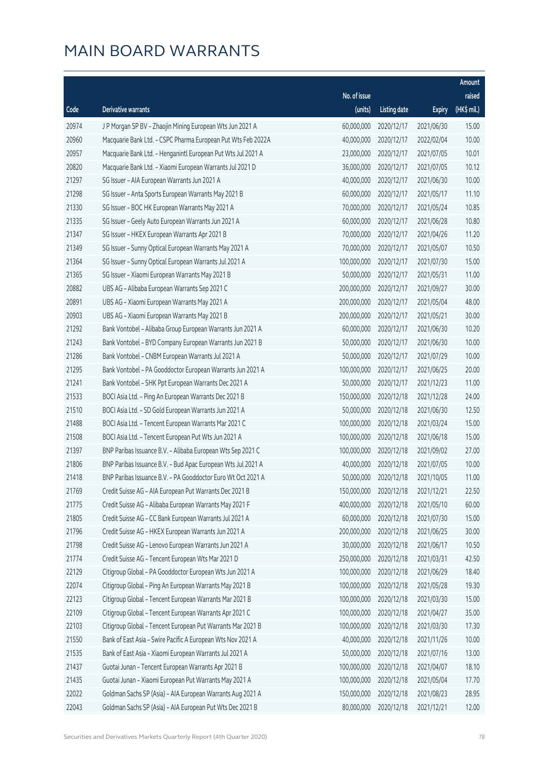# MAIN BOARD WARRANTS

| Code | Derivative warrants | No. of issue (units) | Listing date | Expiry | Amount raised (HK$ mil.) |
|---|---|---|---|---|---|
| 20974 | J P Morgan SP BV - Zhaojin Mining European Wts Jun 2021 A | 60,000,000 | 2020/12/17 | 2021/06/30 | 15.00 |
| 20960 | Macquarie Bank Ltd. - CSPC Pharma European Put Wts Feb 2022A | 40,000,000 | 2020/12/17 | 2022/02/04 | 10.00 |
| 20957 | Macquarie Bank Ltd. - Henganintl European Put Wts Jul 2021 A | 23,000,000 | 2020/12/17 | 2021/07/05 | 10.01 |
| 20820 | Macquarie Bank Ltd. - Xiaomi European Warrants Jul 2021 D | 36,000,000 | 2020/12/17 | 2021/07/05 | 10.12 |
| 21297 | SG Issuer - AIA European Warrants Jun 2021 A | 40,000,000 | 2020/12/17 | 2021/06/30 | 10.00 |
| 21298 | SG Issuer - Anta Sports European Warrants May 2021 B | 60,000,000 | 2020/12/17 | 2021/05/17 | 11.10 |
| 21330 | SG Issuer - BOC HK European Warrants May 2021 A | 70,000,000 | 2020/12/17 | 2021/05/24 | 10.85 |
| 21335 | SG Issuer - Geely Auto European Warrants Jun 2021 A | 60,000,000 | 2020/12/17 | 2021/06/28 | 10.80 |
| 21347 | SG Issuer - HKEX European Warrants Apr 2021 B | 70,000,000 | 2020/12/17 | 2021/04/26 | 11.20 |
| 21349 | SG Issuer - Sunny Optical European Warrants May 2021 A | 70,000,000 | 2020/12/17 | 2021/05/07 | 10.50 |
| 21364 | SG Issuer - Sunny Optical European Warrants Jul 2021 A | 100,000,000 | 2020/12/17 | 2021/07/30 | 15.00 |
| 21365 | SG Issuer - Xiaomi European Warrants May 2021 B | 50,000,000 | 2020/12/17 | 2021/05/31 | 11.00 |
| 20882 | UBS AG - Alibaba European Warrants Sep 2021 C | 200,000,000 | 2020/12/17 | 2021/09/27 | 30.00 |
| 20891 | UBS AG - Xiaomi European Warrants May 2021 A | 200,000,000 | 2020/12/17 | 2021/05/04 | 48.00 |
| 20903 | UBS AG - Xiaomi European Warrants May 2021 B | 200,000,000 | 2020/12/17 | 2021/05/21 | 30.00 |
| 21292 | Bank Vontobel - Alibaba Group European Warrants Jun 2021 A | 60,000,000 | 2020/12/17 | 2021/06/30 | 10.20 |
| 21243 | Bank Vontobel - BYD Company European Warrants Jun 2021 B | 50,000,000 | 2020/12/17 | 2021/06/30 | 10.00 |
| 21286 | Bank Vontobel - CNBM European Warrants Jul 2021 A | 50,000,000 | 2020/12/17 | 2021/07/29 | 10.00 |
| 21295 | Bank Vontobel - PA Gooddoctor European Warrants Jun 2021 A | 100,000,000 | 2020/12/17 | 2021/06/25 | 20.00 |
| 21241 | Bank Vontobel - SHK Ppt European Warrants Dec 2021 A | 50,000,000 | 2020/12/17 | 2021/12/23 | 11.00 |
| 21533 | BOCI Asia Ltd. - Ping An European Warrants Dec 2021 B | 150,000,000 | 2020/12/18 | 2021/12/28 | 24.00 |
| 21510 | BOCI Asia Ltd. - SD Gold European Warrants Jun 2021 A | 50,000,000 | 2020/12/18 | 2021/06/30 | 12.50 |
| 21488 | BOCI Asia Ltd. - Tencent European Warrants Mar 2021 C | 100,000,000 | 2020/12/18 | 2021/03/24 | 15.00 |
| 21508 | BOCI Asia Ltd. - Tencent European Put Wts Jun 2021 A | 100,000,000 | 2020/12/18 | 2021/06/18 | 15.00 |
| 21397 | BNP Paribas Issuance B.V. - Alibaba European Wts Sep 2021 C | 100,000,000 | 2020/12/18 | 2021/09/02 | 27.00 |
| 21806 | BNP Paribas Issuance B.V. - Bud Apac European Wts Jul 2021 A | 40,000,000 | 2020/12/18 | 2021/07/05 | 10.00 |
| 21418 | BNP Paribas Issuance B.V. - PA Gooddoctor Euro Wt Oct 2021 A | 50,000,000 | 2020/12/18 | 2021/10/05 | 11.00 |
| 21769 | Credit Suisse AG - AIA European Put Warrants Dec 2021 B | 150,000,000 | 2020/12/18 | 2021/12/21 | 22.50 |
| 21775 | Credit Suisse AG - Alibaba European Warrants May 2021 F | 400,000,000 | 2020/12/18 | 2021/05/10 | 60.00 |
| 21805 | Credit Suisse AG - CC Bank European Warrants Jul 2021 A | 60,000,000 | 2020/12/18 | 2021/07/30 | 15.00 |
| 21796 | Credit Suisse AG - HKEX European Warrants Jun 2021 A | 200,000,000 | 2020/12/18 | 2021/06/25 | 30.00 |
| 21798 | Credit Suisse AG - Lenovo European Warrants Jun 2021 A | 30,000,000 | 2020/12/18 | 2021/06/17 | 10.50 |
| 21774 | Credit Suisse AG - Tencent European Wts Mar 2021 D | 250,000,000 | 2020/12/18 | 2021/03/31 | 42.50 |
| 22129 | Citigroup Global - PA Gooddoctor European Wts Jun 2021 A | 100,000,000 | 2020/12/18 | 2021/06/29 | 18.40 |
| 22074 | Citigroup Global - Ping An European Warrants May 2021 B | 100,000,000 | 2020/12/18 | 2021/05/28 | 19.30 |
| 22123 | Citigroup Global - Tencent European Warrants Mar 2021 B | 100,000,000 | 2020/12/18 | 2021/03/30 | 15.00 |
| 22109 | Citigroup Global - Tencent European Warrants Apr 2021 C | 100,000,000 | 2020/12/18 | 2021/04/27 | 35.00 |
| 22103 | Citigroup Global - Tencent European Put Warrants Mar 2021 B | 100,000,000 | 2020/12/18 | 2021/03/30 | 17.30 |
| 21550 | Bank of East Asia - Swire Pacific A European Wts Nov 2021 A | 40,000,000 | 2020/12/18 | 2021/11/26 | 10.00 |
| 21535 | Bank of East Asia - Xiaomi European Warrants Jul 2021 A | 50,000,000 | 2020/12/18 | 2021/07/16 | 13.00 |
| 21437 | Guotai Junan - Tencent European Warrants Apr 2021 B | 100,000,000 | 2020/12/18 | 2021/04/07 | 18.10 |
| 21435 | Guotai Junan - Xiaomi European Put Warrants May 2021 A | 100,000,000 | 2020/12/18 | 2021/05/04 | 17.70 |
| 22022 | Goldman Sachs SP (Asia) - AIA European Warrants Aug 2021 A | 150,000,000 | 2020/12/18 | 2021/08/23 | 28.95 |
| 22043 | Goldman Sachs SP (Asia) - AIA European Put Wts Dec 2021 B | 80,000,000 | 2020/12/18 | 2021/12/21 | 12.00 |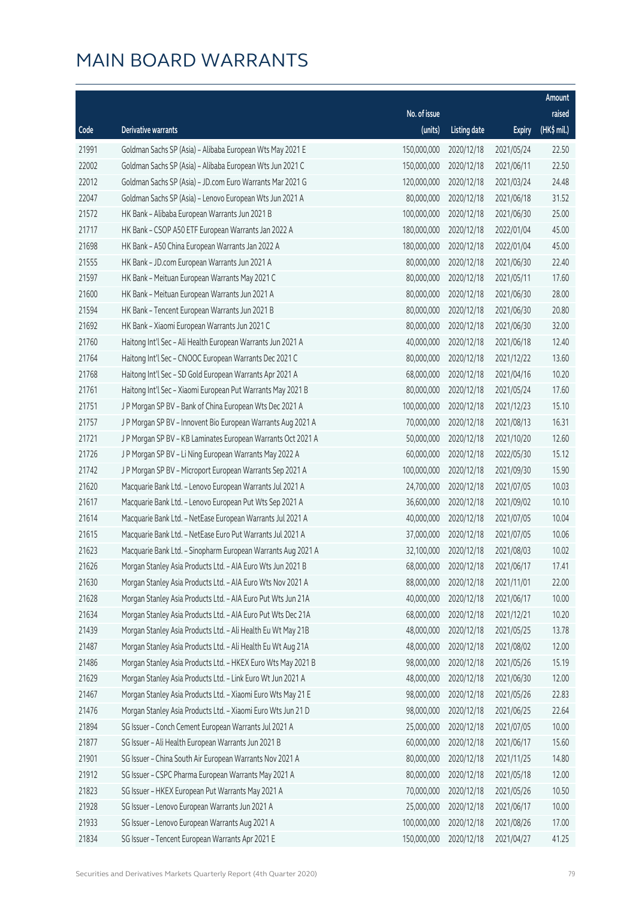# MAIN BOARD WARRANTS

| Code | Derivative warrants | No. of issue (units) | Listing date | Expiry | Amount raised (HK$ mil.) |
|---|---|---|---|---|---|
| 21991 | Goldman Sachs SP (Asia) – Alibaba European Wts May 2021 E | 150,000,000 | 2020/12/18 | 2021/05/24 | 22.50 |
| 22002 | Goldman Sachs SP (Asia) – Alibaba European Wts Jun 2021 C | 150,000,000 | 2020/12/18 | 2021/06/11 | 22.50 |
| 22012 | Goldman Sachs SP (Asia) – JD.com Euro Warrants Mar 2021 G | 120,000,000 | 2020/12/18 | 2021/03/24 | 24.48 |
| 22047 | Goldman Sachs SP (Asia) – Lenovo European Wts Jun 2021 A | 80,000,000 | 2020/12/18 | 2021/06/18 | 31.52 |
| 21572 | HK Bank – Alibaba European Warrants Jun 2021 B | 100,000,000 | 2020/12/18 | 2021/06/30 | 25.00 |
| 21717 | HK Bank – CSOP A50 ETF European Warrants Jan 2022 A | 180,000,000 | 2020/12/18 | 2022/01/04 | 45.00 |
| 21698 | HK Bank – A50 China European Warrants Jan 2022 A | 180,000,000 | 2020/12/18 | 2022/01/04 | 45.00 |
| 21555 | HK Bank – JD.com European Warrants Jun 2021 A | 80,000,000 | 2020/12/18 | 2021/06/30 | 22.40 |
| 21597 | HK Bank – Meituan European Warrants May 2021 C | 80,000,000 | 2020/12/18 | 2021/05/11 | 17.60 |
| 21600 | HK Bank – Meituan European Warrants Jun 2021 A | 80,000,000 | 2020/12/18 | 2021/06/30 | 28.00 |
| 21594 | HK Bank – Tencent European Warrants Jun 2021 B | 80,000,000 | 2020/12/18 | 2021/06/30 | 20.80 |
| 21692 | HK Bank – Xiaomi European Warrants Jun 2021 C | 80,000,000 | 2020/12/18 | 2021/06/30 | 32.00 |
| 21760 | Haitong Int'l Sec – Ali Health European Warrants Jun 2021 A | 40,000,000 | 2020/12/18 | 2021/06/18 | 12.40 |
| 21764 | Haitong Int'l Sec – CNOOC European Warrants Dec 2021 C | 80,000,000 | 2020/12/18 | 2021/12/22 | 13.60 |
| 21768 | Haitong Int'l Sec – SD Gold European Warrants Apr 2021 A | 68,000,000 | 2020/12/18 | 2021/04/16 | 10.20 |
| 21761 | Haitong Int'l Sec – Xiaomi European Put Warrants May 2021 B | 80,000,000 | 2020/12/18 | 2021/05/24 | 17.60 |
| 21751 | J P Morgan SP BV – Bank of China European Wts Dec 2021 A | 100,000,000 | 2020/12/18 | 2021/12/23 | 15.10 |
| 21757 | J P Morgan SP BV – Innovent Bio European Warrants Aug 2021 A | 70,000,000 | 2020/12/18 | 2021/08/13 | 16.31 |
| 21721 | J P Morgan SP BV – KB Laminates European Warrants Oct 2021 A | 50,000,000 | 2020/12/18 | 2021/10/20 | 12.60 |
| 21726 | J P Morgan SP BV – Li Ning European Warrants May 2022 A | 60,000,000 | 2020/12/18 | 2022/05/30 | 15.12 |
| 21742 | J P Morgan SP BV – Microport European Warrants Sep 2021 A | 100,000,000 | 2020/12/18 | 2021/09/30 | 15.90 |
| 21620 | Macquarie Bank Ltd. – Lenovo European Warrants Jul 2021 A | 24,700,000 | 2020/12/18 | 2021/07/05 | 10.03 |
| 21617 | Macquarie Bank Ltd. – Lenovo European Put Wts Sep 2021 A | 36,600,000 | 2020/12/18 | 2021/09/02 | 10.10 |
| 21614 | Macquarie Bank Ltd. – NetEase European Warrants Jul 2021 A | 40,000,000 | 2020/12/18 | 2021/07/05 | 10.04 |
| 21615 | Macquarie Bank Ltd. – NetEase Euro Put Warrants Jul 2021 A | 37,000,000 | 2020/12/18 | 2021/07/05 | 10.06 |
| 21623 | Macquarie Bank Ltd. – Sinopharm European Warrants Aug 2021 A | 32,100,000 | 2020/12/18 | 2021/08/03 | 10.02 |
| 21626 | Morgan Stanley Asia Products Ltd. – AIA Euro Wts Jun 2021 B | 68,000,000 | 2020/12/18 | 2021/06/17 | 17.41 |
| 21630 | Morgan Stanley Asia Products Ltd. – AIA Euro Wts Nov 2021 A | 88,000,000 | 2020/12/18 | 2021/11/01 | 22.00 |
| 21628 | Morgan Stanley Asia Products Ltd. – AIA Euro Put Wts Jun 21A | 40,000,000 | 2020/12/18 | 2021/06/17 | 10.00 |
| 21634 | Morgan Stanley Asia Products Ltd. – AIA Euro Put Wts Dec 21A | 68,000,000 | 2020/12/18 | 2021/12/21 | 10.20 |
| 21439 | Morgan Stanley Asia Products Ltd. – Ali Health Eu Wt May 21B | 48,000,000 | 2020/12/18 | 2021/05/25 | 13.78 |
| 21487 | Morgan Stanley Asia Products Ltd. – Ali Health Eu Wt Aug 21A | 48,000,000 | 2020/12/18 | 2021/08/02 | 12.00 |
| 21486 | Morgan Stanley Asia Products Ltd. – HKEX Euro Wts May 2021 B | 98,000,000 | 2020/12/18 | 2021/05/26 | 15.19 |
| 21629 | Morgan Stanley Asia Products Ltd. – Link Euro Wt Jun 2021 A | 48,000,000 | 2020/12/18 | 2021/06/30 | 12.00 |
| 21467 | Morgan Stanley Asia Products Ltd. – Xiaomi Euro Wts May 21 E | 98,000,000 | 2020/12/18 | 2021/05/26 | 22.83 |
| 21476 | Morgan Stanley Asia Products Ltd. – Xiaomi Euro Wts Jun 21 D | 98,000,000 | 2020/12/18 | 2021/06/25 | 22.64 |
| 21894 | SG Issuer – Conch Cement European Warrants Jul 2021 A | 25,000,000 | 2020/12/18 | 2021/07/05 | 10.00 |
| 21877 | SG Issuer – Ali Health European Warrants Jun 2021 B | 60,000,000 | 2020/12/18 | 2021/06/17 | 15.60 |
| 21901 | SG Issuer – China South Air European Warrants Nov 2021 A | 80,000,000 | 2020/12/18 | 2021/11/25 | 14.80 |
| 21912 | SG Issuer – CSPC Pharma European Warrants May 2021 A | 80,000,000 | 2020/12/18 | 2021/05/18 | 12.00 |
| 21823 | SG Issuer – HKEX European Put Warrants May 2021 A | 70,000,000 | 2020/12/18 | 2021/05/26 | 10.50 |
| 21928 | SG Issuer – Lenovo European Warrants Jun 2021 A | 25,000,000 | 2020/12/18 | 2021/06/17 | 10.00 |
| 21933 | SG Issuer – Lenovo European Warrants Aug 2021 A | 100,000,000 | 2020/12/18 | 2021/08/26 | 17.00 |
| 21834 | SG Issuer – Tencent European Warrants Apr 2021 E | 150,000,000 | 2020/12/18 | 2021/04/27 | 41.25 |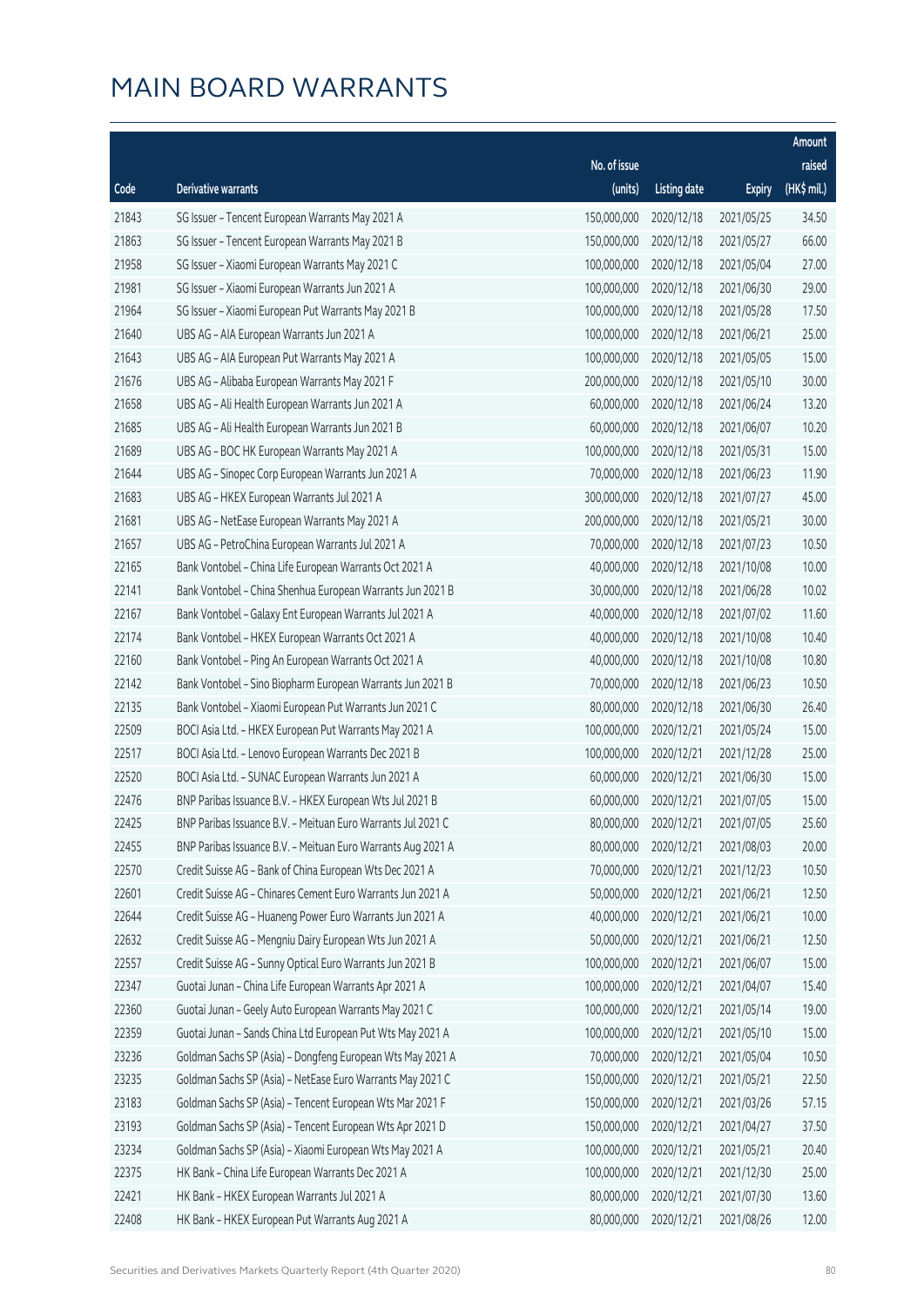# MAIN BOARD WARRANTS

| Code | Derivative warrants | No. of issue (units) | Listing date | Expiry | Amount raised (HK$ mil.) |
|---|---|---|---|---|---|
| 21843 | SG Issuer – Tencent European Warrants May 2021 A | 150,000,000 | 2020/12/18 | 2021/05/25 | 34.50 |
| 21863 | SG Issuer – Tencent European Warrants May 2021 B | 150,000,000 | 2020/12/18 | 2021/05/27 | 66.00 |
| 21958 | SG Issuer – Xiaomi European Warrants May 2021 C | 100,000,000 | 2020/12/18 | 2021/05/04 | 27.00 |
| 21981 | SG Issuer – Xiaomi European Warrants Jun 2021 A | 100,000,000 | 2020/12/18 | 2021/06/30 | 29.00 |
| 21964 | SG Issuer – Xiaomi European Put Warrants May 2021 B | 100,000,000 | 2020/12/18 | 2021/05/28 | 17.50 |
| 21640 | UBS AG – AIA European Warrants Jun 2021 A | 100,000,000 | 2020/12/18 | 2021/06/21 | 25.00 |
| 21643 | UBS AG – AIA European Put Warrants May 2021 A | 100,000,000 | 2020/12/18 | 2021/05/05 | 15.00 |
| 21676 | UBS AG – Alibaba European Warrants May 2021 F | 200,000,000 | 2020/12/18 | 2021/05/10 | 30.00 |
| 21658 | UBS AG – Ali Health European Warrants Jun 2021 A | 60,000,000 | 2020/12/18 | 2021/06/24 | 13.20 |
| 21685 | UBS AG – Ali Health European Warrants Jun 2021 B | 60,000,000 | 2020/12/18 | 2021/06/07 | 10.20 |
| 21689 | UBS AG – BOC HK European Warrants May 2021 A | 100,000,000 | 2020/12/18 | 2021/05/31 | 15.00 |
| 21644 | UBS AG – Sinopec Corp European Warrants Jun 2021 A | 70,000,000 | 2020/12/18 | 2021/06/23 | 11.90 |
| 21683 | UBS AG – HKEX European Warrants Jul 2021 A | 300,000,000 | 2020/12/18 | 2021/07/27 | 45.00 |
| 21681 | UBS AG – NetEase European Warrants May 2021 A | 200,000,000 | 2020/12/18 | 2021/05/21 | 30.00 |
| 21657 | UBS AG – PetroChina European Warrants Jul 2021 A | 70,000,000 | 2020/12/18 | 2021/07/23 | 10.50 |
| 22165 | Bank Vontobel – China Life European Warrants Oct 2021 A | 40,000,000 | 2020/12/18 | 2021/10/08 | 10.00 |
| 22141 | Bank Vontobel – China Shenhua European Warrants Jun 2021 B | 30,000,000 | 2020/12/18 | 2021/06/28 | 10.02 |
| 22167 | Bank Vontobel – Galaxy Ent European Warrants Jul 2021 A | 40,000,000 | 2020/12/18 | 2021/07/02 | 11.60 |
| 22174 | Bank Vontobel – HKEX European Warrants Oct 2021 A | 40,000,000 | 2020/12/18 | 2021/10/08 | 10.40 |
| 22160 | Bank Vontobel – Ping An European Warrants Oct 2021 A | 40,000,000 | 2020/12/18 | 2021/10/08 | 10.80 |
| 22142 | Bank Vontobel – Sino Biopharm European Warrants Jun 2021 B | 70,000,000 | 2020/12/18 | 2021/06/23 | 10.50 |
| 22135 | Bank Vontobel – Xiaomi European Put Warrants Jun 2021 C | 80,000,000 | 2020/12/18 | 2021/06/30 | 26.40 |
| 22509 | BOCI Asia Ltd. – HKEX European Put Warrants May 2021 A | 100,000,000 | 2020/12/21 | 2021/05/24 | 15.00 |
| 22517 | BOCI Asia Ltd. – Lenovo European Warrants Dec 2021 B | 100,000,000 | 2020/12/21 | 2021/12/28 | 25.00 |
| 22520 | BOCI Asia Ltd. – SUNAC European Warrants Jun 2021 A | 60,000,000 | 2020/12/21 | 2021/06/30 | 15.00 |
| 22476 | BNP Paribas Issuance B.V. – HKEX European Wts Jul 2021 B | 60,000,000 | 2020/12/21 | 2021/07/05 | 15.00 |
| 22425 | BNP Paribas Issuance B.V. – Meituan Euro Warrants Jul 2021 C | 80,000,000 | 2020/12/21 | 2021/07/05 | 25.60 |
| 22455 | BNP Paribas Issuance B.V. – Meituan Euro Warrants Aug 2021 A | 80,000,000 | 2020/12/21 | 2021/08/03 | 20.00 |
| 22570 | Credit Suisse AG – Bank of China European Wts Dec 2021 A | 70,000,000 | 2020/12/21 | 2021/12/23 | 10.50 |
| 22601 | Credit Suisse AG – Chinares Cement Euro Warrants Jun 2021 A | 50,000,000 | 2020/12/21 | 2021/06/21 | 12.50 |
| 22644 | Credit Suisse AG – Huaneng Power Euro Warrants Jun 2021 A | 40,000,000 | 2020/12/21 | 2021/06/21 | 10.00 |
| 22632 | Credit Suisse AG – Mengniu Dairy European Wts Jun 2021 A | 50,000,000 | 2020/12/21 | 2021/06/21 | 12.50 |
| 22557 | Credit Suisse AG – Sunny Optical Euro Warrants Jun 2021 B | 100,000,000 | 2020/12/21 | 2021/06/07 | 15.00 |
| 22347 | Guotai Junan – China Life European Warrants Apr 2021 A | 100,000,000 | 2020/12/21 | 2021/04/07 | 15.40 |
| 22360 | Guotai Junan – Geely Auto European Warrants May 2021 C | 100,000,000 | 2020/12/21 | 2021/05/14 | 19.00 |
| 22359 | Guotai Junan – Sands China Ltd European Put Wts May 2021 A | 100,000,000 | 2020/12/21 | 2021/05/10 | 15.00 |
| 23236 | Goldman Sachs SP (Asia) – Dongfeng European Wts May 2021 A | 70,000,000 | 2020/12/21 | 2021/05/04 | 10.50 |
| 23235 | Goldman Sachs SP (Asia) – NetEase Euro Warrants May 2021 C | 150,000,000 | 2020/12/21 | 2021/05/21 | 22.50 |
| 23183 | Goldman Sachs SP (Asia) – Tencent European Wts Mar 2021 F | 150,000,000 | 2020/12/21 | 2021/03/26 | 57.15 |
| 23193 | Goldman Sachs SP (Asia) – Tencent European Wts Apr 2021 D | 150,000,000 | 2020/12/21 | 2021/04/27 | 37.50 |
| 23234 | Goldman Sachs SP (Asia) – Xiaomi European Wts May 2021 A | 100,000,000 | 2020/12/21 | 2021/05/21 | 20.40 |
| 22375 | HK Bank – China Life European Warrants Dec 2021 A | 100,000,000 | 2020/12/21 | 2021/12/30 | 25.00 |
| 22421 | HK Bank – HKEX European Warrants Jul 2021 A | 80,000,000 | 2020/12/21 | 2021/07/30 | 13.60 |
| 22408 | HK Bank – HKEX European Put Warrants Aug 2021 A | 80,000,000 | 2020/12/21 | 2021/08/26 | 12.00 |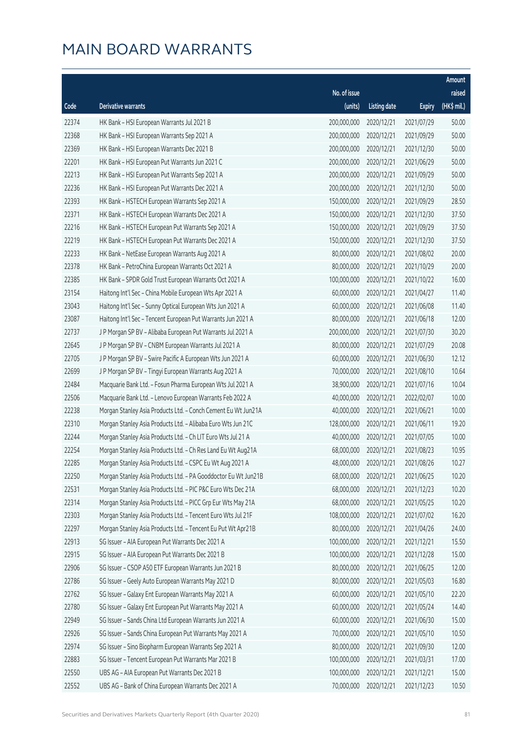# MAIN BOARD WARRANTS

| Code | Derivative warrants | No. of issue (units) | Listing date | Expiry | Amount raised (HK$ mil.) |
|---|---|---|---|---|---|
| 22374 | HK Bank – HSI European Warrants Jul 2021 B | 200,000,000 | 2020/12/21 | 2021/07/29 | 50.00 |
| 22368 | HK Bank – HSI European Warrants Sep 2021 A | 200,000,000 | 2020/12/21 | 2021/09/29 | 50.00 |
| 22369 | HK Bank – HSI European Warrants Dec 2021 B | 200,000,000 | 2020/12/21 | 2021/12/30 | 50.00 |
| 22201 | HK Bank – HSI European Put Warrants Jun 2021 C | 200,000,000 | 2020/12/21 | 2021/06/29 | 50.00 |
| 22213 | HK Bank – HSI European Put Warrants Sep 2021 A | 200,000,000 | 2020/12/21 | 2021/09/29 | 50.00 |
| 22236 | HK Bank – HSI European Put Warrants Dec 2021 A | 200,000,000 | 2020/12/21 | 2021/12/30 | 50.00 |
| 22393 | HK Bank – HSTECH European Warrants Sep 2021 A | 150,000,000 | 2020/12/21 | 2021/09/29 | 28.50 |
| 22371 | HK Bank – HSTECH European Warrants Dec 2021 A | 150,000,000 | 2020/12/21 | 2021/12/30 | 37.50 |
| 22216 | HK Bank – HSTECH European Put Warrants Sep 2021 A | 150,000,000 | 2020/12/21 | 2021/09/29 | 37.50 |
| 22219 | HK Bank – HSTECH European Put Warrants Dec 2021 A | 150,000,000 | 2020/12/21 | 2021/12/30 | 37.50 |
| 22233 | HK Bank – NetEase European Warrants Aug 2021 A | 80,000,000 | 2020/12/21 | 2021/08/02 | 20.00 |
| 22378 | HK Bank – PetroChina European Warrants Oct 2021 A | 80,000,000 | 2020/12/21 | 2021/10/29 | 20.00 |
| 22385 | HK Bank – SPDR Gold Trust European Warrants Oct 2021 A | 100,000,000 | 2020/12/21 | 2021/10/22 | 16.00 |
| 23154 | Haitong Int'l Sec – China Mobile European Wts Apr 2021 A | 60,000,000 | 2020/12/21 | 2021/04/27 | 11.40 |
| 23043 | Haitong Int'l Sec – Sunny Optical European Wts Jun 2021 A | 60,000,000 | 2020/12/21 | 2021/06/08 | 11.40 |
| 23087 | Haitong Int'l Sec – Tencent European Put Warrants Jun 2021 A | 80,000,000 | 2020/12/21 | 2021/06/18 | 12.00 |
| 22737 | J P Morgan SP BV – Alibaba European Put Warrants Jul 2021 A | 200,000,000 | 2020/12/21 | 2021/07/30 | 30.20 |
| 22645 | J P Morgan SP BV – CNBM European Warrants Jul 2021 A | 80,000,000 | 2020/12/21 | 2021/07/29 | 20.08 |
| 22705 | J P Morgan SP BV – Swire Pacific A European Wts Jun 2021 A | 60,000,000 | 2020/12/21 | 2021/06/30 | 12.12 |
| 22699 | J P Morgan SP BV – Tingyi European Warrants Aug 2021 A | 70,000,000 | 2020/12/21 | 2021/08/10 | 10.64 |
| 22484 | Macquarie Bank Ltd. – Fosun Pharma European Wts Jul 2021 A | 38,900,000 | 2020/12/21 | 2021/07/16 | 10.04 |
| 22506 | Macquarie Bank Ltd. – Lenovo European Warrants Feb 2022 A | 40,000,000 | 2020/12/21 | 2022/02/07 | 10.00 |
| 22238 | Morgan Stanley Asia Products Ltd. – Conch Cement Eu Wt Jun21A | 40,000,000 | 2020/12/21 | 2021/06/21 | 10.00 |
| 22310 | Morgan Stanley Asia Products Ltd. – Alibaba Euro Wts Jun 21C | 128,000,000 | 2020/12/21 | 2021/06/11 | 19.20 |
| 22244 | Morgan Stanley Asia Products Ltd. – Ch LIT Euro Wts Jul 21 A | 40,000,000 | 2020/12/21 | 2021/07/05 | 10.00 |
| 22254 | Morgan Stanley Asia Products Ltd. – Ch Res Land Eu Wt Aug21A | 68,000,000 | 2020/12/21 | 2021/08/23 | 10.95 |
| 22285 | Morgan Stanley Asia Products Ltd. – CSPC Eu Wt Aug 2021 A | 48,000,000 | 2020/12/21 | 2021/08/26 | 10.27 |
| 22250 | Morgan Stanley Asia Products Ltd. – PA Gooddoctor Eu Wt Jun21B | 68,000,000 | 2020/12/21 | 2021/06/25 | 10.20 |
| 22531 | Morgan Stanley Asia Products Ltd. – PIC P&C Euro Wts Dec 21A | 68,000,000 | 2020/12/21 | 2021/12/23 | 10.20 |
| 22314 | Morgan Stanley Asia Products Ltd. – PICC Grp Eur Wts May 21A | 68,000,000 | 2020/12/21 | 2021/05/25 | 10.20 |
| 22303 | Morgan Stanley Asia Products Ltd. – Tencent Euro Wts Jul 21F | 108,000,000 | 2020/12/21 | 2021/07/02 | 16.20 |
| 22297 | Morgan Stanley Asia Products Ltd. – Tencent Eu Put Wt Apr21B | 80,000,000 | 2020/12/21 | 2021/04/26 | 24.00 |
| 22913 | SG Issuer – AIA European Put Warrants Dec 2021 A | 100,000,000 | 2020/12/21 | 2021/12/21 | 15.50 |
| 22915 | SG Issuer – AIA European Put Warrants Dec 2021 B | 100,000,000 | 2020/12/21 | 2021/12/28 | 15.00 |
| 22906 | SG Issuer – CSOP A50 ETF European Warrants Jun 2021 B | 80,000,000 | 2020/12/21 | 2021/06/25 | 12.00 |
| 22786 | SG Issuer – Geely Auto European Warrants May 2021 D | 80,000,000 | 2020/12/21 | 2021/05/03 | 16.80 |
| 22762 | SG Issuer – Galaxy Ent European Warrants May 2021 A | 60,000,000 | 2020/12/21 | 2021/05/10 | 22.20 |
| 22780 | SG Issuer – Galaxy Ent European Put Warrants May 2021 A | 60,000,000 | 2020/12/21 | 2021/05/24 | 14.40 |
| 22949 | SG Issuer – Sands China Ltd European Warrants Jun 2021 A | 60,000,000 | 2020/12/21 | 2021/06/30 | 15.00 |
| 22926 | SG Issuer – Sands China European Put Warrants May 2021 A | 70,000,000 | 2020/12/21 | 2021/05/10 | 10.50 |
| 22974 | SG Issuer – Sino Biopharm European Warrants Sep 2021 A | 80,000,000 | 2020/12/21 | 2021/09/30 | 12.00 |
| 22883 | SG Issuer – Tencent European Put Warrants Mar 2021 B | 100,000,000 | 2020/12/21 | 2021/03/31 | 17.00 |
| 22550 | UBS AG – AIA European Put Warrants Dec 2021 B | 100,000,000 | 2020/12/21 | 2021/12/21 | 15.00 |
| 22552 | UBS AG – Bank of China European Warrants Dec 2021 A | 70,000,000 | 2020/12/21 | 2021/12/23 | 10.50 |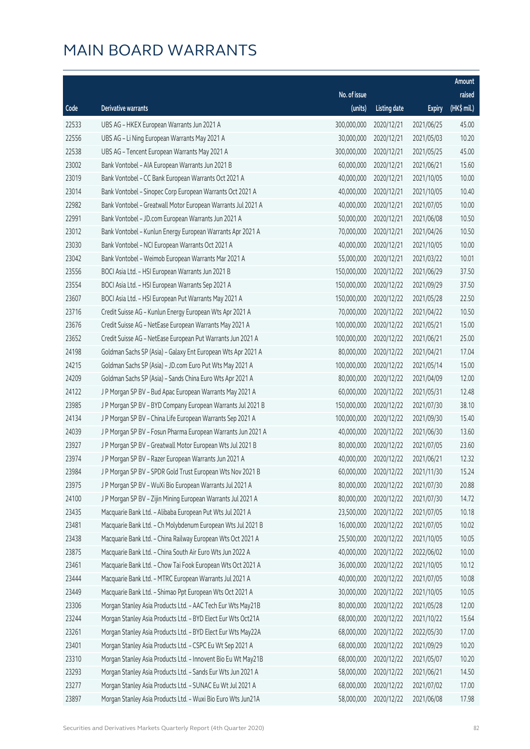# MAIN BOARD WARRANTS

| Code | Derivative warrants | No. of issue (units) | Listing date | Expiry | Amount raised (HK$ mil.) |
|---|---|---|---|---|---|
| 22533 | UBS AG - HKEX European Warrants Jun 2021 A | 300,000,000 | 2020/12/21 | 2021/06/25 | 45.00 |
| 22556 | UBS AG - Li Ning European Warrants May 2021 A | 30,000,000 | 2020/12/21 | 2021/05/03 | 10.20 |
| 22538 | UBS AG - Tencent European Warrants May 2021 A | 300,000,000 | 2020/12/21 | 2021/05/25 | 45.00 |
| 23002 | Bank Vontobel - AIA European Warrants Jun 2021 B | 60,000,000 | 2020/12/21 | 2021/06/21 | 15.60 |
| 23019 | Bank Vontobel - CC Bank European Warrants Oct 2021 A | 40,000,000 | 2020/12/21 | 2021/10/05 | 10.00 |
| 23014 | Bank Vontobel - Sinopec Corp European Warrants Oct 2021 A | 40,000,000 | 2020/12/21 | 2021/10/05 | 10.40 |
| 22982 | Bank Vontobel - Greatwall Motor European Warrants Jul 2021 A | 40,000,000 | 2020/12/21 | 2021/07/05 | 10.00 |
| 22991 | Bank Vontobel - JD.com European Warrants Jun 2021 A | 50,000,000 | 2020/12/21 | 2021/06/08 | 10.50 |
| 23012 | Bank Vontobel - Kunlun Energy European Warrants Apr 2021 A | 70,000,000 | 2020/12/21 | 2021/04/26 | 10.50 |
| 23030 | Bank Vontobel - NCI European Warrants Oct 2021 A | 40,000,000 | 2020/12/21 | 2021/10/05 | 10.00 |
| 23042 | Bank Vontobel - Weimob European Warrants Mar 2021 A | 55,000,000 | 2020/12/21 | 2021/03/22 | 10.01 |
| 23556 | BOCI Asia Ltd. - HSI European Warrants Jun 2021 B | 150,000,000 | 2020/12/22 | 2021/06/29 | 37.50 |
| 23554 | BOCI Asia Ltd. - HSI European Warrants Sep 2021 A | 150,000,000 | 2020/12/22 | 2021/09/29 | 37.50 |
| 23607 | BOCI Asia Ltd. - HSI European Put Warrants May 2021 A | 150,000,000 | 2020/12/22 | 2021/05/28 | 22.50 |
| 23716 | Credit Suisse AG - Kunlun Energy European Wts Apr 2021 A | 70,000,000 | 2020/12/22 | 2021/04/22 | 10.50 |
| 23676 | Credit Suisse AG - NetEase European Warrants May 2021 A | 100,000,000 | 2020/12/22 | 2021/05/21 | 15.00 |
| 23652 | Credit Suisse AG - NetEase European Put Warrants Jun 2021 A | 100,000,000 | 2020/12/22 | 2021/06/21 | 25.00 |
| 24198 | Goldman Sachs SP (Asia) - Galaxy Ent European Wts Apr 2021 A | 80,000,000 | 2020/12/22 | 2021/04/21 | 17.04 |
| 24215 | Goldman Sachs SP (Asia) - JD.com Euro Put Wts May 2021 A | 100,000,000 | 2020/12/22 | 2021/05/14 | 15.00 |
| 24209 | Goldman Sachs SP (Asia) - Sands China Euro Wts Apr 2021 A | 80,000,000 | 2020/12/22 | 2021/04/09 | 12.00 |
| 24122 | J P Morgan SP BV - Bud Apac European Warrants May 2021 A | 60,000,000 | 2020/12/22 | 2021/05/31 | 12.48 |
| 23985 | J P Morgan SP BV - BYD Company European Warrants Jul 2021 B | 150,000,000 | 2020/12/22 | 2021/07/30 | 38.10 |
| 24134 | J P Morgan SP BV - China Life European Warrants Sep 2021 A | 100,000,000 | 2020/12/22 | 2021/09/30 | 15.40 |
| 24039 | J P Morgan SP BV - Fosun Pharma European Warrants Jun 2021 A | 40,000,000 | 2020/12/22 | 2021/06/30 | 13.60 |
| 23927 | J P Morgan SP BV - Greatwall Motor European Wts Jul 2021 B | 80,000,000 | 2020/12/22 | 2021/07/05 | 23.60 |
| 23974 | J P Morgan SP BV - Razer European Warrants Jun 2021 A | 40,000,000 | 2020/12/22 | 2021/06/21 | 12.32 |
| 23984 | J P Morgan SP BV - SPDR Gold Trust European Wts Nov 2021 B | 60,000,000 | 2020/12/22 | 2021/11/30 | 15.24 |
| 23975 | J P Morgan SP BV - WuXi Bio European Warrants Jul 2021 A | 80,000,000 | 2020/12/22 | 2021/07/30 | 20.88 |
| 24100 | J P Morgan SP BV - Zijin Mining European Warrants Jul 2021 A | 80,000,000 | 2020/12/22 | 2021/07/30 | 14.72 |
| 23435 | Macquarie Bank Ltd. - Alibaba European Put Wts Jul 2021 A | 23,500,000 | 2020/12/22 | 2021/07/05 | 10.18 |
| 23481 | Macquarie Bank Ltd. - Ch Molybdenum European Wts Jul 2021 B | 16,000,000 | 2020/12/22 | 2021/07/05 | 10.02 |
| 23438 | Macquarie Bank Ltd. - China Railway European Wts Oct 2021 A | 25,500,000 | 2020/12/22 | 2021/10/05 | 10.05 |
| 23875 | Macquarie Bank Ltd. - China South Air Euro Wts Jun 2022 A | 40,000,000 | 2020/12/22 | 2022/06/02 | 10.00 |
| 23461 | Macquarie Bank Ltd. - Chow Tai Fook European Wts Oct 2021 A | 36,000,000 | 2020/12/22 | 2021/10/05 | 10.12 |
| 23444 | Macquarie Bank Ltd. - MTRC European Warrants Jul 2021 A | 40,000,000 | 2020/12/22 | 2021/07/05 | 10.08 |
| 23449 | Macquarie Bank Ltd. - Shimao Ppt European Wts Oct 2021 A | 30,000,000 | 2020/12/22 | 2021/10/05 | 10.05 |
| 23306 | Morgan Stanley Asia Products Ltd. - AAC Tech Eur Wts May21B | 80,000,000 | 2020/12/22 | 2021/05/28 | 12.00 |
| 23244 | Morgan Stanley Asia Products Ltd. - BYD Elect Eur Wts Oct21A | 68,000,000 | 2020/12/22 | 2021/10/22 | 15.64 |
| 23261 | Morgan Stanley Asia Products Ltd. - BYD Elect Eur Wts May22A | 68,000,000 | 2020/12/22 | 2022/05/30 | 17.00 |
| 23401 | Morgan Stanley Asia Products Ltd. - CSPC Eu Wt Sep 2021 A | 68,000,000 | 2020/12/22 | 2021/09/29 | 10.20 |
| 23310 | Morgan Stanley Asia Products Ltd. - Innovent Bio Eu Wt May21B | 68,000,000 | 2020/12/22 | 2021/05/07 | 10.20 |
| 23293 | Morgan Stanley Asia Products Ltd. - Sands Eur Wts Jun 2021 A | 58,000,000 | 2020/12/22 | 2021/06/21 | 14.50 |
| 23277 | Morgan Stanley Asia Products Ltd. - SUNAC Eu Wt Jul 2021 A | 68,000,000 | 2020/12/22 | 2021/07/02 | 17.00 |
| 23897 | Morgan Stanley Asia Products Ltd. - Wuxi Bio Euro Wts Jun21A | 58,000,000 | 2020/12/22 | 2021/06/08 | 17.98 |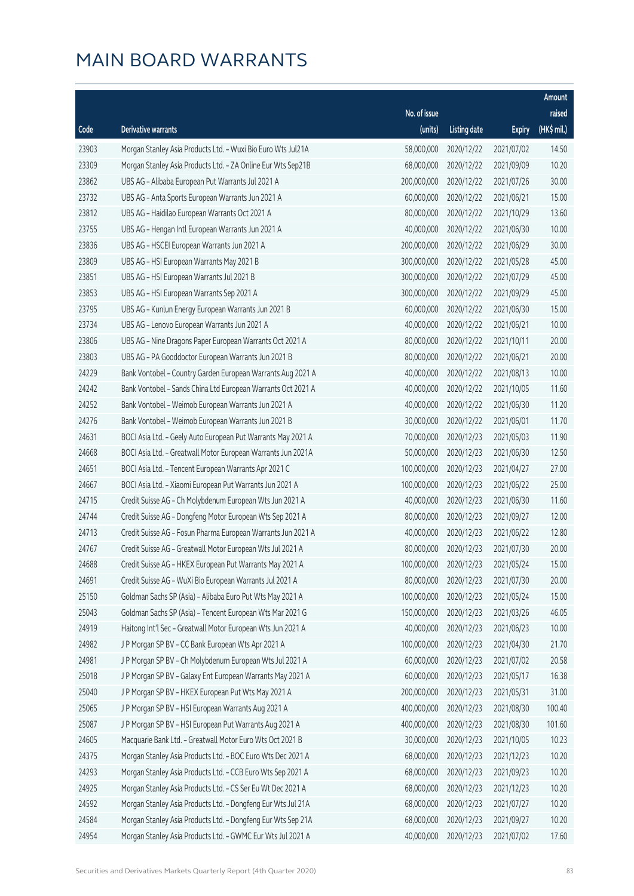# MAIN BOARD WARRANTS

| Code | Derivative warrants | No. of issue (units) | Listing date | Expiry | Amount raised (HK$ mil.) |
|---|---|---|---|---|---|
| 23903 | Morgan Stanley Asia Products Ltd. - Wuxi Bio Euro Wts Jul21A | 58,000,000 | 2020/12/22 | 2021/07/02 | 14.50 |
| 23309 | Morgan Stanley Asia Products Ltd. - ZA Online Eur Wts Sep21B | 68,000,000 | 2020/12/22 | 2021/09/09 | 10.20 |
| 23862 | UBS AG - Alibaba European Put Warrants Jul 2021 A | 200,000,000 | 2020/12/22 | 2021/07/26 | 30.00 |
| 23732 | UBS AG - Anta Sports European Warrants Jun 2021 A | 60,000,000 | 2020/12/22 | 2021/06/21 | 15.00 |
| 23812 | UBS AG - Haidilao European Warrants Oct 2021 A | 80,000,000 | 2020/12/22 | 2021/10/29 | 13.60 |
| 23755 | UBS AG - Hengan Intl European Warrants Jun 2021 A | 40,000,000 | 2020/12/22 | 2021/06/30 | 10.00 |
| 23836 | UBS AG - HSCEI European Warrants Jun 2021 A | 200,000,000 | 2020/12/22 | 2021/06/29 | 30.00 |
| 23809 | UBS AG - HSI European Warrants May 2021 B | 300,000,000 | 2020/12/22 | 2021/05/28 | 45.00 |
| 23851 | UBS AG - HSI European Warrants Jul 2021 B | 300,000,000 | 2020/12/22 | 2021/07/29 | 45.00 |
| 23853 | UBS AG - HSI European Warrants Sep 2021 A | 300,000,000 | 2020/12/22 | 2021/09/29 | 45.00 |
| 23795 | UBS AG - Kunlun Energy European Warrants Jun 2021 B | 60,000,000 | 2020/12/22 | 2021/06/30 | 15.00 |
| 23734 | UBS AG - Lenovo European Warrants Jun 2021 A | 40,000,000 | 2020/12/22 | 2021/06/21 | 10.00 |
| 23806 | UBS AG - Nine Dragons Paper European Warrants Oct 2021 A | 80,000,000 | 2020/12/22 | 2021/10/11 | 20.00 |
| 23803 | UBS AG - PA Gooddoctor European Warrants Jun 2021 B | 80,000,000 | 2020/12/22 | 2021/06/21 | 20.00 |
| 24229 | Bank Vontobel - Country Garden European Warrants Aug 2021 A | 40,000,000 | 2020/12/22 | 2021/08/13 | 10.00 |
| 24242 | Bank Vontobel - Sands China Ltd European Warrants Oct 2021 A | 40,000,000 | 2020/12/22 | 2021/10/05 | 11.60 |
| 24252 | Bank Vontobel - Weimob European Warrants Jun 2021 A | 40,000,000 | 2020/12/22 | 2021/06/30 | 11.20 |
| 24276 | Bank Vontobel - Weimob European Warrants Jun 2021 B | 30,000,000 | 2020/12/22 | 2021/06/01 | 11.70 |
| 24631 | BOCI Asia Ltd. - Geely Auto European Put Warrants May 2021 A | 70,000,000 | 2020/12/23 | 2021/05/03 | 11.90 |
| 24668 | BOCI Asia Ltd. - Greatwall Motor European Warrants Jun 2021A | 50,000,000 | 2020/12/23 | 2021/06/30 | 12.50 |
| 24651 | BOCI Asia Ltd. - Tencent European Warrants Apr 2021 C | 100,000,000 | 2020/12/23 | 2021/04/27 | 27.00 |
| 24667 | BOCI Asia Ltd. - Xiaomi European Put Warrants Jun 2021 A | 100,000,000 | 2020/12/23 | 2021/06/22 | 25.00 |
| 24715 | Credit Suisse AG - Ch Molybdenum European Wts Jun 2021 A | 40,000,000 | 2020/12/23 | 2021/06/30 | 11.60 |
| 24744 | Credit Suisse AG - Dongfeng Motor European Wts Sep 2021 A | 80,000,000 | 2020/12/23 | 2021/09/27 | 12.00 |
| 24713 | Credit Suisse AG - Fosun Pharma European Warrants Jun 2021 A | 40,000,000 | 2020/12/23 | 2021/06/22 | 12.80 |
| 24767 | Credit Suisse AG - Greatwall Motor European Wts Jul 2021 A | 80,000,000 | 2020/12/23 | 2021/07/30 | 20.00 |
| 24688 | Credit Suisse AG - HKEX European Put Warrants May 2021 A | 100,000,000 | 2020/12/23 | 2021/05/24 | 15.00 |
| 24691 | Credit Suisse AG - WuXi Bio European Warrants Jul 2021 A | 80,000,000 | 2020/12/23 | 2021/07/30 | 20.00 |
| 25150 | Goldman Sachs SP (Asia) - Alibaba Euro Put Wts May 2021 A | 100,000,000 | 2020/12/23 | 2021/05/24 | 15.00 |
| 25043 | Goldman Sachs SP (Asia) - Tencent European Wts Mar 2021 G | 150,000,000 | 2020/12/23 | 2021/03/26 | 46.05 |
| 24919 | Haitong Int'l Sec - Greatwall Motor European Wts Jun 2021 A | 40,000,000 | 2020/12/23 | 2021/06/23 | 10.00 |
| 24982 | J P Morgan SP BV - CC Bank European Wts Apr 2021 A | 100,000,000 | 2020/12/23 | 2021/04/30 | 21.70 |
| 24981 | J P Morgan SP BV - Ch Molybdenum European Wts Jul 2021 A | 60,000,000 | 2020/12/23 | 2021/07/02 | 20.58 |
| 25018 | J P Morgan SP BV - Galaxy Ent European Warrants May 2021 A | 60,000,000 | 2020/12/23 | 2021/05/17 | 16.38 |
| 25040 | J P Morgan SP BV - HKEX European Put Wts May 2021 A | 200,000,000 | 2020/12/23 | 2021/05/31 | 31.00 |
| 25065 | J P Morgan SP BV - HSI European Warrants Aug 2021 A | 400,000,000 | 2020/12/23 | 2021/08/30 | 100.40 |
| 25087 | J P Morgan SP BV - HSI European Put Warrants Aug 2021 A | 400,000,000 | 2020/12/23 | 2021/08/30 | 101.60 |
| 24605 | Macquarie Bank Ltd. - Greatwall Motor Euro Wts Oct 2021 B | 30,000,000 | 2020/12/23 | 2021/10/05 | 10.23 |
| 24375 | Morgan Stanley Asia Products Ltd. - BOC Euro Wts Dec 2021 A | 68,000,000 | 2020/12/23 | 2021/12/23 | 10.20 |
| 24293 | Morgan Stanley Asia Products Ltd. - CCB Euro Wts Sep 2021 A | 68,000,000 | 2020/12/23 | 2021/09/23 | 10.20 |
| 24925 | Morgan Stanley Asia Products Ltd. - CS Ser Eu Wt Dec 2021 A | 68,000,000 | 2020/12/23 | 2021/12/23 | 10.20 |
| 24592 | Morgan Stanley Asia Products Ltd. - Dongfeng Eur Wts Jul 21A | 68,000,000 | 2020/12/23 | 2021/07/27 | 10.20 |
| 24584 | Morgan Stanley Asia Products Ltd. - Dongfeng Eur Wts Sep 21A | 68,000,000 | 2020/12/23 | 2021/09/27 | 10.20 |
| 24954 | Morgan Stanley Asia Products Ltd. - GWMC Eur Wts Jul 2021 A | 40,000,000 | 2020/12/23 | 2021/07/02 | 17.60 |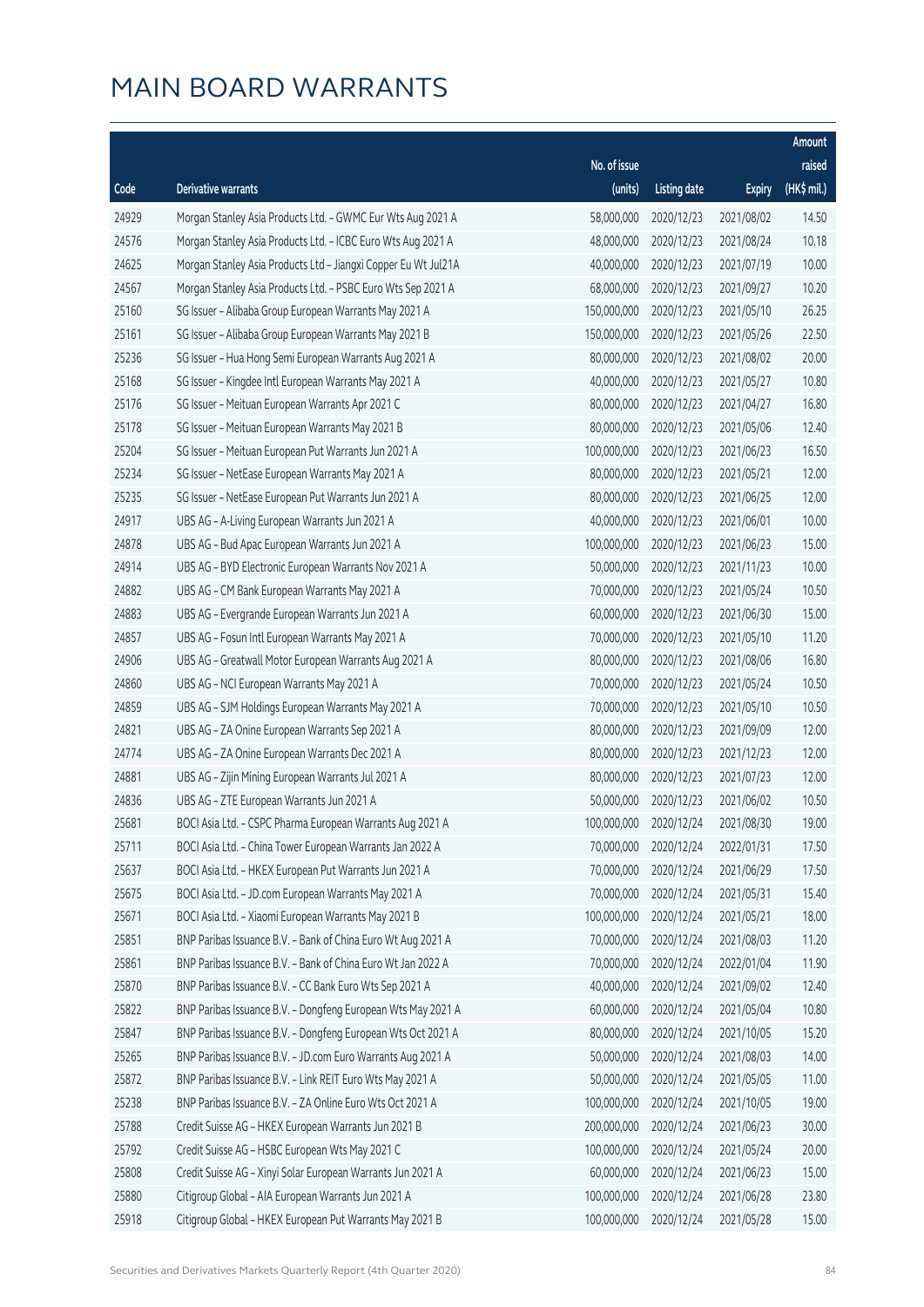# MAIN BOARD WARRANTS

| Code | Derivative warrants | No. of issue (units) | Listing date | Expiry | Amount raised (HK$ mil.) |
|---|---|---|---|---|---|
| 24929 | Morgan Stanley Asia Products Ltd. - GWMC Eur Wts Aug 2021 A | 58,000,000 | 2020/12/23 | 2021/08/02 | 14.50 |
| 24576 | Morgan Stanley Asia Products Ltd. - ICBC Euro Wts Aug 2021 A | 48,000,000 | 2020/12/23 | 2021/08/24 | 10.18 |
| 24625 | Morgan Stanley Asia Products Ltd - Jiangxi Copper Eu Wt Jul21A | 40,000,000 | 2020/12/23 | 2021/07/19 | 10.00 |
| 24567 | Morgan Stanley Asia Products Ltd. - PSBC Euro Wts Sep 2021 A | 68,000,000 | 2020/12/23 | 2021/09/27 | 10.20 |
| 25160 | SG Issuer - Alibaba Group European Warrants May 2021 A | 150,000,000 | 2020/12/23 | 2021/05/10 | 26.25 |
| 25161 | SG Issuer - Alibaba Group European Warrants May 2021 B | 150,000,000 | 2020/12/23 | 2021/05/26 | 22.50 |
| 25236 | SG Issuer - Hua Hong Semi European Warrants Aug 2021 A | 80,000,000 | 2020/12/23 | 2021/08/02 | 20.00 |
| 25168 | SG Issuer - Kingdee Intl European Warrants May 2021 A | 40,000,000 | 2020/12/23 | 2021/05/27 | 10.80 |
| 25176 | SG Issuer - Meituan European Warrants Apr 2021 C | 80,000,000 | 2020/12/23 | 2021/04/27 | 16.80 |
| 25178 | SG Issuer - Meituan European Warrants May 2021 B | 80,000,000 | 2020/12/23 | 2021/05/06 | 12.40 |
| 25204 | SG Issuer - Meituan European Put Warrants Jun 2021 A | 100,000,000 | 2020/12/23 | 2021/06/23 | 16.50 |
| 25234 | SG Issuer - NetEase European Warrants May 2021 A | 80,000,000 | 2020/12/23 | 2021/05/21 | 12.00 |
| 25235 | SG Issuer - NetEase European Put Warrants Jun 2021 A | 80,000,000 | 2020/12/23 | 2021/06/25 | 12.00 |
| 24917 | UBS AG - A-Living European Warrants Jun 2021 A | 40,000,000 | 2020/12/23 | 2021/06/01 | 10.00 |
| 24878 | UBS AG - Bud Apac European Warrants Jun 2021 A | 100,000,000 | 2020/12/23 | 2021/06/23 | 15.00 |
| 24914 | UBS AG - BYD Electronic European Warrants Nov 2021 A | 50,000,000 | 2020/12/23 | 2021/11/23 | 10.00 |
| 24882 | UBS AG - CM Bank European Warrants May 2021 A | 70,000,000 | 2020/12/23 | 2021/05/24 | 10.50 |
| 24883 | UBS AG - Evergrande European Warrants Jun 2021 A | 60,000,000 | 2020/12/23 | 2021/06/30 | 15.00 |
| 24857 | UBS AG - Fosun Intl European Warrants May 2021 A | 70,000,000 | 2020/12/23 | 2021/05/10 | 11.20 |
| 24906 | UBS AG - Greatwall Motor European Warrants Aug 2021 A | 80,000,000 | 2020/12/23 | 2021/08/06 | 16.80 |
| 24860 | UBS AG - NCI European Warrants May 2021 A | 70,000,000 | 2020/12/23 | 2021/05/24 | 10.50 |
| 24859 | UBS AG - SJM Holdings European Warrants May 2021 A | 70,000,000 | 2020/12/23 | 2021/05/10 | 10.50 |
| 24821 | UBS AG - ZA Onine European Warrants Sep 2021 A | 80,000,000 | 2020/12/23 | 2021/09/09 | 12.00 |
| 24774 | UBS AG - ZA Onine European Warrants Dec 2021 A | 80,000,000 | 2020/12/23 | 2021/12/23 | 12.00 |
| 24881 | UBS AG - Zijin Mining European Warrants Jul 2021 A | 80,000,000 | 2020/12/23 | 2021/07/23 | 12.00 |
| 24836 | UBS AG - ZTE European Warrants Jun 2021 A | 50,000,000 | 2020/12/23 | 2021/06/02 | 10.50 |
| 25681 | BOCI Asia Ltd. - CSPC Pharma European Warrants Aug 2021 A | 100,000,000 | 2020/12/24 | 2021/08/30 | 19.00 |
| 25711 | BOCI Asia Ltd. - China Tower European Warrants Jan 2022 A | 70,000,000 | 2020/12/24 | 2022/01/31 | 17.50 |
| 25637 | BOCI Asia Ltd. - HKEX European Put Warrants Jun 2021 A | 70,000,000 | 2020/12/24 | 2021/06/29 | 17.50 |
| 25675 | BOCI Asia Ltd. - JD.com European Warrants May 2021 A | 70,000,000 | 2020/12/24 | 2021/05/31 | 15.40 |
| 25671 | BOCI Asia Ltd. - Xiaomi European Warrants May 2021 B | 100,000,000 | 2020/12/24 | 2021/05/21 | 18.00 |
| 25851 | BNP Paribas Issuance B.V. - Bank of China Euro Wt Aug 2021 A | 70,000,000 | 2020/12/24 | 2021/08/03 | 11.20 |
| 25861 | BNP Paribas Issuance B.V. - Bank of China Euro Wt Jan 2022 A | 70,000,000 | 2020/12/24 | 2022/01/04 | 11.90 |
| 25870 | BNP Paribas Issuance B.V. - CC Bank Euro Wts Sep 2021 A | 40,000,000 | 2020/12/24 | 2021/09/02 | 12.40 |
| 25822 | BNP Paribas Issuance B.V. - Dongfeng European Wts May 2021 A | 60,000,000 | 2020/12/24 | 2021/05/04 | 10.80 |
| 25847 | BNP Paribas Issuance B.V. - Dongfeng European Wts Oct 2021 A | 80,000,000 | 2020/12/24 | 2021/10/05 | 15.20 |
| 25265 | BNP Paribas Issuance B.V. - JD.com Euro Warrants Aug 2021 A | 50,000,000 | 2020/12/24 | 2021/08/03 | 14.00 |
| 25872 | BNP Paribas Issuance B.V. - Link REIT Euro Wts May 2021 A | 50,000,000 | 2020/12/24 | 2021/05/05 | 11.00 |
| 25238 | BNP Paribas Issuance B.V. - ZA Online Euro Wts Oct 2021 A | 100,000,000 | 2020/12/24 | 2021/10/05 | 19.00 |
| 25788 | Credit Suisse AG - HKEX European Warrants Jun 2021 B | 200,000,000 | 2020/12/24 | 2021/06/23 | 30.00 |
| 25792 | Credit Suisse AG - HSBC European Wts May 2021 C | 100,000,000 | 2020/12/24 | 2021/05/24 | 20.00 |
| 25808 | Credit Suisse AG - Xinyi Solar European Warrants Jun 2021 A | 60,000,000 | 2020/12/24 | 2021/06/23 | 15.00 |
| 25880 | Citigroup Global - AIA European Warrants Jun 2021 A | 100,000,000 | 2020/12/24 | 2021/06/28 | 23.80 |
| 25918 | Citigroup Global - HKEX European Put Warrants May 2021 B | 100,000,000 | 2020/12/24 | 2021/05/28 | 15.00 |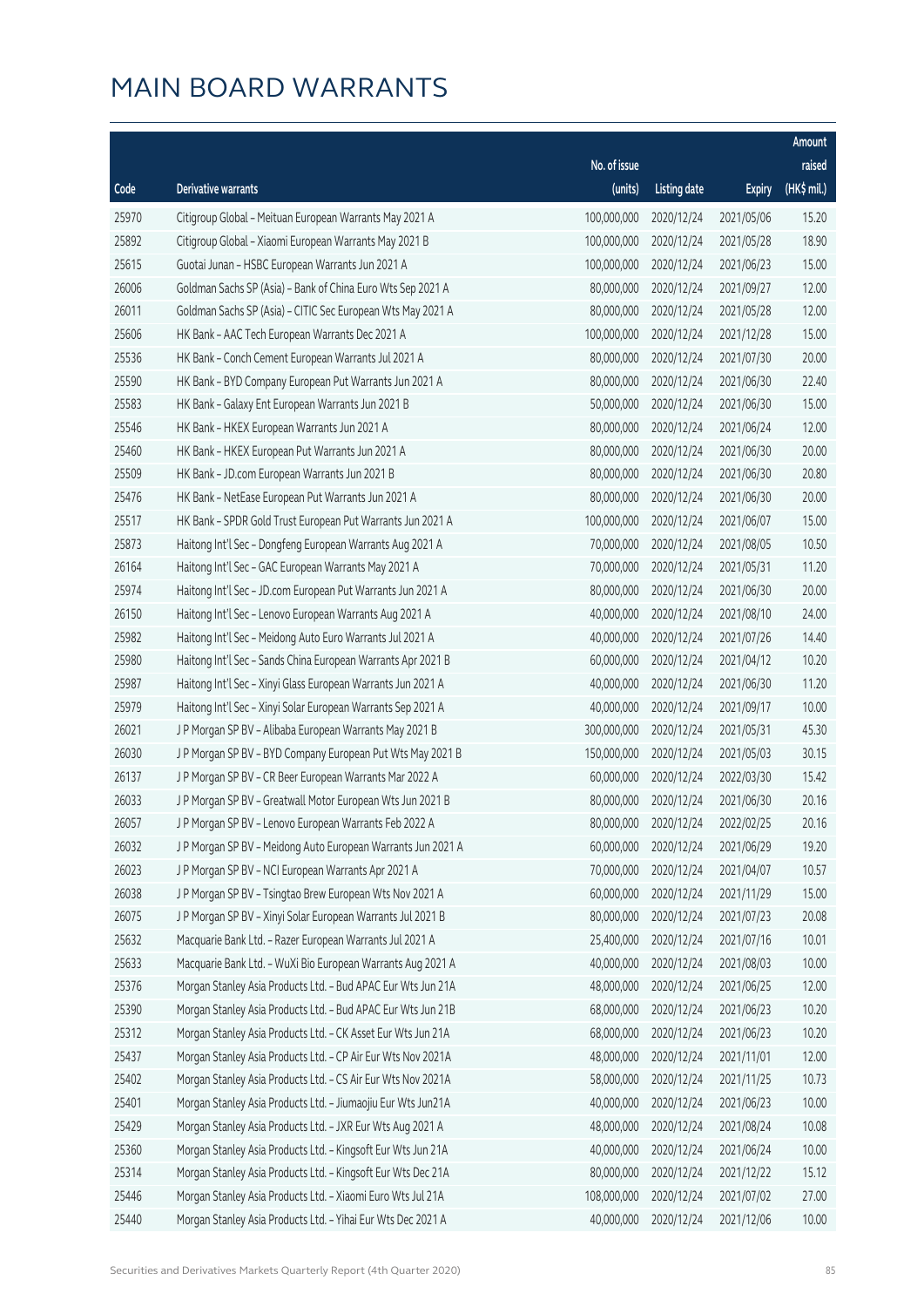# MAIN BOARD WARRANTS

| Code | Derivative warrants | No. of issue (units) | Listing date | Expiry | Amount raised (HK$ mil.) |
|---|---|---|---|---|---|
| 25970 | Citigroup Global - Meituan European Warrants May 2021 A | 100,000,000 | 2020/12/24 | 2021/05/06 | 15.20 |
| 25892 | Citigroup Global - Xiaomi European Warrants May 2021 B | 100,000,000 | 2020/12/24 | 2021/05/28 | 18.90 |
| 25615 | Guotai Junan - HSBC European Warrants Jun 2021 A | 100,000,000 | 2020/12/24 | 2021/06/23 | 15.00 |
| 26006 | Goldman Sachs SP (Asia) - Bank of China Euro Wts Sep 2021 A | 80,000,000 | 2020/12/24 | 2021/09/27 | 12.00 |
| 26011 | Goldman Sachs SP (Asia) - CITIC Sec European Wts May 2021 A | 80,000,000 | 2020/12/24 | 2021/05/28 | 12.00 |
| 25606 | HK Bank - AAC Tech European Warrants Dec 2021 A | 100,000,000 | 2020/12/24 | 2021/12/28 | 15.00 |
| 25536 | HK Bank - Conch Cement European Warrants Jul 2021 A | 80,000,000 | 2020/12/24 | 2021/07/30 | 20.00 |
| 25590 | HK Bank - BYD Company European Put Warrants Jun 2021 A | 80,000,000 | 2020/12/24 | 2021/06/30 | 22.40 |
| 25583 | HK Bank - Galaxy Ent European Warrants Jun 2021 B | 50,000,000 | 2020/12/24 | 2021/06/30 | 15.00 |
| 25546 | HK Bank - HKEX European Warrants Jun 2021 A | 80,000,000 | 2020/12/24 | 2021/06/24 | 12.00 |
| 25460 | HK Bank - HKEX European Put Warrants Jun 2021 A | 80,000,000 | 2020/12/24 | 2021/06/30 | 20.00 |
| 25509 | HK Bank - JD.com European Warrants Jun 2021 B | 80,000,000 | 2020/12/24 | 2021/06/30 | 20.80 |
| 25476 | HK Bank - NetEase European Put Warrants Jun 2021 A | 80,000,000 | 2020/12/24 | 2021/06/30 | 20.00 |
| 25517 | HK Bank - SPDR Gold Trust European Put Warrants Jun 2021 A | 100,000,000 | 2020/12/24 | 2021/06/07 | 15.00 |
| 25873 | Haitong Int'l Sec - Dongfeng European Warrants Aug 2021 A | 70,000,000 | 2020/12/24 | 2021/08/05 | 10.50 |
| 26164 | Haitong Int'l Sec - GAC European Warrants May 2021 A | 70,000,000 | 2020/12/24 | 2021/05/31 | 11.20 |
| 25974 | Haitong Int'l Sec - JD.com European Put Warrants Jun 2021 A | 80,000,000 | 2020/12/24 | 2021/06/30 | 20.00 |
| 26150 | Haitong Int'l Sec - Lenovo European Warrants Aug 2021 A | 40,000,000 | 2020/12/24 | 2021/08/10 | 24.00 |
| 25982 | Haitong Int'l Sec - Meidong Auto Euro Warrants Jul 2021 A | 40,000,000 | 2020/12/24 | 2021/07/26 | 14.40 |
| 25980 | Haitong Int'l Sec - Sands China European Warrants Apr 2021 B | 60,000,000 | 2020/12/24 | 2021/04/12 | 10.20 |
| 25987 | Haitong Int'l Sec - Xinyi Glass European Warrants Jun 2021 A | 40,000,000 | 2020/12/24 | 2021/06/30 | 11.20 |
| 25979 | Haitong Int'l Sec - Xinyi Solar European Warrants Sep 2021 A | 40,000,000 | 2020/12/24 | 2021/09/17 | 10.00 |
| 26021 | J P Morgan SP BV - Alibaba European Warrants May 2021 B | 300,000,000 | 2020/12/24 | 2021/05/31 | 45.30 |
| 26030 | J P Morgan SP BV - BYD Company European Put Wts May 2021 B | 150,000,000 | 2020/12/24 | 2021/05/03 | 30.15 |
| 26137 | J P Morgan SP BV - CR Beer European Warrants Mar 2022 A | 60,000,000 | 2020/12/24 | 2022/03/30 | 15.42 |
| 26033 | J P Morgan SP BV - Greatwall Motor European Wts Jun 2021 B | 80,000,000 | 2020/12/24 | 2021/06/30 | 20.16 |
| 26057 | J P Morgan SP BV - Lenovo European Warrants Feb 2022 A | 80,000,000 | 2020/12/24 | 2022/02/25 | 20.16 |
| 26032 | J P Morgan SP BV - Meidong Auto European Warrants Jun 2021 A | 60,000,000 | 2020/12/24 | 2021/06/29 | 19.20 |
| 26023 | J P Morgan SP BV - NCI European Warrants Apr 2021 A | 70,000,000 | 2020/12/24 | 2021/04/07 | 10.57 |
| 26038 | J P Morgan SP BV - Tsingtao Brew European Wts Nov 2021 A | 60,000,000 | 2020/12/24 | 2021/11/29 | 15.00 |
| 26075 | J P Morgan SP BV - Xinyi Solar European Warrants Jul 2021 B | 80,000,000 | 2020/12/24 | 2021/07/23 | 20.08 |
| 25632 | Macquarie Bank Ltd. - Razer European Warrants Jul 2021 A | 25,400,000 | 2020/12/24 | 2021/07/16 | 10.01 |
| 25633 | Macquarie Bank Ltd. - WuXi Bio European Warrants Aug 2021 A | 40,000,000 | 2020/12/24 | 2021/08/03 | 10.00 |
| 25376 | Morgan Stanley Asia Products Ltd. - Bud APAC Eur Wts Jun 21A | 48,000,000 | 2020/12/24 | 2021/06/25 | 12.00 |
| 25390 | Morgan Stanley Asia Products Ltd. - Bud APAC Eur Wts Jun 21B | 68,000,000 | 2020/12/24 | 2021/06/23 | 10.20 |
| 25312 | Morgan Stanley Asia Products Ltd. - CK Asset Eur Wts Jun 21A | 68,000,000 | 2020/12/24 | 2021/06/23 | 10.20 |
| 25437 | Morgan Stanley Asia Products Ltd. - CP Air Eur Wts Nov 2021A | 48,000,000 | 2020/12/24 | 2021/11/01 | 12.00 |
| 25402 | Morgan Stanley Asia Products Ltd. - CS Air Eur Wts Nov 2021A | 58,000,000 | 2020/12/24 | 2021/11/25 | 10.73 |
| 25401 | Morgan Stanley Asia Products Ltd. - Jiumaojiu Eur Wts Jun21A | 40,000,000 | 2020/12/24 | 2021/06/23 | 10.00 |
| 25429 | Morgan Stanley Asia Products Ltd. - JXR Eur Wts Aug 2021 A | 48,000,000 | 2020/12/24 | 2021/08/24 | 10.08 |
| 25360 | Morgan Stanley Asia Products Ltd. - Kingsoft Eur Wts Jun 21A | 40,000,000 | 2020/12/24 | 2021/06/24 | 10.00 |
| 25314 | Morgan Stanley Asia Products Ltd. - Kingsoft Eur Wts Dec 21A | 80,000,000 | 2020/12/24 | 2021/12/22 | 15.12 |
| 25446 | Morgan Stanley Asia Products Ltd. - Xiaomi Euro Wts Jul 21A | 108,000,000 | 2020/12/24 | 2021/07/02 | 27.00 |
| 25440 | Morgan Stanley Asia Products Ltd. - Yihai Eur Wts Dec 2021 A | 40,000,000 | 2020/12/24 | 2021/12/06 | 10.00 |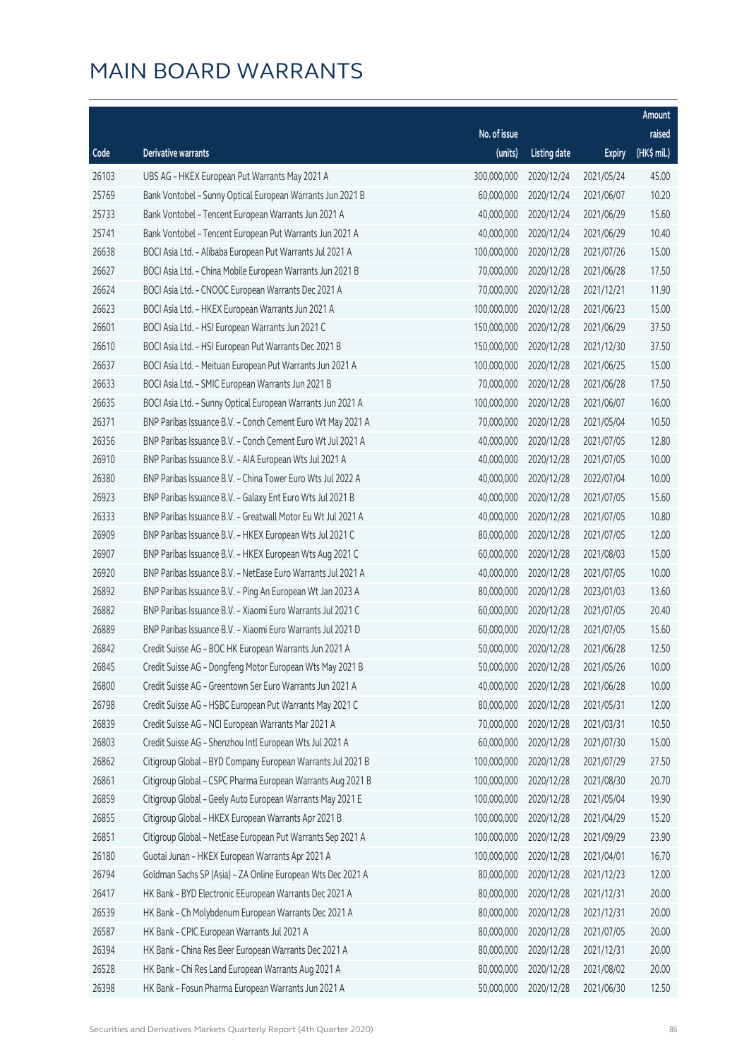# MAIN BOARD WARRANTS

| Code | Derivative warrants | No. of issue (units) | Listing date | Expiry | Amount raised (HK$ mil.) |
|---|---|---|---|---|---|
| 26103 | UBS AG - HKEX European Put Warrants May 2021 A | 300,000,000 | 2020/12/24 | 2021/05/24 | 45.00 |
| 25769 | Bank Vontobel - Sunny Optical European Warrants Jun 2021 B | 60,000,000 | 2020/12/24 | 2021/06/07 | 10.20 |
| 25733 | Bank Vontobel - Tencent European Warrants Jun 2021 A | 40,000,000 | 2020/12/24 | 2021/06/29 | 15.60 |
| 25741 | Bank Vontobel - Tencent European Put Warrants Jun 2021 A | 40,000,000 | 2020/12/24 | 2021/06/29 | 10.40 |
| 26638 | BOCI Asia Ltd. - Alibaba European Put Warrants Jul 2021 A | 100,000,000 | 2020/12/28 | 2021/07/26 | 15.00 |
| 26627 | BOCI Asia Ltd. - China Mobile European Warrants Jun 2021 B | 70,000,000 | 2020/12/28 | 2021/06/28 | 17.50 |
| 26624 | BOCI Asia Ltd. - CNOOC European Warrants Dec 2021 A | 70,000,000 | 2020/12/28 | 2021/12/21 | 11.90 |
| 26623 | BOCI Asia Ltd. - HKEX European Warrants Jun 2021 A | 100,000,000 | 2020/12/28 | 2021/06/23 | 15.00 |
| 26601 | BOCI Asia Ltd. - HSI European Warrants Jun 2021 C | 150,000,000 | 2020/12/28 | 2021/06/29 | 37.50 |
| 26610 | BOCI Asia Ltd. - HSI European Put Warrants Dec 2021 B | 150,000,000 | 2020/12/28 | 2021/12/30 | 37.50 |
| 26637 | BOCI Asia Ltd. - Meituan European Put Warrants Jun 2021 A | 100,000,000 | 2020/12/28 | 2021/06/25 | 15.00 |
| 26633 | BOCI Asia Ltd. - SMIC European Warrants Jun 2021 B | 70,000,000 | 2020/12/28 | 2021/06/28 | 17.50 |
| 26635 | BOCI Asia Ltd. - Sunny Optical European Warrants Jun 2021 A | 100,000,000 | 2020/12/28 | 2021/06/07 | 16.00 |
| 26371 | BNP Paribas Issuance B.V. - Conch Cement Euro Wt May 2021 A | 70,000,000 | 2020/12/28 | 2021/05/04 | 10.50 |
| 26356 | BNP Paribas Issuance B.V. - Conch Cement Euro Wt Jul 2021 A | 40,000,000 | 2020/12/28 | 2021/07/05 | 12.80 |
| 26910 | BNP Paribas Issuance B.V. - AIA European Wts Jul 2021 A | 40,000,000 | 2020/12/28 | 2021/07/05 | 10.00 |
| 26380 | BNP Paribas Issuance B.V. - China Tower Euro Wts Jul 2022 A | 40,000,000 | 2020/12/28 | 2022/07/04 | 10.00 |
| 26923 | BNP Paribas Issuance B.V. - Galaxy Ent Euro Wts Jul 2021 B | 40,000,000 | 2020/12/28 | 2021/07/05 | 15.60 |
| 26333 | BNP Paribas Issuance B.V. - Greatwall Motor Eu Wt Jul 2021 A | 40,000,000 | 2020/12/28 | 2021/07/05 | 10.80 |
| 26909 | BNP Paribas Issuance B.V. - HKEX European Wts Jul 2021 C | 80,000,000 | 2020/12/28 | 2021/07/05 | 12.00 |
| 26907 | BNP Paribas Issuance B.V. - HKEX European Wts Aug 2021 C | 60,000,000 | 2020/12/28 | 2021/08/03 | 15.00 |
| 26920 | BNP Paribas Issuance B.V. - NetEase Euro Warrants Jul 2021 A | 40,000,000 | 2020/12/28 | 2021/07/05 | 10.00 |
| 26892 | BNP Paribas Issuance B.V. - Ping An European Wt Jan 2023 A | 80,000,000 | 2020/12/28 | 2023/01/03 | 13.60 |
| 26882 | BNP Paribas Issuance B.V. - Xiaomi Euro Warrants Jul 2021 C | 60,000,000 | 2020/12/28 | 2021/07/05 | 20.40 |
| 26889 | BNP Paribas Issuance B.V. - Xiaomi Euro Warrants Jul 2021 D | 60,000,000 | 2020/12/28 | 2021/07/05 | 15.60 |
| 26842 | Credit Suisse AG - BOC HK European Warrants Jun 2021 A | 50,000,000 | 2020/12/28 | 2021/06/28 | 12.50 |
| 26845 | Credit Suisse AG - Dongfeng Motor European Wts May 2021 B | 50,000,000 | 2020/12/28 | 2021/05/26 | 10.00 |
| 26800 | Credit Suisse AG - Greentown Ser Euro Warrants Jun 2021 A | 40,000,000 | 2020/12/28 | 2021/06/28 | 10.00 |
| 26798 | Credit Suisse AG - HSBC European Put Warrants May 2021 C | 80,000,000 | 2020/12/28 | 2021/05/31 | 12.00 |
| 26839 | Credit Suisse AG - NCI European Warrants Mar 2021 A | 70,000,000 | 2020/12/28 | 2021/03/31 | 10.50 |
| 26803 | Credit Suisse AG - Shenzhou Intl European Wts Jul 2021 A | 60,000,000 | 2020/12/28 | 2021/07/30 | 15.00 |
| 26862 | Citigroup Global - BYD Company European Warrants Jul 2021 B | 100,000,000 | 2020/12/28 | 2021/07/29 | 27.50 |
| 26861 | Citigroup Global - CSPC Pharma European Warrants Aug 2021 B | 100,000,000 | 2020/12/28 | 2021/08/30 | 20.70 |
| 26859 | Citigroup Global - Geely Auto European Warrants May 2021 E | 100,000,000 | 2020/12/28 | 2021/05/04 | 19.90 |
| 26855 | Citigroup Global - HKEX European Warrants Apr 2021 B | 100,000,000 | 2020/12/28 | 2021/04/29 | 15.20 |
| 26851 | Citigroup Global - NetEase European Put Warrants Sep 2021 A | 100,000,000 | 2020/12/28 | 2021/09/29 | 23.90 |
| 26180 | Guotai Junan - HKEX European Warrants Apr 2021 A | 100,000,000 | 2020/12/28 | 2021/04/01 | 16.70 |
| 26794 | Goldman Sachs SP (Asia) - ZA Online European Wts Dec 2021 A | 80,000,000 | 2020/12/28 | 2021/12/23 | 12.00 |
| 26417 | HK Bank - BYD Electronic EEuropean Warrants Dec 2021 A | 80,000,000 | 2020/12/28 | 2021/12/31 | 20.00 |
| 26539 | HK Bank - Ch Molybdenum European Warrants Dec 2021 A | 80,000,000 | 2020/12/28 | 2021/12/31 | 20.00 |
| 26587 | HK Bank - CPIC European Warrants Jul 2021 A | 80,000,000 | 2020/12/28 | 2021/07/05 | 20.00 |
| 26394 | HK Bank - China Res Beer European Warrants Dec 2021 A | 80,000,000 | 2020/12/28 | 2021/12/31 | 20.00 |
| 26528 | HK Bank - Chi Res Land European Warrants Aug 2021 A | 80,000,000 | 2020/12/28 | 2021/08/02 | 20.00 |
| 26398 | HK Bank - Fosun Pharma European Warrants Jun 2021 A | 50,000,000 | 2020/12/28 | 2021/06/30 | 12.50 |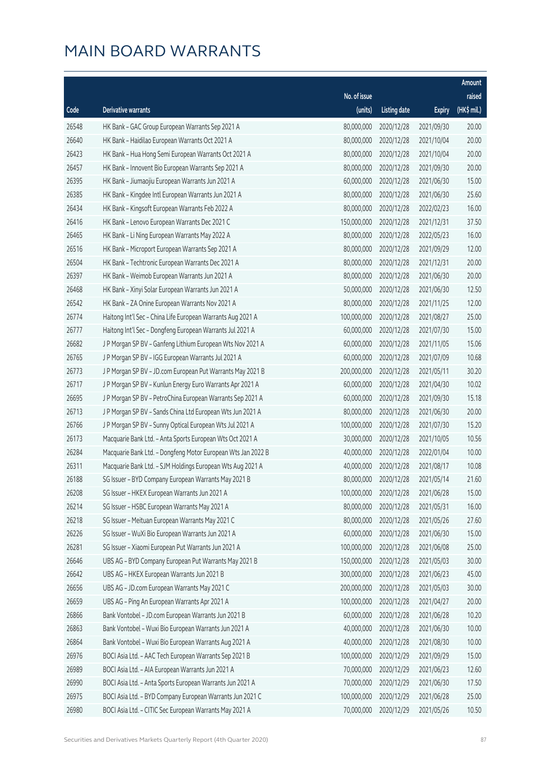# MAIN BOARD WARRANTS

| Code | Derivative warrants | No. of issue (units) | Listing date | Expiry | Amount raised (HK$ mil.) |
|---|---|---|---|---|---|
| 26548 | HK Bank – GAC Group European Warrants Sep 2021 A | 80,000,000 | 2020/12/28 | 2021/09/30 | 20.00 |
| 26640 | HK Bank – Haidilao European Warrants Oct 2021 A | 80,000,000 | 2020/12/28 | 2021/10/04 | 20.00 |
| 26423 | HK Bank – Hua Hong Semi European Warrants Oct 2021 A | 80,000,000 | 2020/12/28 | 2021/10/04 | 20.00 |
| 26457 | HK Bank – Innovent Bio European Warrants Sep 2021 A | 80,000,000 | 2020/12/28 | 2021/09/30 | 20.00 |
| 26395 | HK Bank – Jiumaojiu European Warrants Jun 2021 A | 60,000,000 | 2020/12/28 | 2021/06/30 | 15.00 |
| 26385 | HK Bank – Kingdee Intl European Warrants Jun 2021 A | 80,000,000 | 2020/12/28 | 2021/06/30 | 25.60 |
| 26434 | HK Bank – Kingsoft European Warrants Feb 2022 A | 80,000,000 | 2020/12/28 | 2022/02/23 | 16.00 |
| 26416 | HK Bank – Lenovo European Warrants Dec 2021 C | 150,000,000 | 2020/12/28 | 2021/12/31 | 37.50 |
| 26465 | HK Bank – Li Ning European Warrants May 2022 A | 80,000,000 | 2020/12/28 | 2022/05/23 | 16.00 |
| 26516 | HK Bank – Microport European Warrants Sep 2021 A | 80,000,000 | 2020/12/28 | 2021/09/29 | 12.00 |
| 26504 | HK Bank – Techtronic European Warrants Dec 2021 A | 80,000,000 | 2020/12/28 | 2021/12/31 | 20.00 |
| 26397 | HK Bank – Weimob European Warrants Jun 2021 A | 80,000,000 | 2020/12/28 | 2021/06/30 | 20.00 |
| 26468 | HK Bank – Xinyi Solar European Warrants Jun 2021 A | 50,000,000 | 2020/12/28 | 2021/06/30 | 12.50 |
| 26542 | HK Bank – ZA Onine European Warrants Nov 2021 A | 80,000,000 | 2020/12/28 | 2021/11/25 | 12.00 |
| 26774 | Haitong Int'l Sec – China Life European Warrants Aug 2021 A | 100,000,000 | 2020/12/28 | 2021/08/27 | 25.00 |
| 26777 | Haitong Int'l Sec – Dongfeng European Warrants Jul 2021 A | 60,000,000 | 2020/12/28 | 2021/07/30 | 15.00 |
| 26682 | J P Morgan SP BV – Ganfeng Lithium European Wts Nov 2021 A | 60,000,000 | 2020/12/28 | 2021/11/05 | 15.06 |
| 26765 | J P Morgan SP BV – IGG European Warrants Jul 2021 A | 60,000,000 | 2020/12/28 | 2021/07/09 | 10.68 |
| 26773 | J P Morgan SP BV – JD.com European Put Warrants May 2021 B | 200,000,000 | 2020/12/28 | 2021/05/11 | 30.20 |
| 26717 | J P Morgan SP BV – Kunlun Energy Euro Warrants Apr 2021 A | 60,000,000 | 2020/12/28 | 2021/04/30 | 10.02 |
| 26695 | J P Morgan SP BV – PetroChina European Warrants Sep 2021 A | 60,000,000 | 2020/12/28 | 2021/09/30 | 15.18 |
| 26713 | J P Morgan SP BV – Sands China Ltd European Wts Jun 2021 A | 80,000,000 | 2020/12/28 | 2021/06/30 | 20.00 |
| 26766 | J P Morgan SP BV – Sunny Optical European Wts Jul 2021 A | 100,000,000 | 2020/12/28 | 2021/07/30 | 15.20 |
| 26173 | Macquarie Bank Ltd. – Anta Sports European Wts Oct 2021 A | 30,000,000 | 2020/12/28 | 2021/10/05 | 10.56 |
| 26284 | Macquarie Bank Ltd. – Dongfeng Motor European Wts Jan 2022 B | 40,000,000 | 2020/12/28 | 2022/01/04 | 10.00 |
| 26311 | Macquarie Bank Ltd. – SJM Holdings European Wts Aug 2021 A | 40,000,000 | 2020/12/28 | 2021/08/17 | 10.08 |
| 26188 | SG Issuer – BYD Company European Warrants May 2021 B | 80,000,000 | 2020/12/28 | 2021/05/14 | 21.60 |
| 26208 | SG Issuer – HKEX European Warrants Jun 2021 A | 100,000,000 | 2020/12/28 | 2021/06/28 | 15.00 |
| 26214 | SG Issuer – HSBC European Warrants May 2021 A | 80,000,000 | 2020/12/28 | 2021/05/31 | 16.00 |
| 26218 | SG Issuer – Meituan European Warrants May 2021 C | 80,000,000 | 2020/12/28 | 2021/05/26 | 27.60 |
| 26226 | SG Issuer – WuXi Bio European Warrants Jun 2021 A | 60,000,000 | 2020/12/28 | 2021/06/30 | 15.00 |
| 26281 | SG Issuer – Xiaomi European Put Warrants Jun 2021 A | 100,000,000 | 2020/12/28 | 2021/06/08 | 25.00 |
| 26646 | UBS AG – BYD Company European Put Warrants May 2021 B | 150,000,000 | 2020/12/28 | 2021/05/03 | 30.00 |
| 26642 | UBS AG – HKEX European Warrants Jun 2021 B | 300,000,000 | 2020/12/28 | 2021/06/23 | 45.00 |
| 26656 | UBS AG – JD.com European Warrants May 2021 C | 200,000,000 | 2020/12/28 | 2021/05/03 | 30.00 |
| 26659 | UBS AG – Ping An European Warrants Apr 2021 A | 100,000,000 | 2020/12/28 | 2021/04/27 | 20.00 |
| 26866 | Bank Vontobel – JD.com European Warrants Jun 2021 B | 60,000,000 | 2020/12/28 | 2021/06/28 | 10.20 |
| 26863 | Bank Vontobel – Wuxi Bio European Warrants Jun 2021 A | 40,000,000 | 2020/12/28 | 2021/06/30 | 10.00 |
| 26864 | Bank Vontobel – Wuxi Bio European Warrants Aug 2021 A | 40,000,000 | 2020/12/28 | 2021/08/30 | 10.00 |
| 26976 | BOCI Asia Ltd. – AAC Tech European Warrants Sep 2021 B | 100,000,000 | 2020/12/29 | 2021/09/29 | 15.00 |
| 26989 | BOCI Asia Ltd. – AIA European Warrants Jun 2021 A | 70,000,000 | 2020/12/29 | 2021/06/23 | 12.60 |
| 26990 | BOCI Asia Ltd. – Anta Sports European Warrants Jun 2021 A | 70,000,000 | 2020/12/29 | 2021/06/30 | 17.50 |
| 26975 | BOCI Asia Ltd. – BYD Company European Warrants Jun 2021 C | 100,000,000 | 2020/12/29 | 2021/06/28 | 25.00 |
| 26980 | BOCI Asia Ltd. – CITIC Sec European Warrants May 2021 A | 70,000,000 | 2020/12/29 | 2021/05/26 | 10.50 |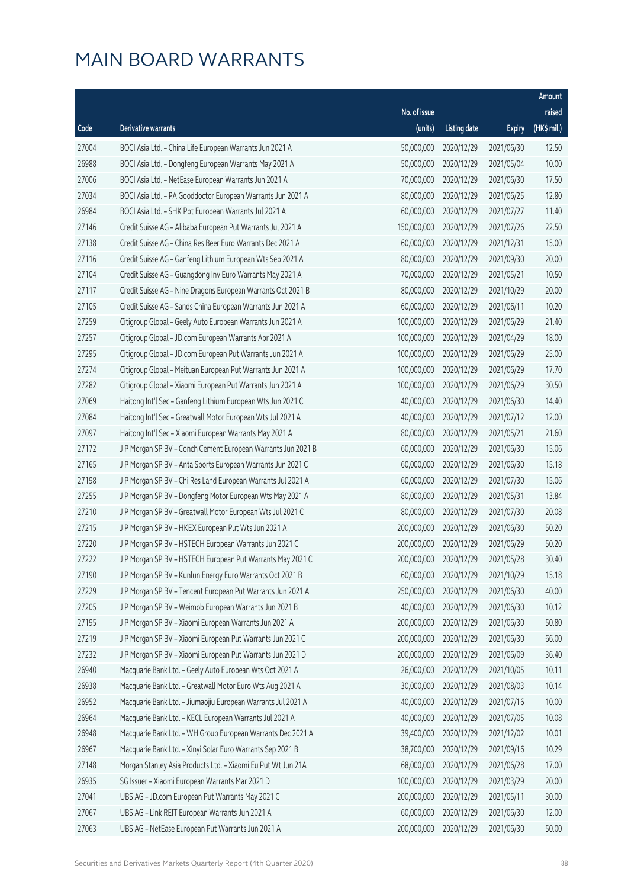# MAIN BOARD WARRANTS

| Code | Derivative warrants | No. of issue (units) | Listing date | Expiry | Amount raised (HK$ mil.) |
|---|---|---|---|---|---|
| 27004 | BOCI Asia Ltd. - China Life European Warrants Jun 2021 A | 50,000,000 | 2020/12/29 | 2021/06/30 | 12.50 |
| 26988 | BOCI Asia Ltd. - Dongfeng European Warrants May 2021 A | 50,000,000 | 2020/12/29 | 2021/05/04 | 10.00 |
| 27006 | BOCI Asia Ltd. - NetEase European Warrants Jun 2021 A | 70,000,000 | 2020/12/29 | 2021/06/30 | 17.50 |
| 27034 | BOCI Asia Ltd. - PA Gooddoctor European Warrants Jun 2021 A | 80,000,000 | 2020/12/29 | 2021/06/25 | 12.80 |
| 26984 | BOCI Asia Ltd. - SHK Ppt European Warrants Jul 2021 A | 60,000,000 | 2020/12/29 | 2021/07/27 | 11.40 |
| 27146 | Credit Suisse AG - Alibaba European Put Warrants Jul 2021 A | 150,000,000 | 2020/12/29 | 2021/07/26 | 22.50 |
| 27138 | Credit Suisse AG - China Res Beer Euro Warrants Dec 2021 A | 60,000,000 | 2020/12/29 | 2021/12/31 | 15.00 |
| 27116 | Credit Suisse AG - Ganfeng Lithium European Wts Sep 2021 A | 80,000,000 | 2020/12/29 | 2021/09/30 | 20.00 |
| 27104 | Credit Suisse AG - Guangdong Inv Euro Warrants May 2021 A | 70,000,000 | 2020/12/29 | 2021/05/21 | 10.50 |
| 27117 | Credit Suisse AG - Nine Dragons European Warrants Oct 2021 B | 80,000,000 | 2020/12/29 | 2021/10/29 | 20.00 |
| 27105 | Credit Suisse AG - Sands China European Warrants Jun 2021 A | 60,000,000 | 2020/12/29 | 2021/06/11 | 10.20 |
| 27259 | Citigroup Global - Geely Auto European Warrants Jun 2021 A | 100,000,000 | 2020/12/29 | 2021/06/29 | 21.40 |
| 27257 | Citigroup Global - JD.com European Warrants Apr 2021 A | 100,000,000 | 2020/12/29 | 2021/04/29 | 18.00 |
| 27295 | Citigroup Global - JD.com European Put Warrants Jun 2021 A | 100,000,000 | 2020/12/29 | 2021/06/29 | 25.00 |
| 27274 | Citigroup Global - Meituan European Put Warrants Jun 2021 A | 100,000,000 | 2020/12/29 | 2021/06/29 | 17.70 |
| 27282 | Citigroup Global - Xiaomi European Put Warrants Jun 2021 A | 100,000,000 | 2020/12/29 | 2021/06/29 | 30.50 |
| 27069 | Haitong Int'l Sec - Ganfeng Lithium European Wts Jun 2021 C | 40,000,000 | 2020/12/29 | 2021/06/30 | 14.40 |
| 27084 | Haitong Int'l Sec - Greatwall Motor European Wts Jul 2021 A | 40,000,000 | 2020/12/29 | 2021/07/12 | 12.00 |
| 27097 | Haitong Int'l Sec - Xiaomi European Warrants May 2021 A | 80,000,000 | 2020/12/29 | 2021/05/21 | 21.60 |
| 27172 | J P Morgan SP BV - Conch Cement European Warrants Jun 2021 B | 60,000,000 | 2020/12/29 | 2021/06/30 | 15.06 |
| 27165 | J P Morgan SP BV - Anta Sports European Warrants Jun 2021 C | 60,000,000 | 2020/12/29 | 2021/06/30 | 15.18 |
| 27198 | J P Morgan SP BV - Chi Res Land European Warrants Jul 2021 A | 60,000,000 | 2020/12/29 | 2021/07/30 | 15.06 |
| 27255 | J P Morgan SP BV - Dongfeng Motor European Wts May 2021 A | 80,000,000 | 2020/12/29 | 2021/05/31 | 13.84 |
| 27210 | J P Morgan SP BV - Greatwall Motor European Wts Jul 2021 C | 80,000,000 | 2020/12/29 | 2021/07/30 | 20.08 |
| 27215 | J P Morgan SP BV - HKEX European Put Wts Jun 2021 A | 200,000,000 | 2020/12/29 | 2021/06/30 | 50.20 |
| 27220 | J P Morgan SP BV - HSTECH European Warrants Jun 2021 C | 200,000,000 | 2020/12/29 | 2021/06/29 | 50.20 |
| 27222 | J P Morgan SP BV - HSTECH European Put Warrants May 2021 C | 200,000,000 | 2020/12/29 | 2021/05/28 | 30.40 |
| 27190 | J P Morgan SP BV - Kunlun Energy Euro Warrants Oct 2021 B | 60,000,000 | 2020/12/29 | 2021/10/29 | 15.18 |
| 27229 | J P Morgan SP BV - Tencent European Put Warrants Jun 2021 A | 250,000,000 | 2020/12/29 | 2021/06/30 | 40.00 |
| 27205 | J P Morgan SP BV - Weimob European Warrants Jun 2021 B | 40,000,000 | 2020/12/29 | 2021/06/30 | 10.12 |
| 27195 | J P Morgan SP BV - Xiaomi European Warrants Jun 2021 A | 200,000,000 | 2020/12/29 | 2021/06/30 | 50.80 |
| 27219 | J P Morgan SP BV - Xiaomi European Put Warrants Jun 2021 C | 200,000,000 | 2020/12/29 | 2021/06/30 | 66.00 |
| 27232 | J P Morgan SP BV - Xiaomi European Put Warrants Jun 2021 D | 200,000,000 | 2020/12/29 | 2021/06/09 | 36.40 |
| 26940 | Macquarie Bank Ltd. - Geely Auto European Wts Oct 2021 A | 26,000,000 | 2020/12/29 | 2021/10/05 | 10.11 |
| 26938 | Macquarie Bank Ltd. - Greatwall Motor Euro Wts Aug 2021 A | 30,000,000 | 2020/12/29 | 2021/08/03 | 10.14 |
| 26952 | Macquarie Bank Ltd. - Jiumaojiu European Warrants Jul 2021 A | 40,000,000 | 2020/12/29 | 2021/07/16 | 10.00 |
| 26964 | Macquarie Bank Ltd. - KECL European Warrants Jul 2021 A | 40,000,000 | 2020/12/29 | 2021/07/05 | 10.08 |
| 26948 | Macquarie Bank Ltd. - WH Group European Warrants Dec 2021 A | 39,400,000 | 2020/12/29 | 2021/12/02 | 10.01 |
| 26967 | Macquarie Bank Ltd. - Xinyi Solar Euro Warrants Sep 2021 B | 38,700,000 | 2020/12/29 | 2021/09/16 | 10.29 |
| 27148 | Morgan Stanley Asia Products Ltd. - Xiaomi Eu Put Wt Jun 21A | 68,000,000 | 2020/12/29 | 2021/06/28 | 17.00 |
| 26935 | SG Issuer - Xiaomi European Warrants Mar 2021 D | 100,000,000 | 2020/12/29 | 2021/03/29 | 20.00 |
| 27041 | UBS AG - JD.com European Put Warrants May 2021 C | 200,000,000 | 2020/12/29 | 2021/05/11 | 30.00 |
| 27067 | UBS AG - Link REIT European Warrants Jun 2021 A | 60,000,000 | 2020/12/29 | 2021/06/30 | 12.00 |
| 27063 | UBS AG - NetEase European Put Warrants Jun 2021 A | 200,000,000 | 2020/12/29 | 2021/06/30 | 50.00 |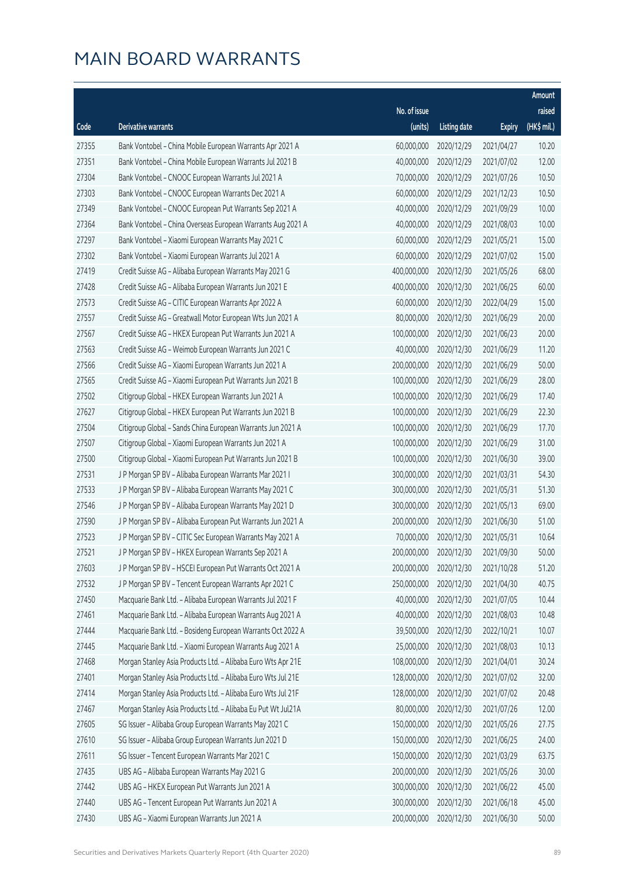# MAIN BOARD WARRANTS

| Code | Derivative warrants | No. of issue (units) | Listing date | Expiry | Amount raised (HK$ mil.) |
|---|---|---|---|---|---|
| 27355 | Bank Vontobel – China Mobile European Warrants Apr 2021 A | 60,000,000 | 2020/12/29 | 2021/04/27 | 10.20 |
| 27351 | Bank Vontobel – China Mobile European Warrants Jul 2021 B | 40,000,000 | 2020/12/29 | 2021/07/02 | 12.00 |
| 27304 | Bank Vontobel – CNOOC European Warrants Jul 2021 A | 70,000,000 | 2020/12/29 | 2021/07/26 | 10.50 |
| 27303 | Bank Vontobel – CNOOC European Warrants Dec 2021 A | 60,000,000 | 2020/12/29 | 2021/12/23 | 10.50 |
| 27349 | Bank Vontobel – CNOOC European Put Warrants Sep 2021 A | 40,000,000 | 2020/12/29 | 2021/09/29 | 10.00 |
| 27364 | Bank Vontobel – China Overseas European Warrants Aug 2021 A | 40,000,000 | 2020/12/29 | 2021/08/03 | 10.00 |
| 27297 | Bank Vontobel – Xiaomi European Warrants May 2021 C | 60,000,000 | 2020/12/29 | 2021/05/21 | 15.00 |
| 27302 | Bank Vontobel – Xiaomi European Warrants Jul 2021 A | 60,000,000 | 2020/12/29 | 2021/07/02 | 15.00 |
| 27419 | Credit Suisse AG – Alibaba European Warrants May 2021 G | 400,000,000 | 2020/12/30 | 2021/05/26 | 68.00 |
| 27428 | Credit Suisse AG – Alibaba European Warrants Jun 2021 E | 400,000,000 | 2020/12/30 | 2021/06/25 | 60.00 |
| 27573 | Credit Suisse AG – CITIC European Warrants Apr 2022 A | 60,000,000 | 2020/12/30 | 2022/04/29 | 15.00 |
| 27557 | Credit Suisse AG – Greatwall Motor European Wts Jun 2021 A | 80,000,000 | 2020/12/30 | 2021/06/29 | 20.00 |
| 27567 | Credit Suisse AG – HKEX European Put Warrants Jun 2021 A | 100,000,000 | 2020/12/30 | 2021/06/23 | 20.00 |
| 27563 | Credit Suisse AG – Weimob European Warrants Jun 2021 C | 40,000,000 | 2020/12/30 | 2021/06/29 | 11.20 |
| 27566 | Credit Suisse AG – Xiaomi European Warrants Jun 2021 A | 200,000,000 | 2020/12/30 | 2021/06/29 | 50.00 |
| 27565 | Credit Suisse AG – Xiaomi European Put Warrants Jun 2021 B | 100,000,000 | 2020/12/30 | 2021/06/29 | 28.00 |
| 27502 | Citigroup Global – HKEX European Warrants Jun 2021 A | 100,000,000 | 2020/12/30 | 2021/06/29 | 17.40 |
| 27627 | Citigroup Global – HKEX European Put Warrants Jun 2021 B | 100,000,000 | 2020/12/30 | 2021/06/29 | 22.30 |
| 27504 | Citigroup Global – Sands China European Warrants Jun 2021 A | 100,000,000 | 2020/12/30 | 2021/06/29 | 17.70 |
| 27507 | Citigroup Global – Xiaomi European Warrants Jun 2021 A | 100,000,000 | 2020/12/30 | 2021/06/29 | 31.00 |
| 27500 | Citigroup Global – Xiaomi European Put Warrants Jun 2021 B | 100,000,000 | 2020/12/30 | 2021/06/30 | 39.00 |
| 27531 | J P Morgan SP BV – Alibaba European Warrants Mar 2021 I | 300,000,000 | 2020/12/30 | 2021/03/31 | 54.30 |
| 27533 | J P Morgan SP BV – Alibaba European Warrants May 2021 C | 300,000,000 | 2020/12/30 | 2021/05/31 | 51.30 |
| 27546 | J P Morgan SP BV – Alibaba European Warrants May 2021 D | 300,000,000 | 2020/12/30 | 2021/05/13 | 69.00 |
| 27590 | J P Morgan SP BV – Alibaba European Put Warrants Jun 2021 A | 200,000,000 | 2020/12/30 | 2021/06/30 | 51.00 |
| 27523 | J P Morgan SP BV – CITIC Sec European Warrants May 2021 A | 70,000,000 | 2020/12/30 | 2021/05/31 | 10.64 |
| 27521 | J P Morgan SP BV – HKEX European Warrants Sep 2021 A | 200,000,000 | 2020/12/30 | 2021/09/30 | 50.00 |
| 27603 | J P Morgan SP BV – HSCEI European Put Warrants Oct 2021 A | 200,000,000 | 2020/12/30 | 2021/10/28 | 51.20 |
| 27532 | J P Morgan SP BV – Tencent European Warrants Apr 2021 C | 250,000,000 | 2020/12/30 | 2021/04/30 | 40.75 |
| 27450 | Macquarie Bank Ltd. – Alibaba European Warrants Jul 2021 F | 40,000,000 | 2020/12/30 | 2021/07/05 | 10.44 |
| 27461 | Macquarie Bank Ltd. – Alibaba European Warrants Aug 2021 A | 40,000,000 | 2020/12/30 | 2021/08/03 | 10.48 |
| 27444 | Macquarie Bank Ltd. – Bosideng European Warrants Oct 2022 A | 39,500,000 | 2020/12/30 | 2022/10/21 | 10.07 |
| 27445 | Macquarie Bank Ltd. – Xiaomi European Warrants Aug 2021 A | 25,000,000 | 2020/12/30 | 2021/08/03 | 10.13 |
| 27468 | Morgan Stanley Asia Products Ltd. – Alibaba Euro Wts Apr 21E | 108,000,000 | 2020/12/30 | 2021/04/01 | 30.24 |
| 27401 | Morgan Stanley Asia Products Ltd. – Alibaba Euro Wts Jul 21E | 128,000,000 | 2020/12/30 | 2021/07/02 | 32.00 |
| 27414 | Morgan Stanley Asia Products Ltd. – Alibaba Euro Wts Jul 21F | 128,000,000 | 2020/12/30 | 2021/07/02 | 20.48 |
| 27467 | Morgan Stanley Asia Products Ltd. – Alibaba Eu Put Wt Jul21A | 80,000,000 | 2020/12/30 | 2021/07/26 | 12.00 |
| 27605 | SG Issuer – Alibaba Group European Warrants May 2021 C | 150,000,000 | 2020/12/30 | 2021/05/26 | 27.75 |
| 27610 | SG Issuer – Alibaba Group European Warrants Jun 2021 D | 150,000,000 | 2020/12/30 | 2021/06/25 | 24.00 |
| 27611 | SG Issuer – Tencent European Warrants Mar 2021 C | 150,000,000 | 2020/12/30 | 2021/03/29 | 63.75 |
| 27435 | UBS AG – Alibaba European Warrants May 2021 G | 200,000,000 | 2020/12/30 | 2021/05/26 | 30.00 |
| 27442 | UBS AG – HKEX European Put Warrants Jun 2021 A | 300,000,000 | 2020/12/30 | 2021/06/22 | 45.00 |
| 27440 | UBS AG – Tencent European Put Warrants Jun 2021 A | 300,000,000 | 2020/12/30 | 2021/06/18 | 45.00 |
| 27430 | UBS AG – Xiaomi European Warrants Jun 2021 A | 200,000,000 | 2020/12/30 | 2021/06/30 | 50.00 |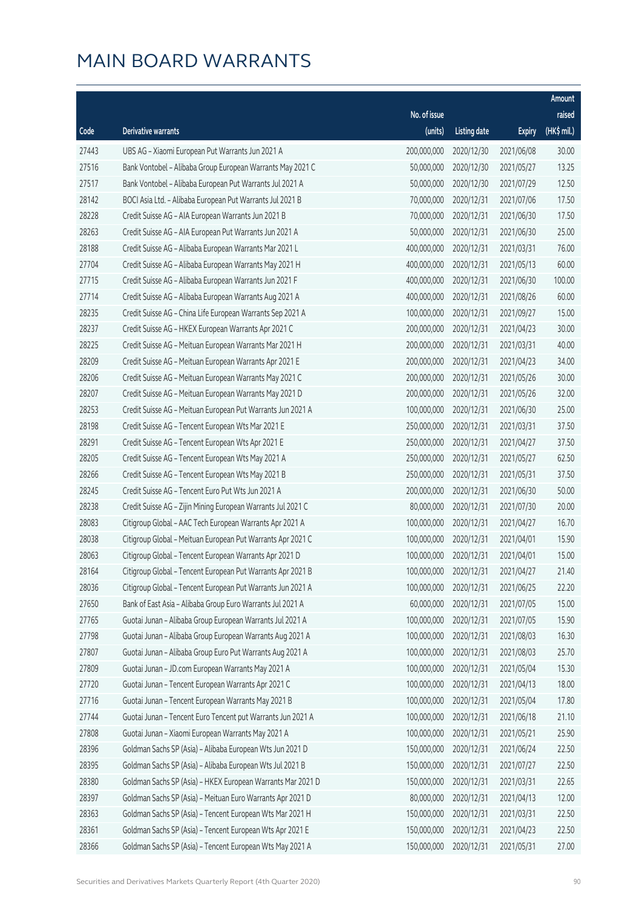# MAIN BOARD WARRANTS

| Code | Derivative warrants | No. of issue (units) | Listing date | Expiry | Amount raised (HK$ mil.) |
|---|---|---|---|---|---|
| 27443 | UBS AG - Xiaomi European Put Warrants Jun 2021 A | 200,000,000 | 2020/12/30 | 2021/06/08 | 30.00 |
| 27516 | Bank Vontobel - Alibaba Group European Warrants May 2021 C | 50,000,000 | 2020/12/30 | 2021/05/27 | 13.25 |
| 27517 | Bank Vontobel - Alibaba European Put Warrants Jul 2021 A | 50,000,000 | 2020/12/30 | 2021/07/29 | 12.50 |
| 28142 | BOCI Asia Ltd. - Alibaba European Put Warrants Jul 2021 B | 70,000,000 | 2020/12/31 | 2021/07/06 | 17.50 |
| 28228 | Credit Suisse AG - AIA European Warrants Jun 2021 B | 70,000,000 | 2020/12/31 | 2021/06/30 | 17.50 |
| 28263 | Credit Suisse AG - AIA European Put Warrants Jun 2021 A | 50,000,000 | 2020/12/31 | 2021/06/30 | 25.00 |
| 28188 | Credit Suisse AG - Alibaba European Warrants Mar 2021 L | 400,000,000 | 2020/12/31 | 2021/03/31 | 76.00 |
| 27704 | Credit Suisse AG - Alibaba European Warrants May 2021 H | 400,000,000 | 2020/12/31 | 2021/05/13 | 60.00 |
| 27715 | Credit Suisse AG - Alibaba European Warrants Jun 2021 F | 400,000,000 | 2020/12/31 | 2021/06/30 | 100.00 |
| 27714 | Credit Suisse AG - Alibaba European Warrants Aug 2021 A | 400,000,000 | 2020/12/31 | 2021/08/26 | 60.00 |
| 28235 | Credit Suisse AG - China Life European Warrants Sep 2021 A | 100,000,000 | 2020/12/31 | 2021/09/27 | 15.00 |
| 28237 | Credit Suisse AG - HKEX European Warrants Apr 2021 C | 200,000,000 | 2020/12/31 | 2021/04/23 | 30.00 |
| 28225 | Credit Suisse AG - Meituan European Warrants Mar 2021 H | 200,000,000 | 2020/12/31 | 2021/03/31 | 40.00 |
| 28209 | Credit Suisse AG - Meituan European Warrants Apr 2021 E | 200,000,000 | 2020/12/31 | 2021/04/23 | 34.00 |
| 28206 | Credit Suisse AG - Meituan European Warrants May 2021 C | 200,000,000 | 2020/12/31 | 2021/05/26 | 30.00 |
| 28207 | Credit Suisse AG - Meituan European Warrants May 2021 D | 200,000,000 | 2020/12/31 | 2021/05/26 | 32.00 |
| 28253 | Credit Suisse AG - Meituan European Put Warrants Jun 2021 A | 100,000,000 | 2020/12/31 | 2021/06/30 | 25.00 |
| 28198 | Credit Suisse AG - Tencent European Wts Mar 2021 E | 250,000,000 | 2020/12/31 | 2021/03/31 | 37.50 |
| 28291 | Credit Suisse AG - Tencent European Wts Apr 2021 E | 250,000,000 | 2020/12/31 | 2021/04/27 | 37.50 |
| 28205 | Credit Suisse AG - Tencent European Wts May 2021 A | 250,000,000 | 2020/12/31 | 2021/05/27 | 62.50 |
| 28266 | Credit Suisse AG - Tencent European Wts May 2021 B | 250,000,000 | 2020/12/31 | 2021/05/31 | 37.50 |
| 28245 | Credit Suisse AG - Tencent Euro Put Wts Jun 2021 A | 200,000,000 | 2020/12/31 | 2021/06/30 | 50.00 |
| 28238 | Credit Suisse AG - Zijin Mining European Warrants Jul 2021 C | 80,000,000 | 2020/12/31 | 2021/07/30 | 20.00 |
| 28083 | Citigroup Global - AAC Tech European Warrants Apr 2021 A | 100,000,000 | 2020/12/31 | 2021/04/27 | 16.70 |
| 28038 | Citigroup Global - Meituan European Put Warrants Apr 2021 C | 100,000,000 | 2020/12/31 | 2021/04/01 | 15.90 |
| 28063 | Citigroup Global - Tencent European Warrants Apr 2021 D | 100,000,000 | 2020/12/31 | 2021/04/01 | 15.00 |
| 28164 | Citigroup Global - Tencent European Put Warrants Apr 2021 B | 100,000,000 | 2020/12/31 | 2021/04/27 | 21.40 |
| 28036 | Citigroup Global - Tencent European Put Warrants Jun 2021 A | 100,000,000 | 2020/12/31 | 2021/06/25 | 22.20 |
| 27650 | Bank of East Asia - Alibaba Group Euro Warrants Jul 2021 A | 60,000,000 | 2020/12/31 | 2021/07/05 | 15.00 |
| 27765 | Guotai Junan - Alibaba Group European Warrants Jul 2021 A | 100,000,000 | 2020/12/31 | 2021/07/05 | 15.90 |
| 27798 | Guotai Junan - Alibaba Group European Warrants Aug 2021 A | 100,000,000 | 2020/12/31 | 2021/08/03 | 16.30 |
| 27807 | Guotai Junan - Alibaba Group Euro Put Warrants Aug 2021 A | 100,000,000 | 2020/12/31 | 2021/08/03 | 25.70 |
| 27809 | Guotai Junan - JD.com European Warrants May 2021 A | 100,000,000 | 2020/12/31 | 2021/05/04 | 15.30 |
| 27720 | Guotai Junan - Tencent European Warrants Apr 2021 C | 100,000,000 | 2020/12/31 | 2021/04/13 | 18.00 |
| 27716 | Guotai Junan - Tencent European Warrants May 2021 B | 100,000,000 | 2020/12/31 | 2021/05/04 | 17.80 |
| 27744 | Guotai Junan - Tencent Euro Tencent put Warrants Jun 2021 A | 100,000,000 | 2020/12/31 | 2021/06/18 | 21.10 |
| 27808 | Guotai Junan - Xiaomi European Warrants May 2021 A | 100,000,000 | 2020/12/31 | 2021/05/21 | 25.90 |
| 28396 | Goldman Sachs SP (Asia) - Alibaba European Wts Jun 2021 D | 150,000,000 | 2020/12/31 | 2021/06/24 | 22.50 |
| 28395 | Goldman Sachs SP (Asia) - Alibaba European Wts Jul 2021 B | 150,000,000 | 2020/12/31 | 2021/07/27 | 22.50 |
| 28380 | Goldman Sachs SP (Asia) - HKEX European Warrants Mar 2021 D | 150,000,000 | 2020/12/31 | 2021/03/31 | 22.65 |
| 28397 | Goldman Sachs SP (Asia) - Meituan Euro Warrants Apr 2021 D | 80,000,000 | 2020/12/31 | 2021/04/13 | 12.00 |
| 28363 | Goldman Sachs SP (Asia) - Tencent European Wts Mar 2021 H | 150,000,000 | 2020/12/31 | 2021/03/31 | 22.50 |
| 28361 | Goldman Sachs SP (Asia) - Tencent European Wts Apr 2021 E | 150,000,000 | 2020/12/31 | 2021/04/23 | 22.50 |
| 28366 | Goldman Sachs SP (Asia) - Tencent European Wts May 2021 A | 150,000,000 | 2020/12/31 | 2021/05/31 | 27.00 |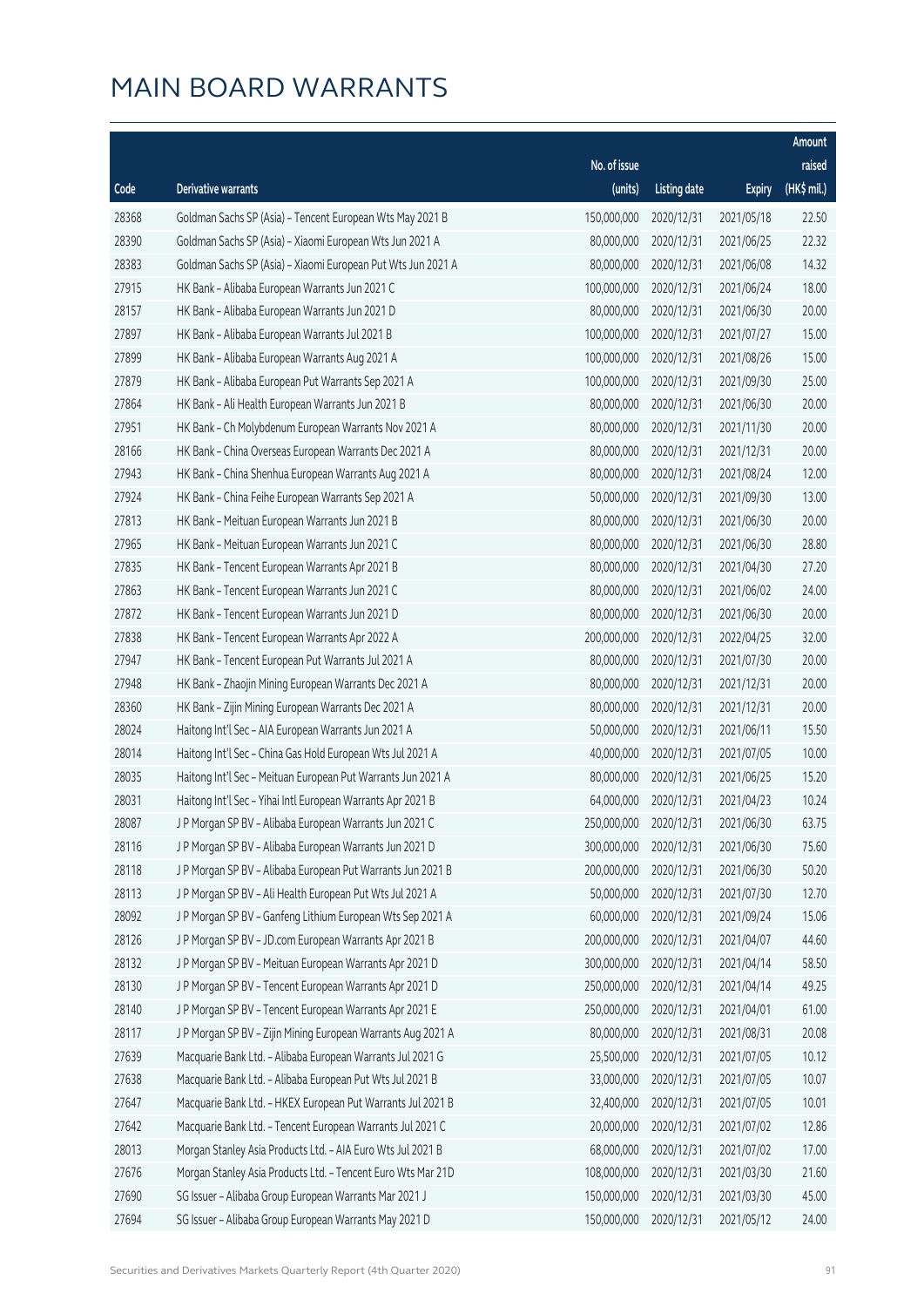# MAIN BOARD WARRANTS

| Code | Derivative warrants | No. of issue (units) | Listing date | Expiry | Amount raised (HK$ mil.) |
|---|---|---|---|---|---|
| 28368 | Goldman Sachs SP (Asia) - Tencent European Wts May 2021 B | 150,000,000 | 2020/12/31 | 2021/05/18 | 22.50 |
| 28390 | Goldman Sachs SP (Asia) - Xiaomi European Wts Jun 2021 A | 80,000,000 | 2020/12/31 | 2021/06/25 | 22.32 |
| 28383 | Goldman Sachs SP (Asia) - Xiaomi European Put Wts Jun 2021 A | 80,000,000 | 2020/12/31 | 2021/06/08 | 14.32 |
| 27915 | HK Bank - Alibaba European Warrants Jun 2021 C | 100,000,000 | 2020/12/31 | 2021/06/24 | 18.00 |
| 28157 | HK Bank - Alibaba European Warrants Jun 2021 D | 80,000,000 | 2020/12/31 | 2021/06/30 | 20.00 |
| 27897 | HK Bank - Alibaba European Warrants Jul 2021 B | 100,000,000 | 2020/12/31 | 2021/07/27 | 15.00 |
| 27899 | HK Bank - Alibaba European Warrants Aug 2021 A | 100,000,000 | 2020/12/31 | 2021/08/26 | 15.00 |
| 27879 | HK Bank - Alibaba European Put Warrants Sep 2021 A | 100,000,000 | 2020/12/31 | 2021/09/30 | 25.00 |
| 27864 | HK Bank - Ali Health European Warrants Jun 2021 B | 80,000,000 | 2020/12/31 | 2021/06/30 | 20.00 |
| 27951 | HK Bank - Ch Molybdenum European Warrants Nov 2021 A | 80,000,000 | 2020/12/31 | 2021/11/30 | 20.00 |
| 28166 | HK Bank - China Overseas European Warrants Dec 2021 A | 80,000,000 | 2020/12/31 | 2021/12/31 | 20.00 |
| 27943 | HK Bank - China Shenhua European Warrants Aug 2021 A | 80,000,000 | 2020/12/31 | 2021/08/24 | 12.00 |
| 27924 | HK Bank - China Feihe European Warrants Sep 2021 A | 50,000,000 | 2020/12/31 | 2021/09/30 | 13.00 |
| 27813 | HK Bank - Meituan European Warrants Jun 2021 B | 80,000,000 | 2020/12/31 | 2021/06/30 | 20.00 |
| 27965 | HK Bank - Meituan European Warrants Jun 2021 C | 80,000,000 | 2020/12/31 | 2021/06/30 | 28.80 |
| 27835 | HK Bank - Tencent European Warrants Apr 2021 B | 80,000,000 | 2020/12/31 | 2021/04/30 | 27.20 |
| 27863 | HK Bank - Tencent European Warrants Jun 2021 C | 80,000,000 | 2020/12/31 | 2021/06/02 | 24.00 |
| 27872 | HK Bank - Tencent European Warrants Jun 2021 D | 80,000,000 | 2020/12/31 | 2021/06/30 | 20.00 |
| 27838 | HK Bank - Tencent European Warrants Apr 2022 A | 200,000,000 | 2020/12/31 | 2022/04/25 | 32.00 |
| 27947 | HK Bank - Tencent European Put Warrants Jul 2021 A | 80,000,000 | 2020/12/31 | 2021/07/30 | 20.00 |
| 27948 | HK Bank - Zhaojin Mining European Warrants Dec 2021 A | 80,000,000 | 2020/12/31 | 2021/12/31 | 20.00 |
| 28360 | HK Bank - Zijin Mining European Warrants Dec 2021 A | 80,000,000 | 2020/12/31 | 2021/12/31 | 20.00 |
| 28024 | Haitong Int'l Sec - AIA European Warrants Jun 2021 A | 50,000,000 | 2020/12/31 | 2021/06/11 | 15.50 |
| 28014 | Haitong Int'l Sec - China Gas Hold European Wts Jul 2021 A | 40,000,000 | 2020/12/31 | 2021/07/05 | 10.00 |
| 28035 | Haitong Int'l Sec - Meituan European Put Warrants Jun 2021 A | 80,000,000 | 2020/12/31 | 2021/06/25 | 15.20 |
| 28031 | Haitong Int'l Sec - Yihai Intl European Warrants Apr 2021 B | 64,000,000 | 2020/12/31 | 2021/04/23 | 10.24 |
| 28087 | J P Morgan SP BV - Alibaba European Warrants Jun 2021 C | 250,000,000 | 2020/12/31 | 2021/06/30 | 63.75 |
| 28116 | J P Morgan SP BV - Alibaba European Warrants Jun 2021 D | 300,000,000 | 2020/12/31 | 2021/06/30 | 75.60 |
| 28118 | J P Morgan SP BV - Alibaba European Put Warrants Jun 2021 B | 200,000,000 | 2020/12/31 | 2021/06/30 | 50.20 |
| 28113 | J P Morgan SP BV - Ali Health European Put Wts Jul 2021 A | 50,000,000 | 2020/12/31 | 2021/07/30 | 12.70 |
| 28092 | J P Morgan SP BV - Ganfeng Lithium European Wts Sep 2021 A | 60,000,000 | 2020/12/31 | 2021/09/24 | 15.06 |
| 28126 | J P Morgan SP BV - JD.com European Warrants Apr 2021 B | 200,000,000 | 2020/12/31 | 2021/04/07 | 44.60 |
| 28132 | J P Morgan SP BV - Meituan European Warrants Apr 2021 D | 300,000,000 | 2020/12/31 | 2021/04/14 | 58.50 |
| 28130 | J P Morgan SP BV - Tencent European Warrants Apr 2021 D | 250,000,000 | 2020/12/31 | 2021/04/14 | 49.25 |
| 28140 | J P Morgan SP BV - Tencent European Warrants Apr 2021 E | 250,000,000 | 2020/12/31 | 2021/04/01 | 61.00 |
| 28117 | J P Morgan SP BV - Zijin Mining European Warrants Aug 2021 A | 80,000,000 | 2020/12/31 | 2021/08/31 | 20.08 |
| 27639 | Macquarie Bank Ltd. - Alibaba European Warrants Jul 2021 G | 25,500,000 | 2020/12/31 | 2021/07/05 | 10.12 |
| 27638 | Macquarie Bank Ltd. - Alibaba European Put Wts Jul 2021 B | 33,000,000 | 2020/12/31 | 2021/07/05 | 10.07 |
| 27647 | Macquarie Bank Ltd. - HKEX European Put Warrants Jul 2021 B | 32,400,000 | 2020/12/31 | 2021/07/05 | 10.01 |
| 27642 | Macquarie Bank Ltd. - Tencent European Warrants Jul 2021 C | 20,000,000 | 2020/12/31 | 2021/07/02 | 12.86 |
| 28013 | Morgan Stanley Asia Products Ltd. - AIA Euro Wts Jul 2021 B | 68,000,000 | 2020/12/31 | 2021/07/02 | 17.00 |
| 27676 | Morgan Stanley Asia Products Ltd. - Tencent Euro Wts Mar 21D | 108,000,000 | 2020/12/31 | 2021/03/30 | 21.60 |
| 27690 | SG Issuer - Alibaba Group European Warrants Mar 2021 J | 150,000,000 | 2020/12/31 | 2021/03/30 | 45.00 |
| 27694 | SG Issuer - Alibaba Group European Warrants May 2021 D | 150,000,000 | 2020/12/31 | 2021/05/12 | 24.00 |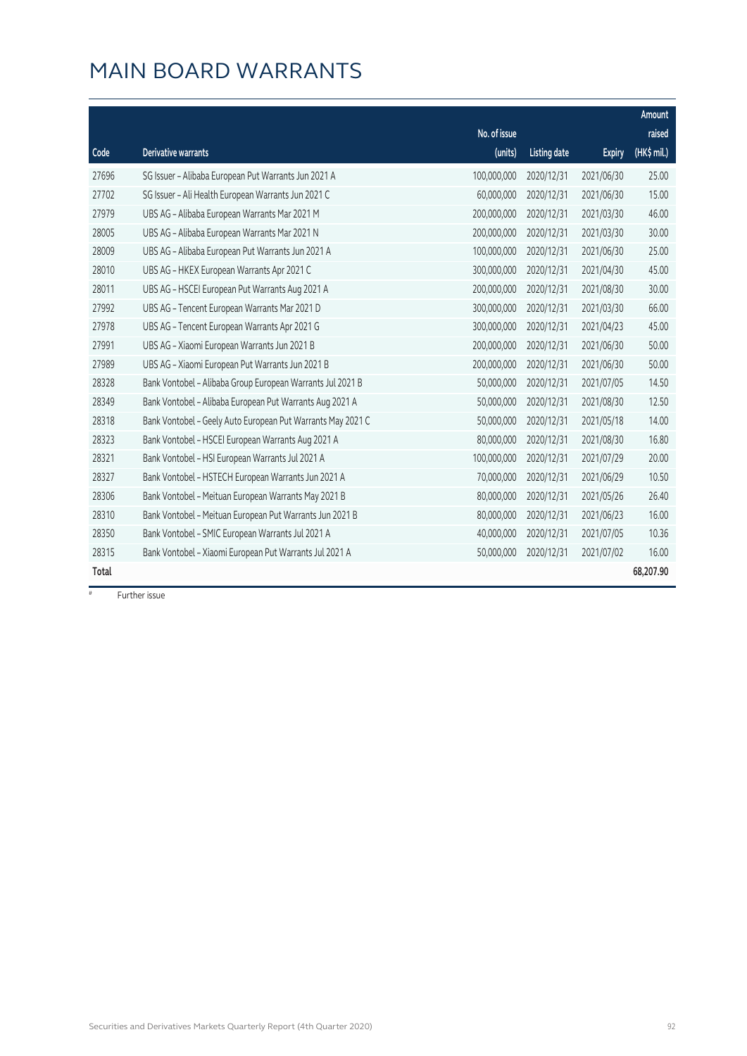# MAIN BOARD WARRANTS

| Code | Derivative warrants | No. of issue (units) | Listing date | Expiry | Amount raised (HK$ mil.) |
|---|---|---|---|---|---|
| 27696 | SG Issuer – Alibaba European Put Warrants Jun 2021 A | 100,000,000 | 2020/12/31 | 2021/06/30 | 25.00 |
| 27702 | SG Issuer – Ali Health European Warrants Jun 2021 C | 60,000,000 | 2020/12/31 | 2021/06/30 | 15.00 |
| 27979 | UBS AG – Alibaba European Warrants Mar 2021 M | 200,000,000 | 2020/12/31 | 2021/03/30 | 46.00 |
| 28005 | UBS AG – Alibaba European Warrants Mar 2021 N | 200,000,000 | 2020/12/31 | 2021/03/30 | 30.00 |
| 28009 | UBS AG – Alibaba European Put Warrants Jun 2021 A | 100,000,000 | 2020/12/31 | 2021/06/30 | 25.00 |
| 28010 | UBS AG – HKEX European Warrants Apr 2021 C | 300,000,000 | 2020/12/31 | 2021/04/30 | 45.00 |
| 28011 | UBS AG – HSCEI European Put Warrants Aug 2021 A | 200,000,000 | 2020/12/31 | 2021/08/30 | 30.00 |
| 27992 | UBS AG – Tencent European Warrants Mar 2021 D | 300,000,000 | 2020/12/31 | 2021/03/30 | 66.00 |
| 27978 | UBS AG – Tencent European Warrants Apr 2021 G | 300,000,000 | 2020/12/31 | 2021/04/23 | 45.00 |
| 27991 | UBS AG – Xiaomi European Warrants Jun 2021 B | 200,000,000 | 2020/12/31 | 2021/06/30 | 50.00 |
| 27989 | UBS AG – Xiaomi European Put Warrants Jun 2021 B | 200,000,000 | 2020/12/31 | 2021/06/30 | 50.00 |
| 28328 | Bank Vontobel – Alibaba Group European Warrants Jul 2021 B | 50,000,000 | 2020/12/31 | 2021/07/05 | 14.50 |
| 28349 | Bank Vontobel – Alibaba European Put Warrants Aug 2021 A | 50,000,000 | 2020/12/31 | 2021/08/30 | 12.50 |
| 28318 | Bank Vontobel – Geely Auto European Put Warrants May 2021 C | 50,000,000 | 2020/12/31 | 2021/05/18 | 14.00 |
| 28323 | Bank Vontobel – HSCEI European Warrants Aug 2021 A | 80,000,000 | 2020/12/31 | 2021/08/30 | 16.80 |
| 28321 | Bank Vontobel – HSI European Warrants Jul 2021 A | 100,000,000 | 2020/12/31 | 2021/07/29 | 20.00 |
| 28327 | Bank Vontobel – HSTECH European Warrants Jun 2021 A | 70,000,000 | 2020/12/31 | 2021/06/29 | 10.50 |
| 28306 | Bank Vontobel – Meituan European Warrants May 2021 B | 80,000,000 | 2020/12/31 | 2021/05/26 | 26.40 |
| 28310 | Bank Vontobel – Meituan European Put Warrants Jun 2021 B | 80,000,000 | 2020/12/31 | 2021/06/23 | 16.00 |
| 28350 | Bank Vontobel – SMIC European Warrants Jul 2021 A | 40,000,000 | 2020/12/31 | 2021/07/05 | 10.36 |
| 28315 | Bank Vontobel – Xiaomi European Put Warrants Jul 2021 A | 50,000,000 | 2020/12/31 | 2021/07/02 | 16.00 |
| **Total** | | | | | **68,207.90** |

# Further issue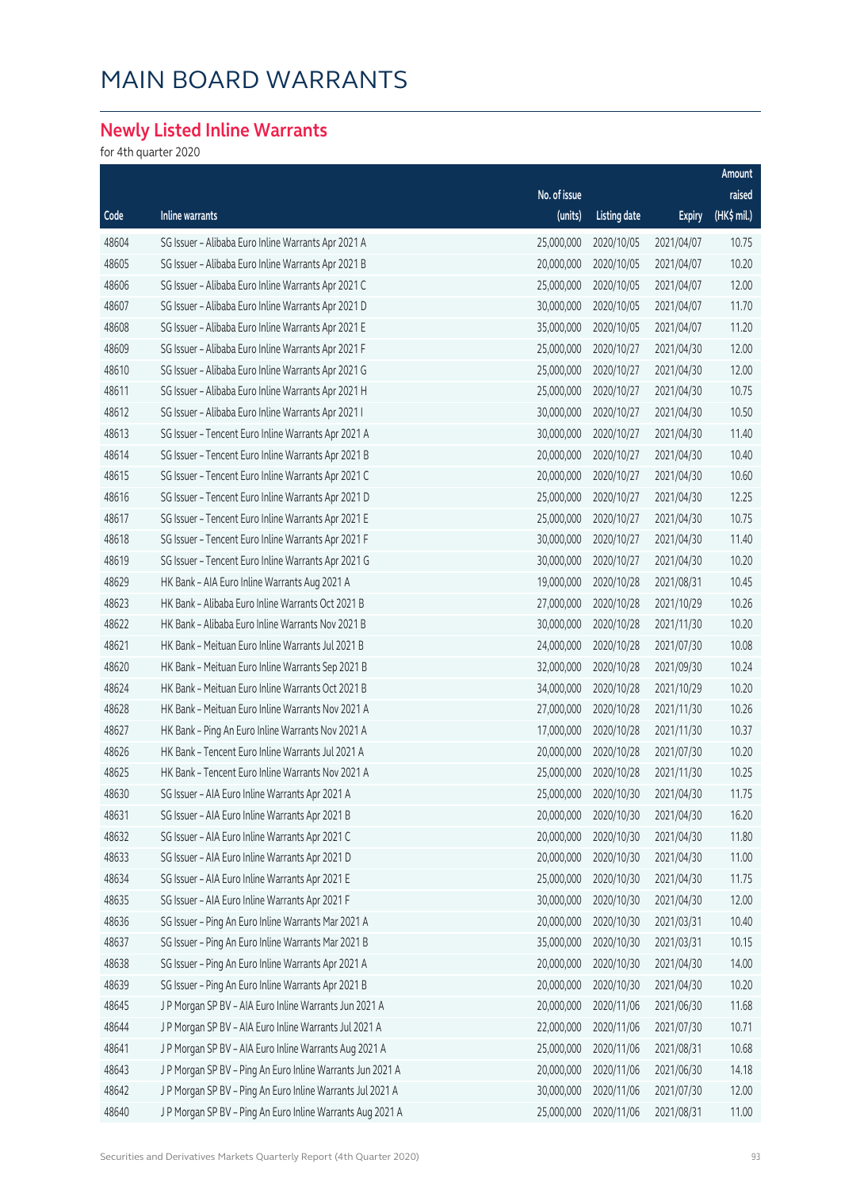# MAIN BOARD WARRANTS

## Newly Listed Inline Warrants

for 4th quarter 2020

| Code | Inline warrants | No. of issue (units) | Listing date | Expiry | Amount raised (HK$ mil.) |
|---|---|---|---|---|---|
| 48604 | SG Issuer – Alibaba Euro Inline Warrants Apr 2021 A | 25,000,000 | 2020/10/05 | 2021/04/07 | 10.75 |
| 48605 | SG Issuer – Alibaba Euro Inline Warrants Apr 2021 B | 20,000,000 | 2020/10/05 | 2021/04/07 | 10.20 |
| 48606 | SG Issuer – Alibaba Euro Inline Warrants Apr 2021 C | 25,000,000 | 2020/10/05 | 2021/04/07 | 12.00 |
| 48607 | SG Issuer – Alibaba Euro Inline Warrants Apr 2021 D | 30,000,000 | 2020/10/05 | 2021/04/07 | 11.70 |
| 48608 | SG Issuer – Alibaba Euro Inline Warrants Apr 2021 E | 35,000,000 | 2020/10/05 | 2021/04/07 | 11.20 |
| 48609 | SG Issuer – Alibaba Euro Inline Warrants Apr 2021 F | 25,000,000 | 2020/10/27 | 2021/04/30 | 12.00 |
| 48610 | SG Issuer – Alibaba Euro Inline Warrants Apr 2021 G | 25,000,000 | 2020/10/27 | 2021/04/30 | 12.00 |
| 48611 | SG Issuer – Alibaba Euro Inline Warrants Apr 2021 H | 25,000,000 | 2020/10/27 | 2021/04/30 | 10.75 |
| 48612 | SG Issuer – Alibaba Euro Inline Warrants Apr 2021 I | 30,000,000 | 2020/10/27 | 2021/04/30 | 10.50 |
| 48613 | SG Issuer – Tencent Euro Inline Warrants Apr 2021 A | 30,000,000 | 2020/10/27 | 2021/04/30 | 11.40 |
| 48614 | SG Issuer – Tencent Euro Inline Warrants Apr 2021 B | 20,000,000 | 2020/10/27 | 2021/04/30 | 10.40 |
| 48615 | SG Issuer – Tencent Euro Inline Warrants Apr 2021 C | 20,000,000 | 2020/10/27 | 2021/04/30 | 10.60 |
| 48616 | SG Issuer – Tencent Euro Inline Warrants Apr 2021 D | 25,000,000 | 2020/10/27 | 2021/04/30 | 12.25 |
| 48617 | SG Issuer – Tencent Euro Inline Warrants Apr 2021 E | 25,000,000 | 2020/10/27 | 2021/04/30 | 10.75 |
| 48618 | SG Issuer – Tencent Euro Inline Warrants Apr 2021 F | 30,000,000 | 2020/10/27 | 2021/04/30 | 11.40 |
| 48619 | SG Issuer – Tencent Euro Inline Warrants Apr 2021 G | 30,000,000 | 2020/10/27 | 2021/04/30 | 10.20 |
| 48629 | HK Bank – AIA Euro Inline Warrants Aug 2021 A | 19,000,000 | 2020/10/28 | 2021/08/31 | 10.45 |
| 48623 | HK Bank – Alibaba Euro Inline Warrants Oct 2021 B | 27,000,000 | 2020/10/28 | 2021/10/29 | 10.26 |
| 48622 | HK Bank – Alibaba Euro Inline Warrants Nov 2021 B | 30,000,000 | 2020/10/28 | 2021/11/30 | 10.20 |
| 48621 | HK Bank – Meituan Euro Inline Warrants Jul 2021 B | 24,000,000 | 2020/10/28 | 2021/07/30 | 10.08 |
| 48620 | HK Bank – Meituan Euro Inline Warrants Sep 2021 B | 32,000,000 | 2020/10/28 | 2021/09/30 | 10.24 |
| 48624 | HK Bank – Meituan Euro Inline Warrants Oct 2021 B | 34,000,000 | 2020/10/28 | 2021/10/29 | 10.20 |
| 48628 | HK Bank – Meituan Euro Inline Warrants Nov 2021 A | 27,000,000 | 2020/10/28 | 2021/11/30 | 10.26 |
| 48627 | HK Bank – Ping An Euro Inline Warrants Nov 2021 A | 17,000,000 | 2020/10/28 | 2021/11/30 | 10.37 |
| 48626 | HK Bank – Tencent Euro Inline Warrants Jul 2021 A | 20,000,000 | 2020/10/28 | 2021/07/30 | 10.20 |
| 48625 | HK Bank – Tencent Euro Inline Warrants Nov 2021 A | 25,000,000 | 2020/10/28 | 2021/11/30 | 10.25 |
| 48630 | SG Issuer – AIA Euro Inline Warrants Apr 2021 A | 25,000,000 | 2020/10/30 | 2021/04/30 | 11.75 |
| 48631 | SG Issuer – AIA Euro Inline Warrants Apr 2021 B | 20,000,000 | 2020/10/30 | 2021/04/30 | 16.20 |
| 48632 | SG Issuer – AIA Euro Inline Warrants Apr 2021 C | 20,000,000 | 2020/10/30 | 2021/04/30 | 11.80 |
| 48633 | SG Issuer – AIA Euro Inline Warrants Apr 2021 D | 20,000,000 | 2020/10/30 | 2021/04/30 | 11.00 |
| 48634 | SG Issuer – AIA Euro Inline Warrants Apr 2021 E | 25,000,000 | 2020/10/30 | 2021/04/30 | 11.75 |
| 48635 | SG Issuer – AIA Euro Inline Warrants Apr 2021 F | 30,000,000 | 2020/10/30 | 2021/04/30 | 12.00 |
| 48636 | SG Issuer – Ping An Euro Inline Warrants Mar 2021 A | 20,000,000 | 2020/10/30 | 2021/03/31 | 10.40 |
| 48637 | SG Issuer – Ping An Euro Inline Warrants Mar 2021 B | 35,000,000 | 2020/10/30 | 2021/03/31 | 10.15 |
| 48638 | SG Issuer – Ping An Euro Inline Warrants Apr 2021 A | 20,000,000 | 2020/10/30 | 2021/04/30 | 14.00 |
| 48639 | SG Issuer – Ping An Euro Inline Warrants Apr 2021 B | 20,000,000 | 2020/10/30 | 2021/04/30 | 10.20 |
| 48645 | J P Morgan SP BV – AIA Euro Inline Warrants Jun 2021 A | 20,000,000 | 2020/11/06 | 2021/06/30 | 11.68 |
| 48644 | J P Morgan SP BV – AIA Euro Inline Warrants Jul 2021 A | 22,000,000 | 2020/11/06 | 2021/07/30 | 10.71 |
| 48641 | J P Morgan SP BV – AIA Euro Inline Warrants Aug 2021 A | 25,000,000 | 2020/11/06 | 2021/08/31 | 10.68 |
| 48643 | J P Morgan SP BV – Ping An Euro Inline Warrants Jun 2021 A | 20,000,000 | 2020/11/06 | 2021/06/30 | 14.18 |
| 48642 | J P Morgan SP BV – Ping An Euro Inline Warrants Jul 2021 A | 30,000,000 | 2020/11/06 | 2021/07/30 | 12.00 |
| 48640 | J P Morgan SP BV – Ping An Euro Inline Warrants Aug 2021 A | 25,000,000 | 2020/11/06 | 2021/08/31 | 11.00 |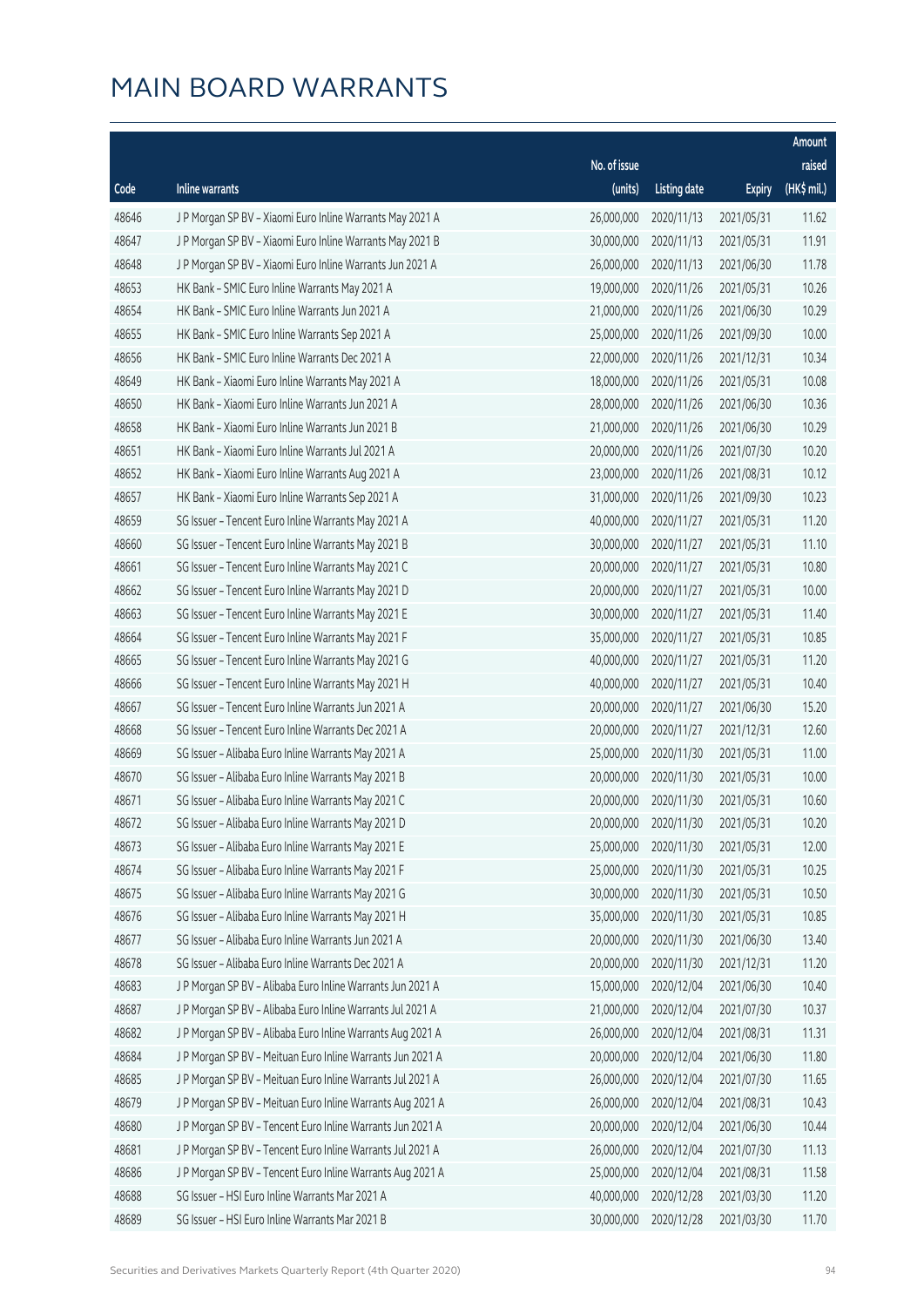# MAIN BOARD WARRANTS

| Code | Inline warrants | No. of issue (units) | Listing date | Expiry | Amount raised (HK$ mil.) |
|---|---|---|---|---|---|
| 48646 | J P Morgan SP BV – Xiaomi Euro Inline Warrants May 2021 A | 26,000,000 | 2020/11/13 | 2021/05/31 | 11.62 |
| 48647 | J P Morgan SP BV – Xiaomi Euro Inline Warrants May 2021 B | 30,000,000 | 2020/11/13 | 2021/05/31 | 11.91 |
| 48648 | J P Morgan SP BV – Xiaomi Euro Inline Warrants Jun 2021 A | 26,000,000 | 2020/11/13 | 2021/06/30 | 11.78 |
| 48653 | HK Bank – SMIC Euro Inline Warrants May 2021 A | 19,000,000 | 2020/11/26 | 2021/05/31 | 10.26 |
| 48654 | HK Bank – SMIC Euro Inline Warrants Jun 2021 A | 21,000,000 | 2020/11/26 | 2021/06/30 | 10.29 |
| 48655 | HK Bank – SMIC Euro Inline Warrants Sep 2021 A | 25,000,000 | 2020/11/26 | 2021/09/30 | 10.00 |
| 48656 | HK Bank – SMIC Euro Inline Warrants Dec 2021 A | 22,000,000 | 2020/11/26 | 2021/12/31 | 10.34 |
| 48649 | HK Bank – Xiaomi Euro Inline Warrants May 2021 A | 18,000,000 | 2020/11/26 | 2021/05/31 | 10.08 |
| 48650 | HK Bank – Xiaomi Euro Inline Warrants Jun 2021 A | 28,000,000 | 2020/11/26 | 2021/06/30 | 10.36 |
| 48658 | HK Bank – Xiaomi Euro Inline Warrants Jun 2021 B | 21,000,000 | 2020/11/26 | 2021/06/30 | 10.29 |
| 48651 | HK Bank – Xiaomi Euro Inline Warrants Jul 2021 A | 20,000,000 | 2020/11/26 | 2021/07/30 | 10.20 |
| 48652 | HK Bank – Xiaomi Euro Inline Warrants Aug 2021 A | 23,000,000 | 2020/11/26 | 2021/08/31 | 10.12 |
| 48657 | HK Bank – Xiaomi Euro Inline Warrants Sep 2021 A | 31,000,000 | 2020/11/26 | 2021/09/30 | 10.23 |
| 48659 | SG Issuer – Tencent Euro Inline Warrants May 2021 A | 40,000,000 | 2020/11/27 | 2021/05/31 | 11.20 |
| 48660 | SG Issuer – Tencent Euro Inline Warrants May 2021 B | 30,000,000 | 2020/11/27 | 2021/05/31 | 11.10 |
| 48661 | SG Issuer – Tencent Euro Inline Warrants May 2021 C | 20,000,000 | 2020/11/27 | 2021/05/31 | 10.80 |
| 48662 | SG Issuer – Tencent Euro Inline Warrants May 2021 D | 20,000,000 | 2020/11/27 | 2021/05/31 | 10.00 |
| 48663 | SG Issuer – Tencent Euro Inline Warrants May 2021 E | 30,000,000 | 2020/11/27 | 2021/05/31 | 11.40 |
| 48664 | SG Issuer – Tencent Euro Inline Warrants May 2021 F | 35,000,000 | 2020/11/27 | 2021/05/31 | 10.85 |
| 48665 | SG Issuer – Tencent Euro Inline Warrants May 2021 G | 40,000,000 | 2020/11/27 | 2021/05/31 | 11.20 |
| 48666 | SG Issuer – Tencent Euro Inline Warrants May 2021 H | 40,000,000 | 2020/11/27 | 2021/05/31 | 10.40 |
| 48667 | SG Issuer – Tencent Euro Inline Warrants Jun 2021 A | 20,000,000 | 2020/11/27 | 2021/06/30 | 15.20 |
| 48668 | SG Issuer – Tencent Euro Inline Warrants Dec 2021 A | 20,000,000 | 2020/11/27 | 2021/12/31 | 12.60 |
| 48669 | SG Issuer – Alibaba Euro Inline Warrants May 2021 A | 25,000,000 | 2020/11/30 | 2021/05/31 | 11.00 |
| 48670 | SG Issuer – Alibaba Euro Inline Warrants May 2021 B | 20,000,000 | 2020/11/30 | 2021/05/31 | 10.00 |
| 48671 | SG Issuer – Alibaba Euro Inline Warrants May 2021 C | 20,000,000 | 2020/11/30 | 2021/05/31 | 10.60 |
| 48672 | SG Issuer – Alibaba Euro Inline Warrants May 2021 D | 20,000,000 | 2020/11/30 | 2021/05/31 | 10.20 |
| 48673 | SG Issuer – Alibaba Euro Inline Warrants May 2021 E | 25,000,000 | 2020/11/30 | 2021/05/31 | 12.00 |
| 48674 | SG Issuer – Alibaba Euro Inline Warrants May 2021 F | 25,000,000 | 2020/11/30 | 2021/05/31 | 10.25 |
| 48675 | SG Issuer – Alibaba Euro Inline Warrants May 2021 G | 30,000,000 | 2020/11/30 | 2021/05/31 | 10.50 |
| 48676 | SG Issuer – Alibaba Euro Inline Warrants May 2021 H | 35,000,000 | 2020/11/30 | 2021/05/31 | 10.85 |
| 48677 | SG Issuer – Alibaba Euro Inline Warrants Jun 2021 A | 20,000,000 | 2020/11/30 | 2021/06/30 | 13.40 |
| 48678 | SG Issuer – Alibaba Euro Inline Warrants Dec 2021 A | 20,000,000 | 2020/11/30 | 2021/12/31 | 11.20 |
| 48683 | J P Morgan SP BV – Alibaba Euro Inline Warrants Jun 2021 A | 15,000,000 | 2020/12/04 | 2021/06/30 | 10.40 |
| 48687 | J P Morgan SP BV – Alibaba Euro Inline Warrants Jul 2021 A | 21,000,000 | 2020/12/04 | 2021/07/30 | 10.37 |
| 48682 | J P Morgan SP BV – Alibaba Euro Inline Warrants Aug 2021 A | 26,000,000 | 2020/12/04 | 2021/08/31 | 11.31 |
| 48684 | J P Morgan SP BV – Meituan Euro Inline Warrants Jun 2021 A | 20,000,000 | 2020/12/04 | 2021/06/30 | 11.80 |
| 48685 | J P Morgan SP BV – Meituan Euro Inline Warrants Jul 2021 A | 26,000,000 | 2020/12/04 | 2021/07/30 | 11.65 |
| 48679 | J P Morgan SP BV – Meituan Euro Inline Warrants Aug 2021 A | 26,000,000 | 2020/12/04 | 2021/08/31 | 10.43 |
| 48680 | J P Morgan SP BV – Tencent Euro Inline Warrants Jun 2021 A | 20,000,000 | 2020/12/04 | 2021/06/30 | 10.44 |
| 48681 | J P Morgan SP BV – Tencent Euro Inline Warrants Jul 2021 A | 26,000,000 | 2020/12/04 | 2021/07/30 | 11.13 |
| 48686 | J P Morgan SP BV – Tencent Euro Inline Warrants Aug 2021 A | 25,000,000 | 2020/12/04 | 2021/08/31 | 11.58 |
| 48688 | SG Issuer – HSI Euro Inline Warrants Mar 2021 A | 40,000,000 | 2020/12/28 | 2021/03/30 | 11.20 |
| 48689 | SG Issuer – HSI Euro Inline Warrants Mar 2021 B | 30,000,000 | 2020/12/28 | 2021/03/30 | 11.70 |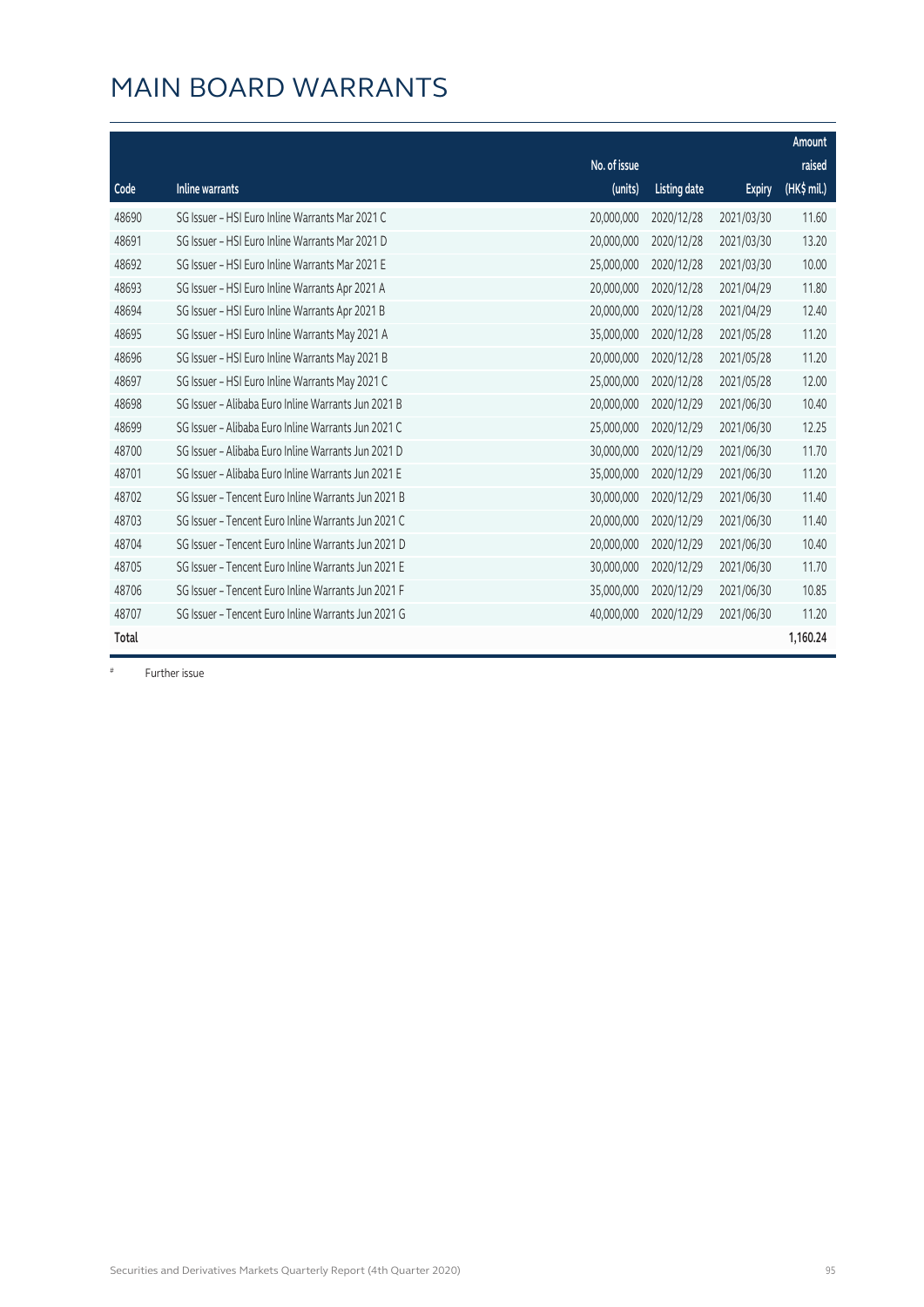# MAIN BOARD WARRANTS

| Code | Inline warrants | No. of issue (units) | Listing date | Expiry | Amount raised (HK$ mil.) |
|---|---|---|---|---|---|
| 48690 | SG Issuer – HSI Euro Inline Warrants Mar 2021 C | 20,000,000 | 2020/12/28 | 2021/03/30 | 11.60 |
| 48691 | SG Issuer – HSI Euro Inline Warrants Mar 2021 D | 20,000,000 | 2020/12/28 | 2021/03/30 | 13.20 |
| 48692 | SG Issuer – HSI Euro Inline Warrants Mar 2021 E | 25,000,000 | 2020/12/28 | 2021/03/30 | 10.00 |
| 48693 | SG Issuer – HSI Euro Inline Warrants Apr 2021 A | 20,000,000 | 2020/12/28 | 2021/04/29 | 11.80 |
| 48694 | SG Issuer – HSI Euro Inline Warrants Apr 2021 B | 20,000,000 | 2020/12/28 | 2021/04/29 | 12.40 |
| 48695 | SG Issuer – HSI Euro Inline Warrants May 2021 A | 35,000,000 | 2020/12/28 | 2021/05/28 | 11.20 |
| 48696 | SG Issuer – HSI Euro Inline Warrants May 2021 B | 20,000,000 | 2020/12/28 | 2021/05/28 | 11.20 |
| 48697 | SG Issuer – HSI Euro Inline Warrants May 2021 C | 25,000,000 | 2020/12/28 | 2021/05/28 | 12.00 |
| 48698 | SG Issuer – Alibaba Euro Inline Warrants Jun 2021 B | 20,000,000 | 2020/12/29 | 2021/06/30 | 10.40 |
| 48699 | SG Issuer – Alibaba Euro Inline Warrants Jun 2021 C | 25,000,000 | 2020/12/29 | 2021/06/30 | 12.25 |
| 48700 | SG Issuer – Alibaba Euro Inline Warrants Jun 2021 D | 30,000,000 | 2020/12/29 | 2021/06/30 | 11.70 |
| 48701 | SG Issuer – Alibaba Euro Inline Warrants Jun 2021 E | 35,000,000 | 2020/12/29 | 2021/06/30 | 11.20 |
| 48702 | SG Issuer – Tencent Euro Inline Warrants Jun 2021 B | 30,000,000 | 2020/12/29 | 2021/06/30 | 11.40 |
| 48703 | SG Issuer – Tencent Euro Inline Warrants Jun 2021 C | 20,000,000 | 2020/12/29 | 2021/06/30 | 11.40 |
| 48704 | SG Issuer – Tencent Euro Inline Warrants Jun 2021 D | 20,000,000 | 2020/12/29 | 2021/06/30 | 10.40 |
| 48705 | SG Issuer – Tencent Euro Inline Warrants Jun 2021 E | 30,000,000 | 2020/12/29 | 2021/06/30 | 11.70 |
| 48706 | SG Issuer – Tencent Euro Inline Warrants Jun 2021 F | 35,000,000 | 2020/12/29 | 2021/06/30 | 10.85 |
| 48707 | SG Issuer – Tencent Euro Inline Warrants Jun 2021 G | 40,000,000 | 2020/12/29 | 2021/06/30 | 11.20 |
| **Total** | | | | | **1,160.24** |

# Further issue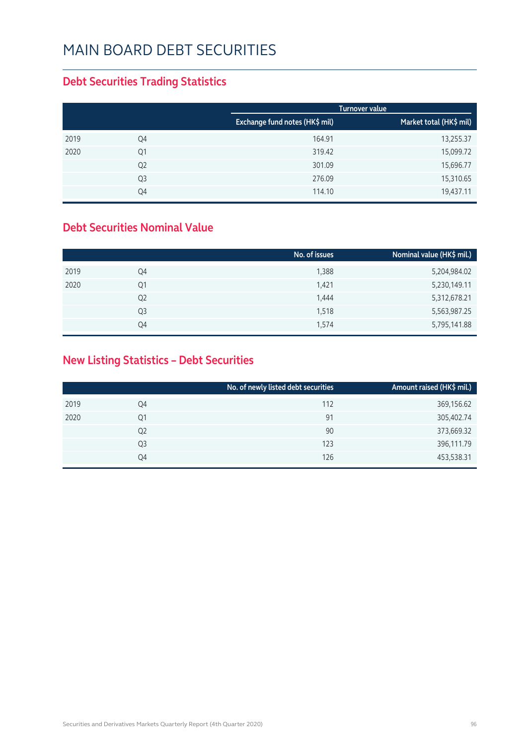# MAIN BOARD DEBT SECURITIES

## Debt Securities Trading Statistics

| | | Turnover value | |
|---|---|---|---|
| | | Exchange fund notes (HK$ mil) | Market total (HK$ mil) |
| 2019 | Q4 | 164.91 | 13,255.37 |
| 2020 | Q1 | 319.42 | 15,099.72 |
| | Q2 | 301.09 | 15,696.77 |
| | Q3 | 276.09 | 15,310.65 |
| | Q4 | 114.10 | 19,437.11 |

## Debt Securities Nominal Value

| | | No. of issues | Nominal value (HK$ mil.) |
|---|---|---|---|
| 2019 | Q4 | 1,388 | 5,204,984.02 |
| 2020 | Q1 | 1,421 | 5,230,149.11 |
| | Q2 | 1,444 | 5,312,678.21 |
| | Q3 | 1,518 | 5,563,987.25 |
| | Q4 | 1,574 | 5,795,141.88 |

## New Listing Statistics – Debt Securities

| | | No. of newly listed debt securities | Amount raised (HK$ mil.) |
|---|---|---|---|
| 2019 | Q4 | 112 | 369,156.62 |
| 2020 | Q1 | 91 | 305,402.74 |
| | Q2 | 90 | 373,669.32 |
| | Q3 | 123 | 396,111.79 |
| | Q4 | 126 | 453,538.31 |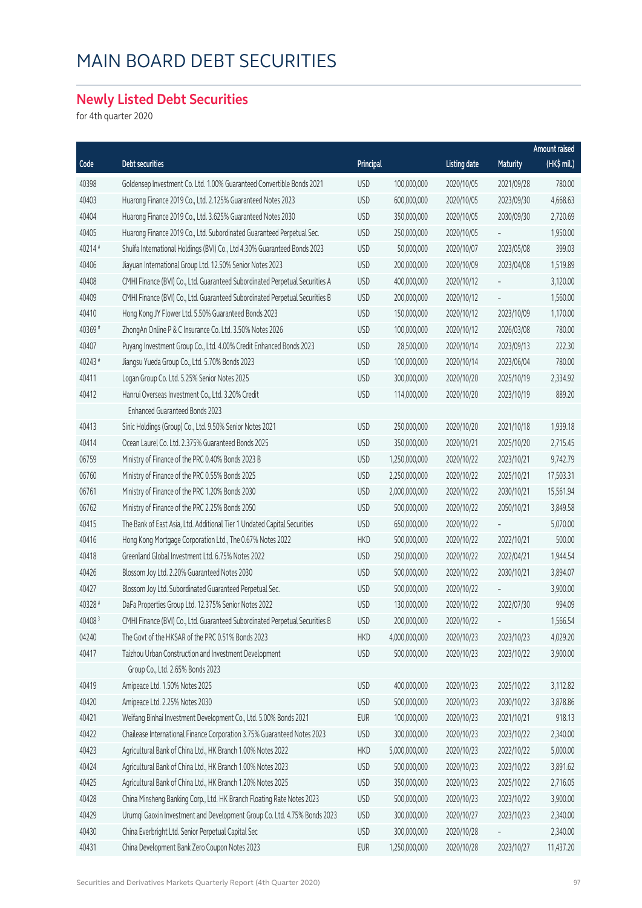# MAIN BOARD DEBT SECURITIES

## Newly Listed Debt Securities

for 4th quarter 2020

| Code | Debt securities | Principal | | Listing date | Maturity | Amount raised (HK$ mil.) |
|---|---|---|---|---|---|---|
| 40398 | Goldensep Investment Co. Ltd. 1.00% Guaranteed Convertible Bonds 2021 | USD | 100,000,000 | 2020/10/05 | 2021/09/28 | 780.00 |
| 40403 | Huarong Finance 2019 Co., Ltd. 2.125% Guaranteed Notes 2023 | USD | 600,000,000 | 2020/10/05 | 2023/09/30 | 4,668.63 |
| 40404 | Huarong Finance 2019 Co., Ltd. 3.625% Guaranteed Notes 2030 | USD | 350,000,000 | 2020/10/05 | 2030/09/30 | 2,720.69 |
| 40405 | Huarong Finance 2019 Co., Ltd. Subordinated Guaranteed Perpetual Sec. | USD | 250,000,000 | 2020/10/05 | – | 1,950.00 |
| 40214 # | Shuifa International Holdings (BVI) Co., Ltd 4.30% Guaranteed Bonds 2023 | USD | 50,000,000 | 2020/10/07 | 2023/05/08 | 399.03 |
| 40406 | Jiayuan International Group Ltd. 12.50% Senior Notes 2023 | USD | 200,000,000 | 2020/10/09 | 2023/04/08 | 1,519.89 |
| 40408 | CMHI Finance (BVI) Co., Ltd. Guaranteed Subordinated Perpetual Securities A | USD | 400,000,000 | 2020/10/12 | – | 3,120.00 |
| 40409 | CMHI Finance (BVI) Co., Ltd. Guaranteed Subordinated Perpetual Securities B | USD | 200,000,000 | 2020/10/12 | – | 1,560.00 |
| 40410 | Hong Kong JY Flower Ltd. 5.50% Guaranteed Bonds 2023 | USD | 150,000,000 | 2020/10/12 | 2023/10/09 | 1,170.00 |
| 40369 # | ZhongAn Online P & C Insurance Co. Ltd. 3.50% Notes 2026 | USD | 100,000,000 | 2020/10/12 | 2026/03/08 | 780.00 |
| 40407 | Puyang Investment Group Co., Ltd. 4.00% Credit Enhanced Bonds 2023 | USD | 28,500,000 | 2020/10/14 | 2023/09/13 | 222.30 |
| 40243 # | Jiangsu Yueda Group Co., Ltd. 5.70% Bonds 2023 | USD | 100,000,000 | 2020/10/14 | 2023/06/04 | 780.00 |
| 40411 | Logan Group Co. Ltd. 5.25% Senior Notes 2025 | USD | 300,000,000 | 2020/10/20 | 2025/10/19 | 2,334.92 |
| 40412 | Hanrui Overseas Investment Co., Ltd. 3.20% Credit Enhanced Guaranteed Bonds 2023 | USD | 114,000,000 | 2020/10/20 | 2023/10/19 | 889.20 |
| 40413 | Sinic Holdings (Group) Co., Ltd. 9.50% Senior Notes 2021 | USD | 250,000,000 | 2020/10/20 | 2021/10/18 | 1,939.18 |
| 40414 | Ocean Laurel Co. Ltd. 2.375% Guaranteed Bonds 2025 | USD | 350,000,000 | 2020/10/21 | 2025/10/20 | 2,715.45 |
| 06759 | Ministry of Finance of the PRC 0.40% Bonds 2023 B | USD | 1,250,000,000 | 2020/10/22 | 2023/10/21 | 9,742.79 |
| 06760 | Ministry of Finance of the PRC 0.55% Bonds 2025 | USD | 2,250,000,000 | 2020/10/22 | 2025/10/21 | 17,503.31 |
| 06761 | Ministry of Finance of the PRC 1.20% Bonds 2030 | USD | 2,000,000,000 | 2020/10/22 | 2030/10/21 | 15,561.94 |
| 06762 | Ministry of Finance of the PRC 2.25% Bonds 2050 | USD | 500,000,000 | 2020/10/22 | 2050/10/21 | 3,849.58 |
| 40415 | The Bank of East Asia, Ltd. Additional Tier 1 Undated Capital Securities | USD | 650,000,000 | 2020/10/22 | – | 5,070.00 |
| 40416 | Hong Kong Mortgage Corporation Ltd., The 0.67% Notes 2022 | HKD | 500,000,000 | 2020/10/22 | 2022/10/21 | 500.00 |
| 40418 | Greenland Global Investment Ltd. 6.75% Notes 2022 | USD | 250,000,000 | 2020/10/22 | 2022/04/21 | 1,944.54 |
| 40426 | Blossom Joy Ltd. 2.20% Guaranteed Notes 2030 | USD | 500,000,000 | 2020/10/22 | 2030/10/21 | 3,894.07 |
| 40427 | Blossom Joy Ltd. Subordinated Guaranteed Perpetual Sec. | USD | 500,000,000 | 2020/10/22 | – | 3,900.00 |
| 40328 # | DaFa Properties Group Ltd. 12.375% Senior Notes 2022 | USD | 130,000,000 | 2020/10/22 | 2022/07/30 | 994.09 |
| 40408 [3] | CMHI Finance (BVI) Co., Ltd. Guaranteed Subordinated Perpetual Securities B | USD | 200,000,000 | 2020/10/22 | – | 1,566.54 |
| 04240 | The Govt of the HKSAR of the PRC 0.51% Bonds 2023 | HKD | 4,000,000,000 | 2020/10/23 | 2023/10/23 | 4,029.20 |
| 40417 | Taizhou Urban Construction and Investment Development Group Co., Ltd. 2.65% Bonds 2023 | USD | 500,000,000 | 2020/10/23 | 2023/10/22 | 3,900.00 |
| 40419 | Amipeace Ltd. 1.50% Notes 2025 | USD | 400,000,000 | 2020/10/23 | 2025/10/22 | 3,112.82 |
| 40420 | Amipeace Ltd. 2.25% Notes 2030 | USD | 500,000,000 | 2020/10/23 | 2030/10/22 | 3,878.86 |
| 40421 | Weifang Binhai Investment Development Co., Ltd. 5.00% Bonds 2021 | EUR | 100,000,000 | 2020/10/23 | 2021/10/21 | 918.13 |
| 40422 | Chailease International Finance Corporation 3.75% Guaranteed Notes 2023 | USD | 300,000,000 | 2020/10/23 | 2023/10/22 | 2,340.00 |
| 40423 | Agricultural Bank of China Ltd., HK Branch 1.00% Notes 2022 | HKD | 5,000,000,000 | 2020/10/23 | 2022/10/22 | 5,000.00 |
| 40424 | Agricultural Bank of China Ltd., HK Branch 1.00% Notes 2023 | USD | 500,000,000 | 2020/10/23 | 2023/10/22 | 3,891.62 |
| 40425 | Agricultural Bank of China Ltd., HK Branch 1.20% Notes 2025 | USD | 350,000,000 | 2020/10/23 | 2025/10/22 | 2,716.05 |
| 40428 | China Minsheng Banking Corp., Ltd. HK Branch Floating Rate Notes 2023 | USD | 500,000,000 | 2020/10/23 | 2023/10/22 | 3,900.00 |
| 40429 | Urumqi Gaoxin Investment and Development Group Co. Ltd. 4.75% Bonds 2023 | USD | 300,000,000 | 2020/10/27 | 2023/10/23 | 2,340.00 |
| 40430 | China Everbright Ltd. Senior Perpetual Capital Sec | USD | 300,000,000 | 2020/10/28 | – | 2,340.00 |
| 40431 | China Development Bank Zero Coupon Notes 2023 | EUR | 1,250,000,000 | 2020/10/28 | 2023/10/27 | 11,437.20 |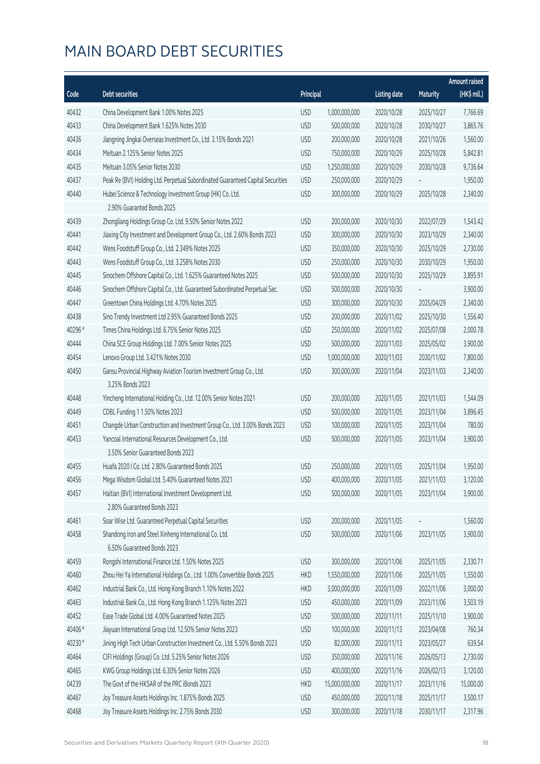# MAIN BOARD DEBT SECURITIES

| Code | Debt securities | Principal | | Listing date | Maturity | Amount raised (HK$ mil.) |
|---|---|---|---|---|---|---|
| 40432 | China Development Bank 1.00% Notes 2025 | USD | 1,000,000,000 | 2020/10/28 | 2025/10/27 | 7,766.69 |
| 40433 | China Development Bank 1.625% Notes 2030 | USD | 500,000,000 | 2020/10/28 | 2030/10/27 | 3,865.76 |
| 40436 | Jiangning Jingkai Overseas Investment Co., Ltd. 3.15% Bonds 2021 | USD | 200,000,000 | 2020/10/28 | 2021/10/26 | 1,560.00 |
| 40434 | Meituan 2.125% Senior Notes 2025 | USD | 750,000,000 | 2020/10/29 | 2025/10/28 | 5,842.81 |
| 40435 | Meituan 3.05% Senior Notes 2030 | USD | 1,250,000,000 | 2020/10/29 | 2030/10/28 | 9,736.64 |
| 40437 | Peak Re (BVI) Holding Ltd. Perpetual Subordinated Guaranteed Capital Securities | USD | 250,000,000 | 2020/10/29 | – | 1,950.00 |
| 40440 | Hubei Science & Technology Investment Group (HK) Co. Ltd. 2.90% Guaranteed Bonds 2025 | USD | 300,000,000 | 2020/10/29 | 2025/10/28 | 2,340.00 |
| 40439 | Zhongliang Holdings Group Co. Ltd. 9.50% Senior Notes 2022 | USD | 200,000,000 | 2020/10/30 | 2022/07/29 | 1,543.42 |
| 40441 | Jiaxing City Investment and Development Group Co., Ltd. 2.60% Bonds 2023 | USD | 300,000,000 | 2020/10/30 | 2023/10/29 | 2,340.00 |
| 40442 | Wens Foodstuff Group Co., Ltd. 2.349% Notes 2025 | USD | 350,000,000 | 2020/10/30 | 2025/10/29 | 2,730.00 |
| 40443 | Wens Foodstuff Group Co., Ltd. 3.258% Notes 2030 | USD | 250,000,000 | 2020/10/30 | 2030/10/29 | 1,950.00 |
| 40445 | Sinochem Offshore Capital Co., Ltd. 1.625% Guaranteed Notes 2025 | USD | 500,000,000 | 2020/10/30 | 2025/10/29 | 3,895.91 |
| 40446 | Sinochem Offshore Capital Co., Ltd. Guaranteed Subordinated Perpetual Sec. | USD | 500,000,000 | 2020/10/30 | – | 3,900.00 |
| 40447 | Greentown China Holdings Ltd. 4.70% Notes 2025 | USD | 300,000,000 | 2020/10/30 | 2025/04/29 | 2,340.00 |
| 40438 | Sino Trendy Investment Ltd 2.95% Guaranteed Bonds 2025 | USD | 200,000,000 | 2020/11/02 | 2025/10/30 | 1,556.40 |
| 40296 # | Times China Holdings Ltd. 6.75% Senior Notes 2025 | USD | 250,000,000 | 2020/11/02 | 2025/07/08 | 2,000.78 |
| 40444 | China SCE Group Holdings Ltd. 7.00% Senior Notes 2025 | USD | 500,000,000 | 2020/11/03 | 2025/05/02 | 3,900.00 |
| 40454 | Lenovo Group Ltd. 3.421% Notes 2030 | USD | 1,000,000,000 | 2020/11/03 | 2030/11/02 | 7,800.00 |
| 40450 | Gansu Provincial Highway Aviation Tourism Investment Group Co., Ltd. 3.25% Bonds 2023 | USD | 300,000,000 | 2020/11/04 | 2023/11/03 | 2,340.00 |
| 40448 | Yincheng International Holding Co., Ltd. 12.00% Senior Notes 2021 | USD | 200,000,000 | 2020/11/05 | 2021/11/03 | 1,544.09 |
| 40449 | CDBL Funding 1 1.50% Notes 2023 | USD | 500,000,000 | 2020/11/05 | 2023/11/04 | 3,896.45 |
| 40451 | Changde Urban Construction and Investment Group Co., Ltd. 3.00% Bonds 2023 | USD | 100,000,000 | 2020/11/05 | 2023/11/04 | 780.00 |
| 40453 | Yancoal International Resources Development Co., Ltd. 3.50% Senior Guaranteed Bonds 2023 | USD | 500,000,000 | 2020/11/05 | 2023/11/04 | 3,900.00 |
| 40455 | Huafa 2020 I Co. Ltd. 2.80% Guaranteed Bonds 2025 | USD | 250,000,000 | 2020/11/05 | 2025/11/04 | 1,950.00 |
| 40456 | Mega Wisdom Global Ltd. 5.40% Guaranteed Notes 2021 | USD | 400,000,000 | 2020/11/05 | 2021/11/03 | 3,120.00 |
| 40457 | Haitian (BVI) International Investment Development Ltd. 2.80% Guaranteed Bonds 2023 | USD | 500,000,000 | 2020/11/05 | 2023/11/04 | 3,900.00 |
| 40461 | Soar Wise Ltd. Guaranteed Perpetual Capital Securities | USD | 200,000,000 | 2020/11/05 | – | 1,560.00 |
| 40458 | Shandong Iron and Steel Xinheng International Co. Ltd. 6.50% Guaranteed Bonds 2023 | USD | 500,000,000 | 2020/11/06 | 2023/11/05 | 3,900.00 |
| 40459 | Rongshi International Finance Ltd. 1.50% Notes 2025 | USD | 300,000,000 | 2020/11/06 | 2025/11/05 | 2,330.71 |
| 40460 | Zhou Hei Ya International Holdings Co., Ltd. 1.00% Convertible Bonds 2025 | HKD | 1,550,000,000 | 2020/11/06 | 2025/11/05 | 1,550.00 |
| 40462 | Industrial Bank Co., Ltd. Hong Kong Branch 1.10% Notes 2022 | HKD | 3,000,000,000 | 2020/11/09 | 2022/11/06 | 3,000.00 |
| 40463 | Industrial Bank Co., Ltd. Hong Kong Branch 1.125% Notes 2023 | USD | 450,000,000 | 2020/11/09 | 2023/11/06 | 3,503.19 |
| 40452 | Ease Trade Global Ltd. 4.00% Guaranteed Notes 2025 | USD | 500,000,000 | 2020/11/11 | 2025/11/10 | 3,900.00 |
| 40406 # | Jiayuan International Group Ltd. 12.50% Senior Notes 2023 | USD | 100,000,000 | 2020/11/13 | 2023/04/08 | 760.34 |
| 40230 # | Jining High Tech Urban Construction Investment Co., Ltd. 5.50% Bonds 2023 | USD | 82,000,000 | 2020/11/13 | 2023/05/27 | 639.54 |
| 40464 | CIFI Holdings (Group) Co. Ltd. 5.25% Senior Notes 2026 | USD | 350,000,000 | 2020/11/16 | 2026/05/13 | 2,730.00 |
| 40465 | KWG Group Holdings Ltd. 6.30% Senior Notes 2026 | USD | 400,000,000 | 2020/11/16 | 2026/02/13 | 3,120.00 |
| 04239 | The Govt of the HKSAR of the PRC iBonds 2023 | HKD | 15,000,000,000 | 2020/11/17 | 2023/11/16 | 15,000.00 |
| 40467 | Joy Treasure Assets Holdings Inc. 1.875% Bonds 2025 | USD | 450,000,000 | 2020/11/18 | 2025/11/17 | 3,500.17 |
| 40468 | Joy Treasure Assets Holdings Inc. 2.75% Bonds 2030 | USD | 300,000,000 | 2020/11/18 | 2030/11/17 | 2,317.96 |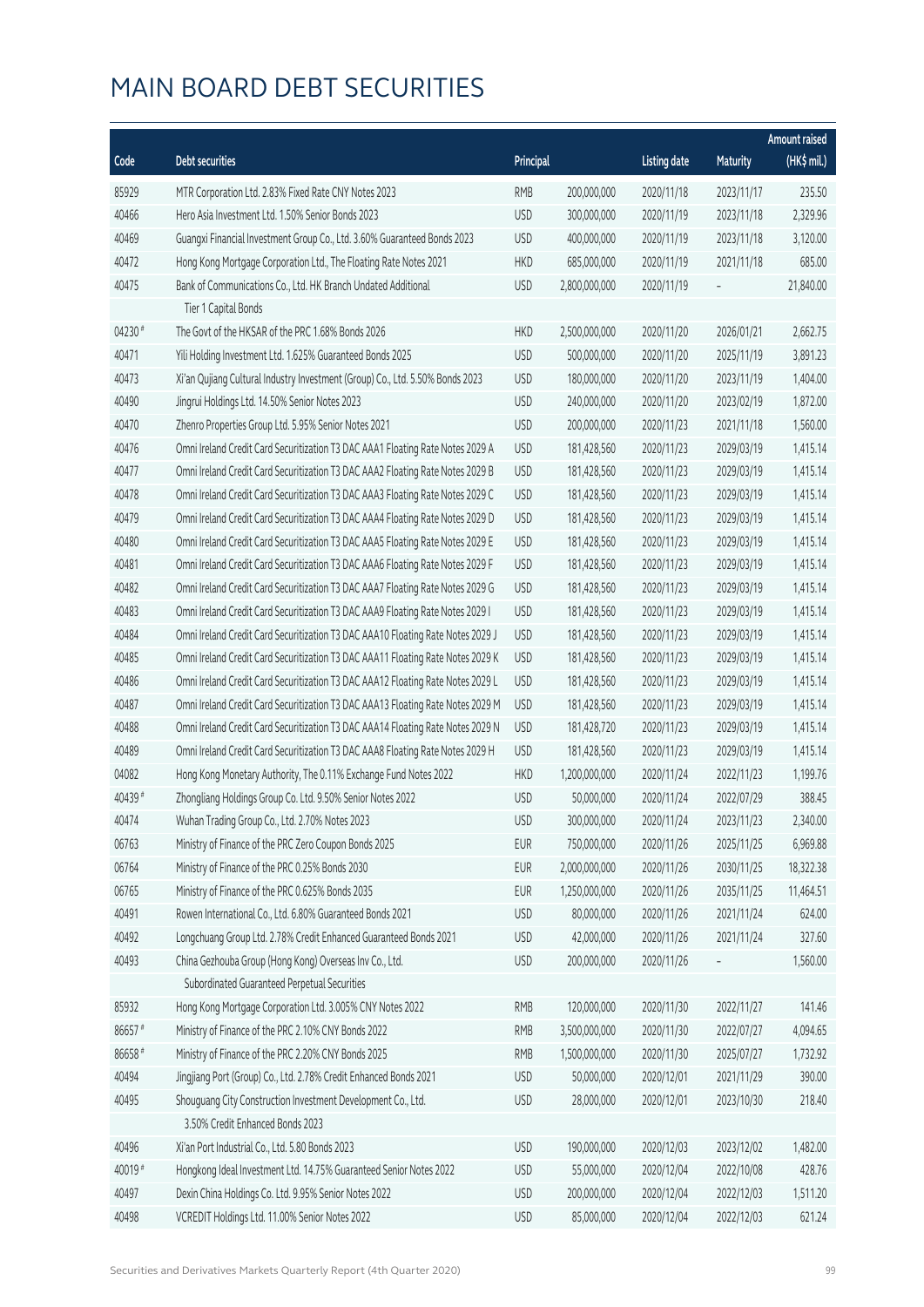# MAIN BOARD DEBT SECURITIES

| Code | Debt securities | Principal | | Listing date | Maturity | Amount raised (HK$ mil.) |
|---|---|---|---|---|---|---|
| 85929 | MTR Corporation Ltd. 2.83% Fixed Rate CNY Notes 2023 | RMB | 200,000,000 | 2020/11/18 | 2023/11/17 | 235.50 |
| 40466 | Hero Asia Investment Ltd. 1.50% Senior Bonds 2023 | USD | 300,000,000 | 2020/11/19 | 2023/11/18 | 2,329.96 |
| 40469 | Guangxi Financial Investment Group Co., Ltd. 3.60% Guaranteed Bonds 2023 | USD | 400,000,000 | 2020/11/19 | 2023/11/18 | 3,120.00 |
| 40472 | Hong Kong Mortgage Corporation Ltd., The Floating Rate Notes 2021 | HKD | 685,000,000 | 2020/11/19 | 2021/11/18 | 685.00 |
| 40475 | Bank of Communications Co., Ltd. HK Branch Undated Additional Tier 1 Capital Bonds | USD | 2,800,000,000 | 2020/11/19 | - | 21,840.00 |
| 04230 # | The Govt of the HKSAR of the PRC 1.68% Bonds 2026 | HKD | 2,500,000,000 | 2020/11/20 | 2026/01/21 | 2,662.75 |
| 40471 | Yili Holding Investment Ltd. 1.625% Guaranteed Bonds 2025 | USD | 500,000,000 | 2020/11/20 | 2025/11/19 | 3,891.23 |
| 40473 | Xi'an Qujiang Cultural Industry Investment (Group) Co., Ltd. 5.50% Bonds 2023 | USD | 180,000,000 | 2020/11/20 | 2023/11/19 | 1,404.00 |
| 40490 | Jingrui Holdings Ltd. 14.50% Senior Notes 2023 | USD | 240,000,000 | 2020/11/20 | 2023/02/19 | 1,872.00 |
| 40470 | Zhenro Properties Group Ltd. 5.95% Senior Notes 2021 | USD | 200,000,000 | 2020/11/23 | 2021/11/18 | 1,560.00 |
| 40476 | Omni Ireland Credit Card Securitization T3 DAC AAA1 Floating Rate Notes 2029 A | USD | 181,428,560 | 2020/11/23 | 2029/03/19 | 1,415.14 |
| 40477 | Omni Ireland Credit Card Securitization T3 DAC AAA2 Floating Rate Notes 2029 B | USD | 181,428,560 | 2020/11/23 | 2029/03/19 | 1,415.14 |
| 40478 | Omni Ireland Credit Card Securitization T3 DAC AAA3 Floating Rate Notes 2029 C | USD | 181,428,560 | 2020/11/23 | 2029/03/19 | 1,415.14 |
| 40479 | Omni Ireland Credit Card Securitization T3 DAC AAA4 Floating Rate Notes 2029 D | USD | 181,428,560 | 2020/11/23 | 2029/03/19 | 1,415.14 |
| 40480 | Omni Ireland Credit Card Securitization T3 DAC AAA5 Floating Rate Notes 2029 E | USD | 181,428,560 | 2020/11/23 | 2029/03/19 | 1,415.14 |
| 40481 | Omni Ireland Credit Card Securitization T3 DAC AAA6 Floating Rate Notes 2029 F | USD | 181,428,560 | 2020/11/23 | 2029/03/19 | 1,415.14 |
| 40482 | Omni Ireland Credit Card Securitization T3 DAC AAA7 Floating Rate Notes 2029 G | USD | 181,428,560 | 2020/11/23 | 2029/03/19 | 1,415.14 |
| 40483 | Omni Ireland Credit Card Securitization T3 DAC AAA9 Floating Rate Notes 2029 I | USD | 181,428,560 | 2020/11/23 | 2029/03/19 | 1,415.14 |
| 40484 | Omni Ireland Credit Card Securitization T3 DAC AAA10 Floating Rate Notes 2029 J | USD | 181,428,560 | 2020/11/23 | 2029/03/19 | 1,415.14 |
| 40485 | Omni Ireland Credit Card Securitization T3 DAC AAA11 Floating Rate Notes 2029 K | USD | 181,428,560 | 2020/11/23 | 2029/03/19 | 1,415.14 |
| 40486 | Omni Ireland Credit Card Securitization T3 DAC AAA12 Floating Rate Notes 2029 L | USD | 181,428,560 | 2020/11/23 | 2029/03/19 | 1,415.14 |
| 40487 | Omni Ireland Credit Card Securitization T3 DAC AAA13 Floating Rate Notes 2029 M | USD | 181,428,560 | 2020/11/23 | 2029/03/19 | 1,415.14 |
| 40488 | Omni Ireland Credit Card Securitization T3 DAC AAA14 Floating Rate Notes 2029 N | USD | 181,428,720 | 2020/11/23 | 2029/03/19 | 1,415.14 |
| 40489 | Omni Ireland Credit Card Securitization T3 DAC AAA8 Floating Rate Notes 2029 H | USD | 181,428,560 | 2020/11/23 | 2029/03/19 | 1,415.14 |
| 04082 | Hong Kong Monetary Authority, The 0.11% Exchange Fund Notes 2022 | HKD | 1,200,000,000 | 2020/11/24 | 2022/11/23 | 1,199.76 |
| 40439 # | Zhongliang Holdings Group Co. Ltd. 9.50% Senior Notes 2022 | USD | 50,000,000 | 2020/11/24 | 2022/07/29 | 388.45 |
| 40474 | Wuhan Trading Group Co., Ltd. 2.70% Notes 2023 | USD | 300,000,000 | 2020/11/24 | 2023/11/23 | 2,340.00 |
| 06763 | Ministry of Finance of the PRC Zero Coupon Bonds 2025 | EUR | 750,000,000 | 2020/11/26 | 2025/11/25 | 6,969.88 |
| 06764 | Ministry of Finance of the PRC 0.25% Bonds 2030 | EUR | 2,000,000,000 | 2020/11/26 | 2030/11/25 | 18,322.38 |
| 06765 | Ministry of Finance of the PRC 0.625% Bonds 2035 | EUR | 1,250,000,000 | 2020/11/26 | 2035/11/25 | 11,464.51 |
| 40491 | Rowen International Co., Ltd. 6.80% Guaranteed Bonds 2021 | USD | 80,000,000 | 2020/11/26 | 2021/11/24 | 624.00 |
| 40492 | Longchuang Group Ltd. 2.78% Credit Enhanced Guaranteed Bonds 2021 | USD | 42,000,000 | 2020/11/26 | 2021/11/24 | 327.60 |
| 40493 | China Gezhouba Group (Hong Kong) Overseas Inv Co., Ltd. Subordinated Guaranteed Perpetual Securities | USD | 200,000,000 | 2020/11/26 | - | 1,560.00 |
| 85932 | Hong Kong Mortgage Corporation Ltd. 3.005% CNY Notes 2022 | RMB | 120,000,000 | 2020/11/30 | 2022/11/27 | 141.46 |
| 86657 # | Ministry of Finance of the PRC 2.10% CNY Bonds 2022 | RMB | 3,500,000,000 | 2020/11/30 | 2022/07/27 | 4,094.65 |
| 86658 # | Ministry of Finance of the PRC 2.20% CNY Bonds 2025 | RMB | 1,500,000,000 | 2020/11/30 | 2025/07/27 | 1,732.92 |
| 40494 | Jingjiang Port (Group) Co., Ltd. 2.78% Credit Enhanced Bonds 2021 | USD | 50,000,000 | 2020/12/01 | 2021/11/29 | 390.00 |
| 40495 | Shouguang City Construction Investment Development Co., Ltd. 3.50% Credit Enhanced Bonds 2023 | USD | 28,000,000 | 2020/12/01 | 2023/10/30 | 218.40 |
| 40496 | Xi'an Port Industrial Co., Ltd. 5.80 Bonds 2023 | USD | 190,000,000 | 2020/12/03 | 2023/12/02 | 1,482.00 |
| 40019 # | Hongkong Ideal Investment Ltd. 14.75% Guaranteed Senior Notes 2022 | USD | 55,000,000 | 2020/12/04 | 2022/10/08 | 428.76 |
| 40497 | Dexin China Holdings Co. Ltd. 9.95% Senior Notes 2022 | USD | 200,000,000 | 2020/12/04 | 2022/12/03 | 1,511.20 |
| 40498 | VCREDIT Holdings Ltd. 11.00% Senior Notes 2022 | USD | 85,000,000 | 2020/12/04 | 2022/12/03 | 621.24 |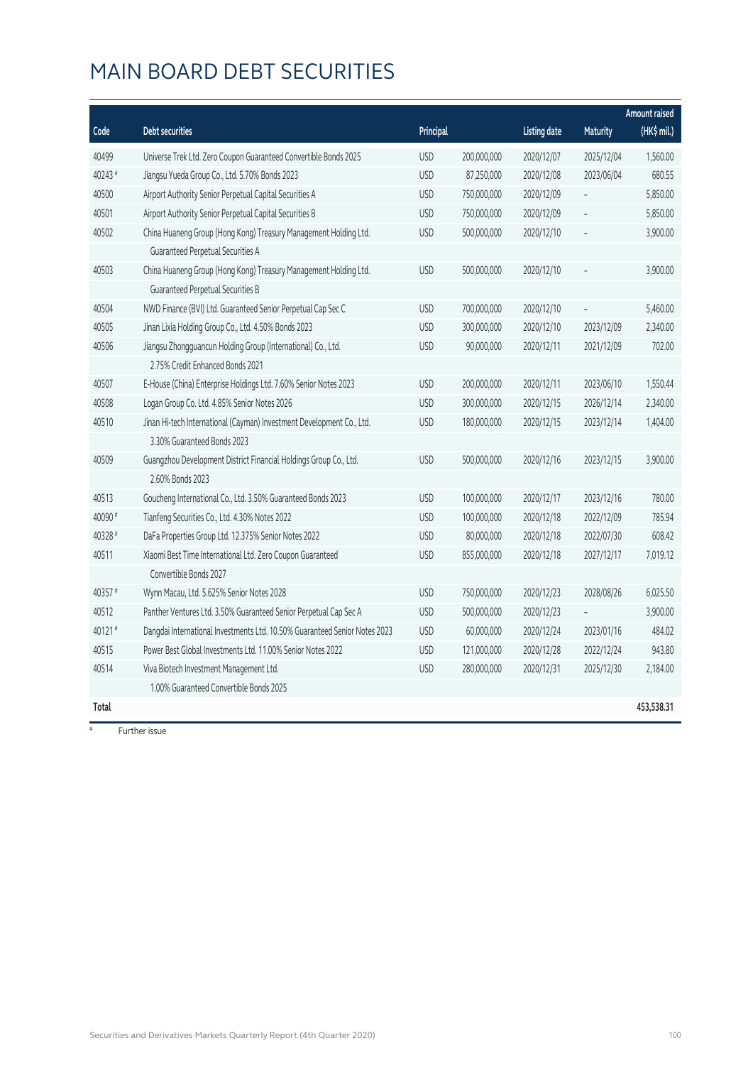# MAIN BOARD DEBT SECURITIES

| Code | Debt securities | Principal | | Listing date | Maturity | Amount raised (HK$ mil.) |
|---|---|---|---|---|---|---|
| 40499 | Universe Trek Ltd. Zero Coupon Guaranteed Convertible Bonds 2025 | USD | 200,000,000 | 2020/12/07 | 2025/12/04 | 1,560.00 |
| 40243 # | Jiangsu Yueda Group Co., Ltd. 5.70% Bonds 2023 | USD | 87,250,000 | 2020/12/08 | 2023/06/04 | 680.55 |
| 40500 | Airport Authority Senior Perpetual Capital Securities A | USD | 750,000,000 | 2020/12/09 | – | 5,850.00 |
| 40501 | Airport Authority Senior Perpetual Capital Securities B | USD | 750,000,000 | 2020/12/09 | – | 5,850.00 |
| 40502 | China Huaneng Group (Hong Kong) Treasury Management Holding Ltd. Guaranteed Perpetual Securities A | USD | 500,000,000 | 2020/12/10 | – | 3,900.00 |
| 40503 | China Huaneng Group (Hong Kong) Treasury Management Holding Ltd. Guaranteed Perpetual Securities B | USD | 500,000,000 | 2020/12/10 | – | 3,900.00 |
| 40504 | NWD Finance (BVI) Ltd. Guaranteed Senior Perpetual Cap Sec C | USD | 700,000,000 | 2020/12/10 | – | 5,460.00 |
| 40505 | Jinan Lixia Holding Group Co., Ltd. 4.50% Bonds 2023 | USD | 300,000,000 | 2020/12/10 | 2023/12/09 | 2,340.00 |
| 40506 | Jiangsu Zhongguancun Holding Group (International) Co., Ltd. 2.75% Credit Enhanced Bonds 2021 | USD | 90,000,000 | 2020/12/11 | 2021/12/09 | 702.00 |
| 40507 | E-House (China) Enterprise Holdings Ltd. 7.60% Senior Notes 2023 | USD | 200,000,000 | 2020/12/11 | 2023/06/10 | 1,550.44 |
| 40508 | Logan Group Co. Ltd. 4.85% Senior Notes 2026 | USD | 300,000,000 | 2020/12/15 | 2026/12/14 | 2,340.00 |
| 40510 | Jinan Hi-tech International (Cayman) Investment Development Co., Ltd. 3.30% Guaranteed Bonds 2023 | USD | 180,000,000 | 2020/12/15 | 2023/12/14 | 1,404.00 |
| 40509 | Guangzhou Development District Financial Holdings Group Co., Ltd. 2.60% Bonds 2023 | USD | 500,000,000 | 2020/12/16 | 2023/12/15 | 3,900.00 |
| 40513 | Goucheng International Co., Ltd. 3.50% Guaranteed Bonds 2023 | USD | 100,000,000 | 2020/12/17 | 2023/12/16 | 780.00 |
| 40090 # | Tianfeng Securities Co., Ltd. 4.30% Notes 2022 | USD | 100,000,000 | 2020/12/18 | 2022/12/09 | 785.94 |
| 40328 # | DaFa Properties Group Ltd. 12.375% Senior Notes 2022 | USD | 80,000,000 | 2020/12/18 | 2022/07/30 | 608.42 |
| 40511 | Xiaomi Best Time International Ltd. Zero Coupon Guaranteed Convertible Bonds 2027 | USD | 855,000,000 | 2020/12/18 | 2027/12/17 | 7,019.12 |
| 40357 # | Wynn Macau, Ltd. 5.625% Senior Notes 2028 | USD | 750,000,000 | 2020/12/23 | 2028/08/26 | 6,025.50 |
| 40512 | Panther Ventures Ltd. 3.50% Guaranteed Senior Perpetual Cap Sec A | USD | 500,000,000 | 2020/12/23 | – | 3,900.00 |
| 40121 # | Dangdai International Investments Ltd. 10.50% Guaranteed Senior Notes 2023 | USD | 60,000,000 | 2020/12/24 | 2023/01/16 | 484.02 |
| 40515 | Power Best Global Investments Ltd. 11.00% Senior Notes 2022 | USD | 121,000,000 | 2020/12/28 | 2022/12/24 | 943.80 |
| 40514 | Viva Biotech Investment Management Ltd. 1.00% Guaranteed Convertible Bonds 2025 | USD | 280,000,000 | 2020/12/31 | 2025/12/30 | 2,184.00 |
| **Total** | | | | | | **453,538.31** |

# Further issue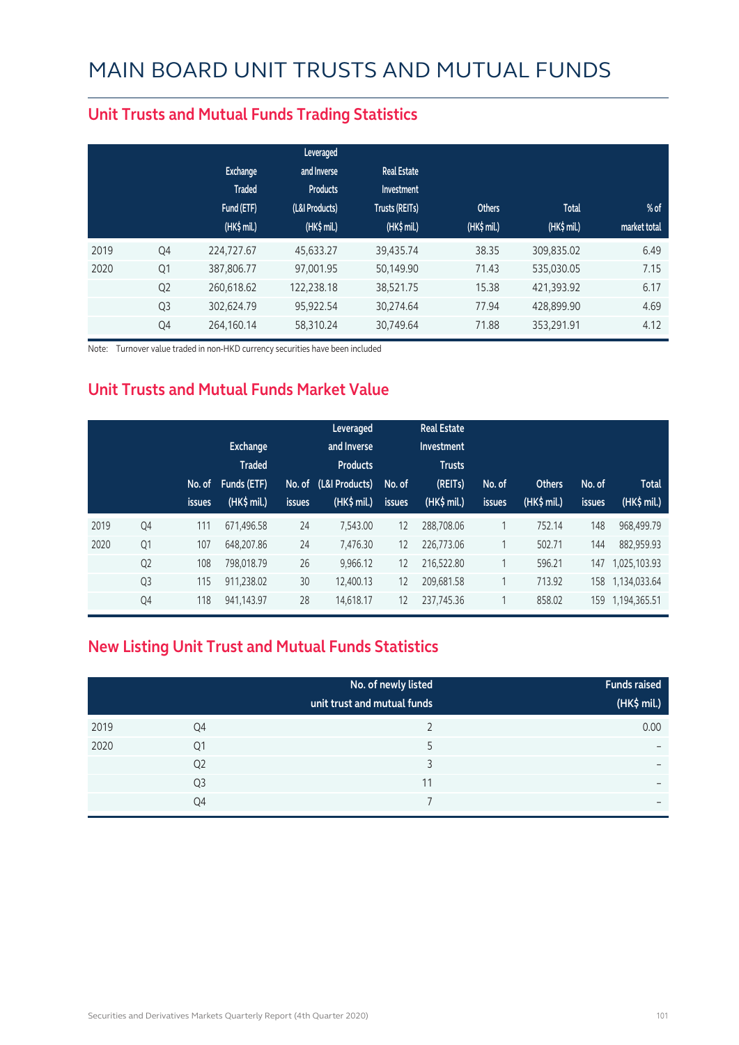# MAIN BOARD UNIT TRUSTS AND MUTUAL FUNDS

## Unit Trusts and Mutual Funds Trading Statistics

| | | Exchange Traded Fund (ETF) (HK$ mil.) | Leveraged and Inverse Products (L&I Products) (HK$ mil.) | Real Estate Investment Trusts (REITs) (HK$ mil.) | Others (HK$ mil.) | Total (HK$ mil.) | % of market total |
|---|---|---|---|---|---|---|---|
| 2019 | Q4 | 224,727.67 | 45,633.27 | 39,435.74 | 38.35 | 309,835.02 | 6.49 |
| 2020 | Q1 | 387,806.77 | 97,001.95 | 50,149.90 | 71.43 | 535,030.05 | 7.15 |
| | Q2 | 260,618.62 | 122,238.18 | 38,521.75 | 15.38 | 421,393.92 | 6.17 |
| | Q3 | 302,624.79 | 95,922.54 | 30,274.64 | 77.94 | 428,899.90 | 4.69 |
| | Q4 | 264,160.14 | 58,310.24 | 30,749.64 | 71.88 | 353,291.91 | 4.12 |

Note: Turnover value traded in non-HKD currency securities have been included

## Unit Trusts and Mutual Funds Market Value

| | | No. of issues | Exchange Traded Funds (ETF) (HK$ mil.) | No. of issues | Leveraged and Inverse Products (L&I Products) (HK$ mil.) | No. of issues | Real Estate Investment Trusts (REITs) (HK$ mil.) | No. of issues | Others (HK$ mil.) | No. of issues | Total (HK$ mil.) |
|---|---|---|---|---|---|---|---|---|---|---|---|
| 2019 | Q4 | 111 | 671,496.58 | 24 | 7,543.00 | 12 | 288,708.06 | 1 | 752.14 | 148 | 968,499.79 |
| 2020 | Q1 | 107 | 648,207.86 | 24 | 7,476.30 | 12 | 226,773.06 | 1 | 502.71 | 144 | 882,959.93 |
| | Q2 | 108 | 798,018.79 | 26 | 9,966.12 | 12 | 216,522.80 | 1 | 596.21 | 147 | 1,025,103.93 |
| | Q3 | 115 | 911,238.02 | 30 | 12,400.13 | 12 | 209,681.58 | 1 | 713.92 | 158 | 1,134,033.64 |
| | Q4 | 118 | 941,143.97 | 28 | 14,618.17 | 12 | 237,745.36 | 1 | 858.02 | 159 | 1,194,365.51 |

## New Listing Unit Trust and Mutual Funds Statistics

| | | No. of newly listed unit trust and mutual funds | Funds raised (HK$ mil.) |
|---|---|---|---|
| 2019 | Q4 | 2 | 0.00 |
| 2020 | Q1 | 5 | – |
| | Q2 | 3 | – |
| | Q3 | 11 | – |
| | Q4 | 7 | – |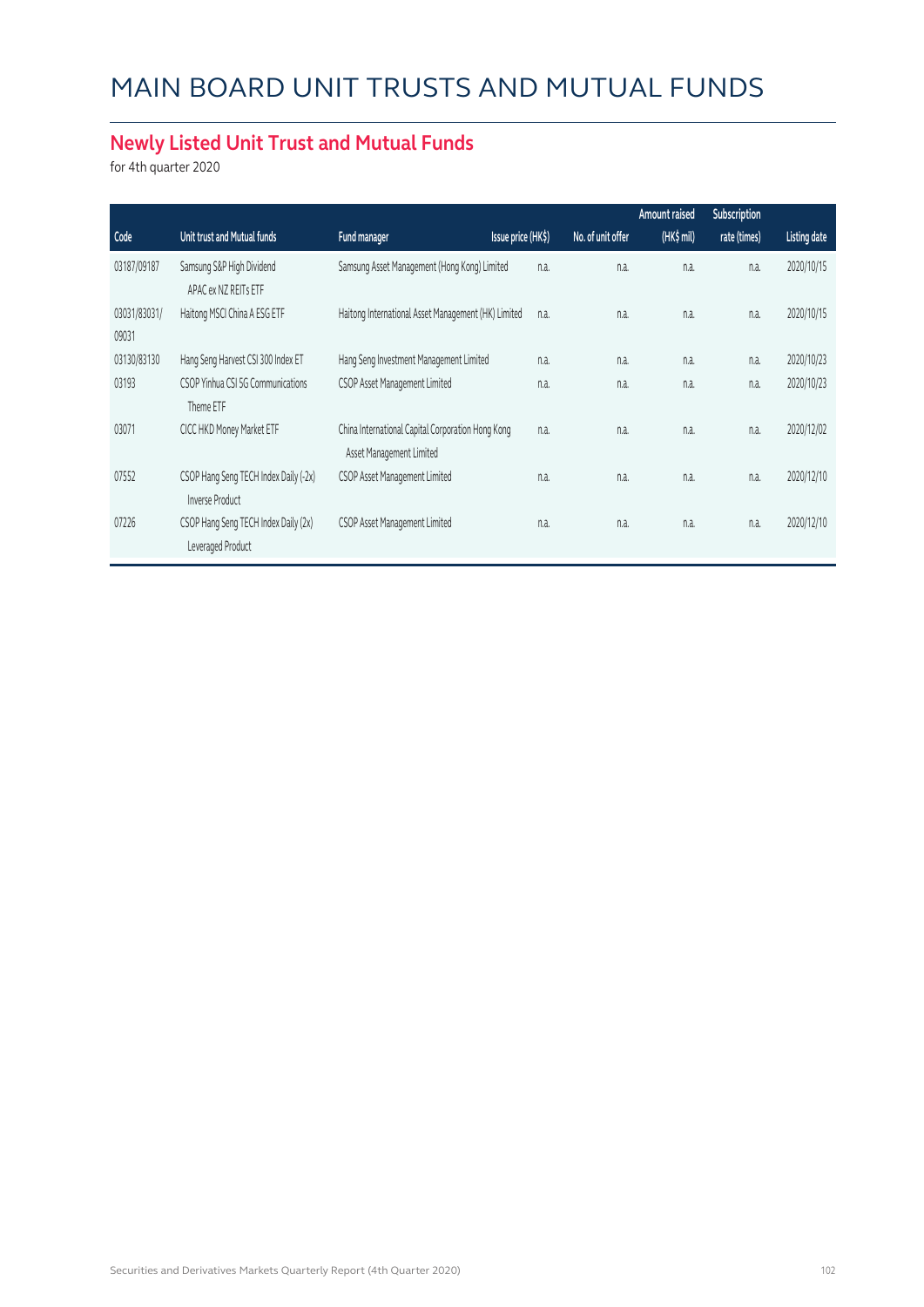# MAIN BOARD UNIT TRUSTS AND MUTUAL FUNDS

## Newly Listed Unit Trust and Mutual Funds

for 4th quarter 2020

| Code | Unit trust and Mutual funds | Fund manager | Issue price (HK$) | No. of unit offer | Amount raised (HK$ mil) | Subscription rate (times) | Listing date |
|---|---|---|---|---|---|---|---|
| 03187/09187 | Samsung S&P High Dividend APAC ex NZ REITs ETF | Samsung Asset Management (Hong Kong) Limited | n.a. | n.a. | n.a. | n.a. | 2020/10/15 |
| 03031/83031/09031 | Haitong MSCI China A ESG ETF | Haitong International Asset Management (HK) Limited | n.a. | n.a. | n.a. | n.a. | 2020/10/15 |
| 03130/83130 | Hang Seng Harvest CSI 300 Index ET | Hang Seng Investment Management Limited | n.a. | n.a. | n.a. | n.a. | 2020/10/23 |
| 03193 | CSOP Yinhua CSI 5G Communications Theme ETF | CSOP Asset Management Limited | n.a. | n.a. | n.a. | n.a. | 2020/10/23 |
| 03071 | CICC HKD Money Market ETF | China International Capital Corporation Hong Kong Asset Management Limited | n.a. | n.a. | n.a. | n.a. | 2020/12/02 |
| 07552 | CSOP Hang Seng TECH Index Daily (-2x) Inverse Product | CSOP Asset Management Limited | n.a. | n.a. | n.a. | n.a. | 2020/12/10 |
| 07226 | CSOP Hang Seng TECH Index Daily (2x) Leveraged Product | CSOP Asset Management Limited | n.a. | n.a. | n.a. | n.a. | 2020/12/10 |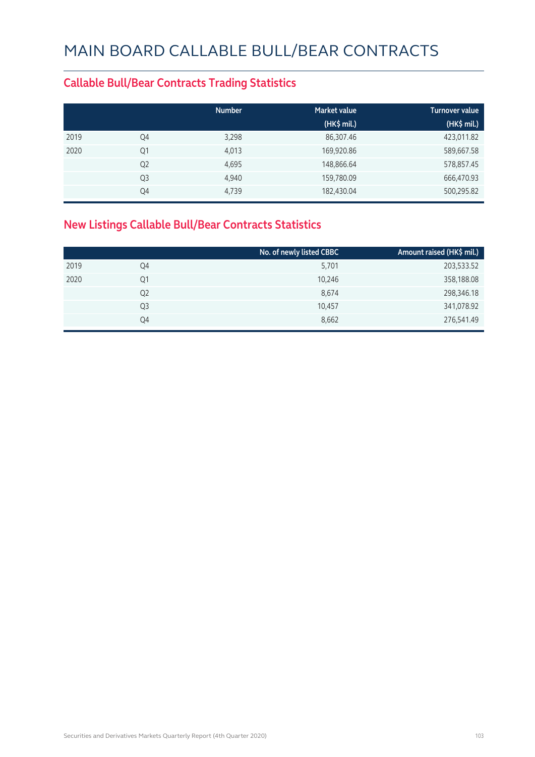# MAIN BOARD CALLABLE BULL/BEAR CONTRACTS

## Callable Bull/Bear Contracts Trading Statistics

| | | Number | Market value (HK$ mil.) | Turnover value (HK$ mil.) |
|---|---|---|---|---|
| 2019 | Q4 | 3,298 | 86,307.46 | 423,011.82 |
| 2020 | Q1 | 4,013 | 169,920.86 | 589,667.58 |
| | Q2 | 4,695 | 148,866.64 | 578,857.45 |
| | Q3 | 4,940 | 159,780.09 | 666,470.93 |
| | Q4 | 4,739 | 182,430.04 | 500,295.82 |

## New Listings Callable Bull/Bear Contracts Statistics

| | | No. of newly listed CBBC | Amount raised (HK$ mil.) |
|---|---|---|---|
| 2019 | Q4 | 5,701 | 203,533.52 |
| 2020 | Q1 | 10,246 | 358,188.08 |
| | Q2 | 8,674 | 298,346.18 |
| | Q3 | 10,457 | 341,078.92 |
| | Q4 | 8,662 | 276,541.49 |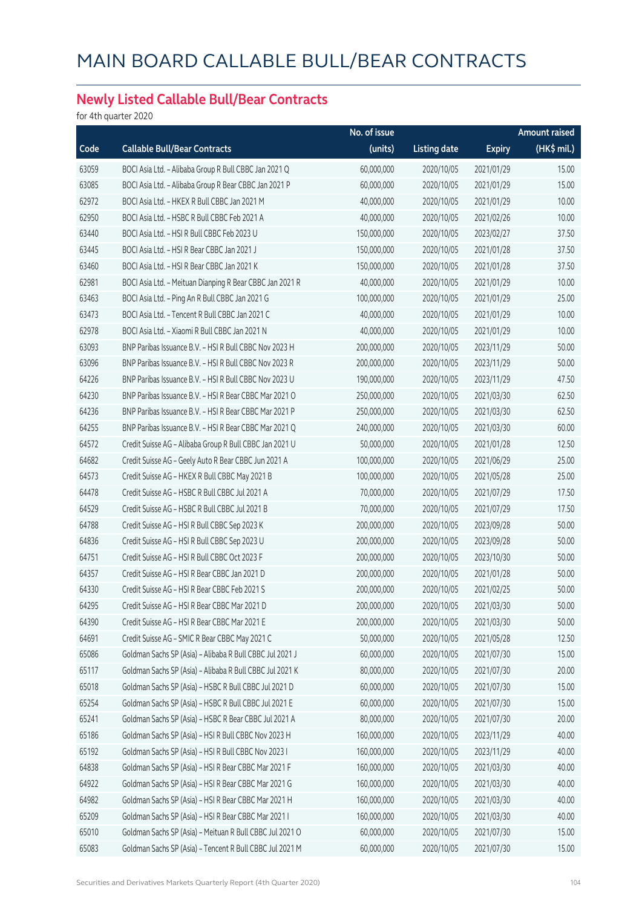# MAIN BOARD CALLABLE BULL/BEAR CONTRACTS

## Newly Listed Callable Bull/Bear Contracts

for 4th quarter 2020

| Code | Callable Bull/Bear Contracts | No. of issue (units) | Listing date | Expiry | Amount raised (HK$ mil.) |
|---|---|---|---|---|---|
| 63059 | BOCI Asia Ltd. – Alibaba Group R Bull CBBC Jan 2021 Q | 60,000,000 | 2020/10/05 | 2021/01/29 | 15.00 |
| 63085 | BOCI Asia Ltd. – Alibaba Group R Bear CBBC Jan 2021 P | 60,000,000 | 2020/10/05 | 2021/01/29 | 15.00 |
| 62972 | BOCI Asia Ltd. – HKEX R Bull CBBC Jan 2021 M | 40,000,000 | 2020/10/05 | 2021/01/29 | 10.00 |
| 62950 | BOCI Asia Ltd. – HSBC R Bull CBBC Feb 2021 A | 40,000,000 | 2020/10/05 | 2021/02/26 | 10.00 |
| 63440 | BOCI Asia Ltd. – HSI R Bull CBBC Feb 2023 U | 150,000,000 | 2020/10/05 | 2023/02/27 | 37.50 |
| 63445 | BOCI Asia Ltd. – HSI R Bear CBBC Jan 2021 J | 150,000,000 | 2020/10/05 | 2021/01/28 | 37.50 |
| 63460 | BOCI Asia Ltd. – HSI R Bear CBBC Jan 2021 K | 150,000,000 | 2020/10/05 | 2021/01/28 | 37.50 |
| 62981 | BOCI Asia Ltd. – Meituan Dianping R Bear CBBC Jan 2021 R | 40,000,000 | 2020/10/05 | 2021/01/29 | 10.00 |
| 63463 | BOCI Asia Ltd. – Ping An R Bull CBBC Jan 2021 G | 100,000,000 | 2020/10/05 | 2021/01/29 | 25.00 |
| 63473 | BOCI Asia Ltd. – Tencent R Bull CBBC Jan 2021 C | 40,000,000 | 2020/10/05 | 2021/01/29 | 10.00 |
| 62978 | BOCI Asia Ltd. – Xiaomi R Bull CBBC Jan 2021 N | 40,000,000 | 2020/10/05 | 2021/01/29 | 10.00 |
| 63093 | BNP Paribas Issuance B.V. – HSI R Bull CBBC Nov 2023 H | 200,000,000 | 2020/10/05 | 2023/11/29 | 50.00 |
| 63096 | BNP Paribas Issuance B.V. – HSI R Bull CBBC Nov 2023 R | 200,000,000 | 2020/10/05 | 2023/11/29 | 50.00 |
| 64226 | BNP Paribas Issuance B.V. – HSI R Bull CBBC Nov 2023 U | 190,000,000 | 2020/10/05 | 2023/11/29 | 47.50 |
| 64230 | BNP Paribas Issuance B.V. – HSI R Bear CBBC Mar 2021 O | 250,000,000 | 2020/10/05 | 2021/03/30 | 62.50 |
| 64236 | BNP Paribas Issuance B.V. – HSI R Bear CBBC Mar 2021 P | 250,000,000 | 2020/10/05 | 2021/03/30 | 62.50 |
| 64255 | BNP Paribas Issuance B.V. – HSI R Bear CBBC Mar 2021 Q | 240,000,000 | 2020/10/05 | 2021/03/30 | 60.00 |
| 64572 | Credit Suisse AG – Alibaba Group R Bull CBBC Jan 2021 U | 50,000,000 | 2020/10/05 | 2021/01/28 | 12.50 |
| 64682 | Credit Suisse AG – Geely Auto R Bear CBBC Jun 2021 A | 100,000,000 | 2020/10/05 | 2021/06/29 | 25.00 |
| 64573 | Credit Suisse AG – HKEX R Bull CBBC May 2021 B | 100,000,000 | 2020/10/05 | 2021/05/28 | 25.00 |
| 64478 | Credit Suisse AG – HSBC R Bull CBBC Jul 2021 A | 70,000,000 | 2020/10/05 | 2021/07/29 | 17.50 |
| 64529 | Credit Suisse AG – HSBC R Bull CBBC Jul 2021 B | 70,000,000 | 2020/10/05 | 2021/07/29 | 17.50 |
| 64788 | Credit Suisse AG – HSI R Bull CBBC Sep 2023 K | 200,000,000 | 2020/10/05 | 2023/09/28 | 50.00 |
| 64836 | Credit Suisse AG – HSI R Bull CBBC Sep 2023 U | 200,000,000 | 2020/10/05 | 2023/09/28 | 50.00 |
| 64751 | Credit Suisse AG – HSI R Bull CBBC Oct 2023 F | 200,000,000 | 2020/10/05 | 2023/10/30 | 50.00 |
| 64357 | Credit Suisse AG – HSI R Bear CBBC Jan 2021 D | 200,000,000 | 2020/10/05 | 2021/01/28 | 50.00 |
| 64330 | Credit Suisse AG – HSI R Bear CBBC Feb 2021 S | 200,000,000 | 2020/10/05 | 2021/02/25 | 50.00 |
| 64295 | Credit Suisse AG – HSI R Bear CBBC Mar 2021 D | 200,000,000 | 2020/10/05 | 2021/03/30 | 50.00 |
| 64390 | Credit Suisse AG – HSI R Bear CBBC Mar 2021 E | 200,000,000 | 2020/10/05 | 2021/03/30 | 50.00 |
| 64691 | Credit Suisse AG – SMIC R Bear CBBC May 2021 C | 50,000,000 | 2020/10/05 | 2021/05/28 | 12.50 |
| 65086 | Goldman Sachs SP (Asia) – Alibaba R Bull CBBC Jul 2021 J | 60,000,000 | 2020/10/05 | 2021/07/30 | 15.00 |
| 65117 | Goldman Sachs SP (Asia) – Alibaba R Bull CBBC Jul 2021 K | 80,000,000 | 2020/10/05 | 2021/07/30 | 20.00 |
| 65018 | Goldman Sachs SP (Asia) – HSBC R Bull CBBC Jul 2021 D | 60,000,000 | 2020/10/05 | 2021/07/30 | 15.00 |
| 65254 | Goldman Sachs SP (Asia) – HSBC R Bull CBBC Jul 2021 E | 60,000,000 | 2020/10/05 | 2021/07/30 | 15.00 |
| 65241 | Goldman Sachs SP (Asia) – HSBC R Bear CBBC Jul 2021 A | 80,000,000 | 2020/10/05 | 2021/07/30 | 20.00 |
| 65186 | Goldman Sachs SP (Asia) – HSI R Bull CBBC Nov 2023 H | 160,000,000 | 2020/10/05 | 2023/11/29 | 40.00 |
| 65192 | Goldman Sachs SP (Asia) – HSI R Bull CBBC Nov 2023 I | 160,000,000 | 2020/10/05 | 2023/11/29 | 40.00 |
| 64838 | Goldman Sachs SP (Asia) – HSI R Bear CBBC Mar 2021 F | 160,000,000 | 2020/10/05 | 2021/03/30 | 40.00 |
| 64922 | Goldman Sachs SP (Asia) – HSI R Bear CBBC Mar 2021 G | 160,000,000 | 2020/10/05 | 2021/03/30 | 40.00 |
| 64982 | Goldman Sachs SP (Asia) – HSI R Bear CBBC Mar 2021 H | 160,000,000 | 2020/10/05 | 2021/03/30 | 40.00 |
| 65209 | Goldman Sachs SP (Asia) – HSI R Bear CBBC Mar 2021 I | 160,000,000 | 2020/10/05 | 2021/03/30 | 40.00 |
| 65010 | Goldman Sachs SP (Asia) – Meituan R Bull CBBC Jul 2021 O | 60,000,000 | 2020/10/05 | 2021/07/30 | 15.00 |
| 65083 | Goldman Sachs SP (Asia) – Tencent R Bull CBBC Jul 2021 M | 60,000,000 | 2020/10/05 | 2021/07/30 | 15.00 |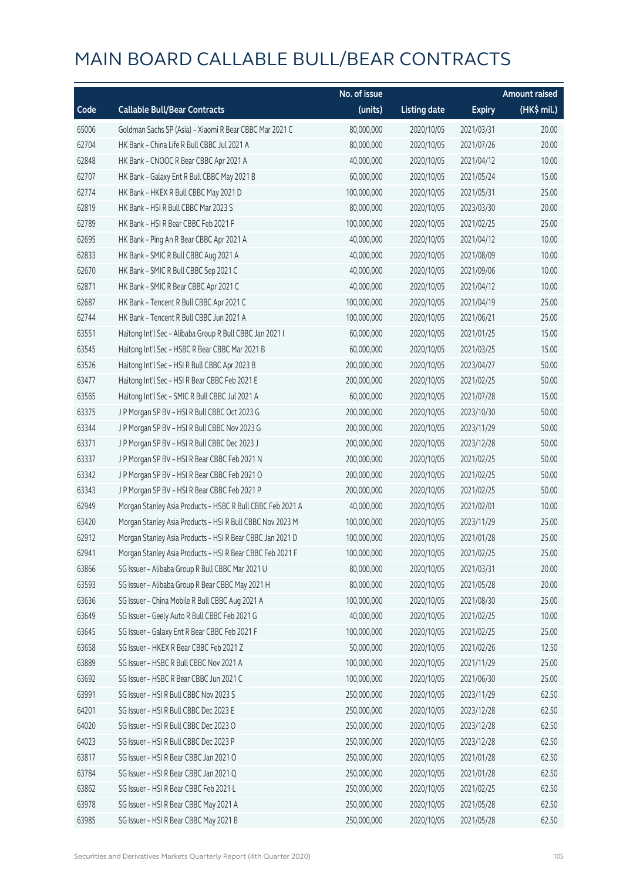# MAIN BOARD CALLABLE BULL/BEAR CONTRACTS

| Code | Callable Bull/Bear Contracts | No. of issue (units) | Listing date | Expiry | Amount raised (HK$ mil.) |
|---|---|---|---|---|---|
| 65006 | Goldman Sachs SP (Asia) - Xiaomi R Bear CBBC Mar 2021 C | 80,000,000 | 2020/10/05 | 2021/03/31 | 20.00 |
| 62704 | HK Bank - China Life R Bull CBBC Jul 2021 A | 80,000,000 | 2020/10/05 | 2021/07/26 | 20.00 |
| 62848 | HK Bank - CNOOC R Bear CBBC Apr 2021 A | 40,000,000 | 2020/10/05 | 2021/04/12 | 10.00 |
| 62707 | HK Bank - Galaxy Ent R Bull CBBC May 2021 B | 60,000,000 | 2020/10/05 | 2021/05/24 | 15.00 |
| 62774 | HK Bank - HKEX R Bull CBBC May 2021 D | 100,000,000 | 2020/10/05 | 2021/05/31 | 25.00 |
| 62819 | HK Bank - HSI R Bull CBBC Mar 2023 S | 80,000,000 | 2020/10/05 | 2023/03/30 | 20.00 |
| 62789 | HK Bank - HSI R Bear CBBC Feb 2021 F | 100,000,000 | 2020/10/05 | 2021/02/25 | 25.00 |
| 62695 | HK Bank - Ping An R Bear CBBC Apr 2021 A | 40,000,000 | 2020/10/05 | 2021/04/12 | 10.00 |
| 62833 | HK Bank - SMIC R Bull CBBC Aug 2021 A | 40,000,000 | 2020/10/05 | 2021/08/09 | 10.00 |
| 62670 | HK Bank - SMIC R Bull CBBC Sep 2021 C | 40,000,000 | 2020/10/05 | 2021/09/06 | 10.00 |
| 62871 | HK Bank - SMIC R Bear CBBC Apr 2021 C | 40,000,000 | 2020/10/05 | 2021/04/12 | 10.00 |
| 62687 | HK Bank - Tencent R Bull CBBC Apr 2021 C | 100,000,000 | 2020/10/05 | 2021/04/19 | 25.00 |
| 62744 | HK Bank - Tencent R Bull CBBC Jun 2021 A | 100,000,000 | 2020/10/05 | 2021/06/21 | 25.00 |
| 63551 | Haitong Int'l Sec - Alibaba Group R Bull CBBC Jan 2021 I | 60,000,000 | 2020/10/05 | 2021/01/25 | 15.00 |
| 63545 | Haitong Int'l Sec - HSBC R Bear CBBC Mar 2021 B | 60,000,000 | 2020/10/05 | 2021/03/25 | 15.00 |
| 63526 | Haitong Int'l Sec - HSI R Bull CBBC Apr 2023 B | 200,000,000 | 2020/10/05 | 2023/04/27 | 50.00 |
| 63477 | Haitong Int'l Sec - HSI R Bear CBBC Feb 2021 E | 200,000,000 | 2020/10/05 | 2021/02/25 | 50.00 |
| 63565 | Haitong Int'l Sec - SMIC R Bull CBBC Jul 2021 A | 60,000,000 | 2020/10/05 | 2021/07/28 | 15.00 |
| 63375 | J P Morgan SP BV - HSI R Bull CBBC Oct 2023 G | 200,000,000 | 2020/10/05 | 2023/10/30 | 50.00 |
| 63344 | J P Morgan SP BV - HSI R Bull CBBC Nov 2023 G | 200,000,000 | 2020/10/05 | 2023/11/29 | 50.00 |
| 63371 | J P Morgan SP BV - HSI R Bull CBBC Dec 2023 J | 200,000,000 | 2020/10/05 | 2023/12/28 | 50.00 |
| 63337 | J P Morgan SP BV - HSI R Bear CBBC Feb 2021 N | 200,000,000 | 2020/10/05 | 2021/02/25 | 50.00 |
| 63342 | J P Morgan SP BV - HSI R Bear CBBC Feb 2021 O | 200,000,000 | 2020/10/05 | 2021/02/25 | 50.00 |
| 63343 | J P Morgan SP BV - HSI R Bear CBBC Feb 2021 P | 200,000,000 | 2020/10/05 | 2021/02/25 | 50.00 |
| 62949 | Morgan Stanley Asia Products - HSBC R Bull CBBC Feb 2021 A | 40,000,000 | 2020/10/05 | 2021/02/01 | 10.00 |
| 63420 | Morgan Stanley Asia Products - HSI R Bull CBBC Nov 2023 M | 100,000,000 | 2020/10/05 | 2023/11/29 | 25.00 |
| 62912 | Morgan Stanley Asia Products - HSI R Bear CBBC Jan 2021 D | 100,000,000 | 2020/10/05 | 2021/01/28 | 25.00 |
| 62941 | Morgan Stanley Asia Products - HSI R Bear CBBC Feb 2021 F | 100,000,000 | 2020/10/05 | 2021/02/25 | 25.00 |
| 63866 | SG Issuer - Alibaba Group R Bull CBBC Mar 2021 U | 80,000,000 | 2020/10/05 | 2021/03/31 | 20.00 |
| 63593 | SG Issuer - Alibaba Group R Bear CBBC May 2021 H | 80,000,000 | 2020/10/05 | 2021/05/28 | 20.00 |
| 63636 | SG Issuer - China Mobile R Bull CBBC Aug 2021 A | 100,000,000 | 2020/10/05 | 2021/08/30 | 25.00 |
| 63649 | SG Issuer - Geely Auto R Bull CBBC Feb 2021 G | 40,000,000 | 2020/10/05 | 2021/02/25 | 10.00 |
| 63645 | SG Issuer - Galaxy Ent R Bear CBBC Feb 2021 F | 100,000,000 | 2020/10/05 | 2021/02/25 | 25.00 |
| 63658 | SG Issuer - HKEX R Bear CBBC Feb 2021 Z | 50,000,000 | 2020/10/05 | 2021/02/26 | 12.50 |
| 63889 | SG Issuer - HSBC R Bull CBBC Nov 2021 A | 100,000,000 | 2020/10/05 | 2021/11/29 | 25.00 |
| 63692 | SG Issuer - HSBC R Bear CBBC Jun 2021 C | 100,000,000 | 2020/10/05 | 2021/06/30 | 25.00 |
| 63991 | SG Issuer - HSI R Bull CBBC Nov 2023 S | 250,000,000 | 2020/10/05 | 2023/11/29 | 62.50 |
| 64201 | SG Issuer - HSI R Bull CBBC Dec 2023 E | 250,000,000 | 2020/10/05 | 2023/12/28 | 62.50 |
| 64020 | SG Issuer - HSI R Bull CBBC Dec 2023 O | 250,000,000 | 2020/10/05 | 2023/12/28 | 62.50 |
| 64023 | SG Issuer - HSI R Bull CBBC Dec 2023 P | 250,000,000 | 2020/10/05 | 2023/12/28 | 62.50 |
| 63817 | SG Issuer - HSI R Bear CBBC Jan 2021 O | 250,000,000 | 2020/10/05 | 2021/01/28 | 62.50 |
| 63784 | SG Issuer - HSI R Bear CBBC Jan 2021 Q | 250,000,000 | 2020/10/05 | 2021/01/28 | 62.50 |
| 63862 | SG Issuer - HSI R Bear CBBC Feb 2021 L | 250,000,000 | 2020/10/05 | 2021/02/25 | 62.50 |
| 63978 | SG Issuer - HSI R Bear CBBC May 2021 A | 250,000,000 | 2020/10/05 | 2021/05/28 | 62.50 |
| 63985 | SG Issuer - HSI R Bear CBBC May 2021 B | 250,000,000 | 2020/10/05 | 2021/05/28 | 62.50 |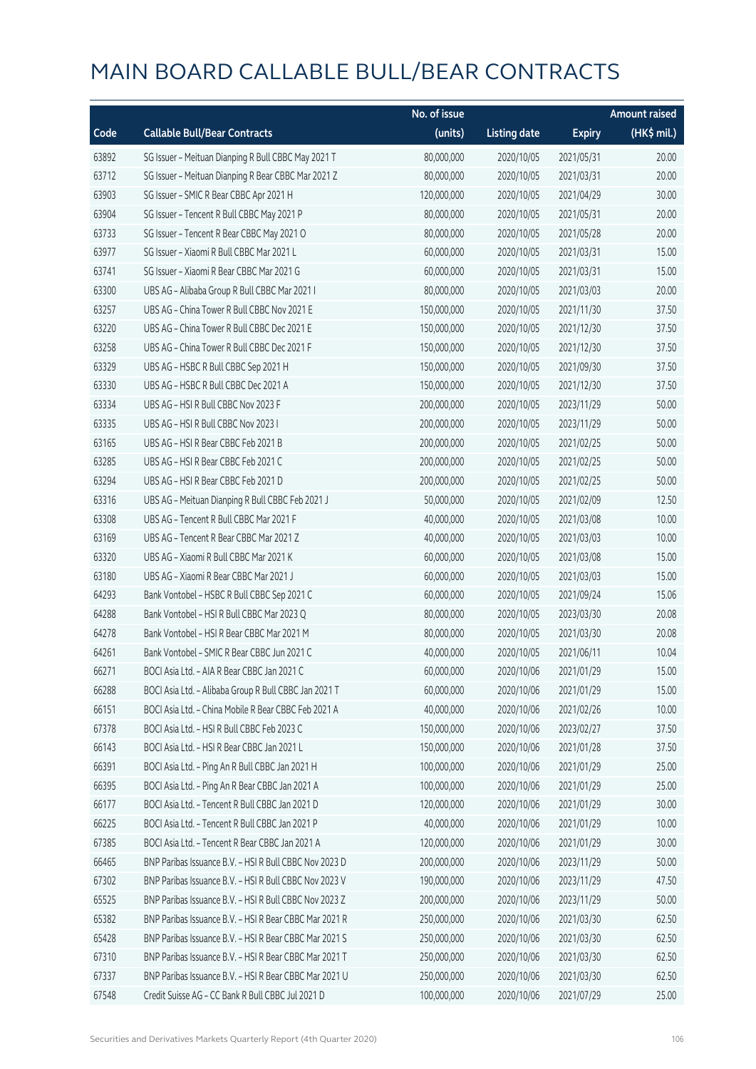# MAIN BOARD CALLABLE BULL/BEAR CONTRACTS

| Code | Callable Bull/Bear Contracts | No. of issue (units) | Listing date | Expiry | Amount raised (HK$ mil.) |
|---|---|---|---|---|---|
| 63892 | SG Issuer – Meituan Dianping R Bull CBBC May 2021 T | 80,000,000 | 2020/10/05 | 2021/05/31 | 20.00 |
| 63712 | SG Issuer – Meituan Dianping R Bear CBBC Mar 2021 Z | 80,000,000 | 2020/10/05 | 2021/03/31 | 20.00 |
| 63903 | SG Issuer – SMIC R Bear CBBC Apr 2021 H | 120,000,000 | 2020/10/05 | 2021/04/29 | 30.00 |
| 63904 | SG Issuer – Tencent R Bull CBBC May 2021 P | 80,000,000 | 2020/10/05 | 2021/05/31 | 20.00 |
| 63733 | SG Issuer – Tencent R Bear CBBC May 2021 O | 80,000,000 | 2020/10/05 | 2021/05/28 | 20.00 |
| 63977 | SG Issuer – Xiaomi R Bull CBBC Mar 2021 L | 60,000,000 | 2020/10/05 | 2021/03/31 | 15.00 |
| 63741 | SG Issuer – Xiaomi R Bear CBBC Mar 2021 G | 60,000,000 | 2020/10/05 | 2021/03/31 | 15.00 |
| 63300 | UBS AG – Alibaba Group R Bull CBBC Mar 2021 I | 80,000,000 | 2020/10/05 | 2021/03/03 | 20.00 |
| 63257 | UBS AG – China Tower R Bull CBBC Nov 2021 E | 150,000,000 | 2020/10/05 | 2021/11/30 | 37.50 |
| 63220 | UBS AG – China Tower R Bull CBBC Dec 2021 E | 150,000,000 | 2020/10/05 | 2021/12/30 | 37.50 |
| 63258 | UBS AG – China Tower R Bull CBBC Dec 2021 F | 150,000,000 | 2020/10/05 | 2021/12/30 | 37.50 |
| 63329 | UBS AG – HSBC R Bull CBBC Sep 2021 H | 150,000,000 | 2020/10/05 | 2021/09/30 | 37.50 |
| 63330 | UBS AG – HSBC R Bull CBBC Dec 2021 A | 150,000,000 | 2020/10/05 | 2021/12/30 | 37.50 |
| 63334 | UBS AG – HSI R Bull CBBC Nov 2023 F | 200,000,000 | 2020/10/05 | 2023/11/29 | 50.00 |
| 63335 | UBS AG – HSI R Bull CBBC Nov 2023 I | 200,000,000 | 2020/10/05 | 2023/11/29 | 50.00 |
| 63165 | UBS AG – HSI R Bear CBBC Feb 2021 B | 200,000,000 | 2020/10/05 | 2021/02/25 | 50.00 |
| 63285 | UBS AG – HSI R Bear CBBC Feb 2021 C | 200,000,000 | 2020/10/05 | 2021/02/25 | 50.00 |
| 63294 | UBS AG – HSI R Bear CBBC Feb 2021 D | 200,000,000 | 2020/10/05 | 2021/02/25 | 50.00 |
| 63316 | UBS AG – Meituan Dianping R Bull CBBC Feb 2021 J | 50,000,000 | 2020/10/05 | 2021/02/09 | 12.50 |
| 63308 | UBS AG – Tencent R Bull CBBC Mar 2021 F | 40,000,000 | 2020/10/05 | 2021/03/08 | 10.00 |
| 63169 | UBS AG – Tencent R Bear CBBC Mar 2021 Z | 40,000,000 | 2020/10/05 | 2021/03/03 | 10.00 |
| 63320 | UBS AG – Xiaomi R Bull CBBC Mar 2021 K | 60,000,000 | 2020/10/05 | 2021/03/08 | 15.00 |
| 63180 | UBS AG – Xiaomi R Bear CBBC Mar 2021 J | 60,000,000 | 2020/10/05 | 2021/03/03 | 15.00 |
| 64293 | Bank Vontobel – HSBC R Bull CBBC Sep 2021 C | 60,000,000 | 2020/10/05 | 2021/09/24 | 15.06 |
| 64288 | Bank Vontobel – HSI R Bull CBBC Mar 2023 Q | 80,000,000 | 2020/10/05 | 2023/03/30 | 20.08 |
| 64278 | Bank Vontobel – HSI R Bear CBBC Mar 2021 M | 80,000,000 | 2020/10/05 | 2021/03/30 | 20.08 |
| 64261 | Bank Vontobel – SMIC R Bear CBBC Jun 2021 C | 40,000,000 | 2020/10/05 | 2021/06/11 | 10.04 |
| 66271 | BOCI Asia Ltd. – AIA R Bear CBBC Jan 2021 C | 60,000,000 | 2020/10/06 | 2021/01/29 | 15.00 |
| 66288 | BOCI Asia Ltd. – Alibaba Group R Bull CBBC Jan 2021 T | 60,000,000 | 2020/10/06 | 2021/01/29 | 15.00 |
| 66151 | BOCI Asia Ltd. – China Mobile R Bear CBBC Feb 2021 A | 40,000,000 | 2020/10/06 | 2021/02/26 | 10.00 |
| 67378 | BOCI Asia Ltd. – HSI R Bull CBBC Feb 2023 C | 150,000,000 | 2020/10/06 | 2023/02/27 | 37.50 |
| 66143 | BOCI Asia Ltd. – HSI R Bear CBBC Jan 2021 L | 150,000,000 | 2020/10/06 | 2021/01/28 | 37.50 |
| 66391 | BOCI Asia Ltd. – Ping An R Bull CBBC Jan 2021 H | 100,000,000 | 2020/10/06 | 2021/01/29 | 25.00 |
| 66395 | BOCI Asia Ltd. – Ping An R Bear CBBC Jan 2021 A | 100,000,000 | 2020/10/06 | 2021/01/29 | 25.00 |
| 66177 | BOCI Asia Ltd. – Tencent R Bull CBBC Jan 2021 D | 120,000,000 | 2020/10/06 | 2021/01/29 | 30.00 |
| 66225 | BOCI Asia Ltd. – Tencent R Bull CBBC Jan 2021 P | 40,000,000 | 2020/10/06 | 2021/01/29 | 10.00 |
| 67385 | BOCI Asia Ltd. – Tencent R Bear CBBC Jan 2021 A | 120,000,000 | 2020/10/06 | 2021/01/29 | 30.00 |
| 66465 | BNP Paribas Issuance B.V. – HSI R Bull CBBC Nov 2023 D | 200,000,000 | 2020/10/06 | 2023/11/29 | 50.00 |
| 67302 | BNP Paribas Issuance B.V. – HSI R Bull CBBC Nov 2023 V | 190,000,000 | 2020/10/06 | 2023/11/29 | 47.50 |
| 65525 | BNP Paribas Issuance B.V. – HSI R Bull CBBC Nov 2023 Z | 200,000,000 | 2020/10/06 | 2023/11/29 | 50.00 |
| 65382 | BNP Paribas Issuance B.V. – HSI R Bear CBBC Mar 2021 R | 250,000,000 | 2020/10/06 | 2021/03/30 | 62.50 |
| 65428 | BNP Paribas Issuance B.V. – HSI R Bear CBBC Mar 2021 S | 250,000,000 | 2020/10/06 | 2021/03/30 | 62.50 |
| 67310 | BNP Paribas Issuance B.V. – HSI R Bear CBBC Mar 2021 T | 250,000,000 | 2020/10/06 | 2021/03/30 | 62.50 |
| 67337 | BNP Paribas Issuance B.V. – HSI R Bear CBBC Mar 2021 U | 250,000,000 | 2020/10/06 | 2021/03/30 | 62.50 |
| 67548 | Credit Suisse AG – CC Bank R Bull CBBC Jul 2021 D | 100,000,000 | 2020/10/06 | 2021/07/29 | 25.00 |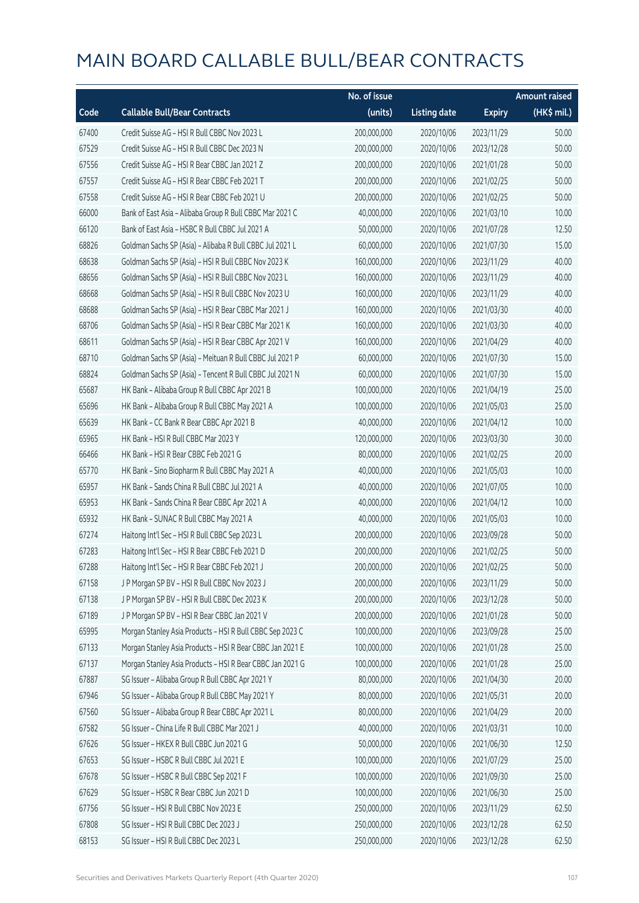# MAIN BOARD CALLABLE BULL/BEAR CONTRACTS

| Code | Callable Bull/Bear Contracts | No. of issue (units) | Listing date | Expiry | Amount raised (HK$ mil.) |
|---|---|---|---|---|---|
| 67400 | Credit Suisse AG - HSI R Bull CBBC Nov 2023 L | 200,000,000 | 2020/10/06 | 2023/11/29 | 50.00 |
| 67529 | Credit Suisse AG - HSI R Bull CBBC Dec 2023 N | 200,000,000 | 2020/10/06 | 2023/12/28 | 50.00 |
| 67556 | Credit Suisse AG - HSI R Bear CBBC Jan 2021 Z | 200,000,000 | 2020/10/06 | 2021/01/28 | 50.00 |
| 67557 | Credit Suisse AG - HSI R Bear CBBC Feb 2021 T | 200,000,000 | 2020/10/06 | 2021/02/25 | 50.00 |
| 67558 | Credit Suisse AG - HSI R Bear CBBC Feb 2021 U | 200,000,000 | 2020/10/06 | 2021/02/25 | 50.00 |
| 66000 | Bank of East Asia - Alibaba Group R Bull CBBC Mar 2021 C | 40,000,000 | 2020/10/06 | 2021/03/10 | 10.00 |
| 66120 | Bank of East Asia - HSBC R Bull CBBC Jul 2021 A | 50,000,000 | 2020/10/06 | 2021/07/28 | 12.50 |
| 68826 | Goldman Sachs SP (Asia) - Alibaba R Bull CBBC Jul 2021 L | 60,000,000 | 2020/10/06 | 2021/07/30 | 15.00 |
| 68638 | Goldman Sachs SP (Asia) - HSI R Bull CBBC Nov 2023 K | 160,000,000 | 2020/10/06 | 2023/11/29 | 40.00 |
| 68656 | Goldman Sachs SP (Asia) - HSI R Bull CBBC Nov 2023 L | 160,000,000 | 2020/10/06 | 2023/11/29 | 40.00 |
| 68668 | Goldman Sachs SP (Asia) - HSI R Bull CBBC Nov 2023 U | 160,000,000 | 2020/10/06 | 2023/11/29 | 40.00 |
| 68688 | Goldman Sachs SP (Asia) - HSI R Bear CBBC Mar 2021 J | 160,000,000 | 2020/10/06 | 2021/03/30 | 40.00 |
| 68706 | Goldman Sachs SP (Asia) - HSI R Bear CBBC Mar 2021 K | 160,000,000 | 2020/10/06 | 2021/03/30 | 40.00 |
| 68611 | Goldman Sachs SP (Asia) - HSI R Bear CBBC Apr 2021 V | 160,000,000 | 2020/10/06 | 2021/04/29 | 40.00 |
| 68710 | Goldman Sachs SP (Asia) - Meituan R Bull CBBC Jul 2021 P | 60,000,000 | 2020/10/06 | 2021/07/30 | 15.00 |
| 68824 | Goldman Sachs SP (Asia) - Tencent R Bull CBBC Jul 2021 N | 60,000,000 | 2020/10/06 | 2021/07/30 | 15.00 |
| 65687 | HK Bank - Alibaba Group R Bull CBBC Apr 2021 B | 100,000,000 | 2020/10/06 | 2021/04/19 | 25.00 |
| 65696 | HK Bank - Alibaba Group R Bull CBBC May 2021 A | 100,000,000 | 2020/10/06 | 2021/05/03 | 25.00 |
| 65639 | HK Bank - CC Bank R Bear CBBC Apr 2021 B | 40,000,000 | 2020/10/06 | 2021/04/12 | 10.00 |
| 65965 | HK Bank - HSI R Bull CBBC Mar 2023 Y | 120,000,000 | 2020/10/06 | 2023/03/30 | 30.00 |
| 66466 | HK Bank - HSI R Bear CBBC Feb 2021 G | 80,000,000 | 2020/10/06 | 2021/02/25 | 20.00 |
| 65770 | HK Bank - Sino Biopharm R Bull CBBC May 2021 A | 40,000,000 | 2020/10/06 | 2021/05/03 | 10.00 |
| 65957 | HK Bank - Sands China R Bull CBBC Jul 2021 A | 40,000,000 | 2020/10/06 | 2021/07/05 | 10.00 |
| 65953 | HK Bank - Sands China R Bear CBBC Apr 2021 A | 40,000,000 | 2020/10/06 | 2021/04/12 | 10.00 |
| 65932 | HK Bank - SUNAC R Bull CBBC May 2021 A | 40,000,000 | 2020/10/06 | 2021/05/03 | 10.00 |
| 67274 | Haitong Int'l Sec - HSI R Bull CBBC Sep 2023 L | 200,000,000 | 2020/10/06 | 2023/09/28 | 50.00 |
| 67283 | Haitong Int'l Sec - HSI R Bear CBBC Feb 2021 D | 200,000,000 | 2020/10/06 | 2021/02/25 | 50.00 |
| 67288 | Haitong Int'l Sec - HSI R Bear CBBC Feb 2021 J | 200,000,000 | 2020/10/06 | 2021/02/25 | 50.00 |
| 67158 | J P Morgan SP BV - HSI R Bull CBBC Nov 2023 J | 200,000,000 | 2020/10/06 | 2023/11/29 | 50.00 |
| 67138 | J P Morgan SP BV - HSI R Bull CBBC Dec 2023 K | 200,000,000 | 2020/10/06 | 2023/12/28 | 50.00 |
| 67189 | J P Morgan SP BV - HSI R Bear CBBC Jan 2021 V | 200,000,000 | 2020/10/06 | 2021/01/28 | 50.00 |
| 65995 | Morgan Stanley Asia Products - HSI R Bull CBBC Sep 2023 C | 100,000,000 | 2020/10/06 | 2023/09/28 | 25.00 |
| 67133 | Morgan Stanley Asia Products - HSI R Bear CBBC Jan 2021 E | 100,000,000 | 2020/10/06 | 2021/01/28 | 25.00 |
| 67137 | Morgan Stanley Asia Products - HSI R Bear CBBC Jan 2021 G | 100,000,000 | 2020/10/06 | 2021/01/28 | 25.00 |
| 67887 | SG Issuer - Alibaba Group R Bull CBBC Apr 2021 Y | 80,000,000 | 2020/10/06 | 2021/04/30 | 20.00 |
| 67946 | SG Issuer - Alibaba Group R Bull CBBC May 2021 Y | 80,000,000 | 2020/10/06 | 2021/05/31 | 20.00 |
| 67560 | SG Issuer - Alibaba Group R Bear CBBC Apr 2021 L | 80,000,000 | 2020/10/06 | 2021/04/29 | 20.00 |
| 67582 | SG Issuer - China Life R Bull CBBC Mar 2021 J | 40,000,000 | 2020/10/06 | 2021/03/31 | 10.00 |
| 67626 | SG Issuer - HKEX R Bull CBBC Jun 2021 G | 50,000,000 | 2020/10/06 | 2021/06/30 | 12.50 |
| 67653 | SG Issuer - HSBC R Bull CBBC Jul 2021 E | 100,000,000 | 2020/10/06 | 2021/07/29 | 25.00 |
| 67678 | SG Issuer - HSBC R Bull CBBC Sep 2021 F | 100,000,000 | 2020/10/06 | 2021/09/30 | 25.00 |
| 67629 | SG Issuer - HSBC R Bear CBBC Jun 2021 D | 100,000,000 | 2020/10/06 | 2021/06/30 | 25.00 |
| 67756 | SG Issuer - HSI R Bull CBBC Nov 2023 E | 250,000,000 | 2020/10/06 | 2023/11/29 | 62.50 |
| 67808 | SG Issuer - HSI R Bull CBBC Dec 2023 J | 250,000,000 | 2020/10/06 | 2023/12/28 | 62.50 |
| 68153 | SG Issuer - HSI R Bull CBBC Dec 2023 L | 250,000,000 | 2020/10/06 | 2023/12/28 | 62.50 |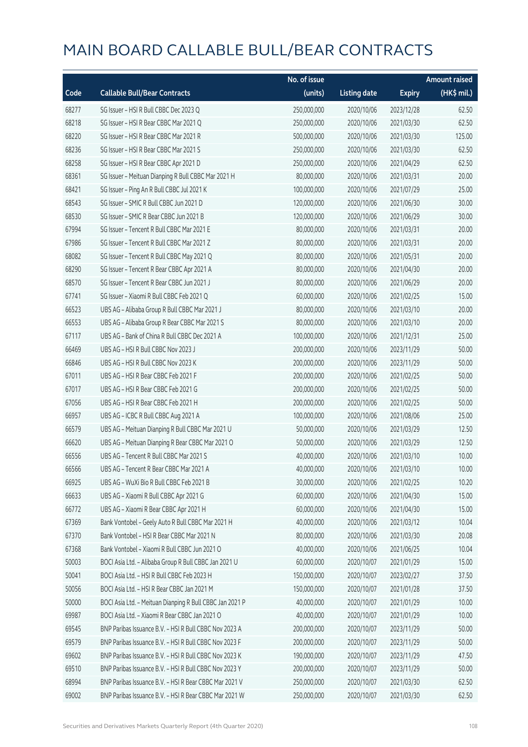# MAIN BOARD CALLABLE BULL/BEAR CONTRACTS

| Code | Callable Bull/Bear Contracts | No. of issue (units) | Listing date | Expiry | Amount raised (HK$ mil.) |
|---|---|---|---|---|---|
| 68277 | SG Issuer – HSI R Bull CBBC Dec 2023 Q | 250,000,000 | 2020/10/06 | 2023/12/28 | 62.50 |
| 68218 | SG Issuer – HSI R Bear CBBC Mar 2021 Q | 250,000,000 | 2020/10/06 | 2021/03/30 | 62.50 |
| 68220 | SG Issuer – HSI R Bear CBBC Mar 2021 R | 500,000,000 | 2020/10/06 | 2021/03/30 | 125.00 |
| 68236 | SG Issuer – HSI R Bear CBBC Mar 2021 S | 250,000,000 | 2020/10/06 | 2021/03/30 | 62.50 |
| 68258 | SG Issuer – HSI R Bear CBBC Apr 2021 D | 250,000,000 | 2020/10/06 | 2021/04/29 | 62.50 |
| 68361 | SG Issuer – Meituan Dianping R Bull CBBC Mar 2021 H | 80,000,000 | 2020/10/06 | 2021/03/31 | 20.00 |
| 68421 | SG Issuer – Ping An R Bull CBBC Jul 2021 K | 100,000,000 | 2020/10/06 | 2021/07/29 | 25.00 |
| 68543 | SG Issuer – SMIC R Bull CBBC Jun 2021 D | 120,000,000 | 2020/10/06 | 2021/06/30 | 30.00 |
| 68530 | SG Issuer – SMIC R Bear CBBC Jun 2021 B | 120,000,000 | 2020/10/06 | 2021/06/29 | 30.00 |
| 67994 | SG Issuer – Tencent R Bull CBBC Mar 2021 E | 80,000,000 | 2020/10/06 | 2021/03/31 | 20.00 |
| 67986 | SG Issuer – Tencent R Bull CBBC Mar 2021 Z | 80,000,000 | 2020/10/06 | 2021/03/31 | 20.00 |
| 68082 | SG Issuer – Tencent R Bull CBBC May 2021 Q | 80,000,000 | 2020/10/06 | 2021/05/31 | 20.00 |
| 68290 | SG Issuer – Tencent R Bear CBBC Apr 2021 A | 80,000,000 | 2020/10/06 | 2021/04/30 | 20.00 |
| 68570 | SG Issuer – Tencent R Bear CBBC Jun 2021 J | 80,000,000 | 2020/10/06 | 2021/06/29 | 20.00 |
| 67741 | SG Issuer – Xiaomi R Bull CBBC Feb 2021 Q | 60,000,000 | 2020/10/06 | 2021/02/25 | 15.00 |
| 66523 | UBS AG – Alibaba Group R Bull CBBC Mar 2021 J | 80,000,000 | 2020/10/06 | 2021/03/10 | 20.00 |
| 66553 | UBS AG – Alibaba Group R Bear CBBC Mar 2021 S | 80,000,000 | 2020/10/06 | 2021/03/10 | 20.00 |
| 67117 | UBS AG – Bank of China R Bull CBBC Dec 2021 A | 100,000,000 | 2020/10/06 | 2021/12/31 | 25.00 |
| 66469 | UBS AG – HSI R Bull CBBC Nov 2023 J | 200,000,000 | 2020/10/06 | 2023/11/29 | 50.00 |
| 66846 | UBS AG – HSI R Bull CBBC Nov 2023 K | 200,000,000 | 2020/10/06 | 2023/11/29 | 50.00 |
| 67011 | UBS AG – HSI R Bear CBBC Feb 2021 F | 200,000,000 | 2020/10/06 | 2021/02/25 | 50.00 |
| 67017 | UBS AG – HSI R Bear CBBC Feb 2021 G | 200,000,000 | 2020/10/06 | 2021/02/25 | 50.00 |
| 67056 | UBS AG – HSI R Bear CBBC Feb 2021 H | 200,000,000 | 2020/10/06 | 2021/02/25 | 50.00 |
| 66957 | UBS AG – ICBC R Bull CBBC Aug 2021 A | 100,000,000 | 2020/10/06 | 2021/08/06 | 25.00 |
| 66579 | UBS AG – Meituan Dianping R Bull CBBC Mar 2021 U | 50,000,000 | 2020/10/06 | 2021/03/29 | 12.50 |
| 66620 | UBS AG – Meituan Dianping R Bear CBBC Mar 2021 O | 50,000,000 | 2020/10/06 | 2021/03/29 | 12.50 |
| 66556 | UBS AG – Tencent R Bull CBBC Mar 2021 S | 40,000,000 | 2020/10/06 | 2021/03/10 | 10.00 |
| 66566 | UBS AG – Tencent R Bear CBBC Mar 2021 A | 40,000,000 | 2020/10/06 | 2021/03/10 | 10.00 |
| 66925 | UBS AG – WuXi Bio R Bull CBBC Feb 2021 B | 30,000,000 | 2020/10/06 | 2021/02/25 | 10.20 |
| 66633 | UBS AG – Xiaomi R Bull CBBC Apr 2021 G | 60,000,000 | 2020/10/06 | 2021/04/30 | 15.00 |
| 66772 | UBS AG – Xiaomi R Bear CBBC Apr 2021 H | 60,000,000 | 2020/10/06 | 2021/04/30 | 15.00 |
| 67369 | Bank Vontobel – Geely Auto R Bull CBBC Mar 2021 H | 40,000,000 | 2020/10/06 | 2021/03/12 | 10.04 |
| 67370 | Bank Vontobel – HSI R Bear CBBC Mar 2021 N | 80,000,000 | 2020/10/06 | 2021/03/30 | 20.08 |
| 67368 | Bank Vontobel – Xiaomi R Bull CBBC Jun 2021 O | 40,000,000 | 2020/10/06 | 2021/06/25 | 10.04 |
| 50003 | BOCI Asia Ltd. – Alibaba Group R Bull CBBC Jan 2021 U | 60,000,000 | 2020/10/07 | 2021/01/29 | 15.00 |
| 50041 | BOCI Asia Ltd. – HSI R Bull CBBC Feb 2023 H | 150,000,000 | 2020/10/07 | 2023/02/27 | 37.50 |
| 50056 | BOCI Asia Ltd. – HSI R Bear CBBC Jan 2021 M | 150,000,000 | 2020/10/07 | 2021/01/28 | 37.50 |
| 50000 | BOCI Asia Ltd. – Meituan Dianping R Bull CBBC Jan 2021 P | 40,000,000 | 2020/10/07 | 2021/01/29 | 10.00 |
| 69987 | BOCI Asia Ltd. – Xiaomi R Bear CBBC Jan 2021 O | 40,000,000 | 2020/10/07 | 2021/01/29 | 10.00 |
| 69545 | BNP Paribas Issuance B.V. – HSI R Bull CBBC Nov 2023 A | 200,000,000 | 2020/10/07 | 2023/11/29 | 50.00 |
| 69579 | BNP Paribas Issuance B.V. – HSI R Bull CBBC Nov 2023 F | 200,000,000 | 2020/10/07 | 2023/11/29 | 50.00 |
| 69602 | BNP Paribas Issuance B.V. – HSI R Bull CBBC Nov 2023 K | 190,000,000 | 2020/10/07 | 2023/11/29 | 47.50 |
| 69510 | BNP Paribas Issuance B.V. – HSI R Bull CBBC Nov 2023 Y | 200,000,000 | 2020/10/07 | 2023/11/29 | 50.00 |
| 68994 | BNP Paribas Issuance B.V. – HSI R Bear CBBC Mar 2021 V | 250,000,000 | 2020/10/07 | 2021/03/30 | 62.50 |
| 69002 | BNP Paribas Issuance B.V. – HSI R Bear CBBC Mar 2021 W | 250,000,000 | 2020/10/07 | 2021/03/30 | 62.50 |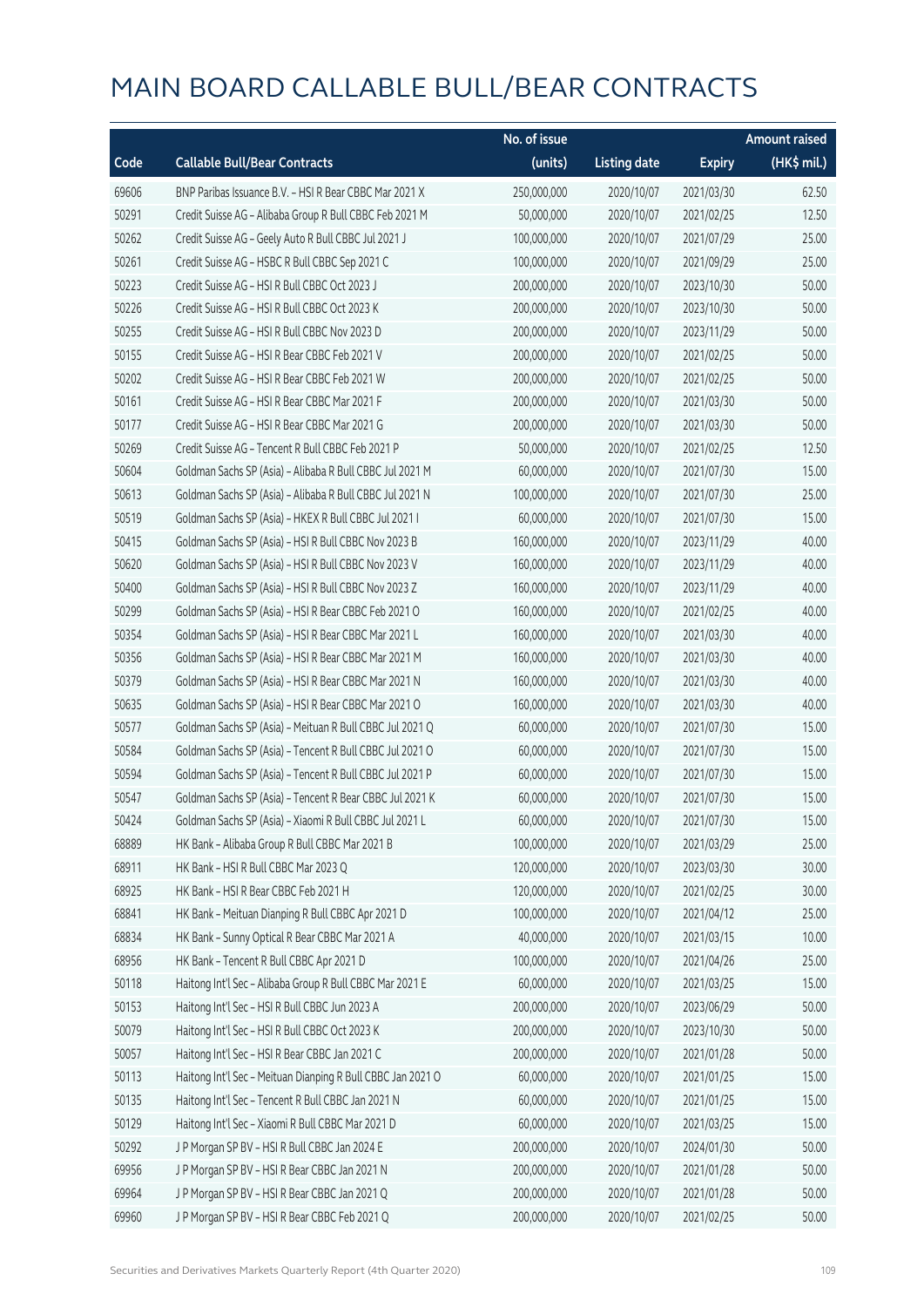# MAIN BOARD CALLABLE BULL/BEAR CONTRACTS

| Code | Callable Bull/Bear Contracts | No. of issue (units) | Listing date | Expiry | Amount raised (HK$ mil.) |
|---|---|---|---|---|---|
| 69606 | BNP Paribas Issuance B.V. – HSI R Bear CBBC Mar 2021 X | 250,000,000 | 2020/10/07 | 2021/03/30 | 62.50 |
| 50291 | Credit Suisse AG – Alibaba Group R Bull CBBC Feb 2021 M | 50,000,000 | 2020/10/07 | 2021/02/25 | 12.50 |
| 50262 | Credit Suisse AG – Geely Auto R Bull CBBC Jul 2021 J | 100,000,000 | 2020/10/07 | 2021/07/29 | 25.00 |
| 50261 | Credit Suisse AG – HSBC R Bull CBBC Sep 2021 C | 100,000,000 | 2020/10/07 | 2021/09/29 | 25.00 |
| 50223 | Credit Suisse AG – HSI R Bull CBBC Oct 2023 J | 200,000,000 | 2020/10/07 | 2023/10/30 | 50.00 |
| 50226 | Credit Suisse AG – HSI R Bull CBBC Oct 2023 K | 200,000,000 | 2020/10/07 | 2023/10/30 | 50.00 |
| 50255 | Credit Suisse AG – HSI R Bull CBBC Nov 2023 D | 200,000,000 | 2020/10/07 | 2023/11/29 | 50.00 |
| 50155 | Credit Suisse AG – HSI R Bear CBBC Feb 2021 V | 200,000,000 | 2020/10/07 | 2021/02/25 | 50.00 |
| 50202 | Credit Suisse AG – HSI R Bear CBBC Feb 2021 W | 200,000,000 | 2020/10/07 | 2021/02/25 | 50.00 |
| 50161 | Credit Suisse AG – HSI R Bear CBBC Mar 2021 F | 200,000,000 | 2020/10/07 | 2021/03/30 | 50.00 |
| 50177 | Credit Suisse AG – HSI R Bear CBBC Mar 2021 G | 200,000,000 | 2020/10/07 | 2021/03/30 | 50.00 |
| 50269 | Credit Suisse AG – Tencent R Bull CBBC Feb 2021 P | 50,000,000 | 2020/10/07 | 2021/02/25 | 12.50 |
| 50604 | Goldman Sachs SP (Asia) – Alibaba R Bull CBBC Jul 2021 M | 60,000,000 | 2020/10/07 | 2021/07/30 | 15.00 |
| 50613 | Goldman Sachs SP (Asia) – Alibaba R Bull CBBC Jul 2021 N | 100,000,000 | 2020/10/07 | 2021/07/30 | 25.00 |
| 50519 | Goldman Sachs SP (Asia) – HKEX R Bull CBBC Jul 2021 I | 60,000,000 | 2020/10/07 | 2021/07/30 | 15.00 |
| 50415 | Goldman Sachs SP (Asia) – HSI R Bull CBBC Nov 2023 B | 160,000,000 | 2020/10/07 | 2023/11/29 | 40.00 |
| 50620 | Goldman Sachs SP (Asia) – HSI R Bull CBBC Nov 2023 V | 160,000,000 | 2020/10/07 | 2023/11/29 | 40.00 |
| 50400 | Goldman Sachs SP (Asia) – HSI R Bull CBBC Nov 2023 Z | 160,000,000 | 2020/10/07 | 2023/11/29 | 40.00 |
| 50299 | Goldman Sachs SP (Asia) – HSI R Bear CBBC Feb 2021 O | 160,000,000 | 2020/10/07 | 2021/02/25 | 40.00 |
| 50354 | Goldman Sachs SP (Asia) – HSI R Bear CBBC Mar 2021 L | 160,000,000 | 2020/10/07 | 2021/03/30 | 40.00 |
| 50356 | Goldman Sachs SP (Asia) – HSI R Bear CBBC Mar 2021 M | 160,000,000 | 2020/10/07 | 2021/03/30 | 40.00 |
| 50379 | Goldman Sachs SP (Asia) – HSI R Bear CBBC Mar 2021 N | 160,000,000 | 2020/10/07 | 2021/03/30 | 40.00 |
| 50635 | Goldman Sachs SP (Asia) – HSI R Bear CBBC Mar 2021 O | 160,000,000 | 2020/10/07 | 2021/03/30 | 40.00 |
| 50577 | Goldman Sachs SP (Asia) – Meituan R Bull CBBC Jul 2021 Q | 60,000,000 | 2020/10/07 | 2021/07/30 | 15.00 |
| 50584 | Goldman Sachs SP (Asia) – Tencent R Bull CBBC Jul 2021 O | 60,000,000 | 2020/10/07 | 2021/07/30 | 15.00 |
| 50594 | Goldman Sachs SP (Asia) – Tencent R Bull CBBC Jul 2021 P | 60,000,000 | 2020/10/07 | 2021/07/30 | 15.00 |
| 50547 | Goldman Sachs SP (Asia) – Tencent R Bear CBBC Jul 2021 K | 60,000,000 | 2020/10/07 | 2021/07/30 | 15.00 |
| 50424 | Goldman Sachs SP (Asia) – Xiaomi R Bull CBBC Jul 2021 L | 60,000,000 | 2020/10/07 | 2021/07/30 | 15.00 |
| 68889 | HK Bank – Alibaba Group R Bull CBBC Mar 2021 B | 100,000,000 | 2020/10/07 | 2021/03/29 | 25.00 |
| 68911 | HK Bank – HSI R Bull CBBC Mar 2023 Q | 120,000,000 | 2020/10/07 | 2023/03/30 | 30.00 |
| 68925 | HK Bank – HSI R Bear CBBC Feb 2021 H | 120,000,000 | 2020/10/07 | 2021/02/25 | 30.00 |
| 68841 | HK Bank – Meituan Dianping R Bull CBBC Apr 2021 D | 100,000,000 | 2020/10/07 | 2021/04/12 | 25.00 |
| 68834 | HK Bank – Sunny Optical R Bear CBBC Mar 2021 A | 40,000,000 | 2020/10/07 | 2021/03/15 | 10.00 |
| 68956 | HK Bank – Tencent R Bull CBBC Apr 2021 D | 100,000,000 | 2020/10/07 | 2021/04/26 | 25.00 |
| 50118 | Haitong Int'l Sec – Alibaba Group R Bull CBBC Mar 2021 E | 60,000,000 | 2020/10/07 | 2021/03/25 | 15.00 |
| 50153 | Haitong Int'l Sec – HSI R Bull CBBC Jun 2023 A | 200,000,000 | 2020/10/07 | 2023/06/29 | 50.00 |
| 50079 | Haitong Int'l Sec – HSI R Bull CBBC Oct 2023 K | 200,000,000 | 2020/10/07 | 2023/10/30 | 50.00 |
| 50057 | Haitong Int'l Sec – HSI R Bear CBBC Jan 2021 C | 200,000,000 | 2020/10/07 | 2021/01/28 | 50.00 |
| 50113 | Haitong Int'l Sec – Meituan Dianping R Bull CBBC Jan 2021 O | 60,000,000 | 2020/10/07 | 2021/01/25 | 15.00 |
| 50135 | Haitong Int'l Sec – Tencent R Bull CBBC Jan 2021 N | 60,000,000 | 2020/10/07 | 2021/01/25 | 15.00 |
| 50129 | Haitong Int'l Sec – Xiaomi R Bull CBBC Mar 2021 D | 60,000,000 | 2020/10/07 | 2021/03/25 | 15.00 |
| 50292 | J P Morgan SP BV – HSI R Bull CBBC Jan 2024 E | 200,000,000 | 2020/10/07 | 2024/01/30 | 50.00 |
| 69956 | J P Morgan SP BV – HSI R Bear CBBC Jan 2021 N | 200,000,000 | 2020/10/07 | 2021/01/28 | 50.00 |
| 69964 | J P Morgan SP BV – HSI R Bear CBBC Jan 2021 Q | 200,000,000 | 2020/10/07 | 2021/01/28 | 50.00 |
| 69960 | J P Morgan SP BV – HSI R Bear CBBC Feb 2021 Q | 200,000,000 | 2020/10/07 | 2021/02/25 | 50.00 |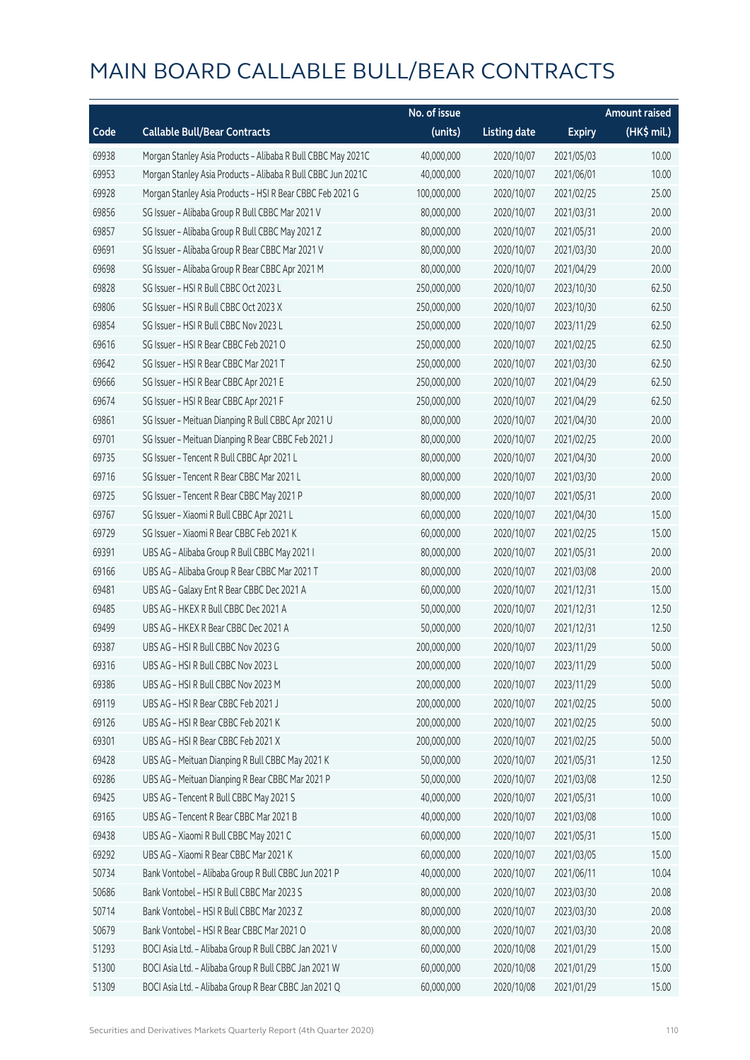# MAIN BOARD CALLABLE BULL/BEAR CONTRACTS

| Code | Callable Bull/Bear Contracts | No. of issue (units) | Listing date | Expiry | Amount raised (HK$ mil.) |
|---|---|---|---|---|---|
| 69938 | Morgan Stanley Asia Products – Alibaba R Bull CBBC May 2021C | 40,000,000 | 2020/10/07 | 2021/05/03 | 10.00 |
| 69953 | Morgan Stanley Asia Products – Alibaba R Bull CBBC Jun 2021C | 40,000,000 | 2020/10/07 | 2021/06/01 | 10.00 |
| 69928 | Morgan Stanley Asia Products – HSI R Bear CBBC Feb 2021 G | 100,000,000 | 2020/10/07 | 2021/02/25 | 25.00 |
| 69856 | SG Issuer – Alibaba Group R Bull CBBC Mar 2021 V | 80,000,000 | 2020/10/07 | 2021/03/31 | 20.00 |
| 69857 | SG Issuer – Alibaba Group R Bull CBBC May 2021 Z | 80,000,000 | 2020/10/07 | 2021/05/31 | 20.00 |
| 69691 | SG Issuer – Alibaba Group R Bear CBBC Mar 2021 V | 80,000,000 | 2020/10/07 | 2021/03/30 | 20.00 |
| 69698 | SG Issuer – Alibaba Group R Bear CBBC Apr 2021 M | 80,000,000 | 2020/10/07 | 2021/04/29 | 20.00 |
| 69828 | SG Issuer – HSI R Bull CBBC Oct 2023 L | 250,000,000 | 2020/10/07 | 2023/10/30 | 62.50 |
| 69806 | SG Issuer – HSI R Bull CBBC Oct 2023 X | 250,000,000 | 2020/10/07 | 2023/10/30 | 62.50 |
| 69854 | SG Issuer – HSI R Bull CBBC Nov 2023 L | 250,000,000 | 2020/10/07 | 2023/11/29 | 62.50 |
| 69616 | SG Issuer – HSI R Bear CBBC Feb 2021 O | 250,000,000 | 2020/10/07 | 2021/02/25 | 62.50 |
| 69642 | SG Issuer – HSI R Bear CBBC Mar 2021 T | 250,000,000 | 2020/10/07 | 2021/03/30 | 62.50 |
| 69666 | SG Issuer – HSI R Bear CBBC Apr 2021 E | 250,000,000 | 2020/10/07 | 2021/04/29 | 62.50 |
| 69674 | SG Issuer – HSI R Bear CBBC Apr 2021 F | 250,000,000 | 2020/10/07 | 2021/04/29 | 62.50 |
| 69861 | SG Issuer – Meituan Dianping R Bull CBBC Apr 2021 U | 80,000,000 | 2020/10/07 | 2021/04/30 | 20.00 |
| 69701 | SG Issuer – Meituan Dianping R Bear CBBC Feb 2021 J | 80,000,000 | 2020/10/07 | 2021/02/25 | 20.00 |
| 69735 | SG Issuer – Tencent R Bull CBBC Apr 2021 L | 80,000,000 | 2020/10/07 | 2021/04/30 | 20.00 |
| 69716 | SG Issuer – Tencent R Bear CBBC Mar 2021 L | 80,000,000 | 2020/10/07 | 2021/03/30 | 20.00 |
| 69725 | SG Issuer – Tencent R Bear CBBC May 2021 P | 80,000,000 | 2020/10/07 | 2021/05/31 | 20.00 |
| 69767 | SG Issuer – Xiaomi R Bull CBBC Apr 2021 L | 60,000,000 | 2020/10/07 | 2021/04/30 | 15.00 |
| 69729 | SG Issuer – Xiaomi R Bear CBBC Feb 2021 K | 60,000,000 | 2020/10/07 | 2021/02/25 | 15.00 |
| 69391 | UBS AG – Alibaba Group R Bull CBBC May 2021 I | 80,000,000 | 2020/10/07 | 2021/05/31 | 20.00 |
| 69166 | UBS AG – Alibaba Group R Bear CBBC Mar 2021 T | 80,000,000 | 2020/10/07 | 2021/03/08 | 20.00 |
| 69481 | UBS AG – Galaxy Ent R Bear CBBC Dec 2021 A | 60,000,000 | 2020/10/07 | 2021/12/31 | 15.00 |
| 69485 | UBS AG – HKEX R Bull CBBC Dec 2021 A | 50,000,000 | 2020/10/07 | 2021/12/31 | 12.50 |
| 69499 | UBS AG – HKEX R Bear CBBC Dec 2021 A | 50,000,000 | 2020/10/07 | 2021/12/31 | 12.50 |
| 69387 | UBS AG – HSI R Bull CBBC Nov 2023 G | 200,000,000 | 2020/10/07 | 2023/11/29 | 50.00 |
| 69316 | UBS AG – HSI R Bull CBBC Nov 2023 L | 200,000,000 | 2020/10/07 | 2023/11/29 | 50.00 |
| 69386 | UBS AG – HSI R Bull CBBC Nov 2023 M | 200,000,000 | 2020/10/07 | 2023/11/29 | 50.00 |
| 69119 | UBS AG – HSI R Bear CBBC Feb 2021 J | 200,000,000 | 2020/10/07 | 2021/02/25 | 50.00 |
| 69126 | UBS AG – HSI R Bear CBBC Feb 2021 K | 200,000,000 | 2020/10/07 | 2021/02/25 | 50.00 |
| 69301 | UBS AG – HSI R Bear CBBC Feb 2021 X | 200,000,000 | 2020/10/07 | 2021/02/25 | 50.00 |
| 69428 | UBS AG – Meituan Dianping R Bull CBBC May 2021 K | 50,000,000 | 2020/10/07 | 2021/05/31 | 12.50 |
| 69286 | UBS AG – Meituan Dianping R Bear CBBC Mar 2021 P | 50,000,000 | 2020/10/07 | 2021/03/08 | 12.50 |
| 69425 | UBS AG – Tencent R Bull CBBC May 2021 S | 40,000,000 | 2020/10/07 | 2021/05/31 | 10.00 |
| 69165 | UBS AG – Tencent R Bear CBBC Mar 2021 B | 40,000,000 | 2020/10/07 | 2021/03/08 | 10.00 |
| 69438 | UBS AG – Xiaomi R Bull CBBC May 2021 C | 60,000,000 | 2020/10/07 | 2021/05/31 | 15.00 |
| 69292 | UBS AG – Xiaomi R Bear CBBC Mar 2021 K | 60,000,000 | 2020/10/07 | 2021/03/05 | 15.00 |
| 50734 | Bank Vontobel – Alibaba Group R Bull CBBC Jun 2021 P | 40,000,000 | 2020/10/07 | 2021/06/11 | 10.04 |
| 50686 | Bank Vontobel – HSI R Bull CBBC Mar 2023 S | 80,000,000 | 2020/10/07 | 2023/03/30 | 20.08 |
| 50714 | Bank Vontobel – HSI R Bull CBBC Mar 2023 Z | 80,000,000 | 2020/10/07 | 2023/03/30 | 20.08 |
| 50679 | Bank Vontobel – HSI R Bear CBBC Mar 2021 O | 80,000,000 | 2020/10/07 | 2021/03/30 | 20.08 |
| 51293 | BOCI Asia Ltd. – Alibaba Group R Bull CBBC Jan 2021 V | 60,000,000 | 2020/10/08 | 2021/01/29 | 15.00 |
| 51300 | BOCI Asia Ltd. – Alibaba Group R Bull CBBC Jan 2021 W | 60,000,000 | 2020/10/08 | 2021/01/29 | 15.00 |
| 51309 | BOCI Asia Ltd. – Alibaba Group R Bear CBBC Jan 2021 Q | 60,000,000 | 2020/10/08 | 2021/01/29 | 15.00 |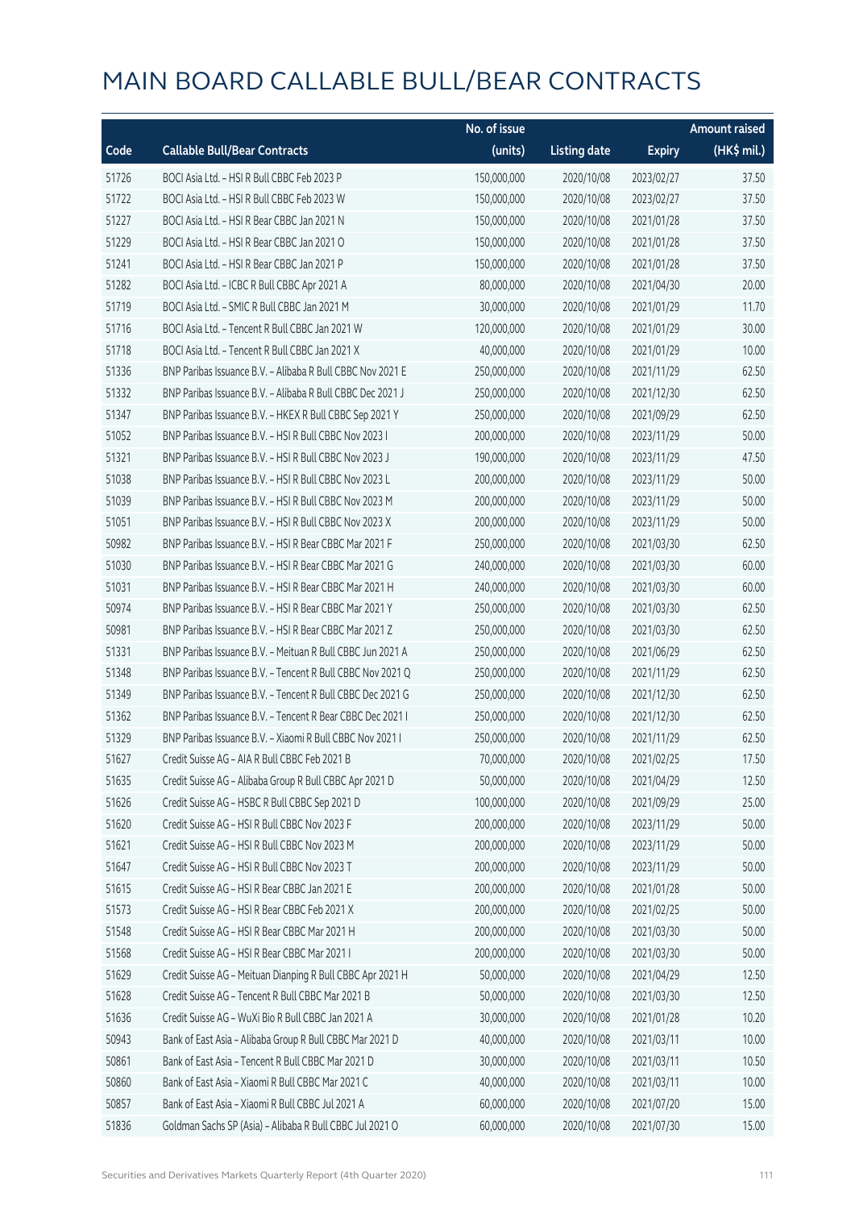# MAIN BOARD CALLABLE BULL/BEAR CONTRACTS

| Code | Callable Bull/Bear Contracts | No. of issue (units) | Listing date | Expiry | Amount raised (HK$ mil.) |
|---|---|---|---|---|---|
| 51726 | BOCI Asia Ltd. – HSI R Bull CBBC Feb 2023 P | 150,000,000 | 2020/10/08 | 2023/02/27 | 37.50 |
| 51722 | BOCI Asia Ltd. – HSI R Bull CBBC Feb 2023 W | 150,000,000 | 2020/10/08 | 2023/02/27 | 37.50 |
| 51227 | BOCI Asia Ltd. – HSI R Bear CBBC Jan 2021 N | 150,000,000 | 2020/10/08 | 2021/01/28 | 37.50 |
| 51229 | BOCI Asia Ltd. – HSI R Bear CBBC Jan 2021 O | 150,000,000 | 2020/10/08 | 2021/01/28 | 37.50 |
| 51241 | BOCI Asia Ltd. – HSI R Bear CBBC Jan 2021 P | 150,000,000 | 2020/10/08 | 2021/01/28 | 37.50 |
| 51282 | BOCI Asia Ltd. – ICBC R Bull CBBC Apr 2021 A | 80,000,000 | 2020/10/08 | 2021/04/30 | 20.00 |
| 51719 | BOCI Asia Ltd. – SMIC R Bull CBBC Jan 2021 M | 30,000,000 | 2020/10/08 | 2021/01/29 | 11.70 |
| 51716 | BOCI Asia Ltd. – Tencent R Bull CBBC Jan 2021 W | 120,000,000 | 2020/10/08 | 2021/01/29 | 30.00 |
| 51718 | BOCI Asia Ltd. – Tencent R Bull CBBC Jan 2021 X | 40,000,000 | 2020/10/08 | 2021/01/29 | 10.00 |
| 51336 | BNP Paribas Issuance B.V. – Alibaba R Bull CBBC Nov 2021 E | 250,000,000 | 2020/10/08 | 2021/11/29 | 62.50 |
| 51332 | BNP Paribas Issuance B.V. – Alibaba R Bull CBBC Dec 2021 J | 250,000,000 | 2020/10/08 | 2021/12/30 | 62.50 |
| 51347 | BNP Paribas Issuance B.V. – HKEX R Bull CBBC Sep 2021 Y | 250,000,000 | 2020/10/08 | 2021/09/29 | 62.50 |
| 51052 | BNP Paribas Issuance B.V. – HSI R Bull CBBC Nov 2023 I | 200,000,000 | 2020/10/08 | 2023/11/29 | 50.00 |
| 51321 | BNP Paribas Issuance B.V. – HSI R Bull CBBC Nov 2023 J | 190,000,000 | 2020/10/08 | 2023/11/29 | 47.50 |
| 51038 | BNP Paribas Issuance B.V. – HSI R Bull CBBC Nov 2023 L | 200,000,000 | 2020/10/08 | 2023/11/29 | 50.00 |
| 51039 | BNP Paribas Issuance B.V. – HSI R Bull CBBC Nov 2023 M | 200,000,000 | 2020/10/08 | 2023/11/29 | 50.00 |
| 51051 | BNP Paribas Issuance B.V. – HSI R Bull CBBC Nov 2023 X | 200,000,000 | 2020/10/08 | 2023/11/29 | 50.00 |
| 50982 | BNP Paribas Issuance B.V. – HSI R Bear CBBC Mar 2021 F | 250,000,000 | 2020/10/08 | 2021/03/30 | 62.50 |
| 51030 | BNP Paribas Issuance B.V. – HSI R Bear CBBC Mar 2021 G | 240,000,000 | 2020/10/08 | 2021/03/30 | 60.00 |
| 51031 | BNP Paribas Issuance B.V. – HSI R Bear CBBC Mar 2021 H | 240,000,000 | 2020/10/08 | 2021/03/30 | 60.00 |
| 50974 | BNP Paribas Issuance B.V. – HSI R Bear CBBC Mar 2021 Y | 250,000,000 | 2020/10/08 | 2021/03/30 | 62.50 |
| 50981 | BNP Paribas Issuance B.V. – HSI R Bear CBBC Mar 2021 Z | 250,000,000 | 2020/10/08 | 2021/03/30 | 62.50 |
| 51331 | BNP Paribas Issuance B.V. – Meituan R Bull CBBC Jun 2021 A | 250,000,000 | 2020/10/08 | 2021/06/29 | 62.50 |
| 51348 | BNP Paribas Issuance B.V. – Tencent R Bull CBBC Nov 2021 Q | 250,000,000 | 2020/10/08 | 2021/11/29 | 62.50 |
| 51349 | BNP Paribas Issuance B.V. – Tencent R Bull CBBC Dec 2021 G | 250,000,000 | 2020/10/08 | 2021/12/30 | 62.50 |
| 51362 | BNP Paribas Issuance B.V. – Tencent R Bear CBBC Dec 2021 I | 250,000,000 | 2020/10/08 | 2021/12/30 | 62.50 |
| 51329 | BNP Paribas Issuance B.V. – Xiaomi R Bull CBBC Nov 2021 I | 250,000,000 | 2020/10/08 | 2021/11/29 | 62.50 |
| 51627 | Credit Suisse AG – AIA R Bull CBBC Feb 2021 B | 70,000,000 | 2020/10/08 | 2021/02/25 | 17.50 |
| 51635 | Credit Suisse AG – Alibaba Group R Bull CBBC Apr 2021 D | 50,000,000 | 2020/10/08 | 2021/04/29 | 12.50 |
| 51626 | Credit Suisse AG – HSBC R Bull CBBC Sep 2021 D | 100,000,000 | 2020/10/08 | 2021/09/29 | 25.00 |
| 51620 | Credit Suisse AG – HSI R Bull CBBC Nov 2023 F | 200,000,000 | 2020/10/08 | 2023/11/29 | 50.00 |
| 51621 | Credit Suisse AG – HSI R Bull CBBC Nov 2023 M | 200,000,000 | 2020/10/08 | 2023/11/29 | 50.00 |
| 51647 | Credit Suisse AG – HSI R Bull CBBC Nov 2023 T | 200,000,000 | 2020/10/08 | 2023/11/29 | 50.00 |
| 51615 | Credit Suisse AG – HSI R Bear CBBC Jan 2021 E | 200,000,000 | 2020/10/08 | 2021/01/28 | 50.00 |
| 51573 | Credit Suisse AG – HSI R Bear CBBC Feb 2021 X | 200,000,000 | 2020/10/08 | 2021/02/25 | 50.00 |
| 51548 | Credit Suisse AG – HSI R Bear CBBC Mar 2021 H | 200,000,000 | 2020/10/08 | 2021/03/30 | 50.00 |
| 51568 | Credit Suisse AG – HSI R Bear CBBC Mar 2021 I | 200,000,000 | 2020/10/08 | 2021/03/30 | 50.00 |
| 51629 | Credit Suisse AG – Meituan Dianping R Bull CBBC Apr 2021 H | 50,000,000 | 2020/10/08 | 2021/04/29 | 12.50 |
| 51628 | Credit Suisse AG – Tencent R Bull CBBC Mar 2021 B | 50,000,000 | 2020/10/08 | 2021/03/30 | 12.50 |
| 51636 | Credit Suisse AG – WuXi Bio R Bull CBBC Jan 2021 A | 30,000,000 | 2020/10/08 | 2021/01/28 | 10.20 |
| 50943 | Bank of East Asia – Alibaba Group R Bull CBBC Mar 2021 D | 40,000,000 | 2020/10/08 | 2021/03/11 | 10.00 |
| 50861 | Bank of East Asia – Tencent R Bull CBBC Mar 2021 D | 30,000,000 | 2020/10/08 | 2021/03/11 | 10.50 |
| 50860 | Bank of East Asia – Xiaomi R Bull CBBC Mar 2021 C | 40,000,000 | 2020/10/08 | 2021/03/11 | 10.00 |
| 50857 | Bank of East Asia – Xiaomi R Bull CBBC Jul 2021 A | 60,000,000 | 2020/10/08 | 2021/07/20 | 15.00 |
| 51836 | Goldman Sachs SP (Asia) – Alibaba R Bull CBBC Jul 2021 O | 60,000,000 | 2020/10/08 | 2021/07/30 | 15.00 |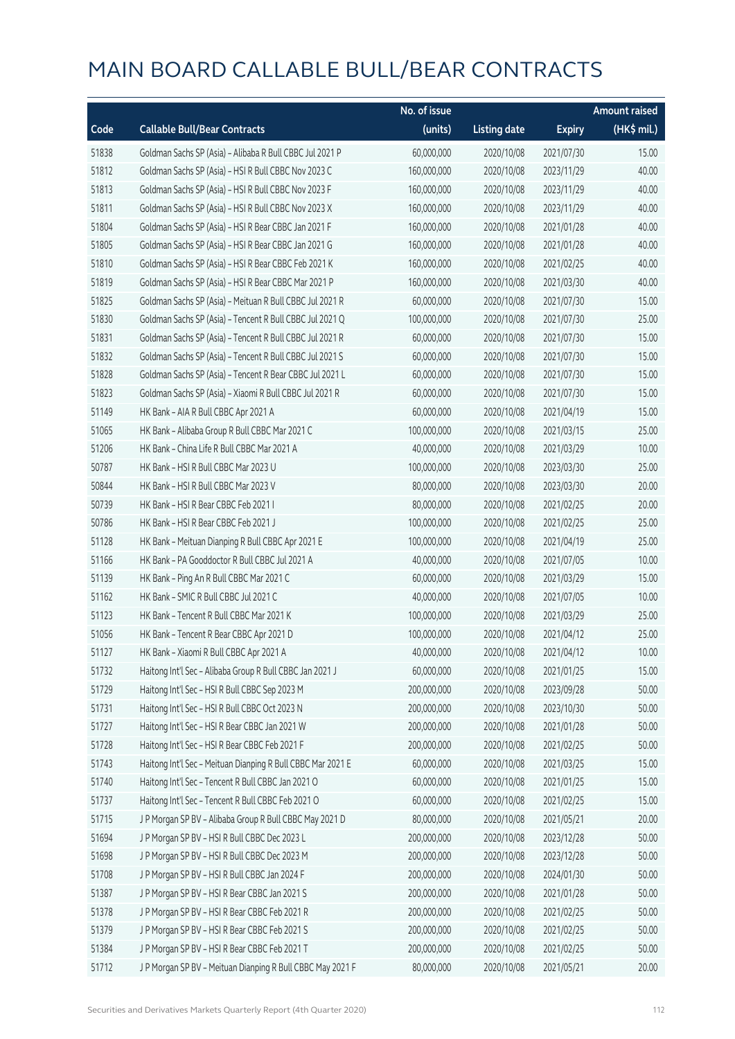# MAIN BOARD CALLABLE BULL/BEAR CONTRACTS

| Code | Callable Bull/Bear Contracts | No. of issue (units) | Listing date | Expiry | Amount raised (HK$ mil.) |
|---|---|---|---|---|---|
| 51838 | Goldman Sachs SP (Asia) - Alibaba R Bull CBBC Jul 2021 P | 60,000,000 | 2020/10/08 | 2021/07/30 | 15.00 |
| 51812 | Goldman Sachs SP (Asia) - HSI R Bull CBBC Nov 2023 C | 160,000,000 | 2020/10/08 | 2023/11/29 | 40.00 |
| 51813 | Goldman Sachs SP (Asia) - HSI R Bull CBBC Nov 2023 F | 160,000,000 | 2020/10/08 | 2023/11/29 | 40.00 |
| 51811 | Goldman Sachs SP (Asia) - HSI R Bull CBBC Nov 2023 X | 160,000,000 | 2020/10/08 | 2023/11/29 | 40.00 |
| 51804 | Goldman Sachs SP (Asia) - HSI R Bear CBBC Jan 2021 F | 160,000,000 | 2020/10/08 | 2021/01/28 | 40.00 |
| 51805 | Goldman Sachs SP (Asia) - HSI R Bear CBBC Jan 2021 G | 160,000,000 | 2020/10/08 | 2021/01/28 | 40.00 |
| 51810 | Goldman Sachs SP (Asia) - HSI R Bear CBBC Feb 2021 K | 160,000,000 | 2020/10/08 | 2021/02/25 | 40.00 |
| 51819 | Goldman Sachs SP (Asia) - HSI R Bear CBBC Mar 2021 P | 160,000,000 | 2020/10/08 | 2021/03/30 | 40.00 |
| 51825 | Goldman Sachs SP (Asia) - Meituan R Bull CBBC Jul 2021 R | 60,000,000 | 2020/10/08 | 2021/07/30 | 15.00 |
| 51830 | Goldman Sachs SP (Asia) - Tencent R Bull CBBC Jul 2021 Q | 100,000,000 | 2020/10/08 | 2021/07/30 | 25.00 |
| 51831 | Goldman Sachs SP (Asia) - Tencent R Bull CBBC Jul 2021 R | 60,000,000 | 2020/10/08 | 2021/07/30 | 15.00 |
| 51832 | Goldman Sachs SP (Asia) - Tencent R Bull CBBC Jul 2021 S | 60,000,000 | 2020/10/08 | 2021/07/30 | 15.00 |
| 51828 | Goldman Sachs SP (Asia) - Tencent R Bear CBBC Jul 2021 L | 60,000,000 | 2020/10/08 | 2021/07/30 | 15.00 |
| 51823 | Goldman Sachs SP (Asia) - Xiaomi R Bull CBBC Jul 2021 R | 60,000,000 | 2020/10/08 | 2021/07/30 | 15.00 |
| 51149 | HK Bank - AIA R Bull CBBC Apr 2021 A | 60,000,000 | 2020/10/08 | 2021/04/19 | 15.00 |
| 51065 | HK Bank - Alibaba Group R Bull CBBC Mar 2021 C | 100,000,000 | 2020/10/08 | 2021/03/15 | 25.00 |
| 51206 | HK Bank - China Life R Bull CBBC Mar 2021 A | 40,000,000 | 2020/10/08 | 2021/03/29 | 10.00 |
| 50787 | HK Bank - HSI R Bull CBBC Mar 2023 U | 100,000,000 | 2020/10/08 | 2023/03/30 | 25.00 |
| 50844 | HK Bank - HSI R Bull CBBC Mar 2023 V | 80,000,000 | 2020/10/08 | 2023/03/30 | 20.00 |
| 50739 | HK Bank - HSI R Bear CBBC Feb 2021 I | 80,000,000 | 2020/10/08 | 2021/02/25 | 20.00 |
| 50786 | HK Bank - HSI R Bear CBBC Feb 2021 J | 100,000,000 | 2020/10/08 | 2021/02/25 | 25.00 |
| 51128 | HK Bank - Meituan Dianping R Bull CBBC Apr 2021 E | 100,000,000 | 2020/10/08 | 2021/04/19 | 25.00 |
| 51166 | HK Bank - PA Gooddoctor R Bull CBBC Jul 2021 A | 40,000,000 | 2020/10/08 | 2021/07/05 | 10.00 |
| 51139 | HK Bank - Ping An R Bull CBBC Mar 2021 C | 60,000,000 | 2020/10/08 | 2021/03/29 | 15.00 |
| 51162 | HK Bank - SMIC R Bull CBBC Jul 2021 C | 40,000,000 | 2020/10/08 | 2021/07/05 | 10.00 |
| 51123 | HK Bank - Tencent R Bull CBBC Mar 2021 K | 100,000,000 | 2020/10/08 | 2021/03/29 | 25.00 |
| 51056 | HK Bank - Tencent R Bear CBBC Apr 2021 D | 100,000,000 | 2020/10/08 | 2021/04/12 | 25.00 |
| 51127 | HK Bank - Xiaomi R Bull CBBC Apr 2021 A | 40,000,000 | 2020/10/08 | 2021/04/12 | 10.00 |
| 51732 | Haitong Int'l Sec - Alibaba Group R Bull CBBC Jan 2021 J | 60,000,000 | 2020/10/08 | 2021/01/25 | 15.00 |
| 51729 | Haitong Int'l Sec - HSI R Bull CBBC Sep 2023 M | 200,000,000 | 2020/10/08 | 2023/09/28 | 50.00 |
| 51731 | Haitong Int'l Sec - HSI R Bull CBBC Oct 2023 N | 200,000,000 | 2020/10/08 | 2023/10/30 | 50.00 |
| 51727 | Haitong Int'l Sec - HSI R Bear CBBC Jan 2021 W | 200,000,000 | 2020/10/08 | 2021/01/28 | 50.00 |
| 51728 | Haitong Int'l Sec - HSI R Bear CBBC Feb 2021 F | 200,000,000 | 2020/10/08 | 2021/02/25 | 50.00 |
| 51743 | Haitong Int'l Sec - Meituan Dianping R Bull CBBC Mar 2021 E | 60,000,000 | 2020/10/08 | 2021/03/25 | 15.00 |
| 51740 | Haitong Int'l Sec - Tencent R Bull CBBC Jan 2021 O | 60,000,000 | 2020/10/08 | 2021/01/25 | 15.00 |
| 51737 | Haitong Int'l Sec - Tencent R Bull CBBC Feb 2021 O | 60,000,000 | 2020/10/08 | 2021/02/25 | 15.00 |
| 51715 | J P Morgan SP BV - Alibaba Group R Bull CBBC May 2021 D | 80,000,000 | 2020/10/08 | 2021/05/21 | 20.00 |
| 51694 | J P Morgan SP BV - HSI R Bull CBBC Dec 2023 L | 200,000,000 | 2020/10/08 | 2023/12/28 | 50.00 |
| 51698 | J P Morgan SP BV - HSI R Bull CBBC Dec 2023 M | 200,000,000 | 2020/10/08 | 2023/12/28 | 50.00 |
| 51708 | J P Morgan SP BV - HSI R Bull CBBC Jan 2024 F | 200,000,000 | 2020/10/08 | 2024/01/30 | 50.00 |
| 51387 | J P Morgan SP BV - HSI R Bear CBBC Jan 2021 S | 200,000,000 | 2020/10/08 | 2021/01/28 | 50.00 |
| 51378 | J P Morgan SP BV - HSI R Bear CBBC Feb 2021 R | 200,000,000 | 2020/10/08 | 2021/02/25 | 50.00 |
| 51379 | J P Morgan SP BV - HSI R Bear CBBC Feb 2021 S | 200,000,000 | 2020/10/08 | 2021/02/25 | 50.00 |
| 51384 | J P Morgan SP BV - HSI R Bear CBBC Feb 2021 T | 200,000,000 | 2020/10/08 | 2021/02/25 | 50.00 |
| 51712 | J P Morgan SP BV - Meituan Dianping R Bull CBBC May 2021 F | 80,000,000 | 2020/10/08 | 2021/05/21 | 20.00 |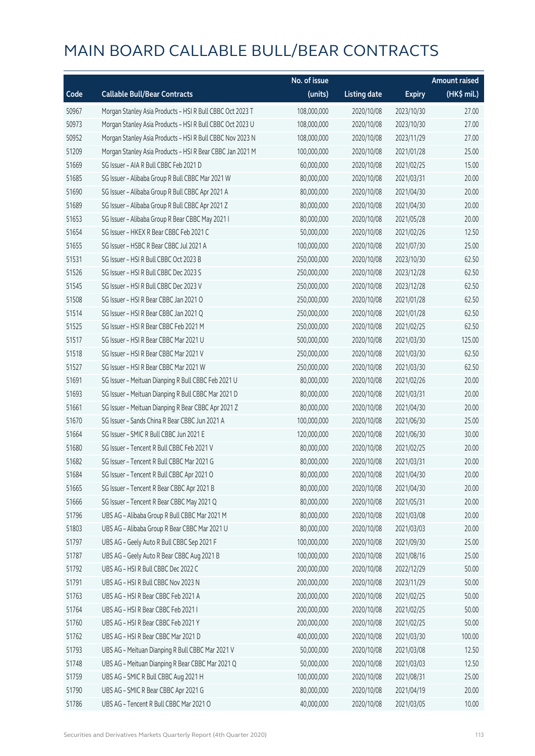# MAIN BOARD CALLABLE BULL/BEAR CONTRACTS

| Code | Callable Bull/Bear Contracts | No. of issue (units) | Listing date | Expiry | Amount raised (HK$ mil.) |
|---|---|---|---|---|---|
| 50967 | Morgan Stanley Asia Products – HSI R Bull CBBC Oct 2023 T | 108,000,000 | 2020/10/08 | 2023/10/30 | 27.00 |
| 50973 | Morgan Stanley Asia Products – HSI R Bull CBBC Oct 2023 U | 108,000,000 | 2020/10/08 | 2023/10/30 | 27.00 |
| 50952 | Morgan Stanley Asia Products – HSI R Bull CBBC Nov 2023 N | 108,000,000 | 2020/10/08 | 2023/11/29 | 27.00 |
| 51209 | Morgan Stanley Asia Products – HSI R Bear CBBC Jan 2021 M | 100,000,000 | 2020/10/08 | 2021/01/28 | 25.00 |
| 51669 | SG Issuer – AIA R Bull CBBC Feb 2021 D | 60,000,000 | 2020/10/08 | 2021/02/25 | 15.00 |
| 51685 | SG Issuer – Alibaba Group R Bull CBBC Mar 2021 W | 80,000,000 | 2020/10/08 | 2021/03/31 | 20.00 |
| 51690 | SG Issuer – Alibaba Group R Bull CBBC Apr 2021 A | 80,000,000 | 2020/10/08 | 2021/04/30 | 20.00 |
| 51689 | SG Issuer – Alibaba Group R Bull CBBC Apr 2021 Z | 80,000,000 | 2020/10/08 | 2021/04/30 | 20.00 |
| 51653 | SG Issuer – Alibaba Group R Bear CBBC May 2021 I | 80,000,000 | 2020/10/08 | 2021/05/28 | 20.00 |
| 51654 | SG Issuer – HKEX R Bear CBBC Feb 2021 C | 50,000,000 | 2020/10/08 | 2021/02/26 | 12.50 |
| 51655 | SG Issuer – HSBC R Bear CBBC Jul 2021 A | 100,000,000 | 2020/10/08 | 2021/07/30 | 25.00 |
| 51531 | SG Issuer – HSI R Bull CBBC Oct 2023 B | 250,000,000 | 2020/10/08 | 2023/10/30 | 62.50 |
| 51526 | SG Issuer – HSI R Bull CBBC Dec 2023 S | 250,000,000 | 2020/10/08 | 2023/12/28 | 62.50 |
| 51545 | SG Issuer – HSI R Bull CBBC Dec 2023 V | 250,000,000 | 2020/10/08 | 2023/12/28 | 62.50 |
| 51508 | SG Issuer – HSI R Bear CBBC Jan 2021 O | 250,000,000 | 2020/10/08 | 2021/01/28 | 62.50 |
| 51514 | SG Issuer – HSI R Bear CBBC Jan 2021 Q | 250,000,000 | 2020/10/08 | 2021/01/28 | 62.50 |
| 51525 | SG Issuer – HSI R Bear CBBC Feb 2021 M | 250,000,000 | 2020/10/08 | 2021/02/25 | 62.50 |
| 51517 | SG Issuer – HSI R Bear CBBC Mar 2021 U | 500,000,000 | 2020/10/08 | 2021/03/30 | 125.00 |
| 51518 | SG Issuer – HSI R Bear CBBC Mar 2021 V | 250,000,000 | 2020/10/08 | 2021/03/30 | 62.50 |
| 51527 | SG Issuer – HSI R Bear CBBC Mar 2021 W | 250,000,000 | 2020/10/08 | 2021/03/30 | 62.50 |
| 51691 | SG Issuer – Meituan Dianping R Bull CBBC Feb 2021 U | 80,000,000 | 2020/10/08 | 2021/02/26 | 20.00 |
| 51693 | SG Issuer – Meituan Dianping R Bull CBBC Mar 2021 D | 80,000,000 | 2020/10/08 | 2021/03/31 | 20.00 |
| 51661 | SG Issuer – Meituan Dianping R Bear CBBC Apr 2021 Z | 80,000,000 | 2020/10/08 | 2021/04/30 | 20.00 |
| 51670 | SG Issuer – Sands China R Bear CBBC Jun 2021 A | 100,000,000 | 2020/10/08 | 2021/06/30 | 25.00 |
| 51664 | SG Issuer – SMIC R Bull CBBC Jun 2021 E | 120,000,000 | 2020/10/08 | 2021/06/30 | 30.00 |
| 51680 | SG Issuer – Tencent R Bull CBBC Feb 2021 V | 80,000,000 | 2020/10/08 | 2021/02/25 | 20.00 |
| 51682 | SG Issuer – Tencent R Bull CBBC Mar 2021 G | 80,000,000 | 2020/10/08 | 2021/03/31 | 20.00 |
| 51684 | SG Issuer – Tencent R Bull CBBC Apr 2021 O | 80,000,000 | 2020/10/08 | 2021/04/30 | 20.00 |
| 51665 | SG Issuer – Tencent R Bear CBBC Apr 2021 B | 80,000,000 | 2020/10/08 | 2021/04/30 | 20.00 |
| 51666 | SG Issuer – Tencent R Bear CBBC May 2021 Q | 80,000,000 | 2020/10/08 | 2021/05/31 | 20.00 |
| 51796 | UBS AG – Alibaba Group R Bull CBBC Mar 2021 M | 80,000,000 | 2020/10/08 | 2021/03/08 | 20.00 |
| 51803 | UBS AG – Alibaba Group R Bear CBBC Mar 2021 U | 80,000,000 | 2020/10/08 | 2021/03/03 | 20.00 |
| 51797 | UBS AG – Geely Auto R Bull CBBC Sep 2021 F | 100,000,000 | 2020/10/08 | 2021/09/30 | 25.00 |
| 51787 | UBS AG – Geely Auto R Bear CBBC Aug 2021 B | 100,000,000 | 2020/10/08 | 2021/08/16 | 25.00 |
| 51792 | UBS AG – HSI R Bull CBBC Dec 2022 C | 200,000,000 | 2020/10/08 | 2022/12/29 | 50.00 |
| 51791 | UBS AG – HSI R Bull CBBC Nov 2023 N | 200,000,000 | 2020/10/08 | 2023/11/29 | 50.00 |
| 51763 | UBS AG – HSI R Bear CBBC Feb 2021 A | 200,000,000 | 2020/10/08 | 2021/02/25 | 50.00 |
| 51764 | UBS AG – HSI R Bear CBBC Feb 2021 I | 200,000,000 | 2020/10/08 | 2021/02/25 | 50.00 |
| 51760 | UBS AG – HSI R Bear CBBC Feb 2021 Y | 200,000,000 | 2020/10/08 | 2021/02/25 | 50.00 |
| 51762 | UBS AG – HSI R Bear CBBC Mar 2021 D | 400,000,000 | 2020/10/08 | 2021/03/30 | 100.00 |
| 51793 | UBS AG – Meituan Dianping R Bull CBBC Mar 2021 V | 50,000,000 | 2020/10/08 | 2021/03/08 | 12.50 |
| 51748 | UBS AG – Meituan Dianping R Bear CBBC Mar 2021 Q | 50,000,000 | 2020/10/08 | 2021/03/03 | 12.50 |
| 51759 | UBS AG – SMIC R Bull CBBC Aug 2021 H | 100,000,000 | 2020/10/08 | 2021/08/31 | 25.00 |
| 51790 | UBS AG – SMIC R Bear CBBC Apr 2021 G | 80,000,000 | 2020/10/08 | 2021/04/19 | 20.00 |
| 51786 | UBS AG – Tencent R Bull CBBC Mar 2021 O | 40,000,000 | 2020/10/08 | 2021/03/05 | 10.00 |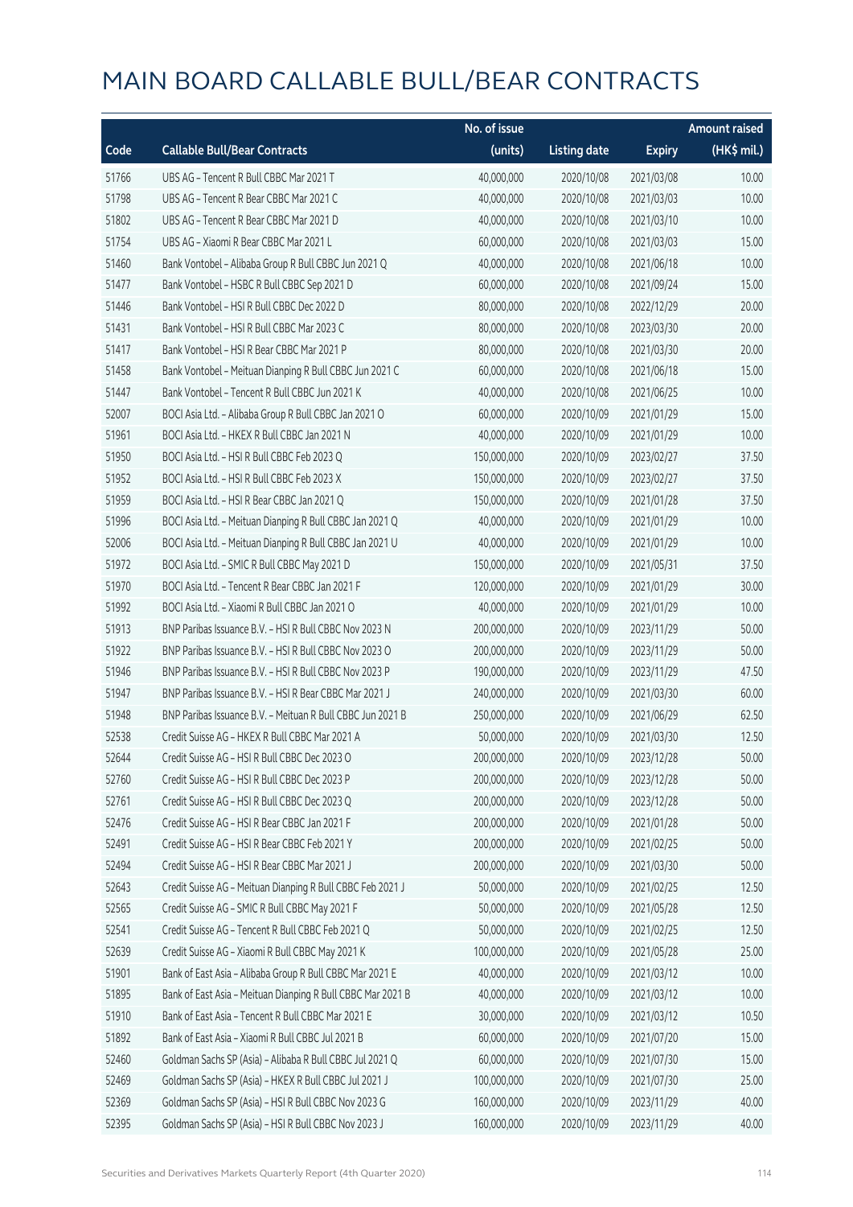# MAIN BOARD CALLABLE BULL/BEAR CONTRACTS

| Code | Callable Bull/Bear Contracts | No. of issue (units) | Listing date | Expiry | Amount raised (HK$ mil.) |
|---|---|---|---|---|---|
| 51766 | UBS AG – Tencent R Bull CBBC Mar 2021 T | 40,000,000 | 2020/10/08 | 2021/03/08 | 10.00 |
| 51798 | UBS AG – Tencent R Bear CBBC Mar 2021 C | 40,000,000 | 2020/10/08 | 2021/03/03 | 10.00 |
| 51802 | UBS AG – Tencent R Bear CBBC Mar 2021 D | 40,000,000 | 2020/10/08 | 2021/03/10 | 10.00 |
| 51754 | UBS AG – Xiaomi R Bear CBBC Mar 2021 L | 60,000,000 | 2020/10/08 | 2021/03/03 | 15.00 |
| 51460 | Bank Vontobel – Alibaba Group R Bull CBBC Jun 2021 Q | 40,000,000 | 2020/10/08 | 2021/06/18 | 10.00 |
| 51477 | Bank Vontobel – HSBC R Bull CBBC Sep 2021 D | 60,000,000 | 2020/10/08 | 2021/09/24 | 15.00 |
| 51446 | Bank Vontobel – HSI R Bull CBBC Dec 2022 D | 80,000,000 | 2020/10/08 | 2022/12/29 | 20.00 |
| 51431 | Bank Vontobel – HSI R Bull CBBC Mar 2023 C | 80,000,000 | 2020/10/08 | 2023/03/30 | 20.00 |
| 51417 | Bank Vontobel – HSI R Bear CBBC Mar 2021 P | 80,000,000 | 2020/10/08 | 2021/03/30 | 20.00 |
| 51458 | Bank Vontobel – Meituan Dianping R Bull CBBC Jun 2021 C | 60,000,000 | 2020/10/08 | 2021/06/18 | 15.00 |
| 51447 | Bank Vontobel – Tencent R Bull CBBC Jun 2021 K | 40,000,000 | 2020/10/08 | 2021/06/25 | 10.00 |
| 52007 | BOCI Asia Ltd. – Alibaba Group R Bull CBBC Jan 2021 O | 60,000,000 | 2020/10/09 | 2021/01/29 | 15.00 |
| 51961 | BOCI Asia Ltd. – HKEX R Bull CBBC Jan 2021 N | 40,000,000 | 2020/10/09 | 2021/01/29 | 10.00 |
| 51950 | BOCI Asia Ltd. – HSI R Bull CBBC Feb 2023 Q | 150,000,000 | 2020/10/09 | 2023/02/27 | 37.50 |
| 51952 | BOCI Asia Ltd. – HSI R Bull CBBC Feb 2023 X | 150,000,000 | 2020/10/09 | 2023/02/27 | 37.50 |
| 51959 | BOCI Asia Ltd. – HSI R Bear CBBC Jan 2021 Q | 150,000,000 | 2020/10/09 | 2021/01/28 | 37.50 |
| 51996 | BOCI Asia Ltd. – Meituan Dianping R Bull CBBC Jan 2021 Q | 40,000,000 | 2020/10/09 | 2021/01/29 | 10.00 |
| 52006 | BOCI Asia Ltd. – Meituan Dianping R Bull CBBC Jan 2021 U | 40,000,000 | 2020/10/09 | 2021/01/29 | 10.00 |
| 51972 | BOCI Asia Ltd. – SMIC R Bull CBBC May 2021 D | 150,000,000 | 2020/10/09 | 2021/05/31 | 37.50 |
| 51970 | BOCI Asia Ltd. – Tencent R Bear CBBC Jan 2021 F | 120,000,000 | 2020/10/09 | 2021/01/29 | 30.00 |
| 51992 | BOCI Asia Ltd. – Xiaomi R Bull CBBC Jan 2021 O | 40,000,000 | 2020/10/09 | 2021/01/29 | 10.00 |
| 51913 | BNP Paribas Issuance B.V. – HSI R Bull CBBC Nov 2023 N | 200,000,000 | 2020/10/09 | 2023/11/29 | 50.00 |
| 51922 | BNP Paribas Issuance B.V. – HSI R Bull CBBC Nov 2023 O | 200,000,000 | 2020/10/09 | 2023/11/29 | 50.00 |
| 51946 | BNP Paribas Issuance B.V. – HSI R Bull CBBC Nov 2023 P | 190,000,000 | 2020/10/09 | 2023/11/29 | 47.50 |
| 51947 | BNP Paribas Issuance B.V. – HSI R Bear CBBC Mar 2021 J | 240,000,000 | 2020/10/09 | 2021/03/30 | 60.00 |
| 51948 | BNP Paribas Issuance B.V. – Meituan R Bull CBBC Jun 2021 B | 250,000,000 | 2020/10/09 | 2021/06/29 | 62.50 |
| 52538 | Credit Suisse AG – HKEX R Bull CBBC Mar 2021 A | 50,000,000 | 2020/10/09 | 2021/03/30 | 12.50 |
| 52644 | Credit Suisse AG – HSI R Bull CBBC Dec 2023 O | 200,000,000 | 2020/10/09 | 2023/12/28 | 50.00 |
| 52760 | Credit Suisse AG – HSI R Bull CBBC Dec 2023 P | 200,000,000 | 2020/10/09 | 2023/12/28 | 50.00 |
| 52761 | Credit Suisse AG – HSI R Bull CBBC Dec 2023 Q | 200,000,000 | 2020/10/09 | 2023/12/28 | 50.00 |
| 52476 | Credit Suisse AG – HSI R Bear CBBC Jan 2021 F | 200,000,000 | 2020/10/09 | 2021/01/28 | 50.00 |
| 52491 | Credit Suisse AG – HSI R Bear CBBC Feb 2021 Y | 200,000,000 | 2020/10/09 | 2021/02/25 | 50.00 |
| 52494 | Credit Suisse AG – HSI R Bear CBBC Mar 2021 J | 200,000,000 | 2020/10/09 | 2021/03/30 | 50.00 |
| 52643 | Credit Suisse AG – Meituan Dianping R Bull CBBC Feb 2021 J | 50,000,000 | 2020/10/09 | 2021/02/25 | 12.50 |
| 52565 | Credit Suisse AG – SMIC R Bull CBBC May 2021 F | 50,000,000 | 2020/10/09 | 2021/05/28 | 12.50 |
| 52541 | Credit Suisse AG – Tencent R Bull CBBC Feb 2021 Q | 50,000,000 | 2020/10/09 | 2021/02/25 | 12.50 |
| 52639 | Credit Suisse AG – Xiaomi R Bull CBBC May 2021 K | 100,000,000 | 2020/10/09 | 2021/05/28 | 25.00 |
| 51901 | Bank of East Asia – Alibaba Group R Bull CBBC Mar 2021 E | 40,000,000 | 2020/10/09 | 2021/03/12 | 10.00 |
| 51895 | Bank of East Asia – Meituan Dianping R Bull CBBC Mar 2021 B | 40,000,000 | 2020/10/09 | 2021/03/12 | 10.00 |
| 51910 | Bank of East Asia – Tencent R Bull CBBC Mar 2021 E | 30,000,000 | 2020/10/09 | 2021/03/12 | 10.50 |
| 51892 | Bank of East Asia – Xiaomi R Bull CBBC Jul 2021 B | 60,000,000 | 2020/10/09 | 2021/07/20 | 15.00 |
| 52460 | Goldman Sachs SP (Asia) – Alibaba R Bull CBBC Jul 2021 Q | 60,000,000 | 2020/10/09 | 2021/07/30 | 15.00 |
| 52469 | Goldman Sachs SP (Asia) – HKEX R Bull CBBC Jul 2021 J | 100,000,000 | 2020/10/09 | 2021/07/30 | 25.00 |
| 52369 | Goldman Sachs SP (Asia) – HSI R Bull CBBC Nov 2023 G | 160,000,000 | 2020/10/09 | 2023/11/29 | 40.00 |
| 52395 | Goldman Sachs SP (Asia) – HSI R Bull CBBC Nov 2023 J | 160,000,000 | 2020/10/09 | 2023/11/29 | 40.00 |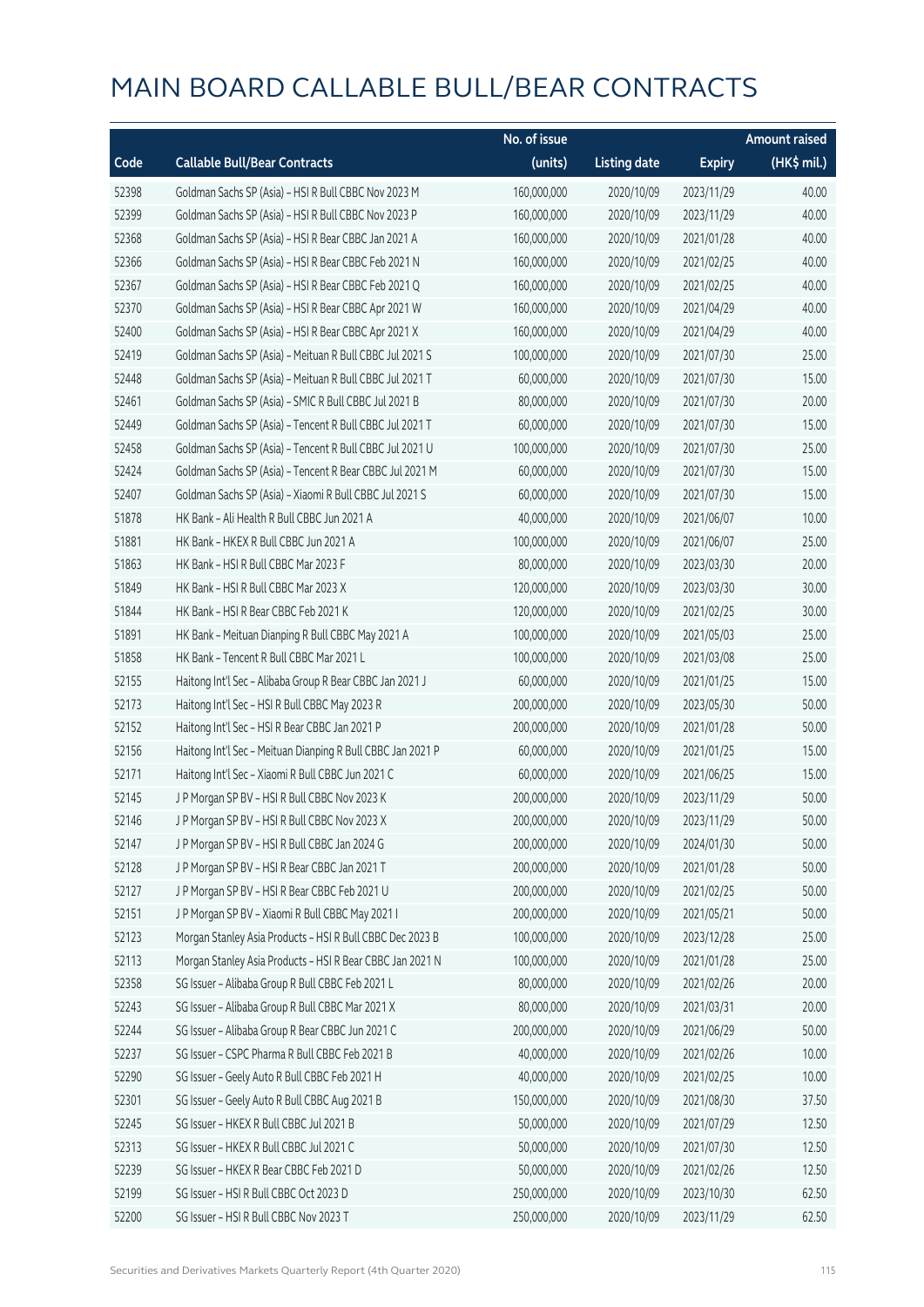# MAIN BOARD CALLABLE BULL/BEAR CONTRACTS

| Code | Callable Bull/Bear Contracts | No. of issue (units) | Listing date | Expiry | Amount raised (HK$ mil.) |
|---|---|---|---|---|---|
| 52398 | Goldman Sachs SP (Asia) - HSI R Bull CBBC Nov 2023 M | 160,000,000 | 2020/10/09 | 2023/11/29 | 40.00 |
| 52399 | Goldman Sachs SP (Asia) - HSI R Bull CBBC Nov 2023 P | 160,000,000 | 2020/10/09 | 2023/11/29 | 40.00 |
| 52368 | Goldman Sachs SP (Asia) - HSI R Bear CBBC Jan 2021 A | 160,000,000 | 2020/10/09 | 2021/01/28 | 40.00 |
| 52366 | Goldman Sachs SP (Asia) - HSI R Bear CBBC Feb 2021 N | 160,000,000 | 2020/10/09 | 2021/02/25 | 40.00 |
| 52367 | Goldman Sachs SP (Asia) - HSI R Bear CBBC Feb 2021 Q | 160,000,000 | 2020/10/09 | 2021/02/25 | 40.00 |
| 52370 | Goldman Sachs SP (Asia) - HSI R Bear CBBC Apr 2021 W | 160,000,000 | 2020/10/09 | 2021/04/29 | 40.00 |
| 52400 | Goldman Sachs SP (Asia) - HSI R Bear CBBC Apr 2021 X | 160,000,000 | 2020/10/09 | 2021/04/29 | 40.00 |
| 52419 | Goldman Sachs SP (Asia) - Meituan R Bull CBBC Jul 2021 S | 100,000,000 | 2020/10/09 | 2021/07/30 | 25.00 |
| 52448 | Goldman Sachs SP (Asia) - Meituan R Bull CBBC Jul 2021 T | 60,000,000 | 2020/10/09 | 2021/07/30 | 15.00 |
| 52461 | Goldman Sachs SP (Asia) - SMIC R Bull CBBC Jul 2021 B | 80,000,000 | 2020/10/09 | 2021/07/30 | 20.00 |
| 52449 | Goldman Sachs SP (Asia) - Tencent R Bull CBBC Jul 2021 T | 60,000,000 | 2020/10/09 | 2021/07/30 | 15.00 |
| 52458 | Goldman Sachs SP (Asia) - Tencent R Bull CBBC Jul 2021 U | 100,000,000 | 2020/10/09 | 2021/07/30 | 25.00 |
| 52424 | Goldman Sachs SP (Asia) - Tencent R Bear CBBC Jul 2021 M | 60,000,000 | 2020/10/09 | 2021/07/30 | 15.00 |
| 52407 | Goldman Sachs SP (Asia) - Xiaomi R Bull CBBC Jul 2021 S | 60,000,000 | 2020/10/09 | 2021/07/30 | 15.00 |
| 51878 | HK Bank - Ali Health R Bull CBBC Jun 2021 A | 40,000,000 | 2020/10/09 | 2021/06/07 | 10.00 |
| 51881 | HK Bank - HKEX R Bull CBBC Jun 2021 A | 100,000,000 | 2020/10/09 | 2021/06/07 | 25.00 |
| 51863 | HK Bank - HSI R Bull CBBC Mar 2023 F | 80,000,000 | 2020/10/09 | 2023/03/30 | 20.00 |
| 51849 | HK Bank - HSI R Bull CBBC Mar 2023 X | 120,000,000 | 2020/10/09 | 2023/03/30 | 30.00 |
| 51844 | HK Bank - HSI R Bear CBBC Feb 2021 K | 120,000,000 | 2020/10/09 | 2021/02/25 | 30.00 |
| 51891 | HK Bank - Meituan Dianping R Bull CBBC May 2021 A | 100,000,000 | 2020/10/09 | 2021/05/03 | 25.00 |
| 51858 | HK Bank - Tencent R Bull CBBC Mar 2021 L | 100,000,000 | 2020/10/09 | 2021/03/08 | 25.00 |
| 52155 | Haitong Int'l Sec - Alibaba Group R Bear CBBC Jan 2021 J | 60,000,000 | 2020/10/09 | 2021/01/25 | 15.00 |
| 52173 | Haitong Int'l Sec - HSI R Bull CBBC May 2023 R | 200,000,000 | 2020/10/09 | 2023/05/30 | 50.00 |
| 52152 | Haitong Int'l Sec - HSI R Bear CBBC Jan 2021 P | 200,000,000 | 2020/10/09 | 2021/01/28 | 50.00 |
| 52156 | Haitong Int'l Sec - Meituan Dianping R Bull CBBC Jan 2021 P | 60,000,000 | 2020/10/09 | 2021/01/25 | 15.00 |
| 52171 | Haitong Int'l Sec - Xiaomi R Bull CBBC Jun 2021 C | 60,000,000 | 2020/10/09 | 2021/06/25 | 15.00 |
| 52145 | J P Morgan SP BV - HSI R Bull CBBC Nov 2023 K | 200,000,000 | 2020/10/09 | 2023/11/29 | 50.00 |
| 52146 | J P Morgan SP BV - HSI R Bull CBBC Nov 2023 X | 200,000,000 | 2020/10/09 | 2023/11/29 | 50.00 |
| 52147 | J P Morgan SP BV - HSI R Bull CBBC Jan 2024 G | 200,000,000 | 2020/10/09 | 2024/01/30 | 50.00 |
| 52128 | J P Morgan SP BV - HSI R Bear CBBC Jan 2021 T | 200,000,000 | 2020/10/09 | 2021/01/28 | 50.00 |
| 52127 | J P Morgan SP BV - HSI R Bear CBBC Feb 2021 U | 200,000,000 | 2020/10/09 | 2021/02/25 | 50.00 |
| 52151 | J P Morgan SP BV - Xiaomi R Bull CBBC May 2021 I | 200,000,000 | 2020/10/09 | 2021/05/21 | 50.00 |
| 52123 | Morgan Stanley Asia Products - HSI R Bull CBBC Dec 2023 B | 100,000,000 | 2020/10/09 | 2023/12/28 | 25.00 |
| 52113 | Morgan Stanley Asia Products - HSI R Bear CBBC Jan 2021 N | 100,000,000 | 2020/10/09 | 2021/01/28 | 25.00 |
| 52358 | SG Issuer - Alibaba Group R Bull CBBC Feb 2021 L | 80,000,000 | 2020/10/09 | 2021/02/26 | 20.00 |
| 52243 | SG Issuer - Alibaba Group R Bull CBBC Mar 2021 X | 80,000,000 | 2020/10/09 | 2021/03/31 | 20.00 |
| 52244 | SG Issuer - Alibaba Group R Bear CBBC Jun 2021 C | 200,000,000 | 2020/10/09 | 2021/06/29 | 50.00 |
| 52237 | SG Issuer - CSPC Pharma R Bull CBBC Feb 2021 B | 40,000,000 | 2020/10/09 | 2021/02/26 | 10.00 |
| 52290 | SG Issuer - Geely Auto R Bull CBBC Feb 2021 H | 40,000,000 | 2020/10/09 | 2021/02/25 | 10.00 |
| 52301 | SG Issuer - Geely Auto R Bull CBBC Aug 2021 B | 150,000,000 | 2020/10/09 | 2021/08/30 | 37.50 |
| 52245 | SG Issuer - HKEX R Bull CBBC Jul 2021 B | 50,000,000 | 2020/10/09 | 2021/07/29 | 12.50 |
| 52313 | SG Issuer - HKEX R Bull CBBC Jul 2021 C | 50,000,000 | 2020/10/09 | 2021/07/30 | 12.50 |
| 52239 | SG Issuer - HKEX R Bear CBBC Feb 2021 D | 50,000,000 | 2020/10/09 | 2021/02/26 | 12.50 |
| 52199 | SG Issuer - HSI R Bull CBBC Oct 2023 D | 250,000,000 | 2020/10/09 | 2023/10/30 | 62.50 |
| 52200 | SG Issuer - HSI R Bull CBBC Nov 2023 T | 250,000,000 | 2020/10/09 | 2023/11/29 | 62.50 |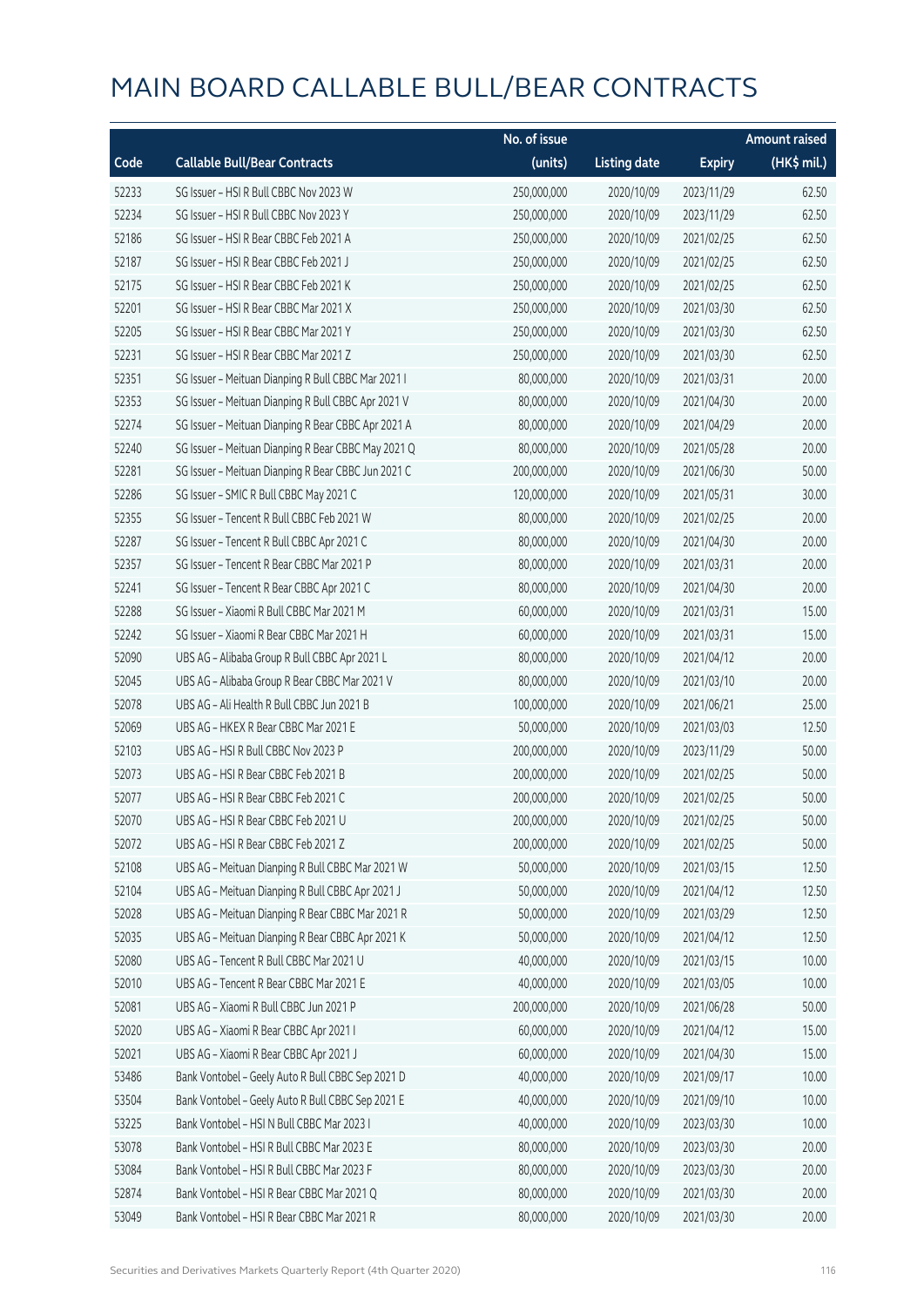# MAIN BOARD CALLABLE BULL/BEAR CONTRACTS

| Code | Callable Bull/Bear Contracts | No. of issue (units) | Listing date | Expiry | Amount raised (HK$ mil.) |
|---|---|---|---|---|---|
| 52233 | SG Issuer – HSI R Bull CBBC Nov 2023 W | 250,000,000 | 2020/10/09 | 2023/11/29 | 62.50 |
| 52234 | SG Issuer – HSI R Bull CBBC Nov 2023 Y | 250,000,000 | 2020/10/09 | 2023/11/29 | 62.50 |
| 52186 | SG Issuer – HSI R Bear CBBC Feb 2021 A | 250,000,000 | 2020/10/09 | 2021/02/25 | 62.50 |
| 52187 | SG Issuer – HSI R Bear CBBC Feb 2021 J | 250,000,000 | 2020/10/09 | 2021/02/25 | 62.50 |
| 52175 | SG Issuer – HSI R Bear CBBC Feb 2021 K | 250,000,000 | 2020/10/09 | 2021/02/25 | 62.50 |
| 52201 | SG Issuer – HSI R Bear CBBC Mar 2021 X | 250,000,000 | 2020/10/09 | 2021/03/30 | 62.50 |
| 52205 | SG Issuer – HSI R Bear CBBC Mar 2021 Y | 250,000,000 | 2020/10/09 | 2021/03/30 | 62.50 |
| 52231 | SG Issuer – HSI R Bear CBBC Mar 2021 Z | 250,000,000 | 2020/10/09 | 2021/03/30 | 62.50 |
| 52351 | SG Issuer – Meituan Dianping R Bull CBBC Mar 2021 I | 80,000,000 | 2020/10/09 | 2021/03/31 | 20.00 |
| 52353 | SG Issuer – Meituan Dianping R Bull CBBC Apr 2021 V | 80,000,000 | 2020/10/09 | 2021/04/30 | 20.00 |
| 52274 | SG Issuer – Meituan Dianping R Bear CBBC Apr 2021 A | 80,000,000 | 2020/10/09 | 2021/04/29 | 20.00 |
| 52240 | SG Issuer – Meituan Dianping R Bear CBBC May 2021 Q | 80,000,000 | 2020/10/09 | 2021/05/28 | 20.00 |
| 52281 | SG Issuer – Meituan Dianping R Bear CBBC Jun 2021 C | 200,000,000 | 2020/10/09 | 2021/06/30 | 50.00 |
| 52286 | SG Issuer – SMIC R Bull CBBC May 2021 C | 120,000,000 | 2020/10/09 | 2021/05/31 | 30.00 |
| 52355 | SG Issuer – Tencent R Bull CBBC Feb 2021 W | 80,000,000 | 2020/10/09 | 2021/02/25 | 20.00 |
| 52287 | SG Issuer – Tencent R Bull CBBC Apr 2021 C | 80,000,000 | 2020/10/09 | 2021/04/30 | 20.00 |
| 52357 | SG Issuer – Tencent R Bear CBBC Mar 2021 P | 80,000,000 | 2020/10/09 | 2021/03/31 | 20.00 |
| 52241 | SG Issuer – Tencent R Bear CBBC Apr 2021 C | 80,000,000 | 2020/10/09 | 2021/04/30 | 20.00 |
| 52288 | SG Issuer – Xiaomi R Bull CBBC Mar 2021 M | 60,000,000 | 2020/10/09 | 2021/03/31 | 15.00 |
| 52242 | SG Issuer – Xiaomi R Bear CBBC Mar 2021 H | 60,000,000 | 2020/10/09 | 2021/03/31 | 15.00 |
| 52090 | UBS AG – Alibaba Group R Bull CBBC Apr 2021 L | 80,000,000 | 2020/10/09 | 2021/04/12 | 20.00 |
| 52045 | UBS AG – Alibaba Group R Bear CBBC Mar 2021 V | 80,000,000 | 2020/10/09 | 2021/03/10 | 20.00 |
| 52078 | UBS AG – Ali Health R Bull CBBC Jun 2021 B | 100,000,000 | 2020/10/09 | 2021/06/21 | 25.00 |
| 52069 | UBS AG – HKEX R Bear CBBC Mar 2021 E | 50,000,000 | 2020/10/09 | 2021/03/03 | 12.50 |
| 52103 | UBS AG – HSI R Bull CBBC Nov 2023 P | 200,000,000 | 2020/10/09 | 2023/11/29 | 50.00 |
| 52073 | UBS AG – HSI R Bear CBBC Feb 2021 B | 200,000,000 | 2020/10/09 | 2021/02/25 | 50.00 |
| 52077 | UBS AG – HSI R Bear CBBC Feb 2021 C | 200,000,000 | 2020/10/09 | 2021/02/25 | 50.00 |
| 52070 | UBS AG – HSI R Bear CBBC Feb 2021 U | 200,000,000 | 2020/10/09 | 2021/02/25 | 50.00 |
| 52072 | UBS AG – HSI R Bear CBBC Feb 2021 Z | 200,000,000 | 2020/10/09 | 2021/02/25 | 50.00 |
| 52108 | UBS AG – Meituan Dianping R Bull CBBC Mar 2021 W | 50,000,000 | 2020/10/09 | 2021/03/15 | 12.50 |
| 52104 | UBS AG – Meituan Dianping R Bull CBBC Apr 2021 J | 50,000,000 | 2020/10/09 | 2021/04/12 | 12.50 |
| 52028 | UBS AG – Meituan Dianping R Bear CBBC Mar 2021 R | 50,000,000 | 2020/10/09 | 2021/03/29 | 12.50 |
| 52035 | UBS AG – Meituan Dianping R Bear CBBC Apr 2021 K | 50,000,000 | 2020/10/09 | 2021/04/12 | 12.50 |
| 52080 | UBS AG – Tencent R Bull CBBC Mar 2021 U | 40,000,000 | 2020/10/09 | 2021/03/15 | 10.00 |
| 52010 | UBS AG – Tencent R Bear CBBC Mar 2021 E | 40,000,000 | 2020/10/09 | 2021/03/05 | 10.00 |
| 52081 | UBS AG – Xiaomi R Bull CBBC Jun 2021 P | 200,000,000 | 2020/10/09 | 2021/06/28 | 50.00 |
| 52020 | UBS AG – Xiaomi R Bear CBBC Apr 2021 I | 60,000,000 | 2020/10/09 | 2021/04/12 | 15.00 |
| 52021 | UBS AG – Xiaomi R Bear CBBC Apr 2021 J | 60,000,000 | 2020/10/09 | 2021/04/30 | 15.00 |
| 53486 | Bank Vontobel – Geely Auto R Bull CBBC Sep 2021 D | 40,000,000 | 2020/10/09 | 2021/09/17 | 10.00 |
| 53504 | Bank Vontobel – Geely Auto R Bull CBBC Sep 2021 E | 40,000,000 | 2020/10/09 | 2021/09/10 | 10.00 |
| 53225 | Bank Vontobel – HSI N Bull CBBC Mar 2023 I | 40,000,000 | 2020/10/09 | 2023/03/30 | 10.00 |
| 53078 | Bank Vontobel – HSI R Bull CBBC Mar 2023 E | 80,000,000 | 2020/10/09 | 2023/03/30 | 20.00 |
| 53084 | Bank Vontobel – HSI R Bull CBBC Mar 2023 F | 80,000,000 | 2020/10/09 | 2023/03/30 | 20.00 |
| 52874 | Bank Vontobel – HSI R Bear CBBC Mar 2021 Q | 80,000,000 | 2020/10/09 | 2021/03/30 | 20.00 |
| 53049 | Bank Vontobel – HSI R Bear CBBC Mar 2021 R | 80,000,000 | 2020/10/09 | 2021/03/30 | 20.00 |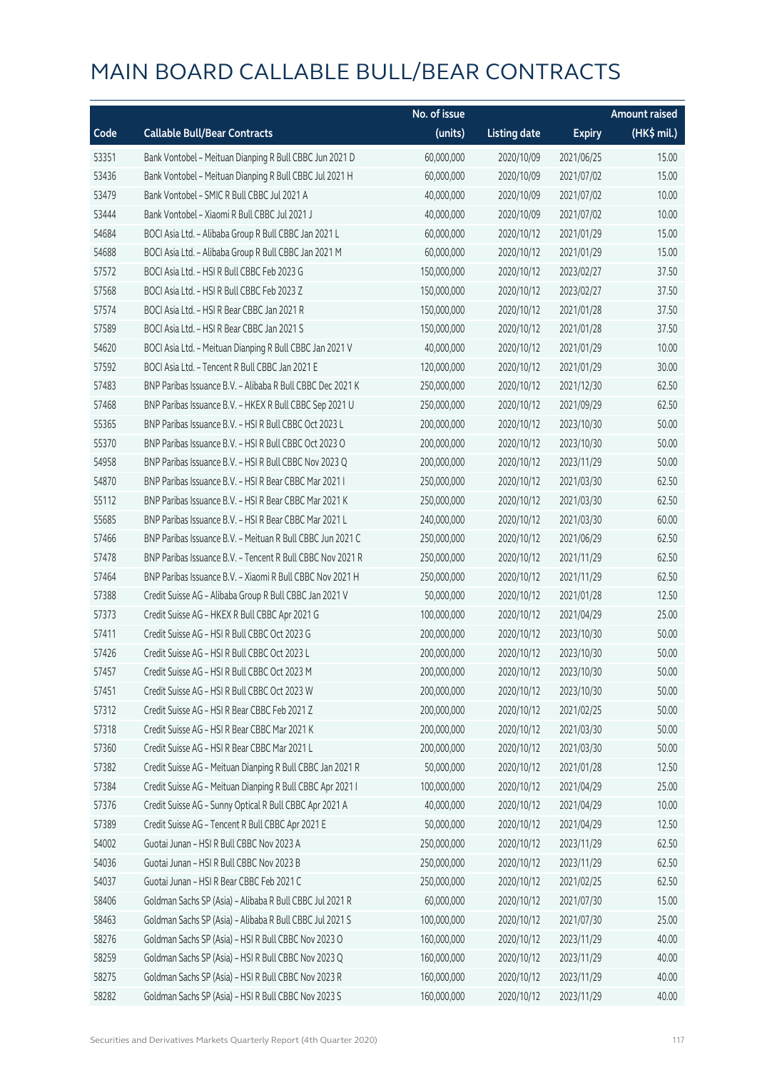# MAIN BOARD CALLABLE BULL/BEAR CONTRACTS

| Code | Callable Bull/Bear Contracts | No. of issue (units) | Listing date | Expiry | Amount raised (HK$ mil.) |
|---|---|---|---|---|---|
| 53351 | Bank Vontobel – Meituan Dianping R Bull CBBC Jun 2021 D | 60,000,000 | 2020/10/09 | 2021/06/25 | 15.00 |
| 53436 | Bank Vontobel – Meituan Dianping R Bull CBBC Jul 2021 H | 60,000,000 | 2020/10/09 | 2021/07/02 | 15.00 |
| 53479 | Bank Vontobel – SMIC R Bull CBBC Jul 2021 A | 40,000,000 | 2020/10/09 | 2021/07/02 | 10.00 |
| 53444 | Bank Vontobel – Xiaomi R Bull CBBC Jul 2021 J | 40,000,000 | 2020/10/09 | 2021/07/02 | 10.00 |
| 54684 | BOCI Asia Ltd. – Alibaba Group R Bull CBBC Jan 2021 L | 60,000,000 | 2020/10/12 | 2021/01/29 | 15.00 |
| 54688 | BOCI Asia Ltd. – Alibaba Group R Bull CBBC Jan 2021 M | 60,000,000 | 2020/10/12 | 2021/01/29 | 15.00 |
| 57572 | BOCI Asia Ltd. – HSI R Bull CBBC Feb 2023 G | 150,000,000 | 2020/10/12 | 2023/02/27 | 37.50 |
| 57568 | BOCI Asia Ltd. – HSI R Bull CBBC Feb 2023 Z | 150,000,000 | 2020/10/12 | 2023/02/27 | 37.50 |
| 57574 | BOCI Asia Ltd. – HSI R Bear CBBC Jan 2021 R | 150,000,000 | 2020/10/12 | 2021/01/28 | 37.50 |
| 57589 | BOCI Asia Ltd. – HSI R Bear CBBC Jan 2021 S | 150,000,000 | 2020/10/12 | 2021/01/28 | 37.50 |
| 54620 | BOCI Asia Ltd. – Meituan Dianping R Bull CBBC Jan 2021 V | 40,000,000 | 2020/10/12 | 2021/01/29 | 10.00 |
| 57592 | BOCI Asia Ltd. – Tencent R Bull CBBC Jan 2021 E | 120,000,000 | 2020/10/12 | 2021/01/29 | 30.00 |
| 57483 | BNP Paribas Issuance B.V. – Alibaba R Bull CBBC Dec 2021 K | 250,000,000 | 2020/10/12 | 2021/12/30 | 62.50 |
| 57468 | BNP Paribas Issuance B.V. – HKEX R Bull CBBC Sep 2021 U | 250,000,000 | 2020/10/12 | 2021/09/29 | 62.50 |
| 55365 | BNP Paribas Issuance B.V. – HSI R Bull CBBC Oct 2023 L | 200,000,000 | 2020/10/12 | 2023/10/30 | 50.00 |
| 55370 | BNP Paribas Issuance B.V. – HSI R Bull CBBC Oct 2023 O | 200,000,000 | 2020/10/12 | 2023/10/30 | 50.00 |
| 54958 | BNP Paribas Issuance B.V. – HSI R Bull CBBC Nov 2023 Q | 200,000,000 | 2020/10/12 | 2023/11/29 | 50.00 |
| 54870 | BNP Paribas Issuance B.V. – HSI R Bear CBBC Mar 2021 I | 250,000,000 | 2020/10/12 | 2021/03/30 | 62.50 |
| 55112 | BNP Paribas Issuance B.V. – HSI R Bear CBBC Mar 2021 K | 250,000,000 | 2020/10/12 | 2021/03/30 | 62.50 |
| 55685 | BNP Paribas Issuance B.V. – HSI R Bear CBBC Mar 2021 L | 240,000,000 | 2020/10/12 | 2021/03/30 | 60.00 |
| 57466 | BNP Paribas Issuance B.V. – Meituan R Bull CBBC Jun 2021 C | 250,000,000 | 2020/10/12 | 2021/06/29 | 62.50 |
| 57478 | BNP Paribas Issuance B.V. – Tencent R Bull CBBC Nov 2021 R | 250,000,000 | 2020/10/12 | 2021/11/29 | 62.50 |
| 57464 | BNP Paribas Issuance B.V. – Xiaomi R Bull CBBC Nov 2021 H | 250,000,000 | 2020/10/12 | 2021/11/29 | 62.50 |
| 57388 | Credit Suisse AG – Alibaba Group R Bull CBBC Jan 2021 V | 50,000,000 | 2020/10/12 | 2021/01/28 | 12.50 |
| 57373 | Credit Suisse AG – HKEX R Bull CBBC Apr 2021 G | 100,000,000 | 2020/10/12 | 2021/04/29 | 25.00 |
| 57411 | Credit Suisse AG – HSI R Bull CBBC Oct 2023 G | 200,000,000 | 2020/10/12 | 2023/10/30 | 50.00 |
| 57426 | Credit Suisse AG – HSI R Bull CBBC Oct 2023 L | 200,000,000 | 2020/10/12 | 2023/10/30 | 50.00 |
| 57457 | Credit Suisse AG – HSI R Bull CBBC Oct 2023 M | 200,000,000 | 2020/10/12 | 2023/10/30 | 50.00 |
| 57451 | Credit Suisse AG – HSI R Bull CBBC Oct 2023 W | 200,000,000 | 2020/10/12 | 2023/10/30 | 50.00 |
| 57312 | Credit Suisse AG – HSI R Bear CBBC Feb 2021 Z | 200,000,000 | 2020/10/12 | 2021/02/25 | 50.00 |
| 57318 | Credit Suisse AG – HSI R Bear CBBC Mar 2021 K | 200,000,000 | 2020/10/12 | 2021/03/30 | 50.00 |
| 57360 | Credit Suisse AG – HSI R Bear CBBC Mar 2021 L | 200,000,000 | 2020/10/12 | 2021/03/30 | 50.00 |
| 57382 | Credit Suisse AG – Meituan Dianping R Bull CBBC Jan 2021 R | 50,000,000 | 2020/10/12 | 2021/01/28 | 12.50 |
| 57384 | Credit Suisse AG – Meituan Dianping R Bull CBBC Apr 2021 I | 100,000,000 | 2020/10/12 | 2021/04/29 | 25.00 |
| 57376 | Credit Suisse AG – Sunny Optical R Bull CBBC Apr 2021 A | 40,000,000 | 2020/10/12 | 2021/04/29 | 10.00 |
| 57389 | Credit Suisse AG – Tencent R Bull CBBC Apr 2021 E | 50,000,000 | 2020/10/12 | 2021/04/29 | 12.50 |
| 54002 | Guotai Junan – HSI R Bull CBBC Nov 2023 A | 250,000,000 | 2020/10/12 | 2023/11/29 | 62.50 |
| 54036 | Guotai Junan – HSI R Bull CBBC Nov 2023 B | 250,000,000 | 2020/10/12 | 2023/11/29 | 62.50 |
| 54037 | Guotai Junan – HSI R Bear CBBC Feb 2021 C | 250,000,000 | 2020/10/12 | 2021/02/25 | 62.50 |
| 58406 | Goldman Sachs SP (Asia) – Alibaba R Bull CBBC Jul 2021 R | 60,000,000 | 2020/10/12 | 2021/07/30 | 15.00 |
| 58463 | Goldman Sachs SP (Asia) – Alibaba R Bull CBBC Jul 2021 S | 100,000,000 | 2020/10/12 | 2021/07/30 | 25.00 |
| 58276 | Goldman Sachs SP (Asia) – HSI R Bull CBBC Nov 2023 O | 160,000,000 | 2020/10/12 | 2023/11/29 | 40.00 |
| 58259 | Goldman Sachs SP (Asia) – HSI R Bull CBBC Nov 2023 Q | 160,000,000 | 2020/10/12 | 2023/11/29 | 40.00 |
| 58275 | Goldman Sachs SP (Asia) – HSI R Bull CBBC Nov 2023 R | 160,000,000 | 2020/10/12 | 2023/11/29 | 40.00 |
| 58282 | Goldman Sachs SP (Asia) – HSI R Bull CBBC Nov 2023 S | 160,000,000 | 2020/10/12 | 2023/11/29 | 40.00 |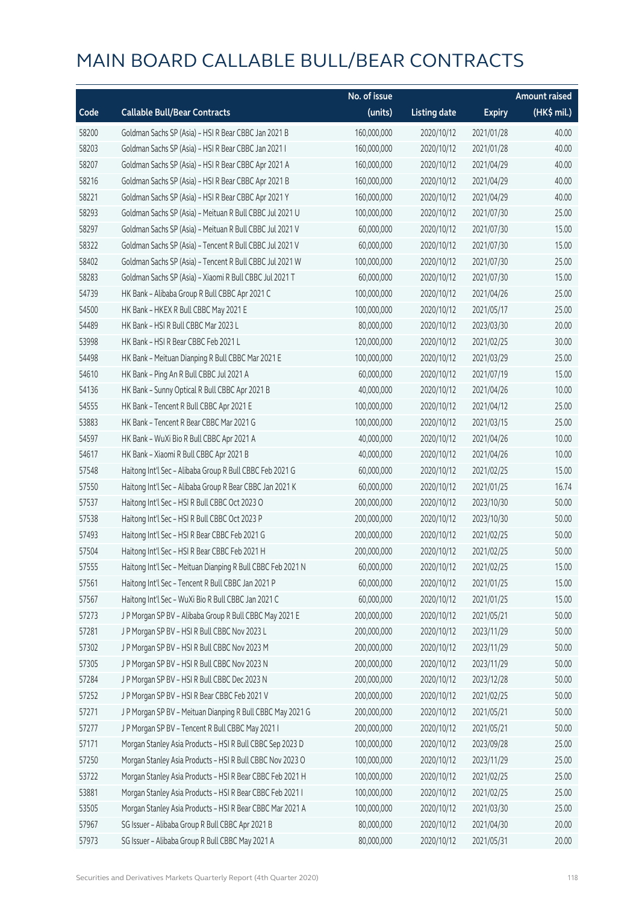# MAIN BOARD CALLABLE BULL/BEAR CONTRACTS

| Code | Callable Bull/Bear Contracts | No. of issue (units) | Listing date | Expiry | Amount raised (HK$ mil.) |
|---|---|---|---|---|---|
| 58200 | Goldman Sachs SP (Asia) – HSI R Bear CBBC Jan 2021 B | 160,000,000 | 2020/10/12 | 2021/01/28 | 40.00 |
| 58203 | Goldman Sachs SP (Asia) – HSI R Bear CBBC Jan 2021 I | 160,000,000 | 2020/10/12 | 2021/01/28 | 40.00 |
| 58207 | Goldman Sachs SP (Asia) – HSI R Bear CBBC Apr 2021 A | 160,000,000 | 2020/10/12 | 2021/04/29 | 40.00 |
| 58216 | Goldman Sachs SP (Asia) – HSI R Bear CBBC Apr 2021 B | 160,000,000 | 2020/10/12 | 2021/04/29 | 40.00 |
| 58221 | Goldman Sachs SP (Asia) – HSI R Bear CBBC Apr 2021 Y | 160,000,000 | 2020/10/12 | 2021/04/29 | 40.00 |
| 58293 | Goldman Sachs SP (Asia) – Meituan R Bull CBBC Jul 2021 U | 100,000,000 | 2020/10/12 | 2021/07/30 | 25.00 |
| 58297 | Goldman Sachs SP (Asia) – Meituan R Bull CBBC Jul 2021 V | 60,000,000 | 2020/10/12 | 2021/07/30 | 15.00 |
| 58322 | Goldman Sachs SP (Asia) – Tencent R Bull CBBC Jul 2021 V | 60,000,000 | 2020/10/12 | 2021/07/30 | 15.00 |
| 58402 | Goldman Sachs SP (Asia) – Tencent R Bull CBBC Jul 2021 W | 100,000,000 | 2020/10/12 | 2021/07/30 | 25.00 |
| 58283 | Goldman Sachs SP (Asia) – Xiaomi R Bull CBBC Jul 2021 T | 60,000,000 | 2020/10/12 | 2021/07/30 | 15.00 |
| 54739 | HK Bank – Alibaba Group R Bull CBBC Apr 2021 C | 100,000,000 | 2020/10/12 | 2021/04/26 | 25.00 |
| 54500 | HK Bank – HKEX R Bull CBBC May 2021 E | 100,000,000 | 2020/10/12 | 2021/05/17 | 25.00 |
| 54489 | HK Bank – HSI R Bull CBBC Mar 2023 L | 80,000,000 | 2020/10/12 | 2023/03/30 | 20.00 |
| 53998 | HK Bank – HSI R Bear CBBC Feb 2021 L | 120,000,000 | 2020/10/12 | 2021/02/25 | 30.00 |
| 54498 | HK Bank – Meituan Dianping R Bull CBBC Mar 2021 E | 100,000,000 | 2020/10/12 | 2021/03/29 | 25.00 |
| 54610 | HK Bank – Ping An R Bull CBBC Jul 2021 A | 60,000,000 | 2020/10/12 | 2021/07/19 | 15.00 |
| 54136 | HK Bank – Sunny Optical R Bull CBBC Apr 2021 B | 40,000,000 | 2020/10/12 | 2021/04/26 | 10.00 |
| 54555 | HK Bank – Tencent R Bull CBBC Apr 2021 E | 100,000,000 | 2020/10/12 | 2021/04/12 | 25.00 |
| 53883 | HK Bank – Tencent R Bear CBBC Mar 2021 G | 100,000,000 | 2020/10/12 | 2021/03/15 | 25.00 |
| 54597 | HK Bank – WuXi Bio R Bull CBBC Apr 2021 A | 40,000,000 | 2020/10/12 | 2021/04/26 | 10.00 |
| 54617 | HK Bank – Xiaomi R Bull CBBC Apr 2021 B | 40,000,000 | 2020/10/12 | 2021/04/26 | 10.00 |
| 57548 | Haitong Int'l Sec – Alibaba Group R Bull CBBC Feb 2021 G | 60,000,000 | 2020/10/12 | 2021/02/25 | 15.00 |
| 57550 | Haitong Int'l Sec – Alibaba Group R Bear CBBC Jan 2021 K | 60,000,000 | 2020/10/12 | 2021/01/25 | 16.74 |
| 57537 | Haitong Int'l Sec – HSI R Bull CBBC Oct 2023 O | 200,000,000 | 2020/10/12 | 2023/10/30 | 50.00 |
| 57538 | Haitong Int'l Sec – HSI R Bull CBBC Oct 2023 P | 200,000,000 | 2020/10/12 | 2023/10/30 | 50.00 |
| 57493 | Haitong Int'l Sec – HSI R Bear CBBC Feb 2021 G | 200,000,000 | 2020/10/12 | 2021/02/25 | 50.00 |
| 57504 | Haitong Int'l Sec – HSI R Bear CBBC Feb 2021 H | 200,000,000 | 2020/10/12 | 2021/02/25 | 50.00 |
| 57555 | Haitong Int'l Sec – Meituan Dianping R Bull CBBC Feb 2021 N | 60,000,000 | 2020/10/12 | 2021/02/25 | 15.00 |
| 57561 | Haitong Int'l Sec – Tencent R Bull CBBC Jan 2021 P | 60,000,000 | 2020/10/12 | 2021/01/25 | 15.00 |
| 57567 | Haitong Int'l Sec – WuXi Bio R Bull CBBC Jan 2021 C | 60,000,000 | 2020/10/12 | 2021/01/25 | 15.00 |
| 57273 | J P Morgan SP BV – Alibaba Group R Bull CBBC May 2021 E | 200,000,000 | 2020/10/12 | 2021/05/21 | 50.00 |
| 57281 | J P Morgan SP BV – HSI R Bull CBBC Nov 2023 L | 200,000,000 | 2020/10/12 | 2023/11/29 | 50.00 |
| 57302 | J P Morgan SP BV – HSI R Bull CBBC Nov 2023 M | 200,000,000 | 2020/10/12 | 2023/11/29 | 50.00 |
| 57305 | J P Morgan SP BV – HSI R Bull CBBC Nov 2023 N | 200,000,000 | 2020/10/12 | 2023/11/29 | 50.00 |
| 57284 | J P Morgan SP BV – HSI R Bull CBBC Dec 2023 N | 200,000,000 | 2020/10/12 | 2023/12/28 | 50.00 |
| 57252 | J P Morgan SP BV – HSI R Bear CBBC Feb 2021 V | 200,000,000 | 2020/10/12 | 2021/02/25 | 50.00 |
| 57271 | J P Morgan SP BV – Meituan Dianping R Bull CBBC May 2021 G | 200,000,000 | 2020/10/12 | 2021/05/21 | 50.00 |
| 57277 | J P Morgan SP BV – Tencent R Bull CBBC May 2021 I | 200,000,000 | 2020/10/12 | 2021/05/21 | 50.00 |
| 57171 | Morgan Stanley Asia Products – HSI R Bull CBBC Sep 2023 D | 100,000,000 | 2020/10/12 | 2023/09/28 | 25.00 |
| 57250 | Morgan Stanley Asia Products – HSI R Bull CBBC Nov 2023 O | 100,000,000 | 2020/10/12 | 2023/11/29 | 25.00 |
| 53722 | Morgan Stanley Asia Products – HSI R Bear CBBC Feb 2021 H | 100,000,000 | 2020/10/12 | 2021/02/25 | 25.00 |
| 53881 | Morgan Stanley Asia Products – HSI R Bear CBBC Feb 2021 I | 100,000,000 | 2020/10/12 | 2021/02/25 | 25.00 |
| 53505 | Morgan Stanley Asia Products – HSI R Bear CBBC Mar 2021 A | 100,000,000 | 2020/10/12 | 2021/03/30 | 25.00 |
| 57967 | SG Issuer – Alibaba Group R Bull CBBC Apr 2021 B | 80,000,000 | 2020/10/12 | 2021/04/30 | 20.00 |
| 57973 | SG Issuer – Alibaba Group R Bull CBBC May 2021 A | 80,000,000 | 2020/10/12 | 2021/05/31 | 20.00 |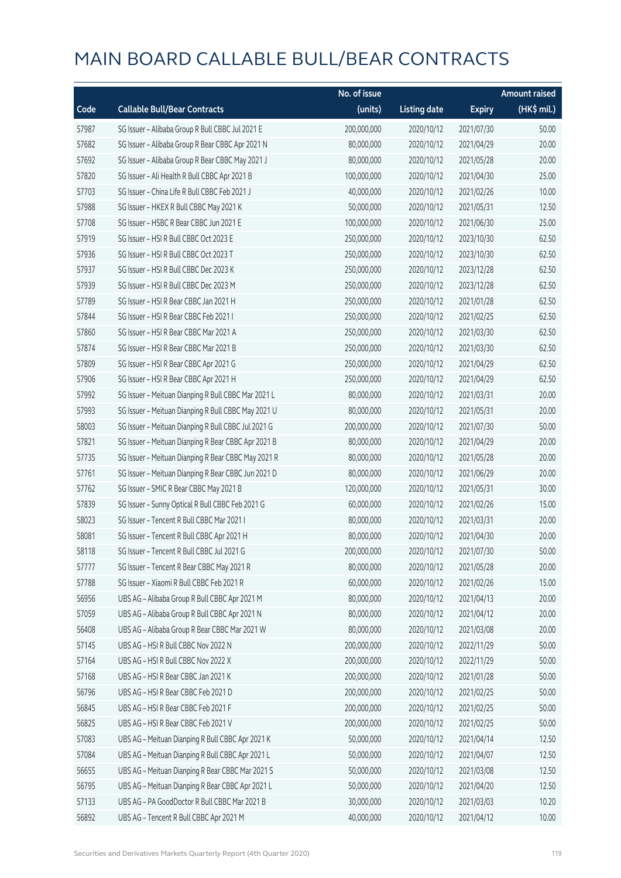# MAIN BOARD CALLABLE BULL/BEAR CONTRACTS

| Code | Callable Bull/Bear Contracts | No. of issue (units) | Listing date | Expiry | Amount raised (HK$ mil.) |
|---|---|---|---|---|---|
| 57987 | SG Issuer – Alibaba Group R Bull CBBC Jul 2021 E | 200,000,000 | 2020/10/12 | 2021/07/30 | 50.00 |
| 57682 | SG Issuer – Alibaba Group R Bear CBBC Apr 2021 N | 80,000,000 | 2020/10/12 | 2021/04/29 | 20.00 |
| 57692 | SG Issuer – Alibaba Group R Bear CBBC May 2021 J | 80,000,000 | 2020/10/12 | 2021/05/28 | 20.00 |
| 57820 | SG Issuer – Ali Health R Bull CBBC Apr 2021 B | 100,000,000 | 2020/10/12 | 2021/04/30 | 25.00 |
| 57703 | SG Issuer – China Life R Bull CBBC Feb 2021 J | 40,000,000 | 2020/10/12 | 2021/02/26 | 10.00 |
| 57988 | SG Issuer – HKEX R Bull CBBC May 2021 K | 50,000,000 | 2020/10/12 | 2021/05/31 | 12.50 |
| 57708 | SG Issuer – HSBC R Bear CBBC Jun 2021 E | 100,000,000 | 2020/10/12 | 2021/06/30 | 25.00 |
| 57919 | SG Issuer – HSI R Bull CBBC Oct 2023 E | 250,000,000 | 2020/10/12 | 2023/10/30 | 62.50 |
| 57936 | SG Issuer – HSI R Bull CBBC Oct 2023 T | 250,000,000 | 2020/10/12 | 2023/10/30 | 62.50 |
| 57937 | SG Issuer – HSI R Bull CBBC Dec 2023 K | 250,000,000 | 2020/10/12 | 2023/12/28 | 62.50 |
| 57939 | SG Issuer – HSI R Bull CBBC Dec 2023 M | 250,000,000 | 2020/10/12 | 2023/12/28 | 62.50 |
| 57789 | SG Issuer – HSI R Bear CBBC Jan 2021 H | 250,000,000 | 2020/10/12 | 2021/01/28 | 62.50 |
| 57844 | SG Issuer – HSI R Bear CBBC Feb 2021 I | 250,000,000 | 2020/10/12 | 2021/02/25 | 62.50 |
| 57860 | SG Issuer – HSI R Bear CBBC Mar 2021 A | 250,000,000 | 2020/10/12 | 2021/03/30 | 62.50 |
| 57874 | SG Issuer – HSI R Bear CBBC Mar 2021 B | 250,000,000 | 2020/10/12 | 2021/03/30 | 62.50 |
| 57809 | SG Issuer – HSI R Bear CBBC Apr 2021 G | 250,000,000 | 2020/10/12 | 2021/04/29 | 62.50 |
| 57906 | SG Issuer – HSI R Bear CBBC Apr 2021 H | 250,000,000 | 2020/10/12 | 2021/04/29 | 62.50 |
| 57992 | SG Issuer – Meituan Dianping R Bull CBBC Mar 2021 L | 80,000,000 | 2020/10/12 | 2021/03/31 | 20.00 |
| 57993 | SG Issuer – Meituan Dianping R Bull CBBC May 2021 U | 80,000,000 | 2020/10/12 | 2021/05/31 | 20.00 |
| 58003 | SG Issuer – Meituan Dianping R Bull CBBC Jul 2021 G | 200,000,000 | 2020/10/12 | 2021/07/30 | 50.00 |
| 57821 | SG Issuer – Meituan Dianping R Bear CBBC Apr 2021 B | 80,000,000 | 2020/10/12 | 2021/04/29 | 20.00 |
| 57735 | SG Issuer – Meituan Dianping R Bear CBBC May 2021 R | 80,000,000 | 2020/10/12 | 2021/05/28 | 20.00 |
| 57761 | SG Issuer – Meituan Dianping R Bear CBBC Jun 2021 D | 80,000,000 | 2020/10/12 | 2021/06/29 | 20.00 |
| 57762 | SG Issuer – SMIC R Bear CBBC May 2021 B | 120,000,000 | 2020/10/12 | 2021/05/31 | 30.00 |
| 57839 | SG Issuer – Sunny Optical R Bull CBBC Feb 2021 G | 60,000,000 | 2020/10/12 | 2021/02/26 | 15.00 |
| 58023 | SG Issuer – Tencent R Bull CBBC Mar 2021 I | 80,000,000 | 2020/10/12 | 2021/03/31 | 20.00 |
| 58081 | SG Issuer – Tencent R Bull CBBC Apr 2021 H | 80,000,000 | 2020/10/12 | 2021/04/30 | 20.00 |
| 58118 | SG Issuer – Tencent R Bull CBBC Jul 2021 G | 200,000,000 | 2020/10/12 | 2021/07/30 | 50.00 |
| 57777 | SG Issuer – Tencent R Bear CBBC May 2021 R | 80,000,000 | 2020/10/12 | 2021/05/28 | 20.00 |
| 57788 | SG Issuer – Xiaomi R Bull CBBC Feb 2021 R | 60,000,000 | 2020/10/12 | 2021/02/26 | 15.00 |
| 56956 | UBS AG – Alibaba Group R Bull CBBC Apr 2021 M | 80,000,000 | 2020/10/12 | 2021/04/13 | 20.00 |
| 57059 | UBS AG – Alibaba Group R Bull CBBC Apr 2021 N | 80,000,000 | 2020/10/12 | 2021/04/12 | 20.00 |
| 56408 | UBS AG – Alibaba Group R Bear CBBC Mar 2021 W | 80,000,000 | 2020/10/12 | 2021/03/08 | 20.00 |
| 57145 | UBS AG – HSI R Bull CBBC Nov 2022 N | 200,000,000 | 2020/10/12 | 2022/11/29 | 50.00 |
| 57164 | UBS AG – HSI R Bull CBBC Nov 2022 X | 200,000,000 | 2020/10/12 | 2022/11/29 | 50.00 |
| 57168 | UBS AG – HSI R Bear CBBC Jan 2021 K | 200,000,000 | 2020/10/12 | 2021/01/28 | 50.00 |
| 56796 | UBS AG – HSI R Bear CBBC Feb 2021 D | 200,000,000 | 2020/10/12 | 2021/02/25 | 50.00 |
| 56845 | UBS AG – HSI R Bear CBBC Feb 2021 F | 200,000,000 | 2020/10/12 | 2021/02/25 | 50.00 |
| 56825 | UBS AG – HSI R Bear CBBC Feb 2021 V | 200,000,000 | 2020/10/12 | 2021/02/25 | 50.00 |
| 57083 | UBS AG – Meituan Dianping R Bull CBBC Apr 2021 K | 50,000,000 | 2020/10/12 | 2021/04/14 | 12.50 |
| 57084 | UBS AG – Meituan Dianping R Bull CBBC Apr 2021 L | 50,000,000 | 2020/10/12 | 2021/04/07 | 12.50 |
| 56655 | UBS AG – Meituan Dianping R Bear CBBC Mar 2021 S | 50,000,000 | 2020/10/12 | 2021/03/08 | 12.50 |
| 56795 | UBS AG – Meituan Dianping R Bear CBBC Apr 2021 L | 50,000,000 | 2020/10/12 | 2021/04/20 | 12.50 |
| 57133 | UBS AG – PA GoodDoctor R Bull CBBC Mar 2021 B | 30,000,000 | 2020/10/12 | 2021/03/03 | 10.20 |
| 56892 | UBS AG – Tencent R Bull CBBC Apr 2021 M | 40,000,000 | 2020/10/12 | 2021/04/12 | 10.00 |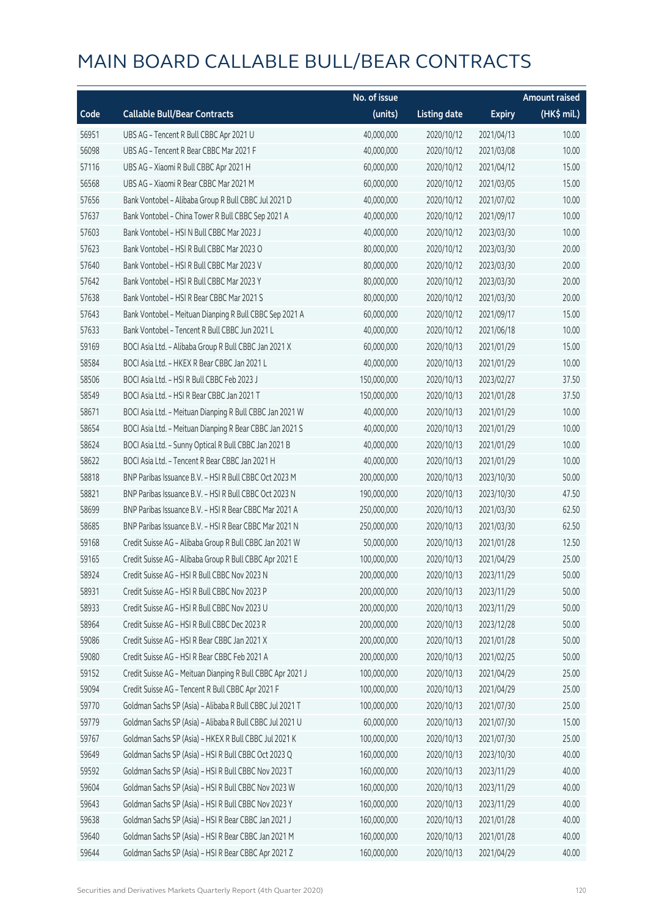# MAIN BOARD CALLABLE BULL/BEAR CONTRACTS

| Code | Callable Bull/Bear Contracts | No. of issue (units) | Listing date | Expiry | Amount raised (HK$ mil.) |
|---|---|---|---|---|---|
| 56951 | UBS AG – Tencent R Bull CBBC Apr 2021 U | 40,000,000 | 2020/10/12 | 2021/04/13 | 10.00 |
| 56098 | UBS AG – Tencent R Bear CBBC Mar 2021 F | 40,000,000 | 2020/10/12 | 2021/03/08 | 10.00 |
| 57116 | UBS AG – Xiaomi R Bull CBBC Apr 2021 H | 60,000,000 | 2020/10/12 | 2021/04/12 | 15.00 |
| 56568 | UBS AG – Xiaomi R Bear CBBC Mar 2021 M | 60,000,000 | 2020/10/12 | 2021/03/05 | 15.00 |
| 57656 | Bank Vontobel – Alibaba Group R Bull CBBC Jul 2021 D | 40,000,000 | 2020/10/12 | 2021/07/02 | 10.00 |
| 57637 | Bank Vontobel – China Tower R Bull CBBC Sep 2021 A | 40,000,000 | 2020/10/12 | 2021/09/17 | 10.00 |
| 57603 | Bank Vontobel – HSI N Bull CBBC Mar 2023 J | 40,000,000 | 2020/10/12 | 2023/03/30 | 10.00 |
| 57623 | Bank Vontobel – HSI R Bull CBBC Mar 2023 O | 80,000,000 | 2020/10/12 | 2023/03/30 | 20.00 |
| 57640 | Bank Vontobel – HSI R Bull CBBC Mar 2023 V | 80,000,000 | 2020/10/12 | 2023/03/30 | 20.00 |
| 57642 | Bank Vontobel – HSI R Bull CBBC Mar 2023 Y | 80,000,000 | 2020/10/12 | 2023/03/30 | 20.00 |
| 57638 | Bank Vontobel – HSI R Bear CBBC Mar 2021 S | 80,000,000 | 2020/10/12 | 2021/03/30 | 20.00 |
| 57643 | Bank Vontobel – Meituan Dianping R Bull CBBC Sep 2021 A | 60,000,000 | 2020/10/12 | 2021/09/17 | 15.00 |
| 57633 | Bank Vontobel – Tencent R Bull CBBC Jun 2021 L | 40,000,000 | 2020/10/12 | 2021/06/18 | 10.00 |
| 59169 | BOCI Asia Ltd. – Alibaba Group R Bull CBBC Jan 2021 X | 60,000,000 | 2020/10/13 | 2021/01/29 | 15.00 |
| 58584 | BOCI Asia Ltd. – HKEX R Bear CBBC Jan 2021 L | 40,000,000 | 2020/10/13 | 2021/01/29 | 10.00 |
| 58506 | BOCI Asia Ltd. – HSI R Bull CBBC Feb 2023 J | 150,000,000 | 2020/10/13 | 2023/02/27 | 37.50 |
| 58549 | BOCI Asia Ltd. – HSI R Bear CBBC Jan 2021 T | 150,000,000 | 2020/10/13 | 2021/01/28 | 37.50 |
| 58671 | BOCI Asia Ltd. – Meituan Dianping R Bull CBBC Jan 2021 W | 40,000,000 | 2020/10/13 | 2021/01/29 | 10.00 |
| 58654 | BOCI Asia Ltd. – Meituan Dianping R Bear CBBC Jan 2021 S | 40,000,000 | 2020/10/13 | 2021/01/29 | 10.00 |
| 58624 | BOCI Asia Ltd. – Sunny Optical R Bull CBBC Jan 2021 B | 40,000,000 | 2020/10/13 | 2021/01/29 | 10.00 |
| 58622 | BOCI Asia Ltd. – Tencent R Bear CBBC Jan 2021 H | 40,000,000 | 2020/10/13 | 2021/01/29 | 10.00 |
| 58818 | BNP Paribas Issuance B.V. – HSI R Bull CBBC Oct 2023 M | 200,000,000 | 2020/10/13 | 2023/10/30 | 50.00 |
| 58821 | BNP Paribas Issuance B.V. – HSI R Bull CBBC Oct 2023 N | 190,000,000 | 2020/10/13 | 2023/10/30 | 47.50 |
| 58699 | BNP Paribas Issuance B.V. – HSI R Bear CBBC Mar 2021 A | 250,000,000 | 2020/10/13 | 2021/03/30 | 62.50 |
| 58685 | BNP Paribas Issuance B.V. – HSI R Bear CBBC Mar 2021 N | 250,000,000 | 2020/10/13 | 2021/03/30 | 62.50 |
| 59168 | Credit Suisse AG – Alibaba Group R Bull CBBC Jan 2021 W | 50,000,000 | 2020/10/13 | 2021/01/28 | 12.50 |
| 59165 | Credit Suisse AG – Alibaba Group R Bull CBBC Apr 2021 E | 100,000,000 | 2020/10/13 | 2021/04/29 | 25.00 |
| 58924 | Credit Suisse AG – HSI R Bull CBBC Nov 2023 N | 200,000,000 | 2020/10/13 | 2023/11/29 | 50.00 |
| 58931 | Credit Suisse AG – HSI R Bull CBBC Nov 2023 P | 200,000,000 | 2020/10/13 | 2023/11/29 | 50.00 |
| 58933 | Credit Suisse AG – HSI R Bull CBBC Nov 2023 U | 200,000,000 | 2020/10/13 | 2023/11/29 | 50.00 |
| 58964 | Credit Suisse AG – HSI R Bull CBBC Dec 2023 R | 200,000,000 | 2020/10/13 | 2023/12/28 | 50.00 |
| 59086 | Credit Suisse AG – HSI R Bear CBBC Jan 2021 X | 200,000,000 | 2020/10/13 | 2021/01/28 | 50.00 |
| 59080 | Credit Suisse AG – HSI R Bear CBBC Feb 2021 A | 200,000,000 | 2020/10/13 | 2021/02/25 | 50.00 |
| 59152 | Credit Suisse AG – Meituan Dianping R Bull CBBC Apr 2021 J | 100,000,000 | 2020/10/13 | 2021/04/29 | 25.00 |
| 59094 | Credit Suisse AG – Tencent R Bull CBBC Apr 2021 F | 100,000,000 | 2020/10/13 | 2021/04/29 | 25.00 |
| 59770 | Goldman Sachs SP (Asia) – Alibaba R Bull CBBC Jul 2021 T | 100,000,000 | 2020/10/13 | 2021/07/30 | 25.00 |
| 59779 | Goldman Sachs SP (Asia) – Alibaba R Bull CBBC Jul 2021 U | 60,000,000 | 2020/10/13 | 2021/07/30 | 15.00 |
| 59767 | Goldman Sachs SP (Asia) – HKEX R Bull CBBC Jul 2021 K | 100,000,000 | 2020/10/13 | 2021/07/30 | 25.00 |
| 59649 | Goldman Sachs SP (Asia) – HSI R Bull CBBC Oct 2023 Q | 160,000,000 | 2020/10/13 | 2023/10/30 | 40.00 |
| 59592 | Goldman Sachs SP (Asia) – HSI R Bull CBBC Nov 2023 T | 160,000,000 | 2020/10/13 | 2023/11/29 | 40.00 |
| 59604 | Goldman Sachs SP (Asia) – HSI R Bull CBBC Nov 2023 W | 160,000,000 | 2020/10/13 | 2023/11/29 | 40.00 |
| 59643 | Goldman Sachs SP (Asia) – HSI R Bull CBBC Nov 2023 Y | 160,000,000 | 2020/10/13 | 2023/11/29 | 40.00 |
| 59638 | Goldman Sachs SP (Asia) – HSI R Bear CBBC Jan 2021 J | 160,000,000 | 2020/10/13 | 2021/01/28 | 40.00 |
| 59640 | Goldman Sachs SP (Asia) – HSI R Bear CBBC Jan 2021 M | 160,000,000 | 2020/10/13 | 2021/01/28 | 40.00 |
| 59644 | Goldman Sachs SP (Asia) – HSI R Bear CBBC Apr 2021 Z | 160,000,000 | 2020/10/13 | 2021/04/29 | 40.00 |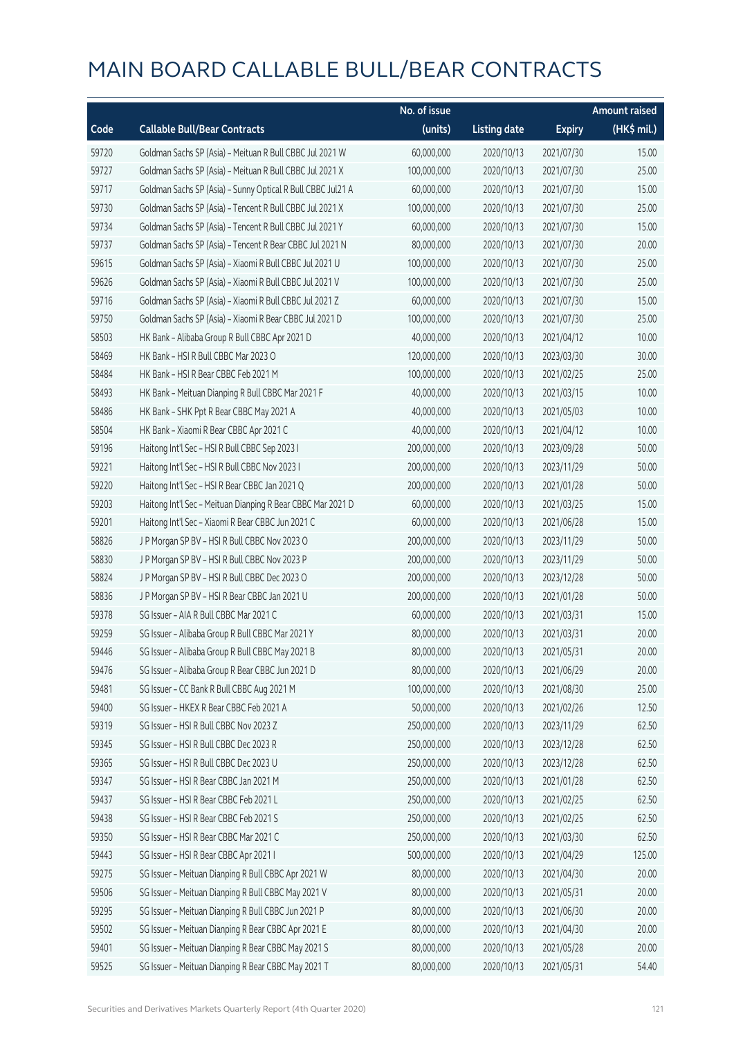# MAIN BOARD CALLABLE BULL/BEAR CONTRACTS

| Code | Callable Bull/Bear Contracts | No. of issue (units) | Listing date | Expiry | Amount raised (HK$ mil.) |
|---|---|---|---|---|---|
| 59720 | Goldman Sachs SP (Asia) – Meituan R Bull CBBC Jul 2021 W | 60,000,000 | 2020/10/13 | 2021/07/30 | 15.00 |
| 59727 | Goldman Sachs SP (Asia) – Meituan R Bull CBBC Jul 2021 X | 100,000,000 | 2020/10/13 | 2021/07/30 | 25.00 |
| 59717 | Goldman Sachs SP (Asia) – Sunny Optical R Bull CBBC Jul21 A | 60,000,000 | 2020/10/13 | 2021/07/30 | 15.00 |
| 59730 | Goldman Sachs SP (Asia) – Tencent R Bull CBBC Jul 2021 X | 100,000,000 | 2020/10/13 | 2021/07/30 | 25.00 |
| 59734 | Goldman Sachs SP (Asia) – Tencent R Bull CBBC Jul 2021 Y | 60,000,000 | 2020/10/13 | 2021/07/30 | 15.00 |
| 59737 | Goldman Sachs SP (Asia) – Tencent R Bear CBBC Jul 2021 N | 80,000,000 | 2020/10/13 | 2021/07/30 | 20.00 |
| 59615 | Goldman Sachs SP (Asia) – Xiaomi R Bull CBBC Jul 2021 U | 100,000,000 | 2020/10/13 | 2021/07/30 | 25.00 |
| 59626 | Goldman Sachs SP (Asia) – Xiaomi R Bull CBBC Jul 2021 V | 100,000,000 | 2020/10/13 | 2021/07/30 | 25.00 |
| 59716 | Goldman Sachs SP (Asia) – Xiaomi R Bull CBBC Jul 2021 Z | 60,000,000 | 2020/10/13 | 2021/07/30 | 15.00 |
| 59750 | Goldman Sachs SP (Asia) – Xiaomi R Bear CBBC Jul 2021 D | 100,000,000 | 2020/10/13 | 2021/07/30 | 25.00 |
| 58503 | HK Bank – Alibaba Group R Bull CBBC Apr 2021 D | 40,000,000 | 2020/10/13 | 2021/04/12 | 10.00 |
| 58469 | HK Bank – HSI R Bull CBBC Mar 2023 O | 120,000,000 | 2020/10/13 | 2023/03/30 | 30.00 |
| 58484 | HK Bank – HSI R Bear CBBC Feb 2021 M | 100,000,000 | 2020/10/13 | 2021/02/25 | 25.00 |
| 58493 | HK Bank – Meituan Dianping R Bull CBBC Mar 2021 F | 40,000,000 | 2020/10/13 | 2021/03/15 | 10.00 |
| 58486 | HK Bank – SHK Ppt R Bear CBBC May 2021 A | 40,000,000 | 2020/10/13 | 2021/05/03 | 10.00 |
| 58504 | HK Bank – Xiaomi R Bear CBBC Apr 2021 C | 40,000,000 | 2020/10/13 | 2021/04/12 | 10.00 |
| 59196 | Haitong Int'l Sec – HSI R Bull CBBC Sep 2023 I | 200,000,000 | 2020/10/13 | 2023/09/28 | 50.00 |
| 59221 | Haitong Int'l Sec – HSI R Bull CBBC Nov 2023 I | 200,000,000 | 2020/10/13 | 2023/11/29 | 50.00 |
| 59220 | Haitong Int'l Sec – HSI R Bear CBBC Jan 2021 Q | 200,000,000 | 2020/10/13 | 2021/01/28 | 50.00 |
| 59203 | Haitong Int'l Sec – Meituan Dianping R Bear CBBC Mar 2021 D | 60,000,000 | 2020/10/13 | 2021/03/25 | 15.00 |
| 59201 | Haitong Int'l Sec – Xiaomi R Bear CBBC Jun 2021 C | 60,000,000 | 2020/10/13 | 2021/06/28 | 15.00 |
| 58826 | J P Morgan SP BV – HSI R Bull CBBC Nov 2023 O | 200,000,000 | 2020/10/13 | 2023/11/29 | 50.00 |
| 58830 | J P Morgan SP BV – HSI R Bull CBBC Nov 2023 P | 200,000,000 | 2020/10/13 | 2023/11/29 | 50.00 |
| 58824 | J P Morgan SP BV – HSI R Bull CBBC Dec 2023 O | 200,000,000 | 2020/10/13 | 2023/12/28 | 50.00 |
| 58836 | J P Morgan SP BV – HSI R Bear CBBC Jan 2021 U | 200,000,000 | 2020/10/13 | 2021/01/28 | 50.00 |
| 59378 | SG Issuer – AIA R Bull CBBC Mar 2021 C | 60,000,000 | 2020/10/13 | 2021/03/31 | 15.00 |
| 59259 | SG Issuer – Alibaba Group R Bull CBBC Mar 2021 Y | 80,000,000 | 2020/10/13 | 2021/03/31 | 20.00 |
| 59446 | SG Issuer – Alibaba Group R Bull CBBC May 2021 B | 80,000,000 | 2020/10/13 | 2021/05/31 | 20.00 |
| 59476 | SG Issuer – Alibaba Group R Bear CBBC Jun 2021 D | 80,000,000 | 2020/10/13 | 2021/06/29 | 20.00 |
| 59481 | SG Issuer – CC Bank R Bull CBBC Aug 2021 M | 100,000,000 | 2020/10/13 | 2021/08/30 | 25.00 |
| 59400 | SG Issuer – HKEX R Bear CBBC Feb 2021 A | 50,000,000 | 2020/10/13 | 2021/02/26 | 12.50 |
| 59319 | SG Issuer – HSI R Bull CBBC Nov 2023 Z | 250,000,000 | 2020/10/13 | 2023/11/29 | 62.50 |
| 59345 | SG Issuer – HSI R Bull CBBC Dec 2023 R | 250,000,000 | 2020/10/13 | 2023/12/28 | 62.50 |
| 59365 | SG Issuer – HSI R Bull CBBC Dec 2023 U | 250,000,000 | 2020/10/13 | 2023/12/28 | 62.50 |
| 59347 | SG Issuer – HSI R Bear CBBC Jan 2021 M | 250,000,000 | 2020/10/13 | 2021/01/28 | 62.50 |
| 59437 | SG Issuer – HSI R Bear CBBC Feb 2021 L | 250,000,000 | 2020/10/13 | 2021/02/25 | 62.50 |
| 59438 | SG Issuer – HSI R Bear CBBC Feb 2021 S | 250,000,000 | 2020/10/13 | 2021/02/25 | 62.50 |
| 59350 | SG Issuer – HSI R Bear CBBC Mar 2021 C | 250,000,000 | 2020/10/13 | 2021/03/30 | 62.50 |
| 59443 | SG Issuer – HSI R Bear CBBC Apr 2021 I | 500,000,000 | 2020/10/13 | 2021/04/29 | 125.00 |
| 59275 | SG Issuer – Meituan Dianping R Bull CBBC Apr 2021 W | 80,000,000 | 2020/10/13 | 2021/04/30 | 20.00 |
| 59506 | SG Issuer – Meituan Dianping R Bull CBBC May 2021 V | 80,000,000 | 2020/10/13 | 2021/05/31 | 20.00 |
| 59295 | SG Issuer – Meituan Dianping R Bull CBBC Jun 2021 P | 80,000,000 | 2020/10/13 | 2021/06/30 | 20.00 |
| 59502 | SG Issuer – Meituan Dianping R Bear CBBC Apr 2021 E | 80,000,000 | 2020/10/13 | 2021/04/30 | 20.00 |
| 59401 | SG Issuer – Meituan Dianping R Bear CBBC May 2021 S | 80,000,000 | 2020/10/13 | 2021/05/28 | 20.00 |
| 59525 | SG Issuer – Meituan Dianping R Bear CBBC May 2021 T | 80,000,000 | 2020/10/13 | 2021/05/31 | 54.40 |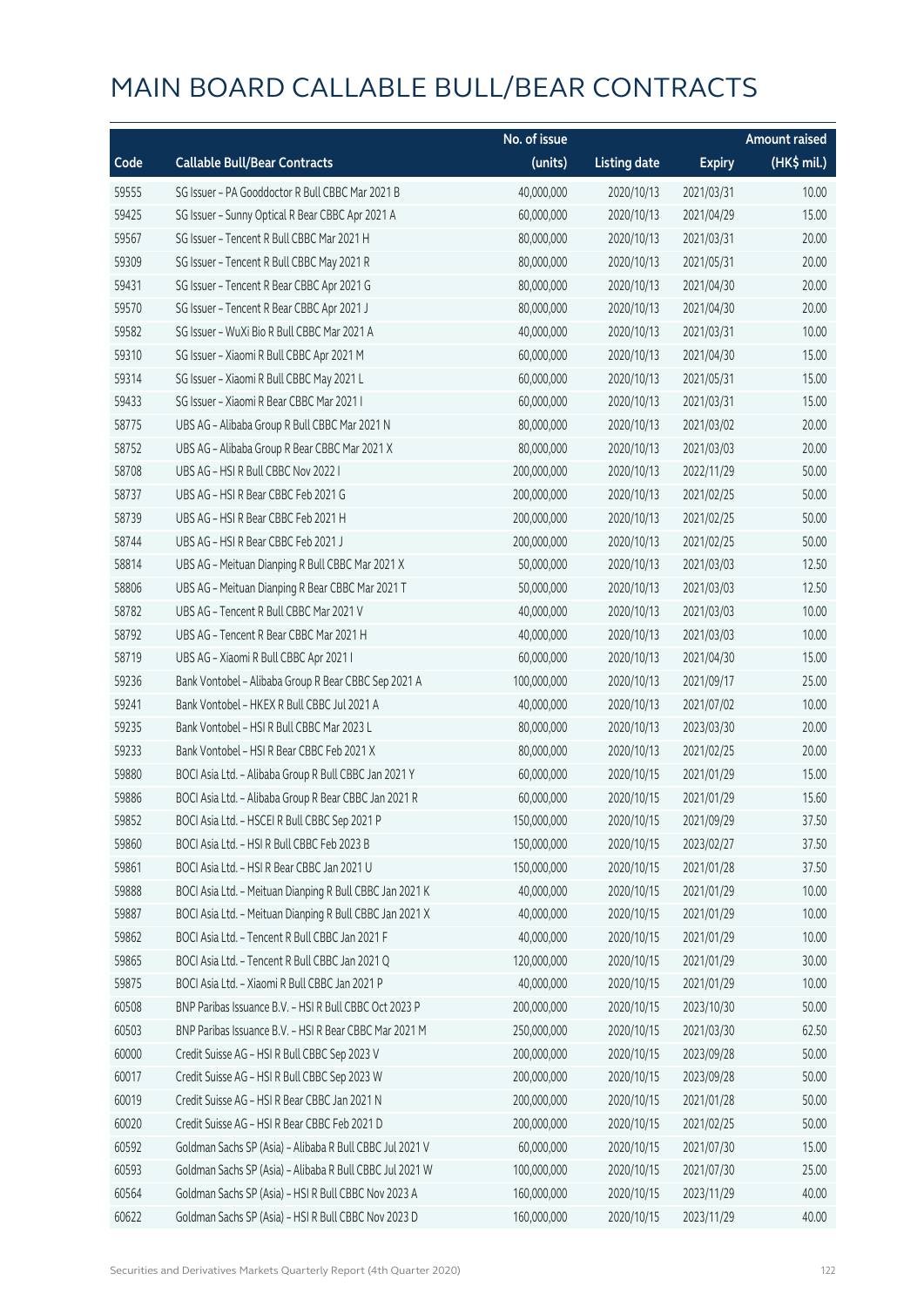# MAIN BOARD CALLABLE BULL/BEAR CONTRACTS

| Code | Callable Bull/Bear Contracts | No. of issue (units) | Listing date | Expiry | Amount raised (HK$ mil.) |
|---|---|---|---|---|---|
| 59555 | SG Issuer – PA Gooddoctor R Bull CBBC Mar 2021 B | 40,000,000 | 2020/10/13 | 2021/03/31 | 10.00 |
| 59425 | SG Issuer – Sunny Optical R Bear CBBC Apr 2021 A | 60,000,000 | 2020/10/13 | 2021/04/29 | 15.00 |
| 59567 | SG Issuer – Tencent R Bull CBBC Mar 2021 H | 80,000,000 | 2020/10/13 | 2021/03/31 | 20.00 |
| 59309 | SG Issuer – Tencent R Bull CBBC May 2021 R | 80,000,000 | 2020/10/13 | 2021/05/31 | 20.00 |
| 59431 | SG Issuer – Tencent R Bear CBBC Apr 2021 G | 80,000,000 | 2020/10/13 | 2021/04/30 | 20.00 |
| 59570 | SG Issuer – Tencent R Bear CBBC Apr 2021 J | 80,000,000 | 2020/10/13 | 2021/04/30 | 20.00 |
| 59582 | SG Issuer – WuXi Bio R Bull CBBC Mar 2021 A | 40,000,000 | 2020/10/13 | 2021/03/31 | 10.00 |
| 59310 | SG Issuer – Xiaomi R Bull CBBC Apr 2021 M | 60,000,000 | 2020/10/13 | 2021/04/30 | 15.00 |
| 59314 | SG Issuer – Xiaomi R Bull CBBC May 2021 L | 60,000,000 | 2020/10/13 | 2021/05/31 | 15.00 |
| 59433 | SG Issuer – Xiaomi R Bear CBBC Mar 2021 I | 60,000,000 | 2020/10/13 | 2021/03/31 | 15.00 |
| 58775 | UBS AG – Alibaba Group R Bull CBBC Mar 2021 N | 80,000,000 | 2020/10/13 | 2021/03/02 | 20.00 |
| 58752 | UBS AG – Alibaba Group R Bear CBBC Mar 2021 X | 80,000,000 | 2020/10/13 | 2021/03/03 | 20.00 |
| 58708 | UBS AG – HSI R Bull CBBC Nov 2022 I | 200,000,000 | 2020/10/13 | 2022/11/29 | 50.00 |
| 58737 | UBS AG – HSI R Bear CBBC Feb 2021 G | 200,000,000 | 2020/10/13 | 2021/02/25 | 50.00 |
| 58739 | UBS AG – HSI R Bear CBBC Feb 2021 H | 200,000,000 | 2020/10/13 | 2021/02/25 | 50.00 |
| 58744 | UBS AG – HSI R Bear CBBC Feb 2021 J | 200,000,000 | 2020/10/13 | 2021/02/25 | 50.00 |
| 58814 | UBS AG – Meituan Dianping R Bull CBBC Mar 2021 X | 50,000,000 | 2020/10/13 | 2021/03/03 | 12.50 |
| 58806 | UBS AG – Meituan Dianping R Bear CBBC Mar 2021 T | 50,000,000 | 2020/10/13 | 2021/03/03 | 12.50 |
| 58782 | UBS AG – Tencent R Bull CBBC Mar 2021 V | 40,000,000 | 2020/10/13 | 2021/03/03 | 10.00 |
| 58792 | UBS AG – Tencent R Bear CBBC Mar 2021 H | 40,000,000 | 2020/10/13 | 2021/03/03 | 10.00 |
| 58719 | UBS AG – Xiaomi R Bull CBBC Apr 2021 I | 60,000,000 | 2020/10/13 | 2021/04/30 | 15.00 |
| 59236 | Bank Vontobel – Alibaba Group R Bear CBBC Sep 2021 A | 100,000,000 | 2020/10/13 | 2021/09/17 | 25.00 |
| 59241 | Bank Vontobel – HKEX R Bull CBBC Jul 2021 A | 40,000,000 | 2020/10/13 | 2021/07/02 | 10.00 |
| 59235 | Bank Vontobel – HSI R Bull CBBC Mar 2023 L | 80,000,000 | 2020/10/13 | 2023/03/30 | 20.00 |
| 59233 | Bank Vontobel – HSI R Bear CBBC Feb 2021 X | 80,000,000 | 2020/10/13 | 2021/02/25 | 20.00 |
| 59880 | BOCI Asia Ltd. – Alibaba Group R Bull CBBC Jan 2021 Y | 60,000,000 | 2020/10/15 | 2021/01/29 | 15.00 |
| 59886 | BOCI Asia Ltd. – Alibaba Group R Bear CBBC Jan 2021 R | 60,000,000 | 2020/10/15 | 2021/01/29 | 15.60 |
| 59852 | BOCI Asia Ltd. – HSCEI R Bull CBBC Sep 2021 P | 150,000,000 | 2020/10/15 | 2021/09/29 | 37.50 |
| 59860 | BOCI Asia Ltd. – HSI R Bull CBBC Feb 2023 B | 150,000,000 | 2020/10/15 | 2023/02/27 | 37.50 |
| 59861 | BOCI Asia Ltd. – HSI R Bear CBBC Jan 2021 U | 150,000,000 | 2020/10/15 | 2021/01/28 | 37.50 |
| 59888 | BOCI Asia Ltd. – Meituan Dianping R Bull CBBC Jan 2021 K | 40,000,000 | 2020/10/15 | 2021/01/29 | 10.00 |
| 59887 | BOCI Asia Ltd. – Meituan Dianping R Bull CBBC Jan 2021 X | 40,000,000 | 2020/10/15 | 2021/01/29 | 10.00 |
| 59862 | BOCI Asia Ltd. – Tencent R Bull CBBC Jan 2021 F | 40,000,000 | 2020/10/15 | 2021/01/29 | 10.00 |
| 59865 | BOCI Asia Ltd. – Tencent R Bull CBBC Jan 2021 Q | 120,000,000 | 2020/10/15 | 2021/01/29 | 30.00 |
| 59875 | BOCI Asia Ltd. – Xiaomi R Bull CBBC Jan 2021 P | 40,000,000 | 2020/10/15 | 2021/01/29 | 10.00 |
| 60508 | BNP Paribas Issuance B.V. – HSI R Bull CBBC Oct 2023 P | 200,000,000 | 2020/10/15 | 2023/10/30 | 50.00 |
| 60503 | BNP Paribas Issuance B.V. – HSI R Bear CBBC Mar 2021 M | 250,000,000 | 2020/10/15 | 2021/03/30 | 62.50 |
| 60000 | Credit Suisse AG – HSI R Bull CBBC Sep 2023 V | 200,000,000 | 2020/10/15 | 2023/09/28 | 50.00 |
| 60017 | Credit Suisse AG – HSI R Bull CBBC Sep 2023 W | 200,000,000 | 2020/10/15 | 2023/09/28 | 50.00 |
| 60019 | Credit Suisse AG – HSI R Bear CBBC Jan 2021 N | 200,000,000 | 2020/10/15 | 2021/01/28 | 50.00 |
| 60020 | Credit Suisse AG – HSI R Bear CBBC Feb 2021 D | 200,000,000 | 2020/10/15 | 2021/02/25 | 50.00 |
| 60592 | Goldman Sachs SP (Asia) – Alibaba R Bull CBBC Jul 2021 V | 60,000,000 | 2020/10/15 | 2021/07/30 | 15.00 |
| 60593 | Goldman Sachs SP (Asia) – Alibaba R Bull CBBC Jul 2021 W | 100,000,000 | 2020/10/15 | 2021/07/30 | 25.00 |
| 60564 | Goldman Sachs SP (Asia) – HSI R Bull CBBC Nov 2023 A | 160,000,000 | 2020/10/15 | 2023/11/29 | 40.00 |
| 60622 | Goldman Sachs SP (Asia) – HSI R Bull CBBC Nov 2023 D | 160,000,000 | 2020/10/15 | 2023/11/29 | 40.00 |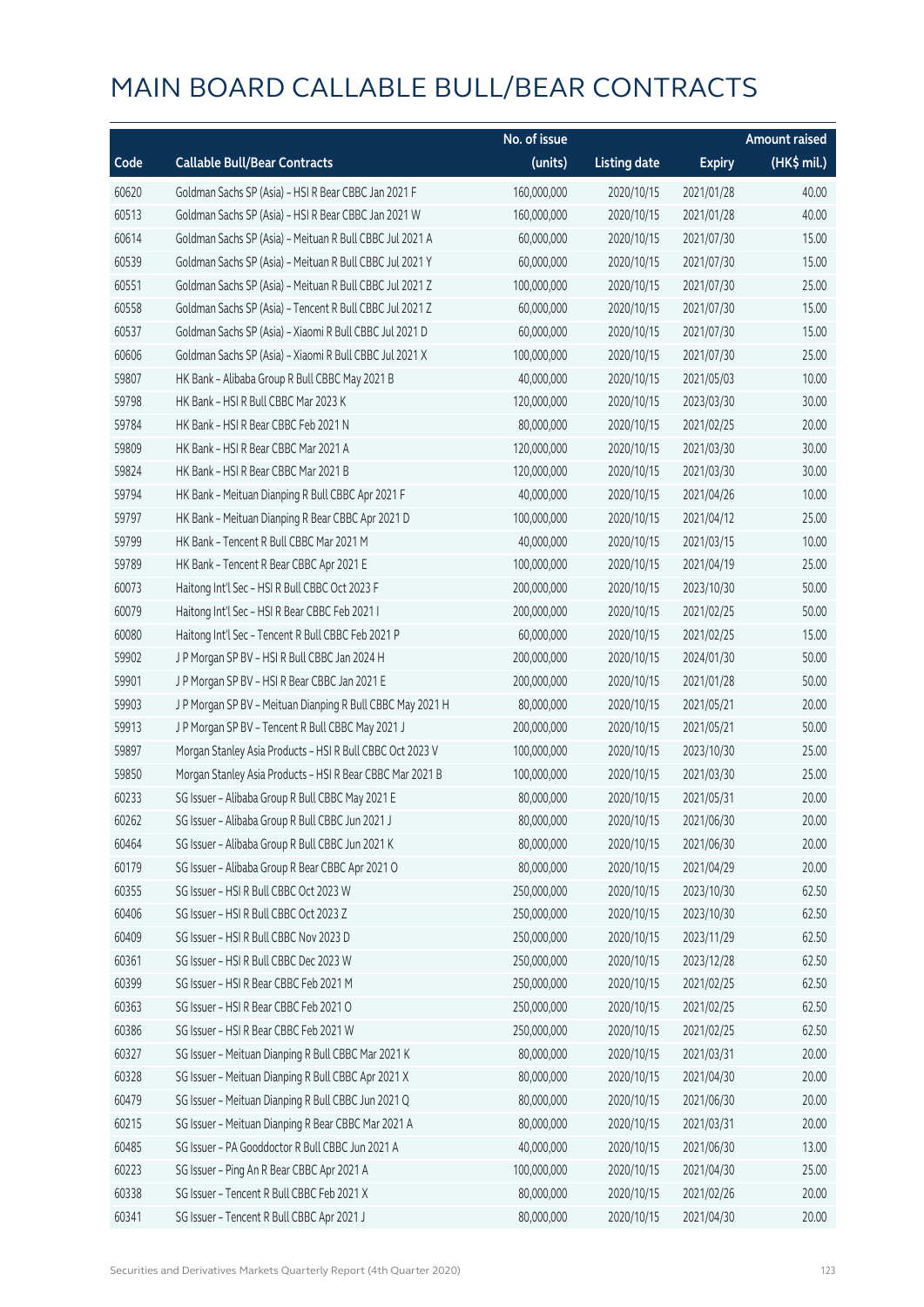# MAIN BOARD CALLABLE BULL/BEAR CONTRACTS

| Code | Callable Bull/Bear Contracts | No. of issue (units) | Listing date | Expiry | Amount raised (HK$ mil.) |
|---|---|---|---|---|---|
| 60620 | Goldman Sachs SP (Asia) - HSI R Bear CBBC Jan 2021 F | 160,000,000 | 2020/10/15 | 2021/01/28 | 40.00 |
| 60513 | Goldman Sachs SP (Asia) - HSI R Bear CBBC Jan 2021 W | 160,000,000 | 2020/10/15 | 2021/01/28 | 40.00 |
| 60614 | Goldman Sachs SP (Asia) - Meituan R Bull CBBC Jul 2021 A | 60,000,000 | 2020/10/15 | 2021/07/30 | 15.00 |
| 60539 | Goldman Sachs SP (Asia) - Meituan R Bull CBBC Jul 2021 Y | 60,000,000 | 2020/10/15 | 2021/07/30 | 15.00 |
| 60551 | Goldman Sachs SP (Asia) - Meituan R Bull CBBC Jul 2021 Z | 100,000,000 | 2020/10/15 | 2021/07/30 | 25.00 |
| 60558 | Goldman Sachs SP (Asia) - Tencent R Bull CBBC Jul 2021 Z | 60,000,000 | 2020/10/15 | 2021/07/30 | 15.00 |
| 60537 | Goldman Sachs SP (Asia) - Xiaomi R Bull CBBC Jul 2021 D | 60,000,000 | 2020/10/15 | 2021/07/30 | 15.00 |
| 60606 | Goldman Sachs SP (Asia) - Xiaomi R Bull CBBC Jul 2021 X | 100,000,000 | 2020/10/15 | 2021/07/30 | 25.00 |
| 59807 | HK Bank - Alibaba Group R Bull CBBC May 2021 B | 40,000,000 | 2020/10/15 | 2021/05/03 | 10.00 |
| 59798 | HK Bank - HSI R Bull CBBC Mar 2023 K | 120,000,000 | 2020/10/15 | 2023/03/30 | 30.00 |
| 59784 | HK Bank - HSI R Bear CBBC Feb 2021 N | 80,000,000 | 2020/10/15 | 2021/02/25 | 20.00 |
| 59809 | HK Bank - HSI R Bear CBBC Mar 2021 A | 120,000,000 | 2020/10/15 | 2021/03/30 | 30.00 |
| 59824 | HK Bank - HSI R Bear CBBC Mar 2021 B | 120,000,000 | 2020/10/15 | 2021/03/30 | 30.00 |
| 59794 | HK Bank - Meituan Dianping R Bull CBBC Apr 2021 F | 40,000,000 | 2020/10/15 | 2021/04/26 | 10.00 |
| 59797 | HK Bank - Meituan Dianping R Bear CBBC Apr 2021 D | 100,000,000 | 2020/10/15 | 2021/04/12 | 25.00 |
| 59799 | HK Bank - Tencent R Bull CBBC Mar 2021 M | 40,000,000 | 2020/10/15 | 2021/03/15 | 10.00 |
| 59789 | HK Bank - Tencent R Bear CBBC Apr 2021 E | 100,000,000 | 2020/10/15 | 2021/04/19 | 25.00 |
| 60073 | Haitong Int'l Sec - HSI R Bull CBBC Oct 2023 F | 200,000,000 | 2020/10/15 | 2023/10/30 | 50.00 |
| 60079 | Haitong Int'l Sec - HSI R Bear CBBC Feb 2021 I | 200,000,000 | 2020/10/15 | 2021/02/25 | 50.00 |
| 60080 | Haitong Int'l Sec - Tencent R Bull CBBC Feb 2021 P | 60,000,000 | 2020/10/15 | 2021/02/25 | 15.00 |
| 59902 | J P Morgan SP BV - HSI R Bull CBBC Jan 2024 H | 200,000,000 | 2020/10/15 | 2024/01/30 | 50.00 |
| 59901 | J P Morgan SP BV - HSI R Bear CBBC Jan 2021 E | 200,000,000 | 2020/10/15 | 2021/01/28 | 50.00 |
| 59903 | J P Morgan SP BV - Meituan Dianping R Bull CBBC May 2021 H | 80,000,000 | 2020/10/15 | 2021/05/21 | 20.00 |
| 59913 | J P Morgan SP BV - Tencent R Bull CBBC May 2021 J | 200,000,000 | 2020/10/15 | 2021/05/21 | 50.00 |
| 59897 | Morgan Stanley Asia Products - HSI R Bull CBBC Oct 2023 V | 100,000,000 | 2020/10/15 | 2023/10/30 | 25.00 |
| 59850 | Morgan Stanley Asia Products - HSI R Bear CBBC Mar 2021 B | 100,000,000 | 2020/10/15 | 2021/03/30 | 25.00 |
| 60233 | SG Issuer - Alibaba Group R Bull CBBC May 2021 E | 80,000,000 | 2020/10/15 | 2021/05/31 | 20.00 |
| 60262 | SG Issuer - Alibaba Group R Bull CBBC Jun 2021 J | 80,000,000 | 2020/10/15 | 2021/06/30 | 20.00 |
| 60464 | SG Issuer - Alibaba Group R Bull CBBC Jun 2021 K | 80,000,000 | 2020/10/15 | 2021/06/30 | 20.00 |
| 60179 | SG Issuer - Alibaba Group R Bear CBBC Apr 2021 O | 80,000,000 | 2020/10/15 | 2021/04/29 | 20.00 |
| 60355 | SG Issuer - HSI R Bull CBBC Oct 2023 W | 250,000,000 | 2020/10/15 | 2023/10/30 | 62.50 |
| 60406 | SG Issuer - HSI R Bull CBBC Oct 2023 Z | 250,000,000 | 2020/10/15 | 2023/10/30 | 62.50 |
| 60409 | SG Issuer - HSI R Bull CBBC Nov 2023 D | 250,000,000 | 2020/10/15 | 2023/11/29 | 62.50 |
| 60361 | SG Issuer - HSI R Bull CBBC Dec 2023 W | 250,000,000 | 2020/10/15 | 2023/12/28 | 62.50 |
| 60399 | SG Issuer - HSI R Bear CBBC Feb 2021 M | 250,000,000 | 2020/10/15 | 2021/02/25 | 62.50 |
| 60363 | SG Issuer - HSI R Bear CBBC Feb 2021 O | 250,000,000 | 2020/10/15 | 2021/02/25 | 62.50 |
| 60386 | SG Issuer - HSI R Bear CBBC Feb 2021 W | 250,000,000 | 2020/10/15 | 2021/02/25 | 62.50 |
| 60327 | SG Issuer - Meituan Dianping R Bull CBBC Mar 2021 K | 80,000,000 | 2020/10/15 | 2021/03/31 | 20.00 |
| 60328 | SG Issuer - Meituan Dianping R Bull CBBC Apr 2021 X | 80,000,000 | 2020/10/15 | 2021/04/30 | 20.00 |
| 60479 | SG Issuer - Meituan Dianping R Bull CBBC Jun 2021 Q | 80,000,000 | 2020/10/15 | 2021/06/30 | 20.00 |
| 60215 | SG Issuer - Meituan Dianping R Bear CBBC Mar 2021 A | 80,000,000 | 2020/10/15 | 2021/03/31 | 20.00 |
| 60485 | SG Issuer - PA Gooddoctor R Bull CBBC Jun 2021 A | 40,000,000 | 2020/10/15 | 2021/06/30 | 13.00 |
| 60223 | SG Issuer - Ping An R Bear CBBC Apr 2021 A | 100,000,000 | 2020/10/15 | 2021/04/30 | 25.00 |
| 60338 | SG Issuer - Tencent R Bull CBBC Feb 2021 X | 80,000,000 | 2020/10/15 | 2021/02/26 | 20.00 |
| 60341 | SG Issuer - Tencent R Bull CBBC Apr 2021 J | 80,000,000 | 2020/10/15 | 2021/04/30 | 20.00 |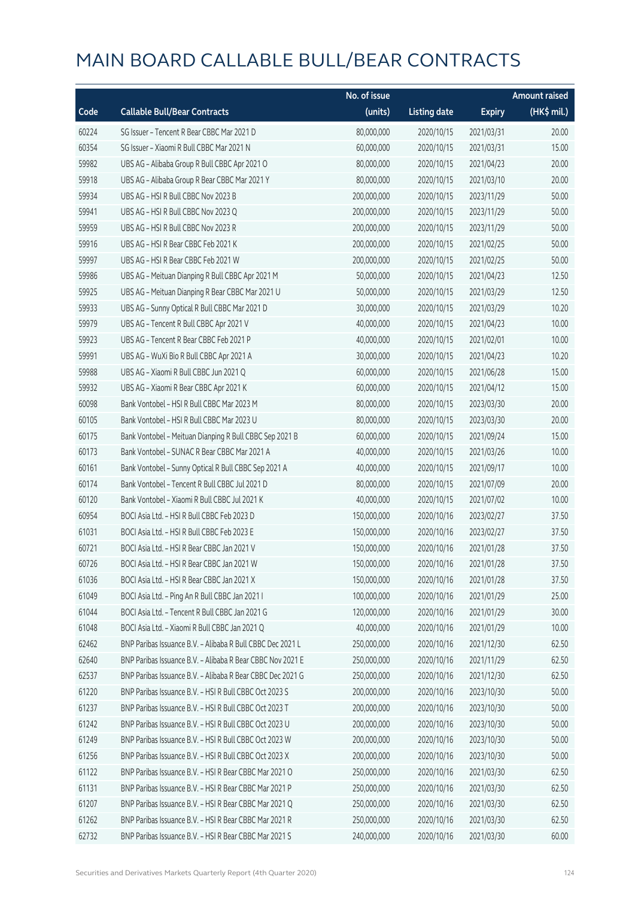# MAIN BOARD CALLABLE BULL/BEAR CONTRACTS

| Code | Callable Bull/Bear Contracts | No. of issue (units) | Listing date | Expiry | Amount raised (HK$ mil.) |
|---|---|---|---|---|---|
| 60224 | SG Issuer – Tencent R Bear CBBC Mar 2021 D | 80,000,000 | 2020/10/15 | 2021/03/31 | 20.00 |
| 60354 | SG Issuer – Xiaomi R Bull CBBC Mar 2021 N | 60,000,000 | 2020/10/15 | 2021/03/31 | 15.00 |
| 59982 | UBS AG – Alibaba Group R Bull CBBC Apr 2021 O | 80,000,000 | 2020/10/15 | 2021/04/23 | 20.00 |
| 59918 | UBS AG – Alibaba Group R Bear CBBC Mar 2021 Y | 80,000,000 | 2020/10/15 | 2021/03/10 | 20.00 |
| 59934 | UBS AG – HSI R Bull CBBC Nov 2023 B | 200,000,000 | 2020/10/15 | 2023/11/29 | 50.00 |
| 59941 | UBS AG – HSI R Bull CBBC Nov 2023 Q | 200,000,000 | 2020/10/15 | 2023/11/29 | 50.00 |
| 59959 | UBS AG – HSI R Bull CBBC Nov 2023 R | 200,000,000 | 2020/10/15 | 2023/11/29 | 50.00 |
| 59916 | UBS AG – HSI R Bear CBBC Feb 2021 K | 200,000,000 | 2020/10/15 | 2021/02/25 | 50.00 |
| 59997 | UBS AG – HSI R Bear CBBC Feb 2021 W | 200,000,000 | 2020/10/15 | 2021/02/25 | 50.00 |
| 59986 | UBS AG – Meituan Dianping R Bull CBBC Apr 2021 M | 50,000,000 | 2020/10/15 | 2021/04/23 | 12.50 |
| 59925 | UBS AG – Meituan Dianping R Bear CBBC Mar 2021 U | 50,000,000 | 2020/10/15 | 2021/03/29 | 12.50 |
| 59933 | UBS AG – Sunny Optical R Bull CBBC Mar 2021 D | 30,000,000 | 2020/10/15 | 2021/03/29 | 10.20 |
| 59979 | UBS AG – Tencent R Bull CBBC Apr 2021 V | 40,000,000 | 2020/10/15 | 2021/04/23 | 10.00 |
| 59923 | UBS AG – Tencent R Bear CBBC Feb 2021 P | 40,000,000 | 2020/10/15 | 2021/02/01 | 10.00 |
| 59991 | UBS AG – WuXi Bio R Bull CBBC Apr 2021 A | 30,000,000 | 2020/10/15 | 2021/04/23 | 10.20 |
| 59988 | UBS AG – Xiaomi R Bull CBBC Jun 2021 Q | 60,000,000 | 2020/10/15 | 2021/06/28 | 15.00 |
| 59932 | UBS AG – Xiaomi R Bear CBBC Apr 2021 K | 60,000,000 | 2020/10/15 | 2021/04/12 | 15.00 |
| 60098 | Bank Vontobel – HSI R Bull CBBC Mar 2023 M | 80,000,000 | 2020/10/15 | 2023/03/30 | 20.00 |
| 60105 | Bank Vontobel – HSI R Bull CBBC Mar 2023 U | 80,000,000 | 2020/10/15 | 2023/03/30 | 20.00 |
| 60175 | Bank Vontobel – Meituan Dianping R Bull CBBC Sep 2021 B | 60,000,000 | 2020/10/15 | 2021/09/24 | 15.00 |
| 60173 | Bank Vontobel – SUNAC R Bear CBBC Mar 2021 A | 40,000,000 | 2020/10/15 | 2021/03/26 | 10.00 |
| 60161 | Bank Vontobel – Sunny Optical R Bull CBBC Sep 2021 A | 40,000,000 | 2020/10/15 | 2021/09/17 | 10.00 |
| 60174 | Bank Vontobel – Tencent R Bull CBBC Jul 2021 D | 80,000,000 | 2020/10/15 | 2021/07/09 | 20.00 |
| 60120 | Bank Vontobel – Xiaomi R Bull CBBC Jul 2021 K | 40,000,000 | 2020/10/15 | 2021/07/02 | 10.00 |
| 60954 | BOCI Asia Ltd. – HSI R Bull CBBC Feb 2023 D | 150,000,000 | 2020/10/16 | 2023/02/27 | 37.50 |
| 61031 | BOCI Asia Ltd. – HSI R Bull CBBC Feb 2023 E | 150,000,000 | 2020/10/16 | 2023/02/27 | 37.50 |
| 60721 | BOCI Asia Ltd. – HSI R Bear CBBC Jan 2021 V | 150,000,000 | 2020/10/16 | 2021/01/28 | 37.50 |
| 60726 | BOCI Asia Ltd. – HSI R Bear CBBC Jan 2021 W | 150,000,000 | 2020/10/16 | 2021/01/28 | 37.50 |
| 61036 | BOCI Asia Ltd. – HSI R Bear CBBC Jan 2021 X | 150,000,000 | 2020/10/16 | 2021/01/28 | 37.50 |
| 61049 | BOCI Asia Ltd. – Ping An R Bull CBBC Jan 2021 I | 100,000,000 | 2020/10/16 | 2021/01/29 | 25.00 |
| 61044 | BOCI Asia Ltd. – Tencent R Bull CBBC Jan 2021 G | 120,000,000 | 2020/10/16 | 2021/01/29 | 30.00 |
| 61048 | BOCI Asia Ltd. – Xiaomi R Bull CBBC Jan 2021 Q | 40,000,000 | 2020/10/16 | 2021/01/29 | 10.00 |
| 62462 | BNP Paribas Issuance B.V. – Alibaba R Bull CBBC Dec 2021 L | 250,000,000 | 2020/10/16 | 2021/12/30 | 62.50 |
| 62640 | BNP Paribas Issuance B.V. – Alibaba R Bear CBBC Nov 2021 E | 250,000,000 | 2020/10/16 | 2021/11/29 | 62.50 |
| 62537 | BNP Paribas Issuance B.V. – Alibaba R Bear CBBC Dec 2021 G | 250,000,000 | 2020/10/16 | 2021/12/30 | 62.50 |
| 61220 | BNP Paribas Issuance B.V. – HSI R Bull CBBC Oct 2023 S | 200,000,000 | 2020/10/16 | 2023/10/30 | 50.00 |
| 61237 | BNP Paribas Issuance B.V. – HSI R Bull CBBC Oct 2023 T | 200,000,000 | 2020/10/16 | 2023/10/30 | 50.00 |
| 61242 | BNP Paribas Issuance B.V. – HSI R Bull CBBC Oct 2023 U | 200,000,000 | 2020/10/16 | 2023/10/30 | 50.00 |
| 61249 | BNP Paribas Issuance B.V. – HSI R Bull CBBC Oct 2023 W | 200,000,000 | 2020/10/16 | 2023/10/30 | 50.00 |
| 61256 | BNP Paribas Issuance B.V. – HSI R Bull CBBC Oct 2023 X | 200,000,000 | 2020/10/16 | 2023/10/30 | 50.00 |
| 61122 | BNP Paribas Issuance B.V. – HSI R Bear CBBC Mar 2021 O | 250,000,000 | 2020/10/16 | 2021/03/30 | 62.50 |
| 61131 | BNP Paribas Issuance B.V. – HSI R Bear CBBC Mar 2021 P | 250,000,000 | 2020/10/16 | 2021/03/30 | 62.50 |
| 61207 | BNP Paribas Issuance B.V. – HSI R Bear CBBC Mar 2021 Q | 250,000,000 | 2020/10/16 | 2021/03/30 | 62.50 |
| 61262 | BNP Paribas Issuance B.V. – HSI R Bear CBBC Mar 2021 R | 250,000,000 | 2020/10/16 | 2021/03/30 | 62.50 |
| 62732 | BNP Paribas Issuance B.V. – HSI R Bear CBBC Mar 2021 S | 240,000,000 | 2020/10/16 | 2021/03/30 | 60.00 |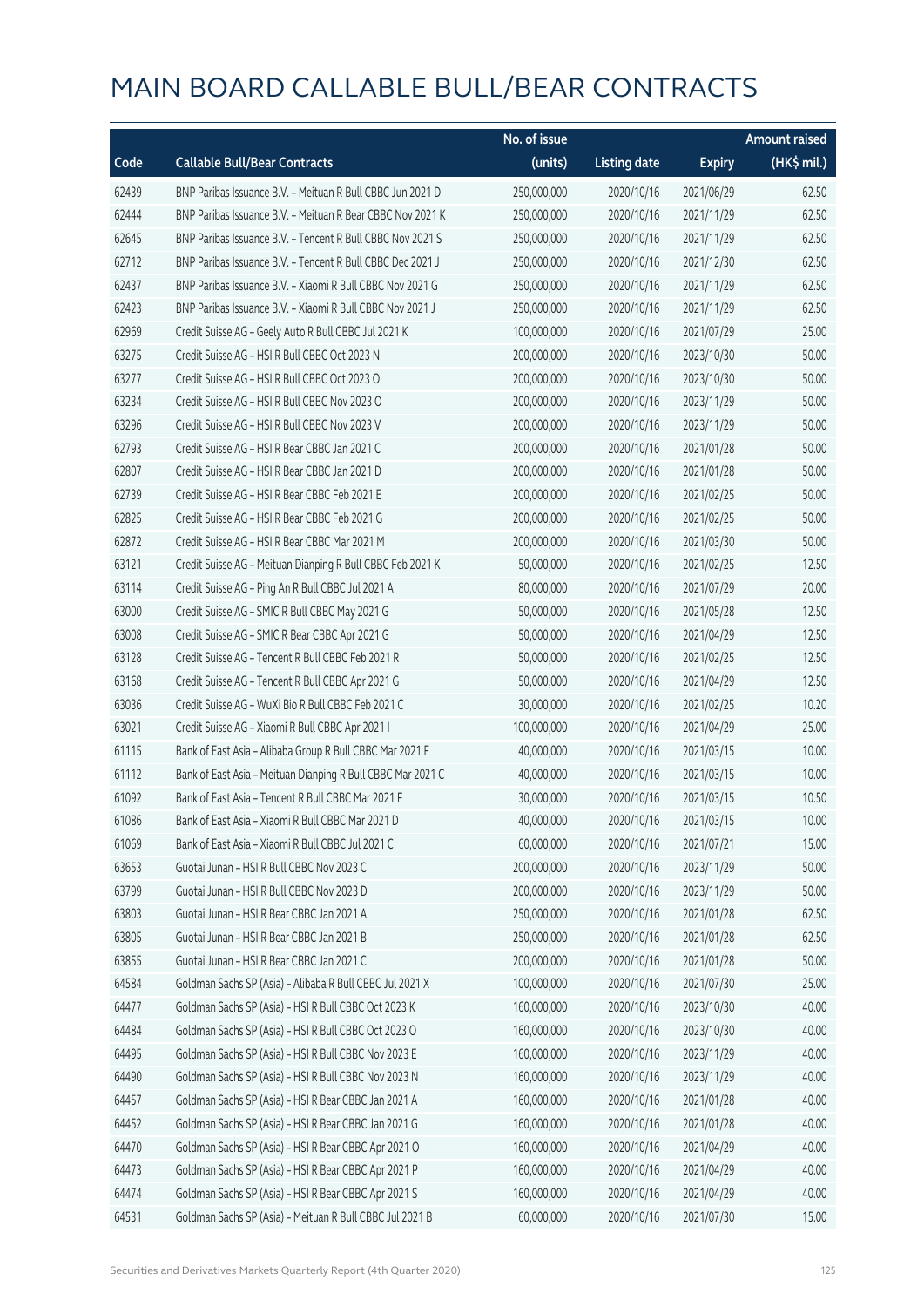# MAIN BOARD CALLABLE BULL/BEAR CONTRACTS

| Code | Callable Bull/Bear Contracts | No. of issue (units) | Listing date | Expiry | Amount raised (HK$ mil.) |
|---|---|---|---|---|---|
| 62439 | BNP Paribas Issuance B.V. – Meituan R Bull CBBC Jun 2021 D | 250,000,000 | 2020/10/16 | 2021/06/29 | 62.50 |
| 62444 | BNP Paribas Issuance B.V. – Meituan R Bear CBBC Nov 2021 K | 250,000,000 | 2020/10/16 | 2021/11/29 | 62.50 |
| 62645 | BNP Paribas Issuance B.V. – Tencent R Bull CBBC Nov 2021 S | 250,000,000 | 2020/10/16 | 2021/11/29 | 62.50 |
| 62712 | BNP Paribas Issuance B.V. – Tencent R Bull CBBC Dec 2021 J | 250,000,000 | 2020/10/16 | 2021/12/30 | 62.50 |
| 62437 | BNP Paribas Issuance B.V. – Xiaomi R Bull CBBC Nov 2021 G | 250,000,000 | 2020/10/16 | 2021/11/29 | 62.50 |
| 62423 | BNP Paribas Issuance B.V. – Xiaomi R Bull CBBC Nov 2021 J | 250,000,000 | 2020/10/16 | 2021/11/29 | 62.50 |
| 62969 | Credit Suisse AG – Geely Auto R Bull CBBC Jul 2021 K | 100,000,000 | 2020/10/16 | 2021/07/29 | 25.00 |
| 63275 | Credit Suisse AG – HSI R Bull CBBC Oct 2023 N | 200,000,000 | 2020/10/16 | 2023/10/30 | 50.00 |
| 63277 | Credit Suisse AG – HSI R Bull CBBC Oct 2023 O | 200,000,000 | 2020/10/16 | 2023/10/30 | 50.00 |
| 63234 | Credit Suisse AG – HSI R Bull CBBC Nov 2023 O | 200,000,000 | 2020/10/16 | 2023/11/29 | 50.00 |
| 63296 | Credit Suisse AG – HSI R Bull CBBC Nov 2023 V | 200,000,000 | 2020/10/16 | 2023/11/29 | 50.00 |
| 62793 | Credit Suisse AG – HSI R Bear CBBC Jan 2021 C | 200,000,000 | 2020/10/16 | 2021/01/28 | 50.00 |
| 62807 | Credit Suisse AG – HSI R Bear CBBC Jan 2021 D | 200,000,000 | 2020/10/16 | 2021/01/28 | 50.00 |
| 62739 | Credit Suisse AG – HSI R Bear CBBC Feb 2021 E | 200,000,000 | 2020/10/16 | 2021/02/25 | 50.00 |
| 62825 | Credit Suisse AG – HSI R Bear CBBC Feb 2021 G | 200,000,000 | 2020/10/16 | 2021/02/25 | 50.00 |
| 62872 | Credit Suisse AG – HSI R Bear CBBC Mar 2021 M | 200,000,000 | 2020/10/16 | 2021/03/30 | 50.00 |
| 63121 | Credit Suisse AG – Meituan Dianping R Bull CBBC Feb 2021 K | 50,000,000 | 2020/10/16 | 2021/02/25 | 12.50 |
| 63114 | Credit Suisse AG – Ping An R Bull CBBC Jul 2021 A | 80,000,000 | 2020/10/16 | 2021/07/29 | 20.00 |
| 63000 | Credit Suisse AG – SMIC R Bull CBBC May 2021 G | 50,000,000 | 2020/10/16 | 2021/05/28 | 12.50 |
| 63008 | Credit Suisse AG – SMIC R Bear CBBC Apr 2021 G | 50,000,000 | 2020/10/16 | 2021/04/29 | 12.50 |
| 63128 | Credit Suisse AG – Tencent R Bull CBBC Feb 2021 R | 50,000,000 | 2020/10/16 | 2021/02/25 | 12.50 |
| 63168 | Credit Suisse AG – Tencent R Bull CBBC Apr 2021 G | 50,000,000 | 2020/10/16 | 2021/04/29 | 12.50 |
| 63036 | Credit Suisse AG – WuXi Bio R Bull CBBC Feb 2021 C | 30,000,000 | 2020/10/16 | 2021/02/25 | 10.20 |
| 63021 | Credit Suisse AG – Xiaomi R Bull CBBC Apr 2021 I | 100,000,000 | 2020/10/16 | 2021/04/29 | 25.00 |
| 61115 | Bank of East Asia – Alibaba Group R Bull CBBC Mar 2021 F | 40,000,000 | 2020/10/16 | 2021/03/15 | 10.00 |
| 61112 | Bank of East Asia – Meituan Dianping R Bull CBBC Mar 2021 C | 40,000,000 | 2020/10/16 | 2021/03/15 | 10.00 |
| 61092 | Bank of East Asia – Tencent R Bull CBBC Mar 2021 F | 30,000,000 | 2020/10/16 | 2021/03/15 | 10.50 |
| 61086 | Bank of East Asia – Xiaomi R Bull CBBC Mar 2021 D | 40,000,000 | 2020/10/16 | 2021/03/15 | 10.00 |
| 61069 | Bank of East Asia – Xiaomi R Bull CBBC Jul 2021 C | 60,000,000 | 2020/10/16 | 2021/07/21 | 15.00 |
| 63653 | Guotai Junan – HSI R Bull CBBC Nov 2023 C | 200,000,000 | 2020/10/16 | 2023/11/29 | 50.00 |
| 63799 | Guotai Junan – HSI R Bull CBBC Nov 2023 D | 200,000,000 | 2020/10/16 | 2023/11/29 | 50.00 |
| 63803 | Guotai Junan – HSI R Bear CBBC Jan 2021 A | 250,000,000 | 2020/10/16 | 2021/01/28 | 62.50 |
| 63805 | Guotai Junan – HSI R Bear CBBC Jan 2021 B | 250,000,000 | 2020/10/16 | 2021/01/28 | 62.50 |
| 63855 | Guotai Junan – HSI R Bear CBBC Jan 2021 C | 200,000,000 | 2020/10/16 | 2021/01/28 | 50.00 |
| 64584 | Goldman Sachs SP (Asia) – Alibaba R Bull CBBC Jul 2021 X | 100,000,000 | 2020/10/16 | 2021/07/30 | 25.00 |
| 64477 | Goldman Sachs SP (Asia) – HSI R Bull CBBC Oct 2023 K | 160,000,000 | 2020/10/16 | 2023/10/30 | 40.00 |
| 64484 | Goldman Sachs SP (Asia) – HSI R Bull CBBC Oct 2023 O | 160,000,000 | 2020/10/16 | 2023/10/30 | 40.00 |
| 64495 | Goldman Sachs SP (Asia) – HSI R Bull CBBC Nov 2023 E | 160,000,000 | 2020/10/16 | 2023/11/29 | 40.00 |
| 64490 | Goldman Sachs SP (Asia) – HSI R Bull CBBC Nov 2023 N | 160,000,000 | 2020/10/16 | 2023/11/29 | 40.00 |
| 64457 | Goldman Sachs SP (Asia) – HSI R Bear CBBC Jan 2021 A | 160,000,000 | 2020/10/16 | 2021/01/28 | 40.00 |
| 64452 | Goldman Sachs SP (Asia) – HSI R Bear CBBC Jan 2021 G | 160,000,000 | 2020/10/16 | 2021/01/28 | 40.00 |
| 64470 | Goldman Sachs SP (Asia) – HSI R Bear CBBC Apr 2021 O | 160,000,000 | 2020/10/16 | 2021/04/29 | 40.00 |
| 64473 | Goldman Sachs SP (Asia) – HSI R Bear CBBC Apr 2021 P | 160,000,000 | 2020/10/16 | 2021/04/29 | 40.00 |
| 64474 | Goldman Sachs SP (Asia) – HSI R Bear CBBC Apr 2021 S | 160,000,000 | 2020/10/16 | 2021/04/29 | 40.00 |
| 64531 | Goldman Sachs SP (Asia) – Meituan R Bull CBBC Jul 2021 B | 60,000,000 | 2020/10/16 | 2021/07/30 | 15.00 |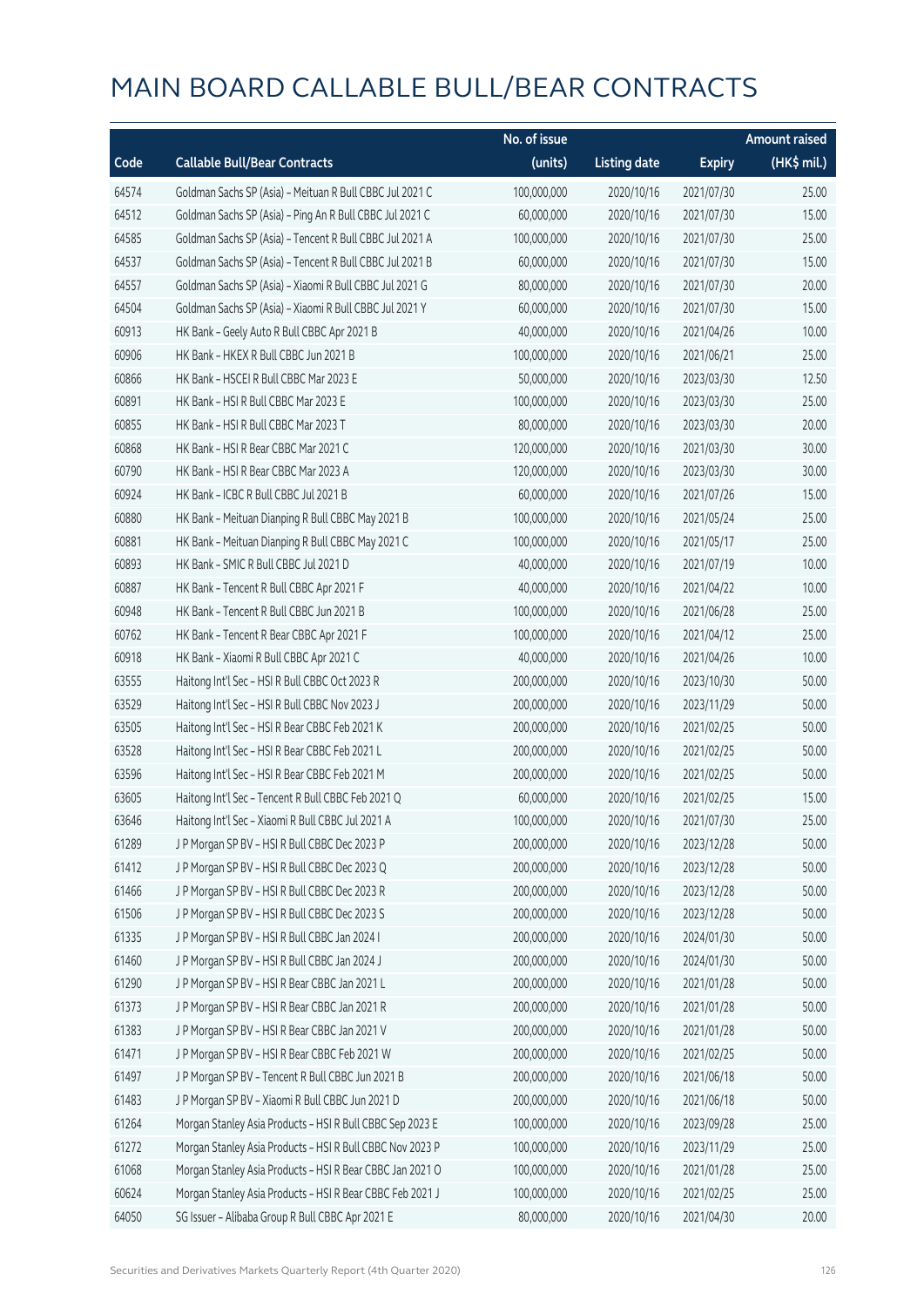# MAIN BOARD CALLABLE BULL/BEAR CONTRACTS

| Code | Callable Bull/Bear Contracts | No. of issue (units) | Listing date | Expiry | Amount raised (HK$ mil.) |
|---|---|---|---|---|---|
| 64574 | Goldman Sachs SP (Asia) - Meituan R Bull CBBC Jul 2021 C | 100,000,000 | 2020/10/16 | 2021/07/30 | 25.00 |
| 64512 | Goldman Sachs SP (Asia) - Ping An R Bull CBBC Jul 2021 C | 60,000,000 | 2020/10/16 | 2021/07/30 | 15.00 |
| 64585 | Goldman Sachs SP (Asia) - Tencent R Bull CBBC Jul 2021 A | 100,000,000 | 2020/10/16 | 2021/07/30 | 25.00 |
| 64537 | Goldman Sachs SP (Asia) - Tencent R Bull CBBC Jul 2021 B | 60,000,000 | 2020/10/16 | 2021/07/30 | 15.00 |
| 64557 | Goldman Sachs SP (Asia) - Xiaomi R Bull CBBC Jul 2021 G | 80,000,000 | 2020/10/16 | 2021/07/30 | 20.00 |
| 64504 | Goldman Sachs SP (Asia) - Xiaomi R Bull CBBC Jul 2021 Y | 60,000,000 | 2020/10/16 | 2021/07/30 | 15.00 |
| 60913 | HK Bank - Geely Auto R Bull CBBC Apr 2021 B | 40,000,000 | 2020/10/16 | 2021/04/26 | 10.00 |
| 60906 | HK Bank - HKEX R Bull CBBC Jun 2021 B | 100,000,000 | 2020/10/16 | 2021/06/21 | 25.00 |
| 60866 | HK Bank - HSCEI R Bull CBBC Mar 2023 E | 50,000,000 | 2020/10/16 | 2023/03/30 | 12.50 |
| 60891 | HK Bank - HSI R Bull CBBC Mar 2023 E | 100,000,000 | 2020/10/16 | 2023/03/30 | 25.00 |
| 60855 | HK Bank - HSI R Bull CBBC Mar 2023 T | 80,000,000 | 2020/10/16 | 2023/03/30 | 20.00 |
| 60868 | HK Bank - HSI R Bear CBBC Mar 2021 C | 120,000,000 | 2020/10/16 | 2021/03/30 | 30.00 |
| 60790 | HK Bank - HSI R Bear CBBC Mar 2023 A | 120,000,000 | 2020/10/16 | 2023/03/30 | 30.00 |
| 60924 | HK Bank - ICBC R Bull CBBC Jul 2021 B | 60,000,000 | 2020/10/16 | 2021/07/26 | 15.00 |
| 60880 | HK Bank - Meituan Dianping R Bull CBBC May 2021 B | 100,000,000 | 2020/10/16 | 2021/05/24 | 25.00 |
| 60881 | HK Bank - Meituan Dianping R Bull CBBC May 2021 C | 100,000,000 | 2020/10/16 | 2021/05/17 | 25.00 |
| 60893 | HK Bank - SMIC R Bull CBBC Jul 2021 D | 40,000,000 | 2020/10/16 | 2021/07/19 | 10.00 |
| 60887 | HK Bank - Tencent R Bull CBBC Apr 2021 F | 40,000,000 | 2020/10/16 | 2021/04/22 | 10.00 |
| 60948 | HK Bank - Tencent R Bull CBBC Jun 2021 B | 100,000,000 | 2020/10/16 | 2021/06/28 | 25.00 |
| 60762 | HK Bank - Tencent R Bear CBBC Apr 2021 F | 100,000,000 | 2020/10/16 | 2021/04/12 | 25.00 |
| 60918 | HK Bank - Xiaomi R Bull CBBC Apr 2021 C | 40,000,000 | 2020/10/16 | 2021/04/26 | 10.00 |
| 63555 | Haitong Int'l Sec - HSI R Bull CBBC Oct 2023 R | 200,000,000 | 2020/10/16 | 2023/10/30 | 50.00 |
| 63529 | Haitong Int'l Sec - HSI R Bull CBBC Nov 2023 J | 200,000,000 | 2020/10/16 | 2023/11/29 | 50.00 |
| 63505 | Haitong Int'l Sec - HSI R Bear CBBC Feb 2021 K | 200,000,000 | 2020/10/16 | 2021/02/25 | 50.00 |
| 63528 | Haitong Int'l Sec - HSI R Bear CBBC Feb 2021 L | 200,000,000 | 2020/10/16 | 2021/02/25 | 50.00 |
| 63596 | Haitong Int'l Sec - HSI R Bear CBBC Feb 2021 M | 200,000,000 | 2020/10/16 | 2021/02/25 | 50.00 |
| 63605 | Haitong Int'l Sec - Tencent R Bull CBBC Feb 2021 Q | 60,000,000 | 2020/10/16 | 2021/02/25 | 15.00 |
| 63646 | Haitong Int'l Sec - Xiaomi R Bull CBBC Jul 2021 A | 100,000,000 | 2020/10/16 | 2021/07/30 | 25.00 |
| 61289 | J P Morgan SP BV - HSI R Bull CBBC Dec 2023 P | 200,000,000 | 2020/10/16 | 2023/12/28 | 50.00 |
| 61412 | J P Morgan SP BV - HSI R Bull CBBC Dec 2023 Q | 200,000,000 | 2020/10/16 | 2023/12/28 | 50.00 |
| 61466 | J P Morgan SP BV - HSI R Bull CBBC Dec 2023 R | 200,000,000 | 2020/10/16 | 2023/12/28 | 50.00 |
| 61506 | J P Morgan SP BV - HSI R Bull CBBC Dec 2023 S | 200,000,000 | 2020/10/16 | 2023/12/28 | 50.00 |
| 61335 | J P Morgan SP BV - HSI R Bull CBBC Jan 2024 I | 200,000,000 | 2020/10/16 | 2024/01/30 | 50.00 |
| 61460 | J P Morgan SP BV - HSI R Bull CBBC Jan 2024 J | 200,000,000 | 2020/10/16 | 2024/01/30 | 50.00 |
| 61290 | J P Morgan SP BV - HSI R Bear CBBC Jan 2021 L | 200,000,000 | 2020/10/16 | 2021/01/28 | 50.00 |
| 61373 | J P Morgan SP BV - HSI R Bear CBBC Jan 2021 R | 200,000,000 | 2020/10/16 | 2021/01/28 | 50.00 |
| 61383 | J P Morgan SP BV - HSI R Bear CBBC Jan 2021 V | 200,000,000 | 2020/10/16 | 2021/01/28 | 50.00 |
| 61471 | J P Morgan SP BV - HSI R Bear CBBC Feb 2021 W | 200,000,000 | 2020/10/16 | 2021/02/25 | 50.00 |
| 61497 | J P Morgan SP BV - Tencent R Bull CBBC Jun 2021 B | 200,000,000 | 2020/10/16 | 2021/06/18 | 50.00 |
| 61483 | J P Morgan SP BV - Xiaomi R Bull CBBC Jun 2021 D | 200,000,000 | 2020/10/16 | 2021/06/18 | 50.00 |
| 61264 | Morgan Stanley Asia Products - HSI R Bull CBBC Sep 2023 E | 100,000,000 | 2020/10/16 | 2023/09/28 | 25.00 |
| 61272 | Morgan Stanley Asia Products - HSI R Bull CBBC Nov 2023 P | 100,000,000 | 2020/10/16 | 2023/11/29 | 25.00 |
| 61068 | Morgan Stanley Asia Products - HSI R Bear CBBC Jan 2021 O | 100,000,000 | 2020/10/16 | 2021/01/28 | 25.00 |
| 60624 | Morgan Stanley Asia Products - HSI R Bear CBBC Feb 2021 J | 100,000,000 | 2020/10/16 | 2021/02/25 | 25.00 |
| 64050 | SG Issuer - Alibaba Group R Bull CBBC Apr 2021 E | 80,000,000 | 2020/10/16 | 2021/04/30 | 20.00 |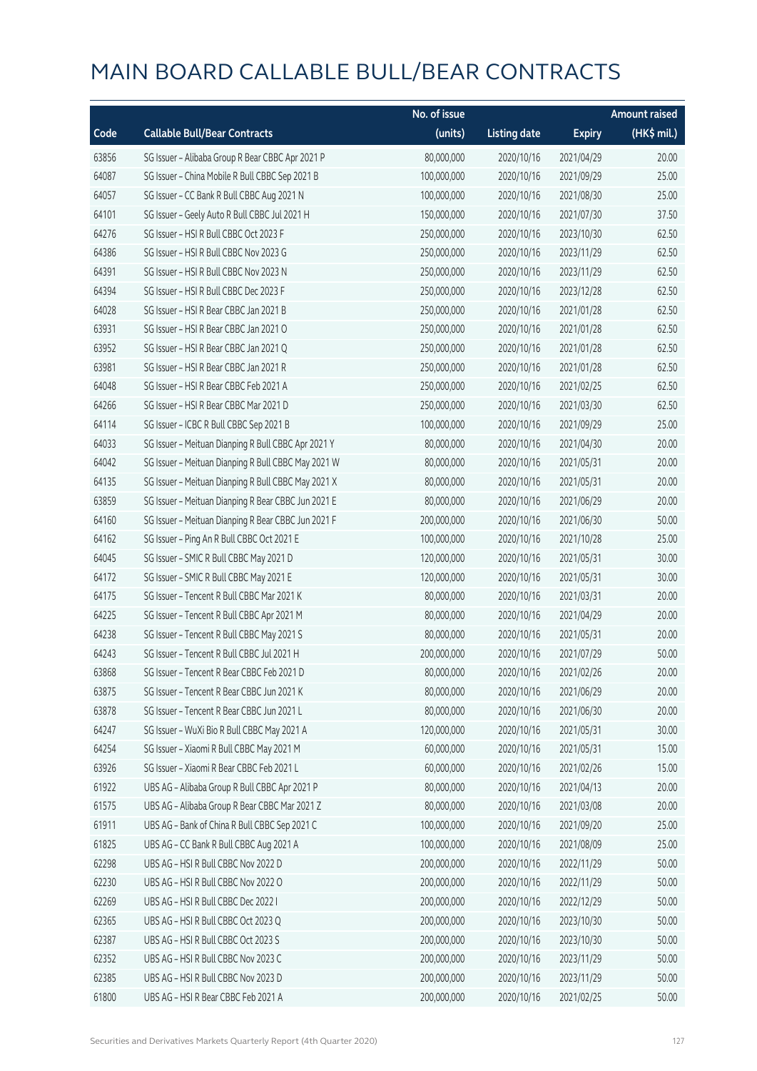# MAIN BOARD CALLABLE BULL/BEAR CONTRACTS

| Code | Callable Bull/Bear Contracts | No. of issue (units) | Listing date | Expiry | Amount raised (HK$ mil.) |
|---|---|---|---|---|---|
| 63856 | SG Issuer – Alibaba Group R Bear CBBC Apr 2021 P | 80,000,000 | 2020/10/16 | 2021/04/29 | 20.00 |
| 64087 | SG Issuer – China Mobile R Bull CBBC Sep 2021 B | 100,000,000 | 2020/10/16 | 2021/09/29 | 25.00 |
| 64057 | SG Issuer – CC Bank R Bull CBBC Aug 2021 N | 100,000,000 | 2020/10/16 | 2021/08/30 | 25.00 |
| 64101 | SG Issuer – Geely Auto R Bull CBBC Jul 2021 H | 150,000,000 | 2020/10/16 | 2021/07/30 | 37.50 |
| 64276 | SG Issuer – HSI R Bull CBBC Oct 2023 F | 250,000,000 | 2020/10/16 | 2023/10/30 | 62.50 |
| 64386 | SG Issuer – HSI R Bull CBBC Nov 2023 G | 250,000,000 | 2020/10/16 | 2023/11/29 | 62.50 |
| 64391 | SG Issuer – HSI R Bull CBBC Nov 2023 N | 250,000,000 | 2020/10/16 | 2023/11/29 | 62.50 |
| 64394 | SG Issuer – HSI R Bull CBBC Dec 2023 F | 250,000,000 | 2020/10/16 | 2023/12/28 | 62.50 |
| 64028 | SG Issuer – HSI R Bear CBBC Jan 2021 B | 250,000,000 | 2020/10/16 | 2021/01/28 | 62.50 |
| 63931 | SG Issuer – HSI R Bear CBBC Jan 2021 O | 250,000,000 | 2020/10/16 | 2021/01/28 | 62.50 |
| 63952 | SG Issuer – HSI R Bear CBBC Jan 2021 Q | 250,000,000 | 2020/10/16 | 2021/01/28 | 62.50 |
| 63981 | SG Issuer – HSI R Bear CBBC Jan 2021 R | 250,000,000 | 2020/10/16 | 2021/01/28 | 62.50 |
| 64048 | SG Issuer – HSI R Bear CBBC Feb 2021 A | 250,000,000 | 2020/10/16 | 2021/02/25 | 62.50 |
| 64266 | SG Issuer – HSI R Bear CBBC Mar 2021 D | 250,000,000 | 2020/10/16 | 2021/03/30 | 62.50 |
| 64114 | SG Issuer – ICBC R Bull CBBC Sep 2021 B | 100,000,000 | 2020/10/16 | 2021/09/29 | 25.00 |
| 64033 | SG Issuer – Meituan Dianping R Bull CBBC Apr 2021 Y | 80,000,000 | 2020/10/16 | 2021/04/30 | 20.00 |
| 64042 | SG Issuer – Meituan Dianping R Bull CBBC May 2021 W | 80,000,000 | 2020/10/16 | 2021/05/31 | 20.00 |
| 64135 | SG Issuer – Meituan Dianping R Bull CBBC May 2021 X | 80,000,000 | 2020/10/16 | 2021/05/31 | 20.00 |
| 63859 | SG Issuer – Meituan Dianping R Bear CBBC Jun 2021 E | 80,000,000 | 2020/10/16 | 2021/06/29 | 20.00 |
| 64160 | SG Issuer – Meituan Dianping R Bear CBBC Jun 2021 F | 200,000,000 | 2020/10/16 | 2021/06/30 | 50.00 |
| 64162 | SG Issuer – Ping An R Bull CBBC Oct 2021 E | 100,000,000 | 2020/10/16 | 2021/10/28 | 25.00 |
| 64045 | SG Issuer – SMIC R Bull CBBC May 2021 D | 120,000,000 | 2020/10/16 | 2021/05/31 | 30.00 |
| 64172 | SG Issuer – SMIC R Bull CBBC May 2021 E | 120,000,000 | 2020/10/16 | 2021/05/31 | 30.00 |
| 64175 | SG Issuer – Tencent R Bull CBBC Mar 2021 K | 80,000,000 | 2020/10/16 | 2021/03/31 | 20.00 |
| 64225 | SG Issuer – Tencent R Bull CBBC Apr 2021 M | 80,000,000 | 2020/10/16 | 2021/04/29 | 20.00 |
| 64238 | SG Issuer – Tencent R Bull CBBC May 2021 S | 80,000,000 | 2020/10/16 | 2021/05/31 | 20.00 |
| 64243 | SG Issuer – Tencent R Bull CBBC Jul 2021 H | 200,000,000 | 2020/10/16 | 2021/07/29 | 50.00 |
| 63868 | SG Issuer – Tencent R Bear CBBC Feb 2021 D | 80,000,000 | 2020/10/16 | 2021/02/26 | 20.00 |
| 63875 | SG Issuer – Tencent R Bear CBBC Jun 2021 K | 80,000,000 | 2020/10/16 | 2021/06/29 | 20.00 |
| 63878 | SG Issuer – Tencent R Bear CBBC Jun 2021 L | 80,000,000 | 2020/10/16 | 2021/06/30 | 20.00 |
| 64247 | SG Issuer – WuXi Bio R Bull CBBC May 2021 A | 120,000,000 | 2020/10/16 | 2021/05/31 | 30.00 |
| 64254 | SG Issuer – Xiaomi R Bull CBBC May 2021 M | 60,000,000 | 2020/10/16 | 2021/05/31 | 15.00 |
| 63926 | SG Issuer – Xiaomi R Bear CBBC Feb 2021 L | 60,000,000 | 2020/10/16 | 2021/02/26 | 15.00 |
| 61922 | UBS AG – Alibaba Group R Bull CBBC Apr 2021 P | 80,000,000 | 2020/10/16 | 2021/04/13 | 20.00 |
| 61575 | UBS AG – Alibaba Group R Bear CBBC Mar 2021 Z | 80,000,000 | 2020/10/16 | 2021/03/08 | 20.00 |
| 61911 | UBS AG – Bank of China R Bull CBBC Sep 2021 C | 100,000,000 | 2020/10/16 | 2021/09/20 | 25.00 |
| 61825 | UBS AG – CC Bank R Bull CBBC Aug 2021 A | 100,000,000 | 2020/10/16 | 2021/08/09 | 25.00 |
| 62298 | UBS AG – HSI R Bull CBBC Nov 2022 D | 200,000,000 | 2020/10/16 | 2022/11/29 | 50.00 |
| 62230 | UBS AG – HSI R Bull CBBC Nov 2022 O | 200,000,000 | 2020/10/16 | 2022/11/29 | 50.00 |
| 62269 | UBS AG – HSI R Bull CBBC Dec 2022 I | 200,000,000 | 2020/10/16 | 2022/12/29 | 50.00 |
| 62365 | UBS AG – HSI R Bull CBBC Oct 2023 Q | 200,000,000 | 2020/10/16 | 2023/10/30 | 50.00 |
| 62387 | UBS AG – HSI R Bull CBBC Oct 2023 S | 200,000,000 | 2020/10/16 | 2023/10/30 | 50.00 |
| 62352 | UBS AG – HSI R Bull CBBC Nov 2023 C | 200,000,000 | 2020/10/16 | 2023/11/29 | 50.00 |
| 62385 | UBS AG – HSI R Bull CBBC Nov 2023 D | 200,000,000 | 2020/10/16 | 2023/11/29 | 50.00 |
| 61800 | UBS AG – HSI R Bear CBBC Feb 2021 A | 200,000,000 | 2020/10/16 | 2021/02/25 | 50.00 |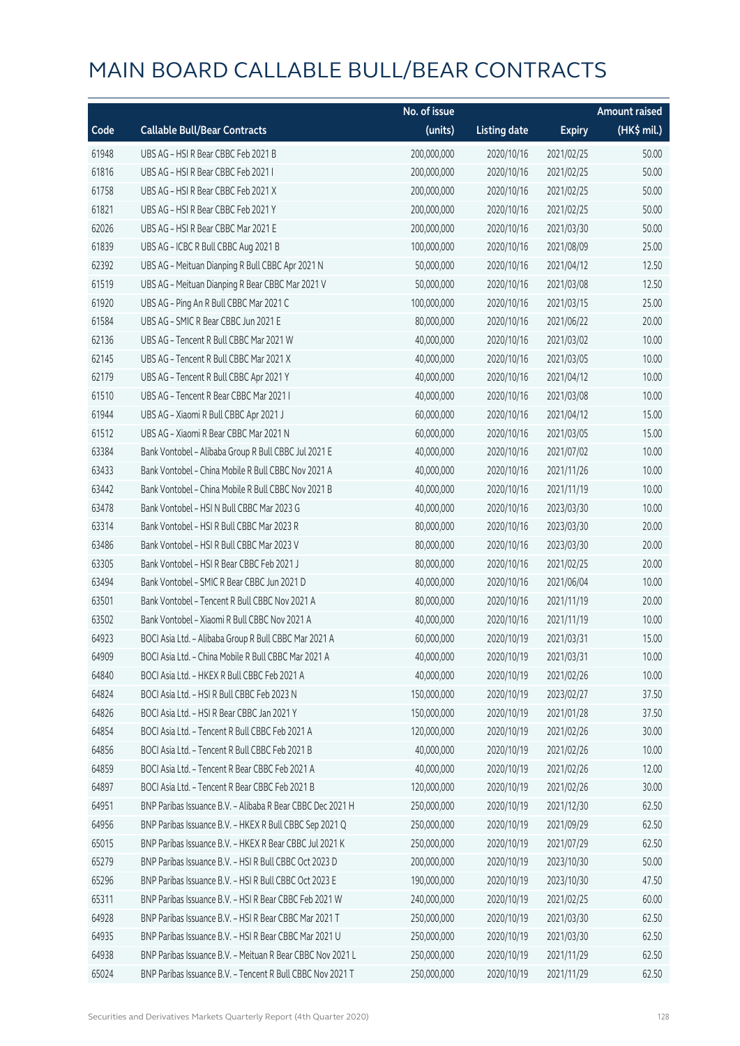# MAIN BOARD CALLABLE BULL/BEAR CONTRACTS

| Code | Callable Bull/Bear Contracts | No. of issue (units) | Listing date | Expiry | Amount raised (HK$ mil.) |
|---|---|---|---|---|---|
| 61948 | UBS AG - HSI R Bear CBBC Feb 2021 B | 200,000,000 | 2020/10/16 | 2021/02/25 | 50.00 |
| 61816 | UBS AG - HSI R Bear CBBC Feb 2021 I | 200,000,000 | 2020/10/16 | 2021/02/25 | 50.00 |
| 61758 | UBS AG - HSI R Bear CBBC Feb 2021 X | 200,000,000 | 2020/10/16 | 2021/02/25 | 50.00 |
| 61821 | UBS AG - HSI R Bear CBBC Feb 2021 Y | 200,000,000 | 2020/10/16 | 2021/02/25 | 50.00 |
| 62026 | UBS AG - HSI R Bear CBBC Mar 2021 E | 200,000,000 | 2020/10/16 | 2021/03/30 | 50.00 |
| 61839 | UBS AG - ICBC R Bull CBBC Aug 2021 B | 100,000,000 | 2020/10/16 | 2021/08/09 | 25.00 |
| 62392 | UBS AG - Meituan Dianping R Bull CBBC Apr 2021 N | 50,000,000 | 2020/10/16 | 2021/04/12 | 12.50 |
| 61519 | UBS AG - Meituan Dianping R Bear CBBC Mar 2021 V | 50,000,000 | 2020/10/16 | 2021/03/08 | 12.50 |
| 61920 | UBS AG - Ping An R Bull CBBC Mar 2021 C | 100,000,000 | 2020/10/16 | 2021/03/15 | 25.00 |
| 61584 | UBS AG - SMIC R Bear CBBC Jun 2021 E | 80,000,000 | 2020/10/16 | 2021/06/22 | 20.00 |
| 62136 | UBS AG - Tencent R Bull CBBC Mar 2021 W | 40,000,000 | 2020/10/16 | 2021/03/02 | 10.00 |
| 62145 | UBS AG - Tencent R Bull CBBC Mar 2021 X | 40,000,000 | 2020/10/16 | 2021/03/05 | 10.00 |
| 62179 | UBS AG - Tencent R Bull CBBC Apr 2021 Y | 40,000,000 | 2020/10/16 | 2021/04/12 | 10.00 |
| 61510 | UBS AG - Tencent R Bear CBBC Mar 2021 I | 40,000,000 | 2020/10/16 | 2021/03/08 | 10.00 |
| 61944 | UBS AG - Xiaomi R Bull CBBC Apr 2021 J | 60,000,000 | 2020/10/16 | 2021/04/12 | 15.00 |
| 61512 | UBS AG - Xiaomi R Bear CBBC Mar 2021 N | 60,000,000 | 2020/10/16 | 2021/03/05 | 15.00 |
| 63384 | Bank Vontobel - Alibaba Group R Bull CBBC Jul 2021 E | 40,000,000 | 2020/10/16 | 2021/07/02 | 10.00 |
| 63433 | Bank Vontobel - China Mobile R Bull CBBC Nov 2021 A | 40,000,000 | 2020/10/16 | 2021/11/26 | 10.00 |
| 63442 | Bank Vontobel - China Mobile R Bull CBBC Nov 2021 B | 40,000,000 | 2020/10/16 | 2021/11/19 | 10.00 |
| 63478 | Bank Vontobel - HSI N Bull CBBC Mar 2023 G | 40,000,000 | 2020/10/16 | 2023/03/30 | 10.00 |
| 63314 | Bank Vontobel - HSI R Bull CBBC Mar 2023 R | 80,000,000 | 2020/10/16 | 2023/03/30 | 20.00 |
| 63486 | Bank Vontobel - HSI R Bull CBBC Mar 2023 V | 80,000,000 | 2020/10/16 | 2023/03/30 | 20.00 |
| 63305 | Bank Vontobel - HSI R Bear CBBC Feb 2021 J | 80,000,000 | 2020/10/16 | 2021/02/25 | 20.00 |
| 63494 | Bank Vontobel - SMIC R Bear CBBC Jun 2021 D | 40,000,000 | 2020/10/16 | 2021/06/04 | 10.00 |
| 63501 | Bank Vontobel - Tencent R Bull CBBC Nov 2021 A | 80,000,000 | 2020/10/16 | 2021/11/19 | 20.00 |
| 63502 | Bank Vontobel - Xiaomi R Bull CBBC Nov 2021 A | 40,000,000 | 2020/10/16 | 2021/11/19 | 10.00 |
| 64923 | BOCI Asia Ltd. - Alibaba Group R Bull CBBC Mar 2021 A | 60,000,000 | 2020/10/19 | 2021/03/31 | 15.00 |
| 64909 | BOCI Asia Ltd. - China Mobile R Bull CBBC Mar 2021 A | 40,000,000 | 2020/10/19 | 2021/03/31 | 10.00 |
| 64840 | BOCI Asia Ltd. - HKEX R Bull CBBC Feb 2021 A | 40,000,000 | 2020/10/19 | 2021/02/26 | 10.00 |
| 64824 | BOCI Asia Ltd. - HSI R Bull CBBC Feb 2023 N | 150,000,000 | 2020/10/19 | 2023/02/27 | 37.50 |
| 64826 | BOCI Asia Ltd. - HSI R Bear CBBC Jan 2021 Y | 150,000,000 | 2020/10/19 | 2021/01/28 | 37.50 |
| 64854 | BOCI Asia Ltd. - Tencent R Bull CBBC Feb 2021 A | 120,000,000 | 2020/10/19 | 2021/02/26 | 30.00 |
| 64856 | BOCI Asia Ltd. - Tencent R Bull CBBC Feb 2021 B | 40,000,000 | 2020/10/19 | 2021/02/26 | 10.00 |
| 64859 | BOCI Asia Ltd. - Tencent R Bear CBBC Feb 2021 A | 40,000,000 | 2020/10/19 | 2021/02/26 | 12.00 |
| 64897 | BOCI Asia Ltd. - Tencent R Bear CBBC Feb 2021 B | 120,000,000 | 2020/10/19 | 2021/02/26 | 30.00 |
| 64951 | BNP Paribas Issuance B.V. - Alibaba R Bear CBBC Dec 2021 H | 250,000,000 | 2020/10/19 | 2021/12/30 | 62.50 |
| 64956 | BNP Paribas Issuance B.V. - HKEX R Bull CBBC Sep 2021 Q | 250,000,000 | 2020/10/19 | 2021/09/29 | 62.50 |
| 65015 | BNP Paribas Issuance B.V. - HKEX R Bear CBBC Jul 2021 K | 250,000,000 | 2020/10/19 | 2021/07/29 | 62.50 |
| 65279 | BNP Paribas Issuance B.V. - HSI R Bull CBBC Oct 2023 D | 200,000,000 | 2020/10/19 | 2023/10/30 | 50.00 |
| 65296 | BNP Paribas Issuance B.V. - HSI R Bull CBBC Oct 2023 E | 190,000,000 | 2020/10/19 | 2023/10/30 | 47.50 |
| 65311 | BNP Paribas Issuance B.V. - HSI R Bear CBBC Feb 2021 W | 240,000,000 | 2020/10/19 | 2021/02/25 | 60.00 |
| 64928 | BNP Paribas Issuance B.V. - HSI R Bear CBBC Mar 2021 T | 250,000,000 | 2020/10/19 | 2021/03/30 | 62.50 |
| 64935 | BNP Paribas Issuance B.V. - HSI R Bear CBBC Mar 2021 U | 250,000,000 | 2020/10/19 | 2021/03/30 | 62.50 |
| 64938 | BNP Paribas Issuance B.V. - Meituan R Bear CBBC Nov 2021 L | 250,000,000 | 2020/10/19 | 2021/11/29 | 62.50 |
| 65024 | BNP Paribas Issuance B.V. - Tencent R Bull CBBC Nov 2021 T | 250,000,000 | 2020/10/19 | 2021/11/29 | 62.50 |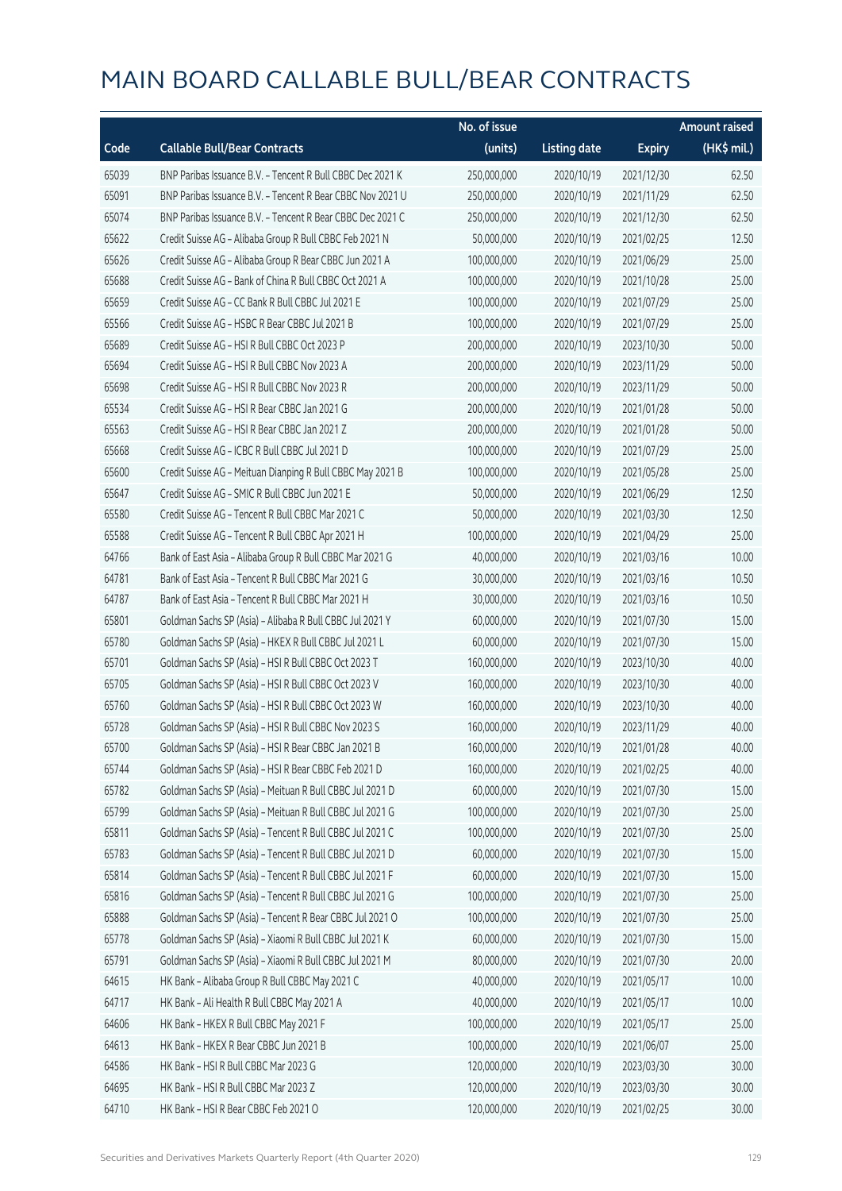# MAIN BOARD CALLABLE BULL/BEAR CONTRACTS

| Code | Callable Bull/Bear Contracts | No. of issue (units) | Listing date | Expiry | Amount raised (HK$ mil.) |
|---|---|---|---|---|---|
| 65039 | BNP Paribas Issuance B.V. – Tencent R Bull CBBC Dec 2021 K | 250,000,000 | 2020/10/19 | 2021/12/30 | 62.50 |
| 65091 | BNP Paribas Issuance B.V. – Tencent R Bear CBBC Nov 2021 U | 250,000,000 | 2020/10/19 | 2021/11/29 | 62.50 |
| 65074 | BNP Paribas Issuance B.V. – Tencent R Bear CBBC Dec 2021 C | 250,000,000 | 2020/10/19 | 2021/12/30 | 62.50 |
| 65622 | Credit Suisse AG – Alibaba Group R Bull CBBC Feb 2021 N | 50,000,000 | 2020/10/19 | 2021/02/25 | 12.50 |
| 65626 | Credit Suisse AG – Alibaba Group R Bear CBBC Jun 2021 A | 100,000,000 | 2020/10/19 | 2021/06/29 | 25.00 |
| 65688 | Credit Suisse AG – Bank of China R Bull CBBC Oct 2021 A | 100,000,000 | 2020/10/19 | 2021/10/28 | 25.00 |
| 65659 | Credit Suisse AG – CC Bank R Bull CBBC Jul 2021 E | 100,000,000 | 2020/10/19 | 2021/07/29 | 25.00 |
| 65566 | Credit Suisse AG – HSBC R Bear CBBC Jul 2021 B | 100,000,000 | 2020/10/19 | 2021/07/29 | 25.00 |
| 65689 | Credit Suisse AG – HSI R Bull CBBC Oct 2023 P | 200,000,000 | 2020/10/19 | 2023/10/30 | 50.00 |
| 65694 | Credit Suisse AG – HSI R Bull CBBC Nov 2023 A | 200,000,000 | 2020/10/19 | 2023/11/29 | 50.00 |
| 65698 | Credit Suisse AG – HSI R Bull CBBC Nov 2023 R | 200,000,000 | 2020/10/19 | 2023/11/29 | 50.00 |
| 65534 | Credit Suisse AG – HSI R Bear CBBC Jan 2021 G | 200,000,000 | 2020/10/19 | 2021/01/28 | 50.00 |
| 65563 | Credit Suisse AG – HSI R Bear CBBC Jan 2021 Z | 200,000,000 | 2020/10/19 | 2021/01/28 | 50.00 |
| 65668 | Credit Suisse AG – ICBC R Bull CBBC Jul 2021 D | 100,000,000 | 2020/10/19 | 2021/07/29 | 25.00 |
| 65600 | Credit Suisse AG – Meituan Dianping R Bull CBBC May 2021 B | 100,000,000 | 2020/10/19 | 2021/05/28 | 25.00 |
| 65647 | Credit Suisse AG – SMIC R Bull CBBC Jun 2021 E | 50,000,000 | 2020/10/19 | 2021/06/29 | 12.50 |
| 65580 | Credit Suisse AG – Tencent R Bull CBBC Mar 2021 C | 50,000,000 | 2020/10/19 | 2021/03/30 | 12.50 |
| 65588 | Credit Suisse AG – Tencent R Bull CBBC Apr 2021 H | 100,000,000 | 2020/10/19 | 2021/04/29 | 25.00 |
| 64766 | Bank of East Asia – Alibaba Group R Bull CBBC Mar 2021 G | 40,000,000 | 2020/10/19 | 2021/03/16 | 10.00 |
| 64781 | Bank of East Asia – Tencent R Bull CBBC Mar 2021 G | 30,000,000 | 2020/10/19 | 2021/03/16 | 10.50 |
| 64787 | Bank of East Asia – Tencent R Bull CBBC Mar 2021 H | 30,000,000 | 2020/10/19 | 2021/03/16 | 10.50 |
| 65801 | Goldman Sachs SP (Asia) – Alibaba R Bull CBBC Jul 2021 Y | 60,000,000 | 2020/10/19 | 2021/07/30 | 15.00 |
| 65780 | Goldman Sachs SP (Asia) – HKEX R Bull CBBC Jul 2021 L | 60,000,000 | 2020/10/19 | 2021/07/30 | 15.00 |
| 65701 | Goldman Sachs SP (Asia) – HSI R Bull CBBC Oct 2023 T | 160,000,000 | 2020/10/19 | 2023/10/30 | 40.00 |
| 65705 | Goldman Sachs SP (Asia) – HSI R Bull CBBC Oct 2023 V | 160,000,000 | 2020/10/19 | 2023/10/30 | 40.00 |
| 65760 | Goldman Sachs SP (Asia) – HSI R Bull CBBC Oct 2023 W | 160,000,000 | 2020/10/19 | 2023/10/30 | 40.00 |
| 65728 | Goldman Sachs SP (Asia) – HSI R Bull CBBC Nov 2023 S | 160,000,000 | 2020/10/19 | 2023/11/29 | 40.00 |
| 65700 | Goldman Sachs SP (Asia) – HSI R Bear CBBC Jan 2021 B | 160,000,000 | 2020/10/19 | 2021/01/28 | 40.00 |
| 65744 | Goldman Sachs SP (Asia) – HSI R Bear CBBC Feb 2021 D | 160,000,000 | 2020/10/19 | 2021/02/25 | 40.00 |
| 65782 | Goldman Sachs SP (Asia) – Meituan R Bull CBBC Jul 2021 D | 60,000,000 | 2020/10/19 | 2021/07/30 | 15.00 |
| 65799 | Goldman Sachs SP (Asia) – Meituan R Bull CBBC Jul 2021 G | 100,000,000 | 2020/10/19 | 2021/07/30 | 25.00 |
| 65811 | Goldman Sachs SP (Asia) – Tencent R Bull CBBC Jul 2021 C | 100,000,000 | 2020/10/19 | 2021/07/30 | 25.00 |
| 65783 | Goldman Sachs SP (Asia) – Tencent R Bull CBBC Jul 2021 D | 60,000,000 | 2020/10/19 | 2021/07/30 | 15.00 |
| 65814 | Goldman Sachs SP (Asia) – Tencent R Bull CBBC Jul 2021 F | 60,000,000 | 2020/10/19 | 2021/07/30 | 15.00 |
| 65816 | Goldman Sachs SP (Asia) – Tencent R Bull CBBC Jul 2021 G | 100,000,000 | 2020/10/19 | 2021/07/30 | 25.00 |
| 65888 | Goldman Sachs SP (Asia) – Tencent R Bear CBBC Jul 2021 O | 100,000,000 | 2020/10/19 | 2021/07/30 | 25.00 |
| 65778 | Goldman Sachs SP (Asia) – Xiaomi R Bull CBBC Jul 2021 K | 60,000,000 | 2020/10/19 | 2021/07/30 | 15.00 |
| 65791 | Goldman Sachs SP (Asia) – Xiaomi R Bull CBBC Jul 2021 M | 80,000,000 | 2020/10/19 | 2021/07/30 | 20.00 |
| 64615 | HK Bank – Alibaba Group R Bull CBBC May 2021 C | 40,000,000 | 2020/10/19 | 2021/05/17 | 10.00 |
| 64717 | HK Bank – Ali Health R Bull CBBC May 2021 A | 40,000,000 | 2020/10/19 | 2021/05/17 | 10.00 |
| 64606 | HK Bank – HKEX R Bull CBBC May 2021 F | 100,000,000 | 2020/10/19 | 2021/05/17 | 25.00 |
| 64613 | HK Bank – HKEX R Bear CBBC Jun 2021 B | 100,000,000 | 2020/10/19 | 2021/06/07 | 25.00 |
| 64586 | HK Bank – HSI R Bull CBBC Mar 2023 G | 120,000,000 | 2020/10/19 | 2023/03/30 | 30.00 |
| 64695 | HK Bank – HSI R Bull CBBC Mar 2023 Z | 120,000,000 | 2020/10/19 | 2023/03/30 | 30.00 |
| 64710 | HK Bank – HSI R Bear CBBC Feb 2021 O | 120,000,000 | 2020/10/19 | 2021/02/25 | 30.00 |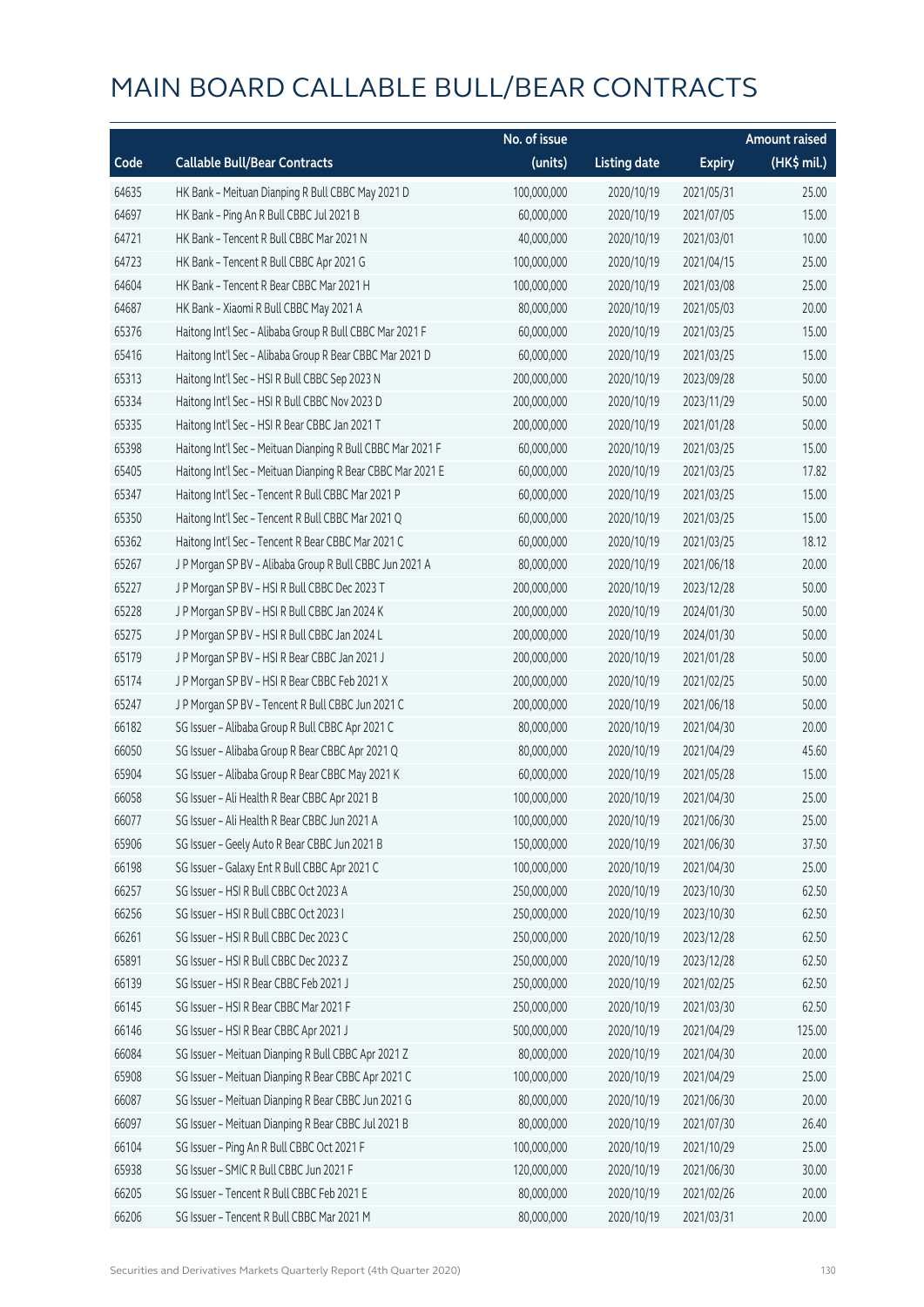# MAIN BOARD CALLABLE BULL/BEAR CONTRACTS

| Code | Callable Bull/Bear Contracts | No. of issue (units) | Listing date | Expiry | Amount raised (HK$ mil.) |
|---|---|---|---|---|---|
| 64635 | HK Bank – Meituan Dianping R Bull CBBC May 2021 D | 100,000,000 | 2020/10/19 | 2021/05/31 | 25.00 |
| 64697 | HK Bank – Ping An R Bull CBBC Jul 2021 B | 60,000,000 | 2020/10/19 | 2021/07/05 | 15.00 |
| 64721 | HK Bank – Tencent R Bull CBBC Mar 2021 N | 40,000,000 | 2020/10/19 | 2021/03/01 | 10.00 |
| 64723 | HK Bank – Tencent R Bull CBBC Apr 2021 G | 100,000,000 | 2020/10/19 | 2021/04/15 | 25.00 |
| 64604 | HK Bank – Tencent R Bear CBBC Mar 2021 H | 100,000,000 | 2020/10/19 | 2021/03/08 | 25.00 |
| 64687 | HK Bank – Xiaomi R Bull CBBC May 2021 A | 80,000,000 | 2020/10/19 | 2021/05/03 | 20.00 |
| 65376 | Haitong Int'l Sec – Alibaba Group R Bull CBBC Mar 2021 F | 60,000,000 | 2020/10/19 | 2021/03/25 | 15.00 |
| 65416 | Haitong Int'l Sec – Alibaba Group R Bear CBBC Mar 2021 D | 60,000,000 | 2020/10/19 | 2021/03/25 | 15.00 |
| 65313 | Haitong Int'l Sec – HSI R Bull CBBC Sep 2023 N | 200,000,000 | 2020/10/19 | 2023/09/28 | 50.00 |
| 65334 | Haitong Int'l Sec – HSI R Bull CBBC Nov 2023 D | 200,000,000 | 2020/10/19 | 2023/11/29 | 50.00 |
| 65335 | Haitong Int'l Sec – HSI R Bear CBBC Jan 2021 T | 200,000,000 | 2020/10/19 | 2021/01/28 | 50.00 |
| 65398 | Haitong Int'l Sec – Meituan Dianping R Bull CBBC Mar 2021 F | 60,000,000 | 2020/10/19 | 2021/03/25 | 15.00 |
| 65405 | Haitong Int'l Sec – Meituan Dianping R Bear CBBC Mar 2021 E | 60,000,000 | 2020/10/19 | 2021/03/25 | 17.82 |
| 65347 | Haitong Int'l Sec – Tencent R Bull CBBC Mar 2021 P | 60,000,000 | 2020/10/19 | 2021/03/25 | 15.00 |
| 65350 | Haitong Int'l Sec – Tencent R Bull CBBC Mar 2021 Q | 60,000,000 | 2020/10/19 | 2021/03/25 | 15.00 |
| 65362 | Haitong Int'l Sec – Tencent R Bear CBBC Mar 2021 C | 60,000,000 | 2020/10/19 | 2021/03/25 | 18.12 |
| 65267 | J P Morgan SP BV – Alibaba Group R Bull CBBC Jun 2021 A | 80,000,000 | 2020/10/19 | 2021/06/18 | 20.00 |
| 65227 | J P Morgan SP BV – HSI R Bull CBBC Dec 2023 T | 200,000,000 | 2020/10/19 | 2023/12/28 | 50.00 |
| 65228 | J P Morgan SP BV – HSI R Bull CBBC Jan 2024 K | 200,000,000 | 2020/10/19 | 2024/01/30 | 50.00 |
| 65275 | J P Morgan SP BV – HSI R Bull CBBC Jan 2024 L | 200,000,000 | 2020/10/19 | 2024/01/30 | 50.00 |
| 65179 | J P Morgan SP BV – HSI R Bear CBBC Jan 2021 J | 200,000,000 | 2020/10/19 | 2021/01/28 | 50.00 |
| 65174 | J P Morgan SP BV – HSI R Bear CBBC Feb 2021 X | 200,000,000 | 2020/10/19 | 2021/02/25 | 50.00 |
| 65247 | J P Morgan SP BV – Tencent R Bull CBBC Jun 2021 C | 200,000,000 | 2020/10/19 | 2021/06/18 | 50.00 |
| 66182 | SG Issuer – Alibaba Group R Bull CBBC Apr 2021 C | 80,000,000 | 2020/10/19 | 2021/04/30 | 20.00 |
| 66050 | SG Issuer – Alibaba Group R Bear CBBC Apr 2021 Q | 80,000,000 | 2020/10/19 | 2021/04/29 | 45.60 |
| 65904 | SG Issuer – Alibaba Group R Bear CBBC May 2021 K | 60,000,000 | 2020/10/19 | 2021/05/28 | 15.00 |
| 66058 | SG Issuer – Ali Health R Bear CBBC Apr 2021 B | 100,000,000 | 2020/10/19 | 2021/04/30 | 25.00 |
| 66077 | SG Issuer – Ali Health R Bear CBBC Jun 2021 A | 100,000,000 | 2020/10/19 | 2021/06/30 | 25.00 |
| 65906 | SG Issuer – Geely Auto R Bear CBBC Jun 2021 B | 150,000,000 | 2020/10/19 | 2021/06/30 | 37.50 |
| 66198 | SG Issuer – Galaxy Ent R Bull CBBC Apr 2021 C | 100,000,000 | 2020/10/19 | 2021/04/30 | 25.00 |
| 66257 | SG Issuer – HSI R Bull CBBC Oct 2023 A | 250,000,000 | 2020/10/19 | 2023/10/30 | 62.50 |
| 66256 | SG Issuer – HSI R Bull CBBC Oct 2023 I | 250,000,000 | 2020/10/19 | 2023/10/30 | 62.50 |
| 66261 | SG Issuer – HSI R Bull CBBC Dec 2023 C | 250,000,000 | 2020/10/19 | 2023/12/28 | 62.50 |
| 65891 | SG Issuer – HSI R Bull CBBC Dec 2023 Z | 250,000,000 | 2020/10/19 | 2023/12/28 | 62.50 |
| 66139 | SG Issuer – HSI R Bear CBBC Feb 2021 J | 250,000,000 | 2020/10/19 | 2021/02/25 | 62.50 |
| 66145 | SG Issuer – HSI R Bear CBBC Mar 2021 F | 250,000,000 | 2020/10/19 | 2021/03/30 | 62.50 |
| 66146 | SG Issuer – HSI R Bear CBBC Apr 2021 J | 500,000,000 | 2020/10/19 | 2021/04/29 | 125.00 |
| 66084 | SG Issuer – Meituan Dianping R Bull CBBC Apr 2021 Z | 80,000,000 | 2020/10/19 | 2021/04/30 | 20.00 |
| 65908 | SG Issuer – Meituan Dianping R Bear CBBC Apr 2021 C | 100,000,000 | 2020/10/19 | 2021/04/29 | 25.00 |
| 66087 | SG Issuer – Meituan Dianping R Bear CBBC Jun 2021 G | 80,000,000 | 2020/10/19 | 2021/06/30 | 20.00 |
| 66097 | SG Issuer – Meituan Dianping R Bear CBBC Jul 2021 B | 80,000,000 | 2020/10/19 | 2021/07/30 | 26.40 |
| 66104 | SG Issuer – Ping An R Bull CBBC Oct 2021 F | 100,000,000 | 2020/10/19 | 2021/10/29 | 25.00 |
| 65938 | SG Issuer – SMIC R Bull CBBC Jun 2021 F | 120,000,000 | 2020/10/19 | 2021/06/30 | 30.00 |
| 66205 | SG Issuer – Tencent R Bull CBBC Feb 2021 E | 80,000,000 | 2020/10/19 | 2021/02/26 | 20.00 |
| 66206 | SG Issuer – Tencent R Bull CBBC Mar 2021 M | 80,000,000 | 2020/10/19 | 2021/03/31 | 20.00 |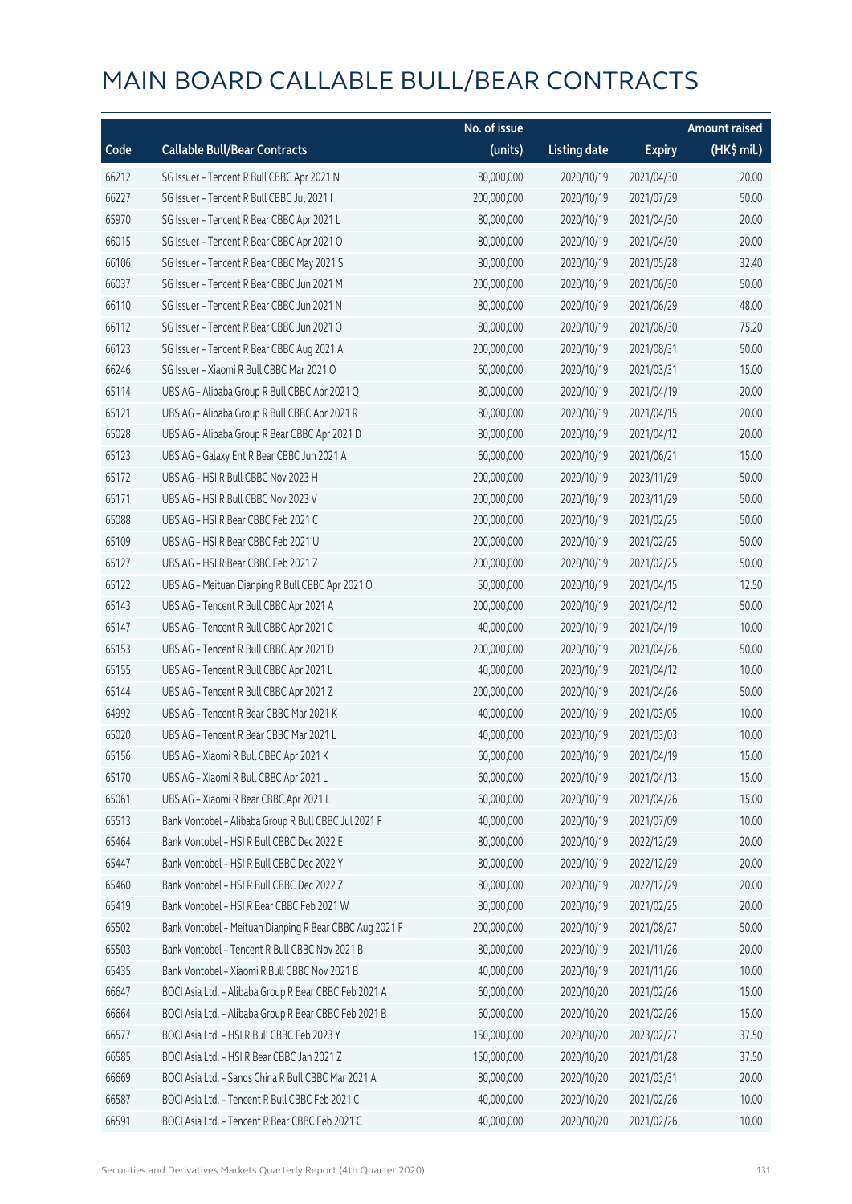# MAIN BOARD CALLABLE BULL/BEAR CONTRACTS

| Code | Callable Bull/Bear Contracts | No. of issue (units) | Listing date | Expiry | Amount raised (HK$ mil.) |
|---|---|---|---|---|---|
| 66212 | SG Issuer – Tencent R Bull CBBC Apr 2021 N | 80,000,000 | 2020/10/19 | 2021/04/30 | 20.00 |
| 66227 | SG Issuer – Tencent R Bull CBBC Jul 2021 I | 200,000,000 | 2020/10/19 | 2021/07/29 | 50.00 |
| 65970 | SG Issuer – Tencent R Bear CBBC Apr 2021 L | 80,000,000 | 2020/10/19 | 2021/04/30 | 20.00 |
| 66015 | SG Issuer – Tencent R Bear CBBC Apr 2021 O | 80,000,000 | 2020/10/19 | 2021/04/30 | 20.00 |
| 66106 | SG Issuer – Tencent R Bear CBBC May 2021 S | 80,000,000 | 2020/10/19 | 2021/05/28 | 32.40 |
| 66037 | SG Issuer – Tencent R Bear CBBC Jun 2021 M | 200,000,000 | 2020/10/19 | 2021/06/30 | 50.00 |
| 66110 | SG Issuer – Tencent R Bear CBBC Jun 2021 N | 80,000,000 | 2020/10/19 | 2021/06/29 | 48.00 |
| 66112 | SG Issuer – Tencent R Bear CBBC Jun 2021 O | 80,000,000 | 2020/10/19 | 2021/06/30 | 75.20 |
| 66123 | SG Issuer – Tencent R Bear CBBC Aug 2021 A | 200,000,000 | 2020/10/19 | 2021/08/31 | 50.00 |
| 66246 | SG Issuer – Xiaomi R Bull CBBC Mar 2021 O | 60,000,000 | 2020/10/19 | 2021/03/31 | 15.00 |
| 65114 | UBS AG – Alibaba Group R Bull CBBC Apr 2021 Q | 80,000,000 | 2020/10/19 | 2021/04/19 | 20.00 |
| 65121 | UBS AG – Alibaba Group R Bull CBBC Apr 2021 R | 80,000,000 | 2020/10/19 | 2021/04/15 | 20.00 |
| 65028 | UBS AG – Alibaba Group R Bear CBBC Apr 2021 D | 80,000,000 | 2020/10/19 | 2021/04/12 | 20.00 |
| 65123 | UBS AG – Galaxy Ent R Bear CBBC Jun 2021 A | 60,000,000 | 2020/10/19 | 2021/06/21 | 15.00 |
| 65172 | UBS AG – HSI R Bull CBBC Nov 2023 H | 200,000,000 | 2020/10/19 | 2023/11/29 | 50.00 |
| 65171 | UBS AG – HSI R Bull CBBC Nov 2023 V | 200,000,000 | 2020/10/19 | 2023/11/29 | 50.00 |
| 65088 | UBS AG – HSI R Bear CBBC Feb 2021 C | 200,000,000 | 2020/10/19 | 2021/02/25 | 50.00 |
| 65109 | UBS AG – HSI R Bear CBBC Feb 2021 U | 200,000,000 | 2020/10/19 | 2021/02/25 | 50.00 |
| 65127 | UBS AG – HSI R Bear CBBC Feb 2021 Z | 200,000,000 | 2020/10/19 | 2021/02/25 | 50.00 |
| 65122 | UBS AG – Meituan Dianping R Bull CBBC Apr 2021 O | 50,000,000 | 2020/10/19 | 2021/04/15 | 12.50 |
| 65143 | UBS AG – Tencent R Bull CBBC Apr 2021 A | 200,000,000 | 2020/10/19 | 2021/04/12 | 50.00 |
| 65147 | UBS AG – Tencent R Bull CBBC Apr 2021 C | 40,000,000 | 2020/10/19 | 2021/04/19 | 10.00 |
| 65153 | UBS AG – Tencent R Bull CBBC Apr 2021 D | 200,000,000 | 2020/10/19 | 2021/04/26 | 50.00 |
| 65155 | UBS AG – Tencent R Bull CBBC Apr 2021 L | 40,000,000 | 2020/10/19 | 2021/04/12 | 10.00 |
| 65144 | UBS AG – Tencent R Bull CBBC Apr 2021 Z | 200,000,000 | 2020/10/19 | 2021/04/26 | 50.00 |
| 64992 | UBS AG – Tencent R Bear CBBC Mar 2021 K | 40,000,000 | 2020/10/19 | 2021/03/05 | 10.00 |
| 65020 | UBS AG – Tencent R Bear CBBC Mar 2021 L | 40,000,000 | 2020/10/19 | 2021/03/03 | 10.00 |
| 65156 | UBS AG – Xiaomi R Bull CBBC Apr 2021 K | 60,000,000 | 2020/10/19 | 2021/04/19 | 15.00 |
| 65170 | UBS AG – Xiaomi R Bull CBBC Apr 2021 L | 60,000,000 | 2020/10/19 | 2021/04/13 | 15.00 |
| 65061 | UBS AG – Xiaomi R Bear CBBC Apr 2021 L | 60,000,000 | 2020/10/19 | 2021/04/26 | 15.00 |
| 65513 | Bank Vontobel – Alibaba Group R Bull CBBC Jul 2021 F | 40,000,000 | 2020/10/19 | 2021/07/09 | 10.00 |
| 65464 | Bank Vontobel – HSI R Bull CBBC Dec 2022 E | 80,000,000 | 2020/10/19 | 2022/12/29 | 20.00 |
| 65447 | Bank Vontobel – HSI R Bull CBBC Dec 2022 Y | 80,000,000 | 2020/10/19 | 2022/12/29 | 20.00 |
| 65460 | Bank Vontobel – HSI R Bull CBBC Dec 2022 Z | 80,000,000 | 2020/10/19 | 2022/12/29 | 20.00 |
| 65419 | Bank Vontobel – HSI R Bear CBBC Feb 2021 W | 80,000,000 | 2020/10/19 | 2021/02/25 | 20.00 |
| 65502 | Bank Vontobel – Meituan Dianping R Bear CBBC Aug 2021 F | 200,000,000 | 2020/10/19 | 2021/08/27 | 50.00 |
| 65503 | Bank Vontobel – Tencent R Bull CBBC Nov 2021 B | 80,000,000 | 2020/10/19 | 2021/11/26 | 20.00 |
| 65435 | Bank Vontobel – Xiaomi R Bull CBBC Nov 2021 B | 40,000,000 | 2020/10/19 | 2021/11/26 | 10.00 |
| 66647 | BOCI Asia Ltd. – Alibaba Group R Bear CBBC Feb 2021 A | 60,000,000 | 2020/10/20 | 2021/02/26 | 15.00 |
| 66664 | BOCI Asia Ltd. – Alibaba Group R Bear CBBC Feb 2021 B | 60,000,000 | 2020/10/20 | 2021/02/26 | 15.00 |
| 66577 | BOCI Asia Ltd. – HSI R Bull CBBC Feb 2023 Y | 150,000,000 | 2020/10/20 | 2023/02/27 | 37.50 |
| 66585 | BOCI Asia Ltd. – HSI R Bear CBBC Jan 2021 Z | 150,000,000 | 2020/10/20 | 2021/01/28 | 37.50 |
| 66669 | BOCI Asia Ltd. – Sands China R Bull CBBC Mar 2021 A | 80,000,000 | 2020/10/20 | 2021/03/31 | 20.00 |
| 66587 | BOCI Asia Ltd. – Tencent R Bull CBBC Feb 2021 C | 40,000,000 | 2020/10/20 | 2021/02/26 | 10.00 |
| 66591 | BOCI Asia Ltd. – Tencent R Bear CBBC Feb 2021 C | 40,000,000 | 2020/10/20 | 2021/02/26 | 10.00 |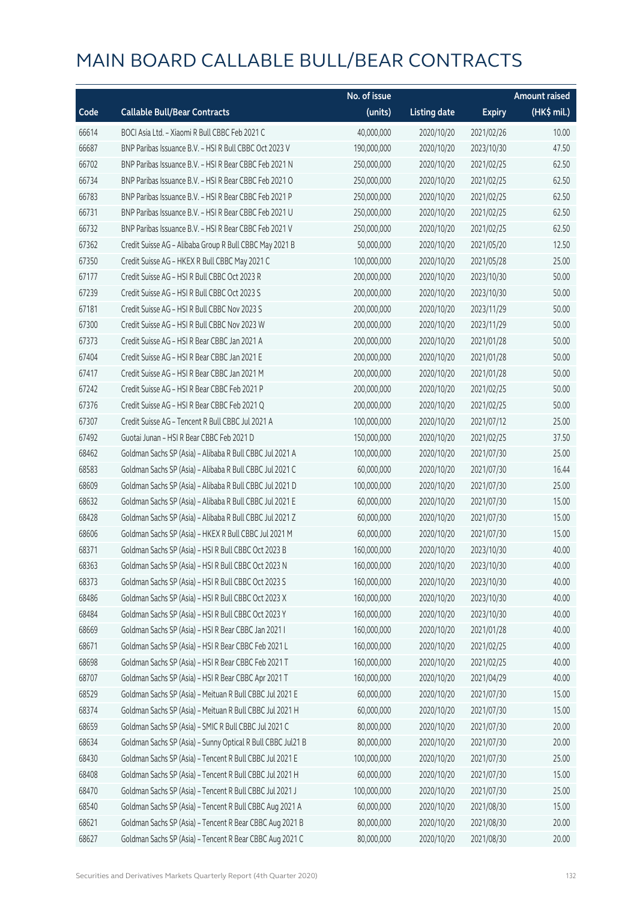# MAIN BOARD CALLABLE BULL/BEAR CONTRACTS

| Code | Callable Bull/Bear Contracts | No. of issue (units) | Listing date | Expiry | Amount raised (HK$ mil.) |
|---|---|---|---|---|---|
| 66614 | BOCI Asia Ltd. – Xiaomi R Bull CBBC Feb 2021 C | 40,000,000 | 2020/10/20 | 2021/02/26 | 10.00 |
| 66687 | BNP Paribas Issuance B.V. – HSI R Bull CBBC Oct 2023 V | 190,000,000 | 2020/10/20 | 2023/10/30 | 47.50 |
| 66702 | BNP Paribas Issuance B.V. – HSI R Bear CBBC Feb 2021 N | 250,000,000 | 2020/10/20 | 2021/02/25 | 62.50 |
| 66734 | BNP Paribas Issuance B.V. – HSI R Bear CBBC Feb 2021 O | 250,000,000 | 2020/10/20 | 2021/02/25 | 62.50 |
| 66783 | BNP Paribas Issuance B.V. – HSI R Bear CBBC Feb 2021 P | 250,000,000 | 2020/10/20 | 2021/02/25 | 62.50 |
| 66731 | BNP Paribas Issuance B.V. – HSI R Bear CBBC Feb 2021 U | 250,000,000 | 2020/10/20 | 2021/02/25 | 62.50 |
| 66732 | BNP Paribas Issuance B.V. – HSI R Bear CBBC Feb 2021 V | 250,000,000 | 2020/10/20 | 2021/02/25 | 62.50 |
| 67362 | Credit Suisse AG – Alibaba Group R Bull CBBC May 2021 B | 50,000,000 | 2020/10/20 | 2021/05/20 | 12.50 |
| 67350 | Credit Suisse AG – HKEX R Bull CBBC May 2021 C | 100,000,000 | 2020/10/20 | 2021/05/28 | 25.00 |
| 67177 | Credit Suisse AG – HSI R Bull CBBC Oct 2023 R | 200,000,000 | 2020/10/20 | 2023/10/30 | 50.00 |
| 67239 | Credit Suisse AG – HSI R Bull CBBC Oct 2023 S | 200,000,000 | 2020/10/20 | 2023/10/30 | 50.00 |
| 67181 | Credit Suisse AG – HSI R Bull CBBC Nov 2023 S | 200,000,000 | 2020/10/20 | 2023/11/29 | 50.00 |
| 67300 | Credit Suisse AG – HSI R Bull CBBC Nov 2023 W | 200,000,000 | 2020/10/20 | 2023/11/29 | 50.00 |
| 67373 | Credit Suisse AG – HSI R Bear CBBC Jan 2021 A | 200,000,000 | 2020/10/20 | 2021/01/28 | 50.00 |
| 67404 | Credit Suisse AG – HSI R Bear CBBC Jan 2021 E | 200,000,000 | 2020/10/20 | 2021/01/28 | 50.00 |
| 67417 | Credit Suisse AG – HSI R Bear CBBC Jan 2021 M | 200,000,000 | 2020/10/20 | 2021/01/28 | 50.00 |
| 67242 | Credit Suisse AG – HSI R Bear CBBC Feb 2021 P | 200,000,000 | 2020/10/20 | 2021/02/25 | 50.00 |
| 67376 | Credit Suisse AG – HSI R Bear CBBC Feb 2021 Q | 200,000,000 | 2020/10/20 | 2021/02/25 | 50.00 |
| 67307 | Credit Suisse AG – Tencent R Bull CBBC Jul 2021 A | 100,000,000 | 2020/10/20 | 2021/07/12 | 25.00 |
| 67492 | Guotai Junan – HSI R Bear CBBC Feb 2021 D | 150,000,000 | 2020/10/20 | 2021/02/25 | 37.50 |
| 68462 | Goldman Sachs SP (Asia) – Alibaba R Bull CBBC Jul 2021 A | 100,000,000 | 2020/10/20 | 2021/07/30 | 25.00 |
| 68583 | Goldman Sachs SP (Asia) – Alibaba R Bull CBBC Jul 2021 C | 60,000,000 | 2020/10/20 | 2021/07/30 | 16.44 |
| 68609 | Goldman Sachs SP (Asia) – Alibaba R Bull CBBC Jul 2021 D | 100,000,000 | 2020/10/20 | 2021/07/30 | 25.00 |
| 68632 | Goldman Sachs SP (Asia) – Alibaba R Bull CBBC Jul 2021 E | 60,000,000 | 2020/10/20 | 2021/07/30 | 15.00 |
| 68428 | Goldman Sachs SP (Asia) – Alibaba R Bull CBBC Jul 2021 Z | 60,000,000 | 2020/10/20 | 2021/07/30 | 15.00 |
| 68606 | Goldman Sachs SP (Asia) – HKEX R Bull CBBC Jul 2021 M | 60,000,000 | 2020/10/20 | 2021/07/30 | 15.00 |
| 68371 | Goldman Sachs SP (Asia) – HSI R Bull CBBC Oct 2023 B | 160,000,000 | 2020/10/20 | 2023/10/30 | 40.00 |
| 68363 | Goldman Sachs SP (Asia) – HSI R Bull CBBC Oct 2023 N | 160,000,000 | 2020/10/20 | 2023/10/30 | 40.00 |
| 68373 | Goldman Sachs SP (Asia) – HSI R Bull CBBC Oct 2023 S | 160,000,000 | 2020/10/20 | 2023/10/30 | 40.00 |
| 68486 | Goldman Sachs SP (Asia) – HSI R Bull CBBC Oct 2023 X | 160,000,000 | 2020/10/20 | 2023/10/30 | 40.00 |
| 68484 | Goldman Sachs SP (Asia) – HSI R Bull CBBC Oct 2023 Y | 160,000,000 | 2020/10/20 | 2023/10/30 | 40.00 |
| 68669 | Goldman Sachs SP (Asia) – HSI R Bear CBBC Jan 2021 I | 160,000,000 | 2020/10/20 | 2021/01/28 | 40.00 |
| 68671 | Goldman Sachs SP (Asia) – HSI R Bear CBBC Feb 2021 L | 160,000,000 | 2020/10/20 | 2021/02/25 | 40.00 |
| 68698 | Goldman Sachs SP (Asia) – HSI R Bear CBBC Feb 2021 T | 160,000,000 | 2020/10/20 | 2021/02/25 | 40.00 |
| 68707 | Goldman Sachs SP (Asia) – HSI R Bear CBBC Apr 2021 T | 160,000,000 | 2020/10/20 | 2021/04/29 | 40.00 |
| 68529 | Goldman Sachs SP (Asia) – Meituan R Bull CBBC Jul 2021 E | 60,000,000 | 2020/10/20 | 2021/07/30 | 15.00 |
| 68374 | Goldman Sachs SP (Asia) – Meituan R Bull CBBC Jul 2021 H | 60,000,000 | 2020/10/20 | 2021/07/30 | 15.00 |
| 68659 | Goldman Sachs SP (Asia) – SMIC R Bull CBBC Jul 2021 C | 80,000,000 | 2020/10/20 | 2021/07/30 | 20.00 |
| 68634 | Goldman Sachs SP (Asia) – Sunny Optical R Bull CBBC Jul21 B | 80,000,000 | 2020/10/20 | 2021/07/30 | 20.00 |
| 68430 | Goldman Sachs SP (Asia) – Tencent R Bull CBBC Jul 2021 E | 100,000,000 | 2020/10/20 | 2021/07/30 | 25.00 |
| 68408 | Goldman Sachs SP (Asia) – Tencent R Bull CBBC Jul 2021 H | 60,000,000 | 2020/10/20 | 2021/07/30 | 15.00 |
| 68470 | Goldman Sachs SP (Asia) – Tencent R Bull CBBC Jul 2021 J | 100,000,000 | 2020/10/20 | 2021/07/30 | 25.00 |
| 68540 | Goldman Sachs SP (Asia) – Tencent R Bull CBBC Aug 2021 A | 60,000,000 | 2020/10/20 | 2021/08/30 | 15.00 |
| 68621 | Goldman Sachs SP (Asia) – Tencent R Bear CBBC Aug 2021 B | 80,000,000 | 2020/10/20 | 2021/08/30 | 20.00 |
| 68627 | Goldman Sachs SP (Asia) – Tencent R Bear CBBC Aug 2021 C | 80,000,000 | 2020/10/20 | 2021/08/30 | 20.00 |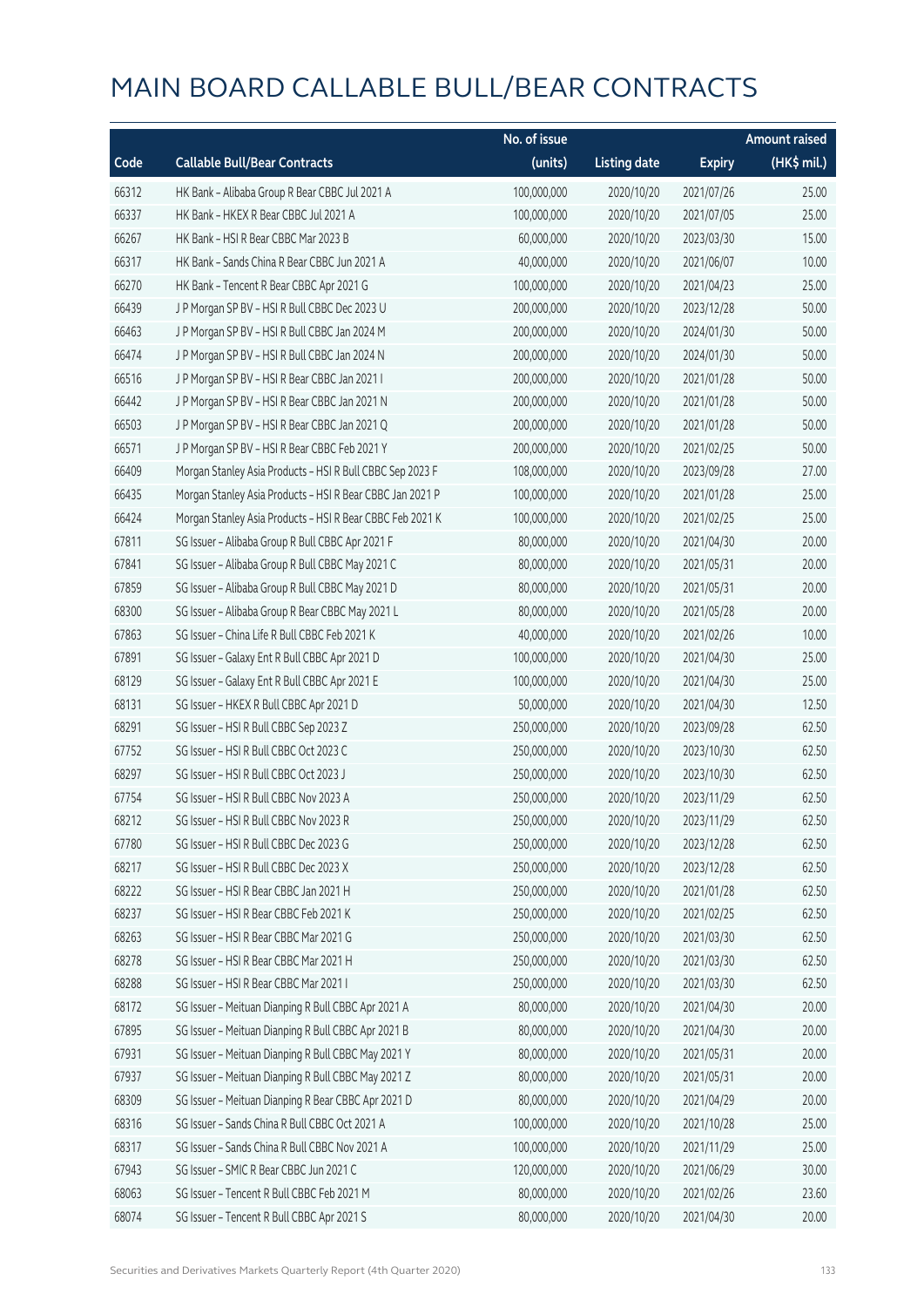# MAIN BOARD CALLABLE BULL/BEAR CONTRACTS

| Code | Callable Bull/Bear Contracts | No. of issue (units) | Listing date | Expiry | Amount raised (HK$ mil.) |
|---|---|---|---|---|---|
| 66312 | HK Bank – Alibaba Group R Bear CBBC Jul 2021 A | 100,000,000 | 2020/10/20 | 2021/07/26 | 25.00 |
| 66337 | HK Bank – HKEX R Bear CBBC Jul 2021 A | 100,000,000 | 2020/10/20 | 2021/07/05 | 25.00 |
| 66267 | HK Bank – HSI R Bear CBBC Mar 2023 B | 60,000,000 | 2020/10/20 | 2023/03/30 | 15.00 |
| 66317 | HK Bank – Sands China R Bear CBBC Jun 2021 A | 40,000,000 | 2020/10/20 | 2021/06/07 | 10.00 |
| 66270 | HK Bank – Tencent R Bear CBBC Apr 2021 G | 100,000,000 | 2020/10/20 | 2021/04/23 | 25.00 |
| 66439 | J P Morgan SP BV – HSI R Bull CBBC Dec 2023 U | 200,000,000 | 2020/10/20 | 2023/12/28 | 50.00 |
| 66463 | J P Morgan SP BV – HSI R Bull CBBC Jan 2024 M | 200,000,000 | 2020/10/20 | 2024/01/30 | 50.00 |
| 66474 | J P Morgan SP BV – HSI R Bull CBBC Jan 2024 N | 200,000,000 | 2020/10/20 | 2024/01/30 | 50.00 |
| 66516 | J P Morgan SP BV – HSI R Bear CBBC Jan 2021 I | 200,000,000 | 2020/10/20 | 2021/01/28 | 50.00 |
| 66442 | J P Morgan SP BV – HSI R Bear CBBC Jan 2021 N | 200,000,000 | 2020/10/20 | 2021/01/28 | 50.00 |
| 66503 | J P Morgan SP BV – HSI R Bear CBBC Jan 2021 Q | 200,000,000 | 2020/10/20 | 2021/01/28 | 50.00 |
| 66571 | J P Morgan SP BV – HSI R Bear CBBC Feb 2021 Y | 200,000,000 | 2020/10/20 | 2021/02/25 | 50.00 |
| 66409 | Morgan Stanley Asia Products – HSI R Bull CBBC Sep 2023 F | 108,000,000 | 2020/10/20 | 2023/09/28 | 27.00 |
| 66435 | Morgan Stanley Asia Products – HSI R Bear CBBC Jan 2021 P | 100,000,000 | 2020/10/20 | 2021/01/28 | 25.00 |
| 66424 | Morgan Stanley Asia Products – HSI R Bear CBBC Feb 2021 K | 100,000,000 | 2020/10/20 | 2021/02/25 | 25.00 |
| 67811 | SG Issuer – Alibaba Group R Bull CBBC Apr 2021 F | 80,000,000 | 2020/10/20 | 2021/04/30 | 20.00 |
| 67841 | SG Issuer – Alibaba Group R Bull CBBC May 2021 C | 80,000,000 | 2020/10/20 | 2021/05/31 | 20.00 |
| 67859 | SG Issuer – Alibaba Group R Bull CBBC May 2021 D | 80,000,000 | 2020/10/20 | 2021/05/31 | 20.00 |
| 68300 | SG Issuer – Alibaba Group R Bear CBBC May 2021 L | 80,000,000 | 2020/10/20 | 2021/05/28 | 20.00 |
| 67863 | SG Issuer – China Life R Bull CBBC Feb 2021 K | 40,000,000 | 2020/10/20 | 2021/02/26 | 10.00 |
| 67891 | SG Issuer – Galaxy Ent R Bull CBBC Apr 2021 D | 100,000,000 | 2020/10/20 | 2021/04/30 | 25.00 |
| 68129 | SG Issuer – Galaxy Ent R Bull CBBC Apr 2021 E | 100,000,000 | 2020/10/20 | 2021/04/30 | 25.00 |
| 68131 | SG Issuer – HKEX R Bull CBBC Apr 2021 D | 50,000,000 | 2020/10/20 | 2021/04/30 | 12.50 |
| 68291 | SG Issuer – HSI R Bull CBBC Sep 2023 Z | 250,000,000 | 2020/10/20 | 2023/09/28 | 62.50 |
| 67752 | SG Issuer – HSI R Bull CBBC Oct 2023 C | 250,000,000 | 2020/10/20 | 2023/10/30 | 62.50 |
| 68297 | SG Issuer – HSI R Bull CBBC Oct 2023 J | 250,000,000 | 2020/10/20 | 2023/10/30 | 62.50 |
| 67754 | SG Issuer – HSI R Bull CBBC Nov 2023 A | 250,000,000 | 2020/10/20 | 2023/11/29 | 62.50 |
| 68212 | SG Issuer – HSI R Bull CBBC Nov 2023 R | 250,000,000 | 2020/10/20 | 2023/11/29 | 62.50 |
| 67780 | SG Issuer – HSI R Bull CBBC Dec 2023 G | 250,000,000 | 2020/10/20 | 2023/12/28 | 62.50 |
| 68217 | SG Issuer – HSI R Bull CBBC Dec 2023 X | 250,000,000 | 2020/10/20 | 2023/12/28 | 62.50 |
| 68222 | SG Issuer – HSI R Bear CBBC Jan 2021 H | 250,000,000 | 2020/10/20 | 2021/01/28 | 62.50 |
| 68237 | SG Issuer – HSI R Bear CBBC Feb 2021 K | 250,000,000 | 2020/10/20 | 2021/02/25 | 62.50 |
| 68263 | SG Issuer – HSI R Bear CBBC Mar 2021 G | 250,000,000 | 2020/10/20 | 2021/03/30 | 62.50 |
| 68278 | SG Issuer – HSI R Bear CBBC Mar 2021 H | 250,000,000 | 2020/10/20 | 2021/03/30 | 62.50 |
| 68288 | SG Issuer – HSI R Bear CBBC Mar 2021 I | 250,000,000 | 2020/10/20 | 2021/03/30 | 62.50 |
| 68172 | SG Issuer – Meituan Dianping R Bull CBBC Apr 2021 A | 80,000,000 | 2020/10/20 | 2021/04/30 | 20.00 |
| 67895 | SG Issuer – Meituan Dianping R Bull CBBC Apr 2021 B | 80,000,000 | 2020/10/20 | 2021/04/30 | 20.00 |
| 67931 | SG Issuer – Meituan Dianping R Bull CBBC May 2021 Y | 80,000,000 | 2020/10/20 | 2021/05/31 | 20.00 |
| 67937 | SG Issuer – Meituan Dianping R Bull CBBC May 2021 Z | 80,000,000 | 2020/10/20 | 2021/05/31 | 20.00 |
| 68309 | SG Issuer – Meituan Dianping R Bear CBBC Apr 2021 D | 80,000,000 | 2020/10/20 | 2021/04/29 | 20.00 |
| 68316 | SG Issuer – Sands China R Bull CBBC Oct 2021 A | 100,000,000 | 2020/10/20 | 2021/10/28 | 25.00 |
| 68317 | SG Issuer – Sands China R Bull CBBC Nov 2021 A | 100,000,000 | 2020/10/20 | 2021/11/29 | 25.00 |
| 67943 | SG Issuer – SMIC R Bear CBBC Jun 2021 C | 120,000,000 | 2020/10/20 | 2021/06/29 | 30.00 |
| 68063 | SG Issuer – Tencent R Bull CBBC Feb 2021 M | 80,000,000 | 2020/10/20 | 2021/02/26 | 23.60 |
| 68074 | SG Issuer – Tencent R Bull CBBC Apr 2021 S | 80,000,000 | 2020/10/20 | 2021/04/30 | 20.00 |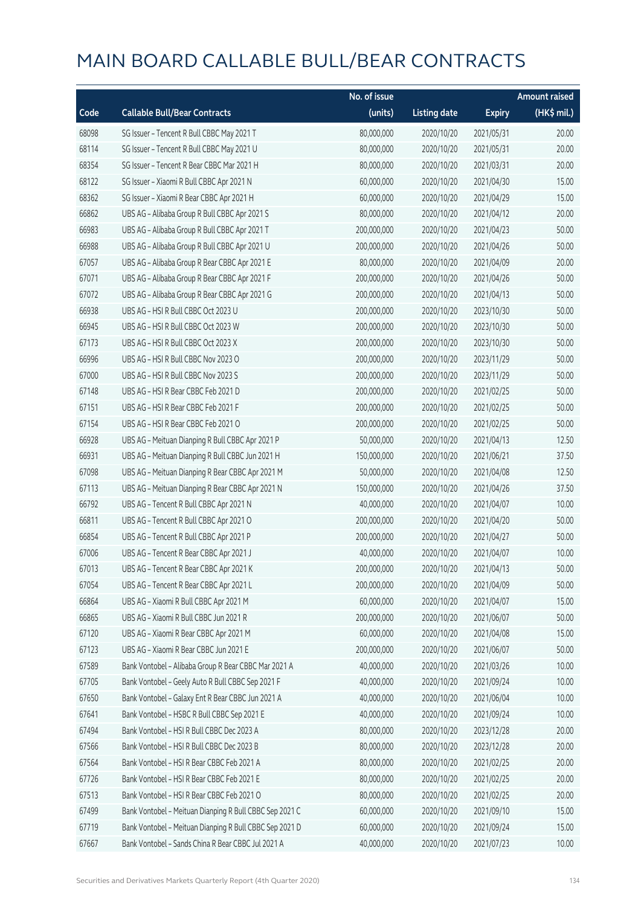# MAIN BOARD CALLABLE BULL/BEAR CONTRACTS

| Code | Callable Bull/Bear Contracts | No. of issue (units) | Listing date | Expiry | Amount raised (HK$ mil.) |
|---|---|---|---|---|---|
| 68098 | SG Issuer – Tencent R Bull CBBC May 2021 T | 80,000,000 | 2020/10/20 | 2021/05/31 | 20.00 |
| 68114 | SG Issuer – Tencent R Bull CBBC May 2021 U | 80,000,000 | 2020/10/20 | 2021/05/31 | 20.00 |
| 68354 | SG Issuer – Tencent R Bear CBBC Mar 2021 H | 80,000,000 | 2020/10/20 | 2021/03/31 | 20.00 |
| 68122 | SG Issuer – Xiaomi R Bull CBBC Apr 2021 N | 60,000,000 | 2020/10/20 | 2021/04/30 | 15.00 |
| 68362 | SG Issuer – Xiaomi R Bear CBBC Apr 2021 H | 60,000,000 | 2020/10/20 | 2021/04/29 | 15.00 |
| 66862 | UBS AG – Alibaba Group R Bull CBBC Apr 2021 S | 80,000,000 | 2020/10/20 | 2021/04/12 | 20.00 |
| 66983 | UBS AG – Alibaba Group R Bull CBBC Apr 2021 T | 200,000,000 | 2020/10/20 | 2021/04/23 | 50.00 |
| 66988 | UBS AG – Alibaba Group R Bull CBBC Apr 2021 U | 200,000,000 | 2020/10/20 | 2021/04/26 | 50.00 |
| 67057 | UBS AG – Alibaba Group R Bear CBBC Apr 2021 E | 80,000,000 | 2020/10/20 | 2021/04/09 | 20.00 |
| 67071 | UBS AG – Alibaba Group R Bear CBBC Apr 2021 F | 200,000,000 | 2020/10/20 | 2021/04/26 | 50.00 |
| 67072 | UBS AG – Alibaba Group R Bear CBBC Apr 2021 G | 200,000,000 | 2020/10/20 | 2021/04/13 | 50.00 |
| 66938 | UBS AG – HSI R Bull CBBC Oct 2023 U | 200,000,000 | 2020/10/20 | 2023/10/30 | 50.00 |
| 66945 | UBS AG – HSI R Bull CBBC Oct 2023 W | 200,000,000 | 2020/10/20 | 2023/10/30 | 50.00 |
| 67173 | UBS AG – HSI R Bull CBBC Oct 2023 X | 200,000,000 | 2020/10/20 | 2023/10/30 | 50.00 |
| 66996 | UBS AG – HSI R Bull CBBC Nov 2023 O | 200,000,000 | 2020/10/20 | 2023/11/29 | 50.00 |
| 67000 | UBS AG – HSI R Bull CBBC Nov 2023 S | 200,000,000 | 2020/10/20 | 2023/11/29 | 50.00 |
| 67148 | UBS AG – HSI R Bear CBBC Feb 2021 D | 200,000,000 | 2020/10/20 | 2021/02/25 | 50.00 |
| 67151 | UBS AG – HSI R Bear CBBC Feb 2021 F | 200,000,000 | 2020/10/20 | 2021/02/25 | 50.00 |
| 67154 | UBS AG – HSI R Bear CBBC Feb 2021 O | 200,000,000 | 2020/10/20 | 2021/02/25 | 50.00 |
| 66928 | UBS AG – Meituan Dianping R Bull CBBC Apr 2021 P | 50,000,000 | 2020/10/20 | 2021/04/13 | 12.50 |
| 66931 | UBS AG – Meituan Dianping R Bull CBBC Jun 2021 H | 150,000,000 | 2020/10/20 | 2021/06/21 | 37.50 |
| 67098 | UBS AG – Meituan Dianping R Bear CBBC Apr 2021 M | 50,000,000 | 2020/10/20 | 2021/04/08 | 12.50 |
| 67113 | UBS AG – Meituan Dianping R Bear CBBC Apr 2021 N | 150,000,000 | 2020/10/20 | 2021/04/26 | 37.50 |
| 66792 | UBS AG – Tencent R Bull CBBC Apr 2021 N | 40,000,000 | 2020/10/20 | 2021/04/07 | 10.00 |
| 66811 | UBS AG – Tencent R Bull CBBC Apr 2021 O | 200,000,000 | 2020/10/20 | 2021/04/20 | 50.00 |
| 66854 | UBS AG – Tencent R Bull CBBC Apr 2021 P | 200,000,000 | 2020/10/20 | 2021/04/27 | 50.00 |
| 67006 | UBS AG – Tencent R Bear CBBC Apr 2021 J | 40,000,000 | 2020/10/20 | 2021/04/07 | 10.00 |
| 67013 | UBS AG – Tencent R Bear CBBC Apr 2021 K | 200,000,000 | 2020/10/20 | 2021/04/13 | 50.00 |
| 67054 | UBS AG – Tencent R Bear CBBC Apr 2021 L | 200,000,000 | 2020/10/20 | 2021/04/09 | 50.00 |
| 66864 | UBS AG – Xiaomi R Bull CBBC Apr 2021 M | 60,000,000 | 2020/10/20 | 2021/04/07 | 15.00 |
| 66865 | UBS AG – Xiaomi R Bull CBBC Jun 2021 R | 200,000,000 | 2020/10/20 | 2021/06/07 | 50.00 |
| 67120 | UBS AG – Xiaomi R Bear CBBC Apr 2021 M | 60,000,000 | 2020/10/20 | 2021/04/08 | 15.00 |
| 67123 | UBS AG – Xiaomi R Bear CBBC Jun 2021 E | 200,000,000 | 2020/10/20 | 2021/06/07 | 50.00 |
| 67589 | Bank Vontobel – Alibaba Group R Bear CBBC Mar 2021 A | 40,000,000 | 2020/10/20 | 2021/03/26 | 10.00 |
| 67705 | Bank Vontobel – Geely Auto R Bull CBBC Sep 2021 F | 40,000,000 | 2020/10/20 | 2021/09/24 | 10.00 |
| 67650 | Bank Vontobel – Galaxy Ent R Bear CBBC Jun 2021 A | 40,000,000 | 2020/10/20 | 2021/06/04 | 10.00 |
| 67641 | Bank Vontobel – HSBC R Bull CBBC Sep 2021 E | 40,000,000 | 2020/10/20 | 2021/09/24 | 10.00 |
| 67494 | Bank Vontobel – HSI R Bull CBBC Dec 2023 A | 80,000,000 | 2020/10/20 | 2023/12/28 | 20.00 |
| 67566 | Bank Vontobel – HSI R Bull CBBC Dec 2023 B | 80,000,000 | 2020/10/20 | 2023/12/28 | 20.00 |
| 67564 | Bank Vontobel – HSI R Bear CBBC Feb 2021 A | 80,000,000 | 2020/10/20 | 2021/02/25 | 20.00 |
| 67726 | Bank Vontobel – HSI R Bear CBBC Feb 2021 E | 80,000,000 | 2020/10/20 | 2021/02/25 | 20.00 |
| 67513 | Bank Vontobel – HSI R Bear CBBC Feb 2021 O | 80,000,000 | 2020/10/20 | 2021/02/25 | 20.00 |
| 67499 | Bank Vontobel – Meituan Dianping R Bull CBBC Sep 2021 C | 60,000,000 | 2020/10/20 | 2021/09/10 | 15.00 |
| 67719 | Bank Vontobel – Meituan Dianping R Bull CBBC Sep 2021 D | 60,000,000 | 2020/10/20 | 2021/09/24 | 15.00 |
| 67667 | Bank Vontobel – Sands China R Bear CBBC Jul 2021 A | 40,000,000 | 2020/10/20 | 2021/07/23 | 10.00 |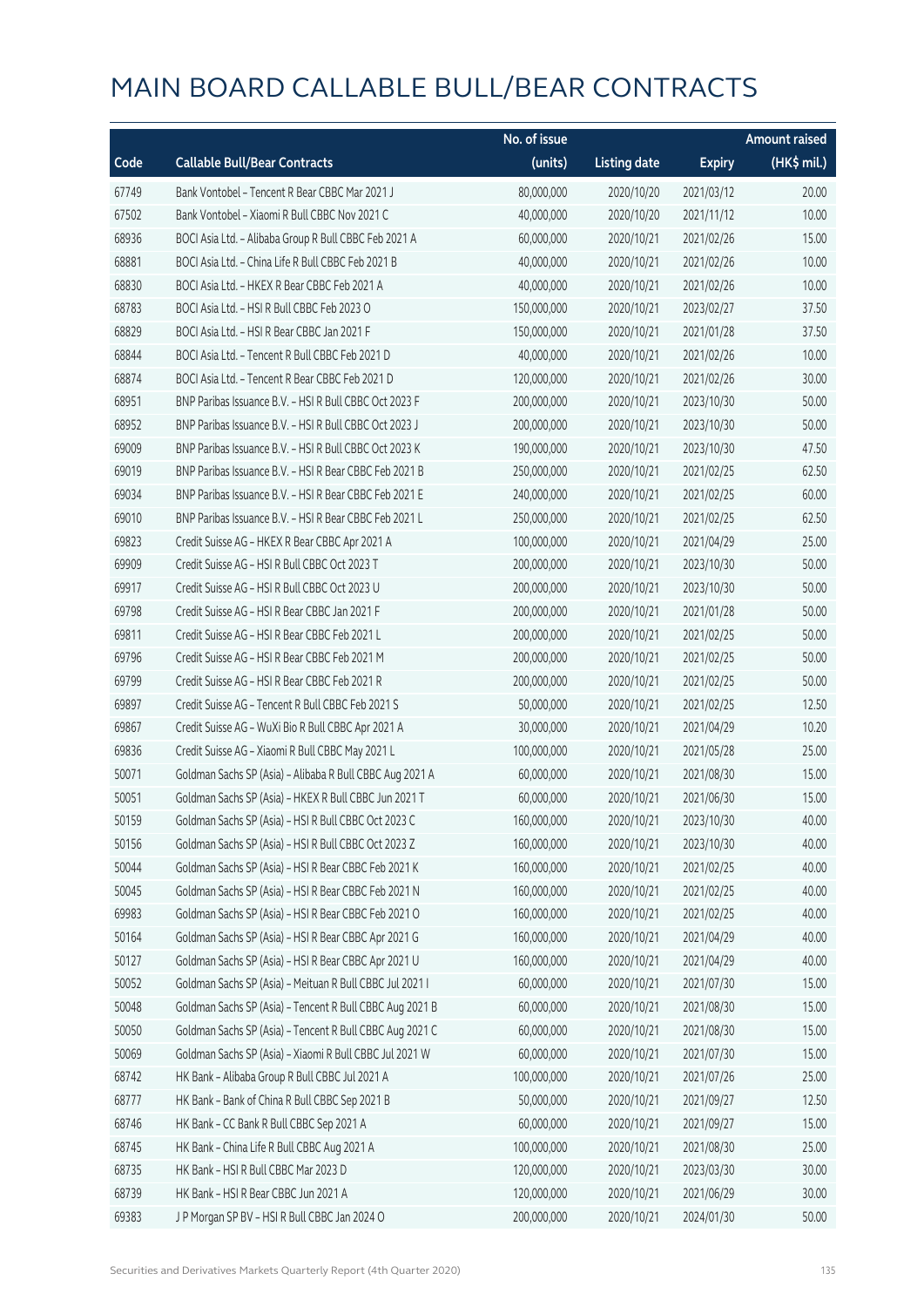# MAIN BOARD CALLABLE BULL/BEAR CONTRACTS

| Code | Callable Bull/Bear Contracts | No. of issue (units) | Listing date | Expiry | Amount raised (HK$ mil.) |
|---|---|---|---|---|---|
| 67749 | Bank Vontobel – Tencent R Bear CBBC Mar 2021 J | 80,000,000 | 2020/10/20 | 2021/03/12 | 20.00 |
| 67502 | Bank Vontobel – Xiaomi R Bull CBBC Nov 2021 C | 40,000,000 | 2020/10/20 | 2021/11/12 | 10.00 |
| 68936 | BOCI Asia Ltd. – Alibaba Group R Bull CBBC Feb 2021 A | 60,000,000 | 2020/10/21 | 2021/02/26 | 15.00 |
| 68881 | BOCI Asia Ltd. – China Life R Bull CBBC Feb 2021 B | 40,000,000 | 2020/10/21 | 2021/02/26 | 10.00 |
| 68830 | BOCI Asia Ltd. – HKEX R Bear CBBC Feb 2021 A | 40,000,000 | 2020/10/21 | 2021/02/26 | 10.00 |
| 68783 | BOCI Asia Ltd. – HSI R Bull CBBC Feb 2023 O | 150,000,000 | 2020/10/21 | 2023/02/27 | 37.50 |
| 68829 | BOCI Asia Ltd. – HSI R Bear CBBC Jan 2021 F | 150,000,000 | 2020/10/21 | 2021/01/28 | 37.50 |
| 68844 | BOCI Asia Ltd. – Tencent R Bull CBBC Feb 2021 D | 40,000,000 | 2020/10/21 | 2021/02/26 | 10.00 |
| 68874 | BOCI Asia Ltd. – Tencent R Bear CBBC Feb 2021 D | 120,000,000 | 2020/10/21 | 2021/02/26 | 30.00 |
| 68951 | BNP Paribas Issuance B.V. – HSI R Bull CBBC Oct 2023 F | 200,000,000 | 2020/10/21 | 2023/10/30 | 50.00 |
| 68952 | BNP Paribas Issuance B.V. – HSI R Bull CBBC Oct 2023 J | 200,000,000 | 2020/10/21 | 2023/10/30 | 50.00 |
| 69009 | BNP Paribas Issuance B.V. – HSI R Bull CBBC Oct 2023 K | 190,000,000 | 2020/10/21 | 2023/10/30 | 47.50 |
| 69019 | BNP Paribas Issuance B.V. – HSI R Bear CBBC Feb 2021 B | 250,000,000 | 2020/10/21 | 2021/02/25 | 62.50 |
| 69034 | BNP Paribas Issuance B.V. – HSI R Bear CBBC Feb 2021 E | 240,000,000 | 2020/10/21 | 2021/02/25 | 60.00 |
| 69010 | BNP Paribas Issuance B.V. – HSI R Bear CBBC Feb 2021 L | 250,000,000 | 2020/10/21 | 2021/02/25 | 62.50 |
| 69823 | Credit Suisse AG – HKEX R Bear CBBC Apr 2021 A | 100,000,000 | 2020/10/21 | 2021/04/29 | 25.00 |
| 69909 | Credit Suisse AG – HSI R Bull CBBC Oct 2023 T | 200,000,000 | 2020/10/21 | 2023/10/30 | 50.00 |
| 69917 | Credit Suisse AG – HSI R Bull CBBC Oct 2023 U | 200,000,000 | 2020/10/21 | 2023/10/30 | 50.00 |
| 69798 | Credit Suisse AG – HSI R Bear CBBC Jan 2021 F | 200,000,000 | 2020/10/21 | 2021/01/28 | 50.00 |
| 69811 | Credit Suisse AG – HSI R Bear CBBC Feb 2021 L | 200,000,000 | 2020/10/21 | 2021/02/25 | 50.00 |
| 69796 | Credit Suisse AG – HSI R Bear CBBC Feb 2021 M | 200,000,000 | 2020/10/21 | 2021/02/25 | 50.00 |
| 69799 | Credit Suisse AG – HSI R Bear CBBC Feb 2021 R | 200,000,000 | 2020/10/21 | 2021/02/25 | 50.00 |
| 69897 | Credit Suisse AG – Tencent R Bull CBBC Feb 2021 S | 50,000,000 | 2020/10/21 | 2021/02/25 | 12.50 |
| 69867 | Credit Suisse AG – WuXi Bio R Bull CBBC Apr 2021 A | 30,000,000 | 2020/10/21 | 2021/04/29 | 10.20 |
| 69836 | Credit Suisse AG – Xiaomi R Bull CBBC May 2021 L | 100,000,000 | 2020/10/21 | 2021/05/28 | 25.00 |
| 50071 | Goldman Sachs SP (Asia) – Alibaba R Bull CBBC Aug 2021 A | 60,000,000 | 2020/10/21 | 2021/08/30 | 15.00 |
| 50051 | Goldman Sachs SP (Asia) – HKEX R Bull CBBC Jun 2021 T | 60,000,000 | 2020/10/21 | 2021/06/30 | 15.00 |
| 50159 | Goldman Sachs SP (Asia) – HSI R Bull CBBC Oct 2023 C | 160,000,000 | 2020/10/21 | 2023/10/30 | 40.00 |
| 50156 | Goldman Sachs SP (Asia) – HSI R Bull CBBC Oct 2023 Z | 160,000,000 | 2020/10/21 | 2023/10/30 | 40.00 |
| 50044 | Goldman Sachs SP (Asia) – HSI R Bear CBBC Feb 2021 K | 160,000,000 | 2020/10/21 | 2021/02/25 | 40.00 |
| 50045 | Goldman Sachs SP (Asia) – HSI R Bear CBBC Feb 2021 N | 160,000,000 | 2020/10/21 | 2021/02/25 | 40.00 |
| 69983 | Goldman Sachs SP (Asia) – HSI R Bear CBBC Feb 2021 O | 160,000,000 | 2020/10/21 | 2021/02/25 | 40.00 |
| 50164 | Goldman Sachs SP (Asia) – HSI R Bear CBBC Apr 2021 G | 160,000,000 | 2020/10/21 | 2021/04/29 | 40.00 |
| 50127 | Goldman Sachs SP (Asia) – HSI R Bear CBBC Apr 2021 U | 160,000,000 | 2020/10/21 | 2021/04/29 | 40.00 |
| 50052 | Goldman Sachs SP (Asia) – Meituan R Bull CBBC Jul 2021 I | 60,000,000 | 2020/10/21 | 2021/07/30 | 15.00 |
| 50048 | Goldman Sachs SP (Asia) – Tencent R Bull CBBC Aug 2021 B | 60,000,000 | 2020/10/21 | 2021/08/30 | 15.00 |
| 50050 | Goldman Sachs SP (Asia) – Tencent R Bull CBBC Aug 2021 C | 60,000,000 | 2020/10/21 | 2021/08/30 | 15.00 |
| 50069 | Goldman Sachs SP (Asia) – Xiaomi R Bull CBBC Jul 2021 W | 60,000,000 | 2020/10/21 | 2021/07/30 | 15.00 |
| 68742 | HK Bank – Alibaba Group R Bull CBBC Jul 2021 A | 100,000,000 | 2020/10/21 | 2021/07/26 | 25.00 |
| 68777 | HK Bank – Bank of China R Bull CBBC Sep 2021 B | 50,000,000 | 2020/10/21 | 2021/09/27 | 12.50 |
| 68746 | HK Bank – CC Bank R Bull CBBC Sep 2021 A | 60,000,000 | 2020/10/21 | 2021/09/27 | 15.00 |
| 68745 | HK Bank – China Life R Bull CBBC Aug 2021 A | 100,000,000 | 2020/10/21 | 2021/08/30 | 25.00 |
| 68735 | HK Bank – HSI R Bull CBBC Mar 2023 D | 120,000,000 | 2020/10/21 | 2023/03/30 | 30.00 |
| 68739 | HK Bank – HSI R Bear CBBC Jun 2021 A | 120,000,000 | 2020/10/21 | 2021/06/29 | 30.00 |
| 69383 | J P Morgan SP BV – HSI R Bull CBBC Jan 2024 O | 200,000,000 | 2020/10/21 | 2024/01/30 | 50.00 |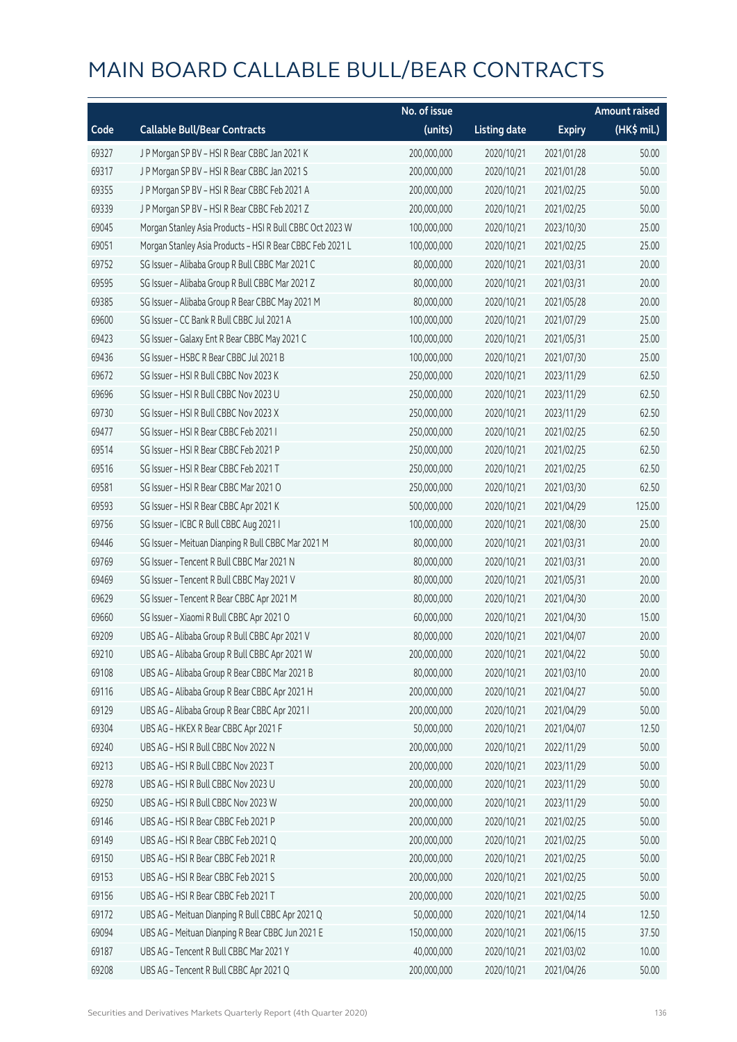# MAIN BOARD CALLABLE BULL/BEAR CONTRACTS

| Code | Callable Bull/Bear Contracts | No. of issue (units) | Listing date | Expiry | Amount raised (HK$ mil.) |
|---|---|---|---|---|---|
| 69327 | J P Morgan SP BV – HSI R Bear CBBC Jan 2021 K | 200,000,000 | 2020/10/21 | 2021/01/28 | 50.00 |
| 69317 | J P Morgan SP BV – HSI R Bear CBBC Jan 2021 S | 200,000,000 | 2020/10/21 | 2021/01/28 | 50.00 |
| 69355 | J P Morgan SP BV – HSI R Bear CBBC Feb 2021 A | 200,000,000 | 2020/10/21 | 2021/02/25 | 50.00 |
| 69339 | J P Morgan SP BV – HSI R Bear CBBC Feb 2021 Z | 200,000,000 | 2020/10/21 | 2021/02/25 | 50.00 |
| 69045 | Morgan Stanley Asia Products – HSI R Bull CBBC Oct 2023 W | 100,000,000 | 2020/10/21 | 2023/10/30 | 25.00 |
| 69051 | Morgan Stanley Asia Products – HSI R Bear CBBC Feb 2021 L | 100,000,000 | 2020/10/21 | 2021/02/25 | 25.00 |
| 69752 | SG Issuer – Alibaba Group R Bull CBBC Mar 2021 C | 80,000,000 | 2020/10/21 | 2021/03/31 | 20.00 |
| 69595 | SG Issuer – Alibaba Group R Bull CBBC Mar 2021 Z | 80,000,000 | 2020/10/21 | 2021/03/31 | 20.00 |
| 69385 | SG Issuer – Alibaba Group R Bear CBBC May 2021 M | 80,000,000 | 2020/10/21 | 2021/05/28 | 20.00 |
| 69600 | SG Issuer – CC Bank R Bull CBBC Jul 2021 A | 100,000,000 | 2020/10/21 | 2021/07/29 | 25.00 |
| 69423 | SG Issuer – Galaxy Ent R Bear CBBC May 2021 C | 100,000,000 | 2020/10/21 | 2021/05/31 | 25.00 |
| 69436 | SG Issuer – HSBC R Bear CBBC Jul 2021 B | 100,000,000 | 2020/10/21 | 2021/07/30 | 25.00 |
| 69672 | SG Issuer – HSI R Bull CBBC Nov 2023 K | 250,000,000 | 2020/10/21 | 2023/11/29 | 62.50 |
| 69696 | SG Issuer – HSI R Bull CBBC Nov 2023 U | 250,000,000 | 2020/10/21 | 2023/11/29 | 62.50 |
| 69730 | SG Issuer – HSI R Bull CBBC Nov 2023 X | 250,000,000 | 2020/10/21 | 2023/11/29 | 62.50 |
| 69477 | SG Issuer – HSI R Bear CBBC Feb 2021 I | 250,000,000 | 2020/10/21 | 2021/02/25 | 62.50 |
| 69514 | SG Issuer – HSI R Bear CBBC Feb 2021 P | 250,000,000 | 2020/10/21 | 2021/02/25 | 62.50 |
| 69516 | SG Issuer – HSI R Bear CBBC Feb 2021 T | 250,000,000 | 2020/10/21 | 2021/02/25 | 62.50 |
| 69581 | SG Issuer – HSI R Bear CBBC Mar 2021 O | 250,000,000 | 2020/10/21 | 2021/03/30 | 62.50 |
| 69593 | SG Issuer – HSI R Bear CBBC Apr 2021 K | 500,000,000 | 2020/10/21 | 2021/04/29 | 125.00 |
| 69756 | SG Issuer – ICBC R Bull CBBC Aug 2021 I | 100,000,000 | 2020/10/21 | 2021/08/30 | 25.00 |
| 69446 | SG Issuer – Meituan Dianping R Bull CBBC Mar 2021 M | 80,000,000 | 2020/10/21 | 2021/03/31 | 20.00 |
| 69769 | SG Issuer – Tencent R Bull CBBC Mar 2021 N | 80,000,000 | 2020/10/21 | 2021/03/31 | 20.00 |
| 69469 | SG Issuer – Tencent R Bull CBBC May 2021 V | 80,000,000 | 2020/10/21 | 2021/05/31 | 20.00 |
| 69629 | SG Issuer – Tencent R Bear CBBC Apr 2021 M | 80,000,000 | 2020/10/21 | 2021/04/30 | 20.00 |
| 69660 | SG Issuer – Xiaomi R Bull CBBC Apr 2021 O | 60,000,000 | 2020/10/21 | 2021/04/30 | 15.00 |
| 69209 | UBS AG – Alibaba Group R Bull CBBC Apr 2021 V | 80,000,000 | 2020/10/21 | 2021/04/07 | 20.00 |
| 69210 | UBS AG – Alibaba Group R Bull CBBC Apr 2021 W | 200,000,000 | 2020/10/21 | 2021/04/22 | 50.00 |
| 69108 | UBS AG – Alibaba Group R Bear CBBC Mar 2021 B | 80,000,000 | 2020/10/21 | 2021/03/10 | 20.00 |
| 69116 | UBS AG – Alibaba Group R Bear CBBC Apr 2021 H | 200,000,000 | 2020/10/21 | 2021/04/27 | 50.00 |
| 69129 | UBS AG – Alibaba Group R Bear CBBC Apr 2021 I | 200,000,000 | 2020/10/21 | 2021/04/29 | 50.00 |
| 69304 | UBS AG – HKEX R Bear CBBC Apr 2021 F | 50,000,000 | 2020/10/21 | 2021/04/07 | 12.50 |
| 69240 | UBS AG – HSI R Bull CBBC Nov 2022 N | 200,000,000 | 2020/10/21 | 2022/11/29 | 50.00 |
| 69213 | UBS AG – HSI R Bull CBBC Nov 2023 T | 200,000,000 | 2020/10/21 | 2023/11/29 | 50.00 |
| 69278 | UBS AG – HSI R Bull CBBC Nov 2023 U | 200,000,000 | 2020/10/21 | 2023/11/29 | 50.00 |
| 69250 | UBS AG – HSI R Bull CBBC Nov 2023 W | 200,000,000 | 2020/10/21 | 2023/11/29 | 50.00 |
| 69146 | UBS AG – HSI R Bear CBBC Feb 2021 P | 200,000,000 | 2020/10/21 | 2021/02/25 | 50.00 |
| 69149 | UBS AG – HSI R Bear CBBC Feb 2021 Q | 200,000,000 | 2020/10/21 | 2021/02/25 | 50.00 |
| 69150 | UBS AG – HSI R Bear CBBC Feb 2021 R | 200,000,000 | 2020/10/21 | 2021/02/25 | 50.00 |
| 69153 | UBS AG – HSI R Bear CBBC Feb 2021 S | 200,000,000 | 2020/10/21 | 2021/02/25 | 50.00 |
| 69156 | UBS AG – HSI R Bear CBBC Feb 2021 T | 200,000,000 | 2020/10/21 | 2021/02/25 | 50.00 |
| 69172 | UBS AG – Meituan Dianping R Bull CBBC Apr 2021 Q | 50,000,000 | 2020/10/21 | 2021/04/14 | 12.50 |
| 69094 | UBS AG – Meituan Dianping R Bear CBBC Jun 2021 E | 150,000,000 | 2020/10/21 | 2021/06/15 | 37.50 |
| 69187 | UBS AG – Tencent R Bull CBBC Mar 2021 Y | 40,000,000 | 2020/10/21 | 2021/03/02 | 10.00 |
| 69208 | UBS AG – Tencent R Bull CBBC Apr 2021 Q | 200,000,000 | 2020/10/21 | 2021/04/26 | 50.00 |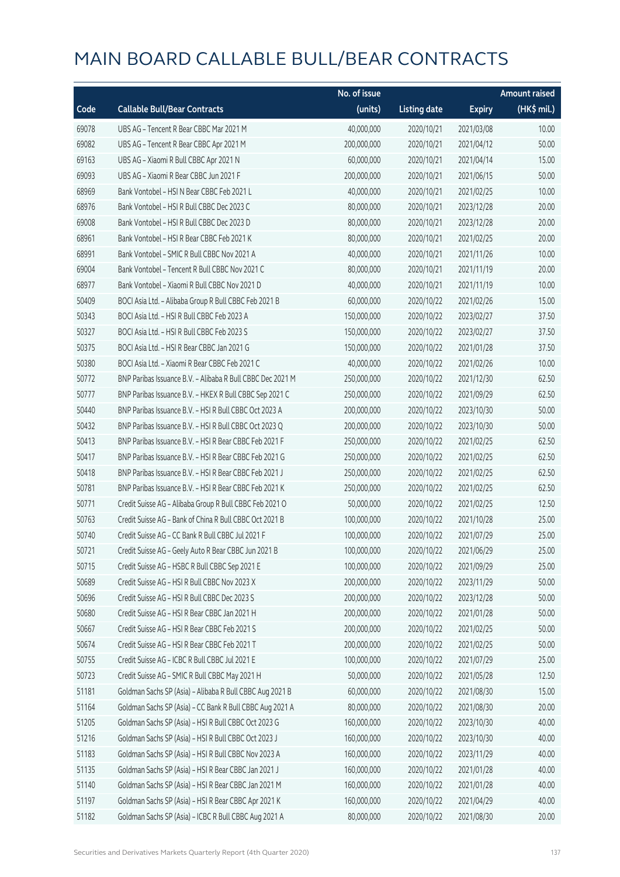# MAIN BOARD CALLABLE BULL/BEAR CONTRACTS

| Code | Callable Bull/Bear Contracts | No. of issue (units) | Listing date | Expiry | Amount raised (HK$ mil.) |
|---|---|---|---|---|---|
| 69078 | UBS AG – Tencent R Bear CBBC Mar 2021 M | 40,000,000 | 2020/10/21 | 2021/03/08 | 10.00 |
| 69082 | UBS AG – Tencent R Bear CBBC Apr 2021 M | 200,000,000 | 2020/10/21 | 2021/04/12 | 50.00 |
| 69163 | UBS AG – Xiaomi R Bull CBBC Apr 2021 N | 60,000,000 | 2020/10/21 | 2021/04/14 | 15.00 |
| 69093 | UBS AG – Xiaomi R Bear CBBC Jun 2021 F | 200,000,000 | 2020/10/21 | 2021/06/15 | 50.00 |
| 68969 | Bank Vontobel – HSI N Bear CBBC Feb 2021 L | 40,000,000 | 2020/10/21 | 2021/02/25 | 10.00 |
| 68976 | Bank Vontobel – HSI R Bull CBBC Dec 2023 C | 80,000,000 | 2020/10/21 | 2023/12/28 | 20.00 |
| 69008 | Bank Vontobel – HSI R Bull CBBC Dec 2023 D | 80,000,000 | 2020/10/21 | 2023/12/28 | 20.00 |
| 68961 | Bank Vontobel – HSI R Bear CBBC Feb 2021 K | 80,000,000 | 2020/10/21 | 2021/02/25 | 20.00 |
| 68991 | Bank Vontobel – SMIC R Bull CBBC Nov 2021 A | 40,000,000 | 2020/10/21 | 2021/11/26 | 10.00 |
| 69004 | Bank Vontobel – Tencent R Bull CBBC Nov 2021 C | 80,000,000 | 2020/10/21 | 2021/11/19 | 20.00 |
| 68977 | Bank Vontobel – Xiaomi R Bull CBBC Nov 2021 D | 40,000,000 | 2020/10/21 | 2021/11/19 | 10.00 |
| 50409 | BOCI Asia Ltd. – Alibaba Group R Bull CBBC Feb 2021 B | 60,000,000 | 2020/10/22 | 2021/02/26 | 15.00 |
| 50343 | BOCI Asia Ltd. – HSI R Bull CBBC Feb 2023 A | 150,000,000 | 2020/10/22 | 2023/02/27 | 37.50 |
| 50327 | BOCI Asia Ltd. – HSI R Bull CBBC Feb 2023 S | 150,000,000 | 2020/10/22 | 2023/02/27 | 37.50 |
| 50375 | BOCI Asia Ltd. – HSI R Bear CBBC Jan 2021 G | 150,000,000 | 2020/10/22 | 2021/01/28 | 37.50 |
| 50380 | BOCI Asia Ltd. – Xiaomi R Bear CBBC Feb 2021 C | 40,000,000 | 2020/10/22 | 2021/02/26 | 10.00 |
| 50772 | BNP Paribas Issuance B.V. – Alibaba R Bull CBBC Dec 2021 M | 250,000,000 | 2020/10/22 | 2021/12/30 | 62.50 |
| 50777 | BNP Paribas Issuance B.V. – HKEX R Bull CBBC Sep 2021 C | 250,000,000 | 2020/10/22 | 2021/09/29 | 62.50 |
| 50440 | BNP Paribas Issuance B.V. – HSI R Bull CBBC Oct 2023 A | 200,000,000 | 2020/10/22 | 2023/10/30 | 50.00 |
| 50432 | BNP Paribas Issuance B.V. – HSI R Bull CBBC Oct 2023 Q | 200,000,000 | 2020/10/22 | 2023/10/30 | 50.00 |
| 50413 | BNP Paribas Issuance B.V. – HSI R Bear CBBC Feb 2021 F | 250,000,000 | 2020/10/22 | 2021/02/25 | 62.50 |
| 50417 | BNP Paribas Issuance B.V. – HSI R Bear CBBC Feb 2021 G | 250,000,000 | 2020/10/22 | 2021/02/25 | 62.50 |
| 50418 | BNP Paribas Issuance B.V. – HSI R Bear CBBC Feb 2021 J | 250,000,000 | 2020/10/22 | 2021/02/25 | 62.50 |
| 50781 | BNP Paribas Issuance B.V. – HSI R Bear CBBC Feb 2021 K | 250,000,000 | 2020/10/22 | 2021/02/25 | 62.50 |
| 50771 | Credit Suisse AG – Alibaba Group R Bull CBBC Feb 2021 O | 50,000,000 | 2020/10/22 | 2021/02/25 | 12.50 |
| 50763 | Credit Suisse AG – Bank of China R Bull CBBC Oct 2021 B | 100,000,000 | 2020/10/22 | 2021/10/28 | 25.00 |
| 50740 | Credit Suisse AG – CC Bank R Bull CBBC Jul 2021 F | 100,000,000 | 2020/10/22 | 2021/07/29 | 25.00 |
| 50721 | Credit Suisse AG – Geely Auto R Bear CBBC Jun 2021 B | 100,000,000 | 2020/10/22 | 2021/06/29 | 25.00 |
| 50715 | Credit Suisse AG – HSBC R Bull CBBC Sep 2021 E | 100,000,000 | 2020/10/22 | 2021/09/29 | 25.00 |
| 50689 | Credit Suisse AG – HSI R Bull CBBC Nov 2023 X | 200,000,000 | 2020/10/22 | 2023/11/29 | 50.00 |
| 50696 | Credit Suisse AG – HSI R Bull CBBC Dec 2023 S | 200,000,000 | 2020/10/22 | 2023/12/28 | 50.00 |
| 50680 | Credit Suisse AG – HSI R Bear CBBC Jan 2021 H | 200,000,000 | 2020/10/22 | 2021/01/28 | 50.00 |
| 50667 | Credit Suisse AG – HSI R Bear CBBC Feb 2021 S | 200,000,000 | 2020/10/22 | 2021/02/25 | 50.00 |
| 50674 | Credit Suisse AG – HSI R Bear CBBC Feb 2021 T | 200,000,000 | 2020/10/22 | 2021/02/25 | 50.00 |
| 50755 | Credit Suisse AG – ICBC R Bull CBBC Jul 2021 E | 100,000,000 | 2020/10/22 | 2021/07/29 | 25.00 |
| 50723 | Credit Suisse AG – SMIC R Bull CBBC May 2021 H | 50,000,000 | 2020/10/22 | 2021/05/28 | 12.50 |
| 51181 | Goldman Sachs SP (Asia) – Alibaba R Bull CBBC Aug 2021 B | 60,000,000 | 2020/10/22 | 2021/08/30 | 15.00 |
| 51164 | Goldman Sachs SP (Asia) – CC Bank R Bull CBBC Aug 2021 A | 80,000,000 | 2020/10/22 | 2021/08/30 | 20.00 |
| 51205 | Goldman Sachs SP (Asia) – HSI R Bull CBBC Oct 2023 G | 160,000,000 | 2020/10/22 | 2023/10/30 | 40.00 |
| 51216 | Goldman Sachs SP (Asia) – HSI R Bull CBBC Oct 2023 J | 160,000,000 | 2020/10/22 | 2023/10/30 | 40.00 |
| 51183 | Goldman Sachs SP (Asia) – HSI R Bull CBBC Nov 2023 A | 160,000,000 | 2020/10/22 | 2023/11/29 | 40.00 |
| 51135 | Goldman Sachs SP (Asia) – HSI R Bear CBBC Jan 2021 J | 160,000,000 | 2020/10/22 | 2021/01/28 | 40.00 |
| 51140 | Goldman Sachs SP (Asia) – HSI R Bear CBBC Jan 2021 M | 160,000,000 | 2020/10/22 | 2021/01/28 | 40.00 |
| 51197 | Goldman Sachs SP (Asia) – HSI R Bear CBBC Apr 2021 K | 160,000,000 | 2020/10/22 | 2021/04/29 | 40.00 |
| 51182 | Goldman Sachs SP (Asia) – ICBC R Bull CBBC Aug 2021 A | 80,000,000 | 2020/10/22 | 2021/08/30 | 20.00 |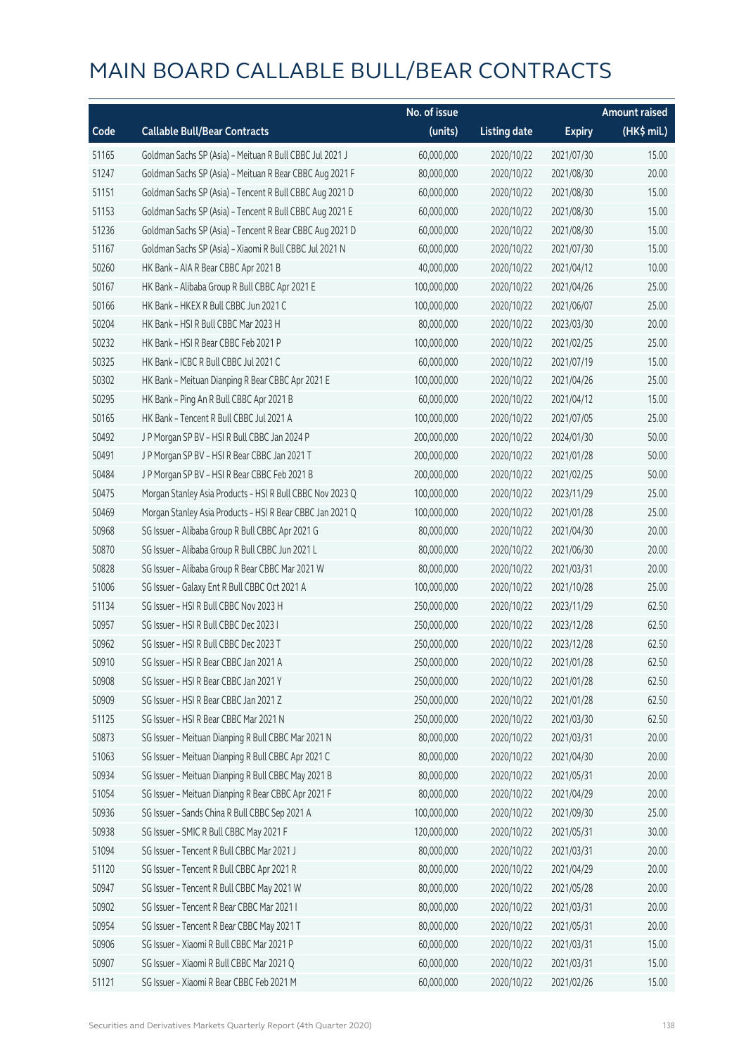# MAIN BOARD CALLABLE BULL/BEAR CONTRACTS

| Code | Callable Bull/Bear Contracts | No. of issue (units) | Listing date | Expiry | Amount raised (HK$ mil.) |
|---|---|---|---|---|---|
| 51165 | Goldman Sachs SP (Asia) - Meituan R Bull CBBC Jul 2021 J | 60,000,000 | 2020/10/22 | 2021/07/30 | 15.00 |
| 51247 | Goldman Sachs SP (Asia) - Meituan R Bear CBBC Aug 2021 F | 80,000,000 | 2020/10/22 | 2021/08/30 | 20.00 |
| 51151 | Goldman Sachs SP (Asia) - Tencent R Bull CBBC Aug 2021 D | 60,000,000 | 2020/10/22 | 2021/08/30 | 15.00 |
| 51153 | Goldman Sachs SP (Asia) - Tencent R Bull CBBC Aug 2021 E | 60,000,000 | 2020/10/22 | 2021/08/30 | 15.00 |
| 51236 | Goldman Sachs SP (Asia) - Tencent R Bear CBBC Aug 2021 D | 60,000,000 | 2020/10/22 | 2021/08/30 | 15.00 |
| 51167 | Goldman Sachs SP (Asia) - Xiaomi R Bull CBBC Jul 2021 N | 60,000,000 | 2020/10/22 | 2021/07/30 | 15.00 |
| 50260 | HK Bank - AIA R Bear CBBC Apr 2021 B | 40,000,000 | 2020/10/22 | 2021/04/12 | 10.00 |
| 50167 | HK Bank - Alibaba Group R Bull CBBC Apr 2021 E | 100,000,000 | 2020/10/22 | 2021/04/26 | 25.00 |
| 50166 | HK Bank - HKEX R Bull CBBC Jun 2021 C | 100,000,000 | 2020/10/22 | 2021/06/07 | 25.00 |
| 50204 | HK Bank - HSI R Bull CBBC Mar 2023 H | 80,000,000 | 2020/10/22 | 2023/03/30 | 20.00 |
| 50232 | HK Bank - HSI R Bear CBBC Feb 2021 P | 100,000,000 | 2020/10/22 | 2021/02/25 | 25.00 |
| 50325 | HK Bank - ICBC R Bull CBBC Jul 2021 C | 60,000,000 | 2020/10/22 | 2021/07/19 | 15.00 |
| 50302 | HK Bank - Meituan Dianping R Bear CBBC Apr 2021 E | 100,000,000 | 2020/10/22 | 2021/04/26 | 25.00 |
| 50295 | HK Bank - Ping An R Bull CBBC Apr 2021 B | 60,000,000 | 2020/10/22 | 2021/04/12 | 15.00 |
| 50165 | HK Bank - Tencent R Bull CBBC Jul 2021 A | 100,000,000 | 2020/10/22 | 2021/07/05 | 25.00 |
| 50492 | J P Morgan SP BV - HSI R Bull CBBC Jan 2024 P | 200,000,000 | 2020/10/22 | 2024/01/30 | 50.00 |
| 50491 | J P Morgan SP BV - HSI R Bear CBBC Jan 2021 T | 200,000,000 | 2020/10/22 | 2021/01/28 | 50.00 |
| 50484 | J P Morgan SP BV - HSI R Bear CBBC Feb 2021 B | 200,000,000 | 2020/10/22 | 2021/02/25 | 50.00 |
| 50475 | Morgan Stanley Asia Products - HSI R Bull CBBC Nov 2023 Q | 100,000,000 | 2020/10/22 | 2023/11/29 | 25.00 |
| 50469 | Morgan Stanley Asia Products - HSI R Bear CBBC Jan 2021 Q | 100,000,000 | 2020/10/22 | 2021/01/28 | 25.00 |
| 50968 | SG Issuer - Alibaba Group R Bull CBBC Apr 2021 G | 80,000,000 | 2020/10/22 | 2021/04/30 | 20.00 |
| 50870 | SG Issuer - Alibaba Group R Bull CBBC Jun 2021 L | 80,000,000 | 2020/10/22 | 2021/06/30 | 20.00 |
| 50828 | SG Issuer - Alibaba Group R Bear CBBC Mar 2021 W | 80,000,000 | 2020/10/22 | 2021/03/31 | 20.00 |
| 51006 | SG Issuer - Galaxy Ent R Bull CBBC Oct 2021 A | 100,000,000 | 2020/10/22 | 2021/10/28 | 25.00 |
| 51134 | SG Issuer - HSI R Bull CBBC Nov 2023 H | 250,000,000 | 2020/10/22 | 2023/11/29 | 62.50 |
| 50957 | SG Issuer - HSI R Bull CBBC Dec 2023 I | 250,000,000 | 2020/10/22 | 2023/12/28 | 62.50 |
| 50962 | SG Issuer - HSI R Bull CBBC Dec 2023 T | 250,000,000 | 2020/10/22 | 2023/12/28 | 62.50 |
| 50910 | SG Issuer - HSI R Bear CBBC Jan 2021 A | 250,000,000 | 2020/10/22 | 2021/01/28 | 62.50 |
| 50908 | SG Issuer - HSI R Bear CBBC Jan 2021 Y | 250,000,000 | 2020/10/22 | 2021/01/28 | 62.50 |
| 50909 | SG Issuer - HSI R Bear CBBC Jan 2021 Z | 250,000,000 | 2020/10/22 | 2021/01/28 | 62.50 |
| 51125 | SG Issuer - HSI R Bear CBBC Mar 2021 N | 250,000,000 | 2020/10/22 | 2021/03/30 | 62.50 |
| 50873 | SG Issuer - Meituan Dianping R Bull CBBC Mar 2021 N | 80,000,000 | 2020/10/22 | 2021/03/31 | 20.00 |
| 51063 | SG Issuer - Meituan Dianping R Bull CBBC Apr 2021 C | 80,000,000 | 2020/10/22 | 2021/04/30 | 20.00 |
| 50934 | SG Issuer - Meituan Dianping R Bull CBBC May 2021 B | 80,000,000 | 2020/10/22 | 2021/05/31 | 20.00 |
| 51054 | SG Issuer - Meituan Dianping R Bear CBBC Apr 2021 F | 80,000,000 | 2020/10/22 | 2021/04/29 | 20.00 |
| 50936 | SG Issuer - Sands China R Bull CBBC Sep 2021 A | 100,000,000 | 2020/10/22 | 2021/09/30 | 25.00 |
| 50938 | SG Issuer - SMIC R Bull CBBC May 2021 F | 120,000,000 | 2020/10/22 | 2021/05/31 | 30.00 |
| 51094 | SG Issuer - Tencent R Bull CBBC Mar 2021 J | 80,000,000 | 2020/10/22 | 2021/03/31 | 20.00 |
| 51120 | SG Issuer - Tencent R Bull CBBC Apr 2021 R | 80,000,000 | 2020/10/22 | 2021/04/29 | 20.00 |
| 50947 | SG Issuer - Tencent R Bull CBBC May 2021 W | 80,000,000 | 2020/10/22 | 2021/05/28 | 20.00 |
| 50902 | SG Issuer - Tencent R Bear CBBC Mar 2021 I | 80,000,000 | 2020/10/22 | 2021/03/31 | 20.00 |
| 50954 | SG Issuer - Tencent R Bear CBBC May 2021 T | 80,000,000 | 2020/10/22 | 2021/05/31 | 20.00 |
| 50906 | SG Issuer - Xiaomi R Bull CBBC Mar 2021 P | 60,000,000 | 2020/10/22 | 2021/03/31 | 15.00 |
| 50907 | SG Issuer - Xiaomi R Bull CBBC Mar 2021 Q | 60,000,000 | 2020/10/22 | 2021/03/31 | 15.00 |
| 51121 | SG Issuer - Xiaomi R Bear CBBC Feb 2021 M | 60,000,000 | 2020/10/22 | 2021/02/26 | 15.00 |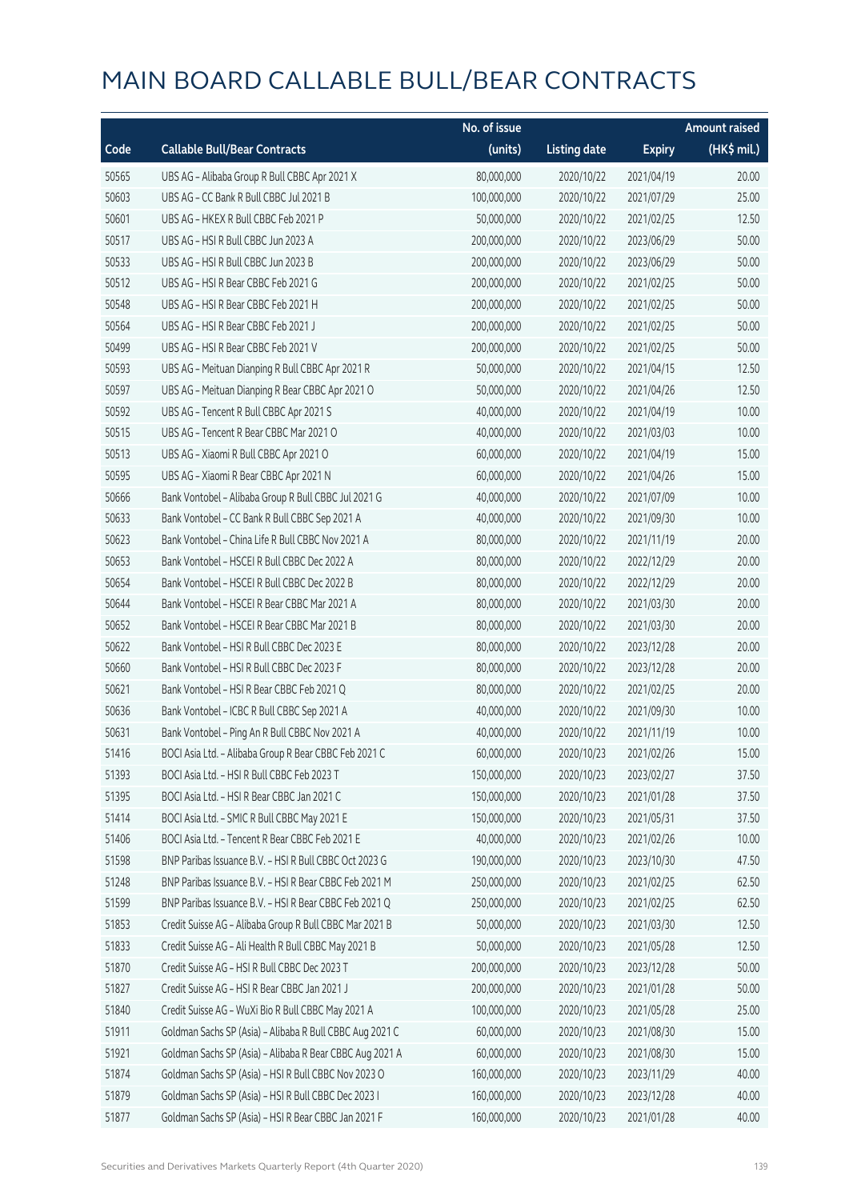# MAIN BOARD CALLABLE BULL/BEAR CONTRACTS

| Code | Callable Bull/Bear Contracts | No. of issue (units) | Listing date | Expiry | Amount raised (HK$ mil.) |
|---|---|---|---|---|---|
| 50565 | UBS AG – Alibaba Group R Bull CBBC Apr 2021 X | 80,000,000 | 2020/10/22 | 2021/04/19 | 20.00 |
| 50603 | UBS AG – CC Bank R Bull CBBC Jul 2021 B | 100,000,000 | 2020/10/22 | 2021/07/29 | 25.00 |
| 50601 | UBS AG – HKEX R Bull CBBC Feb 2021 P | 50,000,000 | 2020/10/22 | 2021/02/25 | 12.50 |
| 50517 | UBS AG – HSI R Bull CBBC Jun 2023 A | 200,000,000 | 2020/10/22 | 2023/06/29 | 50.00 |
| 50533 | UBS AG – HSI R Bull CBBC Jun 2023 B | 200,000,000 | 2020/10/22 | 2023/06/29 | 50.00 |
| 50512 | UBS AG – HSI R Bear CBBC Feb 2021 G | 200,000,000 | 2020/10/22 | 2021/02/25 | 50.00 |
| 50548 | UBS AG – HSI R Bear CBBC Feb 2021 H | 200,000,000 | 2020/10/22 | 2021/02/25 | 50.00 |
| 50564 | UBS AG – HSI R Bear CBBC Feb 2021 J | 200,000,000 | 2020/10/22 | 2021/02/25 | 50.00 |
| 50499 | UBS AG – HSI R Bear CBBC Feb 2021 V | 200,000,000 | 2020/10/22 | 2021/02/25 | 50.00 |
| 50593 | UBS AG – Meituan Dianping R Bull CBBC Apr 2021 R | 50,000,000 | 2020/10/22 | 2021/04/15 | 12.50 |
| 50597 | UBS AG – Meituan Dianping R Bear CBBC Apr 2021 O | 50,000,000 | 2020/10/22 | 2021/04/26 | 12.50 |
| 50592 | UBS AG – Tencent R Bull CBBC Apr 2021 S | 40,000,000 | 2020/10/22 | 2021/04/19 | 10.00 |
| 50515 | UBS AG – Tencent R Bear CBBC Mar 2021 O | 40,000,000 | 2020/10/22 | 2021/03/03 | 10.00 |
| 50513 | UBS AG – Xiaomi R Bull CBBC Apr 2021 O | 60,000,000 | 2020/10/22 | 2021/04/19 | 15.00 |
| 50595 | UBS AG – Xiaomi R Bear CBBC Apr 2021 N | 60,000,000 | 2020/10/22 | 2021/04/26 | 15.00 |
| 50666 | Bank Vontobel – Alibaba Group R Bull CBBC Jul 2021 G | 40,000,000 | 2020/10/22 | 2021/07/09 | 10.00 |
| 50633 | Bank Vontobel – CC Bank R Bull CBBC Sep 2021 A | 40,000,000 | 2020/10/22 | 2021/09/30 | 10.00 |
| 50623 | Bank Vontobel – China Life R Bull CBBC Nov 2021 A | 80,000,000 | 2020/10/22 | 2021/11/19 | 20.00 |
| 50653 | Bank Vontobel – HSCEI R Bull CBBC Dec 2022 A | 80,000,000 | 2020/10/22 | 2022/12/29 | 20.00 |
| 50654 | Bank Vontobel – HSCEI R Bull CBBC Dec 2022 B | 80,000,000 | 2020/10/22 | 2022/12/29 | 20.00 |
| 50644 | Bank Vontobel – HSCEI R Bear CBBC Mar 2021 A | 80,000,000 | 2020/10/22 | 2021/03/30 | 20.00 |
| 50652 | Bank Vontobel – HSCEI R Bear CBBC Mar 2021 B | 80,000,000 | 2020/10/22 | 2021/03/30 | 20.00 |
| 50622 | Bank Vontobel – HSI R Bull CBBC Dec 2023 E | 80,000,000 | 2020/10/22 | 2023/12/28 | 20.00 |
| 50660 | Bank Vontobel – HSI R Bull CBBC Dec 2023 F | 80,000,000 | 2020/10/22 | 2023/12/28 | 20.00 |
| 50621 | Bank Vontobel – HSI R Bear CBBC Feb 2021 Q | 80,000,000 | 2020/10/22 | 2021/02/25 | 20.00 |
| 50636 | Bank Vontobel – ICBC R Bull CBBC Sep 2021 A | 40,000,000 | 2020/10/22 | 2021/09/30 | 10.00 |
| 50631 | Bank Vontobel – Ping An R Bull CBBC Nov 2021 A | 40,000,000 | 2020/10/22 | 2021/11/19 | 10.00 |
| 51416 | BOCI Asia Ltd. – Alibaba Group R Bear CBBC Feb 2021 C | 60,000,000 | 2020/10/23 | 2021/02/26 | 15.00 |
| 51393 | BOCI Asia Ltd. – HSI R Bull CBBC Feb 2023 T | 150,000,000 | 2020/10/23 | 2023/02/27 | 37.50 |
| 51395 | BOCI Asia Ltd. – HSI R Bear CBBC Jan 2021 C | 150,000,000 | 2020/10/23 | 2021/01/28 | 37.50 |
| 51414 | BOCI Asia Ltd. – SMIC R Bull CBBC May 2021 E | 150,000,000 | 2020/10/23 | 2021/05/31 | 37.50 |
| 51406 | BOCI Asia Ltd. – Tencent R Bear CBBC Feb 2021 E | 40,000,000 | 2020/10/23 | 2021/02/26 | 10.00 |
| 51598 | BNP Paribas Issuance B.V. – HSI R Bull CBBC Oct 2023 G | 190,000,000 | 2020/10/23 | 2023/10/30 | 47.50 |
| 51248 | BNP Paribas Issuance B.V. – HSI R Bear CBBC Feb 2021 M | 250,000,000 | 2020/10/23 | 2021/02/25 | 62.50 |
| 51599 | BNP Paribas Issuance B.V. – HSI R Bear CBBC Feb 2021 Q | 250,000,000 | 2020/10/23 | 2021/02/25 | 62.50 |
| 51853 | Credit Suisse AG – Alibaba Group R Bull CBBC Mar 2021 B | 50,000,000 | 2020/10/23 | 2021/03/30 | 12.50 |
| 51833 | Credit Suisse AG – Ali Health R Bull CBBC May 2021 B | 50,000,000 | 2020/10/23 | 2021/05/28 | 12.50 |
| 51870 | Credit Suisse AG – HSI R Bull CBBC Dec 2023 T | 200,000,000 | 2020/10/23 | 2023/12/28 | 50.00 |
| 51827 | Credit Suisse AG – HSI R Bear CBBC Jan 2021 J | 200,000,000 | 2020/10/23 | 2021/01/28 | 50.00 |
| 51840 | Credit Suisse AG – WuXi Bio R Bull CBBC May 2021 A | 100,000,000 | 2020/10/23 | 2021/05/28 | 25.00 |
| 51911 | Goldman Sachs SP (Asia) – Alibaba R Bull CBBC Aug 2021 C | 60,000,000 | 2020/10/23 | 2021/08/30 | 15.00 |
| 51921 | Goldman Sachs SP (Asia) – Alibaba R Bear CBBC Aug 2021 A | 60,000,000 | 2020/10/23 | 2021/08/30 | 15.00 |
| 51874 | Goldman Sachs SP (Asia) – HSI R Bull CBBC Nov 2023 O | 160,000,000 | 2020/10/23 | 2023/11/29 | 40.00 |
| 51879 | Goldman Sachs SP (Asia) – HSI R Bull CBBC Dec 2023 I | 160,000,000 | 2020/10/23 | 2023/12/28 | 40.00 |
| 51877 | Goldman Sachs SP (Asia) – HSI R Bear CBBC Jan 2021 F | 160,000,000 | 2020/10/23 | 2021/01/28 | 40.00 |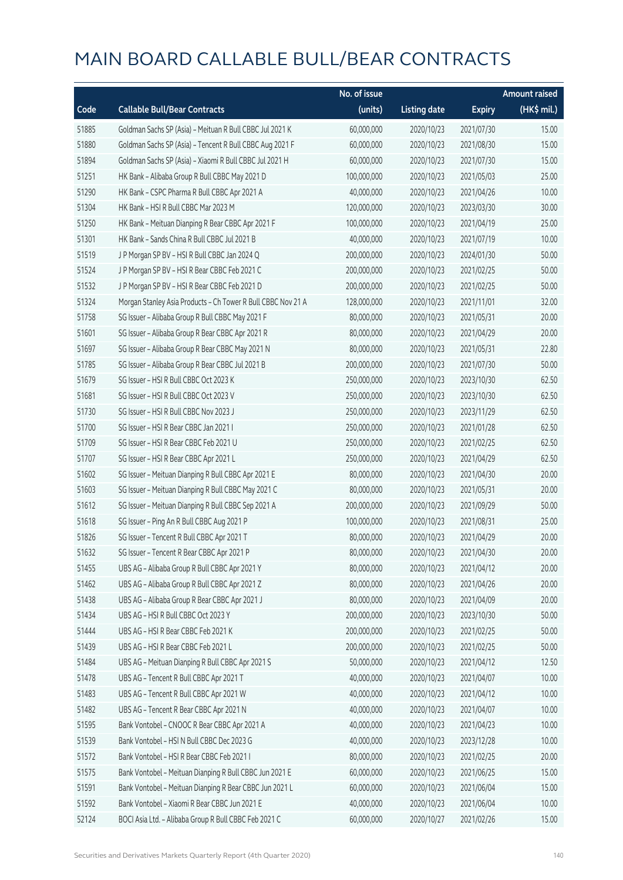# MAIN BOARD CALLABLE BULL/BEAR CONTRACTS

| Code | Callable Bull/Bear Contracts | No. of issue (units) | Listing date | Expiry | Amount raised (HK$ mil.) |
|---|---|---|---|---|---|
| 51885 | Goldman Sachs SP (Asia) - Meituan R Bull CBBC Jul 2021 K | 60,000,000 | 2020/10/23 | 2021/07/30 | 15.00 |
| 51880 | Goldman Sachs SP (Asia) - Tencent R Bull CBBC Aug 2021 F | 60,000,000 | 2020/10/23 | 2021/08/30 | 15.00 |
| 51894 | Goldman Sachs SP (Asia) - Xiaomi R Bull CBBC Jul 2021 H | 60,000,000 | 2020/10/23 | 2021/07/30 | 15.00 |
| 51251 | HK Bank - Alibaba Group R Bull CBBC May 2021 D | 100,000,000 | 2020/10/23 | 2021/05/03 | 25.00 |
| 51290 | HK Bank - CSPC Pharma R Bull CBBC Apr 2021 A | 40,000,000 | 2020/10/23 | 2021/04/26 | 10.00 |
| 51304 | HK Bank - HSI R Bull CBBC Mar 2023 M | 120,000,000 | 2020/10/23 | 2023/03/30 | 30.00 |
| 51250 | HK Bank - Meituan Dianping R Bear CBBC Apr 2021 F | 100,000,000 | 2020/10/23 | 2021/04/19 | 25.00 |
| 51301 | HK Bank - Sands China R Bull CBBC Jul 2021 B | 40,000,000 | 2020/10/23 | 2021/07/19 | 10.00 |
| 51519 | J P Morgan SP BV - HSI R Bull CBBC Jan 2024 Q | 200,000,000 | 2020/10/23 | 2024/01/30 | 50.00 |
| 51524 | J P Morgan SP BV - HSI R Bear CBBC Feb 2021 C | 200,000,000 | 2020/10/23 | 2021/02/25 | 50.00 |
| 51532 | J P Morgan SP BV - HSI R Bear CBBC Feb 2021 D | 200,000,000 | 2020/10/23 | 2021/02/25 | 50.00 |
| 51324 | Morgan Stanley Asia Products - Ch Tower R Bull CBBC Nov 21 A | 128,000,000 | 2020/10/23 | 2021/11/01 | 32.00 |
| 51758 | SG Issuer - Alibaba Group R Bull CBBC May 2021 F | 80,000,000 | 2020/10/23 | 2021/05/31 | 20.00 |
| 51601 | SG Issuer - Alibaba Group R Bear CBBC Apr 2021 R | 80,000,000 | 2020/10/23 | 2021/04/29 | 20.00 |
| 51697 | SG Issuer - Alibaba Group R Bear CBBC May 2021 N | 80,000,000 | 2020/10/23 | 2021/05/31 | 22.80 |
| 51785 | SG Issuer - Alibaba Group R Bear CBBC Jul 2021 B | 200,000,000 | 2020/10/23 | 2021/07/30 | 50.00 |
| 51679 | SG Issuer - HSI R Bull CBBC Oct 2023 K | 250,000,000 | 2020/10/23 | 2023/10/30 | 62.50 |
| 51681 | SG Issuer - HSI R Bull CBBC Oct 2023 V | 250,000,000 | 2020/10/23 | 2023/10/30 | 62.50 |
| 51730 | SG Issuer - HSI R Bull CBBC Nov 2023 J | 250,000,000 | 2020/10/23 | 2023/11/29 | 62.50 |
| 51700 | SG Issuer - HSI R Bear CBBC Jan 2021 I | 250,000,000 | 2020/10/23 | 2021/01/28 | 62.50 |
| 51709 | SG Issuer - HSI R Bear CBBC Feb 2021 U | 250,000,000 | 2020/10/23 | 2021/02/25 | 62.50 |
| 51707 | SG Issuer - HSI R Bear CBBC Apr 2021 L | 250,000,000 | 2020/10/23 | 2021/04/29 | 62.50 |
| 51602 | SG Issuer - Meituan Dianping R Bull CBBC Apr 2021 E | 80,000,000 | 2020/10/23 | 2021/04/30 | 20.00 |
| 51603 | SG Issuer - Meituan Dianping R Bull CBBC May 2021 C | 80,000,000 | 2020/10/23 | 2021/05/31 | 20.00 |
| 51612 | SG Issuer - Meituan Dianping R Bull CBBC Sep 2021 A | 200,000,000 | 2020/10/23 | 2021/09/29 | 50.00 |
| 51618 | SG Issuer - Ping An R Bull CBBC Aug 2021 P | 100,000,000 | 2020/10/23 | 2021/08/31 | 25.00 |
| 51826 | SG Issuer - Tencent R Bull CBBC Apr 2021 T | 80,000,000 | 2020/10/23 | 2021/04/29 | 20.00 |
| 51632 | SG Issuer - Tencent R Bear CBBC Apr 2021 P | 80,000,000 | 2020/10/23 | 2021/04/30 | 20.00 |
| 51455 | UBS AG - Alibaba Group R Bull CBBC Apr 2021 Y | 80,000,000 | 2020/10/23 | 2021/04/12 | 20.00 |
| 51462 | UBS AG - Alibaba Group R Bull CBBC Apr 2021 Z | 80,000,000 | 2020/10/23 | 2021/04/26 | 20.00 |
| 51438 | UBS AG - Alibaba Group R Bear CBBC Apr 2021 J | 80,000,000 | 2020/10/23 | 2021/04/09 | 20.00 |
| 51434 | UBS AG - HSI R Bull CBBC Oct 2023 Y | 200,000,000 | 2020/10/23 | 2023/10/30 | 50.00 |
| 51444 | UBS AG - HSI R Bear CBBC Feb 2021 K | 200,000,000 | 2020/10/23 | 2021/02/25 | 50.00 |
| 51439 | UBS AG - HSI R Bear CBBC Feb 2021 L | 200,000,000 | 2020/10/23 | 2021/02/25 | 50.00 |
| 51484 | UBS AG - Meituan Dianping R Bull CBBC Apr 2021 S | 50,000,000 | 2020/10/23 | 2021/04/12 | 12.50 |
| 51478 | UBS AG - Tencent R Bull CBBC Apr 2021 T | 40,000,000 | 2020/10/23 | 2021/04/07 | 10.00 |
| 51483 | UBS AG - Tencent R Bull CBBC Apr 2021 W | 40,000,000 | 2020/10/23 | 2021/04/12 | 10.00 |
| 51482 | UBS AG - Tencent R Bear CBBC Apr 2021 N | 40,000,000 | 2020/10/23 | 2021/04/07 | 10.00 |
| 51595 | Bank Vontobel - CNOOC R Bear CBBC Apr 2021 A | 40,000,000 | 2020/10/23 | 2021/04/23 | 10.00 |
| 51539 | Bank Vontobel - HSI N Bull CBBC Dec 2023 G | 40,000,000 | 2020/10/23 | 2023/12/28 | 10.00 |
| 51572 | Bank Vontobel - HSI R Bear CBBC Feb 2021 I | 80,000,000 | 2020/10/23 | 2021/02/25 | 20.00 |
| 51575 | Bank Vontobel - Meituan Dianping R Bull CBBC Jun 2021 E | 60,000,000 | 2020/10/23 | 2021/06/25 | 15.00 |
| 51591 | Bank Vontobel - Meituan Dianping R Bear CBBC Jun 2021 L | 60,000,000 | 2020/10/23 | 2021/06/04 | 15.00 |
| 51592 | Bank Vontobel - Xiaomi R Bear CBBC Jun 2021 E | 40,000,000 | 2020/10/23 | 2021/06/04 | 10.00 |
| 52124 | BOCI Asia Ltd. - Alibaba Group R Bull CBBC Feb 2021 C | 60,000,000 | 2020/10/27 | 2021/02/26 | 15.00 |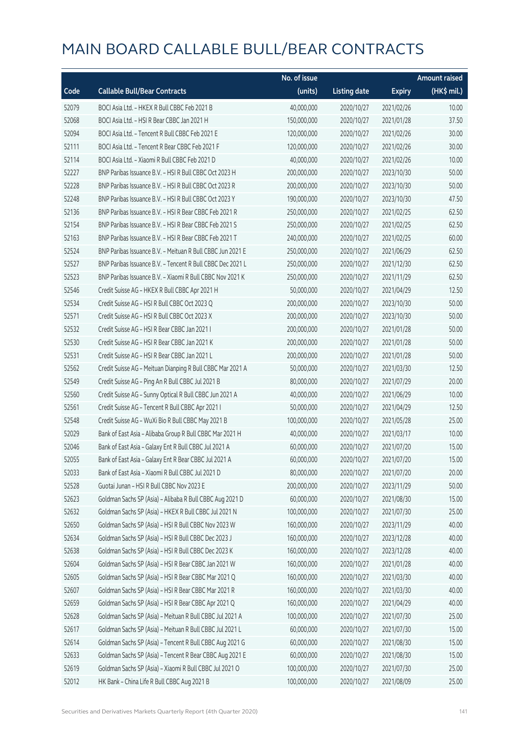# MAIN BOARD CALLABLE BULL/BEAR CONTRACTS

| Code | Callable Bull/Bear Contracts | No. of issue (units) | Listing date | Expiry | Amount raised (HK$ mil.) |
|---|---|---|---|---|---|
| 52079 | BOCI Asia Ltd. – HKEX R Bull CBBC Feb 2021 B | 40,000,000 | 2020/10/27 | 2021/02/26 | 10.00 |
| 52068 | BOCI Asia Ltd. – HSI R Bear CBBC Jan 2021 H | 150,000,000 | 2020/10/27 | 2021/01/28 | 37.50 |
| 52094 | BOCI Asia Ltd. – Tencent R Bull CBBC Feb 2021 E | 120,000,000 | 2020/10/27 | 2021/02/26 | 30.00 |
| 52111 | BOCI Asia Ltd. – Tencent R Bear CBBC Feb 2021 F | 120,000,000 | 2020/10/27 | 2021/02/26 | 30.00 |
| 52114 | BOCI Asia Ltd. – Xiaomi R Bull CBBC Feb 2021 D | 40,000,000 | 2020/10/27 | 2021/02/26 | 10.00 |
| 52227 | BNP Paribas Issuance B.V. – HSI R Bull CBBC Oct 2023 H | 200,000,000 | 2020/10/27 | 2023/10/30 | 50.00 |
| 52228 | BNP Paribas Issuance B.V. – HSI R Bull CBBC Oct 2023 R | 200,000,000 | 2020/10/27 | 2023/10/30 | 50.00 |
| 52248 | BNP Paribas Issuance B.V. – HSI R Bull CBBC Oct 2023 Y | 190,000,000 | 2020/10/27 | 2023/10/30 | 47.50 |
| 52136 | BNP Paribas Issuance B.V. – HSI R Bear CBBC Feb 2021 R | 250,000,000 | 2020/10/27 | 2021/02/25 | 62.50 |
| 52154 | BNP Paribas Issuance B.V. – HSI R Bear CBBC Feb 2021 S | 250,000,000 | 2020/10/27 | 2021/02/25 | 62.50 |
| 52163 | BNP Paribas Issuance B.V. – HSI R Bear CBBC Feb 2021 T | 240,000,000 | 2020/10/27 | 2021/02/25 | 60.00 |
| 52524 | BNP Paribas Issuance B.V. – Meituan R Bull CBBC Jun 2021 E | 250,000,000 | 2020/10/27 | 2021/06/29 | 62.50 |
| 52527 | BNP Paribas Issuance B.V. – Tencent R Bull CBBC Dec 2021 L | 250,000,000 | 2020/10/27 | 2021/12/30 | 62.50 |
| 52523 | BNP Paribas Issuance B.V. – Xiaomi R Bull CBBC Nov 2021 K | 250,000,000 | 2020/10/27 | 2021/11/29 | 62.50 |
| 52546 | Credit Suisse AG – HKEX R Bull CBBC Apr 2021 H | 50,000,000 | 2020/10/27 | 2021/04/29 | 12.50 |
| 52534 | Credit Suisse AG – HSI R Bull CBBC Oct 2023 Q | 200,000,000 | 2020/10/27 | 2023/10/30 | 50.00 |
| 52571 | Credit Suisse AG – HSI R Bull CBBC Oct 2023 X | 200,000,000 | 2020/10/27 | 2023/10/30 | 50.00 |
| 52532 | Credit Suisse AG – HSI R Bear CBBC Jan 2021 I | 200,000,000 | 2020/10/27 | 2021/01/28 | 50.00 |
| 52530 | Credit Suisse AG – HSI R Bear CBBC Jan 2021 K | 200,000,000 | 2020/10/27 | 2021/01/28 | 50.00 |
| 52531 | Credit Suisse AG – HSI R Bear CBBC Jan 2021 L | 200,000,000 | 2020/10/27 | 2021/01/28 | 50.00 |
| 52562 | Credit Suisse AG – Meituan Dianping R Bull CBBC Mar 2021 A | 50,000,000 | 2020/10/27 | 2021/03/30 | 12.50 |
| 52549 | Credit Suisse AG – Ping An R Bull CBBC Jul 2021 B | 80,000,000 | 2020/10/27 | 2021/07/29 | 20.00 |
| 52560 | Credit Suisse AG – Sunny Optical R Bull CBBC Jun 2021 A | 40,000,000 | 2020/10/27 | 2021/06/29 | 10.00 |
| 52561 | Credit Suisse AG – Tencent R Bull CBBC Apr 2021 I | 50,000,000 | 2020/10/27 | 2021/04/29 | 12.50 |
| 52548 | Credit Suisse AG – WuXi Bio R Bull CBBC May 2021 B | 100,000,000 | 2020/10/27 | 2021/05/28 | 25.00 |
| 52029 | Bank of East Asia – Alibaba Group R Bull CBBC Mar 2021 H | 40,000,000 | 2020/10/27 | 2021/03/17 | 10.00 |
| 52046 | Bank of East Asia – Galaxy Ent R Bull CBBC Jul 2021 A | 60,000,000 | 2020/10/27 | 2021/07/20 | 15.00 |
| 52055 | Bank of East Asia – Galaxy Ent R Bear CBBC Jul 2021 A | 60,000,000 | 2020/10/27 | 2021/07/20 | 15.00 |
| 52033 | Bank of East Asia – Xiaomi R Bull CBBC Jul 2021 D | 80,000,000 | 2020/10/27 | 2021/07/20 | 20.00 |
| 52528 | Guotai Junan – HSI R Bull CBBC Nov 2023 E | 200,000,000 | 2020/10/27 | 2023/11/29 | 50.00 |
| 52623 | Goldman Sachs SP (Asia) – Alibaba R Bull CBBC Aug 2021 D | 60,000,000 | 2020/10/27 | 2021/08/30 | 15.00 |
| 52632 | Goldman Sachs SP (Asia) – HKEX R Bull CBBC Jul 2021 N | 100,000,000 | 2020/10/27 | 2021/07/30 | 25.00 |
| 52650 | Goldman Sachs SP (Asia) – HSI R Bull CBBC Nov 2023 W | 160,000,000 | 2020/10/27 | 2023/11/29 | 40.00 |
| 52634 | Goldman Sachs SP (Asia) – HSI R Bull CBBC Dec 2023 J | 160,000,000 | 2020/10/27 | 2023/12/28 | 40.00 |
| 52638 | Goldman Sachs SP (Asia) – HSI R Bull CBBC Dec 2023 K | 160,000,000 | 2020/10/27 | 2023/12/28 | 40.00 |
| 52604 | Goldman Sachs SP (Asia) – HSI R Bear CBBC Jan 2021 W | 160,000,000 | 2020/10/27 | 2021/01/28 | 40.00 |
| 52605 | Goldman Sachs SP (Asia) – HSI R Bear CBBC Mar 2021 Q | 160,000,000 | 2020/10/27 | 2021/03/30 | 40.00 |
| 52607 | Goldman Sachs SP (Asia) – HSI R Bear CBBC Mar 2021 R | 160,000,000 | 2020/10/27 | 2021/03/30 | 40.00 |
| 52659 | Goldman Sachs SP (Asia) – HSI R Bear CBBC Apr 2021 Q | 160,000,000 | 2020/10/27 | 2021/04/29 | 40.00 |
| 52628 | Goldman Sachs SP (Asia) – Meituan R Bull CBBC Jul 2021 A | 100,000,000 | 2020/10/27 | 2021/07/30 | 25.00 |
| 52617 | Goldman Sachs SP (Asia) – Meituan R Bull CBBC Jul 2021 L | 60,000,000 | 2020/10/27 | 2021/07/30 | 15.00 |
| 52614 | Goldman Sachs SP (Asia) – Tencent R Bull CBBC Aug 2021 G | 60,000,000 | 2020/10/27 | 2021/08/30 | 15.00 |
| 52633 | Goldman Sachs SP (Asia) – Tencent R Bear CBBC Aug 2021 E | 60,000,000 | 2020/10/27 | 2021/08/30 | 15.00 |
| 52619 | Goldman Sachs SP (Asia) – Xiaomi R Bull CBBC Jul 2021 O | 100,000,000 | 2020/10/27 | 2021/07/30 | 25.00 |
| 52012 | HK Bank – China Life R Bull CBBC Aug 2021 B | 100,000,000 | 2020/10/27 | 2021/08/09 | 25.00 |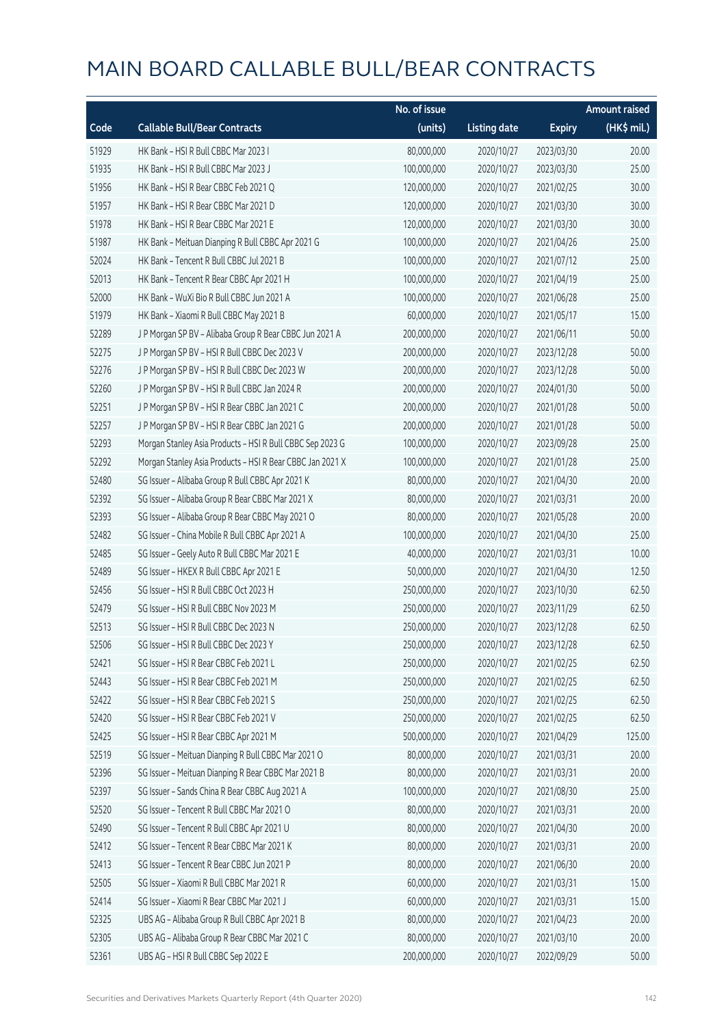# MAIN BOARD CALLABLE BULL/BEAR CONTRACTS

| Code | Callable Bull/Bear Contracts | No. of issue (units) | Listing date | Expiry | Amount raised (HK$ mil.) |
|---|---|---|---|---|---|
| 51929 | HK Bank – HSI R Bull CBBC Mar 2023 I | 80,000,000 | 2020/10/27 | 2023/03/30 | 20.00 |
| 51935 | HK Bank – HSI R Bull CBBC Mar 2023 J | 100,000,000 | 2020/10/27 | 2023/03/30 | 25.00 |
| 51956 | HK Bank – HSI R Bear CBBC Feb 2021 Q | 120,000,000 | 2020/10/27 | 2021/02/25 | 30.00 |
| 51957 | HK Bank – HSI R Bear CBBC Mar 2021 D | 120,000,000 | 2020/10/27 | 2021/03/30 | 30.00 |
| 51978 | HK Bank – HSI R Bear CBBC Mar 2021 E | 120,000,000 | 2020/10/27 | 2021/03/30 | 30.00 |
| 51987 | HK Bank – Meituan Dianping R Bull CBBC Apr 2021 G | 100,000,000 | 2020/10/27 | 2021/04/26 | 25.00 |
| 52024 | HK Bank – Tencent R Bull CBBC Jul 2021 B | 100,000,000 | 2020/10/27 | 2021/07/12 | 25.00 |
| 52013 | HK Bank – Tencent R Bear CBBC Apr 2021 H | 100,000,000 | 2020/10/27 | 2021/04/19 | 25.00 |
| 52000 | HK Bank – WuXi Bio R Bull CBBC Jun 2021 A | 100,000,000 | 2020/10/27 | 2021/06/28 | 25.00 |
| 51979 | HK Bank – Xiaomi R Bull CBBC May 2021 B | 60,000,000 | 2020/10/27 | 2021/05/17 | 15.00 |
| 52289 | J P Morgan SP BV – Alibaba Group R Bear CBBC Jun 2021 A | 200,000,000 | 2020/10/27 | 2021/06/11 | 50.00 |
| 52275 | J P Morgan SP BV – HSI R Bull CBBC Dec 2023 V | 200,000,000 | 2020/10/27 | 2023/12/28 | 50.00 |
| 52276 | J P Morgan SP BV – HSI R Bull CBBC Dec 2023 W | 200,000,000 | 2020/10/27 | 2023/12/28 | 50.00 |
| 52260 | J P Morgan SP BV – HSI R Bull CBBC Jan 2024 R | 200,000,000 | 2020/10/27 | 2024/01/30 | 50.00 |
| 52251 | J P Morgan SP BV – HSI R Bear CBBC Jan 2021 C | 200,000,000 | 2020/10/27 | 2021/01/28 | 50.00 |
| 52257 | J P Morgan SP BV – HSI R Bear CBBC Jan 2021 G | 200,000,000 | 2020/10/27 | 2021/01/28 | 50.00 |
| 52293 | Morgan Stanley Asia Products – HSI R Bull CBBC Sep 2023 G | 100,000,000 | 2020/10/27 | 2023/09/28 | 25.00 |
| 52292 | Morgan Stanley Asia Products – HSI R Bear CBBC Jan 2021 X | 100,000,000 | 2020/10/27 | 2021/01/28 | 25.00 |
| 52480 | SG Issuer – Alibaba Group R Bull CBBC Apr 2021 K | 80,000,000 | 2020/10/27 | 2021/04/30 | 20.00 |
| 52392 | SG Issuer – Alibaba Group R Bear CBBC Mar 2021 X | 80,000,000 | 2020/10/27 | 2021/03/31 | 20.00 |
| 52393 | SG Issuer – Alibaba Group R Bear CBBC May 2021 O | 80,000,000 | 2020/10/27 | 2021/05/28 | 20.00 |
| 52482 | SG Issuer – China Mobile R Bull CBBC Apr 2021 A | 100,000,000 | 2020/10/27 | 2021/04/30 | 25.00 |
| 52485 | SG Issuer – Geely Auto R Bull CBBC Mar 2021 E | 40,000,000 | 2020/10/27 | 2021/03/31 | 10.00 |
| 52489 | SG Issuer – HKEX R Bull CBBC Apr 2021 E | 50,000,000 | 2020/10/27 | 2021/04/30 | 12.50 |
| 52456 | SG Issuer – HSI R Bull CBBC Oct 2023 H | 250,000,000 | 2020/10/27 | 2023/10/30 | 62.50 |
| 52479 | SG Issuer – HSI R Bull CBBC Nov 2023 M | 250,000,000 | 2020/10/27 | 2023/11/29 | 62.50 |
| 52513 | SG Issuer – HSI R Bull CBBC Dec 2023 N | 250,000,000 | 2020/10/27 | 2023/12/28 | 62.50 |
| 52506 | SG Issuer – HSI R Bull CBBC Dec 2023 Y | 250,000,000 | 2020/10/27 | 2023/12/28 | 62.50 |
| 52421 | SG Issuer – HSI R Bear CBBC Feb 2021 L | 250,000,000 | 2020/10/27 | 2021/02/25 | 62.50 |
| 52443 | SG Issuer – HSI R Bear CBBC Feb 2021 M | 250,000,000 | 2020/10/27 | 2021/02/25 | 62.50 |
| 52422 | SG Issuer – HSI R Bear CBBC Feb 2021 S | 250,000,000 | 2020/10/27 | 2021/02/25 | 62.50 |
| 52420 | SG Issuer – HSI R Bear CBBC Feb 2021 V | 250,000,000 | 2020/10/27 | 2021/02/25 | 62.50 |
| 52425 | SG Issuer – HSI R Bear CBBC Apr 2021 M | 500,000,000 | 2020/10/27 | 2021/04/29 | 125.00 |
| 52519 | SG Issuer – Meituan Dianping R Bull CBBC Mar 2021 O | 80,000,000 | 2020/10/27 | 2021/03/31 | 20.00 |
| 52396 | SG Issuer – Meituan Dianping R Bear CBBC Mar 2021 B | 80,000,000 | 2020/10/27 | 2021/03/31 | 20.00 |
| 52397 | SG Issuer – Sands China R Bear CBBC Aug 2021 A | 100,000,000 | 2020/10/27 | 2021/08/30 | 25.00 |
| 52520 | SG Issuer – Tencent R Bull CBBC Mar 2021 O | 80,000,000 | 2020/10/27 | 2021/03/31 | 20.00 |
| 52490 | SG Issuer – Tencent R Bull CBBC Apr 2021 U | 80,000,000 | 2020/10/27 | 2021/04/30 | 20.00 |
| 52412 | SG Issuer – Tencent R Bear CBBC Mar 2021 K | 80,000,000 | 2020/10/27 | 2021/03/31 | 20.00 |
| 52413 | SG Issuer – Tencent R Bear CBBC Jun 2021 P | 80,000,000 | 2020/10/27 | 2021/06/30 | 20.00 |
| 52505 | SG Issuer – Xiaomi R Bull CBBC Mar 2021 R | 60,000,000 | 2020/10/27 | 2021/03/31 | 15.00 |
| 52414 | SG Issuer – Xiaomi R Bear CBBC Mar 2021 J | 60,000,000 | 2020/10/27 | 2021/03/31 | 15.00 |
| 52325 | UBS AG – Alibaba Group R Bull CBBC Apr 2021 B | 80,000,000 | 2020/10/27 | 2021/04/23 | 20.00 |
| 52305 | UBS AG – Alibaba Group R Bear CBBC Mar 2021 C | 80,000,000 | 2020/10/27 | 2021/03/10 | 20.00 |
| 52361 | UBS AG – HSI R Bull CBBC Sep 2022 E | 200,000,000 | 2020/10/27 | 2022/09/29 | 50.00 |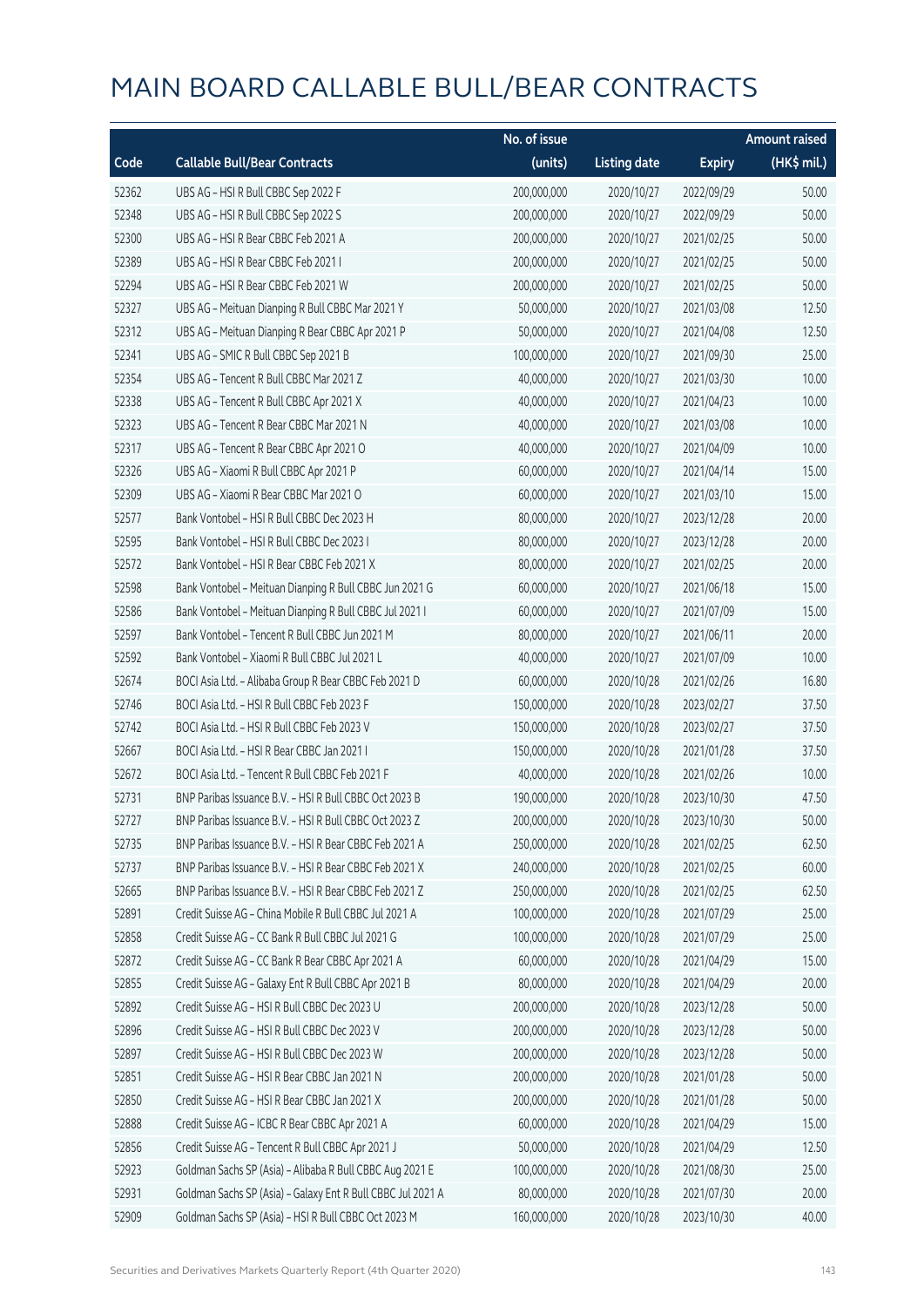# MAIN BOARD CALLABLE BULL/BEAR CONTRACTS

| Code | Callable Bull/Bear Contracts | No. of issue (units) | Listing date | Expiry | Amount raised (HK$ mil.) |
|---|---|---|---|---|---|
| 52362 | UBS AG - HSI R Bull CBBC Sep 2022 F | 200,000,000 | 2020/10/27 | 2022/09/29 | 50.00 |
| 52348 | UBS AG - HSI R Bull CBBC Sep 2022 S | 200,000,000 | 2020/10/27 | 2022/09/29 | 50.00 |
| 52300 | UBS AG - HSI R Bear CBBC Feb 2021 A | 200,000,000 | 2020/10/27 | 2021/02/25 | 50.00 |
| 52389 | UBS AG - HSI R Bear CBBC Feb 2021 I | 200,000,000 | 2020/10/27 | 2021/02/25 | 50.00 |
| 52294 | UBS AG - HSI R Bear CBBC Feb 2021 W | 200,000,000 | 2020/10/27 | 2021/02/25 | 50.00 |
| 52327 | UBS AG - Meituan Dianping R Bull CBBC Mar 2021 Y | 50,000,000 | 2020/10/27 | 2021/03/08 | 12.50 |
| 52312 | UBS AG - Meituan Dianping R Bear CBBC Apr 2021 P | 50,000,000 | 2020/10/27 | 2021/04/08 | 12.50 |
| 52341 | UBS AG - SMIC R Bull CBBC Sep 2021 B | 100,000,000 | 2020/10/27 | 2021/09/30 | 25.00 |
| 52354 | UBS AG - Tencent R Bull CBBC Mar 2021 Z | 40,000,000 | 2020/10/27 | 2021/03/30 | 10.00 |
| 52338 | UBS AG - Tencent R Bull CBBC Apr 2021 X | 40,000,000 | 2020/10/27 | 2021/04/23 | 10.00 |
| 52323 | UBS AG - Tencent R Bear CBBC Mar 2021 N | 40,000,000 | 2020/10/27 | 2021/03/08 | 10.00 |
| 52317 | UBS AG - Tencent R Bear CBBC Apr 2021 O | 40,000,000 | 2020/10/27 | 2021/04/09 | 10.00 |
| 52326 | UBS AG - Xiaomi R Bull CBBC Apr 2021 P | 60,000,000 | 2020/10/27 | 2021/04/14 | 15.00 |
| 52309 | UBS AG - Xiaomi R Bear CBBC Mar 2021 O | 60,000,000 | 2020/10/27 | 2021/03/10 | 15.00 |
| 52577 | Bank Vontobel - HSI R Bull CBBC Dec 2023 H | 80,000,000 | 2020/10/27 | 2023/12/28 | 20.00 |
| 52595 | Bank Vontobel - HSI R Bull CBBC Dec 2023 I | 80,000,000 | 2020/10/27 | 2023/12/28 | 20.00 |
| 52572 | Bank Vontobel - HSI R Bear CBBC Feb 2021 X | 80,000,000 | 2020/10/27 | 2021/02/25 | 20.00 |
| 52598 | Bank Vontobel - Meituan Dianping R Bull CBBC Jun 2021 G | 60,000,000 | 2020/10/27 | 2021/06/18 | 15.00 |
| 52586 | Bank Vontobel - Meituan Dianping R Bull CBBC Jul 2021 I | 60,000,000 | 2020/10/27 | 2021/07/09 | 15.00 |
| 52597 | Bank Vontobel - Tencent R Bull CBBC Jun 2021 M | 80,000,000 | 2020/10/27 | 2021/06/11 | 20.00 |
| 52592 | Bank Vontobel - Xiaomi R Bull CBBC Jul 2021 L | 40,000,000 | 2020/10/27 | 2021/07/09 | 10.00 |
| 52674 | BOCI Asia Ltd. - Alibaba Group R Bear CBBC Feb 2021 D | 60,000,000 | 2020/10/28 | 2021/02/26 | 16.80 |
| 52746 | BOCI Asia Ltd. - HSI R Bull CBBC Feb 2023 F | 150,000,000 | 2020/10/28 | 2023/02/27 | 37.50 |
| 52742 | BOCI Asia Ltd. - HSI R Bull CBBC Feb 2023 V | 150,000,000 | 2020/10/28 | 2023/02/27 | 37.50 |
| 52667 | BOCI Asia Ltd. - HSI R Bear CBBC Jan 2021 I | 150,000,000 | 2020/10/28 | 2021/01/28 | 37.50 |
| 52672 | BOCI Asia Ltd. - Tencent R Bull CBBC Feb 2021 F | 40,000,000 | 2020/10/28 | 2021/02/26 | 10.00 |
| 52731 | BNP Paribas Issuance B.V. - HSI R Bull CBBC Oct 2023 B | 190,000,000 | 2020/10/28 | 2023/10/30 | 47.50 |
| 52727 | BNP Paribas Issuance B.V. - HSI R Bull CBBC Oct 2023 Z | 200,000,000 | 2020/10/28 | 2023/10/30 | 50.00 |
| 52735 | BNP Paribas Issuance B.V. - HSI R Bear CBBC Feb 2021 A | 250,000,000 | 2020/10/28 | 2021/02/25 | 62.50 |
| 52737 | BNP Paribas Issuance B.V. - HSI R Bear CBBC Feb 2021 X | 240,000,000 | 2020/10/28 | 2021/02/25 | 60.00 |
| 52665 | BNP Paribas Issuance B.V. - HSI R Bear CBBC Feb 2021 Z | 250,000,000 | 2020/10/28 | 2021/02/25 | 62.50 |
| 52891 | Credit Suisse AG - China Mobile R Bull CBBC Jul 2021 A | 100,000,000 | 2020/10/28 | 2021/07/29 | 25.00 |
| 52858 | Credit Suisse AG - CC Bank R Bull CBBC Jul 2021 G | 100,000,000 | 2020/10/28 | 2021/07/29 | 25.00 |
| 52872 | Credit Suisse AG - CC Bank R Bear CBBC Apr 2021 A | 60,000,000 | 2020/10/28 | 2021/04/29 | 15.00 |
| 52855 | Credit Suisse AG - Galaxy Ent R Bull CBBC Apr 2021 B | 80,000,000 | 2020/10/28 | 2021/04/29 | 20.00 |
| 52892 | Credit Suisse AG - HSI R Bull CBBC Dec 2023 U | 200,000,000 | 2020/10/28 | 2023/12/28 | 50.00 |
| 52896 | Credit Suisse AG - HSI R Bull CBBC Dec 2023 V | 200,000,000 | 2020/10/28 | 2023/12/28 | 50.00 |
| 52897 | Credit Suisse AG - HSI R Bull CBBC Dec 2023 W | 200,000,000 | 2020/10/28 | 2023/12/28 | 50.00 |
| 52851 | Credit Suisse AG - HSI R Bear CBBC Jan 2021 N | 200,000,000 | 2020/10/28 | 2021/01/28 | 50.00 |
| 52850 | Credit Suisse AG - HSI R Bear CBBC Jan 2021 X | 200,000,000 | 2020/10/28 | 2021/01/28 | 50.00 |
| 52888 | Credit Suisse AG - ICBC R Bear CBBC Apr 2021 A | 60,000,000 | 2020/10/28 | 2021/04/29 | 15.00 |
| 52856 | Credit Suisse AG - Tencent R Bull CBBC Apr 2021 J | 50,000,000 | 2020/10/28 | 2021/04/29 | 12.50 |
| 52923 | Goldman Sachs SP (Asia) - Alibaba R Bull CBBC Aug 2021 E | 100,000,000 | 2020/10/28 | 2021/08/30 | 25.00 |
| 52931 | Goldman Sachs SP (Asia) - Galaxy Ent R Bull CBBC Jul 2021 A | 80,000,000 | 2020/10/28 | 2021/07/30 | 20.00 |
| 52909 | Goldman Sachs SP (Asia) - HSI R Bull CBBC Oct 2023 M | 160,000,000 | 2020/10/28 | 2023/10/30 | 40.00 |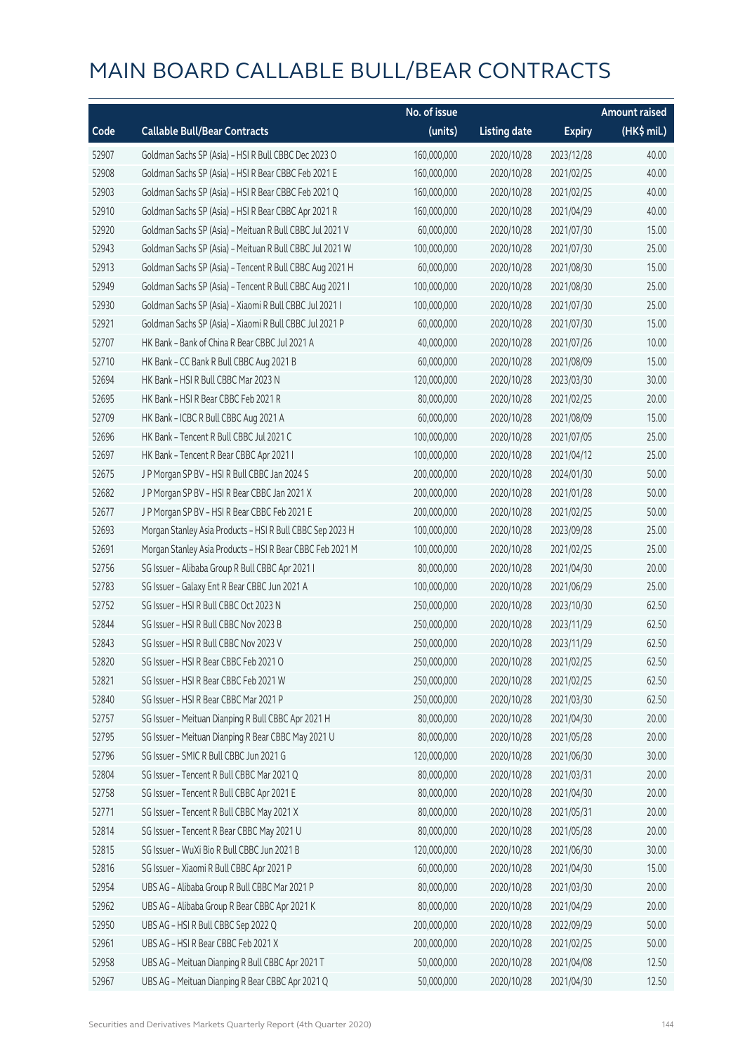# MAIN BOARD CALLABLE BULL/BEAR CONTRACTS

| Code | Callable Bull/Bear Contracts | No. of issue (units) | Listing date | Expiry | Amount raised (HK$ mil.) |
|---|---|---|---|---|---|
| 52907 | Goldman Sachs SP (Asia) – HSI R Bull CBBC Dec 2023 O | 160,000,000 | 2020/10/28 | 2023/12/28 | 40.00 |
| 52908 | Goldman Sachs SP (Asia) – HSI R Bear CBBC Feb 2021 E | 160,000,000 | 2020/10/28 | 2021/02/25 | 40.00 |
| 52903 | Goldman Sachs SP (Asia) – HSI R Bear CBBC Feb 2021 Q | 160,000,000 | 2020/10/28 | 2021/02/25 | 40.00 |
| 52910 | Goldman Sachs SP (Asia) – HSI R Bear CBBC Apr 2021 R | 160,000,000 | 2020/10/28 | 2021/04/29 | 40.00 |
| 52920 | Goldman Sachs SP (Asia) – Meituan R Bull CBBC Jul 2021 V | 60,000,000 | 2020/10/28 | 2021/07/30 | 15.00 |
| 52943 | Goldman Sachs SP (Asia) – Meituan R Bull CBBC Jul 2021 W | 100,000,000 | 2020/10/28 | 2021/07/30 | 25.00 |
| 52913 | Goldman Sachs SP (Asia) – Tencent R Bull CBBC Aug 2021 H | 60,000,000 | 2020/10/28 | 2021/08/30 | 15.00 |
| 52949 | Goldman Sachs SP (Asia) – Tencent R Bull CBBC Aug 2021 I | 100,000,000 | 2020/10/28 | 2021/08/30 | 25.00 |
| 52930 | Goldman Sachs SP (Asia) – Xiaomi R Bull CBBC Jul 2021 I | 100,000,000 | 2020/10/28 | 2021/07/30 | 25.00 |
| 52921 | Goldman Sachs SP (Asia) – Xiaomi R Bull CBBC Jul 2021 P | 60,000,000 | 2020/10/28 | 2021/07/30 | 15.00 |
| 52707 | HK Bank – Bank of China R Bear CBBC Jul 2021 A | 40,000,000 | 2020/10/28 | 2021/07/26 | 10.00 |
| 52710 | HK Bank – CC Bank R Bull CBBC Aug 2021 B | 60,000,000 | 2020/10/28 | 2021/08/09 | 15.00 |
| 52694 | HK Bank – HSI R Bull CBBC Mar 2023 N | 120,000,000 | 2020/10/28 | 2023/03/30 | 30.00 |
| 52695 | HK Bank – HSI R Bear CBBC Feb 2021 R | 80,000,000 | 2020/10/28 | 2021/02/25 | 20.00 |
| 52709 | HK Bank – ICBC R Bull CBBC Aug 2021 A | 60,000,000 | 2020/10/28 | 2021/08/09 | 15.00 |
| 52696 | HK Bank – Tencent R Bull CBBC Jul 2021 C | 100,000,000 | 2020/10/28 | 2021/07/05 | 25.00 |
| 52697 | HK Bank – Tencent R Bear CBBC Apr 2021 I | 100,000,000 | 2020/10/28 | 2021/04/12 | 25.00 |
| 52675 | J P Morgan SP BV – HSI R Bull CBBC Jan 2024 S | 200,000,000 | 2020/10/28 | 2024/01/30 | 50.00 |
| 52682 | J P Morgan SP BV – HSI R Bear CBBC Jan 2021 X | 200,000,000 | 2020/10/28 | 2021/01/28 | 50.00 |
| 52677 | J P Morgan SP BV – HSI R Bear CBBC Feb 2021 E | 200,000,000 | 2020/10/28 | 2021/02/25 | 50.00 |
| 52693 | Morgan Stanley Asia Products – HSI R Bull CBBC Sep 2023 H | 100,000,000 | 2020/10/28 | 2023/09/28 | 25.00 |
| 52691 | Morgan Stanley Asia Products – HSI R Bear CBBC Feb 2021 M | 100,000,000 | 2020/10/28 | 2021/02/25 | 25.00 |
| 52756 | SG Issuer – Alibaba Group R Bull CBBC Apr 2021 I | 80,000,000 | 2020/10/28 | 2021/04/30 | 20.00 |
| 52783 | SG Issuer – Galaxy Ent R Bear CBBC Jun 2021 A | 100,000,000 | 2020/10/28 | 2021/06/29 | 25.00 |
| 52752 | SG Issuer – HSI R Bull CBBC Oct 2023 N | 250,000,000 | 2020/10/28 | 2023/10/30 | 62.50 |
| 52844 | SG Issuer – HSI R Bull CBBC Nov 2023 B | 250,000,000 | 2020/10/28 | 2023/11/29 | 62.50 |
| 52843 | SG Issuer – HSI R Bull CBBC Nov 2023 V | 250,000,000 | 2020/10/28 | 2023/11/29 | 62.50 |
| 52820 | SG Issuer – HSI R Bear CBBC Feb 2021 O | 250,000,000 | 2020/10/28 | 2021/02/25 | 62.50 |
| 52821 | SG Issuer – HSI R Bear CBBC Feb 2021 W | 250,000,000 | 2020/10/28 | 2021/02/25 | 62.50 |
| 52840 | SG Issuer – HSI R Bear CBBC Mar 2021 P | 250,000,000 | 2020/10/28 | 2021/03/30 | 62.50 |
| 52757 | SG Issuer – Meituan Dianping R Bull CBBC Apr 2021 H | 80,000,000 | 2020/10/28 | 2021/04/30 | 20.00 |
| 52795 | SG Issuer – Meituan Dianping R Bear CBBC May 2021 U | 80,000,000 | 2020/10/28 | 2021/05/28 | 20.00 |
| 52796 | SG Issuer – SMIC R Bull CBBC Jun 2021 G | 120,000,000 | 2020/10/28 | 2021/06/30 | 30.00 |
| 52804 | SG Issuer – Tencent R Bull CBBC Mar 2021 Q | 80,000,000 | 2020/10/28 | 2021/03/31 | 20.00 |
| 52758 | SG Issuer – Tencent R Bull CBBC Apr 2021 E | 80,000,000 | 2020/10/28 | 2021/04/30 | 20.00 |
| 52771 | SG Issuer – Tencent R Bull CBBC May 2021 X | 80,000,000 | 2020/10/28 | 2021/05/31 | 20.00 |
| 52814 | SG Issuer – Tencent R Bear CBBC May 2021 U | 80,000,000 | 2020/10/28 | 2021/05/28 | 20.00 |
| 52815 | SG Issuer – WuXi Bio R Bull CBBC Jun 2021 B | 120,000,000 | 2020/10/28 | 2021/06/30 | 30.00 |
| 52816 | SG Issuer – Xiaomi R Bull CBBC Apr 2021 P | 60,000,000 | 2020/10/28 | 2021/04/30 | 15.00 |
| 52954 | UBS AG – Alibaba Group R Bull CBBC Mar 2021 P | 80,000,000 | 2020/10/28 | 2021/03/30 | 20.00 |
| 52962 | UBS AG – Alibaba Group R Bear CBBC Apr 2021 K | 80,000,000 | 2020/10/28 | 2021/04/29 | 20.00 |
| 52950 | UBS AG – HSI R Bull CBBC Sep 2022 Q | 200,000,000 | 2020/10/28 | 2022/09/29 | 50.00 |
| 52961 | UBS AG – HSI R Bear CBBC Feb 2021 X | 200,000,000 | 2020/10/28 | 2021/02/25 | 50.00 |
| 52958 | UBS AG – Meituan Dianping R Bull CBBC Apr 2021 T | 50,000,000 | 2020/10/28 | 2021/04/08 | 12.50 |
| 52967 | UBS AG – Meituan Dianping R Bear CBBC Apr 2021 Q | 50,000,000 | 2020/10/28 | 2021/04/30 | 12.50 |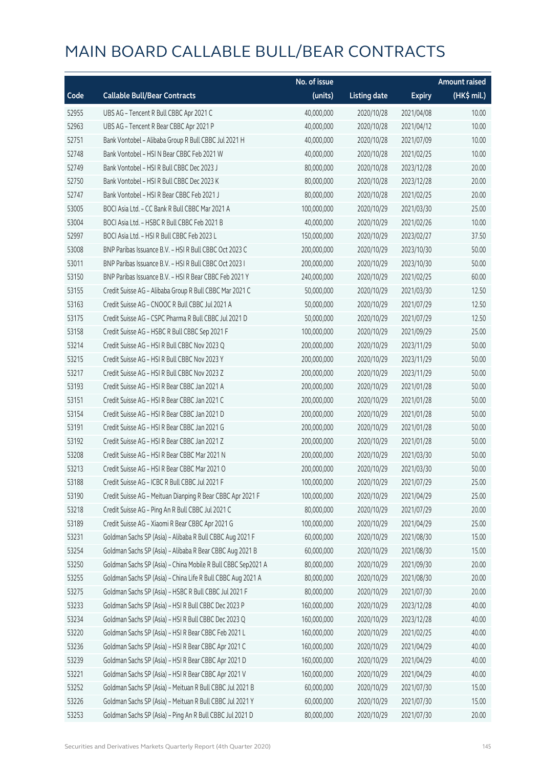# MAIN BOARD CALLABLE BULL/BEAR CONTRACTS

| Code | Callable Bull/Bear Contracts | No. of issue (units) | Listing date | Expiry | Amount raised (HK$ mil.) |
|---|---|---|---|---|---|
| 52955 | UBS AG – Tencent R Bull CBBC Apr 2021 C | 40,000,000 | 2020/10/28 | 2021/04/08 | 10.00 |
| 52963 | UBS AG – Tencent R Bear CBBC Apr 2021 P | 40,000,000 | 2020/10/28 | 2021/04/12 | 10.00 |
| 52751 | Bank Vontobel – Alibaba Group R Bull CBBC Jul 2021 H | 40,000,000 | 2020/10/28 | 2021/07/09 | 10.00 |
| 52748 | Bank Vontobel – HSI N Bear CBBC Feb 2021 W | 40,000,000 | 2020/10/28 | 2021/02/25 | 10.00 |
| 52749 | Bank Vontobel – HSI R Bull CBBC Dec 2023 J | 80,000,000 | 2020/10/28 | 2023/12/28 | 20.00 |
| 52750 | Bank Vontobel – HSI R Bull CBBC Dec 2023 K | 80,000,000 | 2020/10/28 | 2023/12/28 | 20.00 |
| 52747 | Bank Vontobel – HSI R Bear CBBC Feb 2021 J | 80,000,000 | 2020/10/28 | 2021/02/25 | 20.00 |
| 53005 | BOCI Asia Ltd. – CC Bank R Bull CBBC Mar 2021 A | 100,000,000 | 2020/10/29 | 2021/03/30 | 25.00 |
| 53004 | BOCI Asia Ltd. – HSBC R Bull CBBC Feb 2021 B | 40,000,000 | 2020/10/29 | 2021/02/26 | 10.00 |
| 52997 | BOCI Asia Ltd. – HSI R Bull CBBC Feb 2023 L | 150,000,000 | 2020/10/29 | 2023/02/27 | 37.50 |
| 53008 | BNP Paribas Issuance B.V. – HSI R Bull CBBC Oct 2023 C | 200,000,000 | 2020/10/29 | 2023/10/30 | 50.00 |
| 53011 | BNP Paribas Issuance B.V. – HSI R Bull CBBC Oct 2023 I | 200,000,000 | 2020/10/29 | 2023/10/30 | 50.00 |
| 53150 | BNP Paribas Issuance B.V. – HSI R Bear CBBC Feb 2021 Y | 240,000,000 | 2020/10/29 | 2021/02/25 | 60.00 |
| 53155 | Credit Suisse AG – Alibaba Group R Bull CBBC Mar 2021 C | 50,000,000 | 2020/10/29 | 2021/03/30 | 12.50 |
| 53163 | Credit Suisse AG – CNOOC R Bull CBBC Jul 2021 A | 50,000,000 | 2020/10/29 | 2021/07/29 | 12.50 |
| 53175 | Credit Suisse AG – CSPC Pharma R Bull CBBC Jul 2021 D | 50,000,000 | 2020/10/29 | 2021/07/29 | 12.50 |
| 53158 | Credit Suisse AG – HSBC R Bull CBBC Sep 2021 F | 100,000,000 | 2020/10/29 | 2021/09/29 | 25.00 |
| 53214 | Credit Suisse AG – HSI R Bull CBBC Nov 2023 Q | 200,000,000 | 2020/10/29 | 2023/11/29 | 50.00 |
| 53215 | Credit Suisse AG – HSI R Bull CBBC Nov 2023 Y | 200,000,000 | 2020/10/29 | 2023/11/29 | 50.00 |
| 53217 | Credit Suisse AG – HSI R Bull CBBC Nov 2023 Z | 200,000,000 | 2020/10/29 | 2023/11/29 | 50.00 |
| 53193 | Credit Suisse AG – HSI R Bear CBBC Jan 2021 A | 200,000,000 | 2020/10/29 | 2021/01/28 | 50.00 |
| 53151 | Credit Suisse AG – HSI R Bear CBBC Jan 2021 C | 200,000,000 | 2020/10/29 | 2021/01/28 | 50.00 |
| 53154 | Credit Suisse AG – HSI R Bear CBBC Jan 2021 D | 200,000,000 | 2020/10/29 | 2021/01/28 | 50.00 |
| 53191 | Credit Suisse AG – HSI R Bear CBBC Jan 2021 G | 200,000,000 | 2020/10/29 | 2021/01/28 | 50.00 |
| 53192 | Credit Suisse AG – HSI R Bear CBBC Jan 2021 Z | 200,000,000 | 2020/10/29 | 2021/01/28 | 50.00 |
| 53208 | Credit Suisse AG – HSI R Bear CBBC Mar 2021 N | 200,000,000 | 2020/10/29 | 2021/03/30 | 50.00 |
| 53213 | Credit Suisse AG – HSI R Bear CBBC Mar 2021 O | 200,000,000 | 2020/10/29 | 2021/03/30 | 50.00 |
| 53188 | Credit Suisse AG – ICBC R Bull CBBC Jul 2021 F | 100,000,000 | 2020/10/29 | 2021/07/29 | 25.00 |
| 53190 | Credit Suisse AG – Meituan Dianping R Bear CBBC Apr 2021 F | 100,000,000 | 2020/10/29 | 2021/04/29 | 25.00 |
| 53218 | Credit Suisse AG – Ping An R Bull CBBC Jul 2021 C | 80,000,000 | 2020/10/29 | 2021/07/29 | 20.00 |
| 53189 | Credit Suisse AG – Xiaomi R Bear CBBC Apr 2021 G | 100,000,000 | 2020/10/29 | 2021/04/29 | 25.00 |
| 53231 | Goldman Sachs SP (Asia) – Alibaba R Bull CBBC Aug 2021 F | 60,000,000 | 2020/10/29 | 2021/08/30 | 15.00 |
| 53254 | Goldman Sachs SP (Asia) – Alibaba R Bear CBBC Aug 2021 B | 60,000,000 | 2020/10/29 | 2021/08/30 | 15.00 |
| 53250 | Goldman Sachs SP (Asia) – China Mobile R Bull CBBC Sep2021 A | 80,000,000 | 2020/10/29 | 2021/09/30 | 20.00 |
| 53255 | Goldman Sachs SP (Asia) – China Life R Bull CBBC Aug 2021 A | 80,000,000 | 2020/10/29 | 2021/08/30 | 20.00 |
| 53275 | Goldman Sachs SP (Asia) – HSBC R Bull CBBC Jul 2021 F | 80,000,000 | 2020/10/29 | 2021/07/30 | 20.00 |
| 53233 | Goldman Sachs SP (Asia) – HSI R Bull CBBC Dec 2023 P | 160,000,000 | 2020/10/29 | 2023/12/28 | 40.00 |
| 53234 | Goldman Sachs SP (Asia) – HSI R Bull CBBC Dec 2023 Q | 160,000,000 | 2020/10/29 | 2023/12/28 | 40.00 |
| 53220 | Goldman Sachs SP (Asia) – HSI R Bear CBBC Feb 2021 L | 160,000,000 | 2020/10/29 | 2021/02/25 | 40.00 |
| 53236 | Goldman Sachs SP (Asia) – HSI R Bear CBBC Apr 2021 C | 160,000,000 | 2020/10/29 | 2021/04/29 | 40.00 |
| 53239 | Goldman Sachs SP (Asia) – HSI R Bear CBBC Apr 2021 D | 160,000,000 | 2020/10/29 | 2021/04/29 | 40.00 |
| 53221 | Goldman Sachs SP (Asia) – HSI R Bear CBBC Apr 2021 V | 160,000,000 | 2020/10/29 | 2021/04/29 | 40.00 |
| 53252 | Goldman Sachs SP (Asia) – Meituan R Bull CBBC Jul 2021 B | 60,000,000 | 2020/10/29 | 2021/07/30 | 15.00 |
| 53226 | Goldman Sachs SP (Asia) – Meituan R Bull CBBC Jul 2021 Y | 60,000,000 | 2020/10/29 | 2021/07/30 | 15.00 |
| 53253 | Goldman Sachs SP (Asia) – Ping An R Bull CBBC Jul 2021 D | 80,000,000 | 2020/10/29 | 2021/07/30 | 20.00 |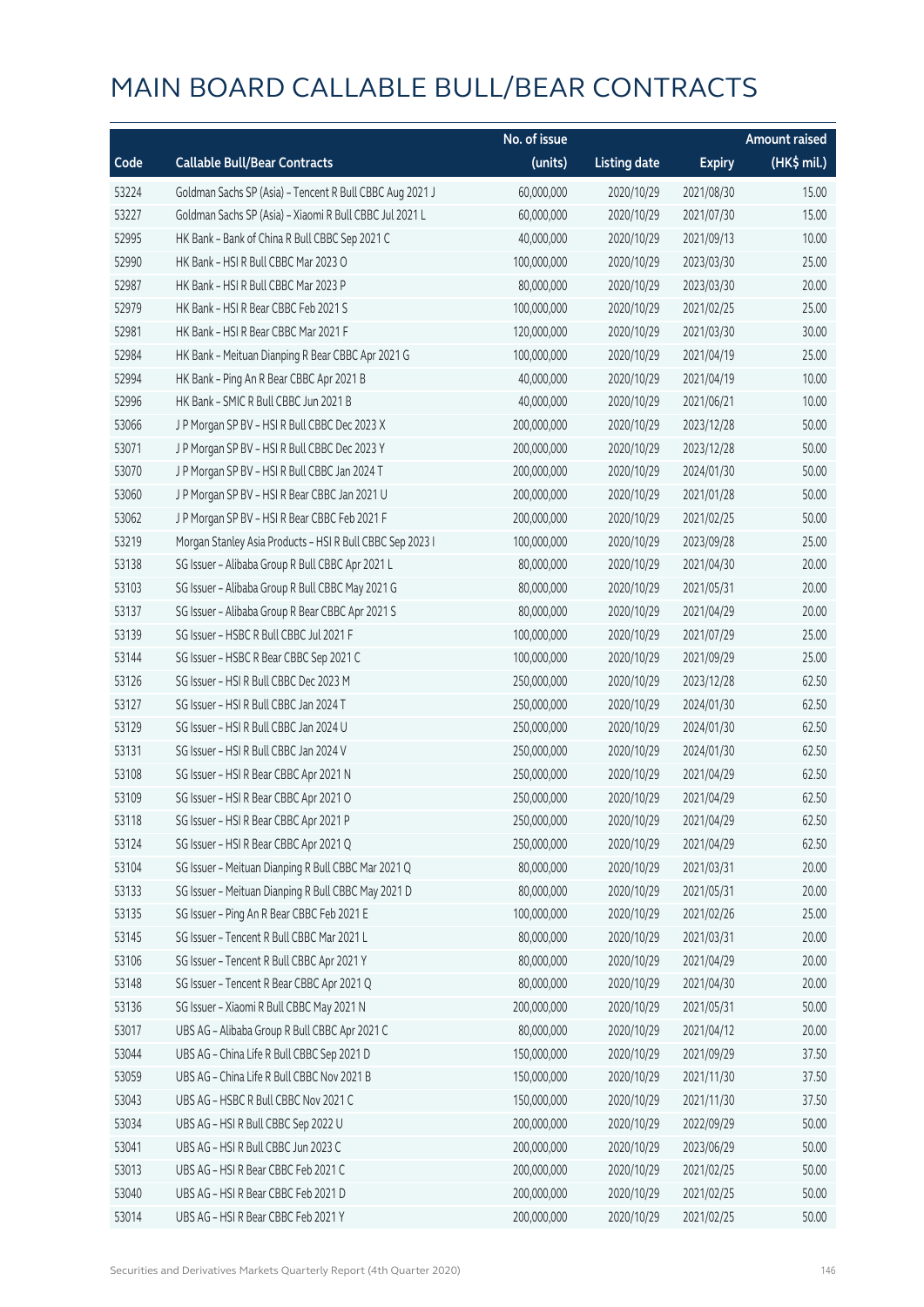# MAIN BOARD CALLABLE BULL/BEAR CONTRACTS

| Code | Callable Bull/Bear Contracts | No. of issue (units) | Listing date | Expiry | Amount raised (HK$ mil.) |
|---|---|---|---|---|---|
| 53224 | Goldman Sachs SP (Asia) - Tencent R Bull CBBC Aug 2021 J | 60,000,000 | 2020/10/29 | 2021/08/30 | 15.00 |
| 53227 | Goldman Sachs SP (Asia) - Xiaomi R Bull CBBC Jul 2021 L | 60,000,000 | 2020/10/29 | 2021/07/30 | 15.00 |
| 52995 | HK Bank - Bank of China R Bull CBBC Sep 2021 C | 40,000,000 | 2020/10/29 | 2021/09/13 | 10.00 |
| 52990 | HK Bank - HSI R Bull CBBC Mar 2023 O | 100,000,000 | 2020/10/29 | 2023/03/30 | 25.00 |
| 52987 | HK Bank - HSI R Bull CBBC Mar 2023 P | 80,000,000 | 2020/10/29 | 2023/03/30 | 20.00 |
| 52979 | HK Bank - HSI R Bear CBBC Feb 2021 S | 100,000,000 | 2020/10/29 | 2021/02/25 | 25.00 |
| 52981 | HK Bank - HSI R Bear CBBC Mar 2021 F | 120,000,000 | 2020/10/29 | 2021/03/30 | 30.00 |
| 52984 | HK Bank - Meituan Dianping R Bear CBBC Apr 2021 G | 100,000,000 | 2020/10/29 | 2021/04/19 | 25.00 |
| 52994 | HK Bank - Ping An R Bear CBBC Apr 2021 B | 40,000,000 | 2020/10/29 | 2021/04/19 | 10.00 |
| 52996 | HK Bank - SMIC R Bull CBBC Jun 2021 B | 40,000,000 | 2020/10/29 | 2021/06/21 | 10.00 |
| 53066 | J P Morgan SP BV - HSI R Bull CBBC Dec 2023 X | 200,000,000 | 2020/10/29 | 2023/12/28 | 50.00 |
| 53071 | J P Morgan SP BV - HSI R Bull CBBC Dec 2023 Y | 200,000,000 | 2020/10/29 | 2023/12/28 | 50.00 |
| 53070 | J P Morgan SP BV - HSI R Bull CBBC Jan 2024 T | 200,000,000 | 2020/10/29 | 2024/01/30 | 50.00 |
| 53060 | J P Morgan SP BV - HSI R Bear CBBC Jan 2021 U | 200,000,000 | 2020/10/29 | 2021/01/28 | 50.00 |
| 53062 | J P Morgan SP BV - HSI R Bear CBBC Feb 2021 F | 200,000,000 | 2020/10/29 | 2021/02/25 | 50.00 |
| 53219 | Morgan Stanley Asia Products - HSI R Bull CBBC Sep 2023 I | 100,000,000 | 2020/10/29 | 2023/09/28 | 25.00 |
| 53138 | SG Issuer - Alibaba Group R Bull CBBC Apr 2021 L | 80,000,000 | 2020/10/29 | 2021/04/30 | 20.00 |
| 53103 | SG Issuer - Alibaba Group R Bull CBBC May 2021 G | 80,000,000 | 2020/10/29 | 2021/05/31 | 20.00 |
| 53137 | SG Issuer - Alibaba Group R Bear CBBC Apr 2021 S | 80,000,000 | 2020/10/29 | 2021/04/29 | 20.00 |
| 53139 | SG Issuer - HSBC R Bull CBBC Jul 2021 F | 100,000,000 | 2020/10/29 | 2021/07/29 | 25.00 |
| 53144 | SG Issuer - HSBC R Bear CBBC Sep 2021 C | 100,000,000 | 2020/10/29 | 2021/09/29 | 25.00 |
| 53126 | SG Issuer - HSI R Bull CBBC Dec 2023 M | 250,000,000 | 2020/10/29 | 2023/12/28 | 62.50 |
| 53127 | SG Issuer - HSI R Bull CBBC Jan 2024 T | 250,000,000 | 2020/10/29 | 2024/01/30 | 62.50 |
| 53129 | SG Issuer - HSI R Bull CBBC Jan 2024 U | 250,000,000 | 2020/10/29 | 2024/01/30 | 62.50 |
| 53131 | SG Issuer - HSI R Bull CBBC Jan 2024 V | 250,000,000 | 2020/10/29 | 2024/01/30 | 62.50 |
| 53108 | SG Issuer - HSI R Bear CBBC Apr 2021 N | 250,000,000 | 2020/10/29 | 2021/04/29 | 62.50 |
| 53109 | SG Issuer - HSI R Bear CBBC Apr 2021 O | 250,000,000 | 2020/10/29 | 2021/04/29 | 62.50 |
| 53118 | SG Issuer - HSI R Bear CBBC Apr 2021 P | 250,000,000 | 2020/10/29 | 2021/04/29 | 62.50 |
| 53124 | SG Issuer - HSI R Bear CBBC Apr 2021 Q | 250,000,000 | 2020/10/29 | 2021/04/29 | 62.50 |
| 53104 | SG Issuer - Meituan Dianping R Bull CBBC Mar 2021 Q | 80,000,000 | 2020/10/29 | 2021/03/31 | 20.00 |
| 53133 | SG Issuer - Meituan Dianping R Bull CBBC May 2021 D | 80,000,000 | 2020/10/29 | 2021/05/31 | 20.00 |
| 53135 | SG Issuer - Ping An R Bear CBBC Feb 2021 E | 100,000,000 | 2020/10/29 | 2021/02/26 | 25.00 |
| 53145 | SG Issuer - Tencent R Bull CBBC Mar 2021 L | 80,000,000 | 2020/10/29 | 2021/03/31 | 20.00 |
| 53106 | SG Issuer - Tencent R Bull CBBC Apr 2021 Y | 80,000,000 | 2020/10/29 | 2021/04/29 | 20.00 |
| 53148 | SG Issuer - Tencent R Bear CBBC Apr 2021 Q | 80,000,000 | 2020/10/29 | 2021/04/30 | 20.00 |
| 53136 | SG Issuer - Xiaomi R Bull CBBC May 2021 N | 200,000,000 | 2020/10/29 | 2021/05/31 | 50.00 |
| 53017 | UBS AG - Alibaba Group R Bull CBBC Apr 2021 C | 80,000,000 | 2020/10/29 | 2021/04/12 | 20.00 |
| 53044 | UBS AG - China Life R Bull CBBC Sep 2021 D | 150,000,000 | 2020/10/29 | 2021/09/29 | 37.50 |
| 53059 | UBS AG - China Life R Bull CBBC Nov 2021 B | 150,000,000 | 2020/10/29 | 2021/11/30 | 37.50 |
| 53043 | UBS AG - HSBC R Bull CBBC Nov 2021 C | 150,000,000 | 2020/10/29 | 2021/11/30 | 37.50 |
| 53034 | UBS AG - HSI R Bull CBBC Sep 2022 U | 200,000,000 | 2020/10/29 | 2022/09/29 | 50.00 |
| 53041 | UBS AG - HSI R Bull CBBC Jun 2023 C | 200,000,000 | 2020/10/29 | 2023/06/29 | 50.00 |
| 53013 | UBS AG - HSI R Bear CBBC Feb 2021 C | 200,000,000 | 2020/10/29 | 2021/02/25 | 50.00 |
| 53040 | UBS AG - HSI R Bear CBBC Feb 2021 D | 200,000,000 | 2020/10/29 | 2021/02/25 | 50.00 |
| 53014 | UBS AG - HSI R Bear CBBC Feb 2021 Y | 200,000,000 | 2020/10/29 | 2021/02/25 | 50.00 |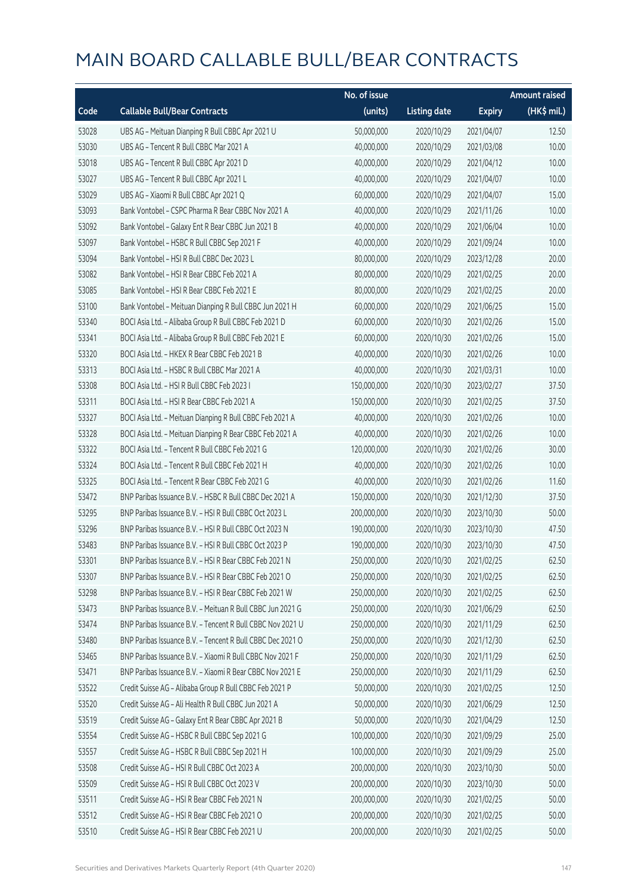# MAIN BOARD CALLABLE BULL/BEAR CONTRACTS

| Code | Callable Bull/Bear Contracts | No. of issue (units) | Listing date | Expiry | Amount raised (HK$ mil.) |
|---|---|---|---|---|---|
| 53028 | UBS AG – Meituan Dianping R Bull CBBC Apr 2021 U | 50,000,000 | 2020/10/29 | 2021/04/07 | 12.50 |
| 53030 | UBS AG – Tencent R Bull CBBC Mar 2021 A | 40,000,000 | 2020/10/29 | 2021/03/08 | 10.00 |
| 53018 | UBS AG – Tencent R Bull CBBC Apr 2021 D | 40,000,000 | 2020/10/29 | 2021/04/12 | 10.00 |
| 53027 | UBS AG – Tencent R Bull CBBC Apr 2021 L | 40,000,000 | 2020/10/29 | 2021/04/07 | 10.00 |
| 53029 | UBS AG – Xiaomi R Bull CBBC Apr 2021 Q | 60,000,000 | 2020/10/29 | 2021/04/07 | 15.00 |
| 53093 | Bank Vontobel – CSPC Pharma R Bear CBBC Nov 2021 A | 40,000,000 | 2020/10/29 | 2021/11/26 | 10.00 |
| 53092 | Bank Vontobel – Galaxy Ent R Bear CBBC Jun 2021 B | 40,000,000 | 2020/10/29 | 2021/06/04 | 10.00 |
| 53097 | Bank Vontobel – HSBC R Bull CBBC Sep 2021 F | 40,000,000 | 2020/10/29 | 2021/09/24 | 10.00 |
| 53094 | Bank Vontobel – HSI R Bull CBBC Dec 2023 L | 80,000,000 | 2020/10/29 | 2023/12/28 | 20.00 |
| 53082 | Bank Vontobel – HSI R Bear CBBC Feb 2021 A | 80,000,000 | 2020/10/29 | 2021/02/25 | 20.00 |
| 53085 | Bank Vontobel – HSI R Bear CBBC Feb 2021 E | 80,000,000 | 2020/10/29 | 2021/02/25 | 20.00 |
| 53100 | Bank Vontobel – Meituan Dianping R Bull CBBC Jun 2021 H | 60,000,000 | 2020/10/29 | 2021/06/25 | 15.00 |
| 53340 | BOCI Asia Ltd. – Alibaba Group R Bull CBBC Feb 2021 D | 60,000,000 | 2020/10/30 | 2021/02/26 | 15.00 |
| 53341 | BOCI Asia Ltd. – Alibaba Group R Bull CBBC Feb 2021 E | 60,000,000 | 2020/10/30 | 2021/02/26 | 15.00 |
| 53320 | BOCI Asia Ltd. – HKEX R Bear CBBC Feb 2021 B | 40,000,000 | 2020/10/30 | 2021/02/26 | 10.00 |
| 53313 | BOCI Asia Ltd. – HSBC R Bull CBBC Mar 2021 A | 40,000,000 | 2020/10/30 | 2021/03/31 | 10.00 |
| 53308 | BOCI Asia Ltd. – HSI R Bull CBBC Feb 2023 I | 150,000,000 | 2020/10/30 | 2023/02/27 | 37.50 |
| 53311 | BOCI Asia Ltd. – HSI R Bear CBBC Feb 2021 A | 150,000,000 | 2020/10/30 | 2021/02/25 | 37.50 |
| 53327 | BOCI Asia Ltd. – Meituan Dianping R Bull CBBC Feb 2021 A | 40,000,000 | 2020/10/30 | 2021/02/26 | 10.00 |
| 53328 | BOCI Asia Ltd. – Meituan Dianping R Bear CBBC Feb 2021 A | 40,000,000 | 2020/10/30 | 2021/02/26 | 10.00 |
| 53322 | BOCI Asia Ltd. – Tencent R Bull CBBC Feb 2021 G | 120,000,000 | 2020/10/30 | 2021/02/26 | 30.00 |
| 53324 | BOCI Asia Ltd. – Tencent R Bull CBBC Feb 2021 H | 40,000,000 | 2020/10/30 | 2021/02/26 | 10.00 |
| 53325 | BOCI Asia Ltd. – Tencent R Bear CBBC Feb 2021 G | 40,000,000 | 2020/10/30 | 2021/02/26 | 11.60 |
| 53472 | BNP Paribas Issuance B.V. – HSBC R Bull CBBC Dec 2021 A | 150,000,000 | 2020/10/30 | 2021/12/30 | 37.50 |
| 53295 | BNP Paribas Issuance B.V. – HSI R Bull CBBC Oct 2023 L | 200,000,000 | 2020/10/30 | 2023/10/30 | 50.00 |
| 53296 | BNP Paribas Issuance B.V. – HSI R Bull CBBC Oct 2023 N | 190,000,000 | 2020/10/30 | 2023/10/30 | 47.50 |
| 53483 | BNP Paribas Issuance B.V. – HSI R Bull CBBC Oct 2023 P | 190,000,000 | 2020/10/30 | 2023/10/30 | 47.50 |
| 53301 | BNP Paribas Issuance B.V. – HSI R Bear CBBC Feb 2021 N | 250,000,000 | 2020/10/30 | 2021/02/25 | 62.50 |
| 53307 | BNP Paribas Issuance B.V. – HSI R Bear CBBC Feb 2021 O | 250,000,000 | 2020/10/30 | 2021/02/25 | 62.50 |
| 53298 | BNP Paribas Issuance B.V. – HSI R Bear CBBC Feb 2021 W | 250,000,000 | 2020/10/30 | 2021/02/25 | 62.50 |
| 53473 | BNP Paribas Issuance B.V. – Meituan R Bull CBBC Jun 2021 G | 250,000,000 | 2020/10/30 | 2021/06/29 | 62.50 |
| 53474 | BNP Paribas Issuance B.V. – Tencent R Bull CBBC Nov 2021 U | 250,000,000 | 2020/10/30 | 2021/11/29 | 62.50 |
| 53480 | BNP Paribas Issuance B.V. – Tencent R Bull CBBC Dec 2021 O | 250,000,000 | 2020/10/30 | 2021/12/30 | 62.50 |
| 53465 | BNP Paribas Issuance B.V. – Xiaomi R Bull CBBC Nov 2021 F | 250,000,000 | 2020/10/30 | 2021/11/29 | 62.50 |
| 53471 | BNP Paribas Issuance B.V. – Xiaomi R Bear CBBC Nov 2021 E | 250,000,000 | 2020/10/30 | 2021/11/29 | 62.50 |
| 53522 | Credit Suisse AG – Alibaba Group R Bull CBBC Feb 2021 P | 50,000,000 | 2020/10/30 | 2021/02/25 | 12.50 |
| 53520 | Credit Suisse AG – Ali Health R Bull CBBC Jun 2021 A | 50,000,000 | 2020/10/30 | 2021/06/29 | 12.50 |
| 53519 | Credit Suisse AG – Galaxy Ent R Bear CBBC Apr 2021 B | 50,000,000 | 2020/10/30 | 2021/04/29 | 12.50 |
| 53554 | Credit Suisse AG – HSBC R Bull CBBC Sep 2021 G | 100,000,000 | 2020/10/30 | 2021/09/29 | 25.00 |
| 53557 | Credit Suisse AG – HSBC R Bull CBBC Sep 2021 H | 100,000,000 | 2020/10/30 | 2021/09/29 | 25.00 |
| 53508 | Credit Suisse AG – HSI R Bull CBBC Oct 2023 A | 200,000,000 | 2020/10/30 | 2023/10/30 | 50.00 |
| 53509 | Credit Suisse AG – HSI R Bull CBBC Oct 2023 V | 200,000,000 | 2020/10/30 | 2023/10/30 | 50.00 |
| 53511 | Credit Suisse AG – HSI R Bear CBBC Feb 2021 N | 200,000,000 | 2020/10/30 | 2021/02/25 | 50.00 |
| 53512 | Credit Suisse AG – HSI R Bear CBBC Feb 2021 O | 200,000,000 | 2020/10/30 | 2021/02/25 | 50.00 |
| 53510 | Credit Suisse AG – HSI R Bear CBBC Feb 2021 U | 200,000,000 | 2020/10/30 | 2021/02/25 | 50.00 |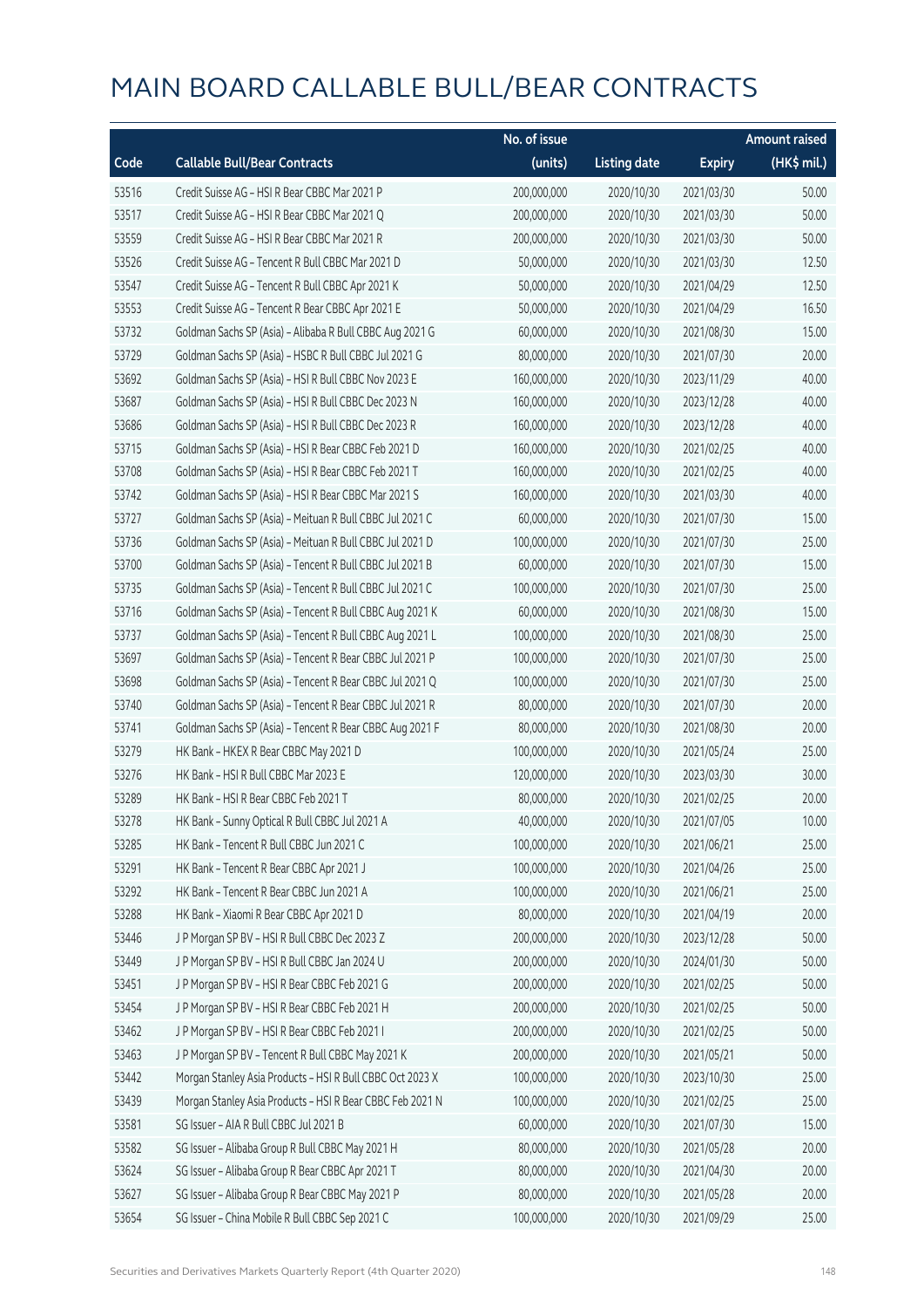# MAIN BOARD CALLABLE BULL/BEAR CONTRACTS

| Code | Callable Bull/Bear Contracts | No. of issue (units) | Listing date | Expiry | Amount raised (HK$ mil.) |
|---|---|---|---|---|---|
| 53516 | Credit Suisse AG – HSI R Bear CBBC Mar 2021 P | 200,000,000 | 2020/10/30 | 2021/03/30 | 50.00 |
| 53517 | Credit Suisse AG – HSI R Bear CBBC Mar 2021 Q | 200,000,000 | 2020/10/30 | 2021/03/30 | 50.00 |
| 53559 | Credit Suisse AG – HSI R Bear CBBC Mar 2021 R | 200,000,000 | 2020/10/30 | 2021/03/30 | 50.00 |
| 53526 | Credit Suisse AG – Tencent R Bull CBBC Mar 2021 D | 50,000,000 | 2020/10/30 | 2021/03/30 | 12.50 |
| 53547 | Credit Suisse AG – Tencent R Bull CBBC Apr 2021 K | 50,000,000 | 2020/10/30 | 2021/04/29 | 12.50 |
| 53553 | Credit Suisse AG – Tencent R Bear CBBC Apr 2021 E | 50,000,000 | 2020/10/30 | 2021/04/29 | 16.50 |
| 53732 | Goldman Sachs SP (Asia) – Alibaba R Bull CBBC Aug 2021 G | 60,000,000 | 2020/10/30 | 2021/08/30 | 15.00 |
| 53729 | Goldman Sachs SP (Asia) – HSBC R Bull CBBC Jul 2021 G | 80,000,000 | 2020/10/30 | 2021/07/30 | 20.00 |
| 53692 | Goldman Sachs SP (Asia) – HSI R Bull CBBC Nov 2023 E | 160,000,000 | 2020/10/30 | 2023/11/29 | 40.00 |
| 53687 | Goldman Sachs SP (Asia) – HSI R Bull CBBC Dec 2023 N | 160,000,000 | 2020/10/30 | 2023/12/28 | 40.00 |
| 53686 | Goldman Sachs SP (Asia) – HSI R Bull CBBC Dec 2023 R | 160,000,000 | 2020/10/30 | 2023/12/28 | 40.00 |
| 53715 | Goldman Sachs SP (Asia) – HSI R Bear CBBC Feb 2021 D | 160,000,000 | 2020/10/30 | 2021/02/25 | 40.00 |
| 53708 | Goldman Sachs SP (Asia) – HSI R Bear CBBC Feb 2021 T | 160,000,000 | 2020/10/30 | 2021/02/25 | 40.00 |
| 53742 | Goldman Sachs SP (Asia) – HSI R Bear CBBC Mar 2021 S | 160,000,000 | 2020/10/30 | 2021/03/30 | 40.00 |
| 53727 | Goldman Sachs SP (Asia) – Meituan R Bull CBBC Jul 2021 C | 60,000,000 | 2020/10/30 | 2021/07/30 | 15.00 |
| 53736 | Goldman Sachs SP (Asia) – Meituan R Bull CBBC Jul 2021 D | 100,000,000 | 2020/10/30 | 2021/07/30 | 25.00 |
| 53700 | Goldman Sachs SP (Asia) – Tencent R Bull CBBC Jul 2021 B | 60,000,000 | 2020/10/30 | 2021/07/30 | 15.00 |
| 53735 | Goldman Sachs SP (Asia) – Tencent R Bull CBBC Jul 2021 C | 100,000,000 | 2020/10/30 | 2021/07/30 | 25.00 |
| 53716 | Goldman Sachs SP (Asia) – Tencent R Bull CBBC Aug 2021 K | 60,000,000 | 2020/10/30 | 2021/08/30 | 15.00 |
| 53737 | Goldman Sachs SP (Asia) – Tencent R Bull CBBC Aug 2021 L | 100,000,000 | 2020/10/30 | 2021/08/30 | 25.00 |
| 53697 | Goldman Sachs SP (Asia) – Tencent R Bear CBBC Jul 2021 P | 100,000,000 | 2020/10/30 | 2021/07/30 | 25.00 |
| 53698 | Goldman Sachs SP (Asia) – Tencent R Bear CBBC Jul 2021 Q | 100,000,000 | 2020/10/30 | 2021/07/30 | 25.00 |
| 53740 | Goldman Sachs SP (Asia) – Tencent R Bear CBBC Jul 2021 R | 80,000,000 | 2020/10/30 | 2021/07/30 | 20.00 |
| 53741 | Goldman Sachs SP (Asia) – Tencent R Bear CBBC Aug 2021 F | 80,000,000 | 2020/10/30 | 2021/08/30 | 20.00 |
| 53279 | HK Bank – HKEX R Bear CBBC May 2021 D | 100,000,000 | 2020/10/30 | 2021/05/24 | 25.00 |
| 53276 | HK Bank – HSI R Bull CBBC Mar 2023 E | 120,000,000 | 2020/10/30 | 2023/03/30 | 30.00 |
| 53289 | HK Bank – HSI R Bear CBBC Feb 2021 T | 80,000,000 | 2020/10/30 | 2021/02/25 | 20.00 |
| 53278 | HK Bank – Sunny Optical R Bull CBBC Jul 2021 A | 40,000,000 | 2020/10/30 | 2021/07/05 | 10.00 |
| 53285 | HK Bank – Tencent R Bull CBBC Jun 2021 C | 100,000,000 | 2020/10/30 | 2021/06/21 | 25.00 |
| 53291 | HK Bank – Tencent R Bear CBBC Apr 2021 J | 100,000,000 | 2020/10/30 | 2021/04/26 | 25.00 |
| 53292 | HK Bank – Tencent R Bear CBBC Jun 2021 A | 100,000,000 | 2020/10/30 | 2021/06/21 | 25.00 |
| 53288 | HK Bank – Xiaomi R Bear CBBC Apr 2021 D | 80,000,000 | 2020/10/30 | 2021/04/19 | 20.00 |
| 53446 | J P Morgan SP BV – HSI R Bull CBBC Dec 2023 Z | 200,000,000 | 2020/10/30 | 2023/12/28 | 50.00 |
| 53449 | J P Morgan SP BV – HSI R Bull CBBC Jan 2024 U | 200,000,000 | 2020/10/30 | 2024/01/30 | 50.00 |
| 53451 | J P Morgan SP BV – HSI R Bear CBBC Feb 2021 G | 200,000,000 | 2020/10/30 | 2021/02/25 | 50.00 |
| 53454 | J P Morgan SP BV – HSI R Bear CBBC Feb 2021 H | 200,000,000 | 2020/10/30 | 2021/02/25 | 50.00 |
| 53462 | J P Morgan SP BV – HSI R Bear CBBC Feb 2021 I | 200,000,000 | 2020/10/30 | 2021/02/25 | 50.00 |
| 53463 | J P Morgan SP BV – Tencent R Bull CBBC May 2021 K | 200,000,000 | 2020/10/30 | 2021/05/21 | 50.00 |
| 53442 | Morgan Stanley Asia Products – HSI R Bull CBBC Oct 2023 X | 100,000,000 | 2020/10/30 | 2023/10/30 | 25.00 |
| 53439 | Morgan Stanley Asia Products – HSI R Bear CBBC Feb 2021 N | 100,000,000 | 2020/10/30 | 2021/02/25 | 25.00 |
| 53581 | SG Issuer – AIA R Bull CBBC Jul 2021 B | 60,000,000 | 2020/10/30 | 2021/07/30 | 15.00 |
| 53582 | SG Issuer – Alibaba Group R Bull CBBC May 2021 H | 80,000,000 | 2020/10/30 | 2021/05/28 | 20.00 |
| 53624 | SG Issuer – Alibaba Group R Bear CBBC Apr 2021 T | 80,000,000 | 2020/10/30 | 2021/04/30 | 20.00 |
| 53627 | SG Issuer – Alibaba Group R Bear CBBC May 2021 P | 80,000,000 | 2020/10/30 | 2021/05/28 | 20.00 |
| 53654 | SG Issuer – China Mobile R Bull CBBC Sep 2021 C | 100,000,000 | 2020/10/30 | 2021/09/29 | 25.00 |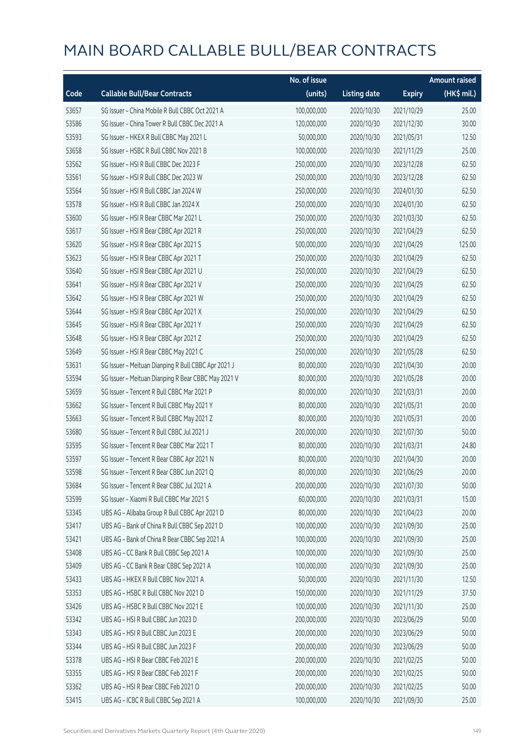# MAIN BOARD CALLABLE BULL/BEAR CONTRACTS

| Code | Callable Bull/Bear Contracts | No. of issue (units) | Listing date | Expiry | Amount raised (HK$ mil.) |
|---|---|---|---|---|---|
| 53657 | SG Issuer – China Mobile R Bull CBBC Oct 2021 A | 100,000,000 | 2020/10/30 | 2021/10/29 | 25.00 |
| 53586 | SG Issuer – China Tower R Bull CBBC Dec 2021 A | 120,000,000 | 2020/10/30 | 2021/12/30 | 30.00 |
| 53593 | SG Issuer – HKEX R Bull CBBC May 2021 L | 50,000,000 | 2020/10/30 | 2021/05/31 | 12.50 |
| 53658 | SG Issuer – HSBC R Bull CBBC Nov 2021 B | 100,000,000 | 2020/10/30 | 2021/11/29 | 25.00 |
| 53562 | SG Issuer – HSI R Bull CBBC Dec 2023 F | 250,000,000 | 2020/10/30 | 2023/12/28 | 62.50 |
| 53561 | SG Issuer – HSI R Bull CBBC Dec 2023 W | 250,000,000 | 2020/10/30 | 2023/12/28 | 62.50 |
| 53564 | SG Issuer – HSI R Bull CBBC Jan 2024 W | 250,000,000 | 2020/10/30 | 2024/01/30 | 62.50 |
| 53578 | SG Issuer – HSI R Bull CBBC Jan 2024 X | 250,000,000 | 2020/10/30 | 2024/01/30 | 62.50 |
| 53600 | SG Issuer – HSI R Bear CBBC Mar 2021 L | 250,000,000 | 2020/10/30 | 2021/03/30 | 62.50 |
| 53617 | SG Issuer – HSI R Bear CBBC Apr 2021 R | 250,000,000 | 2020/10/30 | 2021/04/29 | 62.50 |
| 53620 | SG Issuer – HSI R Bear CBBC Apr 2021 S | 500,000,000 | 2020/10/30 | 2021/04/29 | 125.00 |
| 53623 | SG Issuer – HSI R Bear CBBC Apr 2021 T | 250,000,000 | 2020/10/30 | 2021/04/29 | 62.50 |
| 53640 | SG Issuer – HSI R Bear CBBC Apr 2021 U | 250,000,000 | 2020/10/30 | 2021/04/29 | 62.50 |
| 53641 | SG Issuer – HSI R Bear CBBC Apr 2021 V | 250,000,000 | 2020/10/30 | 2021/04/29 | 62.50 |
| 53642 | SG Issuer – HSI R Bear CBBC Apr 2021 W | 250,000,000 | 2020/10/30 | 2021/04/29 | 62.50 |
| 53644 | SG Issuer – HSI R Bear CBBC Apr 2021 X | 250,000,000 | 2020/10/30 | 2021/04/29 | 62.50 |
| 53645 | SG Issuer – HSI R Bear CBBC Apr 2021 Y | 250,000,000 | 2020/10/30 | 2021/04/29 | 62.50 |
| 53648 | SG Issuer – HSI R Bear CBBC Apr 2021 Z | 250,000,000 | 2020/10/30 | 2021/04/29 | 62.50 |
| 53649 | SG Issuer – HSI R Bear CBBC May 2021 C | 250,000,000 | 2020/10/30 | 2021/05/28 | 62.50 |
| 53631 | SG Issuer – Meituan Dianping R Bull CBBC Apr 2021 J | 80,000,000 | 2020/10/30 | 2021/04/30 | 20.00 |
| 53594 | SG Issuer – Meituan Dianping R Bear CBBC May 2021 V | 80,000,000 | 2020/10/30 | 2021/05/28 | 20.00 |
| 53659 | SG Issuer – Tencent R Bull CBBC Mar 2021 P | 80,000,000 | 2020/10/30 | 2021/03/31 | 20.00 |
| 53662 | SG Issuer – Tencent R Bull CBBC May 2021 Y | 80,000,000 | 2020/10/30 | 2021/05/31 | 20.00 |
| 53663 | SG Issuer – Tencent R Bull CBBC May 2021 Z | 80,000,000 | 2020/10/30 | 2021/05/31 | 20.00 |
| 53680 | SG Issuer – Tencent R Bull CBBC Jul 2021 J | 200,000,000 | 2020/10/30 | 2021/07/30 | 50.00 |
| 53595 | SG Issuer – Tencent R Bear CBBC Mar 2021 T | 80,000,000 | 2020/10/30 | 2021/03/31 | 24.80 |
| 53597 | SG Issuer – Tencent R Bear CBBC Apr 2021 N | 80,000,000 | 2020/10/30 | 2021/04/30 | 20.00 |
| 53598 | SG Issuer – Tencent R Bear CBBC Jun 2021 Q | 80,000,000 | 2020/10/30 | 2021/06/29 | 20.00 |
| 53684 | SG Issuer – Tencent R Bear CBBC Jul 2021 A | 200,000,000 | 2020/10/30 | 2021/07/30 | 50.00 |
| 53599 | SG Issuer – Xiaomi R Bull CBBC Mar 2021 S | 60,000,000 | 2020/10/30 | 2021/03/31 | 15.00 |
| 53345 | UBS AG – Alibaba Group R Bull CBBC Apr 2021 D | 80,000,000 | 2020/10/30 | 2021/04/23 | 20.00 |
| 53417 | UBS AG – Bank of China R Bull CBBC Sep 2021 D | 100,000,000 | 2020/10/30 | 2021/09/30 | 25.00 |
| 53421 | UBS AG – Bank of China R Bear CBBC Sep 2021 A | 100,000,000 | 2020/10/30 | 2021/09/30 | 25.00 |
| 53408 | UBS AG – CC Bank R Bull CBBC Sep 2021 A | 100,000,000 | 2020/10/30 | 2021/09/30 | 25.00 |
| 53409 | UBS AG – CC Bank R Bear CBBC Sep 2021 A | 100,000,000 | 2020/10/30 | 2021/09/30 | 25.00 |
| 53433 | UBS AG – HKEX R Bull CBBC Nov 2021 A | 50,000,000 | 2020/10/30 | 2021/11/30 | 12.50 |
| 53353 | UBS AG – HSBC R Bull CBBC Nov 2021 D | 150,000,000 | 2020/10/30 | 2021/11/29 | 37.50 |
| 53426 | UBS AG – HSBC R Bull CBBC Nov 2021 E | 100,000,000 | 2020/10/30 | 2021/11/30 | 25.00 |
| 53342 | UBS AG – HSI R Bull CBBC Jun 2023 D | 200,000,000 | 2020/10/30 | 2023/06/29 | 50.00 |
| 53343 | UBS AG – HSI R Bull CBBC Jun 2023 E | 200,000,000 | 2020/10/30 | 2023/06/29 | 50.00 |
| 53344 | UBS AG – HSI R Bull CBBC Jun 2023 F | 200,000,000 | 2020/10/30 | 2023/06/29 | 50.00 |
| 53378 | UBS AG – HSI R Bear CBBC Feb 2021 E | 200,000,000 | 2020/10/30 | 2021/02/25 | 50.00 |
| 53355 | UBS AG – HSI R Bear CBBC Feb 2021 F | 200,000,000 | 2020/10/30 | 2021/02/25 | 50.00 |
| 53362 | UBS AG – HSI R Bear CBBC Feb 2021 O | 200,000,000 | 2020/10/30 | 2021/02/25 | 50.00 |
| 53415 | UBS AG – ICBC R Bull CBBC Sep 2021 A | 100,000,000 | 2020/10/30 | 2021/09/30 | 25.00 |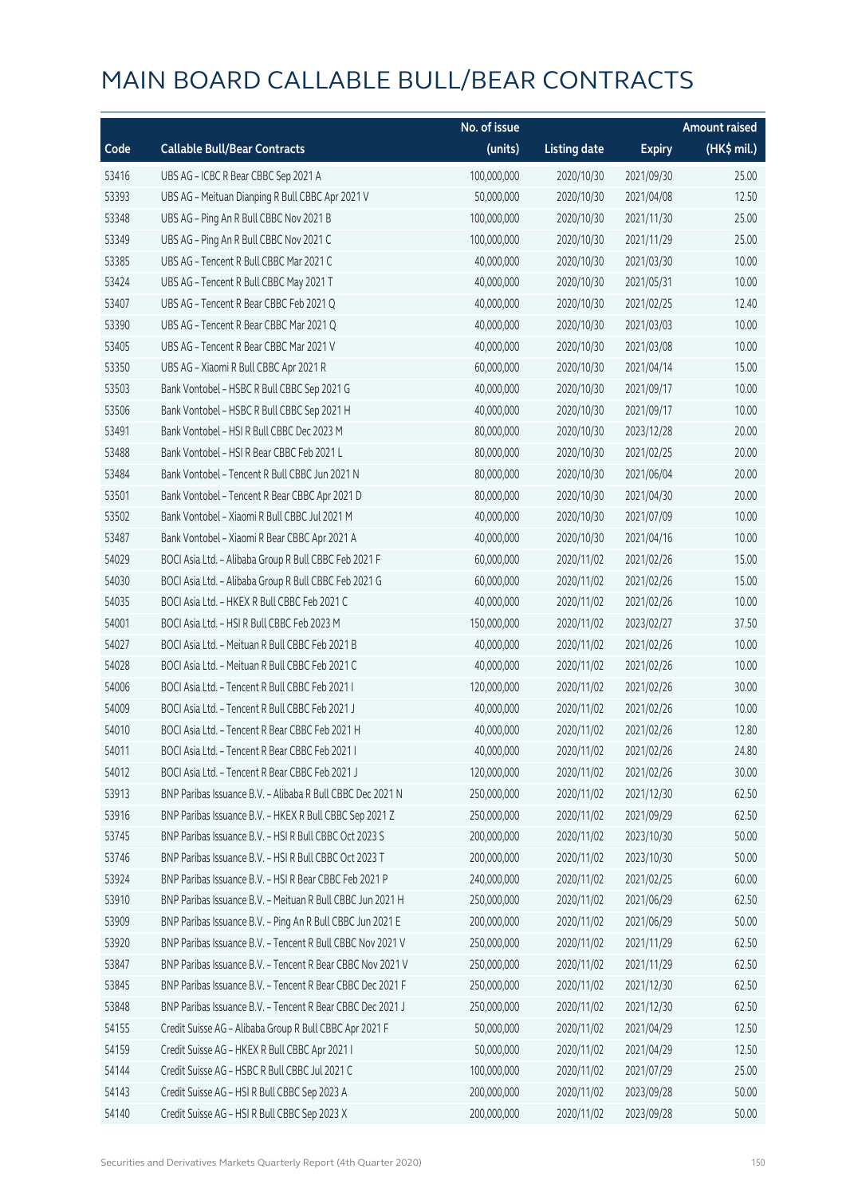# MAIN BOARD CALLABLE BULL/BEAR CONTRACTS

| Code | Callable Bull/Bear Contracts | No. of issue (units) | Listing date | Expiry | Amount raised (HK$ mil.) |
|---|---|---|---|---|---|
| 53416 | UBS AG – ICBC R Bear CBBC Sep 2021 A | 100,000,000 | 2020/10/30 | 2021/09/30 | 25.00 |
| 53393 | UBS AG – Meituan Dianping R Bull CBBC Apr 2021 V | 50,000,000 | 2020/10/30 | 2021/04/08 | 12.50 |
| 53348 | UBS AG – Ping An R Bull CBBC Nov 2021 B | 100,000,000 | 2020/10/30 | 2021/11/30 | 25.00 |
| 53349 | UBS AG – Ping An R Bull CBBC Nov 2021 C | 100,000,000 | 2020/10/30 | 2021/11/29 | 25.00 |
| 53385 | UBS AG – Tencent R Bull CBBC Mar 2021 C | 40,000,000 | 2020/10/30 | 2021/03/30 | 10.00 |
| 53424 | UBS AG – Tencent R Bull CBBC May 2021 T | 40,000,000 | 2020/10/30 | 2021/05/31 | 10.00 |
| 53407 | UBS AG – Tencent R Bear CBBC Feb 2021 Q | 40,000,000 | 2020/10/30 | 2021/02/25 | 12.40 |
| 53390 | UBS AG – Tencent R Bear CBBC Mar 2021 Q | 40,000,000 | 2020/10/30 | 2021/03/03 | 10.00 |
| 53405 | UBS AG – Tencent R Bear CBBC Mar 2021 V | 40,000,000 | 2020/10/30 | 2021/03/08 | 10.00 |
| 53350 | UBS AG – Xiaomi R Bull CBBC Apr 2021 R | 60,000,000 | 2020/10/30 | 2021/04/14 | 15.00 |
| 53503 | Bank Vontobel – HSBC R Bull CBBC Sep 2021 G | 40,000,000 | 2020/10/30 | 2021/09/17 | 10.00 |
| 53506 | Bank Vontobel – HSBC R Bull CBBC Sep 2021 H | 40,000,000 | 2020/10/30 | 2021/09/17 | 10.00 |
| 53491 | Bank Vontobel – HSI R Bull CBBC Dec 2023 M | 80,000,000 | 2020/10/30 | 2023/12/28 | 20.00 |
| 53488 | Bank Vontobel – HSI R Bear CBBC Feb 2021 L | 80,000,000 | 2020/10/30 | 2021/02/25 | 20.00 |
| 53484 | Bank Vontobel – Tencent R Bull CBBC Jun 2021 N | 80,000,000 | 2020/10/30 | 2021/06/04 | 20.00 |
| 53501 | Bank Vontobel – Tencent R Bear CBBC Apr 2021 D | 80,000,000 | 2020/10/30 | 2021/04/30 | 20.00 |
| 53502 | Bank Vontobel – Xiaomi R Bull CBBC Jul 2021 M | 40,000,000 | 2020/10/30 | 2021/07/09 | 10.00 |
| 53487 | Bank Vontobel – Xiaomi R Bear CBBC Apr 2021 A | 40,000,000 | 2020/10/30 | 2021/04/16 | 10.00 |
| 54029 | BOCI Asia Ltd. – Alibaba Group R Bull CBBC Feb 2021 F | 60,000,000 | 2020/11/02 | 2021/02/26 | 15.00 |
| 54030 | BOCI Asia Ltd. – Alibaba Group R Bull CBBC Feb 2021 G | 60,000,000 | 2020/11/02 | 2021/02/26 | 15.00 |
| 54035 | BOCI Asia Ltd. – HKEX R Bull CBBC Feb 2021 C | 40,000,000 | 2020/11/02 | 2021/02/26 | 10.00 |
| 54001 | BOCI Asia Ltd. – HSI R Bull CBBC Feb 2023 M | 150,000,000 | 2020/11/02 | 2023/02/27 | 37.50 |
| 54027 | BOCI Asia Ltd. – Meituan R Bull CBBC Feb 2021 B | 40,000,000 | 2020/11/02 | 2021/02/26 | 10.00 |
| 54028 | BOCI Asia Ltd. – Meituan R Bull CBBC Feb 2021 C | 40,000,000 | 2020/11/02 | 2021/02/26 | 10.00 |
| 54006 | BOCI Asia Ltd. – Tencent R Bull CBBC Feb 2021 I | 120,000,000 | 2020/11/02 | 2021/02/26 | 30.00 |
| 54009 | BOCI Asia Ltd. – Tencent R Bull CBBC Feb 2021 J | 40,000,000 | 2020/11/02 | 2021/02/26 | 10.00 |
| 54010 | BOCI Asia Ltd. – Tencent R Bear CBBC Feb 2021 H | 40,000,000 | 2020/11/02 | 2021/02/26 | 12.80 |
| 54011 | BOCI Asia Ltd. – Tencent R Bear CBBC Feb 2021 I | 40,000,000 | 2020/11/02 | 2021/02/26 | 24.80 |
| 54012 | BOCI Asia Ltd. – Tencent R Bear CBBC Feb 2021 J | 120,000,000 | 2020/11/02 | 2021/02/26 | 30.00 |
| 53913 | BNP Paribas Issuance B.V. – Alibaba R Bull CBBC Dec 2021 N | 250,000,000 | 2020/11/02 | 2021/12/30 | 62.50 |
| 53916 | BNP Paribas Issuance B.V. – HKEX R Bull CBBC Sep 2021 Z | 250,000,000 | 2020/11/02 | 2021/09/29 | 62.50 |
| 53745 | BNP Paribas Issuance B.V. – HSI R Bull CBBC Oct 2023 S | 200,000,000 | 2020/11/02 | 2023/10/30 | 50.00 |
| 53746 | BNP Paribas Issuance B.V. – HSI R Bull CBBC Oct 2023 T | 200,000,000 | 2020/11/02 | 2023/10/30 | 50.00 |
| 53924 | BNP Paribas Issuance B.V. – HSI R Bear CBBC Feb 2021 P | 240,000,000 | 2020/11/02 | 2021/02/25 | 60.00 |
| 53910 | BNP Paribas Issuance B.V. – Meituan R Bull CBBC Jun 2021 H | 250,000,000 | 2020/11/02 | 2021/06/29 | 62.50 |
| 53909 | BNP Paribas Issuance B.V. – Ping An R Bull CBBC Jun 2021 E | 200,000,000 | 2020/11/02 | 2021/06/29 | 50.00 |
| 53920 | BNP Paribas Issuance B.V. – Tencent R Bull CBBC Nov 2021 V | 250,000,000 | 2020/11/02 | 2021/11/29 | 62.50 |
| 53847 | BNP Paribas Issuance B.V. – Tencent R Bear CBBC Nov 2021 V | 250,000,000 | 2020/11/02 | 2021/11/29 | 62.50 |
| 53845 | BNP Paribas Issuance B.V. – Tencent R Bear CBBC Dec 2021 F | 250,000,000 | 2020/11/02 | 2021/12/30 | 62.50 |
| 53848 | BNP Paribas Issuance B.V. – Tencent R Bear CBBC Dec 2021 J | 250,000,000 | 2020/11/02 | 2021/12/30 | 62.50 |
| 54155 | Credit Suisse AG – Alibaba Group R Bull CBBC Apr 2021 F | 50,000,000 | 2020/11/02 | 2021/04/29 | 12.50 |
| 54159 | Credit Suisse AG – HKEX R Bull CBBC Apr 2021 I | 50,000,000 | 2020/11/02 | 2021/04/29 | 12.50 |
| 54144 | Credit Suisse AG – HSBC R Bull CBBC Jul 2021 C | 100,000,000 | 2020/11/02 | 2021/07/29 | 25.00 |
| 54143 | Credit Suisse AG – HSI R Bull CBBC Sep 2023 A | 200,000,000 | 2020/11/02 | 2023/09/28 | 50.00 |
| 54140 | Credit Suisse AG – HSI R Bull CBBC Sep 2023 X | 200,000,000 | 2020/11/02 | 2023/09/28 | 50.00 |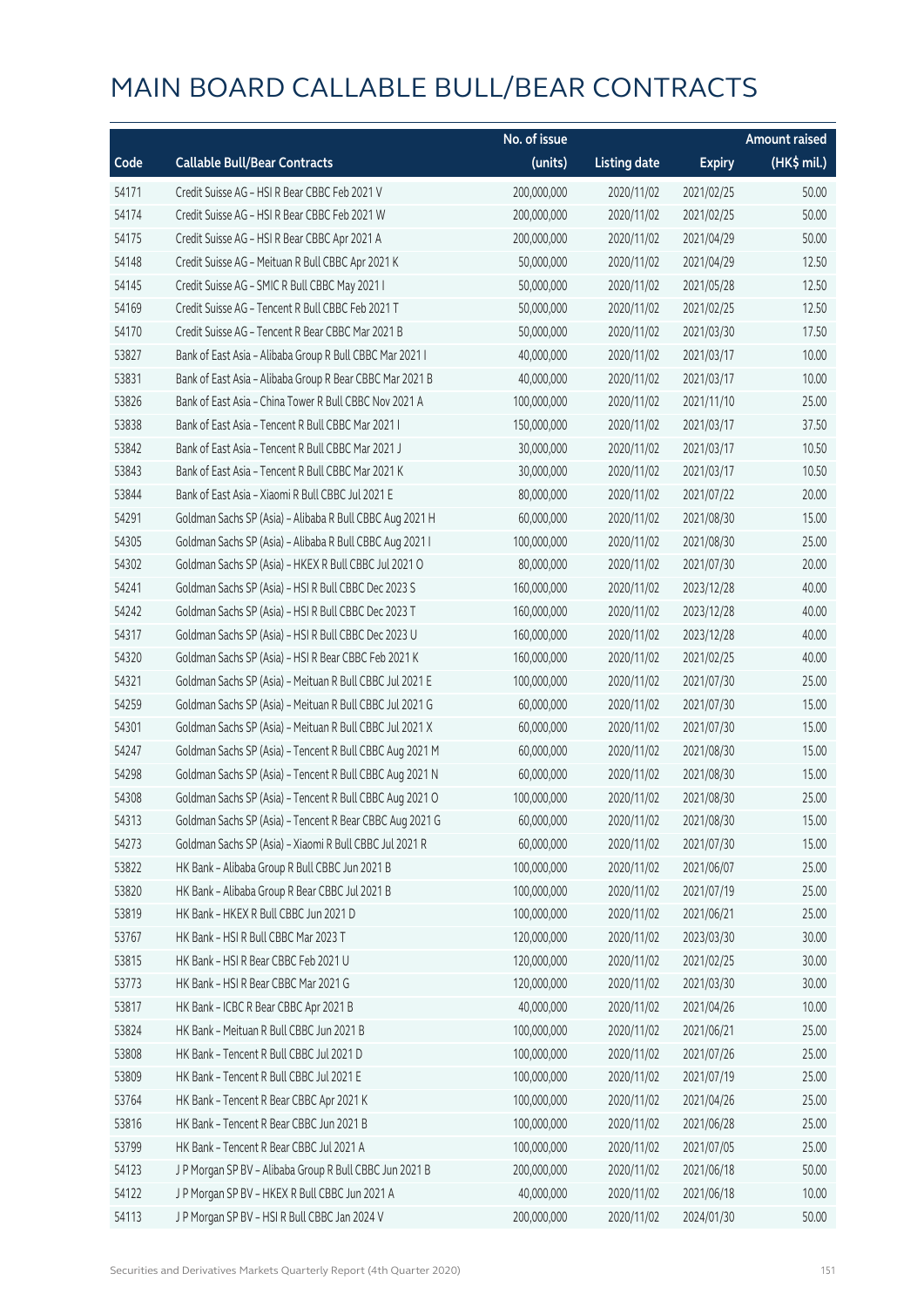# MAIN BOARD CALLABLE BULL/BEAR CONTRACTS

| Code | Callable Bull/Bear Contracts | No. of issue (units) | Listing date | Expiry | Amount raised (HK$ mil.) |
|---|---|---|---|---|---|
| 54171 | Credit Suisse AG – HSI R Bear CBBC Feb 2021 V | 200,000,000 | 2020/11/02 | 2021/02/25 | 50.00 |
| 54174 | Credit Suisse AG – HSI R Bear CBBC Feb 2021 W | 200,000,000 | 2020/11/02 | 2021/02/25 | 50.00 |
| 54175 | Credit Suisse AG – HSI R Bear CBBC Apr 2021 A | 200,000,000 | 2020/11/02 | 2021/04/29 | 50.00 |
| 54148 | Credit Suisse AG – Meituan R Bull CBBC Apr 2021 K | 50,000,000 | 2020/11/02 | 2021/04/29 | 12.50 |
| 54145 | Credit Suisse AG – SMIC R Bull CBBC May 2021 I | 50,000,000 | 2020/11/02 | 2021/05/28 | 12.50 |
| 54169 | Credit Suisse AG – Tencent R Bull CBBC Feb 2021 T | 50,000,000 | 2020/11/02 | 2021/02/25 | 12.50 |
| 54170 | Credit Suisse AG – Tencent R Bear CBBC Mar 2021 B | 50,000,000 | 2020/11/02 | 2021/03/30 | 17.50 |
| 53827 | Bank of East Asia – Alibaba Group R Bull CBBC Mar 2021 I | 40,000,000 | 2020/11/02 | 2021/03/17 | 10.00 |
| 53831 | Bank of East Asia – Alibaba Group R Bear CBBC Mar 2021 B | 40,000,000 | 2020/11/02 | 2021/03/17 | 10.00 |
| 53826 | Bank of East Asia – China Tower R Bull CBBC Nov 2021 A | 100,000,000 | 2020/11/02 | 2021/11/10 | 25.00 |
| 53838 | Bank of East Asia – Tencent R Bull CBBC Mar 2021 I | 150,000,000 | 2020/11/02 | 2021/03/17 | 37.50 |
| 53842 | Bank of East Asia – Tencent R Bull CBBC Mar 2021 J | 30,000,000 | 2020/11/02 | 2021/03/17 | 10.50 |
| 53843 | Bank of East Asia – Tencent R Bull CBBC Mar 2021 K | 30,000,000 | 2020/11/02 | 2021/03/17 | 10.50 |
| 53844 | Bank of East Asia – Xiaomi R Bull CBBC Jul 2021 E | 80,000,000 | 2020/11/02 | 2021/07/22 | 20.00 |
| 54291 | Goldman Sachs SP (Asia) – Alibaba R Bull CBBC Aug 2021 H | 60,000,000 | 2020/11/02 | 2021/08/30 | 15.00 |
| 54305 | Goldman Sachs SP (Asia) – Alibaba R Bull CBBC Aug 2021 I | 100,000,000 | 2020/11/02 | 2021/08/30 | 25.00 |
| 54302 | Goldman Sachs SP (Asia) – HKEX R Bull CBBC Jul 2021 O | 80,000,000 | 2020/11/02 | 2021/07/30 | 20.00 |
| 54241 | Goldman Sachs SP (Asia) – HSI R Bull CBBC Dec 2023 S | 160,000,000 | 2020/11/02 | 2023/12/28 | 40.00 |
| 54242 | Goldman Sachs SP (Asia) – HSI R Bull CBBC Dec 2023 T | 160,000,000 | 2020/11/02 | 2023/12/28 | 40.00 |
| 54317 | Goldman Sachs SP (Asia) – HSI R Bull CBBC Dec 2023 U | 160,000,000 | 2020/11/02 | 2023/12/28 | 40.00 |
| 54320 | Goldman Sachs SP (Asia) – HSI R Bear CBBC Feb 2021 K | 160,000,000 | 2020/11/02 | 2021/02/25 | 40.00 |
| 54321 | Goldman Sachs SP (Asia) – Meituan R Bull CBBC Jul 2021 E | 100,000,000 | 2020/11/02 | 2021/07/30 | 25.00 |
| 54259 | Goldman Sachs SP (Asia) – Meituan R Bull CBBC Jul 2021 G | 60,000,000 | 2020/11/02 | 2021/07/30 | 15.00 |
| 54301 | Goldman Sachs SP (Asia) – Meituan R Bull CBBC Jul 2021 X | 60,000,000 | 2020/11/02 | 2021/07/30 | 15.00 |
| 54247 | Goldman Sachs SP (Asia) – Tencent R Bull CBBC Aug 2021 M | 60,000,000 | 2020/11/02 | 2021/08/30 | 15.00 |
| 54298 | Goldman Sachs SP (Asia) – Tencent R Bull CBBC Aug 2021 N | 60,000,000 | 2020/11/02 | 2021/08/30 | 15.00 |
| 54308 | Goldman Sachs SP (Asia) – Tencent R Bull CBBC Aug 2021 O | 100,000,000 | 2020/11/02 | 2021/08/30 | 25.00 |
| 54313 | Goldman Sachs SP (Asia) – Tencent R Bear CBBC Aug 2021 G | 60,000,000 | 2020/11/02 | 2021/08/30 | 15.00 |
| 54273 | Goldman Sachs SP (Asia) – Xiaomi R Bull CBBC Jul 2021 R | 60,000,000 | 2020/11/02 | 2021/07/30 | 15.00 |
| 53822 | HK Bank – Alibaba Group R Bull CBBC Jun 2021 B | 100,000,000 | 2020/11/02 | 2021/06/07 | 25.00 |
| 53820 | HK Bank – Alibaba Group R Bear CBBC Jul 2021 B | 100,000,000 | 2020/11/02 | 2021/07/19 | 25.00 |
| 53819 | HK Bank – HKEX R Bull CBBC Jun 2021 D | 100,000,000 | 2020/11/02 | 2021/06/21 | 25.00 |
| 53767 | HK Bank – HSI R Bull CBBC Mar 2023 T | 120,000,000 | 2020/11/02 | 2023/03/30 | 30.00 |
| 53815 | HK Bank – HSI R Bear CBBC Feb 2021 U | 120,000,000 | 2020/11/02 | 2021/02/25 | 30.00 |
| 53773 | HK Bank – HSI R Bear CBBC Mar 2021 G | 120,000,000 | 2020/11/02 | 2021/03/30 | 30.00 |
| 53817 | HK Bank – ICBC R Bear CBBC Apr 2021 B | 40,000,000 | 2020/11/02 | 2021/04/26 | 10.00 |
| 53824 | HK Bank – Meituan R Bull CBBC Jun 2021 B | 100,000,000 | 2020/11/02 | 2021/06/21 | 25.00 |
| 53808 | HK Bank – Tencent R Bull CBBC Jul 2021 D | 100,000,000 | 2020/11/02 | 2021/07/26 | 25.00 |
| 53809 | HK Bank – Tencent R Bull CBBC Jul 2021 E | 100,000,000 | 2020/11/02 | 2021/07/19 | 25.00 |
| 53764 | HK Bank – Tencent R Bear CBBC Apr 2021 K | 100,000,000 | 2020/11/02 | 2021/04/26 | 25.00 |
| 53816 | HK Bank – Tencent R Bear CBBC Jun 2021 B | 100,000,000 | 2020/11/02 | 2021/06/28 | 25.00 |
| 53799 | HK Bank – Tencent R Bear CBBC Jul 2021 A | 100,000,000 | 2020/11/02 | 2021/07/05 | 25.00 |
| 54123 | J P Morgan SP BV – Alibaba Group R Bull CBBC Jun 2021 B | 200,000,000 | 2020/11/02 | 2021/06/18 | 50.00 |
| 54122 | J P Morgan SP BV – HKEX R Bull CBBC Jun 2021 A | 40,000,000 | 2020/11/02 | 2021/06/18 | 10.00 |
| 54113 | J P Morgan SP BV – HSI R Bull CBBC Jan 2024 V | 200,000,000 | 2020/11/02 | 2024/01/30 | 50.00 |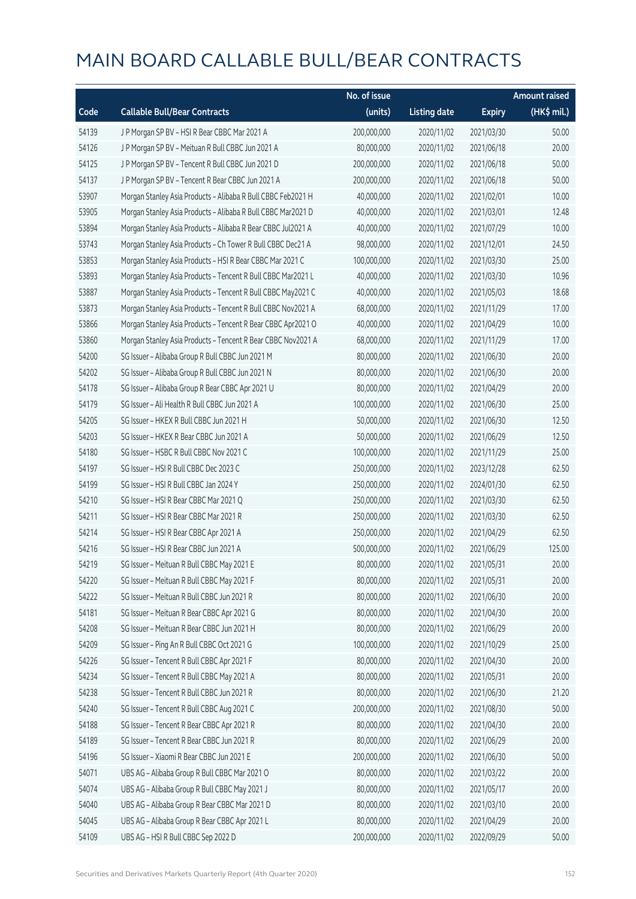# MAIN BOARD CALLABLE BULL/BEAR CONTRACTS

| Code | Callable Bull/Bear Contracts | No. of issue (units) | Listing date | Expiry | Amount raised (HK$ mil.) |
|---|---|---|---|---|---|
| 54139 | J P Morgan SP BV – HSI R Bear CBBC Mar 2021 A | 200,000,000 | 2020/11/02 | 2021/03/30 | 50.00 |
| 54126 | J P Morgan SP BV – Meituan R Bull CBBC Jun 2021 A | 80,000,000 | 2020/11/02 | 2021/06/18 | 20.00 |
| 54125 | J P Morgan SP BV – Tencent R Bull CBBC Jun 2021 D | 200,000,000 | 2020/11/02 | 2021/06/18 | 50.00 |
| 54137 | J P Morgan SP BV – Tencent R Bear CBBC Jun 2021 A | 200,000,000 | 2020/11/02 | 2021/06/18 | 50.00 |
| 53907 | Morgan Stanley Asia Products – Alibaba R Bull CBBC Feb2021 H | 40,000,000 | 2020/11/02 | 2021/02/01 | 10.00 |
| 53905 | Morgan Stanley Asia Products – Alibaba R Bull CBBC Mar2021 D | 40,000,000 | 2020/11/02 | 2021/03/01 | 12.48 |
| 53894 | Morgan Stanley Asia Products – Alibaba R Bear CBBC Jul2021 A | 40,000,000 | 2020/11/02 | 2021/07/29 | 10.00 |
| 53743 | Morgan Stanley Asia Products – Ch Tower R Bull CBBC Dec21 A | 98,000,000 | 2020/11/02 | 2021/12/01 | 24.50 |
| 53853 | Morgan Stanley Asia Products – HSI R Bear CBBC Mar 2021 C | 100,000,000 | 2020/11/02 | 2021/03/30 | 25.00 |
| 53893 | Morgan Stanley Asia Products – Tencent R Bull CBBC Mar2021 L | 40,000,000 | 2020/11/02 | 2021/03/30 | 10.96 |
| 53887 | Morgan Stanley Asia Products – Tencent R Bull CBBC May2021 C | 40,000,000 | 2020/11/02 | 2021/05/03 | 18.68 |
| 53873 | Morgan Stanley Asia Products – Tencent R Bull CBBC Nov2021 A | 68,000,000 | 2020/11/02 | 2021/11/29 | 17.00 |
| 53866 | Morgan Stanley Asia Products – Tencent R Bear CBBC Apr2021 O | 40,000,000 | 2020/11/02 | 2021/04/29 | 10.00 |
| 53860 | Morgan Stanley Asia Products – Tencent R Bear CBBC Nov2021 A | 68,000,000 | 2020/11/02 | 2021/11/29 | 17.00 |
| 54200 | SG Issuer – Alibaba Group R Bull CBBC Jun 2021 M | 80,000,000 | 2020/11/02 | 2021/06/30 | 20.00 |
| 54202 | SG Issuer – Alibaba Group R Bull CBBC Jun 2021 N | 80,000,000 | 2020/11/02 | 2021/06/30 | 20.00 |
| 54178 | SG Issuer – Alibaba Group R Bear CBBC Apr 2021 U | 80,000,000 | 2020/11/02 | 2021/04/29 | 20.00 |
| 54179 | SG Issuer – Ali Health R Bull CBBC Jun 2021 A | 100,000,000 | 2020/11/02 | 2021/06/30 | 25.00 |
| 54205 | SG Issuer – HKEX R Bull CBBC Jun 2021 H | 50,000,000 | 2020/11/02 | 2021/06/30 | 12.50 |
| 54203 | SG Issuer – HKEX R Bear CBBC Jun 2021 A | 50,000,000 | 2020/11/02 | 2021/06/29 | 12.50 |
| 54180 | SG Issuer – HSBC R Bull CBBC Nov 2021 C | 100,000,000 | 2020/11/02 | 2021/11/29 | 25.00 |
| 54197 | SG Issuer – HSI R Bull CBBC Dec 2023 C | 250,000,000 | 2020/11/02 | 2023/12/28 | 62.50 |
| 54199 | SG Issuer – HSI R Bull CBBC Jan 2024 Y | 250,000,000 | 2020/11/02 | 2024/01/30 | 62.50 |
| 54210 | SG Issuer – HSI R Bear CBBC Mar 2021 Q | 250,000,000 | 2020/11/02 | 2021/03/30 | 62.50 |
| 54211 | SG Issuer – HSI R Bear CBBC Mar 2021 R | 250,000,000 | 2020/11/02 | 2021/03/30 | 62.50 |
| 54214 | SG Issuer – HSI R Bear CBBC Apr 2021 A | 250,000,000 | 2020/11/02 | 2021/04/29 | 62.50 |
| 54216 | SG Issuer – HSI R Bear CBBC Jun 2021 A | 500,000,000 | 2020/11/02 | 2021/06/29 | 125.00 |
| 54219 | SG Issuer – Meituan R Bull CBBC May 2021 E | 80,000,000 | 2020/11/02 | 2021/05/31 | 20.00 |
| 54220 | SG Issuer – Meituan R Bull CBBC May 2021 F | 80,000,000 | 2020/11/02 | 2021/05/31 | 20.00 |
| 54222 | SG Issuer – Meituan R Bull CBBC Jun 2021 R | 80,000,000 | 2020/11/02 | 2021/06/30 | 20.00 |
| 54181 | SG Issuer – Meituan R Bear CBBC Apr 2021 G | 80,000,000 | 2020/11/02 | 2021/04/30 | 20.00 |
| 54208 | SG Issuer – Meituan R Bear CBBC Jun 2021 H | 80,000,000 | 2020/11/02 | 2021/06/29 | 20.00 |
| 54209 | SG Issuer – Ping An R Bull CBBC Oct 2021 G | 100,000,000 | 2020/11/02 | 2021/10/29 | 25.00 |
| 54226 | SG Issuer – Tencent R Bull CBBC Apr 2021 F | 80,000,000 | 2020/11/02 | 2021/04/30 | 20.00 |
| 54234 | SG Issuer – Tencent R Bull CBBC May 2021 A | 80,000,000 | 2020/11/02 | 2021/05/31 | 20.00 |
| 54238 | SG Issuer – Tencent R Bull CBBC Jun 2021 R | 80,000,000 | 2020/11/02 | 2021/06/30 | 21.20 |
| 54240 | SG Issuer – Tencent R Bull CBBC Aug 2021 C | 200,000,000 | 2020/11/02 | 2021/08/30 | 50.00 |
| 54188 | SG Issuer – Tencent R Bear CBBC Apr 2021 R | 80,000,000 | 2020/11/02 | 2021/04/30 | 20.00 |
| 54189 | SG Issuer – Tencent R Bear CBBC Jun 2021 R | 80,000,000 | 2020/11/02 | 2021/06/29 | 20.00 |
| 54196 | SG Issuer – Xiaomi R Bear CBBC Jun 2021 E | 200,000,000 | 2020/11/02 | 2021/06/30 | 50.00 |
| 54071 | UBS AG – Alibaba Group R Bull CBBC Mar 2021 O | 80,000,000 | 2020/11/02 | 2021/03/22 | 20.00 |
| 54074 | UBS AG – Alibaba Group R Bull CBBC May 2021 J | 80,000,000 | 2020/11/02 | 2021/05/17 | 20.00 |
| 54040 | UBS AG – Alibaba Group R Bear CBBC Mar 2021 D | 80,000,000 | 2020/11/02 | 2021/03/10 | 20.00 |
| 54045 | UBS AG – Alibaba Group R Bear CBBC Apr 2021 L | 80,000,000 | 2020/11/02 | 2021/04/29 | 20.00 |
| 54109 | UBS AG – HSI R Bull CBBC Sep 2022 D | 200,000,000 | 2020/11/02 | 2022/09/29 | 50.00 |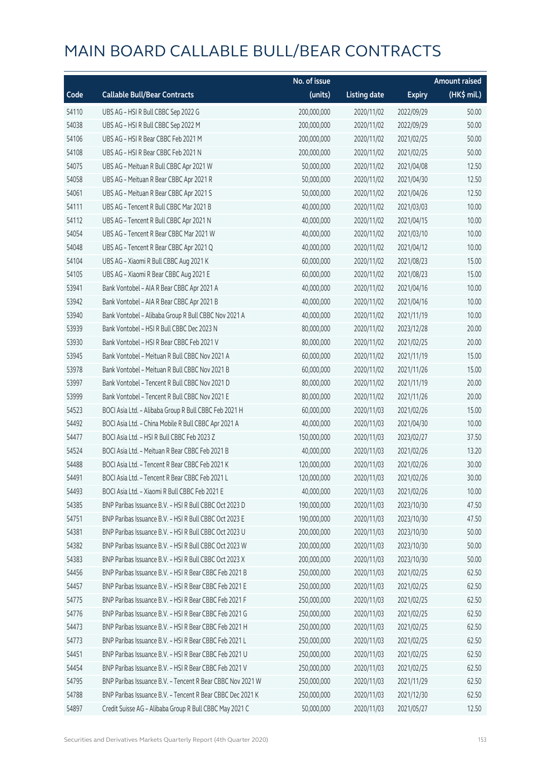# MAIN BOARD CALLABLE BULL/BEAR CONTRACTS

| Code | Callable Bull/Bear Contracts | No. of issue (units) | Listing date | Expiry | Amount raised (HK$ mil.) |
|---|---|---|---|---|---|
| 54110 | UBS AG - HSI R Bull CBBC Sep 2022 G | 200,000,000 | 2020/11/02 | 2022/09/29 | 50.00 |
| 54038 | UBS AG - HSI R Bull CBBC Sep 2022 M | 200,000,000 | 2020/11/02 | 2022/09/29 | 50.00 |
| 54106 | UBS AG - HSI R Bear CBBC Feb 2021 M | 200,000,000 | 2020/11/02 | 2021/02/25 | 50.00 |
| 54108 | UBS AG - HSI R Bear CBBC Feb 2021 N | 200,000,000 | 2020/11/02 | 2021/02/25 | 50.00 |
| 54075 | UBS AG - Meituan R Bull CBBC Apr 2021 W | 50,000,000 | 2020/11/02 | 2021/04/08 | 12.50 |
| 54058 | UBS AG - Meituan R Bear CBBC Apr 2021 R | 50,000,000 | 2020/11/02 | 2021/04/30 | 12.50 |
| 54061 | UBS AG - Meituan R Bear CBBC Apr 2021 S | 50,000,000 | 2020/11/02 | 2021/04/26 | 12.50 |
| 54111 | UBS AG - Tencent R Bull CBBC Mar 2021 B | 40,000,000 | 2020/11/02 | 2021/03/03 | 10.00 |
| 54112 | UBS AG - Tencent R Bull CBBC Apr 2021 N | 40,000,000 | 2020/11/02 | 2021/04/15 | 10.00 |
| 54054 | UBS AG - Tencent R Bear CBBC Mar 2021 W | 40,000,000 | 2020/11/02 | 2021/03/10 | 10.00 |
| 54048 | UBS AG - Tencent R Bear CBBC Apr 2021 Q | 40,000,000 | 2020/11/02 | 2021/04/12 | 10.00 |
| 54104 | UBS AG - Xiaomi R Bull CBBC Aug 2021 K | 60,000,000 | 2020/11/02 | 2021/08/23 | 15.00 |
| 54105 | UBS AG - Xiaomi R Bear CBBC Aug 2021 E | 60,000,000 | 2020/11/02 | 2021/08/23 | 15.00 |
| 53941 | Bank Vontobel - AIA R Bear CBBC Apr 2021 A | 40,000,000 | 2020/11/02 | 2021/04/16 | 10.00 |
| 53942 | Bank Vontobel - AIA R Bear CBBC Apr 2021 B | 40,000,000 | 2020/11/02 | 2021/04/16 | 10.00 |
| 53940 | Bank Vontobel - Alibaba Group R Bull CBBC Nov 2021 A | 40,000,000 | 2020/11/02 | 2021/11/19 | 10.00 |
| 53939 | Bank Vontobel - HSI R Bull CBBC Dec 2023 N | 80,000,000 | 2020/11/02 | 2023/12/28 | 20.00 |
| 53930 | Bank Vontobel - HSI R Bear CBBC Feb 2021 V | 80,000,000 | 2020/11/02 | 2021/02/25 | 20.00 |
| 53945 | Bank Vontobel - Meituan R Bull CBBC Nov 2021 A | 60,000,000 | 2020/11/02 | 2021/11/19 | 15.00 |
| 53978 | Bank Vontobel - Meituan R Bull CBBC Nov 2021 B | 60,000,000 | 2020/11/02 | 2021/11/26 | 15.00 |
| 53997 | Bank Vontobel - Tencent R Bull CBBC Nov 2021 D | 80,000,000 | 2020/11/02 | 2021/11/19 | 20.00 |
| 53999 | Bank Vontobel - Tencent R Bull CBBC Nov 2021 E | 80,000,000 | 2020/11/02 | 2021/11/26 | 20.00 |
| 54523 | BOCI Asia Ltd. - Alibaba Group R Bull CBBC Feb 2021 H | 60,000,000 | 2020/11/03 | 2021/02/26 | 15.00 |
| 54492 | BOCI Asia Ltd. - China Mobile R Bull CBBC Apr 2021 A | 40,000,000 | 2020/11/03 | 2021/04/30 | 10.00 |
| 54477 | BOCI Asia Ltd. - HSI R Bull CBBC Feb 2023 Z | 150,000,000 | 2020/11/03 | 2023/02/27 | 37.50 |
| 54524 | BOCI Asia Ltd. - Meituan R Bear CBBC Feb 2021 B | 40,000,000 | 2020/11/03 | 2021/02/26 | 13.20 |
| 54488 | BOCI Asia Ltd. - Tencent R Bear CBBC Feb 2021 K | 120,000,000 | 2020/11/03 | 2021/02/26 | 30.00 |
| 54491 | BOCI Asia Ltd. - Tencent R Bear CBBC Feb 2021 L | 120,000,000 | 2020/11/03 | 2021/02/26 | 30.00 |
| 54493 | BOCI Asia Ltd. - Xiaomi R Bull CBBC Feb 2021 E | 40,000,000 | 2020/11/03 | 2021/02/26 | 10.00 |
| 54385 | BNP Paribas Issuance B.V. - HSI R Bull CBBC Oct 2023 D | 190,000,000 | 2020/11/03 | 2023/10/30 | 47.50 |
| 54751 | BNP Paribas Issuance B.V. - HSI R Bull CBBC Oct 2023 E | 190,000,000 | 2020/11/03 | 2023/10/30 | 47.50 |
| 54381 | BNP Paribas Issuance B.V. - HSI R Bull CBBC Oct 2023 U | 200,000,000 | 2020/11/03 | 2023/10/30 | 50.00 |
| 54382 | BNP Paribas Issuance B.V. - HSI R Bull CBBC Oct 2023 W | 200,000,000 | 2020/11/03 | 2023/10/30 | 50.00 |
| 54383 | BNP Paribas Issuance B.V. - HSI R Bull CBBC Oct 2023 X | 200,000,000 | 2020/11/03 | 2023/10/30 | 50.00 |
| 54456 | BNP Paribas Issuance B.V. - HSI R Bear CBBC Feb 2021 B | 250,000,000 | 2020/11/03 | 2021/02/25 | 62.50 |
| 54457 | BNP Paribas Issuance B.V. - HSI R Bear CBBC Feb 2021 E | 250,000,000 | 2020/11/03 | 2021/02/25 | 62.50 |
| 54775 | BNP Paribas Issuance B.V. - HSI R Bear CBBC Feb 2021 F | 250,000,000 | 2020/11/03 | 2021/02/25 | 62.50 |
| 54776 | BNP Paribas Issuance B.V. - HSI R Bear CBBC Feb 2021 G | 250,000,000 | 2020/11/03 | 2021/02/25 | 62.50 |
| 54473 | BNP Paribas Issuance B.V. - HSI R Bear CBBC Feb 2021 H | 250,000,000 | 2020/11/03 | 2021/02/25 | 62.50 |
| 54773 | BNP Paribas Issuance B.V. - HSI R Bear CBBC Feb 2021 L | 250,000,000 | 2020/11/03 | 2021/02/25 | 62.50 |
| 54451 | BNP Paribas Issuance B.V. - HSI R Bear CBBC Feb 2021 U | 250,000,000 | 2020/11/03 | 2021/02/25 | 62.50 |
| 54454 | BNP Paribas Issuance B.V. - HSI R Bear CBBC Feb 2021 V | 250,000,000 | 2020/11/03 | 2021/02/25 | 62.50 |
| 54795 | BNP Paribas Issuance B.V. - Tencent R Bear CBBC Nov 2021 W | 250,000,000 | 2020/11/03 | 2021/11/29 | 62.50 |
| 54788 | BNP Paribas Issuance B.V. - Tencent R Bear CBBC Dec 2021 K | 250,000,000 | 2020/11/03 | 2021/12/30 | 62.50 |
| 54897 | Credit Suisse AG - Alibaba Group R Bull CBBC May 2021 C | 50,000,000 | 2020/11/03 | 2021/05/27 | 12.50 |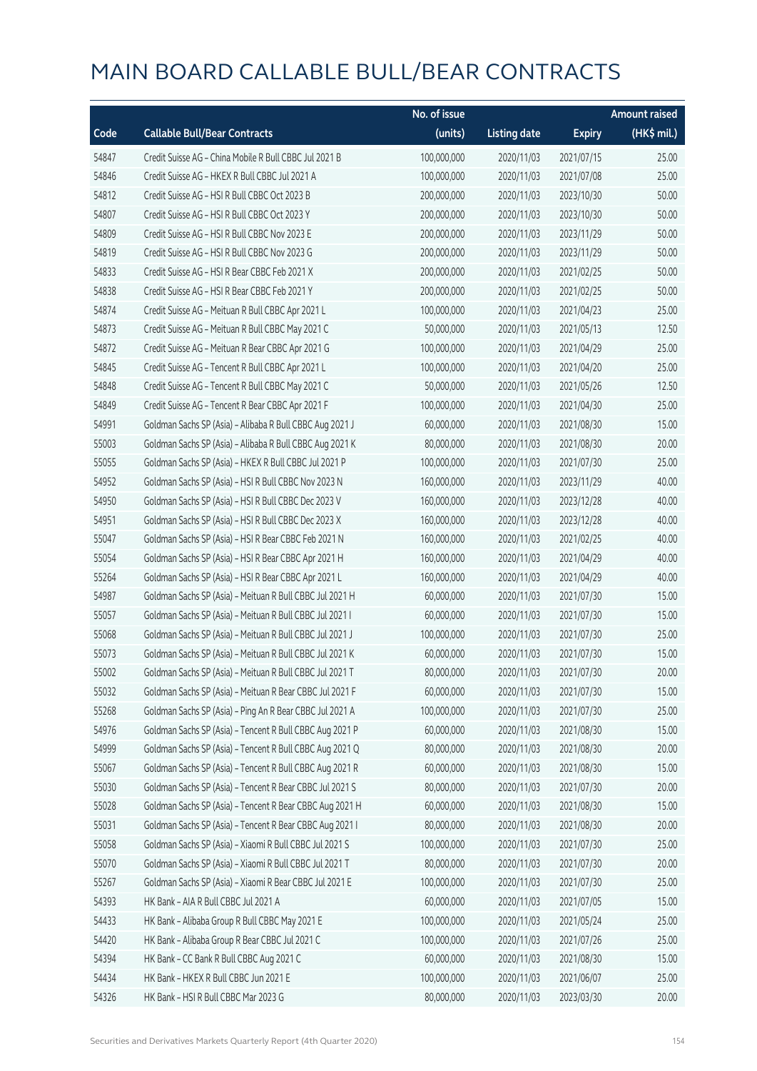# MAIN BOARD CALLABLE BULL/BEAR CONTRACTS

| Code | Callable Bull/Bear Contracts | No. of issue (units) | Listing date | Expiry | Amount raised (HK$ mil.) |
|---|---|---|---|---|---|
| 54847 | Credit Suisse AG – China Mobile R Bull CBBC Jul 2021 B | 100,000,000 | 2020/11/03 | 2021/07/15 | 25.00 |
| 54846 | Credit Suisse AG – HKEX R Bull CBBC Jul 2021 A | 100,000,000 | 2020/11/03 | 2021/07/08 | 25.00 |
| 54812 | Credit Suisse AG – HSI R Bull CBBC Oct 2023 B | 200,000,000 | 2020/11/03 | 2023/10/30 | 50.00 |
| 54807 | Credit Suisse AG – HSI R Bull CBBC Oct 2023 Y | 200,000,000 | 2020/11/03 | 2023/10/30 | 50.00 |
| 54809 | Credit Suisse AG – HSI R Bull CBBC Nov 2023 E | 200,000,000 | 2020/11/03 | 2023/11/29 | 50.00 |
| 54819 | Credit Suisse AG – HSI R Bull CBBC Nov 2023 G | 200,000,000 | 2020/11/03 | 2023/11/29 | 50.00 |
| 54833 | Credit Suisse AG – HSI R Bear CBBC Feb 2021 X | 200,000,000 | 2020/11/03 | 2021/02/25 | 50.00 |
| 54838 | Credit Suisse AG – HSI R Bear CBBC Feb 2021 Y | 200,000,000 | 2020/11/03 | 2021/02/25 | 50.00 |
| 54874 | Credit Suisse AG – Meituan R Bull CBBC Apr 2021 L | 100,000,000 | 2020/11/03 | 2021/04/23 | 25.00 |
| 54873 | Credit Suisse AG – Meituan R Bull CBBC May 2021 C | 50,000,000 | 2020/11/03 | 2021/05/13 | 12.50 |
| 54872 | Credit Suisse AG – Meituan R Bear CBBC Apr 2021 G | 100,000,000 | 2020/11/03 | 2021/04/29 | 25.00 |
| 54845 | Credit Suisse AG – Tencent R Bull CBBC Apr 2021 L | 100,000,000 | 2020/11/03 | 2021/04/20 | 25.00 |
| 54848 | Credit Suisse AG – Tencent R Bull CBBC May 2021 C | 50,000,000 | 2020/11/03 | 2021/05/26 | 12.50 |
| 54849 | Credit Suisse AG – Tencent R Bear CBBC Apr 2021 F | 100,000,000 | 2020/11/03 | 2021/04/30 | 25.00 |
| 54991 | Goldman Sachs SP (Asia) – Alibaba R Bull CBBC Aug 2021 J | 60,000,000 | 2020/11/03 | 2021/08/30 | 15.00 |
| 55003 | Goldman Sachs SP (Asia) – Alibaba R Bull CBBC Aug 2021 K | 80,000,000 | 2020/11/03 | 2021/08/30 | 20.00 |
| 55055 | Goldman Sachs SP (Asia) – HKEX R Bull CBBC Jul 2021 P | 100,000,000 | 2020/11/03 | 2021/07/30 | 25.00 |
| 54952 | Goldman Sachs SP (Asia) – HSI R Bull CBBC Nov 2023 N | 160,000,000 | 2020/11/03 | 2023/11/29 | 40.00 |
| 54950 | Goldman Sachs SP (Asia) – HSI R Bull CBBC Dec 2023 V | 160,000,000 | 2020/11/03 | 2023/12/28 | 40.00 |
| 54951 | Goldman Sachs SP (Asia) – HSI R Bull CBBC Dec 2023 X | 160,000,000 | 2020/11/03 | 2023/12/28 | 40.00 |
| 55047 | Goldman Sachs SP (Asia) – HSI R Bear CBBC Feb 2021 N | 160,000,000 | 2020/11/03 | 2021/02/25 | 40.00 |
| 55054 | Goldman Sachs SP (Asia) – HSI R Bear CBBC Apr 2021 H | 160,000,000 | 2020/11/03 | 2021/04/29 | 40.00 |
| 55264 | Goldman Sachs SP (Asia) – HSI R Bear CBBC Apr 2021 L | 160,000,000 | 2020/11/03 | 2021/04/29 | 40.00 |
| 54987 | Goldman Sachs SP (Asia) – Meituan R Bull CBBC Jul 2021 H | 60,000,000 | 2020/11/03 | 2021/07/30 | 15.00 |
| 55057 | Goldman Sachs SP (Asia) – Meituan R Bull CBBC Jul 2021 I | 60,000,000 | 2020/11/03 | 2021/07/30 | 15.00 |
| 55068 | Goldman Sachs SP (Asia) – Meituan R Bull CBBC Jul 2021 J | 100,000,000 | 2020/11/03 | 2021/07/30 | 25.00 |
| 55073 | Goldman Sachs SP (Asia) – Meituan R Bull CBBC Jul 2021 K | 60,000,000 | 2020/11/03 | 2021/07/30 | 15.00 |
| 55002 | Goldman Sachs SP (Asia) – Meituan R Bull CBBC Jul 2021 T | 80,000,000 | 2020/11/03 | 2021/07/30 | 20.00 |
| 55032 | Goldman Sachs SP (Asia) – Meituan R Bear CBBC Jul 2021 F | 60,000,000 | 2020/11/03 | 2021/07/30 | 15.00 |
| 55268 | Goldman Sachs SP (Asia) – Ping An R Bear CBBC Jul 2021 A | 100,000,000 | 2020/11/03 | 2021/07/30 | 25.00 |
| 54976 | Goldman Sachs SP (Asia) – Tencent R Bull CBBC Aug 2021 P | 60,000,000 | 2020/11/03 | 2021/08/30 | 15.00 |
| 54999 | Goldman Sachs SP (Asia) – Tencent R Bull CBBC Aug 2021 Q | 80,000,000 | 2020/11/03 | 2021/08/30 | 20.00 |
| 55067 | Goldman Sachs SP (Asia) – Tencent R Bull CBBC Aug 2021 R | 60,000,000 | 2020/11/03 | 2021/08/30 | 15.00 |
| 55030 | Goldman Sachs SP (Asia) – Tencent R Bear CBBC Jul 2021 S | 80,000,000 | 2020/11/03 | 2021/07/30 | 20.00 |
| 55028 | Goldman Sachs SP (Asia) – Tencent R Bear CBBC Aug 2021 H | 60,000,000 | 2020/11/03 | 2021/08/30 | 15.00 |
| 55031 | Goldman Sachs SP (Asia) – Tencent R Bear CBBC Aug 2021 I | 80,000,000 | 2020/11/03 | 2021/08/30 | 20.00 |
| 55058 | Goldman Sachs SP (Asia) – Xiaomi R Bull CBBC Jul 2021 S | 100,000,000 | 2020/11/03 | 2021/07/30 | 25.00 |
| 55070 | Goldman Sachs SP (Asia) – Xiaomi R Bull CBBC Jul 2021 T | 80,000,000 | 2020/11/03 | 2021/07/30 | 20.00 |
| 55267 | Goldman Sachs SP (Asia) – Xiaomi R Bear CBBC Jul 2021 E | 100,000,000 | 2020/11/03 | 2021/07/30 | 25.00 |
| 54393 | HK Bank – AIA R Bull CBBC Jul 2021 A | 60,000,000 | 2020/11/03 | 2021/07/05 | 15.00 |
| 54433 | HK Bank – Alibaba Group R Bull CBBC May 2021 E | 100,000,000 | 2020/11/03 | 2021/05/24 | 25.00 |
| 54420 | HK Bank – Alibaba Group R Bear CBBC Jul 2021 C | 100,000,000 | 2020/11/03 | 2021/07/26 | 25.00 |
| 54394 | HK Bank – CC Bank R Bull CBBC Aug 2021 C | 60,000,000 | 2020/11/03 | 2021/08/30 | 15.00 |
| 54434 | HK Bank – HKEX R Bull CBBC Jun 2021 E | 100,000,000 | 2020/11/03 | 2021/06/07 | 25.00 |
| 54326 | HK Bank – HSI R Bull CBBC Mar 2023 G | 80,000,000 | 2020/11/03 | 2023/03/30 | 20.00 |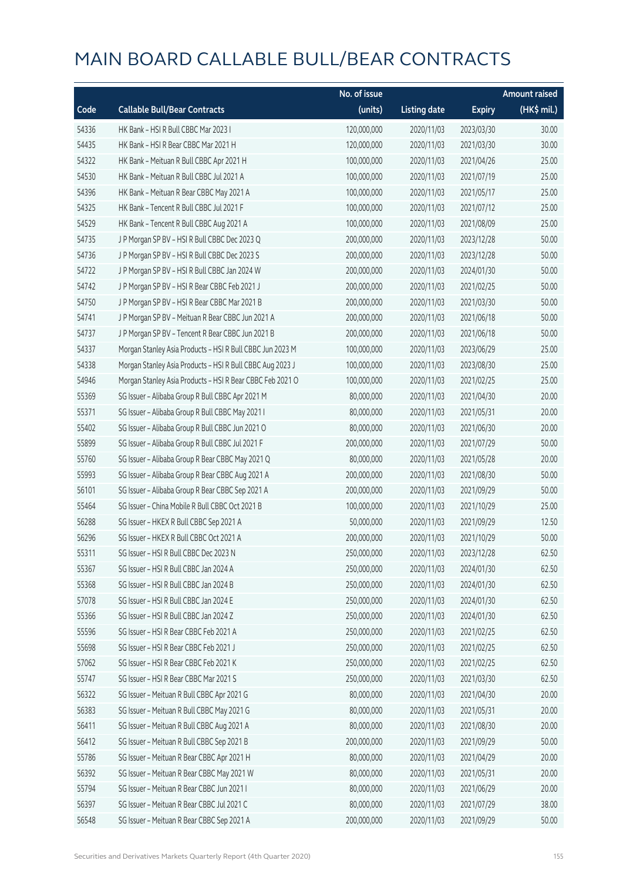# MAIN BOARD CALLABLE BULL/BEAR CONTRACTS

| Code | Callable Bull/Bear Contracts | No. of issue (units) | Listing date | Expiry | Amount raised (HK$ mil.) |
|---|---|---|---|---|---|
| 54336 | HK Bank – HSI R Bull CBBC Mar 2023 I | 120,000,000 | 2020/11/03 | 2023/03/30 | 30.00 |
| 54435 | HK Bank – HSI R Bear CBBC Mar 2021 H | 120,000,000 | 2020/11/03 | 2021/03/30 | 30.00 |
| 54322 | HK Bank – Meituan R Bull CBBC Apr 2021 H | 100,000,000 | 2020/11/03 | 2021/04/26 | 25.00 |
| 54530 | HK Bank – Meituan R Bull CBBC Jul 2021 A | 100,000,000 | 2020/11/03 | 2021/07/19 | 25.00 |
| 54396 | HK Bank – Meituan R Bear CBBC May 2021 A | 100,000,000 | 2020/11/03 | 2021/05/17 | 25.00 |
| 54325 | HK Bank – Tencent R Bull CBBC Jul 2021 F | 100,000,000 | 2020/11/03 | 2021/07/12 | 25.00 |
| 54529 | HK Bank – Tencent R Bull CBBC Aug 2021 A | 100,000,000 | 2020/11/03 | 2021/08/09 | 25.00 |
| 54735 | J P Morgan SP BV – HSI R Bull CBBC Dec 2023 Q | 200,000,000 | 2020/11/03 | 2023/12/28 | 50.00 |
| 54736 | J P Morgan SP BV – HSI R Bull CBBC Dec 2023 S | 200,000,000 | 2020/11/03 | 2023/12/28 | 50.00 |
| 54722 | J P Morgan SP BV – HSI R Bull CBBC Jan 2024 W | 200,000,000 | 2020/11/03 | 2024/01/30 | 50.00 |
| 54742 | J P Morgan SP BV – HSI R Bear CBBC Feb 2021 J | 200,000,000 | 2020/11/03 | 2021/02/25 | 50.00 |
| 54750 | J P Morgan SP BV – HSI R Bear CBBC Mar 2021 B | 200,000,000 | 2020/11/03 | 2021/03/30 | 50.00 |
| 54741 | J P Morgan SP BV – Meituan R Bear CBBC Jun 2021 A | 200,000,000 | 2020/11/03 | 2021/06/18 | 50.00 |
| 54737 | J P Morgan SP BV – Tencent R Bear CBBC Jun 2021 B | 200,000,000 | 2020/11/03 | 2021/06/18 | 50.00 |
| 54337 | Morgan Stanley Asia Products – HSI R Bull CBBC Jun 2023 M | 100,000,000 | 2020/11/03 | 2023/06/29 | 25.00 |
| 54338 | Morgan Stanley Asia Products – HSI R Bull CBBC Aug 2023 J | 100,000,000 | 2020/11/03 | 2023/08/30 | 25.00 |
| 54946 | Morgan Stanley Asia Products – HSI R Bear CBBC Feb 2021 O | 100,000,000 | 2020/11/03 | 2021/02/25 | 25.00 |
| 55369 | SG Issuer – Alibaba Group R Bull CBBC Apr 2021 M | 80,000,000 | 2020/11/03 | 2021/04/30 | 20.00 |
| 55371 | SG Issuer – Alibaba Group R Bull CBBC May 2021 I | 80,000,000 | 2020/11/03 | 2021/05/31 | 20.00 |
| 55402 | SG Issuer – Alibaba Group R Bull CBBC Jun 2021 O | 80,000,000 | 2020/11/03 | 2021/06/30 | 20.00 |
| 55899 | SG Issuer – Alibaba Group R Bull CBBC Jul 2021 F | 200,000,000 | 2020/11/03 | 2021/07/29 | 50.00 |
| 55760 | SG Issuer – Alibaba Group R Bear CBBC May 2021 Q | 80,000,000 | 2020/11/03 | 2021/05/28 | 20.00 |
| 55993 | SG Issuer – Alibaba Group R Bear CBBC Aug 2021 A | 200,000,000 | 2020/11/03 | 2021/08/30 | 50.00 |
| 56101 | SG Issuer – Alibaba Group R Bear CBBC Sep 2021 A | 200,000,000 | 2020/11/03 | 2021/09/29 | 50.00 |
| 55464 | SG Issuer – China Mobile R Bull CBBC Oct 2021 B | 100,000,000 | 2020/11/03 | 2021/10/29 | 25.00 |
| 56288 | SG Issuer – HKEX R Bull CBBC Sep 2021 A | 50,000,000 | 2020/11/03 | 2021/09/29 | 12.50 |
| 56296 | SG Issuer – HKEX R Bull CBBC Oct 2021 A | 200,000,000 | 2020/11/03 | 2021/10/29 | 50.00 |
| 55311 | SG Issuer – HSI R Bull CBBC Dec 2023 N | 250,000,000 | 2020/11/03 | 2023/12/28 | 62.50 |
| 55367 | SG Issuer – HSI R Bull CBBC Jan 2024 A | 250,000,000 | 2020/11/03 | 2024/01/30 | 62.50 |
| 55368 | SG Issuer – HSI R Bull CBBC Jan 2024 B | 250,000,000 | 2020/11/03 | 2024/01/30 | 62.50 |
| 57078 | SG Issuer – HSI R Bull CBBC Jan 2024 E | 250,000,000 | 2020/11/03 | 2024/01/30 | 62.50 |
| 55366 | SG Issuer – HSI R Bull CBBC Jan 2024 Z | 250,000,000 | 2020/11/03 | 2024/01/30 | 62.50 |
| 55596 | SG Issuer – HSI R Bear CBBC Feb 2021 A | 250,000,000 | 2020/11/03 | 2021/02/25 | 62.50 |
| 55698 | SG Issuer – HSI R Bear CBBC Feb 2021 J | 250,000,000 | 2020/11/03 | 2021/02/25 | 62.50 |
| 57062 | SG Issuer – HSI R Bear CBBC Feb 2021 K | 250,000,000 | 2020/11/03 | 2021/02/25 | 62.50 |
| 55747 | SG Issuer – HSI R Bear CBBC Mar 2021 S | 250,000,000 | 2020/11/03 | 2021/03/30 | 62.50 |
| 56322 | SG Issuer – Meituan R Bull CBBC Apr 2021 G | 80,000,000 | 2020/11/03 | 2021/04/30 | 20.00 |
| 56383 | SG Issuer – Meituan R Bull CBBC May 2021 G | 80,000,000 | 2020/11/03 | 2021/05/31 | 20.00 |
| 56411 | SG Issuer – Meituan R Bull CBBC Aug 2021 A | 80,000,000 | 2020/11/03 | 2021/08/30 | 20.00 |
| 56412 | SG Issuer – Meituan R Bull CBBC Sep 2021 B | 200,000,000 | 2020/11/03 | 2021/09/29 | 50.00 |
| 55786 | SG Issuer – Meituan R Bear CBBC Apr 2021 H | 80,000,000 | 2020/11/03 | 2021/04/29 | 20.00 |
| 56392 | SG Issuer – Meituan R Bear CBBC May 2021 W | 80,000,000 | 2020/11/03 | 2021/05/31 | 20.00 |
| 55794 | SG Issuer – Meituan R Bear CBBC Jun 2021 I | 80,000,000 | 2020/11/03 | 2021/06/29 | 20.00 |
| 56397 | SG Issuer – Meituan R Bear CBBC Jul 2021 C | 80,000,000 | 2020/11/03 | 2021/07/29 | 38.00 |
| 56548 | SG Issuer – Meituan R Bear CBBC Sep 2021 A | 200,000,000 | 2020/11/03 | 2021/09/29 | 50.00 |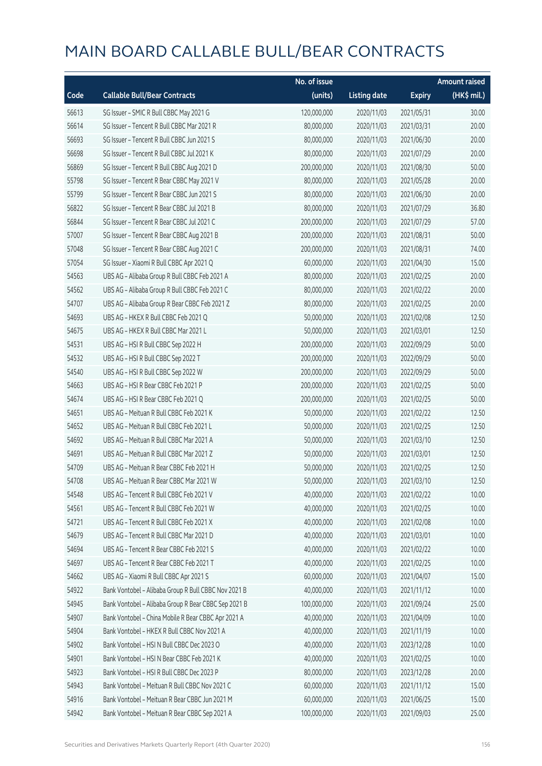# MAIN BOARD CALLABLE BULL/BEAR CONTRACTS

| Code | Callable Bull/Bear Contracts | No. of issue (units) | Listing date | Expiry | Amount raised (HK$ mil.) |
|---|---|---|---|---|---|
| 56613 | SG Issuer – SMIC R Bull CBBC May 2021 G | 120,000,000 | 2020/11/03 | 2021/05/31 | 30.00 |
| 56614 | SG Issuer – Tencent R Bull CBBC Mar 2021 R | 80,000,000 | 2020/11/03 | 2021/03/31 | 20.00 |
| 56693 | SG Issuer – Tencent R Bull CBBC Jun 2021 S | 80,000,000 | 2020/11/03 | 2021/06/30 | 20.00 |
| 56698 | SG Issuer – Tencent R Bull CBBC Jul 2021 K | 80,000,000 | 2020/11/03 | 2021/07/29 | 20.00 |
| 56869 | SG Issuer – Tencent R Bull CBBC Aug 2021 D | 200,000,000 | 2020/11/03 | 2021/08/30 | 50.00 |
| 55798 | SG Issuer – Tencent R Bear CBBC May 2021 V | 80,000,000 | 2020/11/03 | 2021/05/28 | 20.00 |
| 55799 | SG Issuer – Tencent R Bear CBBC Jun 2021 S | 80,000,000 | 2020/11/03 | 2021/06/30 | 20.00 |
| 56822 | SG Issuer – Tencent R Bear CBBC Jul 2021 B | 80,000,000 | 2020/11/03 | 2021/07/29 | 36.80 |
| 56844 | SG Issuer – Tencent R Bear CBBC Jul 2021 C | 200,000,000 | 2020/11/03 | 2021/07/29 | 57.00 |
| 57007 | SG Issuer – Tencent R Bear CBBC Aug 2021 B | 200,000,000 | 2020/11/03 | 2021/08/31 | 50.00 |
| 57048 | SG Issuer – Tencent R Bear CBBC Aug 2021 C | 200,000,000 | 2020/11/03 | 2021/08/31 | 74.00 |
| 57054 | SG Issuer – Xiaomi R Bull CBBC Apr 2021 Q | 60,000,000 | 2020/11/03 | 2021/04/30 | 15.00 |
| 54563 | UBS AG – Alibaba Group R Bull CBBC Feb 2021 A | 80,000,000 | 2020/11/03 | 2021/02/25 | 20.00 |
| 54562 | UBS AG – Alibaba Group R Bull CBBC Feb 2021 C | 80,000,000 | 2020/11/03 | 2021/02/22 | 20.00 |
| 54707 | UBS AG – Alibaba Group R Bear CBBC Feb 2021 Z | 80,000,000 | 2020/11/03 | 2021/02/25 | 20.00 |
| 54693 | UBS AG – HKEX R Bull CBBC Feb 2021 Q | 50,000,000 | 2020/11/03 | 2021/02/08 | 12.50 |
| 54675 | UBS AG – HKEX R Bull CBBC Mar 2021 L | 50,000,000 | 2020/11/03 | 2021/03/01 | 12.50 |
| 54531 | UBS AG – HSI R Bull CBBC Sep 2022 H | 200,000,000 | 2020/11/03 | 2022/09/29 | 50.00 |
| 54532 | UBS AG – HSI R Bull CBBC Sep 2022 T | 200,000,000 | 2020/11/03 | 2022/09/29 | 50.00 |
| 54540 | UBS AG – HSI R Bull CBBC Sep 2022 W | 200,000,000 | 2020/11/03 | 2022/09/29 | 50.00 |
| 54663 | UBS AG – HSI R Bear CBBC Feb 2021 P | 200,000,000 | 2020/11/03 | 2021/02/25 | 50.00 |
| 54674 | UBS AG – HSI R Bear CBBC Feb 2021 Q | 200,000,000 | 2020/11/03 | 2021/02/25 | 50.00 |
| 54651 | UBS AG – Meituan R Bull CBBC Feb 2021 K | 50,000,000 | 2020/11/03 | 2021/02/22 | 12.50 |
| 54652 | UBS AG – Meituan R Bull CBBC Feb 2021 L | 50,000,000 | 2020/11/03 | 2021/02/25 | 12.50 |
| 54692 | UBS AG – Meituan R Bull CBBC Mar 2021 A | 50,000,000 | 2020/11/03 | 2021/03/10 | 12.50 |
| 54691 | UBS AG – Meituan R Bull CBBC Mar 2021 Z | 50,000,000 | 2020/11/03 | 2021/03/01 | 12.50 |
| 54709 | UBS AG – Meituan R Bear CBBC Feb 2021 H | 50,000,000 | 2020/11/03 | 2021/02/25 | 12.50 |
| 54708 | UBS AG – Meituan R Bear CBBC Mar 2021 W | 50,000,000 | 2020/11/03 | 2021/03/10 | 12.50 |
| 54548 | UBS AG – Tencent R Bull CBBC Feb 2021 V | 40,000,000 | 2020/11/03 | 2021/02/22 | 10.00 |
| 54561 | UBS AG – Tencent R Bull CBBC Feb 2021 W | 40,000,000 | 2020/11/03 | 2021/02/25 | 10.00 |
| 54721 | UBS AG – Tencent R Bull CBBC Feb 2021 X | 40,000,000 | 2020/11/03 | 2021/02/08 | 10.00 |
| 54679 | UBS AG – Tencent R Bull CBBC Mar 2021 D | 40,000,000 | 2020/11/03 | 2021/03/01 | 10.00 |
| 54694 | UBS AG – Tencent R Bear CBBC Feb 2021 S | 40,000,000 | 2020/11/03 | 2021/02/22 | 10.00 |
| 54697 | UBS AG – Tencent R Bear CBBC Feb 2021 T | 40,000,000 | 2020/11/03 | 2021/02/25 | 10.00 |
| 54662 | UBS AG – Xiaomi R Bull CBBC Apr 2021 S | 60,000,000 | 2020/11/03 | 2021/04/07 | 15.00 |
| 54922 | Bank Vontobel – Alibaba Group R Bull CBBC Nov 2021 B | 40,000,000 | 2020/11/03 | 2021/11/12 | 10.00 |
| 54945 | Bank Vontobel – Alibaba Group R Bear CBBC Sep 2021 B | 100,000,000 | 2020/11/03 | 2021/09/24 | 25.00 |
| 54907 | Bank Vontobel – China Mobile R Bear CBBC Apr 2021 A | 40,000,000 | 2020/11/03 | 2021/04/09 | 10.00 |
| 54904 | Bank Vontobel – HKEX R Bull CBBC Nov 2021 A | 40,000,000 | 2020/11/03 | 2021/11/19 | 10.00 |
| 54902 | Bank Vontobel – HSI N Bull CBBC Dec 2023 O | 40,000,000 | 2020/11/03 | 2023/12/28 | 10.00 |
| 54901 | Bank Vontobel – HSI N Bear CBBC Feb 2021 K | 40,000,000 | 2020/11/03 | 2021/02/25 | 10.00 |
| 54923 | Bank Vontobel – HSI R Bull CBBC Dec 2023 P | 80,000,000 | 2020/11/03 | 2023/12/28 | 20.00 |
| 54943 | Bank Vontobel – Meituan R Bull CBBC Nov 2021 C | 60,000,000 | 2020/11/03 | 2021/11/12 | 15.00 |
| 54916 | Bank Vontobel – Meituan R Bear CBBC Jun 2021 M | 60,000,000 | 2020/11/03 | 2021/06/25 | 15.00 |
| 54942 | Bank Vontobel – Meituan R Bear CBBC Sep 2021 A | 100,000,000 | 2020/11/03 | 2021/09/03 | 25.00 |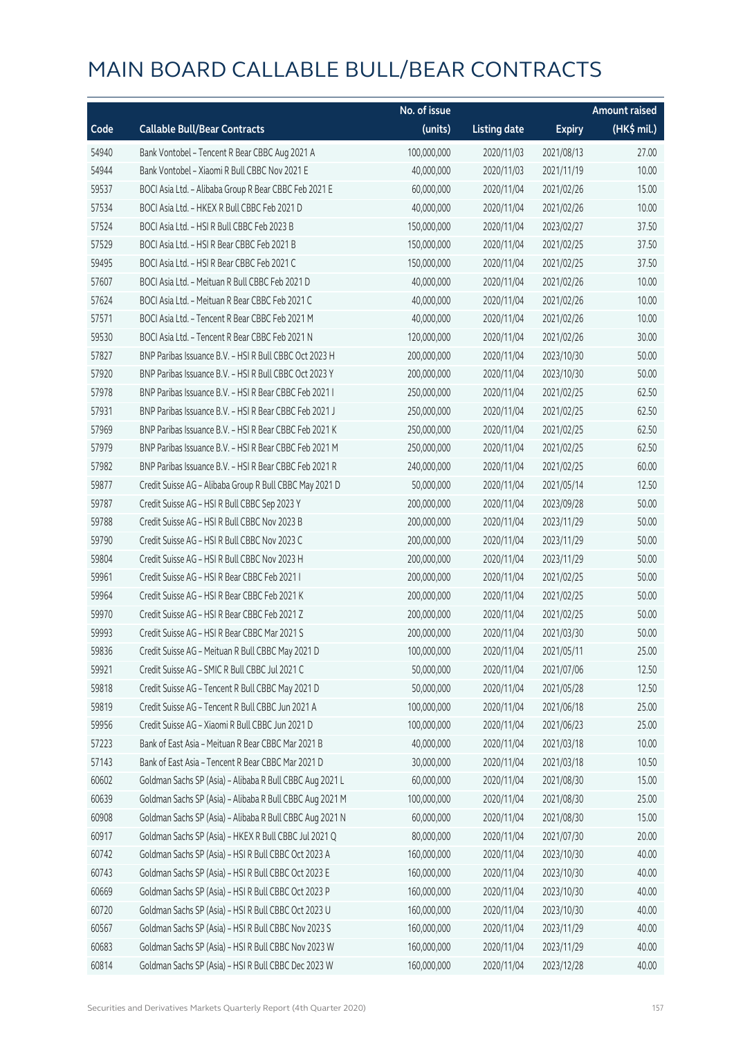# MAIN BOARD CALLABLE BULL/BEAR CONTRACTS

| Code | Callable Bull/Bear Contracts | No. of issue (units) | Listing date | Expiry | Amount raised (HK$ mil.) |
|---|---|---|---|---|---|
| 54940 | Bank Vontobel – Tencent R Bear CBBC Aug 2021 A | 100,000,000 | 2020/11/03 | 2021/08/13 | 27.00 |
| 54944 | Bank Vontobel – Xiaomi R Bull CBBC Nov 2021 E | 40,000,000 | 2020/11/03 | 2021/11/19 | 10.00 |
| 59537 | BOCI Asia Ltd. – Alibaba Group R Bear CBBC Feb 2021 E | 60,000,000 | 2020/11/04 | 2021/02/26 | 15.00 |
| 57534 | BOCI Asia Ltd. – HKEX R Bull CBBC Feb 2021 D | 40,000,000 | 2020/11/04 | 2021/02/26 | 10.00 |
| 57524 | BOCI Asia Ltd. – HSI R Bull CBBC Feb 2023 B | 150,000,000 | 2020/11/04 | 2023/02/27 | 37.50 |
| 57529 | BOCI Asia Ltd. – HSI R Bear CBBC Feb 2021 B | 150,000,000 | 2020/11/04 | 2021/02/25 | 37.50 |
| 59495 | BOCI Asia Ltd. – HSI R Bear CBBC Feb 2021 C | 150,000,000 | 2020/11/04 | 2021/02/25 | 37.50 |
| 57607 | BOCI Asia Ltd. – Meituan R Bull CBBC Feb 2021 D | 40,000,000 | 2020/11/04 | 2021/02/26 | 10.00 |
| 57624 | BOCI Asia Ltd. – Meituan R Bear CBBC Feb 2021 C | 40,000,000 | 2020/11/04 | 2021/02/26 | 10.00 |
| 57571 | BOCI Asia Ltd. – Tencent R Bear CBBC Feb 2021 M | 40,000,000 | 2020/11/04 | 2021/02/26 | 10.00 |
| 59530 | BOCI Asia Ltd. – Tencent R Bear CBBC Feb 2021 N | 120,000,000 | 2020/11/04 | 2021/02/26 | 30.00 |
| 57827 | BNP Paribas Issuance B.V. – HSI R Bull CBBC Oct 2023 H | 200,000,000 | 2020/11/04 | 2023/10/30 | 50.00 |
| 57920 | BNP Paribas Issuance B.V. – HSI R Bull CBBC Oct 2023 Y | 200,000,000 | 2020/11/04 | 2023/10/30 | 50.00 |
| 57978 | BNP Paribas Issuance B.V. – HSI R Bear CBBC Feb 2021 I | 250,000,000 | 2020/11/04 | 2021/02/25 | 62.50 |
| 57931 | BNP Paribas Issuance B.V. – HSI R Bear CBBC Feb 2021 J | 250,000,000 | 2020/11/04 | 2021/02/25 | 62.50 |
| 57969 | BNP Paribas Issuance B.V. – HSI R Bear CBBC Feb 2021 K | 250,000,000 | 2020/11/04 | 2021/02/25 | 62.50 |
| 57979 | BNP Paribas Issuance B.V. – HSI R Bear CBBC Feb 2021 M | 250,000,000 | 2020/11/04 | 2021/02/25 | 62.50 |
| 57982 | BNP Paribas Issuance B.V. – HSI R Bear CBBC Feb 2021 R | 240,000,000 | 2020/11/04 | 2021/02/25 | 60.00 |
| 59877 | Credit Suisse AG – Alibaba Group R Bull CBBC May 2021 D | 50,000,000 | 2020/11/04 | 2021/05/14 | 12.50 |
| 59787 | Credit Suisse AG – HSI R Bull CBBC Sep 2023 Y | 200,000,000 | 2020/11/04 | 2023/09/28 | 50.00 |
| 59788 | Credit Suisse AG – HSI R Bull CBBC Nov 2023 B | 200,000,000 | 2020/11/04 | 2023/11/29 | 50.00 |
| 59790 | Credit Suisse AG – HSI R Bull CBBC Nov 2023 C | 200,000,000 | 2020/11/04 | 2023/11/29 | 50.00 |
| 59804 | Credit Suisse AG – HSI R Bull CBBC Nov 2023 H | 200,000,000 | 2020/11/04 | 2023/11/29 | 50.00 |
| 59961 | Credit Suisse AG – HSI R Bear CBBC Feb 2021 I | 200,000,000 | 2020/11/04 | 2021/02/25 | 50.00 |
| 59964 | Credit Suisse AG – HSI R Bear CBBC Feb 2021 K | 200,000,000 | 2020/11/04 | 2021/02/25 | 50.00 |
| 59970 | Credit Suisse AG – HSI R Bear CBBC Feb 2021 Z | 200,000,000 | 2020/11/04 | 2021/02/25 | 50.00 |
| 59993 | Credit Suisse AG – HSI R Bear CBBC Mar 2021 S | 200,000,000 | 2020/11/04 | 2021/03/30 | 50.00 |
| 59836 | Credit Suisse AG – Meituan R Bull CBBC May 2021 D | 100,000,000 | 2020/11/04 | 2021/05/11 | 25.00 |
| 59921 | Credit Suisse AG – SMIC R Bull CBBC Jul 2021 C | 50,000,000 | 2020/11/04 | 2021/07/06 | 12.50 |
| 59818 | Credit Suisse AG – Tencent R Bull CBBC May 2021 D | 50,000,000 | 2020/11/04 | 2021/05/28 | 12.50 |
| 59819 | Credit Suisse AG – Tencent R Bull CBBC Jun 2021 A | 100,000,000 | 2020/11/04 | 2021/06/18 | 25.00 |
| 59956 | Credit Suisse AG – Xiaomi R Bull CBBC Jun 2021 D | 100,000,000 | 2020/11/04 | 2021/06/23 | 25.00 |
| 57223 | Bank of East Asia – Meituan R Bear CBBC Mar 2021 B | 40,000,000 | 2020/11/04 | 2021/03/18 | 10.00 |
| 57143 | Bank of East Asia – Tencent R Bear CBBC Mar 2021 D | 30,000,000 | 2020/11/04 | 2021/03/18 | 10.50 |
| 60602 | Goldman Sachs SP (Asia) – Alibaba R Bull CBBC Aug 2021 L | 60,000,000 | 2020/11/04 | 2021/08/30 | 15.00 |
| 60639 | Goldman Sachs SP (Asia) – Alibaba R Bull CBBC Aug 2021 M | 100,000,000 | 2020/11/04 | 2021/08/30 | 25.00 |
| 60908 | Goldman Sachs SP (Asia) – Alibaba R Bull CBBC Aug 2021 N | 60,000,000 | 2020/11/04 | 2021/08/30 | 15.00 |
| 60917 | Goldman Sachs SP (Asia) – HKEX R Bull CBBC Jul 2021 Q | 80,000,000 | 2020/11/04 | 2021/07/30 | 20.00 |
| 60742 | Goldman Sachs SP (Asia) – HSI R Bull CBBC Oct 2023 A | 160,000,000 | 2020/11/04 | 2023/10/30 | 40.00 |
| 60743 | Goldman Sachs SP (Asia) – HSI R Bull CBBC Oct 2023 E | 160,000,000 | 2020/11/04 | 2023/10/30 | 40.00 |
| 60669 | Goldman Sachs SP (Asia) – HSI R Bull CBBC Oct 2023 P | 160,000,000 | 2020/11/04 | 2023/10/30 | 40.00 |
| 60720 | Goldman Sachs SP (Asia) – HSI R Bull CBBC Oct 2023 U | 160,000,000 | 2020/11/04 | 2023/10/30 | 40.00 |
| 60567 | Goldman Sachs SP (Asia) – HSI R Bull CBBC Nov 2023 S | 160,000,000 | 2020/11/04 | 2023/11/29 | 40.00 |
| 60683 | Goldman Sachs SP (Asia) – HSI R Bull CBBC Nov 2023 W | 160,000,000 | 2020/11/04 | 2023/11/29 | 40.00 |
| 60814 | Goldman Sachs SP (Asia) – HSI R Bull CBBC Dec 2023 W | 160,000,000 | 2020/11/04 | 2023/12/28 | 40.00 |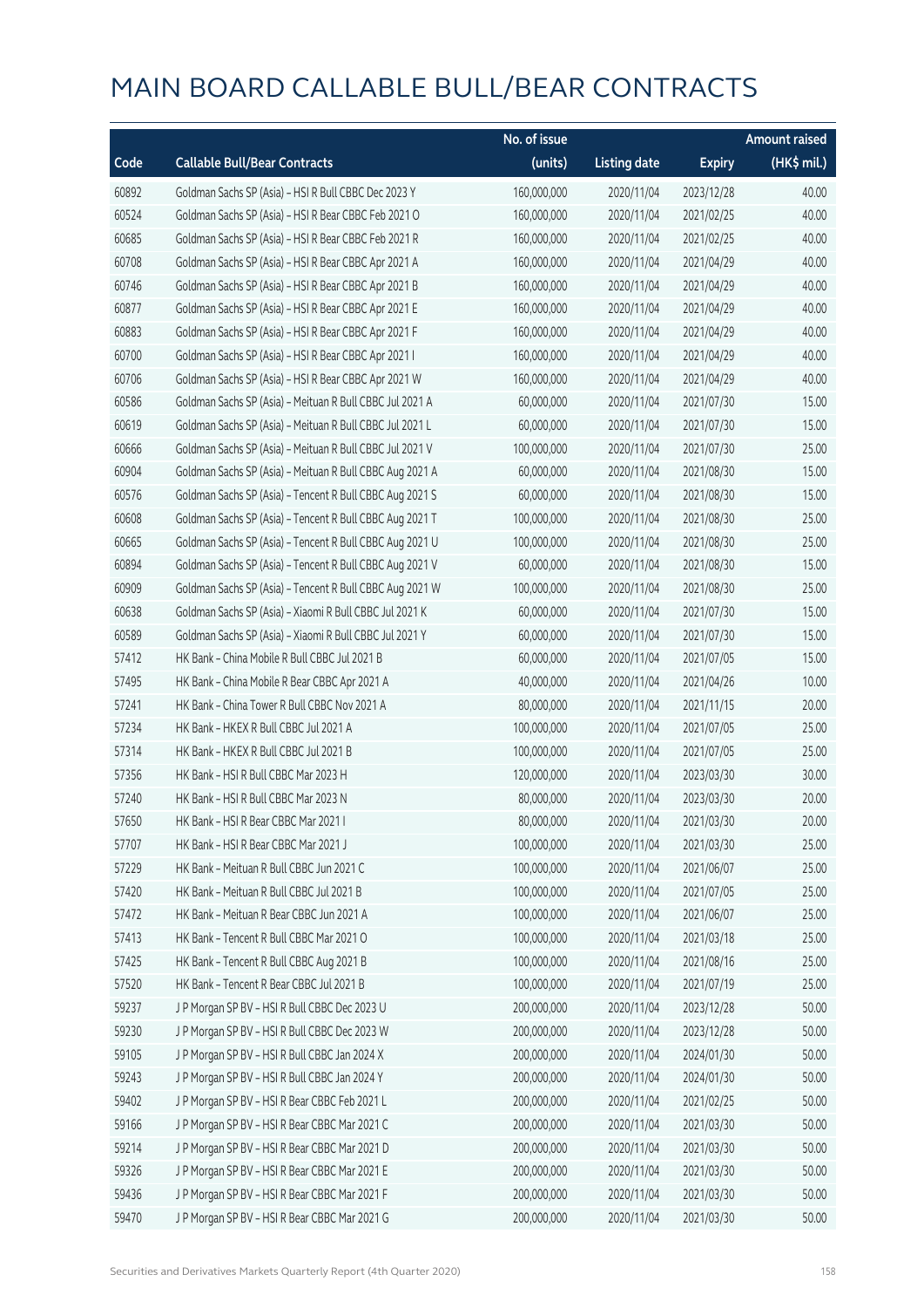# MAIN BOARD CALLABLE BULL/BEAR CONTRACTS

| Code | Callable Bull/Bear Contracts | No. of issue (units) | Listing date | Expiry | Amount raised (HK$ mil.) |
|---|---|---|---|---|---|
| 60892 | Goldman Sachs SP (Asia) - HSI R Bull CBBC Dec 2023 Y | 160,000,000 | 2020/11/04 | 2023/12/28 | 40.00 |
| 60524 | Goldman Sachs SP (Asia) - HSI R Bear CBBC Feb 2021 O | 160,000,000 | 2020/11/04 | 2021/02/25 | 40.00 |
| 60685 | Goldman Sachs SP (Asia) - HSI R Bear CBBC Feb 2021 R | 160,000,000 | 2020/11/04 | 2021/02/25 | 40.00 |
| 60708 | Goldman Sachs SP (Asia) - HSI R Bear CBBC Apr 2021 A | 160,000,000 | 2020/11/04 | 2021/04/29 | 40.00 |
| 60746 | Goldman Sachs SP (Asia) - HSI R Bear CBBC Apr 2021 B | 160,000,000 | 2020/11/04 | 2021/04/29 | 40.00 |
| 60877 | Goldman Sachs SP (Asia) - HSI R Bear CBBC Apr 2021 E | 160,000,000 | 2020/11/04 | 2021/04/29 | 40.00 |
| 60883 | Goldman Sachs SP (Asia) - HSI R Bear CBBC Apr 2021 F | 160,000,000 | 2020/11/04 | 2021/04/29 | 40.00 |
| 60700 | Goldman Sachs SP (Asia) - HSI R Bear CBBC Apr 2021 I | 160,000,000 | 2020/11/04 | 2021/04/29 | 40.00 |
| 60706 | Goldman Sachs SP (Asia) - HSI R Bear CBBC Apr 2021 W | 160,000,000 | 2020/11/04 | 2021/04/29 | 40.00 |
| 60586 | Goldman Sachs SP (Asia) - Meituan R Bull CBBC Jul 2021 A | 60,000,000 | 2020/11/04 | 2021/07/30 | 15.00 |
| 60619 | Goldman Sachs SP (Asia) - Meituan R Bull CBBC Jul 2021 L | 60,000,000 | 2020/11/04 | 2021/07/30 | 15.00 |
| 60666 | Goldman Sachs SP (Asia) - Meituan R Bull CBBC Jul 2021 V | 100,000,000 | 2020/11/04 | 2021/07/30 | 25.00 |
| 60904 | Goldman Sachs SP (Asia) - Meituan R Bull CBBC Aug 2021 A | 60,000,000 | 2020/11/04 | 2021/08/30 | 15.00 |
| 60576 | Goldman Sachs SP (Asia) - Tencent R Bull CBBC Aug 2021 S | 60,000,000 | 2020/11/04 | 2021/08/30 | 15.00 |
| 60608 | Goldman Sachs SP (Asia) - Tencent R Bull CBBC Aug 2021 T | 100,000,000 | 2020/11/04 | 2021/08/30 | 25.00 |
| 60665 | Goldman Sachs SP (Asia) - Tencent R Bull CBBC Aug 2021 U | 100,000,000 | 2020/11/04 | 2021/08/30 | 25.00 |
| 60894 | Goldman Sachs SP (Asia) - Tencent R Bull CBBC Aug 2021 V | 60,000,000 | 2020/11/04 | 2021/08/30 | 15.00 |
| 60909 | Goldman Sachs SP (Asia) - Tencent R Bull CBBC Aug 2021 W | 100,000,000 | 2020/11/04 | 2021/08/30 | 25.00 |
| 60638 | Goldman Sachs SP (Asia) - Xiaomi R Bull CBBC Jul 2021 K | 60,000,000 | 2020/11/04 | 2021/07/30 | 15.00 |
| 60589 | Goldman Sachs SP (Asia) - Xiaomi R Bull CBBC Jul 2021 Y | 60,000,000 | 2020/11/04 | 2021/07/30 | 15.00 |
| 57412 | HK Bank - China Mobile R Bull CBBC Jul 2021 B | 60,000,000 | 2020/11/04 | 2021/07/05 | 15.00 |
| 57495 | HK Bank - China Mobile R Bear CBBC Apr 2021 A | 40,000,000 | 2020/11/04 | 2021/04/26 | 10.00 |
| 57241 | HK Bank - China Tower R Bull CBBC Nov 2021 A | 80,000,000 | 2020/11/04 | 2021/11/15 | 20.00 |
| 57234 | HK Bank - HKEX R Bull CBBC Jul 2021 A | 100,000,000 | 2020/11/04 | 2021/07/05 | 25.00 |
| 57314 | HK Bank - HKEX R Bull CBBC Jul 2021 B | 100,000,000 | 2020/11/04 | 2021/07/05 | 25.00 |
| 57356 | HK Bank - HSI R Bull CBBC Mar 2023 H | 120,000,000 | 2020/11/04 | 2023/03/30 | 30.00 |
| 57240 | HK Bank - HSI R Bull CBBC Mar 2023 N | 80,000,000 | 2020/11/04 | 2023/03/30 | 20.00 |
| 57650 | HK Bank - HSI R Bear CBBC Mar 2021 I | 80,000,000 | 2020/11/04 | 2021/03/30 | 20.00 |
| 57707 | HK Bank - HSI R Bear CBBC Mar 2021 J | 100,000,000 | 2020/11/04 | 2021/03/30 | 25.00 |
| 57229 | HK Bank - Meituan R Bull CBBC Jun 2021 C | 100,000,000 | 2020/11/04 | 2021/06/07 | 25.00 |
| 57420 | HK Bank - Meituan R Bull CBBC Jul 2021 B | 100,000,000 | 2020/11/04 | 2021/07/05 | 25.00 |
| 57472 | HK Bank - Meituan R Bear CBBC Jun 2021 A | 100,000,000 | 2020/11/04 | 2021/06/07 | 25.00 |
| 57413 | HK Bank - Tencent R Bull CBBC Mar 2021 O | 100,000,000 | 2020/11/04 | 2021/03/18 | 25.00 |
| 57425 | HK Bank - Tencent R Bull CBBC Aug 2021 B | 100,000,000 | 2020/11/04 | 2021/08/16 | 25.00 |
| 57520 | HK Bank - Tencent R Bear CBBC Jul 2021 B | 100,000,000 | 2020/11/04 | 2021/07/19 | 25.00 |
| 59237 | J P Morgan SP BV - HSI R Bull CBBC Dec 2023 U | 200,000,000 | 2020/11/04 | 2023/12/28 | 50.00 |
| 59230 | J P Morgan SP BV - HSI R Bull CBBC Dec 2023 W | 200,000,000 | 2020/11/04 | 2023/12/28 | 50.00 |
| 59105 | J P Morgan SP BV - HSI R Bull CBBC Jan 2024 X | 200,000,000 | 2020/11/04 | 2024/01/30 | 50.00 |
| 59243 | J P Morgan SP BV - HSI R Bull CBBC Jan 2024 Y | 200,000,000 | 2020/11/04 | 2024/01/30 | 50.00 |
| 59402 | J P Morgan SP BV - HSI R Bear CBBC Feb 2021 L | 200,000,000 | 2020/11/04 | 2021/02/25 | 50.00 |
| 59166 | J P Morgan SP BV - HSI R Bear CBBC Mar 2021 C | 200,000,000 | 2020/11/04 | 2021/03/30 | 50.00 |
| 59214 | J P Morgan SP BV - HSI R Bear CBBC Mar 2021 D | 200,000,000 | 2020/11/04 | 2021/03/30 | 50.00 |
| 59326 | J P Morgan SP BV - HSI R Bear CBBC Mar 2021 E | 200,000,000 | 2020/11/04 | 2021/03/30 | 50.00 |
| 59436 | J P Morgan SP BV - HSI R Bear CBBC Mar 2021 F | 200,000,000 | 2020/11/04 | 2021/03/30 | 50.00 |
| 59470 | J P Morgan SP BV - HSI R Bear CBBC Mar 2021 G | 200,000,000 | 2020/11/04 | 2021/03/30 | 50.00 |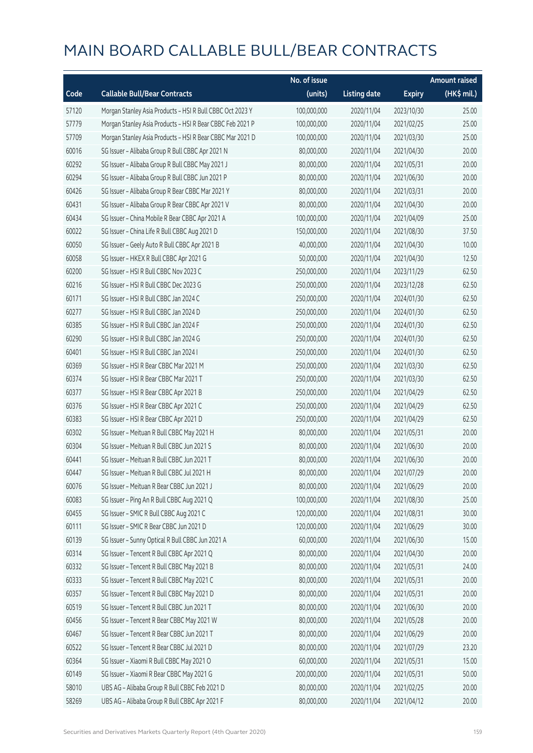# MAIN BOARD CALLABLE BULL/BEAR CONTRACTS

| Code | Callable Bull/Bear Contracts | No. of issue (units) | Listing date | Expiry | Amount raised (HK$ mil.) |
|---|---|---|---|---|---|
| 57120 | Morgan Stanley Asia Products – HSI R Bull CBBC Oct 2023 Y | 100,000,000 | 2020/11/04 | 2023/10/30 | 25.00 |
| 57779 | Morgan Stanley Asia Products – HSI R Bear CBBC Feb 2021 P | 100,000,000 | 2020/11/04 | 2021/02/25 | 25.00 |
| 57709 | Morgan Stanley Asia Products – HSI R Bear CBBC Mar 2021 D | 100,000,000 | 2020/11/04 | 2021/03/30 | 25.00 |
| 60016 | SG Issuer – Alibaba Group R Bull CBBC Apr 2021 N | 80,000,000 | 2020/11/04 | 2021/04/30 | 20.00 |
| 60292 | SG Issuer – Alibaba Group R Bull CBBC May 2021 J | 80,000,000 | 2020/11/04 | 2021/05/31 | 20.00 |
| 60294 | SG Issuer – Alibaba Group R Bull CBBC Jun 2021 P | 80,000,000 | 2020/11/04 | 2021/06/30 | 20.00 |
| 60426 | SG Issuer – Alibaba Group R Bear CBBC Mar 2021 Y | 80,000,000 | 2020/11/04 | 2021/03/31 | 20.00 |
| 60431 | SG Issuer – Alibaba Group R Bear CBBC Apr 2021 V | 80,000,000 | 2020/11/04 | 2021/04/30 | 20.00 |
| 60434 | SG Issuer – China Mobile R Bear CBBC Apr 2021 A | 100,000,000 | 2020/11/04 | 2021/04/09 | 25.00 |
| 60022 | SG Issuer – China Life R Bull CBBC Aug 2021 D | 150,000,000 | 2020/11/04 | 2021/08/30 | 37.50 |
| 60050 | SG Issuer – Geely Auto R Bull CBBC Apr 2021 B | 40,000,000 | 2020/11/04 | 2021/04/30 | 10.00 |
| 60058 | SG Issuer – HKEX R Bull CBBC Apr 2021 G | 50,000,000 | 2020/11/04 | 2021/04/30 | 12.50 |
| 60200 | SG Issuer – HSI R Bull CBBC Nov 2023 C | 250,000,000 | 2020/11/04 | 2023/11/29 | 62.50 |
| 60216 | SG Issuer – HSI R Bull CBBC Dec 2023 G | 250,000,000 | 2020/11/04 | 2023/12/28 | 62.50 |
| 60171 | SG Issuer – HSI R Bull CBBC Jan 2024 C | 250,000,000 | 2020/11/04 | 2024/01/30 | 62.50 |
| 60277 | SG Issuer – HSI R Bull CBBC Jan 2024 D | 250,000,000 | 2020/11/04 | 2024/01/30 | 62.50 |
| 60385 | SG Issuer – HSI R Bull CBBC Jan 2024 F | 250,000,000 | 2020/11/04 | 2024/01/30 | 62.50 |
| 60290 | SG Issuer – HSI R Bull CBBC Jan 2024 G | 250,000,000 | 2020/11/04 | 2024/01/30 | 62.50 |
| 60401 | SG Issuer – HSI R Bull CBBC Jan 2024 I | 250,000,000 | 2020/11/04 | 2024/01/30 | 62.50 |
| 60369 | SG Issuer – HSI R Bear CBBC Mar 2021 M | 250,000,000 | 2020/11/04 | 2021/03/30 | 62.50 |
| 60374 | SG Issuer – HSI R Bear CBBC Mar 2021 T | 250,000,000 | 2020/11/04 | 2021/03/30 | 62.50 |
| 60377 | SG Issuer – HSI R Bear CBBC Apr 2021 B | 250,000,000 | 2020/11/04 | 2021/04/29 | 62.50 |
| 60376 | SG Issuer – HSI R Bear CBBC Apr 2021 C | 250,000,000 | 2020/11/04 | 2021/04/29 | 62.50 |
| 60383 | SG Issuer – HSI R Bear CBBC Apr 2021 D | 250,000,000 | 2020/11/04 | 2021/04/29 | 62.50 |
| 60302 | SG Issuer – Meituan R Bull CBBC May 2021 H | 80,000,000 | 2020/11/04 | 2021/05/31 | 20.00 |
| 60304 | SG Issuer – Meituan R Bull CBBC Jun 2021 S | 80,000,000 | 2020/11/04 | 2021/06/30 | 20.00 |
| 60441 | SG Issuer – Meituan R Bull CBBC Jun 2021 T | 80,000,000 | 2020/11/04 | 2021/06/30 | 20.00 |
| 60447 | SG Issuer – Meituan R Bull CBBC Jul 2021 H | 80,000,000 | 2020/11/04 | 2021/07/29 | 20.00 |
| 60076 | SG Issuer – Meituan R Bear CBBC Jun 2021 J | 80,000,000 | 2020/11/04 | 2021/06/29 | 20.00 |
| 60083 | SG Issuer – Ping An R Bull CBBC Aug 2021 Q | 100,000,000 | 2020/11/04 | 2021/08/30 | 25.00 |
| 60455 | SG Issuer – SMIC R Bull CBBC Aug 2021 C | 120,000,000 | 2020/11/04 | 2021/08/31 | 30.00 |
| 60111 | SG Issuer – SMIC R Bear CBBC Jun 2021 D | 120,000,000 | 2020/11/04 | 2021/06/29 | 30.00 |
| 60139 | SG Issuer – Sunny Optical R Bull CBBC Jun 2021 A | 60,000,000 | 2020/11/04 | 2021/06/30 | 15.00 |
| 60314 | SG Issuer – Tencent R Bull CBBC Apr 2021 Q | 80,000,000 | 2020/11/04 | 2021/04/30 | 20.00 |
| 60332 | SG Issuer – Tencent R Bull CBBC May 2021 B | 80,000,000 | 2020/11/04 | 2021/05/31 | 24.00 |
| 60333 | SG Issuer – Tencent R Bull CBBC May 2021 C | 80,000,000 | 2020/11/04 | 2021/05/31 | 20.00 |
| 60357 | SG Issuer – Tencent R Bull CBBC May 2021 D | 80,000,000 | 2020/11/04 | 2021/05/31 | 20.00 |
| 60519 | SG Issuer – Tencent R Bull CBBC Jun 2021 T | 80,000,000 | 2020/11/04 | 2021/06/30 | 20.00 |
| 60456 | SG Issuer – Tencent R Bear CBBC May 2021 W | 80,000,000 | 2020/11/04 | 2021/05/28 | 20.00 |
| 60467 | SG Issuer – Tencent R Bear CBBC Jun 2021 T | 80,000,000 | 2020/11/04 | 2021/06/29 | 20.00 |
| 60522 | SG Issuer – Tencent R Bear CBBC Jul 2021 D | 80,000,000 | 2020/11/04 | 2021/07/29 | 23.20 |
| 60364 | SG Issuer – Xiaomi R Bull CBBC May 2021 O | 60,000,000 | 2020/11/04 | 2021/05/31 | 15.00 |
| 60149 | SG Issuer – Xiaomi R Bear CBBC May 2021 G | 200,000,000 | 2020/11/04 | 2021/05/31 | 50.00 |
| 58010 | UBS AG – Alibaba Group R Bull CBBC Feb 2021 D | 80,000,000 | 2020/11/04 | 2021/02/25 | 20.00 |
| 58269 | UBS AG – Alibaba Group R Bull CBBC Apr 2021 F | 80,000,000 | 2020/11/04 | 2021/04/12 | 20.00 |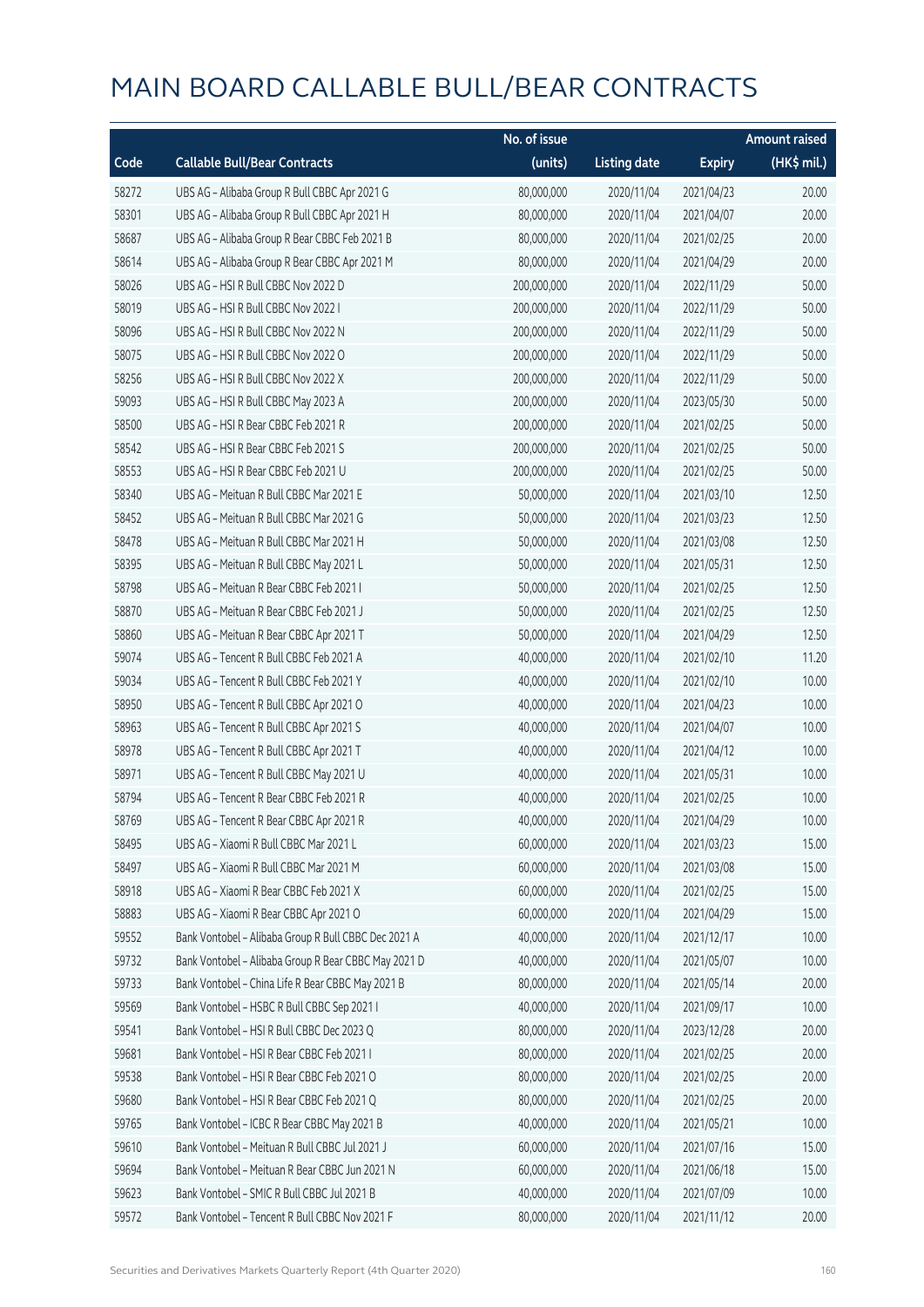# MAIN BOARD CALLABLE BULL/BEAR CONTRACTS

| Code | Callable Bull/Bear Contracts | No. of issue (units) | Listing date | Expiry | Amount raised (HK$ mil.) |
|---|---|---|---|---|---|
| 58272 | UBS AG - Alibaba Group R Bull CBBC Apr 2021 G | 80,000,000 | 2020/11/04 | 2021/04/23 | 20.00 |
| 58301 | UBS AG - Alibaba Group R Bull CBBC Apr 2021 H | 80,000,000 | 2020/11/04 | 2021/04/07 | 20.00 |
| 58687 | UBS AG - Alibaba Group R Bear CBBC Feb 2021 B | 80,000,000 | 2020/11/04 | 2021/02/25 | 20.00 |
| 58614 | UBS AG - Alibaba Group R Bear CBBC Apr 2021 M | 80,000,000 | 2020/11/04 | 2021/04/29 | 20.00 |
| 58026 | UBS AG - HSI R Bull CBBC Nov 2022 D | 200,000,000 | 2020/11/04 | 2022/11/29 | 50.00 |
| 58019 | UBS AG - HSI R Bull CBBC Nov 2022 I | 200,000,000 | 2020/11/04 | 2022/11/29 | 50.00 |
| 58096 | UBS AG - HSI R Bull CBBC Nov 2022 N | 200,000,000 | 2020/11/04 | 2022/11/29 | 50.00 |
| 58075 | UBS AG - HSI R Bull CBBC Nov 2022 O | 200,000,000 | 2020/11/04 | 2022/11/29 | 50.00 |
| 58256 | UBS AG - HSI R Bull CBBC Nov 2022 X | 200,000,000 | 2020/11/04 | 2022/11/29 | 50.00 |
| 59093 | UBS AG - HSI R Bull CBBC May 2023 A | 200,000,000 | 2020/11/04 | 2023/05/30 | 50.00 |
| 58500 | UBS AG - HSI R Bear CBBC Feb 2021 R | 200,000,000 | 2020/11/04 | 2021/02/25 | 50.00 |
| 58542 | UBS AG - HSI R Bear CBBC Feb 2021 S | 200,000,000 | 2020/11/04 | 2021/02/25 | 50.00 |
| 58553 | UBS AG - HSI R Bear CBBC Feb 2021 U | 200,000,000 | 2020/11/04 | 2021/02/25 | 50.00 |
| 58340 | UBS AG - Meituan R Bull CBBC Mar 2021 E | 50,000,000 | 2020/11/04 | 2021/03/10 | 12.50 |
| 58452 | UBS AG - Meituan R Bull CBBC Mar 2021 G | 50,000,000 | 2020/11/04 | 2021/03/23 | 12.50 |
| 58478 | UBS AG - Meituan R Bull CBBC Mar 2021 H | 50,000,000 | 2020/11/04 | 2021/03/08 | 12.50 |
| 58395 | UBS AG - Meituan R Bull CBBC May 2021 L | 50,000,000 | 2020/11/04 | 2021/05/31 | 12.50 |
| 58798 | UBS AG - Meituan R Bear CBBC Feb 2021 I | 50,000,000 | 2020/11/04 | 2021/02/25 | 12.50 |
| 58870 | UBS AG - Meituan R Bear CBBC Feb 2021 J | 50,000,000 | 2020/11/04 | 2021/02/25 | 12.50 |
| 58860 | UBS AG - Meituan R Bear CBBC Apr 2021 T | 50,000,000 | 2020/11/04 | 2021/04/29 | 12.50 |
| 59074 | UBS AG - Tencent R Bull CBBC Feb 2021 A | 40,000,000 | 2020/11/04 | 2021/02/10 | 11.20 |
| 59034 | UBS AG - Tencent R Bull CBBC Feb 2021 Y | 40,000,000 | 2020/11/04 | 2021/02/10 | 10.00 |
| 58950 | UBS AG - Tencent R Bull CBBC Apr 2021 O | 40,000,000 | 2020/11/04 | 2021/04/23 | 10.00 |
| 58963 | UBS AG - Tencent R Bull CBBC Apr 2021 S | 40,000,000 | 2020/11/04 | 2021/04/07 | 10.00 |
| 58978 | UBS AG - Tencent R Bull CBBC Apr 2021 T | 40,000,000 | 2020/11/04 | 2021/04/12 | 10.00 |
| 58971 | UBS AG - Tencent R Bull CBBC May 2021 U | 40,000,000 | 2020/11/04 | 2021/05/31 | 10.00 |
| 58794 | UBS AG - Tencent R Bear CBBC Feb 2021 R | 40,000,000 | 2020/11/04 | 2021/02/25 | 10.00 |
| 58769 | UBS AG - Tencent R Bear CBBC Apr 2021 R | 40,000,000 | 2020/11/04 | 2021/04/29 | 10.00 |
| 58495 | UBS AG - Xiaomi R Bull CBBC Mar 2021 L | 60,000,000 | 2020/11/04 | 2021/03/23 | 15.00 |
| 58497 | UBS AG - Xiaomi R Bull CBBC Mar 2021 M | 60,000,000 | 2020/11/04 | 2021/03/08 | 15.00 |
| 58918 | UBS AG - Xiaomi R Bear CBBC Feb 2021 X | 60,000,000 | 2020/11/04 | 2021/02/25 | 15.00 |
| 58883 | UBS AG - Xiaomi R Bear CBBC Apr 2021 O | 60,000,000 | 2020/11/04 | 2021/04/29 | 15.00 |
| 59552 | Bank Vontobel - Alibaba Group R Bull CBBC Dec 2021 A | 40,000,000 | 2020/11/04 | 2021/12/17 | 10.00 |
| 59732 | Bank Vontobel - Alibaba Group R Bear CBBC May 2021 D | 40,000,000 | 2020/11/04 | 2021/05/07 | 10.00 |
| 59733 | Bank Vontobel - China Life R Bear CBBC May 2021 B | 80,000,000 | 2020/11/04 | 2021/05/14 | 20.00 |
| 59569 | Bank Vontobel - HSBC R Bull CBBC Sep 2021 I | 40,000,000 | 2020/11/04 | 2021/09/17 | 10.00 |
| 59541 | Bank Vontobel - HSI R Bull CBBC Dec 2023 Q | 80,000,000 | 2020/11/04 | 2023/12/28 | 20.00 |
| 59681 | Bank Vontobel - HSI R Bear CBBC Feb 2021 I | 80,000,000 | 2020/11/04 | 2021/02/25 | 20.00 |
| 59538 | Bank Vontobel - HSI R Bear CBBC Feb 2021 O | 80,000,000 | 2020/11/04 | 2021/02/25 | 20.00 |
| 59680 | Bank Vontobel - HSI R Bear CBBC Feb 2021 Q | 80,000,000 | 2020/11/04 | 2021/02/25 | 20.00 |
| 59765 | Bank Vontobel - ICBC R Bear CBBC May 2021 B | 40,000,000 | 2020/11/04 | 2021/05/21 | 10.00 |
| 59610 | Bank Vontobel - Meituan R Bull CBBC Jul 2021 J | 60,000,000 | 2020/11/04 | 2021/07/16 | 15.00 |
| 59694 | Bank Vontobel - Meituan R Bear CBBC Jun 2021 N | 60,000,000 | 2020/11/04 | 2021/06/18 | 15.00 |
| 59623 | Bank Vontobel - SMIC R Bull CBBC Jul 2021 B | 40,000,000 | 2020/11/04 | 2021/07/09 | 10.00 |
| 59572 | Bank Vontobel - Tencent R Bull CBBC Nov 2021 F | 80,000,000 | 2020/11/04 | 2021/11/12 | 20.00 |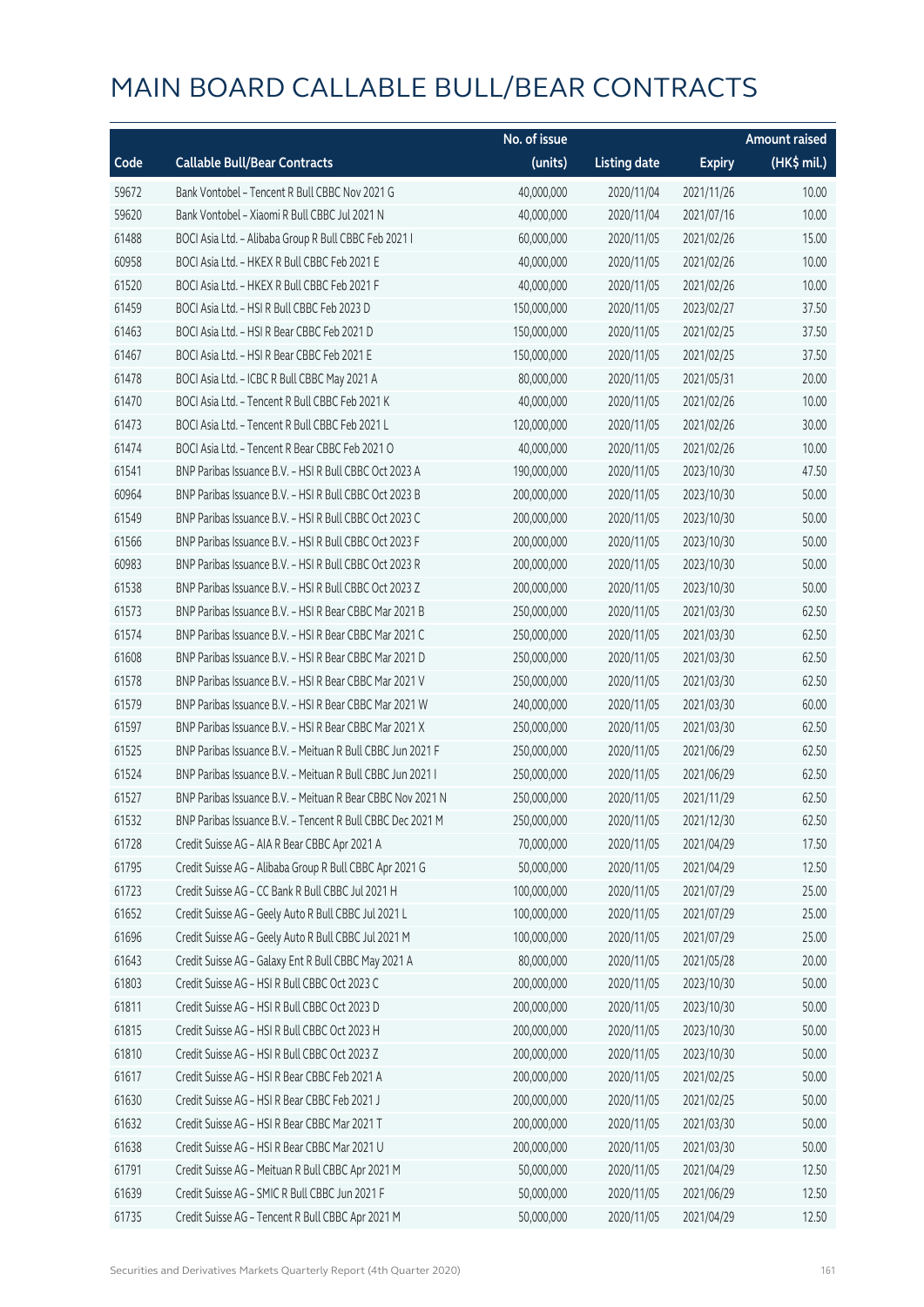# MAIN BOARD CALLABLE BULL/BEAR CONTRACTS

| Code | Callable Bull/Bear Contracts | No. of issue (units) | Listing date | Expiry | Amount raised (HK$ mil.) |
|---|---|---|---|---|---|
| 59672 | Bank Vontobel – Tencent R Bull CBBC Nov 2021 G | 40,000,000 | 2020/11/04 | 2021/11/26 | 10.00 |
| 59620 | Bank Vontobel – Xiaomi R Bull CBBC Jul 2021 N | 40,000,000 | 2020/11/04 | 2021/07/16 | 10.00 |
| 61488 | BOCI Asia Ltd. – Alibaba Group R Bull CBBC Feb 2021 I | 60,000,000 | 2020/11/05 | 2021/02/26 | 15.00 |
| 60958 | BOCI Asia Ltd. – HKEX R Bull CBBC Feb 2021 E | 40,000,000 | 2020/11/05 | 2021/02/26 | 10.00 |
| 61520 | BOCI Asia Ltd. – HKEX R Bull CBBC Feb 2021 F | 40,000,000 | 2020/11/05 | 2021/02/26 | 10.00 |
| 61459 | BOCI Asia Ltd. – HSI R Bull CBBC Feb 2023 D | 150,000,000 | 2020/11/05 | 2023/02/27 | 37.50 |
| 61463 | BOCI Asia Ltd. – HSI R Bear CBBC Feb 2021 D | 150,000,000 | 2020/11/05 | 2021/02/25 | 37.50 |
| 61467 | BOCI Asia Ltd. – HSI R Bear CBBC Feb 2021 E | 150,000,000 | 2020/11/05 | 2021/02/25 | 37.50 |
| 61478 | BOCI Asia Ltd. – ICBC R Bull CBBC May 2021 A | 80,000,000 | 2020/11/05 | 2021/05/31 | 20.00 |
| 61470 | BOCI Asia Ltd. – Tencent R Bull CBBC Feb 2021 K | 40,000,000 | 2020/11/05 | 2021/02/26 | 10.00 |
| 61473 | BOCI Asia Ltd. – Tencent R Bull CBBC Feb 2021 L | 120,000,000 | 2020/11/05 | 2021/02/26 | 30.00 |
| 61474 | BOCI Asia Ltd. – Tencent R Bear CBBC Feb 2021 O | 40,000,000 | 2020/11/05 | 2021/02/26 | 10.00 |
| 61541 | BNP Paribas Issuance B.V. – HSI R Bull CBBC Oct 2023 A | 190,000,000 | 2020/11/05 | 2023/10/30 | 47.50 |
| 60964 | BNP Paribas Issuance B.V. – HSI R Bull CBBC Oct 2023 B | 200,000,000 | 2020/11/05 | 2023/10/30 | 50.00 |
| 61549 | BNP Paribas Issuance B.V. – HSI R Bull CBBC Oct 2023 C | 200,000,000 | 2020/11/05 | 2023/10/30 | 50.00 |
| 61566 | BNP Paribas Issuance B.V. – HSI R Bull CBBC Oct 2023 F | 200,000,000 | 2020/11/05 | 2023/10/30 | 50.00 |
| 60983 | BNP Paribas Issuance B.V. – HSI R Bull CBBC Oct 2023 R | 200,000,000 | 2020/11/05 | 2023/10/30 | 50.00 |
| 61538 | BNP Paribas Issuance B.V. – HSI R Bull CBBC Oct 2023 Z | 200,000,000 | 2020/11/05 | 2023/10/30 | 50.00 |
| 61573 | BNP Paribas Issuance B.V. – HSI R Bear CBBC Mar 2021 B | 250,000,000 | 2020/11/05 | 2021/03/30 | 62.50 |
| 61574 | BNP Paribas Issuance B.V. – HSI R Bear CBBC Mar 2021 C | 250,000,000 | 2020/11/05 | 2021/03/30 | 62.50 |
| 61608 | BNP Paribas Issuance B.V. – HSI R Bear CBBC Mar 2021 D | 250,000,000 | 2020/11/05 | 2021/03/30 | 62.50 |
| 61578 | BNP Paribas Issuance B.V. – HSI R Bear CBBC Mar 2021 V | 250,000,000 | 2020/11/05 | 2021/03/30 | 62.50 |
| 61579 | BNP Paribas Issuance B.V. – HSI R Bear CBBC Mar 2021 W | 240,000,000 | 2020/11/05 | 2021/03/30 | 60.00 |
| 61597 | BNP Paribas Issuance B.V. – HSI R Bear CBBC Mar 2021 X | 250,000,000 | 2020/11/05 | 2021/03/30 | 62.50 |
| 61525 | BNP Paribas Issuance B.V. – Meituan R Bull CBBC Jun 2021 F | 250,000,000 | 2020/11/05 | 2021/06/29 | 62.50 |
| 61524 | BNP Paribas Issuance B.V. – Meituan R Bull CBBC Jun 2021 I | 250,000,000 | 2020/11/05 | 2021/06/29 | 62.50 |
| 61527 | BNP Paribas Issuance B.V. – Meituan R Bear CBBC Nov 2021 N | 250,000,000 | 2020/11/05 | 2021/11/29 | 62.50 |
| 61532 | BNP Paribas Issuance B.V. – Tencent R Bull CBBC Dec 2021 M | 250,000,000 | 2020/11/05 | 2021/12/30 | 62.50 |
| 61728 | Credit Suisse AG – AIA R Bear CBBC Apr 2021 A | 70,000,000 | 2020/11/05 | 2021/04/29 | 17.50 |
| 61795 | Credit Suisse AG – Alibaba Group R Bull CBBC Apr 2021 G | 50,000,000 | 2020/11/05 | 2021/04/29 | 12.50 |
| 61723 | Credit Suisse AG – CC Bank R Bull CBBC Jul 2021 H | 100,000,000 | 2020/11/05 | 2021/07/29 | 25.00 |
| 61652 | Credit Suisse AG – Geely Auto R Bull CBBC Jul 2021 L | 100,000,000 | 2020/11/05 | 2021/07/29 | 25.00 |
| 61696 | Credit Suisse AG – Geely Auto R Bull CBBC Jul 2021 M | 100,000,000 | 2020/11/05 | 2021/07/29 | 25.00 |
| 61643 | Credit Suisse AG – Galaxy Ent R Bull CBBC May 2021 A | 80,000,000 | 2020/11/05 | 2021/05/28 | 20.00 |
| 61803 | Credit Suisse AG – HSI R Bull CBBC Oct 2023 C | 200,000,000 | 2020/11/05 | 2023/10/30 | 50.00 |
| 61811 | Credit Suisse AG – HSI R Bull CBBC Oct 2023 D | 200,000,000 | 2020/11/05 | 2023/10/30 | 50.00 |
| 61815 | Credit Suisse AG – HSI R Bull CBBC Oct 2023 H | 200,000,000 | 2020/11/05 | 2023/10/30 | 50.00 |
| 61810 | Credit Suisse AG – HSI R Bull CBBC Oct 2023 Z | 200,000,000 | 2020/11/05 | 2023/10/30 | 50.00 |
| 61617 | Credit Suisse AG – HSI R Bear CBBC Feb 2021 A | 200,000,000 | 2020/11/05 | 2021/02/25 | 50.00 |
| 61630 | Credit Suisse AG – HSI R Bear CBBC Feb 2021 J | 200,000,000 | 2020/11/05 | 2021/02/25 | 50.00 |
| 61632 | Credit Suisse AG – HSI R Bear CBBC Mar 2021 T | 200,000,000 | 2020/11/05 | 2021/03/30 | 50.00 |
| 61638 | Credit Suisse AG – HSI R Bear CBBC Mar 2021 U | 200,000,000 | 2020/11/05 | 2021/03/30 | 50.00 |
| 61791 | Credit Suisse AG – Meituan R Bull CBBC Apr 2021 M | 50,000,000 | 2020/11/05 | 2021/04/29 | 12.50 |
| 61639 | Credit Suisse AG – SMIC R Bull CBBC Jun 2021 F | 50,000,000 | 2020/11/05 | 2021/06/29 | 12.50 |
| 61735 | Credit Suisse AG – Tencent R Bull CBBC Apr 2021 M | 50,000,000 | 2020/11/05 | 2021/04/29 | 12.50 |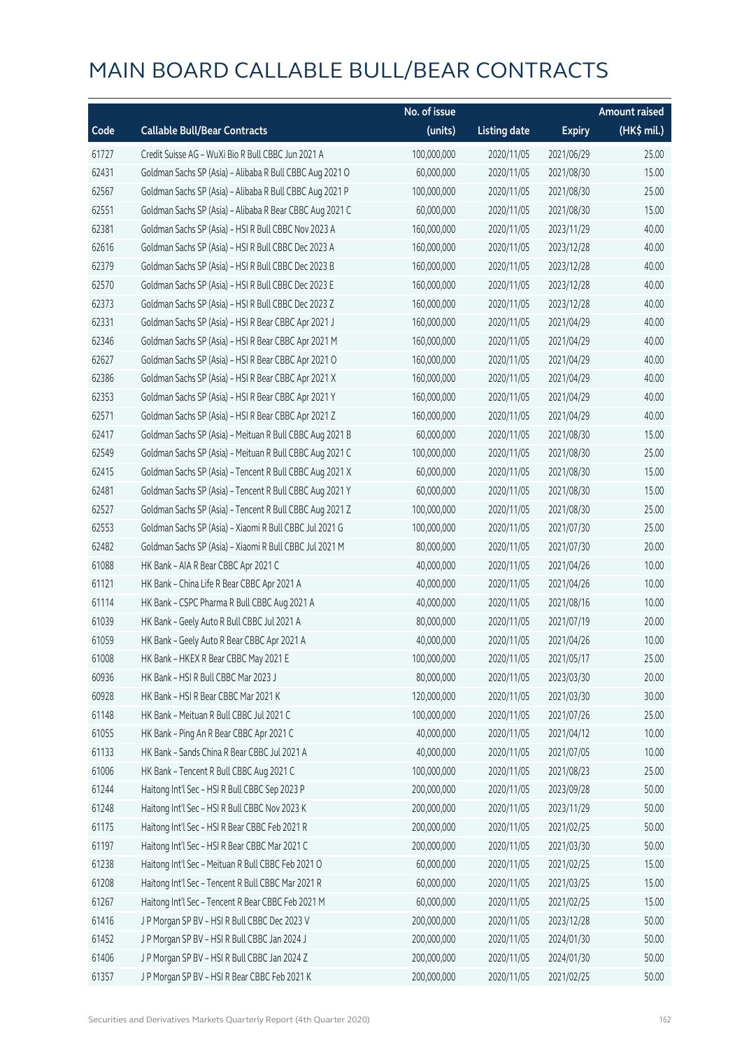# MAIN BOARD CALLABLE BULL/BEAR CONTRACTS

| Code | Callable Bull/Bear Contracts | No. of issue (units) | Listing date | Expiry | Amount raised (HK$ mil.) |
|---|---|---|---|---|---|
| 61727 | Credit Suisse AG – WuXi Bio R Bull CBBC Jun 2021 A | 100,000,000 | 2020/11/05 | 2021/06/29 | 25.00 |
| 62431 | Goldman Sachs SP (Asia) – Alibaba R Bull CBBC Aug 2021 O | 60,000,000 | 2020/11/05 | 2021/08/30 | 15.00 |
| 62567 | Goldman Sachs SP (Asia) – Alibaba R Bull CBBC Aug 2021 P | 100,000,000 | 2020/11/05 | 2021/08/30 | 25.00 |
| 62551 | Goldman Sachs SP (Asia) – Alibaba R Bear CBBC Aug 2021 C | 60,000,000 | 2020/11/05 | 2021/08/30 | 15.00 |
| 62381 | Goldman Sachs SP (Asia) – HSI R Bull CBBC Nov 2023 A | 160,000,000 | 2020/11/05 | 2023/11/29 | 40.00 |
| 62616 | Goldman Sachs SP (Asia) – HSI R Bull CBBC Dec 2023 A | 160,000,000 | 2020/11/05 | 2023/12/28 | 40.00 |
| 62379 | Goldman Sachs SP (Asia) – HSI R Bull CBBC Dec 2023 B | 160,000,000 | 2020/11/05 | 2023/12/28 | 40.00 |
| 62570 | Goldman Sachs SP (Asia) – HSI R Bull CBBC Dec 2023 E | 160,000,000 | 2020/11/05 | 2023/12/28 | 40.00 |
| 62373 | Goldman Sachs SP (Asia) – HSI R Bull CBBC Dec 2023 Z | 160,000,000 | 2020/11/05 | 2023/12/28 | 40.00 |
| 62331 | Goldman Sachs SP (Asia) – HSI R Bear CBBC Apr 2021 J | 160,000,000 | 2020/11/05 | 2021/04/29 | 40.00 |
| 62346 | Goldman Sachs SP (Asia) – HSI R Bear CBBC Apr 2021 M | 160,000,000 | 2020/11/05 | 2021/04/29 | 40.00 |
| 62627 | Goldman Sachs SP (Asia) – HSI R Bear CBBC Apr 2021 O | 160,000,000 | 2020/11/05 | 2021/04/29 | 40.00 |
| 62386 | Goldman Sachs SP (Asia) – HSI R Bear CBBC Apr 2021 X | 160,000,000 | 2020/11/05 | 2021/04/29 | 40.00 |
| 62353 | Goldman Sachs SP (Asia) – HSI R Bear CBBC Apr 2021 Y | 160,000,000 | 2020/11/05 | 2021/04/29 | 40.00 |
| 62571 | Goldman Sachs SP (Asia) – HSI R Bear CBBC Apr 2021 Z | 160,000,000 | 2020/11/05 | 2021/04/29 | 40.00 |
| 62417 | Goldman Sachs SP (Asia) – Meituan R Bull CBBC Aug 2021 B | 60,000,000 | 2020/11/05 | 2021/08/30 | 15.00 |
| 62549 | Goldman Sachs SP (Asia) – Meituan R Bull CBBC Aug 2021 C | 100,000,000 | 2020/11/05 | 2021/08/30 | 25.00 |
| 62415 | Goldman Sachs SP (Asia) – Tencent R Bull CBBC Aug 2021 X | 60,000,000 | 2020/11/05 | 2021/08/30 | 15.00 |
| 62481 | Goldman Sachs SP (Asia) – Tencent R Bull CBBC Aug 2021 Y | 60,000,000 | 2020/11/05 | 2021/08/30 | 15.00 |
| 62527 | Goldman Sachs SP (Asia) – Tencent R Bull CBBC Aug 2021 Z | 100,000,000 | 2020/11/05 | 2021/08/30 | 25.00 |
| 62553 | Goldman Sachs SP (Asia) – Xiaomi R Bull CBBC Jul 2021 G | 100,000,000 | 2020/11/05 | 2021/07/30 | 25.00 |
| 62482 | Goldman Sachs SP (Asia) – Xiaomi R Bull CBBC Jul 2021 M | 80,000,000 | 2020/11/05 | 2021/07/30 | 20.00 |
| 61088 | HK Bank – AIA R Bear CBBC Apr 2021 C | 40,000,000 | 2020/11/05 | 2021/04/26 | 10.00 |
| 61121 | HK Bank – China Life R Bear CBBC Apr 2021 A | 40,000,000 | 2020/11/05 | 2021/04/26 | 10.00 |
| 61114 | HK Bank – CSPC Pharma R Bull CBBC Aug 2021 A | 40,000,000 | 2020/11/05 | 2021/08/16 | 10.00 |
| 61039 | HK Bank – Geely Auto R Bull CBBC Jul 2021 A | 80,000,000 | 2020/11/05 | 2021/07/19 | 20.00 |
| 61059 | HK Bank – Geely Auto R Bear CBBC Apr 2021 A | 40,000,000 | 2020/11/05 | 2021/04/26 | 10.00 |
| 61008 | HK Bank – HKEX R Bear CBBC May 2021 E | 100,000,000 | 2020/11/05 | 2021/05/17 | 25.00 |
| 60936 | HK Bank – HSI R Bull CBBC Mar 2023 J | 80,000,000 | 2020/11/05 | 2023/03/30 | 20.00 |
| 60928 | HK Bank – HSI R Bear CBBC Mar 2021 K | 120,000,000 | 2020/11/05 | 2021/03/30 | 30.00 |
| 61148 | HK Bank – Meituan R Bull CBBC Jul 2021 C | 100,000,000 | 2020/11/05 | 2021/07/26 | 25.00 |
| 61055 | HK Bank – Ping An R Bear CBBC Apr 2021 C | 40,000,000 | 2020/11/05 | 2021/04/12 | 10.00 |
| 61133 | HK Bank – Sands China R Bear CBBC Jul 2021 A | 40,000,000 | 2020/11/05 | 2021/07/05 | 10.00 |
| 61006 | HK Bank – Tencent R Bull CBBC Aug 2021 C | 100,000,000 | 2020/11/05 | 2021/08/23 | 25.00 |
| 61244 | Haitong Int'l Sec – HSI R Bull CBBC Sep 2023 P | 200,000,000 | 2020/11/05 | 2023/09/28 | 50.00 |
| 61248 | Haitong Int'l Sec – HSI R Bull CBBC Nov 2023 K | 200,000,000 | 2020/11/05 | 2023/11/29 | 50.00 |
| 61175 | Haitong Int'l Sec – HSI R Bear CBBC Feb 2021 R | 200,000,000 | 2020/11/05 | 2021/02/25 | 50.00 |
| 61197 | Haitong Int'l Sec – HSI R Bear CBBC Mar 2021 C | 200,000,000 | 2020/11/05 | 2021/03/30 | 50.00 |
| 61238 | Haitong Int'l Sec – Meituan R Bull CBBC Feb 2021 O | 60,000,000 | 2020/11/05 | 2021/02/25 | 15.00 |
| 61208 | Haitong Int'l Sec – Tencent R Bull CBBC Mar 2021 R | 60,000,000 | 2020/11/05 | 2021/03/25 | 15.00 |
| 61267 | Haitong Int'l Sec – Tencent R Bear CBBC Feb 2021 M | 60,000,000 | 2020/11/05 | 2021/02/25 | 15.00 |
| 61416 | J P Morgan SP BV – HSI R Bull CBBC Dec 2023 V | 200,000,000 | 2020/11/05 | 2023/12/28 | 50.00 |
| 61452 | J P Morgan SP BV – HSI R Bull CBBC Jan 2024 J | 200,000,000 | 2020/11/05 | 2024/01/30 | 50.00 |
| 61406 | J P Morgan SP BV – HSI R Bull CBBC Jan 2024 Z | 200,000,000 | 2020/11/05 | 2024/01/30 | 50.00 |
| 61357 | J P Morgan SP BV – HSI R Bear CBBC Feb 2021 K | 200,000,000 | 2020/11/05 | 2021/02/25 | 50.00 |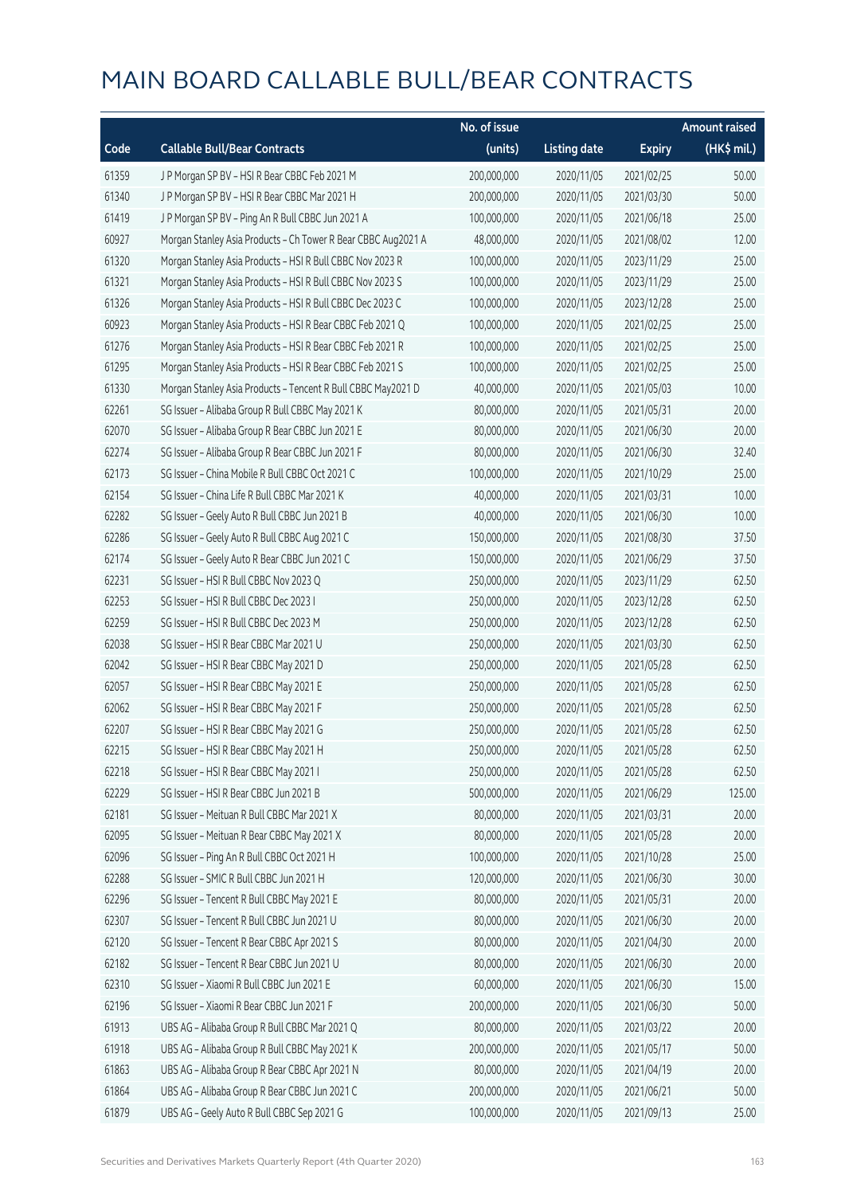# MAIN BOARD CALLABLE BULL/BEAR CONTRACTS

| Code | Callable Bull/Bear Contracts | No. of issue (units) | Listing date | Expiry | Amount raised (HK$ mil.) |
|---|---|---|---|---|---|
| 61359 | J P Morgan SP BV - HSI R Bear CBBC Feb 2021 M | 200,000,000 | 2020/11/05 | 2021/02/25 | 50.00 |
| 61340 | J P Morgan SP BV - HSI R Bear CBBC Mar 2021 H | 200,000,000 | 2020/11/05 | 2021/03/30 | 50.00 |
| 61419 | J P Morgan SP BV - Ping An R Bull CBBC Jun 2021 A | 100,000,000 | 2020/11/05 | 2021/06/18 | 25.00 |
| 60927 | Morgan Stanley Asia Products - Ch Tower R Bear CBBC Aug2021 A | 48,000,000 | 2020/11/05 | 2021/08/02 | 12.00 |
| 61320 | Morgan Stanley Asia Products - HSI R Bull CBBC Nov 2023 R | 100,000,000 | 2020/11/05 | 2023/11/29 | 25.00 |
| 61321 | Morgan Stanley Asia Products - HSI R Bull CBBC Nov 2023 S | 100,000,000 | 2020/11/05 | 2023/11/29 | 25.00 |
| 61326 | Morgan Stanley Asia Products - HSI R Bull CBBC Dec 2023 C | 100,000,000 | 2020/11/05 | 2023/12/28 | 25.00 |
| 60923 | Morgan Stanley Asia Products - HSI R Bear CBBC Feb 2021 Q | 100,000,000 | 2020/11/05 | 2021/02/25 | 25.00 |
| 61276 | Morgan Stanley Asia Products - HSI R Bear CBBC Feb 2021 R | 100,000,000 | 2020/11/05 | 2021/02/25 | 25.00 |
| 61295 | Morgan Stanley Asia Products - HSI R Bear CBBC Feb 2021 S | 100,000,000 | 2020/11/05 | 2021/02/25 | 25.00 |
| 61330 | Morgan Stanley Asia Products - Tencent R Bull CBBC May2021 D | 40,000,000 | 2020/11/05 | 2021/05/03 | 10.00 |
| 62261 | SG Issuer - Alibaba Group R Bull CBBC May 2021 K | 80,000,000 | 2020/11/05 | 2021/05/31 | 20.00 |
| 62070 | SG Issuer - Alibaba Group R Bear CBBC Jun 2021 E | 80,000,000 | 2020/11/05 | 2021/06/30 | 20.00 |
| 62274 | SG Issuer - Alibaba Group R Bear CBBC Jun 2021 F | 80,000,000 | 2020/11/05 | 2021/06/30 | 32.40 |
| 62173 | SG Issuer - China Mobile R Bull CBBC Oct 2021 C | 100,000,000 | 2020/11/05 | 2021/10/29 | 25.00 |
| 62154 | SG Issuer - China Life R Bull CBBC Mar 2021 K | 40,000,000 | 2020/11/05 | 2021/03/31 | 10.00 |
| 62282 | SG Issuer - Geely Auto R Bull CBBC Jun 2021 B | 40,000,000 | 2020/11/05 | 2021/06/30 | 10.00 |
| 62286 | SG Issuer - Geely Auto R Bull CBBC Aug 2021 C | 150,000,000 | 2020/11/05 | 2021/08/30 | 37.50 |
| 62174 | SG Issuer - Geely Auto R Bear CBBC Jun 2021 C | 150,000,000 | 2020/11/05 | 2021/06/29 | 37.50 |
| 62231 | SG Issuer - HSI R Bull CBBC Nov 2023 Q | 250,000,000 | 2020/11/05 | 2023/11/29 | 62.50 |
| 62253 | SG Issuer - HSI R Bull CBBC Dec 2023 I | 250,000,000 | 2020/11/05 | 2023/12/28 | 62.50 |
| 62259 | SG Issuer - HSI R Bull CBBC Dec 2023 M | 250,000,000 | 2020/11/05 | 2023/12/28 | 62.50 |
| 62038 | SG Issuer - HSI R Bear CBBC Mar 2021 U | 250,000,000 | 2020/11/05 | 2021/03/30 | 62.50 |
| 62042 | SG Issuer - HSI R Bear CBBC May 2021 D | 250,000,000 | 2020/11/05 | 2021/05/28 | 62.50 |
| 62057 | SG Issuer - HSI R Bear CBBC May 2021 E | 250,000,000 | 2020/11/05 | 2021/05/28 | 62.50 |
| 62062 | SG Issuer - HSI R Bear CBBC May 2021 F | 250,000,000 | 2020/11/05 | 2021/05/28 | 62.50 |
| 62207 | SG Issuer - HSI R Bear CBBC May 2021 G | 250,000,000 | 2020/11/05 | 2021/05/28 | 62.50 |
| 62215 | SG Issuer - HSI R Bear CBBC May 2021 H | 250,000,000 | 2020/11/05 | 2021/05/28 | 62.50 |
| 62218 | SG Issuer - HSI R Bear CBBC May 2021 I | 250,000,000 | 2020/11/05 | 2021/05/28 | 62.50 |
| 62229 | SG Issuer - HSI R Bear CBBC Jun 2021 B | 500,000,000 | 2020/11/05 | 2021/06/29 | 125.00 |
| 62181 | SG Issuer - Meituan R Bull CBBC Mar 2021 X | 80,000,000 | 2020/11/05 | 2021/03/31 | 20.00 |
| 62095 | SG Issuer - Meituan R Bear CBBC May 2021 X | 80,000,000 | 2020/11/05 | 2021/05/28 | 20.00 |
| 62096 | SG Issuer - Ping An R Bull CBBC Oct 2021 H | 100,000,000 | 2020/11/05 | 2021/10/28 | 25.00 |
| 62288 | SG Issuer - SMIC R Bull CBBC Jun 2021 H | 120,000,000 | 2020/11/05 | 2021/06/30 | 30.00 |
| 62296 | SG Issuer - Tencent R Bull CBBC May 2021 E | 80,000,000 | 2020/11/05 | 2021/05/31 | 20.00 |
| 62307 | SG Issuer - Tencent R Bull CBBC Jun 2021 U | 80,000,000 | 2020/11/05 | 2021/06/30 | 20.00 |
| 62120 | SG Issuer - Tencent R Bear CBBC Apr 2021 S | 80,000,000 | 2020/11/05 | 2021/04/30 | 20.00 |
| 62182 | SG Issuer - Tencent R Bear CBBC Jun 2021 U | 80,000,000 | 2020/11/05 | 2021/06/30 | 20.00 |
| 62310 | SG Issuer - Xiaomi R Bull CBBC Jun 2021 E | 60,000,000 | 2020/11/05 | 2021/06/30 | 15.00 |
| 62196 | SG Issuer - Xiaomi R Bear CBBC Jun 2021 F | 200,000,000 | 2020/11/05 | 2021/06/30 | 50.00 |
| 61913 | UBS AG - Alibaba Group R Bull CBBC Mar 2021 Q | 80,000,000 | 2020/11/05 | 2021/03/22 | 20.00 |
| 61918 | UBS AG - Alibaba Group R Bull CBBC May 2021 K | 200,000,000 | 2020/11/05 | 2021/05/17 | 50.00 |
| 61863 | UBS AG - Alibaba Group R Bear CBBC Apr 2021 N | 80,000,000 | 2020/11/05 | 2021/04/19 | 20.00 |
| 61864 | UBS AG - Alibaba Group R Bear CBBC Jun 2021 C | 200,000,000 | 2020/11/05 | 2021/06/21 | 50.00 |
| 61879 | UBS AG - Geely Auto R Bull CBBC Sep 2021 G | 100,000,000 | 2020/11/05 | 2021/09/13 | 25.00 |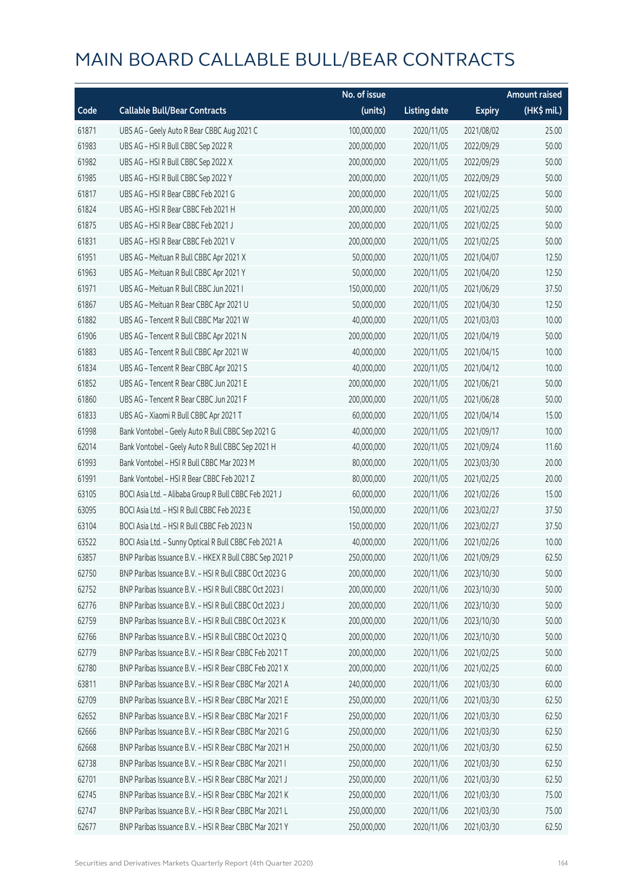# MAIN BOARD CALLABLE BULL/BEAR CONTRACTS

| Code | Callable Bull/Bear Contracts | No. of issue (units) | Listing date | Expiry | Amount raised (HK$ mil.) |
|---|---|---|---|---|---|
| 61871 | UBS AG - Geely Auto R Bear CBBC Aug 2021 C | 100,000,000 | 2020/11/05 | 2021/08/02 | 25.00 |
| 61983 | UBS AG - HSI R Bull CBBC Sep 2022 R | 200,000,000 | 2020/11/05 | 2022/09/29 | 50.00 |
| 61982 | UBS AG - HSI R Bull CBBC Sep 2022 X | 200,000,000 | 2020/11/05 | 2022/09/29 | 50.00 |
| 61985 | UBS AG - HSI R Bull CBBC Sep 2022 Y | 200,000,000 | 2020/11/05 | 2022/09/29 | 50.00 |
| 61817 | UBS AG - HSI R Bear CBBC Feb 2021 G | 200,000,000 | 2020/11/05 | 2021/02/25 | 50.00 |
| 61824 | UBS AG - HSI R Bear CBBC Feb 2021 H | 200,000,000 | 2020/11/05 | 2021/02/25 | 50.00 |
| 61875 | UBS AG - HSI R Bear CBBC Feb 2021 J | 200,000,000 | 2020/11/05 | 2021/02/25 | 50.00 |
| 61831 | UBS AG - HSI R Bear CBBC Feb 2021 V | 200,000,000 | 2020/11/05 | 2021/02/25 | 50.00 |
| 61951 | UBS AG - Meituan R Bull CBBC Apr 2021 X | 50,000,000 | 2020/11/05 | 2021/04/07 | 12.50 |
| 61963 | UBS AG - Meituan R Bull CBBC Apr 2021 Y | 50,000,000 | 2020/11/05 | 2021/04/20 | 12.50 |
| 61971 | UBS AG - Meituan R Bull CBBC Jun 2021 I | 150,000,000 | 2020/11/05 | 2021/06/29 | 37.50 |
| 61867 | UBS AG - Meituan R Bear CBBC Apr 2021 U | 50,000,000 | 2020/11/05 | 2021/04/30 | 12.50 |
| 61882 | UBS AG - Tencent R Bull CBBC Mar 2021 W | 40,000,000 | 2020/11/05 | 2021/03/03 | 10.00 |
| 61906 | UBS AG - Tencent R Bull CBBC Apr 2021 N | 200,000,000 | 2020/11/05 | 2021/04/19 | 50.00 |
| 61883 | UBS AG - Tencent R Bull CBBC Apr 2021 W | 40,000,000 | 2020/11/05 | 2021/04/15 | 10.00 |
| 61834 | UBS AG - Tencent R Bear CBBC Apr 2021 S | 40,000,000 | 2020/11/05 | 2021/04/12 | 10.00 |
| 61852 | UBS AG - Tencent R Bear CBBC Jun 2021 E | 200,000,000 | 2020/11/05 | 2021/06/21 | 50.00 |
| 61860 | UBS AG - Tencent R Bear CBBC Jun 2021 F | 200,000,000 | 2020/11/05 | 2021/06/28 | 50.00 |
| 61833 | UBS AG - Xiaomi R Bull CBBC Apr 2021 T | 60,000,000 | 2020/11/05 | 2021/04/14 | 15.00 |
| 61998 | Bank Vontobel - Geely Auto R Bull CBBC Sep 2021 G | 40,000,000 | 2020/11/05 | 2021/09/17 | 10.00 |
| 62014 | Bank Vontobel - Geely Auto R Bull CBBC Sep 2021 H | 40,000,000 | 2020/11/05 | 2021/09/24 | 11.60 |
| 61993 | Bank Vontobel - HSI R Bull CBBC Mar 2023 M | 80,000,000 | 2020/11/05 | 2023/03/30 | 20.00 |
| 61991 | Bank Vontobel - HSI R Bear CBBC Feb 2021 Z | 80,000,000 | 2020/11/05 | 2021/02/25 | 20.00 |
| 63105 | BOCI Asia Ltd. - Alibaba Group R Bull CBBC Feb 2021 J | 60,000,000 | 2020/11/06 | 2021/02/26 | 15.00 |
| 63095 | BOCI Asia Ltd. - HSI R Bull CBBC Feb 2023 E | 150,000,000 | 2020/11/06 | 2023/02/27 | 37.50 |
| 63104 | BOCI Asia Ltd. - HSI R Bull CBBC Feb 2023 N | 150,000,000 | 2020/11/06 | 2023/02/27 | 37.50 |
| 63522 | BOCI Asia Ltd. - Sunny Optical R Bull CBBC Feb 2021 A | 40,000,000 | 2020/11/06 | 2021/02/26 | 10.00 |
| 63857 | BNP Paribas Issuance B.V. - HKEX R Bull CBBC Sep 2021 P | 250,000,000 | 2020/11/06 | 2021/09/29 | 62.50 |
| 62750 | BNP Paribas Issuance B.V. - HSI R Bull CBBC Oct 2023 G | 200,000,000 | 2020/11/06 | 2023/10/30 | 50.00 |
| 62752 | BNP Paribas Issuance B.V. - HSI R Bull CBBC Oct 2023 I | 200,000,000 | 2020/11/06 | 2023/10/30 | 50.00 |
| 62776 | BNP Paribas Issuance B.V. - HSI R Bull CBBC Oct 2023 J | 200,000,000 | 2020/11/06 | 2023/10/30 | 50.00 |
| 62759 | BNP Paribas Issuance B.V. - HSI R Bull CBBC Oct 2023 K | 200,000,000 | 2020/11/06 | 2023/10/30 | 50.00 |
| 62766 | BNP Paribas Issuance B.V. - HSI R Bull CBBC Oct 2023 Q | 200,000,000 | 2020/11/06 | 2023/10/30 | 50.00 |
| 62779 | BNP Paribas Issuance B.V. - HSI R Bear CBBC Feb 2021 T | 200,000,000 | 2020/11/06 | 2021/02/25 | 50.00 |
| 62780 | BNP Paribas Issuance B.V. - HSI R Bear CBBC Feb 2021 X | 200,000,000 | 2020/11/06 | 2021/02/25 | 60.00 |
| 63811 | BNP Paribas Issuance B.V. - HSI R Bear CBBC Mar 2021 A | 240,000,000 | 2020/11/06 | 2021/03/30 | 60.00 |
| 62709 | BNP Paribas Issuance B.V. - HSI R Bear CBBC Mar 2021 E | 250,000,000 | 2020/11/06 | 2021/03/30 | 62.50 |
| 62652 | BNP Paribas Issuance B.V. - HSI R Bear CBBC Mar 2021 F | 250,000,000 | 2020/11/06 | 2021/03/30 | 62.50 |
| 62666 | BNP Paribas Issuance B.V. - HSI R Bear CBBC Mar 2021 G | 250,000,000 | 2020/11/06 | 2021/03/30 | 62.50 |
| 62668 | BNP Paribas Issuance B.V. - HSI R Bear CBBC Mar 2021 H | 250,000,000 | 2020/11/06 | 2021/03/30 | 62.50 |
| 62738 | BNP Paribas Issuance B.V. - HSI R Bear CBBC Mar 2021 I | 250,000,000 | 2020/11/06 | 2021/03/30 | 62.50 |
| 62701 | BNP Paribas Issuance B.V. - HSI R Bear CBBC Mar 2021 J | 250,000,000 | 2020/11/06 | 2021/03/30 | 62.50 |
| 62745 | BNP Paribas Issuance B.V. - HSI R Bear CBBC Mar 2021 K | 250,000,000 | 2020/11/06 | 2021/03/30 | 75.00 |
| 62747 | BNP Paribas Issuance B.V. - HSI R Bear CBBC Mar 2021 L | 250,000,000 | 2020/11/06 | 2021/03/30 | 75.00 |
| 62677 | BNP Paribas Issuance B.V. - HSI R Bear CBBC Mar 2021 Y | 250,000,000 | 2020/11/06 | 2021/03/30 | 62.50 |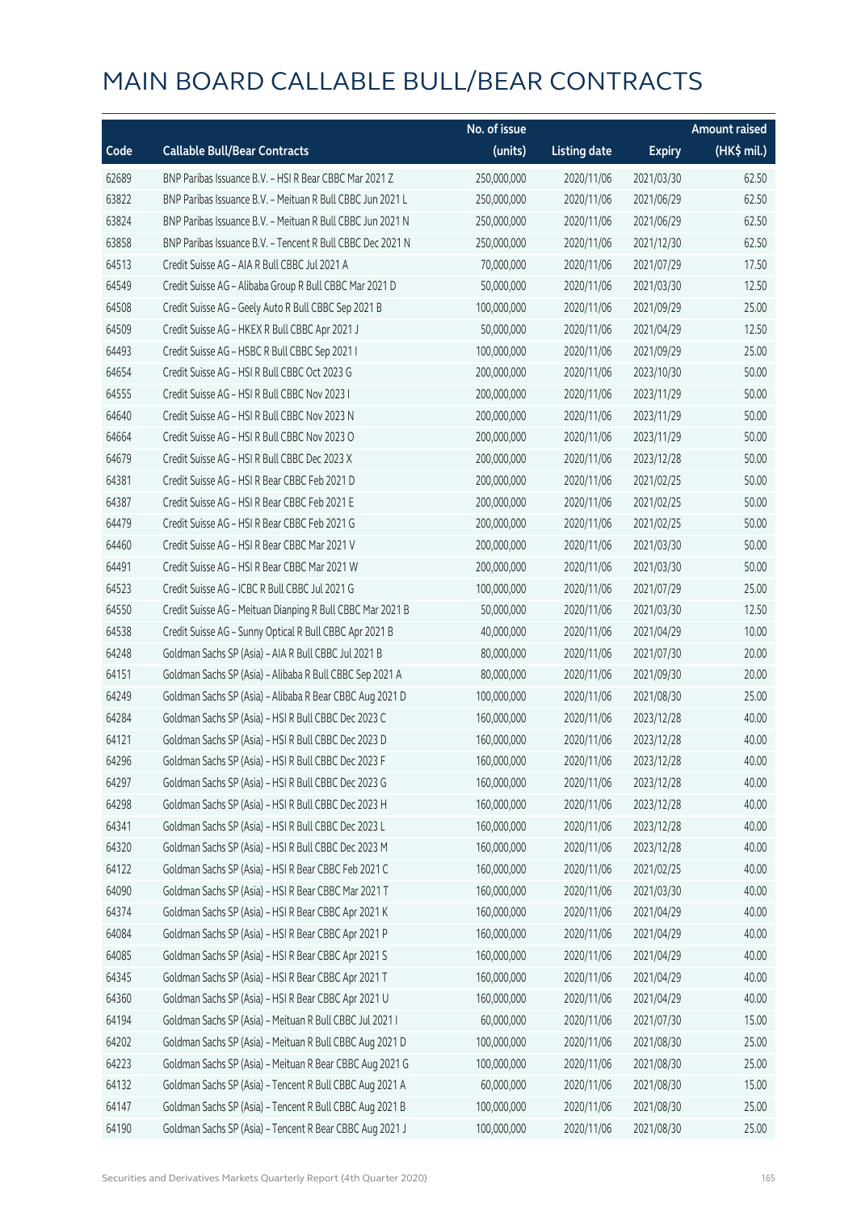# MAIN BOARD CALLABLE BULL/BEAR CONTRACTS

| Code | Callable Bull/Bear Contracts | No. of issue (units) | Listing date | Expiry | Amount raised (HK$ mil.) |
|---|---|---|---|---|---|
| 62689 | BNP Paribas Issuance B.V. – HSI R Bear CBBC Mar 2021 Z | 250,000,000 | 2020/11/06 | 2021/03/30 | 62.50 |
| 63822 | BNP Paribas Issuance B.V. – Meituan R Bull CBBC Jun 2021 L | 250,000,000 | 2020/11/06 | 2021/06/29 | 62.50 |
| 63824 | BNP Paribas Issuance B.V. – Meituan R Bull CBBC Jun 2021 N | 250,000,000 | 2020/11/06 | 2021/06/29 | 62.50 |
| 63858 | BNP Paribas Issuance B.V. – Tencent R Bull CBBC Dec 2021 N | 250,000,000 | 2020/11/06 | 2021/12/30 | 62.50 |
| 64513 | Credit Suisse AG – AIA R Bull CBBC Jul 2021 A | 70,000,000 | 2020/11/06 | 2021/07/29 | 17.50 |
| 64549 | Credit Suisse AG – Alibaba Group R Bull CBBC Mar 2021 D | 50,000,000 | 2020/11/06 | 2021/03/30 | 12.50 |
| 64508 | Credit Suisse AG – Geely Auto R Bull CBBC Sep 2021 B | 100,000,000 | 2020/11/06 | 2021/09/29 | 25.00 |
| 64509 | Credit Suisse AG – HKEX R Bull CBBC Apr 2021 J | 50,000,000 | 2020/11/06 | 2021/04/29 | 12.50 |
| 64493 | Credit Suisse AG – HSBC R Bull CBBC Sep 2021 I | 100,000,000 | 2020/11/06 | 2021/09/29 | 25.00 |
| 64654 | Credit Suisse AG – HSI R Bull CBBC Oct 2023 G | 200,000,000 | 2020/11/06 | 2023/10/30 | 50.00 |
| 64555 | Credit Suisse AG – HSI R Bull CBBC Nov 2023 I | 200,000,000 | 2020/11/06 | 2023/11/29 | 50.00 |
| 64640 | Credit Suisse AG – HSI R Bull CBBC Nov 2023 N | 200,000,000 | 2020/11/06 | 2023/11/29 | 50.00 |
| 64664 | Credit Suisse AG – HSI R Bull CBBC Nov 2023 O | 200,000,000 | 2020/11/06 | 2023/11/29 | 50.00 |
| 64679 | Credit Suisse AG – HSI R Bull CBBC Dec 2023 X | 200,000,000 | 2020/11/06 | 2023/12/28 | 50.00 |
| 64381 | Credit Suisse AG – HSI R Bear CBBC Feb 2021 D | 200,000,000 | 2020/11/06 | 2021/02/25 | 50.00 |
| 64387 | Credit Suisse AG – HSI R Bear CBBC Feb 2021 E | 200,000,000 | 2020/11/06 | 2021/02/25 | 50.00 |
| 64479 | Credit Suisse AG – HSI R Bear CBBC Feb 2021 G | 200,000,000 | 2020/11/06 | 2021/02/25 | 50.00 |
| 64460 | Credit Suisse AG – HSI R Bear CBBC Mar 2021 V | 200,000,000 | 2020/11/06 | 2021/03/30 | 50.00 |
| 64491 | Credit Suisse AG – HSI R Bear CBBC Mar 2021 W | 200,000,000 | 2020/11/06 | 2021/03/30 | 50.00 |
| 64523 | Credit Suisse AG – ICBC R Bull CBBC Jul 2021 G | 100,000,000 | 2020/11/06 | 2021/07/29 | 25.00 |
| 64550 | Credit Suisse AG – Meituan Dianping R Bull CBBC Mar 2021 B | 50,000,000 | 2020/11/06 | 2021/03/30 | 12.50 |
| 64538 | Credit Suisse AG – Sunny Optical R Bull CBBC Apr 2021 B | 40,000,000 | 2020/11/06 | 2021/04/29 | 10.00 |
| 64248 | Goldman Sachs SP (Asia) – AIA R Bull CBBC Jul 2021 B | 80,000,000 | 2020/11/06 | 2021/07/30 | 20.00 |
| 64151 | Goldman Sachs SP (Asia) – Alibaba R Bull CBBC Sep 2021 A | 80,000,000 | 2020/11/06 | 2021/09/30 | 20.00 |
| 64249 | Goldman Sachs SP (Asia) – Alibaba R Bear CBBC Aug 2021 D | 100,000,000 | 2020/11/06 | 2021/08/30 | 25.00 |
| 64284 | Goldman Sachs SP (Asia) – HSI R Bull CBBC Dec 2023 C | 160,000,000 | 2020/11/06 | 2023/12/28 | 40.00 |
| 64121 | Goldman Sachs SP (Asia) – HSI R Bull CBBC Dec 2023 D | 160,000,000 | 2020/11/06 | 2023/12/28 | 40.00 |
| 64296 | Goldman Sachs SP (Asia) – HSI R Bull CBBC Dec 2023 F | 160,000,000 | 2020/11/06 | 2023/12/28 | 40.00 |
| 64297 | Goldman Sachs SP (Asia) – HSI R Bull CBBC Dec 2023 G | 160,000,000 | 2020/11/06 | 2023/12/28 | 40.00 |
| 64298 | Goldman Sachs SP (Asia) – HSI R Bull CBBC Dec 2023 H | 160,000,000 | 2020/11/06 | 2023/12/28 | 40.00 |
| 64341 | Goldman Sachs SP (Asia) – HSI R Bull CBBC Dec 2023 L | 160,000,000 | 2020/11/06 | 2023/12/28 | 40.00 |
| 64320 | Goldman Sachs SP (Asia) – HSI R Bull CBBC Dec 2023 M | 160,000,000 | 2020/11/06 | 2023/12/28 | 40.00 |
| 64122 | Goldman Sachs SP (Asia) – HSI R Bear CBBC Feb 2021 C | 160,000,000 | 2020/11/06 | 2021/02/25 | 40.00 |
| 64090 | Goldman Sachs SP (Asia) – HSI R Bear CBBC Mar 2021 T | 160,000,000 | 2020/11/06 | 2021/03/30 | 40.00 |
| 64374 | Goldman Sachs SP (Asia) – HSI R Bear CBBC Apr 2021 K | 160,000,000 | 2020/11/06 | 2021/04/29 | 40.00 |
| 64084 | Goldman Sachs SP (Asia) – HSI R Bear CBBC Apr 2021 P | 160,000,000 | 2020/11/06 | 2021/04/29 | 40.00 |
| 64085 | Goldman Sachs SP (Asia) – HSI R Bear CBBC Apr 2021 S | 160,000,000 | 2020/11/06 | 2021/04/29 | 40.00 |
| 64345 | Goldman Sachs SP (Asia) – HSI R Bear CBBC Apr 2021 T | 160,000,000 | 2020/11/06 | 2021/04/29 | 40.00 |
| 64360 | Goldman Sachs SP (Asia) – HSI R Bear CBBC Apr 2021 U | 160,000,000 | 2020/11/06 | 2021/04/29 | 40.00 |
| 64194 | Goldman Sachs SP (Asia) – Meituan R Bull CBBC Jul 2021 I | 60,000,000 | 2020/11/06 | 2021/07/30 | 15.00 |
| 64202 | Goldman Sachs SP (Asia) – Meituan R Bull CBBC Aug 2021 D | 100,000,000 | 2020/11/06 | 2021/08/30 | 25.00 |
| 64223 | Goldman Sachs SP (Asia) – Meituan R Bear CBBC Aug 2021 G | 100,000,000 | 2020/11/06 | 2021/08/30 | 25.00 |
| 64132 | Goldman Sachs SP (Asia) – Tencent R Bull CBBC Aug 2021 A | 60,000,000 | 2020/11/06 | 2021/08/30 | 15.00 |
| 64147 | Goldman Sachs SP (Asia) – Tencent R Bull CBBC Aug 2021 B | 100,000,000 | 2020/11/06 | 2021/08/30 | 25.00 |
| 64190 | Goldman Sachs SP (Asia) – Tencent R Bear CBBC Aug 2021 J | 100,000,000 | 2020/11/06 | 2021/08/30 | 25.00 |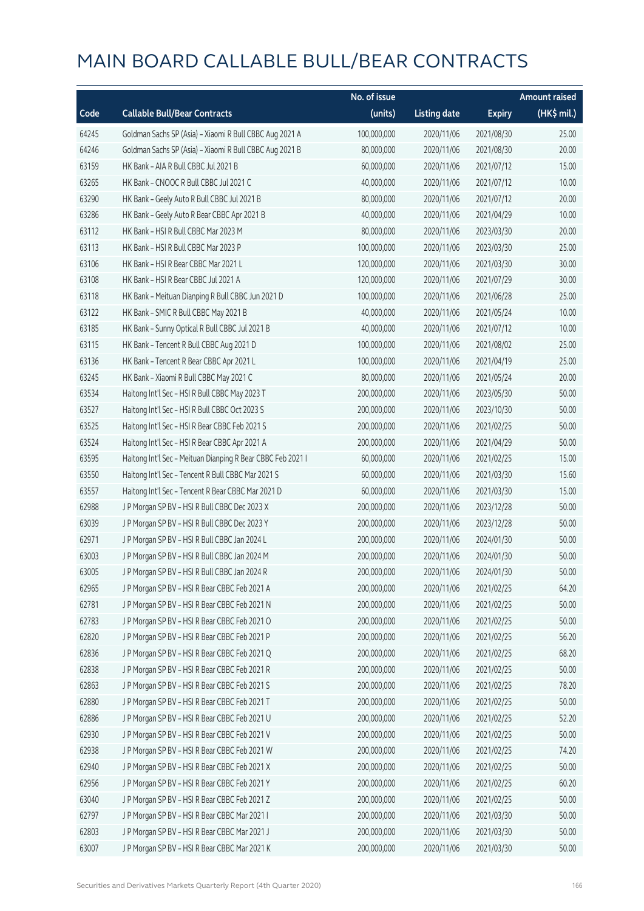# MAIN BOARD CALLABLE BULL/BEAR CONTRACTS

| Code | Callable Bull/Bear Contracts | No. of issue (units) | Listing date | Expiry | Amount raised (HK$ mil.) |
|---|---|---|---|---|---|
| 64245 | Goldman Sachs SP (Asia) – Xiaomi R Bull CBBC Aug 2021 A | 100,000,000 | 2020/11/06 | 2021/08/30 | 25.00 |
| 64246 | Goldman Sachs SP (Asia) – Xiaomi R Bull CBBC Aug 2021 B | 80,000,000 | 2020/11/06 | 2021/08/30 | 20.00 |
| 63159 | HK Bank – AIA R Bull CBBC Jul 2021 B | 60,000,000 | 2020/11/06 | 2021/07/12 | 15.00 |
| 63265 | HK Bank – CNOOC R Bull CBBC Jul 2021 C | 40,000,000 | 2020/11/06 | 2021/07/12 | 10.00 |
| 63290 | HK Bank – Geely Auto R Bull CBBC Jul 2021 B | 80,000,000 | 2020/11/06 | 2021/07/12 | 20.00 |
| 63286 | HK Bank – Geely Auto R Bear CBBC Apr 2021 B | 40,000,000 | 2020/11/06 | 2021/04/29 | 10.00 |
| 63112 | HK Bank – HSI R Bull CBBC Mar 2023 M | 80,000,000 | 2020/11/06 | 2023/03/30 | 20.00 |
| 63113 | HK Bank – HSI R Bull CBBC Mar 2023 P | 100,000,000 | 2020/11/06 | 2023/03/30 | 25.00 |
| 63106 | HK Bank – HSI R Bear CBBC Mar 2021 L | 120,000,000 | 2020/11/06 | 2021/03/30 | 30.00 |
| 63108 | HK Bank – HSI R Bear CBBC Jul 2021 A | 120,000,000 | 2020/11/06 | 2021/07/29 | 30.00 |
| 63118 | HK Bank – Meituan Dianping R Bull CBBC Jun 2021 D | 100,000,000 | 2020/11/06 | 2021/06/28 | 25.00 |
| 63122 | HK Bank – SMIC R Bull CBBC May 2021 B | 40,000,000 | 2020/11/06 | 2021/05/24 | 10.00 |
| 63185 | HK Bank – Sunny Optical R Bull CBBC Jul 2021 B | 40,000,000 | 2020/11/06 | 2021/07/12 | 10.00 |
| 63115 | HK Bank – Tencent R Bull CBBC Aug 2021 D | 100,000,000 | 2020/11/06 | 2021/08/02 | 25.00 |
| 63136 | HK Bank – Tencent R Bear CBBC Apr 2021 L | 100,000,000 | 2020/11/06 | 2021/04/19 | 25.00 |
| 63245 | HK Bank – Xiaomi R Bull CBBC May 2021 C | 80,000,000 | 2020/11/06 | 2021/05/24 | 20.00 |
| 63534 | Haitong Int'l Sec – HSI R Bull CBBC May 2023 T | 200,000,000 | 2020/11/06 | 2023/05/30 | 50.00 |
| 63527 | Haitong Int'l Sec – HSI R Bull CBBC Oct 2023 S | 200,000,000 | 2020/11/06 | 2023/10/30 | 50.00 |
| 63525 | Haitong Int'l Sec – HSI R Bear CBBC Feb 2021 S | 200,000,000 | 2020/11/06 | 2021/02/25 | 50.00 |
| 63524 | Haitong Int'l Sec – HSI R Bear CBBC Apr 2021 A | 200,000,000 | 2020/11/06 | 2021/04/29 | 50.00 |
| 63595 | Haitong Int'l Sec – Meituan Dianping R Bear CBBC Feb 2021 I | 60,000,000 | 2020/11/06 | 2021/02/25 | 15.00 |
| 63550 | Haitong Int'l Sec – Tencent R Bull CBBC Mar 2021 S | 60,000,000 | 2020/11/06 | 2021/03/30 | 15.60 |
| 63557 | Haitong Int'l Sec – Tencent R Bear CBBC Mar 2021 D | 60,000,000 | 2020/11/06 | 2021/03/30 | 15.00 |
| 62988 | J P Morgan SP BV – HSI R Bull CBBC Dec 2023 X | 200,000,000 | 2020/11/06 | 2023/12/28 | 50.00 |
| 63039 | J P Morgan SP BV – HSI R Bull CBBC Dec 2023 Y | 200,000,000 | 2020/11/06 | 2023/12/28 | 50.00 |
| 62971 | J P Morgan SP BV – HSI R Bull CBBC Jan 2024 L | 200,000,000 | 2020/11/06 | 2024/01/30 | 50.00 |
| 63003 | J P Morgan SP BV – HSI R Bull CBBC Jan 2024 M | 200,000,000 | 2020/11/06 | 2024/01/30 | 50.00 |
| 63005 | J P Morgan SP BV – HSI R Bull CBBC Jan 2024 R | 200,000,000 | 2020/11/06 | 2024/01/30 | 50.00 |
| 62965 | J P Morgan SP BV – HSI R Bear CBBC Feb 2021 A | 200,000,000 | 2020/11/06 | 2021/02/25 | 64.20 |
| 62781 | J P Morgan SP BV – HSI R Bear CBBC Feb 2021 N | 200,000,000 | 2020/11/06 | 2021/02/25 | 50.00 |
| 62783 | J P Morgan SP BV – HSI R Bear CBBC Feb 2021 O | 200,000,000 | 2020/11/06 | 2021/02/25 | 50.00 |
| 62820 | J P Morgan SP BV – HSI R Bear CBBC Feb 2021 P | 200,000,000 | 2020/11/06 | 2021/02/25 | 56.20 |
| 62836 | J P Morgan SP BV – HSI R Bear CBBC Feb 2021 Q | 200,000,000 | 2020/11/06 | 2021/02/25 | 68.20 |
| 62838 | J P Morgan SP BV – HSI R Bear CBBC Feb 2021 R | 200,000,000 | 2020/11/06 | 2021/02/25 | 50.00 |
| 62863 | J P Morgan SP BV – HSI R Bear CBBC Feb 2021 S | 200,000,000 | 2020/11/06 | 2021/02/25 | 78.20 |
| 62880 | J P Morgan SP BV – HSI R Bear CBBC Feb 2021 T | 200,000,000 | 2020/11/06 | 2021/02/25 | 50.00 |
| 62886 | J P Morgan SP BV – HSI R Bear CBBC Feb 2021 U | 200,000,000 | 2020/11/06 | 2021/02/25 | 52.20 |
| 62930 | J P Morgan SP BV – HSI R Bear CBBC Feb 2021 V | 200,000,000 | 2020/11/06 | 2021/02/25 | 50.00 |
| 62938 | J P Morgan SP BV – HSI R Bear CBBC Feb 2021 W | 200,000,000 | 2020/11/06 | 2021/02/25 | 74.20 |
| 62940 | J P Morgan SP BV – HSI R Bear CBBC Feb 2021 X | 200,000,000 | 2020/11/06 | 2021/02/25 | 50.00 |
| 62956 | J P Morgan SP BV – HSI R Bear CBBC Feb 2021 Y | 200,000,000 | 2020/11/06 | 2021/02/25 | 60.20 |
| 63040 | J P Morgan SP BV – HSI R Bear CBBC Feb 2021 Z | 200,000,000 | 2020/11/06 | 2021/02/25 | 50.00 |
| 62797 | J P Morgan SP BV – HSI R Bear CBBC Mar 2021 I | 200,000,000 | 2020/11/06 | 2021/03/30 | 50.00 |
| 62803 | J P Morgan SP BV – HSI R Bear CBBC Mar 2021 J | 200,000,000 | 2020/11/06 | 2021/03/30 | 50.00 |
| 63007 | J P Morgan SP BV – HSI R Bear CBBC Mar 2021 K | 200,000,000 | 2020/11/06 | 2021/03/30 | 50.00 |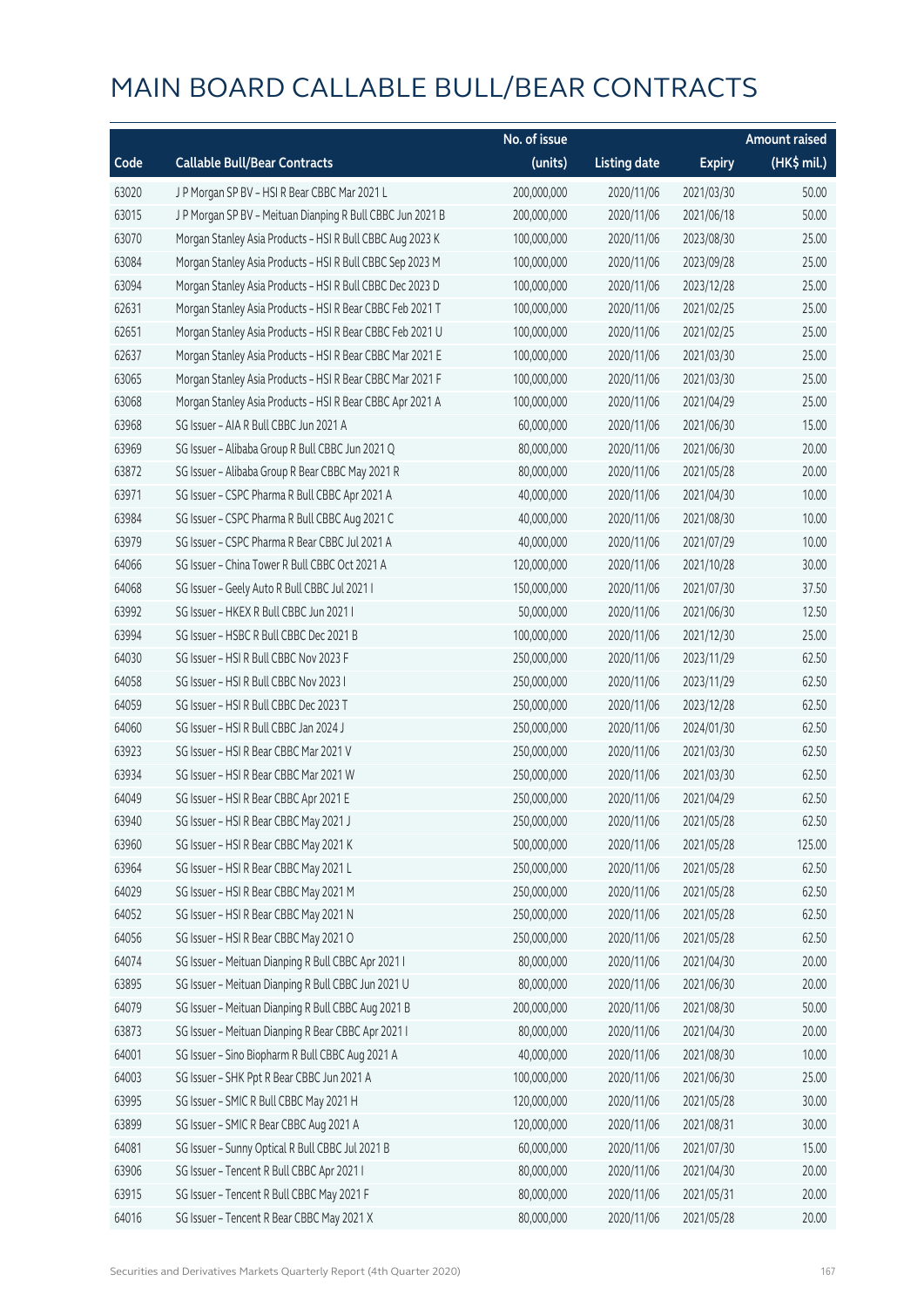# MAIN BOARD CALLABLE BULL/BEAR CONTRACTS

| Code | Callable Bull/Bear Contracts | No. of issue (units) | Listing date | Expiry | Amount raised (HK$ mil.) |
|---|---|---|---|---|---|
| 63020 | J P Morgan SP BV – HSI R Bear CBBC Mar 2021 L | 200,000,000 | 2020/11/06 | 2021/03/30 | 50.00 |
| 63015 | J P Morgan SP BV – Meituan Dianping R Bull CBBC Jun 2021 B | 200,000,000 | 2020/11/06 | 2021/06/18 | 50.00 |
| 63070 | Morgan Stanley Asia Products – HSI R Bull CBBC Aug 2023 K | 100,000,000 | 2020/11/06 | 2023/08/30 | 25.00 |
| 63084 | Morgan Stanley Asia Products – HSI R Bull CBBC Sep 2023 M | 100,000,000 | 2020/11/06 | 2023/09/28 | 25.00 |
| 63094 | Morgan Stanley Asia Products – HSI R Bull CBBC Dec 2023 D | 100,000,000 | 2020/11/06 | 2023/12/28 | 25.00 |
| 62631 | Morgan Stanley Asia Products – HSI R Bear CBBC Feb 2021 T | 100,000,000 | 2020/11/06 | 2021/02/25 | 25.00 |
| 62651 | Morgan Stanley Asia Products – HSI R Bear CBBC Feb 2021 U | 100,000,000 | 2020/11/06 | 2021/02/25 | 25.00 |
| 62637 | Morgan Stanley Asia Products – HSI R Bear CBBC Mar 2021 E | 100,000,000 | 2020/11/06 | 2021/03/30 | 25.00 |
| 63065 | Morgan Stanley Asia Products – HSI R Bear CBBC Mar 2021 F | 100,000,000 | 2020/11/06 | 2021/03/30 | 25.00 |
| 63068 | Morgan Stanley Asia Products – HSI R Bear CBBC Apr 2021 A | 100,000,000 | 2020/11/06 | 2021/04/29 | 25.00 |
| 63968 | SG Issuer – AIA R Bull CBBC Jun 2021 A | 60,000,000 | 2020/11/06 | 2021/06/30 | 15.00 |
| 63969 | SG Issuer – Alibaba Group R Bull CBBC Jun 2021 Q | 80,000,000 | 2020/11/06 | 2021/06/30 | 20.00 |
| 63872 | SG Issuer – Alibaba Group R Bear CBBC May 2021 R | 80,000,000 | 2020/11/06 | 2021/05/28 | 20.00 |
| 63971 | SG Issuer – CSPC Pharma R Bull CBBC Apr 2021 A | 40,000,000 | 2020/11/06 | 2021/04/30 | 10.00 |
| 63984 | SG Issuer – CSPC Pharma R Bull CBBC Aug 2021 C | 40,000,000 | 2020/11/06 | 2021/08/30 | 10.00 |
| 63979 | SG Issuer – CSPC Pharma R Bear CBBC Jul 2021 A | 40,000,000 | 2020/11/06 | 2021/07/29 | 10.00 |
| 64066 | SG Issuer – China Tower R Bull CBBC Oct 2021 A | 120,000,000 | 2020/11/06 | 2021/10/28 | 30.00 |
| 64068 | SG Issuer – Geely Auto R Bull CBBC Jul 2021 I | 150,000,000 | 2020/11/06 | 2021/07/30 | 37.50 |
| 63992 | SG Issuer – HKEX R Bull CBBC Jun 2021 I | 50,000,000 | 2020/11/06 | 2021/06/30 | 12.50 |
| 63994 | SG Issuer – HSBC R Bull CBBC Dec 2021 B | 100,000,000 | 2020/11/06 | 2021/12/30 | 25.00 |
| 64030 | SG Issuer – HSI R Bull CBBC Nov 2023 F | 250,000,000 | 2020/11/06 | 2023/11/29 | 62.50 |
| 64058 | SG Issuer – HSI R Bull CBBC Nov 2023 I | 250,000,000 | 2020/11/06 | 2023/11/29 | 62.50 |
| 64059 | SG Issuer – HSI R Bull CBBC Dec 2023 T | 250,000,000 | 2020/11/06 | 2023/12/28 | 62.50 |
| 64060 | SG Issuer – HSI R Bull CBBC Jan 2024 J | 250,000,000 | 2020/11/06 | 2024/01/30 | 62.50 |
| 63923 | SG Issuer – HSI R Bear CBBC Mar 2021 V | 250,000,000 | 2020/11/06 | 2021/03/30 | 62.50 |
| 63934 | SG Issuer – HSI R Bear CBBC Mar 2021 W | 250,000,000 | 2020/11/06 | 2021/03/30 | 62.50 |
| 64049 | SG Issuer – HSI R Bear CBBC Apr 2021 E | 250,000,000 | 2020/11/06 | 2021/04/29 | 62.50 |
| 63940 | SG Issuer – HSI R Bear CBBC May 2021 J | 250,000,000 | 2020/11/06 | 2021/05/28 | 62.50 |
| 63960 | SG Issuer – HSI R Bear CBBC May 2021 K | 500,000,000 | 2020/11/06 | 2021/05/28 | 125.00 |
| 63964 | SG Issuer – HSI R Bear CBBC May 2021 L | 250,000,000 | 2020/11/06 | 2021/05/28 | 62.50 |
| 64029 | SG Issuer – HSI R Bear CBBC May 2021 M | 250,000,000 | 2020/11/06 | 2021/05/28 | 62.50 |
| 64052 | SG Issuer – HSI R Bear CBBC May 2021 N | 250,000,000 | 2020/11/06 | 2021/05/28 | 62.50 |
| 64056 | SG Issuer – HSI R Bear CBBC May 2021 O | 250,000,000 | 2020/11/06 | 2021/05/28 | 62.50 |
| 64074 | SG Issuer – Meituan Dianping R Bull CBBC Apr 2021 I | 80,000,000 | 2020/11/06 | 2021/04/30 | 20.00 |
| 63895 | SG Issuer – Meituan Dianping R Bull CBBC Jun 2021 U | 80,000,000 | 2020/11/06 | 2021/06/30 | 20.00 |
| 64079 | SG Issuer – Meituan Dianping R Bull CBBC Aug 2021 B | 200,000,000 | 2020/11/06 | 2021/08/30 | 50.00 |
| 63873 | SG Issuer – Meituan Dianping R Bear CBBC Apr 2021 I | 80,000,000 | 2020/11/06 | 2021/04/30 | 20.00 |
| 64001 | SG Issuer – Sino Biopharm R Bull CBBC Aug 2021 A | 40,000,000 | 2020/11/06 | 2021/08/30 | 10.00 |
| 64003 | SG Issuer – SHK Ppt R Bear CBBC Jun 2021 A | 100,000,000 | 2020/11/06 | 2021/06/30 | 25.00 |
| 63995 | SG Issuer – SMIC R Bull CBBC May 2021 H | 120,000,000 | 2020/11/06 | 2021/05/28 | 30.00 |
| 63899 | SG Issuer – SMIC R Bear CBBC Aug 2021 A | 120,000,000 | 2020/11/06 | 2021/08/31 | 30.00 |
| 64081 | SG Issuer – Sunny Optical R Bull CBBC Jul 2021 B | 60,000,000 | 2020/11/06 | 2021/07/30 | 15.00 |
| 63906 | SG Issuer – Tencent R Bull CBBC Apr 2021 I | 80,000,000 | 2020/11/06 | 2021/04/30 | 20.00 |
| 63915 | SG Issuer – Tencent R Bull CBBC May 2021 F | 80,000,000 | 2020/11/06 | 2021/05/31 | 20.00 |
| 64016 | SG Issuer – Tencent R Bear CBBC May 2021 X | 80,000,000 | 2020/11/06 | 2021/05/28 | 20.00 |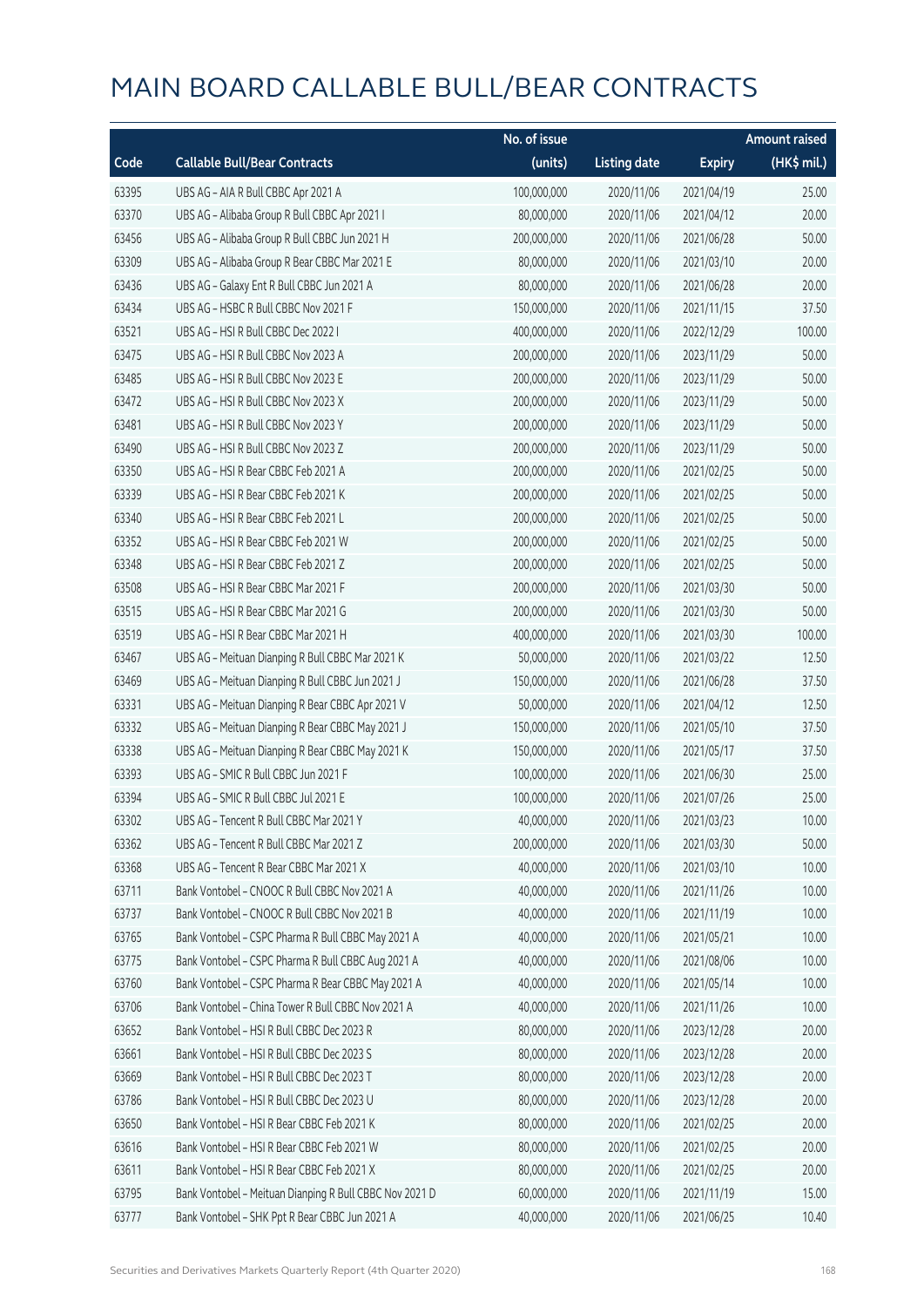# MAIN BOARD CALLABLE BULL/BEAR CONTRACTS

| Code | Callable Bull/Bear Contracts | No. of issue (units) | Listing date | Expiry | Amount raised (HK$ mil.) |
|---|---|---|---|---|---|
| 63395 | UBS AG – AIA R Bull CBBC Apr 2021 A | 100,000,000 | 2020/11/06 | 2021/04/19 | 25.00 |
| 63370 | UBS AG – Alibaba Group R Bull CBBC Apr 2021 I | 80,000,000 | 2020/11/06 | 2021/04/12 | 20.00 |
| 63456 | UBS AG – Alibaba Group R Bull CBBC Jun 2021 H | 200,000,000 | 2020/11/06 | 2021/06/28 | 50.00 |
| 63309 | UBS AG – Alibaba Group R Bear CBBC Mar 2021 E | 80,000,000 | 2020/11/06 | 2021/03/10 | 20.00 |
| 63436 | UBS AG – Galaxy Ent R Bull CBBC Jun 2021 A | 80,000,000 | 2020/11/06 | 2021/06/28 | 20.00 |
| 63434 | UBS AG – HSBC R Bull CBBC Nov 2021 F | 150,000,000 | 2020/11/06 | 2021/11/15 | 37.50 |
| 63521 | UBS AG – HSI R Bull CBBC Dec 2022 I | 400,000,000 | 2020/11/06 | 2022/12/29 | 100.00 |
| 63475 | UBS AG – HSI R Bull CBBC Nov 2023 A | 200,000,000 | 2020/11/06 | 2023/11/29 | 50.00 |
| 63485 | UBS AG – HSI R Bull CBBC Nov 2023 E | 200,000,000 | 2020/11/06 | 2023/11/29 | 50.00 |
| 63472 | UBS AG – HSI R Bull CBBC Nov 2023 X | 200,000,000 | 2020/11/06 | 2023/11/29 | 50.00 |
| 63481 | UBS AG – HSI R Bull CBBC Nov 2023 Y | 200,000,000 | 2020/11/06 | 2023/11/29 | 50.00 |
| 63490 | UBS AG – HSI R Bull CBBC Nov 2023 Z | 200,000,000 | 2020/11/06 | 2023/11/29 | 50.00 |
| 63350 | UBS AG – HSI R Bear CBBC Feb 2021 A | 200,000,000 | 2020/11/06 | 2021/02/25 | 50.00 |
| 63339 | UBS AG – HSI R Bear CBBC Feb 2021 K | 200,000,000 | 2020/11/06 | 2021/02/25 | 50.00 |
| 63340 | UBS AG – HSI R Bear CBBC Feb 2021 L | 200,000,000 | 2020/11/06 | 2021/02/25 | 50.00 |
| 63352 | UBS AG – HSI R Bear CBBC Feb 2021 W | 200,000,000 | 2020/11/06 | 2021/02/25 | 50.00 |
| 63348 | UBS AG – HSI R Bear CBBC Feb 2021 Z | 200,000,000 | 2020/11/06 | 2021/02/25 | 50.00 |
| 63508 | UBS AG – HSI R Bear CBBC Mar 2021 F | 200,000,000 | 2020/11/06 | 2021/03/30 | 50.00 |
| 63515 | UBS AG – HSI R Bear CBBC Mar 2021 G | 200,000,000 | 2020/11/06 | 2021/03/30 | 50.00 |
| 63519 | UBS AG – HSI R Bear CBBC Mar 2021 H | 400,000,000 | 2020/11/06 | 2021/03/30 | 100.00 |
| 63467 | UBS AG – Meituan Dianping R Bull CBBC Mar 2021 K | 50,000,000 | 2020/11/06 | 2021/03/22 | 12.50 |
| 63469 | UBS AG – Meituan Dianping R Bull CBBC Jun 2021 J | 150,000,000 | 2020/11/06 | 2021/06/28 | 37.50 |
| 63331 | UBS AG – Meituan Dianping R Bear CBBC Apr 2021 V | 50,000,000 | 2020/11/06 | 2021/04/12 | 12.50 |
| 63332 | UBS AG – Meituan Dianping R Bear CBBC May 2021 J | 150,000,000 | 2020/11/06 | 2021/05/10 | 37.50 |
| 63338 | UBS AG – Meituan Dianping R Bear CBBC May 2021 K | 150,000,000 | 2020/11/06 | 2021/05/17 | 37.50 |
| 63393 | UBS AG – SMIC R Bull CBBC Jun 2021 F | 100,000,000 | 2020/11/06 | 2021/06/30 | 25.00 |
| 63394 | UBS AG – SMIC R Bull CBBC Jul 2021 E | 100,000,000 | 2020/11/06 | 2021/07/26 | 25.00 |
| 63302 | UBS AG – Tencent R Bull CBBC Mar 2021 Y | 40,000,000 | 2020/11/06 | 2021/03/23 | 10.00 |
| 63362 | UBS AG – Tencent R Bull CBBC Mar 2021 Z | 200,000,000 | 2020/11/06 | 2021/03/30 | 50.00 |
| 63368 | UBS AG – Tencent R Bear CBBC Mar 2021 X | 40,000,000 | 2020/11/06 | 2021/03/10 | 10.00 |
| 63711 | Bank Vontobel – CNOOC R Bull CBBC Nov 2021 A | 40,000,000 | 2020/11/06 | 2021/11/26 | 10.00 |
| 63737 | Bank Vontobel – CNOOC R Bull CBBC Nov 2021 B | 40,000,000 | 2020/11/06 | 2021/11/19 | 10.00 |
| 63765 | Bank Vontobel – CSPC Pharma R Bull CBBC May 2021 A | 40,000,000 | 2020/11/06 | 2021/05/21 | 10.00 |
| 63775 | Bank Vontobel – CSPC Pharma R Bull CBBC Aug 2021 A | 40,000,000 | 2020/11/06 | 2021/08/06 | 10.00 |
| 63760 | Bank Vontobel – CSPC Pharma R Bear CBBC May 2021 A | 40,000,000 | 2020/11/06 | 2021/05/14 | 10.00 |
| 63706 | Bank Vontobel – China Tower R Bull CBBC Nov 2021 A | 40,000,000 | 2020/11/06 | 2021/11/26 | 10.00 |
| 63652 | Bank Vontobel – HSI R Bull CBBC Dec 2023 R | 80,000,000 | 2020/11/06 | 2023/12/28 | 20.00 |
| 63661 | Bank Vontobel – HSI R Bull CBBC Dec 2023 S | 80,000,000 | 2020/11/06 | 2023/12/28 | 20.00 |
| 63669 | Bank Vontobel – HSI R Bull CBBC Dec 2023 T | 80,000,000 | 2020/11/06 | 2023/12/28 | 20.00 |
| 63786 | Bank Vontobel – HSI R Bull CBBC Dec 2023 U | 80,000,000 | 2020/11/06 | 2023/12/28 | 20.00 |
| 63650 | Bank Vontobel – HSI R Bear CBBC Feb 2021 K | 80,000,000 | 2020/11/06 | 2021/02/25 | 20.00 |
| 63616 | Bank Vontobel – HSI R Bear CBBC Feb 2021 W | 80,000,000 | 2020/11/06 | 2021/02/25 | 20.00 |
| 63611 | Bank Vontobel – HSI R Bear CBBC Feb 2021 X | 80,000,000 | 2020/11/06 | 2021/02/25 | 20.00 |
| 63795 | Bank Vontobel – Meituan Dianping R Bull CBBC Nov 2021 D | 60,000,000 | 2020/11/06 | 2021/11/19 | 15.00 |
| 63777 | Bank Vontobel – SHK Ppt R Bear CBBC Jun 2021 A | 40,000,000 | 2020/11/06 | 2021/06/25 | 10.40 |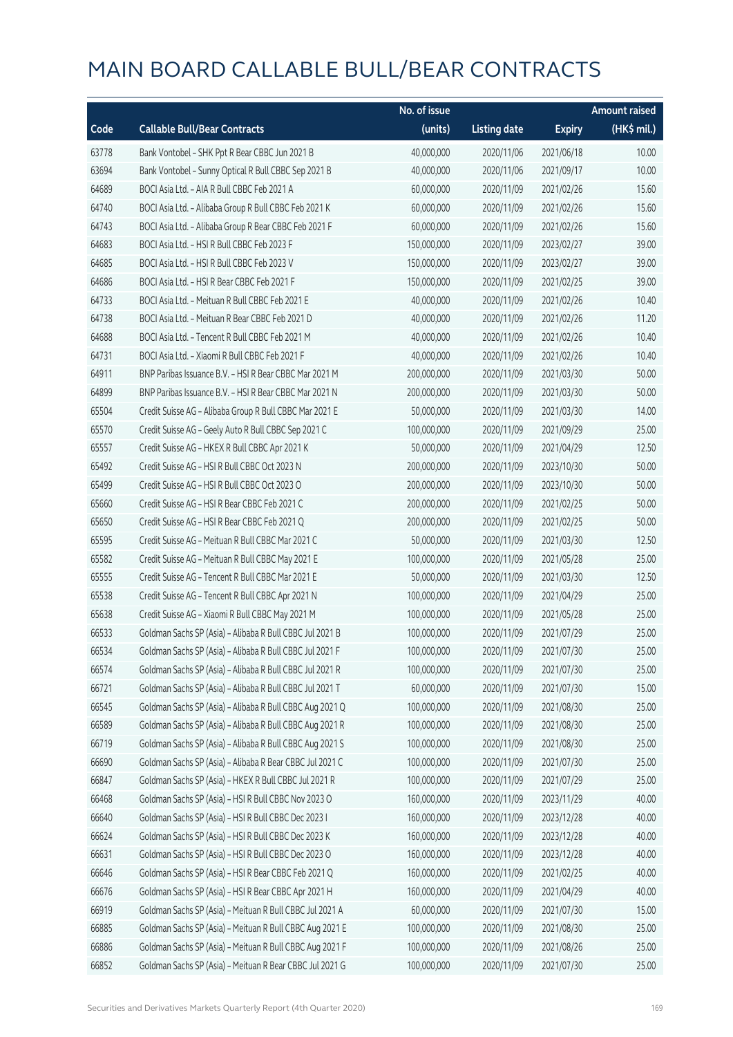# MAIN BOARD CALLABLE BULL/BEAR CONTRACTS

| Code | Callable Bull/Bear Contracts | No. of issue (units) | Listing date | Expiry | Amount raised (HK$ mil.) |
|---|---|---|---|---|---|
| 63778 | Bank Vontobel - SHK Ppt R Bear CBBC Jun 2021 B | 40,000,000 | 2020/11/06 | 2021/06/18 | 10.00 |
| 63694 | Bank Vontobel - Sunny Optical R Bull CBBC Sep 2021 B | 40,000,000 | 2020/11/06 | 2021/09/17 | 10.00 |
| 64689 | BOCI Asia Ltd. - AIA R Bull CBBC Feb 2021 A | 60,000,000 | 2020/11/09 | 2021/02/26 | 15.60 |
| 64740 | BOCI Asia Ltd. - Alibaba Group R Bull CBBC Feb 2021 K | 60,000,000 | 2020/11/09 | 2021/02/26 | 15.60 |
| 64743 | BOCI Asia Ltd. - Alibaba Group R Bear CBBC Feb 2021 F | 60,000,000 | 2020/11/09 | 2021/02/26 | 15.60 |
| 64683 | BOCI Asia Ltd. - HSI R Bull CBBC Feb 2023 F | 150,000,000 | 2020/11/09 | 2023/02/27 | 39.00 |
| 64685 | BOCI Asia Ltd. - HSI R Bull CBBC Feb 2023 V | 150,000,000 | 2020/11/09 | 2023/02/27 | 39.00 |
| 64686 | BOCI Asia Ltd. - HSI R Bear CBBC Feb 2021 F | 150,000,000 | 2020/11/09 | 2021/02/25 | 39.00 |
| 64733 | BOCI Asia Ltd. - Meituan R Bull CBBC Feb 2021 E | 40,000,000 | 2020/11/09 | 2021/02/26 | 10.40 |
| 64738 | BOCI Asia Ltd. - Meituan R Bear CBBC Feb 2021 D | 40,000,000 | 2020/11/09 | 2021/02/26 | 11.20 |
| 64688 | BOCI Asia Ltd. - Tencent R Bull CBBC Feb 2021 M | 40,000,000 | 2020/11/09 | 2021/02/26 | 10.40 |
| 64731 | BOCI Asia Ltd. - Xiaomi R Bull CBBC Feb 2021 F | 40,000,000 | 2020/11/09 | 2021/02/26 | 10.40 |
| 64911 | BNP Paribas Issuance B.V. - HSI R Bear CBBC Mar 2021 M | 200,000,000 | 2020/11/09 | 2021/03/30 | 50.00 |
| 64899 | BNP Paribas Issuance B.V. - HSI R Bear CBBC Mar 2021 N | 200,000,000 | 2020/11/09 | 2021/03/30 | 50.00 |
| 65504 | Credit Suisse AG - Alibaba Group R Bull CBBC Mar 2021 E | 50,000,000 | 2020/11/09 | 2021/03/30 | 14.00 |
| 65570 | Credit Suisse AG - Geely Auto R Bull CBBC Sep 2021 C | 100,000,000 | 2020/11/09 | 2021/09/29 | 25.00 |
| 65557 | Credit Suisse AG - HKEX R Bull CBBC Apr 2021 K | 50,000,000 | 2020/11/09 | 2021/04/29 | 12.50 |
| 65492 | Credit Suisse AG - HSI R Bull CBBC Oct 2023 N | 200,000,000 | 2020/11/09 | 2023/10/30 | 50.00 |
| 65499 | Credit Suisse AG - HSI R Bull CBBC Oct 2023 O | 200,000,000 | 2020/11/09 | 2023/10/30 | 50.00 |
| 65660 | Credit Suisse AG - HSI R Bear CBBC Feb 2021 C | 200,000,000 | 2020/11/09 | 2021/02/25 | 50.00 |
| 65650 | Credit Suisse AG - HSI R Bear CBBC Feb 2021 Q | 200,000,000 | 2020/11/09 | 2021/02/25 | 50.00 |
| 65595 | Credit Suisse AG - Meituan R Bull CBBC Mar 2021 C | 50,000,000 | 2020/11/09 | 2021/03/30 | 12.50 |
| 65582 | Credit Suisse AG - Meituan R Bull CBBC May 2021 E | 100,000,000 | 2020/11/09 | 2021/05/28 | 25.00 |
| 65555 | Credit Suisse AG - Tencent R Bull CBBC Mar 2021 E | 50,000,000 | 2020/11/09 | 2021/03/30 | 12.50 |
| 65538 | Credit Suisse AG - Tencent R Bull CBBC Apr 2021 N | 100,000,000 | 2020/11/09 | 2021/04/29 | 25.00 |
| 65638 | Credit Suisse AG - Xiaomi R Bull CBBC May 2021 M | 100,000,000 | 2020/11/09 | 2021/05/28 | 25.00 |
| 66533 | Goldman Sachs SP (Asia) - Alibaba R Bull CBBC Jul 2021 B | 100,000,000 | 2020/11/09 | 2021/07/29 | 25.00 |
| 66534 | Goldman Sachs SP (Asia) - Alibaba R Bull CBBC Jul 2021 F | 100,000,000 | 2020/11/09 | 2021/07/30 | 25.00 |
| 66574 | Goldman Sachs SP (Asia) - Alibaba R Bull CBBC Jul 2021 R | 100,000,000 | 2020/11/09 | 2021/07/30 | 25.00 |
| 66721 | Goldman Sachs SP (Asia) - Alibaba R Bull CBBC Jul 2021 T | 60,000,000 | 2020/11/09 | 2021/07/30 | 15.00 |
| 66545 | Goldman Sachs SP (Asia) - Alibaba R Bull CBBC Aug 2021 Q | 100,000,000 | 2020/11/09 | 2021/08/30 | 25.00 |
| 66589 | Goldman Sachs SP (Asia) - Alibaba R Bull CBBC Aug 2021 R | 100,000,000 | 2020/11/09 | 2021/08/30 | 25.00 |
| 66719 | Goldman Sachs SP (Asia) - Alibaba R Bull CBBC Aug 2021 S | 100,000,000 | 2020/11/09 | 2021/08/30 | 25.00 |
| 66690 | Goldman Sachs SP (Asia) - Alibaba R Bear CBBC Jul 2021 C | 100,000,000 | 2020/11/09 | 2021/07/30 | 25.00 |
| 66847 | Goldman Sachs SP (Asia) - HKEX R Bull CBBC Jul 2021 R | 100,000,000 | 2020/11/09 | 2021/07/29 | 25.00 |
| 66468 | Goldman Sachs SP (Asia) - HSI R Bull CBBC Nov 2023 O | 160,000,000 | 2020/11/09 | 2023/11/29 | 40.00 |
| 66640 | Goldman Sachs SP (Asia) - HSI R Bull CBBC Dec 2023 I | 160,000,000 | 2020/11/09 | 2023/12/28 | 40.00 |
| 66624 | Goldman Sachs SP (Asia) - HSI R Bull CBBC Dec 2023 K | 160,000,000 | 2020/11/09 | 2023/12/28 | 40.00 |
| 66631 | Goldman Sachs SP (Asia) - HSI R Bull CBBC Dec 2023 O | 160,000,000 | 2020/11/09 | 2023/12/28 | 40.00 |
| 66646 | Goldman Sachs SP (Asia) - HSI R Bear CBBC Feb 2021 Q | 160,000,000 | 2020/11/09 | 2021/02/25 | 40.00 |
| 66676 | Goldman Sachs SP (Asia) - HSI R Bear CBBC Apr 2021 H | 160,000,000 | 2020/11/09 | 2021/04/29 | 40.00 |
| 66919 | Goldman Sachs SP (Asia) - Meituan R Bull CBBC Jul 2021 A | 60,000,000 | 2020/11/09 | 2021/07/30 | 15.00 |
| 66885 | Goldman Sachs SP (Asia) - Meituan R Bull CBBC Aug 2021 E | 100,000,000 | 2020/11/09 | 2021/08/30 | 25.00 |
| 66886 | Goldman Sachs SP (Asia) - Meituan R Bull CBBC Aug 2021 F | 100,000,000 | 2020/11/09 | 2021/08/26 | 25.00 |
| 66852 | Goldman Sachs SP (Asia) - Meituan R Bear CBBC Jul 2021 G | 100,000,000 | 2020/11/09 | 2021/07/30 | 25.00 |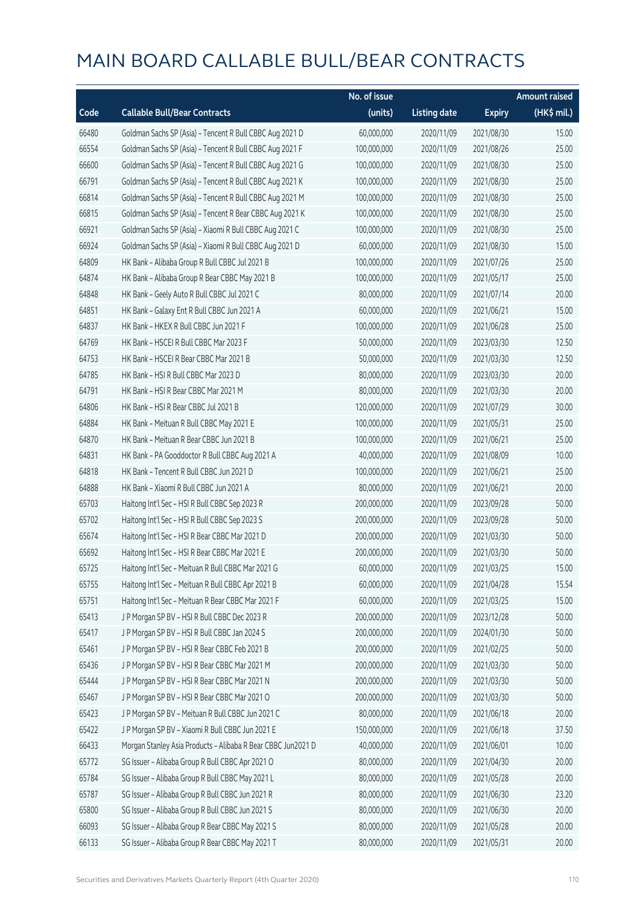# MAIN BOARD CALLABLE BULL/BEAR CONTRACTS

| Code | Callable Bull/Bear Contracts | No. of issue (units) | Listing date | Expiry | Amount raised (HK$ mil.) |
|---|---|---|---|---|---|
| 66480 | Goldman Sachs SP (Asia) - Tencent R Bull CBBC Aug 2021 D | 60,000,000 | 2020/11/09 | 2021/08/30 | 15.00 |
| 66554 | Goldman Sachs SP (Asia) - Tencent R Bull CBBC Aug 2021 F | 100,000,000 | 2020/11/09 | 2021/08/26 | 25.00 |
| 66600 | Goldman Sachs SP (Asia) - Tencent R Bull CBBC Aug 2021 G | 100,000,000 | 2020/11/09 | 2021/08/30 | 25.00 |
| 66791 | Goldman Sachs SP (Asia) - Tencent R Bull CBBC Aug 2021 K | 100,000,000 | 2020/11/09 | 2021/08/30 | 25.00 |
| 66814 | Goldman Sachs SP (Asia) - Tencent R Bull CBBC Aug 2021 M | 100,000,000 | 2020/11/09 | 2021/08/30 | 25.00 |
| 66815 | Goldman Sachs SP (Asia) - Tencent R Bear CBBC Aug 2021 K | 100,000,000 | 2020/11/09 | 2021/08/30 | 25.00 |
| 66921 | Goldman Sachs SP (Asia) - Xiaomi R Bull CBBC Aug 2021 C | 100,000,000 | 2020/11/09 | 2021/08/30 | 25.00 |
| 66924 | Goldman Sachs SP (Asia) - Xiaomi R Bull CBBC Aug 2021 D | 60,000,000 | 2020/11/09 | 2021/08/30 | 15.00 |
| 64809 | HK Bank - Alibaba Group R Bull CBBC Jul 2021 B | 100,000,000 | 2020/11/09 | 2021/07/26 | 25.00 |
| 64874 | HK Bank - Alibaba Group R Bear CBBC May 2021 B | 100,000,000 | 2020/11/09 | 2021/05/17 | 25.00 |
| 64848 | HK Bank - Geely Auto R Bull CBBC Jul 2021 C | 80,000,000 | 2020/11/09 | 2021/07/14 | 20.00 |
| 64851 | HK Bank - Galaxy Ent R Bull CBBC Jun 2021 A | 60,000,000 | 2020/11/09 | 2021/06/21 | 15.00 |
| 64837 | HK Bank - HKEX R Bull CBBC Jun 2021 F | 100,000,000 | 2020/11/09 | 2021/06/28 | 25.00 |
| 64769 | HK Bank - HSCEI R Bull CBBC Mar 2023 F | 50,000,000 | 2020/11/09 | 2023/03/30 | 12.50 |
| 64753 | HK Bank - HSCEI R Bear CBBC Mar 2021 B | 50,000,000 | 2020/11/09 | 2021/03/30 | 12.50 |
| 64785 | HK Bank - HSI R Bull CBBC Mar 2023 D | 80,000,000 | 2020/11/09 | 2023/03/30 | 20.00 |
| 64791 | HK Bank - HSI R Bear CBBC Mar 2021 M | 80,000,000 | 2020/11/09 | 2021/03/30 | 20.00 |
| 64806 | HK Bank - HSI R Bear CBBC Jul 2021 B | 120,000,000 | 2020/11/09 | 2021/07/29 | 30.00 |
| 64884 | HK Bank - Meituan R Bull CBBC May 2021 E | 100,000,000 | 2020/11/09 | 2021/05/31 | 25.00 |
| 64870 | HK Bank - Meituan R Bear CBBC Jun 2021 B | 100,000,000 | 2020/11/09 | 2021/06/21 | 25.00 |
| 64831 | HK Bank - PA Gooddoctor R Bull CBBC Aug 2021 A | 40,000,000 | 2020/11/09 | 2021/08/09 | 10.00 |
| 64818 | HK Bank - Tencent R Bull CBBC Jun 2021 D | 100,000,000 | 2020/11/09 | 2021/06/21 | 25.00 |
| 64888 | HK Bank - Xiaomi R Bull CBBC Jun 2021 A | 80,000,000 | 2020/11/09 | 2021/06/21 | 20.00 |
| 65703 | Haitong Int'l Sec - HSI R Bull CBBC Sep 2023 R | 200,000,000 | 2020/11/09 | 2023/09/28 | 50.00 |
| 65702 | Haitong Int'l Sec - HSI R Bull CBBC Sep 2023 S | 200,000,000 | 2020/11/09 | 2023/09/28 | 50.00 |
| 65674 | Haitong Int'l Sec - HSI R Bear CBBC Mar 2021 D | 200,000,000 | 2020/11/09 | 2021/03/30 | 50.00 |
| 65692 | Haitong Int'l Sec - HSI R Bear CBBC Mar 2021 E | 200,000,000 | 2020/11/09 | 2021/03/30 | 50.00 |
| 65725 | Haitong Int'l Sec - Meituan R Bull CBBC Mar 2021 G | 60,000,000 | 2020/11/09 | 2021/03/25 | 15.00 |
| 65755 | Haitong Int'l Sec - Meituan R Bull CBBC Apr 2021 B | 60,000,000 | 2020/11/09 | 2021/04/28 | 15.54 |
| 65751 | Haitong Int'l Sec - Meituan R Bear CBBC Mar 2021 F | 60,000,000 | 2020/11/09 | 2021/03/25 | 15.00 |
| 65413 | J P Morgan SP BV - HSI R Bull CBBC Dec 2023 R | 200,000,000 | 2020/11/09 | 2023/12/28 | 50.00 |
| 65417 | J P Morgan SP BV - HSI R Bull CBBC Jan 2024 S | 200,000,000 | 2020/11/09 | 2024/01/30 | 50.00 |
| 65461 | J P Morgan SP BV - HSI R Bear CBBC Feb 2021 B | 200,000,000 | 2020/11/09 | 2021/02/25 | 50.00 |
| 65436 | J P Morgan SP BV - HSI R Bear CBBC Mar 2021 M | 200,000,000 | 2020/11/09 | 2021/03/30 | 50.00 |
| 65444 | J P Morgan SP BV - HSI R Bear CBBC Mar 2021 N | 200,000,000 | 2020/11/09 | 2021/03/30 | 50.00 |
| 65467 | J P Morgan SP BV - HSI R Bear CBBC Mar 2021 O | 200,000,000 | 2020/11/09 | 2021/03/30 | 50.00 |
| 65423 | J P Morgan SP BV - Meituan R Bull CBBC Jun 2021 C | 80,000,000 | 2020/11/09 | 2021/06/18 | 20.00 |
| 65422 | J P Morgan SP BV - Xiaomi R Bull CBBC Jun 2021 E | 150,000,000 | 2020/11/09 | 2021/06/18 | 37.50 |
| 66433 | Morgan Stanley Asia Products - Alibaba R Bear CBBC Jun2021 D | 40,000,000 | 2020/11/09 | 2021/06/01 | 10.00 |
| 65772 | SG Issuer - Alibaba Group R Bull CBBC Apr 2021 O | 80,000,000 | 2020/11/09 | 2021/04/30 | 20.00 |
| 65784 | SG Issuer - Alibaba Group R Bull CBBC May 2021 L | 80,000,000 | 2020/11/09 | 2021/05/28 | 20.00 |
| 65787 | SG Issuer - Alibaba Group R Bull CBBC Jun 2021 R | 80,000,000 | 2020/11/09 | 2021/06/30 | 23.20 |
| 65800 | SG Issuer - Alibaba Group R Bull CBBC Jun 2021 S | 80,000,000 | 2020/11/09 | 2021/06/30 | 20.00 |
| 66093 | SG Issuer - Alibaba Group R Bear CBBC May 2021 S | 80,000,000 | 2020/11/09 | 2021/05/28 | 20.00 |
| 66133 | SG Issuer - Alibaba Group R Bear CBBC May 2021 T | 80,000,000 | 2020/11/09 | 2021/05/31 | 20.00 |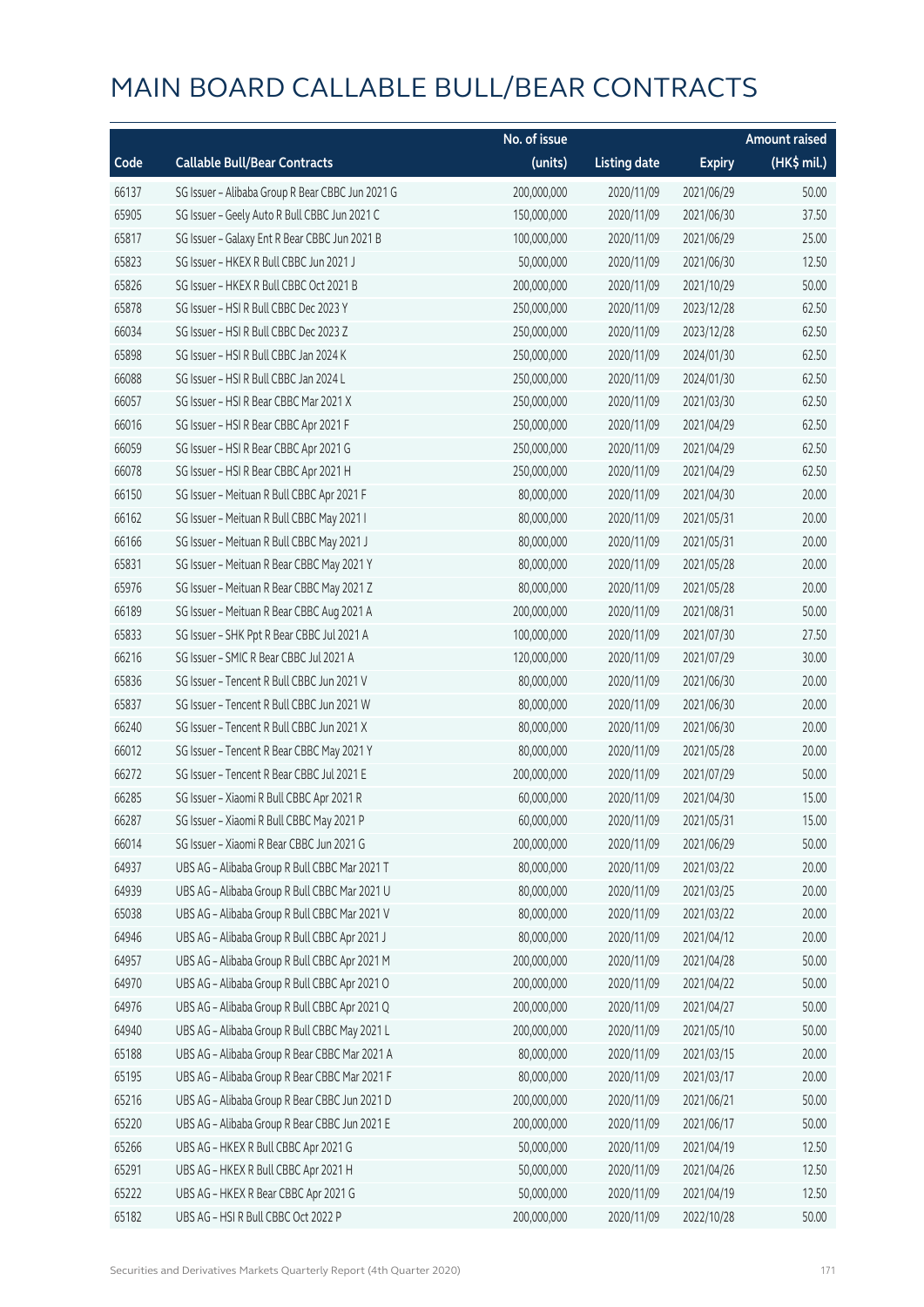# MAIN BOARD CALLABLE BULL/BEAR CONTRACTS

| Code | Callable Bull/Bear Contracts | No. of issue (units) | Listing date | Expiry | Amount raised (HK$ mil.) |
|---|---|---|---|---|---|
| 66137 | SG Issuer – Alibaba Group R Bear CBBC Jun 2021 G | 200,000,000 | 2020/11/09 | 2021/06/29 | 50.00 |
| 65905 | SG Issuer – Geely Auto R Bull CBBC Jun 2021 C | 150,000,000 | 2020/11/09 | 2021/06/30 | 37.50 |
| 65817 | SG Issuer – Galaxy Ent R Bear CBBC Jun 2021 B | 100,000,000 | 2020/11/09 | 2021/06/29 | 25.00 |
| 65823 | SG Issuer – HKEX R Bull CBBC Jun 2021 J | 50,000,000 | 2020/11/09 | 2021/06/30 | 12.50 |
| 65826 | SG Issuer – HKEX R Bull CBBC Oct 2021 B | 200,000,000 | 2020/11/09 | 2021/10/29 | 50.00 |
| 65878 | SG Issuer – HSI R Bull CBBC Dec 2023 Y | 250,000,000 | 2020/11/09 | 2023/12/28 | 62.50 |
| 66034 | SG Issuer – HSI R Bull CBBC Dec 2023 Z | 250,000,000 | 2020/11/09 | 2023/12/28 | 62.50 |
| 65898 | SG Issuer – HSI R Bull CBBC Jan 2024 K | 250,000,000 | 2020/11/09 | 2024/01/30 | 62.50 |
| 66088 | SG Issuer – HSI R Bull CBBC Jan 2024 L | 250,000,000 | 2020/11/09 | 2024/01/30 | 62.50 |
| 66057 | SG Issuer – HSI R Bear CBBC Mar 2021 X | 250,000,000 | 2020/11/09 | 2021/03/30 | 62.50 |
| 66016 | SG Issuer – HSI R Bear CBBC Apr 2021 F | 250,000,000 | 2020/11/09 | 2021/04/29 | 62.50 |
| 66059 | SG Issuer – HSI R Bear CBBC Apr 2021 G | 250,000,000 | 2020/11/09 | 2021/04/29 | 62.50 |
| 66078 | SG Issuer – HSI R Bear CBBC Apr 2021 H | 250,000,000 | 2020/11/09 | 2021/04/29 | 62.50 |
| 66150 | SG Issuer – Meituan R Bull CBBC Apr 2021 F | 80,000,000 | 2020/11/09 | 2021/04/30 | 20.00 |
| 66162 | SG Issuer – Meituan R Bull CBBC May 2021 I | 80,000,000 | 2020/11/09 | 2021/05/31 | 20.00 |
| 66166 | SG Issuer – Meituan R Bull CBBC May 2021 J | 80,000,000 | 2020/11/09 | 2021/05/31 | 20.00 |
| 65831 | SG Issuer – Meituan R Bear CBBC May 2021 Y | 80,000,000 | 2020/11/09 | 2021/05/28 | 20.00 |
| 65976 | SG Issuer – Meituan R Bear CBBC May 2021 Z | 80,000,000 | 2020/11/09 | 2021/05/28 | 20.00 |
| 66189 | SG Issuer – Meituan R Bear CBBC Aug 2021 A | 200,000,000 | 2020/11/09 | 2021/08/31 | 50.00 |
| 65833 | SG Issuer – SHK Ppt R Bear CBBC Jul 2021 A | 100,000,000 | 2020/11/09 | 2021/07/30 | 27.50 |
| 66216 | SG Issuer – SMIC R Bear CBBC Jul 2021 A | 120,000,000 | 2020/11/09 | 2021/07/29 | 30.00 |
| 65836 | SG Issuer – Tencent R Bull CBBC Jun 2021 V | 80,000,000 | 2020/11/09 | 2021/06/30 | 20.00 |
| 65837 | SG Issuer – Tencent R Bull CBBC Jun 2021 W | 80,000,000 | 2020/11/09 | 2021/06/30 | 20.00 |
| 66240 | SG Issuer – Tencent R Bull CBBC Jun 2021 X | 80,000,000 | 2020/11/09 | 2021/06/30 | 20.00 |
| 66012 | SG Issuer – Tencent R Bear CBBC May 2021 Y | 80,000,000 | 2020/11/09 | 2021/05/28 | 20.00 |
| 66272 | SG Issuer – Tencent R Bear CBBC Jul 2021 E | 200,000,000 | 2020/11/09 | 2021/07/29 | 50.00 |
| 66285 | SG Issuer – Xiaomi R Bull CBBC Apr 2021 R | 60,000,000 | 2020/11/09 | 2021/04/30 | 15.00 |
| 66287 | SG Issuer – Xiaomi R Bull CBBC May 2021 P | 60,000,000 | 2020/11/09 | 2021/05/31 | 15.00 |
| 66014 | SG Issuer – Xiaomi R Bear CBBC Jun 2021 G | 200,000,000 | 2020/11/09 | 2021/06/29 | 50.00 |
| 64937 | UBS AG – Alibaba Group R Bull CBBC Mar 2021 T | 80,000,000 | 2020/11/09 | 2021/03/22 | 20.00 |
| 64939 | UBS AG – Alibaba Group R Bull CBBC Mar 2021 U | 80,000,000 | 2020/11/09 | 2021/03/25 | 20.00 |
| 65038 | UBS AG – Alibaba Group R Bull CBBC Mar 2021 V | 80,000,000 | 2020/11/09 | 2021/03/22 | 20.00 |
| 64946 | UBS AG – Alibaba Group R Bull CBBC Apr 2021 J | 80,000,000 | 2020/11/09 | 2021/04/12 | 20.00 |
| 64957 | UBS AG – Alibaba Group R Bull CBBC Apr 2021 M | 200,000,000 | 2020/11/09 | 2021/04/28 | 50.00 |
| 64970 | UBS AG – Alibaba Group R Bull CBBC Apr 2021 O | 200,000,000 | 2020/11/09 | 2021/04/22 | 50.00 |
| 64976 | UBS AG – Alibaba Group R Bull CBBC Apr 2021 Q | 200,000,000 | 2020/11/09 | 2021/04/27 | 50.00 |
| 64940 | UBS AG – Alibaba Group R Bull CBBC May 2021 L | 200,000,000 | 2020/11/09 | 2021/05/10 | 50.00 |
| 65188 | UBS AG – Alibaba Group R Bear CBBC Mar 2021 A | 80,000,000 | 2020/11/09 | 2021/03/15 | 20.00 |
| 65195 | UBS AG – Alibaba Group R Bear CBBC Mar 2021 F | 80,000,000 | 2020/11/09 | 2021/03/17 | 20.00 |
| 65216 | UBS AG – Alibaba Group R Bear CBBC Jun 2021 D | 200,000,000 | 2020/11/09 | 2021/06/21 | 50.00 |
| 65220 | UBS AG – Alibaba Group R Bear CBBC Jun 2021 E | 200,000,000 | 2020/11/09 | 2021/06/17 | 50.00 |
| 65266 | UBS AG – HKEX R Bull CBBC Apr 2021 G | 50,000,000 | 2020/11/09 | 2021/04/19 | 12.50 |
| 65291 | UBS AG – HKEX R Bull CBBC Apr 2021 H | 50,000,000 | 2020/11/09 | 2021/04/26 | 12.50 |
| 65222 | UBS AG – HKEX R Bear CBBC Apr 2021 G | 50,000,000 | 2020/11/09 | 2021/04/19 | 12.50 |
| 65182 | UBS AG – HSI R Bull CBBC Oct 2022 P | 200,000,000 | 2020/11/09 | 2022/10/28 | 50.00 |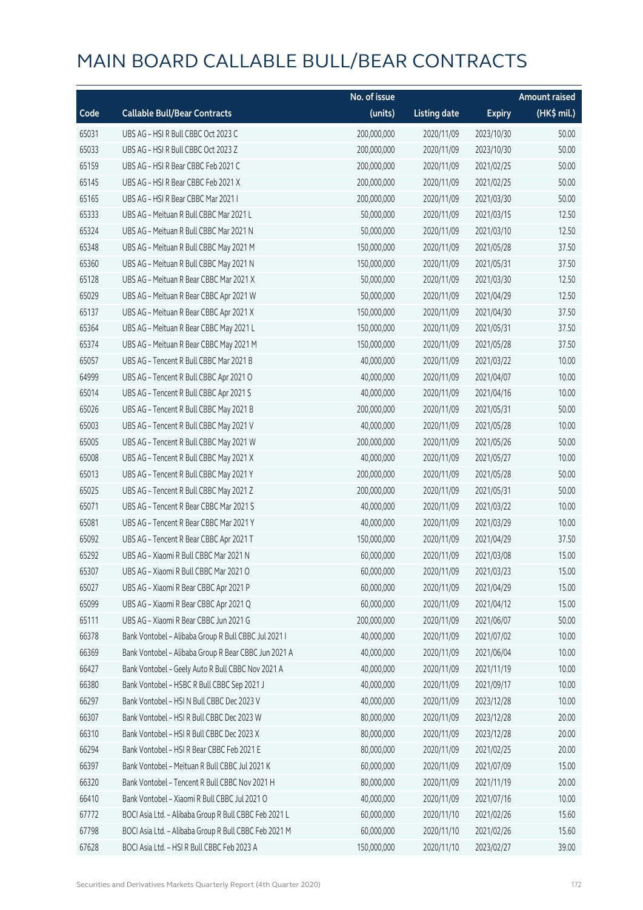# MAIN BOARD CALLABLE BULL/BEAR CONTRACTS

| Code | Callable Bull/Bear Contracts | No. of issue (units) | Listing date | Expiry | Amount raised (HK$ mil.) |
|---|---|---|---|---|---|
| 65031 | UBS AG - HSI R Bull CBBC Oct 2023 C | 200,000,000 | 2020/11/09 | 2023/10/30 | 50.00 |
| 65033 | UBS AG - HSI R Bull CBBC Oct 2023 Z | 200,000,000 | 2020/11/09 | 2023/10/30 | 50.00 |
| 65159 | UBS AG - HSI R Bear CBBC Feb 2021 C | 200,000,000 | 2020/11/09 | 2021/02/25 | 50.00 |
| 65145 | UBS AG - HSI R Bear CBBC Feb 2021 X | 200,000,000 | 2020/11/09 | 2021/02/25 | 50.00 |
| 65165 | UBS AG - HSI R Bear CBBC Mar 2021 I | 200,000,000 | 2020/11/09 | 2021/03/30 | 50.00 |
| 65333 | UBS AG - Meituan R Bull CBBC Mar 2021 L | 50,000,000 | 2020/11/09 | 2021/03/15 | 12.50 |
| 65324 | UBS AG - Meituan R Bull CBBC Mar 2021 N | 50,000,000 | 2020/11/09 | 2021/03/10 | 12.50 |
| 65348 | UBS AG - Meituan R Bull CBBC May 2021 M | 150,000,000 | 2020/11/09 | 2021/05/28 | 37.50 |
| 65360 | UBS AG - Meituan R Bull CBBC May 2021 N | 150,000,000 | 2020/11/09 | 2021/05/31 | 37.50 |
| 65128 | UBS AG - Meituan R Bear CBBC Mar 2021 X | 50,000,000 | 2020/11/09 | 2021/03/30 | 12.50 |
| 65029 | UBS AG - Meituan R Bear CBBC Apr 2021 W | 50,000,000 | 2020/11/09 | 2021/04/29 | 12.50 |
| 65137 | UBS AG - Meituan R Bear CBBC Apr 2021 X | 150,000,000 | 2020/11/09 | 2021/04/30 | 37.50 |
| 65364 | UBS AG - Meituan R Bear CBBC May 2021 L | 150,000,000 | 2020/11/09 | 2021/05/31 | 37.50 |
| 65374 | UBS AG - Meituan R Bear CBBC May 2021 M | 150,000,000 | 2020/11/09 | 2021/05/28 | 37.50 |
| 65057 | UBS AG - Tencent R Bull CBBC Mar 2021 B | 40,000,000 | 2020/11/09 | 2021/03/22 | 10.00 |
| 64999 | UBS AG - Tencent R Bull CBBC Apr 2021 O | 40,000,000 | 2020/11/09 | 2021/04/07 | 10.00 |
| 65014 | UBS AG - Tencent R Bull CBBC Apr 2021 S | 40,000,000 | 2020/11/09 | 2021/04/16 | 10.00 |
| 65026 | UBS AG - Tencent R Bull CBBC May 2021 B | 200,000,000 | 2020/11/09 | 2021/05/31 | 50.00 |
| 65003 | UBS AG - Tencent R Bull CBBC May 2021 V | 40,000,000 | 2020/11/09 | 2021/05/28 | 10.00 |
| 65005 | UBS AG - Tencent R Bull CBBC May 2021 W | 200,000,000 | 2020/11/09 | 2021/05/26 | 50.00 |
| 65008 | UBS AG - Tencent R Bull CBBC May 2021 X | 40,000,000 | 2020/11/09 | 2021/05/27 | 10.00 |
| 65013 | UBS AG - Tencent R Bull CBBC May 2021 Y | 200,000,000 | 2020/11/09 | 2021/05/28 | 50.00 |
| 65025 | UBS AG - Tencent R Bull CBBC May 2021 Z | 200,000,000 | 2020/11/09 | 2021/05/31 | 50.00 |
| 65071 | UBS AG - Tencent R Bear CBBC Mar 2021 S | 40,000,000 | 2020/11/09 | 2021/03/22 | 10.00 |
| 65081 | UBS AG - Tencent R Bear CBBC Mar 2021 Y | 40,000,000 | 2020/11/09 | 2021/03/29 | 10.00 |
| 65092 | UBS AG - Tencent R Bear CBBC Apr 2021 T | 150,000,000 | 2020/11/09 | 2021/04/29 | 37.50 |
| 65292 | UBS AG - Xiaomi R Bull CBBC Mar 2021 N | 60,000,000 | 2020/11/09 | 2021/03/08 | 15.00 |
| 65307 | UBS AG - Xiaomi R Bull CBBC Mar 2021 O | 60,000,000 | 2020/11/09 | 2021/03/23 | 15.00 |
| 65027 | UBS AG - Xiaomi R Bear CBBC Apr 2021 P | 60,000,000 | 2020/11/09 | 2021/04/29 | 15.00 |
| 65099 | UBS AG - Xiaomi R Bear CBBC Apr 2021 Q | 60,000,000 | 2020/11/09 | 2021/04/12 | 15.00 |
| 65111 | UBS AG - Xiaomi R Bear CBBC Jun 2021 G | 200,000,000 | 2020/11/09 | 2021/06/07 | 50.00 |
| 66378 | Bank Vontobel - Alibaba Group R Bull CBBC Jul 2021 I | 40,000,000 | 2020/11/09 | 2021/07/02 | 10.00 |
| 66369 | Bank Vontobel - Alibaba Group R Bear CBBC Jun 2021 A | 40,000,000 | 2020/11/09 | 2021/06/04 | 10.00 |
| 66427 | Bank Vontobel - Geely Auto R Bull CBBC Nov 2021 A | 40,000,000 | 2020/11/09 | 2021/11/19 | 10.00 |
| 66380 | Bank Vontobel - HSBC R Bull CBBC Sep 2021 J | 40,000,000 | 2020/11/09 | 2021/09/17 | 10.00 |
| 66297 | Bank Vontobel - HSI N Bull CBBC Dec 2023 V | 40,000,000 | 2020/11/09 | 2023/12/28 | 10.00 |
| 66307 | Bank Vontobel - HSI R Bull CBBC Dec 2023 W | 80,000,000 | 2020/11/09 | 2023/12/28 | 20.00 |
| 66310 | Bank Vontobel - HSI R Bull CBBC Dec 2023 X | 80,000,000 | 2020/11/09 | 2023/12/28 | 20.00 |
| 66294 | Bank Vontobel - HSI R Bear CBBC Feb 2021 E | 80,000,000 | 2020/11/09 | 2021/02/25 | 20.00 |
| 66397 | Bank Vontobel - Meituan R Bull CBBC Jul 2021 K | 60,000,000 | 2020/11/09 | 2021/07/09 | 15.00 |
| 66320 | Bank Vontobel - Tencent R Bull CBBC Nov 2021 H | 80,000,000 | 2020/11/09 | 2021/11/19 | 20.00 |
| 66410 | Bank Vontobel - Xiaomi R Bull CBBC Jul 2021 O | 40,000,000 | 2020/11/09 | 2021/07/16 | 10.00 |
| 67772 | BOCI Asia Ltd. - Alibaba Group R Bull CBBC Feb 2021 L | 60,000,000 | 2020/11/10 | 2021/02/26 | 15.60 |
| 67798 | BOCI Asia Ltd. - Alibaba Group R Bull CBBC Feb 2021 M | 60,000,000 | 2020/11/10 | 2021/02/26 | 15.60 |
| 67628 | BOCI Asia Ltd. - HSI R Bull CBBC Feb 2023 A | 150,000,000 | 2020/11/10 | 2023/02/27 | 39.00 |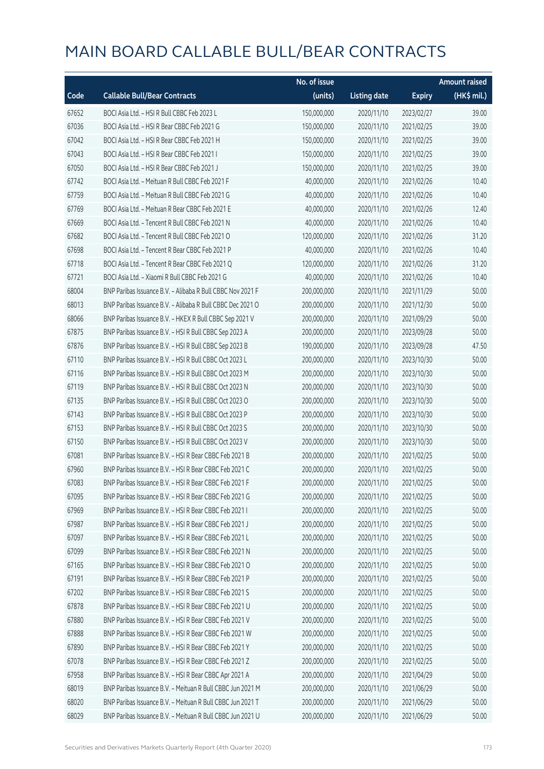# MAIN BOARD CALLABLE BULL/BEAR CONTRACTS

| Code | Callable Bull/Bear Contracts | No. of issue (units) | Listing date | Expiry | Amount raised (HK$ mil.) |
|---|---|---|---|---|---|
| 67652 | BOCI Asia Ltd. – HSI R Bull CBBC Feb 2023 L | 150,000,000 | 2020/11/10 | 2023/02/27 | 39.00 |
| 67036 | BOCI Asia Ltd. – HSI R Bear CBBC Feb 2021 G | 150,000,000 | 2020/11/10 | 2021/02/25 | 39.00 |
| 67042 | BOCI Asia Ltd. – HSI R Bear CBBC Feb 2021 H | 150,000,000 | 2020/11/10 | 2021/02/25 | 39.00 |
| 67043 | BOCI Asia Ltd. – HSI R Bear CBBC Feb 2021 I | 150,000,000 | 2020/11/10 | 2021/02/25 | 39.00 |
| 67050 | BOCI Asia Ltd. – HSI R Bear CBBC Feb 2021 J | 150,000,000 | 2020/11/10 | 2021/02/25 | 39.00 |
| 67742 | BOCI Asia Ltd. – Meituan R Bull CBBC Feb 2021 F | 40,000,000 | 2020/11/10 | 2021/02/26 | 10.40 |
| 67759 | BOCI Asia Ltd. – Meituan R Bull CBBC Feb 2021 G | 40,000,000 | 2020/11/10 | 2021/02/26 | 10.40 |
| 67769 | BOCI Asia Ltd. – Meituan R Bear CBBC Feb 2021 E | 40,000,000 | 2020/11/10 | 2021/02/26 | 12.40 |
| 67669 | BOCI Asia Ltd. – Tencent R Bull CBBC Feb 2021 N | 40,000,000 | 2020/11/10 | 2021/02/26 | 10.40 |
| 67682 | BOCI Asia Ltd. – Tencent R Bull CBBC Feb 2021 O | 120,000,000 | 2020/11/10 | 2021/02/26 | 31.20 |
| 67698 | BOCI Asia Ltd. – Tencent R Bear CBBC Feb 2021 P | 40,000,000 | 2020/11/10 | 2021/02/26 | 10.40 |
| 67718 | BOCI Asia Ltd. – Tencent R Bear CBBC Feb 2021 Q | 120,000,000 | 2020/11/10 | 2021/02/26 | 31.20 |
| 67721 | BOCI Asia Ltd. – Xiaomi R Bull CBBC Feb 2021 G | 40,000,000 | 2020/11/10 | 2021/02/26 | 10.40 |
| 68004 | BNP Paribas Issuance B.V. – Alibaba R Bull CBBC Nov 2021 F | 200,000,000 | 2020/11/10 | 2021/11/29 | 50.00 |
| 68013 | BNP Paribas Issuance B.V. – Alibaba R Bull CBBC Dec 2021 O | 200,000,000 | 2020/11/10 | 2021/12/30 | 50.00 |
| 68066 | BNP Paribas Issuance B.V. – HKEX R Bull CBBC Sep 2021 V | 200,000,000 | 2020/11/10 | 2021/09/29 | 50.00 |
| 67875 | BNP Paribas Issuance B.V. – HSI R Bull CBBC Sep 2023 A | 200,000,000 | 2020/11/10 | 2023/09/28 | 50.00 |
| 67876 | BNP Paribas Issuance B.V. – HSI R Bull CBBC Sep 2023 B | 190,000,000 | 2020/11/10 | 2023/09/28 | 47.50 |
| 67110 | BNP Paribas Issuance B.V. – HSI R Bull CBBC Oct 2023 L | 200,000,000 | 2020/11/10 | 2023/10/30 | 50.00 |
| 67116 | BNP Paribas Issuance B.V. – HSI R Bull CBBC Oct 2023 M | 200,000,000 | 2020/11/10 | 2023/10/30 | 50.00 |
| 67119 | BNP Paribas Issuance B.V. – HSI R Bull CBBC Oct 2023 N | 200,000,000 | 2020/11/10 | 2023/10/30 | 50.00 |
| 67135 | BNP Paribas Issuance B.V. – HSI R Bull CBBC Oct 2023 O | 200,000,000 | 2020/11/10 | 2023/10/30 | 50.00 |
| 67143 | BNP Paribas Issuance B.V. – HSI R Bull CBBC Oct 2023 P | 200,000,000 | 2020/11/10 | 2023/10/30 | 50.00 |
| 67153 | BNP Paribas Issuance B.V. – HSI R Bull CBBC Oct 2023 S | 200,000,000 | 2020/11/10 | 2023/10/30 | 50.00 |
| 67150 | BNP Paribas Issuance B.V. – HSI R Bull CBBC Oct 2023 V | 200,000,000 | 2020/11/10 | 2023/10/30 | 50.00 |
| 67081 | BNP Paribas Issuance B.V. – HSI R Bear CBBC Feb 2021 B | 200,000,000 | 2020/11/10 | 2021/02/25 | 50.00 |
| 67960 | BNP Paribas Issuance B.V. – HSI R Bear CBBC Feb 2021 C | 200,000,000 | 2020/11/10 | 2021/02/25 | 50.00 |
| 67083 | BNP Paribas Issuance B.V. – HSI R Bear CBBC Feb 2021 F | 200,000,000 | 2020/11/10 | 2021/02/25 | 50.00 |
| 67095 | BNP Paribas Issuance B.V. – HSI R Bear CBBC Feb 2021 G | 200,000,000 | 2020/11/10 | 2021/02/25 | 50.00 |
| 67969 | BNP Paribas Issuance B.V. – HSI R Bear CBBC Feb 2021 I | 200,000,000 | 2020/11/10 | 2021/02/25 | 50.00 |
| 67987 | BNP Paribas Issuance B.V. – HSI R Bear CBBC Feb 2021 J | 200,000,000 | 2020/11/10 | 2021/02/25 | 50.00 |
| 67097 | BNP Paribas Issuance B.V. – HSI R Bear CBBC Feb 2021 L | 200,000,000 | 2020/11/10 | 2021/02/25 | 50.00 |
| 67099 | BNP Paribas Issuance B.V. – HSI R Bear CBBC Feb 2021 N | 200,000,000 | 2020/11/10 | 2021/02/25 | 50.00 |
| 67165 | BNP Paribas Issuance B.V. – HSI R Bear CBBC Feb 2021 O | 200,000,000 | 2020/11/10 | 2021/02/25 | 50.00 |
| 67191 | BNP Paribas Issuance B.V. – HSI R Bear CBBC Feb 2021 P | 200,000,000 | 2020/11/10 | 2021/02/25 | 50.00 |
| 67202 | BNP Paribas Issuance B.V. – HSI R Bear CBBC Feb 2021 S | 200,000,000 | 2020/11/10 | 2021/02/25 | 50.00 |
| 67878 | BNP Paribas Issuance B.V. – HSI R Bear CBBC Feb 2021 U | 200,000,000 | 2020/11/10 | 2021/02/25 | 50.00 |
| 67880 | BNP Paribas Issuance B.V. – HSI R Bear CBBC Feb 2021 V | 200,000,000 | 2020/11/10 | 2021/02/25 | 50.00 |
| 67888 | BNP Paribas Issuance B.V. – HSI R Bear CBBC Feb 2021 W | 200,000,000 | 2020/11/10 | 2021/02/25 | 50.00 |
| 67890 | BNP Paribas Issuance B.V. – HSI R Bear CBBC Feb 2021 Y | 200,000,000 | 2020/11/10 | 2021/02/25 | 50.00 |
| 67078 | BNP Paribas Issuance B.V. – HSI R Bear CBBC Feb 2021 Z | 200,000,000 | 2020/11/10 | 2021/02/25 | 50.00 |
| 67958 | BNP Paribas Issuance B.V. – HSI R Bear CBBC Apr 2021 A | 200,000,000 | 2020/11/10 | 2021/04/29 | 50.00 |
| 68019 | BNP Paribas Issuance B.V. – Meituan R Bull CBBC Jun 2021 M | 200,000,000 | 2020/11/10 | 2021/06/29 | 50.00 |
| 68020 | BNP Paribas Issuance B.V. – Meituan R Bull CBBC Jun 2021 T | 200,000,000 | 2020/11/10 | 2021/06/29 | 50.00 |
| 68029 | BNP Paribas Issuance B.V. – Meituan R Bull CBBC Jun 2021 U | 200,000,000 | 2020/11/10 | 2021/06/29 | 50.00 |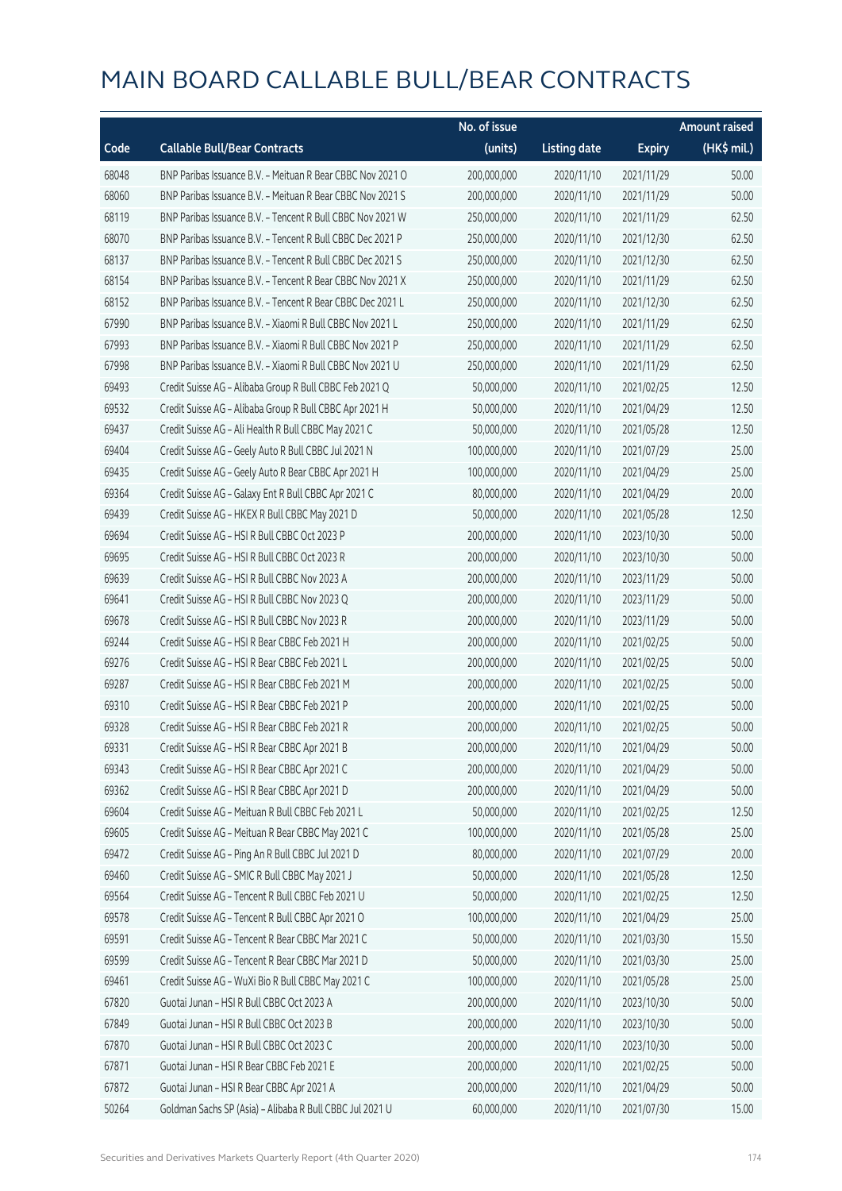# MAIN BOARD CALLABLE BULL/BEAR CONTRACTS

| Code | Callable Bull/Bear Contracts | No. of issue (units) | Listing date | Expiry | Amount raised (HK$ mil.) |
|---|---|---|---|---|---|
| 68048 | BNP Paribas Issuance B.V. – Meituan R Bear CBBC Nov 2021 O | 200,000,000 | 2020/11/10 | 2021/11/29 | 50.00 |
| 68060 | BNP Paribas Issuance B.V. – Meituan R Bear CBBC Nov 2021 S | 200,000,000 | 2020/11/10 | 2021/11/29 | 50.00 |
| 68119 | BNP Paribas Issuance B.V. – Tencent R Bull CBBC Nov 2021 W | 250,000,000 | 2020/11/10 | 2021/11/29 | 62.50 |
| 68070 | BNP Paribas Issuance B.V. – Tencent R Bull CBBC Dec 2021 P | 250,000,000 | 2020/11/10 | 2021/12/30 | 62.50 |
| 68137 | BNP Paribas Issuance B.V. – Tencent R Bull CBBC Dec 2021 S | 250,000,000 | 2020/11/10 | 2021/12/30 | 62.50 |
| 68154 | BNP Paribas Issuance B.V. – Tencent R Bear CBBC Nov 2021 X | 250,000,000 | 2020/11/10 | 2021/11/29 | 62.50 |
| 68152 | BNP Paribas Issuance B.V. – Tencent R Bear CBBC Dec 2021 L | 250,000,000 | 2020/11/10 | 2021/12/30 | 62.50 |
| 67990 | BNP Paribas Issuance B.V. – Xiaomi R Bull CBBC Nov 2021 L | 250,000,000 | 2020/11/10 | 2021/11/29 | 62.50 |
| 67993 | BNP Paribas Issuance B.V. – Xiaomi R Bull CBBC Nov 2021 P | 250,000,000 | 2020/11/10 | 2021/11/29 | 62.50 |
| 67998 | BNP Paribas Issuance B.V. – Xiaomi R Bull CBBC Nov 2021 U | 250,000,000 | 2020/11/10 | 2021/11/29 | 62.50 |
| 69493 | Credit Suisse AG – Alibaba Group R Bull CBBC Feb 2021 Q | 50,000,000 | 2020/11/10 | 2021/02/25 | 12.50 |
| 69532 | Credit Suisse AG – Alibaba Group R Bull CBBC Apr 2021 H | 50,000,000 | 2020/11/10 | 2021/04/29 | 12.50 |
| 69437 | Credit Suisse AG – Ali Health R Bull CBBC May 2021 C | 50,000,000 | 2020/11/10 | 2021/05/28 | 12.50 |
| 69404 | Credit Suisse AG – Geely Auto R Bull CBBC Jul 2021 N | 100,000,000 | 2020/11/10 | 2021/07/29 | 25.00 |
| 69435 | Credit Suisse AG – Geely Auto R Bear CBBC Apr 2021 H | 100,000,000 | 2020/11/10 | 2021/04/29 | 25.00 |
| 69364 | Credit Suisse AG – Galaxy Ent R Bull CBBC Apr 2021 C | 80,000,000 | 2020/11/10 | 2021/04/29 | 20.00 |
| 69439 | Credit Suisse AG – HKEX R Bull CBBC May 2021 D | 50,000,000 | 2020/11/10 | 2021/05/28 | 12.50 |
| 69694 | Credit Suisse AG – HSI R Bull CBBC Oct 2023 P | 200,000,000 | 2020/11/10 | 2023/10/30 | 50.00 |
| 69695 | Credit Suisse AG – HSI R Bull CBBC Oct 2023 R | 200,000,000 | 2020/11/10 | 2023/10/30 | 50.00 |
| 69639 | Credit Suisse AG – HSI R Bull CBBC Nov 2023 A | 200,000,000 | 2020/11/10 | 2023/11/29 | 50.00 |
| 69641 | Credit Suisse AG – HSI R Bull CBBC Nov 2023 Q | 200,000,000 | 2020/11/10 | 2023/11/29 | 50.00 |
| 69678 | Credit Suisse AG – HSI R Bull CBBC Nov 2023 R | 200,000,000 | 2020/11/10 | 2023/11/29 | 50.00 |
| 69244 | Credit Suisse AG – HSI R Bear CBBC Feb 2021 H | 200,000,000 | 2020/11/10 | 2021/02/25 | 50.00 |
| 69276 | Credit Suisse AG – HSI R Bear CBBC Feb 2021 L | 200,000,000 | 2020/11/10 | 2021/02/25 | 50.00 |
| 69287 | Credit Suisse AG – HSI R Bear CBBC Feb 2021 M | 200,000,000 | 2020/11/10 | 2021/02/25 | 50.00 |
| 69310 | Credit Suisse AG – HSI R Bear CBBC Feb 2021 P | 200,000,000 | 2020/11/10 | 2021/02/25 | 50.00 |
| 69328 | Credit Suisse AG – HSI R Bear CBBC Feb 2021 R | 200,000,000 | 2020/11/10 | 2021/02/25 | 50.00 |
| 69331 | Credit Suisse AG – HSI R Bear CBBC Apr 2021 B | 200,000,000 | 2020/11/10 | 2021/04/29 | 50.00 |
| 69343 | Credit Suisse AG – HSI R Bear CBBC Apr 2021 C | 200,000,000 | 2020/11/10 | 2021/04/29 | 50.00 |
| 69362 | Credit Suisse AG – HSI R Bear CBBC Apr 2021 D | 200,000,000 | 2020/11/10 | 2021/04/29 | 50.00 |
| 69604 | Credit Suisse AG – Meituan R Bull CBBC Feb 2021 L | 50,000,000 | 2020/11/10 | 2021/02/25 | 12.50 |
| 69605 | Credit Suisse AG – Meituan R Bear CBBC May 2021 C | 100,000,000 | 2020/11/10 | 2021/05/28 | 25.00 |
| 69472 | Credit Suisse AG – Ping An R Bull CBBC Jul 2021 D | 80,000,000 | 2020/11/10 | 2021/07/29 | 20.00 |
| 69460 | Credit Suisse AG – SMIC R Bull CBBC May 2021 J | 50,000,000 | 2020/11/10 | 2021/05/28 | 12.50 |
| 69564 | Credit Suisse AG – Tencent R Bull CBBC Feb 2021 U | 50,000,000 | 2020/11/10 | 2021/02/25 | 12.50 |
| 69578 | Credit Suisse AG – Tencent R Bull CBBC Apr 2021 O | 100,000,000 | 2020/11/10 | 2021/04/29 | 25.00 |
| 69591 | Credit Suisse AG – Tencent R Bear CBBC Mar 2021 C | 50,000,000 | 2020/11/10 | 2021/03/30 | 15.50 |
| 69599 | Credit Suisse AG – Tencent R Bear CBBC Mar 2021 D | 50,000,000 | 2020/11/10 | 2021/03/30 | 25.00 |
| 69461 | Credit Suisse AG – WuXi Bio R Bull CBBC May 2021 C | 100,000,000 | 2020/11/10 | 2021/05/28 | 25.00 |
| 67820 | Guotai Junan – HSI R Bull CBBC Oct 2023 A | 200,000,000 | 2020/11/10 | 2023/10/30 | 50.00 |
| 67849 | Guotai Junan – HSI R Bull CBBC Oct 2023 B | 200,000,000 | 2020/11/10 | 2023/10/30 | 50.00 |
| 67870 | Guotai Junan – HSI R Bull CBBC Oct 2023 C | 200,000,000 | 2020/11/10 | 2023/10/30 | 50.00 |
| 67871 | Guotai Junan – HSI R Bear CBBC Feb 2021 E | 200,000,000 | 2020/11/10 | 2021/02/25 | 50.00 |
| 67872 | Guotai Junan – HSI R Bear CBBC Apr 2021 A | 200,000,000 | 2020/11/10 | 2021/04/29 | 50.00 |
| 50264 | Goldman Sachs SP (Asia) – Alibaba R Bull CBBC Jul 2021 U | 60,000,000 | 2020/11/10 | 2021/07/30 | 15.00 |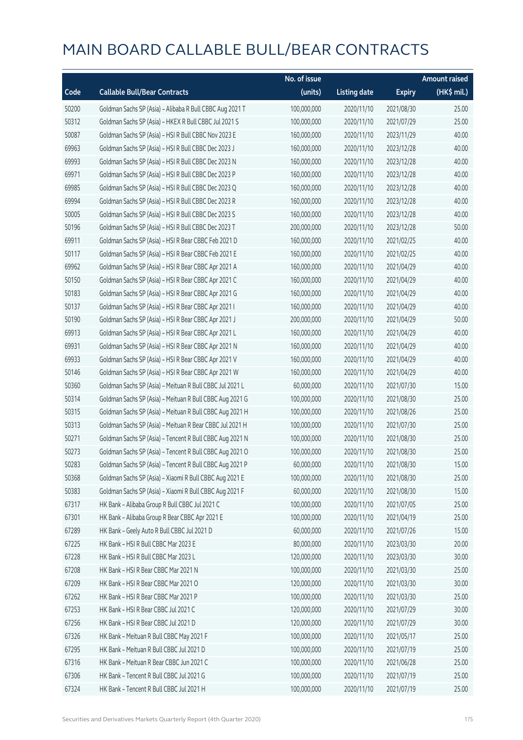# MAIN BOARD CALLABLE BULL/BEAR CONTRACTS

| Code | Callable Bull/Bear Contracts | No. of issue (units) | Listing date | Expiry | Amount raised (HK$ mil.) |
|---|---|---|---|---|---|
| 50200 | Goldman Sachs SP (Asia) – Alibaba R Bull CBBC Aug 2021 T | 100,000,000 | 2020/11/10 | 2021/08/30 | 25.00 |
| 50312 | Goldman Sachs SP (Asia) – HKEX R Bull CBBC Jul 2021 S | 100,000,000 | 2020/11/10 | 2021/07/29 | 25.00 |
| 50087 | Goldman Sachs SP (Asia) – HSI R Bull CBBC Nov 2023 E | 160,000,000 | 2020/11/10 | 2023/11/29 | 40.00 |
| 69963 | Goldman Sachs SP (Asia) – HSI R Bull CBBC Dec 2023 J | 160,000,000 | 2020/11/10 | 2023/12/28 | 40.00 |
| 69993 | Goldman Sachs SP (Asia) – HSI R Bull CBBC Dec 2023 N | 160,000,000 | 2020/11/10 | 2023/12/28 | 40.00 |
| 69971 | Goldman Sachs SP (Asia) – HSI R Bull CBBC Dec 2023 P | 160,000,000 | 2020/11/10 | 2023/12/28 | 40.00 |
| 69985 | Goldman Sachs SP (Asia) – HSI R Bull CBBC Dec 2023 Q | 160,000,000 | 2020/11/10 | 2023/12/28 | 40.00 |
| 69994 | Goldman Sachs SP (Asia) – HSI R Bull CBBC Dec 2023 R | 160,000,000 | 2020/11/10 | 2023/12/28 | 40.00 |
| 50005 | Goldman Sachs SP (Asia) – HSI R Bull CBBC Dec 2023 S | 160,000,000 | 2020/11/10 | 2023/12/28 | 40.00 |
| 50196 | Goldman Sachs SP (Asia) – HSI R Bull CBBC Dec 2023 T | 200,000,000 | 2020/11/10 | 2023/12/28 | 50.00 |
| 69911 | Goldman Sachs SP (Asia) – HSI R Bear CBBC Feb 2021 D | 160,000,000 | 2020/11/10 | 2021/02/25 | 40.00 |
| 50117 | Goldman Sachs SP (Asia) – HSI R Bear CBBC Feb 2021 E | 160,000,000 | 2020/11/10 | 2021/02/25 | 40.00 |
| 69962 | Goldman Sachs SP (Asia) – HSI R Bear CBBC Apr 2021 A | 160,000,000 | 2020/11/10 | 2021/04/29 | 40.00 |
| 50150 | Goldman Sachs SP (Asia) – HSI R Bear CBBC Apr 2021 C | 160,000,000 | 2020/11/10 | 2021/04/29 | 40.00 |
| 50183 | Goldman Sachs SP (Asia) – HSI R Bear CBBC Apr 2021 G | 160,000,000 | 2020/11/10 | 2021/04/29 | 40.00 |
| 50137 | Goldman Sachs SP (Asia) – HSI R Bear CBBC Apr 2021 I | 160,000,000 | 2020/11/10 | 2021/04/29 | 40.00 |
| 50190 | Goldman Sachs SP (Asia) – HSI R Bear CBBC Apr 2021 J | 200,000,000 | 2020/11/10 | 2021/04/29 | 50.00 |
| 69913 | Goldman Sachs SP (Asia) – HSI R Bear CBBC Apr 2021 L | 160,000,000 | 2020/11/10 | 2021/04/29 | 40.00 |
| 69931 | Goldman Sachs SP (Asia) – HSI R Bear CBBC Apr 2021 N | 160,000,000 | 2020/11/10 | 2021/04/29 | 40.00 |
| 69933 | Goldman Sachs SP (Asia) – HSI R Bear CBBC Apr 2021 V | 160,000,000 | 2020/11/10 | 2021/04/29 | 40.00 |
| 50146 | Goldman Sachs SP (Asia) – HSI R Bear CBBC Apr 2021 W | 160,000,000 | 2020/11/10 | 2021/04/29 | 40.00 |
| 50360 | Goldman Sachs SP (Asia) – Meituan R Bull CBBC Jul 2021 L | 60,000,000 | 2020/11/10 | 2021/07/30 | 15.00 |
| 50314 | Goldman Sachs SP (Asia) – Meituan R Bull CBBC Aug 2021 G | 100,000,000 | 2020/11/10 | 2021/08/30 | 25.00 |
| 50315 | Goldman Sachs SP (Asia) – Meituan R Bull CBBC Aug 2021 H | 100,000,000 | 2020/11/10 | 2021/08/26 | 25.00 |
| 50313 | Goldman Sachs SP (Asia) – Meituan R Bear CBBC Jul 2021 H | 100,000,000 | 2020/11/10 | 2021/07/30 | 25.00 |
| 50271 | Goldman Sachs SP (Asia) – Tencent R Bull CBBC Aug 2021 N | 100,000,000 | 2020/11/10 | 2021/08/30 | 25.00 |
| 50273 | Goldman Sachs SP (Asia) – Tencent R Bull CBBC Aug 2021 O | 100,000,000 | 2020/11/10 | 2021/08/30 | 25.00 |
| 50283 | Goldman Sachs SP (Asia) – Tencent R Bull CBBC Aug 2021 P | 60,000,000 | 2020/11/10 | 2021/08/30 | 15.00 |
| 50368 | Goldman Sachs SP (Asia) – Xiaomi R Bull CBBC Aug 2021 E | 100,000,000 | 2020/11/10 | 2021/08/30 | 25.00 |
| 50383 | Goldman Sachs SP (Asia) – Xiaomi R Bull CBBC Aug 2021 F | 60,000,000 | 2020/11/10 | 2021/08/30 | 15.00 |
| 67317 | HK Bank – Alibaba Group R Bull CBBC Jul 2021 C | 100,000,000 | 2020/11/10 | 2021/07/05 | 25.00 |
| 67301 | HK Bank – Alibaba Group R Bear CBBC Apr 2021 E | 100,000,000 | 2020/11/10 | 2021/04/19 | 25.00 |
| 67289 | HK Bank – Geely Auto R Bull CBBC Jul 2021 D | 60,000,000 | 2020/11/10 | 2021/07/26 | 15.00 |
| 67225 | HK Bank – HSI R Bull CBBC Mar 2023 E | 80,000,000 | 2020/11/10 | 2023/03/30 | 20.00 |
| 67228 | HK Bank – HSI R Bull CBBC Mar 2023 L | 120,000,000 | 2020/11/10 | 2023/03/30 | 30.00 |
| 67208 | HK Bank – HSI R Bear CBBC Mar 2021 N | 100,000,000 | 2020/11/10 | 2021/03/30 | 25.00 |
| 67209 | HK Bank – HSI R Bear CBBC Mar 2021 O | 120,000,000 | 2020/11/10 | 2021/03/30 | 30.00 |
| 67262 | HK Bank – HSI R Bear CBBC Mar 2021 P | 100,000,000 | 2020/11/10 | 2021/03/30 | 25.00 |
| 67253 | HK Bank – HSI R Bear CBBC Jul 2021 C | 120,000,000 | 2020/11/10 | 2021/07/29 | 30.00 |
| 67256 | HK Bank – HSI R Bear CBBC Jul 2021 D | 120,000,000 | 2020/11/10 | 2021/07/29 | 30.00 |
| 67326 | HK Bank – Meituan R Bull CBBC May 2021 F | 100,000,000 | 2020/11/10 | 2021/05/17 | 25.00 |
| 67295 | HK Bank – Meituan R Bull CBBC Jul 2021 D | 100,000,000 | 2020/11/10 | 2021/07/19 | 25.00 |
| 67316 | HK Bank – Meituan R Bear CBBC Jun 2021 C | 100,000,000 | 2020/11/10 | 2021/06/28 | 25.00 |
| 67306 | HK Bank – Tencent R Bull CBBC Jul 2021 G | 100,000,000 | 2020/11/10 | 2021/07/19 | 25.00 |
| 67324 | HK Bank – Tencent R Bull CBBC Jul 2021 H | 100,000,000 | 2020/11/10 | 2021/07/19 | 25.00 |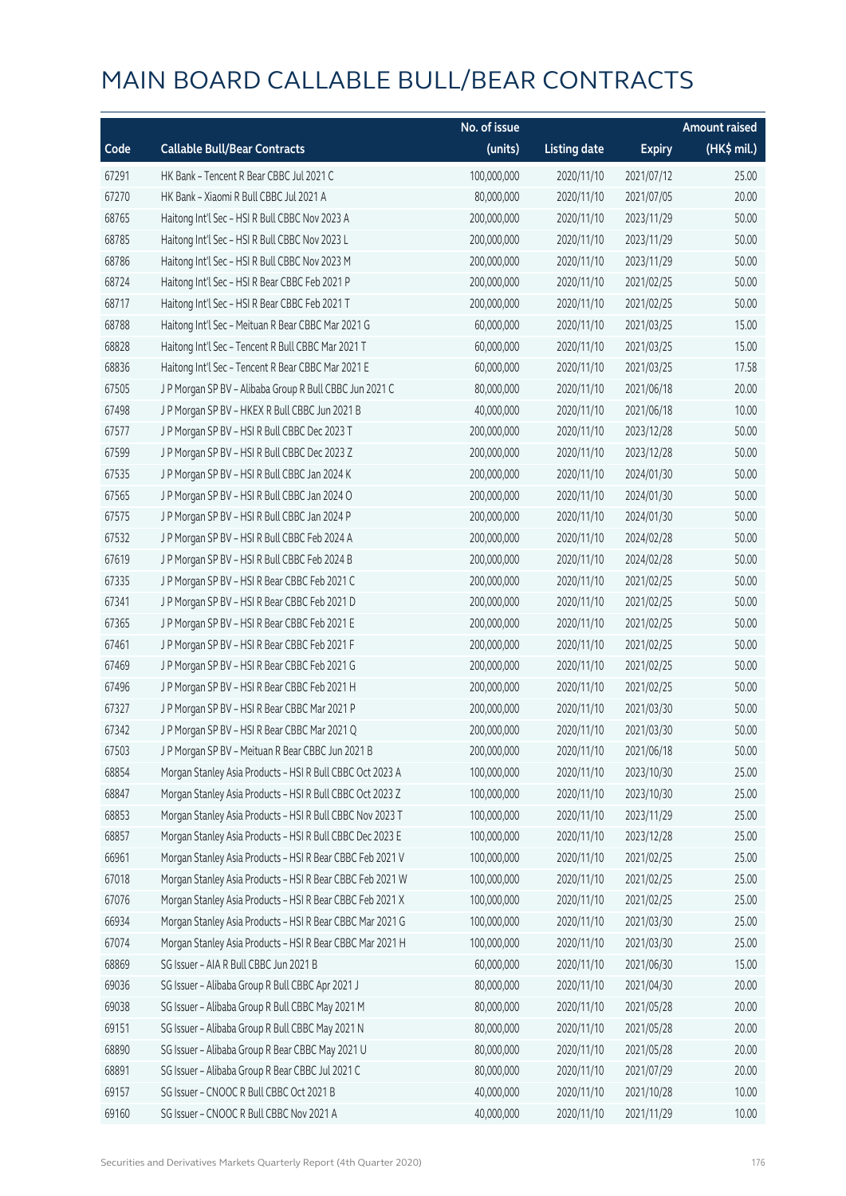# MAIN BOARD CALLABLE BULL/BEAR CONTRACTS

| Code | Callable Bull/Bear Contracts | No. of issue (units) | Listing date | Expiry | Amount raised (HK$ mil.) |
|---|---|---|---|---|---|
| 67291 | HK Bank – Tencent R Bear CBBC Jul 2021 C | 100,000,000 | 2020/11/10 | 2021/07/12 | 25.00 |
| 67270 | HK Bank – Xiaomi R Bull CBBC Jul 2021 A | 80,000,000 | 2020/11/10 | 2021/07/05 | 20.00 |
| 68765 | Haitong Int'l Sec – HSI R Bull CBBC Nov 2023 A | 200,000,000 | 2020/11/10 | 2023/11/29 | 50.00 |
| 68785 | Haitong Int'l Sec – HSI R Bull CBBC Nov 2023 L | 200,000,000 | 2020/11/10 | 2023/11/29 | 50.00 |
| 68786 | Haitong Int'l Sec – HSI R Bull CBBC Nov 2023 M | 200,000,000 | 2020/11/10 | 2023/11/29 | 50.00 |
| 68724 | Haitong Int'l Sec – HSI R Bear CBBC Feb 2021 P | 200,000,000 | 2020/11/10 | 2021/02/25 | 50.00 |
| 68717 | Haitong Int'l Sec – HSI R Bear CBBC Feb 2021 T | 200,000,000 | 2020/11/10 | 2021/02/25 | 50.00 |
| 68788 | Haitong Int'l Sec – Meituan R Bear CBBC Mar 2021 G | 60,000,000 | 2020/11/10 | 2021/03/25 | 15.00 |
| 68828 | Haitong Int'l Sec – Tencent R Bull CBBC Mar 2021 T | 60,000,000 | 2020/11/10 | 2021/03/25 | 15.00 |
| 68836 | Haitong Int'l Sec – Tencent R Bear CBBC Mar 2021 E | 60,000,000 | 2020/11/10 | 2021/03/25 | 17.58 |
| 67505 | J P Morgan SP BV – Alibaba Group R Bull CBBC Jun 2021 C | 80,000,000 | 2020/11/10 | 2021/06/18 | 20.00 |
| 67498 | J P Morgan SP BV – HKEX R Bull CBBC Jun 2021 B | 40,000,000 | 2020/11/10 | 2021/06/18 | 10.00 |
| 67577 | J P Morgan SP BV – HSI R Bull CBBC Dec 2023 T | 200,000,000 | 2020/11/10 | 2023/12/28 | 50.00 |
| 67599 | J P Morgan SP BV – HSI R Bull CBBC Dec 2023 Z | 200,000,000 | 2020/11/10 | 2023/12/28 | 50.00 |
| 67535 | J P Morgan SP BV – HSI R Bull CBBC Jan 2024 K | 200,000,000 | 2020/11/10 | 2024/01/30 | 50.00 |
| 67565 | J P Morgan SP BV – HSI R Bull CBBC Jan 2024 O | 200,000,000 | 2020/11/10 | 2024/01/30 | 50.00 |
| 67575 | J P Morgan SP BV – HSI R Bull CBBC Jan 2024 P | 200,000,000 | 2020/11/10 | 2024/01/30 | 50.00 |
| 67532 | J P Morgan SP BV – HSI R Bull CBBC Feb 2024 A | 200,000,000 | 2020/11/10 | 2024/02/28 | 50.00 |
| 67619 | J P Morgan SP BV – HSI R Bull CBBC Feb 2024 B | 200,000,000 | 2020/11/10 | 2024/02/28 | 50.00 |
| 67335 | J P Morgan SP BV – HSI R Bear CBBC Feb 2021 C | 200,000,000 | 2020/11/10 | 2021/02/25 | 50.00 |
| 67341 | J P Morgan SP BV – HSI R Bear CBBC Feb 2021 D | 200,000,000 | 2020/11/10 | 2021/02/25 | 50.00 |
| 67365 | J P Morgan SP BV – HSI R Bear CBBC Feb 2021 E | 200,000,000 | 2020/11/10 | 2021/02/25 | 50.00 |
| 67461 | J P Morgan SP BV – HSI R Bear CBBC Feb 2021 F | 200,000,000 | 2020/11/10 | 2021/02/25 | 50.00 |
| 67469 | J P Morgan SP BV – HSI R Bear CBBC Feb 2021 G | 200,000,000 | 2020/11/10 | 2021/02/25 | 50.00 |
| 67496 | J P Morgan SP BV – HSI R Bear CBBC Feb 2021 H | 200,000,000 | 2020/11/10 | 2021/02/25 | 50.00 |
| 67327 | J P Morgan SP BV – HSI R Bear CBBC Mar 2021 P | 200,000,000 | 2020/11/10 | 2021/03/30 | 50.00 |
| 67342 | J P Morgan SP BV – HSI R Bear CBBC Mar 2021 Q | 200,000,000 | 2020/11/10 | 2021/03/30 | 50.00 |
| 67503 | J P Morgan SP BV – Meituan R Bear CBBC Jun 2021 B | 200,000,000 | 2020/11/10 | 2021/06/18 | 50.00 |
| 68854 | Morgan Stanley Asia Products – HSI R Bull CBBC Oct 2023 A | 100,000,000 | 2020/11/10 | 2023/10/30 | 25.00 |
| 68847 | Morgan Stanley Asia Products – HSI R Bull CBBC Oct 2023 Z | 100,000,000 | 2020/11/10 | 2023/10/30 | 25.00 |
| 68853 | Morgan Stanley Asia Products – HSI R Bull CBBC Nov 2023 T | 100,000,000 | 2020/11/10 | 2023/11/29 | 25.00 |
| 68857 | Morgan Stanley Asia Products – HSI R Bull CBBC Dec 2023 E | 100,000,000 | 2020/11/10 | 2023/12/28 | 25.00 |
| 66961 | Morgan Stanley Asia Products – HSI R Bear CBBC Feb 2021 V | 100,000,000 | 2020/11/10 | 2021/02/25 | 25.00 |
| 67018 | Morgan Stanley Asia Products – HSI R Bear CBBC Feb 2021 W | 100,000,000 | 2020/11/10 | 2021/02/25 | 25.00 |
| 67076 | Morgan Stanley Asia Products – HSI R Bear CBBC Feb 2021 X | 100,000,000 | 2020/11/10 | 2021/02/25 | 25.00 |
| 66934 | Morgan Stanley Asia Products – HSI R Bear CBBC Mar 2021 G | 100,000,000 | 2020/11/10 | 2021/03/30 | 25.00 |
| 67074 | Morgan Stanley Asia Products – HSI R Bear CBBC Mar 2021 H | 100,000,000 | 2020/11/10 | 2021/03/30 | 25.00 |
| 68869 | SG Issuer – AIA R Bull CBBC Jun 2021 B | 60,000,000 | 2020/11/10 | 2021/06/30 | 15.00 |
| 69036 | SG Issuer – Alibaba Group R Bull CBBC Apr 2021 J | 80,000,000 | 2020/11/10 | 2021/04/30 | 20.00 |
| 69038 | SG Issuer – Alibaba Group R Bull CBBC May 2021 M | 80,000,000 | 2020/11/10 | 2021/05/28 | 20.00 |
| 69151 | SG Issuer – Alibaba Group R Bull CBBC May 2021 N | 80,000,000 | 2020/11/10 | 2021/05/28 | 20.00 |
| 68890 | SG Issuer – Alibaba Group R Bear CBBC May 2021 U | 80,000,000 | 2020/11/10 | 2021/05/28 | 20.00 |
| 68891 | SG Issuer – Alibaba Group R Bear CBBC Jul 2021 C | 80,000,000 | 2020/11/10 | 2021/07/29 | 20.00 |
| 69157 | SG Issuer – CNOOC R Bull CBBC Oct 2021 B | 40,000,000 | 2020/11/10 | 2021/10/28 | 10.00 |
| 69160 | SG Issuer – CNOOC R Bull CBBC Nov 2021 A | 40,000,000 | 2020/11/10 | 2021/11/29 | 10.00 |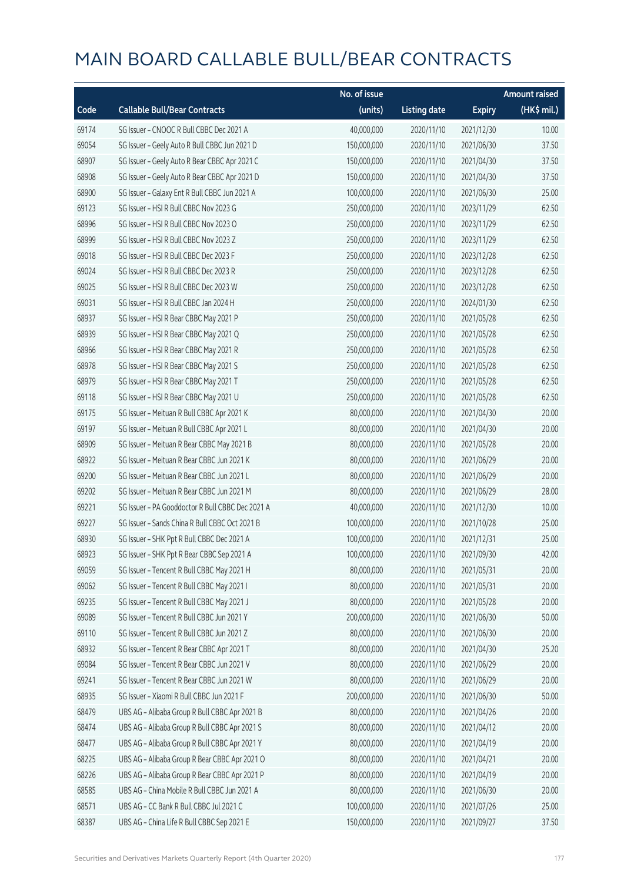# MAIN BOARD CALLABLE BULL/BEAR CONTRACTS

| Code | Callable Bull/Bear Contracts | No. of issue (units) | Listing date | Expiry | Amount raised (HK$ mil.) |
|---|---|---|---|---|---|
| 69174 | SG Issuer – CNOOC R Bull CBBC Dec 2021 A | 40,000,000 | 2020/11/10 | 2021/12/30 | 10.00 |
| 69054 | SG Issuer – Geely Auto R Bull CBBC Jun 2021 D | 150,000,000 | 2020/11/10 | 2021/06/30 | 37.50 |
| 68907 | SG Issuer – Geely Auto R Bear CBBC Apr 2021 C | 150,000,000 | 2020/11/10 | 2021/04/30 | 37.50 |
| 68908 | SG Issuer – Geely Auto R Bear CBBC Apr 2021 D | 150,000,000 | 2020/11/10 | 2021/04/30 | 37.50 |
| 68900 | SG Issuer – Galaxy Ent R Bull CBBC Jun 2021 A | 100,000,000 | 2020/11/10 | 2021/06/30 | 25.00 |
| 69123 | SG Issuer – HSI R Bull CBBC Nov 2023 G | 250,000,000 | 2020/11/10 | 2023/11/29 | 62.50 |
| 68996 | SG Issuer – HSI R Bull CBBC Nov 2023 O | 250,000,000 | 2020/11/10 | 2023/11/29 | 62.50 |
| 68999 | SG Issuer – HSI R Bull CBBC Nov 2023 Z | 250,000,000 | 2020/11/10 | 2023/11/29 | 62.50 |
| 69018 | SG Issuer – HSI R Bull CBBC Dec 2023 F | 250,000,000 | 2020/11/10 | 2023/12/28 | 62.50 |
| 69024 | SG Issuer – HSI R Bull CBBC Dec 2023 R | 250,000,000 | 2020/11/10 | 2023/12/28 | 62.50 |
| 69025 | SG Issuer – HSI R Bull CBBC Dec 2023 W | 250,000,000 | 2020/11/10 | 2023/12/28 | 62.50 |
| 69031 | SG Issuer – HSI R Bull CBBC Jan 2024 H | 250,000,000 | 2020/11/10 | 2024/01/30 | 62.50 |
| 68937 | SG Issuer – HSI R Bear CBBC May 2021 P | 250,000,000 | 2020/11/10 | 2021/05/28 | 62.50 |
| 68939 | SG Issuer – HSI R Bear CBBC May 2021 Q | 250,000,000 | 2020/11/10 | 2021/05/28 | 62.50 |
| 68966 | SG Issuer – HSI R Bear CBBC May 2021 R | 250,000,000 | 2020/11/10 | 2021/05/28 | 62.50 |
| 68978 | SG Issuer – HSI R Bear CBBC May 2021 S | 250,000,000 | 2020/11/10 | 2021/05/28 | 62.50 |
| 68979 | SG Issuer – HSI R Bear CBBC May 2021 T | 250,000,000 | 2020/11/10 | 2021/05/28 | 62.50 |
| 69118 | SG Issuer – HSI R Bear CBBC May 2021 U | 250,000,000 | 2020/11/10 | 2021/05/28 | 62.50 |
| 69175 | SG Issuer – Meituan R Bull CBBC Apr 2021 K | 80,000,000 | 2020/11/10 | 2021/04/30 | 20.00 |
| 69197 | SG Issuer – Meituan R Bull CBBC Apr 2021 L | 80,000,000 | 2020/11/10 | 2021/04/30 | 20.00 |
| 68909 | SG Issuer – Meituan R Bear CBBC May 2021 B | 80,000,000 | 2020/11/10 | 2021/05/28 | 20.00 |
| 68922 | SG Issuer – Meituan R Bear CBBC Jun 2021 K | 80,000,000 | 2020/11/10 | 2021/06/29 | 20.00 |
| 69200 | SG Issuer – Meituan R Bear CBBC Jun 2021 L | 80,000,000 | 2020/11/10 | 2021/06/29 | 20.00 |
| 69202 | SG Issuer – Meituan R Bear CBBC Jun 2021 M | 80,000,000 | 2020/11/10 | 2021/06/29 | 28.00 |
| 69221 | SG Issuer – PA Gooddoctor R Bull CBBC Dec 2021 A | 40,000,000 | 2020/11/10 | 2021/12/30 | 10.00 |
| 69227 | SG Issuer – Sands China R Bull CBBC Oct 2021 B | 100,000,000 | 2020/11/10 | 2021/10/28 | 25.00 |
| 68930 | SG Issuer – SHK Ppt R Bull CBBC Dec 2021 A | 100,000,000 | 2020/11/10 | 2021/12/31 | 25.00 |
| 68923 | SG Issuer – SHK Ppt R Bear CBBC Sep 2021 A | 100,000,000 | 2020/11/10 | 2021/09/30 | 42.00 |
| 69059 | SG Issuer – Tencent R Bull CBBC May 2021 H | 80,000,000 | 2020/11/10 | 2021/05/31 | 20.00 |
| 69062 | SG Issuer – Tencent R Bull CBBC May 2021 I | 80,000,000 | 2020/11/10 | 2021/05/31 | 20.00 |
| 69235 | SG Issuer – Tencent R Bull CBBC May 2021 J | 80,000,000 | 2020/11/10 | 2021/05/28 | 20.00 |
| 69089 | SG Issuer – Tencent R Bull CBBC Jun 2021 Y | 200,000,000 | 2020/11/10 | 2021/06/30 | 50.00 |
| 69110 | SG Issuer – Tencent R Bull CBBC Jun 2021 Z | 80,000,000 | 2020/11/10 | 2021/06/30 | 20.00 |
| 68932 | SG Issuer – Tencent R Bear CBBC Apr 2021 T | 80,000,000 | 2020/11/10 | 2021/04/30 | 25.20 |
| 69084 | SG Issuer – Tencent R Bear CBBC Jun 2021 V | 80,000,000 | 2020/11/10 | 2021/06/29 | 20.00 |
| 69241 | SG Issuer – Tencent R Bear CBBC Jun 2021 W | 80,000,000 | 2020/11/10 | 2021/06/29 | 20.00 |
| 68935 | SG Issuer – Xiaomi R Bull CBBC Jun 2021 F | 200,000,000 | 2020/11/10 | 2021/06/30 | 50.00 |
| 68479 | UBS AG – Alibaba Group R Bull CBBC Apr 2021 B | 80,000,000 | 2020/11/10 | 2021/04/26 | 20.00 |
| 68474 | UBS AG – Alibaba Group R Bull CBBC Apr 2021 S | 80,000,000 | 2020/11/10 | 2021/04/12 | 20.00 |
| 68477 | UBS AG – Alibaba Group R Bull CBBC Apr 2021 Y | 80,000,000 | 2020/11/10 | 2021/04/19 | 20.00 |
| 68225 | UBS AG – Alibaba Group R Bear CBBC Apr 2021 O | 80,000,000 | 2020/11/10 | 2021/04/21 | 20.00 |
| 68226 | UBS AG – Alibaba Group R Bear CBBC Apr 2021 P | 80,000,000 | 2020/11/10 | 2021/04/19 | 20.00 |
| 68585 | UBS AG – China Mobile R Bull CBBC Jun 2021 A | 80,000,000 | 2020/11/10 | 2021/06/30 | 20.00 |
| 68571 | UBS AG – CC Bank R Bull CBBC Jul 2021 C | 100,000,000 | 2020/11/10 | 2021/07/26 | 25.00 |
| 68387 | UBS AG – China Life R Bull CBBC Sep 2021 E | 150,000,000 | 2020/11/10 | 2021/09/27 | 37.50 |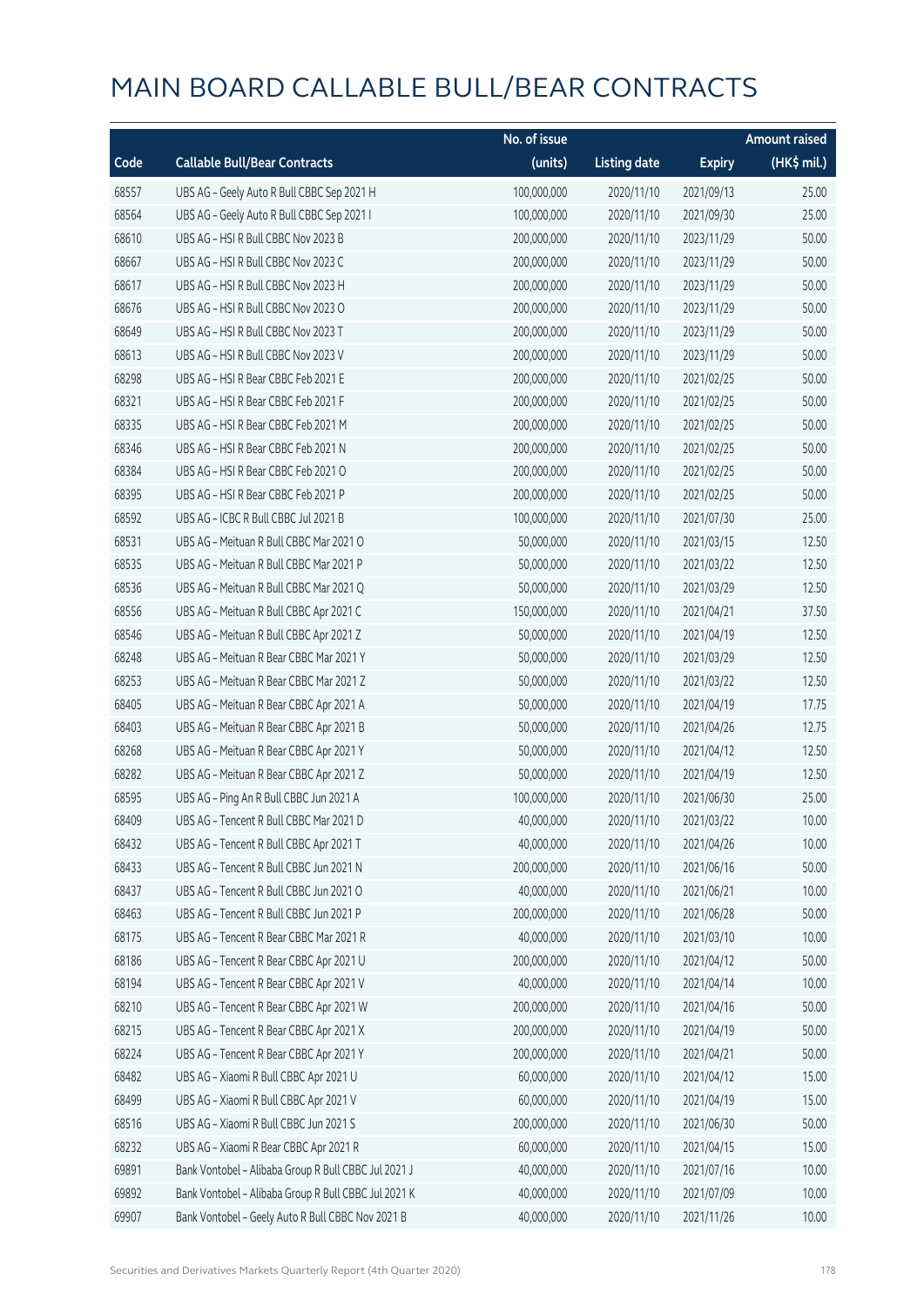# MAIN BOARD CALLABLE BULL/BEAR CONTRACTS

| Code | Callable Bull/Bear Contracts | No. of issue (units) | Listing date | Expiry | Amount raised (HK$ mil.) |
|---|---|---|---|---|---|
| 68557 | UBS AG – Geely Auto R Bull CBBC Sep 2021 H | 100,000,000 | 2020/11/10 | 2021/09/13 | 25.00 |
| 68564 | UBS AG – Geely Auto R Bull CBBC Sep 2021 I | 100,000,000 | 2020/11/10 | 2021/09/30 | 25.00 |
| 68610 | UBS AG – HSI R Bull CBBC Nov 2023 B | 200,000,000 | 2020/11/10 | 2023/11/29 | 50.00 |
| 68667 | UBS AG – HSI R Bull CBBC Nov 2023 C | 200,000,000 | 2020/11/10 | 2023/11/29 | 50.00 |
| 68617 | UBS AG – HSI R Bull CBBC Nov 2023 H | 200,000,000 | 2020/11/10 | 2023/11/29 | 50.00 |
| 68676 | UBS AG – HSI R Bull CBBC Nov 2023 O | 200,000,000 | 2020/11/10 | 2023/11/29 | 50.00 |
| 68649 | UBS AG – HSI R Bull CBBC Nov 2023 T | 200,000,000 | 2020/11/10 | 2023/11/29 | 50.00 |
| 68613 | UBS AG – HSI R Bull CBBC Nov 2023 V | 200,000,000 | 2020/11/10 | 2023/11/29 | 50.00 |
| 68298 | UBS AG – HSI R Bear CBBC Feb 2021 E | 200,000,000 | 2020/11/10 | 2021/02/25 | 50.00 |
| 68321 | UBS AG – HSI R Bear CBBC Feb 2021 F | 200,000,000 | 2020/11/10 | 2021/02/25 | 50.00 |
| 68335 | UBS AG – HSI R Bear CBBC Feb 2021 M | 200,000,000 | 2020/11/10 | 2021/02/25 | 50.00 |
| 68346 | UBS AG – HSI R Bear CBBC Feb 2021 N | 200,000,000 | 2020/11/10 | 2021/02/25 | 50.00 |
| 68384 | UBS AG – HSI R Bear CBBC Feb 2021 O | 200,000,000 | 2020/11/10 | 2021/02/25 | 50.00 |
| 68395 | UBS AG – HSI R Bear CBBC Feb 2021 P | 200,000,000 | 2020/11/10 | 2021/02/25 | 50.00 |
| 68592 | UBS AG – ICBC R Bull CBBC Jul 2021 B | 100,000,000 | 2020/11/10 | 2021/07/30 | 25.00 |
| 68531 | UBS AG – Meituan R Bull CBBC Mar 2021 O | 50,000,000 | 2020/11/10 | 2021/03/15 | 12.50 |
| 68535 | UBS AG – Meituan R Bull CBBC Mar 2021 P | 50,000,000 | 2020/11/10 | 2021/03/22 | 12.50 |
| 68536 | UBS AG – Meituan R Bull CBBC Mar 2021 Q | 50,000,000 | 2020/11/10 | 2021/03/29 | 12.50 |
| 68556 | UBS AG – Meituan R Bull CBBC Apr 2021 C | 150,000,000 | 2020/11/10 | 2021/04/21 | 37.50 |
| 68546 | UBS AG – Meituan R Bull CBBC Apr 2021 Z | 50,000,000 | 2020/11/10 | 2021/04/19 | 12.50 |
| 68248 | UBS AG – Meituan R Bear CBBC Mar 2021 Y | 50,000,000 | 2020/11/10 | 2021/03/29 | 12.50 |
| 68253 | UBS AG – Meituan R Bear CBBC Mar 2021 Z | 50,000,000 | 2020/11/10 | 2021/03/22 | 12.50 |
| 68405 | UBS AG – Meituan R Bear CBBC Apr 2021 A | 50,000,000 | 2020/11/10 | 2021/04/19 | 17.75 |
| 68403 | UBS AG – Meituan R Bear CBBC Apr 2021 B | 50,000,000 | 2020/11/10 | 2021/04/26 | 12.75 |
| 68268 | UBS AG – Meituan R Bear CBBC Apr 2021 Y | 50,000,000 | 2020/11/10 | 2021/04/12 | 12.50 |
| 68282 | UBS AG – Meituan R Bear CBBC Apr 2021 Z | 50,000,000 | 2020/11/10 | 2021/04/19 | 12.50 |
| 68595 | UBS AG – Ping An R Bull CBBC Jun 2021 A | 100,000,000 | 2020/11/10 | 2021/06/30 | 25.00 |
| 68409 | UBS AG – Tencent R Bull CBBC Mar 2021 D | 40,000,000 | 2020/11/10 | 2021/03/22 | 10.00 |
| 68432 | UBS AG – Tencent R Bull CBBC Apr 2021 T | 40,000,000 | 2020/11/10 | 2021/04/26 | 10.00 |
| 68433 | UBS AG – Tencent R Bull CBBC Jun 2021 N | 200,000,000 | 2020/11/10 | 2021/06/16 | 50.00 |
| 68437 | UBS AG – Tencent R Bull CBBC Jun 2021 O | 40,000,000 | 2020/11/10 | 2021/06/21 | 10.00 |
| 68463 | UBS AG – Tencent R Bull CBBC Jun 2021 P | 200,000,000 | 2020/11/10 | 2021/06/28 | 50.00 |
| 68175 | UBS AG – Tencent R Bear CBBC Mar 2021 R | 40,000,000 | 2020/11/10 | 2021/03/10 | 10.00 |
| 68186 | UBS AG – Tencent R Bear CBBC Apr 2021 U | 200,000,000 | 2020/11/10 | 2021/04/12 | 50.00 |
| 68194 | UBS AG – Tencent R Bear CBBC Apr 2021 V | 40,000,000 | 2020/11/10 | 2021/04/14 | 10.00 |
| 68210 | UBS AG – Tencent R Bear CBBC Apr 2021 W | 200,000,000 | 2020/11/10 | 2021/04/16 | 50.00 |
| 68215 | UBS AG – Tencent R Bear CBBC Apr 2021 X | 200,000,000 | 2020/11/10 | 2021/04/19 | 50.00 |
| 68224 | UBS AG – Tencent R Bear CBBC Apr 2021 Y | 200,000,000 | 2020/11/10 | 2021/04/21 | 50.00 |
| 68482 | UBS AG – Xiaomi R Bull CBBC Apr 2021 U | 60,000,000 | 2020/11/10 | 2021/04/12 | 15.00 |
| 68499 | UBS AG – Xiaomi R Bull CBBC Apr 2021 V | 60,000,000 | 2020/11/10 | 2021/04/19 | 15.00 |
| 68516 | UBS AG – Xiaomi R Bull CBBC Jun 2021 S | 200,000,000 | 2020/11/10 | 2021/06/30 | 50.00 |
| 68232 | UBS AG – Xiaomi R Bear CBBC Apr 2021 R | 60,000,000 | 2020/11/10 | 2021/04/15 | 15.00 |
| 69891 | Bank Vontobel – Alibaba Group R Bull CBBC Jul 2021 J | 40,000,000 | 2020/11/10 | 2021/07/16 | 10.00 |
| 69892 | Bank Vontobel – Alibaba Group R Bull CBBC Jul 2021 K | 40,000,000 | 2020/11/10 | 2021/07/09 | 10.00 |
| 69907 | Bank Vontobel – Geely Auto R Bull CBBC Nov 2021 B | 40,000,000 | 2020/11/10 | 2021/11/26 | 10.00 |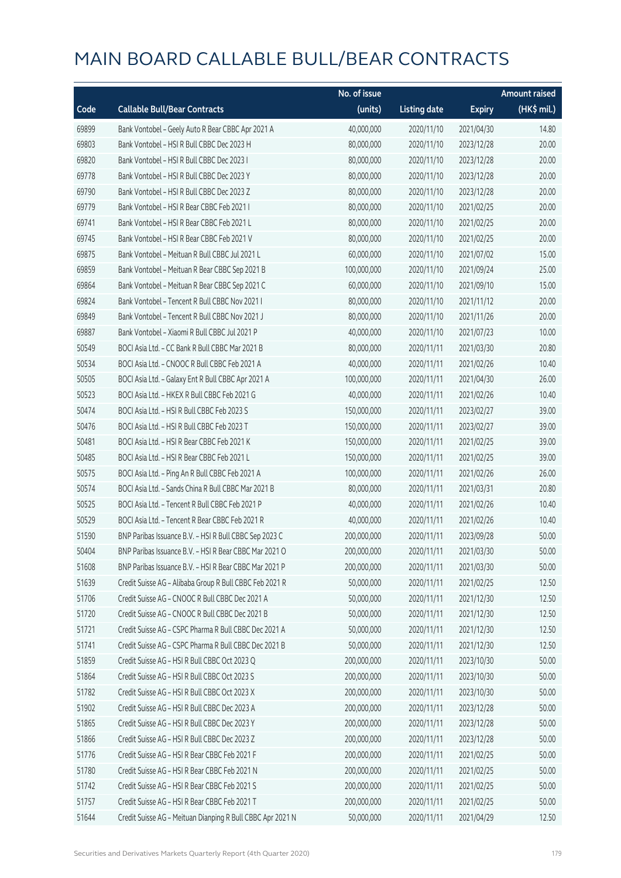# MAIN BOARD CALLABLE BULL/BEAR CONTRACTS

| Code | Callable Bull/Bear Contracts | No. of issue (units) | Listing date | Expiry | Amount raised (HK$ mil.) |
|---|---|---|---|---|---|
| 69899 | Bank Vontobel – Geely Auto R Bear CBBC Apr 2021 A | 40,000,000 | 2020/11/10 | 2021/04/30 | 14.80 |
| 69803 | Bank Vontobel – HSI R Bull CBBC Dec 2023 H | 80,000,000 | 2020/11/10 | 2023/12/28 | 20.00 |
| 69820 | Bank Vontobel – HSI R Bull CBBC Dec 2023 I | 80,000,000 | 2020/11/10 | 2023/12/28 | 20.00 |
| 69778 | Bank Vontobel – HSI R Bull CBBC Dec 2023 Y | 80,000,000 | 2020/11/10 | 2023/12/28 | 20.00 |
| 69790 | Bank Vontobel – HSI R Bull CBBC Dec 2023 Z | 80,000,000 | 2020/11/10 | 2023/12/28 | 20.00 |
| 69779 | Bank Vontobel – HSI R Bear CBBC Feb 2021 I | 80,000,000 | 2020/11/10 | 2021/02/25 | 20.00 |
| 69741 | Bank Vontobel – HSI R Bear CBBC Feb 2021 L | 80,000,000 | 2020/11/10 | 2021/02/25 | 20.00 |
| 69745 | Bank Vontobel – HSI R Bear CBBC Feb 2021 V | 80,000,000 | 2020/11/10 | 2021/02/25 | 20.00 |
| 69875 | Bank Vontobel – Meituan R Bull CBBC Jul 2021 L | 60,000,000 | 2020/11/10 | 2021/07/02 | 15.00 |
| 69859 | Bank Vontobel – Meituan R Bear CBBC Sep 2021 B | 100,000,000 | 2020/11/10 | 2021/09/24 | 25.00 |
| 69864 | Bank Vontobel – Meituan R Bear CBBC Sep 2021 C | 60,000,000 | 2020/11/10 | 2021/09/10 | 15.00 |
| 69824 | Bank Vontobel – Tencent R Bull CBBC Nov 2021 I | 80,000,000 | 2020/11/10 | 2021/11/12 | 20.00 |
| 69849 | Bank Vontobel – Tencent R Bull CBBC Nov 2021 J | 80,000,000 | 2020/11/10 | 2021/11/26 | 20.00 |
| 69887 | Bank Vontobel – Xiaomi R Bull CBBC Jul 2021 P | 40,000,000 | 2020/11/10 | 2021/07/23 | 10.00 |
| 50549 | BOCI Asia Ltd. – CC Bank R Bull CBBC Mar 2021 B | 80,000,000 | 2020/11/11 | 2021/03/30 | 20.80 |
| 50534 | BOCI Asia Ltd. – CNOOC R Bull CBBC Feb 2021 A | 40,000,000 | 2020/11/11 | 2021/02/26 | 10.40 |
| 50505 | BOCI Asia Ltd. – Galaxy Ent R Bull CBBC Apr 2021 A | 100,000,000 | 2020/11/11 | 2021/04/30 | 26.00 |
| 50523 | BOCI Asia Ltd. – HKEX R Bull CBBC Feb 2021 G | 40,000,000 | 2020/11/11 | 2021/02/26 | 10.40 |
| 50474 | BOCI Asia Ltd. – HSI R Bull CBBC Feb 2023 S | 150,000,000 | 2020/11/11 | 2023/02/27 | 39.00 |
| 50476 | BOCI Asia Ltd. – HSI R Bull CBBC Feb 2023 T | 150,000,000 | 2020/11/11 | 2023/02/27 | 39.00 |
| 50481 | BOCI Asia Ltd. – HSI R Bear CBBC Feb 2021 K | 150,000,000 | 2020/11/11 | 2021/02/25 | 39.00 |
| 50485 | BOCI Asia Ltd. – HSI R Bear CBBC Feb 2021 L | 150,000,000 | 2020/11/11 | 2021/02/25 | 39.00 |
| 50575 | BOCI Asia Ltd. – Ping An R Bull CBBC Feb 2021 A | 100,000,000 | 2020/11/11 | 2021/02/26 | 26.00 |
| 50574 | BOCI Asia Ltd. – Sands China R Bull CBBC Mar 2021 B | 80,000,000 | 2020/11/11 | 2021/03/31 | 20.80 |
| 50525 | BOCI Asia Ltd. – Tencent R Bull CBBC Feb 2021 P | 40,000,000 | 2020/11/11 | 2021/02/26 | 10.40 |
| 50529 | BOCI Asia Ltd. – Tencent R Bear CBBC Feb 2021 R | 40,000,000 | 2020/11/11 | 2021/02/26 | 10.40 |
| 51590 | BNP Paribas Issuance B.V. – HSI R Bull CBBC Sep 2023 C | 200,000,000 | 2020/11/11 | 2023/09/28 | 50.00 |
| 50404 | BNP Paribas Issuance B.V. – HSI R Bear CBBC Mar 2021 O | 200,000,000 | 2020/11/11 | 2021/03/30 | 50.00 |
| 51608 | BNP Paribas Issuance B.V. – HSI R Bear CBBC Mar 2021 P | 200,000,000 | 2020/11/11 | 2021/03/30 | 50.00 |
| 51639 | Credit Suisse AG – Alibaba Group R Bull CBBC Feb 2021 R | 50,000,000 | 2020/11/11 | 2021/02/25 | 12.50 |
| 51706 | Credit Suisse AG – CNOOC R Bull CBBC Dec 2021 A | 50,000,000 | 2020/11/11 | 2021/12/30 | 12.50 |
| 51720 | Credit Suisse AG – CNOOC R Bull CBBC Dec 2021 B | 50,000,000 | 2020/11/11 | 2021/12/30 | 12.50 |
| 51721 | Credit Suisse AG – CSPC Pharma R Bull CBBC Dec 2021 A | 50,000,000 | 2020/11/11 | 2021/12/30 | 12.50 |
| 51741 | Credit Suisse AG – CSPC Pharma R Bull CBBC Dec 2021 B | 50,000,000 | 2020/11/11 | 2021/12/30 | 12.50 |
| 51859 | Credit Suisse AG – HSI R Bull CBBC Oct 2023 Q | 200,000,000 | 2020/11/11 | 2023/10/30 | 50.00 |
| 51864 | Credit Suisse AG – HSI R Bull CBBC Oct 2023 S | 200,000,000 | 2020/11/11 | 2023/10/30 | 50.00 |
| 51782 | Credit Suisse AG – HSI R Bull CBBC Oct 2023 X | 200,000,000 | 2020/11/11 | 2023/10/30 | 50.00 |
| 51902 | Credit Suisse AG – HSI R Bull CBBC Dec 2023 A | 200,000,000 | 2020/11/11 | 2023/12/28 | 50.00 |
| 51865 | Credit Suisse AG – HSI R Bull CBBC Dec 2023 Y | 200,000,000 | 2020/11/11 | 2023/12/28 | 50.00 |
| 51866 | Credit Suisse AG – HSI R Bull CBBC Dec 2023 Z | 200,000,000 | 2020/11/11 | 2023/12/28 | 50.00 |
| 51776 | Credit Suisse AG – HSI R Bear CBBC Feb 2021 F | 200,000,000 | 2020/11/11 | 2021/02/25 | 50.00 |
| 51780 | Credit Suisse AG – HSI R Bear CBBC Feb 2021 N | 200,000,000 | 2020/11/11 | 2021/02/25 | 50.00 |
| 51742 | Credit Suisse AG – HSI R Bear CBBC Feb 2021 S | 200,000,000 | 2020/11/11 | 2021/02/25 | 50.00 |
| 51757 | Credit Suisse AG – HSI R Bear CBBC Feb 2021 T | 200,000,000 | 2020/11/11 | 2021/02/25 | 50.00 |
| 51644 | Credit Suisse AG – Meituan Dianping R Bull CBBC Apr 2021 N | 50,000,000 | 2020/11/11 | 2021/04/29 | 12.50 |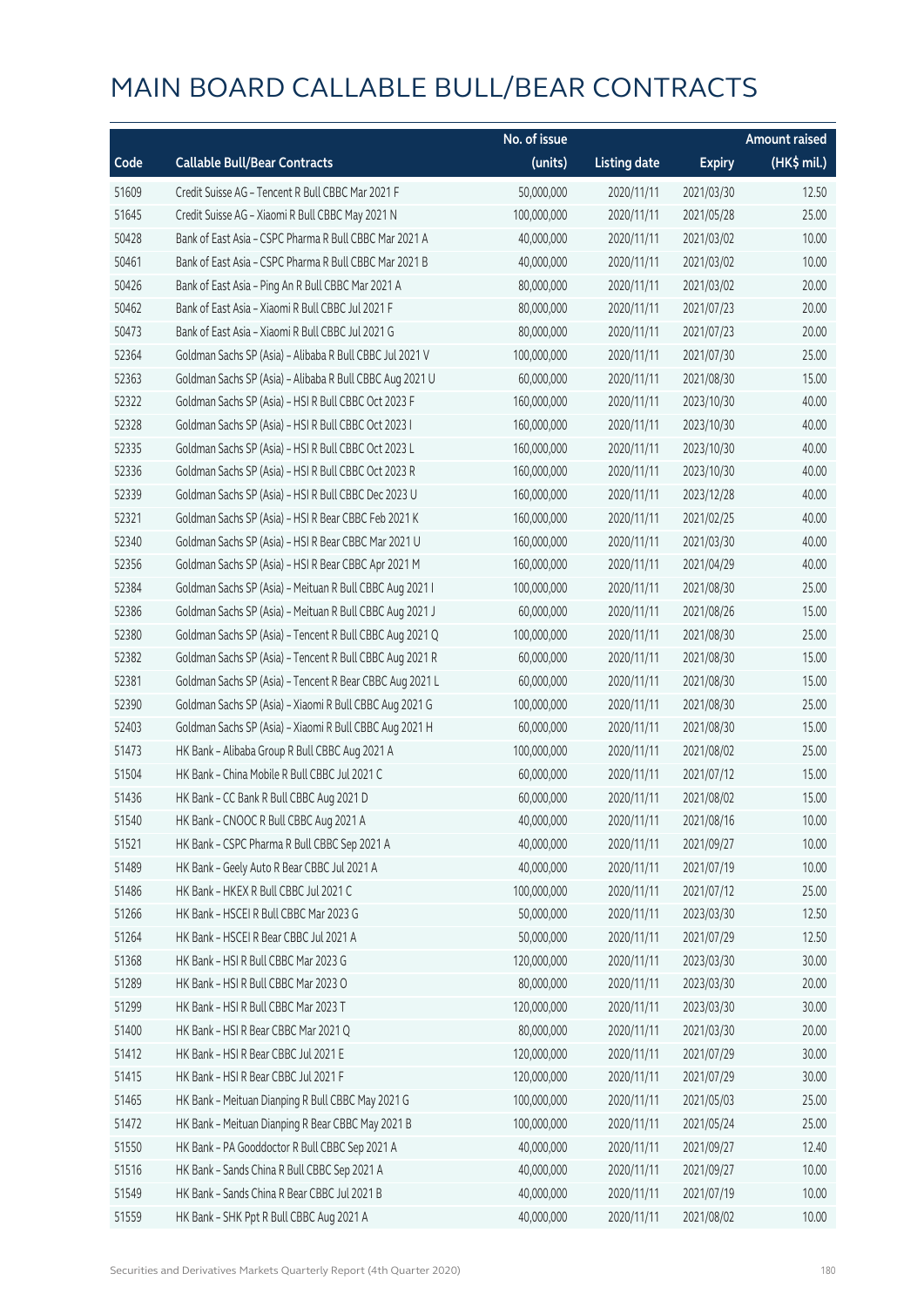# MAIN BOARD CALLABLE BULL/BEAR CONTRACTS

| Code | Callable Bull/Bear Contracts | No. of issue (units) | Listing date | Expiry | Amount raised (HK$ mil.) |
|---|---|---|---|---|---|
| 51609 | Credit Suisse AG – Tencent R Bull CBBC Mar 2021 F | 50,000,000 | 2020/11/11 | 2021/03/30 | 12.50 |
| 51645 | Credit Suisse AG – Xiaomi R Bull CBBC May 2021 N | 100,000,000 | 2020/11/11 | 2021/05/28 | 25.00 |
| 50428 | Bank of East Asia – CSPC Pharma R Bull CBBC Mar 2021 A | 40,000,000 | 2020/11/11 | 2021/03/02 | 10.00 |
| 50461 | Bank of East Asia – CSPC Pharma R Bull CBBC Mar 2021 B | 40,000,000 | 2020/11/11 | 2021/03/02 | 10.00 |
| 50426 | Bank of East Asia – Ping An R Bull CBBC Mar 2021 A | 80,000,000 | 2020/11/11 | 2021/03/02 | 20.00 |
| 50462 | Bank of East Asia – Xiaomi R Bull CBBC Jul 2021 F | 80,000,000 | 2020/11/11 | 2021/07/23 | 20.00 |
| 50473 | Bank of East Asia – Xiaomi R Bull CBBC Jul 2021 G | 80,000,000 | 2020/11/11 | 2021/07/23 | 20.00 |
| 52364 | Goldman Sachs SP (Asia) – Alibaba R Bull CBBC Jul 2021 V | 100,000,000 | 2020/11/11 | 2021/07/30 | 25.00 |
| 52363 | Goldman Sachs SP (Asia) – Alibaba R Bull CBBC Aug 2021 U | 60,000,000 | 2020/11/11 | 2021/08/30 | 15.00 |
| 52322 | Goldman Sachs SP (Asia) – HSI R Bull CBBC Oct 2023 F | 160,000,000 | 2020/11/11 | 2023/10/30 | 40.00 |
| 52328 | Goldman Sachs SP (Asia) – HSI R Bull CBBC Oct 2023 I | 160,000,000 | 2020/11/11 | 2023/10/30 | 40.00 |
| 52335 | Goldman Sachs SP (Asia) – HSI R Bull CBBC Oct 2023 L | 160,000,000 | 2020/11/11 | 2023/10/30 | 40.00 |
| 52336 | Goldman Sachs SP (Asia) – HSI R Bull CBBC Oct 2023 R | 160,000,000 | 2020/11/11 | 2023/10/30 | 40.00 |
| 52339 | Goldman Sachs SP (Asia) – HSI R Bull CBBC Dec 2023 U | 160,000,000 | 2020/11/11 | 2023/12/28 | 40.00 |
| 52321 | Goldman Sachs SP (Asia) – HSI R Bear CBBC Feb 2021 K | 160,000,000 | 2020/11/11 | 2021/02/25 | 40.00 |
| 52340 | Goldman Sachs SP (Asia) – HSI R Bear CBBC Mar 2021 U | 160,000,000 | 2020/11/11 | 2021/03/30 | 40.00 |
| 52356 | Goldman Sachs SP (Asia) – HSI R Bear CBBC Apr 2021 M | 160,000,000 | 2020/11/11 | 2021/04/29 | 40.00 |
| 52384 | Goldman Sachs SP (Asia) – Meituan R Bull CBBC Aug 2021 I | 100,000,000 | 2020/11/11 | 2021/08/30 | 25.00 |
| 52386 | Goldman Sachs SP (Asia) – Meituan R Bull CBBC Aug 2021 J | 60,000,000 | 2020/11/11 | 2021/08/26 | 15.00 |
| 52380 | Goldman Sachs SP (Asia) – Tencent R Bull CBBC Aug 2021 Q | 100,000,000 | 2020/11/11 | 2021/08/30 | 25.00 |
| 52382 | Goldman Sachs SP (Asia) – Tencent R Bull CBBC Aug 2021 R | 60,000,000 | 2020/11/11 | 2021/08/30 | 15.00 |
| 52381 | Goldman Sachs SP (Asia) – Tencent R Bear CBBC Aug 2021 L | 60,000,000 | 2020/11/11 | 2021/08/30 | 15.00 |
| 52390 | Goldman Sachs SP (Asia) – Xiaomi R Bull CBBC Aug 2021 G | 100,000,000 | 2020/11/11 | 2021/08/30 | 25.00 |
| 52403 | Goldman Sachs SP (Asia) – Xiaomi R Bull CBBC Aug 2021 H | 60,000,000 | 2020/11/11 | 2021/08/30 | 15.00 |
| 51473 | HK Bank – Alibaba Group R Bull CBBC Aug 2021 A | 100,000,000 | 2020/11/11 | 2021/08/02 | 25.00 |
| 51504 | HK Bank – China Mobile R Bull CBBC Jul 2021 C | 60,000,000 | 2020/11/11 | 2021/07/12 | 15.00 |
| 51436 | HK Bank – CC Bank R Bull CBBC Aug 2021 D | 60,000,000 | 2020/11/11 | 2021/08/02 | 15.00 |
| 51540 | HK Bank – CNOOC R Bull CBBC Aug 2021 A | 40,000,000 | 2020/11/11 | 2021/08/16 | 10.00 |
| 51521 | HK Bank – CSPC Pharma R Bull CBBC Sep 2021 A | 40,000,000 | 2020/11/11 | 2021/09/27 | 10.00 |
| 51489 | HK Bank – Geely Auto R Bear CBBC Jul 2021 A | 40,000,000 | 2020/11/11 | 2021/07/19 | 10.00 |
| 51486 | HK Bank – HKEX R Bull CBBC Jul 2021 C | 100,000,000 | 2020/11/11 | 2021/07/12 | 25.00 |
| 51266 | HK Bank – HSCEI R Bull CBBC Mar 2023 G | 50,000,000 | 2020/11/11 | 2023/03/30 | 12.50 |
| 51264 | HK Bank – HSCEI R Bear CBBC Jul 2021 A | 50,000,000 | 2020/11/11 | 2021/07/29 | 12.50 |
| 51368 | HK Bank – HSI R Bull CBBC Mar 2023 G | 120,000,000 | 2020/11/11 | 2023/03/30 | 30.00 |
| 51289 | HK Bank – HSI R Bull CBBC Mar 2023 O | 80,000,000 | 2020/11/11 | 2023/03/30 | 20.00 |
| 51299 | HK Bank – HSI R Bull CBBC Mar 2023 T | 120,000,000 | 2020/11/11 | 2023/03/30 | 30.00 |
| 51400 | HK Bank – HSI R Bear CBBC Mar 2021 Q | 80,000,000 | 2020/11/11 | 2021/03/30 | 20.00 |
| 51412 | HK Bank – HSI R Bear CBBC Jul 2021 E | 120,000,000 | 2020/11/11 | 2021/07/29 | 30.00 |
| 51415 | HK Bank – HSI R Bear CBBC Jul 2021 F | 120,000,000 | 2020/11/11 | 2021/07/29 | 30.00 |
| 51465 | HK Bank – Meituan Dianping R Bull CBBC May 2021 G | 100,000,000 | 2020/11/11 | 2021/05/03 | 25.00 |
| 51472 | HK Bank – Meituan Dianping R Bear CBBC May 2021 B | 100,000,000 | 2020/11/11 | 2021/05/24 | 25.00 |
| 51550 | HK Bank – PA Gooddoctor R Bull CBBC Sep 2021 A | 40,000,000 | 2020/11/11 | 2021/09/27 | 12.40 |
| 51516 | HK Bank – Sands China R Bull CBBC Sep 2021 A | 40,000,000 | 2020/11/11 | 2021/09/27 | 10.00 |
| 51549 | HK Bank – Sands China R Bear CBBC Jul 2021 B | 40,000,000 | 2020/11/11 | 2021/07/19 | 10.00 |
| 51559 | HK Bank – SHK Ppt R Bull CBBC Aug 2021 A | 40,000,000 | 2020/11/11 | 2021/08/02 | 10.00 |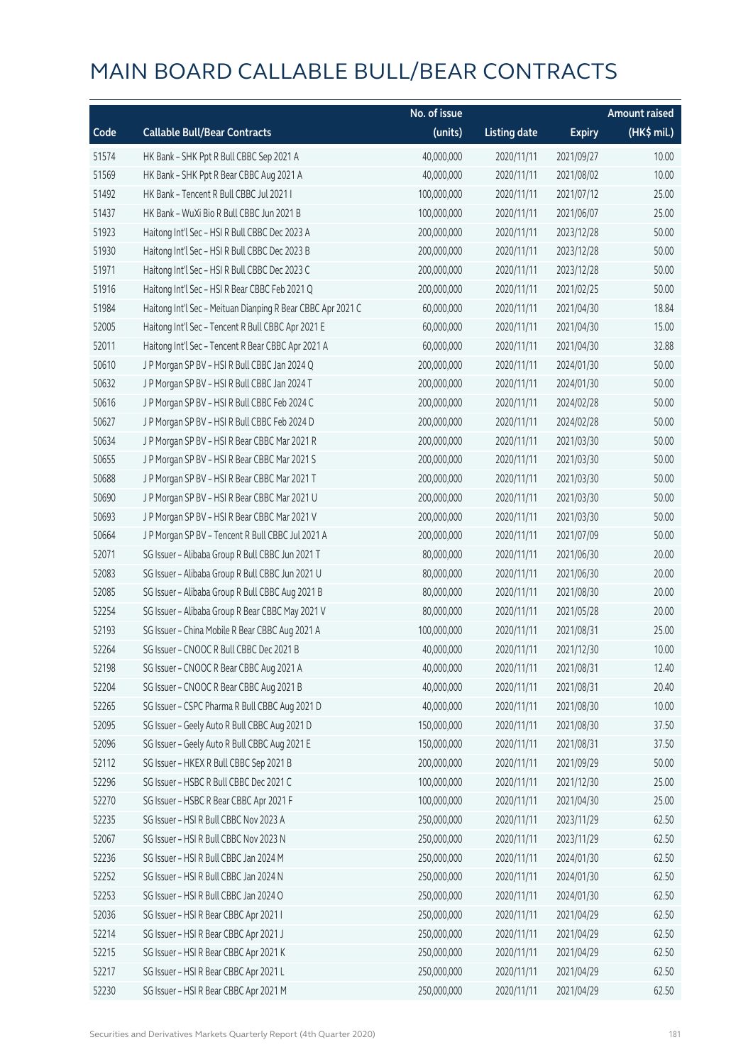# MAIN BOARD CALLABLE BULL/BEAR CONTRACTS

| Code | Callable Bull/Bear Contracts | No. of issue (units) | Listing date | Expiry | Amount raised (HK$ mil.) |
|---|---|---|---|---|---|
| 51574 | HK Bank – SHK Ppt R Bull CBBC Sep 2021 A | 40,000,000 | 2020/11/11 | 2021/09/27 | 10.00 |
| 51569 | HK Bank – SHK Ppt R Bear CBBC Aug 2021 A | 40,000,000 | 2020/11/11 | 2021/08/02 | 10.00 |
| 51492 | HK Bank – Tencent R Bull CBBC Jul 2021 I | 100,000,000 | 2020/11/11 | 2021/07/12 | 25.00 |
| 51437 | HK Bank – WuXi Bio R Bull CBBC Jun 2021 B | 100,000,000 | 2020/11/11 | 2021/06/07 | 25.00 |
| 51923 | Haitong Int'l Sec – HSI R Bull CBBC Dec 2023 A | 200,000,000 | 2020/11/11 | 2023/12/28 | 50.00 |
| 51930 | Haitong Int'l Sec – HSI R Bull CBBC Dec 2023 B | 200,000,000 | 2020/11/11 | 2023/12/28 | 50.00 |
| 51971 | Haitong Int'l Sec – HSI R Bull CBBC Dec 2023 C | 200,000,000 | 2020/11/11 | 2023/12/28 | 50.00 |
| 51916 | Haitong Int'l Sec – HSI R Bear CBBC Feb 2021 Q | 200,000,000 | 2020/11/11 | 2021/02/25 | 50.00 |
| 51984 | Haitong Int'l Sec – Meituan Dianping R Bear CBBC Apr 2021 C | 60,000,000 | 2020/11/11 | 2021/04/30 | 18.84 |
| 52005 | Haitong Int'l Sec – Tencent R Bull CBBC Apr 2021 E | 60,000,000 | 2020/11/11 | 2021/04/30 | 15.00 |
| 52011 | Haitong Int'l Sec – Tencent R Bear CBBC Apr 2021 A | 60,000,000 | 2020/11/11 | 2021/04/30 | 32.88 |
| 50610 | J P Morgan SP BV – HSI R Bull CBBC Jan 2024 Q | 200,000,000 | 2020/11/11 | 2024/01/30 | 50.00 |
| 50632 | J P Morgan SP BV – HSI R Bull CBBC Jan 2024 T | 200,000,000 | 2020/11/11 | 2024/01/30 | 50.00 |
| 50616 | J P Morgan SP BV – HSI R Bull CBBC Feb 2024 C | 200,000,000 | 2020/11/11 | 2024/02/28 | 50.00 |
| 50627 | J P Morgan SP BV – HSI R Bull CBBC Feb 2024 D | 200,000,000 | 2020/11/11 | 2024/02/28 | 50.00 |
| 50634 | J P Morgan SP BV – HSI R Bear CBBC Mar 2021 R | 200,000,000 | 2020/11/11 | 2021/03/30 | 50.00 |
| 50655 | J P Morgan SP BV – HSI R Bear CBBC Mar 2021 S | 200,000,000 | 2020/11/11 | 2021/03/30 | 50.00 |
| 50688 | J P Morgan SP BV – HSI R Bear CBBC Mar 2021 T | 200,000,000 | 2020/11/11 | 2021/03/30 | 50.00 |
| 50690 | J P Morgan SP BV – HSI R Bear CBBC Mar 2021 U | 200,000,000 | 2020/11/11 | 2021/03/30 | 50.00 |
| 50693 | J P Morgan SP BV – HSI R Bear CBBC Mar 2021 V | 200,000,000 | 2020/11/11 | 2021/03/30 | 50.00 |
| 50664 | J P Morgan SP BV – Tencent R Bull CBBC Jul 2021 A | 200,000,000 | 2020/11/11 | 2021/07/09 | 50.00 |
| 52071 | SG Issuer – Alibaba Group R Bull CBBC Jun 2021 T | 80,000,000 | 2020/11/11 | 2021/06/30 | 20.00 |
| 52083 | SG Issuer – Alibaba Group R Bull CBBC Jun 2021 U | 80,000,000 | 2020/11/11 | 2021/06/30 | 20.00 |
| 52085 | SG Issuer – Alibaba Group R Bull CBBC Aug 2021 B | 80,000,000 | 2020/11/11 | 2021/08/30 | 20.00 |
| 52254 | SG Issuer – Alibaba Group R Bear CBBC May 2021 V | 80,000,000 | 2020/11/11 | 2021/05/28 | 20.00 |
| 52193 | SG Issuer – China Mobile R Bear CBBC Aug 2021 A | 100,000,000 | 2020/11/11 | 2021/08/31 | 25.00 |
| 52264 | SG Issuer – CNOOC R Bull CBBC Dec 2021 B | 40,000,000 | 2020/11/11 | 2021/12/30 | 10.00 |
| 52198 | SG Issuer – CNOOC R Bear CBBC Aug 2021 A | 40,000,000 | 2020/11/11 | 2021/08/31 | 12.40 |
| 52204 | SG Issuer – CNOOC R Bear CBBC Aug 2021 B | 40,000,000 | 2020/11/11 | 2021/08/31 | 20.40 |
| 52265 | SG Issuer – CSPC Pharma R Bull CBBC Aug 2021 D | 40,000,000 | 2020/11/11 | 2021/08/30 | 10.00 |
| 52095 | SG Issuer – Geely Auto R Bull CBBC Aug 2021 D | 150,000,000 | 2020/11/11 | 2021/08/30 | 37.50 |
| 52096 | SG Issuer – Geely Auto R Bull CBBC Aug 2021 E | 150,000,000 | 2020/11/11 | 2021/08/31 | 37.50 |
| 52112 | SG Issuer – HKEX R Bull CBBC Sep 2021 B | 200,000,000 | 2020/11/11 | 2021/09/29 | 50.00 |
| 52296 | SG Issuer – HSBC R Bull CBBC Dec 2021 C | 100,000,000 | 2020/11/11 | 2021/12/30 | 25.00 |
| 52270 | SG Issuer – HSBC R Bear CBBC Apr 2021 F | 100,000,000 | 2020/11/11 | 2021/04/30 | 25.00 |
| 52235 | SG Issuer – HSI R Bull CBBC Nov 2023 A | 250,000,000 | 2020/11/11 | 2023/11/29 | 62.50 |
| 52067 | SG Issuer – HSI R Bull CBBC Nov 2023 N | 250,000,000 | 2020/11/11 | 2023/11/29 | 62.50 |
| 52236 | SG Issuer – HSI R Bull CBBC Jan 2024 M | 250,000,000 | 2020/11/11 | 2024/01/30 | 62.50 |
| 52252 | SG Issuer – HSI R Bull CBBC Jan 2024 N | 250,000,000 | 2020/11/11 | 2024/01/30 | 62.50 |
| 52253 | SG Issuer – HSI R Bull CBBC Jan 2024 O | 250,000,000 | 2020/11/11 | 2024/01/30 | 62.50 |
| 52036 | SG Issuer – HSI R Bear CBBC Apr 2021 I | 250,000,000 | 2020/11/11 | 2021/04/29 | 62.50 |
| 52214 | SG Issuer – HSI R Bear CBBC Apr 2021 J | 250,000,000 | 2020/11/11 | 2021/04/29 | 62.50 |
| 52215 | SG Issuer – HSI R Bear CBBC Apr 2021 K | 250,000,000 | 2020/11/11 | 2021/04/29 | 62.50 |
| 52217 | SG Issuer – HSI R Bear CBBC Apr 2021 L | 250,000,000 | 2020/11/11 | 2021/04/29 | 62.50 |
| 52230 | SG Issuer – HSI R Bear CBBC Apr 2021 M | 250,000,000 | 2020/11/11 | 2021/04/29 | 62.50 |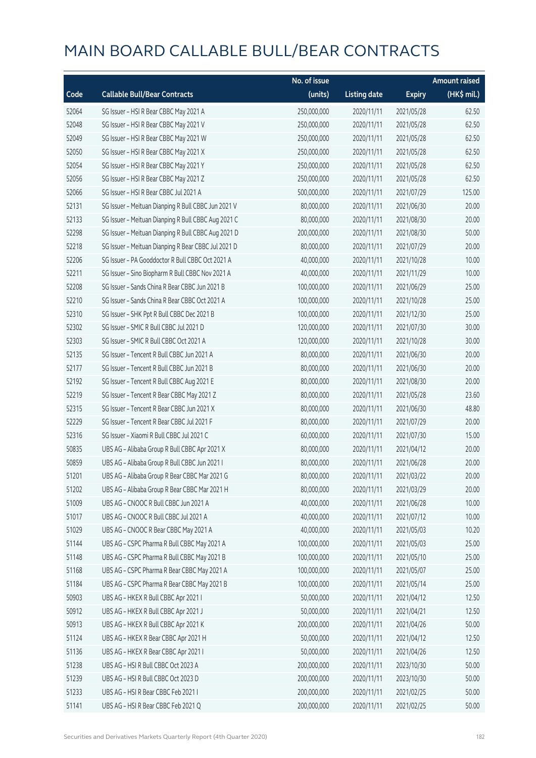# MAIN BOARD CALLABLE BULL/BEAR CONTRACTS

| Code | Callable Bull/Bear Contracts | No. of issue (units) | Listing date | Expiry | Amount raised (HK$ mil.) |
|---|---|---|---|---|---|
| 52064 | SG Issuer – HSI R Bear CBBC May 2021 A | 250,000,000 | 2020/11/11 | 2021/05/28 | 62.50 |
| 52048 | SG Issuer – HSI R Bear CBBC May 2021 V | 250,000,000 | 2020/11/11 | 2021/05/28 | 62.50 |
| 52049 | SG Issuer – HSI R Bear CBBC May 2021 W | 250,000,000 | 2020/11/11 | 2021/05/28 | 62.50 |
| 52050 | SG Issuer – HSI R Bear CBBC May 2021 X | 250,000,000 | 2020/11/11 | 2021/05/28 | 62.50 |
| 52054 | SG Issuer – HSI R Bear CBBC May 2021 Y | 250,000,000 | 2020/11/11 | 2021/05/28 | 62.50 |
| 52056 | SG Issuer – HSI R Bear CBBC May 2021 Z | 250,000,000 | 2020/11/11 | 2021/05/28 | 62.50 |
| 52066 | SG Issuer – HSI R Bear CBBC Jul 2021 A | 500,000,000 | 2020/11/11 | 2021/07/29 | 125.00 |
| 52131 | SG Issuer – Meituan Dianping R Bull CBBC Jun 2021 V | 80,000,000 | 2020/11/11 | 2021/06/30 | 20.00 |
| 52133 | SG Issuer – Meituan Dianping R Bull CBBC Aug 2021 C | 80,000,000 | 2020/11/11 | 2021/08/30 | 20.00 |
| 52298 | SG Issuer – Meituan Dianping R Bull CBBC Aug 2021 D | 200,000,000 | 2020/11/11 | 2021/08/30 | 50.00 |
| 52218 | SG Issuer – Meituan Dianping R Bear CBBC Jul 2021 D | 80,000,000 | 2020/11/11 | 2021/07/29 | 20.00 |
| 52206 | SG Issuer – PA Gooddoctor R Bull CBBC Oct 2021 A | 40,000,000 | 2020/11/11 | 2021/10/28 | 10.00 |
| 52211 | SG Issuer – Sino Biopharm R Bull CBBC Nov 2021 A | 40,000,000 | 2020/11/11 | 2021/11/29 | 10.00 |
| 52208 | SG Issuer – Sands China R Bear CBBC Jun 2021 B | 100,000,000 | 2020/11/11 | 2021/06/29 | 25.00 |
| 52210 | SG Issuer – Sands China R Bear CBBC Oct 2021 A | 100,000,000 | 2020/11/11 | 2021/10/28 | 25.00 |
| 52310 | SG Issuer – SHK Ppt R Bull CBBC Dec 2021 B | 100,000,000 | 2020/11/11 | 2021/12/30 | 25.00 |
| 52302 | SG Issuer – SMIC R Bull CBBC Jul 2021 D | 120,000,000 | 2020/11/11 | 2021/07/30 | 30.00 |
| 52303 | SG Issuer – SMIC R Bull CBBC Oct 2021 A | 120,000,000 | 2020/11/11 | 2021/10/28 | 30.00 |
| 52135 | SG Issuer – Tencent R Bull CBBC Jun 2021 A | 80,000,000 | 2020/11/11 | 2021/06/30 | 20.00 |
| 52177 | SG Issuer – Tencent R Bull CBBC Jun 2021 B | 80,000,000 | 2020/11/11 | 2021/06/30 | 20.00 |
| 52192 | SG Issuer – Tencent R Bull CBBC Aug 2021 E | 80,000,000 | 2020/11/11 | 2021/08/30 | 20.00 |
| 52219 | SG Issuer – Tencent R Bear CBBC May 2021 Z | 80,000,000 | 2020/11/11 | 2021/05/28 | 23.60 |
| 52315 | SG Issuer – Tencent R Bear CBBC Jun 2021 X | 80,000,000 | 2020/11/11 | 2021/06/30 | 48.80 |
| 52229 | SG Issuer – Tencent R Bear CBBC Jul 2021 F | 80,000,000 | 2020/11/11 | 2021/07/29 | 20.00 |
| 52316 | SG Issuer – Xiaomi R Bull CBBC Jul 2021 C | 60,000,000 | 2020/11/11 | 2021/07/30 | 15.00 |
| 50835 | UBS AG – Alibaba Group R Bull CBBC Apr 2021 X | 80,000,000 | 2020/11/11 | 2021/04/12 | 20.00 |
| 50859 | UBS AG – Alibaba Group R Bull CBBC Jun 2021 I | 80,000,000 | 2020/11/11 | 2021/06/28 | 20.00 |
| 51201 | UBS AG – Alibaba Group R Bear CBBC Mar 2021 G | 80,000,000 | 2020/11/11 | 2021/03/22 | 20.00 |
| 51202 | UBS AG – Alibaba Group R Bear CBBC Mar 2021 H | 80,000,000 | 2020/11/11 | 2021/03/29 | 20.00 |
| 51009 | UBS AG – CNOOC R Bull CBBC Jun 2021 A | 40,000,000 | 2020/11/11 | 2021/06/28 | 10.00 |
| 51017 | UBS AG – CNOOC R Bull CBBC Jul 2021 A | 40,000,000 | 2020/11/11 | 2021/07/12 | 10.00 |
| 51029 | UBS AG – CNOOC R Bear CBBC May 2021 A | 40,000,000 | 2020/11/11 | 2021/05/03 | 10.20 |
| 51144 | UBS AG – CSPC Pharma R Bull CBBC May 2021 A | 100,000,000 | 2020/11/11 | 2021/05/03 | 25.00 |
| 51148 | UBS AG – CSPC Pharma R Bull CBBC May 2021 B | 100,000,000 | 2020/11/11 | 2021/05/10 | 25.00 |
| 51168 | UBS AG – CSPC Pharma R Bear CBBC May 2021 A | 100,000,000 | 2020/11/11 | 2021/05/07 | 25.00 |
| 51184 | UBS AG – CSPC Pharma R Bear CBBC May 2021 B | 100,000,000 | 2020/11/11 | 2021/05/14 | 25.00 |
| 50903 | UBS AG – HKEX R Bull CBBC Apr 2021 I | 50,000,000 | 2020/11/11 | 2021/04/12 | 12.50 |
| 50912 | UBS AG – HKEX R Bull CBBC Apr 2021 J | 50,000,000 | 2020/11/11 | 2021/04/21 | 12.50 |
| 50913 | UBS AG – HKEX R Bull CBBC Apr 2021 K | 200,000,000 | 2020/11/11 | 2021/04/26 | 50.00 |
| 51124 | UBS AG – HKEX R Bear CBBC Apr 2021 H | 50,000,000 | 2020/11/11 | 2021/04/12 | 12.50 |
| 51136 | UBS AG – HKEX R Bear CBBC Apr 2021 I | 50,000,000 | 2020/11/11 | 2021/04/26 | 12.50 |
| 51238 | UBS AG – HSI R Bull CBBC Oct 2023 A | 200,000,000 | 2020/11/11 | 2023/10/30 | 50.00 |
| 51239 | UBS AG – HSI R Bull CBBC Oct 2023 D | 200,000,000 | 2020/11/11 | 2023/10/30 | 50.00 |
| 51233 | UBS AG – HSI R Bear CBBC Feb 2021 I | 200,000,000 | 2020/11/11 | 2021/02/25 | 50.00 |
| 51141 | UBS AG – HSI R Bear CBBC Feb 2021 Q | 200,000,000 | 2020/11/11 | 2021/02/25 | 50.00 |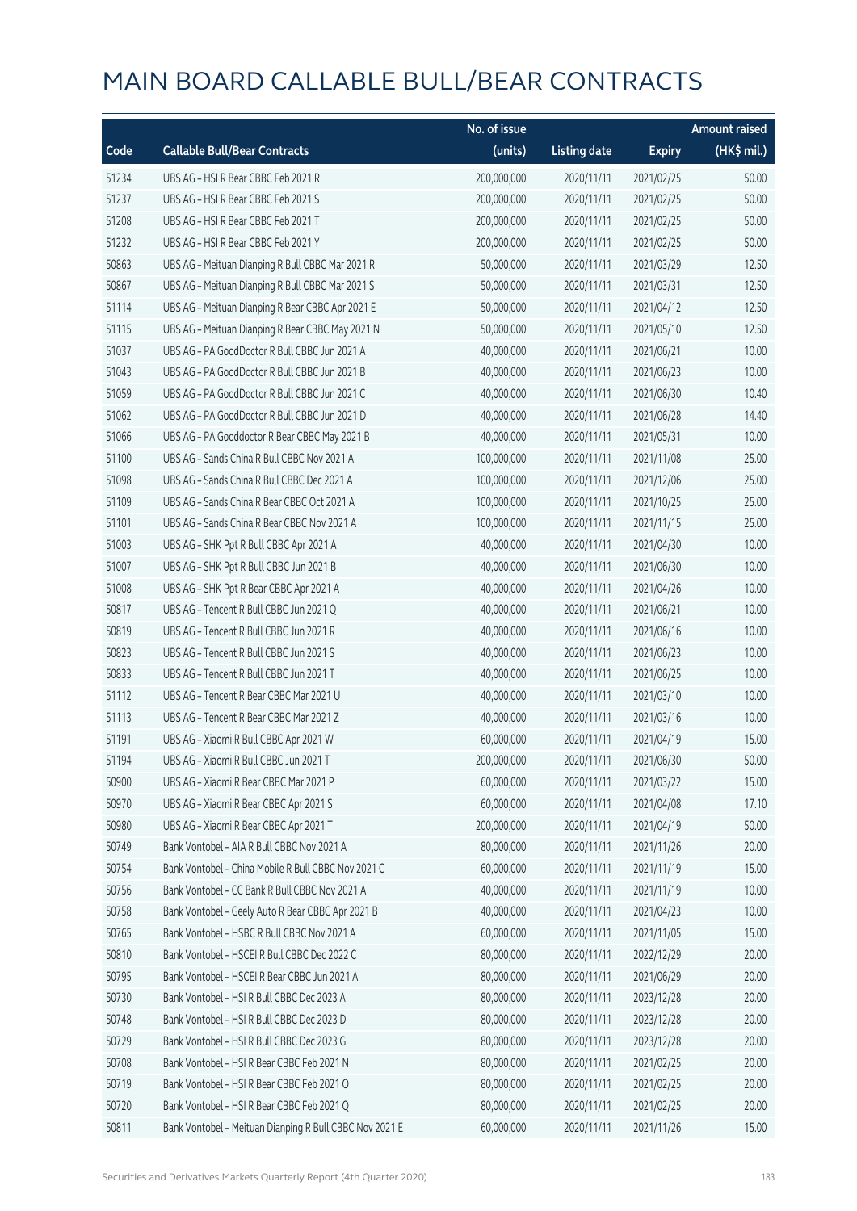# MAIN BOARD CALLABLE BULL/BEAR CONTRACTS

| Code | Callable Bull/Bear Contracts | No. of issue (units) | Listing date | Expiry | Amount raised (HK$ mil.) |
|---|---|---|---|---|---|
| 51234 | UBS AG – HSI R Bear CBBC Feb 2021 R | 200,000,000 | 2020/11/11 | 2021/02/25 | 50.00 |
| 51237 | UBS AG – HSI R Bear CBBC Feb 2021 S | 200,000,000 | 2020/11/11 | 2021/02/25 | 50.00 |
| 51208 | UBS AG – HSI R Bear CBBC Feb 2021 T | 200,000,000 | 2020/11/11 | 2021/02/25 | 50.00 |
| 51232 | UBS AG – HSI R Bear CBBC Feb 2021 Y | 200,000,000 | 2020/11/11 | 2021/02/25 | 50.00 |
| 50863 | UBS AG – Meituan Dianping R Bull CBBC Mar 2021 R | 50,000,000 | 2020/11/11 | 2021/03/29 | 12.50 |
| 50867 | UBS AG – Meituan Dianping R Bull CBBC Mar 2021 S | 50,000,000 | 2020/11/11 | 2021/03/31 | 12.50 |
| 51114 | UBS AG – Meituan Dianping R Bear CBBC Apr 2021 E | 50,000,000 | 2020/11/11 | 2021/04/12 | 12.50 |
| 51115 | UBS AG – Meituan Dianping R Bear CBBC May 2021 N | 50,000,000 | 2020/11/11 | 2021/05/10 | 12.50 |
| 51037 | UBS AG – PA GoodDoctor R Bull CBBC Jun 2021 A | 40,000,000 | 2020/11/11 | 2021/06/21 | 10.00 |
| 51043 | UBS AG – PA GoodDoctor R Bull CBBC Jun 2021 B | 40,000,000 | 2020/11/11 | 2021/06/23 | 10.00 |
| 51059 | UBS AG – PA GoodDoctor R Bull CBBC Jun 2021 C | 40,000,000 | 2020/11/11 | 2021/06/30 | 10.40 |
| 51062 | UBS AG – PA GoodDoctor R Bull CBBC Jun 2021 D | 40,000,000 | 2020/11/11 | 2021/06/28 | 14.40 |
| 51066 | UBS AG – PA Gooddoctor R Bear CBBC May 2021 B | 40,000,000 | 2020/11/11 | 2021/05/31 | 10.00 |
| 51100 | UBS AG – Sands China R Bull CBBC Nov 2021 A | 100,000,000 | 2020/11/11 | 2021/11/08 | 25.00 |
| 51098 | UBS AG – Sands China R Bull CBBC Dec 2021 A | 100,000,000 | 2020/11/11 | 2021/12/06 | 25.00 |
| 51109 | UBS AG – Sands China R Bear CBBC Oct 2021 A | 100,000,000 | 2020/11/11 | 2021/10/25 | 25.00 |
| 51101 | UBS AG – Sands China R Bear CBBC Nov 2021 A | 100,000,000 | 2020/11/11 | 2021/11/15 | 25.00 |
| 51003 | UBS AG – SHK Ppt R Bull CBBC Apr 2021 A | 40,000,000 | 2020/11/11 | 2021/04/30 | 10.00 |
| 51007 | UBS AG – SHK Ppt R Bull CBBC Jun 2021 B | 40,000,000 | 2020/11/11 | 2021/06/30 | 10.00 |
| 51008 | UBS AG – SHK Ppt R Bear CBBC Apr 2021 A | 40,000,000 | 2020/11/11 | 2021/04/26 | 10.00 |
| 50817 | UBS AG – Tencent R Bull CBBC Jun 2021 Q | 40,000,000 | 2020/11/11 | 2021/06/21 | 10.00 |
| 50819 | UBS AG – Tencent R Bull CBBC Jun 2021 R | 40,000,000 | 2020/11/11 | 2021/06/16 | 10.00 |
| 50823 | UBS AG – Tencent R Bull CBBC Jun 2021 S | 40,000,000 | 2020/11/11 | 2021/06/23 | 10.00 |
| 50833 | UBS AG – Tencent R Bull CBBC Jun 2021 T | 40,000,000 | 2020/11/11 | 2021/06/25 | 10.00 |
| 51112 | UBS AG – Tencent R Bear CBBC Mar 2021 U | 40,000,000 | 2020/11/11 | 2021/03/10 | 10.00 |
| 51113 | UBS AG – Tencent R Bear CBBC Mar 2021 Z | 40,000,000 | 2020/11/11 | 2021/03/16 | 10.00 |
| 51191 | UBS AG – Xiaomi R Bull CBBC Apr 2021 W | 60,000,000 | 2020/11/11 | 2021/04/19 | 15.00 |
| 51194 | UBS AG – Xiaomi R Bull CBBC Jun 2021 T | 200,000,000 | 2020/11/11 | 2021/06/30 | 50.00 |
| 50900 | UBS AG – Xiaomi R Bear CBBC Mar 2021 P | 60,000,000 | 2020/11/11 | 2021/03/22 | 15.00 |
| 50970 | UBS AG – Xiaomi R Bear CBBC Apr 2021 S | 60,000,000 | 2020/11/11 | 2021/04/08 | 17.10 |
| 50980 | UBS AG – Xiaomi R Bear CBBC Apr 2021 T | 200,000,000 | 2020/11/11 | 2021/04/19 | 50.00 |
| 50749 | Bank Vontobel – AIA R Bull CBBC Nov 2021 A | 80,000,000 | 2020/11/11 | 2021/11/26 | 20.00 |
| 50754 | Bank Vontobel – China Mobile R Bull CBBC Nov 2021 C | 60,000,000 | 2020/11/11 | 2021/11/19 | 15.00 |
| 50756 | Bank Vontobel – CC Bank R Bull CBBC Nov 2021 A | 40,000,000 | 2020/11/11 | 2021/11/19 | 10.00 |
| 50758 | Bank Vontobel – Geely Auto R Bear CBBC Apr 2021 B | 40,000,000 | 2020/11/11 | 2021/04/23 | 10.00 |
| 50765 | Bank Vontobel – HSBC R Bull CBBC Nov 2021 A | 60,000,000 | 2020/11/11 | 2021/11/05 | 15.00 |
| 50810 | Bank Vontobel – HSCEI R Bull CBBC Dec 2022 C | 80,000,000 | 2020/11/11 | 2022/12/29 | 20.00 |
| 50795 | Bank Vontobel – HSCEI R Bear CBBC Jun 2021 A | 80,000,000 | 2020/11/11 | 2021/06/29 | 20.00 |
| 50730 | Bank Vontobel – HSI R Bull CBBC Dec 2023 A | 80,000,000 | 2020/11/11 | 2023/12/28 | 20.00 |
| 50748 | Bank Vontobel – HSI R Bull CBBC Dec 2023 D | 80,000,000 | 2020/11/11 | 2023/12/28 | 20.00 |
| 50729 | Bank Vontobel – HSI R Bull CBBC Dec 2023 G | 80,000,000 | 2020/11/11 | 2023/12/28 | 20.00 |
| 50708 | Bank Vontobel – HSI R Bear CBBC Feb 2021 N | 80,000,000 | 2020/11/11 | 2021/02/25 | 20.00 |
| 50719 | Bank Vontobel – HSI R Bear CBBC Feb 2021 O | 80,000,000 | 2020/11/11 | 2021/02/25 | 20.00 |
| 50720 | Bank Vontobel – HSI R Bear CBBC Feb 2021 Q | 80,000,000 | 2020/11/11 | 2021/02/25 | 20.00 |
| 50811 | Bank Vontobel – Meituan Dianping R Bull CBBC Nov 2021 E | 60,000,000 | 2020/11/11 | 2021/11/26 | 15.00 |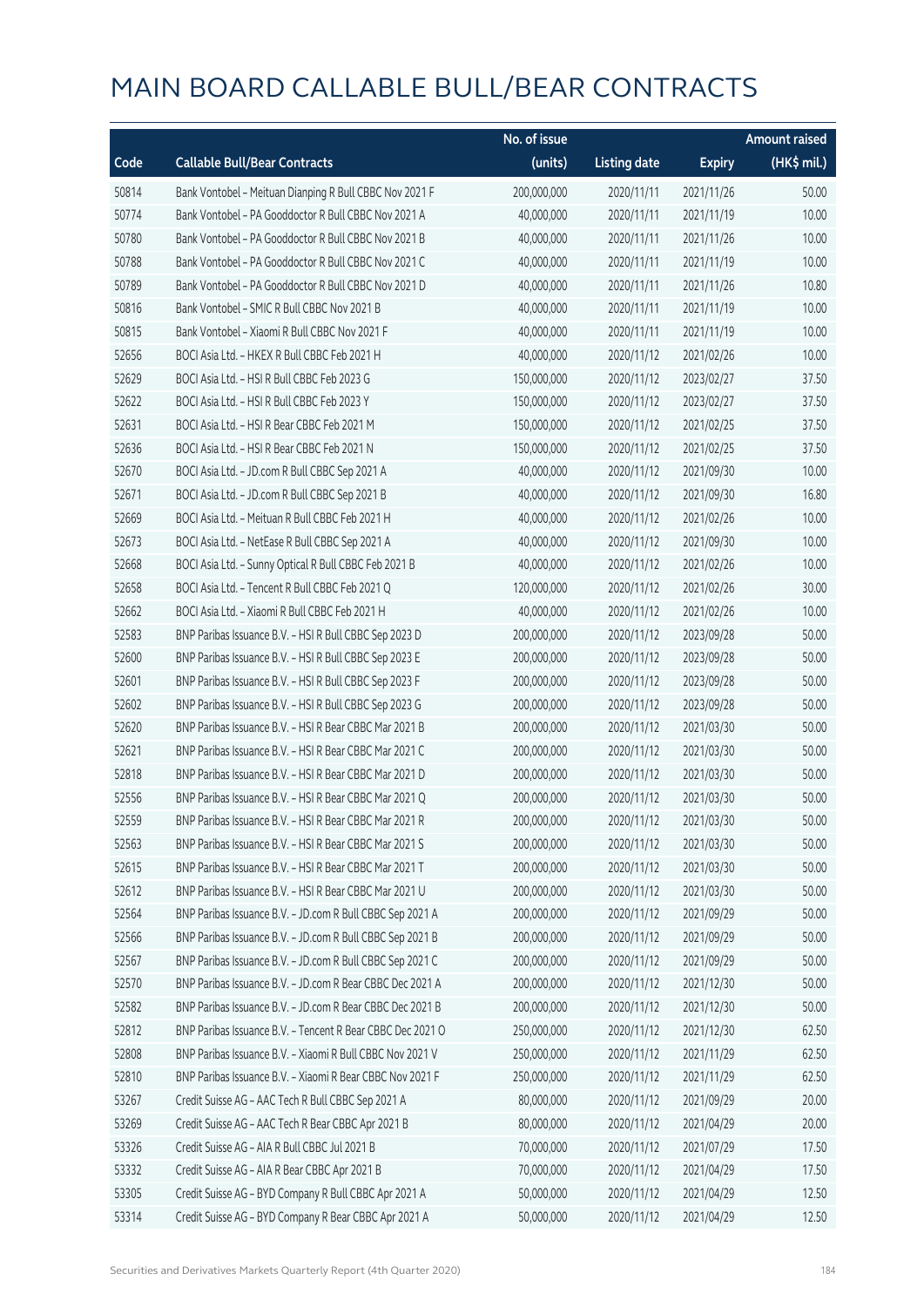# MAIN BOARD CALLABLE BULL/BEAR CONTRACTS

| Code | Callable Bull/Bear Contracts | No. of issue (units) | Listing date | Expiry | Amount raised (HK$ mil.) |
|---|---|---|---|---|---|
| 50814 | Bank Vontobel – Meituan Dianping R Bull CBBC Nov 2021 F | 200,000,000 | 2020/11/11 | 2021/11/26 | 50.00 |
| 50774 | Bank Vontobel – PA Gooddoctor R Bull CBBC Nov 2021 A | 40,000,000 | 2020/11/11 | 2021/11/19 | 10.00 |
| 50780 | Bank Vontobel – PA Gooddoctor R Bull CBBC Nov 2021 B | 40,000,000 | 2020/11/11 | 2021/11/26 | 10.00 |
| 50788 | Bank Vontobel – PA Gooddoctor R Bull CBBC Nov 2021 C | 40,000,000 | 2020/11/11 | 2021/11/19 | 10.00 |
| 50789 | Bank Vontobel – PA Gooddoctor R Bull CBBC Nov 2021 D | 40,000,000 | 2020/11/11 | 2021/11/26 | 10.80 |
| 50816 | Bank Vontobel – SMIC R Bull CBBC Nov 2021 B | 40,000,000 | 2020/11/11 | 2021/11/19 | 10.00 |
| 50815 | Bank Vontobel – Xiaomi R Bull CBBC Nov 2021 F | 40,000,000 | 2020/11/11 | 2021/11/19 | 10.00 |
| 52656 | BOCI Asia Ltd. – HKEX R Bull CBBC Feb 2021 H | 40,000,000 | 2020/11/12 | 2021/02/26 | 10.00 |
| 52629 | BOCI Asia Ltd. – HSI R Bull CBBC Feb 2023 G | 150,000,000 | 2020/11/12 | 2023/02/27 | 37.50 |
| 52622 | BOCI Asia Ltd. – HSI R Bull CBBC Feb 2023 Y | 150,000,000 | 2020/11/12 | 2023/02/27 | 37.50 |
| 52631 | BOCI Asia Ltd. – HSI R Bear CBBC Feb 2021 M | 150,000,000 | 2020/11/12 | 2021/02/25 | 37.50 |
| 52636 | BOCI Asia Ltd. – HSI R Bear CBBC Feb 2021 N | 150,000,000 | 2020/11/12 | 2021/02/25 | 37.50 |
| 52670 | BOCI Asia Ltd. – JD.com R Bull CBBC Sep 2021 A | 40,000,000 | 2020/11/12 | 2021/09/30 | 10.00 |
| 52671 | BOCI Asia Ltd. – JD.com R Bull CBBC Sep 2021 B | 40,000,000 | 2020/11/12 | 2021/09/30 | 16.80 |
| 52669 | BOCI Asia Ltd. – Meituan R Bull CBBC Feb 2021 H | 40,000,000 | 2020/11/12 | 2021/02/26 | 10.00 |
| 52673 | BOCI Asia Ltd. – NetEase R Bull CBBC Sep 2021 A | 40,000,000 | 2020/11/12 | 2021/09/30 | 10.00 |
| 52668 | BOCI Asia Ltd. – Sunny Optical R Bull CBBC Feb 2021 B | 40,000,000 | 2020/11/12 | 2021/02/26 | 10.00 |
| 52658 | BOCI Asia Ltd. – Tencent R Bull CBBC Feb 2021 Q | 120,000,000 | 2020/11/12 | 2021/02/26 | 30.00 |
| 52662 | BOCI Asia Ltd. – Xiaomi R Bull CBBC Feb 2021 H | 40,000,000 | 2020/11/12 | 2021/02/26 | 10.00 |
| 52583 | BNP Paribas Issuance B.V. – HSI R Bull CBBC Sep 2023 D | 200,000,000 | 2020/11/12 | 2023/09/28 | 50.00 |
| 52600 | BNP Paribas Issuance B.V. – HSI R Bull CBBC Sep 2023 E | 200,000,000 | 2020/11/12 | 2023/09/28 | 50.00 |
| 52601 | BNP Paribas Issuance B.V. – HSI R Bull CBBC Sep 2023 F | 200,000,000 | 2020/11/12 | 2023/09/28 | 50.00 |
| 52602 | BNP Paribas Issuance B.V. – HSI R Bull CBBC Sep 2023 G | 200,000,000 | 2020/11/12 | 2023/09/28 | 50.00 |
| 52620 | BNP Paribas Issuance B.V. – HSI R Bear CBBC Mar 2021 B | 200,000,000 | 2020/11/12 | 2021/03/30 | 50.00 |
| 52621 | BNP Paribas Issuance B.V. – HSI R Bear CBBC Mar 2021 C | 200,000,000 | 2020/11/12 | 2021/03/30 | 50.00 |
| 52818 | BNP Paribas Issuance B.V. – HSI R Bear CBBC Mar 2021 D | 200,000,000 | 2020/11/12 | 2021/03/30 | 50.00 |
| 52556 | BNP Paribas Issuance B.V. – HSI R Bear CBBC Mar 2021 Q | 200,000,000 | 2020/11/12 | 2021/03/30 | 50.00 |
| 52559 | BNP Paribas Issuance B.V. – HSI R Bear CBBC Mar 2021 R | 200,000,000 | 2020/11/12 | 2021/03/30 | 50.00 |
| 52563 | BNP Paribas Issuance B.V. – HSI R Bear CBBC Mar 2021 S | 200,000,000 | 2020/11/12 | 2021/03/30 | 50.00 |
| 52615 | BNP Paribas Issuance B.V. – HSI R Bear CBBC Mar 2021 T | 200,000,000 | 2020/11/12 | 2021/03/30 | 50.00 |
| 52612 | BNP Paribas Issuance B.V. – HSI R Bear CBBC Mar 2021 U | 200,000,000 | 2020/11/12 | 2021/03/30 | 50.00 |
| 52564 | BNP Paribas Issuance B.V. – JD.com R Bull CBBC Sep 2021 A | 200,000,000 | 2020/11/12 | 2021/09/29 | 50.00 |
| 52566 | BNP Paribas Issuance B.V. – JD.com R Bull CBBC Sep 2021 B | 200,000,000 | 2020/11/12 | 2021/09/29 | 50.00 |
| 52567 | BNP Paribas Issuance B.V. – JD.com R Bull CBBC Sep 2021 C | 200,000,000 | 2020/11/12 | 2021/09/29 | 50.00 |
| 52570 | BNP Paribas Issuance B.V. – JD.com R Bear CBBC Dec 2021 A | 200,000,000 | 2020/11/12 | 2021/12/30 | 50.00 |
| 52582 | BNP Paribas Issuance B.V. – JD.com R Bear CBBC Dec 2021 B | 200,000,000 | 2020/11/12 | 2021/12/30 | 50.00 |
| 52812 | BNP Paribas Issuance B.V. – Tencent R Bear CBBC Dec 2021 O | 250,000,000 | 2020/11/12 | 2021/12/30 | 62.50 |
| 52808 | BNP Paribas Issuance B.V. – Xiaomi R Bull CBBC Nov 2021 V | 250,000,000 | 2020/11/12 | 2021/11/29 | 62.50 |
| 52810 | BNP Paribas Issuance B.V. – Xiaomi R Bear CBBC Nov 2021 F | 250,000,000 | 2020/11/12 | 2021/11/29 | 62.50 |
| 53267 | Credit Suisse AG – AAC Tech R Bull CBBC Sep 2021 A | 80,000,000 | 2020/11/12 | 2021/09/29 | 20.00 |
| 53269 | Credit Suisse AG – AAC Tech R Bear CBBC Apr 2021 B | 80,000,000 | 2020/11/12 | 2021/04/29 | 20.00 |
| 53326 | Credit Suisse AG – AIA R Bull CBBC Jul 2021 B | 70,000,000 | 2020/11/12 | 2021/07/29 | 17.50 |
| 53332 | Credit Suisse AG – AIA R Bear CBBC Apr 2021 B | 70,000,000 | 2020/11/12 | 2021/04/29 | 17.50 |
| 53305 | Credit Suisse AG – BYD Company R Bull CBBC Apr 2021 A | 50,000,000 | 2020/11/12 | 2021/04/29 | 12.50 |
| 53314 | Credit Suisse AG – BYD Company R Bear CBBC Apr 2021 A | 50,000,000 | 2020/11/12 | 2021/04/29 | 12.50 |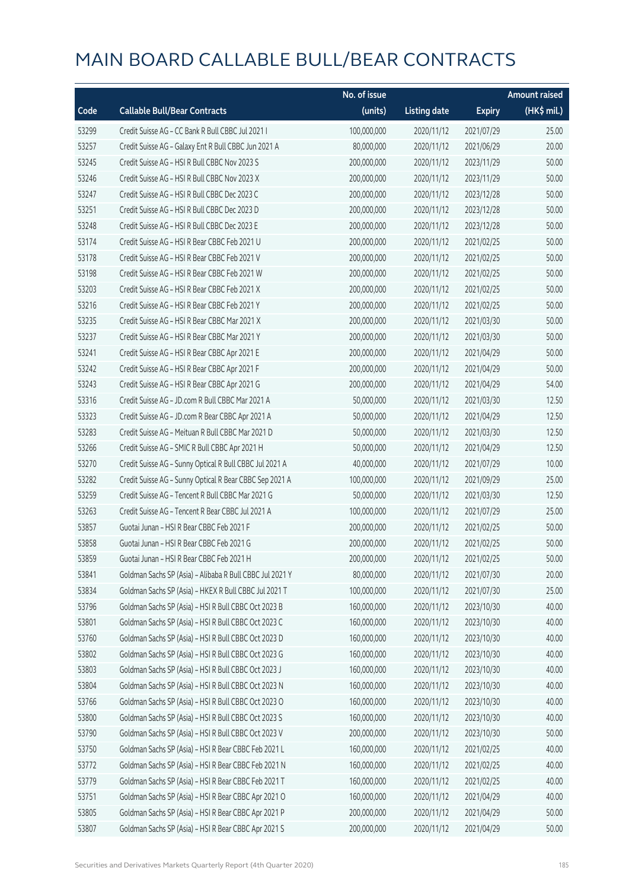# MAIN BOARD CALLABLE BULL/BEAR CONTRACTS

| Code | Callable Bull/Bear Contracts | No. of issue (units) | Listing date | Expiry | Amount raised (HK$ mil.) |
|---|---|---|---|---|---|
| 53299 | Credit Suisse AG - CC Bank R Bull CBBC Jul 2021 I | 100,000,000 | 2020/11/12 | 2021/07/29 | 25.00 |
| 53257 | Credit Suisse AG - Galaxy Ent R Bull CBBC Jun 2021 A | 80,000,000 | 2020/11/12 | 2021/06/29 | 20.00 |
| 53245 | Credit Suisse AG - HSI R Bull CBBC Nov 2023 S | 200,000,000 | 2020/11/12 | 2023/11/29 | 50.00 |
| 53246 | Credit Suisse AG - HSI R Bull CBBC Nov 2023 X | 200,000,000 | 2020/11/12 | 2023/11/29 | 50.00 |
| 53247 | Credit Suisse AG - HSI R Bull CBBC Dec 2023 C | 200,000,000 | 2020/11/12 | 2023/12/28 | 50.00 |
| 53251 | Credit Suisse AG - HSI R Bull CBBC Dec 2023 D | 200,000,000 | 2020/11/12 | 2023/12/28 | 50.00 |
| 53248 | Credit Suisse AG - HSI R Bull CBBC Dec 2023 E | 200,000,000 | 2020/11/12 | 2023/12/28 | 50.00 |
| 53174 | Credit Suisse AG - HSI R Bear CBBC Feb 2021 U | 200,000,000 | 2020/11/12 | 2021/02/25 | 50.00 |
| 53178 | Credit Suisse AG - HSI R Bear CBBC Feb 2021 V | 200,000,000 | 2020/11/12 | 2021/02/25 | 50.00 |
| 53198 | Credit Suisse AG - HSI R Bear CBBC Feb 2021 W | 200,000,000 | 2020/11/12 | 2021/02/25 | 50.00 |
| 53203 | Credit Suisse AG - HSI R Bear CBBC Feb 2021 X | 200,000,000 | 2020/11/12 | 2021/02/25 | 50.00 |
| 53216 | Credit Suisse AG - HSI R Bear CBBC Feb 2021 Y | 200,000,000 | 2020/11/12 | 2021/02/25 | 50.00 |
| 53235 | Credit Suisse AG - HSI R Bear CBBC Mar 2021 X | 200,000,000 | 2020/11/12 | 2021/03/30 | 50.00 |
| 53237 | Credit Suisse AG - HSI R Bear CBBC Mar 2021 Y | 200,000,000 | 2020/11/12 | 2021/03/30 | 50.00 |
| 53241 | Credit Suisse AG - HSI R Bear CBBC Apr 2021 E | 200,000,000 | 2020/11/12 | 2021/04/29 | 50.00 |
| 53242 | Credit Suisse AG - HSI R Bear CBBC Apr 2021 F | 200,000,000 | 2020/11/12 | 2021/04/29 | 50.00 |
| 53243 | Credit Suisse AG - HSI R Bear CBBC Apr 2021 G | 200,000,000 | 2020/11/12 | 2021/04/29 | 54.00 |
| 53316 | Credit Suisse AG - JD.com R Bull CBBC Mar 2021 A | 50,000,000 | 2020/11/12 | 2021/03/30 | 12.50 |
| 53323 | Credit Suisse AG - JD.com R Bear CBBC Apr 2021 A | 50,000,000 | 2020/11/12 | 2021/04/29 | 12.50 |
| 53283 | Credit Suisse AG - Meituan R Bull CBBC Mar 2021 D | 50,000,000 | 2020/11/12 | 2021/03/30 | 12.50 |
| 53266 | Credit Suisse AG - SMIC R Bull CBBC Apr 2021 H | 50,000,000 | 2020/11/12 | 2021/04/29 | 12.50 |
| 53270 | Credit Suisse AG - Sunny Optical R Bull CBBC Jul 2021 A | 40,000,000 | 2020/11/12 | 2021/07/29 | 10.00 |
| 53282 | Credit Suisse AG - Sunny Optical R Bear CBBC Sep 2021 A | 100,000,000 | 2020/11/12 | 2021/09/29 | 25.00 |
| 53259 | Credit Suisse AG - Tencent R Bull CBBC Mar 2021 G | 50,000,000 | 2020/11/12 | 2021/03/30 | 12.50 |
| 53263 | Credit Suisse AG - Tencent R Bear CBBC Jul 2021 A | 100,000,000 | 2020/11/12 | 2021/07/29 | 25.00 |
| 53857 | Guotai Junan - HSI R Bear CBBC Feb 2021 F | 200,000,000 | 2020/11/12 | 2021/02/25 | 50.00 |
| 53858 | Guotai Junan - HSI R Bear CBBC Feb 2021 G | 200,000,000 | 2020/11/12 | 2021/02/25 | 50.00 |
| 53859 | Guotai Junan - HSI R Bear CBBC Feb 2021 H | 200,000,000 | 2020/11/12 | 2021/02/25 | 50.00 |
| 53841 | Goldman Sachs SP (Asia) - Alibaba R Bull CBBC Jul 2021 Y | 80,000,000 | 2020/11/12 | 2021/07/30 | 20.00 |
| 53834 | Goldman Sachs SP (Asia) - HKEX R Bull CBBC Jul 2021 T | 100,000,000 | 2020/11/12 | 2021/07/30 | 25.00 |
| 53796 | Goldman Sachs SP (Asia) - HSI R Bull CBBC Oct 2023 B | 160,000,000 | 2020/11/12 | 2023/10/30 | 40.00 |
| 53801 | Goldman Sachs SP (Asia) - HSI R Bull CBBC Oct 2023 C | 160,000,000 | 2020/11/12 | 2023/10/30 | 40.00 |
| 53760 | Goldman Sachs SP (Asia) - HSI R Bull CBBC Oct 2023 D | 160,000,000 | 2020/11/12 | 2023/10/30 | 40.00 |
| 53802 | Goldman Sachs SP (Asia) - HSI R Bull CBBC Oct 2023 G | 160,000,000 | 2020/11/12 | 2023/10/30 | 40.00 |
| 53803 | Goldman Sachs SP (Asia) - HSI R Bull CBBC Oct 2023 J | 160,000,000 | 2020/11/12 | 2023/10/30 | 40.00 |
| 53804 | Goldman Sachs SP (Asia) - HSI R Bull CBBC Oct 2023 N | 160,000,000 | 2020/11/12 | 2023/10/30 | 40.00 |
| 53766 | Goldman Sachs SP (Asia) - HSI R Bull CBBC Oct 2023 O | 160,000,000 | 2020/11/12 | 2023/10/30 | 40.00 |
| 53800 | Goldman Sachs SP (Asia) - HSI R Bull CBBC Oct 2023 S | 160,000,000 | 2020/11/12 | 2023/10/30 | 40.00 |
| 53790 | Goldman Sachs SP (Asia) - HSI R Bull CBBC Oct 2023 V | 200,000,000 | 2020/11/12 | 2023/10/30 | 50.00 |
| 53750 | Goldman Sachs SP (Asia) - HSI R Bear CBBC Feb 2021 L | 160,000,000 | 2020/11/12 | 2021/02/25 | 40.00 |
| 53772 | Goldman Sachs SP (Asia) - HSI R Bear CBBC Feb 2021 N | 160,000,000 | 2020/11/12 | 2021/02/25 | 40.00 |
| 53779 | Goldman Sachs SP (Asia) - HSI R Bear CBBC Feb 2021 T | 160,000,000 | 2020/11/12 | 2021/02/25 | 40.00 |
| 53751 | Goldman Sachs SP (Asia) - HSI R Bear CBBC Apr 2021 O | 160,000,000 | 2020/11/12 | 2021/04/29 | 40.00 |
| 53805 | Goldman Sachs SP (Asia) - HSI R Bear CBBC Apr 2021 P | 200,000,000 | 2020/11/12 | 2021/04/29 | 50.00 |
| 53807 | Goldman Sachs SP (Asia) - HSI R Bear CBBC Apr 2021 S | 200,000,000 | 2020/11/12 | 2021/04/29 | 50.00 |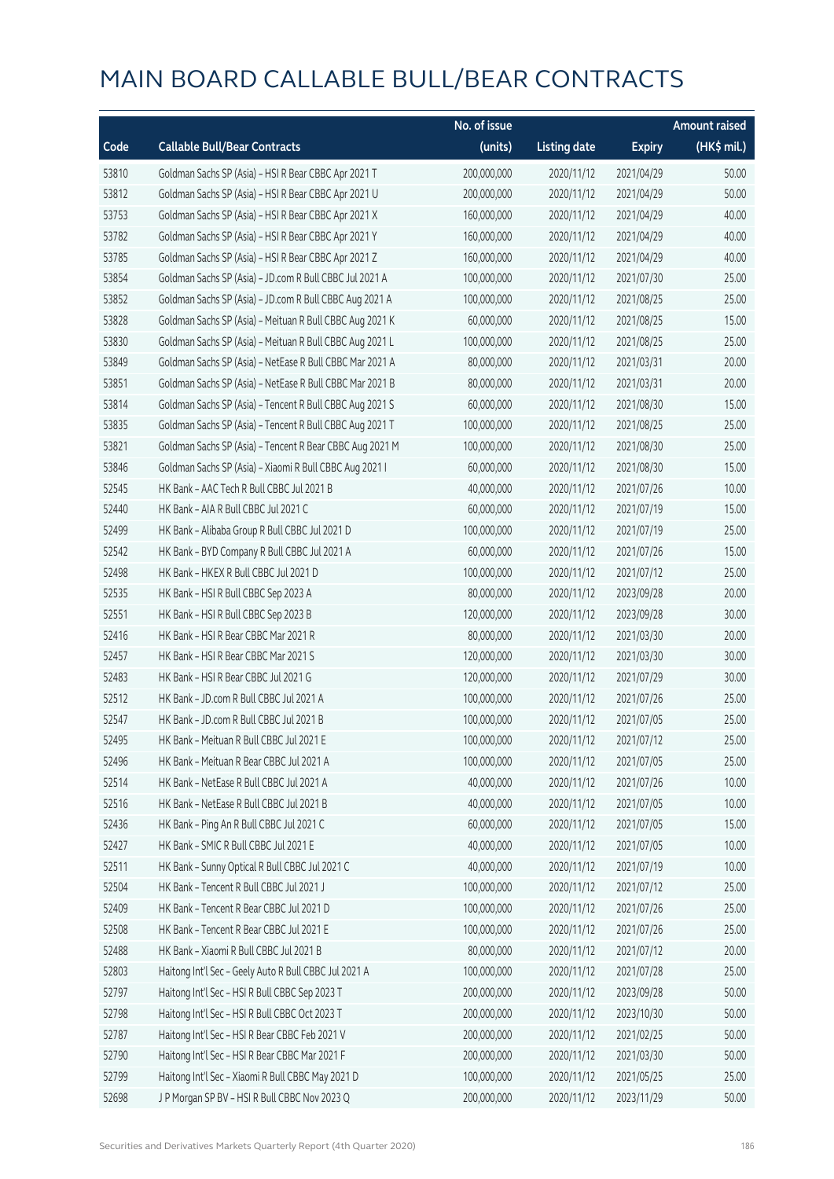# MAIN BOARD CALLABLE BULL/BEAR CONTRACTS

| Code | Callable Bull/Bear Contracts | No. of issue (units) | Listing date | Expiry | Amount raised (HK$ mil.) |
|---|---|---|---|---|---|
| 53810 | Goldman Sachs SP (Asia) - HSI R Bear CBBC Apr 2021 T | 200,000,000 | 2020/11/12 | 2021/04/29 | 50.00 |
| 53812 | Goldman Sachs SP (Asia) - HSI R Bear CBBC Apr 2021 U | 200,000,000 | 2020/11/12 | 2021/04/29 | 50.00 |
| 53753 | Goldman Sachs SP (Asia) - HSI R Bear CBBC Apr 2021 X | 160,000,000 | 2020/11/12 | 2021/04/29 | 40.00 |
| 53782 | Goldman Sachs SP (Asia) - HSI R Bear CBBC Apr 2021 Y | 160,000,000 | 2020/11/12 | 2021/04/29 | 40.00 |
| 53785 | Goldman Sachs SP (Asia) - HSI R Bear CBBC Apr 2021 Z | 160,000,000 | 2020/11/12 | 2021/04/29 | 40.00 |
| 53854 | Goldman Sachs SP (Asia) - JD.com R Bull CBBC Jul 2021 A | 100,000,000 | 2020/11/12 | 2021/07/30 | 25.00 |
| 53852 | Goldman Sachs SP (Asia) - JD.com R Bull CBBC Aug 2021 A | 100,000,000 | 2020/11/12 | 2021/08/25 | 25.00 |
| 53828 | Goldman Sachs SP (Asia) - Meituan R Bull CBBC Aug 2021 K | 60,000,000 | 2020/11/12 | 2021/08/25 | 15.00 |
| 53830 | Goldman Sachs SP (Asia) - Meituan R Bull CBBC Aug 2021 L | 100,000,000 | 2020/11/12 | 2021/08/25 | 25.00 |
| 53849 | Goldman Sachs SP (Asia) - NetEase R Bull CBBC Mar 2021 A | 80,000,000 | 2020/11/12 | 2021/03/31 | 20.00 |
| 53851 | Goldman Sachs SP (Asia) - NetEase R Bull CBBC Mar 2021 B | 80,000,000 | 2020/11/12 | 2021/03/31 | 20.00 |
| 53814 | Goldman Sachs SP (Asia) - Tencent R Bull CBBC Aug 2021 S | 60,000,000 | 2020/11/12 | 2021/08/30 | 15.00 |
| 53835 | Goldman Sachs SP (Asia) - Tencent R Bull CBBC Aug 2021 T | 100,000,000 | 2020/11/12 | 2021/08/25 | 25.00 |
| 53821 | Goldman Sachs SP (Asia) - Tencent R Bear CBBC Aug 2021 M | 100,000,000 | 2020/11/12 | 2021/08/30 | 25.00 |
| 53846 | Goldman Sachs SP (Asia) - Xiaomi R Bull CBBC Aug 2021 I | 60,000,000 | 2020/11/12 | 2021/08/30 | 15.00 |
| 52545 | HK Bank - AAC Tech R Bull CBBC Jul 2021 B | 40,000,000 | 2020/11/12 | 2021/07/26 | 10.00 |
| 52440 | HK Bank - AIA R Bull CBBC Jul 2021 C | 60,000,000 | 2020/11/12 | 2021/07/19 | 15.00 |
| 52499 | HK Bank - Alibaba Group R Bull CBBC Jul 2021 D | 100,000,000 | 2020/11/12 | 2021/07/19 | 25.00 |
| 52542 | HK Bank - BYD Company R Bull CBBC Jul 2021 A | 60,000,000 | 2020/11/12 | 2021/07/26 | 15.00 |
| 52498 | HK Bank - HKEX R Bull CBBC Jul 2021 D | 100,000,000 | 2020/11/12 | 2021/07/12 | 25.00 |
| 52535 | HK Bank - HSI R Bull CBBC Sep 2023 A | 80,000,000 | 2020/11/12 | 2023/09/28 | 20.00 |
| 52551 | HK Bank - HSI R Bull CBBC Sep 2023 B | 120,000,000 | 2020/11/12 | 2023/09/28 | 30.00 |
| 52416 | HK Bank - HSI R Bear CBBC Mar 2021 R | 80,000,000 | 2020/11/12 | 2021/03/30 | 20.00 |
| 52457 | HK Bank - HSI R Bear CBBC Mar 2021 S | 120,000,000 | 2020/11/12 | 2021/03/30 | 30.00 |
| 52483 | HK Bank - HSI R Bear CBBC Jul 2021 G | 120,000,000 | 2020/11/12 | 2021/07/29 | 30.00 |
| 52512 | HK Bank - JD.com R Bull CBBC Jul 2021 A | 100,000,000 | 2020/11/12 | 2021/07/26 | 25.00 |
| 52547 | HK Bank - JD.com R Bull CBBC Jul 2021 B | 100,000,000 | 2020/11/12 | 2021/07/05 | 25.00 |
| 52495 | HK Bank - Meituan R Bull CBBC Jul 2021 E | 100,000,000 | 2020/11/12 | 2021/07/12 | 25.00 |
| 52496 | HK Bank - Meituan R Bear CBBC Jul 2021 A | 100,000,000 | 2020/11/12 | 2021/07/05 | 25.00 |
| 52514 | HK Bank - NetEase R Bull CBBC Jul 2021 A | 40,000,000 | 2020/11/12 | 2021/07/26 | 10.00 |
| 52516 | HK Bank - NetEase R Bull CBBC Jul 2021 B | 40,000,000 | 2020/11/12 | 2021/07/05 | 10.00 |
| 52436 | HK Bank - Ping An R Bull CBBC Jul 2021 C | 60,000,000 | 2020/11/12 | 2021/07/05 | 15.00 |
| 52427 | HK Bank - SMIC R Bull CBBC Jul 2021 E | 40,000,000 | 2020/11/12 | 2021/07/05 | 10.00 |
| 52511 | HK Bank - Sunny Optical R Bull CBBC Jul 2021 C | 40,000,000 | 2020/11/12 | 2021/07/19 | 10.00 |
| 52504 | HK Bank - Tencent R Bull CBBC Jul 2021 J | 100,000,000 | 2020/11/12 | 2021/07/12 | 25.00 |
| 52409 | HK Bank - Tencent R Bear CBBC Jul 2021 D | 100,000,000 | 2020/11/12 | 2021/07/26 | 25.00 |
| 52508 | HK Bank - Tencent R Bear CBBC Jul 2021 E | 100,000,000 | 2020/11/12 | 2021/07/26 | 25.00 |
| 52488 | HK Bank - Xiaomi R Bull CBBC Jul 2021 B | 80,000,000 | 2020/11/12 | 2021/07/12 | 20.00 |
| 52803 | Haitong Int'l Sec - Geely Auto R Bull CBBC Jul 2021 A | 100,000,000 | 2020/11/12 | 2021/07/28 | 25.00 |
| 52797 | Haitong Int'l Sec - HSI R Bull CBBC Sep 2023 T | 200,000,000 | 2020/11/12 | 2023/09/28 | 50.00 |
| 52798 | Haitong Int'l Sec - HSI R Bull CBBC Oct 2023 T | 200,000,000 | 2020/11/12 | 2023/10/30 | 50.00 |
| 52787 | Haitong Int'l Sec - HSI R Bear CBBC Feb 2021 V | 200,000,000 | 2020/11/12 | 2021/02/25 | 50.00 |
| 52790 | Haitong Int'l Sec - HSI R Bear CBBC Mar 2021 F | 200,000,000 | 2020/11/12 | 2021/03/30 | 50.00 |
| 52799 | Haitong Int'l Sec - Xiaomi R Bull CBBC May 2021 D | 100,000,000 | 2020/11/12 | 2021/05/25 | 25.00 |
| 52698 | J P Morgan SP BV - HSI R Bull CBBC Nov 2023 Q | 200,000,000 | 2020/11/12 | 2023/11/29 | 50.00 |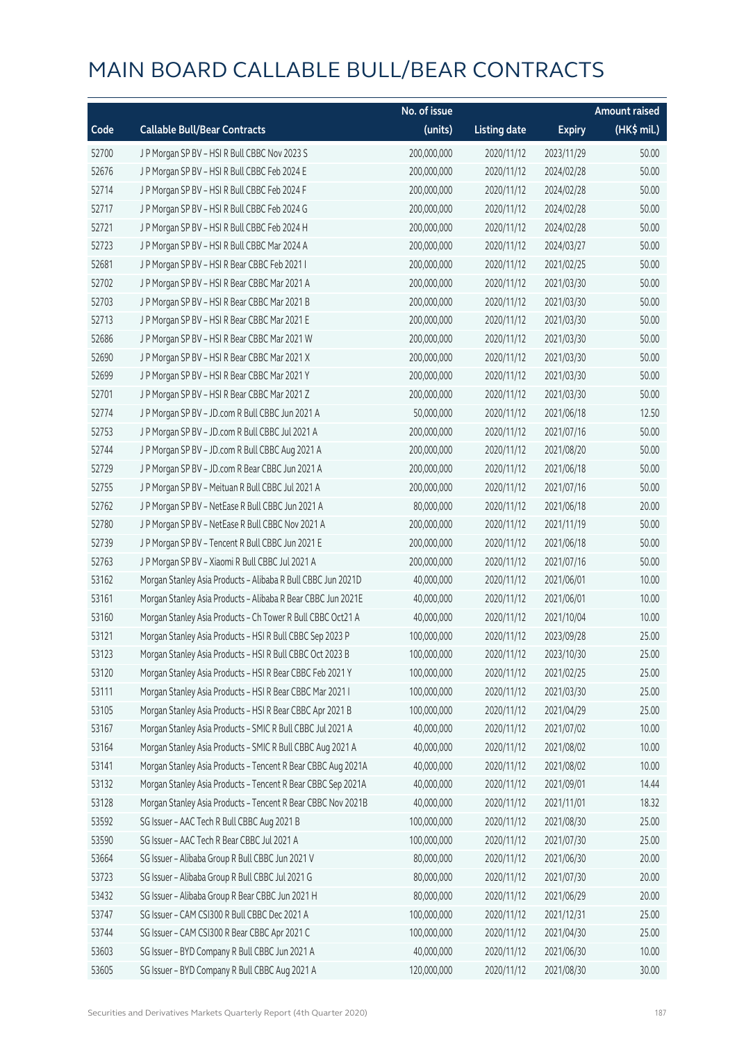# MAIN BOARD CALLABLE BULL/BEAR CONTRACTS

| Code | Callable Bull/Bear Contracts | No. of issue (units) | Listing date | Expiry | Amount raised (HK$ mil.) |
|---|---|---|---|---|---|
| 52700 | J P Morgan SP BV – HSI R Bull CBBC Nov 2023 S | 200,000,000 | 2020/11/12 | 2023/11/29 | 50.00 |
| 52676 | J P Morgan SP BV – HSI R Bull CBBC Feb 2024 E | 200,000,000 | 2020/11/12 | 2024/02/28 | 50.00 |
| 52714 | J P Morgan SP BV – HSI R Bull CBBC Feb 2024 F | 200,000,000 | 2020/11/12 | 2024/02/28 | 50.00 |
| 52717 | J P Morgan SP BV – HSI R Bull CBBC Feb 2024 G | 200,000,000 | 2020/11/12 | 2024/02/28 | 50.00 |
| 52721 | J P Morgan SP BV – HSI R Bull CBBC Feb 2024 H | 200,000,000 | 2020/11/12 | 2024/02/28 | 50.00 |
| 52723 | J P Morgan SP BV – HSI R Bull CBBC Mar 2024 A | 200,000,000 | 2020/11/12 | 2024/03/27 | 50.00 |
| 52681 | J P Morgan SP BV – HSI R Bear CBBC Feb 2021 I | 200,000,000 | 2020/11/12 | 2021/02/25 | 50.00 |
| 52702 | J P Morgan SP BV – HSI R Bear CBBC Mar 2021 A | 200,000,000 | 2020/11/12 | 2021/03/30 | 50.00 |
| 52703 | J P Morgan SP BV – HSI R Bear CBBC Mar 2021 B | 200,000,000 | 2020/11/12 | 2021/03/30 | 50.00 |
| 52713 | J P Morgan SP BV – HSI R Bear CBBC Mar 2021 E | 200,000,000 | 2020/11/12 | 2021/03/30 | 50.00 |
| 52686 | J P Morgan SP BV – HSI R Bear CBBC Mar 2021 W | 200,000,000 | 2020/11/12 | 2021/03/30 | 50.00 |
| 52690 | J P Morgan SP BV – HSI R Bear CBBC Mar 2021 X | 200,000,000 | 2020/11/12 | 2021/03/30 | 50.00 |
| 52699 | J P Morgan SP BV – HSI R Bear CBBC Mar 2021 Y | 200,000,000 | 2020/11/12 | 2021/03/30 | 50.00 |
| 52701 | J P Morgan SP BV – HSI R Bear CBBC Mar 2021 Z | 200,000,000 | 2020/11/12 | 2021/03/30 | 50.00 |
| 52774 | J P Morgan SP BV – JD.com R Bull CBBC Jun 2021 A | 50,000,000 | 2020/11/12 | 2021/06/18 | 12.50 |
| 52753 | J P Morgan SP BV – JD.com R Bull CBBC Jul 2021 A | 200,000,000 | 2020/11/12 | 2021/07/16 | 50.00 |
| 52744 | J P Morgan SP BV – JD.com R Bull CBBC Aug 2021 A | 200,000,000 | 2020/11/12 | 2021/08/20 | 50.00 |
| 52729 | J P Morgan SP BV – JD.com R Bear CBBC Jun 2021 A | 200,000,000 | 2020/11/12 | 2021/06/18 | 50.00 |
| 52755 | J P Morgan SP BV – Meituan R Bull CBBC Jul 2021 A | 200,000,000 | 2020/11/12 | 2021/07/16 | 50.00 |
| 52762 | J P Morgan SP BV – NetEase R Bull CBBC Jun 2021 A | 80,000,000 | 2020/11/12 | 2021/06/18 | 20.00 |
| 52780 | J P Morgan SP BV – NetEase R Bull CBBC Nov 2021 A | 200,000,000 | 2020/11/12 | 2021/11/19 | 50.00 |
| 52739 | J P Morgan SP BV – Tencent R Bull CBBC Jun 2021 E | 200,000,000 | 2020/11/12 | 2021/06/18 | 50.00 |
| 52763 | J P Morgan SP BV – Xiaomi R Bull CBBC Jul 2021 A | 200,000,000 | 2020/11/12 | 2021/07/16 | 50.00 |
| 53162 | Morgan Stanley Asia Products – Alibaba R Bull CBBC Jun 2021D | 40,000,000 | 2020/11/12 | 2021/06/01 | 10.00 |
| 53161 | Morgan Stanley Asia Products – Alibaba R Bear CBBC Jun 2021E | 40,000,000 | 2020/11/12 | 2021/06/01 | 10.00 |
| 53160 | Morgan Stanley Asia Products – Ch Tower R Bull CBBC Oct21 A | 40,000,000 | 2020/11/12 | 2021/10/04 | 10.00 |
| 53121 | Morgan Stanley Asia Products – HSI R Bull CBBC Sep 2023 P | 100,000,000 | 2020/11/12 | 2023/09/28 | 25.00 |
| 53123 | Morgan Stanley Asia Products – HSI R Bull CBBC Oct 2023 B | 100,000,000 | 2020/11/12 | 2023/10/30 | 25.00 |
| 53120 | Morgan Stanley Asia Products – HSI R Bear CBBC Feb 2021 Y | 100,000,000 | 2020/11/12 | 2021/02/25 | 25.00 |
| 53111 | Morgan Stanley Asia Products – HSI R Bear CBBC Mar 2021 I | 100,000,000 | 2020/11/12 | 2021/03/30 | 25.00 |
| 53105 | Morgan Stanley Asia Products – HSI R Bear CBBC Apr 2021 B | 100,000,000 | 2020/11/12 | 2021/04/29 | 25.00 |
| 53167 | Morgan Stanley Asia Products – SMIC R Bull CBBC Jul 2021 A | 40,000,000 | 2020/11/12 | 2021/07/02 | 10.00 |
| 53164 | Morgan Stanley Asia Products – SMIC R Bull CBBC Aug 2021 A | 40,000,000 | 2020/11/12 | 2021/08/02 | 10.00 |
| 53141 | Morgan Stanley Asia Products – Tencent R Bear CBBC Aug 2021A | 40,000,000 | 2020/11/12 | 2021/08/02 | 10.00 |
| 53132 | Morgan Stanley Asia Products – Tencent R Bear CBBC Sep 2021A | 40,000,000 | 2020/11/12 | 2021/09/01 | 14.44 |
| 53128 | Morgan Stanley Asia Products – Tencent R Bear CBBC Nov 2021B | 40,000,000 | 2020/11/12 | 2021/11/01 | 18.32 |
| 53592 | SG Issuer – AAC Tech R Bull CBBC Aug 2021 B | 100,000,000 | 2020/11/12 | 2021/08/30 | 25.00 |
| 53590 | SG Issuer – AAC Tech R Bear CBBC Jul 2021 A | 100,000,000 | 2020/11/12 | 2021/07/30 | 25.00 |
| 53664 | SG Issuer – Alibaba Group R Bull CBBC Jun 2021 V | 80,000,000 | 2020/11/12 | 2021/06/30 | 20.00 |
| 53723 | SG Issuer – Alibaba Group R Bull CBBC Jul 2021 G | 80,000,000 | 2020/11/12 | 2021/07/30 | 20.00 |
| 53432 | SG Issuer – Alibaba Group R Bear CBBC Jun 2021 H | 80,000,000 | 2020/11/12 | 2021/06/29 | 20.00 |
| 53747 | SG Issuer – CAM CSI300 R Bull CBBC Dec 2021 A | 100,000,000 | 2020/11/12 | 2021/12/31 | 25.00 |
| 53744 | SG Issuer – CAM CSI300 R Bear CBBC Apr 2021 C | 100,000,000 | 2020/11/12 | 2021/04/30 | 25.00 |
| 53603 | SG Issuer – BYD Company R Bull CBBC Jun 2021 A | 40,000,000 | 2020/11/12 | 2021/06/30 | 10.00 |
| 53605 | SG Issuer – BYD Company R Bull CBBC Aug 2021 A | 120,000,000 | 2020/11/12 | 2021/08/30 | 30.00 |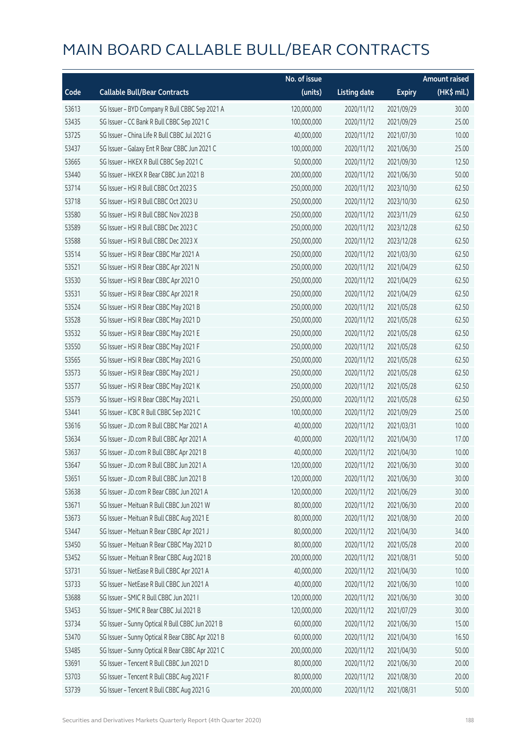# MAIN BOARD CALLABLE BULL/BEAR CONTRACTS

| Code | Callable Bull/Bear Contracts | No. of issue (units) | Listing date | Expiry | Amount raised (HK$ mil.) |
|---|---|---|---|---|---|
| 53613 | SG Issuer – BYD Company R Bull CBBC Sep 2021 A | 120,000,000 | 2020/11/12 | 2021/09/29 | 30.00 |
| 53435 | SG Issuer – CC Bank R Bull CBBC Sep 2021 C | 100,000,000 | 2020/11/12 | 2021/09/29 | 25.00 |
| 53725 | SG Issuer – China Life R Bull CBBC Jul 2021 G | 40,000,000 | 2020/11/12 | 2021/07/30 | 10.00 |
| 53437 | SG Issuer – Galaxy Ent R Bear CBBC Jun 2021 C | 100,000,000 | 2020/11/12 | 2021/06/30 | 25.00 |
| 53665 | SG Issuer – HKEX R Bull CBBC Sep 2021 C | 50,000,000 | 2020/11/12 | 2021/09/30 | 12.50 |
| 53440 | SG Issuer – HKEX R Bear CBBC Jun 2021 B | 200,000,000 | 2020/11/12 | 2021/06/30 | 50.00 |
| 53714 | SG Issuer – HSI R Bull CBBC Oct 2023 S | 250,000,000 | 2020/11/12 | 2023/10/30 | 62.50 |
| 53718 | SG Issuer – HSI R Bull CBBC Oct 2023 U | 250,000,000 | 2020/11/12 | 2023/10/30 | 62.50 |
| 53580 | SG Issuer – HSI R Bull CBBC Nov 2023 B | 250,000,000 | 2020/11/12 | 2023/11/29 | 62.50 |
| 53589 | SG Issuer – HSI R Bull CBBC Dec 2023 C | 250,000,000 | 2020/11/12 | 2023/12/28 | 62.50 |
| 53588 | SG Issuer – HSI R Bull CBBC Dec 2023 X | 250,000,000 | 2020/11/12 | 2023/12/28 | 62.50 |
| 53514 | SG Issuer – HSI R Bear CBBC Mar 2021 A | 250,000,000 | 2020/11/12 | 2021/03/30 | 62.50 |
| 53521 | SG Issuer – HSI R Bear CBBC Apr 2021 N | 250,000,000 | 2020/11/12 | 2021/04/29 | 62.50 |
| 53530 | SG Issuer – HSI R Bear CBBC Apr 2021 O | 250,000,000 | 2020/11/12 | 2021/04/29 | 62.50 |
| 53531 | SG Issuer – HSI R Bear CBBC Apr 2021 R | 250,000,000 | 2020/11/12 | 2021/04/29 | 62.50 |
| 53524 | SG Issuer – HSI R Bear CBBC May 2021 B | 250,000,000 | 2020/11/12 | 2021/05/28 | 62.50 |
| 53528 | SG Issuer – HSI R Bear CBBC May 2021 D | 250,000,000 | 2020/11/12 | 2021/05/28 | 62.50 |
| 53532 | SG Issuer – HSI R Bear CBBC May 2021 E | 250,000,000 | 2020/11/12 | 2021/05/28 | 62.50 |
| 53550 | SG Issuer – HSI R Bear CBBC May 2021 F | 250,000,000 | 2020/11/12 | 2021/05/28 | 62.50 |
| 53565 | SG Issuer – HSI R Bear CBBC May 2021 G | 250,000,000 | 2020/11/12 | 2021/05/28 | 62.50 |
| 53573 | SG Issuer – HSI R Bear CBBC May 2021 J | 250,000,000 | 2020/11/12 | 2021/05/28 | 62.50 |
| 53577 | SG Issuer – HSI R Bear CBBC May 2021 K | 250,000,000 | 2020/11/12 | 2021/05/28 | 62.50 |
| 53579 | SG Issuer – HSI R Bear CBBC May 2021 L | 250,000,000 | 2020/11/12 | 2021/05/28 | 62.50 |
| 53441 | SG Issuer – ICBC R Bull CBBC Sep 2021 C | 100,000,000 | 2020/11/12 | 2021/09/29 | 25.00 |
| 53616 | SG Issuer – JD.com R Bull CBBC Mar 2021 A | 40,000,000 | 2020/11/12 | 2021/03/31 | 10.00 |
| 53634 | SG Issuer – JD.com R Bull CBBC Apr 2021 A | 40,000,000 | 2020/11/12 | 2021/04/30 | 17.00 |
| 53637 | SG Issuer – JD.com R Bull CBBC Apr 2021 B | 40,000,000 | 2020/11/12 | 2021/04/30 | 10.00 |
| 53647 | SG Issuer – JD.com R Bull CBBC Jun 2021 A | 120,000,000 | 2020/11/12 | 2021/06/30 | 30.00 |
| 53651 | SG Issuer – JD.com R Bull CBBC Jun 2021 B | 120,000,000 | 2020/11/12 | 2021/06/30 | 30.00 |
| 53638 | SG Issuer – JD.com R Bear CBBC Jun 2021 A | 120,000,000 | 2020/11/12 | 2021/06/29 | 30.00 |
| 53671 | SG Issuer – Meituan R Bull CBBC Jun 2021 W | 80,000,000 | 2020/11/12 | 2021/06/30 | 20.00 |
| 53673 | SG Issuer – Meituan R Bull CBBC Aug 2021 E | 80,000,000 | 2020/11/12 | 2021/08/30 | 20.00 |
| 53447 | SG Issuer – Meituan R Bear CBBC Apr 2021 J | 80,000,000 | 2020/11/12 | 2021/04/30 | 34.00 |
| 53450 | SG Issuer – Meituan R Bear CBBC May 2021 D | 80,000,000 | 2020/11/12 | 2021/05/28 | 20.00 |
| 53452 | SG Issuer – Meituan R Bear CBBC Aug 2021 B | 200,000,000 | 2020/11/12 | 2021/08/31 | 50.00 |
| 53731 | SG Issuer – NetEase R Bull CBBC Apr 2021 A | 40,000,000 | 2020/11/12 | 2021/04/30 | 10.00 |
| 53733 | SG Issuer – NetEase R Bull CBBC Jun 2021 A | 40,000,000 | 2020/11/12 | 2021/06/30 | 10.00 |
| 53688 | SG Issuer – SMIC R Bull CBBC Jun 2021 I | 120,000,000 | 2020/11/12 | 2021/06/30 | 30.00 |
| 53453 | SG Issuer – SMIC R Bear CBBC Jul 2021 B | 120,000,000 | 2020/11/12 | 2021/07/29 | 30.00 |
| 53734 | SG Issuer – Sunny Optical R Bull CBBC Jun 2021 B | 60,000,000 | 2020/11/12 | 2021/06/30 | 15.00 |
| 53470 | SG Issuer – Sunny Optical R Bear CBBC Apr 2021 B | 60,000,000 | 2020/11/12 | 2021/04/30 | 16.50 |
| 53485 | SG Issuer – Sunny Optical R Bear CBBC Apr 2021 C | 200,000,000 | 2020/11/12 | 2021/04/30 | 50.00 |
| 53691 | SG Issuer – Tencent R Bull CBBC Jun 2021 D | 80,000,000 | 2020/11/12 | 2021/06/30 | 20.00 |
| 53703 | SG Issuer – Tencent R Bull CBBC Aug 2021 F | 80,000,000 | 2020/11/12 | 2021/08/30 | 20.00 |
| 53739 | SG Issuer – Tencent R Bull CBBC Aug 2021 G | 200,000,000 | 2020/11/12 | 2021/08/31 | 50.00 |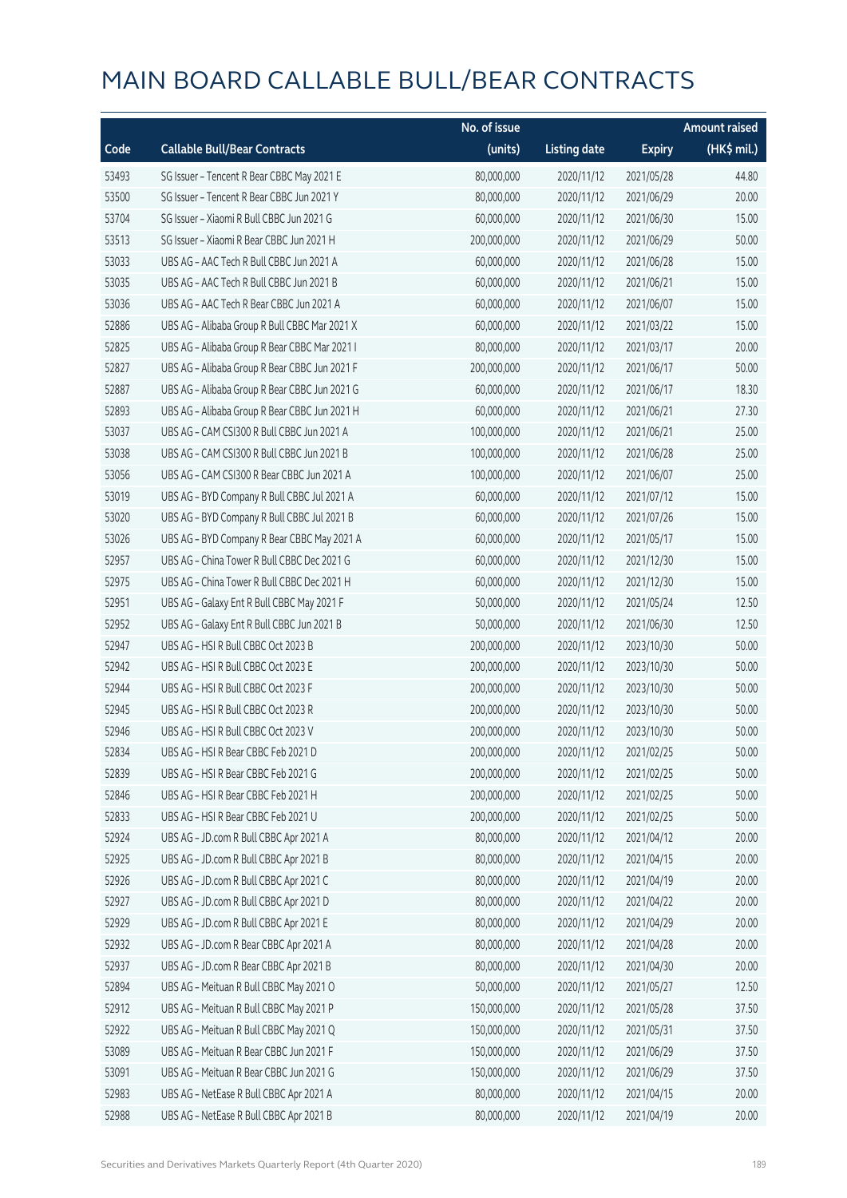# MAIN BOARD CALLABLE BULL/BEAR CONTRACTS

| Code | Callable Bull/Bear Contracts | No. of issue (units) | Listing date | Expiry | Amount raised (HK$ mil.) |
|---|---|---|---|---|---|
| 53493 | SG Issuer – Tencent R Bear CBBC May 2021 E | 80,000,000 | 2020/11/12 | 2021/05/28 | 44.80 |
| 53500 | SG Issuer – Tencent R Bear CBBC Jun 2021 Y | 80,000,000 | 2020/11/12 | 2021/06/29 | 20.00 |
| 53704 | SG Issuer – Xiaomi R Bull CBBC Jun 2021 G | 60,000,000 | 2020/11/12 | 2021/06/30 | 15.00 |
| 53513 | SG Issuer – Xiaomi R Bear CBBC Jun 2021 H | 200,000,000 | 2020/11/12 | 2021/06/29 | 50.00 |
| 53033 | UBS AG – AAC Tech R Bull CBBC Jun 2021 A | 60,000,000 | 2020/11/12 | 2021/06/28 | 15.00 |
| 53035 | UBS AG – AAC Tech R Bull CBBC Jun 2021 B | 60,000,000 | 2020/11/12 | 2021/06/21 | 15.00 |
| 53036 | UBS AG – AAC Tech R Bear CBBC Jun 2021 A | 60,000,000 | 2020/11/12 | 2021/06/07 | 15.00 |
| 52886 | UBS AG – Alibaba Group R Bull CBBC Mar 2021 X | 60,000,000 | 2020/11/12 | 2021/03/22 | 15.00 |
| 52825 | UBS AG – Alibaba Group R Bear CBBC Mar 2021 I | 80,000,000 | 2020/11/12 | 2021/03/17 | 20.00 |
| 52827 | UBS AG – Alibaba Group R Bear CBBC Jun 2021 F | 200,000,000 | 2020/11/12 | 2021/06/17 | 50.00 |
| 52887 | UBS AG – Alibaba Group R Bear CBBC Jun 2021 G | 60,000,000 | 2020/11/12 | 2021/06/17 | 18.30 |
| 52893 | UBS AG – Alibaba Group R Bear CBBC Jun 2021 H | 60,000,000 | 2020/11/12 | 2021/06/21 | 27.30 |
| 53037 | UBS AG – CAM CSI300 R Bull CBBC Jun 2021 A | 100,000,000 | 2020/11/12 | 2021/06/21 | 25.00 |
| 53038 | UBS AG – CAM CSI300 R Bull CBBC Jun 2021 B | 100,000,000 | 2020/11/12 | 2021/06/28 | 25.00 |
| 53056 | UBS AG – CAM CSI300 R Bear CBBC Jun 2021 A | 100,000,000 | 2020/11/12 | 2021/06/07 | 25.00 |
| 53019 | UBS AG – BYD Company R Bull CBBC Jul 2021 A | 60,000,000 | 2020/11/12 | 2021/07/12 | 15.00 |
| 53020 | UBS AG – BYD Company R Bull CBBC Jul 2021 B | 60,000,000 | 2020/11/12 | 2021/07/26 | 15.00 |
| 53026 | UBS AG – BYD Company R Bear CBBC May 2021 A | 60,000,000 | 2020/11/12 | 2021/05/17 | 15.00 |
| 52957 | UBS AG – China Tower R Bull CBBC Dec 2021 G | 60,000,000 | 2020/11/12 | 2021/12/30 | 15.00 |
| 52975 | UBS AG – China Tower R Bull CBBC Dec 2021 H | 60,000,000 | 2020/11/12 | 2021/12/30 | 15.00 |
| 52951 | UBS AG – Galaxy Ent R Bull CBBC May 2021 F | 50,000,000 | 2020/11/12 | 2021/05/24 | 12.50 |
| 52952 | UBS AG – Galaxy Ent R Bull CBBC Jun 2021 B | 50,000,000 | 2020/11/12 | 2021/06/30 | 12.50 |
| 52947 | UBS AG – HSI R Bull CBBC Oct 2023 B | 200,000,000 | 2020/11/12 | 2023/10/30 | 50.00 |
| 52942 | UBS AG – HSI R Bull CBBC Oct 2023 E | 200,000,000 | 2020/11/12 | 2023/10/30 | 50.00 |
| 52944 | UBS AG – HSI R Bull CBBC Oct 2023 F | 200,000,000 | 2020/11/12 | 2023/10/30 | 50.00 |
| 52945 | UBS AG – HSI R Bull CBBC Oct 2023 R | 200,000,000 | 2020/11/12 | 2023/10/30 | 50.00 |
| 52946 | UBS AG – HSI R Bull CBBC Oct 2023 V | 200,000,000 | 2020/11/12 | 2023/10/30 | 50.00 |
| 52834 | UBS AG – HSI R Bear CBBC Feb 2021 D | 200,000,000 | 2020/11/12 | 2021/02/25 | 50.00 |
| 52839 | UBS AG – HSI R Bear CBBC Feb 2021 G | 200,000,000 | 2020/11/12 | 2021/02/25 | 50.00 |
| 52846 | UBS AG – HSI R Bear CBBC Feb 2021 H | 200,000,000 | 2020/11/12 | 2021/02/25 | 50.00 |
| 52833 | UBS AG – HSI R Bear CBBC Feb 2021 U | 200,000,000 | 2020/11/12 | 2021/02/25 | 50.00 |
| 52924 | UBS AG – JD.com R Bull CBBC Apr 2021 A | 80,000,000 | 2020/11/12 | 2021/04/12 | 20.00 |
| 52925 | UBS AG – JD.com R Bull CBBC Apr 2021 B | 80,000,000 | 2020/11/12 | 2021/04/15 | 20.00 |
| 52926 | UBS AG – JD.com R Bull CBBC Apr 2021 C | 80,000,000 | 2020/11/12 | 2021/04/19 | 20.00 |
| 52927 | UBS AG – JD.com R Bull CBBC Apr 2021 D | 80,000,000 | 2020/11/12 | 2021/04/22 | 20.00 |
| 52929 | UBS AG – JD.com R Bull CBBC Apr 2021 E | 80,000,000 | 2020/11/12 | 2021/04/29 | 20.00 |
| 52932 | UBS AG – JD.com R Bear CBBC Apr 2021 A | 80,000,000 | 2020/11/12 | 2021/04/28 | 20.00 |
| 52937 | UBS AG – JD.com R Bear CBBC Apr 2021 B | 80,000,000 | 2020/11/12 | 2021/04/30 | 20.00 |
| 52894 | UBS AG – Meituan R Bull CBBC May 2021 O | 50,000,000 | 2020/11/12 | 2021/05/27 | 12.50 |
| 52912 | UBS AG – Meituan R Bull CBBC May 2021 P | 150,000,000 | 2020/11/12 | 2021/05/28 | 37.50 |
| 52922 | UBS AG – Meituan R Bull CBBC May 2021 Q | 150,000,000 | 2020/11/12 | 2021/05/31 | 37.50 |
| 53089 | UBS AG – Meituan R Bear CBBC Jun 2021 F | 150,000,000 | 2020/11/12 | 2021/06/29 | 37.50 |
| 53091 | UBS AG – Meituan R Bear CBBC Jun 2021 G | 150,000,000 | 2020/11/12 | 2021/06/29 | 37.50 |
| 52983 | UBS AG – NetEase R Bull CBBC Apr 2021 A | 80,000,000 | 2020/11/12 | 2021/04/15 | 20.00 |
| 52988 | UBS AG – NetEase R Bull CBBC Apr 2021 B | 80,000,000 | 2020/11/12 | 2021/04/19 | 20.00 |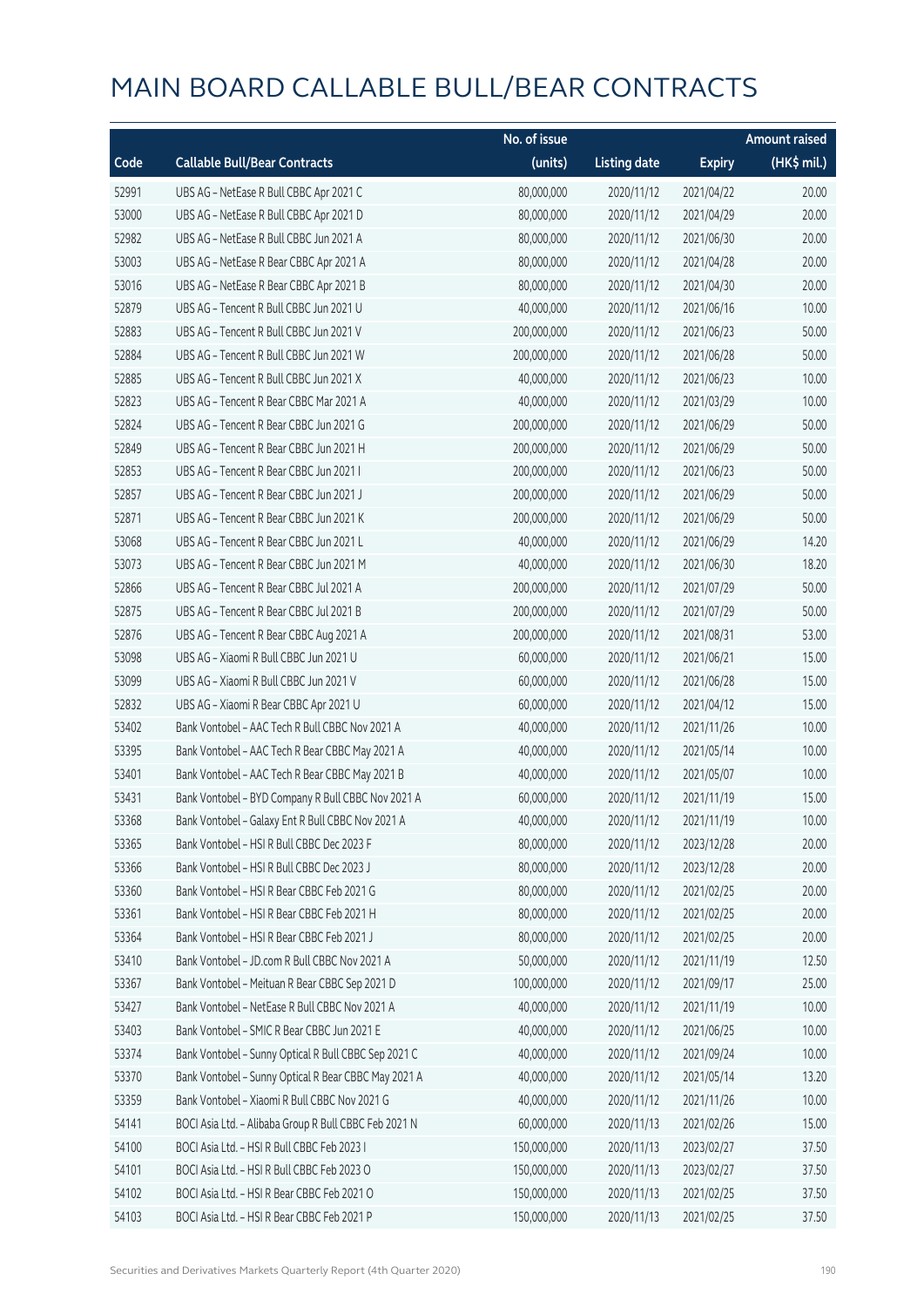# MAIN BOARD CALLABLE BULL/BEAR CONTRACTS

| Code | Callable Bull/Bear Contracts | No. of issue (units) | Listing date | Expiry | Amount raised (HK$ mil.) |
|---|---|---|---|---|---|
| 52991 | UBS AG - NetEase R Bull CBBC Apr 2021 C | 80,000,000 | 2020/11/12 | 2021/04/22 | 20.00 |
| 53000 | UBS AG - NetEase R Bull CBBC Apr 2021 D | 80,000,000 | 2020/11/12 | 2021/04/29 | 20.00 |
| 52982 | UBS AG - NetEase R Bull CBBC Jun 2021 A | 80,000,000 | 2020/11/12 | 2021/06/30 | 20.00 |
| 53003 | UBS AG - NetEase R Bear CBBC Apr 2021 A | 80,000,000 | 2020/11/12 | 2021/04/28 | 20.00 |
| 53016 | UBS AG - NetEase R Bear CBBC Apr 2021 B | 80,000,000 | 2020/11/12 | 2021/04/30 | 20.00 |
| 52879 | UBS AG - Tencent R Bull CBBC Jun 2021 U | 40,000,000 | 2020/11/12 | 2021/06/16 | 10.00 |
| 52883 | UBS AG - Tencent R Bull CBBC Jun 2021 V | 200,000,000 | 2020/11/12 | 2021/06/23 | 50.00 |
| 52884 | UBS AG - Tencent R Bull CBBC Jun 2021 W | 200,000,000 | 2020/11/12 | 2021/06/28 | 50.00 |
| 52885 | UBS AG - Tencent R Bull CBBC Jun 2021 X | 40,000,000 | 2020/11/12 | 2021/06/23 | 10.00 |
| 52823 | UBS AG - Tencent R Bear CBBC Mar 2021 A | 40,000,000 | 2020/11/12 | 2021/03/29 | 10.00 |
| 52824 | UBS AG - Tencent R Bear CBBC Jun 2021 G | 200,000,000 | 2020/11/12 | 2021/06/29 | 50.00 |
| 52849 | UBS AG - Tencent R Bear CBBC Jun 2021 H | 200,000,000 | 2020/11/12 | 2021/06/29 | 50.00 |
| 52853 | UBS AG - Tencent R Bear CBBC Jun 2021 I | 200,000,000 | 2020/11/12 | 2021/06/23 | 50.00 |
| 52857 | UBS AG - Tencent R Bear CBBC Jun 2021 J | 200,000,000 | 2020/11/12 | 2021/06/29 | 50.00 |
| 52871 | UBS AG - Tencent R Bear CBBC Jun 2021 K | 200,000,000 | 2020/11/12 | 2021/06/29 | 50.00 |
| 53068 | UBS AG - Tencent R Bear CBBC Jun 2021 L | 40,000,000 | 2020/11/12 | 2021/06/29 | 14.20 |
| 53073 | UBS AG - Tencent R Bear CBBC Jun 2021 M | 40,000,000 | 2020/11/12 | 2021/06/30 | 18.20 |
| 52866 | UBS AG - Tencent R Bear CBBC Jul 2021 A | 200,000,000 | 2020/11/12 | 2021/07/29 | 50.00 |
| 52875 | UBS AG - Tencent R Bear CBBC Jul 2021 B | 200,000,000 | 2020/11/12 | 2021/07/29 | 50.00 |
| 52876 | UBS AG - Tencent R Bear CBBC Aug 2021 A | 200,000,000 | 2020/11/12 | 2021/08/31 | 53.00 |
| 53098 | UBS AG - Xiaomi R Bull CBBC Jun 2021 U | 60,000,000 | 2020/11/12 | 2021/06/21 | 15.00 |
| 53099 | UBS AG - Xiaomi R Bull CBBC Jun 2021 V | 60,000,000 | 2020/11/12 | 2021/06/28 | 15.00 |
| 52832 | UBS AG - Xiaomi R Bear CBBC Apr 2021 U | 60,000,000 | 2020/11/12 | 2021/04/12 | 15.00 |
| 53402 | Bank Vontobel - AAC Tech R Bull CBBC Nov 2021 A | 40,000,000 | 2020/11/12 | 2021/11/26 | 10.00 |
| 53395 | Bank Vontobel - AAC Tech R Bear CBBC May 2021 A | 40,000,000 | 2020/11/12 | 2021/05/14 | 10.00 |
| 53401 | Bank Vontobel - AAC Tech R Bear CBBC May 2021 B | 40,000,000 | 2020/11/12 | 2021/05/07 | 10.00 |
| 53431 | Bank Vontobel - BYD Company R Bull CBBC Nov 2021 A | 60,000,000 | 2020/11/12 | 2021/11/19 | 15.00 |
| 53368 | Bank Vontobel - Galaxy Ent R Bull CBBC Nov 2021 A | 40,000,000 | 2020/11/12 | 2021/11/19 | 10.00 |
| 53365 | Bank Vontobel - HSI R Bull CBBC Dec 2023 F | 80,000,000 | 2020/11/12 | 2023/12/28 | 20.00 |
| 53366 | Bank Vontobel - HSI R Bull CBBC Dec 2023 J | 80,000,000 | 2020/11/12 | 2023/12/28 | 20.00 |
| 53360 | Bank Vontobel - HSI R Bear CBBC Feb 2021 G | 80,000,000 | 2020/11/12 | 2021/02/25 | 20.00 |
| 53361 | Bank Vontobel - HSI R Bear CBBC Feb 2021 H | 80,000,000 | 2020/11/12 | 2021/02/25 | 20.00 |
| 53364 | Bank Vontobel - HSI R Bear CBBC Feb 2021 J | 80,000,000 | 2020/11/12 | 2021/02/25 | 20.00 |
| 53410 | Bank Vontobel - JD.com R Bull CBBC Nov 2021 A | 50,000,000 | 2020/11/12 | 2021/11/19 | 12.50 |
| 53367 | Bank Vontobel - Meituan R Bear CBBC Sep 2021 D | 100,000,000 | 2020/11/12 | 2021/09/17 | 25.00 |
| 53427 | Bank Vontobel - NetEase R Bull CBBC Nov 2021 A | 40,000,000 | 2020/11/12 | 2021/11/19 | 10.00 |
| 53403 | Bank Vontobel - SMIC R Bear CBBC Jun 2021 E | 40,000,000 | 2020/11/12 | 2021/06/25 | 10.00 |
| 53374 | Bank Vontobel - Sunny Optical R Bull CBBC Sep 2021 C | 40,000,000 | 2020/11/12 | 2021/09/24 | 10.00 |
| 53370 | Bank Vontobel - Sunny Optical R Bear CBBC May 2021 A | 40,000,000 | 2020/11/12 | 2021/05/14 | 13.20 |
| 53359 | Bank Vontobel - Xiaomi R Bull CBBC Nov 2021 G | 40,000,000 | 2020/11/12 | 2021/11/26 | 10.00 |
| 54141 | BOCI Asia Ltd. - Alibaba Group R Bull CBBC Feb 2021 N | 60,000,000 | 2020/11/13 | 2021/02/26 | 15.00 |
| 54100 | BOCI Asia Ltd. - HSI R Bull CBBC Feb 2023 I | 150,000,000 | 2020/11/13 | 2023/02/27 | 37.50 |
| 54101 | BOCI Asia Ltd. - HSI R Bull CBBC Feb 2023 O | 150,000,000 | 2020/11/13 | 2023/02/27 | 37.50 |
| 54102 | BOCI Asia Ltd. - HSI R Bear CBBC Feb 2021 O | 150,000,000 | 2020/11/13 | 2021/02/25 | 37.50 |
| 54103 | BOCI Asia Ltd. - HSI R Bear CBBC Feb 2021 P | 150,000,000 | 2020/11/13 | 2021/02/25 | 37.50 |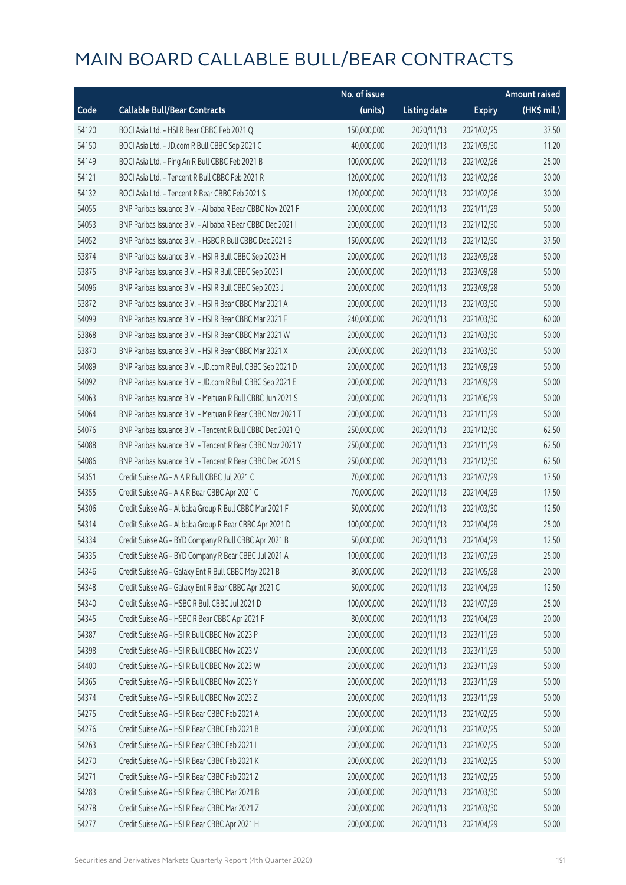# MAIN BOARD CALLABLE BULL/BEAR CONTRACTS

| Code | Callable Bull/Bear Contracts | No. of issue (units) | Listing date | Expiry | Amount raised (HK$ mil.) |
|---|---|---|---|---|---|
| 54120 | BOCI Asia Ltd. – HSI R Bear CBBC Feb 2021 Q | 150,000,000 | 2020/11/13 | 2021/02/25 | 37.50 |
| 54150 | BOCI Asia Ltd. – JD.com R Bull CBBC Sep 2021 C | 40,000,000 | 2020/11/13 | 2021/09/30 | 11.20 |
| 54149 | BOCI Asia Ltd. – Ping An R Bull CBBC Feb 2021 B | 100,000,000 | 2020/11/13 | 2021/02/26 | 25.00 |
| 54121 | BOCI Asia Ltd. – Tencent R Bull CBBC Feb 2021 R | 120,000,000 | 2020/11/13 | 2021/02/26 | 30.00 |
| 54132 | BOCI Asia Ltd. – Tencent R Bear CBBC Feb 2021 S | 120,000,000 | 2020/11/13 | 2021/02/26 | 30.00 |
| 54055 | BNP Paribas Issuance B.V. – Alibaba R Bear CBBC Nov 2021 F | 200,000,000 | 2020/11/13 | 2021/11/29 | 50.00 |
| 54053 | BNP Paribas Issuance B.V. – Alibaba R Bear CBBC Dec 2021 I | 200,000,000 | 2020/11/13 | 2021/12/30 | 50.00 |
| 54052 | BNP Paribas Issuance B.V. – HSBC R Bull CBBC Dec 2021 B | 150,000,000 | 2020/11/13 | 2021/12/30 | 37.50 |
| 53874 | BNP Paribas Issuance B.V. – HSI R Bull CBBC Sep 2023 H | 200,000,000 | 2020/11/13 | 2023/09/28 | 50.00 |
| 53875 | BNP Paribas Issuance B.V. – HSI R Bull CBBC Sep 2023 I | 200,000,000 | 2020/11/13 | 2023/09/28 | 50.00 |
| 54096 | BNP Paribas Issuance B.V. – HSI R Bull CBBC Sep 2023 J | 200,000,000 | 2020/11/13 | 2023/09/28 | 50.00 |
| 53872 | BNP Paribas Issuance B.V. – HSI R Bear CBBC Mar 2021 A | 200,000,000 | 2020/11/13 | 2021/03/30 | 50.00 |
| 54099 | BNP Paribas Issuance B.V. – HSI R Bear CBBC Mar 2021 F | 240,000,000 | 2020/11/13 | 2021/03/30 | 60.00 |
| 53868 | BNP Paribas Issuance B.V. – HSI R Bear CBBC Mar 2021 W | 200,000,000 | 2020/11/13 | 2021/03/30 | 50.00 |
| 53870 | BNP Paribas Issuance B.V. – HSI R Bear CBBC Mar 2021 X | 200,000,000 | 2020/11/13 | 2021/03/30 | 50.00 |
| 54089 | BNP Paribas Issuance B.V. – JD.com R Bull CBBC Sep 2021 D | 200,000,000 | 2020/11/13 | 2021/09/29 | 50.00 |
| 54092 | BNP Paribas Issuance B.V. – JD.com R Bull CBBC Sep 2021 E | 200,000,000 | 2020/11/13 | 2021/09/29 | 50.00 |
| 54063 | BNP Paribas Issuance B.V. – Meituan R Bull CBBC Jun 2021 S | 200,000,000 | 2020/11/13 | 2021/06/29 | 50.00 |
| 54064 | BNP Paribas Issuance B.V. – Meituan R Bear CBBC Nov 2021 T | 200,000,000 | 2020/11/13 | 2021/11/29 | 50.00 |
| 54076 | BNP Paribas Issuance B.V. – Tencent R Bull CBBC Dec 2021 Q | 250,000,000 | 2020/11/13 | 2021/12/30 | 62.50 |
| 54088 | BNP Paribas Issuance B.V. – Tencent R Bear CBBC Nov 2021 Y | 250,000,000 | 2020/11/13 | 2021/11/29 | 62.50 |
| 54086 | BNP Paribas Issuance B.V. – Tencent R Bear CBBC Dec 2021 S | 250,000,000 | 2020/11/13 | 2021/12/30 | 62.50 |
| 54351 | Credit Suisse AG – AIA R Bull CBBC Jul 2021 C | 70,000,000 | 2020/11/13 | 2021/07/29 | 17.50 |
| 54355 | Credit Suisse AG – AIA R Bear CBBC Apr 2021 C | 70,000,000 | 2020/11/13 | 2021/04/29 | 17.50 |
| 54306 | Credit Suisse AG – Alibaba Group R Bull CBBC Mar 2021 F | 50,000,000 | 2020/11/13 | 2021/03/30 | 12.50 |
| 54314 | Credit Suisse AG – Alibaba Group R Bear CBBC Apr 2021 D | 100,000,000 | 2020/11/13 | 2021/04/29 | 25.00 |
| 54334 | Credit Suisse AG – BYD Company R Bull CBBC Apr 2021 B | 50,000,000 | 2020/11/13 | 2021/04/29 | 12.50 |
| 54335 | Credit Suisse AG – BYD Company R Bear CBBC Jul 2021 A | 100,000,000 | 2020/11/13 | 2021/07/29 | 25.00 |
| 54346 | Credit Suisse AG – Galaxy Ent R Bull CBBC May 2021 B | 80,000,000 | 2020/11/13 | 2021/05/28 | 20.00 |
| 54348 | Credit Suisse AG – Galaxy Ent R Bear CBBC Apr 2021 C | 50,000,000 | 2020/11/13 | 2021/04/29 | 12.50 |
| 54340 | Credit Suisse AG – HSBC R Bull CBBC Jul 2021 D | 100,000,000 | 2020/11/13 | 2021/07/29 | 25.00 |
| 54345 | Credit Suisse AG – HSBC R Bear CBBC Apr 2021 F | 80,000,000 | 2020/11/13 | 2021/04/29 | 20.00 |
| 54387 | Credit Suisse AG – HSI R Bull CBBC Nov 2023 P | 200,000,000 | 2020/11/13 | 2023/11/29 | 50.00 |
| 54398 | Credit Suisse AG – HSI R Bull CBBC Nov 2023 V | 200,000,000 | 2020/11/13 | 2023/11/29 | 50.00 |
| 54400 | Credit Suisse AG – HSI R Bull CBBC Nov 2023 W | 200,000,000 | 2020/11/13 | 2023/11/29 | 50.00 |
| 54365 | Credit Suisse AG – HSI R Bull CBBC Nov 2023 Y | 200,000,000 | 2020/11/13 | 2023/11/29 | 50.00 |
| 54374 | Credit Suisse AG – HSI R Bull CBBC Nov 2023 Z | 200,000,000 | 2020/11/13 | 2023/11/29 | 50.00 |
| 54275 | Credit Suisse AG – HSI R Bear CBBC Feb 2021 A | 200,000,000 | 2020/11/13 | 2021/02/25 | 50.00 |
| 54276 | Credit Suisse AG – HSI R Bear CBBC Feb 2021 B | 200,000,000 | 2020/11/13 | 2021/02/25 | 50.00 |
| 54263 | Credit Suisse AG – HSI R Bear CBBC Feb 2021 I | 200,000,000 | 2020/11/13 | 2021/02/25 | 50.00 |
| 54270 | Credit Suisse AG – HSI R Bear CBBC Feb 2021 K | 200,000,000 | 2020/11/13 | 2021/02/25 | 50.00 |
| 54271 | Credit Suisse AG – HSI R Bear CBBC Feb 2021 Z | 200,000,000 | 2020/11/13 | 2021/02/25 | 50.00 |
| 54283 | Credit Suisse AG – HSI R Bear CBBC Mar 2021 B | 200,000,000 | 2020/11/13 | 2021/03/30 | 50.00 |
| 54278 | Credit Suisse AG – HSI R Bear CBBC Mar 2021 Z | 200,000,000 | 2020/11/13 | 2021/03/30 | 50.00 |
| 54277 | Credit Suisse AG – HSI R Bear CBBC Apr 2021 H | 200,000,000 | 2020/11/13 | 2021/04/29 | 50.00 |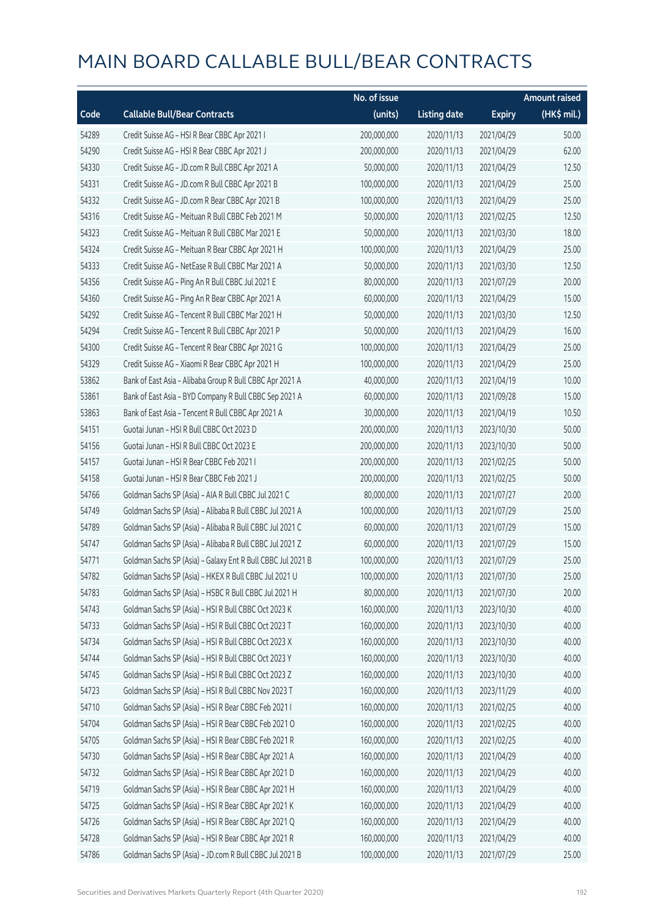# MAIN BOARD CALLABLE BULL/BEAR CONTRACTS

| Code | Callable Bull/Bear Contracts | No. of issue (units) | Listing date | Expiry | Amount raised (HK$ mil.) |
|---|---|---|---|---|---|
| 54289 | Credit Suisse AG – HSI R Bear CBBC Apr 2021 I | 200,000,000 | 2020/11/13 | 2021/04/29 | 50.00 |
| 54290 | Credit Suisse AG – HSI R Bear CBBC Apr 2021 J | 200,000,000 | 2020/11/13 | 2021/04/29 | 62.00 |
| 54330 | Credit Suisse AG – JD.com R Bull CBBC Apr 2021 A | 50,000,000 | 2020/11/13 | 2021/04/29 | 12.50 |
| 54331 | Credit Suisse AG – JD.com R Bull CBBC Apr 2021 B | 100,000,000 | 2020/11/13 | 2021/04/29 | 25.00 |
| 54332 | Credit Suisse AG – JD.com R Bear CBBC Apr 2021 B | 100,000,000 | 2020/11/13 | 2021/04/29 | 25.00 |
| 54316 | Credit Suisse AG – Meituan R Bull CBBC Feb 2021 M | 50,000,000 | 2020/11/13 | 2021/02/25 | 12.50 |
| 54323 | Credit Suisse AG – Meituan R Bull CBBC Mar 2021 E | 50,000,000 | 2020/11/13 | 2021/03/30 | 18.00 |
| 54324 | Credit Suisse AG – Meituan R Bear CBBC Apr 2021 H | 100,000,000 | 2020/11/13 | 2021/04/29 | 25.00 |
| 54333 | Credit Suisse AG – NetEase R Bull CBBC Mar 2021 A | 50,000,000 | 2020/11/13 | 2021/03/30 | 12.50 |
| 54356 | Credit Suisse AG – Ping An R Bull CBBC Jul 2021 E | 80,000,000 | 2020/11/13 | 2021/07/29 | 20.00 |
| 54360 | Credit Suisse AG – Ping An R Bear CBBC Apr 2021 A | 60,000,000 | 2020/11/13 | 2021/04/29 | 15.00 |
| 54292 | Credit Suisse AG – Tencent R Bull CBBC Mar 2021 H | 50,000,000 | 2020/11/13 | 2021/03/30 | 12.50 |
| 54294 | Credit Suisse AG – Tencent R Bull CBBC Apr 2021 P | 50,000,000 | 2020/11/13 | 2021/04/29 | 16.00 |
| 54300 | Credit Suisse AG – Tencent R Bear CBBC Apr 2021 G | 100,000,000 | 2020/11/13 | 2021/04/29 | 25.00 |
| 54329 | Credit Suisse AG – Xiaomi R Bear CBBC Apr 2021 H | 100,000,000 | 2020/11/13 | 2021/04/29 | 25.00 |
| 53862 | Bank of East Asia – Alibaba Group R Bull CBBC Apr 2021 A | 40,000,000 | 2020/11/13 | 2021/04/19 | 10.00 |
| 53861 | Bank of East Asia – BYD Company R Bull CBBC Sep 2021 A | 60,000,000 | 2020/11/13 | 2021/09/28 | 15.00 |
| 53863 | Bank of East Asia – Tencent R Bull CBBC Apr 2021 A | 30,000,000 | 2020/11/13 | 2021/04/19 | 10.50 |
| 54151 | Guotai Junan – HSI R Bull CBBC Oct 2023 D | 200,000,000 | 2020/11/13 | 2023/10/30 | 50.00 |
| 54156 | Guotai Junan – HSI R Bull CBBC Oct 2023 E | 200,000,000 | 2020/11/13 | 2023/10/30 | 50.00 |
| 54157 | Guotai Junan – HSI R Bear CBBC Feb 2021 I | 200,000,000 | 2020/11/13 | 2021/02/25 | 50.00 |
| 54158 | Guotai Junan – HSI R Bear CBBC Feb 2021 J | 200,000,000 | 2020/11/13 | 2021/02/25 | 50.00 |
| 54766 | Goldman Sachs SP (Asia) – AIA R Bull CBBC Jul 2021 C | 80,000,000 | 2020/11/13 | 2021/07/27 | 20.00 |
| 54749 | Goldman Sachs SP (Asia) – Alibaba R Bull CBBC Jul 2021 A | 100,000,000 | 2020/11/13 | 2021/07/29 | 25.00 |
| 54789 | Goldman Sachs SP (Asia) – Alibaba R Bull CBBC Jul 2021 C | 60,000,000 | 2020/11/13 | 2021/07/29 | 15.00 |
| 54747 | Goldman Sachs SP (Asia) – Alibaba R Bull CBBC Jul 2021 Z | 60,000,000 | 2020/11/13 | 2021/07/29 | 15.00 |
| 54771 | Goldman Sachs SP (Asia) – Galaxy Ent R Bull CBBC Jul 2021 B | 100,000,000 | 2020/11/13 | 2021/07/29 | 25.00 |
| 54782 | Goldman Sachs SP (Asia) – HKEX R Bull CBBC Jul 2021 U | 100,000,000 | 2020/11/13 | 2021/07/30 | 25.00 |
| 54783 | Goldman Sachs SP (Asia) – HSBC R Bull CBBC Jul 2021 H | 80,000,000 | 2020/11/13 | 2021/07/30 | 20.00 |
| 54743 | Goldman Sachs SP (Asia) – HSI R Bull CBBC Oct 2023 K | 160,000,000 | 2020/11/13 | 2023/10/30 | 40.00 |
| 54733 | Goldman Sachs SP (Asia) – HSI R Bull CBBC Oct 2023 T | 160,000,000 | 2020/11/13 | 2023/10/30 | 40.00 |
| 54734 | Goldman Sachs SP (Asia) – HSI R Bull CBBC Oct 2023 X | 160,000,000 | 2020/11/13 | 2023/10/30 | 40.00 |
| 54744 | Goldman Sachs SP (Asia) – HSI R Bull CBBC Oct 2023 Y | 160,000,000 | 2020/11/13 | 2023/10/30 | 40.00 |
| 54745 | Goldman Sachs SP (Asia) – HSI R Bull CBBC Oct 2023 Z | 160,000,000 | 2020/11/13 | 2023/10/30 | 40.00 |
| 54723 | Goldman Sachs SP (Asia) – HSI R Bull CBBC Nov 2023 T | 160,000,000 | 2020/11/13 | 2023/11/29 | 40.00 |
| 54710 | Goldman Sachs SP (Asia) – HSI R Bear CBBC Feb 2021 I | 160,000,000 | 2020/11/13 | 2021/02/25 | 40.00 |
| 54704 | Goldman Sachs SP (Asia) – HSI R Bear CBBC Feb 2021 O | 160,000,000 | 2020/11/13 | 2021/02/25 | 40.00 |
| 54705 | Goldman Sachs SP (Asia) – HSI R Bear CBBC Feb 2021 R | 160,000,000 | 2020/11/13 | 2021/02/25 | 40.00 |
| 54730 | Goldman Sachs SP (Asia) – HSI R Bear CBBC Apr 2021 A | 160,000,000 | 2020/11/13 | 2021/04/29 | 40.00 |
| 54732 | Goldman Sachs SP (Asia) – HSI R Bear CBBC Apr 2021 D | 160,000,000 | 2020/11/13 | 2021/04/29 | 40.00 |
| 54719 | Goldman Sachs SP (Asia) – HSI R Bear CBBC Apr 2021 H | 160,000,000 | 2020/11/13 | 2021/04/29 | 40.00 |
| 54725 | Goldman Sachs SP (Asia) – HSI R Bear CBBC Apr 2021 K | 160,000,000 | 2020/11/13 | 2021/04/29 | 40.00 |
| 54726 | Goldman Sachs SP (Asia) – HSI R Bear CBBC Apr 2021 Q | 160,000,000 | 2020/11/13 | 2021/04/29 | 40.00 |
| 54728 | Goldman Sachs SP (Asia) – HSI R Bear CBBC Apr 2021 R | 160,000,000 | 2020/11/13 | 2021/04/29 | 40.00 |
| 54786 | Goldman Sachs SP (Asia) – JD.com R Bull CBBC Jul 2021 B | 100,000,000 | 2020/11/13 | 2021/07/29 | 25.00 |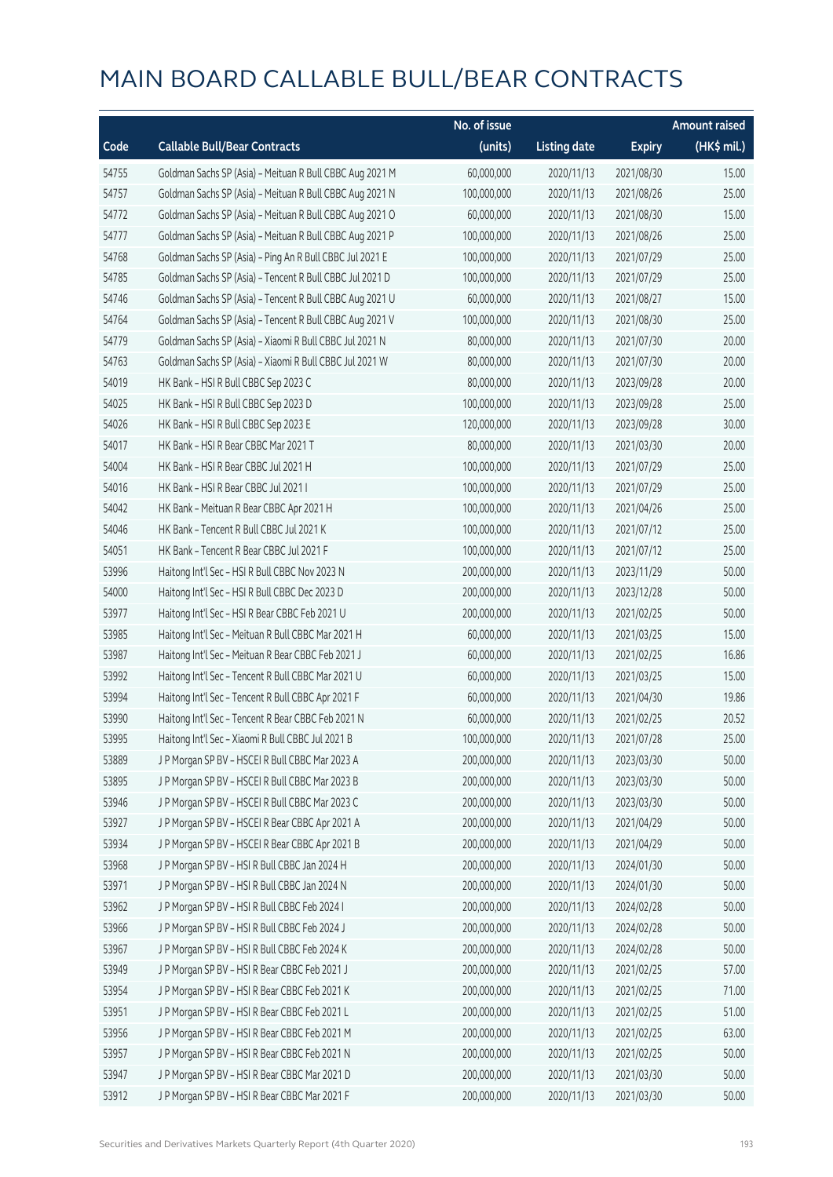# MAIN BOARD CALLABLE BULL/BEAR CONTRACTS

| Code | Callable Bull/Bear Contracts | No. of issue (units) | Listing date | Expiry | Amount raised (HK$ mil.) |
|---|---|---|---|---|---|
| 54755 | Goldman Sachs SP (Asia) – Meituan R Bull CBBC Aug 2021 M | 60,000,000 | 2020/11/13 | 2021/08/30 | 15.00 |
| 54757 | Goldman Sachs SP (Asia) – Meituan R Bull CBBC Aug 2021 N | 100,000,000 | 2020/11/13 | 2021/08/26 | 25.00 |
| 54772 | Goldman Sachs SP (Asia) – Meituan R Bull CBBC Aug 2021 O | 60,000,000 | 2020/11/13 | 2021/08/30 | 15.00 |
| 54777 | Goldman Sachs SP (Asia) – Meituan R Bull CBBC Aug 2021 P | 100,000,000 | 2020/11/13 | 2021/08/26 | 25.00 |
| 54768 | Goldman Sachs SP (Asia) – Ping An R Bull CBBC Jul 2021 E | 100,000,000 | 2020/11/13 | 2021/07/29 | 25.00 |
| 54785 | Goldman Sachs SP (Asia) – Tencent R Bull CBBC Jul 2021 D | 100,000,000 | 2020/11/13 | 2021/07/29 | 25.00 |
| 54746 | Goldman Sachs SP (Asia) – Tencent R Bull CBBC Aug 2021 U | 60,000,000 | 2020/11/13 | 2021/08/27 | 15.00 |
| 54764 | Goldman Sachs SP (Asia) – Tencent R Bull CBBC Aug 2021 V | 100,000,000 | 2020/11/13 | 2021/08/30 | 25.00 |
| 54779 | Goldman Sachs SP (Asia) – Xiaomi R Bull CBBC Jul 2021 N | 80,000,000 | 2020/11/13 | 2021/07/30 | 20.00 |
| 54763 | Goldman Sachs SP (Asia) – Xiaomi R Bull CBBC Jul 2021 W | 80,000,000 | 2020/11/13 | 2021/07/30 | 20.00 |
| 54019 | HK Bank – HSI R Bull CBBC Sep 2023 C | 80,000,000 | 2020/11/13 | 2023/09/28 | 20.00 |
| 54025 | HK Bank – HSI R Bull CBBC Sep 2023 D | 100,000,000 | 2020/11/13 | 2023/09/28 | 25.00 |
| 54026 | HK Bank – HSI R Bull CBBC Sep 2023 E | 120,000,000 | 2020/11/13 | 2023/09/28 | 30.00 |
| 54017 | HK Bank – HSI R Bear CBBC Mar 2021 T | 80,000,000 | 2020/11/13 | 2021/03/30 | 20.00 |
| 54004 | HK Bank – HSI R Bear CBBC Jul 2021 H | 100,000,000 | 2020/11/13 | 2021/07/29 | 25.00 |
| 54016 | HK Bank – HSI R Bear CBBC Jul 2021 I | 100,000,000 | 2020/11/13 | 2021/07/29 | 25.00 |
| 54042 | HK Bank – Meituan R Bear CBBC Apr 2021 H | 100,000,000 | 2020/11/13 | 2021/04/26 | 25.00 |
| 54046 | HK Bank – Tencent R Bull CBBC Jul 2021 K | 100,000,000 | 2020/11/13 | 2021/07/12 | 25.00 |
| 54051 | HK Bank – Tencent R Bear CBBC Jul 2021 F | 100,000,000 | 2020/11/13 | 2021/07/12 | 25.00 |
| 53996 | Haitong Int'l Sec – HSI R Bull CBBC Nov 2023 N | 200,000,000 | 2020/11/13 | 2023/11/29 | 50.00 |
| 54000 | Haitong Int'l Sec – HSI R Bull CBBC Dec 2023 D | 200,000,000 | 2020/11/13 | 2023/12/28 | 50.00 |
| 53977 | Haitong Int'l Sec – HSI R Bear CBBC Feb 2021 U | 200,000,000 | 2020/11/13 | 2021/02/25 | 50.00 |
| 53985 | Haitong Int'l Sec – Meituan R Bull CBBC Mar 2021 H | 60,000,000 | 2020/11/13 | 2021/03/25 | 15.00 |
| 53987 | Haitong Int'l Sec – Meituan R Bear CBBC Feb 2021 J | 60,000,000 | 2020/11/13 | 2021/02/25 | 16.86 |
| 53992 | Haitong Int'l Sec – Tencent R Bull CBBC Mar 2021 U | 60,000,000 | 2020/11/13 | 2021/03/25 | 15.00 |
| 53994 | Haitong Int'l Sec – Tencent R Bull CBBC Apr 2021 F | 60,000,000 | 2020/11/13 | 2021/04/30 | 19.86 |
| 53990 | Haitong Int'l Sec – Tencent R Bear CBBC Feb 2021 N | 60,000,000 | 2020/11/13 | 2021/02/25 | 20.52 |
| 53995 | Haitong Int'l Sec – Xiaomi R Bull CBBC Jul 2021 B | 100,000,000 | 2020/11/13 | 2021/07/28 | 25.00 |
| 53889 | J P Morgan SP BV – HSCEI R Bull CBBC Mar 2023 A | 200,000,000 | 2020/11/13 | 2023/03/30 | 50.00 |
| 53895 | J P Morgan SP BV – HSCEI R Bull CBBC Mar 2023 B | 200,000,000 | 2020/11/13 | 2023/03/30 | 50.00 |
| 53946 | J P Morgan SP BV – HSCEI R Bull CBBC Mar 2023 C | 200,000,000 | 2020/11/13 | 2023/03/30 | 50.00 |
| 53927 | J P Morgan SP BV – HSCEI R Bear CBBC Apr 2021 A | 200,000,000 | 2020/11/13 | 2021/04/29 | 50.00 |
| 53934 | J P Morgan SP BV – HSCEI R Bear CBBC Apr 2021 B | 200,000,000 | 2020/11/13 | 2021/04/29 | 50.00 |
| 53968 | J P Morgan SP BV – HSI R Bull CBBC Jan 2024 H | 200,000,000 | 2020/11/13 | 2024/01/30 | 50.00 |
| 53971 | J P Morgan SP BV – HSI R Bull CBBC Jan 2024 N | 200,000,000 | 2020/11/13 | 2024/01/30 | 50.00 |
| 53962 | J P Morgan SP BV – HSI R Bull CBBC Feb 2024 I | 200,000,000 | 2020/11/13 | 2024/02/28 | 50.00 |
| 53966 | J P Morgan SP BV – HSI R Bull CBBC Feb 2024 J | 200,000,000 | 2020/11/13 | 2024/02/28 | 50.00 |
| 53967 | J P Morgan SP BV – HSI R Bull CBBC Feb 2024 K | 200,000,000 | 2020/11/13 | 2024/02/28 | 50.00 |
| 53949 | J P Morgan SP BV – HSI R Bear CBBC Feb 2021 J | 200,000,000 | 2020/11/13 | 2021/02/25 | 57.00 |
| 53954 | J P Morgan SP BV – HSI R Bear CBBC Feb 2021 K | 200,000,000 | 2020/11/13 | 2021/02/25 | 71.00 |
| 53951 | J P Morgan SP BV – HSI R Bear CBBC Feb 2021 L | 200,000,000 | 2020/11/13 | 2021/02/25 | 51.00 |
| 53956 | J P Morgan SP BV – HSI R Bear CBBC Feb 2021 M | 200,000,000 | 2020/11/13 | 2021/02/25 | 63.00 |
| 53957 | J P Morgan SP BV – HSI R Bear CBBC Feb 2021 N | 200,000,000 | 2020/11/13 | 2021/02/25 | 50.00 |
| 53947 | J P Morgan SP BV – HSI R Bear CBBC Mar 2021 D | 200,000,000 | 2020/11/13 | 2021/03/30 | 50.00 |
| 53912 | J P Morgan SP BV – HSI R Bear CBBC Mar 2021 F | 200,000,000 | 2020/11/13 | 2021/03/30 | 50.00 |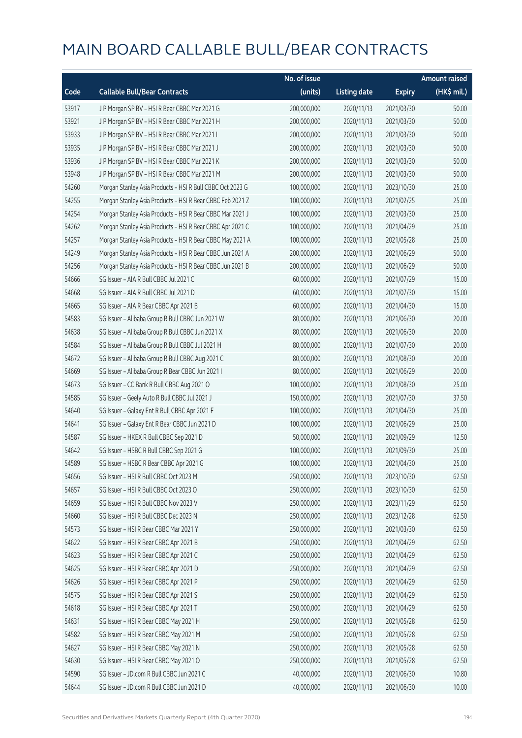# MAIN BOARD CALLABLE BULL/BEAR CONTRACTS

| Code | Callable Bull/Bear Contracts | No. of issue (units) | Listing date | Expiry | Amount raised (HK$ mil.) |
|---|---|---|---|---|---|
| 53917 | J P Morgan SP BV – HSI R Bear CBBC Mar 2021 G | 200,000,000 | 2020/11/13 | 2021/03/30 | 50.00 |
| 53921 | J P Morgan SP BV – HSI R Bear CBBC Mar 2021 H | 200,000,000 | 2020/11/13 | 2021/03/30 | 50.00 |
| 53933 | J P Morgan SP BV – HSI R Bear CBBC Mar 2021 I | 200,000,000 | 2020/11/13 | 2021/03/30 | 50.00 |
| 53935 | J P Morgan SP BV – HSI R Bear CBBC Mar 2021 J | 200,000,000 | 2020/11/13 | 2021/03/30 | 50.00 |
| 53936 | J P Morgan SP BV – HSI R Bear CBBC Mar 2021 K | 200,000,000 | 2020/11/13 | 2021/03/30 | 50.00 |
| 53948 | J P Morgan SP BV – HSI R Bear CBBC Mar 2021 M | 200,000,000 | 2020/11/13 | 2021/03/30 | 50.00 |
| 54260 | Morgan Stanley Asia Products – HSI R Bull CBBC Oct 2023 G | 100,000,000 | 2020/11/13 | 2023/10/30 | 25.00 |
| 54255 | Morgan Stanley Asia Products – HSI R Bear CBBC Feb 2021 Z | 100,000,000 | 2020/11/13 | 2021/02/25 | 25.00 |
| 54254 | Morgan Stanley Asia Products – HSI R Bear CBBC Mar 2021 J | 100,000,000 | 2020/11/13 | 2021/03/30 | 25.00 |
| 54262 | Morgan Stanley Asia Products – HSI R Bear CBBC Apr 2021 C | 100,000,000 | 2020/11/13 | 2021/04/29 | 25.00 |
| 54257 | Morgan Stanley Asia Products – HSI R Bear CBBC May 2021 A | 100,000,000 | 2020/11/13 | 2021/05/28 | 25.00 |
| 54249 | Morgan Stanley Asia Products – HSI R Bear CBBC Jun 2021 A | 200,000,000 | 2020/11/13 | 2021/06/29 | 50.00 |
| 54256 | Morgan Stanley Asia Products – HSI R Bear CBBC Jun 2021 B | 200,000,000 | 2020/11/13 | 2021/06/29 | 50.00 |
| 54666 | SG Issuer – AIA R Bull CBBC Jul 2021 C | 60,000,000 | 2020/11/13 | 2021/07/29 | 15.00 |
| 54668 | SG Issuer – AIA R Bull CBBC Jul 2021 D | 60,000,000 | 2020/11/13 | 2021/07/30 | 15.00 |
| 54665 | SG Issuer – AIA R Bear CBBC Apr 2021 B | 60,000,000 | 2020/11/13 | 2021/04/30 | 15.00 |
| 54583 | SG Issuer – Alibaba Group R Bull CBBC Jun 2021 W | 80,000,000 | 2020/11/13 | 2021/06/30 | 20.00 |
| 54638 | SG Issuer – Alibaba Group R Bull CBBC Jun 2021 X | 80,000,000 | 2020/11/13 | 2021/06/30 | 20.00 |
| 54584 | SG Issuer – Alibaba Group R Bull CBBC Jul 2021 H | 80,000,000 | 2020/11/13 | 2021/07/30 | 20.00 |
| 54672 | SG Issuer – Alibaba Group R Bull CBBC Aug 2021 C | 80,000,000 | 2020/11/13 | 2021/08/30 | 20.00 |
| 54669 | SG Issuer – Alibaba Group R Bear CBBC Jun 2021 I | 80,000,000 | 2020/11/13 | 2021/06/29 | 20.00 |
| 54673 | SG Issuer – CC Bank R Bull CBBC Aug 2021 O | 100,000,000 | 2020/11/13 | 2021/08/30 | 25.00 |
| 54585 | SG Issuer – Geely Auto R Bull CBBC Jul 2021 J | 150,000,000 | 2020/11/13 | 2021/07/30 | 37.50 |
| 54640 | SG Issuer – Galaxy Ent R Bull CBBC Apr 2021 F | 100,000,000 | 2020/11/13 | 2021/04/30 | 25.00 |
| 54641 | SG Issuer – Galaxy Ent R Bear CBBC Jun 2021 D | 100,000,000 | 2020/11/13 | 2021/06/29 | 25.00 |
| 54587 | SG Issuer – HKEX R Bull CBBC Sep 2021 D | 50,000,000 | 2020/11/13 | 2021/09/29 | 12.50 |
| 54642 | SG Issuer – HSBC R Bull CBBC Sep 2021 G | 100,000,000 | 2020/11/13 | 2021/09/30 | 25.00 |
| 54589 | SG Issuer – HSBC R Bear CBBC Apr 2021 G | 100,000,000 | 2020/11/13 | 2021/04/30 | 25.00 |
| 54656 | SG Issuer – HSI R Bull CBBC Oct 2023 M | 250,000,000 | 2020/11/13 | 2023/10/30 | 62.50 |
| 54657 | SG Issuer – HSI R Bull CBBC Oct 2023 O | 250,000,000 | 2020/11/13 | 2023/10/30 | 62.50 |
| 54659 | SG Issuer – HSI R Bull CBBC Nov 2023 V | 250,000,000 | 2020/11/13 | 2023/11/29 | 62.50 |
| 54660 | SG Issuer – HSI R Bull CBBC Dec 2023 N | 250,000,000 | 2020/11/13 | 2023/12/28 | 62.50 |
| 54573 | SG Issuer – HSI R Bear CBBC Mar 2021 Y | 250,000,000 | 2020/11/13 | 2021/03/30 | 62.50 |
| 54622 | SG Issuer – HSI R Bear CBBC Apr 2021 B | 250,000,000 | 2020/11/13 | 2021/04/29 | 62.50 |
| 54623 | SG Issuer – HSI R Bear CBBC Apr 2021 C | 250,000,000 | 2020/11/13 | 2021/04/29 | 62.50 |
| 54625 | SG Issuer – HSI R Bear CBBC Apr 2021 D | 250,000,000 | 2020/11/13 | 2021/04/29 | 62.50 |
| 54626 | SG Issuer – HSI R Bear CBBC Apr 2021 P | 250,000,000 | 2020/11/13 | 2021/04/29 | 62.50 |
| 54575 | SG Issuer – HSI R Bear CBBC Apr 2021 S | 250,000,000 | 2020/11/13 | 2021/04/29 | 62.50 |
| 54618 | SG Issuer – HSI R Bear CBBC Apr 2021 T | 250,000,000 | 2020/11/13 | 2021/04/29 | 62.50 |
| 54631 | SG Issuer – HSI R Bear CBBC May 2021 H | 250,000,000 | 2020/11/13 | 2021/05/28 | 62.50 |
| 54582 | SG Issuer – HSI R Bear CBBC May 2021 M | 250,000,000 | 2020/11/13 | 2021/05/28 | 62.50 |
| 54627 | SG Issuer – HSI R Bear CBBC May 2021 N | 250,000,000 | 2020/11/13 | 2021/05/28 | 62.50 |
| 54630 | SG Issuer – HSI R Bear CBBC May 2021 O | 250,000,000 | 2020/11/13 | 2021/05/28 | 62.50 |
| 54590 | SG Issuer – JD.com R Bull CBBC Jun 2021 C | 40,000,000 | 2020/11/13 | 2021/06/30 | 10.80 |
| 54644 | SG Issuer – JD.com R Bull CBBC Jun 2021 D | 40,000,000 | 2020/11/13 | 2021/06/30 | 10.00 |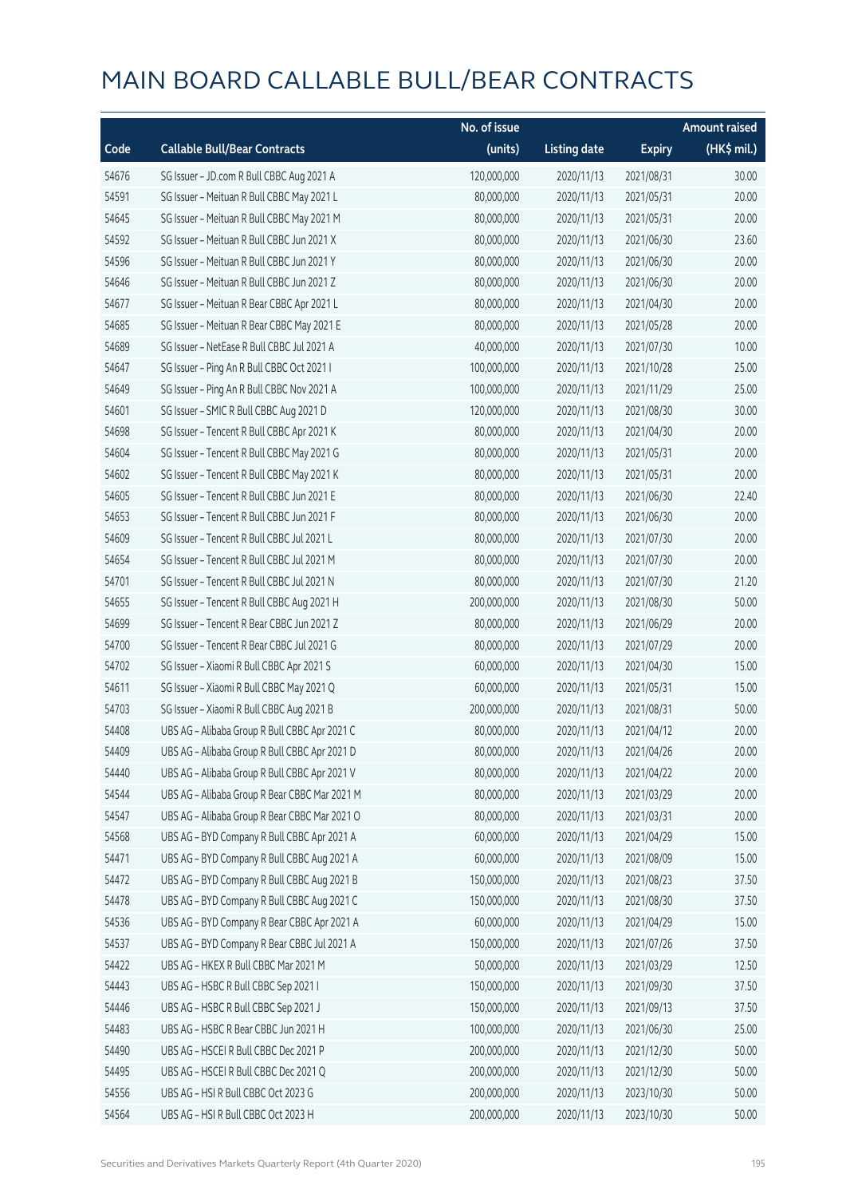# MAIN BOARD CALLABLE BULL/BEAR CONTRACTS

| Code | Callable Bull/Bear Contracts | No. of issue (units) | Listing date | Expiry | Amount raised (HK$ mil.) |
|---|---|---|---|---|---|
| 54676 | SG Issuer – JD.com R Bull CBBC Aug 2021 A | 120,000,000 | 2020/11/13 | 2021/08/31 | 30.00 |
| 54591 | SG Issuer – Meituan R Bull CBBC May 2021 L | 80,000,000 | 2020/11/13 | 2021/05/31 | 20.00 |
| 54645 | SG Issuer – Meituan R Bull CBBC May 2021 M | 80,000,000 | 2020/11/13 | 2021/05/31 | 20.00 |
| 54592 | SG Issuer – Meituan R Bull CBBC Jun 2021 X | 80,000,000 | 2020/11/13 | 2021/06/30 | 23.60 |
| 54596 | SG Issuer – Meituan R Bull CBBC Jun 2021 Y | 80,000,000 | 2020/11/13 | 2021/06/30 | 20.00 |
| 54646 | SG Issuer – Meituan R Bull CBBC Jun 2021 Z | 80,000,000 | 2020/11/13 | 2021/06/30 | 20.00 |
| 54677 | SG Issuer – Meituan R Bear CBBC Apr 2021 L | 80,000,000 | 2020/11/13 | 2021/04/30 | 20.00 |
| 54685 | SG Issuer – Meituan R Bear CBBC May 2021 E | 80,000,000 | 2020/11/13 | 2021/05/28 | 20.00 |
| 54689 | SG Issuer – NetEase R Bull CBBC Jul 2021 A | 40,000,000 | 2020/11/13 | 2021/07/30 | 10.00 |
| 54647 | SG Issuer – Ping An R Bull CBBC Oct 2021 I | 100,000,000 | 2020/11/13 | 2021/10/28 | 25.00 |
| 54649 | SG Issuer – Ping An R Bull CBBC Nov 2021 A | 100,000,000 | 2020/11/13 | 2021/11/29 | 25.00 |
| 54601 | SG Issuer – SMIC R Bull CBBC Aug 2021 D | 120,000,000 | 2020/11/13 | 2021/08/30 | 30.00 |
| 54698 | SG Issuer – Tencent R Bull CBBC Apr 2021 K | 80,000,000 | 2020/11/13 | 2021/04/30 | 20.00 |
| 54604 | SG Issuer – Tencent R Bull CBBC May 2021 G | 80,000,000 | 2020/11/13 | 2021/05/31 | 20.00 |
| 54602 | SG Issuer – Tencent R Bull CBBC May 2021 K | 80,000,000 | 2020/11/13 | 2021/05/31 | 20.00 |
| 54605 | SG Issuer – Tencent R Bull CBBC Jun 2021 E | 80,000,000 | 2020/11/13 | 2021/06/30 | 22.40 |
| 54653 | SG Issuer – Tencent R Bull CBBC Jun 2021 F | 80,000,000 | 2020/11/13 | 2021/06/30 | 20.00 |
| 54609 | SG Issuer – Tencent R Bull CBBC Jul 2021 L | 80,000,000 | 2020/11/13 | 2021/07/30 | 20.00 |
| 54654 | SG Issuer – Tencent R Bull CBBC Jul 2021 M | 80,000,000 | 2020/11/13 | 2021/07/30 | 20.00 |
| 54701 | SG Issuer – Tencent R Bull CBBC Jul 2021 N | 80,000,000 | 2020/11/13 | 2021/07/30 | 21.20 |
| 54655 | SG Issuer – Tencent R Bull CBBC Aug 2021 H | 200,000,000 | 2020/11/13 | 2021/08/30 | 50.00 |
| 54699 | SG Issuer – Tencent R Bear CBBC Jun 2021 Z | 80,000,000 | 2020/11/13 | 2021/06/29 | 20.00 |
| 54700 | SG Issuer – Tencent R Bear CBBC Jul 2021 G | 80,000,000 | 2020/11/13 | 2021/07/29 | 20.00 |
| 54702 | SG Issuer – Xiaomi R Bull CBBC Apr 2021 S | 60,000,000 | 2020/11/13 | 2021/04/30 | 15.00 |
| 54611 | SG Issuer – Xiaomi R Bull CBBC May 2021 Q | 60,000,000 | 2020/11/13 | 2021/05/31 | 15.00 |
| 54703 | SG Issuer – Xiaomi R Bull CBBC Aug 2021 B | 200,000,000 | 2020/11/13 | 2021/08/31 | 50.00 |
| 54408 | UBS AG – Alibaba Group R Bull CBBC Apr 2021 C | 80,000,000 | 2020/11/13 | 2021/04/12 | 20.00 |
| 54409 | UBS AG – Alibaba Group R Bull CBBC Apr 2021 D | 80,000,000 | 2020/11/13 | 2021/04/26 | 20.00 |
| 54440 | UBS AG – Alibaba Group R Bull CBBC Apr 2021 V | 80,000,000 | 2020/11/13 | 2021/04/22 | 20.00 |
| 54544 | UBS AG – Alibaba Group R Bear CBBC Mar 2021 M | 80,000,000 | 2020/11/13 | 2021/03/29 | 20.00 |
| 54547 | UBS AG – Alibaba Group R Bear CBBC Mar 2021 O | 80,000,000 | 2020/11/13 | 2021/03/31 | 20.00 |
| 54568 | UBS AG – BYD Company R Bull CBBC Apr 2021 A | 60,000,000 | 2020/11/13 | 2021/04/29 | 15.00 |
| 54471 | UBS AG – BYD Company R Bull CBBC Aug 2021 A | 60,000,000 | 2020/11/13 | 2021/08/09 | 15.00 |
| 54472 | UBS AG – BYD Company R Bull CBBC Aug 2021 B | 150,000,000 | 2020/11/13 | 2021/08/23 | 37.50 |
| 54478 | UBS AG – BYD Company R Bull CBBC Aug 2021 C | 150,000,000 | 2020/11/13 | 2021/08/30 | 37.50 |
| 54536 | UBS AG – BYD Company R Bear CBBC Apr 2021 A | 60,000,000 | 2020/11/13 | 2021/04/29 | 15.00 |
| 54537 | UBS AG – BYD Company R Bear CBBC Jul 2021 A | 150,000,000 | 2020/11/13 | 2021/07/26 | 37.50 |
| 54422 | UBS AG – HKEX R Bull CBBC Mar 2021 M | 50,000,000 | 2020/11/13 | 2021/03/29 | 12.50 |
| 54443 | UBS AG – HSBC R Bull CBBC Sep 2021 I | 150,000,000 | 2020/11/13 | 2021/09/30 | 37.50 |
| 54446 | UBS AG – HSBC R Bull CBBC Sep 2021 J | 150,000,000 | 2020/11/13 | 2021/09/13 | 37.50 |
| 54483 | UBS AG – HSBC R Bear CBBC Jun 2021 H | 100,000,000 | 2020/11/13 | 2021/06/30 | 25.00 |
| 54490 | UBS AG – HSCEI R Bull CBBC Dec 2021 P | 200,000,000 | 2020/11/13 | 2021/12/30 | 50.00 |
| 54495 | UBS AG – HSCEI R Bull CBBC Dec 2021 Q | 200,000,000 | 2020/11/13 | 2021/12/30 | 50.00 |
| 54556 | UBS AG – HSI R Bull CBBC Oct 2023 G | 200,000,000 | 2020/11/13 | 2023/10/30 | 50.00 |
| 54564 | UBS AG – HSI R Bull CBBC Oct 2023 H | 200,000,000 | 2020/11/13 | 2023/10/30 | 50.00 |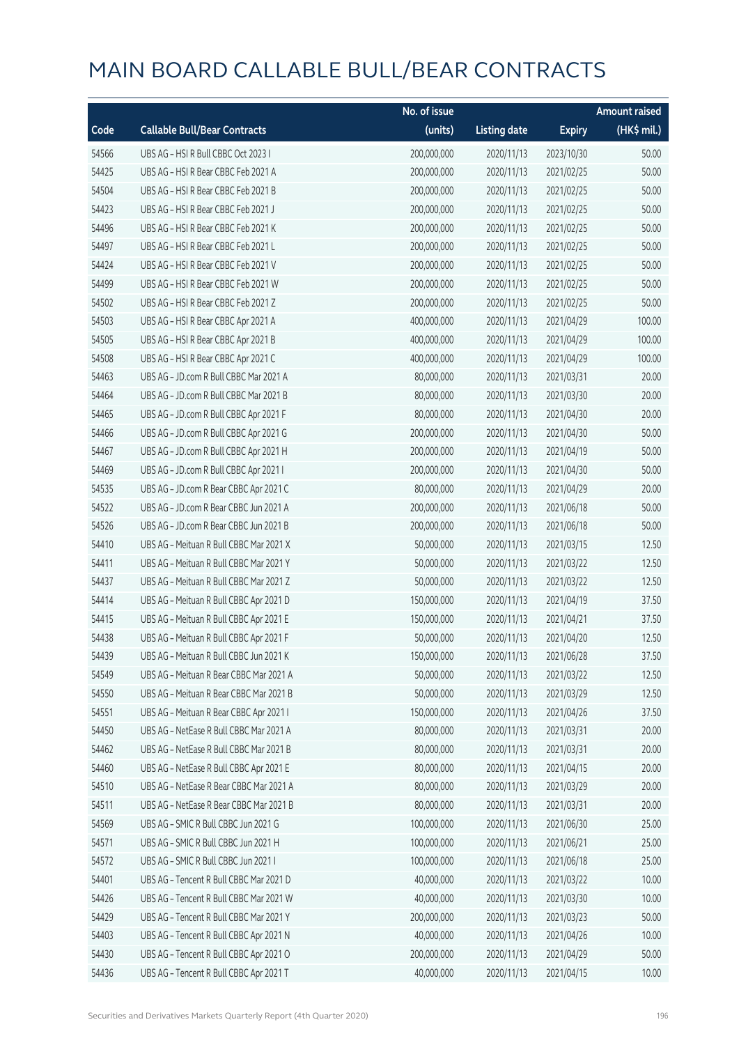# MAIN BOARD CALLABLE BULL/BEAR CONTRACTS

| Code | Callable Bull/Bear Contracts | No. of issue (units) | Listing date | Expiry | Amount raised (HK$ mil.) |
|---|---|---|---|---|---|
| 54566 | UBS AG - HSI R Bull CBBC Oct 2023 I | 200,000,000 | 2020/11/13 | 2023/10/30 | 50.00 |
| 54425 | UBS AG - HSI R Bear CBBC Feb 2021 A | 200,000,000 | 2020/11/13 | 2021/02/25 | 50.00 |
| 54504 | UBS AG - HSI R Bear CBBC Feb 2021 B | 200,000,000 | 2020/11/13 | 2021/02/25 | 50.00 |
| 54423 | UBS AG - HSI R Bear CBBC Feb 2021 J | 200,000,000 | 2020/11/13 | 2021/02/25 | 50.00 |
| 54496 | UBS AG - HSI R Bear CBBC Feb 2021 K | 200,000,000 | 2020/11/13 | 2021/02/25 | 50.00 |
| 54497 | UBS AG - HSI R Bear CBBC Feb 2021 L | 200,000,000 | 2020/11/13 | 2021/02/25 | 50.00 |
| 54424 | UBS AG - HSI R Bear CBBC Feb 2021 V | 200,000,000 | 2020/11/13 | 2021/02/25 | 50.00 |
| 54499 | UBS AG - HSI R Bear CBBC Feb 2021 W | 200,000,000 | 2020/11/13 | 2021/02/25 | 50.00 |
| 54502 | UBS AG - HSI R Bear CBBC Feb 2021 Z | 200,000,000 | 2020/11/13 | 2021/02/25 | 50.00 |
| 54503 | UBS AG - HSI R Bear CBBC Apr 2021 A | 400,000,000 | 2020/11/13 | 2021/04/29 | 100.00 |
| 54505 | UBS AG - HSI R Bear CBBC Apr 2021 B | 400,000,000 | 2020/11/13 | 2021/04/29 | 100.00 |
| 54508 | UBS AG - HSI R Bear CBBC Apr 2021 C | 400,000,000 | 2020/11/13 | 2021/04/29 | 100.00 |
| 54463 | UBS AG - JD.com R Bull CBBC Mar 2021 A | 80,000,000 | 2020/11/13 | 2021/03/31 | 20.00 |
| 54464 | UBS AG - JD.com R Bull CBBC Mar 2021 B | 80,000,000 | 2020/11/13 | 2021/03/30 | 20.00 |
| 54465 | UBS AG - JD.com R Bull CBBC Apr 2021 F | 80,000,000 | 2020/11/13 | 2021/04/30 | 20.00 |
| 54466 | UBS AG - JD.com R Bull CBBC Apr 2021 G | 200,000,000 | 2020/11/13 | 2021/04/30 | 50.00 |
| 54467 | UBS AG - JD.com R Bull CBBC Apr 2021 H | 200,000,000 | 2020/11/13 | 2021/04/19 | 50.00 |
| 54469 | UBS AG - JD.com R Bull CBBC Apr 2021 I | 200,000,000 | 2020/11/13 | 2021/04/30 | 50.00 |
| 54535 | UBS AG - JD.com R Bear CBBC Apr 2021 C | 80,000,000 | 2020/11/13 | 2021/04/29 | 20.00 |
| 54522 | UBS AG - JD.com R Bear CBBC Jun 2021 A | 200,000,000 | 2020/11/13 | 2021/06/18 | 50.00 |
| 54526 | UBS AG - JD.com R Bear CBBC Jun 2021 B | 200,000,000 | 2020/11/13 | 2021/06/18 | 50.00 |
| 54410 | UBS AG - Meituan R Bull CBBC Mar 2021 X | 50,000,000 | 2020/11/13 | 2021/03/15 | 12.50 |
| 54411 | UBS AG - Meituan R Bull CBBC Mar 2021 Y | 50,000,000 | 2020/11/13 | 2021/03/22 | 12.50 |
| 54437 | UBS AG - Meituan R Bull CBBC Mar 2021 Z | 50,000,000 | 2020/11/13 | 2021/03/22 | 12.50 |
| 54414 | UBS AG - Meituan R Bull CBBC Apr 2021 D | 150,000,000 | 2020/11/13 | 2021/04/19 | 37.50 |
| 54415 | UBS AG - Meituan R Bull CBBC Apr 2021 E | 150,000,000 | 2020/11/13 | 2021/04/21 | 37.50 |
| 54438 | UBS AG - Meituan R Bull CBBC Apr 2021 F | 50,000,000 | 2020/11/13 | 2021/04/20 | 12.50 |
| 54439 | UBS AG - Meituan R Bull CBBC Jun 2021 K | 150,000,000 | 2020/11/13 | 2021/06/28 | 37.50 |
| 54549 | UBS AG - Meituan R Bear CBBC Mar 2021 A | 50,000,000 | 2020/11/13 | 2021/03/22 | 12.50 |
| 54550 | UBS AG - Meituan R Bear CBBC Mar 2021 B | 50,000,000 | 2020/11/13 | 2021/03/29 | 12.50 |
| 54551 | UBS AG - Meituan R Bear CBBC Apr 2021 I | 150,000,000 | 2020/11/13 | 2021/04/26 | 37.50 |
| 54450 | UBS AG - NetEase R Bull CBBC Mar 2021 A | 80,000,000 | 2020/11/13 | 2021/03/31 | 20.00 |
| 54462 | UBS AG - NetEase R Bull CBBC Mar 2021 B | 80,000,000 | 2020/11/13 | 2021/03/31 | 20.00 |
| 54460 | UBS AG - NetEase R Bull CBBC Apr 2021 E | 80,000,000 | 2020/11/13 | 2021/04/15 | 20.00 |
| 54510 | UBS AG - NetEase R Bear CBBC Mar 2021 A | 80,000,000 | 2020/11/13 | 2021/03/29 | 20.00 |
| 54511 | UBS AG - NetEase R Bear CBBC Mar 2021 B | 80,000,000 | 2020/11/13 | 2021/03/31 | 20.00 |
| 54569 | UBS AG - SMIC R Bull CBBC Jun 2021 G | 100,000,000 | 2020/11/13 | 2021/06/30 | 25.00 |
| 54571 | UBS AG - SMIC R Bull CBBC Jun 2021 H | 100,000,000 | 2020/11/13 | 2021/06/21 | 25.00 |
| 54572 | UBS AG - SMIC R Bull CBBC Jun 2021 I | 100,000,000 | 2020/11/13 | 2021/06/18 | 25.00 |
| 54401 | UBS AG - Tencent R Bull CBBC Mar 2021 D | 40,000,000 | 2020/11/13 | 2021/03/22 | 10.00 |
| 54426 | UBS AG - Tencent R Bull CBBC Mar 2021 W | 40,000,000 | 2020/11/13 | 2021/03/30 | 10.00 |
| 54429 | UBS AG - Tencent R Bull CBBC Mar 2021 Y | 200,000,000 | 2020/11/13 | 2021/03/23 | 50.00 |
| 54403 | UBS AG - Tencent R Bull CBBC Apr 2021 N | 40,000,000 | 2020/11/13 | 2021/04/26 | 10.00 |
| 54430 | UBS AG - Tencent R Bull CBBC Apr 2021 O | 200,000,000 | 2020/11/13 | 2021/04/29 | 50.00 |
| 54436 | UBS AG - Tencent R Bull CBBC Apr 2021 T | 40,000,000 | 2020/11/13 | 2021/04/15 | 10.00 |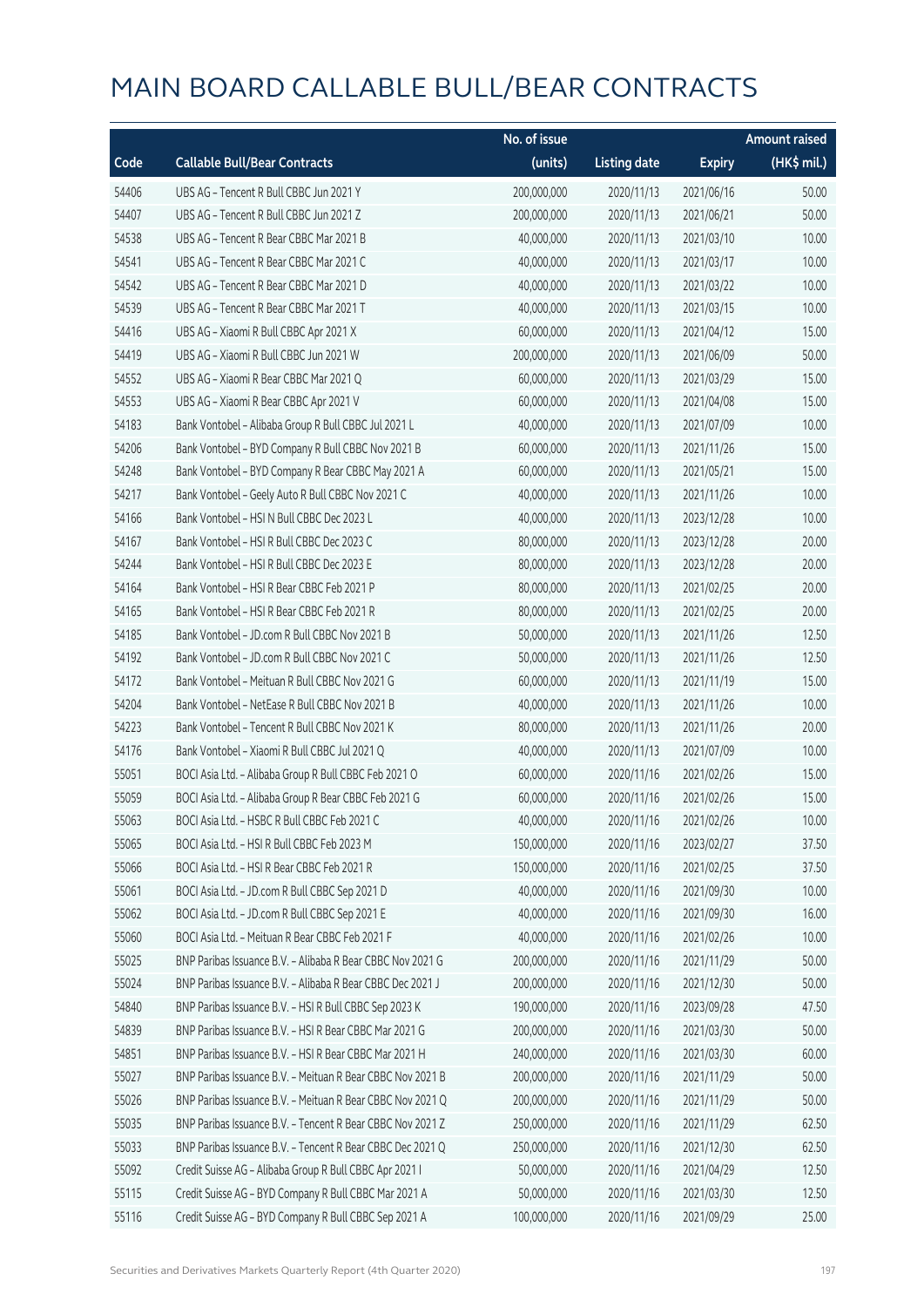# MAIN BOARD CALLABLE BULL/BEAR CONTRACTS

| Code | Callable Bull/Bear Contracts | No. of issue (units) | Listing date | Expiry | Amount raised (HK$ mil.) |
|---|---|---|---|---|---|
| 54406 | UBS AG – Tencent R Bull CBBC Jun 2021 Y | 200,000,000 | 2020/11/13 | 2021/06/16 | 50.00 |
| 54407 | UBS AG – Tencent R Bull CBBC Jun 2021 Z | 200,000,000 | 2020/11/13 | 2021/06/21 | 50.00 |
| 54538 | UBS AG – Tencent R Bear CBBC Mar 2021 B | 40,000,000 | 2020/11/13 | 2021/03/10 | 10.00 |
| 54541 | UBS AG – Tencent R Bear CBBC Mar 2021 C | 40,000,000 | 2020/11/13 | 2021/03/17 | 10.00 |
| 54542 | UBS AG – Tencent R Bear CBBC Mar 2021 D | 40,000,000 | 2020/11/13 | 2021/03/22 | 10.00 |
| 54539 | UBS AG – Tencent R Bear CBBC Mar 2021 T | 40,000,000 | 2020/11/13 | 2021/03/15 | 10.00 |
| 54416 | UBS AG – Xiaomi R Bull CBBC Apr 2021 X | 60,000,000 | 2020/11/13 | 2021/04/12 | 15.00 |
| 54419 | UBS AG – Xiaomi R Bull CBBC Jun 2021 W | 200,000,000 | 2020/11/13 | 2021/06/09 | 50.00 |
| 54552 | UBS AG – Xiaomi R Bear CBBC Mar 2021 Q | 60,000,000 | 2020/11/13 | 2021/03/29 | 15.00 |
| 54553 | UBS AG – Xiaomi R Bear CBBC Apr 2021 V | 60,000,000 | 2020/11/13 | 2021/04/08 | 15.00 |
| 54183 | Bank Vontobel – Alibaba Group R Bull CBBC Jul 2021 L | 40,000,000 | 2020/11/13 | 2021/07/09 | 10.00 |
| 54206 | Bank Vontobel – BYD Company R Bull CBBC Nov 2021 B | 60,000,000 | 2020/11/13 | 2021/11/26 | 15.00 |
| 54248 | Bank Vontobel – BYD Company R Bear CBBC May 2021 A | 60,000,000 | 2020/11/13 | 2021/05/21 | 15.00 |
| 54217 | Bank Vontobel – Geely Auto R Bull CBBC Nov 2021 C | 40,000,000 | 2020/11/13 | 2021/11/26 | 10.00 |
| 54166 | Bank Vontobel – HSI N Bull CBBC Dec 2023 L | 40,000,000 | 2020/11/13 | 2023/12/28 | 10.00 |
| 54167 | Bank Vontobel – HSI R Bull CBBC Dec 2023 C | 80,000,000 | 2020/11/13 | 2023/12/28 | 20.00 |
| 54244 | Bank Vontobel – HSI R Bull CBBC Dec 2023 E | 80,000,000 | 2020/11/13 | 2023/12/28 | 20.00 |
| 54164 | Bank Vontobel – HSI R Bear CBBC Feb 2021 P | 80,000,000 | 2020/11/13 | 2021/02/25 | 20.00 |
| 54165 | Bank Vontobel – HSI R Bear CBBC Feb 2021 R | 80,000,000 | 2020/11/13 | 2021/02/25 | 20.00 |
| 54185 | Bank Vontobel – JD.com R Bull CBBC Nov 2021 B | 50,000,000 | 2020/11/13 | 2021/11/26 | 12.50 |
| 54192 | Bank Vontobel – JD.com R Bull CBBC Nov 2021 C | 50,000,000 | 2020/11/13 | 2021/11/26 | 12.50 |
| 54172 | Bank Vontobel – Meituan R Bull CBBC Nov 2021 G | 60,000,000 | 2020/11/13 | 2021/11/19 | 15.00 |
| 54204 | Bank Vontobel – NetEase R Bull CBBC Nov 2021 B | 40,000,000 | 2020/11/13 | 2021/11/26 | 10.00 |
| 54223 | Bank Vontobel – Tencent R Bull CBBC Nov 2021 K | 80,000,000 | 2020/11/13 | 2021/11/26 | 20.00 |
| 54176 | Bank Vontobel – Xiaomi R Bull CBBC Jul 2021 Q | 40,000,000 | 2020/11/13 | 2021/07/09 | 10.00 |
| 55051 | BOCI Asia Ltd. – Alibaba Group R Bull CBBC Feb 2021 O | 60,000,000 | 2020/11/16 | 2021/02/26 | 15.00 |
| 55059 | BOCI Asia Ltd. – Alibaba Group R Bear CBBC Feb 2021 G | 60,000,000 | 2020/11/16 | 2021/02/26 | 15.00 |
| 55063 | BOCI Asia Ltd. – HSBC R Bull CBBC Feb 2021 C | 40,000,000 | 2020/11/16 | 2021/02/26 | 10.00 |
| 55065 | BOCI Asia Ltd. – HSI R Bull CBBC Feb 2023 M | 150,000,000 | 2020/11/16 | 2023/02/27 | 37.50 |
| 55066 | BOCI Asia Ltd. – HSI R Bear CBBC Feb 2021 R | 150,000,000 | 2020/11/16 | 2021/02/25 | 37.50 |
| 55061 | BOCI Asia Ltd. – JD.com R Bull CBBC Sep 2021 D | 40,000,000 | 2020/11/16 | 2021/09/30 | 10.00 |
| 55062 | BOCI Asia Ltd. – JD.com R Bull CBBC Sep 2021 E | 40,000,000 | 2020/11/16 | 2021/09/30 | 16.00 |
| 55060 | BOCI Asia Ltd. – Meituan R Bear CBBC Feb 2021 F | 40,000,000 | 2020/11/16 | 2021/02/26 | 10.00 |
| 55025 | BNP Paribas Issuance B.V. – Alibaba R Bear CBBC Nov 2021 G | 200,000,000 | 2020/11/16 | 2021/11/29 | 50.00 |
| 55024 | BNP Paribas Issuance B.V. – Alibaba R Bear CBBC Dec 2021 J | 200,000,000 | 2020/11/16 | 2021/12/30 | 50.00 |
| 54840 | BNP Paribas Issuance B.V. – HSI R Bull CBBC Sep 2023 K | 190,000,000 | 2020/11/16 | 2023/09/28 | 47.50 |
| 54839 | BNP Paribas Issuance B.V. – HSI R Bear CBBC Mar 2021 G | 200,000,000 | 2020/11/16 | 2021/03/30 | 50.00 |
| 54851 | BNP Paribas Issuance B.V. – HSI R Bear CBBC Mar 2021 H | 240,000,000 | 2020/11/16 | 2021/03/30 | 60.00 |
| 55027 | BNP Paribas Issuance B.V. – Meituan R Bear CBBC Nov 2021 B | 200,000,000 | 2020/11/16 | 2021/11/29 | 50.00 |
| 55026 | BNP Paribas Issuance B.V. – Meituan R Bear CBBC Nov 2021 Q | 200,000,000 | 2020/11/16 | 2021/11/29 | 50.00 |
| 55035 | BNP Paribas Issuance B.V. – Tencent R Bear CBBC Nov 2021 Z | 250,000,000 | 2020/11/16 | 2021/11/29 | 62.50 |
| 55033 | BNP Paribas Issuance B.V. – Tencent R Bear CBBC Dec 2021 Q | 250,000,000 | 2020/11/16 | 2021/12/30 | 62.50 |
| 55092 | Credit Suisse AG – Alibaba Group R Bull CBBC Apr 2021 I | 50,000,000 | 2020/11/16 | 2021/04/29 | 12.50 |
| 55115 | Credit Suisse AG – BYD Company R Bull CBBC Mar 2021 A | 50,000,000 | 2020/11/16 | 2021/03/30 | 12.50 |
| 55116 | Credit Suisse AG – BYD Company R Bull CBBC Sep 2021 A | 100,000,000 | 2020/11/16 | 2021/09/29 | 25.00 |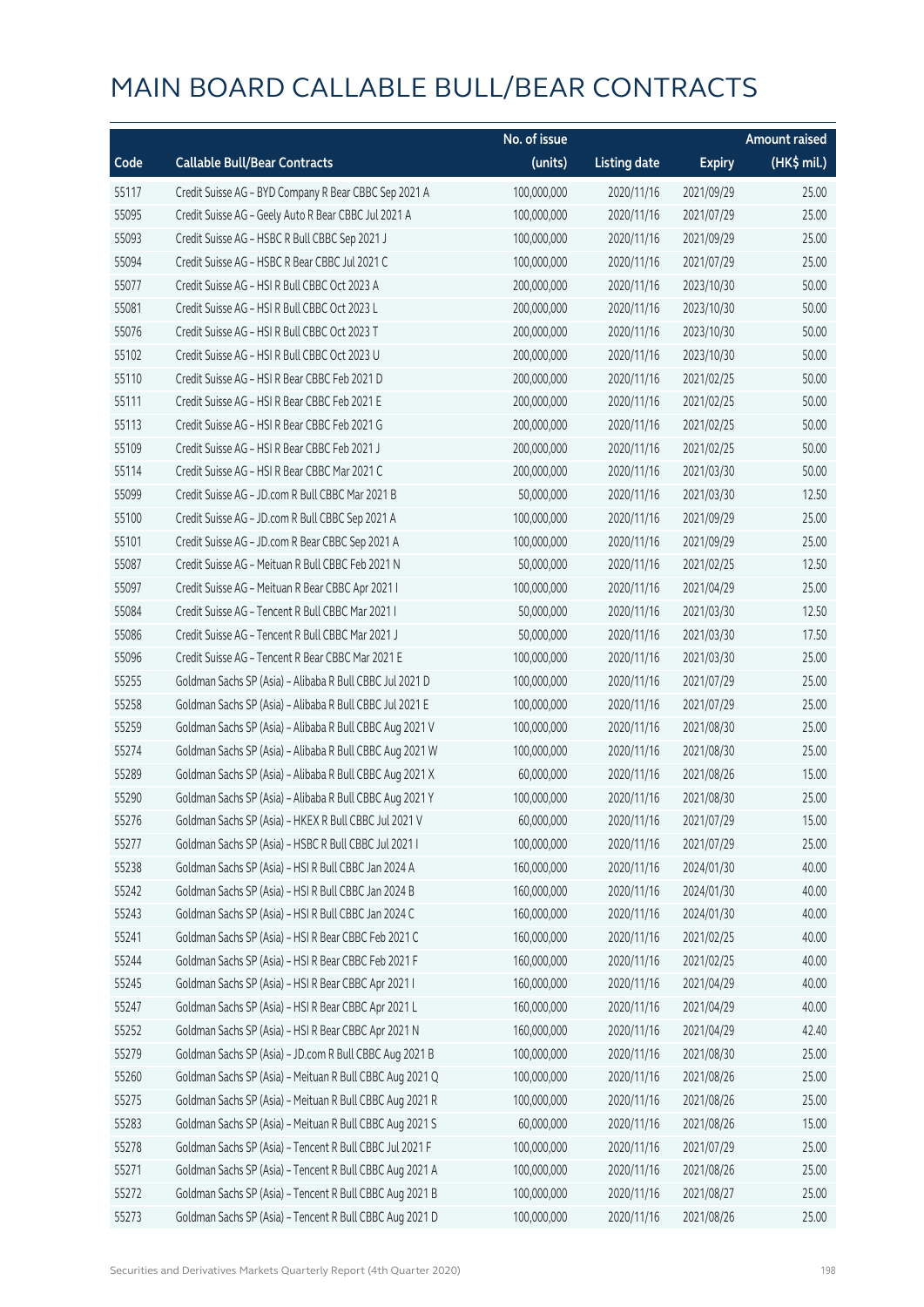# MAIN BOARD CALLABLE BULL/BEAR CONTRACTS

| Code | Callable Bull/Bear Contracts | No. of issue (units) | Listing date | Expiry | Amount raised (HK$ mil.) |
|---|---|---|---|---|---|
| 55117 | Credit Suisse AG – BYD Company R Bear CBBC Sep 2021 A | 100,000,000 | 2020/11/16 | 2021/09/29 | 25.00 |
| 55095 | Credit Suisse AG – Geely Auto R Bear CBBC Jul 2021 A | 100,000,000 | 2020/11/16 | 2021/07/29 | 25.00 |
| 55093 | Credit Suisse AG – HSBC R Bull CBBC Sep 2021 J | 100,000,000 | 2020/11/16 | 2021/09/29 | 25.00 |
| 55094 | Credit Suisse AG – HSBC R Bear CBBC Jul 2021 C | 100,000,000 | 2020/11/16 | 2021/07/29 | 25.00 |
| 55077 | Credit Suisse AG – HSI R Bull CBBC Oct 2023 A | 200,000,000 | 2020/11/16 | 2023/10/30 | 50.00 |
| 55081 | Credit Suisse AG – HSI R Bull CBBC Oct 2023 L | 200,000,000 | 2020/11/16 | 2023/10/30 | 50.00 |
| 55076 | Credit Suisse AG – HSI R Bull CBBC Oct 2023 T | 200,000,000 | 2020/11/16 | 2023/10/30 | 50.00 |
| 55102 | Credit Suisse AG – HSI R Bull CBBC Oct 2023 U | 200,000,000 | 2020/11/16 | 2023/10/30 | 50.00 |
| 55110 | Credit Suisse AG – HSI R Bear CBBC Feb 2021 D | 200,000,000 | 2020/11/16 | 2021/02/25 | 50.00 |
| 55111 | Credit Suisse AG – HSI R Bear CBBC Feb 2021 E | 200,000,000 | 2020/11/16 | 2021/02/25 | 50.00 |
| 55113 | Credit Suisse AG – HSI R Bear CBBC Feb 2021 G | 200,000,000 | 2020/11/16 | 2021/02/25 | 50.00 |
| 55109 | Credit Suisse AG – HSI R Bear CBBC Feb 2021 J | 200,000,000 | 2020/11/16 | 2021/02/25 | 50.00 |
| 55114 | Credit Suisse AG – HSI R Bear CBBC Mar 2021 C | 200,000,000 | 2020/11/16 | 2021/03/30 | 50.00 |
| 55099 | Credit Suisse AG – JD.com R Bull CBBC Mar 2021 B | 50,000,000 | 2020/11/16 | 2021/03/30 | 12.50 |
| 55100 | Credit Suisse AG – JD.com R Bull CBBC Sep 2021 A | 100,000,000 | 2020/11/16 | 2021/09/29 | 25.00 |
| 55101 | Credit Suisse AG – JD.com R Bear CBBC Sep 2021 A | 100,000,000 | 2020/11/16 | 2021/09/29 | 25.00 |
| 55087 | Credit Suisse AG – Meituan R Bull CBBC Feb 2021 N | 50,000,000 | 2020/11/16 | 2021/02/25 | 12.50 |
| 55097 | Credit Suisse AG – Meituan R Bear CBBC Apr 2021 I | 100,000,000 | 2020/11/16 | 2021/04/29 | 25.00 |
| 55084 | Credit Suisse AG – Tencent R Bull CBBC Mar 2021 I | 50,000,000 | 2020/11/16 | 2021/03/30 | 12.50 |
| 55086 | Credit Suisse AG – Tencent R Bull CBBC Mar 2021 J | 50,000,000 | 2020/11/16 | 2021/03/30 | 17.50 |
| 55096 | Credit Suisse AG – Tencent R Bear CBBC Mar 2021 E | 100,000,000 | 2020/11/16 | 2021/03/30 | 25.00 |
| 55255 | Goldman Sachs SP (Asia) – Alibaba R Bull CBBC Jul 2021 D | 100,000,000 | 2020/11/16 | 2021/07/29 | 25.00 |
| 55258 | Goldman Sachs SP (Asia) – Alibaba R Bull CBBC Jul 2021 E | 100,000,000 | 2020/11/16 | 2021/07/29 | 25.00 |
| 55259 | Goldman Sachs SP (Asia) – Alibaba R Bull CBBC Aug 2021 V | 100,000,000 | 2020/11/16 | 2021/08/30 | 25.00 |
| 55274 | Goldman Sachs SP (Asia) – Alibaba R Bull CBBC Aug 2021 W | 100,000,000 | 2020/11/16 | 2021/08/30 | 25.00 |
| 55289 | Goldman Sachs SP (Asia) – Alibaba R Bull CBBC Aug 2021 X | 60,000,000 | 2020/11/16 | 2021/08/26 | 15.00 |
| 55290 | Goldman Sachs SP (Asia) – Alibaba R Bull CBBC Aug 2021 Y | 100,000,000 | 2020/11/16 | 2021/08/30 | 25.00 |
| 55276 | Goldman Sachs SP (Asia) – HKEX R Bull CBBC Jul 2021 V | 60,000,000 | 2020/11/16 | 2021/07/29 | 15.00 |
| 55277 | Goldman Sachs SP (Asia) – HSBC R Bull CBBC Jul 2021 I | 100,000,000 | 2020/11/16 | 2021/07/29 | 25.00 |
| 55238 | Goldman Sachs SP (Asia) – HSI R Bull CBBC Jan 2024 A | 160,000,000 | 2020/11/16 | 2024/01/30 | 40.00 |
| 55242 | Goldman Sachs SP (Asia) – HSI R Bull CBBC Jan 2024 B | 160,000,000 | 2020/11/16 | 2024/01/30 | 40.00 |
| 55243 | Goldman Sachs SP (Asia) – HSI R Bull CBBC Jan 2024 C | 160,000,000 | 2020/11/16 | 2024/01/30 | 40.00 |
| 55241 | Goldman Sachs SP (Asia) – HSI R Bear CBBC Feb 2021 C | 160,000,000 | 2020/11/16 | 2021/02/25 | 40.00 |
| 55244 | Goldman Sachs SP (Asia) – HSI R Bear CBBC Feb 2021 F | 160,000,000 | 2020/11/16 | 2021/02/25 | 40.00 |
| 55245 | Goldman Sachs SP (Asia) – HSI R Bear CBBC Apr 2021 I | 160,000,000 | 2020/11/16 | 2021/04/29 | 40.00 |
| 55247 | Goldman Sachs SP (Asia) – HSI R Bear CBBC Apr 2021 L | 160,000,000 | 2020/11/16 | 2021/04/29 | 40.00 |
| 55252 | Goldman Sachs SP (Asia) – HSI R Bear CBBC Apr 2021 N | 160,000,000 | 2020/11/16 | 2021/04/29 | 42.40 |
| 55279 | Goldman Sachs SP (Asia) – JD.com R Bull CBBC Aug 2021 B | 100,000,000 | 2020/11/16 | 2021/08/30 | 25.00 |
| 55260 | Goldman Sachs SP (Asia) – Meituan R Bull CBBC Aug 2021 Q | 100,000,000 | 2020/11/16 | 2021/08/26 | 25.00 |
| 55275 | Goldman Sachs SP (Asia) – Meituan R Bull CBBC Aug 2021 R | 100,000,000 | 2020/11/16 | 2021/08/26 | 25.00 |
| 55283 | Goldman Sachs SP (Asia) – Meituan R Bull CBBC Aug 2021 S | 60,000,000 | 2020/11/16 | 2021/08/26 | 15.00 |
| 55278 | Goldman Sachs SP (Asia) – Tencent R Bull CBBC Jul 2021 F | 100,000,000 | 2020/11/16 | 2021/07/29 | 25.00 |
| 55271 | Goldman Sachs SP (Asia) – Tencent R Bull CBBC Aug 2021 A | 100,000,000 | 2020/11/16 | 2021/08/26 | 25.00 |
| 55272 | Goldman Sachs SP (Asia) – Tencent R Bull CBBC Aug 2021 B | 100,000,000 | 2020/11/16 | 2021/08/27 | 25.00 |
| 55273 | Goldman Sachs SP (Asia) – Tencent R Bull CBBC Aug 2021 D | 100,000,000 | 2020/11/16 | 2021/08/26 | 25.00 |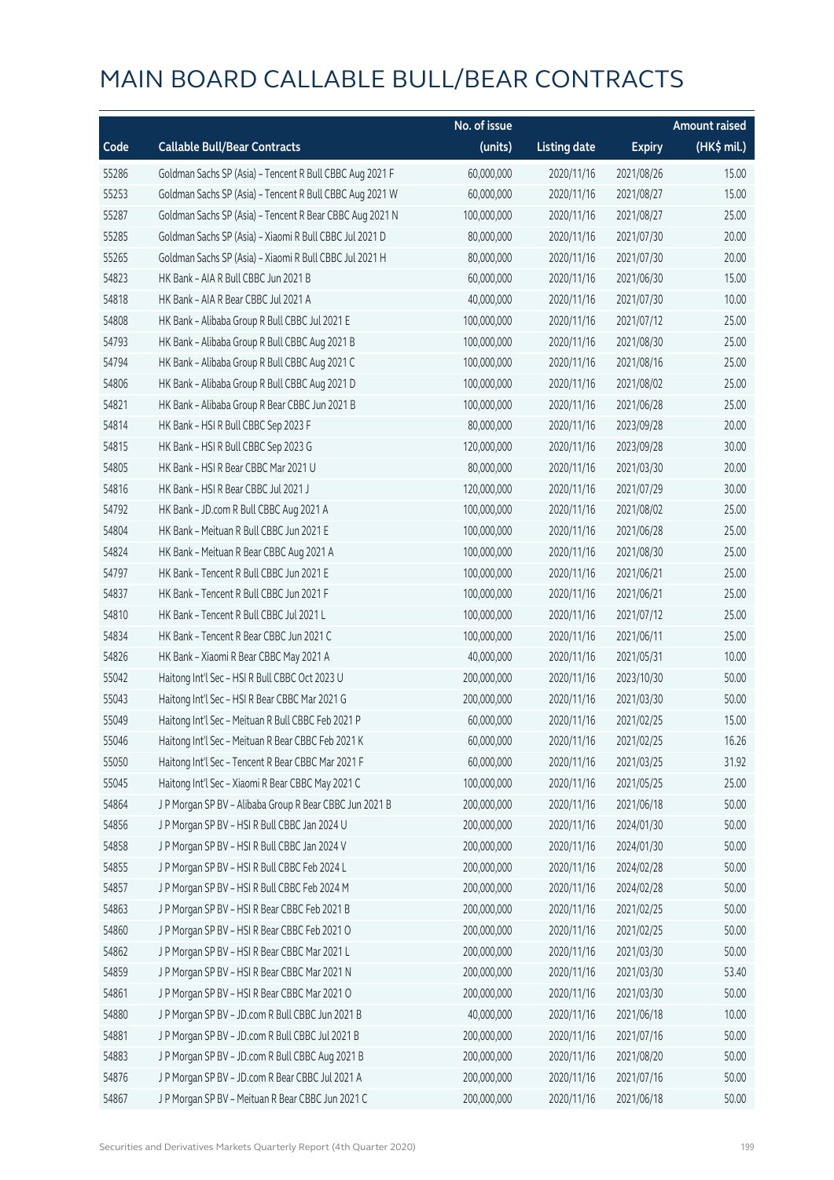# MAIN BOARD CALLABLE BULL/BEAR CONTRACTS

| Code | Callable Bull/Bear Contracts | No. of issue (units) | Listing date | Expiry | Amount raised (HK$ mil.) |
|---|---|---|---|---|---|
| 55286 | Goldman Sachs SP (Asia) - Tencent R Bull CBBC Aug 2021 F | 60,000,000 | 2020/11/16 | 2021/08/26 | 15.00 |
| 55253 | Goldman Sachs SP (Asia) - Tencent R Bull CBBC Aug 2021 W | 60,000,000 | 2020/11/16 | 2021/08/27 | 15.00 |
| 55287 | Goldman Sachs SP (Asia) - Tencent R Bear CBBC Aug 2021 N | 100,000,000 | 2020/11/16 | 2021/08/27 | 25.00 |
| 55285 | Goldman Sachs SP (Asia) - Xiaomi R Bull CBBC Jul 2021 D | 80,000,000 | 2020/11/16 | 2021/07/30 | 20.00 |
| 55265 | Goldman Sachs SP (Asia) - Xiaomi R Bull CBBC Jul 2021 H | 80,000,000 | 2020/11/16 | 2021/07/30 | 20.00 |
| 54823 | HK Bank - AIA R Bull CBBC Jun 2021 B | 60,000,000 | 2020/11/16 | 2021/06/30 | 15.00 |
| 54818 | HK Bank - AIA R Bear CBBC Jul 2021 A | 40,000,000 | 2020/11/16 | 2021/07/30 | 10.00 |
| 54808 | HK Bank - Alibaba Group R Bull CBBC Jul 2021 E | 100,000,000 | 2020/11/16 | 2021/07/12 | 25.00 |
| 54793 | HK Bank - Alibaba Group R Bull CBBC Aug 2021 B | 100,000,000 | 2020/11/16 | 2021/08/30 | 25.00 |
| 54794 | HK Bank - Alibaba Group R Bull CBBC Aug 2021 C | 100,000,000 | 2020/11/16 | 2021/08/16 | 25.00 |
| 54806 | HK Bank - Alibaba Group R Bull CBBC Aug 2021 D | 100,000,000 | 2020/11/16 | 2021/08/02 | 25.00 |
| 54821 | HK Bank - Alibaba Group R Bear CBBC Jun 2021 B | 100,000,000 | 2020/11/16 | 2021/06/28 | 25.00 |
| 54814 | HK Bank - HSI R Bull CBBC Sep 2023 F | 80,000,000 | 2020/11/16 | 2023/09/28 | 20.00 |
| 54815 | HK Bank - HSI R Bull CBBC Sep 2023 G | 120,000,000 | 2020/11/16 | 2023/09/28 | 30.00 |
| 54805 | HK Bank - HSI R Bear CBBC Mar 2021 U | 80,000,000 | 2020/11/16 | 2021/03/30 | 20.00 |
| 54816 | HK Bank - HSI R Bear CBBC Jul 2021 J | 120,000,000 | 2020/11/16 | 2021/07/29 | 30.00 |
| 54792 | HK Bank - JD.com R Bull CBBC Aug 2021 A | 100,000,000 | 2020/11/16 | 2021/08/02 | 25.00 |
| 54804 | HK Bank - Meituan R Bull CBBC Jun 2021 E | 100,000,000 | 2020/11/16 | 2021/06/28 | 25.00 |
| 54824 | HK Bank - Meituan R Bear CBBC Aug 2021 A | 100,000,000 | 2020/11/16 | 2021/08/30 | 25.00 |
| 54797 | HK Bank - Tencent R Bull CBBC Jun 2021 E | 100,000,000 | 2020/11/16 | 2021/06/21 | 25.00 |
| 54837 | HK Bank - Tencent R Bull CBBC Jun 2021 F | 100,000,000 | 2020/11/16 | 2021/06/21 | 25.00 |
| 54810 | HK Bank - Tencent R Bull CBBC Jul 2021 L | 100,000,000 | 2020/11/16 | 2021/07/12 | 25.00 |
| 54834 | HK Bank - Tencent R Bear CBBC Jun 2021 C | 100,000,000 | 2020/11/16 | 2021/06/11 | 25.00 |
| 54826 | HK Bank - Xiaomi R Bear CBBC May 2021 A | 40,000,000 | 2020/11/16 | 2021/05/31 | 10.00 |
| 55042 | Haitong Int'l Sec - HSI R Bull CBBC Oct 2023 U | 200,000,000 | 2020/11/16 | 2023/10/30 | 50.00 |
| 55043 | Haitong Int'l Sec - HSI R Bear CBBC Mar 2021 G | 200,000,000 | 2020/11/16 | 2021/03/30 | 50.00 |
| 55049 | Haitong Int'l Sec - Meituan R Bull CBBC Feb 2021 P | 60,000,000 | 2020/11/16 | 2021/02/25 | 15.00 |
| 55046 | Haitong Int'l Sec - Meituan R Bear CBBC Feb 2021 K | 60,000,000 | 2020/11/16 | 2021/02/25 | 16.26 |
| 55050 | Haitong Int'l Sec - Tencent R Bear CBBC Mar 2021 F | 60,000,000 | 2020/11/16 | 2021/03/25 | 31.92 |
| 55045 | Haitong Int'l Sec - Xiaomi R Bear CBBC May 2021 C | 100,000,000 | 2020/11/16 | 2021/05/25 | 25.00 |
| 54864 | J P Morgan SP BV - Alibaba Group R Bear CBBC Jun 2021 B | 200,000,000 | 2020/11/16 | 2021/06/18 | 50.00 |
| 54856 | J P Morgan SP BV - HSI R Bull CBBC Jan 2024 U | 200,000,000 | 2020/11/16 | 2024/01/30 | 50.00 |
| 54858 | J P Morgan SP BV - HSI R Bull CBBC Jan 2024 V | 200,000,000 | 2020/11/16 | 2024/01/30 | 50.00 |
| 54855 | J P Morgan SP BV - HSI R Bull CBBC Feb 2024 L | 200,000,000 | 2020/11/16 | 2024/02/28 | 50.00 |
| 54857 | J P Morgan SP BV - HSI R Bull CBBC Feb 2024 M | 200,000,000 | 2020/11/16 | 2024/02/28 | 50.00 |
| 54863 | J P Morgan SP BV - HSI R Bear CBBC Feb 2021 B | 200,000,000 | 2020/11/16 | 2021/02/25 | 50.00 |
| 54860 | J P Morgan SP BV - HSI R Bear CBBC Feb 2021 O | 200,000,000 | 2020/11/16 | 2021/02/25 | 50.00 |
| 54862 | J P Morgan SP BV - HSI R Bear CBBC Mar 2021 L | 200,000,000 | 2020/11/16 | 2021/03/30 | 50.00 |
| 54859 | J P Morgan SP BV - HSI R Bear CBBC Mar 2021 N | 200,000,000 | 2020/11/16 | 2021/03/30 | 53.40 |
| 54861 | J P Morgan SP BV - HSI R Bear CBBC Mar 2021 O | 200,000,000 | 2020/11/16 | 2021/03/30 | 50.00 |
| 54880 | J P Morgan SP BV - JD.com R Bull CBBC Jun 2021 B | 40,000,000 | 2020/11/16 | 2021/06/18 | 10.00 |
| 54881 | J P Morgan SP BV - JD.com R Bull CBBC Jul 2021 B | 200,000,000 | 2020/11/16 | 2021/07/16 | 50.00 |
| 54883 | J P Morgan SP BV - JD.com R Bull CBBC Aug 2021 B | 200,000,000 | 2020/11/16 | 2021/08/20 | 50.00 |
| 54876 | J P Morgan SP BV - JD.com R Bear CBBC Jul 2021 A | 200,000,000 | 2020/11/16 | 2021/07/16 | 50.00 |
| 54867 | J P Morgan SP BV - Meituan R Bear CBBC Jun 2021 C | 200,000,000 | 2020/11/16 | 2021/06/18 | 50.00 |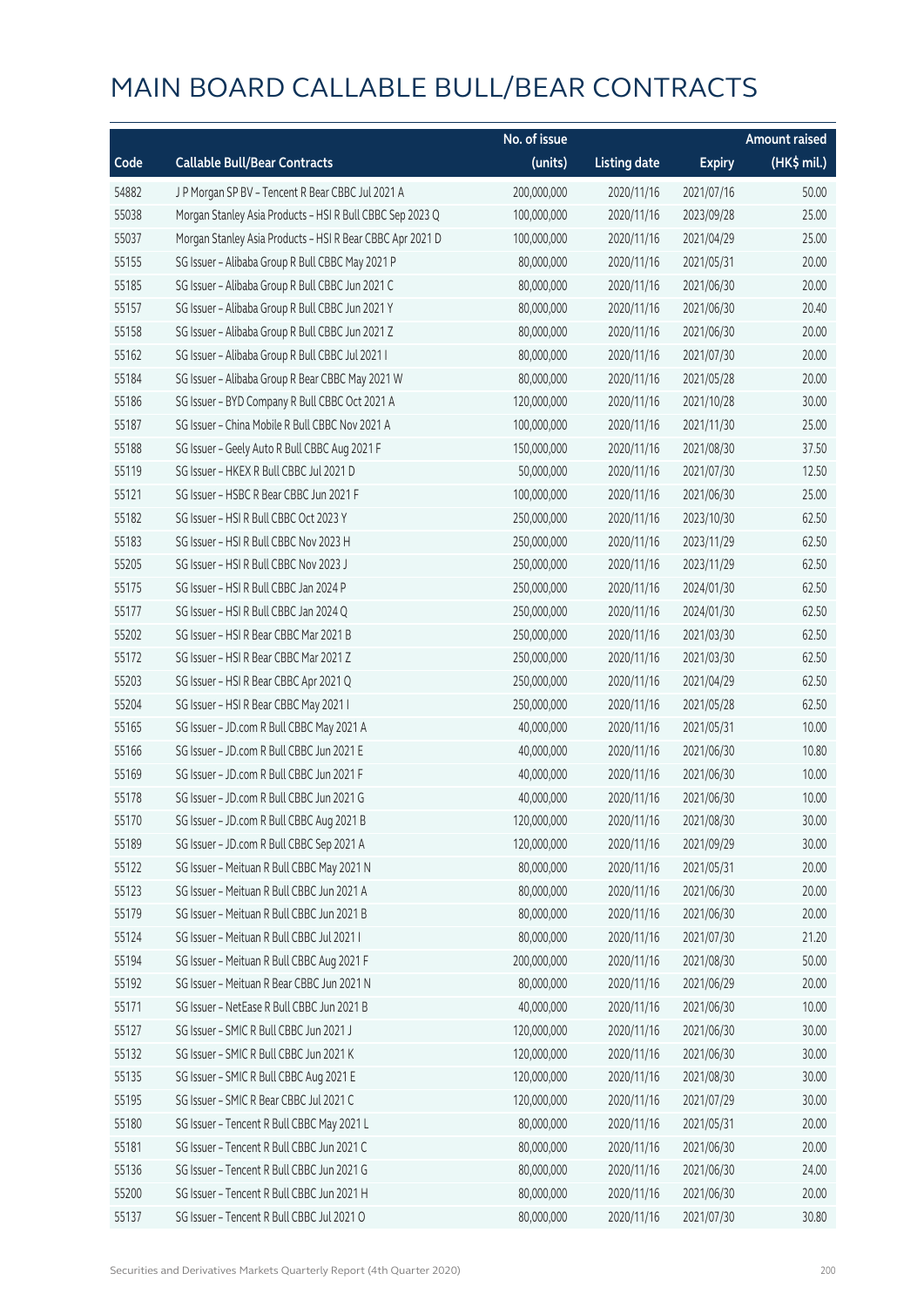# MAIN BOARD CALLABLE BULL/BEAR CONTRACTS

| Code | Callable Bull/Bear Contracts | No. of issue (units) | Listing date | Expiry | Amount raised (HK$ mil.) |
|---|---|---|---|---|---|
| 54882 | J P Morgan SP BV – Tencent R Bear CBBC Jul 2021 A | 200,000,000 | 2020/11/16 | 2021/07/16 | 50.00 |
| 55038 | Morgan Stanley Asia Products – HSI R Bull CBBC Sep 2023 Q | 100,000,000 | 2020/11/16 | 2023/09/28 | 25.00 |
| 55037 | Morgan Stanley Asia Products – HSI R Bear CBBC Apr 2021 D | 100,000,000 | 2020/11/16 | 2021/04/29 | 25.00 |
| 55155 | SG Issuer – Alibaba Group R Bull CBBC May 2021 P | 80,000,000 | 2020/11/16 | 2021/05/31 | 20.00 |
| 55185 | SG Issuer – Alibaba Group R Bull CBBC Jun 2021 C | 80,000,000 | 2020/11/16 | 2021/06/30 | 20.00 |
| 55157 | SG Issuer – Alibaba Group R Bull CBBC Jun 2021 Y | 80,000,000 | 2020/11/16 | 2021/06/30 | 20.40 |
| 55158 | SG Issuer – Alibaba Group R Bull CBBC Jun 2021 Z | 80,000,000 | 2020/11/16 | 2021/06/30 | 20.00 |
| 55162 | SG Issuer – Alibaba Group R Bull CBBC Jul 2021 I | 80,000,000 | 2020/11/16 | 2021/07/30 | 20.00 |
| 55184 | SG Issuer – Alibaba Group R Bear CBBC May 2021 W | 80,000,000 | 2020/11/16 | 2021/05/28 | 20.00 |
| 55186 | SG Issuer – BYD Company R Bull CBBC Oct 2021 A | 120,000,000 | 2020/11/16 | 2021/10/28 | 30.00 |
| 55187 | SG Issuer – China Mobile R Bull CBBC Nov 2021 A | 100,000,000 | 2020/11/16 | 2021/11/30 | 25.00 |
| 55188 | SG Issuer – Geely Auto R Bull CBBC Aug 2021 F | 150,000,000 | 2020/11/16 | 2021/08/30 | 37.50 |
| 55119 | SG Issuer – HKEX R Bull CBBC Jul 2021 D | 50,000,000 | 2020/11/16 | 2021/07/30 | 12.50 |
| 55121 | SG Issuer – HSBC R Bear CBBC Jun 2021 F | 100,000,000 | 2020/11/16 | 2021/06/30 | 25.00 |
| 55182 | SG Issuer – HSI R Bull CBBC Oct 2023 Y | 250,000,000 | 2020/11/16 | 2023/10/30 | 62.50 |
| 55183 | SG Issuer – HSI R Bull CBBC Nov 2023 H | 250,000,000 | 2020/11/16 | 2023/11/29 | 62.50 |
| 55205 | SG Issuer – HSI R Bull CBBC Nov 2023 J | 250,000,000 | 2020/11/16 | 2023/11/29 | 62.50 |
| 55175 | SG Issuer – HSI R Bull CBBC Jan 2024 P | 250,000,000 | 2020/11/16 | 2024/01/30 | 62.50 |
| 55177 | SG Issuer – HSI R Bull CBBC Jan 2024 Q | 250,000,000 | 2020/11/16 | 2024/01/30 | 62.50 |
| 55202 | SG Issuer – HSI R Bear CBBC Mar 2021 B | 250,000,000 | 2020/11/16 | 2021/03/30 | 62.50 |
| 55172 | SG Issuer – HSI R Bear CBBC Mar 2021 Z | 250,000,000 | 2020/11/16 | 2021/03/30 | 62.50 |
| 55203 | SG Issuer – HSI R Bear CBBC Apr 2021 Q | 250,000,000 | 2020/11/16 | 2021/04/29 | 62.50 |
| 55204 | SG Issuer – HSI R Bear CBBC May 2021 I | 250,000,000 | 2020/11/16 | 2021/05/28 | 62.50 |
| 55165 | SG Issuer – JD.com R Bull CBBC May 2021 A | 40,000,000 | 2020/11/16 | 2021/05/31 | 10.00 |
| 55166 | SG Issuer – JD.com R Bull CBBC Jun 2021 E | 40,000,000 | 2020/11/16 | 2021/06/30 | 10.80 |
| 55169 | SG Issuer – JD.com R Bull CBBC Jun 2021 F | 40,000,000 | 2020/11/16 | 2021/06/30 | 10.00 |
| 55178 | SG Issuer – JD.com R Bull CBBC Jun 2021 G | 40,000,000 | 2020/11/16 | 2021/06/30 | 10.00 |
| 55170 | SG Issuer – JD.com R Bull CBBC Aug 2021 B | 120,000,000 | 2020/11/16 | 2021/08/30 | 30.00 |
| 55189 | SG Issuer – JD.com R Bull CBBC Sep 2021 A | 120,000,000 | 2020/11/16 | 2021/09/29 | 30.00 |
| 55122 | SG Issuer – Meituan R Bull CBBC May 2021 N | 80,000,000 | 2020/11/16 | 2021/05/31 | 20.00 |
| 55123 | SG Issuer – Meituan R Bull CBBC Jun 2021 A | 80,000,000 | 2020/11/16 | 2021/06/30 | 20.00 |
| 55179 | SG Issuer – Meituan R Bull CBBC Jun 2021 B | 80,000,000 | 2020/11/16 | 2021/06/30 | 20.00 |
| 55124 | SG Issuer – Meituan R Bull CBBC Jul 2021 I | 80,000,000 | 2020/11/16 | 2021/07/30 | 21.20 |
| 55194 | SG Issuer – Meituan R Bull CBBC Aug 2021 F | 200,000,000 | 2020/11/16 | 2021/08/30 | 50.00 |
| 55192 | SG Issuer – Meituan R Bear CBBC Jun 2021 N | 80,000,000 | 2020/11/16 | 2021/06/29 | 20.00 |
| 55171 | SG Issuer – NetEase R Bull CBBC Jun 2021 B | 40,000,000 | 2020/11/16 | 2021/06/30 | 10.00 |
| 55127 | SG Issuer – SMIC R Bull CBBC Jun 2021 J | 120,000,000 | 2020/11/16 | 2021/06/30 | 30.00 |
| 55132 | SG Issuer – SMIC R Bull CBBC Jun 2021 K | 120,000,000 | 2020/11/16 | 2021/06/30 | 30.00 |
| 55135 | SG Issuer – SMIC R Bull CBBC Aug 2021 E | 120,000,000 | 2020/11/16 | 2021/08/30 | 30.00 |
| 55195 | SG Issuer – SMIC R Bear CBBC Jul 2021 C | 120,000,000 | 2020/11/16 | 2021/07/29 | 30.00 |
| 55180 | SG Issuer – Tencent R Bull CBBC May 2021 L | 80,000,000 | 2020/11/16 | 2021/05/31 | 20.00 |
| 55181 | SG Issuer – Tencent R Bull CBBC Jun 2021 C | 80,000,000 | 2020/11/16 | 2021/06/30 | 20.00 |
| 55136 | SG Issuer – Tencent R Bull CBBC Jun 2021 G | 80,000,000 | 2020/11/16 | 2021/06/30 | 24.00 |
| 55200 | SG Issuer – Tencent R Bull CBBC Jun 2021 H | 80,000,000 | 2020/11/16 | 2021/06/30 | 20.00 |
| 55137 | SG Issuer – Tencent R Bull CBBC Jul 2021 O | 80,000,000 | 2020/11/16 | 2021/07/30 | 30.80 |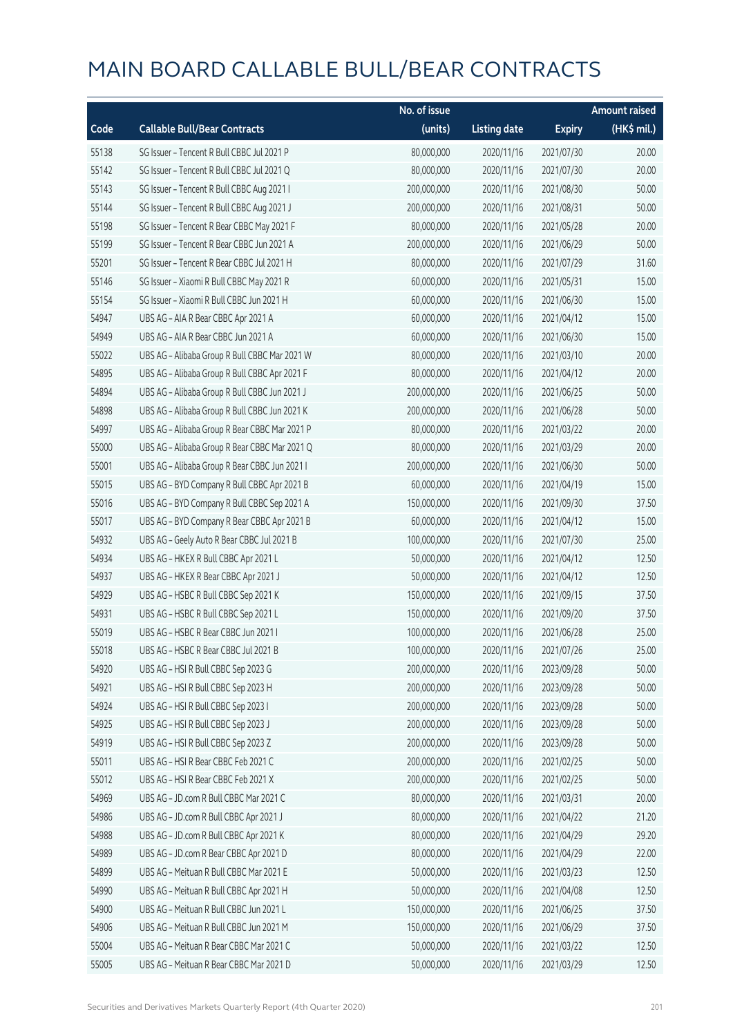# MAIN BOARD CALLABLE BULL/BEAR CONTRACTS

| Code | Callable Bull/Bear Contracts | No. of issue (units) | Listing date | Expiry | Amount raised (HK$ mil.) |
|---|---|---|---|---|---|
| 55138 | SG Issuer – Tencent R Bull CBBC Jul 2021 P | 80,000,000 | 2020/11/16 | 2021/07/30 | 20.00 |
| 55142 | SG Issuer – Tencent R Bull CBBC Jul 2021 Q | 80,000,000 | 2020/11/16 | 2021/07/30 | 20.00 |
| 55143 | SG Issuer – Tencent R Bull CBBC Aug 2021 I | 200,000,000 | 2020/11/16 | 2021/08/30 | 50.00 |
| 55144 | SG Issuer – Tencent R Bull CBBC Aug 2021 J | 200,000,000 | 2020/11/16 | 2021/08/31 | 50.00 |
| 55198 | SG Issuer – Tencent R Bear CBBC May 2021 F | 80,000,000 | 2020/11/16 | 2021/05/28 | 20.00 |
| 55199 | SG Issuer – Tencent R Bear CBBC Jun 2021 A | 200,000,000 | 2020/11/16 | 2021/06/29 | 50.00 |
| 55201 | SG Issuer – Tencent R Bear CBBC Jul 2021 H | 80,000,000 | 2020/11/16 | 2021/07/29 | 31.60 |
| 55146 | SG Issuer – Xiaomi R Bull CBBC May 2021 R | 60,000,000 | 2020/11/16 | 2021/05/31 | 15.00 |
| 55154 | SG Issuer – Xiaomi R Bull CBBC Jun 2021 H | 60,000,000 | 2020/11/16 | 2021/06/30 | 15.00 |
| 54947 | UBS AG – AIA R Bear CBBC Apr 2021 A | 60,000,000 | 2020/11/16 | 2021/04/12 | 15.00 |
| 54949 | UBS AG – AIA R Bear CBBC Jun 2021 A | 60,000,000 | 2020/11/16 | 2021/06/30 | 15.00 |
| 55022 | UBS AG – Alibaba Group R Bull CBBC Mar 2021 W | 80,000,000 | 2020/11/16 | 2021/03/10 | 20.00 |
| 54895 | UBS AG – Alibaba Group R Bull CBBC Apr 2021 F | 80,000,000 | 2020/11/16 | 2021/04/12 | 20.00 |
| 54894 | UBS AG – Alibaba Group R Bull CBBC Jun 2021 J | 200,000,000 | 2020/11/16 | 2021/06/25 | 50.00 |
| 54898 | UBS AG – Alibaba Group R Bull CBBC Jun 2021 K | 200,000,000 | 2020/11/16 | 2021/06/28 | 50.00 |
| 54997 | UBS AG – Alibaba Group R Bear CBBC Mar 2021 P | 80,000,000 | 2020/11/16 | 2021/03/22 | 20.00 |
| 55000 | UBS AG – Alibaba Group R Bear CBBC Mar 2021 Q | 80,000,000 | 2020/11/16 | 2021/03/29 | 20.00 |
| 55001 | UBS AG – Alibaba Group R Bear CBBC Jun 2021 I | 200,000,000 | 2020/11/16 | 2021/06/30 | 50.00 |
| 55015 | UBS AG – BYD Company R Bull CBBC Apr 2021 B | 60,000,000 | 2020/11/16 | 2021/04/19 | 15.00 |
| 55016 | UBS AG – BYD Company R Bull CBBC Sep 2021 A | 150,000,000 | 2020/11/16 | 2021/09/30 | 37.50 |
| 55017 | UBS AG – BYD Company R Bear CBBC Apr 2021 B | 60,000,000 | 2020/11/16 | 2021/04/12 | 15.00 |
| 54932 | UBS AG – Geely Auto R Bear CBBC Jul 2021 B | 100,000,000 | 2020/11/16 | 2021/07/30 | 25.00 |
| 54934 | UBS AG – HKEX R Bull CBBC Apr 2021 L | 50,000,000 | 2020/11/16 | 2021/04/12 | 12.50 |
| 54937 | UBS AG – HKEX R Bear CBBC Apr 2021 J | 50,000,000 | 2020/11/16 | 2021/04/12 | 12.50 |
| 54929 | UBS AG – HSBC R Bull CBBC Sep 2021 K | 150,000,000 | 2020/11/16 | 2021/09/15 | 37.50 |
| 54931 | UBS AG – HSBC R Bull CBBC Sep 2021 L | 150,000,000 | 2020/11/16 | 2021/09/20 | 37.50 |
| 55019 | UBS AG – HSBC R Bear CBBC Jun 2021 I | 100,000,000 | 2020/11/16 | 2021/06/28 | 25.00 |
| 55018 | UBS AG – HSBC R Bear CBBC Jul 2021 B | 100,000,000 | 2020/11/16 | 2021/07/26 | 25.00 |
| 54920 | UBS AG – HSI R Bull CBBC Sep 2023 G | 200,000,000 | 2020/11/16 | 2023/09/28 | 50.00 |
| 54921 | UBS AG – HSI R Bull CBBC Sep 2023 H | 200,000,000 | 2020/11/16 | 2023/09/28 | 50.00 |
| 54924 | UBS AG – HSI R Bull CBBC Sep 2023 I | 200,000,000 | 2020/11/16 | 2023/09/28 | 50.00 |
| 54925 | UBS AG – HSI R Bull CBBC Sep 2023 J | 200,000,000 | 2020/11/16 | 2023/09/28 | 50.00 |
| 54919 | UBS AG – HSI R Bull CBBC Sep 2023 Z | 200,000,000 | 2020/11/16 | 2023/09/28 | 50.00 |
| 55011 | UBS AG – HSI R Bear CBBC Feb 2021 C | 200,000,000 | 2020/11/16 | 2021/02/25 | 50.00 |
| 55012 | UBS AG – HSI R Bear CBBC Feb 2021 X | 200,000,000 | 2020/11/16 | 2021/02/25 | 50.00 |
| 54969 | UBS AG – JD.com R Bull CBBC Mar 2021 C | 80,000,000 | 2020/11/16 | 2021/03/31 | 20.00 |
| 54986 | UBS AG – JD.com R Bull CBBC Apr 2021 J | 80,000,000 | 2020/11/16 | 2021/04/22 | 21.20 |
| 54988 | UBS AG – JD.com R Bull CBBC Apr 2021 K | 80,000,000 | 2020/11/16 | 2021/04/29 | 29.20 |
| 54989 | UBS AG – JD.com R Bear CBBC Apr 2021 D | 80,000,000 | 2020/11/16 | 2021/04/29 | 22.00 |
| 54899 | UBS AG – Meituan R Bull CBBC Mar 2021 E | 50,000,000 | 2020/11/16 | 2021/03/23 | 12.50 |
| 54990 | UBS AG – Meituan R Bull CBBC Apr 2021 H | 50,000,000 | 2020/11/16 | 2021/04/08 | 12.50 |
| 54900 | UBS AG – Meituan R Bull CBBC Jun 2021 L | 150,000,000 | 2020/11/16 | 2021/06/25 | 37.50 |
| 54906 | UBS AG – Meituan R Bull CBBC Jun 2021 M | 150,000,000 | 2020/11/16 | 2021/06/29 | 37.50 |
| 55004 | UBS AG – Meituan R Bear CBBC Mar 2021 C | 50,000,000 | 2020/11/16 | 2021/03/22 | 12.50 |
| 55005 | UBS AG – Meituan R Bear CBBC Mar 2021 D | 50,000,000 | 2020/11/16 | 2021/03/29 | 12.50 |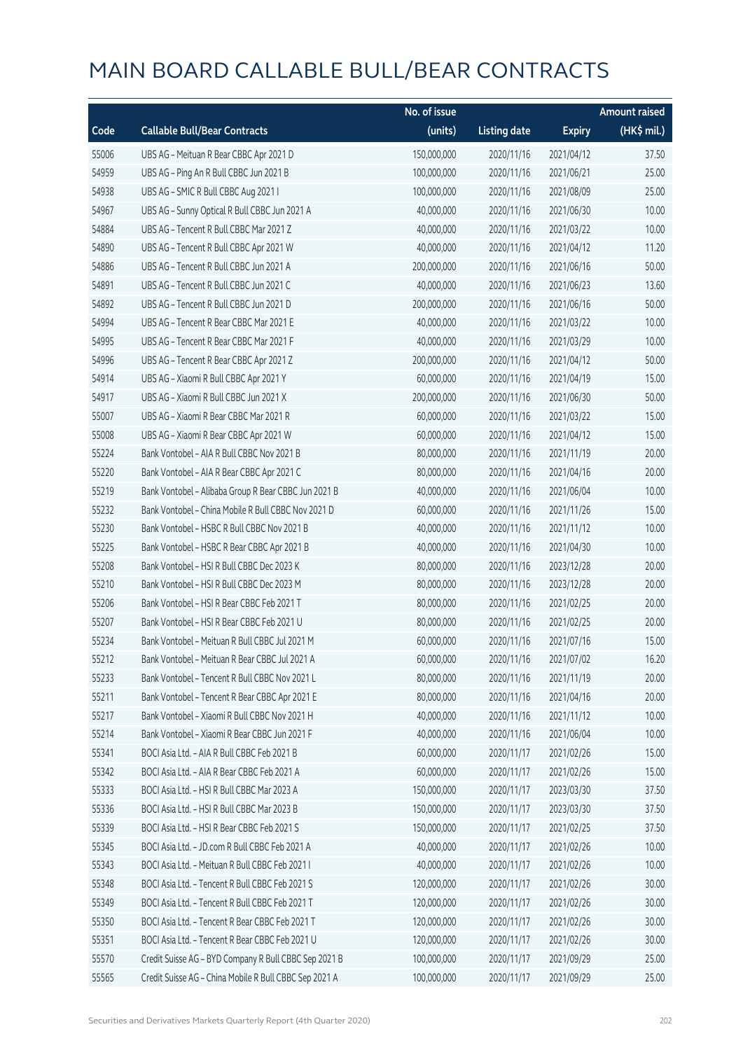# MAIN BOARD CALLABLE BULL/BEAR CONTRACTS

| Code | Callable Bull/Bear Contracts | No. of issue (units) | Listing date | Expiry | Amount raised (HK$ mil.) |
|---|---|---|---|---|---|
| 55006 | UBS AG – Meituan R Bear CBBC Apr 2021 D | 150,000,000 | 2020/11/16 | 2021/04/12 | 37.50 |
| 54959 | UBS AG – Ping An R Bull CBBC Jun 2021 B | 100,000,000 | 2020/11/16 | 2021/06/21 | 25.00 |
| 54938 | UBS AG – SMIC R Bull CBBC Aug 2021 I | 100,000,000 | 2020/11/16 | 2021/08/09 | 25.00 |
| 54967 | UBS AG – Sunny Optical R Bull CBBC Jun 2021 A | 40,000,000 | 2020/11/16 | 2021/06/30 | 10.00 |
| 54884 | UBS AG – Tencent R Bull CBBC Mar 2021 Z | 40,000,000 | 2020/11/16 | 2021/03/22 | 10.00 |
| 54890 | UBS AG – Tencent R Bull CBBC Apr 2021 W | 40,000,000 | 2020/11/16 | 2021/04/12 | 11.20 |
| 54886 | UBS AG – Tencent R Bull CBBC Jun 2021 A | 200,000,000 | 2020/11/16 | 2021/06/16 | 50.00 |
| 54891 | UBS AG – Tencent R Bull CBBC Jun 2021 C | 40,000,000 | 2020/11/16 | 2021/06/23 | 13.60 |
| 54892 | UBS AG – Tencent R Bull CBBC Jun 2021 D | 200,000,000 | 2020/11/16 | 2021/06/16 | 50.00 |
| 54994 | UBS AG – Tencent R Bear CBBC Mar 2021 E | 40,000,000 | 2020/11/16 | 2021/03/22 | 10.00 |
| 54995 | UBS AG – Tencent R Bear CBBC Mar 2021 F | 40,000,000 | 2020/11/16 | 2021/03/29 | 10.00 |
| 54996 | UBS AG – Tencent R Bear CBBC Apr 2021 Z | 200,000,000 | 2020/11/16 | 2021/04/12 | 50.00 |
| 54914 | UBS AG – Xiaomi R Bull CBBC Apr 2021 Y | 60,000,000 | 2020/11/16 | 2021/04/19 | 15.00 |
| 54917 | UBS AG – Xiaomi R Bull CBBC Jun 2021 X | 200,000,000 | 2020/11/16 | 2021/06/30 | 50.00 |
| 55007 | UBS AG – Xiaomi R Bear CBBC Mar 2021 R | 60,000,000 | 2020/11/16 | 2021/03/22 | 15.00 |
| 55008 | UBS AG – Xiaomi R Bear CBBC Apr 2021 W | 60,000,000 | 2020/11/16 | 2021/04/12 | 15.00 |
| 55224 | Bank Vontobel – AIA R Bull CBBC Nov 2021 B | 80,000,000 | 2020/11/16 | 2021/11/19 | 20.00 |
| 55220 | Bank Vontobel – AIA R Bear CBBC Apr 2021 C | 80,000,000 | 2020/11/16 | 2021/04/16 | 20.00 |
| 55219 | Bank Vontobel – Alibaba Group R Bear CBBC Jun 2021 B | 40,000,000 | 2020/11/16 | 2021/06/04 | 10.00 |
| 55232 | Bank Vontobel – China Mobile R Bull CBBC Nov 2021 D | 60,000,000 | 2020/11/16 | 2021/11/26 | 15.00 |
| 55230 | Bank Vontobel – HSBC R Bull CBBC Nov 2021 B | 40,000,000 | 2020/11/16 | 2021/11/12 | 10.00 |
| 55225 | Bank Vontobel – HSBC R Bear CBBC Apr 2021 B | 40,000,000 | 2020/11/16 | 2021/04/30 | 10.00 |
| 55208 | Bank Vontobel – HSI R Bull CBBC Dec 2023 K | 80,000,000 | 2020/11/16 | 2023/12/28 | 20.00 |
| 55210 | Bank Vontobel – HSI R Bull CBBC Dec 2023 M | 80,000,000 | 2020/11/16 | 2023/12/28 | 20.00 |
| 55206 | Bank Vontobel – HSI R Bear CBBC Feb 2021 T | 80,000,000 | 2020/11/16 | 2021/02/25 | 20.00 |
| 55207 | Bank Vontobel – HSI R Bear CBBC Feb 2021 U | 80,000,000 | 2020/11/16 | 2021/02/25 | 20.00 |
| 55234 | Bank Vontobel – Meituan R Bull CBBC Jul 2021 M | 60,000,000 | 2020/11/16 | 2021/07/16 | 15.00 |
| 55212 | Bank Vontobel – Meituan R Bear CBBC Jul 2021 A | 60,000,000 | 2020/11/16 | 2021/07/02 | 16.20 |
| 55233 | Bank Vontobel – Tencent R Bull CBBC Nov 2021 L | 80,000,000 | 2020/11/16 | 2021/11/19 | 20.00 |
| 55211 | Bank Vontobel – Tencent R Bear CBBC Apr 2021 E | 80,000,000 | 2020/11/16 | 2021/04/16 | 20.00 |
| 55217 | Bank Vontobel – Xiaomi R Bull CBBC Nov 2021 H | 40,000,000 | 2020/11/16 | 2021/11/12 | 10.00 |
| 55214 | Bank Vontobel – Xiaomi R Bear CBBC Jun 2021 F | 40,000,000 | 2020/11/16 | 2021/06/04 | 10.00 |
| 55341 | BOCI Asia Ltd. – AIA R Bull CBBC Feb 2021 B | 60,000,000 | 2020/11/17 | 2021/02/26 | 15.00 |
| 55342 | BOCI Asia Ltd. – AIA R Bear CBBC Feb 2021 A | 60,000,000 | 2020/11/17 | 2021/02/26 | 15.00 |
| 55333 | BOCI Asia Ltd. – HSI R Bull CBBC Mar 2023 A | 150,000,000 | 2020/11/17 | 2023/03/30 | 37.50 |
| 55336 | BOCI Asia Ltd. – HSI R Bull CBBC Mar 2023 B | 150,000,000 | 2020/11/17 | 2023/03/30 | 37.50 |
| 55339 | BOCI Asia Ltd. – HSI R Bear CBBC Feb 2021 S | 150,000,000 | 2020/11/17 | 2021/02/25 | 37.50 |
| 55345 | BOCI Asia Ltd. – JD.com R Bull CBBC Feb 2021 A | 40,000,000 | 2020/11/17 | 2021/02/26 | 10.00 |
| 55343 | BOCI Asia Ltd. – Meituan R Bull CBBC Feb 2021 I | 40,000,000 | 2020/11/17 | 2021/02/26 | 10.00 |
| 55348 | BOCI Asia Ltd. – Tencent R Bull CBBC Feb 2021 S | 120,000,000 | 2020/11/17 | 2021/02/26 | 30.00 |
| 55349 | BOCI Asia Ltd. – Tencent R Bull CBBC Feb 2021 T | 120,000,000 | 2020/11/17 | 2021/02/26 | 30.00 |
| 55350 | BOCI Asia Ltd. – Tencent R Bear CBBC Feb 2021 T | 120,000,000 | 2020/11/17 | 2021/02/26 | 30.00 |
| 55351 | BOCI Asia Ltd. – Tencent R Bear CBBC Feb 2021 U | 120,000,000 | 2020/11/17 | 2021/02/26 | 30.00 |
| 55570 | Credit Suisse AG – BYD Company R Bull CBBC Sep 2021 B | 100,000,000 | 2020/11/17 | 2021/09/29 | 25.00 |
| 55565 | Credit Suisse AG – China Mobile R Bull CBBC Sep 2021 A | 100,000,000 | 2020/11/17 | 2021/09/29 | 25.00 |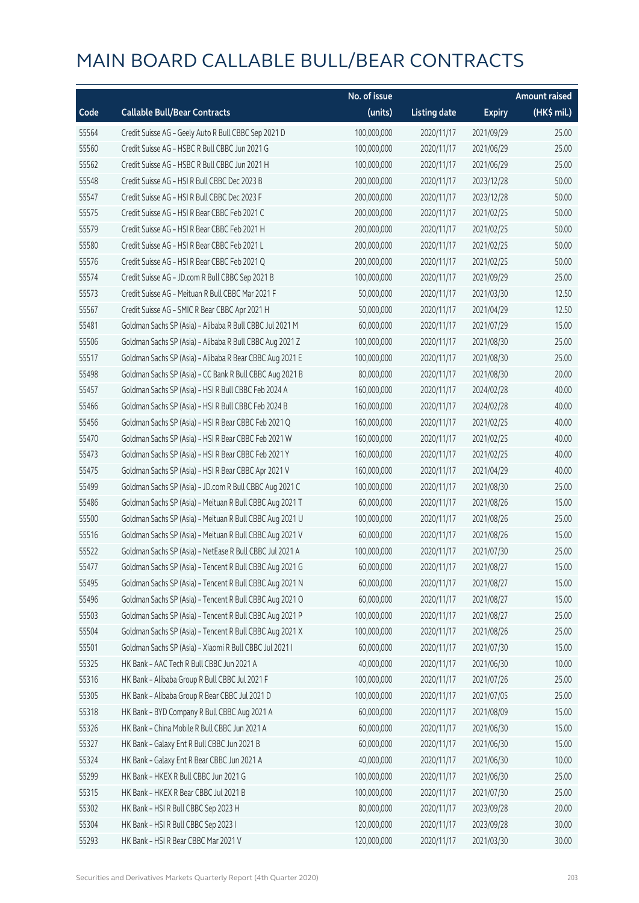# MAIN BOARD CALLABLE BULL/BEAR CONTRACTS

| Code | Callable Bull/Bear Contracts | No. of issue (units) | Listing date | Expiry | Amount raised (HK$ mil.) |
|---|---|---|---|---|---|
| 55564 | Credit Suisse AG - Geely Auto R Bull CBBC Sep 2021 D | 100,000,000 | 2020/11/17 | 2021/09/29 | 25.00 |
| 55560 | Credit Suisse AG - HSBC R Bull CBBC Jun 2021 G | 100,000,000 | 2020/11/17 | 2021/06/29 | 25.00 |
| 55562 | Credit Suisse AG - HSBC R Bull CBBC Jun 2021 H | 100,000,000 | 2020/11/17 | 2021/06/29 | 25.00 |
| 55548 | Credit Suisse AG - HSI R Bull CBBC Dec 2023 B | 200,000,000 | 2020/11/17 | 2023/12/28 | 50.00 |
| 55547 | Credit Suisse AG - HSI R Bull CBBC Dec 2023 F | 200,000,000 | 2020/11/17 | 2023/12/28 | 50.00 |
| 55575 | Credit Suisse AG - HSI R Bear CBBC Feb 2021 C | 200,000,000 | 2020/11/17 | 2021/02/25 | 50.00 |
| 55579 | Credit Suisse AG - HSI R Bear CBBC Feb 2021 H | 200,000,000 | 2020/11/17 | 2021/02/25 | 50.00 |
| 55580 | Credit Suisse AG - HSI R Bear CBBC Feb 2021 L | 200,000,000 | 2020/11/17 | 2021/02/25 | 50.00 |
| 55576 | Credit Suisse AG - HSI R Bear CBBC Feb 2021 Q | 200,000,000 | 2020/11/17 | 2021/02/25 | 50.00 |
| 55574 | Credit Suisse AG - JD.com R Bull CBBC Sep 2021 B | 100,000,000 | 2020/11/17 | 2021/09/29 | 25.00 |
| 55573 | Credit Suisse AG - Meituan R Bull CBBC Mar 2021 F | 50,000,000 | 2020/11/17 | 2021/03/30 | 12.50 |
| 55567 | Credit Suisse AG - SMIC R Bear CBBC Apr 2021 H | 50,000,000 | 2020/11/17 | 2021/04/29 | 12.50 |
| 55481 | Goldman Sachs SP (Asia) - Alibaba R Bull CBBC Jul 2021 M | 60,000,000 | 2020/11/17 | 2021/07/29 | 15.00 |
| 55506 | Goldman Sachs SP (Asia) - Alibaba R Bull CBBC Aug 2021 Z | 100,000,000 | 2020/11/17 | 2021/08/30 | 25.00 |
| 55517 | Goldman Sachs SP (Asia) - Alibaba R Bear CBBC Aug 2021 E | 100,000,000 | 2020/11/17 | 2021/08/30 | 25.00 |
| 55498 | Goldman Sachs SP (Asia) - CC Bank R Bull CBBC Aug 2021 B | 80,000,000 | 2020/11/17 | 2021/08/30 | 20.00 |
| 55457 | Goldman Sachs SP (Asia) - HSI R Bull CBBC Feb 2024 A | 160,000,000 | 2020/11/17 | 2024/02/28 | 40.00 |
| 55466 | Goldman Sachs SP (Asia) - HSI R Bull CBBC Feb 2024 B | 160,000,000 | 2020/11/17 | 2024/02/28 | 40.00 |
| 55456 | Goldman Sachs SP (Asia) - HSI R Bear CBBC Feb 2021 Q | 160,000,000 | 2020/11/17 | 2021/02/25 | 40.00 |
| 55470 | Goldman Sachs SP (Asia) - HSI R Bear CBBC Feb 2021 W | 160,000,000 | 2020/11/17 | 2021/02/25 | 40.00 |
| 55473 | Goldman Sachs SP (Asia) - HSI R Bear CBBC Feb 2021 Y | 160,000,000 | 2020/11/17 | 2021/02/25 | 40.00 |
| 55475 | Goldman Sachs SP (Asia) - HSI R Bear CBBC Apr 2021 V | 160,000,000 | 2020/11/17 | 2021/04/29 | 40.00 |
| 55499 | Goldman Sachs SP (Asia) - JD.com R Bull CBBC Aug 2021 C | 100,000,000 | 2020/11/17 | 2021/08/30 | 25.00 |
| 55486 | Goldman Sachs SP (Asia) - Meituan R Bull CBBC Aug 2021 T | 60,000,000 | 2020/11/17 | 2021/08/26 | 15.00 |
| 55500 | Goldman Sachs SP (Asia) - Meituan R Bull CBBC Aug 2021 U | 100,000,000 | 2020/11/17 | 2021/08/26 | 25.00 |
| 55516 | Goldman Sachs SP (Asia) - Meituan R Bull CBBC Aug 2021 V | 60,000,000 | 2020/11/17 | 2021/08/26 | 15.00 |
| 55522 | Goldman Sachs SP (Asia) - NetEase R Bull CBBC Jul 2021 A | 100,000,000 | 2020/11/17 | 2021/07/30 | 25.00 |
| 55477 | Goldman Sachs SP (Asia) - Tencent R Bull CBBC Aug 2021 G | 60,000,000 | 2020/11/17 | 2021/08/27 | 15.00 |
| 55495 | Goldman Sachs SP (Asia) - Tencent R Bull CBBC Aug 2021 N | 60,000,000 | 2020/11/17 | 2021/08/27 | 15.00 |
| 55496 | Goldman Sachs SP (Asia) - Tencent R Bull CBBC Aug 2021 O | 60,000,000 | 2020/11/17 | 2021/08/27 | 15.00 |
| 55503 | Goldman Sachs SP (Asia) - Tencent R Bull CBBC Aug 2021 P | 100,000,000 | 2020/11/17 | 2021/08/27 | 25.00 |
| 55504 | Goldman Sachs SP (Asia) - Tencent R Bull CBBC Aug 2021 X | 100,000,000 | 2020/11/17 | 2021/08/26 | 25.00 |
| 55501 | Goldman Sachs SP (Asia) - Xiaomi R Bull CBBC Jul 2021 I | 60,000,000 | 2020/11/17 | 2021/07/30 | 15.00 |
| 55325 | HK Bank - AAC Tech R Bull CBBC Jun 2021 A | 40,000,000 | 2020/11/17 | 2021/06/30 | 10.00 |
| 55316 | HK Bank - Alibaba Group R Bull CBBC Jul 2021 F | 100,000,000 | 2020/11/17 | 2021/07/26 | 25.00 |
| 55305 | HK Bank - Alibaba Group R Bear CBBC Jul 2021 D | 100,000,000 | 2020/11/17 | 2021/07/05 | 25.00 |
| 55318 | HK Bank - BYD Company R Bull CBBC Aug 2021 A | 60,000,000 | 2020/11/17 | 2021/08/09 | 15.00 |
| 55326 | HK Bank - China Mobile R Bull CBBC Jun 2021 A | 60,000,000 | 2020/11/17 | 2021/06/30 | 15.00 |
| 55327 | HK Bank - Galaxy Ent R Bull CBBC Jun 2021 B | 60,000,000 | 2020/11/17 | 2021/06/30 | 15.00 |
| 55324 | HK Bank - Galaxy Ent R Bear CBBC Jun 2021 A | 40,000,000 | 2020/11/17 | 2021/06/30 | 10.00 |
| 55299 | HK Bank - HKEX R Bull CBBC Jun 2021 G | 100,000,000 | 2020/11/17 | 2021/06/30 | 25.00 |
| 55315 | HK Bank - HKEX R Bear CBBC Jul 2021 B | 100,000,000 | 2020/11/17 | 2021/07/30 | 25.00 |
| 55302 | HK Bank - HSI R Bull CBBC Sep 2023 H | 80,000,000 | 2020/11/17 | 2023/09/28 | 20.00 |
| 55304 | HK Bank - HSI R Bull CBBC Sep 2023 I | 120,000,000 | 2020/11/17 | 2023/09/28 | 30.00 |
| 55293 | HK Bank - HSI R Bear CBBC Mar 2021 V | 120,000,000 | 2020/11/17 | 2021/03/30 | 30.00 |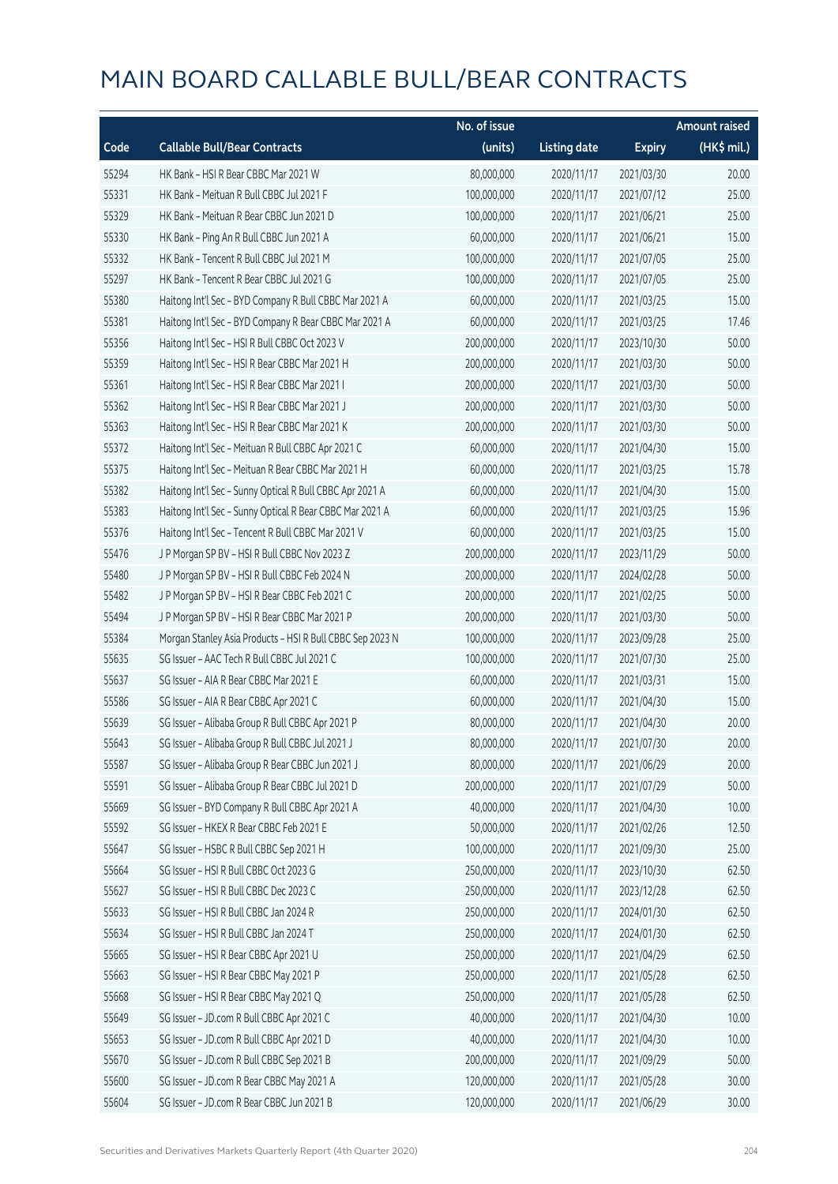# MAIN BOARD CALLABLE BULL/BEAR CONTRACTS

| Code | Callable Bull/Bear Contracts | No. of issue (units) | Listing date | Expiry | Amount raised (HK$ mil.) |
|---|---|---|---|---|---|
| 55294 | HK Bank – HSI R Bear CBBC Mar 2021 W | 80,000,000 | 2020/11/17 | 2021/03/30 | 20.00 |
| 55331 | HK Bank – Meituan R Bull CBBC Jul 2021 F | 100,000,000 | 2020/11/17 | 2021/07/12 | 25.00 |
| 55329 | HK Bank – Meituan R Bear CBBC Jun 2021 D | 100,000,000 | 2020/11/17 | 2021/06/21 | 25.00 |
| 55330 | HK Bank – Ping An R Bull CBBC Jun 2021 A | 60,000,000 | 2020/11/17 | 2021/06/21 | 15.00 |
| 55332 | HK Bank – Tencent R Bull CBBC Jul 2021 M | 100,000,000 | 2020/11/17 | 2021/07/05 | 25.00 |
| 55297 | HK Bank – Tencent R Bear CBBC Jul 2021 G | 100,000,000 | 2020/11/17 | 2021/07/05 | 25.00 |
| 55380 | Haitong Int'l Sec – BYD Company R Bull CBBC Mar 2021 A | 60,000,000 | 2020/11/17 | 2021/03/25 | 15.00 |
| 55381 | Haitong Int'l Sec – BYD Company R Bear CBBC Mar 2021 A | 60,000,000 | 2020/11/17 | 2021/03/25 | 17.46 |
| 55356 | Haitong Int'l Sec – HSI R Bull CBBC Oct 2023 V | 200,000,000 | 2020/11/17 | 2023/10/30 | 50.00 |
| 55359 | Haitong Int'l Sec – HSI R Bear CBBC Mar 2021 H | 200,000,000 | 2020/11/17 | 2021/03/30 | 50.00 |
| 55361 | Haitong Int'l Sec – HSI R Bear CBBC Mar 2021 I | 200,000,000 | 2020/11/17 | 2021/03/30 | 50.00 |
| 55362 | Haitong Int'l Sec – HSI R Bear CBBC Mar 2021 J | 200,000,000 | 2020/11/17 | 2021/03/30 | 50.00 |
| 55363 | Haitong Int'l Sec – HSI R Bear CBBC Mar 2021 K | 200,000,000 | 2020/11/17 | 2021/03/30 | 50.00 |
| 55372 | Haitong Int'l Sec – Meituan R Bull CBBC Apr 2021 C | 60,000,000 | 2020/11/17 | 2021/04/30 | 15.00 |
| 55375 | Haitong Int'l Sec – Meituan R Bear CBBC Mar 2021 H | 60,000,000 | 2020/11/17 | 2021/03/25 | 15.78 |
| 55382 | Haitong Int'l Sec – Sunny Optical R Bull CBBC Apr 2021 A | 60,000,000 | 2020/11/17 | 2021/04/30 | 15.00 |
| 55383 | Haitong Int'l Sec – Sunny Optical R Bear CBBC Mar 2021 A | 60,000,000 | 2020/11/17 | 2021/03/25 | 15.96 |
| 55376 | Haitong Int'l Sec – Tencent R Bull CBBC Mar 2021 V | 60,000,000 | 2020/11/17 | 2021/03/25 | 15.00 |
| 55476 | J P Morgan SP BV – HSI R Bull CBBC Nov 2023 Z | 200,000,000 | 2020/11/17 | 2023/11/29 | 50.00 |
| 55480 | J P Morgan SP BV – HSI R Bull CBBC Feb 2024 N | 200,000,000 | 2020/11/17 | 2024/02/28 | 50.00 |
| 55482 | J P Morgan SP BV – HSI R Bear CBBC Feb 2021 C | 200,000,000 | 2020/11/17 | 2021/02/25 | 50.00 |
| 55494 | J P Morgan SP BV – HSI R Bear CBBC Mar 2021 P | 200,000,000 | 2020/11/17 | 2021/03/30 | 50.00 |
| 55384 | Morgan Stanley Asia Products – HSI R Bull CBBC Sep 2023 N | 100,000,000 | 2020/11/17 | 2023/09/28 | 25.00 |
| 55635 | SG Issuer – AAC Tech R Bull CBBC Jul 2021 C | 100,000,000 | 2020/11/17 | 2021/07/30 | 25.00 |
| 55637 | SG Issuer – AIA R Bear CBBC Mar 2021 E | 60,000,000 | 2020/11/17 | 2021/03/31 | 15.00 |
| 55586 | SG Issuer – AIA R Bear CBBC Apr 2021 C | 60,000,000 | 2020/11/17 | 2021/04/30 | 15.00 |
| 55639 | SG Issuer – Alibaba Group R Bull CBBC Apr 2021 P | 80,000,000 | 2020/11/17 | 2021/04/30 | 20.00 |
| 55643 | SG Issuer – Alibaba Group R Bull CBBC Jul 2021 J | 80,000,000 | 2020/11/17 | 2021/07/30 | 20.00 |
| 55587 | SG Issuer – Alibaba Group R Bear CBBC Jun 2021 J | 80,000,000 | 2020/11/17 | 2021/06/29 | 20.00 |
| 55591 | SG Issuer – Alibaba Group R Bear CBBC Jul 2021 D | 200,000,000 | 2020/11/17 | 2021/07/29 | 50.00 |
| 55669 | SG Issuer – BYD Company R Bull CBBC Apr 2021 A | 40,000,000 | 2020/11/17 | 2021/04/30 | 10.00 |
| 55592 | SG Issuer – HKEX R Bear CBBC Feb 2021 E | 50,000,000 | 2020/11/17 | 2021/02/26 | 12.50 |
| 55647 | SG Issuer – HSBC R Bull CBBC Sep 2021 H | 100,000,000 | 2020/11/17 | 2021/09/30 | 25.00 |
| 55664 | SG Issuer – HSI R Bull CBBC Oct 2023 G | 250,000,000 | 2020/11/17 | 2023/10/30 | 62.50 |
| 55627 | SG Issuer – HSI R Bull CBBC Dec 2023 C | 250,000,000 | 2020/11/17 | 2023/12/28 | 62.50 |
| 55633 | SG Issuer – HSI R Bull CBBC Jan 2024 R | 250,000,000 | 2020/11/17 | 2024/01/30 | 62.50 |
| 55634 | SG Issuer – HSI R Bull CBBC Jan 2024 T | 250,000,000 | 2020/11/17 | 2024/01/30 | 62.50 |
| 55665 | SG Issuer – HSI R Bear CBBC Apr 2021 U | 250,000,000 | 2020/11/17 | 2021/04/29 | 62.50 |
| 55663 | SG Issuer – HSI R Bear CBBC May 2021 P | 250,000,000 | 2020/11/17 | 2021/05/28 | 62.50 |
| 55668 | SG Issuer – HSI R Bear CBBC May 2021 Q | 250,000,000 | 2020/11/17 | 2021/05/28 | 62.50 |
| 55649 | SG Issuer – JD.com R Bull CBBC Apr 2021 C | 40,000,000 | 2020/11/17 | 2021/04/30 | 10.00 |
| 55653 | SG Issuer – JD.com R Bull CBBC Apr 2021 D | 40,000,000 | 2020/11/17 | 2021/04/30 | 10.00 |
| 55670 | SG Issuer – JD.com R Bull CBBC Sep 2021 B | 200,000,000 | 2020/11/17 | 2021/09/29 | 50.00 |
| 55600 | SG Issuer – JD.com R Bear CBBC May 2021 A | 120,000,000 | 2020/11/17 | 2021/05/28 | 30.00 |
| 55604 | SG Issuer – JD.com R Bear CBBC Jun 2021 B | 120,000,000 | 2020/11/17 | 2021/06/29 | 30.00 |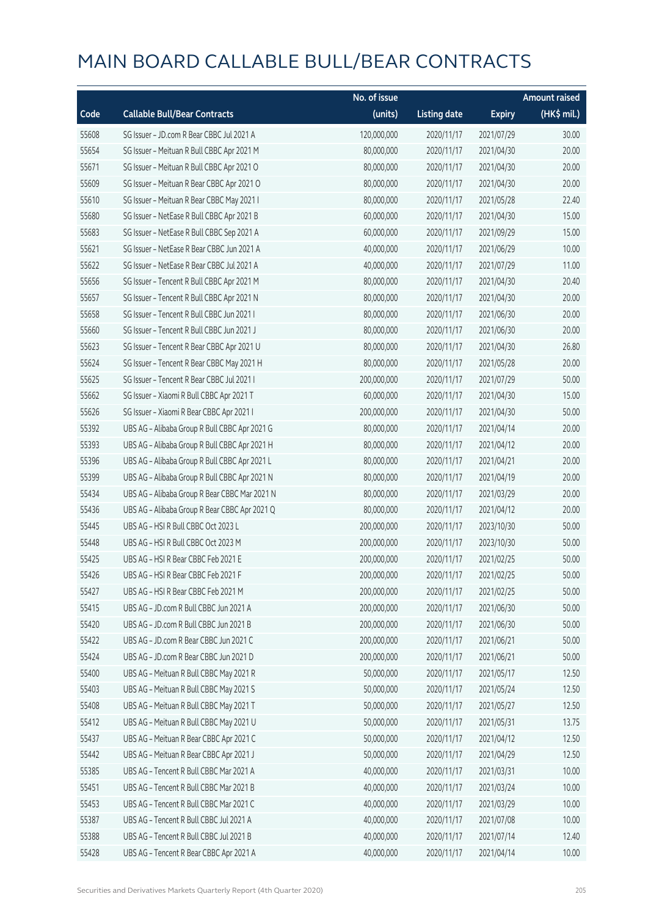# MAIN BOARD CALLABLE BULL/BEAR CONTRACTS

| Code | Callable Bull/Bear Contracts | No. of issue (units) | Listing date | Expiry | Amount raised (HK$ mil.) |
|---|---|---|---|---|---|
| 55608 | SG Issuer – JD.com R Bear CBBC Jul 2021 A | 120,000,000 | 2020/11/17 | 2021/07/29 | 30.00 |
| 55654 | SG Issuer – Meituan R Bull CBBC Apr 2021 M | 80,000,000 | 2020/11/17 | 2021/04/30 | 20.00 |
| 55671 | SG Issuer – Meituan R Bull CBBC Apr 2021 O | 80,000,000 | 2020/11/17 | 2021/04/30 | 20.00 |
| 55609 | SG Issuer – Meituan R Bear CBBC Apr 2021 O | 80,000,000 | 2020/11/17 | 2021/04/30 | 20.00 |
| 55610 | SG Issuer – Meituan R Bear CBBC May 2021 I | 80,000,000 | 2020/11/17 | 2021/05/28 | 22.40 |
| 55680 | SG Issuer – NetEase R Bull CBBC Apr 2021 B | 60,000,000 | 2020/11/17 | 2021/04/30 | 15.00 |
| 55683 | SG Issuer – NetEase R Bull CBBC Sep 2021 A | 60,000,000 | 2020/11/17 | 2021/09/29 | 15.00 |
| 55621 | SG Issuer – NetEase R Bear CBBC Jun 2021 A | 40,000,000 | 2020/11/17 | 2021/06/29 | 10.00 |
| 55622 | SG Issuer – NetEase R Bear CBBC Jul 2021 A | 40,000,000 | 2020/11/17 | 2021/07/29 | 11.00 |
| 55656 | SG Issuer – Tencent R Bull CBBC Apr 2021 M | 80,000,000 | 2020/11/17 | 2021/04/30 | 20.40 |
| 55657 | SG Issuer – Tencent R Bull CBBC Apr 2021 N | 80,000,000 | 2020/11/17 | 2021/04/30 | 20.00 |
| 55658 | SG Issuer – Tencent R Bull CBBC Jun 2021 I | 80,000,000 | 2020/11/17 | 2021/06/30 | 20.00 |
| 55660 | SG Issuer – Tencent R Bull CBBC Jun 2021 J | 80,000,000 | 2020/11/17 | 2021/06/30 | 20.00 |
| 55623 | SG Issuer – Tencent R Bear CBBC Apr 2021 U | 80,000,000 | 2020/11/17 | 2021/04/30 | 26.80 |
| 55624 | SG Issuer – Tencent R Bear CBBC May 2021 H | 80,000,000 | 2020/11/17 | 2021/05/28 | 20.00 |
| 55625 | SG Issuer – Tencent R Bear CBBC Jul 2021 I | 200,000,000 | 2020/11/17 | 2021/07/29 | 50.00 |
| 55662 | SG Issuer – Xiaomi R Bull CBBC Apr 2021 T | 60,000,000 | 2020/11/17 | 2021/04/30 | 15.00 |
| 55626 | SG Issuer – Xiaomi R Bear CBBC Apr 2021 I | 200,000,000 | 2020/11/17 | 2021/04/30 | 50.00 |
| 55392 | UBS AG – Alibaba Group R Bull CBBC Apr 2021 G | 80,000,000 | 2020/11/17 | 2021/04/14 | 20.00 |
| 55393 | UBS AG – Alibaba Group R Bull CBBC Apr 2021 H | 80,000,000 | 2020/11/17 | 2021/04/12 | 20.00 |
| 55396 | UBS AG – Alibaba Group R Bull CBBC Apr 2021 L | 80,000,000 | 2020/11/17 | 2021/04/21 | 20.00 |
| 55399 | UBS AG – Alibaba Group R Bull CBBC Apr 2021 N | 80,000,000 | 2020/11/17 | 2021/04/19 | 20.00 |
| 55434 | UBS AG – Alibaba Group R Bear CBBC Mar 2021 N | 80,000,000 | 2020/11/17 | 2021/03/29 | 20.00 |
| 55436 | UBS AG – Alibaba Group R Bear CBBC Apr 2021 Q | 80,000,000 | 2020/11/17 | 2021/04/12 | 20.00 |
| 55445 | UBS AG – HSI R Bull CBBC Oct 2023 L | 200,000,000 | 2020/11/17 | 2023/10/30 | 50.00 |
| 55448 | UBS AG – HSI R Bull CBBC Oct 2023 M | 200,000,000 | 2020/11/17 | 2023/10/30 | 50.00 |
| 55425 | UBS AG – HSI R Bear CBBC Feb 2021 E | 200,000,000 | 2020/11/17 | 2021/02/25 | 50.00 |
| 55426 | UBS AG – HSI R Bear CBBC Feb 2021 F | 200,000,000 | 2020/11/17 | 2021/02/25 | 50.00 |
| 55427 | UBS AG – HSI R Bear CBBC Feb 2021 M | 200,000,000 | 2020/11/17 | 2021/02/25 | 50.00 |
| 55415 | UBS AG – JD.com R Bull CBBC Jun 2021 A | 200,000,000 | 2020/11/17 | 2021/06/30 | 50.00 |
| 55420 | UBS AG – JD.com R Bull CBBC Jun 2021 B | 200,000,000 | 2020/11/17 | 2021/06/30 | 50.00 |
| 55422 | UBS AG – JD.com R Bear CBBC Jun 2021 C | 200,000,000 | 2020/11/17 | 2021/06/21 | 50.00 |
| 55424 | UBS AG – JD.com R Bear CBBC Jun 2021 D | 200,000,000 | 2020/11/17 | 2021/06/21 | 50.00 |
| 55400 | UBS AG – Meituan R Bull CBBC May 2021 R | 50,000,000 | 2020/11/17 | 2021/05/17 | 12.50 |
| 55403 | UBS AG – Meituan R Bull CBBC May 2021 S | 50,000,000 | 2020/11/17 | 2021/05/24 | 12.50 |
| 55408 | UBS AG – Meituan R Bull CBBC May 2021 T | 50,000,000 | 2020/11/17 | 2021/05/27 | 12.50 |
| 55412 | UBS AG – Meituan R Bull CBBC May 2021 U | 50,000,000 | 2020/11/17 | 2021/05/31 | 13.75 |
| 55437 | UBS AG – Meituan R Bear CBBC Apr 2021 C | 50,000,000 | 2020/11/17 | 2021/04/12 | 12.50 |
| 55442 | UBS AG – Meituan R Bear CBBC Apr 2021 J | 50,000,000 | 2020/11/17 | 2021/04/29 | 12.50 |
| 55385 | UBS AG – Tencent R Bull CBBC Mar 2021 A | 40,000,000 | 2020/11/17 | 2021/03/31 | 10.00 |
| 55451 | UBS AG – Tencent R Bull CBBC Mar 2021 B | 40,000,000 | 2020/11/17 | 2021/03/24 | 10.00 |
| 55453 | UBS AG – Tencent R Bull CBBC Mar 2021 C | 40,000,000 | 2020/11/17 | 2021/03/29 | 10.00 |
| 55387 | UBS AG – Tencent R Bull CBBC Jul 2021 A | 40,000,000 | 2020/11/17 | 2021/07/08 | 10.00 |
| 55388 | UBS AG – Tencent R Bull CBBC Jul 2021 B | 40,000,000 | 2020/11/17 | 2021/07/14 | 12.40 |
| 55428 | UBS AG – Tencent R Bear CBBC Apr 2021 A | 40,000,000 | 2020/11/17 | 2021/04/14 | 10.00 |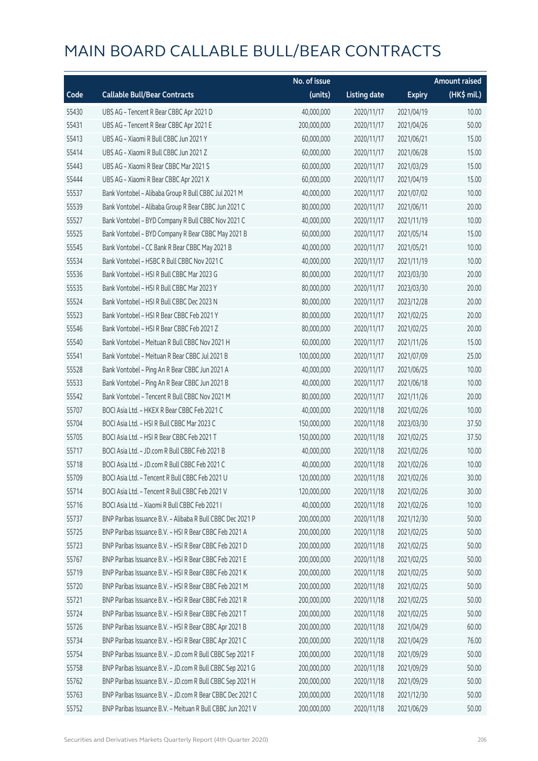# MAIN BOARD CALLABLE BULL/BEAR CONTRACTS

| Code | Callable Bull/Bear Contracts | No. of issue (units) | Listing date | Expiry | Amount raised (HK$ mil.) |
|---|---|---|---|---|---|
| 55430 | UBS AG – Tencent R Bear CBBC Apr 2021 D | 40,000,000 | 2020/11/17 | 2021/04/19 | 10.00 |
| 55431 | UBS AG – Tencent R Bear CBBC Apr 2021 E | 200,000,000 | 2020/11/17 | 2021/04/26 | 50.00 |
| 55413 | UBS AG – Xiaomi R Bull CBBC Jun 2021 Y | 60,000,000 | 2020/11/17 | 2021/06/21 | 15.00 |
| 55414 | UBS AG – Xiaomi R Bull CBBC Jun 2021 Z | 60,000,000 | 2020/11/17 | 2021/06/28 | 15.00 |
| 55443 | UBS AG – Xiaomi R Bear CBBC Mar 2021 S | 60,000,000 | 2020/11/17 | 2021/03/29 | 15.00 |
| 55444 | UBS AG – Xiaomi R Bear CBBC Apr 2021 X | 60,000,000 | 2020/11/17 | 2021/04/19 | 15.00 |
| 55537 | Bank Vontobel – Alibaba Group R Bull CBBC Jul 2021 M | 40,000,000 | 2020/11/17 | 2021/07/02 | 10.00 |
| 55539 | Bank Vontobel – Alibaba Group R Bear CBBC Jun 2021 C | 80,000,000 | 2020/11/17 | 2021/06/11 | 20.00 |
| 55527 | Bank Vontobel – BYD Company R Bull CBBC Nov 2021 C | 40,000,000 | 2020/11/17 | 2021/11/19 | 10.00 |
| 55525 | Bank Vontobel – BYD Company R Bear CBBC May 2021 B | 60,000,000 | 2020/11/17 | 2021/05/14 | 15.00 |
| 55545 | Bank Vontobel – CC Bank R Bear CBBC May 2021 B | 40,000,000 | 2020/11/17 | 2021/05/21 | 10.00 |
| 55534 | Bank Vontobel – HSBC R Bull CBBC Nov 2021 C | 40,000,000 | 2020/11/17 | 2021/11/19 | 10.00 |
| 55536 | Bank Vontobel – HSI R Bull CBBC Mar 2023 G | 80,000,000 | 2020/11/17 | 2023/03/30 | 20.00 |
| 55535 | Bank Vontobel – HSI R Bull CBBC Mar 2023 Y | 80,000,000 | 2020/11/17 | 2023/03/30 | 20.00 |
| 55524 | Bank Vontobel – HSI R Bull CBBC Dec 2023 N | 80,000,000 | 2020/11/17 | 2023/12/28 | 20.00 |
| 55523 | Bank Vontobel – HSI R Bear CBBC Feb 2021 Y | 80,000,000 | 2020/11/17 | 2021/02/25 | 20.00 |
| 55546 | Bank Vontobel – HSI R Bear CBBC Feb 2021 Z | 80,000,000 | 2020/11/17 | 2021/02/25 | 20.00 |
| 55540 | Bank Vontobel – Meituan R Bull CBBC Nov 2021 H | 60,000,000 | 2020/11/17 | 2021/11/26 | 15.00 |
| 55541 | Bank Vontobel – Meituan R Bear CBBC Jul 2021 B | 100,000,000 | 2020/11/17 | 2021/07/09 | 25.00 |
| 55528 | Bank Vontobel – Ping An R Bear CBBC Jun 2021 A | 40,000,000 | 2020/11/17 | 2021/06/25 | 10.00 |
| 55533 | Bank Vontobel – Ping An R Bear CBBC Jun 2021 B | 40,000,000 | 2020/11/17 | 2021/06/18 | 10.00 |
| 55542 | Bank Vontobel – Tencent R Bull CBBC Nov 2021 M | 80,000,000 | 2020/11/17 | 2021/11/26 | 20.00 |
| 55707 | BOCI Asia Ltd. – HKEX R Bear CBBC Feb 2021 C | 40,000,000 | 2020/11/18 | 2021/02/26 | 10.00 |
| 55704 | BOCI Asia Ltd. – HSI R Bull CBBC Mar 2023 C | 150,000,000 | 2020/11/18 | 2023/03/30 | 37.50 |
| 55705 | BOCI Asia Ltd. – HSI R Bear CBBC Feb 2021 T | 150,000,000 | 2020/11/18 | 2021/02/25 | 37.50 |
| 55717 | BOCI Asia Ltd. – JD.com R Bull CBBC Feb 2021 B | 40,000,000 | 2020/11/18 | 2021/02/26 | 10.00 |
| 55718 | BOCI Asia Ltd. – JD.com R Bull CBBC Feb 2021 C | 40,000,000 | 2020/11/18 | 2021/02/26 | 10.00 |
| 55709 | BOCI Asia Ltd. – Tencent R Bull CBBC Feb 2021 U | 120,000,000 | 2020/11/18 | 2021/02/26 | 30.00 |
| 55714 | BOCI Asia Ltd. – Tencent R Bull CBBC Feb 2021 V | 120,000,000 | 2020/11/18 | 2021/02/26 | 30.00 |
| 55716 | BOCI Asia Ltd. – Xiaomi R Bull CBBC Feb 2021 I | 40,000,000 | 2020/11/18 | 2021/02/26 | 10.00 |
| 55737 | BNP Paribas Issuance B.V. – Alibaba R Bull CBBC Dec 2021 P | 200,000,000 | 2020/11/18 | 2021/12/30 | 50.00 |
| 55725 | BNP Paribas Issuance B.V. – HSI R Bear CBBC Feb 2021 A | 200,000,000 | 2020/11/18 | 2021/02/25 | 50.00 |
| 55723 | BNP Paribas Issuance B.V. – HSI R Bear CBBC Feb 2021 D | 200,000,000 | 2020/11/18 | 2021/02/25 | 50.00 |
| 55767 | BNP Paribas Issuance B.V. – HSI R Bear CBBC Feb 2021 E | 200,000,000 | 2020/11/18 | 2021/02/25 | 50.00 |
| 55719 | BNP Paribas Issuance B.V. – HSI R Bear CBBC Feb 2021 K | 200,000,000 | 2020/11/18 | 2021/02/25 | 50.00 |
| 55720 | BNP Paribas Issuance B.V. – HSI R Bear CBBC Feb 2021 M | 200,000,000 | 2020/11/18 | 2021/02/25 | 50.00 |
| 55721 | BNP Paribas Issuance B.V. – HSI R Bear CBBC Feb 2021 R | 200,000,000 | 2020/11/18 | 2021/02/25 | 50.00 |
| 55724 | BNP Paribas Issuance B.V. – HSI R Bear CBBC Feb 2021 T | 200,000,000 | 2020/11/18 | 2021/02/25 | 50.00 |
| 55726 | BNP Paribas Issuance B.V. – HSI R Bear CBBC Apr 2021 B | 200,000,000 | 2020/11/18 | 2021/04/29 | 60.00 |
| 55734 | BNP Paribas Issuance B.V. – HSI R Bear CBBC Apr 2021 C | 200,000,000 | 2020/11/18 | 2021/04/29 | 76.00 |
| 55754 | BNP Paribas Issuance B.V. – JD.com R Bull CBBC Sep 2021 F | 200,000,000 | 2020/11/18 | 2021/09/29 | 50.00 |
| 55758 | BNP Paribas Issuance B.V. – JD.com R Bull CBBC Sep 2021 G | 200,000,000 | 2020/11/18 | 2021/09/29 | 50.00 |
| 55762 | BNP Paribas Issuance B.V. – JD.com R Bull CBBC Sep 2021 H | 200,000,000 | 2020/11/18 | 2021/09/29 | 50.00 |
| 55763 | BNP Paribas Issuance B.V. – JD.com R Bear CBBC Dec 2021 C | 200,000,000 | 2020/11/18 | 2021/12/30 | 50.00 |
| 55752 | BNP Paribas Issuance B.V. – Meituan R Bull CBBC Jun 2021 V | 200,000,000 | 2020/11/18 | 2021/06/29 | 50.00 |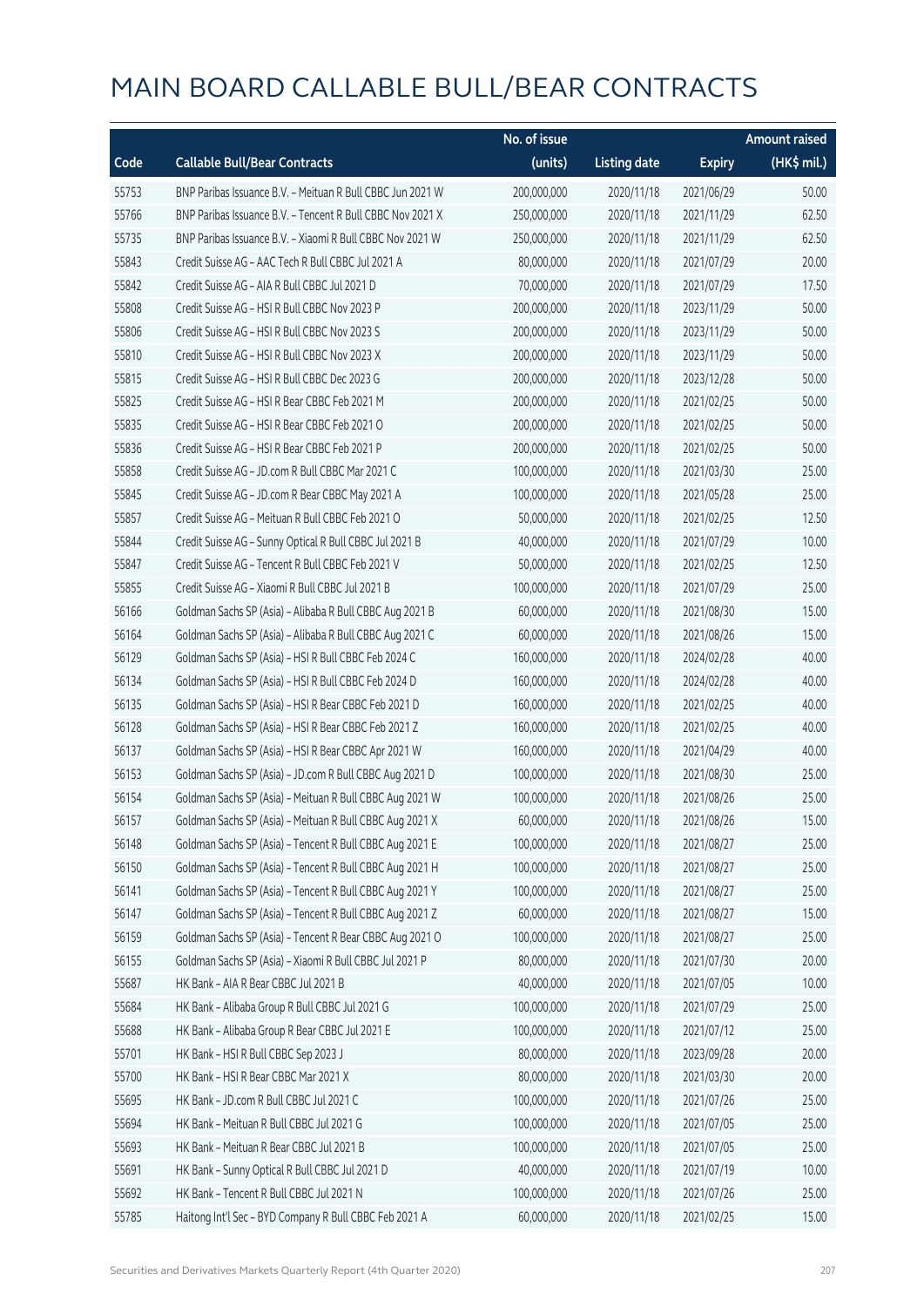# MAIN BOARD CALLABLE BULL/BEAR CONTRACTS

| Code | Callable Bull/Bear Contracts | No. of issue (units) | Listing date | Expiry | Amount raised (HK$ mil.) |
|---|---|---|---|---|---|
| 55753 | BNP Paribas Issuance B.V. – Meituan R Bull CBBC Jun 2021 W | 200,000,000 | 2020/11/18 | 2021/06/29 | 50.00 |
| 55766 | BNP Paribas Issuance B.V. – Tencent R Bull CBBC Nov 2021 X | 250,000,000 | 2020/11/18 | 2021/11/29 | 62.50 |
| 55735 | BNP Paribas Issuance B.V. – Xiaomi R Bull CBBC Nov 2021 W | 250,000,000 | 2020/11/18 | 2021/11/29 | 62.50 |
| 55843 | Credit Suisse AG – AAC Tech R Bull CBBC Jul 2021 A | 80,000,000 | 2020/11/18 | 2021/07/29 | 20.00 |
| 55842 | Credit Suisse AG – AIA R Bull CBBC Jul 2021 D | 70,000,000 | 2020/11/18 | 2021/07/29 | 17.50 |
| 55808 | Credit Suisse AG – HSI R Bull CBBC Nov 2023 P | 200,000,000 | 2020/11/18 | 2023/11/29 | 50.00 |
| 55806 | Credit Suisse AG – HSI R Bull CBBC Nov 2023 S | 200,000,000 | 2020/11/18 | 2023/11/29 | 50.00 |
| 55810 | Credit Suisse AG – HSI R Bull CBBC Nov 2023 X | 200,000,000 | 2020/11/18 | 2023/11/29 | 50.00 |
| 55815 | Credit Suisse AG – HSI R Bull CBBC Dec 2023 G | 200,000,000 | 2020/11/18 | 2023/12/28 | 50.00 |
| 55825 | Credit Suisse AG – HSI R Bear CBBC Feb 2021 M | 200,000,000 | 2020/11/18 | 2021/02/25 | 50.00 |
| 55835 | Credit Suisse AG – HSI R Bear CBBC Feb 2021 O | 200,000,000 | 2020/11/18 | 2021/02/25 | 50.00 |
| 55836 | Credit Suisse AG – HSI R Bear CBBC Feb 2021 P | 200,000,000 | 2020/11/18 | 2021/02/25 | 50.00 |
| 55858 | Credit Suisse AG – JD.com R Bull CBBC Mar 2021 C | 100,000,000 | 2020/11/18 | 2021/03/30 | 25.00 |
| 55845 | Credit Suisse AG – JD.com R Bear CBBC May 2021 A | 100,000,000 | 2020/11/18 | 2021/05/28 | 25.00 |
| 55857 | Credit Suisse AG – Meituan R Bull CBBC Feb 2021 O | 50,000,000 | 2020/11/18 | 2021/02/25 | 12.50 |
| 55844 | Credit Suisse AG – Sunny Optical R Bull CBBC Jul 2021 B | 40,000,000 | 2020/11/18 | 2021/07/29 | 10.00 |
| 55847 | Credit Suisse AG – Tencent R Bull CBBC Feb 2021 V | 50,000,000 | 2020/11/18 | 2021/02/25 | 12.50 |
| 55855 | Credit Suisse AG – Xiaomi R Bull CBBC Jul 2021 B | 100,000,000 | 2020/11/18 | 2021/07/29 | 25.00 |
| 56166 | Goldman Sachs SP (Asia) – Alibaba R Bull CBBC Aug 2021 B | 60,000,000 | 2020/11/18 | 2021/08/30 | 15.00 |
| 56164 | Goldman Sachs SP (Asia) – Alibaba R Bull CBBC Aug 2021 C | 60,000,000 | 2020/11/18 | 2021/08/26 | 15.00 |
| 56129 | Goldman Sachs SP (Asia) – HSI R Bull CBBC Feb 2024 C | 160,000,000 | 2020/11/18 | 2024/02/28 | 40.00 |
| 56134 | Goldman Sachs SP (Asia) – HSI R Bull CBBC Feb 2024 D | 160,000,000 | 2020/11/18 | 2024/02/28 | 40.00 |
| 56135 | Goldman Sachs SP (Asia) – HSI R Bear CBBC Feb 2021 D | 160,000,000 | 2020/11/18 | 2021/02/25 | 40.00 |
| 56128 | Goldman Sachs SP (Asia) – HSI R Bear CBBC Feb 2021 Z | 160,000,000 | 2020/11/18 | 2021/02/25 | 40.00 |
| 56137 | Goldman Sachs SP (Asia) – HSI R Bear CBBC Apr 2021 W | 160,000,000 | 2020/11/18 | 2021/04/29 | 40.00 |
| 56153 | Goldman Sachs SP (Asia) – JD.com R Bull CBBC Aug 2021 D | 100,000,000 | 2020/11/18 | 2021/08/30 | 25.00 |
| 56154 | Goldman Sachs SP (Asia) – Meituan R Bull CBBC Aug 2021 W | 100,000,000 | 2020/11/18 | 2021/08/26 | 25.00 |
| 56157 | Goldman Sachs SP (Asia) – Meituan R Bull CBBC Aug 2021 X | 60,000,000 | 2020/11/18 | 2021/08/26 | 15.00 |
| 56148 | Goldman Sachs SP (Asia) – Tencent R Bull CBBC Aug 2021 E | 100,000,000 | 2020/11/18 | 2021/08/27 | 25.00 |
| 56150 | Goldman Sachs SP (Asia) – Tencent R Bull CBBC Aug 2021 H | 100,000,000 | 2020/11/18 | 2021/08/27 | 25.00 |
| 56141 | Goldman Sachs SP (Asia) – Tencent R Bull CBBC Aug 2021 Y | 100,000,000 | 2020/11/18 | 2021/08/27 | 25.00 |
| 56147 | Goldman Sachs SP (Asia) – Tencent R Bull CBBC Aug 2021 Z | 60,000,000 | 2020/11/18 | 2021/08/27 | 15.00 |
| 56159 | Goldman Sachs SP (Asia) – Tencent R Bear CBBC Aug 2021 O | 100,000,000 | 2020/11/18 | 2021/08/27 | 25.00 |
| 56155 | Goldman Sachs SP (Asia) – Xiaomi R Bull CBBC Jul 2021 P | 80,000,000 | 2020/11/18 | 2021/07/30 | 20.00 |
| 55687 | HK Bank – AIA R Bear CBBC Jul 2021 B | 40,000,000 | 2020/11/18 | 2021/07/05 | 10.00 |
| 55684 | HK Bank – Alibaba Group R Bull CBBC Jul 2021 G | 100,000,000 | 2020/11/18 | 2021/07/29 | 25.00 |
| 55688 | HK Bank – Alibaba Group R Bear CBBC Jul 2021 E | 100,000,000 | 2020/11/18 | 2021/07/12 | 25.00 |
| 55701 | HK Bank – HSI R Bull CBBC Sep 2023 J | 80,000,000 | 2020/11/18 | 2023/09/28 | 20.00 |
| 55700 | HK Bank – HSI R Bear CBBC Mar 2021 X | 80,000,000 | 2020/11/18 | 2021/03/30 | 20.00 |
| 55695 | HK Bank – JD.com R Bull CBBC Jul 2021 C | 100,000,000 | 2020/11/18 | 2021/07/26 | 25.00 |
| 55694 | HK Bank – Meituan R Bull CBBC Jul 2021 G | 100,000,000 | 2020/11/18 | 2021/07/05 | 25.00 |
| 55693 | HK Bank – Meituan R Bear CBBC Jul 2021 B | 100,000,000 | 2020/11/18 | 2021/07/05 | 25.00 |
| 55691 | HK Bank – Sunny Optical R Bull CBBC Jul 2021 D | 40,000,000 | 2020/11/18 | 2021/07/19 | 10.00 |
| 55692 | HK Bank – Tencent R Bull CBBC Jul 2021 N | 100,000,000 | 2020/11/18 | 2021/07/26 | 25.00 |
| 55785 | Haitong Int'l Sec – BYD Company R Bull CBBC Feb 2021 A | 60,000,000 | 2020/11/18 | 2021/02/25 | 15.00 |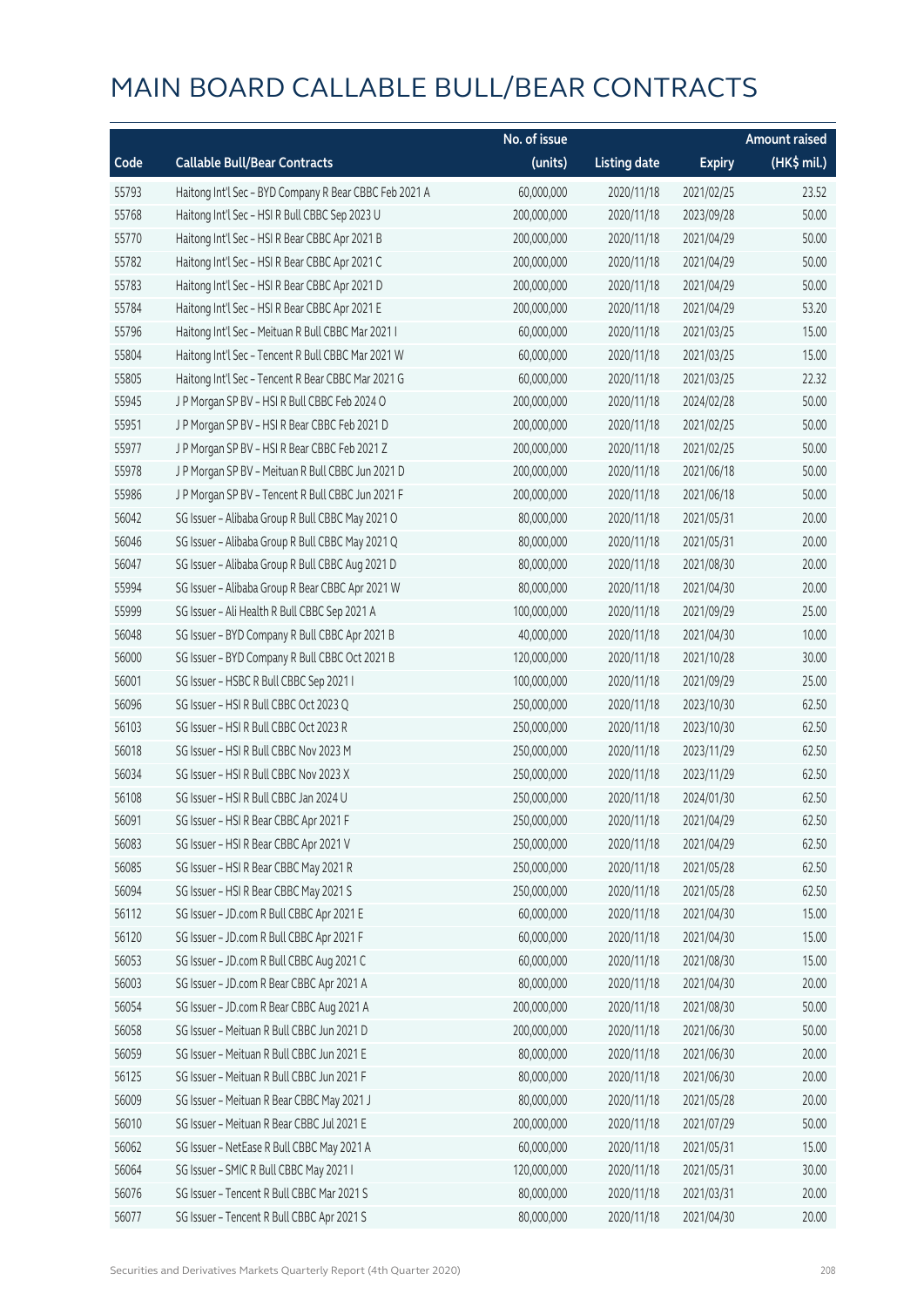# MAIN BOARD CALLABLE BULL/BEAR CONTRACTS

| Code | Callable Bull/Bear Contracts | No. of issue (units) | Listing date | Expiry | Amount raised (HK$ mil.) |
|---|---|---|---|---|---|
| 55793 | Haitong Int'l Sec – BYD Company R Bear CBBC Feb 2021 A | 60,000,000 | 2020/11/18 | 2021/02/25 | 23.52 |
| 55768 | Haitong Int'l Sec – HSI R Bull CBBC Sep 2023 U | 200,000,000 | 2020/11/18 | 2023/09/28 | 50.00 |
| 55770 | Haitong Int'l Sec – HSI R Bear CBBC Apr 2021 B | 200,000,000 | 2020/11/18 | 2021/04/29 | 50.00 |
| 55782 | Haitong Int'l Sec – HSI R Bear CBBC Apr 2021 C | 200,000,000 | 2020/11/18 | 2021/04/29 | 50.00 |
| 55783 | Haitong Int'l Sec – HSI R Bear CBBC Apr 2021 D | 200,000,000 | 2020/11/18 | 2021/04/29 | 50.00 |
| 55784 | Haitong Int'l Sec – HSI R Bear CBBC Apr 2021 E | 200,000,000 | 2020/11/18 | 2021/04/29 | 53.20 |
| 55796 | Haitong Int'l Sec – Meituan R Bull CBBC Mar 2021 I | 60,000,000 | 2020/11/18 | 2021/03/25 | 15.00 |
| 55804 | Haitong Int'l Sec – Tencent R Bull CBBC Mar 2021 W | 60,000,000 | 2020/11/18 | 2021/03/25 | 15.00 |
| 55805 | Haitong Int'l Sec – Tencent R Bear CBBC Mar 2021 G | 60,000,000 | 2020/11/18 | 2021/03/25 | 22.32 |
| 55945 | J P Morgan SP BV – HSI R Bull CBBC Feb 2024 O | 200,000,000 | 2020/11/18 | 2024/02/28 | 50.00 |
| 55951 | J P Morgan SP BV – HSI R Bear CBBC Feb 2021 D | 200,000,000 | 2020/11/18 | 2021/02/25 | 50.00 |
| 55977 | J P Morgan SP BV – HSI R Bear CBBC Feb 2021 Z | 200,000,000 | 2020/11/18 | 2021/02/25 | 50.00 |
| 55978 | J P Morgan SP BV – Meituan R Bull CBBC Jun 2021 D | 200,000,000 | 2020/11/18 | 2021/06/18 | 50.00 |
| 55986 | J P Morgan SP BV – Tencent R Bull CBBC Jun 2021 F | 200,000,000 | 2020/11/18 | 2021/06/18 | 50.00 |
| 56042 | SG Issuer – Alibaba Group R Bull CBBC May 2021 O | 80,000,000 | 2020/11/18 | 2021/05/31 | 20.00 |
| 56046 | SG Issuer – Alibaba Group R Bull CBBC May 2021 Q | 80,000,000 | 2020/11/18 | 2021/05/31 | 20.00 |
| 56047 | SG Issuer – Alibaba Group R Bull CBBC Aug 2021 D | 80,000,000 | 2020/11/18 | 2021/08/30 | 20.00 |
| 55994 | SG Issuer – Alibaba Group R Bear CBBC Apr 2021 W | 80,000,000 | 2020/11/18 | 2021/04/30 | 20.00 |
| 55999 | SG Issuer – Ali Health R Bull CBBC Sep 2021 A | 100,000,000 | 2020/11/18 | 2021/09/29 | 25.00 |
| 56048 | SG Issuer – BYD Company R Bull CBBC Apr 2021 B | 40,000,000 | 2020/11/18 | 2021/04/30 | 10.00 |
| 56000 | SG Issuer – BYD Company R Bull CBBC Oct 2021 B | 120,000,000 | 2020/11/18 | 2021/10/28 | 30.00 |
| 56001 | SG Issuer – HSBC R Bull CBBC Sep 2021 I | 100,000,000 | 2020/11/18 | 2021/09/29 | 25.00 |
| 56096 | SG Issuer – HSI R Bull CBBC Oct 2023 Q | 250,000,000 | 2020/11/18 | 2023/10/30 | 62.50 |
| 56103 | SG Issuer – HSI R Bull CBBC Oct 2023 R | 250,000,000 | 2020/11/18 | 2023/10/30 | 62.50 |
| 56018 | SG Issuer – HSI R Bull CBBC Nov 2023 M | 250,000,000 | 2020/11/18 | 2023/11/29 | 62.50 |
| 56034 | SG Issuer – HSI R Bull CBBC Nov 2023 X | 250,000,000 | 2020/11/18 | 2023/11/29 | 62.50 |
| 56108 | SG Issuer – HSI R Bull CBBC Jan 2024 U | 250,000,000 | 2020/11/18 | 2024/01/30 | 62.50 |
| 56091 | SG Issuer – HSI R Bear CBBC Apr 2021 F | 250,000,000 | 2020/11/18 | 2021/04/29 | 62.50 |
| 56083 | SG Issuer – HSI R Bear CBBC Apr 2021 V | 250,000,000 | 2020/11/18 | 2021/04/29 | 62.50 |
| 56085 | SG Issuer – HSI R Bear CBBC May 2021 R | 250,000,000 | 2020/11/18 | 2021/05/28 | 62.50 |
| 56094 | SG Issuer – HSI R Bear CBBC May 2021 S | 250,000,000 | 2020/11/18 | 2021/05/28 | 62.50 |
| 56112 | SG Issuer – JD.com R Bull CBBC Apr 2021 E | 60,000,000 | 2020/11/18 | 2021/04/30 | 15.00 |
| 56120 | SG Issuer – JD.com R Bull CBBC Apr 2021 F | 60,000,000 | 2020/11/18 | 2021/04/30 | 15.00 |
| 56053 | SG Issuer – JD.com R Bull CBBC Aug 2021 C | 60,000,000 | 2020/11/18 | 2021/08/30 | 15.00 |
| 56003 | SG Issuer – JD.com R Bear CBBC Apr 2021 A | 80,000,000 | 2020/11/18 | 2021/04/30 | 20.00 |
| 56054 | SG Issuer – JD.com R Bear CBBC Aug 2021 A | 200,000,000 | 2020/11/18 | 2021/08/30 | 50.00 |
| 56058 | SG Issuer – Meituan R Bull CBBC Jun 2021 D | 200,000,000 | 2020/11/18 | 2021/06/30 | 50.00 |
| 56059 | SG Issuer – Meituan R Bull CBBC Jun 2021 E | 80,000,000 | 2020/11/18 | 2021/06/30 | 20.00 |
| 56125 | SG Issuer – Meituan R Bull CBBC Jun 2021 F | 80,000,000 | 2020/11/18 | 2021/06/30 | 20.00 |
| 56009 | SG Issuer – Meituan R Bear CBBC May 2021 J | 80,000,000 | 2020/11/18 | 2021/05/28 | 20.00 |
| 56010 | SG Issuer – Meituan R Bear CBBC Jul 2021 E | 200,000,000 | 2020/11/18 | 2021/07/29 | 50.00 |
| 56062 | SG Issuer – NetEase R Bull CBBC May 2021 A | 60,000,000 | 2020/11/18 | 2021/05/31 | 15.00 |
| 56064 | SG Issuer – SMIC R Bull CBBC May 2021 I | 120,000,000 | 2020/11/18 | 2021/05/31 | 30.00 |
| 56076 | SG Issuer – Tencent R Bull CBBC Mar 2021 S | 80,000,000 | 2020/11/18 | 2021/03/31 | 20.00 |
| 56077 | SG Issuer – Tencent R Bull CBBC Apr 2021 S | 80,000,000 | 2020/11/18 | 2021/04/30 | 20.00 |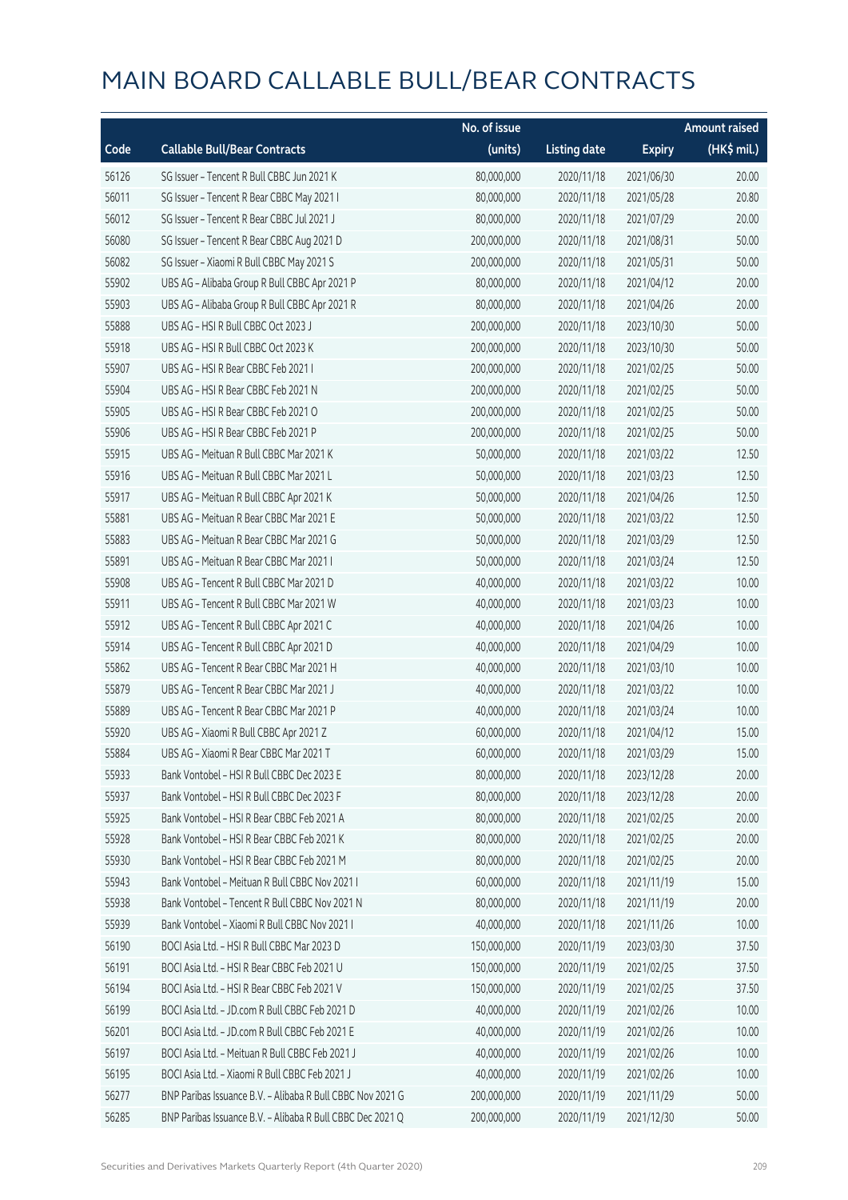# MAIN BOARD CALLABLE BULL/BEAR CONTRACTS

| Code | Callable Bull/Bear Contracts | No. of issue (units) | Listing date | Expiry | Amount raised (HK$ mil.) |
|---|---|---|---|---|---|
| 56126 | SG Issuer – Tencent R Bull CBBC Jun 2021 K | 80,000,000 | 2020/11/18 | 2021/06/30 | 20.00 |
| 56011 | SG Issuer – Tencent R Bear CBBC May 2021 I | 80,000,000 | 2020/11/18 | 2021/05/28 | 20.80 |
| 56012 | SG Issuer – Tencent R Bear CBBC Jul 2021 J | 80,000,000 | 2020/11/18 | 2021/07/29 | 20.00 |
| 56080 | SG Issuer – Tencent R Bear CBBC Aug 2021 D | 200,000,000 | 2020/11/18 | 2021/08/31 | 50.00 |
| 56082 | SG Issuer – Xiaomi R Bull CBBC May 2021 S | 200,000,000 | 2020/11/18 | 2021/05/31 | 50.00 |
| 55902 | UBS AG – Alibaba Group R Bull CBBC Apr 2021 P | 80,000,000 | 2020/11/18 | 2021/04/12 | 20.00 |
| 55903 | UBS AG – Alibaba Group R Bull CBBC Apr 2021 R | 80,000,000 | 2020/11/18 | 2021/04/26 | 20.00 |
| 55888 | UBS AG – HSI R Bull CBBC Oct 2023 J | 200,000,000 | 2020/11/18 | 2023/10/30 | 50.00 |
| 55918 | UBS AG – HSI R Bull CBBC Oct 2023 K | 200,000,000 | 2020/11/18 | 2023/10/30 | 50.00 |
| 55907 | UBS AG – HSI R Bear CBBC Feb 2021 I | 200,000,000 | 2020/11/18 | 2021/02/25 | 50.00 |
| 55904 | UBS AG – HSI R Bear CBBC Feb 2021 N | 200,000,000 | 2020/11/18 | 2021/02/25 | 50.00 |
| 55905 | UBS AG – HSI R Bear CBBC Feb 2021 O | 200,000,000 | 2020/11/18 | 2021/02/25 | 50.00 |
| 55906 | UBS AG – HSI R Bear CBBC Feb 2021 P | 200,000,000 | 2020/11/18 | 2021/02/25 | 50.00 |
| 55915 | UBS AG – Meituan R Bull CBBC Mar 2021 K | 50,000,000 | 2020/11/18 | 2021/03/22 | 12.50 |
| 55916 | UBS AG – Meituan R Bull CBBC Mar 2021 L | 50,000,000 | 2020/11/18 | 2021/03/23 | 12.50 |
| 55917 | UBS AG – Meituan R Bull CBBC Apr 2021 K | 50,000,000 | 2020/11/18 | 2021/04/26 | 12.50 |
| 55881 | UBS AG – Meituan R Bear CBBC Mar 2021 E | 50,000,000 | 2020/11/18 | 2021/03/22 | 12.50 |
| 55883 | UBS AG – Meituan R Bear CBBC Mar 2021 G | 50,000,000 | 2020/11/18 | 2021/03/29 | 12.50 |
| 55891 | UBS AG – Meituan R Bear CBBC Mar 2021 I | 50,000,000 | 2020/11/18 | 2021/03/24 | 12.50 |
| 55908 | UBS AG – Tencent R Bull CBBC Mar 2021 D | 40,000,000 | 2020/11/18 | 2021/03/22 | 10.00 |
| 55911 | UBS AG – Tencent R Bull CBBC Mar 2021 W | 40,000,000 | 2020/11/18 | 2021/03/23 | 10.00 |
| 55912 | UBS AG – Tencent R Bull CBBC Apr 2021 C | 40,000,000 | 2020/11/18 | 2021/04/26 | 10.00 |
| 55914 | UBS AG – Tencent R Bull CBBC Apr 2021 D | 40,000,000 | 2020/11/18 | 2021/04/29 | 10.00 |
| 55862 | UBS AG – Tencent R Bear CBBC Mar 2021 H | 40,000,000 | 2020/11/18 | 2021/03/10 | 10.00 |
| 55879 | UBS AG – Tencent R Bear CBBC Mar 2021 J | 40,000,000 | 2020/11/18 | 2021/03/22 | 10.00 |
| 55889 | UBS AG – Tencent R Bear CBBC Mar 2021 P | 40,000,000 | 2020/11/18 | 2021/03/24 | 10.00 |
| 55920 | UBS AG – Xiaomi R Bull CBBC Apr 2021 Z | 60,000,000 | 2020/11/18 | 2021/04/12 | 15.00 |
| 55884 | UBS AG – Xiaomi R Bear CBBC Mar 2021 T | 60,000,000 | 2020/11/18 | 2021/03/29 | 15.00 |
| 55933 | Bank Vontobel – HSI R Bull CBBC Dec 2023 E | 80,000,000 | 2020/11/18 | 2023/12/28 | 20.00 |
| 55937 | Bank Vontobel – HSI R Bull CBBC Dec 2023 F | 80,000,000 | 2020/11/18 | 2023/12/28 | 20.00 |
| 55925 | Bank Vontobel – HSI R Bear CBBC Feb 2021 A | 80,000,000 | 2020/11/18 | 2021/02/25 | 20.00 |
| 55928 | Bank Vontobel – HSI R Bear CBBC Feb 2021 K | 80,000,000 | 2020/11/18 | 2021/02/25 | 20.00 |
| 55930 | Bank Vontobel – HSI R Bear CBBC Feb 2021 M | 80,000,000 | 2020/11/18 | 2021/02/25 | 20.00 |
| 55943 | Bank Vontobel – Meituan R Bull CBBC Nov 2021 I | 60,000,000 | 2020/11/18 | 2021/11/19 | 15.00 |
| 55938 | Bank Vontobel – Tencent R Bull CBBC Nov 2021 N | 80,000,000 | 2020/11/18 | 2021/11/19 | 20.00 |
| 55939 | Bank Vontobel – Xiaomi R Bull CBBC Nov 2021 I | 40,000,000 | 2020/11/18 | 2021/11/26 | 10.00 |
| 56190 | BOCI Asia Ltd. – HSI R Bull CBBC Mar 2023 D | 150,000,000 | 2020/11/19 | 2023/03/30 | 37.50 |
| 56191 | BOCI Asia Ltd. – HSI R Bear CBBC Feb 2021 U | 150,000,000 | 2020/11/19 | 2021/02/25 | 37.50 |
| 56194 | BOCI Asia Ltd. – HSI R Bear CBBC Feb 2021 V | 150,000,000 | 2020/11/19 | 2021/02/25 | 37.50 |
| 56199 | BOCI Asia Ltd. – JD.com R Bull CBBC Feb 2021 D | 40,000,000 | 2020/11/19 | 2021/02/26 | 10.00 |
| 56201 | BOCI Asia Ltd. – JD.com R Bull CBBC Feb 2021 E | 40,000,000 | 2020/11/19 | 2021/02/26 | 10.00 |
| 56197 | BOCI Asia Ltd. – Meituan R Bull CBBC Feb 2021 J | 40,000,000 | 2020/11/19 | 2021/02/26 | 10.00 |
| 56195 | BOCI Asia Ltd. – Xiaomi R Bull CBBC Feb 2021 J | 40,000,000 | 2020/11/19 | 2021/02/26 | 10.00 |
| 56277 | BNP Paribas Issuance B.V. – Alibaba R Bull CBBC Nov 2021 G | 200,000,000 | 2020/11/19 | 2021/11/29 | 50.00 |
| 56285 | BNP Paribas Issuance B.V. – Alibaba R Bull CBBC Dec 2021 Q | 200,000,000 | 2020/11/19 | 2021/12/30 | 50.00 |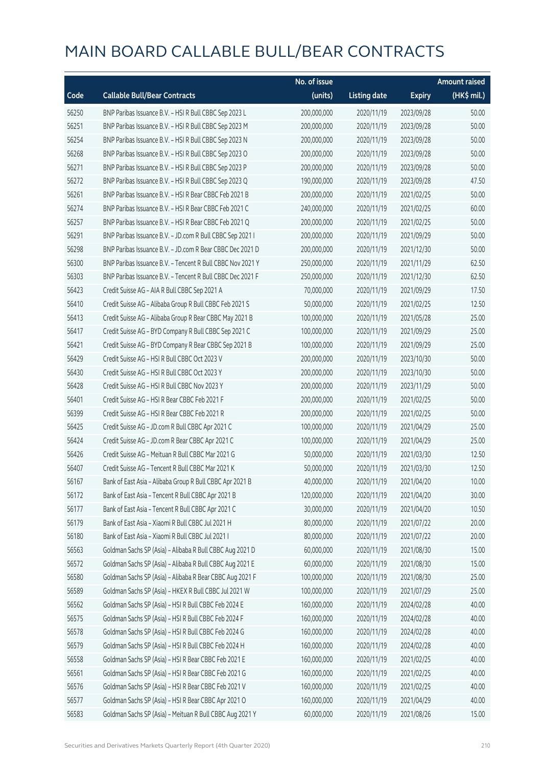# MAIN BOARD CALLABLE BULL/BEAR CONTRACTS

| Code | Callable Bull/Bear Contracts | No. of issue (units) | Listing date | Expiry | Amount raised (HK$ mil.) |
|---|---|---|---|---|---|
| 56250 | BNP Paribas Issuance B.V. – HSI R Bull CBBC Sep 2023 L | 200,000,000 | 2020/11/19 | 2023/09/28 | 50.00 |
| 56251 | BNP Paribas Issuance B.V. – HSI R Bull CBBC Sep 2023 M | 200,000,000 | 2020/11/19 | 2023/09/28 | 50.00 |
| 56254 | BNP Paribas Issuance B.V. – HSI R Bull CBBC Sep 2023 N | 200,000,000 | 2020/11/19 | 2023/09/28 | 50.00 |
| 56268 | BNP Paribas Issuance B.V. – HSI R Bull CBBC Sep 2023 O | 200,000,000 | 2020/11/19 | 2023/09/28 | 50.00 |
| 56271 | BNP Paribas Issuance B.V. – HSI R Bull CBBC Sep 2023 P | 200,000,000 | 2020/11/19 | 2023/09/28 | 50.00 |
| 56272 | BNP Paribas Issuance B.V. – HSI R Bull CBBC Sep 2023 Q | 190,000,000 | 2020/11/19 | 2023/09/28 | 47.50 |
| 56261 | BNP Paribas Issuance B.V. – HSI R Bear CBBC Feb 2021 B | 200,000,000 | 2020/11/19 | 2021/02/25 | 50.00 |
| 56274 | BNP Paribas Issuance B.V. – HSI R Bear CBBC Feb 2021 C | 240,000,000 | 2020/11/19 | 2021/02/25 | 60.00 |
| 56257 | BNP Paribas Issuance B.V. – HSI R Bear CBBC Feb 2021 Q | 200,000,000 | 2020/11/19 | 2021/02/25 | 50.00 |
| 56291 | BNP Paribas Issuance B.V. – JD.com R Bull CBBC Sep 2021 I | 200,000,000 | 2020/11/19 | 2021/09/29 | 50.00 |
| 56298 | BNP Paribas Issuance B.V. – JD.com R Bear CBBC Dec 2021 D | 200,000,000 | 2020/11/19 | 2021/12/30 | 50.00 |
| 56300 | BNP Paribas Issuance B.V. – Tencent R Bull CBBC Nov 2021 Y | 250,000,000 | 2020/11/19 | 2021/11/29 | 62.50 |
| 56303 | BNP Paribas Issuance B.V. – Tencent R Bull CBBC Dec 2021 F | 250,000,000 | 2020/11/19 | 2021/12/30 | 62.50 |
| 56423 | Credit Suisse AG – AIA R Bull CBBC Sep 2021 A | 70,000,000 | 2020/11/19 | 2021/09/29 | 17.50 |
| 56410 | Credit Suisse AG – Alibaba Group R Bull CBBC Feb 2021 S | 50,000,000 | 2020/11/19 | 2021/02/25 | 12.50 |
| 56413 | Credit Suisse AG – Alibaba Group R Bear CBBC May 2021 B | 100,000,000 | 2020/11/19 | 2021/05/28 | 25.00 |
| 56417 | Credit Suisse AG – BYD Company R Bull CBBC Sep 2021 C | 100,000,000 | 2020/11/19 | 2021/09/29 | 25.00 |
| 56421 | Credit Suisse AG – BYD Company R Bear CBBC Sep 2021 B | 100,000,000 | 2020/11/19 | 2021/09/29 | 25.00 |
| 56429 | Credit Suisse AG – HSI R Bull CBBC Oct 2023 V | 200,000,000 | 2020/11/19 | 2023/10/30 | 50.00 |
| 56430 | Credit Suisse AG – HSI R Bull CBBC Oct 2023 Y | 200,000,000 | 2020/11/19 | 2023/10/30 | 50.00 |
| 56428 | Credit Suisse AG – HSI R Bull CBBC Nov 2023 Y | 200,000,000 | 2020/11/19 | 2023/11/29 | 50.00 |
| 56401 | Credit Suisse AG – HSI R Bear CBBC Feb 2021 F | 200,000,000 | 2020/11/19 | 2021/02/25 | 50.00 |
| 56399 | Credit Suisse AG – HSI R Bear CBBC Feb 2021 R | 200,000,000 | 2020/11/19 | 2021/02/25 | 50.00 |
| 56425 | Credit Suisse AG – JD.com R Bull CBBC Apr 2021 C | 100,000,000 | 2020/11/19 | 2021/04/29 | 25.00 |
| 56424 | Credit Suisse AG – JD.com R Bear CBBC Apr 2021 C | 100,000,000 | 2020/11/19 | 2021/04/29 | 25.00 |
| 56426 | Credit Suisse AG – Meituan R Bull CBBC Mar 2021 G | 50,000,000 | 2020/11/19 | 2021/03/30 | 12.50 |
| 56407 | Credit Suisse AG – Tencent R Bull CBBC Mar 2021 K | 50,000,000 | 2020/11/19 | 2021/03/30 | 12.50 |
| 56167 | Bank of East Asia – Alibaba Group R Bull CBBC Apr 2021 B | 40,000,000 | 2020/11/19 | 2021/04/20 | 10.00 |
| 56172 | Bank of East Asia – Tencent R Bull CBBC Apr 2021 B | 120,000,000 | 2020/11/19 | 2021/04/20 | 30.00 |
| 56177 | Bank of East Asia – Tencent R Bull CBBC Apr 2021 C | 30,000,000 | 2020/11/19 | 2021/04/20 | 10.50 |
| 56179 | Bank of East Asia – Xiaomi R Bull CBBC Jul 2021 H | 80,000,000 | 2020/11/19 | 2021/07/22 | 20.00 |
| 56180 | Bank of East Asia – Xiaomi R Bull CBBC Jul 2021 I | 80,000,000 | 2020/11/19 | 2021/07/22 | 20.00 |
| 56563 | Goldman Sachs SP (Asia) – Alibaba R Bull CBBC Aug 2021 D | 60,000,000 | 2020/11/19 | 2021/08/30 | 15.00 |
| 56572 | Goldman Sachs SP (Asia) – Alibaba R Bull CBBC Aug 2021 E | 60,000,000 | 2020/11/19 | 2021/08/30 | 15.00 |
| 56580 | Goldman Sachs SP (Asia) – Alibaba R Bear CBBC Aug 2021 F | 100,000,000 | 2020/11/19 | 2021/08/30 | 25.00 |
| 56589 | Goldman Sachs SP (Asia) – HKEX R Bull CBBC Jul 2021 W | 100,000,000 | 2020/11/19 | 2021/07/29 | 25.00 |
| 56562 | Goldman Sachs SP (Asia) – HSI R Bull CBBC Feb 2024 E | 160,000,000 | 2020/11/19 | 2024/02/28 | 40.00 |
| 56575 | Goldman Sachs SP (Asia) – HSI R Bull CBBC Feb 2024 F | 160,000,000 | 2020/11/19 | 2024/02/28 | 40.00 |
| 56578 | Goldman Sachs SP (Asia) – HSI R Bull CBBC Feb 2024 G | 160,000,000 | 2020/11/19 | 2024/02/28 | 40.00 |
| 56579 | Goldman Sachs SP (Asia) – HSI R Bull CBBC Feb 2024 H | 160,000,000 | 2020/11/19 | 2024/02/28 | 40.00 |
| 56558 | Goldman Sachs SP (Asia) – HSI R Bear CBBC Feb 2021 E | 160,000,000 | 2020/11/19 | 2021/02/25 | 40.00 |
| 56561 | Goldman Sachs SP (Asia) – HSI R Bear CBBC Feb 2021 G | 160,000,000 | 2020/11/19 | 2021/02/25 | 40.00 |
| 56576 | Goldman Sachs SP (Asia) – HSI R Bear CBBC Feb 2021 V | 160,000,000 | 2020/11/19 | 2021/02/25 | 40.00 |
| 56577 | Goldman Sachs SP (Asia) – HSI R Bear CBBC Apr 2021 O | 160,000,000 | 2020/11/19 | 2021/04/29 | 40.00 |
| 56583 | Goldman Sachs SP (Asia) – Meituan R Bull CBBC Aug 2021 Y | 60,000,000 | 2020/11/19 | 2021/08/26 | 15.00 |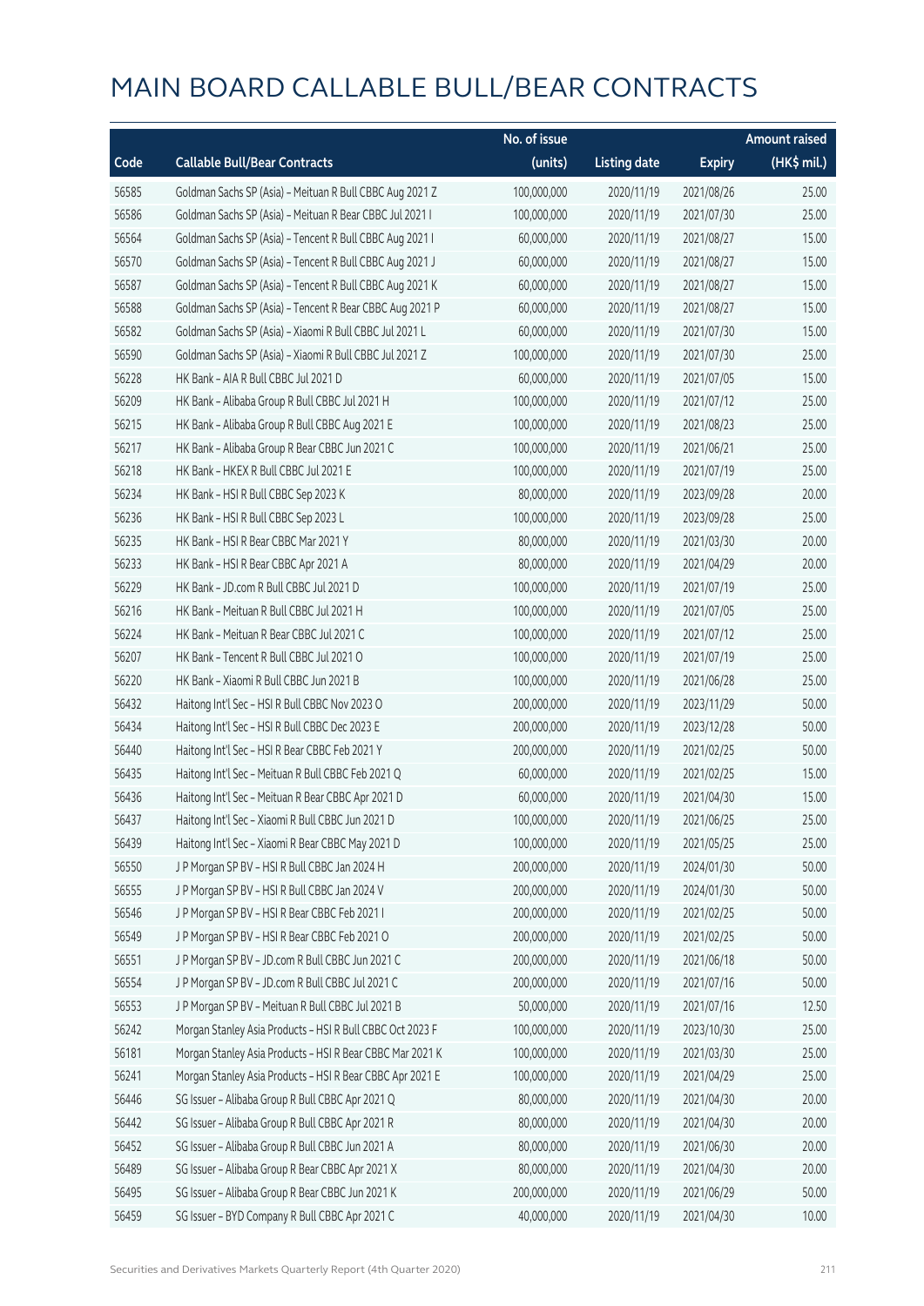# MAIN BOARD CALLABLE BULL/BEAR CONTRACTS

| Code | Callable Bull/Bear Contracts | No. of issue (units) | Listing date | Expiry | Amount raised (HK$ mil.) |
|---|---|---|---|---|---|
| 56585 | Goldman Sachs SP (Asia) - Meituan R Bull CBBC Aug 2021 Z | 100,000,000 | 2020/11/19 | 2021/08/26 | 25.00 |
| 56586 | Goldman Sachs SP (Asia) - Meituan R Bear CBBC Jul 2021 I | 100,000,000 | 2020/11/19 | 2021/07/30 | 25.00 |
| 56564 | Goldman Sachs SP (Asia) - Tencent R Bull CBBC Aug 2021 I | 60,000,000 | 2020/11/19 | 2021/08/27 | 15.00 |
| 56570 | Goldman Sachs SP (Asia) - Tencent R Bull CBBC Aug 2021 J | 60,000,000 | 2020/11/19 | 2021/08/27 | 15.00 |
| 56587 | Goldman Sachs SP (Asia) - Tencent R Bull CBBC Aug 2021 K | 60,000,000 | 2020/11/19 | 2021/08/27 | 15.00 |
| 56588 | Goldman Sachs SP (Asia) - Tencent R Bear CBBC Aug 2021 P | 60,000,000 | 2020/11/19 | 2021/08/27 | 15.00 |
| 56582 | Goldman Sachs SP (Asia) - Xiaomi R Bull CBBC Jul 2021 L | 60,000,000 | 2020/11/19 | 2021/07/30 | 15.00 |
| 56590 | Goldman Sachs SP (Asia) - Xiaomi R Bull CBBC Jul 2021 Z | 100,000,000 | 2020/11/19 | 2021/07/30 | 25.00 |
| 56228 | HK Bank - AIA R Bull CBBC Jul 2021 D | 60,000,000 | 2020/11/19 | 2021/07/05 | 15.00 |
| 56209 | HK Bank - Alibaba Group R Bull CBBC Jul 2021 H | 100,000,000 | 2020/11/19 | 2021/07/12 | 25.00 |
| 56215 | HK Bank - Alibaba Group R Bull CBBC Aug 2021 E | 100,000,000 | 2020/11/19 | 2021/08/23 | 25.00 |
| 56217 | HK Bank - Alibaba Group R Bear CBBC Jun 2021 C | 100,000,000 | 2020/11/19 | 2021/06/21 | 25.00 |
| 56218 | HK Bank - HKEX R Bull CBBC Jul 2021 E | 100,000,000 | 2020/11/19 | 2021/07/19 | 25.00 |
| 56234 | HK Bank - HSI R Bull CBBC Sep 2023 K | 80,000,000 | 2020/11/19 | 2023/09/28 | 20.00 |
| 56236 | HK Bank - HSI R Bull CBBC Sep 2023 L | 100,000,000 | 2020/11/19 | 2023/09/28 | 25.00 |
| 56235 | HK Bank - HSI R Bear CBBC Mar 2021 Y | 80,000,000 | 2020/11/19 | 2021/03/30 | 20.00 |
| 56233 | HK Bank - HSI R Bear CBBC Apr 2021 A | 80,000,000 | 2020/11/19 | 2021/04/29 | 20.00 |
| 56229 | HK Bank - JD.com R Bull CBBC Jul 2021 D | 100,000,000 | 2020/11/19 | 2021/07/19 | 25.00 |
| 56216 | HK Bank - Meituan R Bull CBBC Jul 2021 H | 100,000,000 | 2020/11/19 | 2021/07/05 | 25.00 |
| 56224 | HK Bank - Meituan R Bear CBBC Jul 2021 C | 100,000,000 | 2020/11/19 | 2021/07/12 | 25.00 |
| 56207 | HK Bank - Tencent R Bull CBBC Jul 2021 O | 100,000,000 | 2020/11/19 | 2021/07/19 | 25.00 |
| 56220 | HK Bank - Xiaomi R Bull CBBC Jun 2021 B | 100,000,000 | 2020/11/19 | 2021/06/28 | 25.00 |
| 56432 | Haitong Int'l Sec - HSI R Bull CBBC Nov 2023 O | 200,000,000 | 2020/11/19 | 2023/11/29 | 50.00 |
| 56434 | Haitong Int'l Sec - HSI R Bull CBBC Dec 2023 E | 200,000,000 | 2020/11/19 | 2023/12/28 | 50.00 |
| 56440 | Haitong Int'l Sec - HSI R Bear CBBC Feb 2021 Y | 200,000,000 | 2020/11/19 | 2021/02/25 | 50.00 |
| 56435 | Haitong Int'l Sec - Meituan R Bull CBBC Feb 2021 Q | 60,000,000 | 2020/11/19 | 2021/02/25 | 15.00 |
| 56436 | Haitong Int'l Sec - Meituan R Bear CBBC Apr 2021 D | 60,000,000 | 2020/11/19 | 2021/04/30 | 15.00 |
| 56437 | Haitong Int'l Sec - Xiaomi R Bull CBBC Jun 2021 D | 100,000,000 | 2020/11/19 | 2021/06/25 | 25.00 |
| 56439 | Haitong Int'l Sec - Xiaomi R Bear CBBC May 2021 D | 100,000,000 | 2020/11/19 | 2021/05/25 | 25.00 |
| 56550 | J P Morgan SP BV - HSI R Bull CBBC Jan 2024 H | 200,000,000 | 2020/11/19 | 2024/01/30 | 50.00 |
| 56555 | J P Morgan SP BV - HSI R Bull CBBC Jan 2024 V | 200,000,000 | 2020/11/19 | 2024/01/30 | 50.00 |
| 56546 | J P Morgan SP BV - HSI R Bear CBBC Feb 2021 I | 200,000,000 | 2020/11/19 | 2021/02/25 | 50.00 |
| 56549 | J P Morgan SP BV - HSI R Bear CBBC Feb 2021 O | 200,000,000 | 2020/11/19 | 2021/02/25 | 50.00 |
| 56551 | J P Morgan SP BV - JD.com R Bull CBBC Jun 2021 C | 200,000,000 | 2020/11/19 | 2021/06/18 | 50.00 |
| 56554 | J P Morgan SP BV - JD.com R Bull CBBC Jul 2021 C | 200,000,000 | 2020/11/19 | 2021/07/16 | 50.00 |
| 56553 | J P Morgan SP BV - Meituan R Bull CBBC Jul 2021 B | 50,000,000 | 2020/11/19 | 2021/07/16 | 12.50 |
| 56242 | Morgan Stanley Asia Products - HSI R Bull CBBC Oct 2023 F | 100,000,000 | 2020/11/19 | 2023/10/30 | 25.00 |
| 56181 | Morgan Stanley Asia Products - HSI R Bear CBBC Mar 2021 K | 100,000,000 | 2020/11/19 | 2021/03/30 | 25.00 |
| 56241 | Morgan Stanley Asia Products - HSI R Bear CBBC Apr 2021 E | 100,000,000 | 2020/11/19 | 2021/04/29 | 25.00 |
| 56446 | SG Issuer - Alibaba Group R Bull CBBC Apr 2021 Q | 80,000,000 | 2020/11/19 | 2021/04/30 | 20.00 |
| 56442 | SG Issuer - Alibaba Group R Bull CBBC Apr 2021 R | 80,000,000 | 2020/11/19 | 2021/04/30 | 20.00 |
| 56452 | SG Issuer - Alibaba Group R Bull CBBC Jun 2021 A | 80,000,000 | 2020/11/19 | 2021/06/30 | 20.00 |
| 56489 | SG Issuer - Alibaba Group R Bear CBBC Apr 2021 X | 80,000,000 | 2020/11/19 | 2021/04/30 | 20.00 |
| 56495 | SG Issuer - Alibaba Group R Bear CBBC Jun 2021 K | 200,000,000 | 2020/11/19 | 2021/06/29 | 50.00 |
| 56459 | SG Issuer - BYD Company R Bull CBBC Apr 2021 C | 40,000,000 | 2020/11/19 | 2021/04/30 | 10.00 |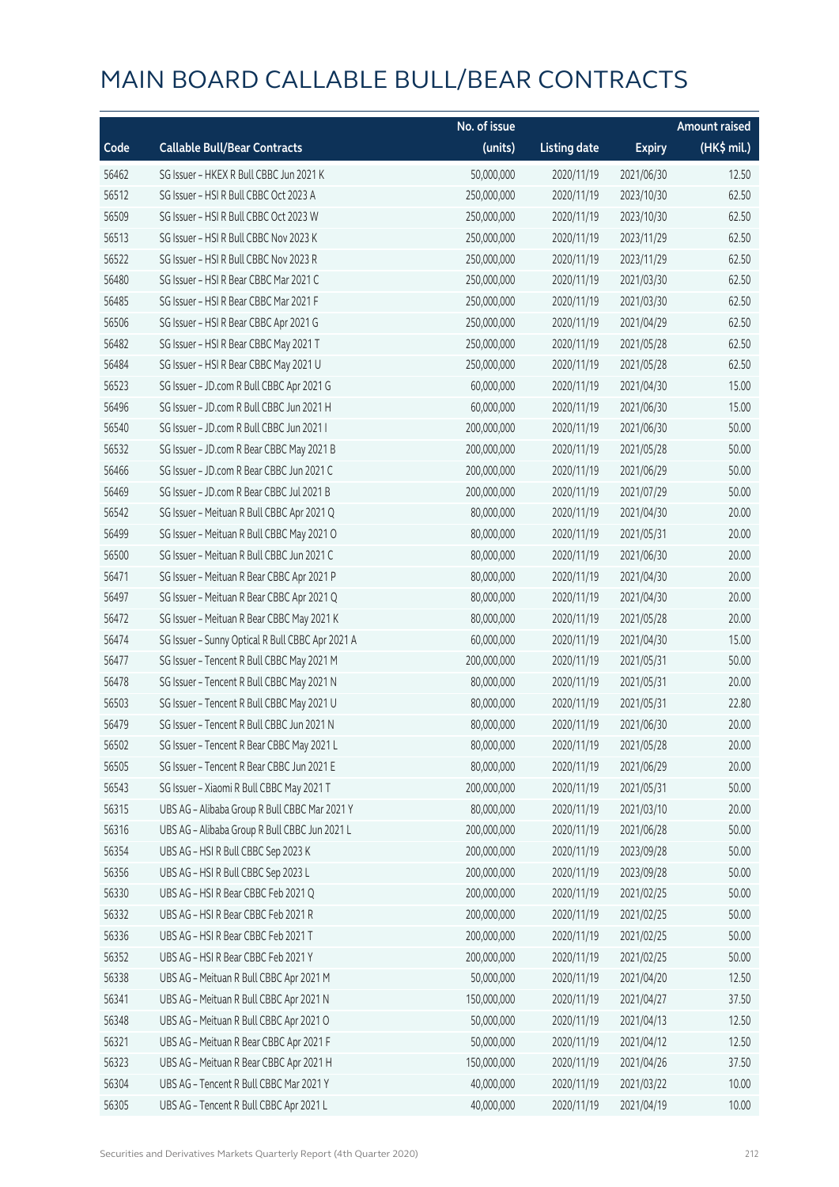# MAIN BOARD CALLABLE BULL/BEAR CONTRACTS

| Code | Callable Bull/Bear Contracts | No. of issue (units) | Listing date | Expiry | Amount raised (HK$ mil.) |
|---|---|---|---|---|---|
| 56462 | SG Issuer – HKEX R Bull CBBC Jun 2021 K | 50,000,000 | 2020/11/19 | 2021/06/30 | 12.50 |
| 56512 | SG Issuer – HSI R Bull CBBC Oct 2023 A | 250,000,000 | 2020/11/19 | 2023/10/30 | 62.50 |
| 56509 | SG Issuer – HSI R Bull CBBC Oct 2023 W | 250,000,000 | 2020/11/19 | 2023/10/30 | 62.50 |
| 56513 | SG Issuer – HSI R Bull CBBC Nov 2023 K | 250,000,000 | 2020/11/19 | 2023/11/29 | 62.50 |
| 56522 | SG Issuer – HSI R Bull CBBC Nov 2023 R | 250,000,000 | 2020/11/19 | 2023/11/29 | 62.50 |
| 56480 | SG Issuer – HSI R Bear CBBC Mar 2021 C | 250,000,000 | 2020/11/19 | 2021/03/30 | 62.50 |
| 56485 | SG Issuer – HSI R Bear CBBC Mar 2021 F | 250,000,000 | 2020/11/19 | 2021/03/30 | 62.50 |
| 56506 | SG Issuer – HSI R Bear CBBC Apr 2021 G | 250,000,000 | 2020/11/19 | 2021/04/29 | 62.50 |
| 56482 | SG Issuer – HSI R Bear CBBC May 2021 T | 250,000,000 | 2020/11/19 | 2021/05/28 | 62.50 |
| 56484 | SG Issuer – HSI R Bear CBBC May 2021 U | 250,000,000 | 2020/11/19 | 2021/05/28 | 62.50 |
| 56523 | SG Issuer – JD.com R Bull CBBC Apr 2021 G | 60,000,000 | 2020/11/19 | 2021/04/30 | 15.00 |
| 56496 | SG Issuer – JD.com R Bull CBBC Jun 2021 H | 60,000,000 | 2020/11/19 | 2021/06/30 | 15.00 |
| 56540 | SG Issuer – JD.com R Bull CBBC Jun 2021 I | 200,000,000 | 2020/11/19 | 2021/06/30 | 50.00 |
| 56532 | SG Issuer – JD.com R Bear CBBC May 2021 B | 200,000,000 | 2020/11/19 | 2021/05/28 | 50.00 |
| 56466 | SG Issuer – JD.com R Bear CBBC Jun 2021 C | 200,000,000 | 2020/11/19 | 2021/06/29 | 50.00 |
| 56469 | SG Issuer – JD.com R Bear CBBC Jul 2021 B | 200,000,000 | 2020/11/19 | 2021/07/29 | 50.00 |
| 56542 | SG Issuer – Meituan R Bull CBBC Apr 2021 Q | 80,000,000 | 2020/11/19 | 2021/04/30 | 20.00 |
| 56499 | SG Issuer – Meituan R Bull CBBC May 2021 O | 80,000,000 | 2020/11/19 | 2021/05/31 | 20.00 |
| 56500 | SG Issuer – Meituan R Bull CBBC Jun 2021 C | 80,000,000 | 2020/11/19 | 2021/06/30 | 20.00 |
| 56471 | SG Issuer – Meituan R Bear CBBC Apr 2021 P | 80,000,000 | 2020/11/19 | 2021/04/30 | 20.00 |
| 56497 | SG Issuer – Meituan R Bear CBBC Apr 2021 Q | 80,000,000 | 2020/11/19 | 2021/04/30 | 20.00 |
| 56472 | SG Issuer – Meituan R Bear CBBC May 2021 K | 80,000,000 | 2020/11/19 | 2021/05/28 | 20.00 |
| 56474 | SG Issuer – Sunny Optical R Bull CBBC Apr 2021 A | 60,000,000 | 2020/11/19 | 2021/04/30 | 15.00 |
| 56477 | SG Issuer – Tencent R Bull CBBC May 2021 M | 200,000,000 | 2020/11/19 | 2021/05/31 | 50.00 |
| 56478 | SG Issuer – Tencent R Bull CBBC May 2021 N | 80,000,000 | 2020/11/19 | 2021/05/31 | 20.00 |
| 56503 | SG Issuer – Tencent R Bull CBBC May 2021 U | 80,000,000 | 2020/11/19 | 2021/05/31 | 22.80 |
| 56479 | SG Issuer – Tencent R Bull CBBC Jun 2021 N | 80,000,000 | 2020/11/19 | 2021/06/30 | 20.00 |
| 56502 | SG Issuer – Tencent R Bear CBBC May 2021 L | 80,000,000 | 2020/11/19 | 2021/05/28 | 20.00 |
| 56505 | SG Issuer – Tencent R Bear CBBC Jun 2021 E | 80,000,000 | 2020/11/19 | 2021/06/29 | 20.00 |
| 56543 | SG Issuer – Xiaomi R Bull CBBC May 2021 T | 200,000,000 | 2020/11/19 | 2021/05/31 | 50.00 |
| 56315 | UBS AG – Alibaba Group R Bull CBBC Mar 2021 Y | 80,000,000 | 2020/11/19 | 2021/03/10 | 20.00 |
| 56316 | UBS AG – Alibaba Group R Bull CBBC Jun 2021 L | 200,000,000 | 2020/11/19 | 2021/06/28 | 50.00 |
| 56354 | UBS AG – HSI R Bull CBBC Sep 2023 K | 200,000,000 | 2020/11/19 | 2023/09/28 | 50.00 |
| 56356 | UBS AG – HSI R Bull CBBC Sep 2023 L | 200,000,000 | 2020/11/19 | 2023/09/28 | 50.00 |
| 56330 | UBS AG – HSI R Bear CBBC Feb 2021 Q | 200,000,000 | 2020/11/19 | 2021/02/25 | 50.00 |
| 56332 | UBS AG – HSI R Bear CBBC Feb 2021 R | 200,000,000 | 2020/11/19 | 2021/02/25 | 50.00 |
| 56336 | UBS AG – HSI R Bear CBBC Feb 2021 T | 200,000,000 | 2020/11/19 | 2021/02/25 | 50.00 |
| 56352 | UBS AG – HSI R Bear CBBC Feb 2021 Y | 200,000,000 | 2020/11/19 | 2021/02/25 | 50.00 |
| 56338 | UBS AG – Meituan R Bull CBBC Apr 2021 M | 50,000,000 | 2020/11/19 | 2021/04/20 | 12.50 |
| 56341 | UBS AG – Meituan R Bull CBBC Apr 2021 N | 150,000,000 | 2020/11/19 | 2021/04/27 | 37.50 |
| 56348 | UBS AG – Meituan R Bull CBBC Apr 2021 O | 50,000,000 | 2020/11/19 | 2021/04/13 | 12.50 |
| 56321 | UBS AG – Meituan R Bear CBBC Apr 2021 F | 50,000,000 | 2020/11/19 | 2021/04/12 | 12.50 |
| 56323 | UBS AG – Meituan R Bear CBBC Apr 2021 H | 150,000,000 | 2020/11/19 | 2021/04/26 | 37.50 |
| 56304 | UBS AG – Tencent R Bull CBBC Mar 2021 Y | 40,000,000 | 2020/11/19 | 2021/03/22 | 10.00 |
| 56305 | UBS AG – Tencent R Bull CBBC Apr 2021 L | 40,000,000 | 2020/11/19 | 2021/04/19 | 10.00 |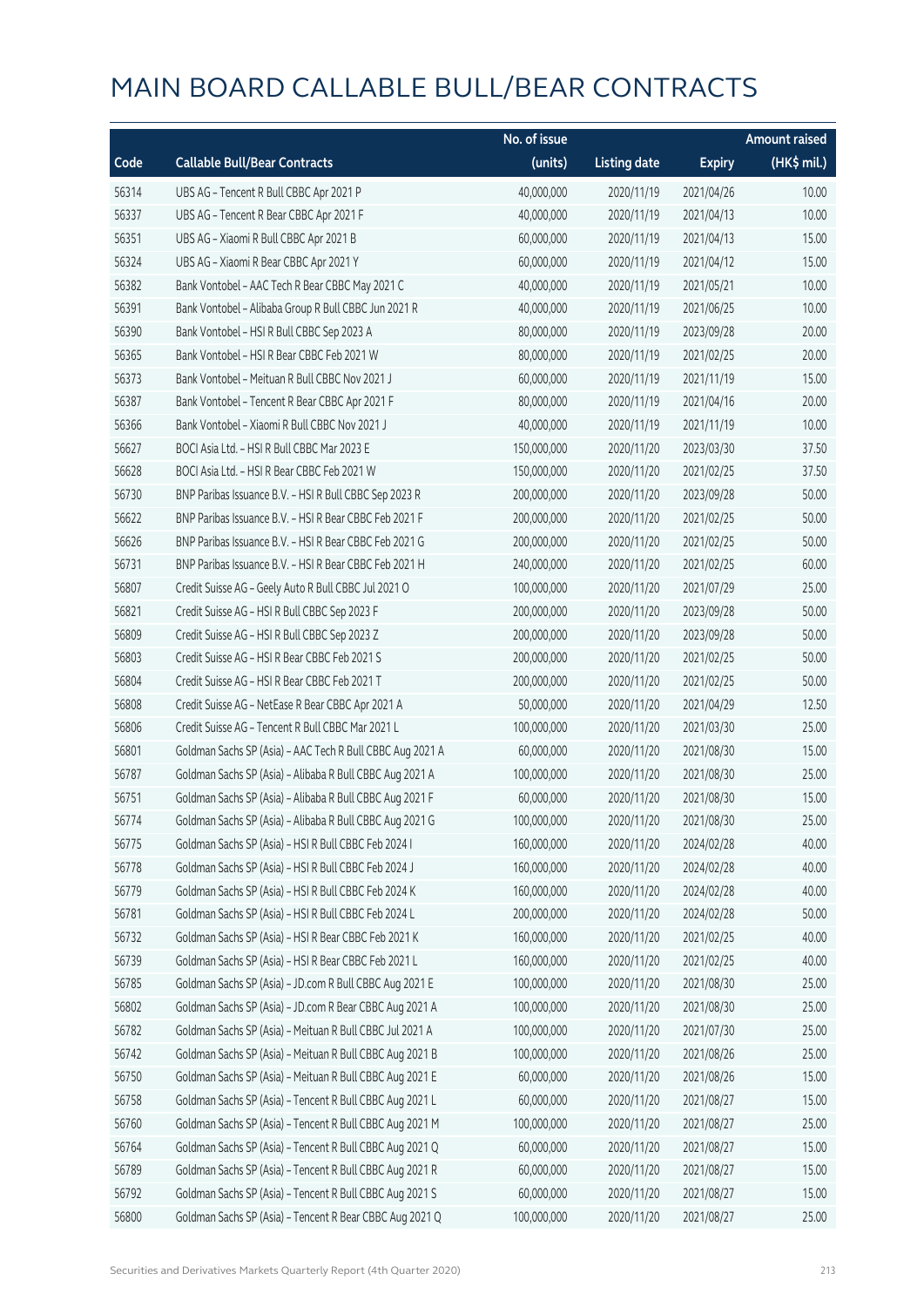# MAIN BOARD CALLABLE BULL/BEAR CONTRACTS

| Code | Callable Bull/Bear Contracts | No. of issue (units) | Listing date | Expiry | Amount raised (HK$ mil.) |
|---|---|---|---|---|---|
| 56314 | UBS AG – Tencent R Bull CBBC Apr 2021 P | 40,000,000 | 2020/11/19 | 2021/04/26 | 10.00 |
| 56337 | UBS AG – Tencent R Bear CBBC Apr 2021 F | 40,000,000 | 2020/11/19 | 2021/04/13 | 10.00 |
| 56351 | UBS AG – Xiaomi R Bull CBBC Apr 2021 B | 60,000,000 | 2020/11/19 | 2021/04/13 | 15.00 |
| 56324 | UBS AG – Xiaomi R Bear CBBC Apr 2021 Y | 60,000,000 | 2020/11/19 | 2021/04/12 | 15.00 |
| 56382 | Bank Vontobel – AAC Tech R Bear CBBC May 2021 C | 40,000,000 | 2020/11/19 | 2021/05/21 | 10.00 |
| 56391 | Bank Vontobel – Alibaba Group R Bull CBBC Jun 2021 R | 40,000,000 | 2020/11/19 | 2021/06/25 | 10.00 |
| 56390 | Bank Vontobel – HSI R Bull CBBC Sep 2023 A | 80,000,000 | 2020/11/19 | 2023/09/28 | 20.00 |
| 56365 | Bank Vontobel – HSI R Bear CBBC Feb 2021 W | 80,000,000 | 2020/11/19 | 2021/02/25 | 20.00 |
| 56373 | Bank Vontobel – Meituan R Bull CBBC Nov 2021 J | 60,000,000 | 2020/11/19 | 2021/11/19 | 15.00 |
| 56387 | Bank Vontobel – Tencent R Bear CBBC Apr 2021 F | 80,000,000 | 2020/11/19 | 2021/04/16 | 20.00 |
| 56366 | Bank Vontobel – Xiaomi R Bull CBBC Nov 2021 J | 40,000,000 | 2020/11/19 | 2021/11/19 | 10.00 |
| 56627 | BOCI Asia Ltd. – HSI R Bull CBBC Mar 2023 E | 150,000,000 | 2020/11/20 | 2023/03/30 | 37.50 |
| 56628 | BOCI Asia Ltd. – HSI R Bear CBBC Feb 2021 W | 150,000,000 | 2020/11/20 | 2021/02/25 | 37.50 |
| 56730 | BNP Paribas Issuance B.V. – HSI R Bull CBBC Sep 2023 R | 200,000,000 | 2020/11/20 | 2023/09/28 | 50.00 |
| 56622 | BNP Paribas Issuance B.V. – HSI R Bear CBBC Feb 2021 F | 200,000,000 | 2020/11/20 | 2021/02/25 | 50.00 |
| 56626 | BNP Paribas Issuance B.V. – HSI R Bear CBBC Feb 2021 G | 200,000,000 | 2020/11/20 | 2021/02/25 | 50.00 |
| 56731 | BNP Paribas Issuance B.V. – HSI R Bear CBBC Feb 2021 H | 240,000,000 | 2020/11/20 | 2021/02/25 | 60.00 |
| 56807 | Credit Suisse AG – Geely Auto R Bull CBBC Jul 2021 O | 100,000,000 | 2020/11/20 | 2021/07/29 | 25.00 |
| 56821 | Credit Suisse AG – HSI R Bull CBBC Sep 2023 F | 200,000,000 | 2020/11/20 | 2023/09/28 | 50.00 |
| 56809 | Credit Suisse AG – HSI R Bull CBBC Sep 2023 Z | 200,000,000 | 2020/11/20 | 2023/09/28 | 50.00 |
| 56803 | Credit Suisse AG – HSI R Bear CBBC Feb 2021 S | 200,000,000 | 2020/11/20 | 2021/02/25 | 50.00 |
| 56804 | Credit Suisse AG – HSI R Bear CBBC Feb 2021 T | 200,000,000 | 2020/11/20 | 2021/02/25 | 50.00 |
| 56808 | Credit Suisse AG – NetEase R Bear CBBC Apr 2021 A | 50,000,000 | 2020/11/20 | 2021/04/29 | 12.50 |
| 56806 | Credit Suisse AG – Tencent R Bull CBBC Mar 2021 L | 100,000,000 | 2020/11/20 | 2021/03/30 | 25.00 |
| 56801 | Goldman Sachs SP (Asia) – AAC Tech R Bull CBBC Aug 2021 A | 60,000,000 | 2020/11/20 | 2021/08/30 | 15.00 |
| 56787 | Goldman Sachs SP (Asia) – Alibaba R Bull CBBC Aug 2021 A | 100,000,000 | 2020/11/20 | 2021/08/30 | 25.00 |
| 56751 | Goldman Sachs SP (Asia) – Alibaba R Bull CBBC Aug 2021 F | 60,000,000 | 2020/11/20 | 2021/08/30 | 15.00 |
| 56774 | Goldman Sachs SP (Asia) – Alibaba R Bull CBBC Aug 2021 G | 100,000,000 | 2020/11/20 | 2021/08/30 | 25.00 |
| 56775 | Goldman Sachs SP (Asia) – HSI R Bull CBBC Feb 2024 I | 160,000,000 | 2020/11/20 | 2024/02/28 | 40.00 |
| 56778 | Goldman Sachs SP (Asia) – HSI R Bull CBBC Feb 2024 J | 160,000,000 | 2020/11/20 | 2024/02/28 | 40.00 |
| 56779 | Goldman Sachs SP (Asia) – HSI R Bull CBBC Feb 2024 K | 160,000,000 | 2020/11/20 | 2024/02/28 | 40.00 |
| 56781 | Goldman Sachs SP (Asia) – HSI R Bull CBBC Feb 2024 L | 200,000,000 | 2020/11/20 | 2024/02/28 | 50.00 |
| 56732 | Goldman Sachs SP (Asia) – HSI R Bear CBBC Feb 2021 K | 160,000,000 | 2020/11/20 | 2021/02/25 | 40.00 |
| 56739 | Goldman Sachs SP (Asia) – HSI R Bear CBBC Feb 2021 L | 160,000,000 | 2020/11/20 | 2021/02/25 | 40.00 |
| 56785 | Goldman Sachs SP (Asia) – JD.com R Bull CBBC Aug 2021 E | 100,000,000 | 2020/11/20 | 2021/08/30 | 25.00 |
| 56802 | Goldman Sachs SP (Asia) – JD.com R Bear CBBC Aug 2021 A | 100,000,000 | 2020/11/20 | 2021/08/30 | 25.00 |
| 56782 | Goldman Sachs SP (Asia) – Meituan R Bull CBBC Jul 2021 A | 100,000,000 | 2020/11/20 | 2021/07/30 | 25.00 |
| 56742 | Goldman Sachs SP (Asia) – Meituan R Bull CBBC Aug 2021 B | 100,000,000 | 2020/11/20 | 2021/08/26 | 25.00 |
| 56750 | Goldman Sachs SP (Asia) – Meituan R Bull CBBC Aug 2021 E | 60,000,000 | 2020/11/20 | 2021/08/26 | 15.00 |
| 56758 | Goldman Sachs SP (Asia) – Tencent R Bull CBBC Aug 2021 L | 60,000,000 | 2020/11/20 | 2021/08/27 | 15.00 |
| 56760 | Goldman Sachs SP (Asia) – Tencent R Bull CBBC Aug 2021 M | 100,000,000 | 2020/11/20 | 2021/08/27 | 25.00 |
| 56764 | Goldman Sachs SP (Asia) – Tencent R Bull CBBC Aug 2021 Q | 60,000,000 | 2020/11/20 | 2021/08/27 | 15.00 |
| 56789 | Goldman Sachs SP (Asia) – Tencent R Bull CBBC Aug 2021 R | 60,000,000 | 2020/11/20 | 2021/08/27 | 15.00 |
| 56792 | Goldman Sachs SP (Asia) – Tencent R Bull CBBC Aug 2021 S | 60,000,000 | 2020/11/20 | 2021/08/27 | 15.00 |
| 56800 | Goldman Sachs SP (Asia) – Tencent R Bear CBBC Aug 2021 Q | 100,000,000 | 2020/11/20 | 2021/08/27 | 25.00 |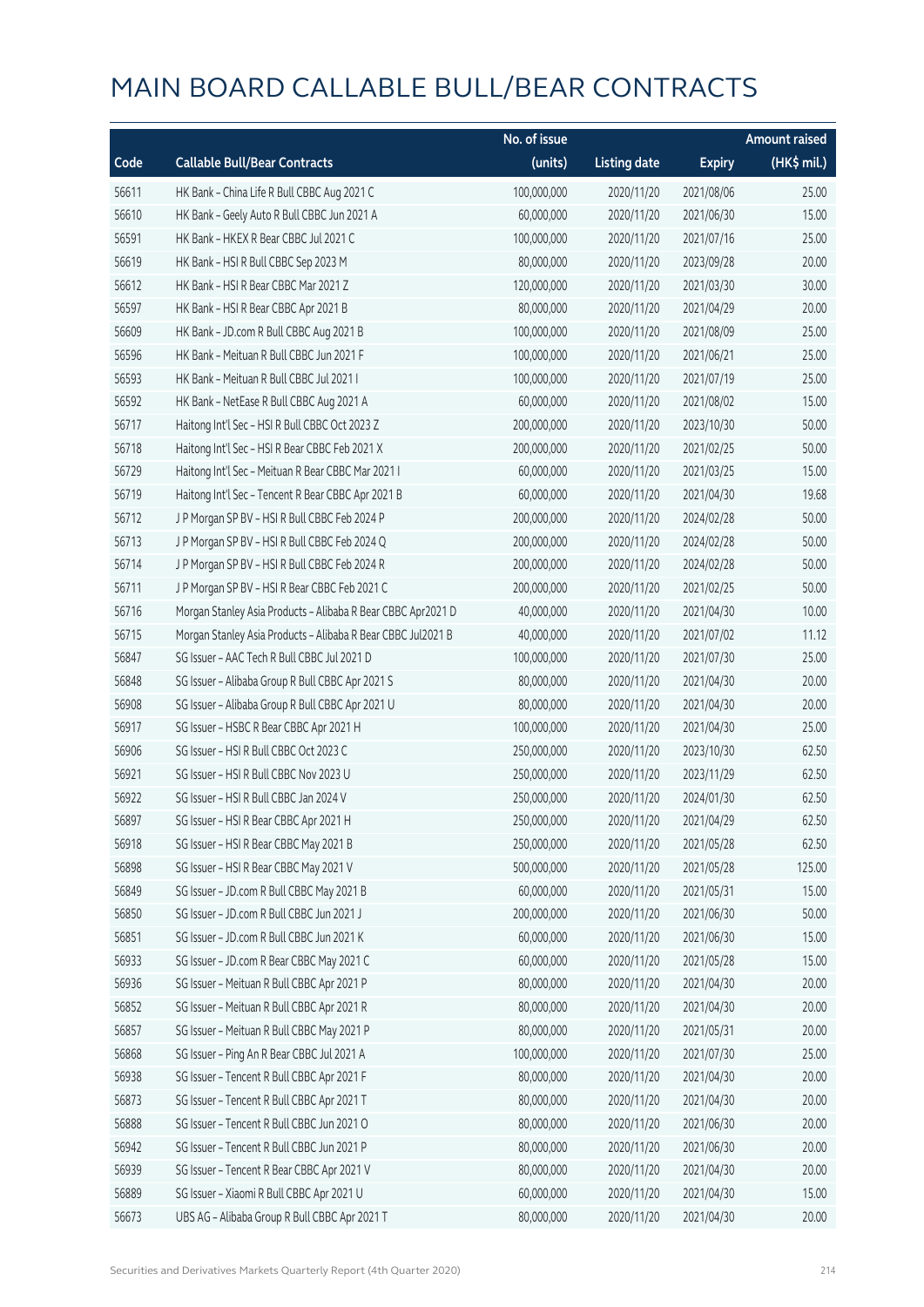# MAIN BOARD CALLABLE BULL/BEAR CONTRACTS

| Code | Callable Bull/Bear Contracts | No. of issue (units) | Listing date | Expiry | Amount raised (HK$ mil.) |
|---|---|---|---|---|---|
| 56611 | HK Bank – China Life R Bull CBBC Aug 2021 C | 100,000,000 | 2020/11/20 | 2021/08/06 | 25.00 |
| 56610 | HK Bank – Geely Auto R Bull CBBC Jun 2021 A | 60,000,000 | 2020/11/20 | 2021/06/30 | 15.00 |
| 56591 | HK Bank – HKEX R Bear CBBC Jul 2021 C | 100,000,000 | 2020/11/20 | 2021/07/16 | 25.00 |
| 56619 | HK Bank – HSI R Bull CBBC Sep 2023 M | 80,000,000 | 2020/11/20 | 2023/09/28 | 20.00 |
| 56612 | HK Bank – HSI R Bear CBBC Mar 2021 Z | 120,000,000 | 2020/11/20 | 2021/03/30 | 30.00 |
| 56597 | HK Bank – HSI R Bear CBBC Apr 2021 B | 80,000,000 | 2020/11/20 | 2021/04/29 | 20.00 |
| 56609 | HK Bank – JD.com R Bull CBBC Aug 2021 B | 100,000,000 | 2020/11/20 | 2021/08/09 | 25.00 |
| 56596 | HK Bank – Meituan R Bull CBBC Jun 2021 F | 100,000,000 | 2020/11/20 | 2021/06/21 | 25.00 |
| 56593 | HK Bank – Meituan R Bull CBBC Jul 2021 I | 100,000,000 | 2020/11/20 | 2021/07/19 | 25.00 |
| 56592 | HK Bank – NetEase R Bull CBBC Aug 2021 A | 60,000,000 | 2020/11/20 | 2021/08/02 | 15.00 |
| 56717 | Haitong Int'l Sec – HSI R Bull CBBC Oct 2023 Z | 200,000,000 | 2020/11/20 | 2023/10/30 | 50.00 |
| 56718 | Haitong Int'l Sec – HSI R Bear CBBC Feb 2021 X | 200,000,000 | 2020/11/20 | 2021/02/25 | 50.00 |
| 56729 | Haitong Int'l Sec – Meituan R Bear CBBC Mar 2021 I | 60,000,000 | 2020/11/20 | 2021/03/25 | 15.00 |
| 56719 | Haitong Int'l Sec – Tencent R Bear CBBC Apr 2021 B | 60,000,000 | 2020/11/20 | 2021/04/30 | 19.68 |
| 56712 | J P Morgan SP BV – HSI R Bull CBBC Feb 2024 P | 200,000,000 | 2020/11/20 | 2024/02/28 | 50.00 |
| 56713 | J P Morgan SP BV – HSI R Bull CBBC Feb 2024 Q | 200,000,000 | 2020/11/20 | 2024/02/28 | 50.00 |
| 56714 | J P Morgan SP BV – HSI R Bull CBBC Feb 2024 R | 200,000,000 | 2020/11/20 | 2024/02/28 | 50.00 |
| 56711 | J P Morgan SP BV – HSI R Bear CBBC Feb 2021 C | 200,000,000 | 2020/11/20 | 2021/02/25 | 50.00 |
| 56716 | Morgan Stanley Asia Products – Alibaba R Bear CBBC Apr2021 D | 40,000,000 | 2020/11/20 | 2021/04/30 | 10.00 |
| 56715 | Morgan Stanley Asia Products – Alibaba R Bear CBBC Jul2021 B | 40,000,000 | 2020/11/20 | 2021/07/02 | 11.12 |
| 56847 | SG Issuer – AAC Tech R Bull CBBC Jul 2021 D | 100,000,000 | 2020/11/20 | 2021/07/30 | 25.00 |
| 56848 | SG Issuer – Alibaba Group R Bull CBBC Apr 2021 S | 80,000,000 | 2020/11/20 | 2021/04/30 | 20.00 |
| 56908 | SG Issuer – Alibaba Group R Bull CBBC Apr 2021 U | 80,000,000 | 2020/11/20 | 2021/04/30 | 20.00 |
| 56917 | SG Issuer – HSBC R Bear CBBC Apr 2021 H | 100,000,000 | 2020/11/20 | 2021/04/30 | 25.00 |
| 56906 | SG Issuer – HSI R Bull CBBC Oct 2023 C | 250,000,000 | 2020/11/20 | 2023/10/30 | 62.50 |
| 56921 | SG Issuer – HSI R Bull CBBC Nov 2023 U | 250,000,000 | 2020/11/20 | 2023/11/29 | 62.50 |
| 56922 | SG Issuer – HSI R Bull CBBC Jan 2024 V | 250,000,000 | 2020/11/20 | 2024/01/30 | 62.50 |
| 56897 | SG Issuer – HSI R Bear CBBC Apr 2021 H | 250,000,000 | 2020/11/20 | 2021/04/29 | 62.50 |
| 56918 | SG Issuer – HSI R Bear CBBC May 2021 B | 250,000,000 | 2020/11/20 | 2021/05/28 | 62.50 |
| 56898 | SG Issuer – HSI R Bear CBBC May 2021 V | 500,000,000 | 2020/11/20 | 2021/05/28 | 125.00 |
| 56849 | SG Issuer – JD.com R Bull CBBC May 2021 B | 60,000,000 | 2020/11/20 | 2021/05/31 | 15.00 |
| 56850 | SG Issuer – JD.com R Bull CBBC Jun 2021 J | 200,000,000 | 2020/11/20 | 2021/06/30 | 50.00 |
| 56851 | SG Issuer – JD.com R Bull CBBC Jun 2021 K | 60,000,000 | 2020/11/20 | 2021/06/30 | 15.00 |
| 56933 | SG Issuer – JD.com R Bear CBBC May 2021 C | 60,000,000 | 2020/11/20 | 2021/05/28 | 15.00 |
| 56936 | SG Issuer – Meituan R Bull CBBC Apr 2021 P | 80,000,000 | 2020/11/20 | 2021/04/30 | 20.00 |
| 56852 | SG Issuer – Meituan R Bull CBBC Apr 2021 R | 80,000,000 | 2020/11/20 | 2021/04/30 | 20.00 |
| 56857 | SG Issuer – Meituan R Bull CBBC May 2021 P | 80,000,000 | 2020/11/20 | 2021/05/31 | 20.00 |
| 56868 | SG Issuer – Ping An R Bear CBBC Jul 2021 A | 100,000,000 | 2020/11/20 | 2021/07/30 | 25.00 |
| 56938 | SG Issuer – Tencent R Bull CBBC Apr 2021 F | 80,000,000 | 2020/11/20 | 2021/04/30 | 20.00 |
| 56873 | SG Issuer – Tencent R Bull CBBC Apr 2021 T | 80,000,000 | 2020/11/20 | 2021/04/30 | 20.00 |
| 56888 | SG Issuer – Tencent R Bull CBBC Jun 2021 O | 80,000,000 | 2020/11/20 | 2021/06/30 | 20.00 |
| 56942 | SG Issuer – Tencent R Bull CBBC Jun 2021 P | 80,000,000 | 2020/11/20 | 2021/06/30 | 20.00 |
| 56939 | SG Issuer – Tencent R Bear CBBC Apr 2021 V | 80,000,000 | 2020/11/20 | 2021/04/30 | 20.00 |
| 56889 | SG Issuer – Xiaomi R Bull CBBC Apr 2021 U | 60,000,000 | 2020/11/20 | 2021/04/30 | 15.00 |
| 56673 | UBS AG – Alibaba Group R Bull CBBC Apr 2021 T | 80,000,000 | 2020/11/20 | 2021/04/30 | 20.00 |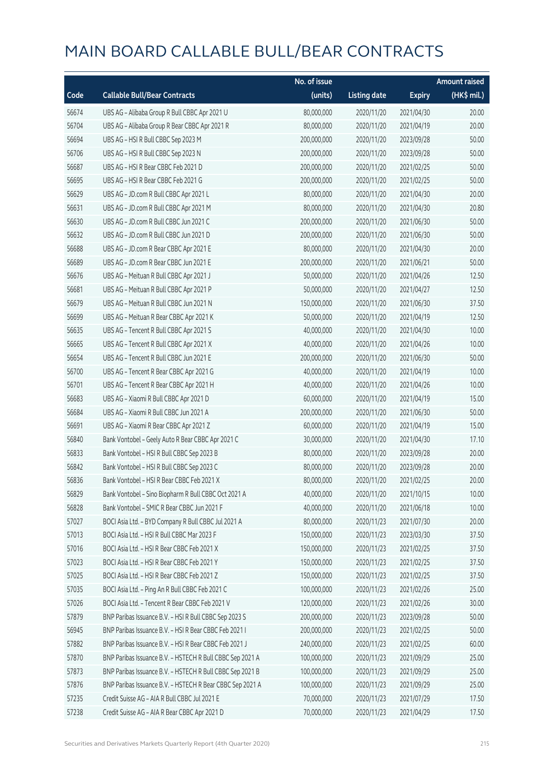# MAIN BOARD CALLABLE BULL/BEAR CONTRACTS

| Code | Callable Bull/Bear Contracts | No. of issue (units) | Listing date | Expiry | Amount raised (HK$ mil.) |
|---|---|---|---|---|---|
| 56674 | UBS AG – Alibaba Group R Bull CBBC Apr 2021 U | 80,000,000 | 2020/11/20 | 2021/04/30 | 20.00 |
| 56704 | UBS AG – Alibaba Group R Bear CBBC Apr 2021 R | 80,000,000 | 2020/11/20 | 2021/04/19 | 20.00 |
| 56694 | UBS AG – HSI R Bull CBBC Sep 2023 M | 200,000,000 | 2020/11/20 | 2023/09/28 | 50.00 |
| 56706 | UBS AG – HSI R Bull CBBC Sep 2023 N | 200,000,000 | 2020/11/20 | 2023/09/28 | 50.00 |
| 56687 | UBS AG – HSI R Bear CBBC Feb 2021 D | 200,000,000 | 2020/11/20 | 2021/02/25 | 50.00 |
| 56695 | UBS AG – HSI R Bear CBBC Feb 2021 G | 200,000,000 | 2020/11/20 | 2021/02/25 | 50.00 |
| 56629 | UBS AG – JD.com R Bull CBBC Apr 2021 L | 80,000,000 | 2020/11/20 | 2021/04/30 | 20.00 |
| 56631 | UBS AG – JD.com R Bull CBBC Apr 2021 M | 80,000,000 | 2020/11/20 | 2021/04/30 | 20.80 |
| 56630 | UBS AG – JD.com R Bull CBBC Jun 2021 C | 200,000,000 | 2020/11/20 | 2021/06/30 | 50.00 |
| 56632 | UBS AG – JD.com R Bull CBBC Jun 2021 D | 200,000,000 | 2020/11/20 | 2021/06/30 | 50.00 |
| 56688 | UBS AG – JD.com R Bear CBBC Apr 2021 E | 80,000,000 | 2020/11/20 | 2021/04/30 | 20.00 |
| 56689 | UBS AG – JD.com R Bear CBBC Jun 2021 E | 200,000,000 | 2020/11/20 | 2021/06/21 | 50.00 |
| 56676 | UBS AG – Meituan R Bull CBBC Apr 2021 J | 50,000,000 | 2020/11/20 | 2021/04/26 | 12.50 |
| 56681 | UBS AG – Meituan R Bull CBBC Apr 2021 P | 50,000,000 | 2020/11/20 | 2021/04/27 | 12.50 |
| 56679 | UBS AG – Meituan R Bull CBBC Jun 2021 N | 150,000,000 | 2020/11/20 | 2021/06/30 | 37.50 |
| 56699 | UBS AG – Meituan R Bear CBBC Apr 2021 K | 50,000,000 | 2020/11/20 | 2021/04/19 | 12.50 |
| 56635 | UBS AG – Tencent R Bull CBBC Apr 2021 S | 40,000,000 | 2020/11/20 | 2021/04/30 | 10.00 |
| 56665 | UBS AG – Tencent R Bull CBBC Apr 2021 X | 40,000,000 | 2020/11/20 | 2021/04/26 | 10.00 |
| 56654 | UBS AG – Tencent R Bull CBBC Jun 2021 E | 200,000,000 | 2020/11/20 | 2021/06/30 | 50.00 |
| 56700 | UBS AG – Tencent R Bear CBBC Apr 2021 G | 40,000,000 | 2020/11/20 | 2021/04/19 | 10.00 |
| 56701 | UBS AG – Tencent R Bear CBBC Apr 2021 H | 40,000,000 | 2020/11/20 | 2021/04/26 | 10.00 |
| 56683 | UBS AG – Xiaomi R Bull CBBC Apr 2021 D | 60,000,000 | 2020/11/20 | 2021/04/19 | 15.00 |
| 56684 | UBS AG – Xiaomi R Bull CBBC Jun 2021 A | 200,000,000 | 2020/11/20 | 2021/06/30 | 50.00 |
| 56691 | UBS AG – Xiaomi R Bear CBBC Apr 2021 Z | 60,000,000 | 2020/11/20 | 2021/04/19 | 15.00 |
| 56840 | Bank Vontobel – Geely Auto R Bear CBBC Apr 2021 C | 30,000,000 | 2020/11/20 | 2021/04/30 | 17.10 |
| 56833 | Bank Vontobel – HSI R Bull CBBC Sep 2023 B | 80,000,000 | 2020/11/20 | 2023/09/28 | 20.00 |
| 56842 | Bank Vontobel – HSI R Bull CBBC Sep 2023 C | 80,000,000 | 2020/11/20 | 2023/09/28 | 20.00 |
| 56836 | Bank Vontobel – HSI R Bear CBBC Feb 2021 X | 80,000,000 | 2020/11/20 | 2021/02/25 | 20.00 |
| 56829 | Bank Vontobel – Sino Biopharm R Bull CBBC Oct 2021 A | 40,000,000 | 2020/11/20 | 2021/10/15 | 10.00 |
| 56828 | Bank Vontobel – SMIC R Bear CBBC Jun 2021 F | 40,000,000 | 2020/11/20 | 2021/06/18 | 10.00 |
| 57027 | BOCI Asia Ltd. – BYD Company R Bull CBBC Jul 2021 A | 80,000,000 | 2020/11/23 | 2021/07/30 | 20.00 |
| 57013 | BOCI Asia Ltd. – HSI R Bull CBBC Mar 2023 F | 150,000,000 | 2020/11/23 | 2023/03/30 | 37.50 |
| 57016 | BOCI Asia Ltd. – HSI R Bear CBBC Feb 2021 X | 150,000,000 | 2020/11/23 | 2021/02/25 | 37.50 |
| 57023 | BOCI Asia Ltd. – HSI R Bear CBBC Feb 2021 Y | 150,000,000 | 2020/11/23 | 2021/02/25 | 37.50 |
| 57025 | BOCI Asia Ltd. – HSI R Bear CBBC Feb 2021 Z | 150,000,000 | 2020/11/23 | 2021/02/25 | 37.50 |
| 57035 | BOCI Asia Ltd. – Ping An R Bull CBBC Feb 2021 C | 100,000,000 | 2020/11/23 | 2021/02/26 | 25.00 |
| 57026 | BOCI Asia Ltd. – Tencent R Bear CBBC Feb 2021 V | 120,000,000 | 2020/11/23 | 2021/02/26 | 30.00 |
| 57879 | BNP Paribas Issuance B.V. – HSI R Bull CBBC Sep 2023 S | 200,000,000 | 2020/11/23 | 2023/09/28 | 50.00 |
| 56945 | BNP Paribas Issuance B.V. – HSI R Bear CBBC Feb 2021 I | 200,000,000 | 2020/11/23 | 2021/02/25 | 50.00 |
| 57882 | BNP Paribas Issuance B.V. – HSI R Bear CBBC Feb 2021 J | 240,000,000 | 2020/11/23 | 2021/02/25 | 60.00 |
| 57870 | BNP Paribas Issuance B.V. – HSTECH R Bull CBBC Sep 2021 A | 100,000,000 | 2020/11/23 | 2021/09/29 | 25.00 |
| 57873 | BNP Paribas Issuance B.V. – HSTECH R Bull CBBC Sep 2021 B | 100,000,000 | 2020/11/23 | 2021/09/29 | 25.00 |
| 57876 | BNP Paribas Issuance B.V. – HSTECH R Bear CBBC Sep 2021 A | 100,000,000 | 2020/11/23 | 2021/09/29 | 25.00 |
| 57235 | Credit Suisse AG – AIA R Bull CBBC Jul 2021 E | 70,000,000 | 2020/11/23 | 2021/07/29 | 17.50 |
| 57238 | Credit Suisse AG – AIA R Bear CBBC Apr 2021 D | 70,000,000 | 2020/11/23 | 2021/04/29 | 17.50 |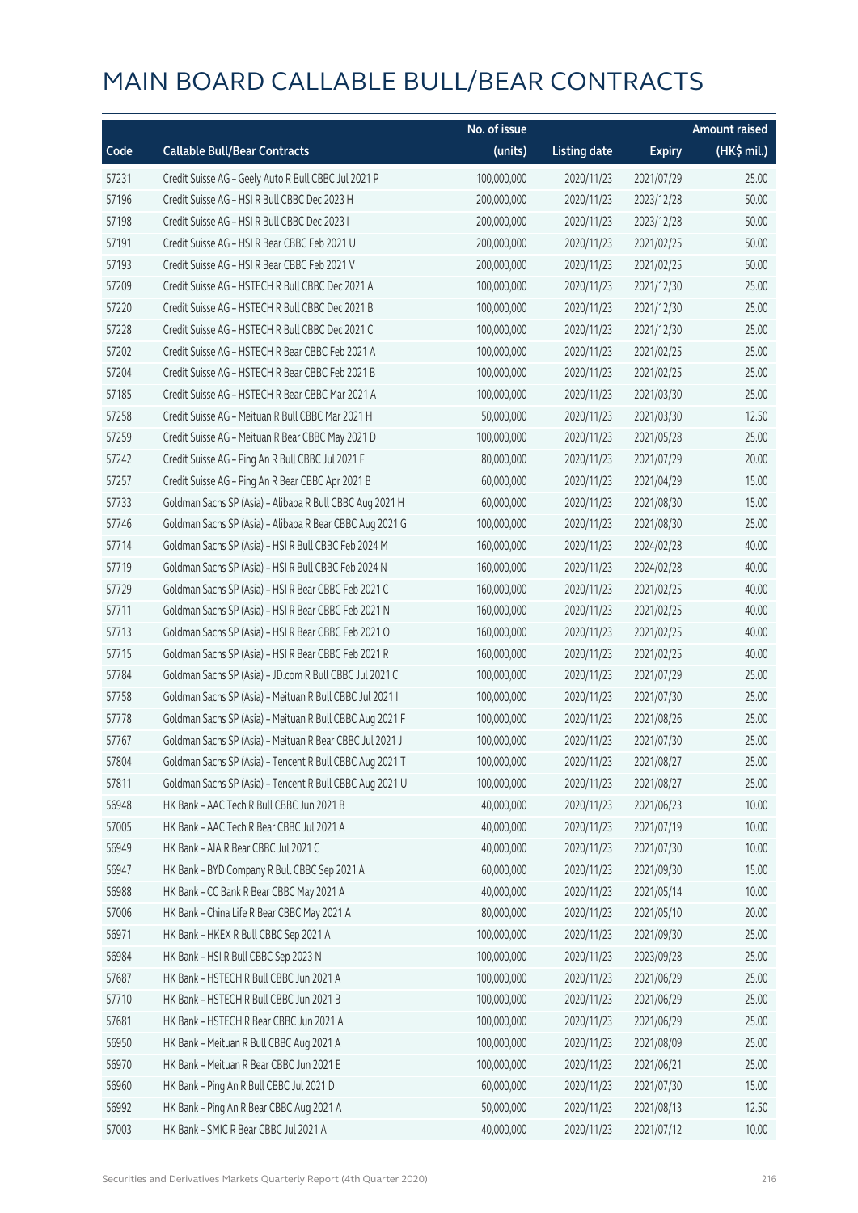# MAIN BOARD CALLABLE BULL/BEAR CONTRACTS

| Code | Callable Bull/Bear Contracts | No. of issue (units) | Listing date | Expiry | Amount raised (HK$ mil.) |
|---|---|---|---|---|---|
| 57231 | Credit Suisse AG – Geely Auto R Bull CBBC Jul 2021 P | 100,000,000 | 2020/11/23 | 2021/07/29 | 25.00 |
| 57196 | Credit Suisse AG – HSI R Bull CBBC Dec 2023 H | 200,000,000 | 2020/11/23 | 2023/12/28 | 50.00 |
| 57198 | Credit Suisse AG – HSI R Bull CBBC Dec 2023 I | 200,000,000 | 2020/11/23 | 2023/12/28 | 50.00 |
| 57191 | Credit Suisse AG – HSI R Bear CBBC Feb 2021 U | 200,000,000 | 2020/11/23 | 2021/02/25 | 50.00 |
| 57193 | Credit Suisse AG – HSI R Bear CBBC Feb 2021 V | 200,000,000 | 2020/11/23 | 2021/02/25 | 50.00 |
| 57209 | Credit Suisse AG – HSTECH R Bull CBBC Dec 2021 A | 100,000,000 | 2020/11/23 | 2021/12/30 | 25.00 |
| 57220 | Credit Suisse AG – HSTECH R Bull CBBC Dec 2021 B | 100,000,000 | 2020/11/23 | 2021/12/30 | 25.00 |
| 57228 | Credit Suisse AG – HSTECH R Bull CBBC Dec 2021 C | 100,000,000 | 2020/11/23 | 2021/12/30 | 25.00 |
| 57202 | Credit Suisse AG – HSTECH R Bear CBBC Feb 2021 A | 100,000,000 | 2020/11/23 | 2021/02/25 | 25.00 |
| 57204 | Credit Suisse AG – HSTECH R Bear CBBC Feb 2021 B | 100,000,000 | 2020/11/23 | 2021/02/25 | 25.00 |
| 57185 | Credit Suisse AG – HSTECH R Bear CBBC Mar 2021 A | 100,000,000 | 2020/11/23 | 2021/03/30 | 25.00 |
| 57258 | Credit Suisse AG – Meituan R Bull CBBC Mar 2021 H | 50,000,000 | 2020/11/23 | 2021/03/30 | 12.50 |
| 57259 | Credit Suisse AG – Meituan R Bear CBBC May 2021 D | 100,000,000 | 2020/11/23 | 2021/05/28 | 25.00 |
| 57242 | Credit Suisse AG – Ping An R Bull CBBC Jul 2021 F | 80,000,000 | 2020/11/23 | 2021/07/29 | 20.00 |
| 57257 | Credit Suisse AG – Ping An R Bear CBBC Apr 2021 B | 60,000,000 | 2020/11/23 | 2021/04/29 | 15.00 |
| 57733 | Goldman Sachs SP (Asia) – Alibaba R Bull CBBC Aug 2021 H | 60,000,000 | 2020/11/23 | 2021/08/30 | 15.00 |
| 57746 | Goldman Sachs SP (Asia) – Alibaba R Bear CBBC Aug 2021 G | 100,000,000 | 2020/11/23 | 2021/08/30 | 25.00 |
| 57714 | Goldman Sachs SP (Asia) – HSI R Bull CBBC Feb 2024 M | 160,000,000 | 2020/11/23 | 2024/02/28 | 40.00 |
| 57719 | Goldman Sachs SP (Asia) – HSI R Bull CBBC Feb 2024 N | 160,000,000 | 2020/11/23 | 2024/02/28 | 40.00 |
| 57729 | Goldman Sachs SP (Asia) – HSI R Bear CBBC Feb 2021 C | 160,000,000 | 2020/11/23 | 2021/02/25 | 40.00 |
| 57711 | Goldman Sachs SP (Asia) – HSI R Bear CBBC Feb 2021 N | 160,000,000 | 2020/11/23 | 2021/02/25 | 40.00 |
| 57713 | Goldman Sachs SP (Asia) – HSI R Bear CBBC Feb 2021 O | 160,000,000 | 2020/11/23 | 2021/02/25 | 40.00 |
| 57715 | Goldman Sachs SP (Asia) – HSI R Bear CBBC Feb 2021 R | 160,000,000 | 2020/11/23 | 2021/02/25 | 40.00 |
| 57784 | Goldman Sachs SP (Asia) – JD.com R Bull CBBC Jul 2021 C | 100,000,000 | 2020/11/23 | 2021/07/29 | 25.00 |
| 57758 | Goldman Sachs SP (Asia) – Meituan R Bull CBBC Jul 2021 I | 100,000,000 | 2020/11/23 | 2021/07/30 | 25.00 |
| 57778 | Goldman Sachs SP (Asia) – Meituan R Bull CBBC Aug 2021 F | 100,000,000 | 2020/11/23 | 2021/08/26 | 25.00 |
| 57767 | Goldman Sachs SP (Asia) – Meituan R Bear CBBC Jul 2021 J | 100,000,000 | 2020/11/23 | 2021/07/30 | 25.00 |
| 57804 | Goldman Sachs SP (Asia) – Tencent R Bull CBBC Aug 2021 T | 100,000,000 | 2020/11/23 | 2021/08/27 | 25.00 |
| 57811 | Goldman Sachs SP (Asia) – Tencent R Bull CBBC Aug 2021 U | 100,000,000 | 2020/11/23 | 2021/08/27 | 25.00 |
| 56948 | HK Bank – AAC Tech R Bull CBBC Jun 2021 B | 40,000,000 | 2020/11/23 | 2021/06/23 | 10.00 |
| 57005 | HK Bank – AAC Tech R Bear CBBC Jul 2021 A | 40,000,000 | 2020/11/23 | 2021/07/19 | 10.00 |
| 56949 | HK Bank – AIA R Bear CBBC Jul 2021 C | 40,000,000 | 2020/11/23 | 2021/07/30 | 10.00 |
| 56947 | HK Bank – BYD Company R Bull CBBC Sep 2021 A | 60,000,000 | 2020/11/23 | 2021/09/30 | 15.00 |
| 56988 | HK Bank – CC Bank R Bear CBBC May 2021 A | 40,000,000 | 2020/11/23 | 2021/05/14 | 10.00 |
| 57006 | HK Bank – China Life R Bear CBBC May 2021 A | 80,000,000 | 2020/11/23 | 2021/05/10 | 20.00 |
| 56971 | HK Bank – HKEX R Bull CBBC Sep 2021 A | 100,000,000 | 2020/11/23 | 2021/09/30 | 25.00 |
| 56984 | HK Bank – HSI R Bull CBBC Sep 2023 N | 100,000,000 | 2020/11/23 | 2023/09/28 | 25.00 |
| 57687 | HK Bank – HSTECH R Bull CBBC Jun 2021 A | 100,000,000 | 2020/11/23 | 2021/06/29 | 25.00 |
| 57710 | HK Bank – HSTECH R Bull CBBC Jun 2021 B | 100,000,000 | 2020/11/23 | 2021/06/29 | 25.00 |
| 57681 | HK Bank – HSTECH R Bear CBBC Jun 2021 A | 100,000,000 | 2020/11/23 | 2021/06/29 | 25.00 |
| 56950 | HK Bank – Meituan R Bull CBBC Aug 2021 A | 100,000,000 | 2020/11/23 | 2021/08/09 | 25.00 |
| 56970 | HK Bank – Meituan R Bear CBBC Jun 2021 E | 100,000,000 | 2020/11/23 | 2021/06/21 | 25.00 |
| 56960 | HK Bank – Ping An R Bull CBBC Jul 2021 D | 60,000,000 | 2020/11/23 | 2021/07/30 | 15.00 |
| 56992 | HK Bank – Ping An R Bear CBBC Aug 2021 A | 50,000,000 | 2020/11/23 | 2021/08/13 | 12.50 |
| 57003 | HK Bank – SMIC R Bear CBBC Jul 2021 A | 40,000,000 | 2020/11/23 | 2021/07/12 | 10.00 |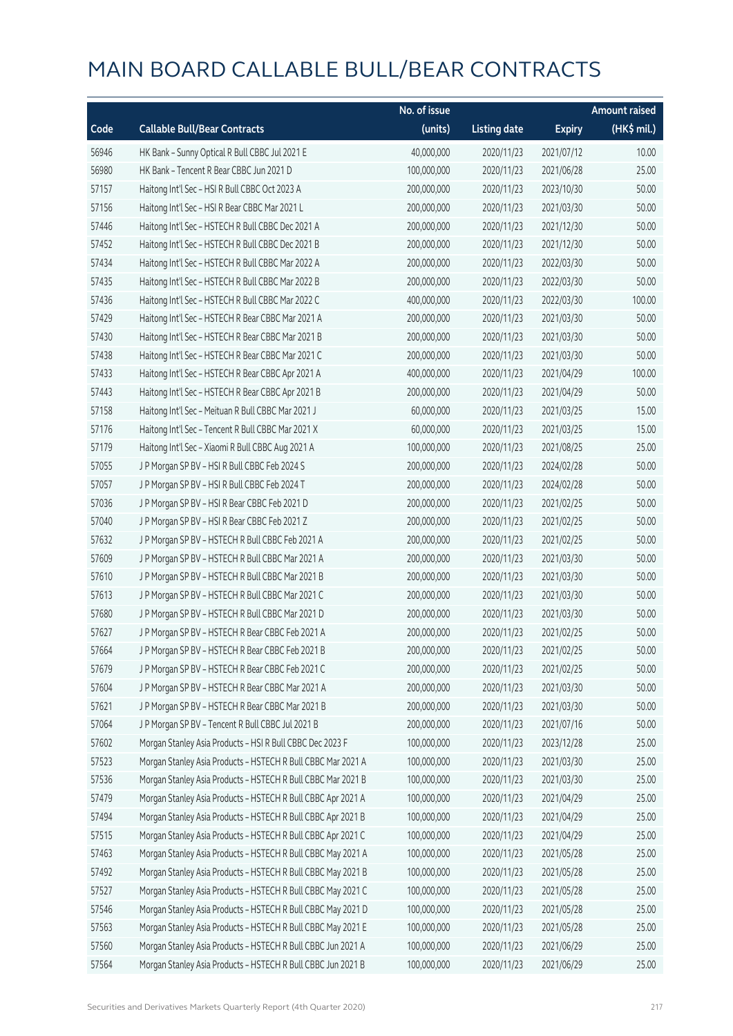# MAIN BOARD CALLABLE BULL/BEAR CONTRACTS

| Code | Callable Bull/Bear Contracts | No. of issue (units) | Listing date | Expiry | Amount raised (HK$ mil.) |
|---|---|---|---|---|---|
| 56946 | HK Bank – Sunny Optical R Bull CBBC Jul 2021 E | 40,000,000 | 2020/11/23 | 2021/07/12 | 10.00 |
| 56980 | HK Bank – Tencent R Bear CBBC Jun 2021 D | 100,000,000 | 2020/11/23 | 2021/06/28 | 25.00 |
| 57157 | Haitong Int'l Sec – HSI R Bull CBBC Oct 2023 A | 200,000,000 | 2020/11/23 | 2023/10/30 | 50.00 |
| 57156 | Haitong Int'l Sec – HSI R Bear CBBC Mar 2021 L | 200,000,000 | 2020/11/23 | 2021/03/30 | 50.00 |
| 57446 | Haitong Int'l Sec – HSTECH R Bull CBBC Dec 2021 A | 200,000,000 | 2020/11/23 | 2021/12/30 | 50.00 |
| 57452 | Haitong Int'l Sec – HSTECH R Bull CBBC Dec 2021 B | 200,000,000 | 2020/11/23 | 2021/12/30 | 50.00 |
| 57434 | Haitong Int'l Sec – HSTECH R Bull CBBC Mar 2022 A | 200,000,000 | 2020/11/23 | 2022/03/30 | 50.00 |
| 57435 | Haitong Int'l Sec – HSTECH R Bull CBBC Mar 2022 B | 200,000,000 | 2020/11/23 | 2022/03/30 | 50.00 |
| 57436 | Haitong Int'l Sec – HSTECH R Bull CBBC Mar 2022 C | 400,000,000 | 2020/11/23 | 2022/03/30 | 100.00 |
| 57429 | Haitong Int'l Sec – HSTECH R Bear CBBC Mar 2021 A | 200,000,000 | 2020/11/23 | 2021/03/30 | 50.00 |
| 57430 | Haitong Int'l Sec – HSTECH R Bear CBBC Mar 2021 B | 200,000,000 | 2020/11/23 | 2021/03/30 | 50.00 |
| 57438 | Haitong Int'l Sec – HSTECH R Bear CBBC Mar 2021 C | 200,000,000 | 2020/11/23 | 2021/03/30 | 50.00 |
| 57433 | Haitong Int'l Sec – HSTECH R Bear CBBC Apr 2021 A | 400,000,000 | 2020/11/23 | 2021/04/29 | 100.00 |
| 57443 | Haitong Int'l Sec – HSTECH R Bear CBBC Apr 2021 B | 200,000,000 | 2020/11/23 | 2021/04/29 | 50.00 |
| 57158 | Haitong Int'l Sec – Meituan R Bull CBBC Mar 2021 J | 60,000,000 | 2020/11/23 | 2021/03/25 | 15.00 |
| 57176 | Haitong Int'l Sec – Tencent R Bull CBBC Mar 2021 X | 60,000,000 | 2020/11/23 | 2021/03/25 | 15.00 |
| 57179 | Haitong Int'l Sec – Xiaomi R Bull CBBC Aug 2021 A | 100,000,000 | 2020/11/23 | 2021/08/25 | 25.00 |
| 57055 | J P Morgan SP BV – HSI R Bull CBBC Feb 2024 S | 200,000,000 | 2020/11/23 | 2024/02/28 | 50.00 |
| 57057 | J P Morgan SP BV – HSI R Bull CBBC Feb 2024 T | 200,000,000 | 2020/11/23 | 2024/02/28 | 50.00 |
| 57036 | J P Morgan SP BV – HSI R Bear CBBC Feb 2021 D | 200,000,000 | 2020/11/23 | 2021/02/25 | 50.00 |
| 57040 | J P Morgan SP BV – HSI R Bear CBBC Feb 2021 Z | 200,000,000 | 2020/11/23 | 2021/02/25 | 50.00 |
| 57632 | J P Morgan SP BV – HSTECH R Bull CBBC Feb 2021 A | 200,000,000 | 2020/11/23 | 2021/02/25 | 50.00 |
| 57609 | J P Morgan SP BV – HSTECH R Bull CBBC Mar 2021 A | 200,000,000 | 2020/11/23 | 2021/03/30 | 50.00 |
| 57610 | J P Morgan SP BV – HSTECH R Bull CBBC Mar 2021 B | 200,000,000 | 2020/11/23 | 2021/03/30 | 50.00 |
| 57613 | J P Morgan SP BV – HSTECH R Bull CBBC Mar 2021 C | 200,000,000 | 2020/11/23 | 2021/03/30 | 50.00 |
| 57680 | J P Morgan SP BV – HSTECH R Bull CBBC Mar 2021 D | 200,000,000 | 2020/11/23 | 2021/03/30 | 50.00 |
| 57627 | J P Morgan SP BV – HSTECH R Bear CBBC Feb 2021 A | 200,000,000 | 2020/11/23 | 2021/02/25 | 50.00 |
| 57664 | J P Morgan SP BV – HSTECH R Bear CBBC Feb 2021 B | 200,000,000 | 2020/11/23 | 2021/02/25 | 50.00 |
| 57679 | J P Morgan SP BV – HSTECH R Bear CBBC Feb 2021 C | 200,000,000 | 2020/11/23 | 2021/02/25 | 50.00 |
| 57604 | J P Morgan SP BV – HSTECH R Bear CBBC Mar 2021 A | 200,000,000 | 2020/11/23 | 2021/03/30 | 50.00 |
| 57621 | J P Morgan SP BV – HSTECH R Bear CBBC Mar 2021 B | 200,000,000 | 2020/11/23 | 2021/03/30 | 50.00 |
| 57064 | J P Morgan SP BV – Tencent R Bull CBBC Jul 2021 B | 200,000,000 | 2020/11/23 | 2021/07/16 | 50.00 |
| 57602 | Morgan Stanley Asia Products – HSI R Bull CBBC Dec 2023 F | 100,000,000 | 2020/11/23 | 2023/12/28 | 25.00 |
| 57523 | Morgan Stanley Asia Products – HSTECH R Bull CBBC Mar 2021 A | 100,000,000 | 2020/11/23 | 2021/03/30 | 25.00 |
| 57536 | Morgan Stanley Asia Products – HSTECH R Bull CBBC Mar 2021 B | 100,000,000 | 2020/11/23 | 2021/03/30 | 25.00 |
| 57479 | Morgan Stanley Asia Products – HSTECH R Bull CBBC Apr 2021 A | 100,000,000 | 2020/11/23 | 2021/04/29 | 25.00 |
| 57494 | Morgan Stanley Asia Products – HSTECH R Bull CBBC Apr 2021 B | 100,000,000 | 2020/11/23 | 2021/04/29 | 25.00 |
| 57515 | Morgan Stanley Asia Products – HSTECH R Bull CBBC Apr 2021 C | 100,000,000 | 2020/11/23 | 2021/04/29 | 25.00 |
| 57463 | Morgan Stanley Asia Products – HSTECH R Bull CBBC May 2021 A | 100,000,000 | 2020/11/23 | 2021/05/28 | 25.00 |
| 57492 | Morgan Stanley Asia Products – HSTECH R Bull CBBC May 2021 B | 100,000,000 | 2020/11/23 | 2021/05/28 | 25.00 |
| 57527 | Morgan Stanley Asia Products – HSTECH R Bull CBBC May 2021 C | 100,000,000 | 2020/11/23 | 2021/05/28 | 25.00 |
| 57546 | Morgan Stanley Asia Products – HSTECH R Bull CBBC May 2021 D | 100,000,000 | 2020/11/23 | 2021/05/28 | 25.00 |
| 57563 | Morgan Stanley Asia Products – HSTECH R Bull CBBC May 2021 E | 100,000,000 | 2020/11/23 | 2021/05/28 | 25.00 |
| 57560 | Morgan Stanley Asia Products – HSTECH R Bull CBBC Jun 2021 A | 100,000,000 | 2020/11/23 | 2021/06/29 | 25.00 |
| 57564 | Morgan Stanley Asia Products – HSTECH R Bull CBBC Jun 2021 B | 100,000,000 | 2020/11/23 | 2021/06/29 | 25.00 |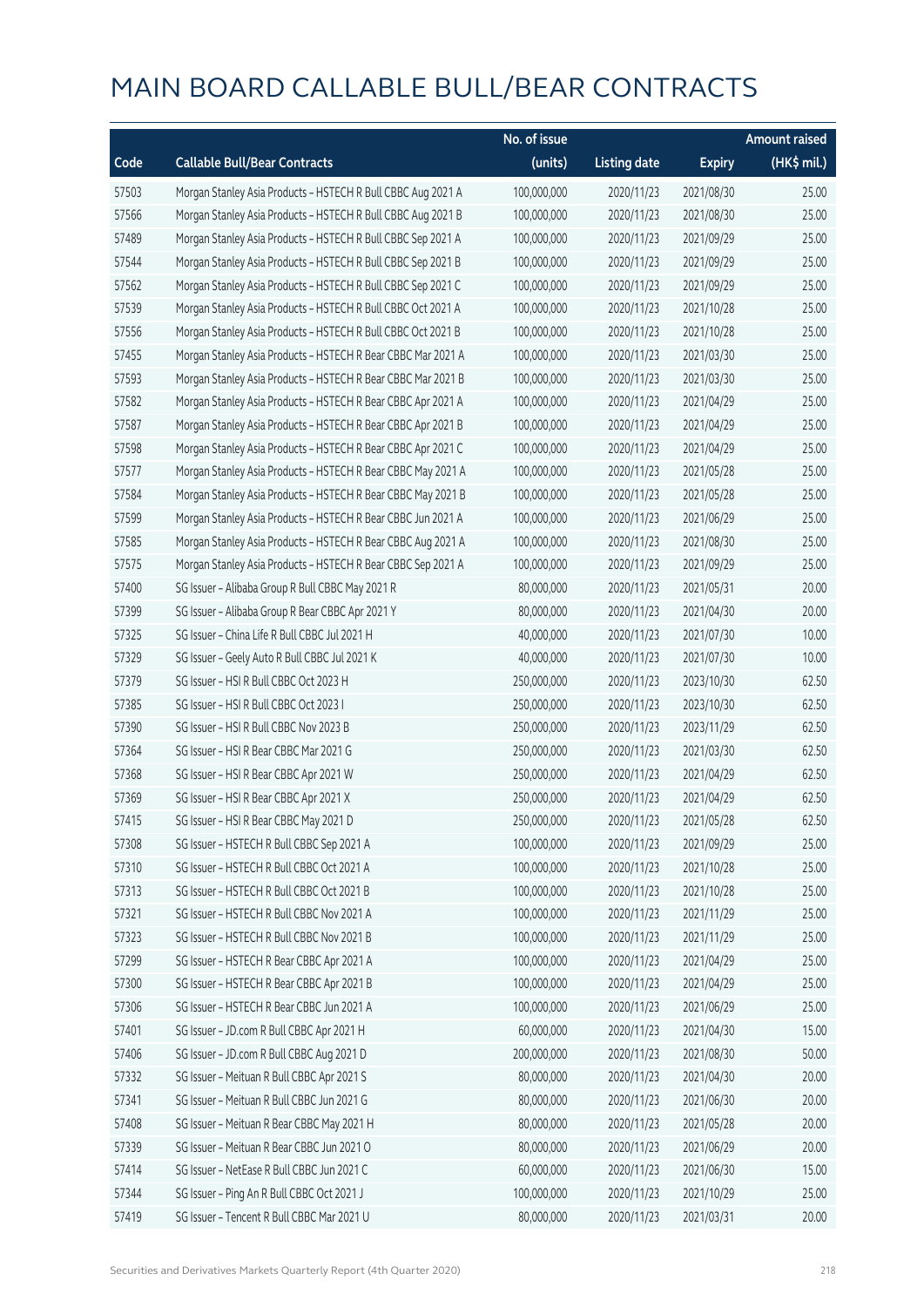# MAIN BOARD CALLABLE BULL/BEAR CONTRACTS

| Code | Callable Bull/Bear Contracts | No. of issue (units) | Listing date | Expiry | Amount raised (HK$ mil.) |
|---|---|---|---|---|---|
| 57503 | Morgan Stanley Asia Products - HSTECH R Bull CBBC Aug 2021 A | 100,000,000 | 2020/11/23 | 2021/08/30 | 25.00 |
| 57566 | Morgan Stanley Asia Products - HSTECH R Bull CBBC Aug 2021 B | 100,000,000 | 2020/11/23 | 2021/08/30 | 25.00 |
| 57489 | Morgan Stanley Asia Products - HSTECH R Bull CBBC Sep 2021 A | 100,000,000 | 2020/11/23 | 2021/09/29 | 25.00 |
| 57544 | Morgan Stanley Asia Products - HSTECH R Bull CBBC Sep 2021 B | 100,000,000 | 2020/11/23 | 2021/09/29 | 25.00 |
| 57562 | Morgan Stanley Asia Products - HSTECH R Bull CBBC Sep 2021 C | 100,000,000 | 2020/11/23 | 2021/09/29 | 25.00 |
| 57539 | Morgan Stanley Asia Products - HSTECH R Bull CBBC Oct 2021 A | 100,000,000 | 2020/11/23 | 2021/10/28 | 25.00 |
| 57556 | Morgan Stanley Asia Products - HSTECH R Bull CBBC Oct 2021 B | 100,000,000 | 2020/11/23 | 2021/10/28 | 25.00 |
| 57455 | Morgan Stanley Asia Products - HSTECH R Bear CBBC Mar 2021 A | 100,000,000 | 2020/11/23 | 2021/03/30 | 25.00 |
| 57593 | Morgan Stanley Asia Products - HSTECH R Bear CBBC Mar 2021 B | 100,000,000 | 2020/11/23 | 2021/03/30 | 25.00 |
| 57582 | Morgan Stanley Asia Products - HSTECH R Bear CBBC Apr 2021 A | 100,000,000 | 2020/11/23 | 2021/04/29 | 25.00 |
| 57587 | Morgan Stanley Asia Products - HSTECH R Bear CBBC Apr 2021 B | 100,000,000 | 2020/11/23 | 2021/04/29 | 25.00 |
| 57598 | Morgan Stanley Asia Products - HSTECH R Bear CBBC Apr 2021 C | 100,000,000 | 2020/11/23 | 2021/04/29 | 25.00 |
| 57577 | Morgan Stanley Asia Products - HSTECH R Bear CBBC May 2021 A | 100,000,000 | 2020/11/23 | 2021/05/28 | 25.00 |
| 57584 | Morgan Stanley Asia Products - HSTECH R Bear CBBC May 2021 B | 100,000,000 | 2020/11/23 | 2021/05/28 | 25.00 |
| 57599 | Morgan Stanley Asia Products - HSTECH R Bear CBBC Jun 2021 A | 100,000,000 | 2020/11/23 | 2021/06/29 | 25.00 |
| 57585 | Morgan Stanley Asia Products - HSTECH R Bear CBBC Aug 2021 A | 100,000,000 | 2020/11/23 | 2021/08/30 | 25.00 |
| 57575 | Morgan Stanley Asia Products - HSTECH R Bear CBBC Sep 2021 A | 100,000,000 | 2020/11/23 | 2021/09/29 | 25.00 |
| 57400 | SG Issuer - Alibaba Group R Bull CBBC May 2021 R | 80,000,000 | 2020/11/23 | 2021/05/31 | 20.00 |
| 57399 | SG Issuer - Alibaba Group R Bear CBBC Apr 2021 Y | 80,000,000 | 2020/11/23 | 2021/04/30 | 20.00 |
| 57325 | SG Issuer - China Life R Bull CBBC Jul 2021 H | 40,000,000 | 2020/11/23 | 2021/07/30 | 10.00 |
| 57329 | SG Issuer - Geely Auto R Bull CBBC Jul 2021 K | 40,000,000 | 2020/11/23 | 2021/07/30 | 10.00 |
| 57379 | SG Issuer - HSI R Bull CBBC Oct 2023 H | 250,000,000 | 2020/11/23 | 2023/10/30 | 62.50 |
| 57385 | SG Issuer - HSI R Bull CBBC Oct 2023 I | 250,000,000 | 2020/11/23 | 2023/10/30 | 62.50 |
| 57390 | SG Issuer - HSI R Bull CBBC Nov 2023 B | 250,000,000 | 2020/11/23 | 2023/11/29 | 62.50 |
| 57364 | SG Issuer - HSI R Bear CBBC Mar 2021 G | 250,000,000 | 2020/11/23 | 2021/03/30 | 62.50 |
| 57368 | SG Issuer - HSI R Bear CBBC Apr 2021 W | 250,000,000 | 2020/11/23 | 2021/04/29 | 62.50 |
| 57369 | SG Issuer - HSI R Bear CBBC Apr 2021 X | 250,000,000 | 2020/11/23 | 2021/04/29 | 62.50 |
| 57415 | SG Issuer - HSI R Bear CBBC May 2021 D | 250,000,000 | 2020/11/23 | 2021/05/28 | 62.50 |
| 57308 | SG Issuer - HSTECH R Bull CBBC Sep 2021 A | 100,000,000 | 2020/11/23 | 2021/09/29 | 25.00 |
| 57310 | SG Issuer - HSTECH R Bull CBBC Oct 2021 A | 100,000,000 | 2020/11/23 | 2021/10/28 | 25.00 |
| 57313 | SG Issuer - HSTECH R Bull CBBC Oct 2021 B | 100,000,000 | 2020/11/23 | 2021/10/28 | 25.00 |
| 57321 | SG Issuer - HSTECH R Bull CBBC Nov 2021 A | 100,000,000 | 2020/11/23 | 2021/11/29 | 25.00 |
| 57323 | SG Issuer - HSTECH R Bull CBBC Nov 2021 B | 100,000,000 | 2020/11/23 | 2021/11/29 | 25.00 |
| 57299 | SG Issuer - HSTECH R Bear CBBC Apr 2021 A | 100,000,000 | 2020/11/23 | 2021/04/29 | 25.00 |
| 57300 | SG Issuer - HSTECH R Bear CBBC Apr 2021 B | 100,000,000 | 2020/11/23 | 2021/04/29 | 25.00 |
| 57306 | SG Issuer - HSTECH R Bear CBBC Jun 2021 A | 100,000,000 | 2020/11/23 | 2021/06/29 | 25.00 |
| 57401 | SG Issuer - JD.com R Bull CBBC Apr 2021 H | 60,000,000 | 2020/11/23 | 2021/04/30 | 15.00 |
| 57406 | SG Issuer - JD.com R Bull CBBC Aug 2021 D | 200,000,000 | 2020/11/23 | 2021/08/30 | 50.00 |
| 57332 | SG Issuer - Meituan R Bull CBBC Apr 2021 S | 80,000,000 | 2020/11/23 | 2021/04/30 | 20.00 |
| 57341 | SG Issuer - Meituan R Bull CBBC Jun 2021 G | 80,000,000 | 2020/11/23 | 2021/06/30 | 20.00 |
| 57408 | SG Issuer - Meituan R Bear CBBC May 2021 H | 80,000,000 | 2020/11/23 | 2021/05/28 | 20.00 |
| 57339 | SG Issuer - Meituan R Bear CBBC Jun 2021 O | 80,000,000 | 2020/11/23 | 2021/06/29 | 20.00 |
| 57414 | SG Issuer - NetEase R Bull CBBC Jun 2021 C | 60,000,000 | 2020/11/23 | 2021/06/30 | 15.00 |
| 57344 | SG Issuer - Ping An R Bull CBBC Oct 2021 J | 100,000,000 | 2020/11/23 | 2021/10/29 | 25.00 |
| 57419 | SG Issuer - Tencent R Bull CBBC Mar 2021 U | 80,000,000 | 2020/11/23 | 2021/03/31 | 20.00 |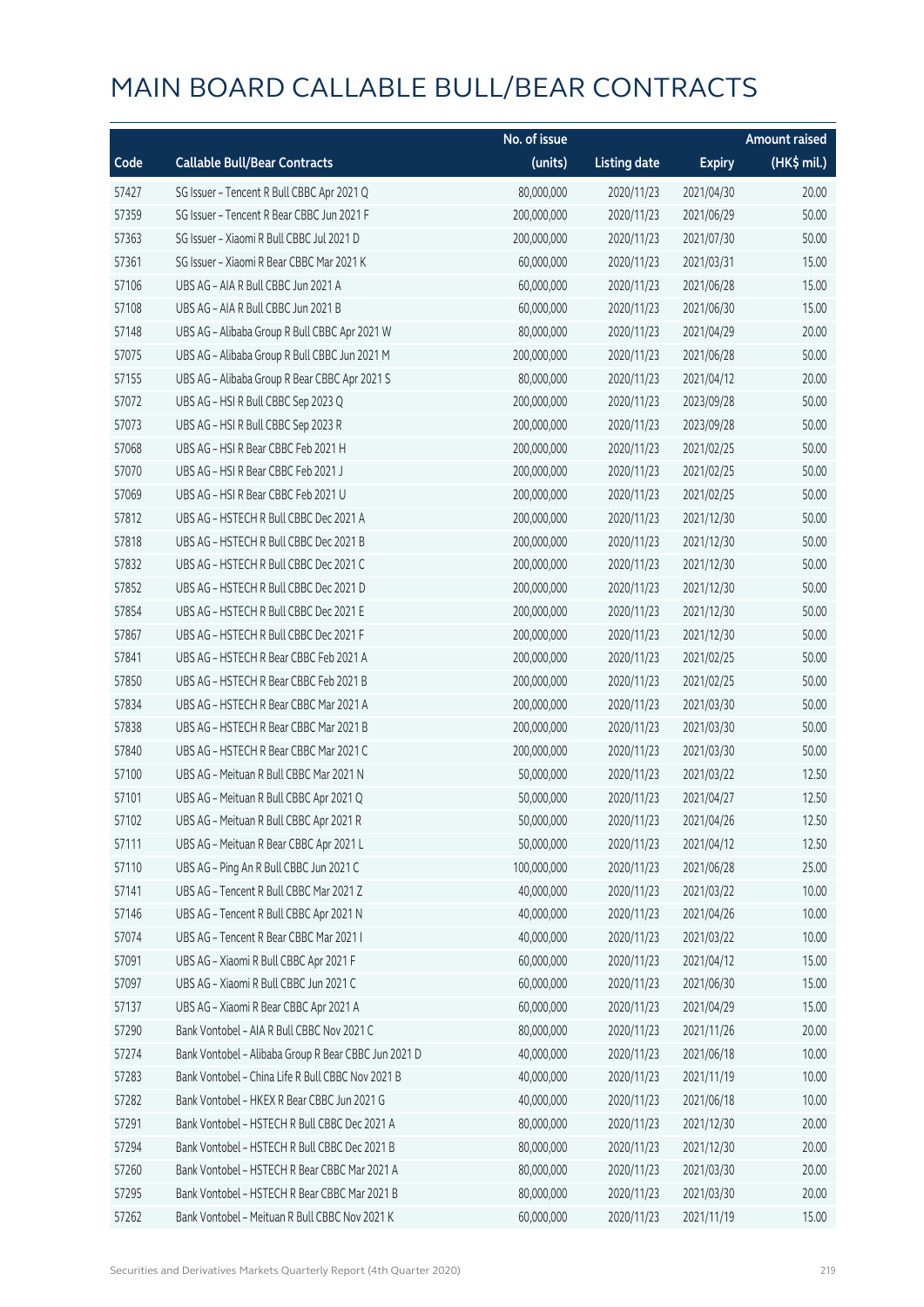# MAIN BOARD CALLABLE BULL/BEAR CONTRACTS

| Code | Callable Bull/Bear Contracts | No. of issue (units) | Listing date | Expiry | Amount raised (HK$ mil.) |
|---|---|---|---|---|---|
| 57427 | SG Issuer – Tencent R Bull CBBC Apr 2021 Q | 80,000,000 | 2020/11/23 | 2021/04/30 | 20.00 |
| 57359 | SG Issuer – Tencent R Bear CBBC Jun 2021 F | 200,000,000 | 2020/11/23 | 2021/06/29 | 50.00 |
| 57363 | SG Issuer – Xiaomi R Bull CBBC Jul 2021 D | 200,000,000 | 2020/11/23 | 2021/07/30 | 50.00 |
| 57361 | SG Issuer – Xiaomi R Bear CBBC Mar 2021 K | 60,000,000 | 2020/11/23 | 2021/03/31 | 15.00 |
| 57106 | UBS AG – AIA R Bull CBBC Jun 2021 A | 60,000,000 | 2020/11/23 | 2021/06/28 | 15.00 |
| 57108 | UBS AG – AIA R Bull CBBC Jun 2021 B | 60,000,000 | 2020/11/23 | 2021/06/30 | 15.00 |
| 57148 | UBS AG – Alibaba Group R Bull CBBC Apr 2021 W | 80,000,000 | 2020/11/23 | 2021/04/29 | 20.00 |
| 57075 | UBS AG – Alibaba Group R Bull CBBC Jun 2021 M | 200,000,000 | 2020/11/23 | 2021/06/28 | 50.00 |
| 57155 | UBS AG – Alibaba Group R Bear CBBC Apr 2021 S | 80,000,000 | 2020/11/23 | 2021/04/12 | 20.00 |
| 57072 | UBS AG – HSI R Bull CBBC Sep 2023 Q | 200,000,000 | 2020/11/23 | 2023/09/28 | 50.00 |
| 57073 | UBS AG – HSI R Bull CBBC Sep 2023 R | 200,000,000 | 2020/11/23 | 2023/09/28 | 50.00 |
| 57068 | UBS AG – HSI R Bear CBBC Feb 2021 H | 200,000,000 | 2020/11/23 | 2021/02/25 | 50.00 |
| 57070 | UBS AG – HSI R Bear CBBC Feb 2021 J | 200,000,000 | 2020/11/23 | 2021/02/25 | 50.00 |
| 57069 | UBS AG – HSI R Bear CBBC Feb 2021 U | 200,000,000 | 2020/11/23 | 2021/02/25 | 50.00 |
| 57812 | UBS AG – HSTECH R Bull CBBC Dec 2021 A | 200,000,000 | 2020/11/23 | 2021/12/30 | 50.00 |
| 57818 | UBS AG – HSTECH R Bull CBBC Dec 2021 B | 200,000,000 | 2020/11/23 | 2021/12/30 | 50.00 |
| 57832 | UBS AG – HSTECH R Bull CBBC Dec 2021 C | 200,000,000 | 2020/11/23 | 2021/12/30 | 50.00 |
| 57852 | UBS AG – HSTECH R Bull CBBC Dec 2021 D | 200,000,000 | 2020/11/23 | 2021/12/30 | 50.00 |
| 57854 | UBS AG – HSTECH R Bull CBBC Dec 2021 E | 200,000,000 | 2020/11/23 | 2021/12/30 | 50.00 |
| 57867 | UBS AG – HSTECH R Bull CBBC Dec 2021 F | 200,000,000 | 2020/11/23 | 2021/12/30 | 50.00 |
| 57841 | UBS AG – HSTECH R Bear CBBC Feb 2021 A | 200,000,000 | 2020/11/23 | 2021/02/25 | 50.00 |
| 57850 | UBS AG – HSTECH R Bear CBBC Feb 2021 B | 200,000,000 | 2020/11/23 | 2021/02/25 | 50.00 |
| 57834 | UBS AG – HSTECH R Bear CBBC Mar 2021 A | 200,000,000 | 2020/11/23 | 2021/03/30 | 50.00 |
| 57838 | UBS AG – HSTECH R Bear CBBC Mar 2021 B | 200,000,000 | 2020/11/23 | 2021/03/30 | 50.00 |
| 57840 | UBS AG – HSTECH R Bear CBBC Mar 2021 C | 200,000,000 | 2020/11/23 | 2021/03/30 | 50.00 |
| 57100 | UBS AG – Meituan R Bull CBBC Mar 2021 N | 50,000,000 | 2020/11/23 | 2021/03/22 | 12.50 |
| 57101 | UBS AG – Meituan R Bull CBBC Apr 2021 Q | 50,000,000 | 2020/11/23 | 2021/04/27 | 12.50 |
| 57102 | UBS AG – Meituan R Bull CBBC Apr 2021 R | 50,000,000 | 2020/11/23 | 2021/04/26 | 12.50 |
| 57111 | UBS AG – Meituan R Bear CBBC Apr 2021 L | 50,000,000 | 2020/11/23 | 2021/04/12 | 12.50 |
| 57110 | UBS AG – Ping An R Bull CBBC Jun 2021 C | 100,000,000 | 2020/11/23 | 2021/06/28 | 25.00 |
| 57141 | UBS AG – Tencent R Bull CBBC Mar 2021 Z | 40,000,000 | 2020/11/23 | 2021/03/22 | 10.00 |
| 57146 | UBS AG – Tencent R Bull CBBC Apr 2021 N | 40,000,000 | 2020/11/23 | 2021/04/26 | 10.00 |
| 57074 | UBS AG – Tencent R Bear CBBC Mar 2021 I | 40,000,000 | 2020/11/23 | 2021/03/22 | 10.00 |
| 57091 | UBS AG – Xiaomi R Bull CBBC Apr 2021 F | 60,000,000 | 2020/11/23 | 2021/04/12 | 15.00 |
| 57097 | UBS AG – Xiaomi R Bull CBBC Jun 2021 C | 60,000,000 | 2020/11/23 | 2021/06/30 | 15.00 |
| 57137 | UBS AG – Xiaomi R Bear CBBC Apr 2021 A | 60,000,000 | 2020/11/23 | 2021/04/29 | 15.00 |
| 57290 | Bank Vontobel – AIA R Bull CBBC Nov 2021 C | 80,000,000 | 2020/11/23 | 2021/11/26 | 20.00 |
| 57274 | Bank Vontobel – Alibaba Group R Bear CBBC Jun 2021 D | 40,000,000 | 2020/11/23 | 2021/06/18 | 10.00 |
| 57283 | Bank Vontobel – China Life R Bull CBBC Nov 2021 B | 40,000,000 | 2020/11/23 | 2021/11/19 | 10.00 |
| 57282 | Bank Vontobel – HKEX R Bear CBBC Jun 2021 G | 40,000,000 | 2020/11/23 | 2021/06/18 | 10.00 |
| 57291 | Bank Vontobel – HSTECH R Bull CBBC Dec 2021 A | 80,000,000 | 2020/11/23 | 2021/12/30 | 20.00 |
| 57294 | Bank Vontobel – HSTECH R Bull CBBC Dec 2021 B | 80,000,000 | 2020/11/23 | 2021/12/30 | 20.00 |
| 57260 | Bank Vontobel – HSTECH R Bear CBBC Mar 2021 A | 80,000,000 | 2020/11/23 | 2021/03/30 | 20.00 |
| 57295 | Bank Vontobel – HSTECH R Bear CBBC Mar 2021 B | 80,000,000 | 2020/11/23 | 2021/03/30 | 20.00 |
| 57262 | Bank Vontobel – Meituan R Bull CBBC Nov 2021 K | 60,000,000 | 2020/11/23 | 2021/11/19 | 15.00 |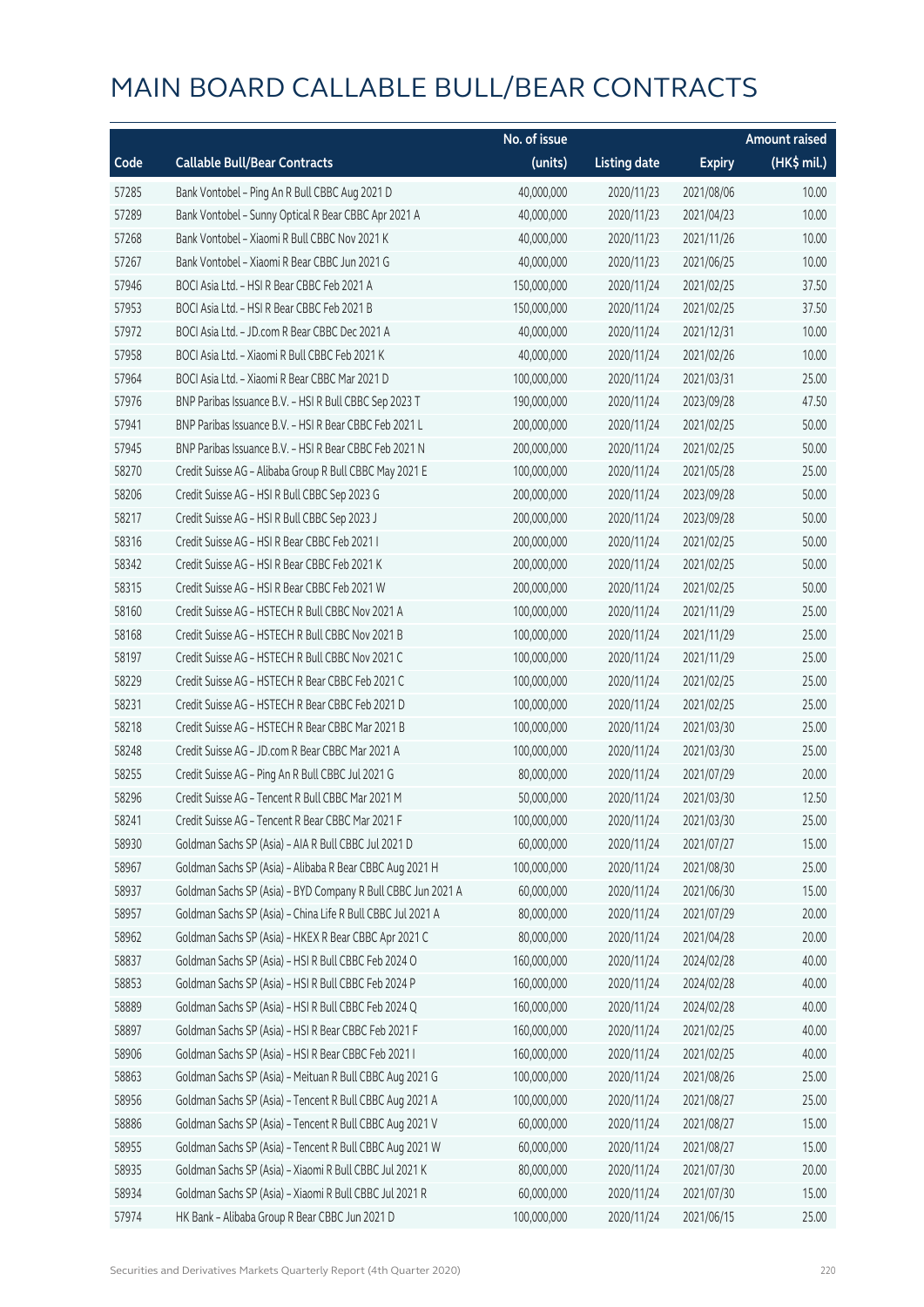# MAIN BOARD CALLABLE BULL/BEAR CONTRACTS

| Code | Callable Bull/Bear Contracts | No. of issue (units) | Listing date | Expiry | Amount raised (HK$ mil.) |
|---|---|---|---|---|---|
| 57285 | Bank Vontobel – Ping An R Bull CBBC Aug 2021 D | 40,000,000 | 2020/11/23 | 2021/08/06 | 10.00 |
| 57289 | Bank Vontobel – Sunny Optical R Bear CBBC Apr 2021 A | 40,000,000 | 2020/11/23 | 2021/04/23 | 10.00 |
| 57268 | Bank Vontobel – Xiaomi R Bull CBBC Nov 2021 K | 40,000,000 | 2020/11/23 | 2021/11/26 | 10.00 |
| 57267 | Bank Vontobel – Xiaomi R Bear CBBC Jun 2021 G | 40,000,000 | 2020/11/23 | 2021/06/25 | 10.00 |
| 57946 | BOCI Asia Ltd. – HSI R Bear CBBC Feb 2021 A | 150,000,000 | 2020/11/24 | 2021/02/25 | 37.50 |
| 57953 | BOCI Asia Ltd. – HSI R Bear CBBC Feb 2021 B | 150,000,000 | 2020/11/24 | 2021/02/25 | 37.50 |
| 57972 | BOCI Asia Ltd. – JD.com R Bear CBBC Dec 2021 A | 40,000,000 | 2020/11/24 | 2021/12/31 | 10.00 |
| 57958 | BOCI Asia Ltd. – Xiaomi R Bull CBBC Feb 2021 K | 40,000,000 | 2020/11/24 | 2021/02/26 | 10.00 |
| 57964 | BOCI Asia Ltd. – Xiaomi R Bear CBBC Mar 2021 D | 100,000,000 | 2020/11/24 | 2021/03/31 | 25.00 |
| 57976 | BNP Paribas Issuance B.V. – HSI R Bull CBBC Sep 2023 T | 190,000,000 | 2020/11/24 | 2023/09/28 | 47.50 |
| 57941 | BNP Paribas Issuance B.V. – HSI R Bear CBBC Feb 2021 L | 200,000,000 | 2020/11/24 | 2021/02/25 | 50.00 |
| 57945 | BNP Paribas Issuance B.V. – HSI R Bear CBBC Feb 2021 N | 200,000,000 | 2020/11/24 | 2021/02/25 | 50.00 |
| 58270 | Credit Suisse AG – Alibaba Group R Bull CBBC May 2021 E | 100,000,000 | 2020/11/24 | 2021/05/28 | 25.00 |
| 58206 | Credit Suisse AG – HSI R Bull CBBC Sep 2023 G | 200,000,000 | 2020/11/24 | 2023/09/28 | 50.00 |
| 58217 | Credit Suisse AG – HSI R Bull CBBC Sep 2023 J | 200,000,000 | 2020/11/24 | 2023/09/28 | 50.00 |
| 58316 | Credit Suisse AG – HSI R Bear CBBC Feb 2021 I | 200,000,000 | 2020/11/24 | 2021/02/25 | 50.00 |
| 58342 | Credit Suisse AG – HSI R Bear CBBC Feb 2021 K | 200,000,000 | 2020/11/24 | 2021/02/25 | 50.00 |
| 58315 | Credit Suisse AG – HSI R Bear CBBC Feb 2021 W | 200,000,000 | 2020/11/24 | 2021/02/25 | 50.00 |
| 58160 | Credit Suisse AG – HSTECH R Bull CBBC Nov 2021 A | 100,000,000 | 2020/11/24 | 2021/11/29 | 25.00 |
| 58168 | Credit Suisse AG – HSTECH R Bull CBBC Nov 2021 B | 100,000,000 | 2020/11/24 | 2021/11/29 | 25.00 |
| 58197 | Credit Suisse AG – HSTECH R Bull CBBC Nov 2021 C | 100,000,000 | 2020/11/24 | 2021/11/29 | 25.00 |
| 58229 | Credit Suisse AG – HSTECH R Bear CBBC Feb 2021 C | 100,000,000 | 2020/11/24 | 2021/02/25 | 25.00 |
| 58231 | Credit Suisse AG – HSTECH R Bear CBBC Feb 2021 D | 100,000,000 | 2020/11/24 | 2021/02/25 | 25.00 |
| 58218 | Credit Suisse AG – HSTECH R Bear CBBC Mar 2021 B | 100,000,000 | 2020/11/24 | 2021/03/30 | 25.00 |
| 58248 | Credit Suisse AG – JD.com R Bear CBBC Mar 2021 A | 100,000,000 | 2020/11/24 | 2021/03/30 | 25.00 |
| 58255 | Credit Suisse AG – Ping An R Bull CBBC Jul 2021 G | 80,000,000 | 2020/11/24 | 2021/07/29 | 20.00 |
| 58296 | Credit Suisse AG – Tencent R Bull CBBC Mar 2021 M | 50,000,000 | 2020/11/24 | 2021/03/30 | 12.50 |
| 58241 | Credit Suisse AG – Tencent R Bear CBBC Mar 2021 F | 100,000,000 | 2020/11/24 | 2021/03/30 | 25.00 |
| 58930 | Goldman Sachs SP (Asia) – AIA R Bull CBBC Jul 2021 D | 60,000,000 | 2020/11/24 | 2021/07/27 | 15.00 |
| 58967 | Goldman Sachs SP (Asia) – Alibaba R Bear CBBC Aug 2021 H | 100,000,000 | 2020/11/24 | 2021/08/30 | 25.00 |
| 58937 | Goldman Sachs SP (Asia) – BYD Company R Bull CBBC Jun 2021 A | 60,000,000 | 2020/11/24 | 2021/06/30 | 15.00 |
| 58957 | Goldman Sachs SP (Asia) – China Life R Bull CBBC Jul 2021 A | 80,000,000 | 2020/11/24 | 2021/07/29 | 20.00 |
| 58962 | Goldman Sachs SP (Asia) – HKEX R Bear CBBC Apr 2021 C | 80,000,000 | 2020/11/24 | 2021/04/28 | 20.00 |
| 58837 | Goldman Sachs SP (Asia) – HSI R Bull CBBC Feb 2024 O | 160,000,000 | 2020/11/24 | 2024/02/28 | 40.00 |
| 58853 | Goldman Sachs SP (Asia) – HSI R Bull CBBC Feb 2024 P | 160,000,000 | 2020/11/24 | 2024/02/28 | 40.00 |
| 58889 | Goldman Sachs SP (Asia) – HSI R Bull CBBC Feb 2024 Q | 160,000,000 | 2020/11/24 | 2024/02/28 | 40.00 |
| 58897 | Goldman Sachs SP (Asia) – HSI R Bear CBBC Feb 2021 F | 160,000,000 | 2020/11/24 | 2021/02/25 | 40.00 |
| 58906 | Goldman Sachs SP (Asia) – HSI R Bear CBBC Feb 2021 I | 160,000,000 | 2020/11/24 | 2021/02/25 | 40.00 |
| 58863 | Goldman Sachs SP (Asia) – Meituan R Bull CBBC Aug 2021 G | 100,000,000 | 2020/11/24 | 2021/08/26 | 25.00 |
| 58956 | Goldman Sachs SP (Asia) – Tencent R Bull CBBC Aug 2021 A | 100,000,000 | 2020/11/24 | 2021/08/27 | 25.00 |
| 58886 | Goldman Sachs SP (Asia) – Tencent R Bull CBBC Aug 2021 V | 60,000,000 | 2020/11/24 | 2021/08/27 | 15.00 |
| 58955 | Goldman Sachs SP (Asia) – Tencent R Bull CBBC Aug 2021 W | 60,000,000 | 2020/11/24 | 2021/08/27 | 15.00 |
| 58935 | Goldman Sachs SP (Asia) – Xiaomi R Bull CBBC Jul 2021 K | 80,000,000 | 2020/11/24 | 2021/07/30 | 20.00 |
| 58934 | Goldman Sachs SP (Asia) – Xiaomi R Bull CBBC Jul 2021 R | 60,000,000 | 2020/11/24 | 2021/07/30 | 15.00 |
| 57974 | HK Bank – Alibaba Group R Bear CBBC Jun 2021 D | 100,000,000 | 2020/11/24 | 2021/06/15 | 25.00 |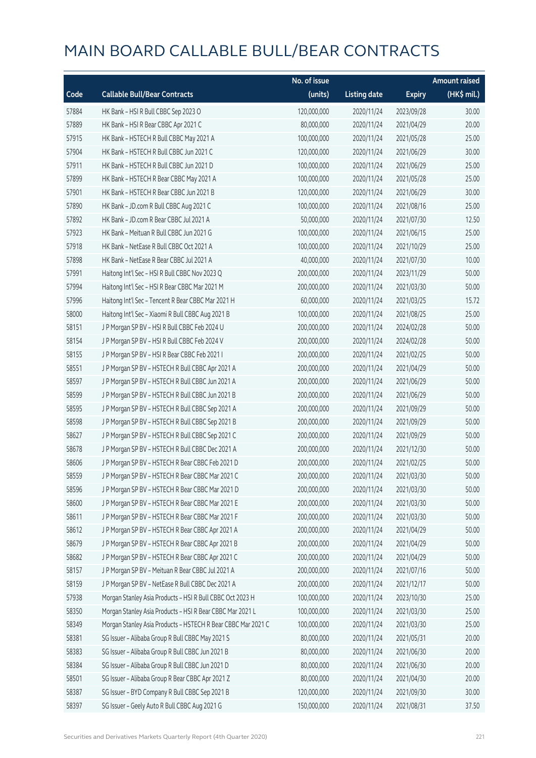# MAIN BOARD CALLABLE BULL/BEAR CONTRACTS

| Code | Callable Bull/Bear Contracts | No. of issue (units) | Listing date | Expiry | Amount raised (HK$ mil.) |
|---|---|---|---|---|---|
| 57884 | HK Bank – HSI R Bull CBBC Sep 2023 O | 120,000,000 | 2020/11/24 | 2023/09/28 | 30.00 |
| 57889 | HK Bank – HSI R Bear CBBC Apr 2021 C | 80,000,000 | 2020/11/24 | 2021/04/29 | 20.00 |
| 57915 | HK Bank – HSTECH R Bull CBBC May 2021 A | 100,000,000 | 2020/11/24 | 2021/05/28 | 25.00 |
| 57904 | HK Bank – HSTECH R Bull CBBC Jun 2021 C | 120,000,000 | 2020/11/24 | 2021/06/29 | 30.00 |
| 57911 | HK Bank – HSTECH R Bull CBBC Jun 2021 D | 100,000,000 | 2020/11/24 | 2021/06/29 | 25.00 |
| 57899 | HK Bank – HSTECH R Bear CBBC May 2021 A | 100,000,000 | 2020/11/24 | 2021/05/28 | 25.00 |
| 57901 | HK Bank – HSTECH R Bear CBBC Jun 2021 B | 120,000,000 | 2020/11/24 | 2021/06/29 | 30.00 |
| 57890 | HK Bank – JD.com R Bull CBBC Aug 2021 C | 100,000,000 | 2020/11/24 | 2021/08/16 | 25.00 |
| 57892 | HK Bank – JD.com R Bear CBBC Jul 2021 A | 50,000,000 | 2020/11/24 | 2021/07/30 | 12.50 |
| 57923 | HK Bank – Meituan R Bull CBBC Jun 2021 G | 100,000,000 | 2020/11/24 | 2021/06/15 | 25.00 |
| 57918 | HK Bank – NetEase R Bull CBBC Oct 2021 A | 100,000,000 | 2020/11/24 | 2021/10/29 | 25.00 |
| 57898 | HK Bank – NetEase R Bear CBBC Jul 2021 A | 40,000,000 | 2020/11/24 | 2021/07/30 | 10.00 |
| 57991 | Haitong Int'l Sec – HSI R Bull CBBC Nov 2023 Q | 200,000,000 | 2020/11/24 | 2023/11/29 | 50.00 |
| 57994 | Haitong Int'l Sec – HSI R Bear CBBC Mar 2021 M | 200,000,000 | 2020/11/24 | 2021/03/30 | 50.00 |
| 57996 | Haitong Int'l Sec – Tencent R Bear CBBC Mar 2021 H | 60,000,000 | 2020/11/24 | 2021/03/25 | 15.72 |
| 58000 | Haitong Int'l Sec – Xiaomi R Bull CBBC Aug 2021 B | 100,000,000 | 2020/11/24 | 2021/08/25 | 25.00 |
| 58151 | J P Morgan SP BV – HSI R Bull CBBC Feb 2024 U | 200,000,000 | 2020/11/24 | 2024/02/28 | 50.00 |
| 58154 | J P Morgan SP BV – HSI R Bull CBBC Feb 2024 V | 200,000,000 | 2020/11/24 | 2024/02/28 | 50.00 |
| 58155 | J P Morgan SP BV – HSI R Bear CBBC Feb 2021 I | 200,000,000 | 2020/11/24 | 2021/02/25 | 50.00 |
| 58551 | J P Morgan SP BV – HSTECH R Bull CBBC Apr 2021 A | 200,000,000 | 2020/11/24 | 2021/04/29 | 50.00 |
| 58597 | J P Morgan SP BV – HSTECH R Bull CBBC Jun 2021 A | 200,000,000 | 2020/11/24 | 2021/06/29 | 50.00 |
| 58599 | J P Morgan SP BV – HSTECH R Bull CBBC Jun 2021 B | 200,000,000 | 2020/11/24 | 2021/06/29 | 50.00 |
| 58595 | J P Morgan SP BV – HSTECH R Bull CBBC Sep 2021 A | 200,000,000 | 2020/11/24 | 2021/09/29 | 50.00 |
| 58598 | J P Morgan SP BV – HSTECH R Bull CBBC Sep 2021 B | 200,000,000 | 2020/11/24 | 2021/09/29 | 50.00 |
| 58627 | J P Morgan SP BV – HSTECH R Bull CBBC Sep 2021 C | 200,000,000 | 2020/11/24 | 2021/09/29 | 50.00 |
| 58678 | J P Morgan SP BV – HSTECH R Bull CBBC Dec 2021 A | 200,000,000 | 2020/11/24 | 2021/12/30 | 50.00 |
| 58606 | J P Morgan SP BV – HSTECH R Bear CBBC Feb 2021 D | 200,000,000 | 2020/11/24 | 2021/02/25 | 50.00 |
| 58559 | J P Morgan SP BV – HSTECH R Bear CBBC Mar 2021 C | 200,000,000 | 2020/11/24 | 2021/03/30 | 50.00 |
| 58596 | J P Morgan SP BV – HSTECH R Bear CBBC Mar 2021 D | 200,000,000 | 2020/11/24 | 2021/03/30 | 50.00 |
| 58600 | J P Morgan SP BV – HSTECH R Bear CBBC Mar 2021 E | 200,000,000 | 2020/11/24 | 2021/03/30 | 50.00 |
| 58611 | J P Morgan SP BV – HSTECH R Bear CBBC Mar 2021 F | 200,000,000 | 2020/11/24 | 2021/03/30 | 50.00 |
| 58612 | J P Morgan SP BV – HSTECH R Bear CBBC Apr 2021 A | 200,000,000 | 2020/11/24 | 2021/04/29 | 50.00 |
| 58679 | J P Morgan SP BV – HSTECH R Bear CBBC Apr 2021 B | 200,000,000 | 2020/11/24 | 2021/04/29 | 50.00 |
| 58682 | J P Morgan SP BV – HSTECH R Bear CBBC Apr 2021 C | 200,000,000 | 2020/11/24 | 2021/04/29 | 50.00 |
| 58157 | J P Morgan SP BV – Meituan R Bear CBBC Jul 2021 A | 200,000,000 | 2020/11/24 | 2021/07/16 | 50.00 |
| 58159 | J P Morgan SP BV – NetEase R Bull CBBC Dec 2021 A | 200,000,000 | 2020/11/24 | 2021/12/17 | 50.00 |
| 57938 | Morgan Stanley Asia Products – HSI R Bull CBBC Oct 2023 H | 100,000,000 | 2020/11/24 | 2023/10/30 | 25.00 |
| 58350 | Morgan Stanley Asia Products – HSI R Bear CBBC Mar 2021 L | 100,000,000 | 2020/11/24 | 2021/03/30 | 25.00 |
| 58349 | Morgan Stanley Asia Products – HSTECH R Bear CBBC Mar 2021 C | 100,000,000 | 2020/11/24 | 2021/03/30 | 25.00 |
| 58381 | SG Issuer – Alibaba Group R Bull CBBC May 2021 S | 80,000,000 | 2020/11/24 | 2021/05/31 | 20.00 |
| 58383 | SG Issuer – Alibaba Group R Bull CBBC Jun 2021 B | 80,000,000 | 2020/11/24 | 2021/06/30 | 20.00 |
| 58384 | SG Issuer – Alibaba Group R Bull CBBC Jun 2021 D | 80,000,000 | 2020/11/24 | 2021/06/30 | 20.00 |
| 58501 | SG Issuer – Alibaba Group R Bear CBBC Apr 2021 Z | 80,000,000 | 2020/11/24 | 2021/04/30 | 20.00 |
| 58387 | SG Issuer – BYD Company R Bull CBBC Sep 2021 B | 120,000,000 | 2020/11/24 | 2021/09/30 | 30.00 |
| 58397 | SG Issuer – Geely Auto R Bull CBBC Aug 2021 G | 150,000,000 | 2020/11/24 | 2021/08/31 | 37.50 |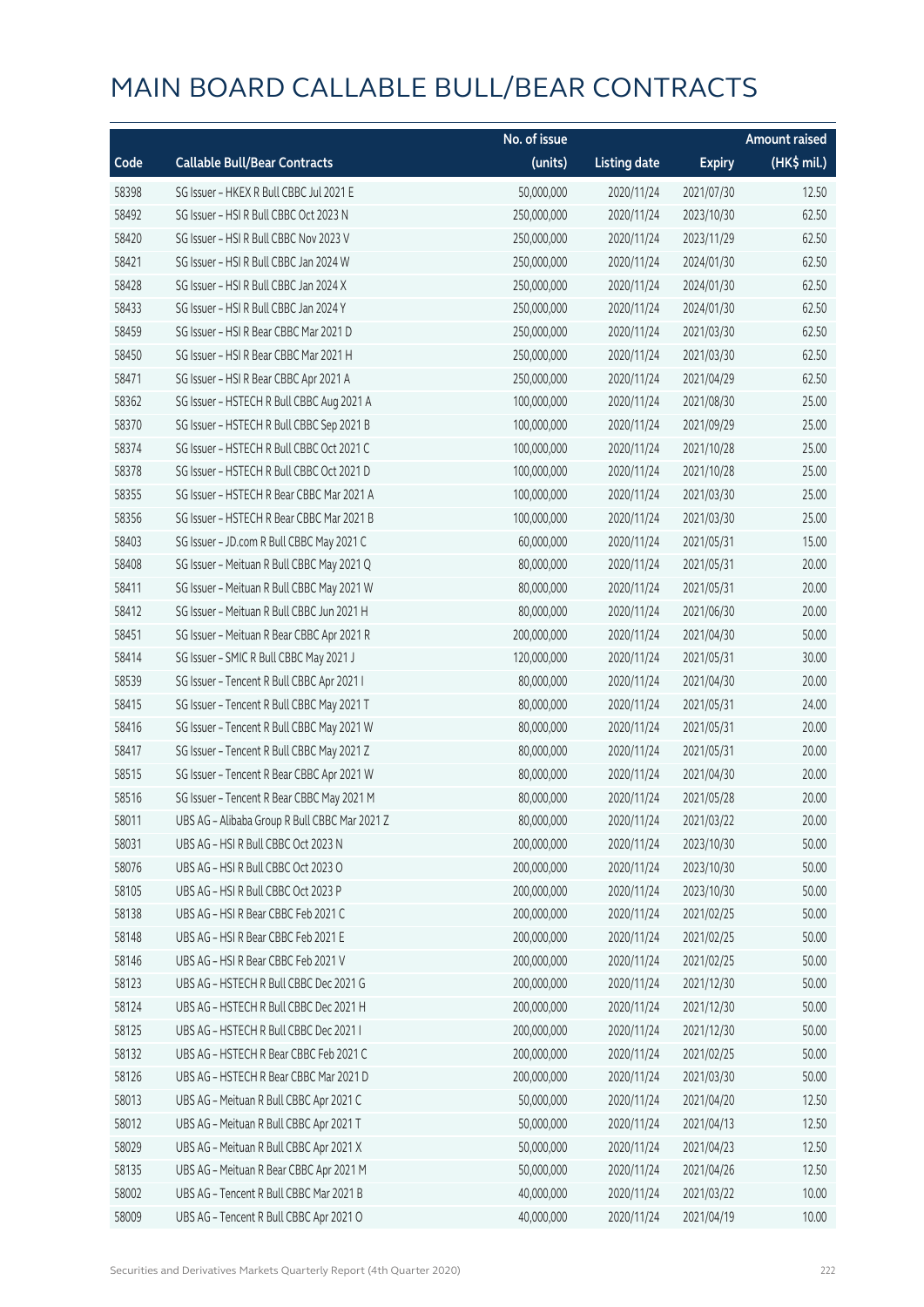# MAIN BOARD CALLABLE BULL/BEAR CONTRACTS

| Code | Callable Bull/Bear Contracts | No. of issue (units) | Listing date | Expiry | Amount raised (HK$ mil.) |
|---|---|---|---|---|---|
| 58398 | SG Issuer – HKEX R Bull CBBC Jul 2021 E | 50,000,000 | 2020/11/24 | 2021/07/30 | 12.50 |
| 58492 | SG Issuer – HSI R Bull CBBC Oct 2023 N | 250,000,000 | 2020/11/24 | 2023/10/30 | 62.50 |
| 58420 | SG Issuer – HSI R Bull CBBC Nov 2023 V | 250,000,000 | 2020/11/24 | 2023/11/29 | 62.50 |
| 58421 | SG Issuer – HSI R Bull CBBC Jan 2024 W | 250,000,000 | 2020/11/24 | 2024/01/30 | 62.50 |
| 58428 | SG Issuer – HSI R Bull CBBC Jan 2024 X | 250,000,000 | 2020/11/24 | 2024/01/30 | 62.50 |
| 58433 | SG Issuer – HSI R Bull CBBC Jan 2024 Y | 250,000,000 | 2020/11/24 | 2024/01/30 | 62.50 |
| 58459 | SG Issuer – HSI R Bear CBBC Mar 2021 D | 250,000,000 | 2020/11/24 | 2021/03/30 | 62.50 |
| 58450 | SG Issuer – HSI R Bear CBBC Mar 2021 H | 250,000,000 | 2020/11/24 | 2021/03/30 | 62.50 |
| 58471 | SG Issuer – HSI R Bear CBBC Apr 2021 A | 250,000,000 | 2020/11/24 | 2021/04/29 | 62.50 |
| 58362 | SG Issuer – HSTECH R Bull CBBC Aug 2021 A | 100,000,000 | 2020/11/24 | 2021/08/30 | 25.00 |
| 58370 | SG Issuer – HSTECH R Bull CBBC Sep 2021 B | 100,000,000 | 2020/11/24 | 2021/09/29 | 25.00 |
| 58374 | SG Issuer – HSTECH R Bull CBBC Oct 2021 C | 100,000,000 | 2020/11/24 | 2021/10/28 | 25.00 |
| 58378 | SG Issuer – HSTECH R Bull CBBC Oct 2021 D | 100,000,000 | 2020/11/24 | 2021/10/28 | 25.00 |
| 58355 | SG Issuer – HSTECH R Bear CBBC Mar 2021 A | 100,000,000 | 2020/11/24 | 2021/03/30 | 25.00 |
| 58356 | SG Issuer – HSTECH R Bear CBBC Mar 2021 B | 100,000,000 | 2020/11/24 | 2021/03/30 | 25.00 |
| 58403 | SG Issuer – JD.com R Bull CBBC May 2021 C | 60,000,000 | 2020/11/24 | 2021/05/31 | 15.00 |
| 58408 | SG Issuer – Meituan R Bull CBBC May 2021 Q | 80,000,000 | 2020/11/24 | 2021/05/31 | 20.00 |
| 58411 | SG Issuer – Meituan R Bull CBBC May 2021 W | 80,000,000 | 2020/11/24 | 2021/05/31 | 20.00 |
| 58412 | SG Issuer – Meituan R Bull CBBC Jun 2021 H | 80,000,000 | 2020/11/24 | 2021/06/30 | 20.00 |
| 58451 | SG Issuer – Meituan R Bear CBBC Apr 2021 R | 200,000,000 | 2020/11/24 | 2021/04/30 | 50.00 |
| 58414 | SG Issuer – SMIC R Bull CBBC May 2021 J | 120,000,000 | 2020/11/24 | 2021/05/31 | 30.00 |
| 58539 | SG Issuer – Tencent R Bull CBBC Apr 2021 I | 80,000,000 | 2020/11/24 | 2021/04/30 | 20.00 |
| 58415 | SG Issuer – Tencent R Bull CBBC May 2021 T | 80,000,000 | 2020/11/24 | 2021/05/31 | 24.00 |
| 58416 | SG Issuer – Tencent R Bull CBBC May 2021 W | 80,000,000 | 2020/11/24 | 2021/05/31 | 20.00 |
| 58417 | SG Issuer – Tencent R Bull CBBC May 2021 Z | 80,000,000 | 2020/11/24 | 2021/05/31 | 20.00 |
| 58515 | SG Issuer – Tencent R Bear CBBC Apr 2021 W | 80,000,000 | 2020/11/24 | 2021/04/30 | 20.00 |
| 58516 | SG Issuer – Tencent R Bear CBBC May 2021 M | 80,000,000 | 2020/11/24 | 2021/05/28 | 20.00 |
| 58011 | UBS AG – Alibaba Group R Bull CBBC Mar 2021 Z | 80,000,000 | 2020/11/24 | 2021/03/22 | 20.00 |
| 58031 | UBS AG – HSI R Bull CBBC Oct 2023 N | 200,000,000 | 2020/11/24 | 2023/10/30 | 50.00 |
| 58076 | UBS AG – HSI R Bull CBBC Oct 2023 O | 200,000,000 | 2020/11/24 | 2023/10/30 | 50.00 |
| 58105 | UBS AG – HSI R Bull CBBC Oct 2023 P | 200,000,000 | 2020/11/24 | 2023/10/30 | 50.00 |
| 58138 | UBS AG – HSI R Bear CBBC Feb 2021 C | 200,000,000 | 2020/11/24 | 2021/02/25 | 50.00 |
| 58148 | UBS AG – HSI R Bear CBBC Feb 2021 E | 200,000,000 | 2020/11/24 | 2021/02/25 | 50.00 |
| 58146 | UBS AG – HSI R Bear CBBC Feb 2021 V | 200,000,000 | 2020/11/24 | 2021/02/25 | 50.00 |
| 58123 | UBS AG – HSTECH R Bull CBBC Dec 2021 G | 200,000,000 | 2020/11/24 | 2021/12/30 | 50.00 |
| 58124 | UBS AG – HSTECH R Bull CBBC Dec 2021 H | 200,000,000 | 2020/11/24 | 2021/12/30 | 50.00 |
| 58125 | UBS AG – HSTECH R Bull CBBC Dec 2021 I | 200,000,000 | 2020/11/24 | 2021/12/30 | 50.00 |
| 58132 | UBS AG – HSTECH R Bear CBBC Feb 2021 C | 200,000,000 | 2020/11/24 | 2021/02/25 | 50.00 |
| 58126 | UBS AG – HSTECH R Bear CBBC Mar 2021 D | 200,000,000 | 2020/11/24 | 2021/03/30 | 50.00 |
| 58013 | UBS AG – Meituan R Bull CBBC Apr 2021 C | 50,000,000 | 2020/11/24 | 2021/04/20 | 12.50 |
| 58012 | UBS AG – Meituan R Bull CBBC Apr 2021 T | 50,000,000 | 2020/11/24 | 2021/04/13 | 12.50 |
| 58029 | UBS AG – Meituan R Bull CBBC Apr 2021 X | 50,000,000 | 2020/11/24 | 2021/04/23 | 12.50 |
| 58135 | UBS AG – Meituan R Bear CBBC Apr 2021 M | 50,000,000 | 2020/11/24 | 2021/04/26 | 12.50 |
| 58002 | UBS AG – Tencent R Bull CBBC Mar 2021 B | 40,000,000 | 2020/11/24 | 2021/03/22 | 10.00 |
| 58009 | UBS AG – Tencent R Bull CBBC Apr 2021 O | 40,000,000 | 2020/11/24 | 2021/04/19 | 10.00 |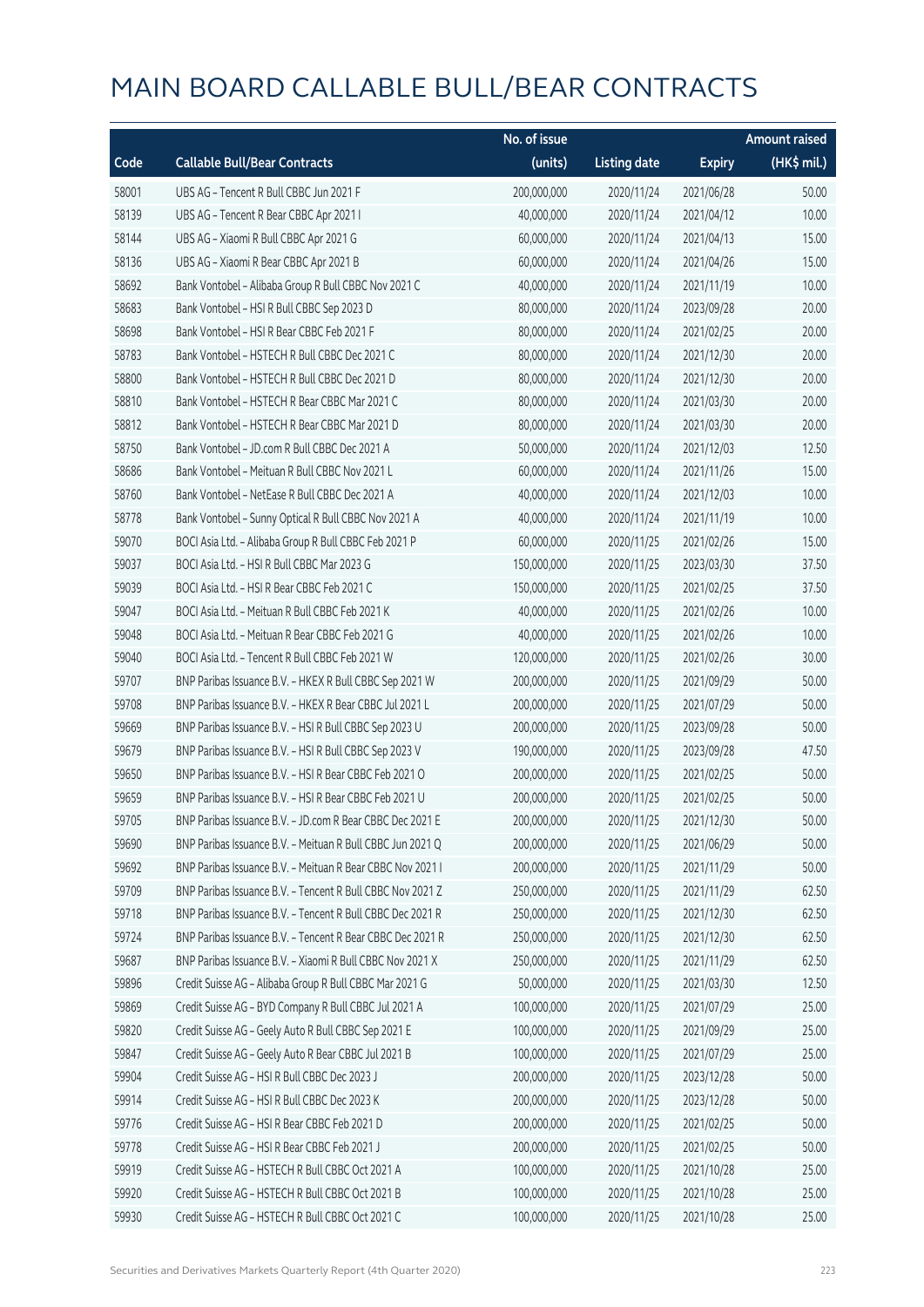# MAIN BOARD CALLABLE BULL/BEAR CONTRACTS

| Code | Callable Bull/Bear Contracts | No. of issue (units) | Listing date | Expiry | Amount raised (HK$ mil.) |
|---|---|---|---|---|---|
| 58001 | UBS AG – Tencent R Bull CBBC Jun 2021 F | 200,000,000 | 2020/11/24 | 2021/06/28 | 50.00 |
| 58139 | UBS AG – Tencent R Bear CBBC Apr 2021 I | 40,000,000 | 2020/11/24 | 2021/04/12 | 10.00 |
| 58144 | UBS AG – Xiaomi R Bull CBBC Apr 2021 G | 60,000,000 | 2020/11/24 | 2021/04/13 | 15.00 |
| 58136 | UBS AG – Xiaomi R Bear CBBC Apr 2021 B | 60,000,000 | 2020/11/24 | 2021/04/26 | 15.00 |
| 58692 | Bank Vontobel – Alibaba Group R Bull CBBC Nov 2021 C | 40,000,000 | 2020/11/24 | 2021/11/19 | 10.00 |
| 58683 | Bank Vontobel – HSI R Bull CBBC Sep 2023 D | 80,000,000 | 2020/11/24 | 2023/09/28 | 20.00 |
| 58698 | Bank Vontobel – HSI R Bear CBBC Feb 2021 F | 80,000,000 | 2020/11/24 | 2021/02/25 | 20.00 |
| 58783 | Bank Vontobel – HSTECH R Bull CBBC Dec 2021 C | 80,000,000 | 2020/11/24 | 2021/12/30 | 20.00 |
| 58800 | Bank Vontobel – HSTECH R Bull CBBC Dec 2021 D | 80,000,000 | 2020/11/24 | 2021/12/30 | 20.00 |
| 58810 | Bank Vontobel – HSTECH R Bear CBBC Mar 2021 C | 80,000,000 | 2020/11/24 | 2021/03/30 | 20.00 |
| 58812 | Bank Vontobel – HSTECH R Bear CBBC Mar 2021 D | 80,000,000 | 2020/11/24 | 2021/03/30 | 20.00 |
| 58750 | Bank Vontobel – JD.com R Bull CBBC Dec 2021 A | 50,000,000 | 2020/11/24 | 2021/12/03 | 12.50 |
| 58686 | Bank Vontobel – Meituan R Bull CBBC Nov 2021 L | 60,000,000 | 2020/11/24 | 2021/11/26 | 15.00 |
| 58760 | Bank Vontobel – NetEase R Bull CBBC Dec 2021 A | 40,000,000 | 2020/11/24 | 2021/12/03 | 10.00 |
| 58778 | Bank Vontobel – Sunny Optical R Bull CBBC Nov 2021 A | 40,000,000 | 2020/11/24 | 2021/11/19 | 10.00 |
| 59070 | BOCI Asia Ltd. – Alibaba Group R Bull CBBC Feb 2021 P | 60,000,000 | 2020/11/25 | 2021/02/26 | 15.00 |
| 59037 | BOCI Asia Ltd. – HSI R Bull CBBC Mar 2023 G | 150,000,000 | 2020/11/25 | 2023/03/30 | 37.50 |
| 59039 | BOCI Asia Ltd. – HSI R Bear CBBC Feb 2021 C | 150,000,000 | 2020/11/25 | 2021/02/25 | 37.50 |
| 59047 | BOCI Asia Ltd. – Meituan R Bull CBBC Feb 2021 K | 40,000,000 | 2020/11/25 | 2021/02/26 | 10.00 |
| 59048 | BOCI Asia Ltd. – Meituan R Bear CBBC Feb 2021 G | 40,000,000 | 2020/11/25 | 2021/02/26 | 10.00 |
| 59040 | BOCI Asia Ltd. – Tencent R Bull CBBC Feb 2021 W | 120,000,000 | 2020/11/25 | 2021/02/26 | 30.00 |
| 59707 | BNP Paribas Issuance B.V. – HKEX R Bull CBBC Sep 2021 W | 200,000,000 | 2020/11/25 | 2021/09/29 | 50.00 |
| 59708 | BNP Paribas Issuance B.V. – HKEX R Bear CBBC Jul 2021 L | 200,000,000 | 2020/11/25 | 2021/07/29 | 50.00 |
| 59669 | BNP Paribas Issuance B.V. – HSI R Bull CBBC Sep 2023 U | 200,000,000 | 2020/11/25 | 2023/09/28 | 50.00 |
| 59679 | BNP Paribas Issuance B.V. – HSI R Bull CBBC Sep 2023 V | 190,000,000 | 2020/11/25 | 2023/09/28 | 47.50 |
| 59650 | BNP Paribas Issuance B.V. – HSI R Bear CBBC Feb 2021 O | 200,000,000 | 2020/11/25 | 2021/02/25 | 50.00 |
| 59659 | BNP Paribas Issuance B.V. – HSI R Bear CBBC Feb 2021 U | 200,000,000 | 2020/11/25 | 2021/02/25 | 50.00 |
| 59705 | BNP Paribas Issuance B.V. – JD.com R Bear CBBC Dec 2021 E | 200,000,000 | 2020/11/25 | 2021/12/30 | 50.00 |
| 59690 | BNP Paribas Issuance B.V. – Meituan R Bull CBBC Jun 2021 Q | 200,000,000 | 2020/11/25 | 2021/06/29 | 50.00 |
| 59692 | BNP Paribas Issuance B.V. – Meituan R Bear CBBC Nov 2021 I | 200,000,000 | 2020/11/25 | 2021/11/29 | 50.00 |
| 59709 | BNP Paribas Issuance B.V. – Tencent R Bull CBBC Nov 2021 Z | 250,000,000 | 2020/11/25 | 2021/11/29 | 62.50 |
| 59718 | BNP Paribas Issuance B.V. – Tencent R Bull CBBC Dec 2021 R | 250,000,000 | 2020/11/25 | 2021/12/30 | 62.50 |
| 59724 | BNP Paribas Issuance B.V. – Tencent R Bear CBBC Dec 2021 R | 250,000,000 | 2020/11/25 | 2021/12/30 | 62.50 |
| 59687 | BNP Paribas Issuance B.V. – Xiaomi R Bull CBBC Nov 2021 X | 250,000,000 | 2020/11/25 | 2021/11/29 | 62.50 |
| 59896 | Credit Suisse AG – Alibaba Group R Bull CBBC Mar 2021 G | 50,000,000 | 2020/11/25 | 2021/03/30 | 12.50 |
| 59869 | Credit Suisse AG – BYD Company R Bull CBBC Jul 2021 A | 100,000,000 | 2020/11/25 | 2021/07/29 | 25.00 |
| 59820 | Credit Suisse AG – Geely Auto R Bull CBBC Sep 2021 E | 100,000,000 | 2020/11/25 | 2021/09/29 | 25.00 |
| 59847 | Credit Suisse AG – Geely Auto R Bear CBBC Jul 2021 B | 100,000,000 | 2020/11/25 | 2021/07/29 | 25.00 |
| 59904 | Credit Suisse AG – HSI R Bull CBBC Dec 2023 J | 200,000,000 | 2020/11/25 | 2023/12/28 | 50.00 |
| 59914 | Credit Suisse AG – HSI R Bull CBBC Dec 2023 K | 200,000,000 | 2020/11/25 | 2023/12/28 | 50.00 |
| 59776 | Credit Suisse AG – HSI R Bear CBBC Feb 2021 D | 200,000,000 | 2020/11/25 | 2021/02/25 | 50.00 |
| 59778 | Credit Suisse AG – HSI R Bear CBBC Feb 2021 J | 200,000,000 | 2020/11/25 | 2021/02/25 | 50.00 |
| 59919 | Credit Suisse AG – HSTECH R Bull CBBC Oct 2021 A | 100,000,000 | 2020/11/25 | 2021/10/28 | 25.00 |
| 59920 | Credit Suisse AG – HSTECH R Bull CBBC Oct 2021 B | 100,000,000 | 2020/11/25 | 2021/10/28 | 25.00 |
| 59930 | Credit Suisse AG – HSTECH R Bull CBBC Oct 2021 C | 100,000,000 | 2020/11/25 | 2021/10/28 | 25.00 |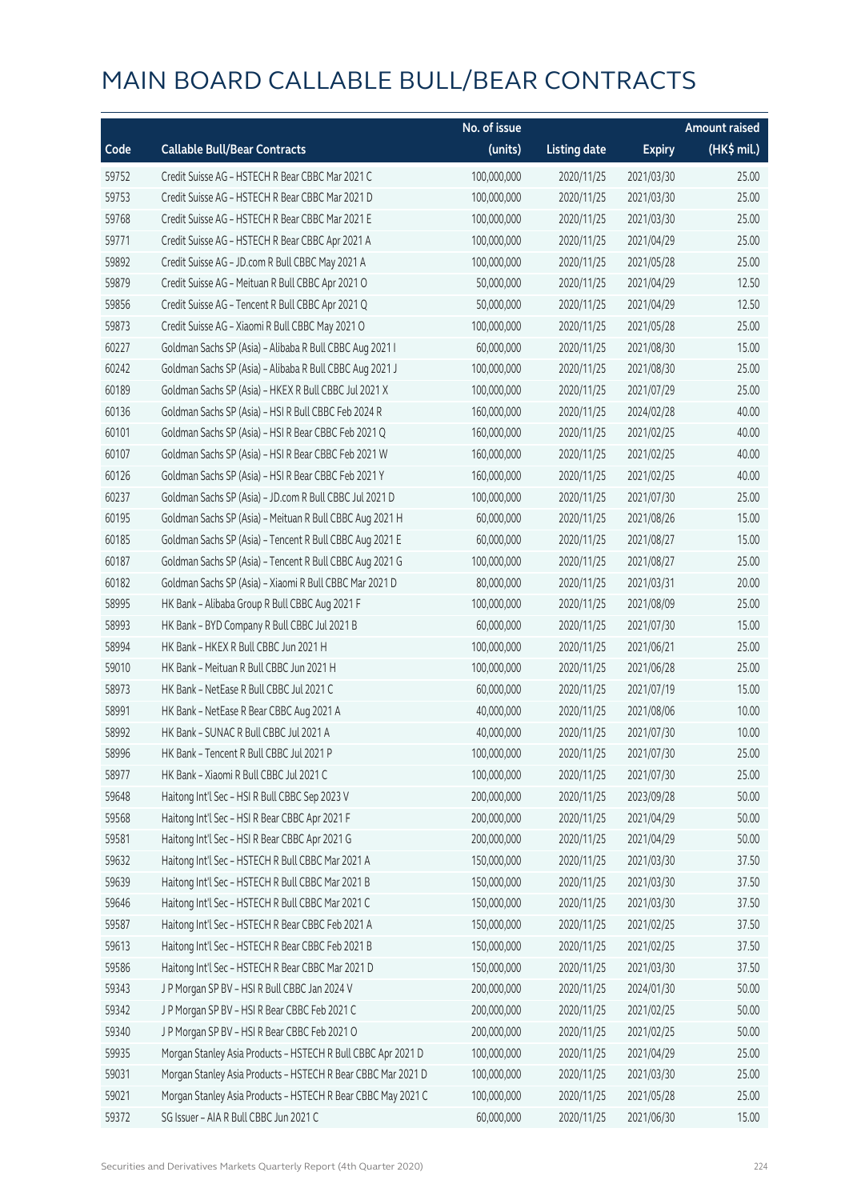# MAIN BOARD CALLABLE BULL/BEAR CONTRACTS

| Code | Callable Bull/Bear Contracts | No. of issue (units) | Listing date | Expiry | Amount raised (HK$ mil.) |
|---|---|---|---|---|---|
| 59752 | Credit Suisse AG – HSTECH R Bear CBBC Mar 2021 C | 100,000,000 | 2020/11/25 | 2021/03/30 | 25.00 |
| 59753 | Credit Suisse AG – HSTECH R Bear CBBC Mar 2021 D | 100,000,000 | 2020/11/25 | 2021/03/30 | 25.00 |
| 59768 | Credit Suisse AG – HSTECH R Bear CBBC Mar 2021 E | 100,000,000 | 2020/11/25 | 2021/03/30 | 25.00 |
| 59771 | Credit Suisse AG – HSTECH R Bear CBBC Apr 2021 A | 100,000,000 | 2020/11/25 | 2021/04/29 | 25.00 |
| 59892 | Credit Suisse AG – JD.com R Bull CBBC May 2021 A | 100,000,000 | 2020/11/25 | 2021/05/28 | 25.00 |
| 59879 | Credit Suisse AG – Meituan R Bull CBBC Apr 2021 O | 50,000,000 | 2020/11/25 | 2021/04/29 | 12.50 |
| 59856 | Credit Suisse AG – Tencent R Bull CBBC Apr 2021 Q | 50,000,000 | 2020/11/25 | 2021/04/29 | 12.50 |
| 59873 | Credit Suisse AG – Xiaomi R Bull CBBC May 2021 O | 100,000,000 | 2020/11/25 | 2021/05/28 | 25.00 |
| 60227 | Goldman Sachs SP (Asia) – Alibaba R Bull CBBC Aug 2021 I | 60,000,000 | 2020/11/25 | 2021/08/30 | 15.00 |
| 60242 | Goldman Sachs SP (Asia) – Alibaba R Bull CBBC Aug 2021 J | 100,000,000 | 2020/11/25 | 2021/08/30 | 25.00 |
| 60189 | Goldman Sachs SP (Asia) – HKEX R Bull CBBC Jul 2021 X | 100,000,000 | 2020/11/25 | 2021/07/29 | 25.00 |
| 60136 | Goldman Sachs SP (Asia) – HSI R Bull CBBC Feb 2024 R | 160,000,000 | 2020/11/25 | 2024/02/28 | 40.00 |
| 60101 | Goldman Sachs SP (Asia) – HSI R Bear CBBC Feb 2021 Q | 160,000,000 | 2020/11/25 | 2021/02/25 | 40.00 |
| 60107 | Goldman Sachs SP (Asia) – HSI R Bear CBBC Feb 2021 W | 160,000,000 | 2020/11/25 | 2021/02/25 | 40.00 |
| 60126 | Goldman Sachs SP (Asia) – HSI R Bear CBBC Feb 2021 Y | 160,000,000 | 2020/11/25 | 2021/02/25 | 40.00 |
| 60237 | Goldman Sachs SP (Asia) – JD.com R Bull CBBC Jul 2021 D | 100,000,000 | 2020/11/25 | 2021/07/30 | 25.00 |
| 60195 | Goldman Sachs SP (Asia) – Meituan R Bull CBBC Aug 2021 H | 60,000,000 | 2020/11/25 | 2021/08/26 | 15.00 |
| 60185 | Goldman Sachs SP (Asia) – Tencent R Bull CBBC Aug 2021 E | 60,000,000 | 2020/11/25 | 2021/08/27 | 15.00 |
| 60187 | Goldman Sachs SP (Asia) – Tencent R Bull CBBC Aug 2021 G | 100,000,000 | 2020/11/25 | 2021/08/27 | 25.00 |
| 60182 | Goldman Sachs SP (Asia) – Xiaomi R Bull CBBC Mar 2021 D | 80,000,000 | 2020/11/25 | 2021/03/31 | 20.00 |
| 58995 | HK Bank – Alibaba Group R Bull CBBC Aug 2021 F | 100,000,000 | 2020/11/25 | 2021/08/09 | 25.00 |
| 58993 | HK Bank – BYD Company R Bull CBBC Jul 2021 B | 60,000,000 | 2020/11/25 | 2021/07/30 | 15.00 |
| 58994 | HK Bank – HKEX R Bull CBBC Jun 2021 H | 100,000,000 | 2020/11/25 | 2021/06/21 | 25.00 |
| 59010 | HK Bank – Meituan R Bull CBBC Jun 2021 H | 100,000,000 | 2020/11/25 | 2021/06/28 | 25.00 |
| 58973 | HK Bank – NetEase R Bull CBBC Jul 2021 C | 60,000,000 | 2020/11/25 | 2021/07/19 | 15.00 |
| 58991 | HK Bank – NetEase R Bear CBBC Aug 2021 A | 40,000,000 | 2020/11/25 | 2021/08/06 | 10.00 |
| 58992 | HK Bank – SUNAC R Bull CBBC Jul 2021 A | 40,000,000 | 2020/11/25 | 2021/07/30 | 10.00 |
| 58996 | HK Bank – Tencent R Bull CBBC Jul 2021 P | 100,000,000 | 2020/11/25 | 2021/07/30 | 25.00 |
| 58977 | HK Bank – Xiaomi R Bull CBBC Jul 2021 C | 100,000,000 | 2020/11/25 | 2021/07/30 | 25.00 |
| 59648 | Haitong Int'l Sec – HSI R Bull CBBC Sep 2023 V | 200,000,000 | 2020/11/25 | 2023/09/28 | 50.00 |
| 59568 | Haitong Int'l Sec – HSI R Bear CBBC Apr 2021 F | 200,000,000 | 2020/11/25 | 2021/04/29 | 50.00 |
| 59581 | Haitong Int'l Sec – HSI R Bear CBBC Apr 2021 G | 200,000,000 | 2020/11/25 | 2021/04/29 | 50.00 |
| 59632 | Haitong Int'l Sec – HSTECH R Bull CBBC Mar 2021 A | 150,000,000 | 2020/11/25 | 2021/03/30 | 37.50 |
| 59639 | Haitong Int'l Sec – HSTECH R Bull CBBC Mar 2021 B | 150,000,000 | 2020/11/25 | 2021/03/30 | 37.50 |
| 59646 | Haitong Int'l Sec – HSTECH R Bull CBBC Mar 2021 C | 150,000,000 | 2020/11/25 | 2021/03/30 | 37.50 |
| 59587 | Haitong Int'l Sec – HSTECH R Bear CBBC Feb 2021 A | 150,000,000 | 2020/11/25 | 2021/02/25 | 37.50 |
| 59613 | Haitong Int'l Sec – HSTECH R Bear CBBC Feb 2021 B | 150,000,000 | 2020/11/25 | 2021/02/25 | 37.50 |
| 59586 | Haitong Int'l Sec – HSTECH R Bear CBBC Mar 2021 D | 150,000,000 | 2020/11/25 | 2021/03/30 | 37.50 |
| 59343 | J P Morgan SP BV – HSI R Bull CBBC Jan 2024 V | 200,000,000 | 2020/11/25 | 2024/01/30 | 50.00 |
| 59342 | J P Morgan SP BV – HSI R Bear CBBC Feb 2021 C | 200,000,000 | 2020/11/25 | 2021/02/25 | 50.00 |
| 59340 | J P Morgan SP BV – HSI R Bear CBBC Feb 2021 O | 200,000,000 | 2020/11/25 | 2021/02/25 | 50.00 |
| 59935 | Morgan Stanley Asia Products – HSTECH R Bull CBBC Apr 2021 D | 100,000,000 | 2020/11/25 | 2021/04/29 | 25.00 |
| 59031 | Morgan Stanley Asia Products – HSTECH R Bear CBBC Mar 2021 D | 100,000,000 | 2020/11/25 | 2021/03/30 | 25.00 |
| 59021 | Morgan Stanley Asia Products – HSTECH R Bear CBBC May 2021 C | 100,000,000 | 2020/11/25 | 2021/05/28 | 25.00 |
| 59372 | SG Issuer – AIA R Bull CBBC Jun 2021 C | 60,000,000 | 2020/11/25 | 2021/06/30 | 15.00 |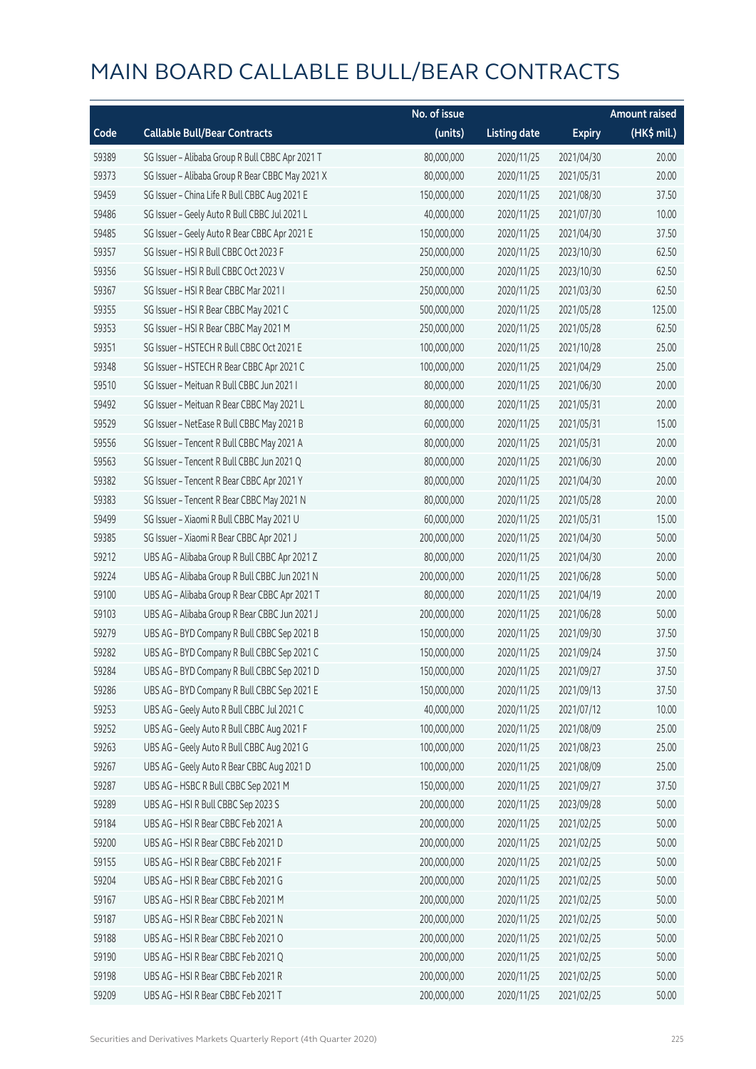# MAIN BOARD CALLABLE BULL/BEAR CONTRACTS

| Code | Callable Bull/Bear Contracts | No. of issue (units) | Listing date | Expiry | Amount raised (HK$ mil.) |
|---|---|---|---|---|---|
| 59389 | SG Issuer – Alibaba Group R Bull CBBC Apr 2021 T | 80,000,000 | 2020/11/25 | 2021/04/30 | 20.00 |
| 59373 | SG Issuer – Alibaba Group R Bear CBBC May 2021 X | 80,000,000 | 2020/11/25 | 2021/05/31 | 20.00 |
| 59459 | SG Issuer – China Life R Bull CBBC Aug 2021 E | 150,000,000 | 2020/11/25 | 2021/08/30 | 37.50 |
| 59486 | SG Issuer – Geely Auto R Bull CBBC Jul 2021 L | 40,000,000 | 2020/11/25 | 2021/07/30 | 10.00 |
| 59485 | SG Issuer – Geely Auto R Bear CBBC Apr 2021 E | 150,000,000 | 2020/11/25 | 2021/04/30 | 37.50 |
| 59357 | SG Issuer – HSI R Bull CBBC Oct 2023 F | 250,000,000 | 2020/11/25 | 2023/10/30 | 62.50 |
| 59356 | SG Issuer – HSI R Bull CBBC Oct 2023 V | 250,000,000 | 2020/11/25 | 2023/10/30 | 62.50 |
| 59367 | SG Issuer – HSI R Bear CBBC Mar 2021 I | 250,000,000 | 2020/11/25 | 2021/03/30 | 62.50 |
| 59355 | SG Issuer – HSI R Bear CBBC May 2021 C | 500,000,000 | 2020/11/25 | 2021/05/28 | 125.00 |
| 59353 | SG Issuer – HSI R Bear CBBC May 2021 M | 250,000,000 | 2020/11/25 | 2021/05/28 | 62.50 |
| 59351 | SG Issuer – HSTECH R Bull CBBC Oct 2021 E | 100,000,000 | 2020/11/25 | 2021/10/28 | 25.00 |
| 59348 | SG Issuer – HSTECH R Bear CBBC Apr 2021 C | 100,000,000 | 2020/11/25 | 2021/04/29 | 25.00 |
| 59510 | SG Issuer – Meituan R Bull CBBC Jun 2021 I | 80,000,000 | 2020/11/25 | 2021/06/30 | 20.00 |
| 59492 | SG Issuer – Meituan R Bear CBBC May 2021 L | 80,000,000 | 2020/11/25 | 2021/05/31 | 20.00 |
| 59529 | SG Issuer – NetEase R Bull CBBC May 2021 B | 60,000,000 | 2020/11/25 | 2021/05/31 | 15.00 |
| 59556 | SG Issuer – Tencent R Bull CBBC May 2021 A | 80,000,000 | 2020/11/25 | 2021/05/31 | 20.00 |
| 59563 | SG Issuer – Tencent R Bull CBBC Jun 2021 Q | 80,000,000 | 2020/11/25 | 2021/06/30 | 20.00 |
| 59382 | SG Issuer – Tencent R Bear CBBC Apr 2021 Y | 80,000,000 | 2020/11/25 | 2021/04/30 | 20.00 |
| 59383 | SG Issuer – Tencent R Bear CBBC May 2021 N | 80,000,000 | 2020/11/25 | 2021/05/28 | 20.00 |
| 59499 | SG Issuer – Xiaomi R Bull CBBC May 2021 U | 60,000,000 | 2020/11/25 | 2021/05/31 | 15.00 |
| 59385 | SG Issuer – Xiaomi R Bear CBBC Apr 2021 J | 200,000,000 | 2020/11/25 | 2021/04/30 | 50.00 |
| 59212 | UBS AG – Alibaba Group R Bull CBBC Apr 2021 Z | 80,000,000 | 2020/11/25 | 2021/04/30 | 20.00 |
| 59224 | UBS AG – Alibaba Group R Bull CBBC Jun 2021 N | 200,000,000 | 2020/11/25 | 2021/06/28 | 50.00 |
| 59100 | UBS AG – Alibaba Group R Bear CBBC Apr 2021 T | 80,000,000 | 2020/11/25 | 2021/04/19 | 20.00 |
| 59103 | UBS AG – Alibaba Group R Bear CBBC Jun 2021 J | 200,000,000 | 2020/11/25 | 2021/06/28 | 50.00 |
| 59279 | UBS AG – BYD Company R Bull CBBC Sep 2021 B | 150,000,000 | 2020/11/25 | 2021/09/30 | 37.50 |
| 59282 | UBS AG – BYD Company R Bull CBBC Sep 2021 C | 150,000,000 | 2020/11/25 | 2021/09/24 | 37.50 |
| 59284 | UBS AG – BYD Company R Bull CBBC Sep 2021 D | 150,000,000 | 2020/11/25 | 2021/09/27 | 37.50 |
| 59286 | UBS AG – BYD Company R Bull CBBC Sep 2021 E | 150,000,000 | 2020/11/25 | 2021/09/13 | 37.50 |
| 59253 | UBS AG – Geely Auto R Bull CBBC Jul 2021 C | 40,000,000 | 2020/11/25 | 2021/07/12 | 10.00 |
| 59252 | UBS AG – Geely Auto R Bull CBBC Aug 2021 F | 100,000,000 | 2020/11/25 | 2021/08/09 | 25.00 |
| 59263 | UBS AG – Geely Auto R Bull CBBC Aug 2021 G | 100,000,000 | 2020/11/25 | 2021/08/23 | 25.00 |
| 59267 | UBS AG – Geely Auto R Bear CBBC Aug 2021 D | 100,000,000 | 2020/11/25 | 2021/08/09 | 25.00 |
| 59287 | UBS AG – HSBC R Bull CBBC Sep 2021 M | 150,000,000 | 2020/11/25 | 2021/09/27 | 37.50 |
| 59289 | UBS AG – HSI R Bull CBBC Sep 2023 S | 200,000,000 | 2020/11/25 | 2023/09/28 | 50.00 |
| 59184 | UBS AG – HSI R Bear CBBC Feb 2021 A | 200,000,000 | 2020/11/25 | 2021/02/25 | 50.00 |
| 59200 | UBS AG – HSI R Bear CBBC Feb 2021 D | 200,000,000 | 2020/11/25 | 2021/02/25 | 50.00 |
| 59155 | UBS AG – HSI R Bear CBBC Feb 2021 F | 200,000,000 | 2020/11/25 | 2021/02/25 | 50.00 |
| 59204 | UBS AG – HSI R Bear CBBC Feb 2021 G | 200,000,000 | 2020/11/25 | 2021/02/25 | 50.00 |
| 59167 | UBS AG – HSI R Bear CBBC Feb 2021 M | 200,000,000 | 2020/11/25 | 2021/02/25 | 50.00 |
| 59187 | UBS AG – HSI R Bear CBBC Feb 2021 N | 200,000,000 | 2020/11/25 | 2021/02/25 | 50.00 |
| 59188 | UBS AG – HSI R Bear CBBC Feb 2021 O | 200,000,000 | 2020/11/25 | 2021/02/25 | 50.00 |
| 59190 | UBS AG – HSI R Bear CBBC Feb 2021 Q | 200,000,000 | 2020/11/25 | 2021/02/25 | 50.00 |
| 59198 | UBS AG – HSI R Bear CBBC Feb 2021 R | 200,000,000 | 2020/11/25 | 2021/02/25 | 50.00 |
| 59209 | UBS AG – HSI R Bear CBBC Feb 2021 T | 200,000,000 | 2020/11/25 | 2021/02/25 | 50.00 |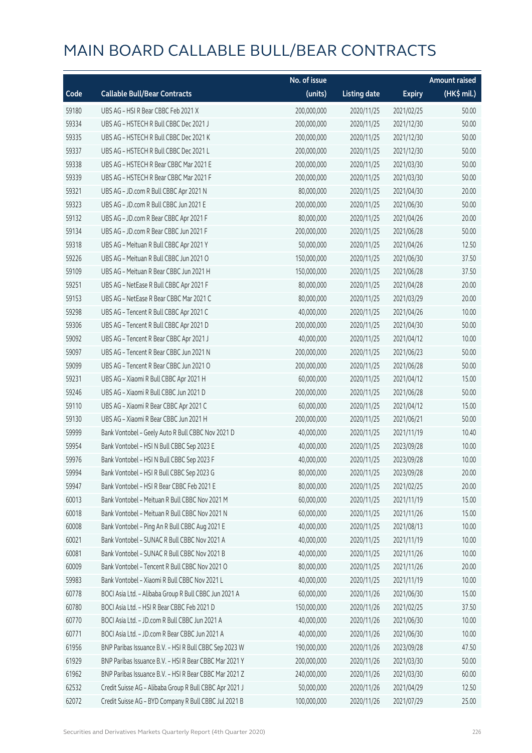# MAIN BOARD CALLABLE BULL/BEAR CONTRACTS

| Code | Callable Bull/Bear Contracts | No. of issue (units) | Listing date | Expiry | Amount raised (HK$ mil.) |
|---|---|---|---|---|---|
| 59180 | UBS AG – HSI R Bear CBBC Feb 2021 X | 200,000,000 | 2020/11/25 | 2021/02/25 | 50.00 |
| 59334 | UBS AG – HSTECH R Bull CBBC Dec 2021 J | 200,000,000 | 2020/11/25 | 2021/12/30 | 50.00 |
| 59335 | UBS AG – HSTECH R Bull CBBC Dec 2021 K | 200,000,000 | 2020/11/25 | 2021/12/30 | 50.00 |
| 59337 | UBS AG – HSTECH R Bull CBBC Dec 2021 L | 200,000,000 | 2020/11/25 | 2021/12/30 | 50.00 |
| 59338 | UBS AG – HSTECH R Bear CBBC Mar 2021 E | 200,000,000 | 2020/11/25 | 2021/03/30 | 50.00 |
| 59339 | UBS AG – HSTECH R Bear CBBC Mar 2021 F | 200,000,000 | 2020/11/25 | 2021/03/30 | 50.00 |
| 59321 | UBS AG – JD.com R Bull CBBC Apr 2021 N | 80,000,000 | 2020/11/25 | 2021/04/30 | 20.00 |
| 59323 | UBS AG – JD.com R Bull CBBC Jun 2021 E | 200,000,000 | 2020/11/25 | 2021/06/30 | 50.00 |
| 59132 | UBS AG – JD.com R Bear CBBC Apr 2021 F | 80,000,000 | 2020/11/25 | 2021/04/26 | 20.00 |
| 59134 | UBS AG – JD.com R Bear CBBC Jun 2021 F | 200,000,000 | 2020/11/25 | 2021/06/28 | 50.00 |
| 59318 | UBS AG – Meituan R Bull CBBC Apr 2021 Y | 50,000,000 | 2020/11/25 | 2021/04/26 | 12.50 |
| 59226 | UBS AG – Meituan R Bull CBBC Jun 2021 O | 150,000,000 | 2020/11/25 | 2021/06/30 | 37.50 |
| 59109 | UBS AG – Meituan R Bear CBBC Jun 2021 H | 150,000,000 | 2020/11/25 | 2021/06/28 | 37.50 |
| 59251 | UBS AG – NetEase R Bull CBBC Apr 2021 F | 80,000,000 | 2020/11/25 | 2021/04/28 | 20.00 |
| 59153 | UBS AG – NetEase R Bear CBBC Mar 2021 C | 80,000,000 | 2020/11/25 | 2021/03/29 | 20.00 |
| 59298 | UBS AG – Tencent R Bull CBBC Apr 2021 C | 40,000,000 | 2020/11/25 | 2021/04/26 | 10.00 |
| 59306 | UBS AG – Tencent R Bull CBBC Apr 2021 D | 200,000,000 | 2020/11/25 | 2021/04/30 | 50.00 |
| 59092 | UBS AG – Tencent R Bear CBBC Apr 2021 J | 40,000,000 | 2020/11/25 | 2021/04/12 | 10.00 |
| 59097 | UBS AG – Tencent R Bear CBBC Jun 2021 N | 200,000,000 | 2020/11/25 | 2021/06/23 | 50.00 |
| 59099 | UBS AG – Tencent R Bear CBBC Jun 2021 O | 200,000,000 | 2020/11/25 | 2021/06/28 | 50.00 |
| 59231 | UBS AG – Xiaomi R Bull CBBC Apr 2021 H | 60,000,000 | 2020/11/25 | 2021/04/12 | 15.00 |
| 59246 | UBS AG – Xiaomi R Bull CBBC Jun 2021 D | 200,000,000 | 2020/11/25 | 2021/06/28 | 50.00 |
| 59110 | UBS AG – Xiaomi R Bear CBBC Apr 2021 C | 60,000,000 | 2020/11/25 | 2021/04/12 | 15.00 |
| 59130 | UBS AG – Xiaomi R Bear CBBC Jun 2021 H | 200,000,000 | 2020/11/25 | 2021/06/21 | 50.00 |
| 59999 | Bank Vontobel – Geely Auto R Bull CBBC Nov 2021 D | 40,000,000 | 2020/11/25 | 2021/11/19 | 10.40 |
| 59954 | Bank Vontobel – HSI N Bull CBBC Sep 2023 E | 40,000,000 | 2020/11/25 | 2023/09/28 | 10.00 |
| 59976 | Bank Vontobel – HSI N Bull CBBC Sep 2023 F | 40,000,000 | 2020/11/25 | 2023/09/28 | 10.00 |
| 59994 | Bank Vontobel – HSI R Bull CBBC Sep 2023 G | 80,000,000 | 2020/11/25 | 2023/09/28 | 20.00 |
| 59947 | Bank Vontobel – HSI R Bear CBBC Feb 2021 E | 80,000,000 | 2020/11/25 | 2021/02/25 | 20.00 |
| 60013 | Bank Vontobel – Meituan R Bull CBBC Nov 2021 M | 60,000,000 | 2020/11/25 | 2021/11/19 | 15.00 |
| 60018 | Bank Vontobel – Meituan R Bull CBBC Nov 2021 N | 60,000,000 | 2020/11/25 | 2021/11/26 | 15.00 |
| 60008 | Bank Vontobel – Ping An R Bull CBBC Aug 2021 E | 40,000,000 | 2020/11/25 | 2021/08/13 | 10.00 |
| 60021 | Bank Vontobel – SUNAC R Bull CBBC Nov 2021 A | 40,000,000 | 2020/11/25 | 2021/11/19 | 10.00 |
| 60081 | Bank Vontobel – SUNAC R Bull CBBC Nov 2021 B | 40,000,000 | 2020/11/25 | 2021/11/26 | 10.00 |
| 60009 | Bank Vontobel – Tencent R Bull CBBC Nov 2021 O | 80,000,000 | 2020/11/25 | 2021/11/26 | 20.00 |
| 59983 | Bank Vontobel – Xiaomi R Bull CBBC Nov 2021 L | 40,000,000 | 2020/11/25 | 2021/11/19 | 10.00 |
| 60778 | BOCI Asia Ltd. – Alibaba Group R Bull CBBC Jun 2021 A | 60,000,000 | 2020/11/26 | 2021/06/30 | 15.00 |
| 60780 | BOCI Asia Ltd. – HSI R Bear CBBC Feb 2021 D | 150,000,000 | 2020/11/26 | 2021/02/25 | 37.50 |
| 60770 | BOCI Asia Ltd. – JD.com R Bull CBBC Jun 2021 A | 40,000,000 | 2020/11/26 | 2021/06/30 | 10.00 |
| 60771 | BOCI Asia Ltd. – JD.com R Bear CBBC Jun 2021 A | 40,000,000 | 2020/11/26 | 2021/06/30 | 10.00 |
| 61956 | BNP Paribas Issuance B.V. – HSI R Bull CBBC Sep 2023 W | 190,000,000 | 2020/11/26 | 2023/09/28 | 47.50 |
| 61929 | BNP Paribas Issuance B.V. – HSI R Bear CBBC Mar 2021 Y | 200,000,000 | 2020/11/26 | 2021/03/30 | 50.00 |
| 61962 | BNP Paribas Issuance B.V. – HSI R Bear CBBC Mar 2021 Z | 240,000,000 | 2020/11/26 | 2021/03/30 | 60.00 |
| 62532 | Credit Suisse AG – Alibaba Group R Bull CBBC Apr 2021 J | 50,000,000 | 2020/11/26 | 2021/04/29 | 12.50 |
| 62072 | Credit Suisse AG – BYD Company R Bull CBBC Jul 2021 B | 100,000,000 | 2020/11/26 | 2021/07/29 | 25.00 |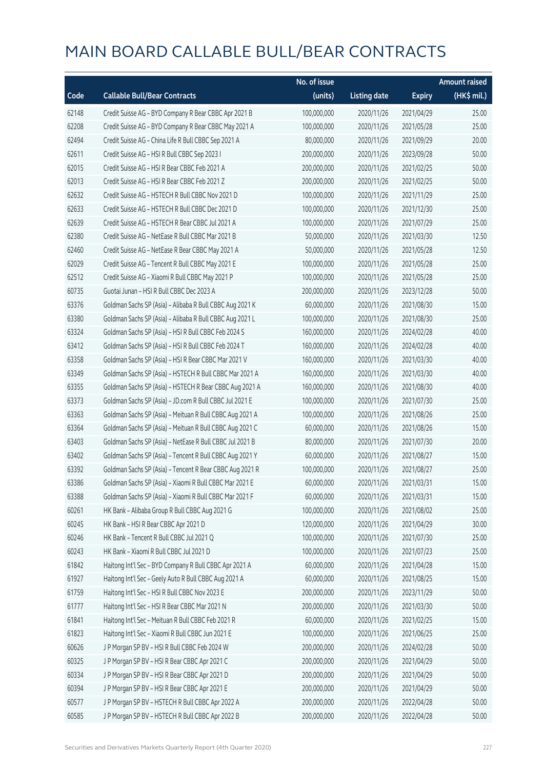# MAIN BOARD CALLABLE BULL/BEAR CONTRACTS

| Code | Callable Bull/Bear Contracts | No. of issue (units) | Listing date | Expiry | Amount raised (HK$ mil.) |
|---|---|---|---|---|---|
| 62148 | Credit Suisse AG – BYD Company R Bear CBBC Apr 2021 B | 100,000,000 | 2020/11/26 | 2021/04/29 | 25.00 |
| 62208 | Credit Suisse AG – BYD Company R Bear CBBC May 2021 A | 100,000,000 | 2020/11/26 | 2021/05/28 | 25.00 |
| 62494 | Credit Suisse AG – China Life R Bull CBBC Sep 2021 A | 80,000,000 | 2020/11/26 | 2021/09/29 | 20.00 |
| 62611 | Credit Suisse AG – HSI R Bull CBBC Sep 2023 I | 200,000,000 | 2020/11/26 | 2023/09/28 | 50.00 |
| 62015 | Credit Suisse AG – HSI R Bear CBBC Feb 2021 A | 200,000,000 | 2020/11/26 | 2021/02/25 | 50.00 |
| 62013 | Credit Suisse AG – HSI R Bear CBBC Feb 2021 Z | 200,000,000 | 2020/11/26 | 2021/02/25 | 50.00 |
| 62632 | Credit Suisse AG – HSTECH R Bull CBBC Nov 2021 D | 100,000,000 | 2020/11/26 | 2021/11/29 | 25.00 |
| 62633 | Credit Suisse AG – HSTECH R Bull CBBC Dec 2021 D | 100,000,000 | 2020/11/26 | 2021/12/30 | 25.00 |
| 62639 | Credit Suisse AG – HSTECH R Bear CBBC Jul 2021 A | 100,000,000 | 2020/11/26 | 2021/07/29 | 25.00 |
| 62380 | Credit Suisse AG – NetEase R Bull CBBC Mar 2021 B | 50,000,000 | 2020/11/26 | 2021/03/30 | 12.50 |
| 62460 | Credit Suisse AG – NetEase R Bear CBBC May 2021 A | 50,000,000 | 2020/11/26 | 2021/05/28 | 12.50 |
| 62029 | Credit Suisse AG – Tencent R Bull CBBC May 2021 E | 100,000,000 | 2020/11/26 | 2021/05/28 | 25.00 |
| 62512 | Credit Suisse AG – Xiaomi R Bull CBBC May 2021 P | 100,000,000 | 2020/11/26 | 2021/05/28 | 25.00 |
| 60735 | Guotai Junan – HSI R Bull CBBC Dec 2023 A | 200,000,000 | 2020/11/26 | 2023/12/28 | 50.00 |
| 63376 | Goldman Sachs SP (Asia) – Alibaba R Bull CBBC Aug 2021 K | 60,000,000 | 2020/11/26 | 2021/08/30 | 15.00 |
| 63380 | Goldman Sachs SP (Asia) – Alibaba R Bull CBBC Aug 2021 L | 100,000,000 | 2020/11/26 | 2021/08/30 | 25.00 |
| 63324 | Goldman Sachs SP (Asia) – HSI R Bull CBBC Feb 2024 S | 160,000,000 | 2020/11/26 | 2024/02/28 | 40.00 |
| 63412 | Goldman Sachs SP (Asia) – HSI R Bull CBBC Feb 2024 T | 160,000,000 | 2020/11/26 | 2024/02/28 | 40.00 |
| 63358 | Goldman Sachs SP (Asia) – HSI R Bear CBBC Mar 2021 V | 160,000,000 | 2020/11/26 | 2021/03/30 | 40.00 |
| 63349 | Goldman Sachs SP (Asia) – HSTECH R Bull CBBC Mar 2021 A | 160,000,000 | 2020/11/26 | 2021/03/30 | 40.00 |
| 63355 | Goldman Sachs SP (Asia) – HSTECH R Bear CBBC Aug 2021 A | 160,000,000 | 2020/11/26 | 2021/08/30 | 40.00 |
| 63373 | Goldman Sachs SP (Asia) – JD.com R Bull CBBC Jul 2021 E | 100,000,000 | 2020/11/26 | 2021/07/30 | 25.00 |
| 63363 | Goldman Sachs SP (Asia) – Meituan R Bull CBBC Aug 2021 A | 100,000,000 | 2020/11/26 | 2021/08/26 | 25.00 |
| 63364 | Goldman Sachs SP (Asia) – Meituan R Bull CBBC Aug 2021 C | 60,000,000 | 2020/11/26 | 2021/08/26 | 15.00 |
| 63403 | Goldman Sachs SP (Asia) – NetEase R Bull CBBC Jul 2021 B | 80,000,000 | 2020/11/26 | 2021/07/30 | 20.00 |
| 63402 | Goldman Sachs SP (Asia) – Tencent R Bull CBBC Aug 2021 Y | 60,000,000 | 2020/11/26 | 2021/08/27 | 15.00 |
| 63392 | Goldman Sachs SP (Asia) – Tencent R Bear CBBC Aug 2021 R | 100,000,000 | 2020/11/26 | 2021/08/27 | 25.00 |
| 63386 | Goldman Sachs SP (Asia) – Xiaomi R Bull CBBC Mar 2021 E | 60,000,000 | 2020/11/26 | 2021/03/31 | 15.00 |
| 63388 | Goldman Sachs SP (Asia) – Xiaomi R Bull CBBC Mar 2021 F | 60,000,000 | 2020/11/26 | 2021/03/31 | 15.00 |
| 60261 | HK Bank – Alibaba Group R Bull CBBC Aug 2021 G | 100,000,000 | 2020/11/26 | 2021/08/02 | 25.00 |
| 60245 | HK Bank – HSI R Bear CBBC Apr 2021 D | 120,000,000 | 2020/11/26 | 2021/04/29 | 30.00 |
| 60246 | HK Bank – Tencent R Bull CBBC Jul 2021 Q | 100,000,000 | 2020/11/26 | 2021/07/30 | 25.00 |
| 60243 | HK Bank – Xiaomi R Bull CBBC Jul 2021 D | 100,000,000 | 2020/11/26 | 2021/07/23 | 25.00 |
| 61842 | Haitong Int'l Sec – BYD Company R Bull CBBC Apr 2021 A | 60,000,000 | 2020/11/26 | 2021/04/28 | 15.00 |
| 61927 | Haitong Int'l Sec – Geely Auto R Bull CBBC Aug 2021 A | 60,000,000 | 2020/11/26 | 2021/08/25 | 15.00 |
| 61759 | Haitong Int'l Sec – HSI R Bull CBBC Nov 2023 E | 200,000,000 | 2020/11/26 | 2023/11/29 | 50.00 |
| 61777 | Haitong Int'l Sec – HSI R Bear CBBC Mar 2021 N | 200,000,000 | 2020/11/26 | 2021/03/30 | 50.00 |
| 61841 | Haitong Int'l Sec – Meituan R Bull CBBC Feb 2021 R | 60,000,000 | 2020/11/26 | 2021/02/25 | 15.00 |
| 61823 | Haitong Int'l Sec – Xiaomi R Bull CBBC Jun 2021 E | 100,000,000 | 2020/11/26 | 2021/06/25 | 25.00 |
| 60626 | J P Morgan SP BV – HSI R Bull CBBC Feb 2024 W | 200,000,000 | 2020/11/26 | 2024/02/28 | 50.00 |
| 60325 | J P Morgan SP BV – HSI R Bear CBBC Apr 2021 C | 200,000,000 | 2020/11/26 | 2021/04/29 | 50.00 |
| 60334 | J P Morgan SP BV – HSI R Bear CBBC Apr 2021 D | 200,000,000 | 2020/11/26 | 2021/04/29 | 50.00 |
| 60394 | J P Morgan SP BV – HSI R Bear CBBC Apr 2021 E | 200,000,000 | 2020/11/26 | 2021/04/29 | 50.00 |
| 60577 | J P Morgan SP BV – HSTECH R Bull CBBC Apr 2022 A | 200,000,000 | 2020/11/26 | 2022/04/28 | 50.00 |
| 60585 | J P Morgan SP BV – HSTECH R Bull CBBC Apr 2022 B | 200,000,000 | 2020/11/26 | 2022/04/28 | 50.00 |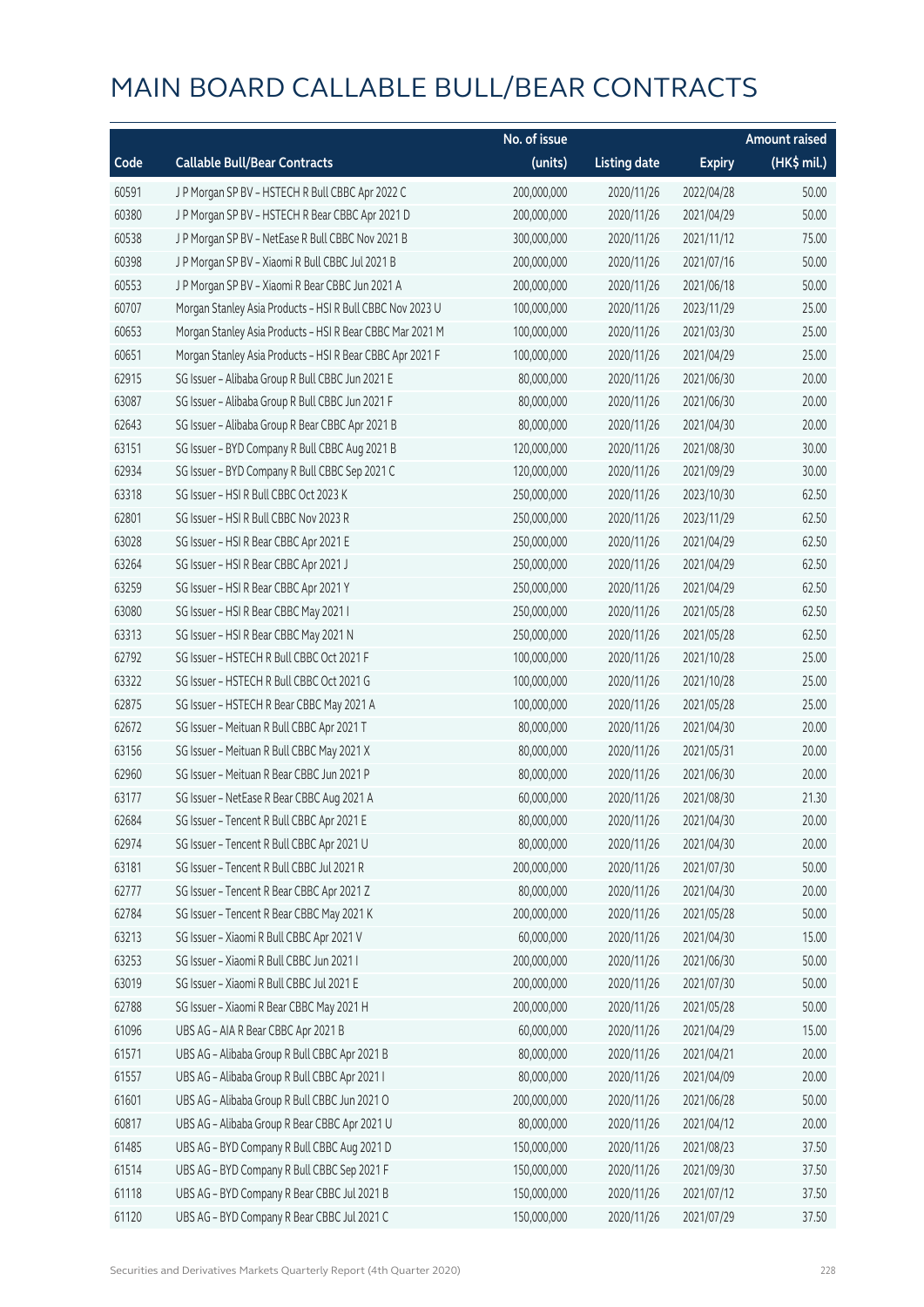# MAIN BOARD CALLABLE BULL/BEAR CONTRACTS

| Code | Callable Bull/Bear Contracts | No. of issue (units) | Listing date | Expiry | Amount raised (HK$ mil.) |
|---|---|---|---|---|---|
| 60591 | J P Morgan SP BV – HSTECH R Bull CBBC Apr 2022 C | 200,000,000 | 2020/11/26 | 2022/04/28 | 50.00 |
| 60380 | J P Morgan SP BV – HSTECH R Bear CBBC Apr 2021 D | 200,000,000 | 2020/11/26 | 2021/04/29 | 50.00 |
| 60538 | J P Morgan SP BV – NetEase R Bull CBBC Nov 2021 B | 300,000,000 | 2020/11/26 | 2021/11/12 | 75.00 |
| 60398 | J P Morgan SP BV – Xiaomi R Bull CBBC Jul 2021 B | 200,000,000 | 2020/11/26 | 2021/07/16 | 50.00 |
| 60553 | J P Morgan SP BV – Xiaomi R Bear CBBC Jun 2021 A | 200,000,000 | 2020/11/26 | 2021/06/18 | 50.00 |
| 60707 | Morgan Stanley Asia Products – HSI R Bull CBBC Nov 2023 U | 100,000,000 | 2020/11/26 | 2023/11/29 | 25.00 |
| 60653 | Morgan Stanley Asia Products – HSI R Bear CBBC Mar 2021 M | 100,000,000 | 2020/11/26 | 2021/03/30 | 25.00 |
| 60651 | Morgan Stanley Asia Products – HSI R Bear CBBC Apr 2021 F | 100,000,000 | 2020/11/26 | 2021/04/29 | 25.00 |
| 62915 | SG Issuer – Alibaba Group R Bull CBBC Jun 2021 E | 80,000,000 | 2020/11/26 | 2021/06/30 | 20.00 |
| 63087 | SG Issuer – Alibaba Group R Bull CBBC Jun 2021 F | 80,000,000 | 2020/11/26 | 2021/06/30 | 20.00 |
| 62643 | SG Issuer – Alibaba Group R Bear CBBC Apr 2021 B | 80,000,000 | 2020/11/26 | 2021/04/30 | 20.00 |
| 63151 | SG Issuer – BYD Company R Bull CBBC Aug 2021 B | 120,000,000 | 2020/11/26 | 2021/08/30 | 30.00 |
| 62934 | SG Issuer – BYD Company R Bull CBBC Sep 2021 C | 120,000,000 | 2020/11/26 | 2021/09/29 | 30.00 |
| 63318 | SG Issuer – HSI R Bull CBBC Oct 2023 K | 250,000,000 | 2020/11/26 | 2023/10/30 | 62.50 |
| 62801 | SG Issuer – HSI R Bull CBBC Nov 2023 R | 250,000,000 | 2020/11/26 | 2023/11/29 | 62.50 |
| 63028 | SG Issuer – HSI R Bear CBBC Apr 2021 E | 250,000,000 | 2020/11/26 | 2021/04/29 | 62.50 |
| 63264 | SG Issuer – HSI R Bear CBBC Apr 2021 J | 250,000,000 | 2020/11/26 | 2021/04/29 | 62.50 |
| 63259 | SG Issuer – HSI R Bear CBBC Apr 2021 Y | 250,000,000 | 2020/11/26 | 2021/04/29 | 62.50 |
| 63080 | SG Issuer – HSI R Bear CBBC May 2021 I | 250,000,000 | 2020/11/26 | 2021/05/28 | 62.50 |
| 63313 | SG Issuer – HSI R Bear CBBC May 2021 N | 250,000,000 | 2020/11/26 | 2021/05/28 | 62.50 |
| 62792 | SG Issuer – HSTECH R Bull CBBC Oct 2021 F | 100,000,000 | 2020/11/26 | 2021/10/28 | 25.00 |
| 63322 | SG Issuer – HSTECH R Bull CBBC Oct 2021 G | 100,000,000 | 2020/11/26 | 2021/10/28 | 25.00 |
| 62875 | SG Issuer – HSTECH R Bear CBBC May 2021 A | 100,000,000 | 2020/11/26 | 2021/05/28 | 25.00 |
| 62672 | SG Issuer – Meituan R Bull CBBC Apr 2021 T | 80,000,000 | 2020/11/26 | 2021/04/30 | 20.00 |
| 63156 | SG Issuer – Meituan R Bull CBBC May 2021 X | 80,000,000 | 2020/11/26 | 2021/05/31 | 20.00 |
| 62960 | SG Issuer – Meituan R Bear CBBC Jun 2021 P | 80,000,000 | 2020/11/26 | 2021/06/30 | 20.00 |
| 63177 | SG Issuer – NetEase R Bear CBBC Aug 2021 A | 60,000,000 | 2020/11/26 | 2021/08/30 | 21.30 |
| 62684 | SG Issuer – Tencent R Bull CBBC Apr 2021 E | 80,000,000 | 2020/11/26 | 2021/04/30 | 20.00 |
| 62974 | SG Issuer – Tencent R Bull CBBC Apr 2021 U | 80,000,000 | 2020/11/26 | 2021/04/30 | 20.00 |
| 63181 | SG Issuer – Tencent R Bull CBBC Jul 2021 R | 200,000,000 | 2020/11/26 | 2021/07/30 | 50.00 |
| 62777 | SG Issuer – Tencent R Bear CBBC Apr 2021 Z | 80,000,000 | 2020/11/26 | 2021/04/30 | 20.00 |
| 62784 | SG Issuer – Tencent R Bear CBBC May 2021 K | 200,000,000 | 2020/11/26 | 2021/05/28 | 50.00 |
| 63213 | SG Issuer – Xiaomi R Bull CBBC Apr 2021 V | 60,000,000 | 2020/11/26 | 2021/04/30 | 15.00 |
| 63253 | SG Issuer – Xiaomi R Bull CBBC Jun 2021 I | 200,000,000 | 2020/11/26 | 2021/06/30 | 50.00 |
| 63019 | SG Issuer – Xiaomi R Bull CBBC Jul 2021 E | 200,000,000 | 2020/11/26 | 2021/07/30 | 50.00 |
| 62788 | SG Issuer – Xiaomi R Bear CBBC May 2021 H | 200,000,000 | 2020/11/26 | 2021/05/28 | 50.00 |
| 61096 | UBS AG – AIA R Bear CBBC Apr 2021 B | 60,000,000 | 2020/11/26 | 2021/04/29 | 15.00 |
| 61571 | UBS AG – Alibaba Group R Bull CBBC Apr 2021 B | 80,000,000 | 2020/11/26 | 2021/04/21 | 20.00 |
| 61557 | UBS AG – Alibaba Group R Bull CBBC Apr 2021 I | 80,000,000 | 2020/11/26 | 2021/04/09 | 20.00 |
| 61601 | UBS AG – Alibaba Group R Bull CBBC Jun 2021 O | 200,000,000 | 2020/11/26 | 2021/06/28 | 50.00 |
| 60817 | UBS AG – Alibaba Group R Bear CBBC Apr 2021 U | 80,000,000 | 2020/11/26 | 2021/04/12 | 20.00 |
| 61485 | UBS AG – BYD Company R Bull CBBC Aug 2021 D | 150,000,000 | 2020/11/26 | 2021/08/23 | 37.50 |
| 61514 | UBS AG – BYD Company R Bull CBBC Sep 2021 F | 150,000,000 | 2020/11/26 | 2021/09/30 | 37.50 |
| 61118 | UBS AG – BYD Company R Bear CBBC Jul 2021 B | 150,000,000 | 2020/11/26 | 2021/07/12 | 37.50 |
| 61120 | UBS AG – BYD Company R Bear CBBC Jul 2021 C | 150,000,000 | 2020/11/26 | 2021/07/29 | 37.50 |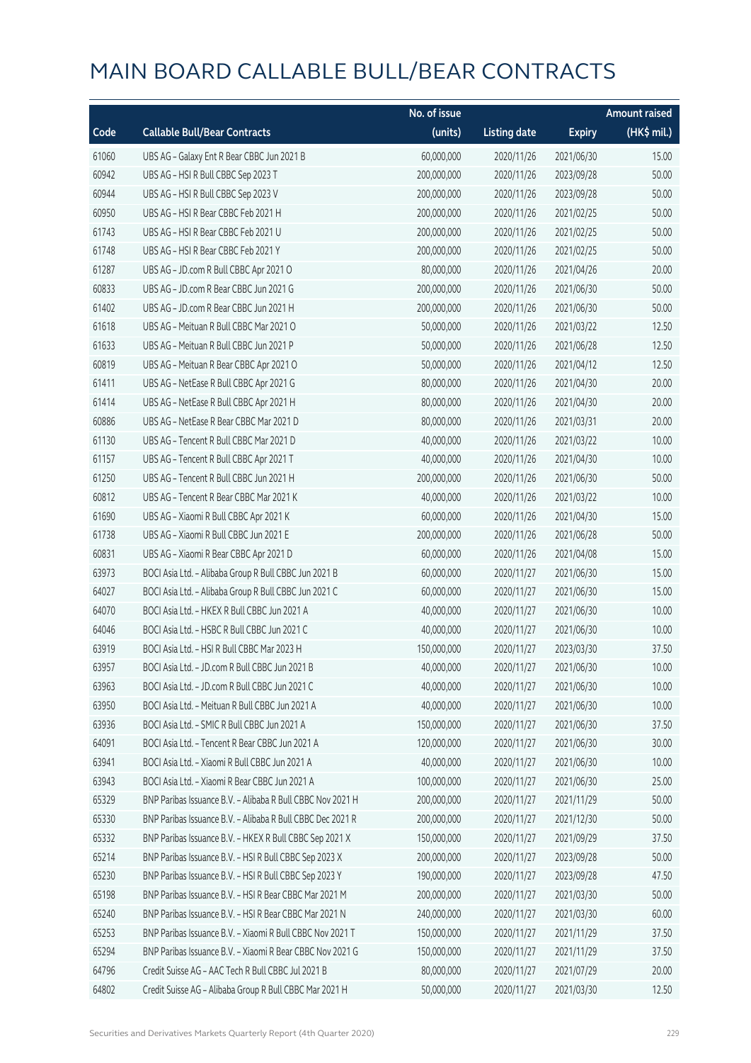# MAIN BOARD CALLABLE BULL/BEAR CONTRACTS

| Code | Callable Bull/Bear Contracts | No. of issue (units) | Listing date | Expiry | Amount raised (HK$ mil.) |
|---|---|---|---|---|---|
| 61060 | UBS AG – Galaxy Ent R Bear CBBC Jun 2021 B | 60,000,000 | 2020/11/26 | 2021/06/30 | 15.00 |
| 60942 | UBS AG – HSI R Bull CBBC Sep 2023 T | 200,000,000 | 2020/11/26 | 2023/09/28 | 50.00 |
| 60944 | UBS AG – HSI R Bull CBBC Sep 2023 V | 200,000,000 | 2020/11/26 | 2023/09/28 | 50.00 |
| 60950 | UBS AG – HSI R Bear CBBC Feb 2021 H | 200,000,000 | 2020/11/26 | 2021/02/25 | 50.00 |
| 61743 | UBS AG – HSI R Bear CBBC Feb 2021 U | 200,000,000 | 2020/11/26 | 2021/02/25 | 50.00 |
| 61748 | UBS AG – HSI R Bear CBBC Feb 2021 Y | 200,000,000 | 2020/11/26 | 2021/02/25 | 50.00 |
| 61287 | UBS AG – JD.com R Bull CBBC Apr 2021 O | 80,000,000 | 2020/11/26 | 2021/04/26 | 20.00 |
| 60833 | UBS AG – JD.com R Bear CBBC Jun 2021 G | 200,000,000 | 2020/11/26 | 2021/06/30 | 50.00 |
| 61402 | UBS AG – JD.com R Bear CBBC Jun 2021 H | 200,000,000 | 2020/11/26 | 2021/06/30 | 50.00 |
| 61618 | UBS AG – Meituan R Bull CBBC Mar 2021 O | 50,000,000 | 2020/11/26 | 2021/03/22 | 12.50 |
| 61633 | UBS AG – Meituan R Bull CBBC Jun 2021 P | 50,000,000 | 2020/11/26 | 2021/06/28 | 12.50 |
| 60819 | UBS AG – Meituan R Bear CBBC Apr 2021 O | 50,000,000 | 2020/11/26 | 2021/04/12 | 12.50 |
| 61411 | UBS AG – NetEase R Bull CBBC Apr 2021 G | 80,000,000 | 2020/11/26 | 2021/04/30 | 20.00 |
| 61414 | UBS AG – NetEase R Bull CBBC Apr 2021 H | 80,000,000 | 2020/11/26 | 2021/04/30 | 20.00 |
| 60886 | UBS AG – NetEase R Bear CBBC Mar 2021 D | 80,000,000 | 2020/11/26 | 2021/03/31 | 20.00 |
| 61130 | UBS AG – Tencent R Bull CBBC Mar 2021 D | 40,000,000 | 2020/11/26 | 2021/03/22 | 10.00 |
| 61157 | UBS AG – Tencent R Bull CBBC Apr 2021 T | 40,000,000 | 2020/11/26 | 2021/04/30 | 10.00 |
| 61250 | UBS AG – Tencent R Bull CBBC Jun 2021 H | 200,000,000 | 2020/11/26 | 2021/06/30 | 50.00 |
| 60812 | UBS AG – Tencent R Bear CBBC Mar 2021 K | 40,000,000 | 2020/11/26 | 2021/03/22 | 10.00 |
| 61690 | UBS AG – Xiaomi R Bull CBBC Apr 2021 K | 60,000,000 | 2020/11/26 | 2021/04/30 | 15.00 |
| 61738 | UBS AG – Xiaomi R Bull CBBC Jun 2021 E | 200,000,000 | 2020/11/26 | 2021/06/28 | 50.00 |
| 60831 | UBS AG – Xiaomi R Bear CBBC Apr 2021 D | 60,000,000 | 2020/11/26 | 2021/04/08 | 15.00 |
| 63973 | BOCI Asia Ltd. – Alibaba Group R Bull CBBC Jun 2021 B | 60,000,000 | 2020/11/27 | 2021/06/30 | 15.00 |
| 64027 | BOCI Asia Ltd. – Alibaba Group R Bull CBBC Jun 2021 C | 60,000,000 | 2020/11/27 | 2021/06/30 | 15.00 |
| 64070 | BOCI Asia Ltd. – HKEX R Bull CBBC Jun 2021 A | 40,000,000 | 2020/11/27 | 2021/06/30 | 10.00 |
| 64046 | BOCI Asia Ltd. – HSBC R Bull CBBC Jun 2021 C | 40,000,000 | 2020/11/27 | 2021/06/30 | 10.00 |
| 63919 | BOCI Asia Ltd. – HSI R Bull CBBC Mar 2023 H | 150,000,000 | 2020/11/27 | 2023/03/30 | 37.50 |
| 63957 | BOCI Asia Ltd. – JD.com R Bull CBBC Jun 2021 B | 40,000,000 | 2020/11/27 | 2021/06/30 | 10.00 |
| 63963 | BOCI Asia Ltd. – JD.com R Bull CBBC Jun 2021 C | 40,000,000 | 2020/11/27 | 2021/06/30 | 10.00 |
| 63950 | BOCI Asia Ltd. – Meituan R Bull CBBC Jun 2021 A | 40,000,000 | 2020/11/27 | 2021/06/30 | 10.00 |
| 63936 | BOCI Asia Ltd. – SMIC R Bull CBBC Jun 2021 A | 150,000,000 | 2020/11/27 | 2021/06/30 | 37.50 |
| 64091 | BOCI Asia Ltd. – Tencent R Bear CBBC Jun 2021 A | 120,000,000 | 2020/11/27 | 2021/06/30 | 30.00 |
| 63941 | BOCI Asia Ltd. – Xiaomi R Bull CBBC Jun 2021 A | 40,000,000 | 2020/11/27 | 2021/06/30 | 10.00 |
| 63943 | BOCI Asia Ltd. – Xiaomi R Bear CBBC Jun 2021 A | 100,000,000 | 2020/11/27 | 2021/06/30 | 25.00 |
| 65329 | BNP Paribas Issuance B.V. – Alibaba R Bull CBBC Nov 2021 H | 200,000,000 | 2020/11/27 | 2021/11/29 | 50.00 |
| 65330 | BNP Paribas Issuance B.V. – Alibaba R Bull CBBC Dec 2021 R | 200,000,000 | 2020/11/27 | 2021/12/30 | 50.00 |
| 65332 | BNP Paribas Issuance B.V. – HKEX R Bull CBBC Sep 2021 X | 150,000,000 | 2020/11/27 | 2021/09/29 | 37.50 |
| 65214 | BNP Paribas Issuance B.V. – HSI R Bull CBBC Sep 2023 X | 200,000,000 | 2020/11/27 | 2023/09/28 | 50.00 |
| 65230 | BNP Paribas Issuance B.V. – HSI R Bull CBBC Sep 2023 Y | 190,000,000 | 2020/11/27 | 2023/09/28 | 47.50 |
| 65198 | BNP Paribas Issuance B.V. – HSI R Bear CBBC Mar 2021 M | 200,000,000 | 2020/11/27 | 2021/03/30 | 50.00 |
| 65240 | BNP Paribas Issuance B.V. – HSI R Bear CBBC Mar 2021 N | 240,000,000 | 2020/11/27 | 2021/03/30 | 60.00 |
| 65253 | BNP Paribas Issuance B.V. – Xiaomi R Bull CBBC Nov 2021 T | 150,000,000 | 2020/11/27 | 2021/11/29 | 37.50 |
| 65294 | BNP Paribas Issuance B.V. – Xiaomi R Bear CBBC Nov 2021 G | 150,000,000 | 2020/11/27 | 2021/11/29 | 37.50 |
| 64796 | Credit Suisse AG – AAC Tech R Bull CBBC Jul 2021 B | 80,000,000 | 2020/11/27 | 2021/07/29 | 20.00 |
| 64802 | Credit Suisse AG – Alibaba Group R Bull CBBC Mar 2021 H | 50,000,000 | 2020/11/27 | 2021/03/30 | 12.50 |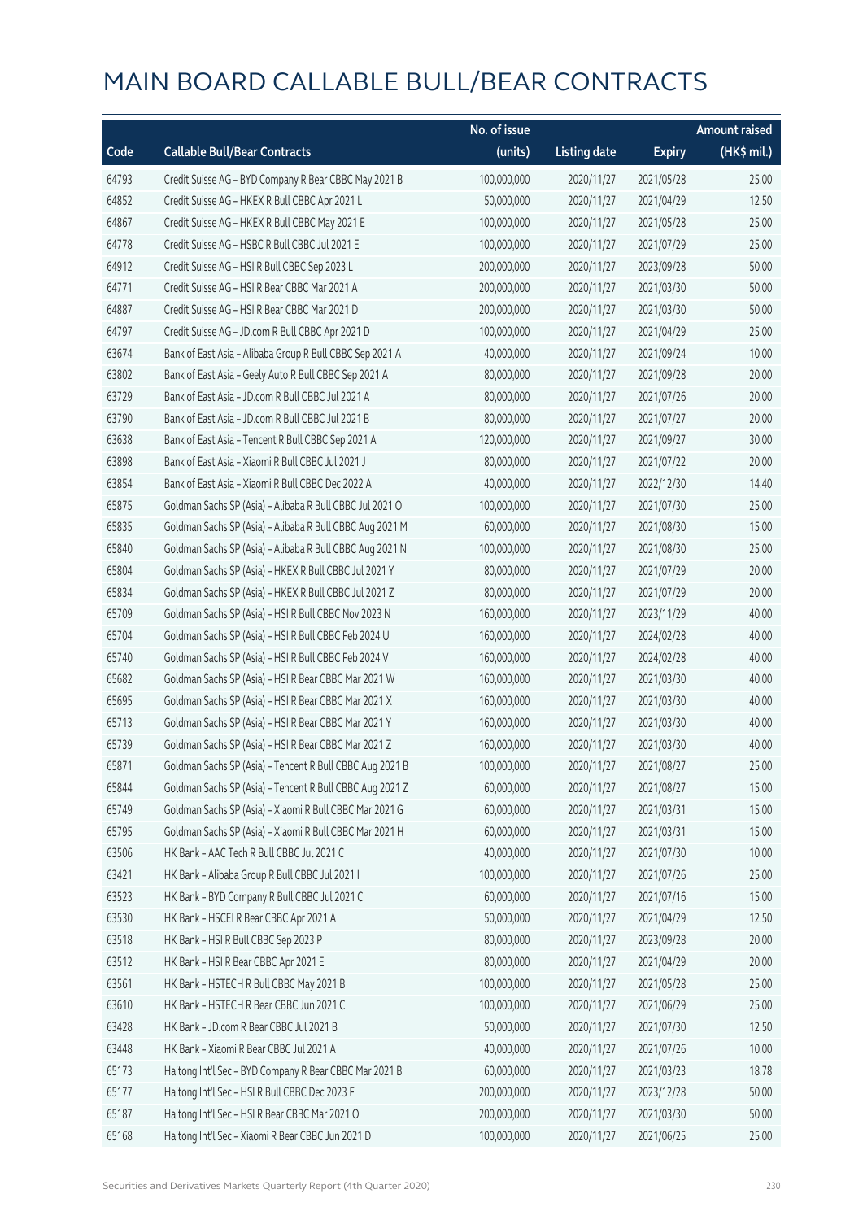# MAIN BOARD CALLABLE BULL/BEAR CONTRACTS

| Code | Callable Bull/Bear Contracts | No. of issue (units) | Listing date | Expiry | Amount raised (HK$ mil.) |
|---|---|---|---|---|---|
| 64793 | Credit Suisse AG - BYD Company R Bear CBBC May 2021 B | 100,000,000 | 2020/11/27 | 2021/05/28 | 25.00 |
| 64852 | Credit Suisse AG - HKEX R Bull CBBC Apr 2021 L | 50,000,000 | 2020/11/27 | 2021/04/29 | 12.50 |
| 64867 | Credit Suisse AG - HKEX R Bull CBBC May 2021 E | 100,000,000 | 2020/11/27 | 2021/05/28 | 25.00 |
| 64778 | Credit Suisse AG - HSBC R Bull CBBC Jul 2021 E | 100,000,000 | 2020/11/27 | 2021/07/29 | 25.00 |
| 64912 | Credit Suisse AG - HSI R Bull CBBC Sep 2023 L | 200,000,000 | 2020/11/27 | 2023/09/28 | 50.00 |
| 64771 | Credit Suisse AG - HSI R Bear CBBC Mar 2021 A | 200,000,000 | 2020/11/27 | 2021/03/30 | 50.00 |
| 64887 | Credit Suisse AG - HSI R Bear CBBC Mar 2021 D | 200,000,000 | 2020/11/27 | 2021/03/30 | 50.00 |
| 64797 | Credit Suisse AG - JD.com R Bull CBBC Apr 2021 D | 100,000,000 | 2020/11/27 | 2021/04/29 | 25.00 |
| 63674 | Bank of East Asia - Alibaba Group R Bull CBBC Sep 2021 A | 40,000,000 | 2020/11/27 | 2021/09/24 | 10.00 |
| 63802 | Bank of East Asia - Geely Auto R Bull CBBC Sep 2021 A | 80,000,000 | 2020/11/27 | 2021/09/28 | 20.00 |
| 63729 | Bank of East Asia - JD.com R Bull CBBC Jul 2021 A | 80,000,000 | 2020/11/27 | 2021/07/26 | 20.00 |
| 63790 | Bank of East Asia - JD.com R Bull CBBC Jul 2021 B | 80,000,000 | 2020/11/27 | 2021/07/27 | 20.00 |
| 63638 | Bank of East Asia - Tencent R Bull CBBC Sep 2021 A | 120,000,000 | 2020/11/27 | 2021/09/27 | 30.00 |
| 63898 | Bank of East Asia - Xiaomi R Bull CBBC Jul 2021 J | 80,000,000 | 2020/11/27 | 2021/07/22 | 20.00 |
| 63854 | Bank of East Asia - Xiaomi R Bull CBBC Dec 2022 A | 40,000,000 | 2020/11/27 | 2022/12/30 | 14.40 |
| 65875 | Goldman Sachs SP (Asia) - Alibaba R Bull CBBC Jul 2021 O | 100,000,000 | 2020/11/27 | 2021/07/30 | 25.00 |
| 65835 | Goldman Sachs SP (Asia) - Alibaba R Bull CBBC Aug 2021 M | 60,000,000 | 2020/11/27 | 2021/08/30 | 15.00 |
| 65840 | Goldman Sachs SP (Asia) - Alibaba R Bull CBBC Aug 2021 N | 100,000,000 | 2020/11/27 | 2021/08/30 | 25.00 |
| 65804 | Goldman Sachs SP (Asia) - HKEX R Bull CBBC Jul 2021 Y | 80,000,000 | 2020/11/27 | 2021/07/29 | 20.00 |
| 65834 | Goldman Sachs SP (Asia) - HKEX R Bull CBBC Jul 2021 Z | 80,000,000 | 2020/11/27 | 2021/07/29 | 20.00 |
| 65709 | Goldman Sachs SP (Asia) - HSI R Bull CBBC Nov 2023 N | 160,000,000 | 2020/11/27 | 2023/11/29 | 40.00 |
| 65704 | Goldman Sachs SP (Asia) - HSI R Bull CBBC Feb 2024 U | 160,000,000 | 2020/11/27 | 2024/02/28 | 40.00 |
| 65740 | Goldman Sachs SP (Asia) - HSI R Bull CBBC Feb 2024 V | 160,000,000 | 2020/11/27 | 2024/02/28 | 40.00 |
| 65682 | Goldman Sachs SP (Asia) - HSI R Bear CBBC Mar 2021 W | 160,000,000 | 2020/11/27 | 2021/03/30 | 40.00 |
| 65695 | Goldman Sachs SP (Asia) - HSI R Bear CBBC Mar 2021 X | 160,000,000 | 2020/11/27 | 2021/03/30 | 40.00 |
| 65713 | Goldman Sachs SP (Asia) - HSI R Bear CBBC Mar 2021 Y | 160,000,000 | 2020/11/27 | 2021/03/30 | 40.00 |
| 65739 | Goldman Sachs SP (Asia) - HSI R Bear CBBC Mar 2021 Z | 160,000,000 | 2020/11/27 | 2021/03/30 | 40.00 |
| 65871 | Goldman Sachs SP (Asia) - Tencent R Bull CBBC Aug 2021 B | 100,000,000 | 2020/11/27 | 2021/08/27 | 25.00 |
| 65844 | Goldman Sachs SP (Asia) - Tencent R Bull CBBC Aug 2021 Z | 60,000,000 | 2020/11/27 | 2021/08/27 | 15.00 |
| 65749 | Goldman Sachs SP (Asia) - Xiaomi R Bull CBBC Mar 2021 G | 60,000,000 | 2020/11/27 | 2021/03/31 | 15.00 |
| 65795 | Goldman Sachs SP (Asia) - Xiaomi R Bull CBBC Mar 2021 H | 60,000,000 | 2020/11/27 | 2021/03/31 | 15.00 |
| 63506 | HK Bank - AAC Tech R Bull CBBC Jul 2021 C | 40,000,000 | 2020/11/27 | 2021/07/30 | 10.00 |
| 63421 | HK Bank - Alibaba Group R Bull CBBC Jul 2021 I | 100,000,000 | 2020/11/27 | 2021/07/26 | 25.00 |
| 63523 | HK Bank - BYD Company R Bull CBBC Jul 2021 C | 60,000,000 | 2020/11/27 | 2021/07/16 | 15.00 |
| 63530 | HK Bank - HSCEI R Bear CBBC Apr 2021 A | 50,000,000 | 2020/11/27 | 2021/04/29 | 12.50 |
| 63518 | HK Bank - HSI R Bull CBBC Sep 2023 P | 80,000,000 | 2020/11/27 | 2023/09/28 | 20.00 |
| 63512 | HK Bank - HSI R Bear CBBC Apr 2021 E | 80,000,000 | 2020/11/27 | 2021/04/29 | 20.00 |
| 63561 | HK Bank - HSTECH R Bull CBBC May 2021 B | 100,000,000 | 2020/11/27 | 2021/05/28 | 25.00 |
| 63610 | HK Bank - HSTECH R Bear CBBC Jun 2021 C | 100,000,000 | 2020/11/27 | 2021/06/29 | 25.00 |
| 63428 | HK Bank - JD.com R Bear CBBC Jul 2021 B | 50,000,000 | 2020/11/27 | 2021/07/30 | 12.50 |
| 63448 | HK Bank - Xiaomi R Bear CBBC Jul 2021 A | 40,000,000 | 2020/11/27 | 2021/07/26 | 10.00 |
| 65173 | Haitong Int'l Sec - BYD Company R Bear CBBC Mar 2021 B | 60,000,000 | 2020/11/27 | 2021/03/23 | 18.78 |
| 65177 | Haitong Int'l Sec - HSI R Bull CBBC Dec 2023 F | 200,000,000 | 2020/11/27 | 2023/12/28 | 50.00 |
| 65187 | Haitong Int'l Sec - HSI R Bear CBBC Mar 2021 O | 200,000,000 | 2020/11/27 | 2021/03/30 | 50.00 |
| 65168 | Haitong Int'l Sec - Xiaomi R Bear CBBC Jun 2021 D | 100,000,000 | 2020/11/27 | 2021/06/25 | 25.00 |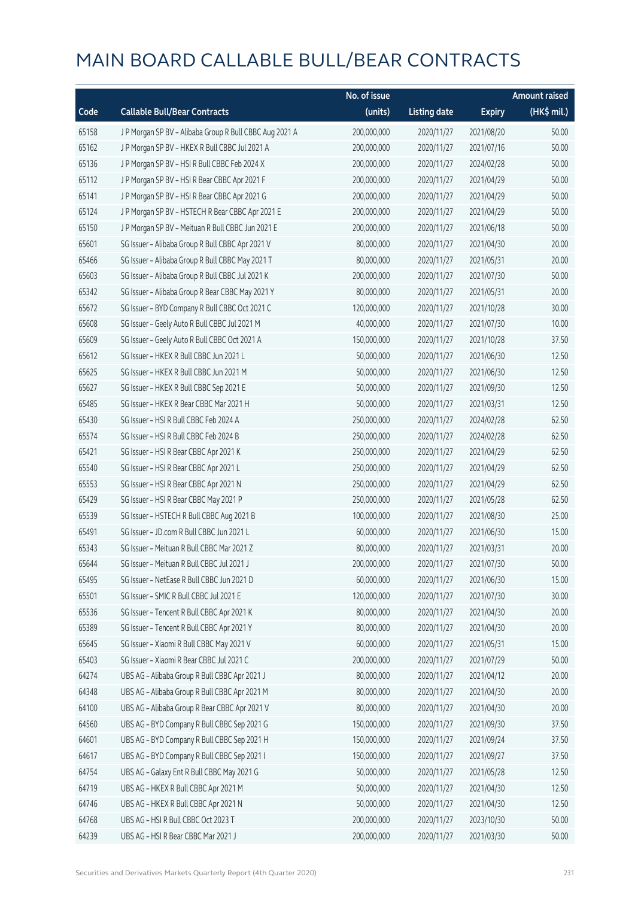# MAIN BOARD CALLABLE BULL/BEAR CONTRACTS

| Code | Callable Bull/Bear Contracts | No. of issue (units) | Listing date | Expiry | Amount raised (HK$ mil.) |
|---|---|---|---|---|---|
| 65158 | J P Morgan SP BV – Alibaba Group R Bull CBBC Aug 2021 A | 200,000,000 | 2020/11/27 | 2021/08/20 | 50.00 |
| 65162 | J P Morgan SP BV – HKEX R Bull CBBC Jul 2021 A | 200,000,000 | 2020/11/27 | 2021/07/16 | 50.00 |
| 65136 | J P Morgan SP BV – HSI R Bull CBBC Feb 2024 X | 200,000,000 | 2020/11/27 | 2024/02/28 | 50.00 |
| 65112 | J P Morgan SP BV – HSI R Bear CBBC Apr 2021 F | 200,000,000 | 2020/11/27 | 2021/04/29 | 50.00 |
| 65141 | J P Morgan SP BV – HSI R Bear CBBC Apr 2021 G | 200,000,000 | 2020/11/27 | 2021/04/29 | 50.00 |
| 65124 | J P Morgan SP BV – HSTECH R Bear CBBC Apr 2021 E | 200,000,000 | 2020/11/27 | 2021/04/29 | 50.00 |
| 65150 | J P Morgan SP BV – Meituan R Bull CBBC Jun 2021 E | 200,000,000 | 2020/11/27 | 2021/06/18 | 50.00 |
| 65601 | SG Issuer – Alibaba Group R Bull CBBC Apr 2021 V | 80,000,000 | 2020/11/27 | 2021/04/30 | 20.00 |
| 65466 | SG Issuer – Alibaba Group R Bull CBBC May 2021 T | 80,000,000 | 2020/11/27 | 2021/05/31 | 20.00 |
| 65603 | SG Issuer – Alibaba Group R Bull CBBC Jul 2021 K | 200,000,000 | 2020/11/27 | 2021/07/30 | 50.00 |
| 65342 | SG Issuer – Alibaba Group R Bear CBBC May 2021 Y | 80,000,000 | 2020/11/27 | 2021/05/31 | 20.00 |
| 65672 | SG Issuer – BYD Company R Bull CBBC Oct 2021 C | 120,000,000 | 2020/11/27 | 2021/10/28 | 30.00 |
| 65608 | SG Issuer – Geely Auto R Bull CBBC Jul 2021 M | 40,000,000 | 2020/11/27 | 2021/07/30 | 10.00 |
| 65609 | SG Issuer – Geely Auto R Bull CBBC Oct 2021 A | 150,000,000 | 2020/11/27 | 2021/10/28 | 37.50 |
| 65612 | SG Issuer – HKEX R Bull CBBC Jun 2021 L | 50,000,000 | 2020/11/27 | 2021/06/30 | 12.50 |
| 65625 | SG Issuer – HKEX R Bull CBBC Jun 2021 M | 50,000,000 | 2020/11/27 | 2021/06/30 | 12.50 |
| 65627 | SG Issuer – HKEX R Bull CBBC Sep 2021 E | 50,000,000 | 2020/11/27 | 2021/09/30 | 12.50 |
| 65485 | SG Issuer – HKEX R Bear CBBC Mar 2021 H | 50,000,000 | 2020/11/27 | 2021/03/31 | 12.50 |
| 65430 | SG Issuer – HSI R Bull CBBC Feb 2024 A | 250,000,000 | 2020/11/27 | 2024/02/28 | 62.50 |
| 65574 | SG Issuer – HSI R Bull CBBC Feb 2024 B | 250,000,000 | 2020/11/27 | 2024/02/28 | 62.50 |
| 65421 | SG Issuer – HSI R Bear CBBC Apr 2021 K | 250,000,000 | 2020/11/27 | 2021/04/29 | 62.50 |
| 65540 | SG Issuer – HSI R Bear CBBC Apr 2021 L | 250,000,000 | 2020/11/27 | 2021/04/29 | 62.50 |
| 65553 | SG Issuer – HSI R Bear CBBC Apr 2021 N | 250,000,000 | 2020/11/27 | 2021/04/29 | 62.50 |
| 65429 | SG Issuer – HSI R Bear CBBC May 2021 P | 250,000,000 | 2020/11/27 | 2021/05/28 | 62.50 |
| 65539 | SG Issuer – HSTECH R Bull CBBC Aug 2021 B | 100,000,000 | 2020/11/27 | 2021/08/30 | 25.00 |
| 65491 | SG Issuer – JD.com R Bull CBBC Jun 2021 L | 60,000,000 | 2020/11/27 | 2021/06/30 | 15.00 |
| 65343 | SG Issuer – Meituan R Bull CBBC Mar 2021 Z | 80,000,000 | 2020/11/27 | 2021/03/31 | 20.00 |
| 65644 | SG Issuer – Meituan R Bull CBBC Jul 2021 J | 200,000,000 | 2020/11/27 | 2021/07/30 | 50.00 |
| 65495 | SG Issuer – NetEase R Bull CBBC Jun 2021 D | 60,000,000 | 2020/11/27 | 2021/06/30 | 15.00 |
| 65501 | SG Issuer – SMIC R Bull CBBC Jul 2021 E | 120,000,000 | 2020/11/27 | 2021/07/30 | 30.00 |
| 65536 | SG Issuer – Tencent R Bull CBBC Apr 2021 K | 80,000,000 | 2020/11/27 | 2021/04/30 | 20.00 |
| 65389 | SG Issuer – Tencent R Bull CBBC Apr 2021 Y | 80,000,000 | 2020/11/27 | 2021/04/30 | 20.00 |
| 65645 | SG Issuer – Xiaomi R Bull CBBC May 2021 V | 60,000,000 | 2020/11/27 | 2021/05/31 | 15.00 |
| 65403 | SG Issuer – Xiaomi R Bear CBBC Jul 2021 C | 200,000,000 | 2020/11/27 | 2021/07/29 | 50.00 |
| 64274 | UBS AG – Alibaba Group R Bull CBBC Apr 2021 J | 80,000,000 | 2020/11/27 | 2021/04/12 | 20.00 |
| 64348 | UBS AG – Alibaba Group R Bull CBBC Apr 2021 M | 80,000,000 | 2020/11/27 | 2021/04/30 | 20.00 |
| 64100 | UBS AG – Alibaba Group R Bear CBBC Apr 2021 V | 80,000,000 | 2020/11/27 | 2021/04/30 | 20.00 |
| 64560 | UBS AG – BYD Company R Bull CBBC Sep 2021 G | 150,000,000 | 2020/11/27 | 2021/09/30 | 37.50 |
| 64601 | UBS AG – BYD Company R Bull CBBC Sep 2021 H | 150,000,000 | 2020/11/27 | 2021/09/24 | 37.50 |
| 64617 | UBS AG – BYD Company R Bull CBBC Sep 2021 I | 150,000,000 | 2020/11/27 | 2021/09/27 | 37.50 |
| 64754 | UBS AG – Galaxy Ent R Bull CBBC May 2021 G | 50,000,000 | 2020/11/27 | 2021/05/28 | 12.50 |
| 64719 | UBS AG – HKEX R Bull CBBC Apr 2021 M | 50,000,000 | 2020/11/27 | 2021/04/30 | 12.50 |
| 64746 | UBS AG – HKEX R Bull CBBC Apr 2021 N | 50,000,000 | 2020/11/27 | 2021/04/30 | 12.50 |
| 64768 | UBS AG – HSI R Bull CBBC Oct 2023 T | 200,000,000 | 2020/11/27 | 2023/10/30 | 50.00 |
| 64239 | UBS AG – HSI R Bear CBBC Mar 2021 J | 200,000,000 | 2020/11/27 | 2021/03/30 | 50.00 |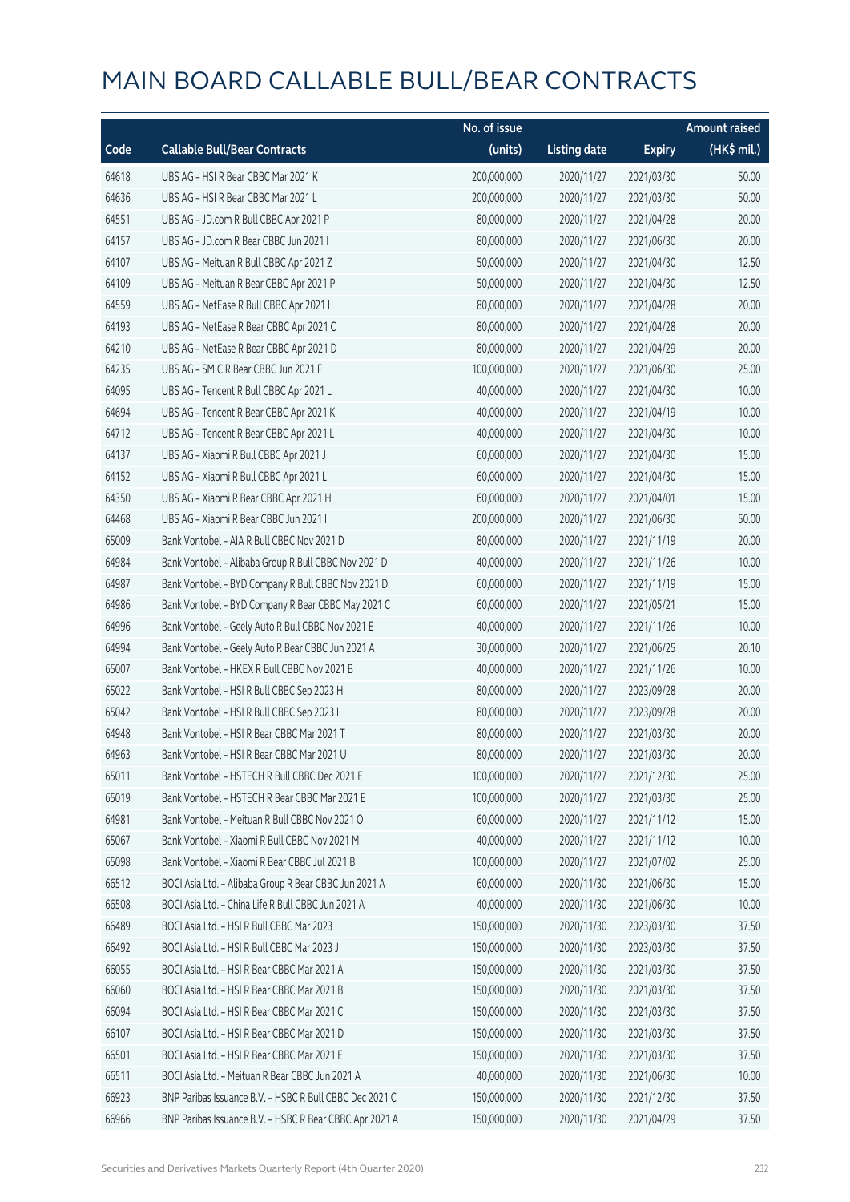# MAIN BOARD CALLABLE BULL/BEAR CONTRACTS

| Code | Callable Bull/Bear Contracts | No. of issue (units) | Listing date | Expiry | Amount raised (HK$ mil.) |
|---|---|---|---|---|---|
| 64618 | UBS AG – HSI R Bear CBBC Mar 2021 K | 200,000,000 | 2020/11/27 | 2021/03/30 | 50.00 |
| 64636 | UBS AG – HSI R Bear CBBC Mar 2021 L | 200,000,000 | 2020/11/27 | 2021/03/30 | 50.00 |
| 64551 | UBS AG – JD.com R Bull CBBC Apr 2021 P | 80,000,000 | 2020/11/27 | 2021/04/28 | 20.00 |
| 64157 | UBS AG – JD.com R Bear CBBC Jun 2021 I | 80,000,000 | 2020/11/27 | 2021/06/30 | 20.00 |
| 64107 | UBS AG – Meituan R Bull CBBC Apr 2021 Z | 50,000,000 | 2020/11/27 | 2021/04/30 | 12.50 |
| 64109 | UBS AG – Meituan R Bear CBBC Apr 2021 P | 50,000,000 | 2020/11/27 | 2021/04/30 | 12.50 |
| 64559 | UBS AG – NetEase R Bull CBBC Apr 2021 I | 80,000,000 | 2020/11/27 | 2021/04/28 | 20.00 |
| 64193 | UBS AG – NetEase R Bear CBBC Apr 2021 C | 80,000,000 | 2020/11/27 | 2021/04/28 | 20.00 |
| 64210 | UBS AG – NetEase R Bear CBBC Apr 2021 D | 80,000,000 | 2020/11/27 | 2021/04/29 | 20.00 |
| 64235 | UBS AG – SMIC R Bear CBBC Jun 2021 F | 100,000,000 | 2020/11/27 | 2021/06/30 | 25.00 |
| 64095 | UBS AG – Tencent R Bull CBBC Apr 2021 L | 40,000,000 | 2020/11/27 | 2021/04/30 | 10.00 |
| 64694 | UBS AG – Tencent R Bear CBBC Apr 2021 K | 40,000,000 | 2020/11/27 | 2021/04/19 | 10.00 |
| 64712 | UBS AG – Tencent R Bear CBBC Apr 2021 L | 40,000,000 | 2020/11/27 | 2021/04/30 | 10.00 |
| 64137 | UBS AG – Xiaomi R Bull CBBC Apr 2021 J | 60,000,000 | 2020/11/27 | 2021/04/30 | 15.00 |
| 64152 | UBS AG – Xiaomi R Bull CBBC Apr 2021 L | 60,000,000 | 2020/11/27 | 2021/04/30 | 15.00 |
| 64350 | UBS AG – Xiaomi R Bear CBBC Apr 2021 H | 60,000,000 | 2020/11/27 | 2021/04/01 | 15.00 |
| 64468 | UBS AG – Xiaomi R Bear CBBC Jun 2021 I | 200,000,000 | 2020/11/27 | 2021/06/30 | 50.00 |
| 65009 | Bank Vontobel – AIA R Bull CBBC Nov 2021 D | 80,000,000 | 2020/11/27 | 2021/11/19 | 20.00 |
| 64984 | Bank Vontobel – Alibaba Group R Bull CBBC Nov 2021 D | 40,000,000 | 2020/11/27 | 2021/11/26 | 10.00 |
| 64987 | Bank Vontobel – BYD Company R Bull CBBC Nov 2021 D | 60,000,000 | 2020/11/27 | 2021/11/19 | 15.00 |
| 64986 | Bank Vontobel – BYD Company R Bear CBBC May 2021 C | 60,000,000 | 2020/11/27 | 2021/05/21 | 15.00 |
| 64996 | Bank Vontobel – Geely Auto R Bull CBBC Nov 2021 E | 40,000,000 | 2020/11/27 | 2021/11/26 | 10.00 |
| 64994 | Bank Vontobel – Geely Auto R Bear CBBC Jun 2021 A | 30,000,000 | 2020/11/27 | 2021/06/25 | 20.10 |
| 65007 | Bank Vontobel – HKEX R Bull CBBC Nov 2021 B | 40,000,000 | 2020/11/27 | 2021/11/26 | 10.00 |
| 65022 | Bank Vontobel – HSI R Bull CBBC Sep 2023 H | 80,000,000 | 2020/11/27 | 2023/09/28 | 20.00 |
| 65042 | Bank Vontobel – HSI R Bull CBBC Sep 2023 I | 80,000,000 | 2020/11/27 | 2023/09/28 | 20.00 |
| 64948 | Bank Vontobel – HSI R Bear CBBC Mar 2021 T | 80,000,000 | 2020/11/27 | 2021/03/30 | 20.00 |
| 64963 | Bank Vontobel – HSI R Bear CBBC Mar 2021 U | 80,000,000 | 2020/11/27 | 2021/03/30 | 20.00 |
| 65011 | Bank Vontobel – HSTECH R Bull CBBC Dec 2021 E | 100,000,000 | 2020/11/27 | 2021/12/30 | 25.00 |
| 65019 | Bank Vontobel – HSTECH R Bear CBBC Mar 2021 E | 100,000,000 | 2020/11/27 | 2021/03/30 | 25.00 |
| 64981 | Bank Vontobel – Meituan R Bull CBBC Nov 2021 O | 60,000,000 | 2020/11/27 | 2021/11/12 | 15.00 |
| 65067 | Bank Vontobel – Xiaomi R Bull CBBC Nov 2021 M | 40,000,000 | 2020/11/27 | 2021/11/12 | 10.00 |
| 65098 | Bank Vontobel – Xiaomi R Bear CBBC Jul 2021 B | 100,000,000 | 2020/11/27 | 2021/07/02 | 25.00 |
| 66512 | BOCI Asia Ltd. – Alibaba Group R Bear CBBC Jun 2021 A | 60,000,000 | 2020/11/30 | 2021/06/30 | 15.00 |
| 66508 | BOCI Asia Ltd. – China Life R Bull CBBC Jun 2021 A | 40,000,000 | 2020/11/30 | 2021/06/30 | 10.00 |
| 66489 | BOCI Asia Ltd. – HSI R Bull CBBC Mar 2023 I | 150,000,000 | 2020/11/30 | 2023/03/30 | 37.50 |
| 66492 | BOCI Asia Ltd. – HSI R Bull CBBC Mar 2023 J | 150,000,000 | 2020/11/30 | 2023/03/30 | 37.50 |
| 66055 | BOCI Asia Ltd. – HSI R Bear CBBC Mar 2021 A | 150,000,000 | 2020/11/30 | 2021/03/30 | 37.50 |
| 66060 | BOCI Asia Ltd. – HSI R Bear CBBC Mar 2021 B | 150,000,000 | 2020/11/30 | 2021/03/30 | 37.50 |
| 66094 | BOCI Asia Ltd. – HSI R Bear CBBC Mar 2021 C | 150,000,000 | 2020/11/30 | 2021/03/30 | 37.50 |
| 66107 | BOCI Asia Ltd. – HSI R Bear CBBC Mar 2021 D | 150,000,000 | 2020/11/30 | 2021/03/30 | 37.50 |
| 66501 | BOCI Asia Ltd. – HSI R Bear CBBC Mar 2021 E | 150,000,000 | 2020/11/30 | 2021/03/30 | 37.50 |
| 66511 | BOCI Asia Ltd. – Meituan R Bear CBBC Jun 2021 A | 40,000,000 | 2020/11/30 | 2021/06/30 | 10.00 |
| 66923 | BNP Paribas Issuance B.V. – HSBC R Bull CBBC Dec 2021 C | 150,000,000 | 2020/11/30 | 2021/12/30 | 37.50 |
| 66966 | BNP Paribas Issuance B.V. – HSBC R Bear CBBC Apr 2021 A | 150,000,000 | 2020/11/30 | 2021/04/29 | 37.50 |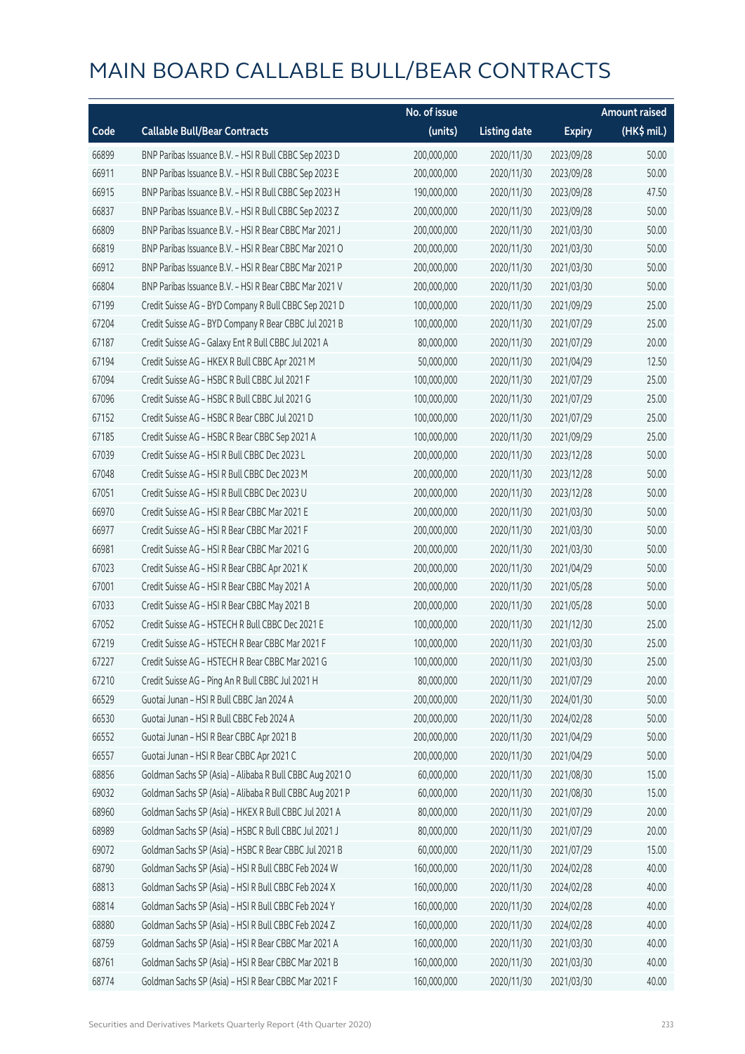# MAIN BOARD CALLABLE BULL/BEAR CONTRACTS

| Code | Callable Bull/Bear Contracts | No. of issue (units) | Listing date | Expiry | Amount raised (HK$ mil.) |
|---|---|---|---|---|---|
| 66899 | BNP Paribas Issuance B.V. – HSI R Bull CBBC Sep 2023 D | 200,000,000 | 2020/11/30 | 2023/09/28 | 50.00 |
| 66911 | BNP Paribas Issuance B.V. – HSI R Bull CBBC Sep 2023 E | 200,000,000 | 2020/11/30 | 2023/09/28 | 50.00 |
| 66915 | BNP Paribas Issuance B.V. – HSI R Bull CBBC Sep 2023 H | 190,000,000 | 2020/11/30 | 2023/09/28 | 47.50 |
| 66837 | BNP Paribas Issuance B.V. – HSI R Bull CBBC Sep 2023 Z | 200,000,000 | 2020/11/30 | 2023/09/28 | 50.00 |
| 66809 | BNP Paribas Issuance B.V. – HSI R Bear CBBC Mar 2021 J | 200,000,000 | 2020/11/30 | 2021/03/30 | 50.00 |
| 66819 | BNP Paribas Issuance B.V. – HSI R Bear CBBC Mar 2021 O | 200,000,000 | 2020/11/30 | 2021/03/30 | 50.00 |
| 66912 | BNP Paribas Issuance B.V. – HSI R Bear CBBC Mar 2021 P | 200,000,000 | 2020/11/30 | 2021/03/30 | 50.00 |
| 66804 | BNP Paribas Issuance B.V. – HSI R Bear CBBC Mar 2021 V | 200,000,000 | 2020/11/30 | 2021/03/30 | 50.00 |
| 67199 | Credit Suisse AG – BYD Company R Bull CBBC Sep 2021 D | 100,000,000 | 2020/11/30 | 2021/09/29 | 25.00 |
| 67204 | Credit Suisse AG – BYD Company R Bear CBBC Jul 2021 B | 100,000,000 | 2020/11/30 | 2021/07/29 | 25.00 |
| 67187 | Credit Suisse AG – Galaxy Ent R Bull CBBC Jul 2021 A | 80,000,000 | 2020/11/30 | 2021/07/29 | 20.00 |
| 67194 | Credit Suisse AG – HKEX R Bull CBBC Apr 2021 M | 50,000,000 | 2020/11/30 | 2021/04/29 | 12.50 |
| 67094 | Credit Suisse AG – HSBC R Bull CBBC Jul 2021 F | 100,000,000 | 2020/11/30 | 2021/07/29 | 25.00 |
| 67096 | Credit Suisse AG – HSBC R Bull CBBC Jul 2021 G | 100,000,000 | 2020/11/30 | 2021/07/29 | 25.00 |
| 67152 | Credit Suisse AG – HSBC R Bear CBBC Jul 2021 D | 100,000,000 | 2020/11/30 | 2021/07/29 | 25.00 |
| 67185 | Credit Suisse AG – HSBC R Bear CBBC Sep 2021 A | 100,000,000 | 2020/11/30 | 2021/09/29 | 25.00 |
| 67039 | Credit Suisse AG – HSI R Bull CBBC Dec 2023 L | 200,000,000 | 2020/11/30 | 2023/12/28 | 50.00 |
| 67048 | Credit Suisse AG – HSI R Bull CBBC Dec 2023 M | 200,000,000 | 2020/11/30 | 2023/12/28 | 50.00 |
| 67051 | Credit Suisse AG – HSI R Bull CBBC Dec 2023 U | 200,000,000 | 2020/11/30 | 2023/12/28 | 50.00 |
| 66970 | Credit Suisse AG – HSI R Bear CBBC Mar 2021 E | 200,000,000 | 2020/11/30 | 2021/03/30 | 50.00 |
| 66977 | Credit Suisse AG – HSI R Bear CBBC Mar 2021 F | 200,000,000 | 2020/11/30 | 2021/03/30 | 50.00 |
| 66981 | Credit Suisse AG – HSI R Bear CBBC Mar 2021 G | 200,000,000 | 2020/11/30 | 2021/03/30 | 50.00 |
| 67023 | Credit Suisse AG – HSI R Bear CBBC Apr 2021 K | 200,000,000 | 2020/11/30 | 2021/04/29 | 50.00 |
| 67001 | Credit Suisse AG – HSI R Bear CBBC May 2021 A | 200,000,000 | 2020/11/30 | 2021/05/28 | 50.00 |
| 67033 | Credit Suisse AG – HSI R Bear CBBC May 2021 B | 200,000,000 | 2020/11/30 | 2021/05/28 | 50.00 |
| 67052 | Credit Suisse AG – HSTECH R Bull CBBC Dec 2021 E | 100,000,000 | 2020/11/30 | 2021/12/30 | 25.00 |
| 67219 | Credit Suisse AG – HSTECH R Bear CBBC Mar 2021 F | 100,000,000 | 2020/11/30 | 2021/03/30 | 25.00 |
| 67227 | Credit Suisse AG – HSTECH R Bear CBBC Mar 2021 G | 100,000,000 | 2020/11/30 | 2021/03/30 | 25.00 |
| 67210 | Credit Suisse AG – Ping An R Bull CBBC Jul 2021 H | 80,000,000 | 2020/11/30 | 2021/07/29 | 20.00 |
| 66529 | Guotai Junan – HSI R Bull CBBC Jan 2024 A | 200,000,000 | 2020/11/30 | 2024/01/30 | 50.00 |
| 66530 | Guotai Junan – HSI R Bull CBBC Feb 2024 A | 200,000,000 | 2020/11/30 | 2024/02/28 | 50.00 |
| 66552 | Guotai Junan – HSI R Bear CBBC Apr 2021 B | 200,000,000 | 2020/11/30 | 2021/04/29 | 50.00 |
| 66557 | Guotai Junan – HSI R Bear CBBC Apr 2021 C | 200,000,000 | 2020/11/30 | 2021/04/29 | 50.00 |
| 68856 | Goldman Sachs SP (Asia) – Alibaba R Bull CBBC Aug 2021 O | 60,000,000 | 2020/11/30 | 2021/08/30 | 15.00 |
| 69032 | Goldman Sachs SP (Asia) – Alibaba R Bull CBBC Aug 2021 P | 60,000,000 | 2020/11/30 | 2021/08/30 | 15.00 |
| 68960 | Goldman Sachs SP (Asia) – HKEX R Bull CBBC Jul 2021 A | 80,000,000 | 2020/11/30 | 2021/07/29 | 20.00 |
| 68989 | Goldman Sachs SP (Asia) – HSBC R Bull CBBC Jul 2021 J | 80,000,000 | 2020/11/30 | 2021/07/29 | 20.00 |
| 69072 | Goldman Sachs SP (Asia) – HSBC R Bear CBBC Jul 2021 B | 60,000,000 | 2020/11/30 | 2021/07/29 | 15.00 |
| 68790 | Goldman Sachs SP (Asia) – HSI R Bull CBBC Feb 2024 W | 160,000,000 | 2020/11/30 | 2024/02/28 | 40.00 |
| 68813 | Goldman Sachs SP (Asia) – HSI R Bull CBBC Feb 2024 X | 160,000,000 | 2020/11/30 | 2024/02/28 | 40.00 |
| 68814 | Goldman Sachs SP (Asia) – HSI R Bull CBBC Feb 2024 Y | 160,000,000 | 2020/11/30 | 2024/02/28 | 40.00 |
| 68880 | Goldman Sachs SP (Asia) – HSI R Bull CBBC Feb 2024 Z | 160,000,000 | 2020/11/30 | 2024/02/28 | 40.00 |
| 68759 | Goldman Sachs SP (Asia) – HSI R Bear CBBC Mar 2021 A | 160,000,000 | 2020/11/30 | 2021/03/30 | 40.00 |
| 68761 | Goldman Sachs SP (Asia) – HSI R Bear CBBC Mar 2021 B | 160,000,000 | 2020/11/30 | 2021/03/30 | 40.00 |
| 68774 | Goldman Sachs SP (Asia) – HSI R Bear CBBC Mar 2021 F | 160,000,000 | 2020/11/30 | 2021/03/30 | 40.00 |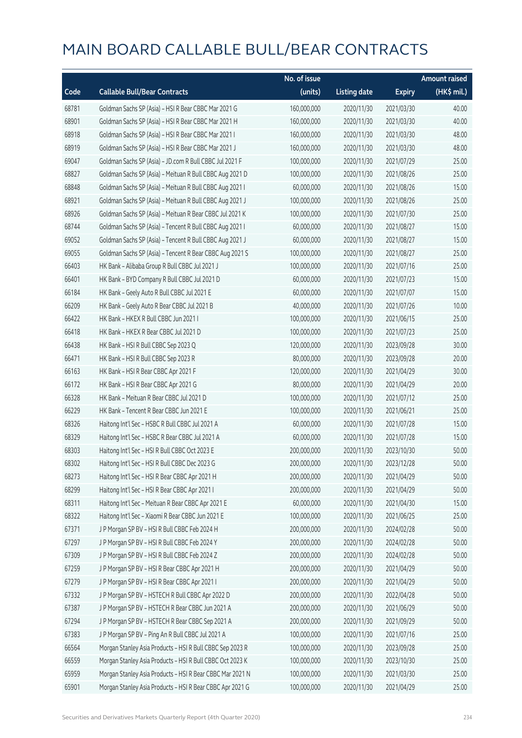# MAIN BOARD CALLABLE BULL/BEAR CONTRACTS

| Code | Callable Bull/Bear Contracts | No. of issue (units) | Listing date | Expiry | Amount raised (HK$ mil.) |
|---|---|---|---|---|---|
| 68781 | Goldman Sachs SP (Asia) - HSI R Bear CBBC Mar 2021 G | 160,000,000 | 2020/11/30 | 2021/03/30 | 40.00 |
| 68901 | Goldman Sachs SP (Asia) - HSI R Bear CBBC Mar 2021 H | 160,000,000 | 2020/11/30 | 2021/03/30 | 40.00 |
| 68918 | Goldman Sachs SP (Asia) - HSI R Bear CBBC Mar 2021 I | 160,000,000 | 2020/11/30 | 2021/03/30 | 48.00 |
| 68919 | Goldman Sachs SP (Asia) - HSI R Bear CBBC Mar 2021 J | 160,000,000 | 2020/11/30 | 2021/03/30 | 48.00 |
| 69047 | Goldman Sachs SP (Asia) - JD.com R Bull CBBC Jul 2021 F | 100,000,000 | 2020/11/30 | 2021/07/29 | 25.00 |
| 68827 | Goldman Sachs SP (Asia) - Meituan R Bull CBBC Aug 2021 D | 100,000,000 | 2020/11/30 | 2021/08/26 | 25.00 |
| 68848 | Goldman Sachs SP (Asia) - Meituan R Bull CBBC Aug 2021 I | 60,000,000 | 2020/11/30 | 2021/08/26 | 15.00 |
| 68921 | Goldman Sachs SP (Asia) - Meituan R Bull CBBC Aug 2021 J | 100,000,000 | 2020/11/30 | 2021/08/26 | 25.00 |
| 68926 | Goldman Sachs SP (Asia) - Meituan R Bear CBBC Jul 2021 K | 100,000,000 | 2020/11/30 | 2021/07/30 | 25.00 |
| 68744 | Goldman Sachs SP (Asia) - Tencent R Bull CBBC Aug 2021 I | 60,000,000 | 2020/11/30 | 2021/08/27 | 15.00 |
| 69052 | Goldman Sachs SP (Asia) - Tencent R Bull CBBC Aug 2021 J | 60,000,000 | 2020/11/30 | 2021/08/27 | 15.00 |
| 69055 | Goldman Sachs SP (Asia) - Tencent R Bear CBBC Aug 2021 S | 100,000,000 | 2020/11/30 | 2021/08/27 | 25.00 |
| 66403 | HK Bank - Alibaba Group R Bull CBBC Jul 2021 J | 100,000,000 | 2020/11/30 | 2021/07/16 | 25.00 |
| 66401 | HK Bank - BYD Company R Bull CBBC Jul 2021 D | 60,000,000 | 2020/11/30 | 2021/07/23 | 15.00 |
| 66184 | HK Bank - Geely Auto R Bull CBBC Jul 2021 E | 60,000,000 | 2020/11/30 | 2021/07/07 | 15.00 |
| 66209 | HK Bank - Geely Auto R Bear CBBC Jul 2021 B | 40,000,000 | 2020/11/30 | 2021/07/26 | 10.00 |
| 66422 | HK Bank - HKEX R Bull CBBC Jun 2021 I | 100,000,000 | 2020/11/30 | 2021/06/15 | 25.00 |
| 66418 | HK Bank - HKEX R Bear CBBC Jul 2021 D | 100,000,000 | 2020/11/30 | 2021/07/23 | 25.00 |
| 66438 | HK Bank - HSI R Bull CBBC Sep 2023 Q | 120,000,000 | 2020/11/30 | 2023/09/28 | 30.00 |
| 66471 | HK Bank - HSI R Bull CBBC Sep 2023 R | 80,000,000 | 2020/11/30 | 2023/09/28 | 20.00 |
| 66163 | HK Bank - HSI R Bear CBBC Apr 2021 F | 120,000,000 | 2020/11/30 | 2021/04/29 | 30.00 |
| 66172 | HK Bank - HSI R Bear CBBC Apr 2021 G | 80,000,000 | 2020/11/30 | 2021/04/29 | 20.00 |
| 66328 | HK Bank - Meituan R Bear CBBC Jul 2021 D | 100,000,000 | 2020/11/30 | 2021/07/12 | 25.00 |
| 66229 | HK Bank - Tencent R Bear CBBC Jun 2021 E | 100,000,000 | 2020/11/30 | 2021/06/21 | 25.00 |
| 68326 | Haitong Int'l Sec - HSBC R Bull CBBC Jul 2021 A | 60,000,000 | 2020/11/30 | 2021/07/28 | 15.00 |
| 68329 | Haitong Int'l Sec - HSBC R Bear CBBC Jul 2021 A | 60,000,000 | 2020/11/30 | 2021/07/28 | 15.00 |
| 68303 | Haitong Int'l Sec - HSI R Bull CBBC Oct 2023 E | 200,000,000 | 2020/11/30 | 2023/10/30 | 50.00 |
| 68302 | Haitong Int'l Sec - HSI R Bull CBBC Dec 2023 G | 200,000,000 | 2020/11/30 | 2023/12/28 | 50.00 |
| 68273 | Haitong Int'l Sec - HSI R Bear CBBC Apr 2021 H | 200,000,000 | 2020/11/30 | 2021/04/29 | 50.00 |
| 68299 | Haitong Int'l Sec - HSI R Bear CBBC Apr 2021 I | 200,000,000 | 2020/11/30 | 2021/04/29 | 50.00 |
| 68311 | Haitong Int'l Sec - Meituan R Bear CBBC Apr 2021 E | 60,000,000 | 2020/11/30 | 2021/04/30 | 15.00 |
| 68322 | Haitong Int'l Sec - Xiaomi R Bear CBBC Jun 2021 E | 100,000,000 | 2020/11/30 | 2021/06/25 | 25.00 |
| 67371 | J P Morgan SP BV - HSI R Bull CBBC Feb 2024 H | 200,000,000 | 2020/11/30 | 2024/02/28 | 50.00 |
| 67297 | J P Morgan SP BV - HSI R Bull CBBC Feb 2024 Y | 200,000,000 | 2020/11/30 | 2024/02/28 | 50.00 |
| 67309 | J P Morgan SP BV - HSI R Bull CBBC Feb 2024 Z | 200,000,000 | 2020/11/30 | 2024/02/28 | 50.00 |
| 67259 | J P Morgan SP BV - HSI R Bear CBBC Apr 2021 H | 200,000,000 | 2020/11/30 | 2021/04/29 | 50.00 |
| 67279 | J P Morgan SP BV - HSI R Bear CBBC Apr 2021 I | 200,000,000 | 2020/11/30 | 2021/04/29 | 50.00 |
| 67332 | J P Morgan SP BV - HSTECH R Bull CBBC Apr 2022 D | 200,000,000 | 2020/11/30 | 2022/04/28 | 50.00 |
| 67387 | J P Morgan SP BV - HSTECH R Bear CBBC Jun 2021 A | 200,000,000 | 2020/11/30 | 2021/06/29 | 50.00 |
| 67294 | J P Morgan SP BV - HSTECH R Bear CBBC Sep 2021 A | 200,000,000 | 2020/11/30 | 2021/09/29 | 50.00 |
| 67383 | J P Morgan SP BV - Ping An R Bull CBBC Jul 2021 A | 100,000,000 | 2020/11/30 | 2021/07/16 | 25.00 |
| 66564 | Morgan Stanley Asia Products - HSI R Bull CBBC Sep 2023 R | 100,000,000 | 2020/11/30 | 2023/09/28 | 25.00 |
| 66559 | Morgan Stanley Asia Products - HSI R Bull CBBC Oct 2023 K | 100,000,000 | 2020/11/30 | 2023/10/30 | 25.00 |
| 65959 | Morgan Stanley Asia Products - HSI R Bear CBBC Mar 2021 N | 100,000,000 | 2020/11/30 | 2021/03/30 | 25.00 |
| 65901 | Morgan Stanley Asia Products - HSI R Bear CBBC Apr 2021 G | 100,000,000 | 2020/11/30 | 2021/04/29 | 25.00 |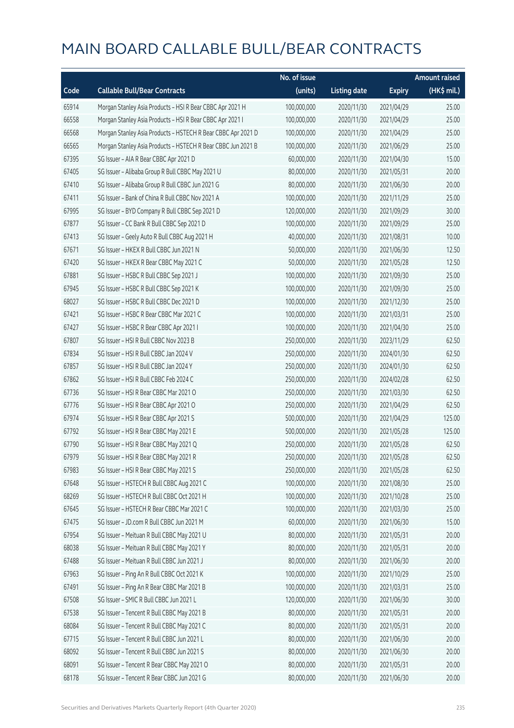# MAIN BOARD CALLABLE BULL/BEAR CONTRACTS

| Code | Callable Bull/Bear Contracts | No. of issue (units) | Listing date | Expiry | Amount raised (HK$ mil.) |
|---|---|---|---|---|---|
| 65914 | Morgan Stanley Asia Products – HSI R Bear CBBC Apr 2021 H | 100,000,000 | 2020/11/30 | 2021/04/29 | 25.00 |
| 66558 | Morgan Stanley Asia Products – HSI R Bear CBBC Apr 2021 I | 100,000,000 | 2020/11/30 | 2021/04/29 | 25.00 |
| 66568 | Morgan Stanley Asia Products – HSTECH R Bear CBBC Apr 2021 D | 100,000,000 | 2020/11/30 | 2021/04/29 | 25.00 |
| 66565 | Morgan Stanley Asia Products – HSTECH R Bear CBBC Jun 2021 B | 100,000,000 | 2020/11/30 | 2021/06/29 | 25.00 |
| 67395 | SG Issuer – AIA R Bear CBBC Apr 2021 D | 60,000,000 | 2020/11/30 | 2021/04/30 | 15.00 |
| 67405 | SG Issuer – Alibaba Group R Bull CBBC May 2021 U | 80,000,000 | 2020/11/30 | 2021/05/31 | 20.00 |
| 67410 | SG Issuer – Alibaba Group R Bull CBBC Jun 2021 G | 80,000,000 | 2020/11/30 | 2021/06/30 | 20.00 |
| 67411 | SG Issuer – Bank of China R Bull CBBC Nov 2021 A | 100,000,000 | 2020/11/30 | 2021/11/29 | 25.00 |
| 67995 | SG Issuer – BYD Company R Bull CBBC Sep 2021 D | 120,000,000 | 2020/11/30 | 2021/09/29 | 30.00 |
| 67877 | SG Issuer – CC Bank R Bull CBBC Sep 2021 D | 100,000,000 | 2020/11/30 | 2021/09/29 | 25.00 |
| 67413 | SG Issuer – Geely Auto R Bull CBBC Aug 2021 H | 40,000,000 | 2020/11/30 | 2021/08/31 | 10.00 |
| 67671 | SG Issuer – HKEX R Bull CBBC Jun 2021 N | 50,000,000 | 2020/11/30 | 2021/06/30 | 12.50 |
| 67420 | SG Issuer – HKEX R Bear CBBC May 2021 C | 50,000,000 | 2020/11/30 | 2021/05/28 | 12.50 |
| 67881 | SG Issuer – HSBC R Bull CBBC Sep 2021 J | 100,000,000 | 2020/11/30 | 2021/09/30 | 25.00 |
| 67945 | SG Issuer – HSBC R Bull CBBC Sep 2021 K | 100,000,000 | 2020/11/30 | 2021/09/30 | 25.00 |
| 68027 | SG Issuer – HSBC R Bull CBBC Dec 2021 D | 100,000,000 | 2020/11/30 | 2021/12/30 | 25.00 |
| 67421 | SG Issuer – HSBC R Bear CBBC Mar 2021 C | 100,000,000 | 2020/11/30 | 2021/03/31 | 25.00 |
| 67427 | SG Issuer – HSBC R Bear CBBC Apr 2021 I | 100,000,000 | 2020/11/30 | 2021/04/30 | 25.00 |
| 67807 | SG Issuer – HSI R Bull CBBC Nov 2023 B | 250,000,000 | 2020/11/30 | 2023/11/29 | 62.50 |
| 67834 | SG Issuer – HSI R Bull CBBC Jan 2024 V | 250,000,000 | 2020/11/30 | 2024/01/30 | 62.50 |
| 67857 | SG Issuer – HSI R Bull CBBC Jan 2024 Y | 250,000,000 | 2020/11/30 | 2024/01/30 | 62.50 |
| 67862 | SG Issuer – HSI R Bull CBBC Feb 2024 C | 250,000,000 | 2020/11/30 | 2024/02/28 | 62.50 |
| 67736 | SG Issuer – HSI R Bear CBBC Mar 2021 O | 250,000,000 | 2020/11/30 | 2021/03/30 | 62.50 |
| 67776 | SG Issuer – HSI R Bear CBBC Apr 2021 O | 250,000,000 | 2020/11/30 | 2021/04/29 | 62.50 |
| 67974 | SG Issuer – HSI R Bear CBBC Apr 2021 S | 500,000,000 | 2020/11/30 | 2021/04/29 | 125.00 |
| 67792 | SG Issuer – HSI R Bear CBBC May 2021 E | 500,000,000 | 2020/11/30 | 2021/05/28 | 125.00 |
| 67790 | SG Issuer – HSI R Bear CBBC May 2021 Q | 250,000,000 | 2020/11/30 | 2021/05/28 | 62.50 |
| 67979 | SG Issuer – HSI R Bear CBBC May 2021 R | 250,000,000 | 2020/11/30 | 2021/05/28 | 62.50 |
| 67983 | SG Issuer – HSI R Bear CBBC May 2021 S | 250,000,000 | 2020/11/30 | 2021/05/28 | 62.50 |
| 67648 | SG Issuer – HSTECH R Bull CBBC Aug 2021 C | 100,000,000 | 2020/11/30 | 2021/08/30 | 25.00 |
| 68269 | SG Issuer – HSTECH R Bull CBBC Oct 2021 H | 100,000,000 | 2020/11/30 | 2021/10/28 | 25.00 |
| 67645 | SG Issuer – HSTECH R Bear CBBC Mar 2021 C | 100,000,000 | 2020/11/30 | 2021/03/30 | 25.00 |
| 67475 | SG Issuer – JD.com R Bull CBBC Jun 2021 M | 60,000,000 | 2020/11/30 | 2021/06/30 | 15.00 |
| 67954 | SG Issuer – Meituan R Bull CBBC May 2021 U | 80,000,000 | 2020/11/30 | 2021/05/31 | 20.00 |
| 68038 | SG Issuer – Meituan R Bull CBBC May 2021 Y | 80,000,000 | 2020/11/30 | 2021/05/31 | 20.00 |
| 67488 | SG Issuer – Meituan R Bull CBBC Jun 2021 J | 80,000,000 | 2020/11/30 | 2021/06/30 | 20.00 |
| 67963 | SG Issuer – Ping An R Bull CBBC Oct 2021 K | 100,000,000 | 2020/11/30 | 2021/10/29 | 25.00 |
| 67491 | SG Issuer – Ping An R Bear CBBC Mar 2021 B | 100,000,000 | 2020/11/30 | 2021/03/31 | 25.00 |
| 67508 | SG Issuer – SMIC R Bull CBBC Jun 2021 L | 120,000,000 | 2020/11/30 | 2021/06/30 | 30.00 |
| 67538 | SG Issuer – Tencent R Bull CBBC May 2021 B | 80,000,000 | 2020/11/30 | 2021/05/31 | 20.00 |
| 68084 | SG Issuer – Tencent R Bull CBBC May 2021 C | 80,000,000 | 2020/11/30 | 2021/05/31 | 20.00 |
| 67715 | SG Issuer – Tencent R Bull CBBC Jun 2021 L | 80,000,000 | 2020/11/30 | 2021/06/30 | 20.00 |
| 68092 | SG Issuer – Tencent R Bull CBBC Jun 2021 S | 80,000,000 | 2020/11/30 | 2021/06/30 | 20.00 |
| 68091 | SG Issuer – Tencent R Bear CBBC May 2021 O | 80,000,000 | 2020/11/30 | 2021/05/31 | 20.00 |
| 68178 | SG Issuer – Tencent R Bear CBBC Jun 2021 G | 80,000,000 | 2020/11/30 | 2021/06/30 | 20.00 |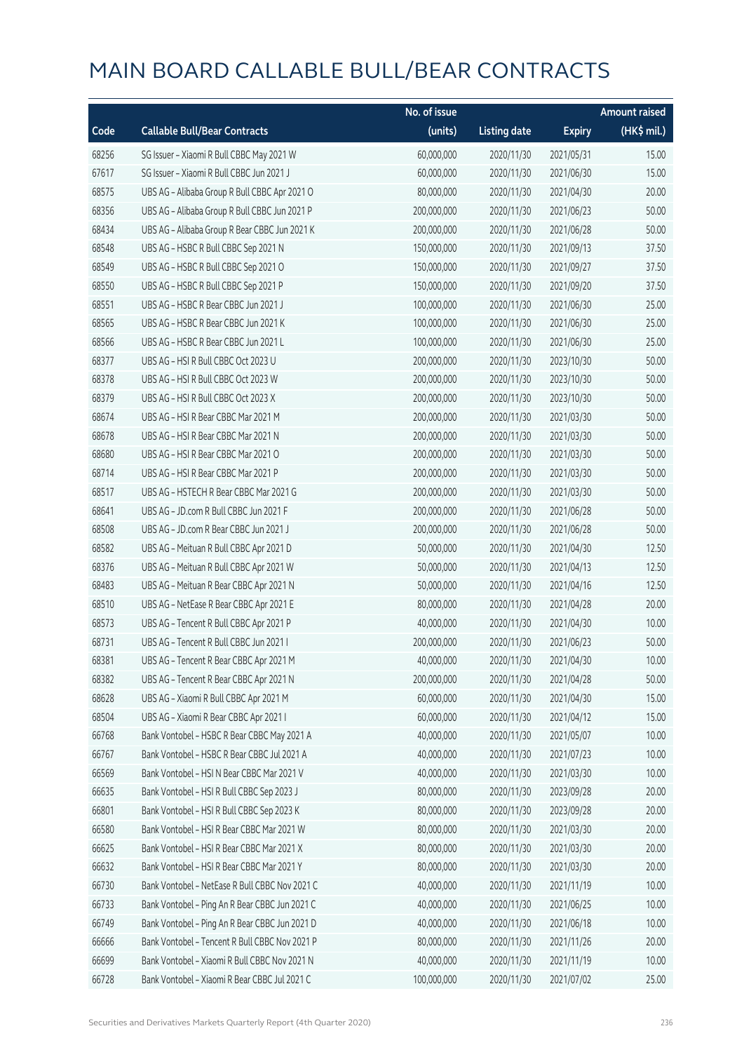# MAIN BOARD CALLABLE BULL/BEAR CONTRACTS

| Code | Callable Bull/Bear Contracts | No. of issue (units) | Listing date | Expiry | Amount raised (HK$ mil.) |
|---|---|---|---|---|---|
| 68256 | SG Issuer – Xiaomi R Bull CBBC May 2021 W | 60,000,000 | 2020/11/30 | 2021/05/31 | 15.00 |
| 67617 | SG Issuer – Xiaomi R Bull CBBC Jun 2021 J | 60,000,000 | 2020/11/30 | 2021/06/30 | 15.00 |
| 68575 | UBS AG – Alibaba Group R Bull CBBC Apr 2021 O | 80,000,000 | 2020/11/30 | 2021/04/30 | 20.00 |
| 68356 | UBS AG – Alibaba Group R Bull CBBC Jun 2021 P | 200,000,000 | 2020/11/30 | 2021/06/23 | 50.00 |
| 68434 | UBS AG – Alibaba Group R Bear CBBC Jun 2021 K | 200,000,000 | 2020/11/30 | 2021/06/28 | 50.00 |
| 68548 | UBS AG – HSBC R Bull CBBC Sep 2021 N | 150,000,000 | 2020/11/30 | 2021/09/13 | 37.50 |
| 68549 | UBS AG – HSBC R Bull CBBC Sep 2021 O | 150,000,000 | 2020/11/30 | 2021/09/27 | 37.50 |
| 68550 | UBS AG – HSBC R Bull CBBC Sep 2021 P | 150,000,000 | 2020/11/30 | 2021/09/20 | 37.50 |
| 68551 | UBS AG – HSBC R Bear CBBC Jun 2021 J | 100,000,000 | 2020/11/30 | 2021/06/30 | 25.00 |
| 68565 | UBS AG – HSBC R Bear CBBC Jun 2021 K | 100,000,000 | 2020/11/30 | 2021/06/30 | 25.00 |
| 68566 | UBS AG – HSBC R Bear CBBC Jun 2021 L | 100,000,000 | 2020/11/30 | 2021/06/30 | 25.00 |
| 68377 | UBS AG – HSI R Bull CBBC Oct 2023 U | 200,000,000 | 2020/11/30 | 2023/10/30 | 50.00 |
| 68378 | UBS AG – HSI R Bull CBBC Oct 2023 W | 200,000,000 | 2020/11/30 | 2023/10/30 | 50.00 |
| 68379 | UBS AG – HSI R Bull CBBC Oct 2023 X | 200,000,000 | 2020/11/30 | 2023/10/30 | 50.00 |
| 68674 | UBS AG – HSI R Bear CBBC Mar 2021 M | 200,000,000 | 2020/11/30 | 2021/03/30 | 50.00 |
| 68678 | UBS AG – HSI R Bear CBBC Mar 2021 N | 200,000,000 | 2020/11/30 | 2021/03/30 | 50.00 |
| 68680 | UBS AG – HSI R Bear CBBC Mar 2021 O | 200,000,000 | 2020/11/30 | 2021/03/30 | 50.00 |
| 68714 | UBS AG – HSI R Bear CBBC Mar 2021 P | 200,000,000 | 2020/11/30 | 2021/03/30 | 50.00 |
| 68517 | UBS AG – HSTECH R Bear CBBC Mar 2021 G | 200,000,000 | 2020/11/30 | 2021/03/30 | 50.00 |
| 68641 | UBS AG – JD.com R Bull CBBC Jun 2021 F | 200,000,000 | 2020/11/30 | 2021/06/28 | 50.00 |
| 68508 | UBS AG – JD.com R Bear CBBC Jun 2021 J | 200,000,000 | 2020/11/30 | 2021/06/28 | 50.00 |
| 68582 | UBS AG – Meituan R Bull CBBC Apr 2021 D | 50,000,000 | 2020/11/30 | 2021/04/30 | 12.50 |
| 68376 | UBS AG – Meituan R Bull CBBC Apr 2021 W | 50,000,000 | 2020/11/30 | 2021/04/13 | 12.50 |
| 68483 | UBS AG – Meituan R Bear CBBC Apr 2021 N | 50,000,000 | 2020/11/30 | 2021/04/16 | 12.50 |
| 68510 | UBS AG – NetEase R Bear CBBC Apr 2021 E | 80,000,000 | 2020/11/30 | 2021/04/28 | 20.00 |
| 68573 | UBS AG – Tencent R Bull CBBC Apr 2021 P | 40,000,000 | 2020/11/30 | 2021/04/30 | 10.00 |
| 68731 | UBS AG – Tencent R Bull CBBC Jun 2021 I | 200,000,000 | 2020/11/30 | 2021/06/23 | 50.00 |
| 68381 | UBS AG – Tencent R Bear CBBC Apr 2021 M | 40,000,000 | 2020/11/30 | 2021/04/30 | 10.00 |
| 68382 | UBS AG – Tencent R Bear CBBC Apr 2021 N | 200,000,000 | 2020/11/30 | 2021/04/28 | 50.00 |
| 68628 | UBS AG – Xiaomi R Bull CBBC Apr 2021 M | 60,000,000 | 2020/11/30 | 2021/04/30 | 15.00 |
| 68504 | UBS AG – Xiaomi R Bear CBBC Apr 2021 I | 60,000,000 | 2020/11/30 | 2021/04/12 | 15.00 |
| 66768 | Bank Vontobel – HSBC R Bear CBBC May 2021 A | 40,000,000 | 2020/11/30 | 2021/05/07 | 10.00 |
| 66767 | Bank Vontobel – HSBC R Bear CBBC Jul 2021 A | 40,000,000 | 2020/11/30 | 2021/07/23 | 10.00 |
| 66569 | Bank Vontobel – HSI N Bear CBBC Mar 2021 V | 40,000,000 | 2020/11/30 | 2021/03/30 | 10.00 |
| 66635 | Bank Vontobel – HSI R Bull CBBC Sep 2023 J | 80,000,000 | 2020/11/30 | 2023/09/28 | 20.00 |
| 66801 | Bank Vontobel – HSI R Bull CBBC Sep 2023 K | 80,000,000 | 2020/11/30 | 2023/09/28 | 20.00 |
| 66580 | Bank Vontobel – HSI R Bear CBBC Mar 2021 W | 80,000,000 | 2020/11/30 | 2021/03/30 | 20.00 |
| 66625 | Bank Vontobel – HSI R Bear CBBC Mar 2021 X | 80,000,000 | 2020/11/30 | 2021/03/30 | 20.00 |
| 66632 | Bank Vontobel – HSI R Bear CBBC Mar 2021 Y | 80,000,000 | 2020/11/30 | 2021/03/30 | 20.00 |
| 66730 | Bank Vontobel – NetEase R Bull CBBC Nov 2021 C | 40,000,000 | 2020/11/30 | 2021/11/19 | 10.00 |
| 66733 | Bank Vontobel – Ping An R Bear CBBC Jun 2021 C | 40,000,000 | 2020/11/30 | 2021/06/25 | 10.00 |
| 66749 | Bank Vontobel – Ping An R Bear CBBC Jun 2021 D | 40,000,000 | 2020/11/30 | 2021/06/18 | 10.00 |
| 66666 | Bank Vontobel – Tencent R Bull CBBC Nov 2021 P | 80,000,000 | 2020/11/30 | 2021/11/26 | 20.00 |
| 66699 | Bank Vontobel – Xiaomi R Bull CBBC Nov 2021 N | 40,000,000 | 2020/11/30 | 2021/11/19 | 10.00 |
| 66728 | Bank Vontobel – Xiaomi R Bear CBBC Jul 2021 C | 100,000,000 | 2020/11/30 | 2021/07/02 | 25.00 |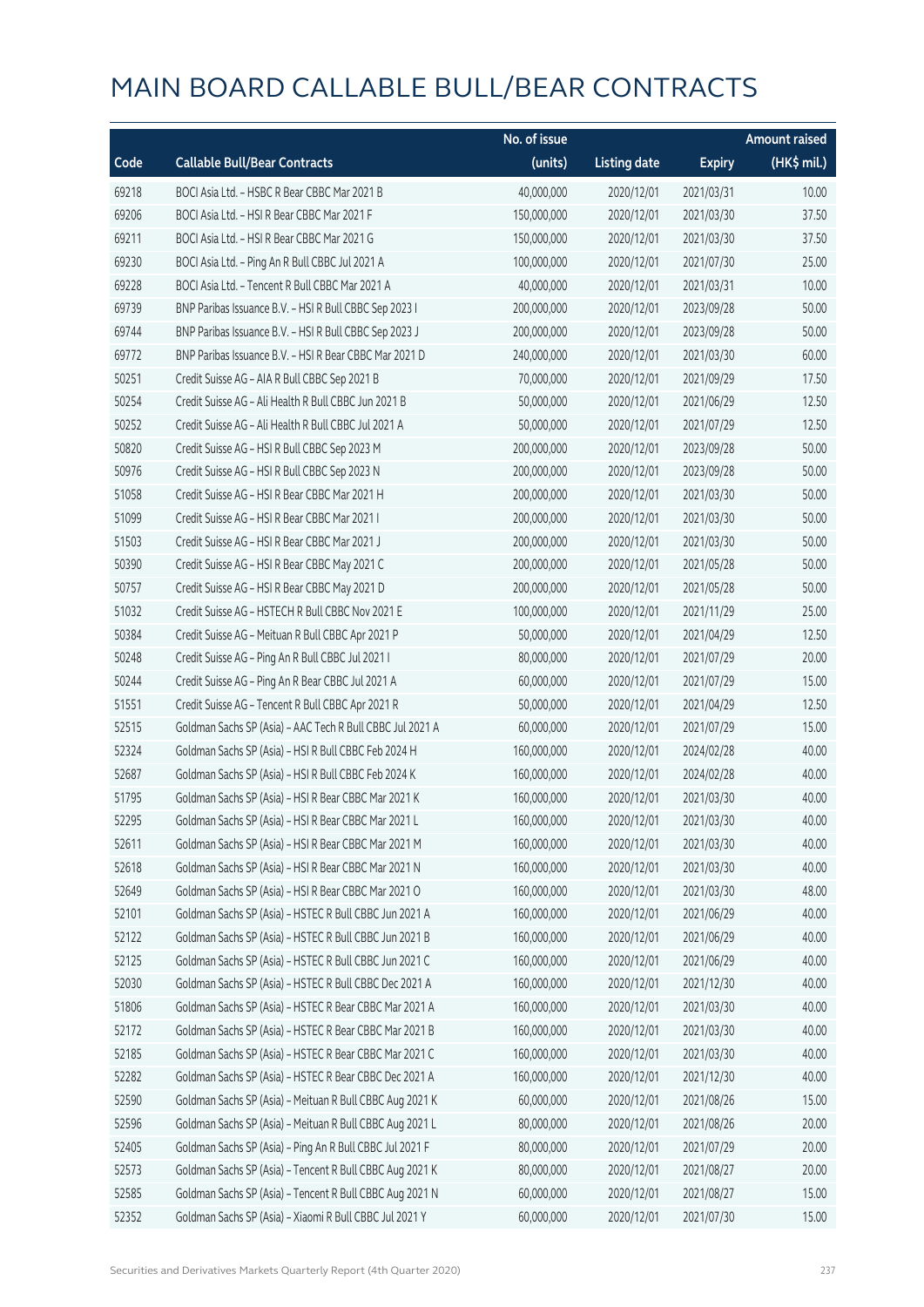# MAIN BOARD CALLABLE BULL/BEAR CONTRACTS

| Code | Callable Bull/Bear Contracts | No. of issue (units) | Listing date | Expiry | Amount raised (HK$ mil.) |
|---|---|---|---|---|---|
| 69218 | BOCI Asia Ltd. – HSBC R Bear CBBC Mar 2021 B | 40,000,000 | 2020/12/01 | 2021/03/31 | 10.00 |
| 69206 | BOCI Asia Ltd. – HSI R Bear CBBC Mar 2021 F | 150,000,000 | 2020/12/01 | 2021/03/30 | 37.50 |
| 69211 | BOCI Asia Ltd. – HSI R Bear CBBC Mar 2021 G | 150,000,000 | 2020/12/01 | 2021/03/30 | 37.50 |
| 69230 | BOCI Asia Ltd. – Ping An R Bull CBBC Jul 2021 A | 100,000,000 | 2020/12/01 | 2021/07/30 | 25.00 |
| 69228 | BOCI Asia Ltd. – Tencent R Bull CBBC Mar 2021 A | 40,000,000 | 2020/12/01 | 2021/03/31 | 10.00 |
| 69739 | BNP Paribas Issuance B.V. – HSI R Bull CBBC Sep 2023 I | 200,000,000 | 2020/12/01 | 2023/09/28 | 50.00 |
| 69744 | BNP Paribas Issuance B.V. – HSI R Bull CBBC Sep 2023 J | 200,000,000 | 2020/12/01 | 2023/09/28 | 50.00 |
| 69772 | BNP Paribas Issuance B.V. – HSI R Bear CBBC Mar 2021 D | 240,000,000 | 2020/12/01 | 2021/03/30 | 60.00 |
| 50251 | Credit Suisse AG – AIA R Bull CBBC Sep 2021 B | 70,000,000 | 2020/12/01 | 2021/09/29 | 17.50 |
| 50254 | Credit Suisse AG – Ali Health R Bull CBBC Jun 2021 B | 50,000,000 | 2020/12/01 | 2021/06/29 | 12.50 |
| 50252 | Credit Suisse AG – Ali Health R Bull CBBC Jul 2021 A | 50,000,000 | 2020/12/01 | 2021/07/29 | 12.50 |
| 50820 | Credit Suisse AG – HSI R Bull CBBC Sep 2023 M | 200,000,000 | 2020/12/01 | 2023/09/28 | 50.00 |
| 50976 | Credit Suisse AG – HSI R Bull CBBC Sep 2023 N | 200,000,000 | 2020/12/01 | 2023/09/28 | 50.00 |
| 51058 | Credit Suisse AG – HSI R Bear CBBC Mar 2021 H | 200,000,000 | 2020/12/01 | 2021/03/30 | 50.00 |
| 51099 | Credit Suisse AG – HSI R Bear CBBC Mar 2021 I | 200,000,000 | 2020/12/01 | 2021/03/30 | 50.00 |
| 51503 | Credit Suisse AG – HSI R Bear CBBC Mar 2021 J | 200,000,000 | 2020/12/01 | 2021/03/30 | 50.00 |
| 50390 | Credit Suisse AG – HSI R Bear CBBC May 2021 C | 200,000,000 | 2020/12/01 | 2021/05/28 | 50.00 |
| 50757 | Credit Suisse AG – HSI R Bear CBBC May 2021 D | 200,000,000 | 2020/12/01 | 2021/05/28 | 50.00 |
| 51032 | Credit Suisse AG – HSTECH R Bull CBBC Nov 2021 E | 100,000,000 | 2020/12/01 | 2021/11/29 | 25.00 |
| 50384 | Credit Suisse AG – Meituan R Bull CBBC Apr 2021 P | 50,000,000 | 2020/12/01 | 2021/04/29 | 12.50 |
| 50248 | Credit Suisse AG – Ping An R Bull CBBC Jul 2021 I | 80,000,000 | 2020/12/01 | 2021/07/29 | 20.00 |
| 50244 | Credit Suisse AG – Ping An R Bear CBBC Jul 2021 A | 60,000,000 | 2020/12/01 | 2021/07/29 | 15.00 |
| 51551 | Credit Suisse AG – Tencent R Bull CBBC Apr 2021 R | 50,000,000 | 2020/12/01 | 2021/04/29 | 12.50 |
| 52515 | Goldman Sachs SP (Asia) – AAC Tech R Bull CBBC Jul 2021 A | 60,000,000 | 2020/12/01 | 2021/07/29 | 15.00 |
| 52324 | Goldman Sachs SP (Asia) – HSI R Bull CBBC Feb 2024 H | 160,000,000 | 2020/12/01 | 2024/02/28 | 40.00 |
| 52687 | Goldman Sachs SP (Asia) – HSI R Bull CBBC Feb 2024 K | 160,000,000 | 2020/12/01 | 2024/02/28 | 40.00 |
| 51795 | Goldman Sachs SP (Asia) – HSI R Bear CBBC Mar 2021 K | 160,000,000 | 2020/12/01 | 2021/03/30 | 40.00 |
| 52295 | Goldman Sachs SP (Asia) – HSI R Bear CBBC Mar 2021 L | 160,000,000 | 2020/12/01 | 2021/03/30 | 40.00 |
| 52611 | Goldman Sachs SP (Asia) – HSI R Bear CBBC Mar 2021 M | 160,000,000 | 2020/12/01 | 2021/03/30 | 40.00 |
| 52618 | Goldman Sachs SP (Asia) – HSI R Bear CBBC Mar 2021 N | 160,000,000 | 2020/12/01 | 2021/03/30 | 40.00 |
| 52649 | Goldman Sachs SP (Asia) – HSI R Bear CBBC Mar 2021 O | 160,000,000 | 2020/12/01 | 2021/03/30 | 48.00 |
| 52101 | Goldman Sachs SP (Asia) – HSTEC R Bull CBBC Jun 2021 A | 160,000,000 | 2020/12/01 | 2021/06/29 | 40.00 |
| 52122 | Goldman Sachs SP (Asia) – HSTEC R Bull CBBC Jun 2021 B | 160,000,000 | 2020/12/01 | 2021/06/29 | 40.00 |
| 52125 | Goldman Sachs SP (Asia) – HSTEC R Bull CBBC Jun 2021 C | 160,000,000 | 2020/12/01 | 2021/06/29 | 40.00 |
| 52030 | Goldman Sachs SP (Asia) – HSTEC R Bull CBBC Dec 2021 A | 160,000,000 | 2020/12/01 | 2021/12/30 | 40.00 |
| 51806 | Goldman Sachs SP (Asia) – HSTEC R Bear CBBC Mar 2021 A | 160,000,000 | 2020/12/01 | 2021/03/30 | 40.00 |
| 52172 | Goldman Sachs SP (Asia) – HSTEC R Bear CBBC Mar 2021 B | 160,000,000 | 2020/12/01 | 2021/03/30 | 40.00 |
| 52185 | Goldman Sachs SP (Asia) – HSTEC R Bear CBBC Mar 2021 C | 160,000,000 | 2020/12/01 | 2021/03/30 | 40.00 |
| 52282 | Goldman Sachs SP (Asia) – HSTEC R Bear CBBC Dec 2021 A | 160,000,000 | 2020/12/01 | 2021/12/30 | 40.00 |
| 52590 | Goldman Sachs SP (Asia) – Meituan R Bull CBBC Aug 2021 K | 60,000,000 | 2020/12/01 | 2021/08/26 | 15.00 |
| 52596 | Goldman Sachs SP (Asia) – Meituan R Bull CBBC Aug 2021 L | 80,000,000 | 2020/12/01 | 2021/08/26 | 20.00 |
| 52405 | Goldman Sachs SP (Asia) – Ping An R Bull CBBC Jul 2021 F | 80,000,000 | 2020/12/01 | 2021/07/29 | 20.00 |
| 52573 | Goldman Sachs SP (Asia) – Tencent R Bull CBBC Aug 2021 K | 80,000,000 | 2020/12/01 | 2021/08/27 | 20.00 |
| 52585 | Goldman Sachs SP (Asia) – Tencent R Bull CBBC Aug 2021 N | 60,000,000 | 2020/12/01 | 2021/08/27 | 15.00 |
| 52352 | Goldman Sachs SP (Asia) – Xiaomi R Bull CBBC Jul 2021 Y | 60,000,000 | 2020/12/01 | 2021/07/30 | 15.00 |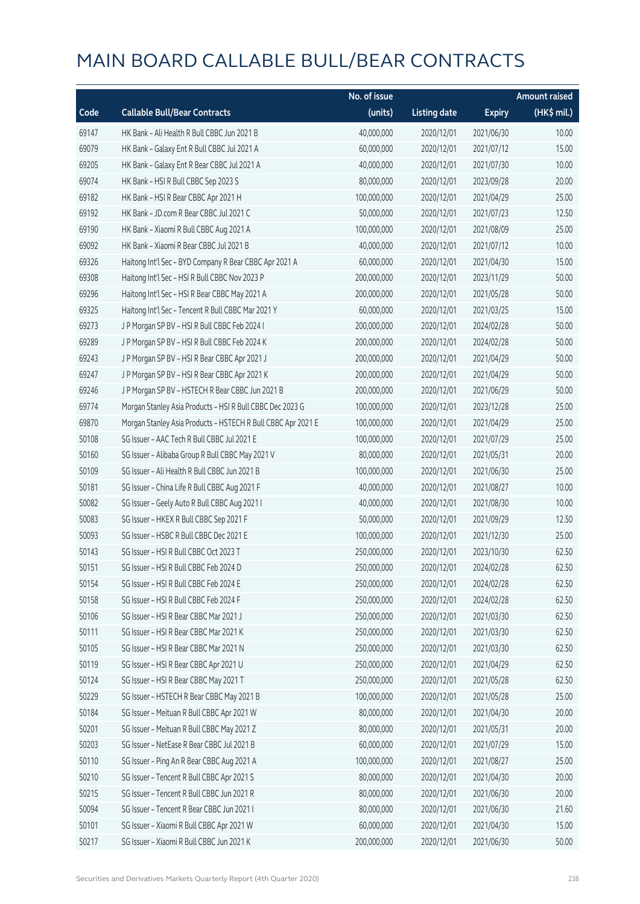# MAIN BOARD CALLABLE BULL/BEAR CONTRACTS

| Code | Callable Bull/Bear Contracts | No. of issue (units) | Listing date | Expiry | Amount raised (HK$ mil.) |
|---|---|---|---|---|---|
| 69147 | HK Bank – Ali Health R Bull CBBC Jun 2021 B | 40,000,000 | 2020/12/01 | 2021/06/30 | 10.00 |
| 69079 | HK Bank – Galaxy Ent R Bull CBBC Jul 2021 A | 60,000,000 | 2020/12/01 | 2021/07/12 | 15.00 |
| 69205 | HK Bank – Galaxy Ent R Bear CBBC Jul 2021 A | 40,000,000 | 2020/12/01 | 2021/07/30 | 10.00 |
| 69074 | HK Bank – HSI R Bull CBBC Sep 2023 S | 80,000,000 | 2020/12/01 | 2023/09/28 | 20.00 |
| 69182 | HK Bank – HSI R Bear CBBC Apr 2021 H | 100,000,000 | 2020/12/01 | 2021/04/29 | 25.00 |
| 69192 | HK Bank – JD.com R Bear CBBC Jul 2021 C | 50,000,000 | 2020/12/01 | 2021/07/23 | 12.50 |
| 69190 | HK Bank – Xiaomi R Bull CBBC Aug 2021 A | 100,000,000 | 2020/12/01 | 2021/08/09 | 25.00 |
| 69092 | HK Bank – Xiaomi R Bear CBBC Jul 2021 B | 40,000,000 | 2020/12/01 | 2021/07/12 | 10.00 |
| 69326 | Haitong Int'l Sec – BYD Company R Bear CBBC Apr 2021 A | 60,000,000 | 2020/12/01 | 2021/04/30 | 15.00 |
| 69308 | Haitong Int'l Sec – HSI R Bull CBBC Nov 2023 P | 200,000,000 | 2020/12/01 | 2023/11/29 | 50.00 |
| 69296 | Haitong Int'l Sec – HSI R Bear CBBC May 2021 A | 200,000,000 | 2020/12/01 | 2021/05/28 | 50.00 |
| 69325 | Haitong Int'l Sec – Tencent R Bull CBBC Mar 2021 Y | 60,000,000 | 2020/12/01 | 2021/03/25 | 15.00 |
| 69273 | J P Morgan SP BV – HSI R Bull CBBC Feb 2024 I | 200,000,000 | 2020/12/01 | 2024/02/28 | 50.00 |
| 69289 | J P Morgan SP BV – HSI R Bull CBBC Feb 2024 K | 200,000,000 | 2020/12/01 | 2024/02/28 | 50.00 |
| 69243 | J P Morgan SP BV – HSI R Bear CBBC Apr 2021 J | 200,000,000 | 2020/12/01 | 2021/04/29 | 50.00 |
| 69247 | J P Morgan SP BV – HSI R Bear CBBC Apr 2021 K | 200,000,000 | 2020/12/01 | 2021/04/29 | 50.00 |
| 69246 | J P Morgan SP BV – HSTECH R Bear CBBC Jun 2021 B | 200,000,000 | 2020/12/01 | 2021/06/29 | 50.00 |
| 69774 | Morgan Stanley Asia Products – HSI R Bull CBBC Dec 2023 G | 100,000,000 | 2020/12/01 | 2023/12/28 | 25.00 |
| 69870 | Morgan Stanley Asia Products – HSTECH R Bull CBBC Apr 2021 E | 100,000,000 | 2020/12/01 | 2021/04/29 | 25.00 |
| 50108 | SG Issuer – AAC Tech R Bull CBBC Jul 2021 E | 100,000,000 | 2020/12/01 | 2021/07/29 | 25.00 |
| 50160 | SG Issuer – Alibaba Group R Bull CBBC May 2021 V | 80,000,000 | 2020/12/01 | 2021/05/31 | 20.00 |
| 50109 | SG Issuer – Ali Health R Bull CBBC Jun 2021 B | 100,000,000 | 2020/12/01 | 2021/06/30 | 25.00 |
| 50181 | SG Issuer – China Life R Bull CBBC Aug 2021 F | 40,000,000 | 2020/12/01 | 2021/08/27 | 10.00 |
| 50082 | SG Issuer – Geely Auto R Bull CBBC Aug 2021 I | 40,000,000 | 2020/12/01 | 2021/08/30 | 10.00 |
| 50083 | SG Issuer – HKEX R Bull CBBC Sep 2021 F | 50,000,000 | 2020/12/01 | 2021/09/29 | 12.50 |
| 50093 | SG Issuer – HSBC R Bull CBBC Dec 2021 E | 100,000,000 | 2020/12/01 | 2021/12/30 | 25.00 |
| 50143 | SG Issuer – HSI R Bull CBBC Oct 2023 T | 250,000,000 | 2020/12/01 | 2023/10/30 | 62.50 |
| 50151 | SG Issuer – HSI R Bull CBBC Feb 2024 D | 250,000,000 | 2020/12/01 | 2024/02/28 | 62.50 |
| 50154 | SG Issuer – HSI R Bull CBBC Feb 2024 E | 250,000,000 | 2020/12/01 | 2024/02/28 | 62.50 |
| 50158 | SG Issuer – HSI R Bull CBBC Feb 2024 F | 250,000,000 | 2020/12/01 | 2024/02/28 | 62.50 |
| 50106 | SG Issuer – HSI R Bear CBBC Mar 2021 J | 250,000,000 | 2020/12/01 | 2021/03/30 | 62.50 |
| 50111 | SG Issuer – HSI R Bear CBBC Mar 2021 K | 250,000,000 | 2020/12/01 | 2021/03/30 | 62.50 |
| 50105 | SG Issuer – HSI R Bear CBBC Mar 2021 N | 250,000,000 | 2020/12/01 | 2021/03/30 | 62.50 |
| 50119 | SG Issuer – HSI R Bear CBBC Apr 2021 U | 250,000,000 | 2020/12/01 | 2021/04/29 | 62.50 |
| 50124 | SG Issuer – HSI R Bear CBBC May 2021 T | 250,000,000 | 2020/12/01 | 2021/05/28 | 62.50 |
| 50229 | SG Issuer – HSTECH R Bear CBBC May 2021 B | 100,000,000 | 2020/12/01 | 2021/05/28 | 25.00 |
| 50184 | SG Issuer – Meituan R Bull CBBC Apr 2021 W | 80,000,000 | 2020/12/01 | 2021/04/30 | 20.00 |
| 50201 | SG Issuer – Meituan R Bull CBBC May 2021 Z | 80,000,000 | 2020/12/01 | 2021/05/31 | 20.00 |
| 50203 | SG Issuer – NetEase R Bear CBBC Jul 2021 B | 60,000,000 | 2020/12/01 | 2021/07/29 | 15.00 |
| 50110 | SG Issuer – Ping An R Bear CBBC Aug 2021 A | 100,000,000 | 2020/12/01 | 2021/08/27 | 25.00 |
| 50210 | SG Issuer – Tencent R Bull CBBC Apr 2021 S | 80,000,000 | 2020/12/01 | 2021/04/30 | 20.00 |
| 50215 | SG Issuer – Tencent R Bull CBBC Jun 2021 R | 80,000,000 | 2020/12/01 | 2021/06/30 | 20.00 |
| 50094 | SG Issuer – Tencent R Bear CBBC Jun 2021 I | 80,000,000 | 2020/12/01 | 2021/06/30 | 21.60 |
| 50101 | SG Issuer – Xiaomi R Bull CBBC Apr 2021 W | 60,000,000 | 2020/12/01 | 2021/04/30 | 15.00 |
| 50217 | SG Issuer – Xiaomi R Bull CBBC Jun 2021 K | 200,000,000 | 2020/12/01 | 2021/06/30 | 50.00 |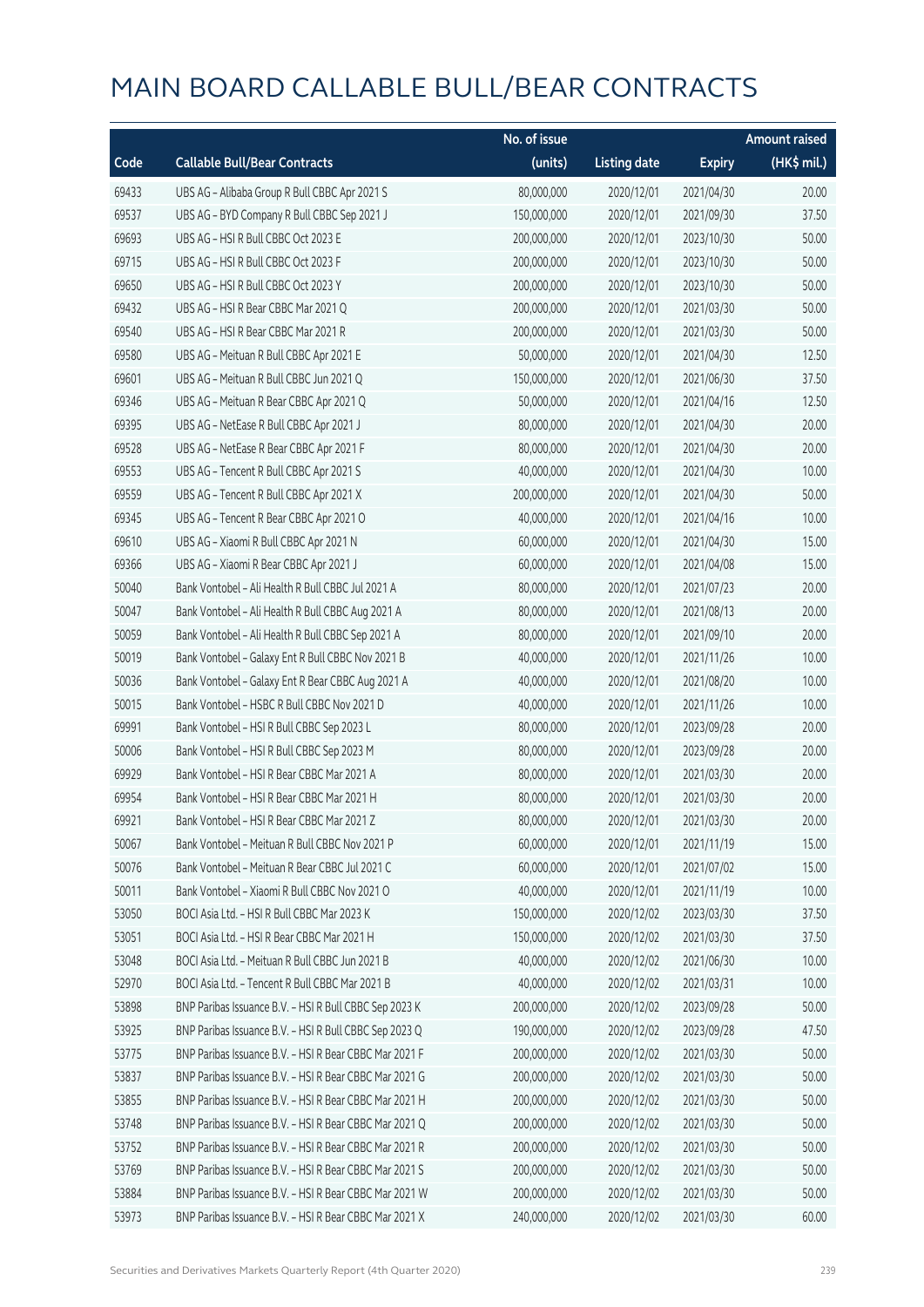# MAIN BOARD CALLABLE BULL/BEAR CONTRACTS

| Code | Callable Bull/Bear Contracts | No. of issue (units) | Listing date | Expiry | Amount raised (HK$ mil.) |
|---|---|---|---|---|---|
| 69433 | UBS AG – Alibaba Group R Bull CBBC Apr 2021 S | 80,000,000 | 2020/12/01 | 2021/04/30 | 20.00 |
| 69537 | UBS AG – BYD Company R Bull CBBC Sep 2021 J | 150,000,000 | 2020/12/01 | 2021/09/30 | 37.50 |
| 69693 | UBS AG – HSI R Bull CBBC Oct 2023 E | 200,000,000 | 2020/12/01 | 2023/10/30 | 50.00 |
| 69715 | UBS AG – HSI R Bull CBBC Oct 2023 F | 200,000,000 | 2020/12/01 | 2023/10/30 | 50.00 |
| 69650 | UBS AG – HSI R Bull CBBC Oct 2023 Y | 200,000,000 | 2020/12/01 | 2023/10/30 | 50.00 |
| 69432 | UBS AG – HSI R Bear CBBC Mar 2021 Q | 200,000,000 | 2020/12/01 | 2021/03/30 | 50.00 |
| 69540 | UBS AG – HSI R Bear CBBC Mar 2021 R | 200,000,000 | 2020/12/01 | 2021/03/30 | 50.00 |
| 69580 | UBS AG – Meituan R Bull CBBC Apr 2021 E | 50,000,000 | 2020/12/01 | 2021/04/30 | 12.50 |
| 69601 | UBS AG – Meituan R Bull CBBC Jun 2021 Q | 150,000,000 | 2020/12/01 | 2021/06/30 | 37.50 |
| 69346 | UBS AG – Meituan R Bear CBBC Apr 2021 Q | 50,000,000 | 2020/12/01 | 2021/04/16 | 12.50 |
| 69395 | UBS AG – NetEase R Bull CBBC Apr 2021 J | 80,000,000 | 2020/12/01 | 2021/04/30 | 20.00 |
| 69528 | UBS AG – NetEase R Bear CBBC Apr 2021 F | 80,000,000 | 2020/12/01 | 2021/04/30 | 20.00 |
| 69553 | UBS AG – Tencent R Bull CBBC Apr 2021 S | 40,000,000 | 2020/12/01 | 2021/04/30 | 10.00 |
| 69559 | UBS AG – Tencent R Bull CBBC Apr 2021 X | 200,000,000 | 2020/12/01 | 2021/04/30 | 50.00 |
| 69345 | UBS AG – Tencent R Bear CBBC Apr 2021 O | 40,000,000 | 2020/12/01 | 2021/04/16 | 10.00 |
| 69610 | UBS AG – Xiaomi R Bull CBBC Apr 2021 N | 60,000,000 | 2020/12/01 | 2021/04/30 | 15.00 |
| 69366 | UBS AG – Xiaomi R Bear CBBC Apr 2021 J | 60,000,000 | 2020/12/01 | 2021/04/08 | 15.00 |
| 50040 | Bank Vontobel – Ali Health R Bull CBBC Jul 2021 A | 80,000,000 | 2020/12/01 | 2021/07/23 | 20.00 |
| 50047 | Bank Vontobel – Ali Health R Bull CBBC Aug 2021 A | 80,000,000 | 2020/12/01 | 2021/08/13 | 20.00 |
| 50059 | Bank Vontobel – Ali Health R Bull CBBC Sep 2021 A | 80,000,000 | 2020/12/01 | 2021/09/10 | 20.00 |
| 50019 | Bank Vontobel – Galaxy Ent R Bull CBBC Nov 2021 B | 40,000,000 | 2020/12/01 | 2021/11/26 | 10.00 |
| 50036 | Bank Vontobel – Galaxy Ent R Bear CBBC Aug 2021 A | 40,000,000 | 2020/12/01 | 2021/08/20 | 10.00 |
| 50015 | Bank Vontobel – HSBC R Bull CBBC Nov 2021 D | 40,000,000 | 2020/12/01 | 2021/11/26 | 10.00 |
| 69991 | Bank Vontobel – HSI R Bull CBBC Sep 2023 L | 80,000,000 | 2020/12/01 | 2023/09/28 | 20.00 |
| 50006 | Bank Vontobel – HSI R Bull CBBC Sep 2023 M | 80,000,000 | 2020/12/01 | 2023/09/28 | 20.00 |
| 69929 | Bank Vontobel – HSI R Bear CBBC Mar 2021 A | 80,000,000 | 2020/12/01 | 2021/03/30 | 20.00 |
| 69954 | Bank Vontobel – HSI R Bear CBBC Mar 2021 H | 80,000,000 | 2020/12/01 | 2021/03/30 | 20.00 |
| 69921 | Bank Vontobel – HSI R Bear CBBC Mar 2021 Z | 80,000,000 | 2020/12/01 | 2021/03/30 | 20.00 |
| 50067 | Bank Vontobel – Meituan R Bull CBBC Nov 2021 P | 60,000,000 | 2020/12/01 | 2021/11/19 | 15.00 |
| 50076 | Bank Vontobel – Meituan R Bear CBBC Jul 2021 C | 60,000,000 | 2020/12/01 | 2021/07/02 | 15.00 |
| 50011 | Bank Vontobel – Xiaomi R Bull CBBC Nov 2021 O | 40,000,000 | 2020/12/01 | 2021/11/19 | 10.00 |
| 53050 | BOCI Asia Ltd. – HSI R Bull CBBC Mar 2023 K | 150,000,000 | 2020/12/02 | 2023/03/30 | 37.50 |
| 53051 | BOCI Asia Ltd. – HSI R Bear CBBC Mar 2021 H | 150,000,000 | 2020/12/02 | 2021/03/30 | 37.50 |
| 53048 | BOCI Asia Ltd. – Meituan R Bull CBBC Jun 2021 B | 40,000,000 | 2020/12/02 | 2021/06/30 | 10.00 |
| 52970 | BOCI Asia Ltd. – Tencent R Bull CBBC Mar 2021 B | 40,000,000 | 2020/12/02 | 2021/03/31 | 10.00 |
| 53898 | BNP Paribas Issuance B.V. – HSI R Bull CBBC Sep 2023 K | 200,000,000 | 2020/12/02 | 2023/09/28 | 50.00 |
| 53925 | BNP Paribas Issuance B.V. – HSI R Bull CBBC Sep 2023 Q | 190,000,000 | 2020/12/02 | 2023/09/28 | 47.50 |
| 53775 | BNP Paribas Issuance B.V. – HSI R Bear CBBC Mar 2021 F | 200,000,000 | 2020/12/02 | 2021/03/30 | 50.00 |
| 53837 | BNP Paribas Issuance B.V. – HSI R Bear CBBC Mar 2021 G | 200,000,000 | 2020/12/02 | 2021/03/30 | 50.00 |
| 53855 | BNP Paribas Issuance B.V. – HSI R Bear CBBC Mar 2021 H | 200,000,000 | 2020/12/02 | 2021/03/30 | 50.00 |
| 53748 | BNP Paribas Issuance B.V. – HSI R Bear CBBC Mar 2021 Q | 200,000,000 | 2020/12/02 | 2021/03/30 | 50.00 |
| 53752 | BNP Paribas Issuance B.V. – HSI R Bear CBBC Mar 2021 R | 200,000,000 | 2020/12/02 | 2021/03/30 | 50.00 |
| 53769 | BNP Paribas Issuance B.V. – HSI R Bear CBBC Mar 2021 S | 200,000,000 | 2020/12/02 | 2021/03/30 | 50.00 |
| 53884 | BNP Paribas Issuance B.V. – HSI R Bear CBBC Mar 2021 W | 200,000,000 | 2020/12/02 | 2021/03/30 | 50.00 |
| 53973 | BNP Paribas Issuance B.V. – HSI R Bear CBBC Mar 2021 X | 240,000,000 | 2020/12/02 | 2021/03/30 | 60.00 |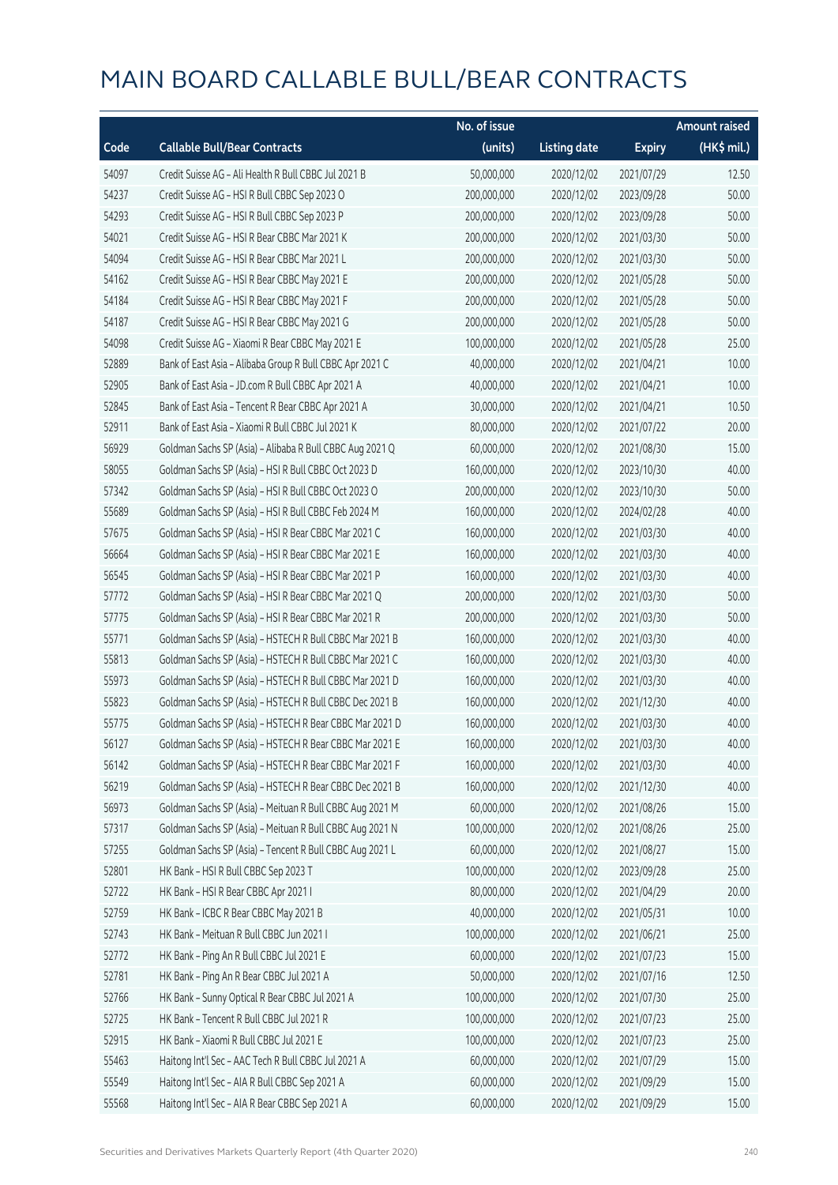# MAIN BOARD CALLABLE BULL/BEAR CONTRACTS

| Code | Callable Bull/Bear Contracts | No. of issue (units) | Listing date | Expiry | Amount raised (HK$ mil.) |
|---|---|---|---|---|---|
| 54097 | Credit Suisse AG – Ali Health R Bull CBBC Jul 2021 B | 50,000,000 | 2020/12/02 | 2021/07/29 | 12.50 |
| 54237 | Credit Suisse AG – HSI R Bull CBBC Sep 2023 O | 200,000,000 | 2020/12/02 | 2023/09/28 | 50.00 |
| 54293 | Credit Suisse AG – HSI R Bull CBBC Sep 2023 P | 200,000,000 | 2020/12/02 | 2023/09/28 | 50.00 |
| 54021 | Credit Suisse AG – HSI R Bear CBBC Mar 2021 K | 200,000,000 | 2020/12/02 | 2021/03/30 | 50.00 |
| 54094 | Credit Suisse AG – HSI R Bear CBBC Mar 2021 L | 200,000,000 | 2020/12/02 | 2021/03/30 | 50.00 |
| 54162 | Credit Suisse AG – HSI R Bear CBBC May 2021 E | 200,000,000 | 2020/12/02 | 2021/05/28 | 50.00 |
| 54184 | Credit Suisse AG – HSI R Bear CBBC May 2021 F | 200,000,000 | 2020/12/02 | 2021/05/28 | 50.00 |
| 54187 | Credit Suisse AG – HSI R Bear CBBC May 2021 G | 200,000,000 | 2020/12/02 | 2021/05/28 | 50.00 |
| 54098 | Credit Suisse AG – Xiaomi R Bear CBBC May 2021 E | 100,000,000 | 2020/12/02 | 2021/05/28 | 25.00 |
| 52889 | Bank of East Asia – Alibaba Group R Bull CBBC Apr 2021 C | 40,000,000 | 2020/12/02 | 2021/04/21 | 10.00 |
| 52905 | Bank of East Asia – JD.com R Bull CBBC Apr 2021 A | 40,000,000 | 2020/12/02 | 2021/04/21 | 10.00 |
| 52845 | Bank of East Asia – Tencent R Bear CBBC Apr 2021 A | 30,000,000 | 2020/12/02 | 2021/04/21 | 10.50 |
| 52911 | Bank of East Asia – Xiaomi R Bull CBBC Jul 2021 K | 80,000,000 | 2020/12/02 | 2021/07/22 | 20.00 |
| 56929 | Goldman Sachs SP (Asia) – Alibaba R Bull CBBC Aug 2021 Q | 60,000,000 | 2020/12/02 | 2021/08/30 | 15.00 |
| 58055 | Goldman Sachs SP (Asia) – HSI R Bull CBBC Oct 2023 D | 160,000,000 | 2020/12/02 | 2023/10/30 | 40.00 |
| 57342 | Goldman Sachs SP (Asia) – HSI R Bull CBBC Oct 2023 O | 200,000,000 | 2020/12/02 | 2023/10/30 | 50.00 |
| 55689 | Goldman Sachs SP (Asia) – HSI R Bull CBBC Feb 2024 M | 160,000,000 | 2020/12/02 | 2024/02/28 | 40.00 |
| 57675 | Goldman Sachs SP (Asia) – HSI R Bear CBBC Mar 2021 C | 160,000,000 | 2020/12/02 | 2021/03/30 | 40.00 |
| 56664 | Goldman Sachs SP (Asia) – HSI R Bear CBBC Mar 2021 E | 160,000,000 | 2020/12/02 | 2021/03/30 | 40.00 |
| 56545 | Goldman Sachs SP (Asia) – HSI R Bear CBBC Mar 2021 P | 160,000,000 | 2020/12/02 | 2021/03/30 | 40.00 |
| 57772 | Goldman Sachs SP (Asia) – HSI R Bear CBBC Mar 2021 Q | 200,000,000 | 2020/12/02 | 2021/03/30 | 50.00 |
| 57775 | Goldman Sachs SP (Asia) – HSI R Bear CBBC Mar 2021 R | 200,000,000 | 2020/12/02 | 2021/03/30 | 50.00 |
| 55771 | Goldman Sachs SP (Asia) – HSTECH R Bull CBBC Mar 2021 B | 160,000,000 | 2020/12/02 | 2021/03/30 | 40.00 |
| 55813 | Goldman Sachs SP (Asia) – HSTECH R Bull CBBC Mar 2021 C | 160,000,000 | 2020/12/02 | 2021/03/30 | 40.00 |
| 55973 | Goldman Sachs SP (Asia) – HSTECH R Bull CBBC Mar 2021 D | 160,000,000 | 2020/12/02 | 2021/03/30 | 40.00 |
| 55823 | Goldman Sachs SP (Asia) – HSTECH R Bull CBBC Dec 2021 B | 160,000,000 | 2020/12/02 | 2021/12/30 | 40.00 |
| 55775 | Goldman Sachs SP (Asia) – HSTECH R Bear CBBC Mar 2021 D | 160,000,000 | 2020/12/02 | 2021/03/30 | 40.00 |
| 56127 | Goldman Sachs SP (Asia) – HSTECH R Bear CBBC Mar 2021 E | 160,000,000 | 2020/12/02 | 2021/03/30 | 40.00 |
| 56142 | Goldman Sachs SP (Asia) – HSTECH R Bear CBBC Mar 2021 F | 160,000,000 | 2020/12/02 | 2021/03/30 | 40.00 |
| 56219 | Goldman Sachs SP (Asia) – HSTECH R Bear CBBC Dec 2021 B | 160,000,000 | 2020/12/02 | 2021/12/30 | 40.00 |
| 56973 | Goldman Sachs SP (Asia) – Meituan R Bull CBBC Aug 2021 M | 60,000,000 | 2020/12/02 | 2021/08/26 | 15.00 |
| 57317 | Goldman Sachs SP (Asia) – Meituan R Bull CBBC Aug 2021 N | 100,000,000 | 2020/12/02 | 2021/08/26 | 25.00 |
| 57255 | Goldman Sachs SP (Asia) – Tencent R Bull CBBC Aug 2021 L | 60,000,000 | 2020/12/02 | 2021/08/27 | 15.00 |
| 52801 | HK Bank – HSI R Bull CBBC Sep 2023 T | 100,000,000 | 2020/12/02 | 2023/09/28 | 25.00 |
| 52722 | HK Bank – HSI R Bear CBBC Apr 2021 I | 80,000,000 | 2020/12/02 | 2021/04/29 | 20.00 |
| 52759 | HK Bank – ICBC R Bear CBBC May 2021 B | 40,000,000 | 2020/12/02 | 2021/05/31 | 10.00 |
| 52743 | HK Bank – Meituan R Bull CBBC Jun 2021 I | 100,000,000 | 2020/12/02 | 2021/06/21 | 25.00 |
| 52772 | HK Bank – Ping An R Bull CBBC Jul 2021 E | 60,000,000 | 2020/12/02 | 2021/07/23 | 15.00 |
| 52781 | HK Bank – Ping An R Bear CBBC Jul 2021 A | 50,000,000 | 2020/12/02 | 2021/07/16 | 12.50 |
| 52766 | HK Bank – Sunny Optical R Bear CBBC Jul 2021 A | 100,000,000 | 2020/12/02 | 2021/07/30 | 25.00 |
| 52725 | HK Bank – Tencent R Bull CBBC Jul 2021 R | 100,000,000 | 2020/12/02 | 2021/07/23 | 25.00 |
| 52915 | HK Bank – Xiaomi R Bull CBBC Jul 2021 E | 100,000,000 | 2020/12/02 | 2021/07/23 | 25.00 |
| 55463 | Haitong Int'l Sec – AAC Tech R Bull CBBC Jul 2021 A | 60,000,000 | 2020/12/02 | 2021/07/29 | 15.00 |
| 55549 | Haitong Int'l Sec – AIA R Bull CBBC Sep 2021 A | 60,000,000 | 2020/12/02 | 2021/09/29 | 15.00 |
| 55568 | Haitong Int'l Sec – AIA R Bear CBBC Sep 2021 A | 60,000,000 | 2020/12/02 | 2021/09/29 | 15.00 |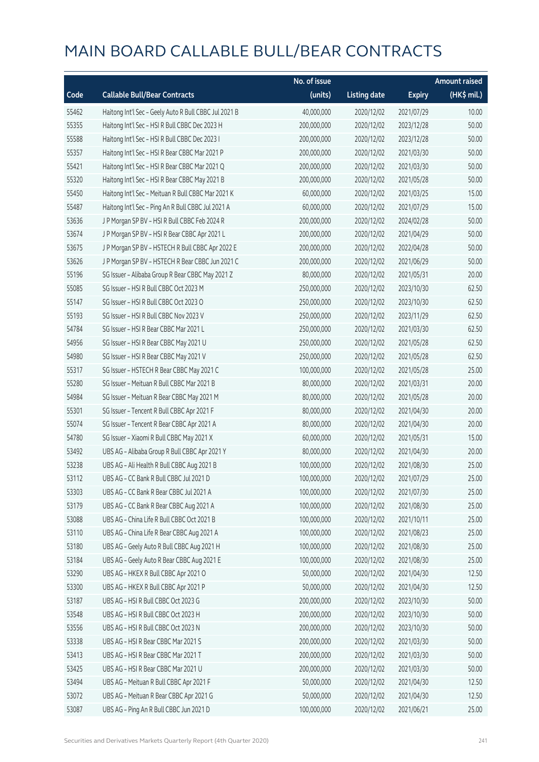# MAIN BOARD CALLABLE BULL/BEAR CONTRACTS

| Code | Callable Bull/Bear Contracts | No. of issue (units) | Listing date | Expiry | Amount raised (HK$ mil.) |
|---|---|---|---|---|---|
| 55462 | Haitong Int'l Sec - Geely Auto R Bull CBBC Jul 2021 B | 40,000,000 | 2020/12/02 | 2021/07/29 | 10.00 |
| 55355 | Haitong Int'l Sec - HSI R Bull CBBC Dec 2023 H | 200,000,000 | 2020/12/02 | 2023/12/28 | 50.00 |
| 55588 | Haitong Int'l Sec - HSI R Bull CBBC Dec 2023 I | 200,000,000 | 2020/12/02 | 2023/12/28 | 50.00 |
| 55357 | Haitong Int'l Sec - HSI R Bear CBBC Mar 2021 P | 200,000,000 | 2020/12/02 | 2021/03/30 | 50.00 |
| 55421 | Haitong Int'l Sec - HSI R Bear CBBC Mar 2021 Q | 200,000,000 | 2020/12/02 | 2021/03/30 | 50.00 |
| 55320 | Haitong Int'l Sec - HSI R Bear CBBC May 2021 B | 200,000,000 | 2020/12/02 | 2021/05/28 | 50.00 |
| 55450 | Haitong Int'l Sec - Meituan R Bull CBBC Mar 2021 K | 60,000,000 | 2020/12/02 | 2021/03/25 | 15.00 |
| 55487 | Haitong Int'l Sec - Ping An R Bull CBBC Jul 2021 A | 60,000,000 | 2020/12/02 | 2021/07/29 | 15.00 |
| 53636 | J P Morgan SP BV - HSI R Bull CBBC Feb 2024 R | 200,000,000 | 2020/12/02 | 2024/02/28 | 50.00 |
| 53674 | J P Morgan SP BV - HSI R Bear CBBC Apr 2021 L | 200,000,000 | 2020/12/02 | 2021/04/29 | 50.00 |
| 53675 | J P Morgan SP BV - HSTECH R Bull CBBC Apr 2022 E | 200,000,000 | 2020/12/02 | 2022/04/28 | 50.00 |
| 53626 | J P Morgan SP BV - HSTECH R Bear CBBC Jun 2021 C | 200,000,000 | 2020/12/02 | 2021/06/29 | 50.00 |
| 55196 | SG Issuer - Alibaba Group R Bear CBBC May 2021 Z | 80,000,000 | 2020/12/02 | 2021/05/31 | 20.00 |
| 55085 | SG Issuer - HSI R Bull CBBC Oct 2023 M | 250,000,000 | 2020/12/02 | 2023/10/30 | 62.50 |
| 55147 | SG Issuer - HSI R Bull CBBC Oct 2023 O | 250,000,000 | 2020/12/02 | 2023/10/30 | 62.50 |
| 55193 | SG Issuer - HSI R Bull CBBC Nov 2023 V | 250,000,000 | 2020/12/02 | 2023/11/29 | 62.50 |
| 54784 | SG Issuer - HSI R Bear CBBC Mar 2021 L | 250,000,000 | 2020/12/02 | 2021/03/30 | 62.50 |
| 54956 | SG Issuer - HSI R Bear CBBC May 2021 U | 250,000,000 | 2020/12/02 | 2021/05/28 | 62.50 |
| 54980 | SG Issuer - HSI R Bear CBBC May 2021 V | 250,000,000 | 2020/12/02 | 2021/05/28 | 62.50 |
| 55317 | SG Issuer - HSTECH R Bear CBBC May 2021 C | 100,000,000 | 2020/12/02 | 2021/05/28 | 25.00 |
| 55280 | SG Issuer - Meituan R Bull CBBC Mar 2021 B | 80,000,000 | 2020/12/02 | 2021/03/31 | 20.00 |
| 54984 | SG Issuer - Meituan R Bear CBBC May 2021 M | 80,000,000 | 2020/12/02 | 2021/05/28 | 20.00 |
| 55301 | SG Issuer - Tencent R Bull CBBC Apr 2021 F | 80,000,000 | 2020/12/02 | 2021/04/30 | 20.00 |
| 55074 | SG Issuer - Tencent R Bear CBBC Apr 2021 A | 80,000,000 | 2020/12/02 | 2021/04/30 | 20.00 |
| 54780 | SG Issuer - Xiaomi R Bull CBBC May 2021 X | 60,000,000 | 2020/12/02 | 2021/05/31 | 15.00 |
| 53492 | UBS AG - Alibaba Group R Bull CBBC Apr 2021 Y | 80,000,000 | 2020/12/02 | 2021/04/30 | 20.00 |
| 53238 | UBS AG - Ali Health R Bull CBBC Aug 2021 B | 100,000,000 | 2020/12/02 | 2021/08/30 | 25.00 |
| 53112 | UBS AG - CC Bank R Bull CBBC Jul 2021 D | 100,000,000 | 2020/12/02 | 2021/07/29 | 25.00 |
| 53303 | UBS AG - CC Bank R Bear CBBC Jul 2021 A | 100,000,000 | 2020/12/02 | 2021/07/30 | 25.00 |
| 53179 | UBS AG - CC Bank R Bear CBBC Aug 2021 A | 100,000,000 | 2020/12/02 | 2021/08/30 | 25.00 |
| 53088 | UBS AG - China Life R Bull CBBC Oct 2021 B | 100,000,000 | 2020/12/02 | 2021/10/11 | 25.00 |
| 53110 | UBS AG - China Life R Bear CBBC Aug 2021 A | 100,000,000 | 2020/12/02 | 2021/08/23 | 25.00 |
| 53180 | UBS AG - Geely Auto R Bull CBBC Aug 2021 H | 100,000,000 | 2020/12/02 | 2021/08/30 | 25.00 |
| 53184 | UBS AG - Geely Auto R Bear CBBC Aug 2021 E | 100,000,000 | 2020/12/02 | 2021/08/30 | 25.00 |
| 53290 | UBS AG - HKEX R Bull CBBC Apr 2021 O | 50,000,000 | 2020/12/02 | 2021/04/30 | 12.50 |
| 53300 | UBS AG - HKEX R Bull CBBC Apr 2021 P | 50,000,000 | 2020/12/02 | 2021/04/30 | 12.50 |
| 53187 | UBS AG - HSI R Bull CBBC Oct 2023 G | 200,000,000 | 2020/12/02 | 2023/10/30 | 50.00 |
| 53548 | UBS AG - HSI R Bull CBBC Oct 2023 H | 200,000,000 | 2020/12/02 | 2023/10/30 | 50.00 |
| 53556 | UBS AG - HSI R Bull CBBC Oct 2023 N | 200,000,000 | 2020/12/02 | 2023/10/30 | 50.00 |
| 53338 | UBS AG - HSI R Bear CBBC Mar 2021 S | 200,000,000 | 2020/12/02 | 2021/03/30 | 50.00 |
| 53413 | UBS AG - HSI R Bear CBBC Mar 2021 T | 200,000,000 | 2020/12/02 | 2021/03/30 | 50.00 |
| 53425 | UBS AG - HSI R Bear CBBC Mar 2021 U | 200,000,000 | 2020/12/02 | 2021/03/30 | 50.00 |
| 53494 | UBS AG - Meituan R Bull CBBC Apr 2021 F | 50,000,000 | 2020/12/02 | 2021/04/30 | 12.50 |
| 53072 | UBS AG - Meituan R Bear CBBC Apr 2021 G | 50,000,000 | 2020/12/02 | 2021/04/30 | 12.50 |
| 53087 | UBS AG - Ping An R Bull CBBC Jun 2021 D | 100,000,000 | 2020/12/02 | 2021/06/21 | 25.00 |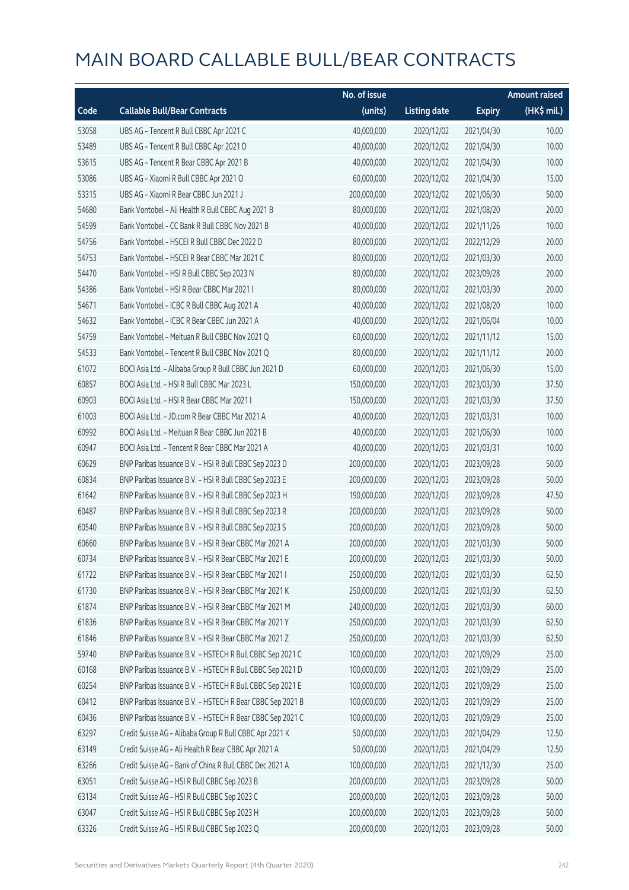# MAIN BOARD CALLABLE BULL/BEAR CONTRACTS

| Code | Callable Bull/Bear Contracts | No. of issue (units) | Listing date | Expiry | Amount raised (HK$ mil.) |
|---|---|---|---|---|---|
| 53058 | UBS AG – Tencent R Bull CBBC Apr 2021 C | 40,000,000 | 2020/12/02 | 2021/04/30 | 10.00 |
| 53489 | UBS AG – Tencent R Bull CBBC Apr 2021 D | 40,000,000 | 2020/12/02 | 2021/04/30 | 10.00 |
| 53615 | UBS AG – Tencent R Bear CBBC Apr 2021 B | 40,000,000 | 2020/12/02 | 2021/04/30 | 10.00 |
| 53086 | UBS AG – Xiaomi R Bull CBBC Apr 2021 O | 60,000,000 | 2020/12/02 | 2021/04/30 | 15.00 |
| 53315 | UBS AG – Xiaomi R Bear CBBC Jun 2021 J | 200,000,000 | 2020/12/02 | 2021/06/30 | 50.00 |
| 54680 | Bank Vontobel – Ali Health R Bull CBBC Aug 2021 B | 80,000,000 | 2020/12/02 | 2021/08/20 | 20.00 |
| 54599 | Bank Vontobel – CC Bank R Bull CBBC Nov 2021 B | 40,000,000 | 2020/12/02 | 2021/11/26 | 10.00 |
| 54756 | Bank Vontobel – HSCEI R Bull CBBC Dec 2022 D | 80,000,000 | 2020/12/02 | 2022/12/29 | 20.00 |
| 54753 | Bank Vontobel – HSCEI R Bear CBBC Mar 2021 C | 80,000,000 | 2020/12/02 | 2021/03/30 | 20.00 |
| 54470 | Bank Vontobel – HSI R Bull CBBC Sep 2023 N | 80,000,000 | 2020/12/02 | 2023/09/28 | 20.00 |
| 54386 | Bank Vontobel – HSI R Bear CBBC Mar 2021 I | 80,000,000 | 2020/12/02 | 2021/03/30 | 20.00 |
| 54671 | Bank Vontobel – ICBC R Bull CBBC Aug 2021 A | 40,000,000 | 2020/12/02 | 2021/08/20 | 10.00 |
| 54632 | Bank Vontobel – ICBC R Bear CBBC Jun 2021 A | 40,000,000 | 2020/12/02 | 2021/06/04 | 10.00 |
| 54759 | Bank Vontobel – Meituan R Bull CBBC Nov 2021 Q | 60,000,000 | 2020/12/02 | 2021/11/12 | 15.00 |
| 54533 | Bank Vontobel – Tencent R Bull CBBC Nov 2021 Q | 80,000,000 | 2020/12/02 | 2021/11/12 | 20.00 |
| 61072 | BOCI Asia Ltd. – Alibaba Group R Bull CBBC Jun 2021 D | 60,000,000 | 2020/12/03 | 2021/06/30 | 15.00 |
| 60857 | BOCI Asia Ltd. – HSI R Bull CBBC Mar 2023 L | 150,000,000 | 2020/12/03 | 2023/03/30 | 37.50 |
| 60903 | BOCI Asia Ltd. – HSI R Bear CBBC Mar 2021 I | 150,000,000 | 2020/12/03 | 2021/03/30 | 37.50 |
| 61003 | BOCI Asia Ltd. – JD.com R Bear CBBC Mar 2021 A | 40,000,000 | 2020/12/03 | 2021/03/31 | 10.00 |
| 60992 | BOCI Asia Ltd. – Meituan R Bear CBBC Jun 2021 B | 40,000,000 | 2020/12/03 | 2021/06/30 | 10.00 |
| 60947 | BOCI Asia Ltd. – Tencent R Bear CBBC Mar 2021 A | 40,000,000 | 2020/12/03 | 2021/03/31 | 10.00 |
| 60629 | BNP Paribas Issuance B.V. – HSI R Bull CBBC Sep 2023 D | 200,000,000 | 2020/12/03 | 2023/09/28 | 50.00 |
| 60834 | BNP Paribas Issuance B.V. – HSI R Bull CBBC Sep 2023 E | 200,000,000 | 2020/12/03 | 2023/09/28 | 50.00 |
| 61642 | BNP Paribas Issuance B.V. – HSI R Bull CBBC Sep 2023 H | 190,000,000 | 2020/12/03 | 2023/09/28 | 47.50 |
| 60487 | BNP Paribas Issuance B.V. – HSI R Bull CBBC Sep 2023 R | 200,000,000 | 2020/12/03 | 2023/09/28 | 50.00 |
| 60540 | BNP Paribas Issuance B.V. – HSI R Bull CBBC Sep 2023 S | 200,000,000 | 2020/12/03 | 2023/09/28 | 50.00 |
| 60660 | BNP Paribas Issuance B.V. – HSI R Bear CBBC Mar 2021 A | 200,000,000 | 2020/12/03 | 2021/03/30 | 50.00 |
| 60734 | BNP Paribas Issuance B.V. – HSI R Bear CBBC Mar 2021 E | 200,000,000 | 2020/12/03 | 2021/03/30 | 50.00 |
| 61722 | BNP Paribas Issuance B.V. – HSI R Bear CBBC Mar 2021 I | 250,000,000 | 2020/12/03 | 2021/03/30 | 62.50 |
| 61730 | BNP Paribas Issuance B.V. – HSI R Bear CBBC Mar 2021 K | 250,000,000 | 2020/12/03 | 2021/03/30 | 62.50 |
| 61874 | BNP Paribas Issuance B.V. – HSI R Bear CBBC Mar 2021 M | 240,000,000 | 2020/12/03 | 2021/03/30 | 60.00 |
| 61836 | BNP Paribas Issuance B.V. – HSI R Bear CBBC Mar 2021 Y | 250,000,000 | 2020/12/03 | 2021/03/30 | 62.50 |
| 61846 | BNP Paribas Issuance B.V. – HSI R Bear CBBC Mar 2021 Z | 250,000,000 | 2020/12/03 | 2021/03/30 | 62.50 |
| 59740 | BNP Paribas Issuance B.V. – HSTECH R Bull CBBC Sep 2021 C | 100,000,000 | 2020/12/03 | 2021/09/29 | 25.00 |
| 60168 | BNP Paribas Issuance B.V. – HSTECH R Bull CBBC Sep 2021 D | 100,000,000 | 2020/12/03 | 2021/09/29 | 25.00 |
| 60254 | BNP Paribas Issuance B.V. – HSTECH R Bull CBBC Sep 2021 E | 100,000,000 | 2020/12/03 | 2021/09/29 | 25.00 |
| 60412 | BNP Paribas Issuance B.V. – HSTECH R Bear CBBC Sep 2021 B | 100,000,000 | 2020/12/03 | 2021/09/29 | 25.00 |
| 60436 | BNP Paribas Issuance B.V. – HSTECH R Bear CBBC Sep 2021 C | 100,000,000 | 2020/12/03 | 2021/09/29 | 25.00 |
| 63297 | Credit Suisse AG – Alibaba Group R Bull CBBC Apr 2021 K | 50,000,000 | 2020/12/03 | 2021/04/29 | 12.50 |
| 63149 | Credit Suisse AG – Ali Health R Bear CBBC Apr 2021 A | 50,000,000 | 2020/12/03 | 2021/04/29 | 12.50 |
| 63266 | Credit Suisse AG – Bank of China R Bull CBBC Dec 2021 A | 100,000,000 | 2020/12/03 | 2021/12/30 | 25.00 |
| 63051 | Credit Suisse AG – HSI R Bull CBBC Sep 2023 B | 200,000,000 | 2020/12/03 | 2023/09/28 | 50.00 |
| 63134 | Credit Suisse AG – HSI R Bull CBBC Sep 2023 C | 200,000,000 | 2020/12/03 | 2023/09/28 | 50.00 |
| 63047 | Credit Suisse AG – HSI R Bull CBBC Sep 2023 H | 200,000,000 | 2020/12/03 | 2023/09/28 | 50.00 |
| 63326 | Credit Suisse AG – HSI R Bull CBBC Sep 2023 Q | 200,000,000 | 2020/12/03 | 2023/09/28 | 50.00 |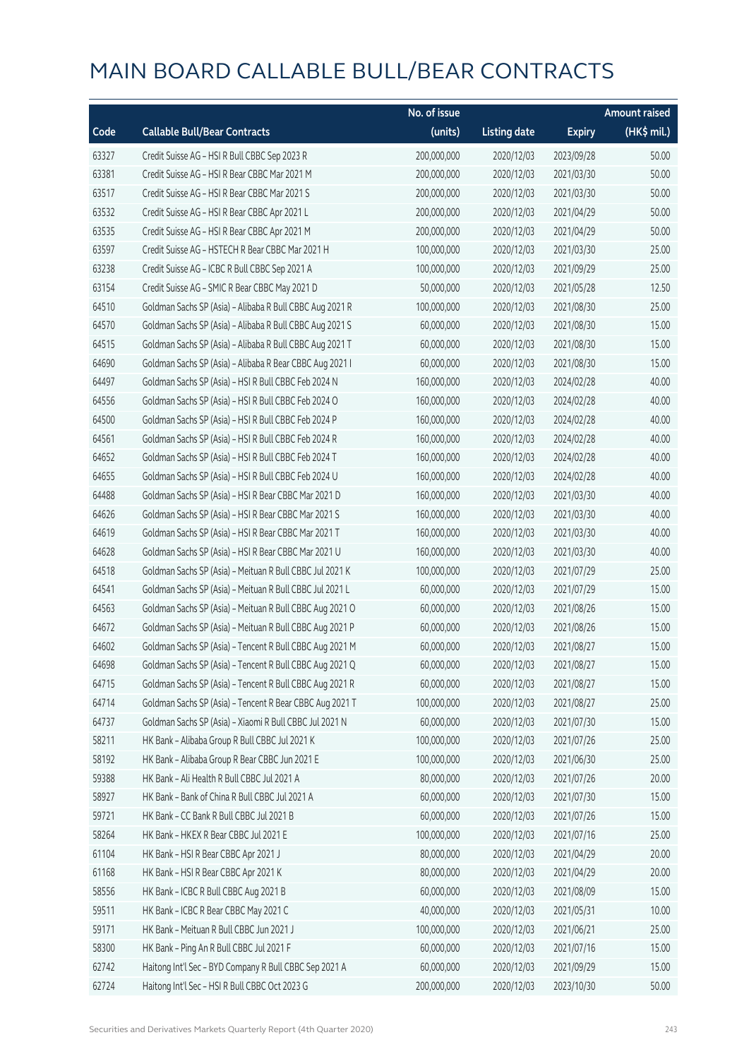# MAIN BOARD CALLABLE BULL/BEAR CONTRACTS

| Code | Callable Bull/Bear Contracts | No. of issue (units) | Listing date | Expiry | Amount raised (HK$ mil.) |
|---|---|---|---|---|---|
| 63327 | Credit Suisse AG – HSI R Bull CBBC Sep 2023 R | 200,000,000 | 2020/12/03 | 2023/09/28 | 50.00 |
| 63381 | Credit Suisse AG – HSI R Bear CBBC Mar 2021 M | 200,000,000 | 2020/12/03 | 2021/03/30 | 50.00 |
| 63517 | Credit Suisse AG – HSI R Bear CBBC Mar 2021 S | 200,000,000 | 2020/12/03 | 2021/03/30 | 50.00 |
| 63532 | Credit Suisse AG – HSI R Bear CBBC Apr 2021 L | 200,000,000 | 2020/12/03 | 2021/04/29 | 50.00 |
| 63535 | Credit Suisse AG – HSI R Bear CBBC Apr 2021 M | 200,000,000 | 2020/12/03 | 2021/04/29 | 50.00 |
| 63597 | Credit Suisse AG – HSTECH R Bear CBBC Mar 2021 H | 100,000,000 | 2020/12/03 | 2021/03/30 | 25.00 |
| 63238 | Credit Suisse AG – ICBC R Bull CBBC Sep 2021 A | 100,000,000 | 2020/12/03 | 2021/09/29 | 25.00 |
| 63154 | Credit Suisse AG – SMIC R Bear CBBC May 2021 D | 50,000,000 | 2020/12/03 | 2021/05/28 | 12.50 |
| 64510 | Goldman Sachs SP (Asia) – Alibaba R Bull CBBC Aug 2021 R | 100,000,000 | 2020/12/03 | 2021/08/30 | 25.00 |
| 64570 | Goldman Sachs SP (Asia) – Alibaba R Bull CBBC Aug 2021 S | 60,000,000 | 2020/12/03 | 2021/08/30 | 15.00 |
| 64515 | Goldman Sachs SP (Asia) – Alibaba R Bull CBBC Aug 2021 T | 60,000,000 | 2020/12/03 | 2021/08/30 | 15.00 |
| 64690 | Goldman Sachs SP (Asia) – Alibaba R Bear CBBC Aug 2021 I | 60,000,000 | 2020/12/03 | 2021/08/30 | 15.00 |
| 64497 | Goldman Sachs SP (Asia) – HSI R Bull CBBC Feb 2024 N | 160,000,000 | 2020/12/03 | 2024/02/28 | 40.00 |
| 64556 | Goldman Sachs SP (Asia) – HSI R Bull CBBC Feb 2024 O | 160,000,000 | 2020/12/03 | 2024/02/28 | 40.00 |
| 64500 | Goldman Sachs SP (Asia) – HSI R Bull CBBC Feb 2024 P | 160,000,000 | 2020/12/03 | 2024/02/28 | 40.00 |
| 64561 | Goldman Sachs SP (Asia) – HSI R Bull CBBC Feb 2024 R | 160,000,000 | 2020/12/03 | 2024/02/28 | 40.00 |
| 64652 | Goldman Sachs SP (Asia) – HSI R Bull CBBC Feb 2024 T | 160,000,000 | 2020/12/03 | 2024/02/28 | 40.00 |
| 64655 | Goldman Sachs SP (Asia) – HSI R Bull CBBC Feb 2024 U | 160,000,000 | 2020/12/03 | 2024/02/28 | 40.00 |
| 64488 | Goldman Sachs SP (Asia) – HSI R Bear CBBC Mar 2021 D | 160,000,000 | 2020/12/03 | 2021/03/30 | 40.00 |
| 64626 | Goldman Sachs SP (Asia) – HSI R Bear CBBC Mar 2021 S | 160,000,000 | 2020/12/03 | 2021/03/30 | 40.00 |
| 64619 | Goldman Sachs SP (Asia) – HSI R Bear CBBC Mar 2021 T | 160,000,000 | 2020/12/03 | 2021/03/30 | 40.00 |
| 64628 | Goldman Sachs SP (Asia) – HSI R Bear CBBC Mar 2021 U | 160,000,000 | 2020/12/03 | 2021/03/30 | 40.00 |
| 64518 | Goldman Sachs SP (Asia) – Meituan R Bull CBBC Jul 2021 K | 100,000,000 | 2020/12/03 | 2021/07/29 | 25.00 |
| 64541 | Goldman Sachs SP (Asia) – Meituan R Bull CBBC Jul 2021 L | 60,000,000 | 2020/12/03 | 2021/07/29 | 15.00 |
| 64563 | Goldman Sachs SP (Asia) – Meituan R Bull CBBC Aug 2021 O | 60,000,000 | 2020/12/03 | 2021/08/26 | 15.00 |
| 64672 | Goldman Sachs SP (Asia) – Meituan R Bull CBBC Aug 2021 P | 60,000,000 | 2020/12/03 | 2021/08/26 | 15.00 |
| 64602 | Goldman Sachs SP (Asia) – Tencent R Bull CBBC Aug 2021 M | 60,000,000 | 2020/12/03 | 2021/08/27 | 15.00 |
| 64698 | Goldman Sachs SP (Asia) – Tencent R Bull CBBC Aug 2021 Q | 60,000,000 | 2020/12/03 | 2021/08/27 | 15.00 |
| 64715 | Goldman Sachs SP (Asia) – Tencent R Bull CBBC Aug 2021 R | 60,000,000 | 2020/12/03 | 2021/08/27 | 15.00 |
| 64714 | Goldman Sachs SP (Asia) – Tencent R Bear CBBC Aug 2021 T | 100,000,000 | 2020/12/03 | 2021/08/27 | 25.00 |
| 64737 | Goldman Sachs SP (Asia) – Xiaomi R Bull CBBC Jul 2021 N | 60,000,000 | 2020/12/03 | 2021/07/30 | 15.00 |
| 58211 | HK Bank – Alibaba Group R Bull CBBC Jul 2021 K | 100,000,000 | 2020/12/03 | 2021/07/26 | 25.00 |
| 58192 | HK Bank – Alibaba Group R Bear CBBC Jun 2021 E | 100,000,000 | 2020/12/03 | 2021/06/30 | 25.00 |
| 59388 | HK Bank – Ali Health R Bull CBBC Jul 2021 A | 80,000,000 | 2020/12/03 | 2021/07/26 | 20.00 |
| 58927 | HK Bank – Bank of China R Bull CBBC Jul 2021 A | 60,000,000 | 2020/12/03 | 2021/07/30 | 15.00 |
| 59721 | HK Bank – CC Bank R Bull CBBC Jul 2021 B | 60,000,000 | 2020/12/03 | 2021/07/26 | 15.00 |
| 58264 | HK Bank – HKEX R Bear CBBC Jul 2021 E | 100,000,000 | 2020/12/03 | 2021/07/16 | 25.00 |
| 61104 | HK Bank – HSI R Bear CBBC Apr 2021 J | 80,000,000 | 2020/12/03 | 2021/04/29 | 20.00 |
| 61168 | HK Bank – HSI R Bear CBBC Apr 2021 K | 80,000,000 | 2020/12/03 | 2021/04/29 | 20.00 |
| 58556 | HK Bank – ICBC R Bull CBBC Aug 2021 B | 60,000,000 | 2020/12/03 | 2021/08/09 | 15.00 |
| 59511 | HK Bank – ICBC R Bear CBBC May 2021 C | 40,000,000 | 2020/12/03 | 2021/05/31 | 10.00 |
| 59171 | HK Bank – Meituan R Bull CBBC Jun 2021 J | 100,000,000 | 2020/12/03 | 2021/06/21 | 25.00 |
| 58300 | HK Bank – Ping An R Bull CBBC Jul 2021 F | 60,000,000 | 2020/12/03 | 2021/07/16 | 15.00 |
| 62742 | Haitong Int'l Sec – BYD Company R Bull CBBC Sep 2021 A | 60,000,000 | 2020/12/03 | 2021/09/29 | 15.00 |
| 62724 | Haitong Int'l Sec – HSI R Bull CBBC Oct 2023 G | 200,000,000 | 2020/12/03 | 2023/10/30 | 50.00 |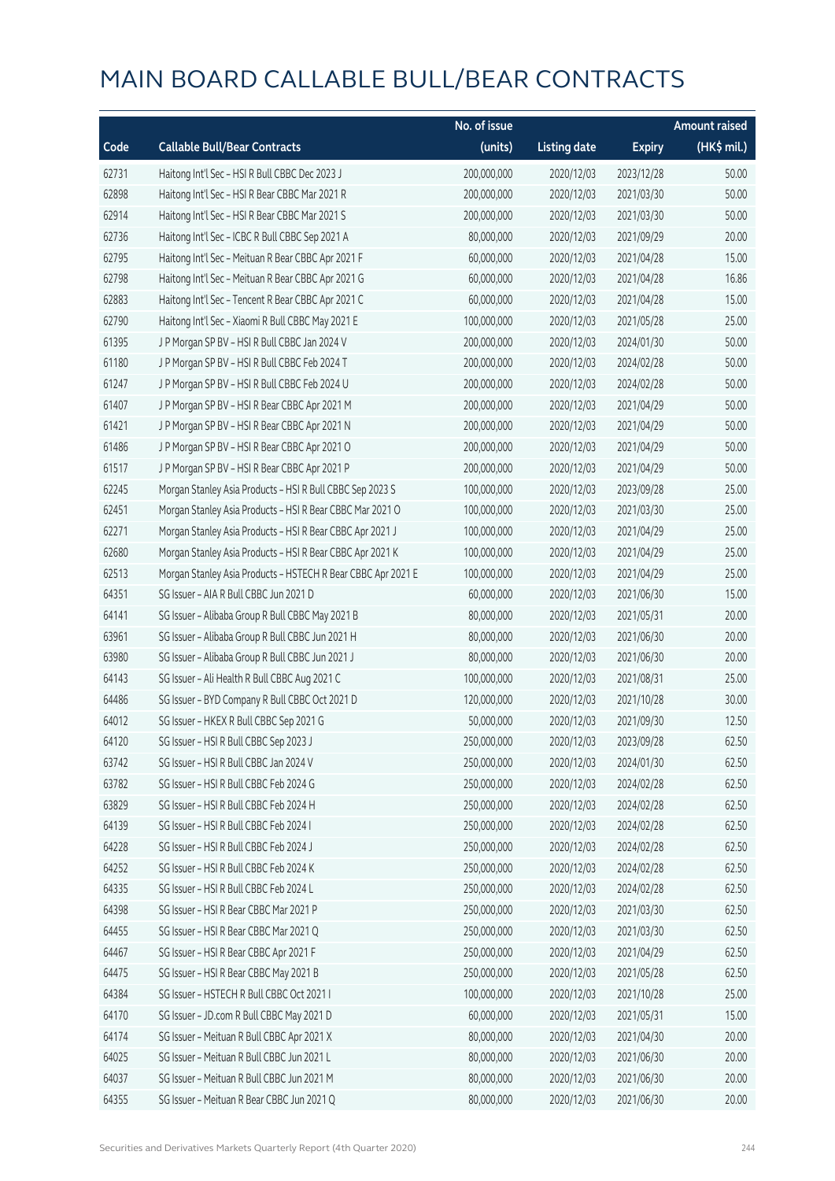# MAIN BOARD CALLABLE BULL/BEAR CONTRACTS

| Code | Callable Bull/Bear Contracts | No. of issue (units) | Listing date | Expiry | Amount raised (HK$ mil.) |
|---|---|---|---|---|---|
| 62731 | Haitong Int'l Sec – HSI R Bull CBBC Dec 2023 J | 200,000,000 | 2020/12/03 | 2023/12/28 | 50.00 |
| 62898 | Haitong Int'l Sec – HSI R Bear CBBC Mar 2021 R | 200,000,000 | 2020/12/03 | 2021/03/30 | 50.00 |
| 62914 | Haitong Int'l Sec – HSI R Bear CBBC Mar 2021 S | 200,000,000 | 2020/12/03 | 2021/03/30 | 50.00 |
| 62736 | Haitong Int'l Sec – ICBC R Bull CBBC Sep 2021 A | 80,000,000 | 2020/12/03 | 2021/09/29 | 20.00 |
| 62795 | Haitong Int'l Sec – Meituan R Bear CBBC Apr 2021 F | 60,000,000 | 2020/12/03 | 2021/04/28 | 15.00 |
| 62798 | Haitong Int'l Sec – Meituan R Bear CBBC Apr 2021 G | 60,000,000 | 2020/12/03 | 2021/04/28 | 16.86 |
| 62883 | Haitong Int'l Sec – Tencent R Bear CBBC Apr 2021 C | 60,000,000 | 2020/12/03 | 2021/04/28 | 15.00 |
| 62790 | Haitong Int'l Sec – Xiaomi R Bull CBBC May 2021 E | 100,000,000 | 2020/12/03 | 2021/05/28 | 25.00 |
| 61395 | J P Morgan SP BV – HSI R Bull CBBC Jan 2024 V | 200,000,000 | 2020/12/03 | 2024/01/30 | 50.00 |
| 61180 | J P Morgan SP BV – HSI R Bull CBBC Feb 2024 T | 200,000,000 | 2020/12/03 | 2024/02/28 | 50.00 |
| 61247 | J P Morgan SP BV – HSI R Bull CBBC Feb 2024 U | 200,000,000 | 2020/12/03 | 2024/02/28 | 50.00 |
| 61407 | J P Morgan SP BV – HSI R Bear CBBC Apr 2021 M | 200,000,000 | 2020/12/03 | 2021/04/29 | 50.00 |
| 61421 | J P Morgan SP BV – HSI R Bear CBBC Apr 2021 N | 200,000,000 | 2020/12/03 | 2021/04/29 | 50.00 |
| 61486 | J P Morgan SP BV – HSI R Bear CBBC Apr 2021 O | 200,000,000 | 2020/12/03 | 2021/04/29 | 50.00 |
| 61517 | J P Morgan SP BV – HSI R Bear CBBC Apr 2021 P | 200,000,000 | 2020/12/03 | 2021/04/29 | 50.00 |
| 62245 | Morgan Stanley Asia Products – HSI R Bull CBBC Sep 2023 S | 100,000,000 | 2020/12/03 | 2023/09/28 | 25.00 |
| 62451 | Morgan Stanley Asia Products – HSI R Bear CBBC Mar 2021 O | 100,000,000 | 2020/12/03 | 2021/03/30 | 25.00 |
| 62271 | Morgan Stanley Asia Products – HSI R Bear CBBC Apr 2021 J | 100,000,000 | 2020/12/03 | 2021/04/29 | 25.00 |
| 62680 | Morgan Stanley Asia Products – HSI R Bear CBBC Apr 2021 K | 100,000,000 | 2020/12/03 | 2021/04/29 | 25.00 |
| 62513 | Morgan Stanley Asia Products – HSTECH R Bear CBBC Apr 2021 E | 100,000,000 | 2020/12/03 | 2021/04/29 | 25.00 |
| 64351 | SG Issuer – AIA R Bull CBBC Jun 2021 D | 60,000,000 | 2020/12/03 | 2021/06/30 | 15.00 |
| 64141 | SG Issuer – Alibaba Group R Bull CBBC May 2021 B | 80,000,000 | 2020/12/03 | 2021/05/31 | 20.00 |
| 63961 | SG Issuer – Alibaba Group R Bull CBBC Jun 2021 H | 80,000,000 | 2020/12/03 | 2021/06/30 | 20.00 |
| 63980 | SG Issuer – Alibaba Group R Bull CBBC Jun 2021 J | 80,000,000 | 2020/12/03 | 2021/06/30 | 20.00 |
| 64143 | SG Issuer – Ali Health R Bull CBBC Aug 2021 C | 100,000,000 | 2020/12/03 | 2021/08/31 | 25.00 |
| 64486 | SG Issuer – BYD Company R Bull CBBC Oct 2021 D | 120,000,000 | 2020/12/03 | 2021/10/28 | 30.00 |
| 64012 | SG Issuer – HKEX R Bull CBBC Sep 2021 G | 50,000,000 | 2020/12/03 | 2021/09/30 | 12.50 |
| 64120 | SG Issuer – HSI R Bull CBBC Sep 2023 J | 250,000,000 | 2020/12/03 | 2023/09/28 | 62.50 |
| 63742 | SG Issuer – HSI R Bull CBBC Jan 2024 V | 250,000,000 | 2020/12/03 | 2024/01/30 | 62.50 |
| 63782 | SG Issuer – HSI R Bull CBBC Feb 2024 G | 250,000,000 | 2020/12/03 | 2024/02/28 | 62.50 |
| 63829 | SG Issuer – HSI R Bull CBBC Feb 2024 H | 250,000,000 | 2020/12/03 | 2024/02/28 | 62.50 |
| 64139 | SG Issuer – HSI R Bull CBBC Feb 2024 I | 250,000,000 | 2020/12/03 | 2024/02/28 | 62.50 |
| 64228 | SG Issuer – HSI R Bull CBBC Feb 2024 J | 250,000,000 | 2020/12/03 | 2024/02/28 | 62.50 |
| 64252 | SG Issuer – HSI R Bull CBBC Feb 2024 K | 250,000,000 | 2020/12/03 | 2024/02/28 | 62.50 |
| 64335 | SG Issuer – HSI R Bull CBBC Feb 2024 L | 250,000,000 | 2020/12/03 | 2024/02/28 | 62.50 |
| 64398 | SG Issuer – HSI R Bear CBBC Mar 2021 P | 250,000,000 | 2020/12/03 | 2021/03/30 | 62.50 |
| 64455 | SG Issuer – HSI R Bear CBBC Mar 2021 Q | 250,000,000 | 2020/12/03 | 2021/03/30 | 62.50 |
| 64467 | SG Issuer – HSI R Bear CBBC Apr 2021 F | 250,000,000 | 2020/12/03 | 2021/04/29 | 62.50 |
| 64475 | SG Issuer – HSI R Bear CBBC May 2021 B | 250,000,000 | 2020/12/03 | 2021/05/28 | 62.50 |
| 64384 | SG Issuer – HSTECH R Bull CBBC Oct 2021 I | 100,000,000 | 2020/12/03 | 2021/10/28 | 25.00 |
| 64170 | SG Issuer – JD.com R Bull CBBC May 2021 D | 60,000,000 | 2020/12/03 | 2021/05/31 | 15.00 |
| 64174 | SG Issuer – Meituan R Bull CBBC Apr 2021 X | 80,000,000 | 2020/12/03 | 2021/04/30 | 20.00 |
| 64025 | SG Issuer – Meituan R Bull CBBC Jun 2021 L | 80,000,000 | 2020/12/03 | 2021/06/30 | 20.00 |
| 64037 | SG Issuer – Meituan R Bull CBBC Jun 2021 M | 80,000,000 | 2020/12/03 | 2021/06/30 | 20.00 |
| 64355 | SG Issuer – Meituan R Bear CBBC Jun 2021 Q | 80,000,000 | 2020/12/03 | 2021/06/30 | 20.00 |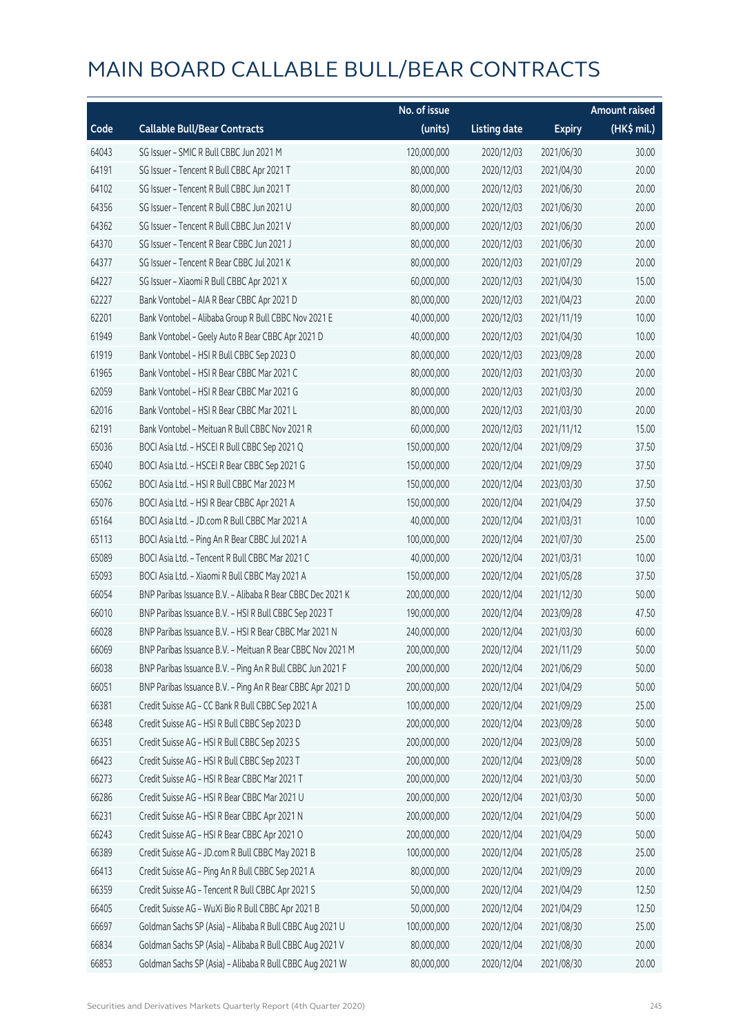# MAIN BOARD CALLABLE BULL/BEAR CONTRACTS

| Code | Callable Bull/Bear Contracts | No. of issue (units) | Listing date | Expiry | Amount raised (HK$ mil.) |
|---|---|---|---|---|---|
| 64043 | SG Issuer – SMIC R Bull CBBC Jun 2021 M | 120,000,000 | 2020/12/03 | 2021/06/30 | 30.00 |
| 64191 | SG Issuer – Tencent R Bull CBBC Apr 2021 T | 80,000,000 | 2020/12/03 | 2021/04/30 | 20.00 |
| 64102 | SG Issuer – Tencent R Bull CBBC Jun 2021 T | 80,000,000 | 2020/12/03 | 2021/06/30 | 20.00 |
| 64356 | SG Issuer – Tencent R Bull CBBC Jun 2021 U | 80,000,000 | 2020/12/03 | 2021/06/30 | 20.00 |
| 64362 | SG Issuer – Tencent R Bull CBBC Jun 2021 V | 80,000,000 | 2020/12/03 | 2021/06/30 | 20.00 |
| 64370 | SG Issuer – Tencent R Bear CBBC Jun 2021 J | 80,000,000 | 2020/12/03 | 2021/06/30 | 20.00 |
| 64377 | SG Issuer – Tencent R Bear CBBC Jul 2021 K | 80,000,000 | 2020/12/03 | 2021/07/29 | 20.00 |
| 64227 | SG Issuer – Xiaomi R Bull CBBC Apr 2021 X | 60,000,000 | 2020/12/03 | 2021/04/30 | 15.00 |
| 62227 | Bank Vontobel – AIA R Bear CBBC Apr 2021 D | 80,000,000 | 2020/12/03 | 2021/04/23 | 20.00 |
| 62201 | Bank Vontobel – Alibaba Group R Bull CBBC Nov 2021 E | 40,000,000 | 2020/12/03 | 2021/11/19 | 10.00 |
| 61949 | Bank Vontobel – Geely Auto R Bear CBBC Apr 2021 D | 40,000,000 | 2020/12/03 | 2021/04/30 | 10.00 |
| 61919 | Bank Vontobel – HSI R Bull CBBC Sep 2023 O | 80,000,000 | 2020/12/03 | 2023/09/28 | 20.00 |
| 61965 | Bank Vontobel – HSI R Bear CBBC Mar 2021 C | 80,000,000 | 2020/12/03 | 2021/03/30 | 20.00 |
| 62059 | Bank Vontobel – HSI R Bear CBBC Mar 2021 G | 80,000,000 | 2020/12/03 | 2021/03/30 | 20.00 |
| 62016 | Bank Vontobel – HSI R Bear CBBC Mar 2021 L | 80,000,000 | 2020/12/03 | 2021/03/30 | 20.00 |
| 62191 | Bank Vontobel – Meituan R Bull CBBC Nov 2021 R | 60,000,000 | 2020/12/03 | 2021/11/12 | 15.00 |
| 65036 | BOCI Asia Ltd. – HSCEI R Bull CBBC Sep 2021 Q | 150,000,000 | 2020/12/04 | 2021/09/29 | 37.50 |
| 65040 | BOCI Asia Ltd. – HSCEI R Bear CBBC Sep 2021 G | 150,000,000 | 2020/12/04 | 2021/09/29 | 37.50 |
| 65062 | BOCI Asia Ltd. – HSI R Bull CBBC Mar 2023 M | 150,000,000 | 2020/12/04 | 2023/03/30 | 37.50 |
| 65076 | BOCI Asia Ltd. – HSI R Bear CBBC Apr 2021 A | 150,000,000 | 2020/12/04 | 2021/04/29 | 37.50 |
| 65164 | BOCI Asia Ltd. – JD.com R Bull CBBC Mar 2021 A | 40,000,000 | 2020/12/04 | 2021/03/31 | 10.00 |
| 65113 | BOCI Asia Ltd. – Ping An R Bear CBBC Jul 2021 A | 100,000,000 | 2020/12/04 | 2021/07/30 | 25.00 |
| 65089 | BOCI Asia Ltd. – Tencent R Bull CBBC Mar 2021 C | 40,000,000 | 2020/12/04 | 2021/03/31 | 10.00 |
| 65093 | BOCI Asia Ltd. – Xiaomi R Bull CBBC May 2021 A | 150,000,000 | 2020/12/04 | 2021/05/28 | 37.50 |
| 66054 | BNP Paribas Issuance B.V. – Alibaba R Bear CBBC Dec 2021 K | 200,000,000 | 2020/12/04 | 2021/12/30 | 50.00 |
| 66010 | BNP Paribas Issuance B.V. – HSI R Bull CBBC Sep 2023 T | 190,000,000 | 2020/12/04 | 2023/09/28 | 47.50 |
| 66028 | BNP Paribas Issuance B.V. – HSI R Bear CBBC Mar 2021 N | 240,000,000 | 2020/12/04 | 2021/03/30 | 60.00 |
| 66069 | BNP Paribas Issuance B.V. – Meituan R Bear CBBC Nov 2021 M | 200,000,000 | 2020/12/04 | 2021/11/29 | 50.00 |
| 66038 | BNP Paribas Issuance B.V. – Ping An R Bull CBBC Jun 2021 F | 200,000,000 | 2020/12/04 | 2021/06/29 | 50.00 |
| 66051 | BNP Paribas Issuance B.V. – Ping An R Bear CBBC Apr 2021 D | 200,000,000 | 2020/12/04 | 2021/04/29 | 50.00 |
| 66381 | Credit Suisse AG – CC Bank R Bull CBBC Sep 2021 A | 100,000,000 | 2020/12/04 | 2021/09/29 | 25.00 |
| 66348 | Credit Suisse AG – HSI R Bull CBBC Sep 2023 D | 200,000,000 | 2020/12/04 | 2023/09/28 | 50.00 |
| 66351 | Credit Suisse AG – HSI R Bull CBBC Sep 2023 S | 200,000,000 | 2020/12/04 | 2023/09/28 | 50.00 |
| 66423 | Credit Suisse AG – HSI R Bull CBBC Sep 2023 T | 200,000,000 | 2020/12/04 | 2023/09/28 | 50.00 |
| 66273 | Credit Suisse AG – HSI R Bear CBBC Mar 2021 T | 200,000,000 | 2020/12/04 | 2021/03/30 | 50.00 |
| 66286 | Credit Suisse AG – HSI R Bear CBBC Mar 2021 U | 200,000,000 | 2020/12/04 | 2021/03/30 | 50.00 |
| 66231 | Credit Suisse AG – HSI R Bear CBBC Apr 2021 N | 200,000,000 | 2020/12/04 | 2021/04/29 | 50.00 |
| 66243 | Credit Suisse AG – HSI R Bear CBBC Apr 2021 O | 200,000,000 | 2020/12/04 | 2021/04/29 | 50.00 |
| 66389 | Credit Suisse AG – JD.com R Bull CBBC May 2021 B | 100,000,000 | 2020/12/04 | 2021/05/28 | 25.00 |
| 66413 | Credit Suisse AG – Ping An R Bull CBBC Sep 2021 A | 80,000,000 | 2020/12/04 | 2021/09/29 | 20.00 |
| 66359 | Credit Suisse AG – Tencent R Bull CBBC Apr 2021 S | 50,000,000 | 2020/12/04 | 2021/04/29 | 12.50 |
| 66405 | Credit Suisse AG – WuXi Bio R Bull CBBC Apr 2021 B | 50,000,000 | 2020/12/04 | 2021/04/29 | 12.50 |
| 66697 | Goldman Sachs SP (Asia) – Alibaba R Bull CBBC Aug 2021 U | 100,000,000 | 2020/12/04 | 2021/08/30 | 25.00 |
| 66834 | Goldman Sachs SP (Asia) – Alibaba R Bull CBBC Aug 2021 V | 80,000,000 | 2020/12/04 | 2021/08/30 | 20.00 |
| 66853 | Goldman Sachs SP (Asia) – Alibaba R Bull CBBC Aug 2021 W | 80,000,000 | 2020/12/04 | 2021/08/30 | 20.00 |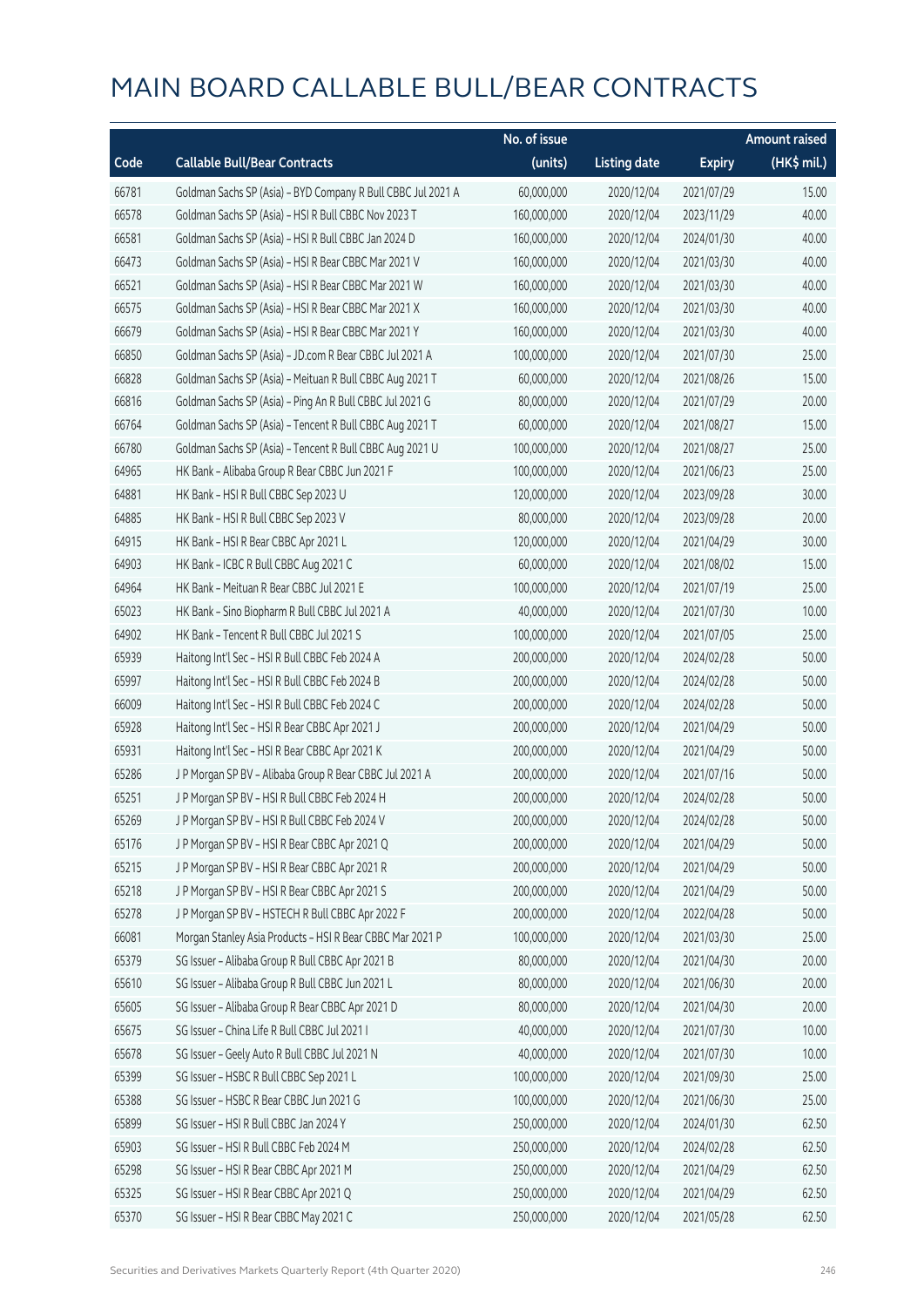# MAIN BOARD CALLABLE BULL/BEAR CONTRACTS

| Code | Callable Bull/Bear Contracts | No. of issue (units) | Listing date | Expiry | Amount raised (HK$ mil.) |
|---|---|---|---|---|---|
| 66781 | Goldman Sachs SP (Asia) - BYD Company R Bull CBBC Jul 2021 A | 60,000,000 | 2020/12/04 | 2021/07/29 | 15.00 |
| 66578 | Goldman Sachs SP (Asia) - HSI R Bull CBBC Nov 2023 T | 160,000,000 | 2020/12/04 | 2023/11/29 | 40.00 |
| 66581 | Goldman Sachs SP (Asia) - HSI R Bull CBBC Jan 2024 D | 160,000,000 | 2020/12/04 | 2024/01/30 | 40.00 |
| 66473 | Goldman Sachs SP (Asia) - HSI R Bear CBBC Mar 2021 V | 160,000,000 | 2020/12/04 | 2021/03/30 | 40.00 |
| 66521 | Goldman Sachs SP (Asia) - HSI R Bear CBBC Mar 2021 W | 160,000,000 | 2020/12/04 | 2021/03/30 | 40.00 |
| 66575 | Goldman Sachs SP (Asia) - HSI R Bear CBBC Mar 2021 X | 160,000,000 | 2020/12/04 | 2021/03/30 | 40.00 |
| 66679 | Goldman Sachs SP (Asia) - HSI R Bear CBBC Mar 2021 Y | 160,000,000 | 2020/12/04 | 2021/03/30 | 40.00 |
| 66850 | Goldman Sachs SP (Asia) - JD.com R Bear CBBC Jul 2021 A | 100,000,000 | 2020/12/04 | 2021/07/30 | 25.00 |
| 66828 | Goldman Sachs SP (Asia) - Meituan R Bull CBBC Aug 2021 T | 60,000,000 | 2020/12/04 | 2021/08/26 | 15.00 |
| 66816 | Goldman Sachs SP (Asia) - Ping An R Bull CBBC Jul 2021 G | 80,000,000 | 2020/12/04 | 2021/07/29 | 20.00 |
| 66764 | Goldman Sachs SP (Asia) - Tencent R Bull CBBC Aug 2021 T | 60,000,000 | 2020/12/04 | 2021/08/27 | 15.00 |
| 66780 | Goldman Sachs SP (Asia) - Tencent R Bull CBBC Aug 2021 U | 100,000,000 | 2020/12/04 | 2021/08/27 | 25.00 |
| 64965 | HK Bank - Alibaba Group R Bear CBBC Jun 2021 F | 100,000,000 | 2020/12/04 | 2021/06/23 | 25.00 |
| 64881 | HK Bank - HSI R Bull CBBC Sep 2023 U | 120,000,000 | 2020/12/04 | 2023/09/28 | 30.00 |
| 64885 | HK Bank - HSI R Bull CBBC Sep 2023 V | 80,000,000 | 2020/12/04 | 2023/09/28 | 20.00 |
| 64915 | HK Bank - HSI R Bear CBBC Apr 2021 L | 120,000,000 | 2020/12/04 | 2021/04/29 | 30.00 |
| 64903 | HK Bank - ICBC R Bull CBBC Aug 2021 C | 60,000,000 | 2020/12/04 | 2021/08/02 | 15.00 |
| 64964 | HK Bank - Meituan R Bear CBBC Jul 2021 E | 100,000,000 | 2020/12/04 | 2021/07/19 | 25.00 |
| 65023 | HK Bank - Sino Biopharm R Bull CBBC Jul 2021 A | 40,000,000 | 2020/12/04 | 2021/07/30 | 10.00 |
| 64902 | HK Bank - Tencent R Bull CBBC Jul 2021 S | 100,000,000 | 2020/12/04 | 2021/07/05 | 25.00 |
| 65939 | Haitong Int'l Sec - HSI R Bull CBBC Feb 2024 A | 200,000,000 | 2020/12/04 | 2024/02/28 | 50.00 |
| 65997 | Haitong Int'l Sec - HSI R Bull CBBC Feb 2024 B | 200,000,000 | 2020/12/04 | 2024/02/28 | 50.00 |
| 66009 | Haitong Int'l Sec - HSI R Bull CBBC Feb 2024 C | 200,000,000 | 2020/12/04 | 2024/02/28 | 50.00 |
| 65928 | Haitong Int'l Sec - HSI R Bear CBBC Apr 2021 J | 200,000,000 | 2020/12/04 | 2021/04/29 | 50.00 |
| 65931 | Haitong Int'l Sec - HSI R Bear CBBC Apr 2021 K | 200,000,000 | 2020/12/04 | 2021/04/29 | 50.00 |
| 65286 | J P Morgan SP BV - Alibaba Group R Bear CBBC Jul 2021 A | 200,000,000 | 2020/12/04 | 2021/07/16 | 50.00 |
| 65251 | J P Morgan SP BV - HSI R Bull CBBC Feb 2024 H | 200,000,000 | 2020/12/04 | 2024/02/28 | 50.00 |
| 65269 | J P Morgan SP BV - HSI R Bull CBBC Feb 2024 V | 200,000,000 | 2020/12/04 | 2024/02/28 | 50.00 |
| 65176 | J P Morgan SP BV - HSI R Bear CBBC Apr 2021 Q | 200,000,000 | 2020/12/04 | 2021/04/29 | 50.00 |
| 65215 | J P Morgan SP BV - HSI R Bear CBBC Apr 2021 R | 200,000,000 | 2020/12/04 | 2021/04/29 | 50.00 |
| 65218 | J P Morgan SP BV - HSI R Bear CBBC Apr 2021 S | 200,000,000 | 2020/12/04 | 2021/04/29 | 50.00 |
| 65278 | J P Morgan SP BV - HSTECH R Bull CBBC Apr 2022 F | 200,000,000 | 2020/12/04 | 2022/04/28 | 50.00 |
| 66081 | Morgan Stanley Asia Products - HSI R Bear CBBC Mar 2021 P | 100,000,000 | 2020/12/04 | 2021/03/30 | 25.00 |
| 65379 | SG Issuer - Alibaba Group R Bull CBBC Apr 2021 B | 80,000,000 | 2020/12/04 | 2021/04/30 | 20.00 |
| 65610 | SG Issuer - Alibaba Group R Bull CBBC Jun 2021 L | 80,000,000 | 2020/12/04 | 2021/06/30 | 20.00 |
| 65605 | SG Issuer - Alibaba Group R Bear CBBC Apr 2021 D | 80,000,000 | 2020/12/04 | 2021/04/30 | 20.00 |
| 65675 | SG Issuer - China Life R Bull CBBC Jul 2021 I | 40,000,000 | 2020/12/04 | 2021/07/30 | 10.00 |
| 65678 | SG Issuer - Geely Auto R Bull CBBC Jul 2021 N | 40,000,000 | 2020/12/04 | 2021/07/30 | 10.00 |
| 65399 | SG Issuer - HSBC R Bull CBBC Sep 2021 L | 100,000,000 | 2020/12/04 | 2021/09/30 | 25.00 |
| 65388 | SG Issuer - HSBC R Bear CBBC Jun 2021 G | 100,000,000 | 2020/12/04 | 2021/06/30 | 25.00 |
| 65899 | SG Issuer - HSI R Bull CBBC Jan 2024 Y | 250,000,000 | 2020/12/04 | 2024/01/30 | 62.50 |
| 65903 | SG Issuer - HSI R Bull CBBC Feb 2024 M | 250,000,000 | 2020/12/04 | 2024/02/28 | 62.50 |
| 65298 | SG Issuer - HSI R Bear CBBC Apr 2021 M | 250,000,000 | 2020/12/04 | 2021/04/29 | 62.50 |
| 65325 | SG Issuer - HSI R Bear CBBC Apr 2021 Q | 250,000,000 | 2020/12/04 | 2021/04/29 | 62.50 |
| 65370 | SG Issuer - HSI R Bear CBBC May 2021 C | 250,000,000 | 2020/12/04 | 2021/05/28 | 62.50 |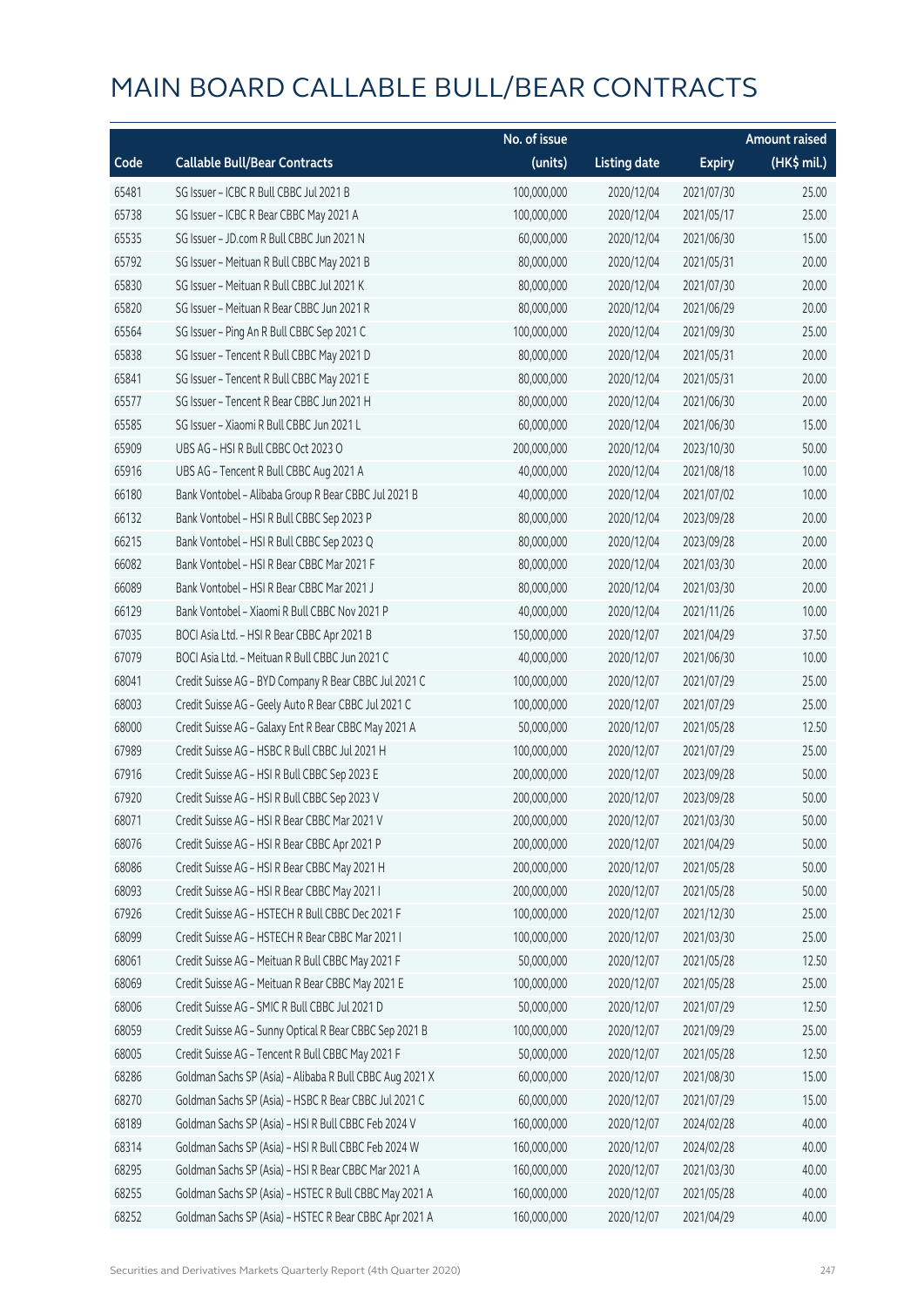# MAIN BOARD CALLABLE BULL/BEAR CONTRACTS

| Code | Callable Bull/Bear Contracts | No. of issue (units) | Listing date | Expiry | Amount raised (HK$ mil.) |
|---|---|---|---|---|---|
| 65481 | SG Issuer – ICBC R Bull CBBC Jul 2021 B | 100,000,000 | 2020/12/04 | 2021/07/30 | 25.00 |
| 65738 | SG Issuer – ICBC R Bear CBBC May 2021 A | 100,000,000 | 2020/12/04 | 2021/05/17 | 25.00 |
| 65535 | SG Issuer – JD.com R Bull CBBC Jun 2021 N | 60,000,000 | 2020/12/04 | 2021/06/30 | 15.00 |
| 65792 | SG Issuer – Meituan R Bull CBBC May 2021 B | 80,000,000 | 2020/12/04 | 2021/05/31 | 20.00 |
| 65830 | SG Issuer – Meituan R Bull CBBC Jul 2021 K | 80,000,000 | 2020/12/04 | 2021/07/30 | 20.00 |
| 65820 | SG Issuer – Meituan R Bear CBBC Jun 2021 R | 80,000,000 | 2020/12/04 | 2021/06/29 | 20.00 |
| 65564 | SG Issuer – Ping An R Bull CBBC Sep 2021 C | 100,000,000 | 2020/12/04 | 2021/09/30 | 25.00 |
| 65838 | SG Issuer – Tencent R Bull CBBC May 2021 D | 80,000,000 | 2020/12/04 | 2021/05/31 | 20.00 |
| 65841 | SG Issuer – Tencent R Bull CBBC May 2021 E | 80,000,000 | 2020/12/04 | 2021/05/31 | 20.00 |
| 65577 | SG Issuer – Tencent R Bear CBBC Jun 2021 H | 80,000,000 | 2020/12/04 | 2021/06/30 | 20.00 |
| 65585 | SG Issuer – Xiaomi R Bull CBBC Jun 2021 L | 60,000,000 | 2020/12/04 | 2021/06/30 | 15.00 |
| 65909 | UBS AG – HSI R Bull CBBC Oct 2023 O | 200,000,000 | 2020/12/04 | 2023/10/30 | 50.00 |
| 65916 | UBS AG – Tencent R Bull CBBC Aug 2021 A | 40,000,000 | 2020/12/04 | 2021/08/18 | 10.00 |
| 66180 | Bank Vontobel – Alibaba Group R Bear CBBC Jul 2021 B | 40,000,000 | 2020/12/04 | 2021/07/02 | 10.00 |
| 66132 | Bank Vontobel – HSI R Bull CBBC Sep 2023 P | 80,000,000 | 2020/12/04 | 2023/09/28 | 20.00 |
| 66215 | Bank Vontobel – HSI R Bull CBBC Sep 2023 Q | 80,000,000 | 2020/12/04 | 2023/09/28 | 20.00 |
| 66082 | Bank Vontobel – HSI R Bear CBBC Mar 2021 F | 80,000,000 | 2020/12/04 | 2021/03/30 | 20.00 |
| 66089 | Bank Vontobel – HSI R Bear CBBC Mar 2021 J | 80,000,000 | 2020/12/04 | 2021/03/30 | 20.00 |
| 66129 | Bank Vontobel – Xiaomi R Bull CBBC Nov 2021 P | 40,000,000 | 2020/12/04 | 2021/11/26 | 10.00 |
| 67035 | BOCI Asia Ltd. – HSI R Bear CBBC Apr 2021 B | 150,000,000 | 2020/12/07 | 2021/04/29 | 37.50 |
| 67079 | BOCI Asia Ltd. – Meituan R Bull CBBC Jun 2021 C | 40,000,000 | 2020/12/07 | 2021/06/30 | 10.00 |
| 68041 | Credit Suisse AG – BYD Company R Bear CBBC Jul 2021 C | 100,000,000 | 2020/12/07 | 2021/07/29 | 25.00 |
| 68003 | Credit Suisse AG – Geely Auto R Bear CBBC Jul 2021 C | 100,000,000 | 2020/12/07 | 2021/07/29 | 25.00 |
| 68000 | Credit Suisse AG – Galaxy Ent R Bear CBBC May 2021 A | 50,000,000 | 2020/12/07 | 2021/05/28 | 12.50 |
| 67989 | Credit Suisse AG – HSBC R Bull CBBC Jul 2021 H | 100,000,000 | 2020/12/07 | 2021/07/29 | 25.00 |
| 67916 | Credit Suisse AG – HSI R Bull CBBC Sep 2023 E | 200,000,000 | 2020/12/07 | 2023/09/28 | 50.00 |
| 67920 | Credit Suisse AG – HSI R Bull CBBC Sep 2023 V | 200,000,000 | 2020/12/07 | 2023/09/28 | 50.00 |
| 68071 | Credit Suisse AG – HSI R Bear CBBC Mar 2021 V | 200,000,000 | 2020/12/07 | 2021/03/30 | 50.00 |
| 68076 | Credit Suisse AG – HSI R Bear CBBC Apr 2021 P | 200,000,000 | 2020/12/07 | 2021/04/29 | 50.00 |
| 68086 | Credit Suisse AG – HSI R Bear CBBC May 2021 H | 200,000,000 | 2020/12/07 | 2021/05/28 | 50.00 |
| 68093 | Credit Suisse AG – HSI R Bear CBBC May 2021 I | 200,000,000 | 2020/12/07 | 2021/05/28 | 50.00 |
| 67926 | Credit Suisse AG – HSTECH R Bull CBBC Dec 2021 F | 100,000,000 | 2020/12/07 | 2021/12/30 | 25.00 |
| 68099 | Credit Suisse AG – HSTECH R Bear CBBC Mar 2021 I | 100,000,000 | 2020/12/07 | 2021/03/30 | 25.00 |
| 68061 | Credit Suisse AG – Meituan R Bull CBBC May 2021 F | 50,000,000 | 2020/12/07 | 2021/05/28 | 12.50 |
| 68069 | Credit Suisse AG – Meituan R Bear CBBC May 2021 E | 100,000,000 | 2020/12/07 | 2021/05/28 | 25.00 |
| 68006 | Credit Suisse AG – SMIC R Bull CBBC Jul 2021 D | 50,000,000 | 2020/12/07 | 2021/07/29 | 12.50 |
| 68059 | Credit Suisse AG – Sunny Optical R Bear CBBC Sep 2021 B | 100,000,000 | 2020/12/07 | 2021/09/29 | 25.00 |
| 68005 | Credit Suisse AG – Tencent R Bull CBBC May 2021 F | 50,000,000 | 2020/12/07 | 2021/05/28 | 12.50 |
| 68286 | Goldman Sachs SP (Asia) – Alibaba R Bull CBBC Aug 2021 X | 60,000,000 | 2020/12/07 | 2021/08/30 | 15.00 |
| 68270 | Goldman Sachs SP (Asia) – HSBC R Bear CBBC Jul 2021 C | 60,000,000 | 2020/12/07 | 2021/07/29 | 15.00 |
| 68189 | Goldman Sachs SP (Asia) – HSI R Bull CBBC Feb 2024 V | 160,000,000 | 2020/12/07 | 2024/02/28 | 40.00 |
| 68314 | Goldman Sachs SP (Asia) – HSI R Bull CBBC Feb 2024 W | 160,000,000 | 2020/12/07 | 2024/02/28 | 40.00 |
| 68295 | Goldman Sachs SP (Asia) – HSI R Bear CBBC Mar 2021 A | 160,000,000 | 2020/12/07 | 2021/03/30 | 40.00 |
| 68255 | Goldman Sachs SP (Asia) – HSTEC R Bull CBBC May 2021 A | 160,000,000 | 2020/12/07 | 2021/05/28 | 40.00 |
| 68252 | Goldman Sachs SP (Asia) – HSTEC R Bear CBBC Apr 2021 A | 160,000,000 | 2020/12/07 | 2021/04/29 | 40.00 |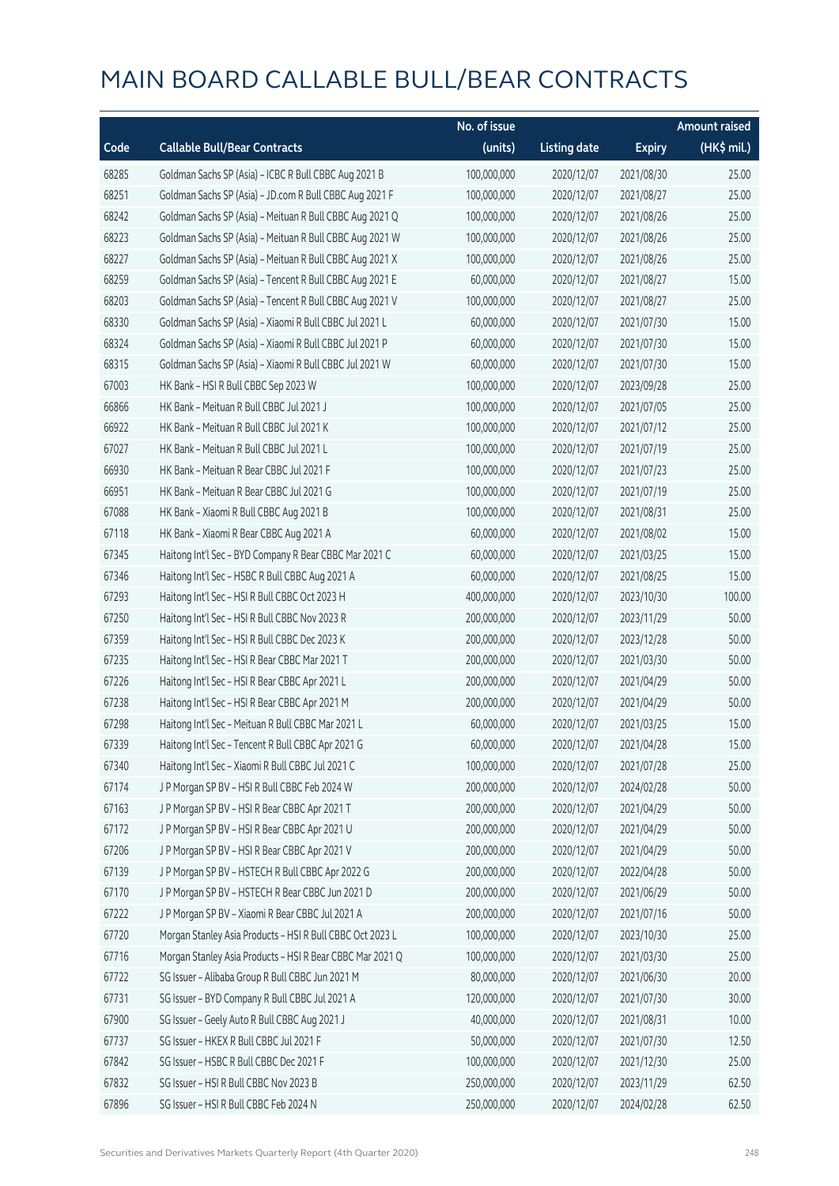# MAIN BOARD CALLABLE BULL/BEAR CONTRACTS

| Code | Callable Bull/Bear Contracts | No. of issue (units) | Listing date | Expiry | Amount raised (HK$ mil.) |
|---|---|---|---|---|---|
| 68285 | Goldman Sachs SP (Asia) – ICBC R Bull CBBC Aug 2021 B | 100,000,000 | 2020/12/07 | 2021/08/30 | 25.00 |
| 68251 | Goldman Sachs SP (Asia) – JD.com R Bull CBBC Aug 2021 F | 100,000,000 | 2020/12/07 | 2021/08/27 | 25.00 |
| 68242 | Goldman Sachs SP (Asia) – Meituan R Bull CBBC Aug 2021 Q | 100,000,000 | 2020/12/07 | 2021/08/26 | 25.00 |
| 68223 | Goldman Sachs SP (Asia) – Meituan R Bull CBBC Aug 2021 W | 100,000,000 | 2020/12/07 | 2021/08/26 | 25.00 |
| 68227 | Goldman Sachs SP (Asia) – Meituan R Bull CBBC Aug 2021 X | 100,000,000 | 2020/12/07 | 2021/08/26 | 25.00 |
| 68259 | Goldman Sachs SP (Asia) – Tencent R Bull CBBC Aug 2021 E | 60,000,000 | 2020/12/07 | 2021/08/27 | 15.00 |
| 68203 | Goldman Sachs SP (Asia) – Tencent R Bull CBBC Aug 2021 V | 100,000,000 | 2020/12/07 | 2021/08/27 | 25.00 |
| 68330 | Goldman Sachs SP (Asia) – Xiaomi R Bull CBBC Jul 2021 L | 60,000,000 | 2020/12/07 | 2021/07/30 | 15.00 |
| 68324 | Goldman Sachs SP (Asia) – Xiaomi R Bull CBBC Jul 2021 P | 60,000,000 | 2020/12/07 | 2021/07/30 | 15.00 |
| 68315 | Goldman Sachs SP (Asia) – Xiaomi R Bull CBBC Jul 2021 W | 60,000,000 | 2020/12/07 | 2021/07/30 | 15.00 |
| 67003 | HK Bank – HSI R Bull CBBC Sep 2023 W | 100,000,000 | 2020/12/07 | 2023/09/28 | 25.00 |
| 66866 | HK Bank – Meituan R Bull CBBC Jul 2021 J | 100,000,000 | 2020/12/07 | 2021/07/05 | 25.00 |
| 66922 | HK Bank – Meituan R Bull CBBC Jul 2021 K | 100,000,000 | 2020/12/07 | 2021/07/12 | 25.00 |
| 67027 | HK Bank – Meituan R Bull CBBC Jul 2021 L | 100,000,000 | 2020/12/07 | 2021/07/19 | 25.00 |
| 66930 | HK Bank – Meituan R Bear CBBC Jul 2021 F | 100,000,000 | 2020/12/07 | 2021/07/23 | 25.00 |
| 66951 | HK Bank – Meituan R Bear CBBC Jul 2021 G | 100,000,000 | 2020/12/07 | 2021/07/19 | 25.00 |
| 67088 | HK Bank – Xiaomi R Bull CBBC Aug 2021 B | 100,000,000 | 2020/12/07 | 2021/08/31 | 25.00 |
| 67118 | HK Bank – Xiaomi R Bear CBBC Aug 2021 A | 60,000,000 | 2020/12/07 | 2021/08/02 | 15.00 |
| 67345 | Haitong Int'l Sec – BYD Company R Bear CBBC Mar 2021 C | 60,000,000 | 2020/12/07 | 2021/03/25 | 15.00 |
| 67346 | Haitong Int'l Sec – HSBC R Bull CBBC Aug 2021 A | 60,000,000 | 2020/12/07 | 2021/08/25 | 15.00 |
| 67293 | Haitong Int'l Sec – HSI R Bull CBBC Oct 2023 H | 400,000,000 | 2020/12/07 | 2023/10/30 | 100.00 |
| 67250 | Haitong Int'l Sec – HSI R Bull CBBC Nov 2023 R | 200,000,000 | 2020/12/07 | 2023/11/29 | 50.00 |
| 67359 | Haitong Int'l Sec – HSI R Bull CBBC Dec 2023 K | 200,000,000 | 2020/12/07 | 2023/12/28 | 50.00 |
| 67235 | Haitong Int'l Sec – HSI R Bear CBBC Mar 2021 T | 200,000,000 | 2020/12/07 | 2021/03/30 | 50.00 |
| 67226 | Haitong Int'l Sec – HSI R Bear CBBC Apr 2021 L | 200,000,000 | 2020/12/07 | 2021/04/29 | 50.00 |
| 67238 | Haitong Int'l Sec – HSI R Bear CBBC Apr 2021 M | 200,000,000 | 2020/12/07 | 2021/04/29 | 50.00 |
| 67298 | Haitong Int'l Sec – Meituan R Bull CBBC Mar 2021 L | 60,000,000 | 2020/12/07 | 2021/03/25 | 15.00 |
| 67339 | Haitong Int'l Sec – Tencent R Bull CBBC Apr 2021 G | 60,000,000 | 2020/12/07 | 2021/04/28 | 15.00 |
| 67340 | Haitong Int'l Sec – Xiaomi R Bull CBBC Jul 2021 C | 100,000,000 | 2020/12/07 | 2021/07/28 | 25.00 |
| 67174 | J P Morgan SP BV – HSI R Bull CBBC Feb 2024 W | 200,000,000 | 2020/12/07 | 2024/02/28 | 50.00 |
| 67163 | J P Morgan SP BV – HSI R Bear CBBC Apr 2021 T | 200,000,000 | 2020/12/07 | 2021/04/29 | 50.00 |
| 67172 | J P Morgan SP BV – HSI R Bear CBBC Apr 2021 U | 200,000,000 | 2020/12/07 | 2021/04/29 | 50.00 |
| 67206 | J P Morgan SP BV – HSI R Bear CBBC Apr 2021 V | 200,000,000 | 2020/12/07 | 2021/04/29 | 50.00 |
| 67139 | J P Morgan SP BV – HSTECH R Bull CBBC Apr 2022 G | 200,000,000 | 2020/12/07 | 2022/04/28 | 50.00 |
| 67170 | J P Morgan SP BV – HSTECH R Bear CBBC Jun 2021 D | 200,000,000 | 2020/12/07 | 2021/06/29 | 50.00 |
| 67222 | J P Morgan SP BV – Xiaomi R Bear CBBC Jul 2021 A | 200,000,000 | 2020/12/07 | 2021/07/16 | 50.00 |
| 67720 | Morgan Stanley Asia Products – HSI R Bull CBBC Oct 2023 L | 100,000,000 | 2020/12/07 | 2023/10/30 | 25.00 |
| 67716 | Morgan Stanley Asia Products – HSI R Bear CBBC Mar 2021 Q | 100,000,000 | 2020/12/07 | 2021/03/30 | 25.00 |
| 67722 | SG Issuer – Alibaba Group R Bull CBBC Jun 2021 M | 80,000,000 | 2020/12/07 | 2021/06/30 | 20.00 |
| 67731 | SG Issuer – BYD Company R Bull CBBC Jul 2021 A | 120,000,000 | 2020/12/07 | 2021/07/30 | 30.00 |
| 67900 | SG Issuer – Geely Auto R Bull CBBC Aug 2021 J | 40,000,000 | 2020/12/07 | 2021/08/31 | 10.00 |
| 67737 | SG Issuer – HKEX R Bull CBBC Jul 2021 F | 50,000,000 | 2020/12/07 | 2021/07/30 | 12.50 |
| 67842 | SG Issuer – HSBC R Bull CBBC Dec 2021 F | 100,000,000 | 2020/12/07 | 2021/12/30 | 25.00 |
| 67832 | SG Issuer – HSI R Bull CBBC Nov 2023 B | 250,000,000 | 2020/12/07 | 2023/11/29 | 62.50 |
| 67896 | SG Issuer – HSI R Bull CBBC Feb 2024 N | 250,000,000 | 2020/12/07 | 2024/02/28 | 62.50 |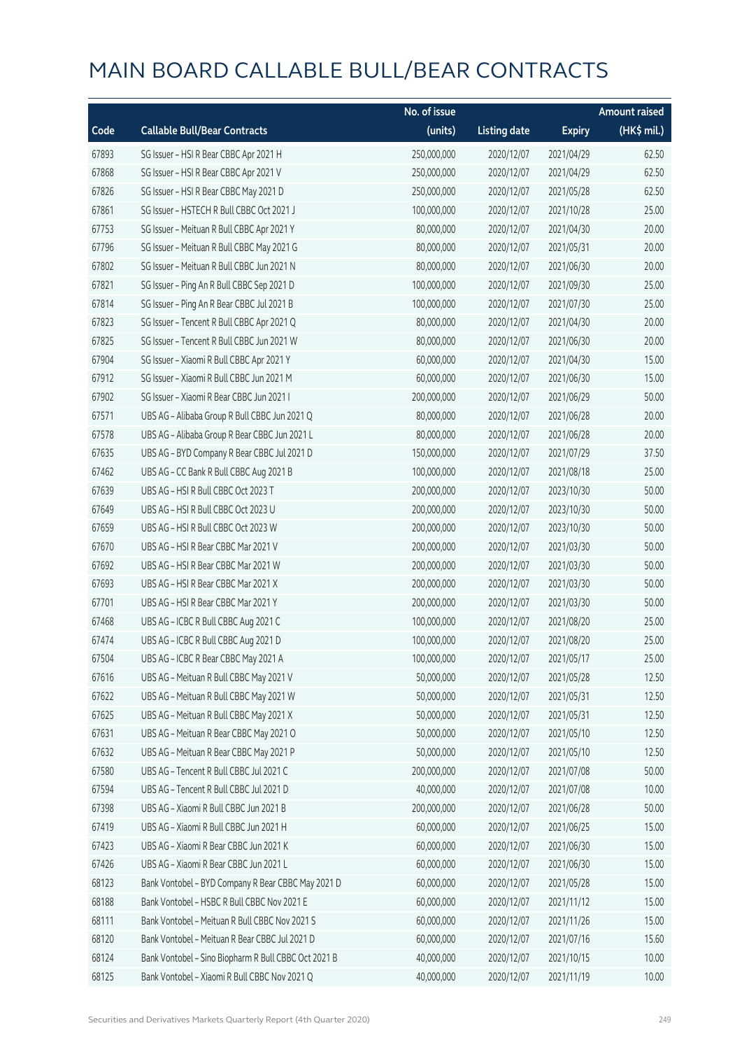# MAIN BOARD CALLABLE BULL/BEAR CONTRACTS

| Code | Callable Bull/Bear Contracts | No. of issue (units) | Listing date | Expiry | Amount raised (HK$ mil.) |
|---|---|---|---|---|---|
| 67893 | SG Issuer – HSI R Bear CBBC Apr 2021 H | 250,000,000 | 2020/12/07 | 2021/04/29 | 62.50 |
| 67868 | SG Issuer – HSI R Bear CBBC Apr 2021 V | 250,000,000 | 2020/12/07 | 2021/04/29 | 62.50 |
| 67826 | SG Issuer – HSI R Bear CBBC May 2021 D | 250,000,000 | 2020/12/07 | 2021/05/28 | 62.50 |
| 67861 | SG Issuer – HSTECH R Bull CBBC Oct 2021 J | 100,000,000 | 2020/12/07 | 2021/10/28 | 25.00 |
| 67753 | SG Issuer – Meituan R Bull CBBC Apr 2021 Y | 80,000,000 | 2020/12/07 | 2021/04/30 | 20.00 |
| 67796 | SG Issuer – Meituan R Bull CBBC May 2021 G | 80,000,000 | 2020/12/07 | 2021/05/31 | 20.00 |
| 67802 | SG Issuer – Meituan R Bull CBBC Jun 2021 N | 80,000,000 | 2020/12/07 | 2021/06/30 | 20.00 |
| 67821 | SG Issuer – Ping An R Bull CBBC Sep 2021 D | 100,000,000 | 2020/12/07 | 2021/09/30 | 25.00 |
| 67814 | SG Issuer – Ping An R Bear CBBC Jul 2021 B | 100,000,000 | 2020/12/07 | 2021/07/30 | 25.00 |
| 67823 | SG Issuer – Tencent R Bull CBBC Apr 2021 Q | 80,000,000 | 2020/12/07 | 2021/04/30 | 20.00 |
| 67825 | SG Issuer – Tencent R Bull CBBC Jun 2021 W | 80,000,000 | 2020/12/07 | 2021/06/30 | 20.00 |
| 67904 | SG Issuer – Xiaomi R Bull CBBC Apr 2021 Y | 60,000,000 | 2020/12/07 | 2021/04/30 | 15.00 |
| 67912 | SG Issuer – Xiaomi R Bull CBBC Jun 2021 M | 60,000,000 | 2020/12/07 | 2021/06/30 | 15.00 |
| 67902 | SG Issuer – Xiaomi R Bear CBBC Jun 2021 I | 200,000,000 | 2020/12/07 | 2021/06/29 | 50.00 |
| 67571 | UBS AG – Alibaba Group R Bull CBBC Jun 2021 Q | 80,000,000 | 2020/12/07 | 2021/06/28 | 20.00 |
| 67578 | UBS AG – Alibaba Group R Bear CBBC Jun 2021 L | 80,000,000 | 2020/12/07 | 2021/06/28 | 20.00 |
| 67635 | UBS AG – BYD Company R Bear CBBC Jul 2021 D | 150,000,000 | 2020/12/07 | 2021/07/29 | 37.50 |
| 67462 | UBS AG – CC Bank R Bull CBBC Aug 2021 B | 100,000,000 | 2020/12/07 | 2021/08/18 | 25.00 |
| 67639 | UBS AG – HSI R Bull CBBC Oct 2023 T | 200,000,000 | 2020/12/07 | 2023/10/30 | 50.00 |
| 67649 | UBS AG – HSI R Bull CBBC Oct 2023 U | 200,000,000 | 2020/12/07 | 2023/10/30 | 50.00 |
| 67659 | UBS AG – HSI R Bull CBBC Oct 2023 W | 200,000,000 | 2020/12/07 | 2023/10/30 | 50.00 |
| 67670 | UBS AG – HSI R Bear CBBC Mar 2021 V | 200,000,000 | 2020/12/07 | 2021/03/30 | 50.00 |
| 67692 | UBS AG – HSI R Bear CBBC Mar 2021 W | 200,000,000 | 2020/12/07 | 2021/03/30 | 50.00 |
| 67693 | UBS AG – HSI R Bear CBBC Mar 2021 X | 200,000,000 | 2020/12/07 | 2021/03/30 | 50.00 |
| 67701 | UBS AG – HSI R Bear CBBC Mar 2021 Y | 200,000,000 | 2020/12/07 | 2021/03/30 | 50.00 |
| 67468 | UBS AG – ICBC R Bull CBBC Aug 2021 C | 100,000,000 | 2020/12/07 | 2021/08/20 | 25.00 |
| 67474 | UBS AG – ICBC R Bull CBBC Aug 2021 D | 100,000,000 | 2020/12/07 | 2021/08/20 | 25.00 |
| 67504 | UBS AG – ICBC R Bear CBBC May 2021 A | 100,000,000 | 2020/12/07 | 2021/05/17 | 25.00 |
| 67616 | UBS AG – Meituan R Bull CBBC May 2021 V | 50,000,000 | 2020/12/07 | 2021/05/28 | 12.50 |
| 67622 | UBS AG – Meituan R Bull CBBC May 2021 W | 50,000,000 | 2020/12/07 | 2021/05/31 | 12.50 |
| 67625 | UBS AG – Meituan R Bull CBBC May 2021 X | 50,000,000 | 2020/12/07 | 2021/05/31 | 12.50 |
| 67631 | UBS AG – Meituan R Bear CBBC May 2021 O | 50,000,000 | 2020/12/07 | 2021/05/10 | 12.50 |
| 67632 | UBS AG – Meituan R Bear CBBC May 2021 P | 50,000,000 | 2020/12/07 | 2021/05/10 | 12.50 |
| 67580 | UBS AG – Tencent R Bull CBBC Jul 2021 C | 200,000,000 | 2020/12/07 | 2021/07/08 | 50.00 |
| 67594 | UBS AG – Tencent R Bull CBBC Jul 2021 D | 40,000,000 | 2020/12/07 | 2021/07/08 | 10.00 |
| 67398 | UBS AG – Xiaomi R Bull CBBC Jun 2021 B | 200,000,000 | 2020/12/07 | 2021/06/28 | 50.00 |
| 67419 | UBS AG – Xiaomi R Bull CBBC Jun 2021 H | 60,000,000 | 2020/12/07 | 2021/06/25 | 15.00 |
| 67423 | UBS AG – Xiaomi R Bear CBBC Jun 2021 K | 60,000,000 | 2020/12/07 | 2021/06/30 | 15.00 |
| 67426 | UBS AG – Xiaomi R Bear CBBC Jun 2021 L | 60,000,000 | 2020/12/07 | 2021/06/30 | 15.00 |
| 68123 | Bank Vontobel – BYD Company R Bear CBBC May 2021 D | 60,000,000 | 2020/12/07 | 2021/05/28 | 15.00 |
| 68188 | Bank Vontobel – HSBC R Bull CBBC Nov 2021 E | 60,000,000 | 2020/12/07 | 2021/11/12 | 15.00 |
| 68111 | Bank Vontobel – Meituan R Bull CBBC Nov 2021 S | 60,000,000 | 2020/12/07 | 2021/11/26 | 15.00 |
| 68120 | Bank Vontobel – Meituan R Bear CBBC Jul 2021 D | 60,000,000 | 2020/12/07 | 2021/07/16 | 15.60 |
| 68124 | Bank Vontobel – Sino Biopharm R Bull CBBC Oct 2021 B | 40,000,000 | 2020/12/07 | 2021/10/15 | 10.00 |
| 68125 | Bank Vontobel – Xiaomi R Bull CBBC Nov 2021 Q | 40,000,000 | 2020/12/07 | 2021/11/19 | 10.00 |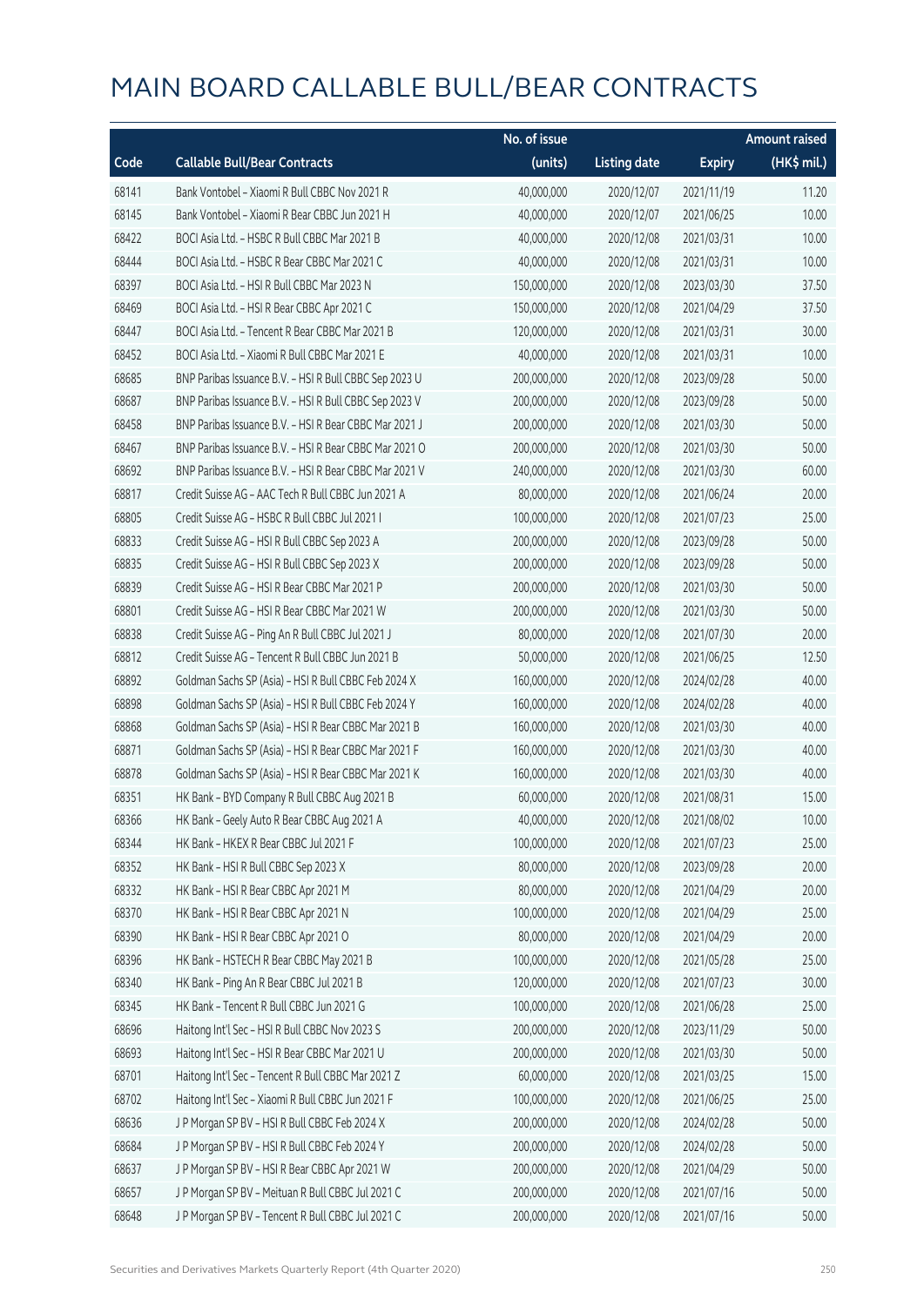# MAIN BOARD CALLABLE BULL/BEAR CONTRACTS

| Code | Callable Bull/Bear Contracts | No. of issue (units) | Listing date | Expiry | Amount raised (HK$ mil.) |
|---|---|---|---|---|---|
| 68141 | Bank Vontobel – Xiaomi R Bull CBBC Nov 2021 R | 40,000,000 | 2020/12/07 | 2021/11/19 | 11.20 |
| 68145 | Bank Vontobel – Xiaomi R Bear CBBC Jun 2021 H | 40,000,000 | 2020/12/07 | 2021/06/25 | 10.00 |
| 68422 | BOCI Asia Ltd. – HSBC R Bull CBBC Mar 2021 B | 40,000,000 | 2020/12/08 | 2021/03/31 | 10.00 |
| 68444 | BOCI Asia Ltd. – HSBC R Bear CBBC Mar 2021 C | 40,000,000 | 2020/12/08 | 2021/03/31 | 10.00 |
| 68397 | BOCI Asia Ltd. – HSI R Bull CBBC Mar 2023 N | 150,000,000 | 2020/12/08 | 2023/03/30 | 37.50 |
| 68469 | BOCI Asia Ltd. – HSI R Bear CBBC Apr 2021 C | 150,000,000 | 2020/12/08 | 2021/04/29 | 37.50 |
| 68447 | BOCI Asia Ltd. – Tencent R Bear CBBC Mar 2021 B | 120,000,000 | 2020/12/08 | 2021/03/31 | 30.00 |
| 68452 | BOCI Asia Ltd. – Xiaomi R Bull CBBC Mar 2021 E | 40,000,000 | 2020/12/08 | 2021/03/31 | 10.00 |
| 68685 | BNP Paribas Issuance B.V. – HSI R Bull CBBC Sep 2023 U | 200,000,000 | 2020/12/08 | 2023/09/28 | 50.00 |
| 68687 | BNP Paribas Issuance B.V. – HSI R Bull CBBC Sep 2023 V | 200,000,000 | 2020/12/08 | 2023/09/28 | 50.00 |
| 68458 | BNP Paribas Issuance B.V. – HSI R Bear CBBC Mar 2021 J | 200,000,000 | 2020/12/08 | 2021/03/30 | 50.00 |
| 68467 | BNP Paribas Issuance B.V. – HSI R Bear CBBC Mar 2021 O | 200,000,000 | 2020/12/08 | 2021/03/30 | 50.00 |
| 68692 | BNP Paribas Issuance B.V. – HSI R Bear CBBC Mar 2021 V | 240,000,000 | 2020/12/08 | 2021/03/30 | 60.00 |
| 68817 | Credit Suisse AG – AAC Tech R Bull CBBC Jun 2021 A | 80,000,000 | 2020/12/08 | 2021/06/24 | 20.00 |
| 68805 | Credit Suisse AG – HSBC R Bull CBBC Jul 2021 I | 100,000,000 | 2020/12/08 | 2021/07/23 | 25.00 |
| 68833 | Credit Suisse AG – HSI R Bull CBBC Sep 2023 A | 200,000,000 | 2020/12/08 | 2023/09/28 | 50.00 |
| 68835 | Credit Suisse AG – HSI R Bull CBBC Sep 2023 X | 200,000,000 | 2020/12/08 | 2023/09/28 | 50.00 |
| 68839 | Credit Suisse AG – HSI R Bear CBBC Mar 2021 P | 200,000,000 | 2020/12/08 | 2021/03/30 | 50.00 |
| 68801 | Credit Suisse AG – HSI R Bear CBBC Mar 2021 W | 200,000,000 | 2020/12/08 | 2021/03/30 | 50.00 |
| 68838 | Credit Suisse AG – Ping An R Bull CBBC Jul 2021 J | 80,000,000 | 2020/12/08 | 2021/07/30 | 20.00 |
| 68812 | Credit Suisse AG – Tencent R Bull CBBC Jun 2021 B | 50,000,000 | 2020/12/08 | 2021/06/25 | 12.50 |
| 68892 | Goldman Sachs SP (Asia) – HSI R Bull CBBC Feb 2024 X | 160,000,000 | 2020/12/08 | 2024/02/28 | 40.00 |
| 68898 | Goldman Sachs SP (Asia) – HSI R Bull CBBC Feb 2024 Y | 160,000,000 | 2020/12/08 | 2024/02/28 | 40.00 |
| 68868 | Goldman Sachs SP (Asia) – HSI R Bear CBBC Mar 2021 B | 160,000,000 | 2020/12/08 | 2021/03/30 | 40.00 |
| 68871 | Goldman Sachs SP (Asia) – HSI R Bear CBBC Mar 2021 F | 160,000,000 | 2020/12/08 | 2021/03/30 | 40.00 |
| 68878 | Goldman Sachs SP (Asia) – HSI R Bear CBBC Mar 2021 K | 160,000,000 | 2020/12/08 | 2021/03/30 | 40.00 |
| 68351 | HK Bank – BYD Company R Bull CBBC Aug 2021 B | 60,000,000 | 2020/12/08 | 2021/08/31 | 15.00 |
| 68366 | HK Bank – Geely Auto R Bear CBBC Aug 2021 A | 40,000,000 | 2020/12/08 | 2021/08/02 | 10.00 |
| 68344 | HK Bank – HKEX R Bear CBBC Jul 2021 F | 100,000,000 | 2020/12/08 | 2021/07/23 | 25.00 |
| 68352 | HK Bank – HSI R Bull CBBC Sep 2023 X | 80,000,000 | 2020/12/08 | 2023/09/28 | 20.00 |
| 68332 | HK Bank – HSI R Bear CBBC Apr 2021 M | 80,000,000 | 2020/12/08 | 2021/04/29 | 20.00 |
| 68370 | HK Bank – HSI R Bear CBBC Apr 2021 N | 100,000,000 | 2020/12/08 | 2021/04/29 | 25.00 |
| 68390 | HK Bank – HSI R Bear CBBC Apr 2021 O | 80,000,000 | 2020/12/08 | 2021/04/29 | 20.00 |
| 68396 | HK Bank – HSTECH R Bear CBBC May 2021 B | 100,000,000 | 2020/12/08 | 2021/05/28 | 25.00 |
| 68340 | HK Bank – Ping An R Bear CBBC Jul 2021 B | 120,000,000 | 2020/12/08 | 2021/07/23 | 30.00 |
| 68345 | HK Bank – Tencent R Bull CBBC Jun 2021 G | 100,000,000 | 2020/12/08 | 2021/06/28 | 25.00 |
| 68696 | Haitong Int'l Sec – HSI R Bull CBBC Nov 2023 S | 200,000,000 | 2020/12/08 | 2023/11/29 | 50.00 |
| 68693 | Haitong Int'l Sec – HSI R Bear CBBC Mar 2021 U | 200,000,000 | 2020/12/08 | 2021/03/30 | 50.00 |
| 68701 | Haitong Int'l Sec – Tencent R Bull CBBC Mar 2021 Z | 60,000,000 | 2020/12/08 | 2021/03/25 | 15.00 |
| 68702 | Haitong Int'l Sec – Xiaomi R Bull CBBC Jun 2021 F | 100,000,000 | 2020/12/08 | 2021/06/25 | 25.00 |
| 68636 | J P Morgan SP BV – HSI R Bull CBBC Feb 2024 X | 200,000,000 | 2020/12/08 | 2024/02/28 | 50.00 |
| 68684 | J P Morgan SP BV – HSI R Bull CBBC Feb 2024 Y | 200,000,000 | 2020/12/08 | 2024/02/28 | 50.00 |
| 68637 | J P Morgan SP BV – HSI R Bear CBBC Apr 2021 W | 200,000,000 | 2020/12/08 | 2021/04/29 | 50.00 |
| 68657 | J P Morgan SP BV – Meituan R Bull CBBC Jul 2021 C | 200,000,000 | 2020/12/08 | 2021/07/16 | 50.00 |
| 68648 | J P Morgan SP BV – Tencent R Bull CBBC Jul 2021 C | 200,000,000 | 2020/12/08 | 2021/07/16 | 50.00 |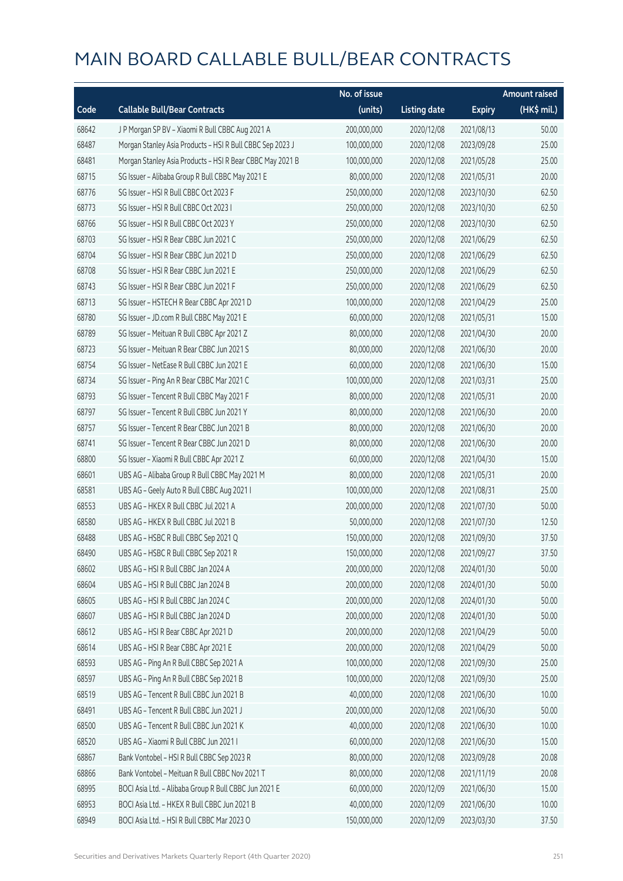# MAIN BOARD CALLABLE BULL/BEAR CONTRACTS

| Code | Callable Bull/Bear Contracts | No. of issue (units) | Listing date | Expiry | Amount raised (HK$ mil.) |
|---|---|---|---|---|---|
| 68642 | J P Morgan SP BV – Xiaomi R Bull CBBC Aug 2021 A | 200,000,000 | 2020/12/08 | 2021/08/13 | 50.00 |
| 68487 | Morgan Stanley Asia Products – HSI R Bull CBBC Sep 2023 J | 100,000,000 | 2020/12/08 | 2023/09/28 | 25.00 |
| 68481 | Morgan Stanley Asia Products – HSI R Bear CBBC May 2021 B | 100,000,000 | 2020/12/08 | 2021/05/28 | 25.00 |
| 68715 | SG Issuer – Alibaba Group R Bull CBBC May 2021 E | 80,000,000 | 2020/12/08 | 2021/05/31 | 20.00 |
| 68776 | SG Issuer – HSI R Bull CBBC Oct 2023 F | 250,000,000 | 2020/12/08 | 2023/10/30 | 62.50 |
| 68773 | SG Issuer – HSI R Bull CBBC Oct 2023 I | 250,000,000 | 2020/12/08 | 2023/10/30 | 62.50 |
| 68766 | SG Issuer – HSI R Bull CBBC Oct 2023 Y | 250,000,000 | 2020/12/08 | 2023/10/30 | 62.50 |
| 68703 | SG Issuer – HSI R Bear CBBC Jun 2021 C | 250,000,000 | 2020/12/08 | 2021/06/29 | 62.50 |
| 68704 | SG Issuer – HSI R Bear CBBC Jun 2021 D | 250,000,000 | 2020/12/08 | 2021/06/29 | 62.50 |
| 68708 | SG Issuer – HSI R Bear CBBC Jun 2021 E | 250,000,000 | 2020/12/08 | 2021/06/29 | 62.50 |
| 68743 | SG Issuer – HSI R Bear CBBC Jun 2021 F | 250,000,000 | 2020/12/08 | 2021/06/29 | 62.50 |
| 68713 | SG Issuer – HSTECH R Bear CBBC Apr 2021 D | 100,000,000 | 2020/12/08 | 2021/04/29 | 25.00 |
| 68780 | SG Issuer – JD.com R Bull CBBC May 2021 E | 60,000,000 | 2020/12/08 | 2021/05/31 | 15.00 |
| 68789 | SG Issuer – Meituan R Bull CBBC Apr 2021 Z | 80,000,000 | 2020/12/08 | 2021/04/30 | 20.00 |
| 68723 | SG Issuer – Meituan R Bear CBBC Jun 2021 S | 80,000,000 | 2020/12/08 | 2021/06/30 | 20.00 |
| 68754 | SG Issuer – NetEase R Bull CBBC Jun 2021 E | 60,000,000 | 2020/12/08 | 2021/06/30 | 15.00 |
| 68734 | SG Issuer – Ping An R Bear CBBC Mar 2021 C | 100,000,000 | 2020/12/08 | 2021/03/31 | 25.00 |
| 68793 | SG Issuer – Tencent R Bull CBBC May 2021 F | 80,000,000 | 2020/12/08 | 2021/05/31 | 20.00 |
| 68797 | SG Issuer – Tencent R Bull CBBC Jun 2021 Y | 80,000,000 | 2020/12/08 | 2021/06/30 | 20.00 |
| 68757 | SG Issuer – Tencent R Bear CBBC Jun 2021 B | 80,000,000 | 2020/12/08 | 2021/06/30 | 20.00 |
| 68741 | SG Issuer – Tencent R Bear CBBC Jun 2021 D | 80,000,000 | 2020/12/08 | 2021/06/30 | 20.00 |
| 68800 | SG Issuer – Xiaomi R Bull CBBC Apr 2021 Z | 60,000,000 | 2020/12/08 | 2021/04/30 | 15.00 |
| 68601 | UBS AG – Alibaba Group R Bull CBBC May 2021 M | 80,000,000 | 2020/12/08 | 2021/05/31 | 20.00 |
| 68581 | UBS AG – Geely Auto R Bull CBBC Aug 2021 I | 100,000,000 | 2020/12/08 | 2021/08/31 | 25.00 |
| 68553 | UBS AG – HKEX R Bull CBBC Jul 2021 A | 200,000,000 | 2020/12/08 | 2021/07/30 | 50.00 |
| 68580 | UBS AG – HKEX R Bull CBBC Jul 2021 B | 50,000,000 | 2020/12/08 | 2021/07/30 | 12.50 |
| 68488 | UBS AG – HSBC R Bull CBBC Sep 2021 Q | 150,000,000 | 2020/12/08 | 2021/09/30 | 37.50 |
| 68490 | UBS AG – HSBC R Bull CBBC Sep 2021 R | 150,000,000 | 2020/12/08 | 2021/09/27 | 37.50 |
| 68602 | UBS AG – HSI R Bull CBBC Jan 2024 A | 200,000,000 | 2020/12/08 | 2024/01/30 | 50.00 |
| 68604 | UBS AG – HSI R Bull CBBC Jan 2024 B | 200,000,000 | 2020/12/08 | 2024/01/30 | 50.00 |
| 68605 | UBS AG – HSI R Bull CBBC Jan 2024 C | 200,000,000 | 2020/12/08 | 2024/01/30 | 50.00 |
| 68607 | UBS AG – HSI R Bull CBBC Jan 2024 D | 200,000,000 | 2020/12/08 | 2024/01/30 | 50.00 |
| 68612 | UBS AG – HSI R Bear CBBC Apr 2021 D | 200,000,000 | 2020/12/08 | 2021/04/29 | 50.00 |
| 68614 | UBS AG – HSI R Bear CBBC Apr 2021 E | 200,000,000 | 2020/12/08 | 2021/04/29 | 50.00 |
| 68593 | UBS AG – Ping An R Bull CBBC Sep 2021 A | 100,000,000 | 2020/12/08 | 2021/09/30 | 25.00 |
| 68597 | UBS AG – Ping An R Bull CBBC Sep 2021 B | 100,000,000 | 2020/12/08 | 2021/09/30 | 25.00 |
| 68519 | UBS AG – Tencent R Bull CBBC Jun 2021 B | 40,000,000 | 2020/12/08 | 2021/06/30 | 10.00 |
| 68491 | UBS AG – Tencent R Bull CBBC Jun 2021 J | 200,000,000 | 2020/12/08 | 2021/06/30 | 50.00 |
| 68500 | UBS AG – Tencent R Bull CBBC Jun 2021 K | 40,000,000 | 2020/12/08 | 2021/06/30 | 10.00 |
| 68520 | UBS AG – Xiaomi R Bull CBBC Jun 2021 I | 60,000,000 | 2020/12/08 | 2021/06/30 | 15.00 |
| 68867 | Bank Vontobel – HSI R Bull CBBC Sep 2023 R | 80,000,000 | 2020/12/08 | 2023/09/28 | 20.08 |
| 68866 | Bank Vontobel – Meituan R Bull CBBC Nov 2021 T | 80,000,000 | 2020/12/08 | 2021/11/19 | 20.08 |
| 68995 | BOCI Asia Ltd. – Alibaba Group R Bull CBBC Jun 2021 E | 60,000,000 | 2020/12/09 | 2021/06/30 | 15.00 |
| 68953 | BOCI Asia Ltd. – HKEX R Bull CBBC Jun 2021 B | 40,000,000 | 2020/12/09 | 2021/06/30 | 10.00 |
| 68949 | BOCI Asia Ltd. – HSI R Bull CBBC Mar 2023 O | 150,000,000 | 2020/12/09 | 2023/03/30 | 37.50 |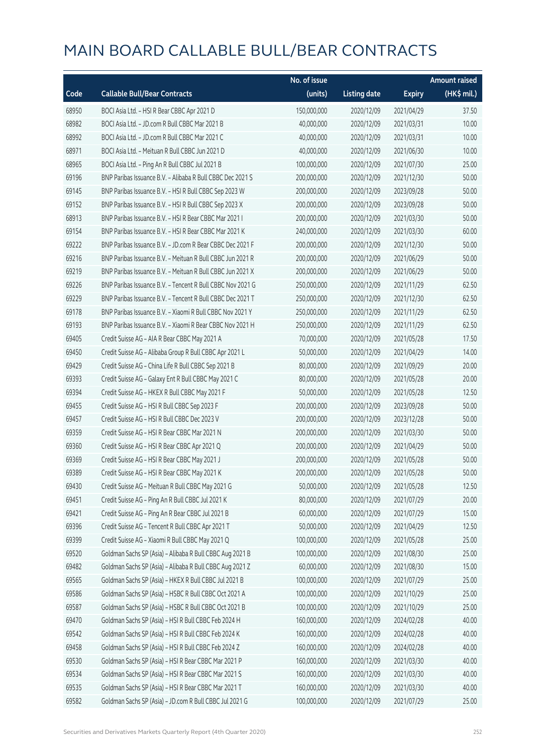# MAIN BOARD CALLABLE BULL/BEAR CONTRACTS

| Code | Callable Bull/Bear Contracts | No. of issue (units) | Listing date | Expiry | Amount raised (HK$ mil.) |
|---|---|---|---|---|---|
| 68950 | BOCI Asia Ltd. - HSI R Bear CBBC Apr 2021 D | 150,000,000 | 2020/12/09 | 2021/04/29 | 37.50 |
| 68982 | BOCI Asia Ltd. - JD.com R Bull CBBC Mar 2021 B | 40,000,000 | 2020/12/09 | 2021/03/31 | 10.00 |
| 68992 | BOCI Asia Ltd. - JD.com R Bull CBBC Mar 2021 C | 40,000,000 | 2020/12/09 | 2021/03/31 | 10.00 |
| 68971 | BOCI Asia Ltd. - Meituan R Bull CBBC Jun 2021 D | 40,000,000 | 2020/12/09 | 2021/06/30 | 10.00 |
| 68965 | BOCI Asia Ltd. - Ping An R Bull CBBC Jul 2021 B | 100,000,000 | 2020/12/09 | 2021/07/30 | 25.00 |
| 69196 | BNP Paribas Issuance B.V. - Alibaba R Bull CBBC Dec 2021 S | 200,000,000 | 2020/12/09 | 2021/12/30 | 50.00 |
| 69145 | BNP Paribas Issuance B.V. - HSI R Bull CBBC Sep 2023 W | 200,000,000 | 2020/12/09 | 2023/09/28 | 50.00 |
| 69152 | BNP Paribas Issuance B.V. - HSI R Bull CBBC Sep 2023 X | 200,000,000 | 2020/12/09 | 2023/09/28 | 50.00 |
| 68913 | BNP Paribas Issuance B.V. - HSI R Bear CBBC Mar 2021 I | 200,000,000 | 2020/12/09 | 2021/03/30 | 50.00 |
| 69154 | BNP Paribas Issuance B.V. - HSI R Bear CBBC Mar 2021 K | 240,000,000 | 2020/12/09 | 2021/03/30 | 60.00 |
| 69222 | BNP Paribas Issuance B.V. - JD.com R Bear CBBC Dec 2021 F | 200,000,000 | 2020/12/09 | 2021/12/30 | 50.00 |
| 69216 | BNP Paribas Issuance B.V. - Meituan R Bull CBBC Jun 2021 R | 200,000,000 | 2020/12/09 | 2021/06/29 | 50.00 |
| 69219 | BNP Paribas Issuance B.V. - Meituan R Bull CBBC Jun 2021 X | 200,000,000 | 2020/12/09 | 2021/06/29 | 50.00 |
| 69226 | BNP Paribas Issuance B.V. - Tencent R Bull CBBC Nov 2021 G | 250,000,000 | 2020/12/09 | 2021/11/29 | 62.50 |
| 69229 | BNP Paribas Issuance B.V. - Tencent R Bull CBBC Dec 2021 T | 250,000,000 | 2020/12/09 | 2021/12/30 | 62.50 |
| 69178 | BNP Paribas Issuance B.V. - Xiaomi R Bull CBBC Nov 2021 Y | 250,000,000 | 2020/12/09 | 2021/11/29 | 62.50 |
| 69193 | BNP Paribas Issuance B.V. - Xiaomi R Bear CBBC Nov 2021 H | 250,000,000 | 2020/12/09 | 2021/11/29 | 62.50 |
| 69405 | Credit Suisse AG - AIA R Bear CBBC May 2021 A | 70,000,000 | 2020/12/09 | 2021/05/28 | 17.50 |
| 69450 | Credit Suisse AG - Alibaba Group R Bull CBBC Apr 2021 L | 50,000,000 | 2020/12/09 | 2021/04/29 | 14.00 |
| 69429 | Credit Suisse AG - China Life R Bull CBBC Sep 2021 B | 80,000,000 | 2020/12/09 | 2021/09/29 | 20.00 |
| 69393 | Credit Suisse AG - Galaxy Ent R Bull CBBC May 2021 C | 80,000,000 | 2020/12/09 | 2021/05/28 | 20.00 |
| 69394 | Credit Suisse AG - HKEX R Bull CBBC May 2021 F | 50,000,000 | 2020/12/09 | 2021/05/28 | 12.50 |
| 69455 | Credit Suisse AG - HSI R Bull CBBC Sep 2023 F | 200,000,000 | 2020/12/09 | 2023/09/28 | 50.00 |
| 69457 | Credit Suisse AG - HSI R Bull CBBC Dec 2023 V | 200,000,000 | 2020/12/09 | 2023/12/28 | 50.00 |
| 69359 | Credit Suisse AG - HSI R Bear CBBC Mar 2021 N | 200,000,000 | 2020/12/09 | 2021/03/30 | 50.00 |
| 69360 | Credit Suisse AG - HSI R Bear CBBC Apr 2021 Q | 200,000,000 | 2020/12/09 | 2021/04/29 | 50.00 |
| 69369 | Credit Suisse AG - HSI R Bear CBBC May 2021 J | 200,000,000 | 2020/12/09 | 2021/05/28 | 50.00 |
| 69389 | Credit Suisse AG - HSI R Bear CBBC May 2021 K | 200,000,000 | 2020/12/09 | 2021/05/28 | 50.00 |
| 69430 | Credit Suisse AG - Meituan R Bull CBBC May 2021 G | 50,000,000 | 2020/12/09 | 2021/05/28 | 12.50 |
| 69451 | Credit Suisse AG - Ping An R Bull CBBC Jul 2021 K | 80,000,000 | 2020/12/09 | 2021/07/29 | 20.00 |
| 69421 | Credit Suisse AG - Ping An R Bear CBBC Jul 2021 B | 60,000,000 | 2020/12/09 | 2021/07/29 | 15.00 |
| 69396 | Credit Suisse AG - Tencent R Bull CBBC Apr 2021 T | 50,000,000 | 2020/12/09 | 2021/04/29 | 12.50 |
| 69399 | Credit Suisse AG - Xiaomi R Bull CBBC May 2021 Q | 100,000,000 | 2020/12/09 | 2021/05/28 | 25.00 |
| 69520 | Goldman Sachs SP (Asia) - Alibaba R Bull CBBC Aug 2021 B | 100,000,000 | 2020/12/09 | 2021/08/30 | 25.00 |
| 69482 | Goldman Sachs SP (Asia) - Alibaba R Bull CBBC Aug 2021 Z | 60,000,000 | 2020/12/09 | 2021/08/30 | 15.00 |
| 69565 | Goldman Sachs SP (Asia) - HKEX R Bull CBBC Jul 2021 B | 100,000,000 | 2020/12/09 | 2021/07/29 | 25.00 |
| 69586 | Goldman Sachs SP (Asia) - HSBC R Bull CBBC Oct 2021 A | 100,000,000 | 2020/12/09 | 2021/10/29 | 25.00 |
| 69587 | Goldman Sachs SP (Asia) - HSBC R Bull CBBC Oct 2021 B | 100,000,000 | 2020/12/09 | 2021/10/29 | 25.00 |
| 69470 | Goldman Sachs SP (Asia) - HSI R Bull CBBC Feb 2024 H | 160,000,000 | 2020/12/09 | 2024/02/28 | 40.00 |
| 69542 | Goldman Sachs SP (Asia) - HSI R Bull CBBC Feb 2024 K | 160,000,000 | 2020/12/09 | 2024/02/28 | 40.00 |
| 69458 | Goldman Sachs SP (Asia) - HSI R Bull CBBC Feb 2024 Z | 160,000,000 | 2020/12/09 | 2024/02/28 | 40.00 |
| 69530 | Goldman Sachs SP (Asia) - HSI R Bear CBBC Mar 2021 P | 160,000,000 | 2020/12/09 | 2021/03/30 | 40.00 |
| 69534 | Goldman Sachs SP (Asia) - HSI R Bear CBBC Mar 2021 S | 160,000,000 | 2020/12/09 | 2021/03/30 | 40.00 |
| 69535 | Goldman Sachs SP (Asia) - HSI R Bear CBBC Mar 2021 T | 160,000,000 | 2020/12/09 | 2021/03/30 | 40.00 |
| 69582 | Goldman Sachs SP (Asia) - JD.com R Bull CBBC Jul 2021 G | 100,000,000 | 2020/12/09 | 2021/07/29 | 25.00 |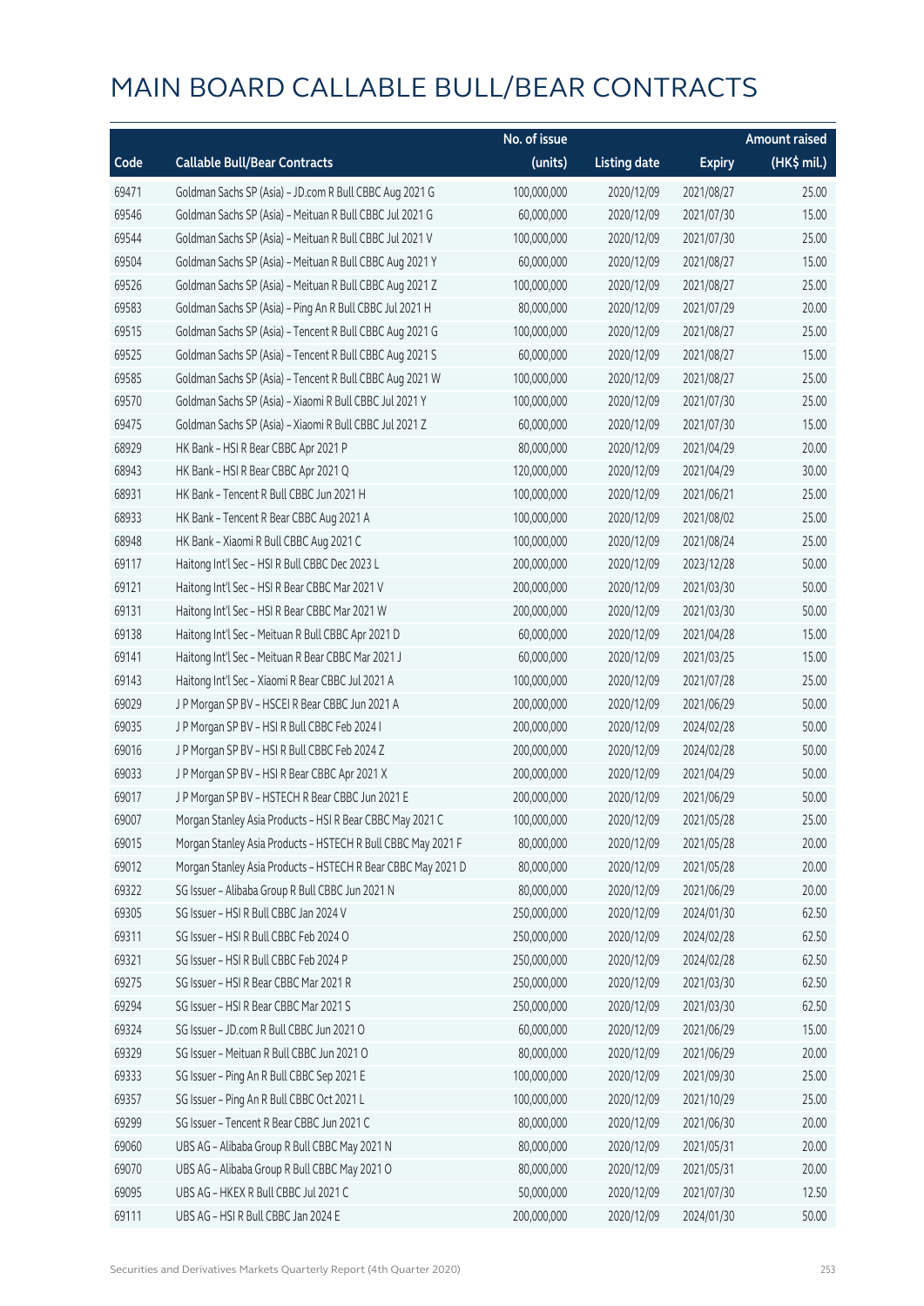# MAIN BOARD CALLABLE BULL/BEAR CONTRACTS

| Code | Callable Bull/Bear Contracts | No. of issue (units) | Listing date | Expiry | Amount raised (HK$ mil.) |
|---|---|---|---|---|---|
| 69471 | Goldman Sachs SP (Asia) - JD.com R Bull CBBC Aug 2021 G | 100,000,000 | 2020/12/09 | 2021/08/27 | 25.00 |
| 69546 | Goldman Sachs SP (Asia) - Meituan R Bull CBBC Jul 2021 G | 60,000,000 | 2020/12/09 | 2021/07/30 | 15.00 |
| 69544 | Goldman Sachs SP (Asia) - Meituan R Bull CBBC Jul 2021 V | 100,000,000 | 2020/12/09 | 2021/07/30 | 25.00 |
| 69504 | Goldman Sachs SP (Asia) - Meituan R Bull CBBC Aug 2021 Y | 60,000,000 | 2020/12/09 | 2021/08/27 | 15.00 |
| 69526 | Goldman Sachs SP (Asia) - Meituan R Bull CBBC Aug 2021 Z | 100,000,000 | 2020/12/09 | 2021/08/27 | 25.00 |
| 69583 | Goldman Sachs SP (Asia) - Ping An R Bull CBBC Jul 2021 H | 80,000,000 | 2020/12/09 | 2021/07/29 | 20.00 |
| 69515 | Goldman Sachs SP (Asia) - Tencent R Bull CBBC Aug 2021 G | 100,000,000 | 2020/12/09 | 2021/08/27 | 25.00 |
| 69525 | Goldman Sachs SP (Asia) - Tencent R Bull CBBC Aug 2021 S | 60,000,000 | 2020/12/09 | 2021/08/27 | 15.00 |
| 69585 | Goldman Sachs SP (Asia) - Tencent R Bull CBBC Aug 2021 W | 100,000,000 | 2020/12/09 | 2021/08/27 | 25.00 |
| 69570 | Goldman Sachs SP (Asia) - Xiaomi R Bull CBBC Jul 2021 Y | 100,000,000 | 2020/12/09 | 2021/07/30 | 25.00 |
| 69475 | Goldman Sachs SP (Asia) - Xiaomi R Bull CBBC Jul 2021 Z | 60,000,000 | 2020/12/09 | 2021/07/30 | 15.00 |
| 68929 | HK Bank - HSI R Bear CBBC Apr 2021 P | 80,000,000 | 2020/12/09 | 2021/04/29 | 20.00 |
| 68943 | HK Bank - HSI R Bear CBBC Apr 2021 Q | 120,000,000 | 2020/12/09 | 2021/04/29 | 30.00 |
| 68931 | HK Bank - Tencent R Bull CBBC Jun 2021 H | 100,000,000 | 2020/12/09 | 2021/06/21 | 25.00 |
| 68933 | HK Bank - Tencent R Bear CBBC Aug 2021 A | 100,000,000 | 2020/12/09 | 2021/08/02 | 25.00 |
| 68948 | HK Bank - Xiaomi R Bull CBBC Aug 2021 C | 100,000,000 | 2020/12/09 | 2021/08/24 | 25.00 |
| 69117 | Haitong Int'l Sec - HSI R Bull CBBC Dec 2023 L | 200,000,000 | 2020/12/09 | 2023/12/28 | 50.00 |
| 69121 | Haitong Int'l Sec - HSI R Bear CBBC Mar 2021 V | 200,000,000 | 2020/12/09 | 2021/03/30 | 50.00 |
| 69131 | Haitong Int'l Sec - HSI R Bear CBBC Mar 2021 W | 200,000,000 | 2020/12/09 | 2021/03/30 | 50.00 |
| 69138 | Haitong Int'l Sec - Meituan R Bull CBBC Apr 2021 D | 60,000,000 | 2020/12/09 | 2021/04/28 | 15.00 |
| 69141 | Haitong Int'l Sec - Meituan R Bear CBBC Mar 2021 J | 60,000,000 | 2020/12/09 | 2021/03/25 | 15.00 |
| 69143 | Haitong Int'l Sec - Xiaomi R Bear CBBC Jul 2021 A | 100,000,000 | 2020/12/09 | 2021/07/28 | 25.00 |
| 69029 | J P Morgan SP BV - HSCEI R Bear CBBC Jun 2021 A | 200,000,000 | 2020/12/09 | 2021/06/29 | 50.00 |
| 69035 | J P Morgan SP BV - HSI R Bull CBBC Feb 2024 I | 200,000,000 | 2020/12/09 | 2024/02/28 | 50.00 |
| 69016 | J P Morgan SP BV - HSI R Bull CBBC Feb 2024 Z | 200,000,000 | 2020/12/09 | 2024/02/28 | 50.00 |
| 69033 | J P Morgan SP BV - HSI R Bear CBBC Apr 2021 X | 200,000,000 | 2020/12/09 | 2021/04/29 | 50.00 |
| 69017 | J P Morgan SP BV - HSTECH R Bear CBBC Jun 2021 E | 200,000,000 | 2020/12/09 | 2021/06/29 | 50.00 |
| 69007 | Morgan Stanley Asia Products - HSI R Bear CBBC May 2021 C | 100,000,000 | 2020/12/09 | 2021/05/28 | 25.00 |
| 69015 | Morgan Stanley Asia Products - HSTECH R Bull CBBC May 2021 F | 80,000,000 | 2020/12/09 | 2021/05/28 | 20.00 |
| 69012 | Morgan Stanley Asia Products - HSTECH R Bear CBBC May 2021 D | 80,000,000 | 2020/12/09 | 2021/05/28 | 20.00 |
| 69322 | SG Issuer - Alibaba Group R Bull CBBC Jun 2021 N | 80,000,000 | 2020/12/09 | 2021/06/29 | 20.00 |
| 69305 | SG Issuer - HSI R Bull CBBC Jan 2024 V | 250,000,000 | 2020/12/09 | 2024/01/30 | 62.50 |
| 69311 | SG Issuer - HSI R Bull CBBC Feb 2024 O | 250,000,000 | 2020/12/09 | 2024/02/28 | 62.50 |
| 69321 | SG Issuer - HSI R Bull CBBC Feb 2024 P | 250,000,000 | 2020/12/09 | 2024/02/28 | 62.50 |
| 69275 | SG Issuer - HSI R Bear CBBC Mar 2021 R | 250,000,000 | 2020/12/09 | 2021/03/30 | 62.50 |
| 69294 | SG Issuer - HSI R Bear CBBC Mar 2021 S | 250,000,000 | 2020/12/09 | 2021/03/30 | 62.50 |
| 69324 | SG Issuer - JD.com R Bull CBBC Jun 2021 O | 60,000,000 | 2020/12/09 | 2021/06/29 | 15.00 |
| 69329 | SG Issuer - Meituan R Bull CBBC Jun 2021 O | 80,000,000 | 2020/12/09 | 2021/06/29 | 20.00 |
| 69333 | SG Issuer - Ping An R Bull CBBC Sep 2021 E | 100,000,000 | 2020/12/09 | 2021/09/30 | 25.00 |
| 69357 | SG Issuer - Ping An R Bull CBBC Oct 2021 L | 100,000,000 | 2020/12/09 | 2021/10/29 | 25.00 |
| 69299 | SG Issuer - Tencent R Bear CBBC Jun 2021 C | 80,000,000 | 2020/12/09 | 2021/06/30 | 20.00 |
| 69060 | UBS AG - Alibaba Group R Bull CBBC May 2021 N | 80,000,000 | 2020/12/09 | 2021/05/31 | 20.00 |
| 69070 | UBS AG - Alibaba Group R Bull CBBC May 2021 O | 80,000,000 | 2020/12/09 | 2021/05/31 | 20.00 |
| 69095 | UBS AG - HKEX R Bull CBBC Jul 2021 C | 50,000,000 | 2020/12/09 | 2021/07/30 | 12.50 |
| 69111 | UBS AG - HSI R Bull CBBC Jan 2024 E | 200,000,000 | 2020/12/09 | 2024/01/30 | 50.00 |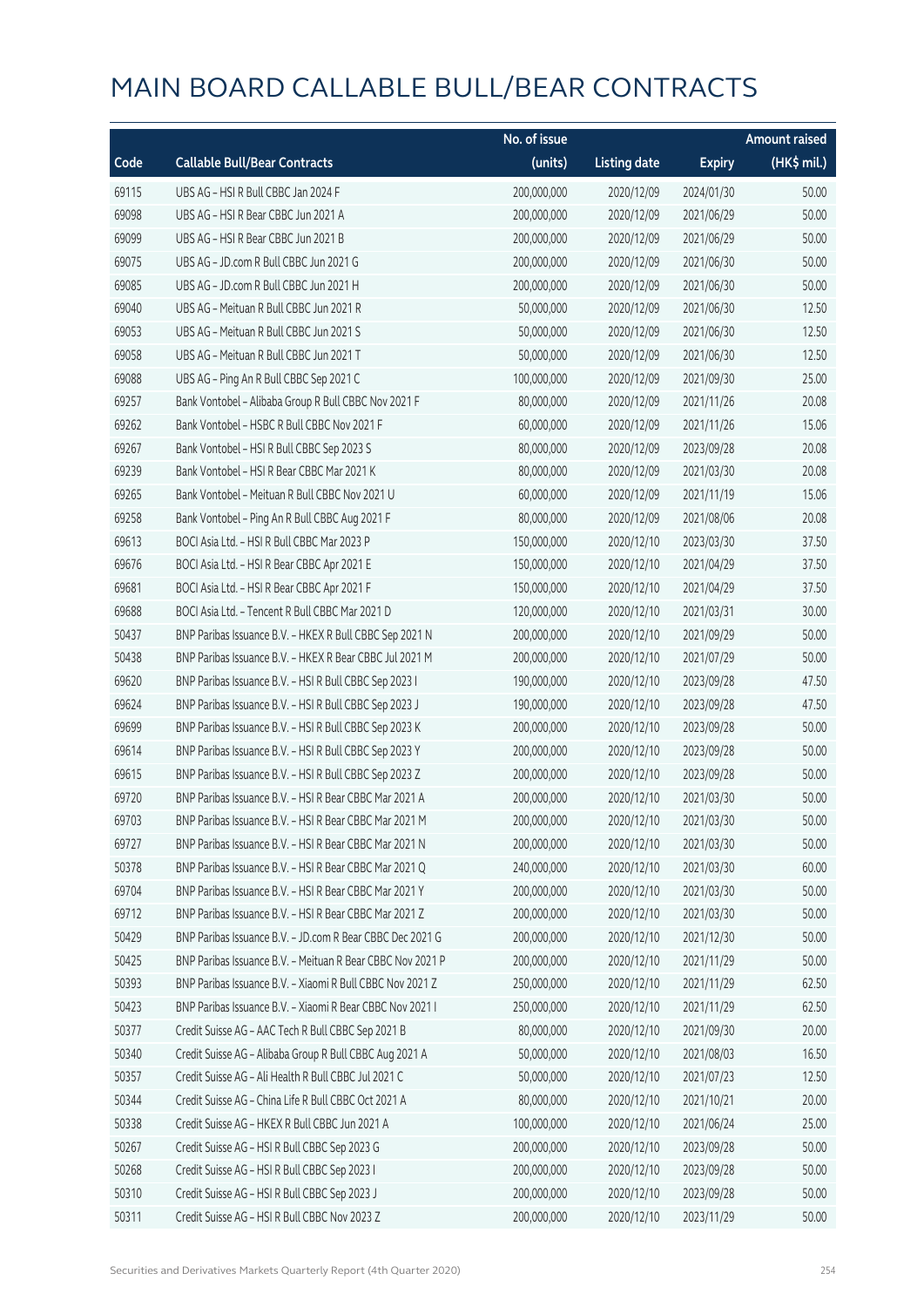# MAIN BOARD CALLABLE BULL/BEAR CONTRACTS

| Code | Callable Bull/Bear Contracts | No. of issue (units) | Listing date | Expiry | Amount raised (HK$ mil.) |
|---|---|---|---|---|---|
| 69115 | UBS AG – HSI R Bull CBBC Jan 2024 F | 200,000,000 | 2020/12/09 | 2024/01/30 | 50.00 |
| 69098 | UBS AG – HSI R Bear CBBC Jun 2021 A | 200,000,000 | 2020/12/09 | 2021/06/29 | 50.00 |
| 69099 | UBS AG – HSI R Bear CBBC Jun 2021 B | 200,000,000 | 2020/12/09 | 2021/06/29 | 50.00 |
| 69075 | UBS AG – JD.com R Bull CBBC Jun 2021 G | 200,000,000 | 2020/12/09 | 2021/06/30 | 50.00 |
| 69085 | UBS AG – JD.com R Bull CBBC Jun 2021 H | 200,000,000 | 2020/12/09 | 2021/06/30 | 50.00 |
| 69040 | UBS AG – Meituan R Bull CBBC Jun 2021 R | 50,000,000 | 2020/12/09 | 2021/06/30 | 12.50 |
| 69053 | UBS AG – Meituan R Bull CBBC Jun 2021 S | 50,000,000 | 2020/12/09 | 2021/06/30 | 12.50 |
| 69058 | UBS AG – Meituan R Bull CBBC Jun 2021 T | 50,000,000 | 2020/12/09 | 2021/06/30 | 12.50 |
| 69088 | UBS AG – Ping An R Bull CBBC Sep 2021 C | 100,000,000 | 2020/12/09 | 2021/09/30 | 25.00 |
| 69257 | Bank Vontobel – Alibaba Group R Bull CBBC Nov 2021 F | 80,000,000 | 2020/12/09 | 2021/11/26 | 20.08 |
| 69262 | Bank Vontobel – HSBC R Bull CBBC Nov 2021 F | 60,000,000 | 2020/12/09 | 2021/11/26 | 15.06 |
| 69267 | Bank Vontobel – HSI R Bull CBBC Sep 2023 S | 80,000,000 | 2020/12/09 | 2023/09/28 | 20.08 |
| 69239 | Bank Vontobel – HSI R Bear CBBC Mar 2021 K | 80,000,000 | 2020/12/09 | 2021/03/30 | 20.08 |
| 69265 | Bank Vontobel – Meituan R Bull CBBC Nov 2021 U | 60,000,000 | 2020/12/09 | 2021/11/19 | 15.06 |
| 69258 | Bank Vontobel – Ping An R Bull CBBC Aug 2021 F | 80,000,000 | 2020/12/09 | 2021/08/06 | 20.08 |
| 69613 | BOCI Asia Ltd. – HSI R Bull CBBC Mar 2023 P | 150,000,000 | 2020/12/10 | 2023/03/30 | 37.50 |
| 69676 | BOCI Asia Ltd. – HSI R Bear CBBC Apr 2021 E | 150,000,000 | 2020/12/10 | 2021/04/29 | 37.50 |
| 69681 | BOCI Asia Ltd. – HSI R Bear CBBC Apr 2021 F | 150,000,000 | 2020/12/10 | 2021/04/29 | 37.50 |
| 69688 | BOCI Asia Ltd. – Tencent R Bull CBBC Mar 2021 D | 120,000,000 | 2020/12/10 | 2021/03/31 | 30.00 |
| 50437 | BNP Paribas Issuance B.V. – HKEX R Bull CBBC Sep 2021 N | 200,000,000 | 2020/12/10 | 2021/09/29 | 50.00 |
| 50438 | BNP Paribas Issuance B.V. – HKEX R Bear CBBC Jul 2021 M | 200,000,000 | 2020/12/10 | 2021/07/29 | 50.00 |
| 69620 | BNP Paribas Issuance B.V. – HSI R Bull CBBC Sep 2023 I | 190,000,000 | 2020/12/10 | 2023/09/28 | 47.50 |
| 69624 | BNP Paribas Issuance B.V. – HSI R Bull CBBC Sep 2023 J | 190,000,000 | 2020/12/10 | 2023/09/28 | 47.50 |
| 69699 | BNP Paribas Issuance B.V. – HSI R Bull CBBC Sep 2023 K | 200,000,000 | 2020/12/10 | 2023/09/28 | 50.00 |
| 69614 | BNP Paribas Issuance B.V. – HSI R Bull CBBC Sep 2023 Y | 200,000,000 | 2020/12/10 | 2023/09/28 | 50.00 |
| 69615 | BNP Paribas Issuance B.V. – HSI R Bull CBBC Sep 2023 Z | 200,000,000 | 2020/12/10 | 2023/09/28 | 50.00 |
| 69720 | BNP Paribas Issuance B.V. – HSI R Bear CBBC Mar 2021 A | 200,000,000 | 2020/12/10 | 2021/03/30 | 50.00 |
| 69703 | BNP Paribas Issuance B.V. – HSI R Bear CBBC Mar 2021 M | 200,000,000 | 2020/12/10 | 2021/03/30 | 50.00 |
| 69727 | BNP Paribas Issuance B.V. – HSI R Bear CBBC Mar 2021 N | 200,000,000 | 2020/12/10 | 2021/03/30 | 50.00 |
| 50378 | BNP Paribas Issuance B.V. – HSI R Bear CBBC Mar 2021 Q | 240,000,000 | 2020/12/10 | 2021/03/30 | 60.00 |
| 69704 | BNP Paribas Issuance B.V. – HSI R Bear CBBC Mar 2021 Y | 200,000,000 | 2020/12/10 | 2021/03/30 | 50.00 |
| 69712 | BNP Paribas Issuance B.V. – HSI R Bear CBBC Mar 2021 Z | 200,000,000 | 2020/12/10 | 2021/03/30 | 50.00 |
| 50429 | BNP Paribas Issuance B.V. – JD.com R Bear CBBC Dec 2021 G | 200,000,000 | 2020/12/10 | 2021/12/30 | 50.00 |
| 50425 | BNP Paribas Issuance B.V. – Meituan R Bear CBBC Nov 2021 P | 200,000,000 | 2020/12/10 | 2021/11/29 | 50.00 |
| 50393 | BNP Paribas Issuance B.V. – Xiaomi R Bull CBBC Nov 2021 Z | 250,000,000 | 2020/12/10 | 2021/11/29 | 62.50 |
| 50423 | BNP Paribas Issuance B.V. – Xiaomi R Bear CBBC Nov 2021 I | 250,000,000 | 2020/12/10 | 2021/11/29 | 62.50 |
| 50377 | Credit Suisse AG – AAC Tech R Bull CBBC Sep 2021 B | 80,000,000 | 2020/12/10 | 2021/09/30 | 20.00 |
| 50340 | Credit Suisse AG – Alibaba Group R Bull CBBC Aug 2021 A | 50,000,000 | 2020/12/10 | 2021/08/03 | 16.50 |
| 50357 | Credit Suisse AG – Ali Health R Bull CBBC Jul 2021 C | 50,000,000 | 2020/12/10 | 2021/07/23 | 12.50 |
| 50344 | Credit Suisse AG – China Life R Bull CBBC Oct 2021 A | 80,000,000 | 2020/12/10 | 2021/10/21 | 20.00 |
| 50338 | Credit Suisse AG – HKEX R Bull CBBC Jun 2021 A | 100,000,000 | 2020/12/10 | 2021/06/24 | 25.00 |
| 50267 | Credit Suisse AG – HSI R Bull CBBC Sep 2023 G | 200,000,000 | 2020/12/10 | 2023/09/28 | 50.00 |
| 50268 | Credit Suisse AG – HSI R Bull CBBC Sep 2023 I | 200,000,000 | 2020/12/10 | 2023/09/28 | 50.00 |
| 50310 | Credit Suisse AG – HSI R Bull CBBC Sep 2023 J | 200,000,000 | 2020/12/10 | 2023/09/28 | 50.00 |
| 50311 | Credit Suisse AG – HSI R Bull CBBC Nov 2023 Z | 200,000,000 | 2020/12/10 | 2023/11/29 | 50.00 |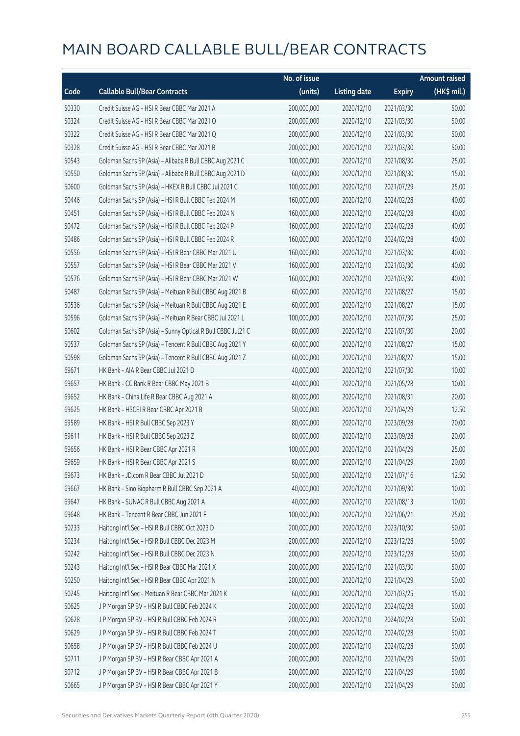# MAIN BOARD CALLABLE BULL/BEAR CONTRACTS

| Code | Callable Bull/Bear Contracts | No. of issue (units) | Listing date | Expiry | Amount raised (HK$ mil.) |
|---|---|---|---|---|---|
| 50330 | Credit Suisse AG – HSI R Bear CBBC Mar 2021 A | 200,000,000 | 2020/12/10 | 2021/03/30 | 50.00 |
| 50324 | Credit Suisse AG – HSI R Bear CBBC Mar 2021 O | 200,000,000 | 2020/12/10 | 2021/03/30 | 50.00 |
| 50322 | Credit Suisse AG – HSI R Bear CBBC Mar 2021 Q | 200,000,000 | 2020/12/10 | 2021/03/30 | 50.00 |
| 50328 | Credit Suisse AG – HSI R Bear CBBC Mar 2021 R | 200,000,000 | 2020/12/10 | 2021/03/30 | 50.00 |
| 50543 | Goldman Sachs SP (Asia) – Alibaba R Bull CBBC Aug 2021 C | 100,000,000 | 2020/12/10 | 2021/08/30 | 25.00 |
| 50550 | Goldman Sachs SP (Asia) – Alibaba R Bull CBBC Aug 2021 D | 60,000,000 | 2020/12/10 | 2021/08/30 | 15.00 |
| 50600 | Goldman Sachs SP (Asia) – HKEX R Bull CBBC Jul 2021 C | 100,000,000 | 2020/12/10 | 2021/07/29 | 25.00 |
| 50446 | Goldman Sachs SP (Asia) – HSI R Bull CBBC Feb 2024 M | 160,000,000 | 2020/12/10 | 2024/02/28 | 40.00 |
| 50451 | Goldman Sachs SP (Asia) – HSI R Bull CBBC Feb 2024 N | 160,000,000 | 2020/12/10 | 2024/02/28 | 40.00 |
| 50472 | Goldman Sachs SP (Asia) – HSI R Bull CBBC Feb 2024 P | 160,000,000 | 2020/12/10 | 2024/02/28 | 40.00 |
| 50486 | Goldman Sachs SP (Asia) – HSI R Bull CBBC Feb 2024 R | 160,000,000 | 2020/12/10 | 2024/02/28 | 40.00 |
| 50556 | Goldman Sachs SP (Asia) – HSI R Bear CBBC Mar 2021 U | 160,000,000 | 2020/12/10 | 2021/03/30 | 40.00 |
| 50557 | Goldman Sachs SP (Asia) – HSI R Bear CBBC Mar 2021 V | 160,000,000 | 2020/12/10 | 2021/03/30 | 40.00 |
| 50576 | Goldman Sachs SP (Asia) – HSI R Bear CBBC Mar 2021 W | 160,000,000 | 2020/12/10 | 2021/03/30 | 40.00 |
| 50487 | Goldman Sachs SP (Asia) – Meituan R Bull CBBC Aug 2021 B | 60,000,000 | 2020/12/10 | 2021/08/27 | 15.00 |
| 50536 | Goldman Sachs SP (Asia) – Meituan R Bull CBBC Aug 2021 E | 60,000,000 | 2020/12/10 | 2021/08/27 | 15.00 |
| 50596 | Goldman Sachs SP (Asia) – Meituan R Bear CBBC Jul 2021 L | 100,000,000 | 2020/12/10 | 2021/07/30 | 25.00 |
| 50602 | Goldman Sachs SP (Asia) – Sunny Optical R Bull CBBC Jul21 C | 80,000,000 | 2020/12/10 | 2021/07/30 | 20.00 |
| 50537 | Goldman Sachs SP (Asia) – Tencent R Bull CBBC Aug 2021 Y | 60,000,000 | 2020/12/10 | 2021/08/27 | 15.00 |
| 50598 | Goldman Sachs SP (Asia) – Tencent R Bull CBBC Aug 2021 Z | 60,000,000 | 2020/12/10 | 2021/08/27 | 15.00 |
| 69671 | HK Bank – AIA R Bear CBBC Jul 2021 D | 40,000,000 | 2020/12/10 | 2021/07/30 | 10.00 |
| 69657 | HK Bank – CC Bank R Bear CBBC May 2021 B | 40,000,000 | 2020/12/10 | 2021/05/28 | 10.00 |
| 69652 | HK Bank – China Life R Bear CBBC Aug 2021 A | 80,000,000 | 2020/12/10 | 2021/08/31 | 20.00 |
| 69625 | HK Bank – HSCEI R Bear CBBC Apr 2021 B | 50,000,000 | 2020/12/10 | 2021/04/29 | 12.50 |
| 69589 | HK Bank – HSI R Bull CBBC Sep 2023 Y | 80,000,000 | 2020/12/10 | 2023/09/28 | 20.00 |
| 69611 | HK Bank – HSI R Bull CBBC Sep 2023 Z | 80,000,000 | 2020/12/10 | 2023/09/28 | 20.00 |
| 69656 | HK Bank – HSI R Bear CBBC Apr 2021 R | 100,000,000 | 2020/12/10 | 2021/04/29 | 25.00 |
| 69659 | HK Bank – HSI R Bear CBBC Apr 2021 S | 80,000,000 | 2020/12/10 | 2021/04/29 | 20.00 |
| 69673 | HK Bank – JD.com R Bear CBBC Jul 2021 D | 50,000,000 | 2020/12/10 | 2021/07/16 | 12.50 |
| 69667 | HK Bank – Sino Biopharm R Bull CBBC Sep 2021 A | 40,000,000 | 2020/12/10 | 2021/09/30 | 10.00 |
| 69647 | HK Bank – SUNAC R Bull CBBC Aug 2021 A | 40,000,000 | 2020/12/10 | 2021/08/13 | 10.00 |
| 69648 | HK Bank – Tencent R Bear CBBC Jun 2021 F | 100,000,000 | 2020/12/10 | 2021/06/21 | 25.00 |
| 50233 | Haitong Int'l Sec – HSI R Bull CBBC Oct 2023 D | 200,000,000 | 2020/12/10 | 2023/10/30 | 50.00 |
| 50234 | Haitong Int'l Sec – HSI R Bull CBBC Dec 2023 M | 200,000,000 | 2020/12/10 | 2023/12/28 | 50.00 |
| 50242 | Haitong Int'l Sec – HSI R Bull CBBC Dec 2023 N | 200,000,000 | 2020/12/10 | 2023/12/28 | 50.00 |
| 50243 | Haitong Int'l Sec – HSI R Bear CBBC Mar 2021 X | 200,000,000 | 2020/12/10 | 2021/03/30 | 50.00 |
| 50250 | Haitong Int'l Sec – HSI R Bear CBBC Apr 2021 N | 200,000,000 | 2020/12/10 | 2021/04/29 | 50.00 |
| 50245 | Haitong Int'l Sec – Meituan R Bear CBBC Mar 2021 K | 60,000,000 | 2020/12/10 | 2021/03/25 | 15.00 |
| 50625 | J P Morgan SP BV – HSI R Bull CBBC Feb 2024 K | 200,000,000 | 2020/12/10 | 2024/02/28 | 50.00 |
| 50628 | J P Morgan SP BV – HSI R Bull CBBC Feb 2024 R | 200,000,000 | 2020/12/10 | 2024/02/28 | 50.00 |
| 50629 | J P Morgan SP BV – HSI R Bull CBBC Feb 2024 T | 200,000,000 | 2020/12/10 | 2024/02/28 | 50.00 |
| 50658 | J P Morgan SP BV – HSI R Bull CBBC Feb 2024 U | 200,000,000 | 2020/12/10 | 2024/02/28 | 50.00 |
| 50711 | J P Morgan SP BV – HSI R Bear CBBC Apr 2021 A | 200,000,000 | 2020/12/10 | 2021/04/29 | 50.00 |
| 50712 | J P Morgan SP BV – HSI R Bear CBBC Apr 2021 B | 200,000,000 | 2020/12/10 | 2021/04/29 | 50.00 |
| 50665 | J P Morgan SP BV – HSI R Bear CBBC Apr 2021 Y | 200,000,000 | 2020/12/10 | 2021/04/29 | 50.00 |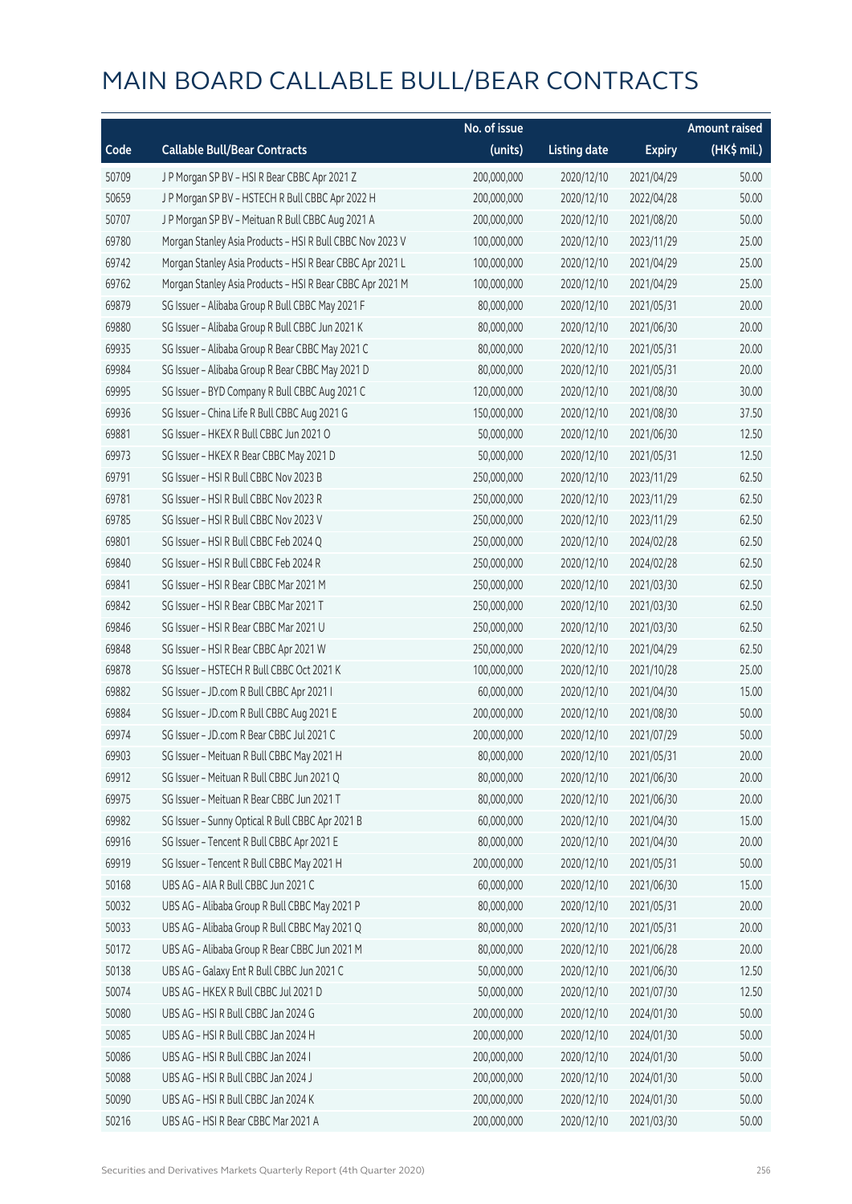# MAIN BOARD CALLABLE BULL/BEAR CONTRACTS

| Code | Callable Bull/Bear Contracts | No. of issue (units) | Listing date | Expiry | Amount raised (HK$ mil.) |
|---|---|---|---|---|---|
| 50709 | J P Morgan SP BV – HSI R Bear CBBC Apr 2021 Z | 200,000,000 | 2020/12/10 | 2021/04/29 | 50.00 |
| 50659 | J P Morgan SP BV – HSTECH R Bull CBBC Apr 2022 H | 200,000,000 | 2020/12/10 | 2022/04/28 | 50.00 |
| 50707 | J P Morgan SP BV – Meituan R Bull CBBC Aug 2021 A | 200,000,000 | 2020/12/10 | 2021/08/20 | 50.00 |
| 69780 | Morgan Stanley Asia Products – HSI R Bull CBBC Nov 2023 V | 100,000,000 | 2020/12/10 | 2023/11/29 | 25.00 |
| 69742 | Morgan Stanley Asia Products – HSI R Bear CBBC Apr 2021 L | 100,000,000 | 2020/12/10 | 2021/04/29 | 25.00 |
| 69762 | Morgan Stanley Asia Products – HSI R Bear CBBC Apr 2021 M | 100,000,000 | 2020/12/10 | 2021/04/29 | 25.00 |
| 69879 | SG Issuer – Alibaba Group R Bull CBBC May 2021 F | 80,000,000 | 2020/12/10 | 2021/05/31 | 20.00 |
| 69880 | SG Issuer – Alibaba Group R Bull CBBC Jun 2021 K | 80,000,000 | 2020/12/10 | 2021/06/30 | 20.00 |
| 69935 | SG Issuer – Alibaba Group R Bear CBBC May 2021 C | 80,000,000 | 2020/12/10 | 2021/05/31 | 20.00 |
| 69984 | SG Issuer – Alibaba Group R Bear CBBC May 2021 D | 80,000,000 | 2020/12/10 | 2021/05/31 | 20.00 |
| 69995 | SG Issuer – BYD Company R Bull CBBC Aug 2021 C | 120,000,000 | 2020/12/10 | 2021/08/30 | 30.00 |
| 69936 | SG Issuer – China Life R Bull CBBC Aug 2021 G | 150,000,000 | 2020/12/10 | 2021/08/30 | 37.50 |
| 69881 | SG Issuer – HKEX R Bull CBBC Jun 2021 O | 50,000,000 | 2020/12/10 | 2021/06/30 | 12.50 |
| 69973 | SG Issuer – HKEX R Bear CBBC May 2021 D | 50,000,000 | 2020/12/10 | 2021/05/31 | 12.50 |
| 69791 | SG Issuer – HSI R Bull CBBC Nov 2023 B | 250,000,000 | 2020/12/10 | 2023/11/29 | 62.50 |
| 69781 | SG Issuer – HSI R Bull CBBC Nov 2023 R | 250,000,000 | 2020/12/10 | 2023/11/29 | 62.50 |
| 69785 | SG Issuer – HSI R Bull CBBC Nov 2023 V | 250,000,000 | 2020/12/10 | 2023/11/29 | 62.50 |
| 69801 | SG Issuer – HSI R Bull CBBC Feb 2024 Q | 250,000,000 | 2020/12/10 | 2024/02/28 | 62.50 |
| 69840 | SG Issuer – HSI R Bull CBBC Feb 2024 R | 250,000,000 | 2020/12/10 | 2024/02/28 | 62.50 |
| 69841 | SG Issuer – HSI R Bear CBBC Mar 2021 M | 250,000,000 | 2020/12/10 | 2021/03/30 | 62.50 |
| 69842 | SG Issuer – HSI R Bear CBBC Mar 2021 T | 250,000,000 | 2020/12/10 | 2021/03/30 | 62.50 |
| 69846 | SG Issuer – HSI R Bear CBBC Mar 2021 U | 250,000,000 | 2020/12/10 | 2021/03/30 | 62.50 |
| 69848 | SG Issuer – HSI R Bear CBBC Apr 2021 W | 250,000,000 | 2020/12/10 | 2021/04/29 | 62.50 |
| 69878 | SG Issuer – HSTECH R Bull CBBC Oct 2021 K | 100,000,000 | 2020/12/10 | 2021/10/28 | 25.00 |
| 69882 | SG Issuer – JD.com R Bull CBBC Apr 2021 I | 60,000,000 | 2020/12/10 | 2021/04/30 | 15.00 |
| 69884 | SG Issuer – JD.com R Bull CBBC Aug 2021 E | 200,000,000 | 2020/12/10 | 2021/08/30 | 50.00 |
| 69974 | SG Issuer – JD.com R Bear CBBC Jul 2021 C | 200,000,000 | 2020/12/10 | 2021/07/29 | 50.00 |
| 69903 | SG Issuer – Meituan R Bull CBBC May 2021 H | 80,000,000 | 2020/12/10 | 2021/05/31 | 20.00 |
| 69912 | SG Issuer – Meituan R Bull CBBC Jun 2021 Q | 80,000,000 | 2020/12/10 | 2021/06/30 | 20.00 |
| 69975 | SG Issuer – Meituan R Bear CBBC Jun 2021 T | 80,000,000 | 2020/12/10 | 2021/06/30 | 20.00 |
| 69982 | SG Issuer – Sunny Optical R Bull CBBC Apr 2021 B | 60,000,000 | 2020/12/10 | 2021/04/30 | 15.00 |
| 69916 | SG Issuer – Tencent R Bull CBBC Apr 2021 E | 80,000,000 | 2020/12/10 | 2021/04/30 | 20.00 |
| 69919 | SG Issuer – Tencent R Bull CBBC May 2021 H | 200,000,000 | 2020/12/10 | 2021/05/31 | 50.00 |
| 50168 | UBS AG – AIA R Bull CBBC Jun 2021 C | 60,000,000 | 2020/12/10 | 2021/06/30 | 15.00 |
| 50032 | UBS AG – Alibaba Group R Bull CBBC May 2021 P | 80,000,000 | 2020/12/10 | 2021/05/31 | 20.00 |
| 50033 | UBS AG – Alibaba Group R Bull CBBC May 2021 Q | 80,000,000 | 2020/12/10 | 2021/05/31 | 20.00 |
| 50172 | UBS AG – Alibaba Group R Bear CBBC Jun 2021 M | 80,000,000 | 2020/12/10 | 2021/06/28 | 20.00 |
| 50138 | UBS AG – Galaxy Ent R Bull CBBC Jun 2021 C | 50,000,000 | 2020/12/10 | 2021/06/30 | 12.50 |
| 50074 | UBS AG – HKEX R Bull CBBC Jul 2021 D | 50,000,000 | 2020/12/10 | 2021/07/30 | 12.50 |
| 50080 | UBS AG – HSI R Bull CBBC Jan 2024 G | 200,000,000 | 2020/12/10 | 2024/01/30 | 50.00 |
| 50085 | UBS AG – HSI R Bull CBBC Jan 2024 H | 200,000,000 | 2020/12/10 | 2024/01/30 | 50.00 |
| 50086 | UBS AG – HSI R Bull CBBC Jan 2024 I | 200,000,000 | 2020/12/10 | 2024/01/30 | 50.00 |
| 50088 | UBS AG – HSI R Bull CBBC Jan 2024 J | 200,000,000 | 2020/12/10 | 2024/01/30 | 50.00 |
| 50090 | UBS AG – HSI R Bull CBBC Jan 2024 K | 200,000,000 | 2020/12/10 | 2024/01/30 | 50.00 |
| 50216 | UBS AG – HSI R Bear CBBC Mar 2021 A | 200,000,000 | 2020/12/10 | 2021/03/30 | 50.00 |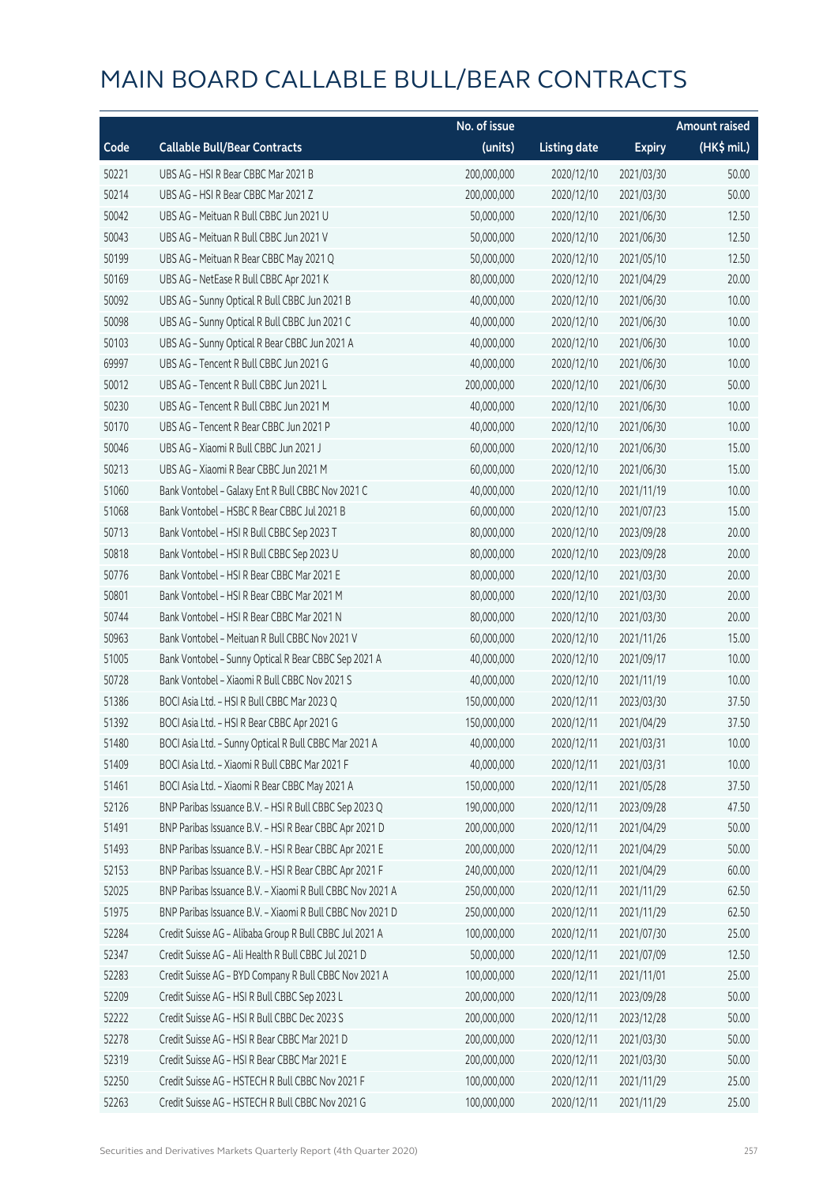# MAIN BOARD CALLABLE BULL/BEAR CONTRACTS

| Code | Callable Bull/Bear Contracts | No. of issue (units) | Listing date | Expiry | Amount raised (HK$ mil.) |
|---|---|---|---|---|---|
| 50221 | UBS AG - HSI R Bear CBBC Mar 2021 B | 200,000,000 | 2020/12/10 | 2021/03/30 | 50.00 |
| 50214 | UBS AG - HSI R Bear CBBC Mar 2021 Z | 200,000,000 | 2020/12/10 | 2021/03/30 | 50.00 |
| 50042 | UBS AG - Meituan R Bull CBBC Jun 2021 U | 50,000,000 | 2020/12/10 | 2021/06/30 | 12.50 |
| 50043 | UBS AG - Meituan R Bull CBBC Jun 2021 V | 50,000,000 | 2020/12/10 | 2021/06/30 | 12.50 |
| 50199 | UBS AG - Meituan R Bear CBBC May 2021 Q | 50,000,000 | 2020/12/10 | 2021/05/10 | 12.50 |
| 50169 | UBS AG - NetEase R Bull CBBC Apr 2021 K | 80,000,000 | 2020/12/10 | 2021/04/29 | 20.00 |
| 50092 | UBS AG - Sunny Optical R Bull CBBC Jun 2021 B | 40,000,000 | 2020/12/10 | 2021/06/30 | 10.00 |
| 50098 | UBS AG - Sunny Optical R Bull CBBC Jun 2021 C | 40,000,000 | 2020/12/10 | 2021/06/30 | 10.00 |
| 50103 | UBS AG - Sunny Optical R Bear CBBC Jun 2021 A | 40,000,000 | 2020/12/10 | 2021/06/30 | 10.00 |
| 69997 | UBS AG - Tencent R Bull CBBC Jun 2021 G | 40,000,000 | 2020/12/10 | 2021/06/30 | 10.00 |
| 50012 | UBS AG - Tencent R Bull CBBC Jun 2021 L | 200,000,000 | 2020/12/10 | 2021/06/30 | 50.00 |
| 50230 | UBS AG - Tencent R Bull CBBC Jun 2021 M | 40,000,000 | 2020/12/10 | 2021/06/30 | 10.00 |
| 50170 | UBS AG - Tencent R Bear CBBC Jun 2021 P | 40,000,000 | 2020/12/10 | 2021/06/30 | 10.00 |
| 50046 | UBS AG - Xiaomi R Bull CBBC Jun 2021 J | 60,000,000 | 2020/12/10 | 2021/06/30 | 15.00 |
| 50213 | UBS AG - Xiaomi R Bear CBBC Jun 2021 M | 60,000,000 | 2020/12/10 | 2021/06/30 | 15.00 |
| 51060 | Bank Vontobel - Galaxy Ent R Bull CBBC Nov 2021 C | 40,000,000 | 2020/12/10 | 2021/11/19 | 10.00 |
| 51068 | Bank Vontobel - HSBC R Bear CBBC Jul 2021 B | 60,000,000 | 2020/12/10 | 2021/07/23 | 15.00 |
| 50713 | Bank Vontobel - HSI R Bull CBBC Sep 2023 T | 80,000,000 | 2020/12/10 | 2023/09/28 | 20.00 |
| 50818 | Bank Vontobel - HSI R Bull CBBC Sep 2023 U | 80,000,000 | 2020/12/10 | 2023/09/28 | 20.00 |
| 50776 | Bank Vontobel - HSI R Bear CBBC Mar 2021 E | 80,000,000 | 2020/12/10 | 2021/03/30 | 20.00 |
| 50801 | Bank Vontobel - HSI R Bear CBBC Mar 2021 M | 80,000,000 | 2020/12/10 | 2021/03/30 | 20.00 |
| 50744 | Bank Vontobel - HSI R Bear CBBC Mar 2021 N | 80,000,000 | 2020/12/10 | 2021/03/30 | 20.00 |
| 50963 | Bank Vontobel - Meituan R Bull CBBC Nov 2021 V | 60,000,000 | 2020/12/10 | 2021/11/26 | 15.00 |
| 51005 | Bank Vontobel - Sunny Optical R Bear CBBC Sep 2021 A | 40,000,000 | 2020/12/10 | 2021/09/17 | 10.00 |
| 50728 | Bank Vontobel - Xiaomi R Bull CBBC Nov 2021 S | 40,000,000 | 2020/12/10 | 2021/11/19 | 10.00 |
| 51386 | BOCI Asia Ltd. - HSI R Bull CBBC Mar 2023 Q | 150,000,000 | 2020/12/11 | 2023/03/30 | 37.50 |
| 51392 | BOCI Asia Ltd. - HSI R Bear CBBC Apr 2021 G | 150,000,000 | 2020/12/11 | 2021/04/29 | 37.50 |
| 51480 | BOCI Asia Ltd. - Sunny Optical R Bull CBBC Mar 2021 A | 40,000,000 | 2020/12/11 | 2021/03/31 | 10.00 |
| 51409 | BOCI Asia Ltd. - Xiaomi R Bull CBBC Mar 2021 F | 40,000,000 | 2020/12/11 | 2021/03/31 | 10.00 |
| 51461 | BOCI Asia Ltd. - Xiaomi R Bear CBBC May 2021 A | 150,000,000 | 2020/12/11 | 2021/05/28 | 37.50 |
| 52126 | BNP Paribas Issuance B.V. - HSI R Bull CBBC Sep 2023 Q | 190,000,000 | 2020/12/11 | 2023/09/28 | 47.50 |
| 51491 | BNP Paribas Issuance B.V. - HSI R Bear CBBC Apr 2021 D | 200,000,000 | 2020/12/11 | 2021/04/29 | 50.00 |
| 51493 | BNP Paribas Issuance B.V. - HSI R Bear CBBC Apr 2021 E | 200,000,000 | 2020/12/11 | 2021/04/29 | 50.00 |
| 52153 | BNP Paribas Issuance B.V. - HSI R Bear CBBC Apr 2021 F | 240,000,000 | 2020/12/11 | 2021/04/29 | 60.00 |
| 52025 | BNP Paribas Issuance B.V. - Xiaomi R Bull CBBC Nov 2021 C | 250,000,000 | 2020/12/11 | 2021/11/29 | 62.50 |
| 51975 | BNP Paribas Issuance B.V. - Xiaomi R Bull CBBC Nov 2021 D | 250,000,000 | 2020/12/11 | 2021/11/29 | 62.50 |
| 52284 | Credit Suisse AG - Alibaba Group R Bull CBBC Jul 2021 A | 100,000,000 | 2020/12/11 | 2021/07/30 | 25.00 |
| 52347 | Credit Suisse AG - Ali Health R Bull CBBC Jul 2021 D | 50,000,000 | 2020/12/11 | 2021/07/09 | 12.50 |
| 52283 | Credit Suisse AG - BYD Company R Bull CBBC Nov 2021 A | 100,000,000 | 2020/12/11 | 2021/11/01 | 25.00 |
| 52209 | Credit Suisse AG - HSI R Bull CBBC Sep 2023 L | 200,000,000 | 2020/12/11 | 2023/09/28 | 50.00 |
| 52222 | Credit Suisse AG - HSI R Bull CBBC Dec 2023 S | 200,000,000 | 2020/12/11 | 2023/12/28 | 50.00 |
| 52278 | Credit Suisse AG - HSI R Bear CBBC Mar 2021 D | 200,000,000 | 2020/12/11 | 2021/03/30 | 50.00 |
| 52319 | Credit Suisse AG - HSI R Bear CBBC Mar 2021 E | 200,000,000 | 2020/12/11 | 2021/03/30 | 50.00 |
| 52250 | Credit Suisse AG - HSTECH R Bull CBBC Nov 2021 F | 100,000,000 | 2020/12/11 | 2021/11/29 | 25.00 |
| 52263 | Credit Suisse AG - HSTECH R Bull CBBC Nov 2021 G | 100,000,000 | 2020/12/11 | 2021/11/29 | 25.00 |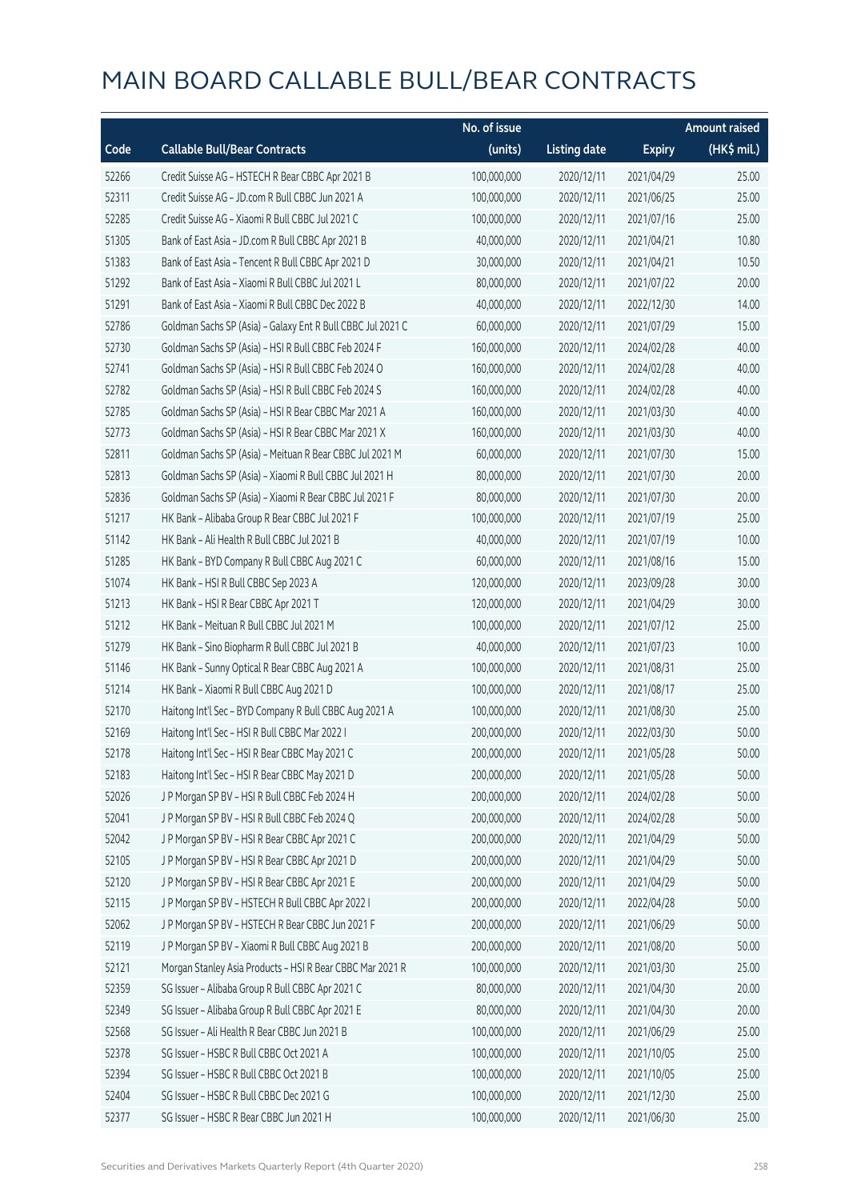# MAIN BOARD CALLABLE BULL/BEAR CONTRACTS

| Code | Callable Bull/Bear Contracts | No. of issue (units) | Listing date | Expiry | Amount raised (HK$ mil.) |
|---|---|---|---|---|---|
| 52266 | Credit Suisse AG – HSTECH R Bear CBBC Apr 2021 B | 100,000,000 | 2020/12/11 | 2021/04/29 | 25.00 |
| 52311 | Credit Suisse AG – JD.com R Bull CBBC Jun 2021 A | 100,000,000 | 2020/12/11 | 2021/06/25 | 25.00 |
| 52285 | Credit Suisse AG – Xiaomi R Bull CBBC Jul 2021 C | 100,000,000 | 2020/12/11 | 2021/07/16 | 25.00 |
| 51305 | Bank of East Asia – JD.com R Bull CBBC Apr 2021 B | 40,000,000 | 2020/12/11 | 2021/04/21 | 10.80 |
| 51383 | Bank of East Asia – Tencent R Bull CBBC Apr 2021 D | 30,000,000 | 2020/12/11 | 2021/04/21 | 10.50 |
| 51292 | Bank of East Asia – Xiaomi R Bull CBBC Jul 2021 L | 80,000,000 | 2020/12/11 | 2021/07/22 | 20.00 |
| 51291 | Bank of East Asia – Xiaomi R Bull CBBC Dec 2022 B | 40,000,000 | 2020/12/11 | 2022/12/30 | 14.00 |
| 52786 | Goldman Sachs SP (Asia) – Galaxy Ent R Bull CBBC Jul 2021 C | 60,000,000 | 2020/12/11 | 2021/07/29 | 15.00 |
| 52730 | Goldman Sachs SP (Asia) – HSI R Bull CBBC Feb 2024 F | 160,000,000 | 2020/12/11 | 2024/02/28 | 40.00 |
| 52741 | Goldman Sachs SP (Asia) – HSI R Bull CBBC Feb 2024 O | 160,000,000 | 2020/12/11 | 2024/02/28 | 40.00 |
| 52782 | Goldman Sachs SP (Asia) – HSI R Bull CBBC Feb 2024 S | 160,000,000 | 2020/12/11 | 2024/02/28 | 40.00 |
| 52785 | Goldman Sachs SP (Asia) – HSI R Bear CBBC Mar 2021 A | 160,000,000 | 2020/12/11 | 2021/03/30 | 40.00 |
| 52773 | Goldman Sachs SP (Asia) – HSI R Bear CBBC Mar 2021 X | 160,000,000 | 2020/12/11 | 2021/03/30 | 40.00 |
| 52811 | Goldman Sachs SP (Asia) – Meituan R Bear CBBC Jul 2021 M | 60,000,000 | 2020/12/11 | 2021/07/30 | 15.00 |
| 52813 | Goldman Sachs SP (Asia) – Xiaomi R Bull CBBC Jul 2021 H | 80,000,000 | 2020/12/11 | 2021/07/30 | 20.00 |
| 52836 | Goldman Sachs SP (Asia) – Xiaomi R Bear CBBC Jul 2021 F | 80,000,000 | 2020/12/11 | 2021/07/30 | 20.00 |
| 51217 | HK Bank – Alibaba Group R Bear CBBC Jul 2021 F | 100,000,000 | 2020/12/11 | 2021/07/19 | 25.00 |
| 51142 | HK Bank – Ali Health R Bull CBBC Jul 2021 B | 40,000,000 | 2020/12/11 | 2021/07/19 | 10.00 |
| 51285 | HK Bank – BYD Company R Bull CBBC Aug 2021 C | 60,000,000 | 2020/12/11 | 2021/08/16 | 15.00 |
| 51074 | HK Bank – HSI R Bull CBBC Sep 2023 A | 120,000,000 | 2020/12/11 | 2023/09/28 | 30.00 |
| 51213 | HK Bank – HSI R Bear CBBC Apr 2021 T | 120,000,000 | 2020/12/11 | 2021/04/29 | 30.00 |
| 51212 | HK Bank – Meituan R Bull CBBC Jul 2021 M | 100,000,000 | 2020/12/11 | 2021/07/12 | 25.00 |
| 51279 | HK Bank – Sino Biopharm R Bull CBBC Jul 2021 B | 40,000,000 | 2020/12/11 | 2021/07/23 | 10.00 |
| 51146 | HK Bank – Sunny Optical R Bear CBBC Aug 2021 A | 100,000,000 | 2020/12/11 | 2021/08/31 | 25.00 |
| 51214 | HK Bank – Xiaomi R Bull CBBC Aug 2021 D | 100,000,000 | 2020/12/11 | 2021/08/17 | 25.00 |
| 52170 | Haitong Int'l Sec – BYD Company R Bull CBBC Aug 2021 A | 100,000,000 | 2020/12/11 | 2021/08/30 | 25.00 |
| 52169 | Haitong Int'l Sec – HSI R Bull CBBC Mar 2022 I | 200,000,000 | 2020/12/11 | 2022/03/30 | 50.00 |
| 52178 | Haitong Int'l Sec – HSI R Bear CBBC May 2021 C | 200,000,000 | 2020/12/11 | 2021/05/28 | 50.00 |
| 52183 | Haitong Int'l Sec – HSI R Bear CBBC May 2021 D | 200,000,000 | 2020/12/11 | 2021/05/28 | 50.00 |
| 52026 | J P Morgan SP BV – HSI R Bull CBBC Feb 2024 H | 200,000,000 | 2020/12/11 | 2024/02/28 | 50.00 |
| 52041 | J P Morgan SP BV – HSI R Bull CBBC Feb 2024 Q | 200,000,000 | 2020/12/11 | 2024/02/28 | 50.00 |
| 52042 | J P Morgan SP BV – HSI R Bear CBBC Apr 2021 C | 200,000,000 | 2020/12/11 | 2021/04/29 | 50.00 |
| 52105 | J P Morgan SP BV – HSI R Bear CBBC Apr 2021 D | 200,000,000 | 2020/12/11 | 2021/04/29 | 50.00 |
| 52120 | J P Morgan SP BV – HSI R Bear CBBC Apr 2021 E | 200,000,000 | 2020/12/11 | 2021/04/29 | 50.00 |
| 52115 | J P Morgan SP BV – HSTECH R Bull CBBC Apr 2022 I | 200,000,000 | 2020/12/11 | 2022/04/28 | 50.00 |
| 52062 | J P Morgan SP BV – HSTECH R Bear CBBC Jun 2021 F | 200,000,000 | 2020/12/11 | 2021/06/29 | 50.00 |
| 52119 | J P Morgan SP BV – Xiaomi R Bull CBBC Aug 2021 B | 200,000,000 | 2020/12/11 | 2021/08/20 | 50.00 |
| 52121 | Morgan Stanley Asia Products – HSI R Bear CBBC Mar 2021 R | 100,000,000 | 2020/12/11 | 2021/03/30 | 25.00 |
| 52359 | SG Issuer – Alibaba Group R Bull CBBC Apr 2021 C | 80,000,000 | 2020/12/11 | 2021/04/30 | 20.00 |
| 52349 | SG Issuer – Alibaba Group R Bull CBBC Apr 2021 E | 80,000,000 | 2020/12/11 | 2021/04/30 | 20.00 |
| 52568 | SG Issuer – Ali Health R Bear CBBC Jun 2021 B | 100,000,000 | 2020/12/11 | 2021/06/29 | 25.00 |
| 52378 | SG Issuer – HSBC R Bull CBBC Oct 2021 A | 100,000,000 | 2020/12/11 | 2021/10/05 | 25.00 |
| 52394 | SG Issuer – HSBC R Bull CBBC Oct 2021 B | 100,000,000 | 2020/12/11 | 2021/10/05 | 25.00 |
| 52404 | SG Issuer – HSBC R Bull CBBC Dec 2021 G | 100,000,000 | 2020/12/11 | 2021/12/30 | 25.00 |
| 52377 | SG Issuer – HSBC R Bear CBBC Jun 2021 H | 100,000,000 | 2020/12/11 | 2021/06/30 | 25.00 |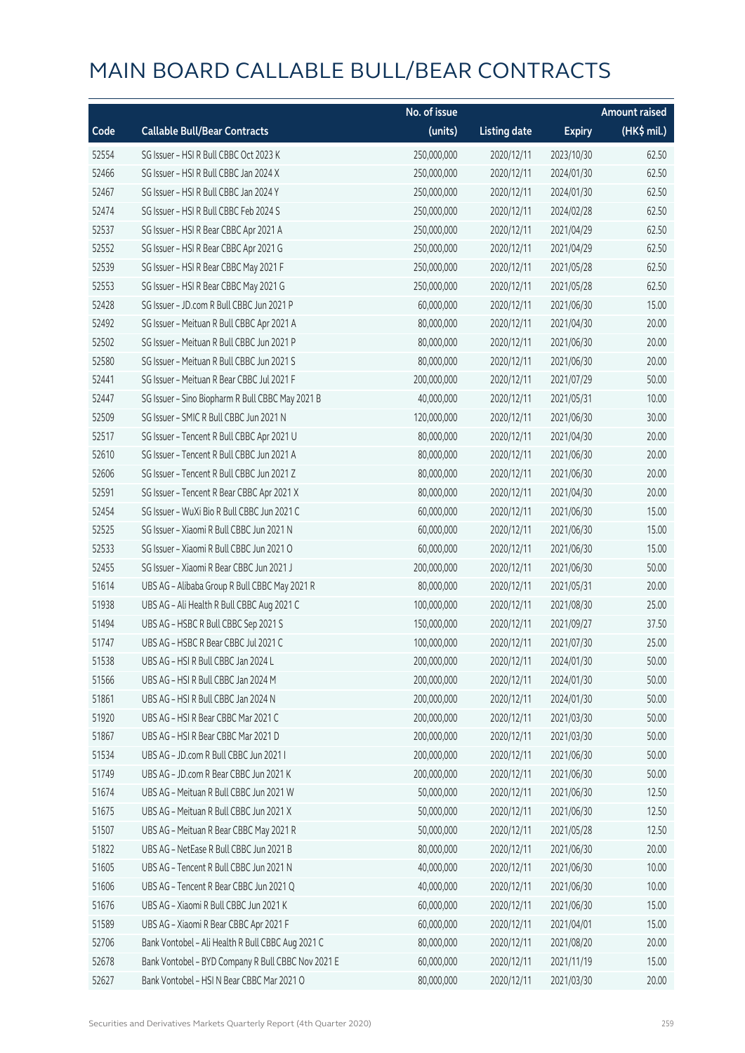# MAIN BOARD CALLABLE BULL/BEAR CONTRACTS

| Code | Callable Bull/Bear Contracts | No. of issue (units) | Listing date | Expiry | Amount raised (HK$ mil.) |
|---|---|---|---|---|---|
| 52554 | SG Issuer – HSI R Bull CBBC Oct 2023 K | 250,000,000 | 2020/12/11 | 2023/10/30 | 62.50 |
| 52466 | SG Issuer – HSI R Bull CBBC Jan 2024 X | 250,000,000 | 2020/12/11 | 2024/01/30 | 62.50 |
| 52467 | SG Issuer – HSI R Bull CBBC Jan 2024 Y | 250,000,000 | 2020/12/11 | 2024/01/30 | 62.50 |
| 52474 | SG Issuer – HSI R Bull CBBC Feb 2024 S | 250,000,000 | 2020/12/11 | 2024/02/28 | 62.50 |
| 52537 | SG Issuer – HSI R Bear CBBC Apr 2021 A | 250,000,000 | 2020/12/11 | 2021/04/29 | 62.50 |
| 52552 | SG Issuer – HSI R Bear CBBC Apr 2021 G | 250,000,000 | 2020/12/11 | 2021/04/29 | 62.50 |
| 52539 | SG Issuer – HSI R Bear CBBC May 2021 F | 250,000,000 | 2020/12/11 | 2021/05/28 | 62.50 |
| 52553 | SG Issuer – HSI R Bear CBBC May 2021 G | 250,000,000 | 2020/12/11 | 2021/05/28 | 62.50 |
| 52428 | SG Issuer – JD.com R Bull CBBC Jun 2021 P | 60,000,000 | 2020/12/11 | 2021/06/30 | 15.00 |
| 52492 | SG Issuer – Meituan R Bull CBBC Apr 2021 A | 80,000,000 | 2020/12/11 | 2021/04/30 | 20.00 |
| 52502 | SG Issuer – Meituan R Bull CBBC Jun 2021 P | 80,000,000 | 2020/12/11 | 2021/06/30 | 20.00 |
| 52580 | SG Issuer – Meituan R Bull CBBC Jun 2021 S | 80,000,000 | 2020/12/11 | 2021/06/30 | 20.00 |
| 52441 | SG Issuer – Meituan R Bear CBBC Jul 2021 F | 200,000,000 | 2020/12/11 | 2021/07/29 | 50.00 |
| 52447 | SG Issuer – Sino Biopharm R Bull CBBC May 2021 B | 40,000,000 | 2020/12/11 | 2021/05/31 | 10.00 |
| 52509 | SG Issuer – SMIC R Bull CBBC Jun 2021 N | 120,000,000 | 2020/12/11 | 2021/06/30 | 30.00 |
| 52517 | SG Issuer – Tencent R Bull CBBC Apr 2021 U | 80,000,000 | 2020/12/11 | 2021/04/30 | 20.00 |
| 52610 | SG Issuer – Tencent R Bull CBBC Jun 2021 A | 80,000,000 | 2020/12/11 | 2021/06/30 | 20.00 |
| 52606 | SG Issuer – Tencent R Bull CBBC Jun 2021 Z | 80,000,000 | 2020/12/11 | 2021/06/30 | 20.00 |
| 52591 | SG Issuer – Tencent R Bear CBBC Apr 2021 X | 80,000,000 | 2020/12/11 | 2021/04/30 | 20.00 |
| 52454 | SG Issuer – WuXi Bio R Bull CBBC Jun 2021 C | 60,000,000 | 2020/12/11 | 2021/06/30 | 15.00 |
| 52525 | SG Issuer – Xiaomi R Bull CBBC Jun 2021 N | 60,000,000 | 2020/12/11 | 2021/06/30 | 15.00 |
| 52533 | SG Issuer – Xiaomi R Bull CBBC Jun 2021 O | 60,000,000 | 2020/12/11 | 2021/06/30 | 15.00 |
| 52455 | SG Issuer – Xiaomi R Bear CBBC Jun 2021 J | 200,000,000 | 2020/12/11 | 2021/06/30 | 50.00 |
| 51614 | UBS AG – Alibaba Group R Bull CBBC May 2021 R | 80,000,000 | 2020/12/11 | 2021/05/31 | 20.00 |
| 51938 | UBS AG – Ali Health R Bull CBBC Aug 2021 C | 100,000,000 | 2020/12/11 | 2021/08/30 | 25.00 |
| 51494 | UBS AG – HSBC R Bull CBBC Sep 2021 S | 150,000,000 | 2020/12/11 | 2021/09/27 | 37.50 |
| 51747 | UBS AG – HSBC R Bear CBBC Jul 2021 C | 100,000,000 | 2020/12/11 | 2021/07/30 | 25.00 |
| 51538 | UBS AG – HSI R Bull CBBC Jan 2024 L | 200,000,000 | 2020/12/11 | 2024/01/30 | 50.00 |
| 51566 | UBS AG – HSI R Bull CBBC Jan 2024 M | 200,000,000 | 2020/12/11 | 2024/01/30 | 50.00 |
| 51861 | UBS AG – HSI R Bull CBBC Jan 2024 N | 200,000,000 | 2020/12/11 | 2024/01/30 | 50.00 |
| 51920 | UBS AG – HSI R Bear CBBC Mar 2021 C | 200,000,000 | 2020/12/11 | 2021/03/30 | 50.00 |
| 51867 | UBS AG – HSI R Bear CBBC Mar 2021 D | 200,000,000 | 2020/12/11 | 2021/03/30 | 50.00 |
| 51534 | UBS AG – JD.com R Bull CBBC Jun 2021 I | 200,000,000 | 2020/12/11 | 2021/06/30 | 50.00 |
| 51749 | UBS AG – JD.com R Bear CBBC Jun 2021 K | 200,000,000 | 2020/12/11 | 2021/06/30 | 50.00 |
| 51674 | UBS AG – Meituan R Bull CBBC Jun 2021 W | 50,000,000 | 2020/12/11 | 2021/06/30 | 12.50 |
| 51675 | UBS AG – Meituan R Bull CBBC Jun 2021 X | 50,000,000 | 2020/12/11 | 2021/06/30 | 12.50 |
| 51507 | UBS AG – Meituan R Bear CBBC May 2021 R | 50,000,000 | 2020/12/11 | 2021/05/28 | 12.50 |
| 51822 | UBS AG – NetEase R Bull CBBC Jun 2021 B | 80,000,000 | 2020/12/11 | 2021/06/30 | 20.00 |
| 51605 | UBS AG – Tencent R Bull CBBC Jun 2021 N | 40,000,000 | 2020/12/11 | 2021/06/30 | 10.00 |
| 51606 | UBS AG – Tencent R Bear CBBC Jun 2021 Q | 40,000,000 | 2020/12/11 | 2021/06/30 | 10.00 |
| 51676 | UBS AG – Xiaomi R Bull CBBC Jun 2021 K | 60,000,000 | 2020/12/11 | 2021/06/30 | 15.00 |
| 51589 | UBS AG – Xiaomi R Bear CBBC Apr 2021 F | 60,000,000 | 2020/12/11 | 2021/04/01 | 15.00 |
| 52706 | Bank Vontobel – Ali Health R Bull CBBC Aug 2021 C | 80,000,000 | 2020/12/11 | 2021/08/20 | 20.00 |
| 52678 | Bank Vontobel – BYD Company R Bull CBBC Nov 2021 E | 60,000,000 | 2020/12/11 | 2021/11/19 | 15.00 |
| 52627 | Bank Vontobel – HSI N Bear CBBC Mar 2021 O | 80,000,000 | 2020/12/11 | 2021/03/30 | 20.00 |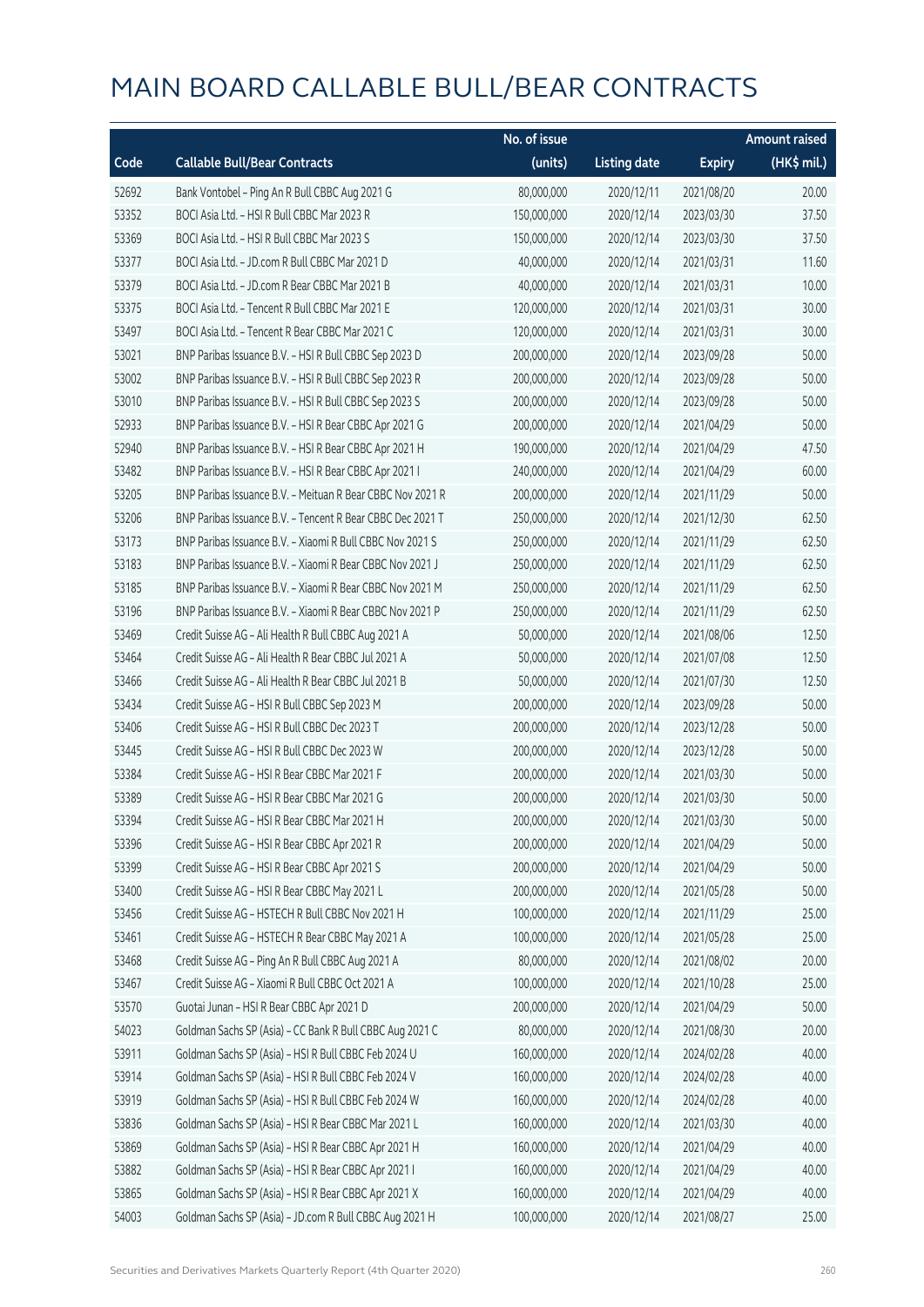# MAIN BOARD CALLABLE BULL/BEAR CONTRACTS

| Code | Callable Bull/Bear Contracts | No. of issue (units) | Listing date | Expiry | Amount raised (HK$ mil.) |
|---|---|---|---|---|---|
| 52692 | Bank Vontobel – Ping An R Bull CBBC Aug 2021 G | 80,000,000 | 2020/12/11 | 2021/08/20 | 20.00 |
| 53352 | BOCI Asia Ltd. – HSI R Bull CBBC Mar 2023 R | 150,000,000 | 2020/12/14 | 2023/03/30 | 37.50 |
| 53369 | BOCI Asia Ltd. – HSI R Bull CBBC Mar 2023 S | 150,000,000 | 2020/12/14 | 2023/03/30 | 37.50 |
| 53377 | BOCI Asia Ltd. – JD.com R Bull CBBC Mar 2021 D | 40,000,000 | 2020/12/14 | 2021/03/31 | 11.60 |
| 53379 | BOCI Asia Ltd. – JD.com R Bear CBBC Mar 2021 B | 40,000,000 | 2020/12/14 | 2021/03/31 | 10.00 |
| 53375 | BOCI Asia Ltd. – Tencent R Bull CBBC Mar 2021 E | 120,000,000 | 2020/12/14 | 2021/03/31 | 30.00 |
| 53497 | BOCI Asia Ltd. – Tencent R Bear CBBC Mar 2021 C | 120,000,000 | 2020/12/14 | 2021/03/31 | 30.00 |
| 53021 | BNP Paribas Issuance B.V. – HSI R Bull CBBC Sep 2023 D | 200,000,000 | 2020/12/14 | 2023/09/28 | 50.00 |
| 53002 | BNP Paribas Issuance B.V. – HSI R Bull CBBC Sep 2023 R | 200,000,000 | 2020/12/14 | 2023/09/28 | 50.00 |
| 53010 | BNP Paribas Issuance B.V. – HSI R Bull CBBC Sep 2023 S | 200,000,000 | 2020/12/14 | 2023/09/28 | 50.00 |
| 52933 | BNP Paribas Issuance B.V. – HSI R Bear CBBC Apr 2021 G | 200,000,000 | 2020/12/14 | 2021/04/29 | 50.00 |
| 52940 | BNP Paribas Issuance B.V. – HSI R Bear CBBC Apr 2021 H | 190,000,000 | 2020/12/14 | 2021/04/29 | 47.50 |
| 53482 | BNP Paribas Issuance B.V. – HSI R Bear CBBC Apr 2021 I | 240,000,000 | 2020/12/14 | 2021/04/29 | 60.00 |
| 53205 | BNP Paribas Issuance B.V. – Meituan R Bear CBBC Nov 2021 R | 200,000,000 | 2020/12/14 | 2021/11/29 | 50.00 |
| 53206 | BNP Paribas Issuance B.V. – Tencent R Bear CBBC Dec 2021 T | 250,000,000 | 2020/12/14 | 2021/12/30 | 62.50 |
| 53173 | BNP Paribas Issuance B.V. – Xiaomi R Bull CBBC Nov 2021 S | 250,000,000 | 2020/12/14 | 2021/11/29 | 62.50 |
| 53183 | BNP Paribas Issuance B.V. – Xiaomi R Bear CBBC Nov 2021 J | 250,000,000 | 2020/12/14 | 2021/11/29 | 62.50 |
| 53185 | BNP Paribas Issuance B.V. – Xiaomi R Bear CBBC Nov 2021 M | 250,000,000 | 2020/12/14 | 2021/11/29 | 62.50 |
| 53196 | BNP Paribas Issuance B.V. – Xiaomi R Bear CBBC Nov 2021 P | 250,000,000 | 2020/12/14 | 2021/11/29 | 62.50 |
| 53469 | Credit Suisse AG – Ali Health R Bull CBBC Aug 2021 A | 50,000,000 | 2020/12/14 | 2021/08/06 | 12.50 |
| 53464 | Credit Suisse AG – Ali Health R Bear CBBC Jul 2021 A | 50,000,000 | 2020/12/14 | 2021/07/08 | 12.50 |
| 53466 | Credit Suisse AG – Ali Health R Bear CBBC Jul 2021 B | 50,000,000 | 2020/12/14 | 2021/07/30 | 12.50 |
| 53434 | Credit Suisse AG – HSI R Bull CBBC Sep 2023 M | 200,000,000 | 2020/12/14 | 2023/09/28 | 50.00 |
| 53406 | Credit Suisse AG – HSI R Bull CBBC Dec 2023 T | 200,000,000 | 2020/12/14 | 2023/12/28 | 50.00 |
| 53445 | Credit Suisse AG – HSI R Bull CBBC Dec 2023 W | 200,000,000 | 2020/12/14 | 2023/12/28 | 50.00 |
| 53384 | Credit Suisse AG – HSI R Bear CBBC Mar 2021 F | 200,000,000 | 2020/12/14 | 2021/03/30 | 50.00 |
| 53389 | Credit Suisse AG – HSI R Bear CBBC Mar 2021 G | 200,000,000 | 2020/12/14 | 2021/03/30 | 50.00 |
| 53394 | Credit Suisse AG – HSI R Bear CBBC Mar 2021 H | 200,000,000 | 2020/12/14 | 2021/03/30 | 50.00 |
| 53396 | Credit Suisse AG – HSI R Bear CBBC Apr 2021 R | 200,000,000 | 2020/12/14 | 2021/04/29 | 50.00 |
| 53399 | Credit Suisse AG – HSI R Bear CBBC Apr 2021 S | 200,000,000 | 2020/12/14 | 2021/04/29 | 50.00 |
| 53400 | Credit Suisse AG – HSI R Bear CBBC May 2021 L | 200,000,000 | 2020/12/14 | 2021/05/28 | 50.00 |
| 53456 | Credit Suisse AG – HSTECH R Bull CBBC Nov 2021 H | 100,000,000 | 2020/12/14 | 2021/11/29 | 25.00 |
| 53461 | Credit Suisse AG – HSTECH R Bear CBBC May 2021 A | 100,000,000 | 2020/12/14 | 2021/05/28 | 25.00 |
| 53468 | Credit Suisse AG – Ping An R Bull CBBC Aug 2021 A | 80,000,000 | 2020/12/14 | 2021/08/02 | 20.00 |
| 53467 | Credit Suisse AG – Xiaomi R Bull CBBC Oct 2021 A | 100,000,000 | 2020/12/14 | 2021/10/28 | 25.00 |
| 53570 | Guotai Junan – HSI R Bear CBBC Apr 2021 D | 200,000,000 | 2020/12/14 | 2021/04/29 | 50.00 |
| 54023 | Goldman Sachs SP (Asia) – CC Bank R Bull CBBC Aug 2021 C | 80,000,000 | 2020/12/14 | 2021/08/30 | 20.00 |
| 53911 | Goldman Sachs SP (Asia) – HSI R Bull CBBC Feb 2024 U | 160,000,000 | 2020/12/14 | 2024/02/28 | 40.00 |
| 53914 | Goldman Sachs SP (Asia) – HSI R Bull CBBC Feb 2024 V | 160,000,000 | 2020/12/14 | 2024/02/28 | 40.00 |
| 53919 | Goldman Sachs SP (Asia) – HSI R Bull CBBC Feb 2024 W | 160,000,000 | 2020/12/14 | 2024/02/28 | 40.00 |
| 53836 | Goldman Sachs SP (Asia) – HSI R Bear CBBC Mar 2021 L | 160,000,000 | 2020/12/14 | 2021/03/30 | 40.00 |
| 53869 | Goldman Sachs SP (Asia) – HSI R Bear CBBC Apr 2021 H | 160,000,000 | 2020/12/14 | 2021/04/29 | 40.00 |
| 53882 | Goldman Sachs SP (Asia) – HSI R Bear CBBC Apr 2021 I | 160,000,000 | 2020/12/14 | 2021/04/29 | 40.00 |
| 53865 | Goldman Sachs SP (Asia) – HSI R Bear CBBC Apr 2021 X | 160,000,000 | 2020/12/14 | 2021/04/29 | 40.00 |
| 54003 | Goldman Sachs SP (Asia) – JD.com R Bull CBBC Aug 2021 H | 100,000,000 | 2020/12/14 | 2021/08/27 | 25.00 |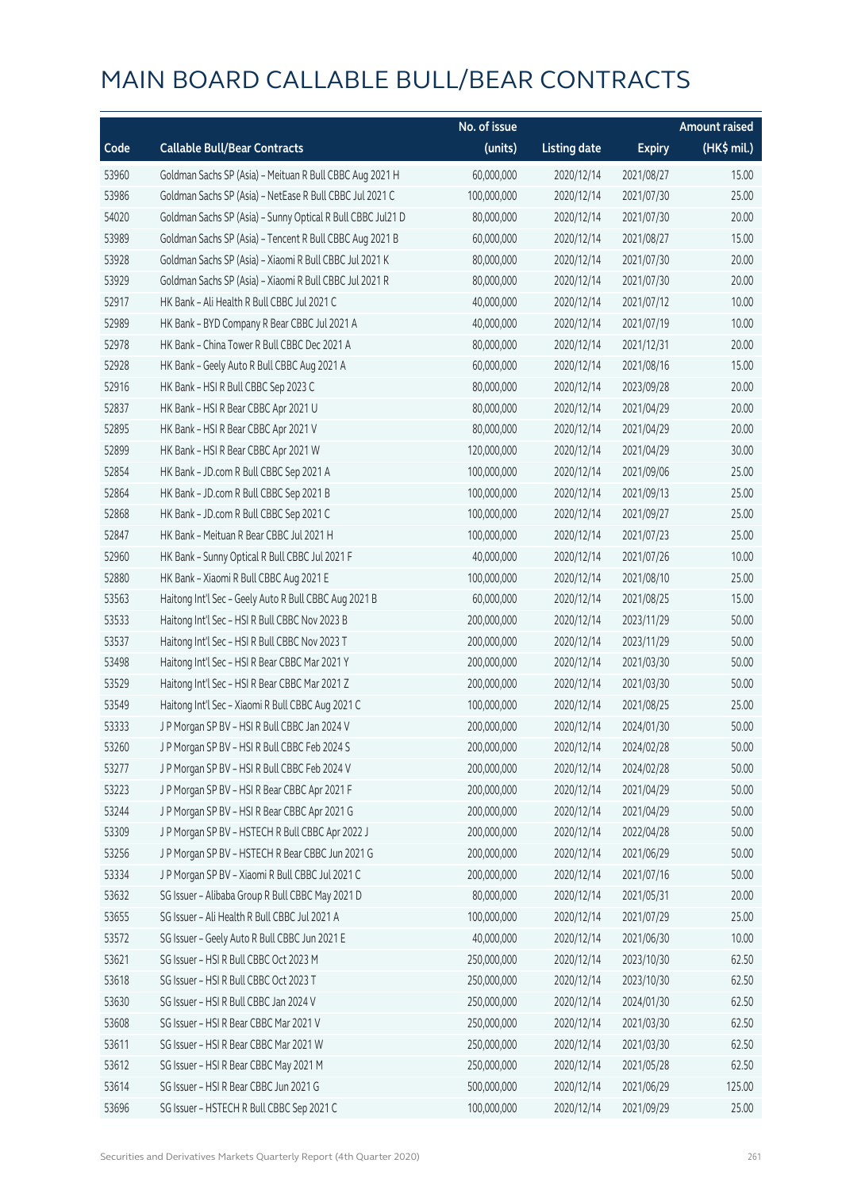# MAIN BOARD CALLABLE BULL/BEAR CONTRACTS

| Code | Callable Bull/Bear Contracts | No. of issue (units) | Listing date | Expiry | Amount raised (HK$ mil.) |
|---|---|---|---|---|---|
| 53960 | Goldman Sachs SP (Asia) - Meituan R Bull CBBC Aug 2021 H | 60,000,000 | 2020/12/14 | 2021/08/27 | 15.00 |
| 53986 | Goldman Sachs SP (Asia) - NetEase R Bull CBBC Jul 2021 C | 100,000,000 | 2020/12/14 | 2021/07/30 | 25.00 |
| 54020 | Goldman Sachs SP (Asia) - Sunny Optical R Bull CBBC Jul21 D | 80,000,000 | 2020/12/14 | 2021/07/30 | 20.00 |
| 53989 | Goldman Sachs SP (Asia) - Tencent R Bull CBBC Aug 2021 B | 60,000,000 | 2020/12/14 | 2021/08/27 | 15.00 |
| 53928 | Goldman Sachs SP (Asia) - Xiaomi R Bull CBBC Jul 2021 K | 80,000,000 | 2020/12/14 | 2021/07/30 | 20.00 |
| 53929 | Goldman Sachs SP (Asia) - Xiaomi R Bull CBBC Jul 2021 R | 80,000,000 | 2020/12/14 | 2021/07/30 | 20.00 |
| 52917 | HK Bank - Ali Health R Bull CBBC Jul 2021 C | 40,000,000 | 2020/12/14 | 2021/07/12 | 10.00 |
| 52989 | HK Bank - BYD Company R Bear CBBC Jul 2021 A | 40,000,000 | 2020/12/14 | 2021/07/19 | 10.00 |
| 52978 | HK Bank - China Tower R Bull CBBC Dec 2021 A | 80,000,000 | 2020/12/14 | 2021/12/31 | 20.00 |
| 52928 | HK Bank - Geely Auto R Bull CBBC Aug 2021 A | 60,000,000 | 2020/12/14 | 2021/08/16 | 15.00 |
| 52916 | HK Bank - HSI R Bull CBBC Sep 2023 C | 80,000,000 | 2020/12/14 | 2023/09/28 | 20.00 |
| 52837 | HK Bank - HSI R Bear CBBC Apr 2021 U | 80,000,000 | 2020/12/14 | 2021/04/29 | 20.00 |
| 52895 | HK Bank - HSI R Bear CBBC Apr 2021 V | 80,000,000 | 2020/12/14 | 2021/04/29 | 20.00 |
| 52899 | HK Bank - HSI R Bear CBBC Apr 2021 W | 120,000,000 | 2020/12/14 | 2021/04/29 | 30.00 |
| 52854 | HK Bank - JD.com R Bull CBBC Sep 2021 A | 100,000,000 | 2020/12/14 | 2021/09/06 | 25.00 |
| 52864 | HK Bank - JD.com R Bull CBBC Sep 2021 B | 100,000,000 | 2020/12/14 | 2021/09/13 | 25.00 |
| 52868 | HK Bank - JD.com R Bull CBBC Sep 2021 C | 100,000,000 | 2020/12/14 | 2021/09/27 | 25.00 |
| 52847 | HK Bank - Meituan R Bear CBBC Jul 2021 H | 100,000,000 | 2020/12/14 | 2021/07/23 | 25.00 |
| 52960 | HK Bank - Sunny Optical R Bull CBBC Jul 2021 F | 40,000,000 | 2020/12/14 | 2021/07/26 | 10.00 |
| 52880 | HK Bank - Xiaomi R Bull CBBC Aug 2021 E | 100,000,000 | 2020/12/14 | 2021/08/10 | 25.00 |
| 53563 | Haitong Int'l Sec - Geely Auto R Bull CBBC Aug 2021 B | 60,000,000 | 2020/12/14 | 2021/08/25 | 15.00 |
| 53533 | Haitong Int'l Sec - HSI R Bull CBBC Nov 2023 B | 200,000,000 | 2020/12/14 | 2023/11/29 | 50.00 |
| 53537 | Haitong Int'l Sec - HSI R Bull CBBC Nov 2023 T | 200,000,000 | 2020/12/14 | 2023/11/29 | 50.00 |
| 53498 | Haitong Int'l Sec - HSI R Bear CBBC Mar 2021 Y | 200,000,000 | 2020/12/14 | 2021/03/30 | 50.00 |
| 53529 | Haitong Int'l Sec - HSI R Bear CBBC Mar 2021 Z | 200,000,000 | 2020/12/14 | 2021/03/30 | 50.00 |
| 53549 | Haitong Int'l Sec - Xiaomi R Bull CBBC Aug 2021 C | 100,000,000 | 2020/12/14 | 2021/08/25 | 25.00 |
| 53333 | J P Morgan SP BV - HSI R Bull CBBC Jan 2024 V | 200,000,000 | 2020/12/14 | 2024/01/30 | 50.00 |
| 53260 | J P Morgan SP BV - HSI R Bull CBBC Feb 2024 S | 200,000,000 | 2020/12/14 | 2024/02/28 | 50.00 |
| 53277 | J P Morgan SP BV - HSI R Bull CBBC Feb 2024 V | 200,000,000 | 2020/12/14 | 2024/02/28 | 50.00 |
| 53223 | J P Morgan SP BV - HSI R Bear CBBC Apr 2021 F | 200,000,000 | 2020/12/14 | 2021/04/29 | 50.00 |
| 53244 | J P Morgan SP BV - HSI R Bear CBBC Apr 2021 G | 200,000,000 | 2020/12/14 | 2021/04/29 | 50.00 |
| 53309 | J P Morgan SP BV - HSTECH R Bull CBBC Apr 2022 J | 200,000,000 | 2020/12/14 | 2022/04/28 | 50.00 |
| 53256 | J P Morgan SP BV - HSTECH R Bear CBBC Jun 2021 G | 200,000,000 | 2020/12/14 | 2021/06/29 | 50.00 |
| 53334 | J P Morgan SP BV - Xiaomi R Bull CBBC Jul 2021 C | 200,000,000 | 2020/12/14 | 2021/07/16 | 50.00 |
| 53632 | SG Issuer - Alibaba Group R Bull CBBC May 2021 D | 80,000,000 | 2020/12/14 | 2021/05/31 | 20.00 |
| 53655 | SG Issuer - Ali Health R Bull CBBC Jul 2021 A | 100,000,000 | 2020/12/14 | 2021/07/29 | 25.00 |
| 53572 | SG Issuer - Geely Auto R Bull CBBC Jun 2021 E | 40,000,000 | 2020/12/14 | 2021/06/30 | 10.00 |
| 53621 | SG Issuer - HSI R Bull CBBC Oct 2023 M | 250,000,000 | 2020/12/14 | 2023/10/30 | 62.50 |
| 53618 | SG Issuer - HSI R Bull CBBC Oct 2023 T | 250,000,000 | 2020/12/14 | 2023/10/30 | 62.50 |
| 53630 | SG Issuer - HSI R Bull CBBC Jan 2024 V | 250,000,000 | 2020/12/14 | 2024/01/30 | 62.50 |
| 53608 | SG Issuer - HSI R Bear CBBC Mar 2021 V | 250,000,000 | 2020/12/14 | 2021/03/30 | 62.50 |
| 53611 | SG Issuer - HSI R Bear CBBC Mar 2021 W | 250,000,000 | 2020/12/14 | 2021/03/30 | 62.50 |
| 53612 | SG Issuer - HSI R Bear CBBC May 2021 M | 250,000,000 | 2020/12/14 | 2021/05/28 | 62.50 |
| 53614 | SG Issuer - HSI R Bear CBBC Jun 2021 G | 500,000,000 | 2020/12/14 | 2021/06/29 | 125.00 |
| 53696 | SG Issuer - HSTECH R Bull CBBC Sep 2021 C | 100,000,000 | 2020/12/14 | 2021/09/29 | 25.00 |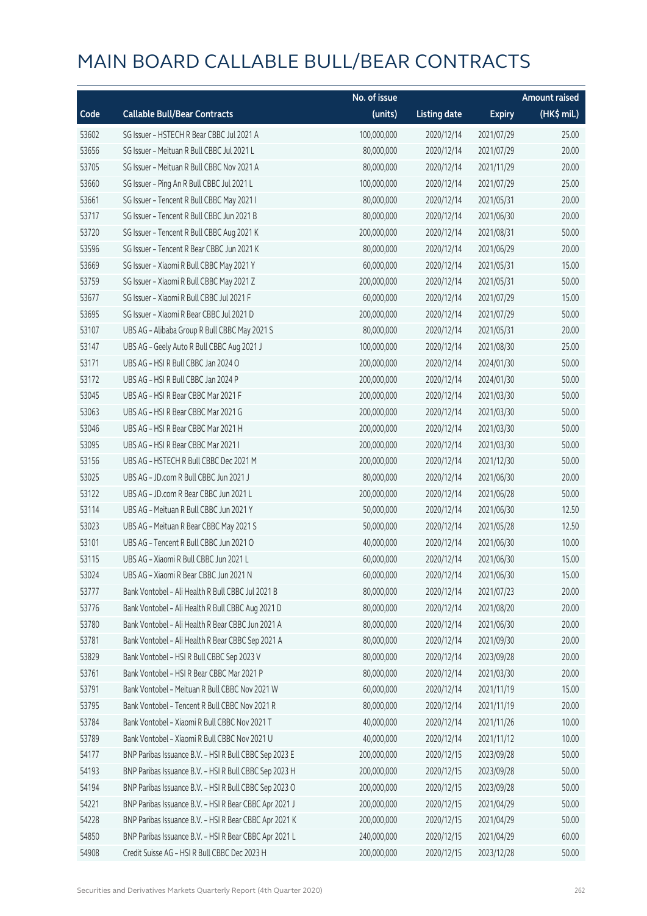# MAIN BOARD CALLABLE BULL/BEAR CONTRACTS

| Code | Callable Bull/Bear Contracts | No. of issue (units) | Listing date | Expiry | Amount raised (HK$ mil.) |
|---|---|---|---|---|---|
| 53602 | SG Issuer – HSTECH R Bear CBBC Jul 2021 A | 100,000,000 | 2020/12/14 | 2021/07/29 | 25.00 |
| 53656 | SG Issuer – Meituan R Bull CBBC Jul 2021 L | 80,000,000 | 2020/12/14 | 2021/07/29 | 20.00 |
| 53705 | SG Issuer – Meituan R Bull CBBC Nov 2021 A | 80,000,000 | 2020/12/14 | 2021/11/29 | 20.00 |
| 53660 | SG Issuer – Ping An R Bull CBBC Jul 2021 L | 100,000,000 | 2020/12/14 | 2021/07/29 | 25.00 |
| 53661 | SG Issuer – Tencent R Bull CBBC May 2021 I | 80,000,000 | 2020/12/14 | 2021/05/31 | 20.00 |
| 53717 | SG Issuer – Tencent R Bull CBBC Jun 2021 B | 80,000,000 | 2020/12/14 | 2021/06/30 | 20.00 |
| 53720 | SG Issuer – Tencent R Bull CBBC Aug 2021 K | 200,000,000 | 2020/12/14 | 2021/08/31 | 50.00 |
| 53596 | SG Issuer – Tencent R Bear CBBC Jun 2021 K | 80,000,000 | 2020/12/14 | 2021/06/29 | 20.00 |
| 53669 | SG Issuer – Xiaomi R Bull CBBC May 2021 Y | 60,000,000 | 2020/12/14 | 2021/05/31 | 15.00 |
| 53759 | SG Issuer – Xiaomi R Bull CBBC May 2021 Z | 200,000,000 | 2020/12/14 | 2021/05/31 | 50.00 |
| 53677 | SG Issuer – Xiaomi R Bull CBBC Jul 2021 F | 60,000,000 | 2020/12/14 | 2021/07/29 | 15.00 |
| 53695 | SG Issuer – Xiaomi R Bear CBBC Jul 2021 D | 200,000,000 | 2020/12/14 | 2021/07/29 | 50.00 |
| 53107 | UBS AG – Alibaba Group R Bull CBBC May 2021 S | 80,000,000 | 2020/12/14 | 2021/05/31 | 20.00 |
| 53147 | UBS AG – Geely Auto R Bull CBBC Aug 2021 J | 100,000,000 | 2020/12/14 | 2021/08/30 | 25.00 |
| 53171 | UBS AG – HSI R Bull CBBC Jan 2024 O | 200,000,000 | 2020/12/14 | 2024/01/30 | 50.00 |
| 53172 | UBS AG – HSI R Bull CBBC Jan 2024 P | 200,000,000 | 2020/12/14 | 2024/01/30 | 50.00 |
| 53045 | UBS AG – HSI R Bear CBBC Mar 2021 F | 200,000,000 | 2020/12/14 | 2021/03/30 | 50.00 |
| 53063 | UBS AG – HSI R Bear CBBC Mar 2021 G | 200,000,000 | 2020/12/14 | 2021/03/30 | 50.00 |
| 53046 | UBS AG – HSI R Bear CBBC Mar 2021 H | 200,000,000 | 2020/12/14 | 2021/03/30 | 50.00 |
| 53095 | UBS AG – HSI R Bear CBBC Mar 2021 I | 200,000,000 | 2020/12/14 | 2021/03/30 | 50.00 |
| 53156 | UBS AG – HSTECH R Bull CBBC Dec 2021 M | 200,000,000 | 2020/12/14 | 2021/12/30 | 50.00 |
| 53025 | UBS AG – JD.com R Bull CBBC Jun 2021 J | 80,000,000 | 2020/12/14 | 2021/06/30 | 20.00 |
| 53122 | UBS AG – JD.com R Bear CBBC Jun 2021 L | 200,000,000 | 2020/12/14 | 2021/06/28 | 50.00 |
| 53114 | UBS AG – Meituan R Bull CBBC Jun 2021 Y | 50,000,000 | 2020/12/14 | 2021/06/30 | 12.50 |
| 53023 | UBS AG – Meituan R Bear CBBC May 2021 S | 50,000,000 | 2020/12/14 | 2021/05/28 | 12.50 |
| 53101 | UBS AG – Tencent R Bull CBBC Jun 2021 O | 40,000,000 | 2020/12/14 | 2021/06/30 | 10.00 |
| 53115 | UBS AG – Xiaomi R Bull CBBC Jun 2021 L | 60,000,000 | 2020/12/14 | 2021/06/30 | 15.00 |
| 53024 | UBS AG – Xiaomi R Bear CBBC Jun 2021 N | 60,000,000 | 2020/12/14 | 2021/06/30 | 15.00 |
| 53777 | Bank Vontobel – Ali Health R Bull CBBC Jul 2021 B | 80,000,000 | 2020/12/14 | 2021/07/23 | 20.00 |
| 53776 | Bank Vontobel – Ali Health R Bull CBBC Aug 2021 D | 80,000,000 | 2020/12/14 | 2021/08/20 | 20.00 |
| 53780 | Bank Vontobel – Ali Health R Bear CBBC Jun 2021 A | 80,000,000 | 2020/12/14 | 2021/06/30 | 20.00 |
| 53781 | Bank Vontobel – Ali Health R Bear CBBC Sep 2021 A | 80,000,000 | 2020/12/14 | 2021/09/30 | 20.00 |
| 53829 | Bank Vontobel – HSI R Bull CBBC Sep 2023 V | 80,000,000 | 2020/12/14 | 2023/09/28 | 20.00 |
| 53761 | Bank Vontobel – HSI R Bear CBBC Mar 2021 P | 80,000,000 | 2020/12/14 | 2021/03/30 | 20.00 |
| 53791 | Bank Vontobel – Meituan R Bull CBBC Nov 2021 W | 60,000,000 | 2020/12/14 | 2021/11/19 | 15.00 |
| 53795 | Bank Vontobel – Tencent R Bull CBBC Nov 2021 R | 80,000,000 | 2020/12/14 | 2021/11/19 | 20.00 |
| 53784 | Bank Vontobel – Xiaomi R Bull CBBC Nov 2021 T | 40,000,000 | 2020/12/14 | 2021/11/26 | 10.00 |
| 53789 | Bank Vontobel – Xiaomi R Bull CBBC Nov 2021 U | 40,000,000 | 2020/12/14 | 2021/11/12 | 10.00 |
| 54177 | BNP Paribas Issuance B.V. – HSI R Bull CBBC Sep 2023 E | 200,000,000 | 2020/12/15 | 2023/09/28 | 50.00 |
| 54193 | BNP Paribas Issuance B.V. – HSI R Bull CBBC Sep 2023 H | 200,000,000 | 2020/12/15 | 2023/09/28 | 50.00 |
| 54194 | BNP Paribas Issuance B.V. – HSI R Bull CBBC Sep 2023 O | 200,000,000 | 2020/12/15 | 2023/09/28 | 50.00 |
| 54221 | BNP Paribas Issuance B.V. – HSI R Bear CBBC Apr 2021 J | 200,000,000 | 2020/12/15 | 2021/04/29 | 50.00 |
| 54228 | BNP Paribas Issuance B.V. – HSI R Bear CBBC Apr 2021 K | 200,000,000 | 2020/12/15 | 2021/04/29 | 50.00 |
| 54850 | BNP Paribas Issuance B.V. – HSI R Bear CBBC Apr 2021 L | 240,000,000 | 2020/12/15 | 2021/04/29 | 60.00 |
| 54908 | Credit Suisse AG – HSI R Bull CBBC Dec 2023 H | 200,000,000 | 2020/12/15 | 2023/12/28 | 50.00 |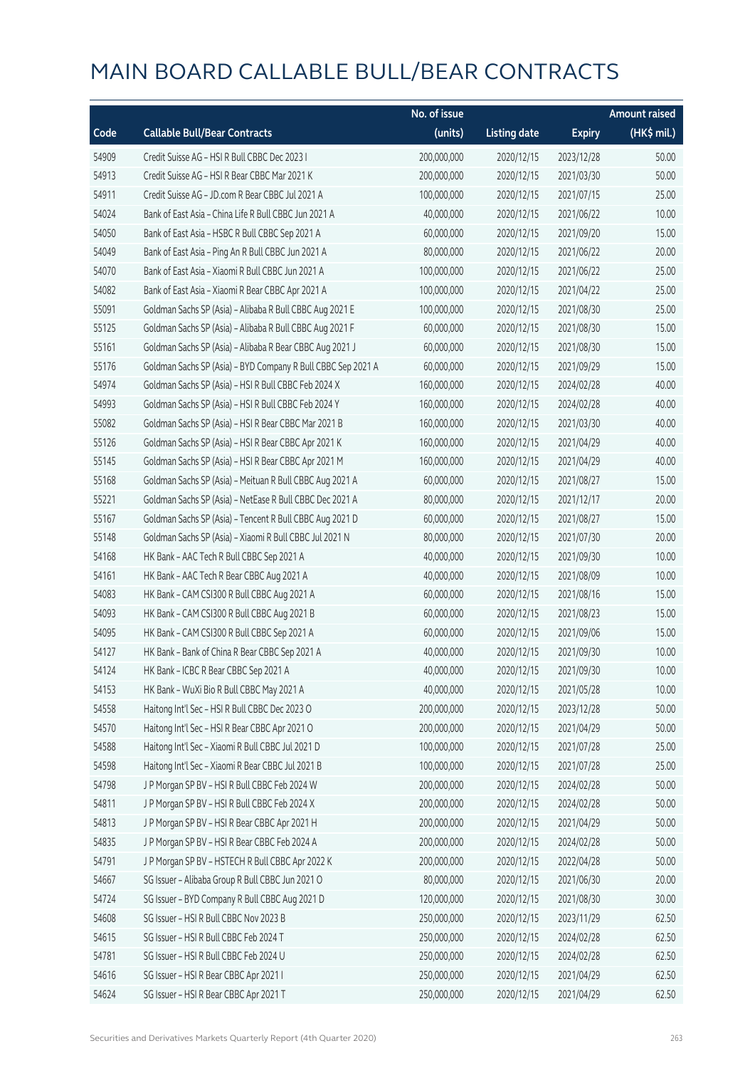# MAIN BOARD CALLABLE BULL/BEAR CONTRACTS

| Code | Callable Bull/Bear Contracts | No. of issue (units) | Listing date | Expiry | Amount raised (HK$ mil.) |
|---|---|---|---|---|---|
| 54909 | Credit Suisse AG – HSI R Bull CBBC Dec 2023 I | 200,000,000 | 2020/12/15 | 2023/12/28 | 50.00 |
| 54913 | Credit Suisse AG – HSI R Bear CBBC Mar 2021 K | 200,000,000 | 2020/12/15 | 2021/03/30 | 50.00 |
| 54911 | Credit Suisse AG – JD.com R Bear CBBC Jul 2021 A | 100,000,000 | 2020/12/15 | 2021/07/15 | 25.00 |
| 54024 | Bank of East Asia – China Life R Bull CBBC Jun 2021 A | 40,000,000 | 2020/12/15 | 2021/06/22 | 10.00 |
| 54050 | Bank of East Asia – HSBC R Bull CBBC Sep 2021 A | 60,000,000 | 2020/12/15 | 2021/09/20 | 15.00 |
| 54049 | Bank of East Asia – Ping An R Bull CBBC Jun 2021 A | 80,000,000 | 2020/12/15 | 2021/06/22 | 20.00 |
| 54070 | Bank of East Asia – Xiaomi R Bull CBBC Jun 2021 A | 100,000,000 | 2020/12/15 | 2021/06/22 | 25.00 |
| 54082 | Bank of East Asia – Xiaomi R Bear CBBC Apr 2021 A | 100,000,000 | 2020/12/15 | 2021/04/22 | 25.00 |
| 55091 | Goldman Sachs SP (Asia) – Alibaba R Bull CBBC Aug 2021 E | 100,000,000 | 2020/12/15 | 2021/08/30 | 25.00 |
| 55125 | Goldman Sachs SP (Asia) – Alibaba R Bull CBBC Aug 2021 F | 60,000,000 | 2020/12/15 | 2021/08/30 | 15.00 |
| 55161 | Goldman Sachs SP (Asia) – Alibaba R Bear CBBC Aug 2021 J | 60,000,000 | 2020/12/15 | 2021/08/30 | 15.00 |
| 55176 | Goldman Sachs SP (Asia) – BYD Company R Bull CBBC Sep 2021 A | 60,000,000 | 2020/12/15 | 2021/09/29 | 15.00 |
| 54974 | Goldman Sachs SP (Asia) – HSI R Bull CBBC Feb 2024 X | 160,000,000 | 2020/12/15 | 2024/02/28 | 40.00 |
| 54993 | Goldman Sachs SP (Asia) – HSI R Bull CBBC Feb 2024 Y | 160,000,000 | 2020/12/15 | 2024/02/28 | 40.00 |
| 55082 | Goldman Sachs SP (Asia) – HSI R Bear CBBC Mar 2021 B | 160,000,000 | 2020/12/15 | 2021/03/30 | 40.00 |
| 55126 | Goldman Sachs SP (Asia) – HSI R Bear CBBC Apr 2021 K | 160,000,000 | 2020/12/15 | 2021/04/29 | 40.00 |
| 55145 | Goldman Sachs SP (Asia) – HSI R Bear CBBC Apr 2021 M | 160,000,000 | 2020/12/15 | 2021/04/29 | 40.00 |
| 55168 | Goldman Sachs SP (Asia) – Meituan R Bull CBBC Aug 2021 A | 60,000,000 | 2020/12/15 | 2021/08/27 | 15.00 |
| 55221 | Goldman Sachs SP (Asia) – NetEase R Bull CBBC Dec 2021 A | 80,000,000 | 2020/12/15 | 2021/12/17 | 20.00 |
| 55167 | Goldman Sachs SP (Asia) – Tencent R Bull CBBC Aug 2021 D | 60,000,000 | 2020/12/15 | 2021/08/27 | 15.00 |
| 55148 | Goldman Sachs SP (Asia) – Xiaomi R Bull CBBC Jul 2021 N | 80,000,000 | 2020/12/15 | 2021/07/30 | 20.00 |
| 54168 | HK Bank – AAC Tech R Bull CBBC Sep 2021 A | 40,000,000 | 2020/12/15 | 2021/09/30 | 10.00 |
| 54161 | HK Bank – AAC Tech R Bear CBBC Aug 2021 A | 40,000,000 | 2020/12/15 | 2021/08/09 | 10.00 |
| 54083 | HK Bank – CAM CSI300 R Bull CBBC Aug 2021 A | 60,000,000 | 2020/12/15 | 2021/08/16 | 15.00 |
| 54093 | HK Bank – CAM CSI300 R Bull CBBC Aug 2021 B | 60,000,000 | 2020/12/15 | 2021/08/23 | 15.00 |
| 54095 | HK Bank – CAM CSI300 R Bull CBBC Sep 2021 A | 60,000,000 | 2020/12/15 | 2021/09/06 | 15.00 |
| 54127 | HK Bank – Bank of China R Bear CBBC Sep 2021 A | 40,000,000 | 2020/12/15 | 2021/09/30 | 10.00 |
| 54124 | HK Bank – ICBC R Bear CBBC Sep 2021 A | 40,000,000 | 2020/12/15 | 2021/09/30 | 10.00 |
| 54153 | HK Bank – WuXi Bio R Bull CBBC May 2021 A | 40,000,000 | 2020/12/15 | 2021/05/28 | 10.00 |
| 54558 | Haitong Int'l Sec – HSI R Bull CBBC Dec 2023 O | 200,000,000 | 2020/12/15 | 2023/12/28 | 50.00 |
| 54570 | Haitong Int'l Sec – HSI R Bear CBBC Apr 2021 O | 200,000,000 | 2020/12/15 | 2021/04/29 | 50.00 |
| 54588 | Haitong Int'l Sec – Xiaomi R Bull CBBC Jul 2021 D | 100,000,000 | 2020/12/15 | 2021/07/28 | 25.00 |
| 54598 | Haitong Int'l Sec – Xiaomi R Bear CBBC Jul 2021 B | 100,000,000 | 2020/12/15 | 2021/07/28 | 25.00 |
| 54798 | J P Morgan SP BV – HSI R Bull CBBC Feb 2024 W | 200,000,000 | 2020/12/15 | 2024/02/28 | 50.00 |
| 54811 | J P Morgan SP BV – HSI R Bull CBBC Feb 2024 X | 200,000,000 | 2020/12/15 | 2024/02/28 | 50.00 |
| 54813 | J P Morgan SP BV – HSI R Bear CBBC Apr 2021 H | 200,000,000 | 2020/12/15 | 2021/04/29 | 50.00 |
| 54835 | J P Morgan SP BV – HSI R Bear CBBC Feb 2024 A | 200,000,000 | 2020/12/15 | 2024/02/28 | 50.00 |
| 54791 | J P Morgan SP BV – HSTECH R Bull CBBC Apr 2022 K | 200,000,000 | 2020/12/15 | 2022/04/28 | 50.00 |
| 54667 | SG Issuer – Alibaba Group R Bull CBBC Jun 2021 O | 80,000,000 | 2020/12/15 | 2021/06/30 | 20.00 |
| 54724 | SG Issuer – BYD Company R Bull CBBC Aug 2021 D | 120,000,000 | 2020/12/15 | 2021/08/30 | 30.00 |
| 54608 | SG Issuer – HSI R Bull CBBC Nov 2023 B | 250,000,000 | 2020/12/15 | 2023/11/29 | 62.50 |
| 54615 | SG Issuer – HSI R Bull CBBC Feb 2024 T | 250,000,000 | 2020/12/15 | 2024/02/28 | 62.50 |
| 54781 | SG Issuer – HSI R Bull CBBC Feb 2024 U | 250,000,000 | 2020/12/15 | 2024/02/28 | 62.50 |
| 54616 | SG Issuer – HSI R Bear CBBC Apr 2021 I | 250,000,000 | 2020/12/15 | 2021/04/29 | 62.50 |
| 54624 | SG Issuer – HSI R Bear CBBC Apr 2021 T | 250,000,000 | 2020/12/15 | 2021/04/29 | 62.50 |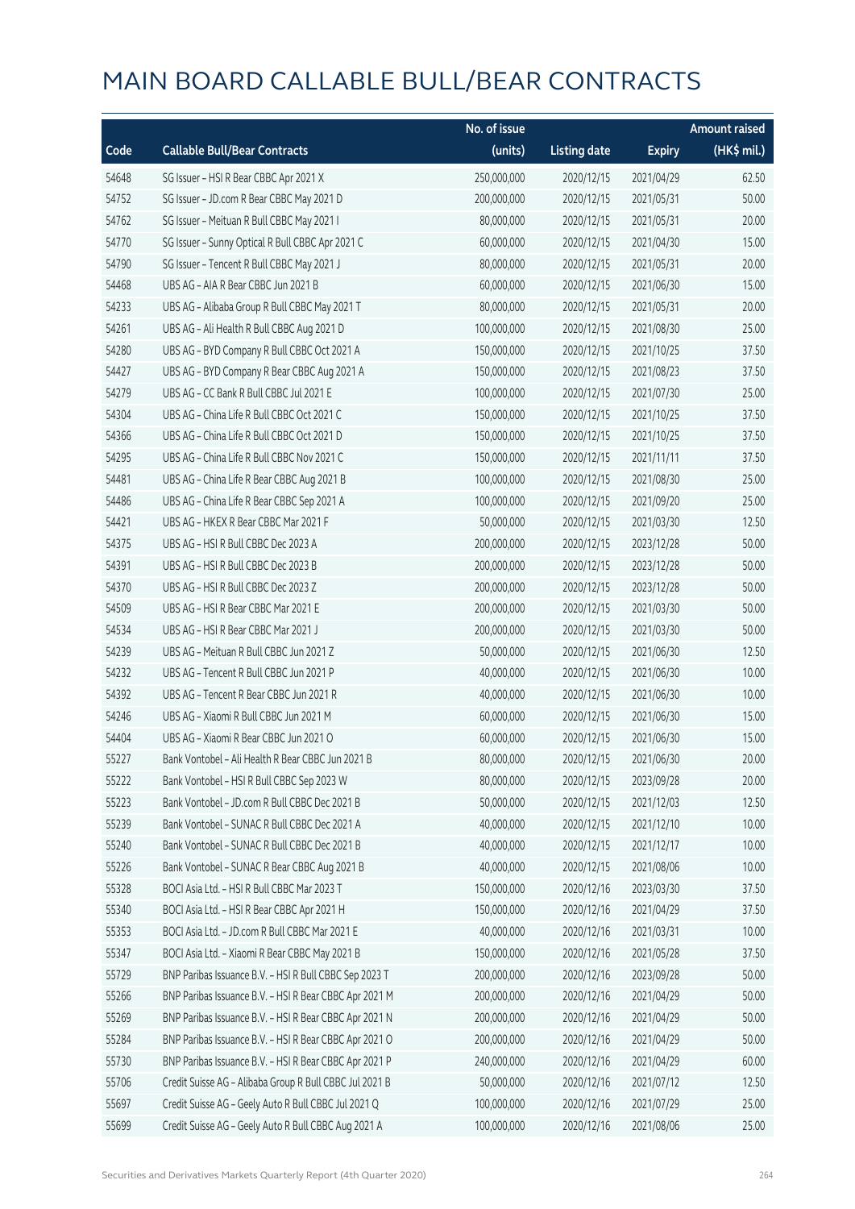# MAIN BOARD CALLABLE BULL/BEAR CONTRACTS

| Code | Callable Bull/Bear Contracts | No. of issue (units) | Listing date | Expiry | Amount raised (HK$ mil.) |
|---|---|---|---|---|---|
| 54648 | SG Issuer – HSI R Bear CBBC Apr 2021 X | 250,000,000 | 2020/12/15 | 2021/04/29 | 62.50 |
| 54752 | SG Issuer – JD.com R Bear CBBC May 2021 D | 200,000,000 | 2020/12/15 | 2021/05/31 | 50.00 |
| 54762 | SG Issuer – Meituan R Bull CBBC May 2021 I | 80,000,000 | 2020/12/15 | 2021/05/31 | 20.00 |
| 54770 | SG Issuer – Sunny Optical R Bull CBBC Apr 2021 C | 60,000,000 | 2020/12/15 | 2021/04/30 | 15.00 |
| 54790 | SG Issuer – Tencent R Bull CBBC May 2021 J | 80,000,000 | 2020/12/15 | 2021/05/31 | 20.00 |
| 54468 | UBS AG – AIA R Bear CBBC Jun 2021 B | 60,000,000 | 2020/12/15 | 2021/06/30 | 15.00 |
| 54233 | UBS AG – Alibaba Group R Bull CBBC May 2021 T | 80,000,000 | 2020/12/15 | 2021/05/31 | 20.00 |
| 54261 | UBS AG – Ali Health R Bull CBBC Aug 2021 D | 100,000,000 | 2020/12/15 | 2021/08/30 | 25.00 |
| 54280 | UBS AG – BYD Company R Bull CBBC Oct 2021 A | 150,000,000 | 2020/12/15 | 2021/10/25 | 37.50 |
| 54427 | UBS AG – BYD Company R Bear CBBC Aug 2021 A | 150,000,000 | 2020/12/15 | 2021/08/23 | 37.50 |
| 54279 | UBS AG – CC Bank R Bull CBBC Jul 2021 E | 100,000,000 | 2020/12/15 | 2021/07/30 | 25.00 |
| 54304 | UBS AG – China Life R Bull CBBC Oct 2021 C | 150,000,000 | 2020/12/15 | 2021/10/25 | 37.50 |
| 54366 | UBS AG – China Life R Bull CBBC Oct 2021 D | 150,000,000 | 2020/12/15 | 2021/10/25 | 37.50 |
| 54295 | UBS AG – China Life R Bull CBBC Nov 2021 C | 150,000,000 | 2020/12/15 | 2021/11/11 | 37.50 |
| 54481 | UBS AG – China Life R Bear CBBC Aug 2021 B | 100,000,000 | 2020/12/15 | 2021/08/30 | 25.00 |
| 54486 | UBS AG – China Life R Bear CBBC Sep 2021 A | 100,000,000 | 2020/12/15 | 2021/09/20 | 25.00 |
| 54421 | UBS AG – HKEX R Bear CBBC Mar 2021 F | 50,000,000 | 2020/12/15 | 2021/03/30 | 12.50 |
| 54375 | UBS AG – HSI R Bull CBBC Dec 2023 A | 200,000,000 | 2020/12/15 | 2023/12/28 | 50.00 |
| 54391 | UBS AG – HSI R Bull CBBC Dec 2023 B | 200,000,000 | 2020/12/15 | 2023/12/28 | 50.00 |
| 54370 | UBS AG – HSI R Bull CBBC Dec 2023 Z | 200,000,000 | 2020/12/15 | 2023/12/28 | 50.00 |
| 54509 | UBS AG – HSI R Bear CBBC Mar 2021 E | 200,000,000 | 2020/12/15 | 2021/03/30 | 50.00 |
| 54534 | UBS AG – HSI R Bear CBBC Mar 2021 J | 200,000,000 | 2020/12/15 | 2021/03/30 | 50.00 |
| 54239 | UBS AG – Meituan R Bull CBBC Jun 2021 Z | 50,000,000 | 2020/12/15 | 2021/06/30 | 12.50 |
| 54232 | UBS AG – Tencent R Bull CBBC Jun 2021 P | 40,000,000 | 2020/12/15 | 2021/06/30 | 10.00 |
| 54392 | UBS AG – Tencent R Bear CBBC Jun 2021 R | 40,000,000 | 2020/12/15 | 2021/06/30 | 10.00 |
| 54246 | UBS AG – Xiaomi R Bull CBBC Jun 2021 M | 60,000,000 | 2020/12/15 | 2021/06/30 | 15.00 |
| 54404 | UBS AG – Xiaomi R Bear CBBC Jun 2021 O | 60,000,000 | 2020/12/15 | 2021/06/30 | 15.00 |
| 55227 | Bank Vontobel – Ali Health R Bear CBBC Jun 2021 B | 80,000,000 | 2020/12/15 | 2021/06/30 | 20.00 |
| 55222 | Bank Vontobel – HSI R Bull CBBC Sep 2023 W | 80,000,000 | 2020/12/15 | 2023/09/28 | 20.00 |
| 55223 | Bank Vontobel – JD.com R Bull CBBC Dec 2021 B | 50,000,000 | 2020/12/15 | 2021/12/03 | 12.50 |
| 55239 | Bank Vontobel – SUNAC R Bull CBBC Dec 2021 A | 40,000,000 | 2020/12/15 | 2021/12/10 | 10.00 |
| 55240 | Bank Vontobel – SUNAC R Bull CBBC Dec 2021 B | 40,000,000 | 2020/12/15 | 2021/12/17 | 10.00 |
| 55226 | Bank Vontobel – SUNAC R Bear CBBC Aug 2021 B | 40,000,000 | 2020/12/15 | 2021/08/06 | 10.00 |
| 55328 | BOCI Asia Ltd. – HSI R Bull CBBC Mar 2023 T | 150,000,000 | 2020/12/16 | 2023/03/30 | 37.50 |
| 55340 | BOCI Asia Ltd. – HSI R Bear CBBC Apr 2021 H | 150,000,000 | 2020/12/16 | 2021/04/29 | 37.50 |
| 55353 | BOCI Asia Ltd. – JD.com R Bull CBBC Mar 2021 E | 40,000,000 | 2020/12/16 | 2021/03/31 | 10.00 |
| 55347 | BOCI Asia Ltd. – Xiaomi R Bear CBBC May 2021 B | 150,000,000 | 2020/12/16 | 2021/05/28 | 37.50 |
| 55729 | BNP Paribas Issuance B.V. – HSI R Bull CBBC Sep 2023 T | 200,000,000 | 2020/12/16 | 2023/09/28 | 50.00 |
| 55266 | BNP Paribas Issuance B.V. – HSI R Bear CBBC Apr 2021 M | 200,000,000 | 2020/12/16 | 2021/04/29 | 50.00 |
| 55269 | BNP Paribas Issuance B.V. – HSI R Bear CBBC Apr 2021 N | 200,000,000 | 2020/12/16 | 2021/04/29 | 50.00 |
| 55284 | BNP Paribas Issuance B.V. – HSI R Bear CBBC Apr 2021 O | 200,000,000 | 2020/12/16 | 2021/04/29 | 50.00 |
| 55730 | BNP Paribas Issuance B.V. – HSI R Bear CBBC Apr 2021 P | 240,000,000 | 2020/12/16 | 2021/04/29 | 60.00 |
| 55706 | Credit Suisse AG – Alibaba Group R Bull CBBC Jul 2021 B | 50,000,000 | 2020/12/16 | 2021/07/12 | 12.50 |
| 55697 | Credit Suisse AG – Geely Auto R Bull CBBC Jul 2021 Q | 100,000,000 | 2020/12/16 | 2021/07/29 | 25.00 |
| 55699 | Credit Suisse AG – Geely Auto R Bull CBBC Aug 2021 A | 100,000,000 | 2020/12/16 | 2021/08/06 | 25.00 |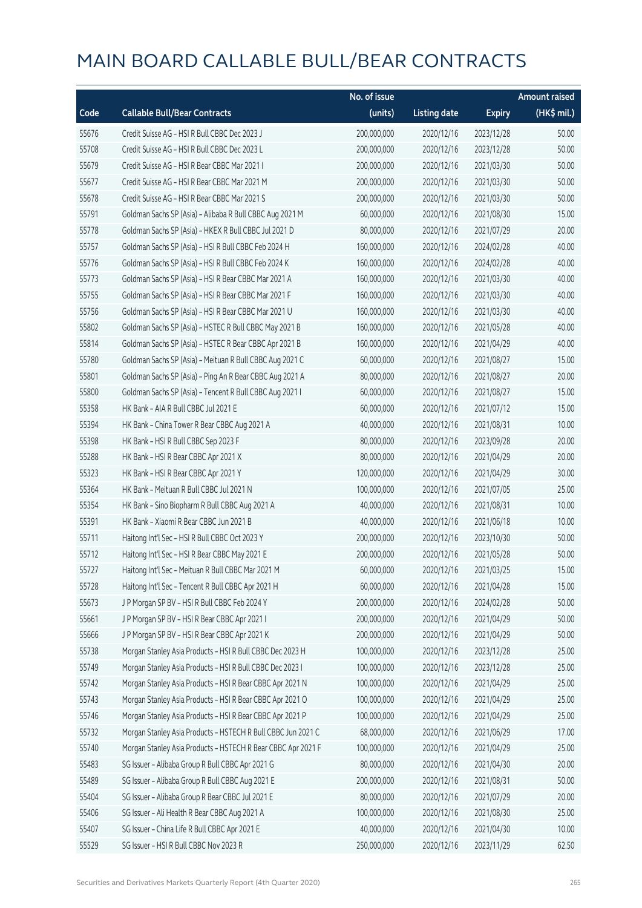# MAIN BOARD CALLABLE BULL/BEAR CONTRACTS

| Code | Callable Bull/Bear Contracts | No. of issue (units) | Listing date | Expiry | Amount raised (HK$ mil.) |
|---|---|---|---|---|---|
| 55676 | Credit Suisse AG – HSI R Bull CBBC Dec 2023 J | 200,000,000 | 2020/12/16 | 2023/12/28 | 50.00 |
| 55708 | Credit Suisse AG – HSI R Bull CBBC Dec 2023 L | 200,000,000 | 2020/12/16 | 2023/12/28 | 50.00 |
| 55679 | Credit Suisse AG – HSI R Bear CBBC Mar 2021 I | 200,000,000 | 2020/12/16 | 2021/03/30 | 50.00 |
| 55677 | Credit Suisse AG – HSI R Bear CBBC Mar 2021 M | 200,000,000 | 2020/12/16 | 2021/03/30 | 50.00 |
| 55678 | Credit Suisse AG – HSI R Bear CBBC Mar 2021 S | 200,000,000 | 2020/12/16 | 2021/03/30 | 50.00 |
| 55791 | Goldman Sachs SP (Asia) – Alibaba R Bull CBBC Aug 2021 M | 60,000,000 | 2020/12/16 | 2021/08/30 | 15.00 |
| 55778 | Goldman Sachs SP (Asia) – HKEX R Bull CBBC Jul 2021 D | 80,000,000 | 2020/12/16 | 2021/07/29 | 20.00 |
| 55757 | Goldman Sachs SP (Asia) – HSI R Bull CBBC Feb 2024 H | 160,000,000 | 2020/12/16 | 2024/02/28 | 40.00 |
| 55776 | Goldman Sachs SP (Asia) – HSI R Bull CBBC Feb 2024 K | 160,000,000 | 2020/12/16 | 2024/02/28 | 40.00 |
| 55773 | Goldman Sachs SP (Asia) – HSI R Bear CBBC Mar 2021 A | 160,000,000 | 2020/12/16 | 2021/03/30 | 40.00 |
| 55755 | Goldman Sachs SP (Asia) – HSI R Bear CBBC Mar 2021 F | 160,000,000 | 2020/12/16 | 2021/03/30 | 40.00 |
| 55756 | Goldman Sachs SP (Asia) – HSI R Bear CBBC Mar 2021 U | 160,000,000 | 2020/12/16 | 2021/03/30 | 40.00 |
| 55802 | Goldman Sachs SP (Asia) – HSTEC R Bull CBBC May 2021 B | 160,000,000 | 2020/12/16 | 2021/05/28 | 40.00 |
| 55814 | Goldman Sachs SP (Asia) – HSTEC R Bear CBBC Apr 2021 B | 160,000,000 | 2020/12/16 | 2021/04/29 | 40.00 |
| 55780 | Goldman Sachs SP (Asia) – Meituan R Bull CBBC Aug 2021 C | 60,000,000 | 2020/12/16 | 2021/08/27 | 15.00 |
| 55801 | Goldman Sachs SP (Asia) – Ping An R Bear CBBC Aug 2021 A | 80,000,000 | 2020/12/16 | 2021/08/27 | 20.00 |
| 55800 | Goldman Sachs SP (Asia) – Tencent R Bull CBBC Aug 2021 I | 60,000,000 | 2020/12/16 | 2021/08/27 | 15.00 |
| 55358 | HK Bank – AIA R Bull CBBC Jul 2021 E | 60,000,000 | 2020/12/16 | 2021/07/12 | 15.00 |
| 55394 | HK Bank – China Tower R Bear CBBC Aug 2021 A | 40,000,000 | 2020/12/16 | 2021/08/31 | 10.00 |
| 55398 | HK Bank – HSI R Bull CBBC Sep 2023 F | 80,000,000 | 2020/12/16 | 2023/09/28 | 20.00 |
| 55288 | HK Bank – HSI R Bear CBBC Apr 2021 X | 80,000,000 | 2020/12/16 | 2021/04/29 | 20.00 |
| 55323 | HK Bank – HSI R Bear CBBC Apr 2021 Y | 120,000,000 | 2020/12/16 | 2021/04/29 | 30.00 |
| 55364 | HK Bank – Meituan R Bull CBBC Jul 2021 N | 100,000,000 | 2020/12/16 | 2021/07/05 | 25.00 |
| 55354 | HK Bank – Sino Biopharm R Bull CBBC Aug 2021 A | 40,000,000 | 2020/12/16 | 2021/08/31 | 10.00 |
| 55391 | HK Bank – Xiaomi R Bear CBBC Jun 2021 B | 40,000,000 | 2020/12/16 | 2021/06/18 | 10.00 |
| 55711 | Haitong Int'l Sec – HSI R Bull CBBC Oct 2023 Y | 200,000,000 | 2020/12/16 | 2023/10/30 | 50.00 |
| 55712 | Haitong Int'l Sec – HSI R Bear CBBC May 2021 E | 200,000,000 | 2020/12/16 | 2021/05/28 | 50.00 |
| 55727 | Haitong Int'l Sec – Meituan R Bull CBBC Mar 2021 M | 60,000,000 | 2020/12/16 | 2021/03/25 | 15.00 |
| 55728 | Haitong Int'l Sec – Tencent R Bull CBBC Apr 2021 H | 60,000,000 | 2020/12/16 | 2021/04/28 | 15.00 |
| 55673 | J P Morgan SP BV – HSI R Bull CBBC Feb 2024 Y | 200,000,000 | 2020/12/16 | 2024/02/28 | 50.00 |
| 55661 | J P Morgan SP BV – HSI R Bear CBBC Apr 2021 I | 200,000,000 | 2020/12/16 | 2021/04/29 | 50.00 |
| 55666 | J P Morgan SP BV – HSI R Bear CBBC Apr 2021 K | 200,000,000 | 2020/12/16 | 2021/04/29 | 50.00 |
| 55738 | Morgan Stanley Asia Products – HSI R Bull CBBC Dec 2023 H | 100,000,000 | 2020/12/16 | 2023/12/28 | 25.00 |
| 55749 | Morgan Stanley Asia Products – HSI R Bull CBBC Dec 2023 I | 100,000,000 | 2020/12/16 | 2023/12/28 | 25.00 |
| 55742 | Morgan Stanley Asia Products – HSI R Bear CBBC Apr 2021 N | 100,000,000 | 2020/12/16 | 2021/04/29 | 25.00 |
| 55743 | Morgan Stanley Asia Products – HSI R Bear CBBC Apr 2021 O | 100,000,000 | 2020/12/16 | 2021/04/29 | 25.00 |
| 55746 | Morgan Stanley Asia Products – HSI R Bear CBBC Apr 2021 P | 100,000,000 | 2020/12/16 | 2021/04/29 | 25.00 |
| 55732 | Morgan Stanley Asia Products – HSTECH R Bull CBBC Jun 2021 C | 68,000,000 | 2020/12/16 | 2021/06/29 | 17.00 |
| 55740 | Morgan Stanley Asia Products – HSTECH R Bear CBBC Apr 2021 F | 100,000,000 | 2020/12/16 | 2021/04/29 | 25.00 |
| 55483 | SG Issuer – Alibaba Group R Bull CBBC Apr 2021 G | 80,000,000 | 2020/12/16 | 2021/04/30 | 20.00 |
| 55489 | SG Issuer – Alibaba Group R Bull CBBC Aug 2021 E | 200,000,000 | 2020/12/16 | 2021/08/31 | 50.00 |
| 55404 | SG Issuer – Alibaba Group R Bear CBBC Jul 2021 E | 80,000,000 | 2020/12/16 | 2021/07/29 | 20.00 |
| 55406 | SG Issuer – Ali Health R Bear CBBC Aug 2021 A | 100,000,000 | 2020/12/16 | 2021/08/30 | 25.00 |
| 55407 | SG Issuer – China Life R Bull CBBC Apr 2021 E | 40,000,000 | 2020/12/16 | 2021/04/30 | 10.00 |
| 55529 | SG Issuer – HSI R Bull CBBC Nov 2023 R | 250,000,000 | 2020/12/16 | 2023/11/29 | 62.50 |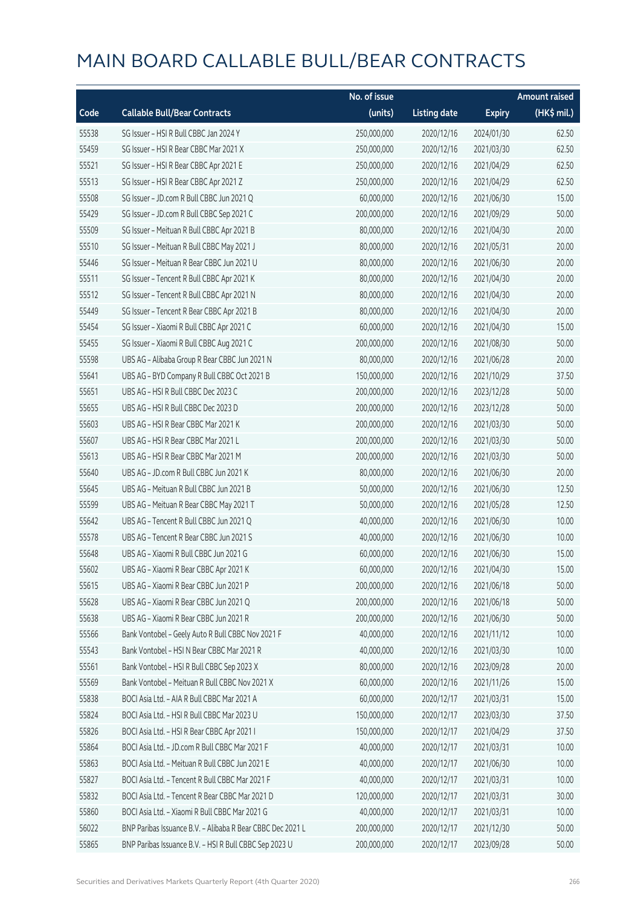# MAIN BOARD CALLABLE BULL/BEAR CONTRACTS

| Code | Callable Bull/Bear Contracts | No. of issue (units) | Listing date | Expiry | Amount raised (HK$ mil.) |
|---|---|---|---|---|---|
| 55538 | SG Issuer – HSI R Bull CBBC Jan 2024 Y | 250,000,000 | 2020/12/16 | 2024/01/30 | 62.50 |
| 55459 | SG Issuer – HSI R Bear CBBC Mar 2021 X | 250,000,000 | 2020/12/16 | 2021/03/30 | 62.50 |
| 55521 | SG Issuer – HSI R Bear CBBC Apr 2021 E | 250,000,000 | 2020/12/16 | 2021/04/29 | 62.50 |
| 55513 | SG Issuer – HSI R Bear CBBC Apr 2021 Z | 250,000,000 | 2020/12/16 | 2021/04/29 | 62.50 |
| 55508 | SG Issuer – JD.com R Bull CBBC Jun 2021 Q | 60,000,000 | 2020/12/16 | 2021/06/30 | 15.00 |
| 55429 | SG Issuer – JD.com R Bull CBBC Sep 2021 C | 200,000,000 | 2020/12/16 | 2021/09/29 | 50.00 |
| 55509 | SG Issuer – Meituan R Bull CBBC Apr 2021 B | 80,000,000 | 2020/12/16 | 2021/04/30 | 20.00 |
| 55510 | SG Issuer – Meituan R Bull CBBC May 2021 J | 80,000,000 | 2020/12/16 | 2021/05/31 | 20.00 |
| 55446 | SG Issuer – Meituan R Bear CBBC Jun 2021 U | 80,000,000 | 2020/12/16 | 2021/06/30 | 20.00 |
| 55511 | SG Issuer – Tencent R Bull CBBC Apr 2021 K | 80,000,000 | 2020/12/16 | 2021/04/30 | 20.00 |
| 55512 | SG Issuer – Tencent R Bull CBBC Apr 2021 N | 80,000,000 | 2020/12/16 | 2021/04/30 | 20.00 |
| 55449 | SG Issuer – Tencent R Bear CBBC Apr 2021 B | 80,000,000 | 2020/12/16 | 2021/04/30 | 20.00 |
| 55454 | SG Issuer – Xiaomi R Bull CBBC Apr 2021 C | 60,000,000 | 2020/12/16 | 2021/04/30 | 15.00 |
| 55455 | SG Issuer – Xiaomi R Bull CBBC Aug 2021 C | 200,000,000 | 2020/12/16 | 2021/08/30 | 50.00 |
| 55598 | UBS AG – Alibaba Group R Bear CBBC Jun 2021 N | 80,000,000 | 2020/12/16 | 2021/06/28 | 20.00 |
| 55641 | UBS AG – BYD Company R Bull CBBC Oct 2021 B | 150,000,000 | 2020/12/16 | 2021/10/29 | 37.50 |
| 55651 | UBS AG – HSI R Bull CBBC Dec 2023 C | 200,000,000 | 2020/12/16 | 2023/12/28 | 50.00 |
| 55655 | UBS AG – HSI R Bull CBBC Dec 2023 D | 200,000,000 | 2020/12/16 | 2023/12/28 | 50.00 |
| 55603 | UBS AG – HSI R Bear CBBC Mar 2021 K | 200,000,000 | 2020/12/16 | 2021/03/30 | 50.00 |
| 55607 | UBS AG – HSI R Bear CBBC Mar 2021 L | 200,000,000 | 2020/12/16 | 2021/03/30 | 50.00 |
| 55613 | UBS AG – HSI R Bear CBBC Mar 2021 M | 200,000,000 | 2020/12/16 | 2021/03/30 | 50.00 |
| 55640 | UBS AG – JD.com R Bull CBBC Jun 2021 K | 80,000,000 | 2020/12/16 | 2021/06/30 | 20.00 |
| 55645 | UBS AG – Meituan R Bull CBBC Jun 2021 B | 50,000,000 | 2020/12/16 | 2021/06/30 | 12.50 |
| 55599 | UBS AG – Meituan R Bear CBBC May 2021 T | 50,000,000 | 2020/12/16 | 2021/05/28 | 12.50 |
| 55642 | UBS AG – Tencent R Bull CBBC Jun 2021 Q | 40,000,000 | 2020/12/16 | 2021/06/30 | 10.00 |
| 55578 | UBS AG – Tencent R Bear CBBC Jun 2021 S | 40,000,000 | 2020/12/16 | 2021/06/30 | 10.00 |
| 55648 | UBS AG – Xiaomi R Bull CBBC Jun 2021 G | 60,000,000 | 2020/12/16 | 2021/06/30 | 15.00 |
| 55602 | UBS AG – Xiaomi R Bear CBBC Apr 2021 K | 60,000,000 | 2020/12/16 | 2021/04/30 | 15.00 |
| 55615 | UBS AG – Xiaomi R Bear CBBC Jun 2021 P | 200,000,000 | 2020/12/16 | 2021/06/18 | 50.00 |
| 55628 | UBS AG – Xiaomi R Bear CBBC Jun 2021 Q | 200,000,000 | 2020/12/16 | 2021/06/18 | 50.00 |
| 55638 | UBS AG – Xiaomi R Bear CBBC Jun 2021 R | 200,000,000 | 2020/12/16 | 2021/06/30 | 50.00 |
| 55566 | Bank Vontobel – Geely Auto R Bull CBBC Nov 2021 F | 40,000,000 | 2020/12/16 | 2021/11/12 | 10.00 |
| 55543 | Bank Vontobel – HSI N Bear CBBC Mar 2021 R | 40,000,000 | 2020/12/16 | 2021/03/30 | 10.00 |
| 55561 | Bank Vontobel – HSI R Bull CBBC Sep 2023 X | 80,000,000 | 2020/12/16 | 2023/09/28 | 20.00 |
| 55569 | Bank Vontobel – Meituan R Bull CBBC Nov 2021 X | 60,000,000 | 2020/12/16 | 2021/11/26 | 15.00 |
| 55838 | BOCI Asia Ltd. – AIA R Bull CBBC Mar 2021 A | 60,000,000 | 2020/12/17 | 2021/03/31 | 15.00 |
| 55824 | BOCI Asia Ltd. – HSI R Bull CBBC Mar 2023 U | 150,000,000 | 2020/12/17 | 2023/03/30 | 37.50 |
| 55826 | BOCI Asia Ltd. – HSI R Bear CBBC Apr 2021 I | 150,000,000 | 2020/12/17 | 2021/04/29 | 37.50 |
| 55864 | BOCI Asia Ltd. – JD.com R Bull CBBC Mar 2021 F | 40,000,000 | 2020/12/17 | 2021/03/31 | 10.00 |
| 55863 | BOCI Asia Ltd. – Meituan R Bull CBBC Jun 2021 E | 40,000,000 | 2020/12/17 | 2021/06/30 | 10.00 |
| 55827 | BOCI Asia Ltd. – Tencent R Bull CBBC Mar 2021 F | 40,000,000 | 2020/12/17 | 2021/03/31 | 10.00 |
| 55832 | BOCI Asia Ltd. – Tencent R Bear CBBC Mar 2021 D | 120,000,000 | 2020/12/17 | 2021/03/31 | 30.00 |
| 55860 | BOCI Asia Ltd. – Xiaomi R Bull CBBC Mar 2021 G | 40,000,000 | 2020/12/17 | 2021/03/31 | 10.00 |
| 56022 | BNP Paribas Issuance B.V. – Alibaba R Bear CBBC Dec 2021 L | 200,000,000 | 2020/12/17 | 2021/12/30 | 50.00 |
| 55865 | BNP Paribas Issuance B.V. – HSI R Bull CBBC Sep 2023 U | 200,000,000 | 2020/12/17 | 2023/09/28 | 50.00 |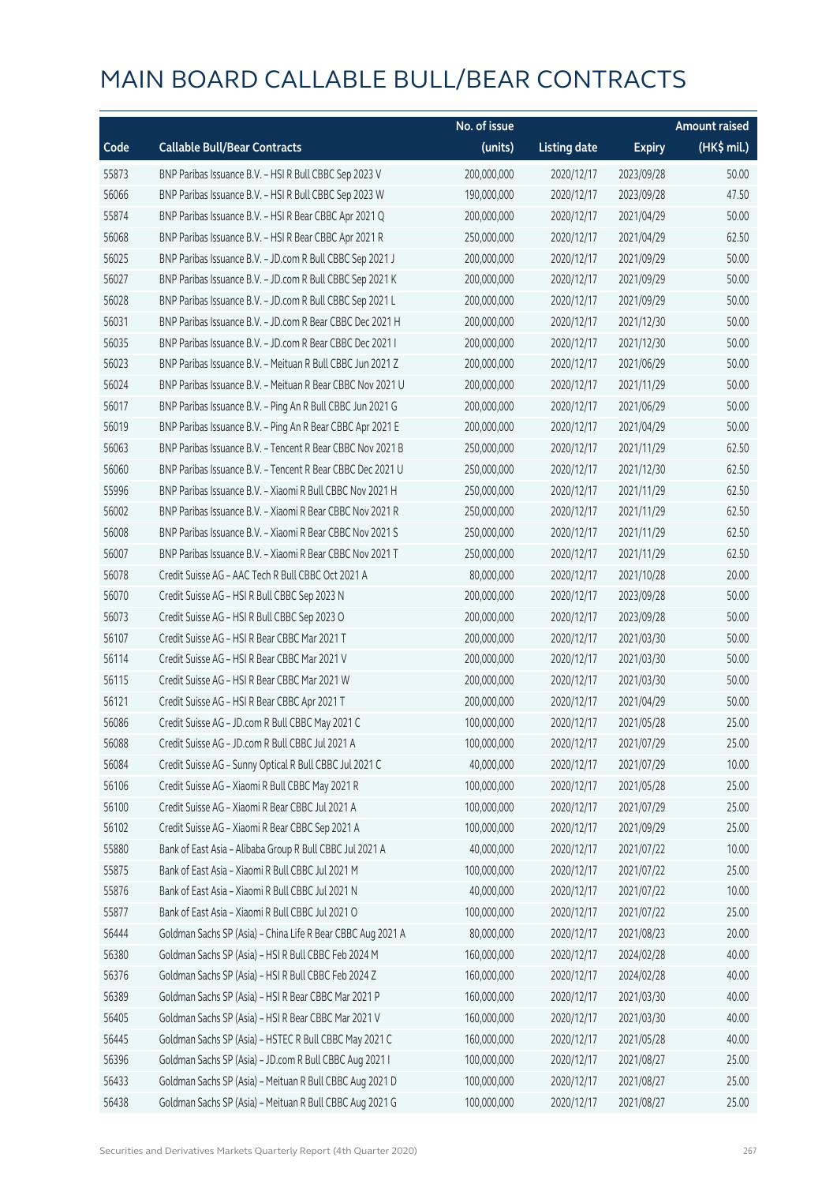# MAIN BOARD CALLABLE BULL/BEAR CONTRACTS

| Code | Callable Bull/Bear Contracts | No. of issue (units) | Listing date | Expiry | Amount raised (HK$ mil.) |
|---|---|---|---|---|---|
| 55873 | BNP Paribas Issuance B.V. – HSI R Bull CBBC Sep 2023 V | 200,000,000 | 2020/12/17 | 2023/09/28 | 50.00 |
| 56066 | BNP Paribas Issuance B.V. – HSI R Bull CBBC Sep 2023 W | 190,000,000 | 2020/12/17 | 2023/09/28 | 47.50 |
| 55874 | BNP Paribas Issuance B.V. – HSI R Bear CBBC Apr 2021 Q | 200,000,000 | 2020/12/17 | 2021/04/29 | 50.00 |
| 56068 | BNP Paribas Issuance B.V. – HSI R Bear CBBC Apr 2021 R | 250,000,000 | 2020/12/17 | 2021/04/29 | 62.50 |
| 56025 | BNP Paribas Issuance B.V. – JD.com R Bull CBBC Sep 2021 J | 200,000,000 | 2020/12/17 | 2021/09/29 | 50.00 |
| 56027 | BNP Paribas Issuance B.V. – JD.com R Bull CBBC Sep 2021 K | 200,000,000 | 2020/12/17 | 2021/09/29 | 50.00 |
| 56028 | BNP Paribas Issuance B.V. – JD.com R Bull CBBC Sep 2021 L | 200,000,000 | 2020/12/17 | 2021/09/29 | 50.00 |
| 56031 | BNP Paribas Issuance B.V. – JD.com R Bear CBBC Dec 2021 H | 200,000,000 | 2020/12/17 | 2021/12/30 | 50.00 |
| 56035 | BNP Paribas Issuance B.V. – JD.com R Bear CBBC Dec 2021 I | 200,000,000 | 2020/12/17 | 2021/12/30 | 50.00 |
| 56023 | BNP Paribas Issuance B.V. – Meituan R Bull CBBC Jun 2021 Z | 200,000,000 | 2020/12/17 | 2021/06/29 | 50.00 |
| 56024 | BNP Paribas Issuance B.V. – Meituan R Bear CBBC Nov 2021 U | 200,000,000 | 2020/12/17 | 2021/11/29 | 50.00 |
| 56017 | BNP Paribas Issuance B.V. – Ping An R Bull CBBC Jun 2021 G | 200,000,000 | 2020/12/17 | 2021/06/29 | 50.00 |
| 56019 | BNP Paribas Issuance B.V. – Ping An R Bear CBBC Apr 2021 E | 200,000,000 | 2020/12/17 | 2021/04/29 | 50.00 |
| 56063 | BNP Paribas Issuance B.V. – Tencent R Bear CBBC Nov 2021 B | 250,000,000 | 2020/12/17 | 2021/11/29 | 62.50 |
| 56060 | BNP Paribas Issuance B.V. – Tencent R Bear CBBC Dec 2021 U | 250,000,000 | 2020/12/17 | 2021/12/30 | 62.50 |
| 55996 | BNP Paribas Issuance B.V. – Xiaomi R Bull CBBC Nov 2021 H | 250,000,000 | 2020/12/17 | 2021/11/29 | 62.50 |
| 56002 | BNP Paribas Issuance B.V. – Xiaomi R Bear CBBC Nov 2021 R | 250,000,000 | 2020/12/17 | 2021/11/29 | 62.50 |
| 56008 | BNP Paribas Issuance B.V. – Xiaomi R Bear CBBC Nov 2021 S | 250,000,000 | 2020/12/17 | 2021/11/29 | 62.50 |
| 56007 | BNP Paribas Issuance B.V. – Xiaomi R Bear CBBC Nov 2021 T | 250,000,000 | 2020/12/17 | 2021/11/29 | 62.50 |
| 56078 | Credit Suisse AG – AAC Tech R Bull CBBC Oct 2021 A | 80,000,000 | 2020/12/17 | 2021/10/28 | 20.00 |
| 56070 | Credit Suisse AG – HSI R Bull CBBC Sep 2023 N | 200,000,000 | 2020/12/17 | 2023/09/28 | 50.00 |
| 56073 | Credit Suisse AG – HSI R Bull CBBC Sep 2023 O | 200,000,000 | 2020/12/17 | 2023/09/28 | 50.00 |
| 56107 | Credit Suisse AG – HSI R Bear CBBC Mar 2021 T | 200,000,000 | 2020/12/17 | 2021/03/30 | 50.00 |
| 56114 | Credit Suisse AG – HSI R Bear CBBC Mar 2021 V | 200,000,000 | 2020/12/17 | 2021/03/30 | 50.00 |
| 56115 | Credit Suisse AG – HSI R Bear CBBC Mar 2021 W | 200,000,000 | 2020/12/17 | 2021/03/30 | 50.00 |
| 56121 | Credit Suisse AG – HSI R Bear CBBC Apr 2021 T | 200,000,000 | 2020/12/17 | 2021/04/29 | 50.00 |
| 56086 | Credit Suisse AG – JD.com R Bull CBBC May 2021 C | 100,000,000 | 2020/12/17 | 2021/05/28 | 25.00 |
| 56088 | Credit Suisse AG – JD.com R Bull CBBC Jul 2021 A | 100,000,000 | 2020/12/17 | 2021/07/29 | 25.00 |
| 56084 | Credit Suisse AG – Sunny Optical R Bull CBBC Jul 2021 C | 40,000,000 | 2020/12/17 | 2021/07/29 | 10.00 |
| 56106 | Credit Suisse AG – Xiaomi R Bull CBBC May 2021 R | 100,000,000 | 2020/12/17 | 2021/05/28 | 25.00 |
| 56100 | Credit Suisse AG – Xiaomi R Bear CBBC Jul 2021 A | 100,000,000 | 2020/12/17 | 2021/07/29 | 25.00 |
| 56102 | Credit Suisse AG – Xiaomi R Bear CBBC Sep 2021 A | 100,000,000 | 2020/12/17 | 2021/09/29 | 25.00 |
| 55880 | Bank of East Asia – Alibaba Group R Bull CBBC Jul 2021 A | 40,000,000 | 2020/12/17 | 2021/07/22 | 10.00 |
| 55875 | Bank of East Asia – Xiaomi R Bull CBBC Jul 2021 M | 100,000,000 | 2020/12/17 | 2021/07/22 | 25.00 |
| 55876 | Bank of East Asia – Xiaomi R Bull CBBC Jul 2021 N | 40,000,000 | 2020/12/17 | 2021/07/22 | 10.00 |
| 55877 | Bank of East Asia – Xiaomi R Bull CBBC Jul 2021 O | 100,000,000 | 2020/12/17 | 2021/07/22 | 25.00 |
| 56444 | Goldman Sachs SP (Asia) – China Life R Bear CBBC Aug 2021 A | 80,000,000 | 2020/12/17 | 2021/08/23 | 20.00 |
| 56380 | Goldman Sachs SP (Asia) – HSI R Bull CBBC Feb 2024 M | 160,000,000 | 2020/12/17 | 2024/02/28 | 40.00 |
| 56376 | Goldman Sachs SP (Asia) – HSI R Bull CBBC Feb 2024 Z | 160,000,000 | 2020/12/17 | 2024/02/28 | 40.00 |
| 56389 | Goldman Sachs SP (Asia) – HSI R Bear CBBC Mar 2021 P | 160,000,000 | 2020/12/17 | 2021/03/30 | 40.00 |
| 56405 | Goldman Sachs SP (Asia) – HSI R Bear CBBC Mar 2021 V | 160,000,000 | 2020/12/17 | 2021/03/30 | 40.00 |
| 56445 | Goldman Sachs SP (Asia) – HSTEC R Bull CBBC May 2021 C | 160,000,000 | 2020/12/17 | 2021/05/28 | 40.00 |
| 56396 | Goldman Sachs SP (Asia) – JD.com R Bull CBBC Aug 2021 I | 100,000,000 | 2020/12/17 | 2021/08/27 | 25.00 |
| 56433 | Goldman Sachs SP (Asia) – Meituan R Bull CBBC Aug 2021 D | 100,000,000 | 2020/12/17 | 2021/08/27 | 25.00 |
| 56438 | Goldman Sachs SP (Asia) – Meituan R Bull CBBC Aug 2021 G | 100,000,000 | 2020/12/17 | 2021/08/27 | 25.00 |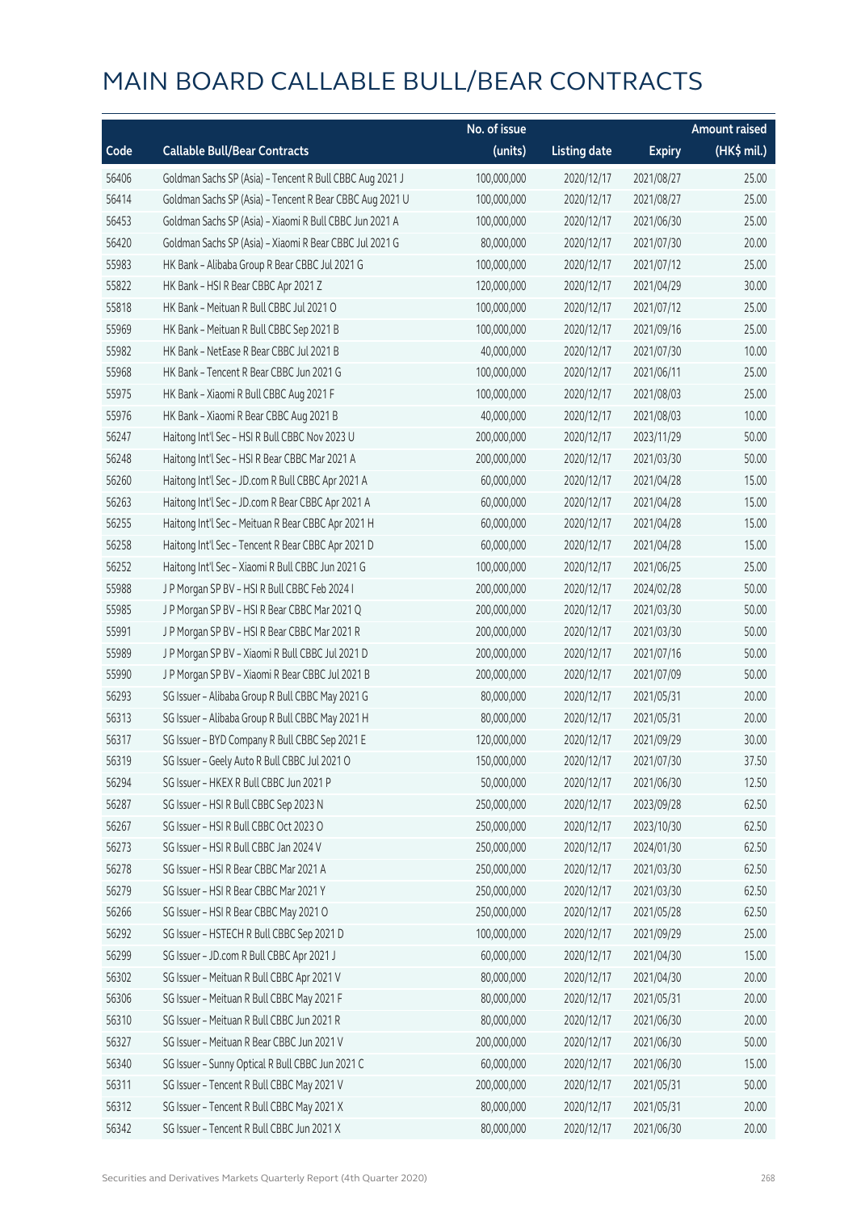# MAIN BOARD CALLABLE BULL/BEAR CONTRACTS

| Code | Callable Bull/Bear Contracts | No. of issue (units) | Listing date | Expiry | Amount raised (HK$ mil.) |
|---|---|---|---|---|---|
| 56406 | Goldman Sachs SP (Asia) - Tencent R Bull CBBC Aug 2021 J | 100,000,000 | 2020/12/17 | 2021/08/27 | 25.00 |
| 56414 | Goldman Sachs SP (Asia) - Tencent R Bear CBBC Aug 2021 U | 100,000,000 | 2020/12/17 | 2021/08/27 | 25.00 |
| 56453 | Goldman Sachs SP (Asia) - Xiaomi R Bull CBBC Jun 2021 A | 100,000,000 | 2020/12/17 | 2021/06/30 | 25.00 |
| 56420 | Goldman Sachs SP (Asia) - Xiaomi R Bear CBBC Jul 2021 G | 80,000,000 | 2020/12/17 | 2021/07/30 | 20.00 |
| 55983 | HK Bank - Alibaba Group R Bear CBBC Jul 2021 G | 100,000,000 | 2020/12/17 | 2021/07/12 | 25.00 |
| 55822 | HK Bank - HSI R Bear CBBC Apr 2021 Z | 120,000,000 | 2020/12/17 | 2021/04/29 | 30.00 |
| 55818 | HK Bank - Meituan R Bull CBBC Jul 2021 O | 100,000,000 | 2020/12/17 | 2021/07/12 | 25.00 |
| 55969 | HK Bank - Meituan R Bull CBBC Sep 2021 B | 100,000,000 | 2020/12/17 | 2021/09/16 | 25.00 |
| 55982 | HK Bank - NetEase R Bear CBBC Jul 2021 B | 40,000,000 | 2020/12/17 | 2021/07/30 | 10.00 |
| 55968 | HK Bank - Tencent R Bear CBBC Jun 2021 G | 100,000,000 | 2020/12/17 | 2021/06/11 | 25.00 |
| 55975 | HK Bank - Xiaomi R Bull CBBC Aug 2021 F | 100,000,000 | 2020/12/17 | 2021/08/03 | 25.00 |
| 55976 | HK Bank - Xiaomi R Bear CBBC Aug 2021 B | 40,000,000 | 2020/12/17 | 2021/08/03 | 10.00 |
| 56247 | Haitong Int'l Sec - HSI R Bull CBBC Nov 2023 U | 200,000,000 | 2020/12/17 | 2023/11/29 | 50.00 |
| 56248 | Haitong Int'l Sec - HSI R Bear CBBC Mar 2021 A | 200,000,000 | 2020/12/17 | 2021/03/30 | 50.00 |
| 56260 | Haitong Int'l Sec - JD.com R Bull CBBC Apr 2021 A | 60,000,000 | 2020/12/17 | 2021/04/28 | 15.00 |
| 56263 | Haitong Int'l Sec - JD.com R Bear CBBC Apr 2021 A | 60,000,000 | 2020/12/17 | 2021/04/28 | 15.00 |
| 56255 | Haitong Int'l Sec - Meituan R Bear CBBC Apr 2021 H | 60,000,000 | 2020/12/17 | 2021/04/28 | 15.00 |
| 56258 | Haitong Int'l Sec - Tencent R Bear CBBC Apr 2021 D | 60,000,000 | 2020/12/17 | 2021/04/28 | 15.00 |
| 56252 | Haitong Int'l Sec - Xiaomi R Bull CBBC Jun 2021 G | 100,000,000 | 2020/12/17 | 2021/06/25 | 25.00 |
| 55988 | J P Morgan SP BV - HSI R Bull CBBC Feb 2024 I | 200,000,000 | 2020/12/17 | 2024/02/28 | 50.00 |
| 55985 | J P Morgan SP BV - HSI R Bear CBBC Mar 2021 Q | 200,000,000 | 2020/12/17 | 2021/03/30 | 50.00 |
| 55991 | J P Morgan SP BV - HSI R Bear CBBC Mar 2021 R | 200,000,000 | 2020/12/17 | 2021/03/30 | 50.00 |
| 55989 | J P Morgan SP BV - Xiaomi R Bull CBBC Jul 2021 D | 200,000,000 | 2020/12/17 | 2021/07/16 | 50.00 |
| 55990 | J P Morgan SP BV - Xiaomi R Bear CBBC Jul 2021 B | 200,000,000 | 2020/12/17 | 2021/07/09 | 50.00 |
| 56293 | SG Issuer - Alibaba Group R Bull CBBC May 2021 G | 80,000,000 | 2020/12/17 | 2021/05/31 | 20.00 |
| 56313 | SG Issuer - Alibaba Group R Bull CBBC May 2021 H | 80,000,000 | 2020/12/17 | 2021/05/31 | 20.00 |
| 56317 | SG Issuer - BYD Company R Bull CBBC Sep 2021 E | 120,000,000 | 2020/12/17 | 2021/09/29 | 30.00 |
| 56319 | SG Issuer - Geely Auto R Bull CBBC Jul 2021 O | 150,000,000 | 2020/12/17 | 2021/07/30 | 37.50 |
| 56294 | SG Issuer - HKEX R Bull CBBC Jun 2021 P | 50,000,000 | 2020/12/17 | 2021/06/30 | 12.50 |
| 56287 | SG Issuer - HSI R Bull CBBC Sep 2023 N | 250,000,000 | 2020/12/17 | 2023/09/28 | 62.50 |
| 56267 | SG Issuer - HSI R Bull CBBC Oct 2023 O | 250,000,000 | 2020/12/17 | 2023/10/30 | 62.50 |
| 56273 | SG Issuer - HSI R Bull CBBC Jan 2024 V | 250,000,000 | 2020/12/17 | 2024/01/30 | 62.50 |
| 56278 | SG Issuer - HSI R Bear CBBC Mar 2021 A | 250,000,000 | 2020/12/17 | 2021/03/30 | 62.50 |
| 56279 | SG Issuer - HSI R Bear CBBC Mar 2021 Y | 250,000,000 | 2020/12/17 | 2021/03/30 | 62.50 |
| 56266 | SG Issuer - HSI R Bear CBBC May 2021 O | 250,000,000 | 2020/12/17 | 2021/05/28 | 62.50 |
| 56292 | SG Issuer - HSTECH R Bull CBBC Sep 2021 D | 100,000,000 | 2020/12/17 | 2021/09/29 | 25.00 |
| 56299 | SG Issuer - JD.com R Bull CBBC Apr 2021 J | 60,000,000 | 2020/12/17 | 2021/04/30 | 15.00 |
| 56302 | SG Issuer - Meituan R Bull CBBC Apr 2021 V | 80,000,000 | 2020/12/17 | 2021/04/30 | 20.00 |
| 56306 | SG Issuer - Meituan R Bull CBBC May 2021 F | 80,000,000 | 2020/12/17 | 2021/05/31 | 20.00 |
| 56310 | SG Issuer - Meituan R Bull CBBC Jun 2021 R | 80,000,000 | 2020/12/17 | 2021/06/30 | 20.00 |
| 56327 | SG Issuer - Meituan R Bear CBBC Jun 2021 V | 200,000,000 | 2020/12/17 | 2021/06/30 | 50.00 |
| 56340 | SG Issuer - Sunny Optical R Bull CBBC Jun 2021 C | 60,000,000 | 2020/12/17 | 2021/06/30 | 15.00 |
| 56311 | SG Issuer - Tencent R Bull CBBC May 2021 V | 200,000,000 | 2020/12/17 | 2021/05/31 | 50.00 |
| 56312 | SG Issuer - Tencent R Bull CBBC May 2021 X | 80,000,000 | 2020/12/17 | 2021/05/31 | 20.00 |
| 56342 | SG Issuer - Tencent R Bull CBBC Jun 2021 X | 80,000,000 | 2020/12/17 | 2021/06/30 | 20.00 |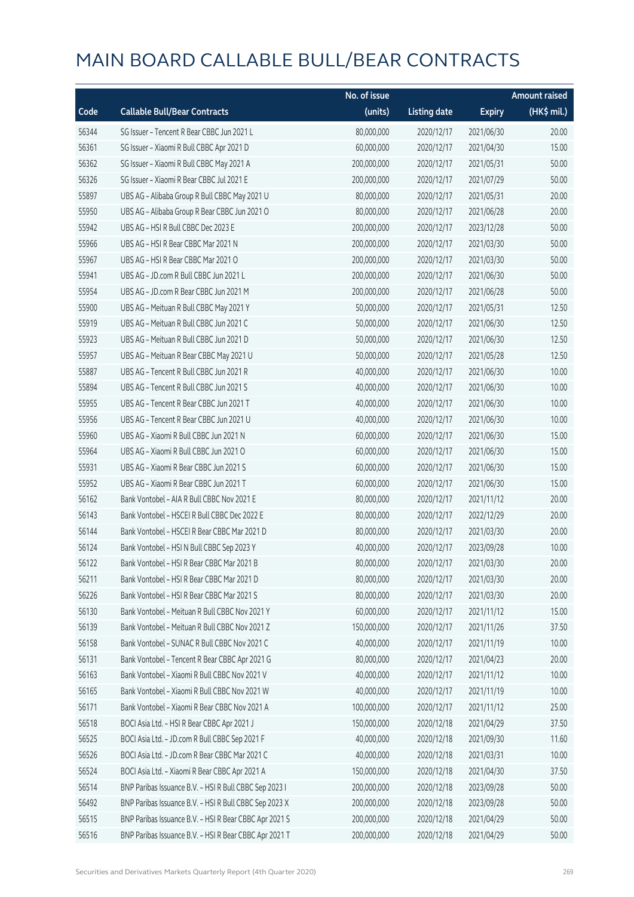# MAIN BOARD CALLABLE BULL/BEAR CONTRACTS

| Code | Callable Bull/Bear Contracts | No. of issue (units) | Listing date | Expiry | Amount raised (HK$ mil.) |
|---|---|---|---|---|---|
| 56344 | SG Issuer – Tencent R Bear CBBC Jun 2021 L | 80,000,000 | 2020/12/17 | 2021/06/30 | 20.00 |
| 56361 | SG Issuer – Xiaomi R Bull CBBC Apr 2021 D | 60,000,000 | 2020/12/17 | 2021/04/30 | 15.00 |
| 56362 | SG Issuer – Xiaomi R Bull CBBC May 2021 A | 200,000,000 | 2020/12/17 | 2021/05/31 | 50.00 |
| 56326 | SG Issuer – Xiaomi R Bear CBBC Jul 2021 E | 200,000,000 | 2020/12/17 | 2021/07/29 | 50.00 |
| 55897 | UBS AG – Alibaba Group R Bull CBBC May 2021 U | 80,000,000 | 2020/12/17 | 2021/05/31 | 20.00 |
| 55950 | UBS AG – Alibaba Group R Bear CBBC Jun 2021 O | 80,000,000 | 2020/12/17 | 2021/06/28 | 20.00 |
| 55942 | UBS AG – HSI R Bull CBBC Dec 2023 E | 200,000,000 | 2020/12/17 | 2023/12/28 | 50.00 |
| 55966 | UBS AG – HSI R Bear CBBC Mar 2021 N | 200,000,000 | 2020/12/17 | 2021/03/30 | 50.00 |
| 55967 | UBS AG – HSI R Bear CBBC Mar 2021 O | 200,000,000 | 2020/12/17 | 2021/03/30 | 50.00 |
| 55941 | UBS AG – JD.com R Bull CBBC Jun 2021 L | 200,000,000 | 2020/12/17 | 2021/06/30 | 50.00 |
| 55954 | UBS AG – JD.com R Bear CBBC Jun 2021 M | 200,000,000 | 2020/12/17 | 2021/06/28 | 50.00 |
| 55900 | UBS AG – Meituan R Bull CBBC May 2021 Y | 50,000,000 | 2020/12/17 | 2021/05/31 | 12.50 |
| 55919 | UBS AG – Meituan R Bull CBBC Jun 2021 C | 50,000,000 | 2020/12/17 | 2021/06/30 | 12.50 |
| 55923 | UBS AG – Meituan R Bull CBBC Jun 2021 D | 50,000,000 | 2020/12/17 | 2021/06/30 | 12.50 |
| 55957 | UBS AG – Meituan R Bear CBBC May 2021 U | 50,000,000 | 2020/12/17 | 2021/05/28 | 12.50 |
| 55887 | UBS AG – Tencent R Bull CBBC Jun 2021 R | 40,000,000 | 2020/12/17 | 2021/06/30 | 10.00 |
| 55894 | UBS AG – Tencent R Bull CBBC Jun 2021 S | 40,000,000 | 2020/12/17 | 2021/06/30 | 10.00 |
| 55955 | UBS AG – Tencent R Bear CBBC Jun 2021 T | 40,000,000 | 2020/12/17 | 2021/06/30 | 10.00 |
| 55956 | UBS AG – Tencent R Bear CBBC Jun 2021 U | 40,000,000 | 2020/12/17 | 2021/06/30 | 10.00 |
| 55960 | UBS AG – Xiaomi R Bull CBBC Jun 2021 N | 60,000,000 | 2020/12/17 | 2021/06/30 | 15.00 |
| 55964 | UBS AG – Xiaomi R Bull CBBC Jun 2021 O | 60,000,000 | 2020/12/17 | 2021/06/30 | 15.00 |
| 55931 | UBS AG – Xiaomi R Bear CBBC Jun 2021 S | 60,000,000 | 2020/12/17 | 2021/06/30 | 15.00 |
| 55952 | UBS AG – Xiaomi R Bear CBBC Jun 2021 T | 60,000,000 | 2020/12/17 | 2021/06/30 | 15.00 |
| 56162 | Bank Vontobel – AIA R Bull CBBC Nov 2021 E | 80,000,000 | 2020/12/17 | 2021/11/12 | 20.00 |
| 56143 | Bank Vontobel – HSCEI R Bull CBBC Dec 2022 E | 80,000,000 | 2020/12/17 | 2022/12/29 | 20.00 |
| 56144 | Bank Vontobel – HSCEI R Bear CBBC Mar 2021 D | 80,000,000 | 2020/12/17 | 2021/03/30 | 20.00 |
| 56124 | Bank Vontobel – HSI N Bull CBBC Sep 2023 Y | 40,000,000 | 2020/12/17 | 2023/09/28 | 10.00 |
| 56122 | Bank Vontobel – HSI R Bear CBBC Mar 2021 B | 80,000,000 | 2020/12/17 | 2021/03/30 | 20.00 |
| 56211 | Bank Vontobel – HSI R Bear CBBC Mar 2021 D | 80,000,000 | 2020/12/17 | 2021/03/30 | 20.00 |
| 56226 | Bank Vontobel – HSI R Bear CBBC Mar 2021 S | 80,000,000 | 2020/12/17 | 2021/03/30 | 20.00 |
| 56130 | Bank Vontobel – Meituan R Bull CBBC Nov 2021 Y | 60,000,000 | 2020/12/17 | 2021/11/12 | 15.00 |
| 56139 | Bank Vontobel – Meituan R Bull CBBC Nov 2021 Z | 150,000,000 | 2020/12/17 | 2021/11/26 | 37.50 |
| 56158 | Bank Vontobel – SUNAC R Bull CBBC Nov 2021 C | 40,000,000 | 2020/12/17 | 2021/11/19 | 10.00 |
| 56131 | Bank Vontobel – Tencent R Bear CBBC Apr 2021 G | 80,000,000 | 2020/12/17 | 2021/04/23 | 20.00 |
| 56163 | Bank Vontobel – Xiaomi R Bull CBBC Nov 2021 V | 40,000,000 | 2020/12/17 | 2021/11/12 | 10.00 |
| 56165 | Bank Vontobel – Xiaomi R Bull CBBC Nov 2021 W | 40,000,000 | 2020/12/17 | 2021/11/19 | 10.00 |
| 56171 | Bank Vontobel – Xiaomi R Bear CBBC Nov 2021 A | 100,000,000 | 2020/12/17 | 2021/11/12 | 25.00 |
| 56518 | BOCI Asia Ltd. – HSI R Bear CBBC Apr 2021 J | 150,000,000 | 2020/12/18 | 2021/04/29 | 37.50 |
| 56525 | BOCI Asia Ltd. – JD.com R Bull CBBC Sep 2021 F | 40,000,000 | 2020/12/18 | 2021/09/30 | 11.60 |
| 56526 | BOCI Asia Ltd. – JD.com R Bear CBBC Mar 2021 C | 40,000,000 | 2020/12/18 | 2021/03/31 | 10.00 |
| 56524 | BOCI Asia Ltd. – Xiaomi R Bear CBBC Apr 2021 A | 150,000,000 | 2020/12/18 | 2021/04/30 | 37.50 |
| 56514 | BNP Paribas Issuance B.V. – HSI R Bull CBBC Sep 2023 I | 200,000,000 | 2020/12/18 | 2023/09/28 | 50.00 |
| 56492 | BNP Paribas Issuance B.V. – HSI R Bull CBBC Sep 2023 X | 200,000,000 | 2020/12/18 | 2023/09/28 | 50.00 |
| 56515 | BNP Paribas Issuance B.V. – HSI R Bear CBBC Apr 2021 S | 200,000,000 | 2020/12/18 | 2021/04/29 | 50.00 |
| 56516 | BNP Paribas Issuance B.V. – HSI R Bear CBBC Apr 2021 T | 200,000,000 | 2020/12/18 | 2021/04/29 | 50.00 |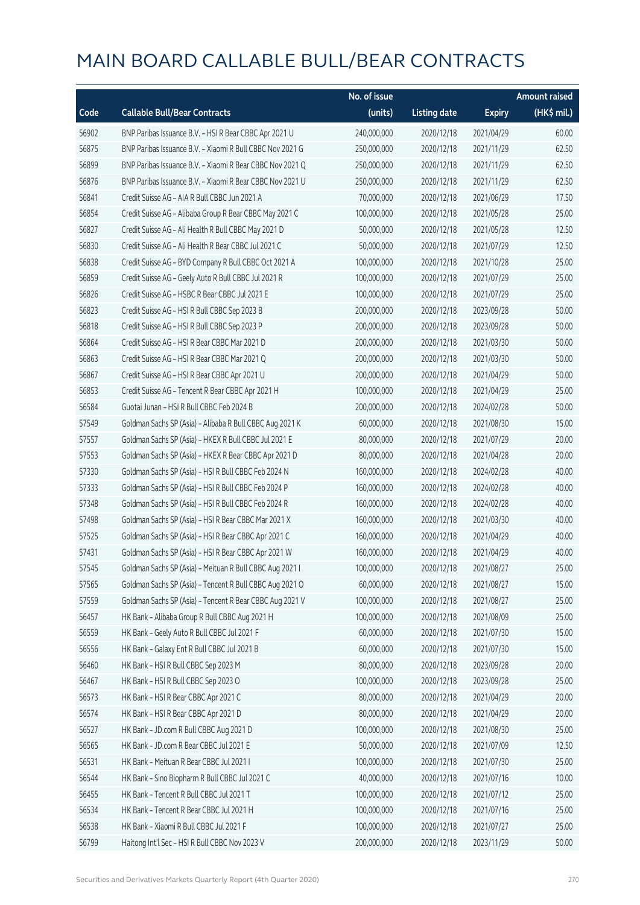# MAIN BOARD CALLABLE BULL/BEAR CONTRACTS

| Code | Callable Bull/Bear Contracts | No. of issue (units) | Listing date | Expiry | Amount raised (HK$ mil.) |
|---|---|---|---|---|---|
| 56902 | BNP Paribas Issuance B.V. – HSI R Bear CBBC Apr 2021 U | 240,000,000 | 2020/12/18 | 2021/04/29 | 60.00 |
| 56875 | BNP Paribas Issuance B.V. – Xiaomi R Bull CBBC Nov 2021 G | 250,000,000 | 2020/12/18 | 2021/11/29 | 62.50 |
| 56899 | BNP Paribas Issuance B.V. – Xiaomi R Bear CBBC Nov 2021 Q | 250,000,000 | 2020/12/18 | 2021/11/29 | 62.50 |
| 56876 | BNP Paribas Issuance B.V. – Xiaomi R Bear CBBC Nov 2021 U | 250,000,000 | 2020/12/18 | 2021/11/29 | 62.50 |
| 56841 | Credit Suisse AG – AIA R Bull CBBC Jun 2021 A | 70,000,000 | 2020/12/18 | 2021/06/29 | 17.50 |
| 56854 | Credit Suisse AG – Alibaba Group R Bear CBBC May 2021 C | 100,000,000 | 2020/12/18 | 2021/05/28 | 25.00 |
| 56827 | Credit Suisse AG – Ali Health R Bull CBBC May 2021 D | 50,000,000 | 2020/12/18 | 2021/05/28 | 12.50 |
| 56830 | Credit Suisse AG – Ali Health R Bear CBBC Jul 2021 C | 50,000,000 | 2020/12/18 | 2021/07/29 | 12.50 |
| 56838 | Credit Suisse AG – BYD Company R Bull CBBC Oct 2021 A | 100,000,000 | 2020/12/18 | 2021/10/28 | 25.00 |
| 56859 | Credit Suisse AG – Geely Auto R Bull CBBC Jul 2021 R | 100,000,000 | 2020/12/18 | 2021/07/29 | 25.00 |
| 56826 | Credit Suisse AG – HSBC R Bear CBBC Jul 2021 E | 100,000,000 | 2020/12/18 | 2021/07/29 | 25.00 |
| 56823 | Credit Suisse AG – HSI R Bull CBBC Sep 2023 B | 200,000,000 | 2020/12/18 | 2023/09/28 | 50.00 |
| 56818 | Credit Suisse AG – HSI R Bull CBBC Sep 2023 P | 200,000,000 | 2020/12/18 | 2023/09/28 | 50.00 |
| 56864 | Credit Suisse AG – HSI R Bear CBBC Mar 2021 D | 200,000,000 | 2020/12/18 | 2021/03/30 | 50.00 |
| 56863 | Credit Suisse AG – HSI R Bear CBBC Mar 2021 Q | 200,000,000 | 2020/12/18 | 2021/03/30 | 50.00 |
| 56867 | Credit Suisse AG – HSI R Bear CBBC Apr 2021 U | 200,000,000 | 2020/12/18 | 2021/04/29 | 50.00 |
| 56853 | Credit Suisse AG – Tencent R Bear CBBC Apr 2021 H | 100,000,000 | 2020/12/18 | 2021/04/29 | 25.00 |
| 56584 | Guotai Junan – HSI R Bull CBBC Feb 2024 B | 200,000,000 | 2020/12/18 | 2024/02/28 | 50.00 |
| 57549 | Goldman Sachs SP (Asia) – Alibaba R Bull CBBC Aug 2021 K | 60,000,000 | 2020/12/18 | 2021/08/30 | 15.00 |
| 57557 | Goldman Sachs SP (Asia) – HKEX R Bull CBBC Jul 2021 E | 80,000,000 | 2020/12/18 | 2021/07/29 | 20.00 |
| 57553 | Goldman Sachs SP (Asia) – HKEX R Bear CBBC Apr 2021 D | 80,000,000 | 2020/12/18 | 2021/04/28 | 20.00 |
| 57330 | Goldman Sachs SP (Asia) – HSI R Bull CBBC Feb 2024 N | 160,000,000 | 2020/12/18 | 2024/02/28 | 40.00 |
| 57333 | Goldman Sachs SP (Asia) – HSI R Bull CBBC Feb 2024 P | 160,000,000 | 2020/12/18 | 2024/02/28 | 40.00 |
| 57348 | Goldman Sachs SP (Asia) – HSI R Bull CBBC Feb 2024 R | 160,000,000 | 2020/12/18 | 2024/02/28 | 40.00 |
| 57498 | Goldman Sachs SP (Asia) – HSI R Bear CBBC Mar 2021 X | 160,000,000 | 2020/12/18 | 2021/03/30 | 40.00 |
| 57525 | Goldman Sachs SP (Asia) – HSI R Bear CBBC Apr 2021 C | 160,000,000 | 2020/12/18 | 2021/04/29 | 40.00 |
| 57431 | Goldman Sachs SP (Asia) – HSI R Bear CBBC Apr 2021 W | 160,000,000 | 2020/12/18 | 2021/04/29 | 40.00 |
| 57545 | Goldman Sachs SP (Asia) – Meituan R Bull CBBC Aug 2021 I | 100,000,000 | 2020/12/18 | 2021/08/27 | 25.00 |
| 57565 | Goldman Sachs SP (Asia) – Tencent R Bull CBBC Aug 2021 O | 60,000,000 | 2020/12/18 | 2021/08/27 | 15.00 |
| 57559 | Goldman Sachs SP (Asia) – Tencent R Bear CBBC Aug 2021 V | 100,000,000 | 2020/12/18 | 2021/08/27 | 25.00 |
| 56457 | HK Bank – Alibaba Group R Bull CBBC Aug 2021 H | 100,000,000 | 2020/12/18 | 2021/08/09 | 25.00 |
| 56559 | HK Bank – Geely Auto R Bull CBBC Jul 2021 F | 60,000,000 | 2020/12/18 | 2021/07/30 | 15.00 |
| 56556 | HK Bank – Galaxy Ent R Bull CBBC Jul 2021 B | 60,000,000 | 2020/12/18 | 2021/07/30 | 15.00 |
| 56460 | HK Bank – HSI R Bull CBBC Sep 2023 M | 80,000,000 | 2020/12/18 | 2023/09/28 | 20.00 |
| 56467 | HK Bank – HSI R Bull CBBC Sep 2023 O | 100,000,000 | 2020/12/18 | 2023/09/28 | 25.00 |
| 56573 | HK Bank – HSI R Bear CBBC Apr 2021 C | 80,000,000 | 2020/12/18 | 2021/04/29 | 20.00 |
| 56574 | HK Bank – HSI R Bear CBBC Apr 2021 D | 80,000,000 | 2020/12/18 | 2021/04/29 | 20.00 |
| 56527 | HK Bank – JD.com R Bull CBBC Aug 2021 D | 100,000,000 | 2020/12/18 | 2021/08/30 | 25.00 |
| 56565 | HK Bank – JD.com R Bear CBBC Jul 2021 E | 50,000,000 | 2020/12/18 | 2021/07/09 | 12.50 |
| 56531 | HK Bank – Meituan R Bear CBBC Jul 2021 I | 100,000,000 | 2020/12/18 | 2021/07/30 | 25.00 |
| 56544 | HK Bank – Sino Biopharm R Bull CBBC Jul 2021 C | 40,000,000 | 2020/12/18 | 2021/07/16 | 10.00 |
| 56455 | HK Bank – Tencent R Bull CBBC Jul 2021 T | 100,000,000 | 2020/12/18 | 2021/07/12 | 25.00 |
| 56534 | HK Bank – Tencent R Bear CBBC Jul 2021 H | 100,000,000 | 2020/12/18 | 2021/07/16 | 25.00 |
| 56538 | HK Bank – Xiaomi R Bull CBBC Jul 2021 F | 100,000,000 | 2020/12/18 | 2021/07/27 | 25.00 |
| 56799 | Haitong Int'l Sec – HSI R Bull CBBC Nov 2023 V | 200,000,000 | 2020/12/18 | 2023/11/29 | 50.00 |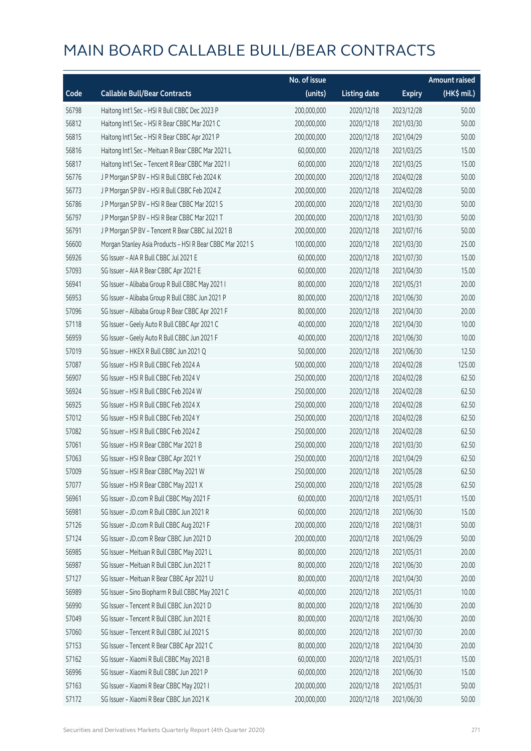# MAIN BOARD CALLABLE BULL/BEAR CONTRACTS

| Code | Callable Bull/Bear Contracts | No. of issue (units) | Listing date | Expiry | Amount raised (HK$ mil.) |
|---|---|---|---|---|---|
| 56798 | Haitong Int'l Sec – HSI R Bull CBBC Dec 2023 P | 200,000,000 | 2020/12/18 | 2023/12/28 | 50.00 |
| 56812 | Haitong Int'l Sec – HSI R Bear CBBC Mar 2021 C | 200,000,000 | 2020/12/18 | 2021/03/30 | 50.00 |
| 56815 | Haitong Int'l Sec – HSI R Bear CBBC Apr 2021 P | 200,000,000 | 2020/12/18 | 2021/04/29 | 50.00 |
| 56816 | Haitong Int'l Sec – Meituan R Bear CBBC Mar 2021 L | 60,000,000 | 2020/12/18 | 2021/03/25 | 15.00 |
| 56817 | Haitong Int'l Sec – Tencent R Bear CBBC Mar 2021 I | 60,000,000 | 2020/12/18 | 2021/03/25 | 15.00 |
| 56776 | J P Morgan SP BV – HSI R Bull CBBC Feb 2024 K | 200,000,000 | 2020/12/18 | 2024/02/28 | 50.00 |
| 56773 | J P Morgan SP BV – HSI R Bull CBBC Feb 2024 Z | 200,000,000 | 2020/12/18 | 2024/02/28 | 50.00 |
| 56786 | J P Morgan SP BV – HSI R Bear CBBC Mar 2021 S | 200,000,000 | 2020/12/18 | 2021/03/30 | 50.00 |
| 56797 | J P Morgan SP BV – HSI R Bear CBBC Mar 2021 T | 200,000,000 | 2020/12/18 | 2021/03/30 | 50.00 |
| 56791 | J P Morgan SP BV – Tencent R Bear CBBC Jul 2021 B | 200,000,000 | 2020/12/18 | 2021/07/16 | 50.00 |
| 56600 | Morgan Stanley Asia Products – HSI R Bear CBBC Mar 2021 S | 100,000,000 | 2020/12/18 | 2021/03/30 | 25.00 |
| 56926 | SG Issuer – AIA R Bull CBBC Jul 2021 E | 60,000,000 | 2020/12/18 | 2021/07/30 | 15.00 |
| 57093 | SG Issuer – AIA R Bear CBBC Apr 2021 E | 60,000,000 | 2020/12/18 | 2021/04/30 | 15.00 |
| 56941 | SG Issuer – Alibaba Group R Bull CBBC May 2021 I | 80,000,000 | 2020/12/18 | 2021/05/31 | 20.00 |
| 56953 | SG Issuer – Alibaba Group R Bull CBBC Jun 2021 P | 80,000,000 | 2020/12/18 | 2021/06/30 | 20.00 |
| 57096 | SG Issuer – Alibaba Group R Bear CBBC Apr 2021 F | 80,000,000 | 2020/12/18 | 2021/04/30 | 20.00 |
| 57118 | SG Issuer – Geely Auto R Bull CBBC Apr 2021 C | 40,000,000 | 2020/12/18 | 2021/04/30 | 10.00 |
| 56959 | SG Issuer – Geely Auto R Bull CBBC Jun 2021 F | 40,000,000 | 2020/12/18 | 2021/06/30 | 10.00 |
| 57019 | SG Issuer – HKEX R Bull CBBC Jun 2021 Q | 50,000,000 | 2020/12/18 | 2021/06/30 | 12.50 |
| 57087 | SG Issuer – HSI R Bull CBBC Feb 2024 A | 500,000,000 | 2020/12/18 | 2024/02/28 | 125.00 |
| 56907 | SG Issuer – HSI R Bull CBBC Feb 2024 V | 250,000,000 | 2020/12/18 | 2024/02/28 | 62.50 |
| 56924 | SG Issuer – HSI R Bull CBBC Feb 2024 W | 250,000,000 | 2020/12/18 | 2024/02/28 | 62.50 |
| 56925 | SG Issuer – HSI R Bull CBBC Feb 2024 X | 250,000,000 | 2020/12/18 | 2024/02/28 | 62.50 |
| 57012 | SG Issuer – HSI R Bull CBBC Feb 2024 Y | 250,000,000 | 2020/12/18 | 2024/02/28 | 62.50 |
| 57082 | SG Issuer – HSI R Bull CBBC Feb 2024 Z | 250,000,000 | 2020/12/18 | 2024/02/28 | 62.50 |
| 57061 | SG Issuer – HSI R Bear CBBC Mar 2021 B | 250,000,000 | 2020/12/18 | 2021/03/30 | 62.50 |
| 57063 | SG Issuer – HSI R Bear CBBC Apr 2021 Y | 250,000,000 | 2020/12/18 | 2021/04/29 | 62.50 |
| 57009 | SG Issuer – HSI R Bear CBBC May 2021 W | 250,000,000 | 2020/12/18 | 2021/05/28 | 62.50 |
| 57077 | SG Issuer – HSI R Bear CBBC May 2021 X | 250,000,000 | 2020/12/18 | 2021/05/28 | 62.50 |
| 56961 | SG Issuer – JD.com R Bull CBBC May 2021 F | 60,000,000 | 2020/12/18 | 2021/05/31 | 15.00 |
| 56981 | SG Issuer – JD.com R Bull CBBC Jun 2021 R | 60,000,000 | 2020/12/18 | 2021/06/30 | 15.00 |
| 57126 | SG Issuer – JD.com R Bull CBBC Aug 2021 F | 200,000,000 | 2020/12/18 | 2021/08/31 | 50.00 |
| 57124 | SG Issuer – JD.com R Bear CBBC Jun 2021 D | 200,000,000 | 2020/12/18 | 2021/06/29 | 50.00 |
| 56985 | SG Issuer – Meituan R Bull CBBC May 2021 L | 80,000,000 | 2020/12/18 | 2021/05/31 | 20.00 |
| 56987 | SG Issuer – Meituan R Bull CBBC Jun 2021 T | 80,000,000 | 2020/12/18 | 2021/06/30 | 20.00 |
| 57127 | SG Issuer – Meituan R Bear CBBC Apr 2021 U | 80,000,000 | 2020/12/18 | 2021/04/30 | 20.00 |
| 56989 | SG Issuer – Sino Biopharm R Bull CBBC May 2021 C | 40,000,000 | 2020/12/18 | 2021/05/31 | 10.00 |
| 56990 | SG Issuer – Tencent R Bull CBBC Jun 2021 D | 80,000,000 | 2020/12/18 | 2021/06/30 | 20.00 |
| 57049 | SG Issuer – Tencent R Bull CBBC Jun 2021 E | 80,000,000 | 2020/12/18 | 2021/06/30 | 20.00 |
| 57060 | SG Issuer – Tencent R Bull CBBC Jul 2021 S | 80,000,000 | 2020/12/18 | 2021/07/30 | 20.00 |
| 57153 | SG Issuer – Tencent R Bear CBBC Apr 2021 C | 80,000,000 | 2020/12/18 | 2021/04/30 | 20.00 |
| 57162 | SG Issuer – Xiaomi R Bull CBBC May 2021 B | 60,000,000 | 2020/12/18 | 2021/05/31 | 15.00 |
| 56996 | SG Issuer – Xiaomi R Bull CBBC Jun 2021 P | 60,000,000 | 2020/12/18 | 2021/06/30 | 15.00 |
| 57163 | SG Issuer – Xiaomi R Bear CBBC May 2021 I | 200,000,000 | 2020/12/18 | 2021/05/31 | 50.00 |
| 57172 | SG Issuer – Xiaomi R Bear CBBC Jun 2021 K | 200,000,000 | 2020/12/18 | 2021/06/30 | 50.00 |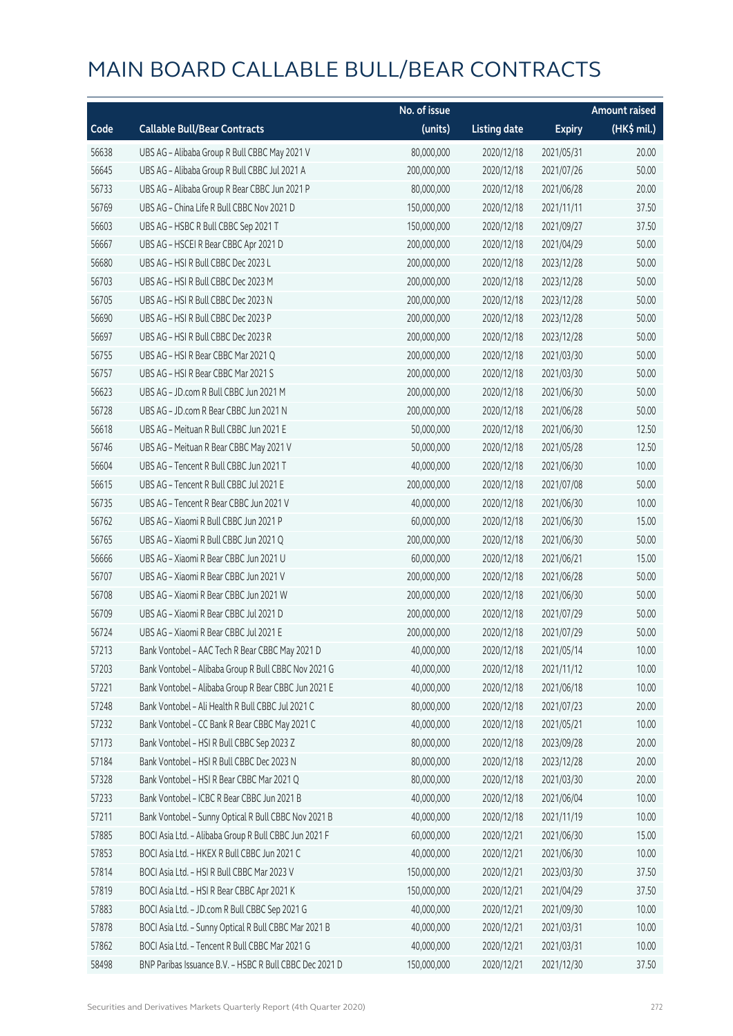# MAIN BOARD CALLABLE BULL/BEAR CONTRACTS

| Code | Callable Bull/Bear Contracts | No. of issue (units) | Listing date | Expiry | Amount raised (HK$ mil.) |
|---|---|---|---|---|---|
| 56638 | UBS AG – Alibaba Group R Bull CBBC May 2021 V | 80,000,000 | 2020/12/18 | 2021/05/31 | 20.00 |
| 56645 | UBS AG – Alibaba Group R Bull CBBC Jul 2021 A | 200,000,000 | 2020/12/18 | 2021/07/26 | 50.00 |
| 56733 | UBS AG – Alibaba Group R Bear CBBC Jun 2021 P | 80,000,000 | 2020/12/18 | 2021/06/28 | 20.00 |
| 56769 | UBS AG – China Life R Bull CBBC Nov 2021 D | 150,000,000 | 2020/12/18 | 2021/11/11 | 37.50 |
| 56603 | UBS AG – HSBC R Bull CBBC Sep 2021 T | 150,000,000 | 2020/12/18 | 2021/09/27 | 37.50 |
| 56667 | UBS AG – HSCEI R Bear CBBC Apr 2021 D | 200,000,000 | 2020/12/18 | 2021/04/29 | 50.00 |
| 56680 | UBS AG – HSI R Bull CBBC Dec 2023 L | 200,000,000 | 2020/12/18 | 2023/12/28 | 50.00 |
| 56703 | UBS AG – HSI R Bull CBBC Dec 2023 M | 200,000,000 | 2020/12/18 | 2023/12/28 | 50.00 |
| 56705 | UBS AG – HSI R Bull CBBC Dec 2023 N | 200,000,000 | 2020/12/18 | 2023/12/28 | 50.00 |
| 56690 | UBS AG – HSI R Bull CBBC Dec 2023 P | 200,000,000 | 2020/12/18 | 2023/12/28 | 50.00 |
| 56697 | UBS AG – HSI R Bull CBBC Dec 2023 R | 200,000,000 | 2020/12/18 | 2023/12/28 | 50.00 |
| 56755 | UBS AG – HSI R Bear CBBC Mar 2021 Q | 200,000,000 | 2020/12/18 | 2021/03/30 | 50.00 |
| 56757 | UBS AG – HSI R Bear CBBC Mar 2021 S | 200,000,000 | 2020/12/18 | 2021/03/30 | 50.00 |
| 56623 | UBS AG – JD.com R Bull CBBC Jun 2021 M | 200,000,000 | 2020/12/18 | 2021/06/30 | 50.00 |
| 56728 | UBS AG – JD.com R Bear CBBC Jun 2021 N | 200,000,000 | 2020/12/18 | 2021/06/28 | 50.00 |
| 56618 | UBS AG – Meituan R Bull CBBC Jun 2021 E | 50,000,000 | 2020/12/18 | 2021/06/30 | 12.50 |
| 56746 | UBS AG – Meituan R Bear CBBC May 2021 V | 50,000,000 | 2020/12/18 | 2021/05/28 | 12.50 |
| 56604 | UBS AG – Tencent R Bull CBBC Jun 2021 T | 40,000,000 | 2020/12/18 | 2021/06/30 | 10.00 |
| 56615 | UBS AG – Tencent R Bull CBBC Jul 2021 E | 200,000,000 | 2020/12/18 | 2021/07/08 | 50.00 |
| 56735 | UBS AG – Tencent R Bear CBBC Jun 2021 V | 40,000,000 | 2020/12/18 | 2021/06/30 | 10.00 |
| 56762 | UBS AG – Xiaomi R Bull CBBC Jun 2021 P | 60,000,000 | 2020/12/18 | 2021/06/30 | 15.00 |
| 56765 | UBS AG – Xiaomi R Bull CBBC Jun 2021 Q | 200,000,000 | 2020/12/18 | 2021/06/30 | 50.00 |
| 56666 | UBS AG – Xiaomi R Bear CBBC Jun 2021 U | 60,000,000 | 2020/12/18 | 2021/06/21 | 15.00 |
| 56707 | UBS AG – Xiaomi R Bear CBBC Jun 2021 V | 200,000,000 | 2020/12/18 | 2021/06/28 | 50.00 |
| 56708 | UBS AG – Xiaomi R Bear CBBC Jun 2021 W | 200,000,000 | 2020/12/18 | 2021/06/30 | 50.00 |
| 56709 | UBS AG – Xiaomi R Bear CBBC Jul 2021 D | 200,000,000 | 2020/12/18 | 2021/07/29 | 50.00 |
| 56724 | UBS AG – Xiaomi R Bear CBBC Jul 2021 E | 200,000,000 | 2020/12/18 | 2021/07/29 | 50.00 |
| 57213 | Bank Vontobel – AAC Tech R Bear CBBC May 2021 D | 40,000,000 | 2020/12/18 | 2021/05/14 | 10.00 |
| 57203 | Bank Vontobel – Alibaba Group R Bull CBBC Nov 2021 G | 40,000,000 | 2020/12/18 | 2021/11/12 | 10.00 |
| 57221 | Bank Vontobel – Alibaba Group R Bear CBBC Jun 2021 E | 40,000,000 | 2020/12/18 | 2021/06/18 | 10.00 |
| 57248 | Bank Vontobel – Ali Health R Bull CBBC Jul 2021 C | 80,000,000 | 2020/12/18 | 2021/07/23 | 20.00 |
| 57232 | Bank Vontobel – CC Bank R Bear CBBC May 2021 C | 40,000,000 | 2020/12/18 | 2021/05/21 | 10.00 |
| 57173 | Bank Vontobel – HSI R Bull CBBC Sep 2023 Z | 80,000,000 | 2020/12/18 | 2023/09/28 | 20.00 |
| 57184 | Bank Vontobel – HSI R Bull CBBC Dec 2023 N | 80,000,000 | 2020/12/18 | 2023/12/28 | 20.00 |
| 57328 | Bank Vontobel – HSI R Bear CBBC Mar 2021 Q | 80,000,000 | 2020/12/18 | 2021/03/30 | 20.00 |
| 57233 | Bank Vontobel – ICBC R Bear CBBC Jun 2021 B | 40,000,000 | 2020/12/18 | 2021/06/04 | 10.00 |
| 57211 | Bank Vontobel – Sunny Optical R Bull CBBC Nov 2021 B | 40,000,000 | 2020/12/18 | 2021/11/19 | 10.00 |
| 57885 | BOCI Asia Ltd. – Alibaba Group R Bull CBBC Jun 2021 F | 60,000,000 | 2020/12/21 | 2021/06/30 | 15.00 |
| 57853 | BOCI Asia Ltd. – HKEX R Bull CBBC Jun 2021 C | 40,000,000 | 2020/12/21 | 2021/06/30 | 10.00 |
| 57814 | BOCI Asia Ltd. – HSI R Bull CBBC Mar 2023 V | 150,000,000 | 2020/12/21 | 2023/03/30 | 37.50 |
| 57819 | BOCI Asia Ltd. – HSI R Bear CBBC Apr 2021 K | 150,000,000 | 2020/12/21 | 2021/04/29 | 37.50 |
| 57883 | BOCI Asia Ltd. – JD.com R Bull CBBC Sep 2021 G | 40,000,000 | 2020/12/21 | 2021/09/30 | 10.00 |
| 57878 | BOCI Asia Ltd. – Sunny Optical R Bull CBBC Mar 2021 B | 40,000,000 | 2020/12/21 | 2021/03/31 | 10.00 |
| 57862 | BOCI Asia Ltd. – Tencent R Bull CBBC Mar 2021 G | 40,000,000 | 2020/12/21 | 2021/03/31 | 10.00 |
| 58498 | BNP Paribas Issuance B.V. – HSBC R Bull CBBC Dec 2021 D | 150,000,000 | 2020/12/21 | 2021/12/30 | 37.50 |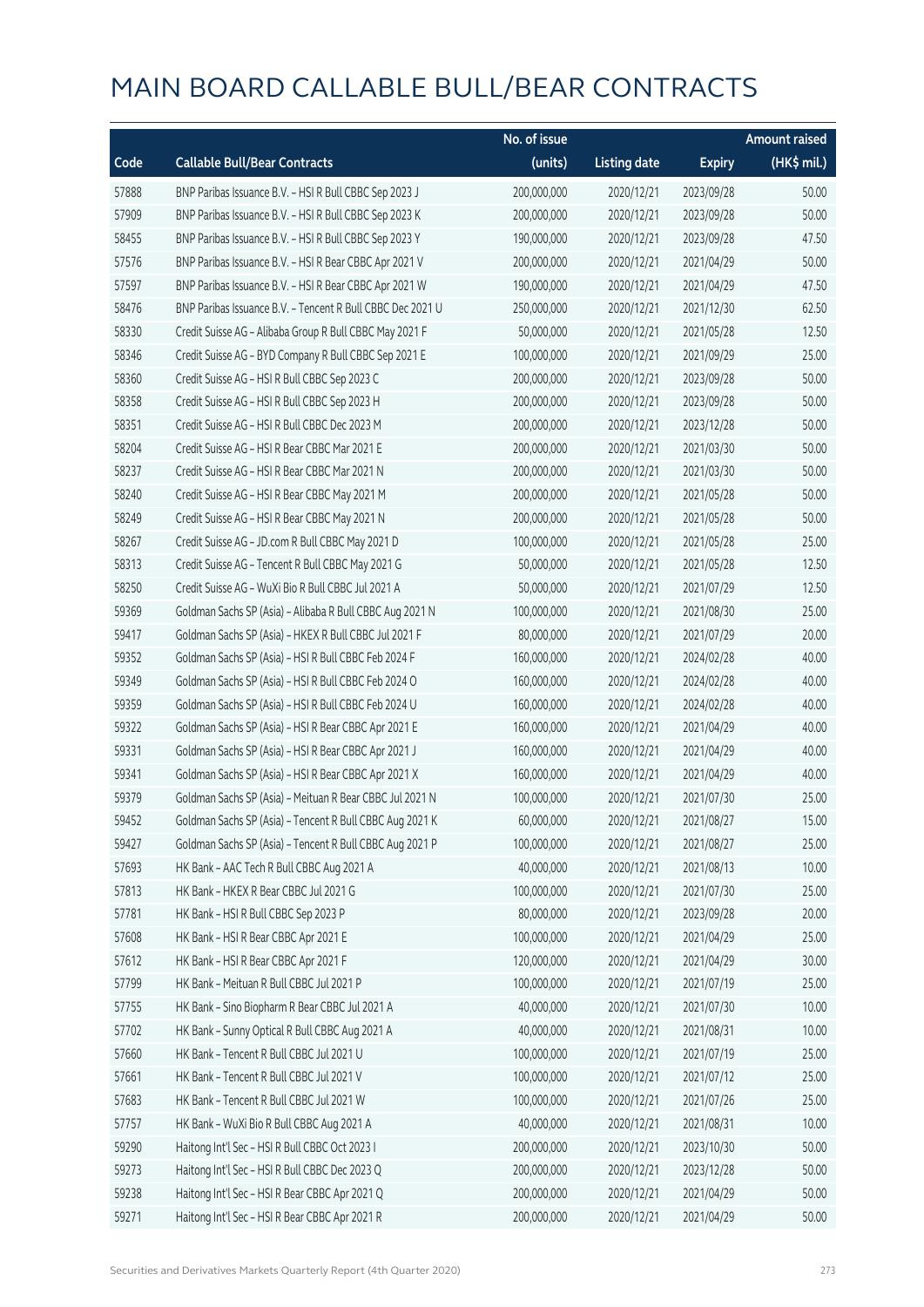# MAIN BOARD CALLABLE BULL/BEAR CONTRACTS

| Code | Callable Bull/Bear Contracts | No. of issue (units) | Listing date | Expiry | Amount raised (HK$ mil.) |
|---|---|---|---|---|---|
| 57888 | BNP Paribas Issuance B.V. – HSI R Bull CBBC Sep 2023 J | 200,000,000 | 2020/12/21 | 2023/09/28 | 50.00 |
| 57909 | BNP Paribas Issuance B.V. – HSI R Bull CBBC Sep 2023 K | 200,000,000 | 2020/12/21 | 2023/09/28 | 50.00 |
| 58455 | BNP Paribas Issuance B.V. – HSI R Bull CBBC Sep 2023 Y | 190,000,000 | 2020/12/21 | 2023/09/28 | 47.50 |
| 57576 | BNP Paribas Issuance B.V. – HSI R Bear CBBC Apr 2021 V | 200,000,000 | 2020/12/21 | 2021/04/29 | 50.00 |
| 57597 | BNP Paribas Issuance B.V. – HSI R Bear CBBC Apr 2021 W | 190,000,000 | 2020/12/21 | 2021/04/29 | 47.50 |
| 58476 | BNP Paribas Issuance B.V. – Tencent R Bull CBBC Dec 2021 U | 250,000,000 | 2020/12/21 | 2021/12/30 | 62.50 |
| 58330 | Credit Suisse AG – Alibaba Group R Bull CBBC May 2021 F | 50,000,000 | 2020/12/21 | 2021/05/28 | 12.50 |
| 58346 | Credit Suisse AG – BYD Company R Bull CBBC Sep 2021 E | 100,000,000 | 2020/12/21 | 2021/09/29 | 25.00 |
| 58360 | Credit Suisse AG – HSI R Bull CBBC Sep 2023 C | 200,000,000 | 2020/12/21 | 2023/09/28 | 50.00 |
| 58358 | Credit Suisse AG – HSI R Bull CBBC Sep 2023 H | 200,000,000 | 2020/12/21 | 2023/09/28 | 50.00 |
| 58351 | Credit Suisse AG – HSI R Bull CBBC Dec 2023 M | 200,000,000 | 2020/12/21 | 2023/12/28 | 50.00 |
| 58204 | Credit Suisse AG – HSI R Bear CBBC Mar 2021 E | 200,000,000 | 2020/12/21 | 2021/03/30 | 50.00 |
| 58237 | Credit Suisse AG – HSI R Bear CBBC Mar 2021 N | 200,000,000 | 2020/12/21 | 2021/03/30 | 50.00 |
| 58240 | Credit Suisse AG – HSI R Bear CBBC May 2021 M | 200,000,000 | 2020/12/21 | 2021/05/28 | 50.00 |
| 58249 | Credit Suisse AG – HSI R Bear CBBC May 2021 N | 200,000,000 | 2020/12/21 | 2021/05/28 | 50.00 |
| 58267 | Credit Suisse AG – JD.com R Bull CBBC May 2021 D | 100,000,000 | 2020/12/21 | 2021/05/28 | 25.00 |
| 58313 | Credit Suisse AG – Tencent R Bull CBBC May 2021 G | 50,000,000 | 2020/12/21 | 2021/05/28 | 12.50 |
| 58250 | Credit Suisse AG – WuXi Bio R Bull CBBC Jul 2021 A | 50,000,000 | 2020/12/21 | 2021/07/29 | 12.50 |
| 59369 | Goldman Sachs SP (Asia) – Alibaba R Bull CBBC Aug 2021 N | 100,000,000 | 2020/12/21 | 2021/08/30 | 25.00 |
| 59417 | Goldman Sachs SP (Asia) – HKEX R Bull CBBC Jul 2021 F | 80,000,000 | 2020/12/21 | 2021/07/29 | 20.00 |
| 59352 | Goldman Sachs SP (Asia) – HSI R Bull CBBC Feb 2024 F | 160,000,000 | 2020/12/21 | 2024/02/28 | 40.00 |
| 59349 | Goldman Sachs SP (Asia) – HSI R Bull CBBC Feb 2024 O | 160,000,000 | 2020/12/21 | 2024/02/28 | 40.00 |
| 59359 | Goldman Sachs SP (Asia) – HSI R Bull CBBC Feb 2024 U | 160,000,000 | 2020/12/21 | 2024/02/28 | 40.00 |
| 59322 | Goldman Sachs SP (Asia) – HSI R Bear CBBC Apr 2021 E | 160,000,000 | 2020/12/21 | 2021/04/29 | 40.00 |
| 59331 | Goldman Sachs SP (Asia) – HSI R Bear CBBC Apr 2021 J | 160,000,000 | 2020/12/21 | 2021/04/29 | 40.00 |
| 59341 | Goldman Sachs SP (Asia) – HSI R Bear CBBC Apr 2021 X | 160,000,000 | 2020/12/21 | 2021/04/29 | 40.00 |
| 59379 | Goldman Sachs SP (Asia) – Meituan R Bear CBBC Jul 2021 N | 100,000,000 | 2020/12/21 | 2021/07/30 | 25.00 |
| 59452 | Goldman Sachs SP (Asia) – Tencent R Bull CBBC Aug 2021 K | 60,000,000 | 2020/12/21 | 2021/08/27 | 15.00 |
| 59427 | Goldman Sachs SP (Asia) – Tencent R Bull CBBC Aug 2021 P | 100,000,000 | 2020/12/21 | 2021/08/27 | 25.00 |
| 57693 | HK Bank – AAC Tech R Bull CBBC Aug 2021 A | 40,000,000 | 2020/12/21 | 2021/08/13 | 10.00 |
| 57813 | HK Bank – HKEX R Bear CBBC Jul 2021 G | 100,000,000 | 2020/12/21 | 2021/07/30 | 25.00 |
| 57781 | HK Bank – HSI R Bull CBBC Sep 2023 P | 80,000,000 | 2020/12/21 | 2023/09/28 | 20.00 |
| 57608 | HK Bank – HSI R Bear CBBC Apr 2021 E | 100,000,000 | 2020/12/21 | 2021/04/29 | 25.00 |
| 57612 | HK Bank – HSI R Bear CBBC Apr 2021 F | 120,000,000 | 2020/12/21 | 2021/04/29 | 30.00 |
| 57799 | HK Bank – Meituan R Bull CBBC Jul 2021 P | 100,000,000 | 2020/12/21 | 2021/07/19 | 25.00 |
| 57755 | HK Bank – Sino Biopharm R Bear CBBC Jul 2021 A | 40,000,000 | 2020/12/21 | 2021/07/30 | 10.00 |
| 57702 | HK Bank – Sunny Optical R Bull CBBC Aug 2021 A | 40,000,000 | 2020/12/21 | 2021/08/31 | 10.00 |
| 57660 | HK Bank – Tencent R Bull CBBC Jul 2021 U | 100,000,000 | 2020/12/21 | 2021/07/19 | 25.00 |
| 57661 | HK Bank – Tencent R Bull CBBC Jul 2021 V | 100,000,000 | 2020/12/21 | 2021/07/12 | 25.00 |
| 57683 | HK Bank – Tencent R Bull CBBC Jul 2021 W | 100,000,000 | 2020/12/21 | 2021/07/26 | 25.00 |
| 57757 | HK Bank – WuXi Bio R Bull CBBC Aug 2021 A | 40,000,000 | 2020/12/21 | 2021/08/31 | 10.00 |
| 59290 | Haitong Int'l Sec – HSI R Bull CBBC Oct 2023 I | 200,000,000 | 2020/12/21 | 2023/10/30 | 50.00 |
| 59273 | Haitong Int'l Sec – HSI R Bull CBBC Dec 2023 Q | 200,000,000 | 2020/12/21 | 2023/12/28 | 50.00 |
| 59238 | Haitong Int'l Sec – HSI R Bear CBBC Apr 2021 Q | 200,000,000 | 2020/12/21 | 2021/04/29 | 50.00 |
| 59271 | Haitong Int'l Sec – HSI R Bear CBBC Apr 2021 R | 200,000,000 | 2020/12/21 | 2021/04/29 | 50.00 |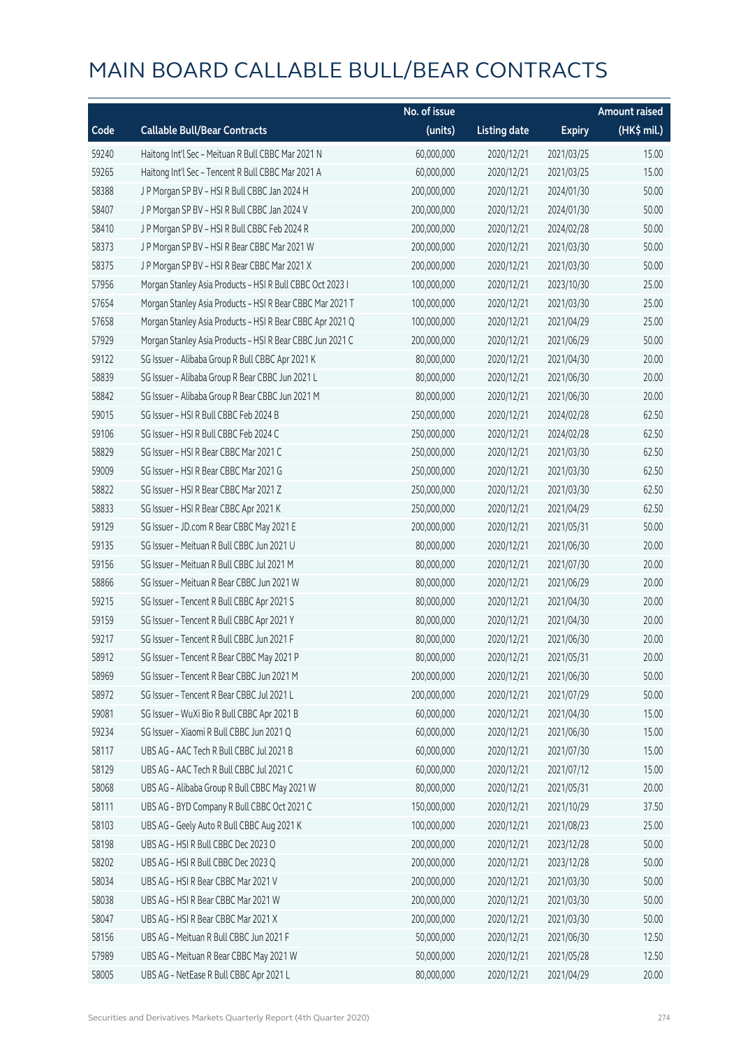# MAIN BOARD CALLABLE BULL/BEAR CONTRACTS

| Code | Callable Bull/Bear Contracts | No. of issue (units) | Listing date | Expiry | Amount raised (HK$ mil.) |
|---|---|---|---|---|---|
| 59240 | Haitong Int'l Sec – Meituan R Bull CBBC Mar 2021 N | 60,000,000 | 2020/12/21 | 2021/03/25 | 15.00 |
| 59265 | Haitong Int'l Sec – Tencent R Bull CBBC Mar 2021 A | 60,000,000 | 2020/12/21 | 2021/03/25 | 15.00 |
| 58388 | J P Morgan SP BV – HSI R Bull CBBC Jan 2024 H | 200,000,000 | 2020/12/21 | 2024/01/30 | 50.00 |
| 58407 | J P Morgan SP BV – HSI R Bull CBBC Jan 2024 V | 200,000,000 | 2020/12/21 | 2024/01/30 | 50.00 |
| 58410 | J P Morgan SP BV – HSI R Bull CBBC Feb 2024 R | 200,000,000 | 2020/12/21 | 2024/02/28 | 50.00 |
| 58373 | J P Morgan SP BV – HSI R Bear CBBC Mar 2021 W | 200,000,000 | 2020/12/21 | 2021/03/30 | 50.00 |
| 58375 | J P Morgan SP BV – HSI R Bear CBBC Mar 2021 X | 200,000,000 | 2020/12/21 | 2021/03/30 | 50.00 |
| 57956 | Morgan Stanley Asia Products – HSI R Bull CBBC Oct 2023 I | 100,000,000 | 2020/12/21 | 2023/10/30 | 25.00 |
| 57654 | Morgan Stanley Asia Products – HSI R Bear CBBC Mar 2021 T | 100,000,000 | 2020/12/21 | 2021/03/30 | 25.00 |
| 57658 | Morgan Stanley Asia Products – HSI R Bear CBBC Apr 2021 Q | 100,000,000 | 2020/12/21 | 2021/04/29 | 25.00 |
| 57929 | Morgan Stanley Asia Products – HSI R Bear CBBC Jun 2021 C | 200,000,000 | 2020/12/21 | 2021/06/29 | 50.00 |
| 59122 | SG Issuer – Alibaba Group R Bull CBBC Apr 2021 K | 80,000,000 | 2020/12/21 | 2021/04/30 | 20.00 |
| 58839 | SG Issuer – Alibaba Group R Bear CBBC Jun 2021 L | 80,000,000 | 2020/12/21 | 2021/06/30 | 20.00 |
| 58842 | SG Issuer – Alibaba Group R Bear CBBC Jun 2021 M | 80,000,000 | 2020/12/21 | 2021/06/30 | 20.00 |
| 59015 | SG Issuer – HSI R Bull CBBC Feb 2024 B | 250,000,000 | 2020/12/21 | 2024/02/28 | 62.50 |
| 59106 | SG Issuer – HSI R Bull CBBC Feb 2024 C | 250,000,000 | 2020/12/21 | 2024/02/28 | 62.50 |
| 58829 | SG Issuer – HSI R Bear CBBC Mar 2021 C | 250,000,000 | 2020/12/21 | 2021/03/30 | 62.50 |
| 59009 | SG Issuer – HSI R Bear CBBC Mar 2021 G | 250,000,000 | 2020/12/21 | 2021/03/30 | 62.50 |
| 58822 | SG Issuer – HSI R Bear CBBC Mar 2021 Z | 250,000,000 | 2020/12/21 | 2021/03/30 | 62.50 |
| 58833 | SG Issuer – HSI R Bear CBBC Apr 2021 K | 250,000,000 | 2020/12/21 | 2021/04/29 | 62.50 |
| 59129 | SG Issuer – JD.com R Bear CBBC May 2021 E | 200,000,000 | 2020/12/21 | 2021/05/31 | 50.00 |
| 59135 | SG Issuer – Meituan R Bull CBBC Jun 2021 U | 80,000,000 | 2020/12/21 | 2021/06/30 | 20.00 |
| 59156 | SG Issuer – Meituan R Bull CBBC Jul 2021 M | 80,000,000 | 2020/12/21 | 2021/07/30 | 20.00 |
| 58866 | SG Issuer – Meituan R Bear CBBC Jun 2021 W | 80,000,000 | 2020/12/21 | 2021/06/29 | 20.00 |
| 59215 | SG Issuer – Tencent R Bull CBBC Apr 2021 S | 80,000,000 | 2020/12/21 | 2021/04/30 | 20.00 |
| 59159 | SG Issuer – Tencent R Bull CBBC Apr 2021 Y | 80,000,000 | 2020/12/21 | 2021/04/30 | 20.00 |
| 59217 | SG Issuer – Tencent R Bull CBBC Jun 2021 F | 80,000,000 | 2020/12/21 | 2021/06/30 | 20.00 |
| 58912 | SG Issuer – Tencent R Bear CBBC May 2021 P | 80,000,000 | 2020/12/21 | 2021/05/31 | 20.00 |
| 58969 | SG Issuer – Tencent R Bear CBBC Jun 2021 M | 200,000,000 | 2020/12/21 | 2021/06/30 | 50.00 |
| 58972 | SG Issuer – Tencent R Bear CBBC Jul 2021 L | 200,000,000 | 2020/12/21 | 2021/07/29 | 50.00 |
| 59081 | SG Issuer – WuXi Bio R Bull CBBC Apr 2021 B | 60,000,000 | 2020/12/21 | 2021/04/30 | 15.00 |
| 59234 | SG Issuer – Xiaomi R Bull CBBC Jun 2021 Q | 60,000,000 | 2020/12/21 | 2021/06/30 | 15.00 |
| 58117 | UBS AG – AAC Tech R Bull CBBC Jul 2021 B | 60,000,000 | 2020/12/21 | 2021/07/30 | 15.00 |
| 58129 | UBS AG – AAC Tech R Bull CBBC Jul 2021 C | 60,000,000 | 2020/12/21 | 2021/07/12 | 15.00 |
| 58068 | UBS AG – Alibaba Group R Bull CBBC May 2021 W | 80,000,000 | 2020/12/21 | 2021/05/31 | 20.00 |
| 58111 | UBS AG – BYD Company R Bull CBBC Oct 2021 C | 150,000,000 | 2020/12/21 | 2021/10/29 | 37.50 |
| 58103 | UBS AG – Geely Auto R Bull CBBC Aug 2021 K | 100,000,000 | 2020/12/21 | 2021/08/23 | 25.00 |
| 58198 | UBS AG – HSI R Bull CBBC Dec 2023 O | 200,000,000 | 2020/12/21 | 2023/12/28 | 50.00 |
| 58202 | UBS AG – HSI R Bull CBBC Dec 2023 Q | 200,000,000 | 2020/12/21 | 2023/12/28 | 50.00 |
| 58034 | UBS AG – HSI R Bear CBBC Mar 2021 V | 200,000,000 | 2020/12/21 | 2021/03/30 | 50.00 |
| 58038 | UBS AG – HSI R Bear CBBC Mar 2021 W | 200,000,000 | 2020/12/21 | 2021/03/30 | 50.00 |
| 58047 | UBS AG – HSI R Bear CBBC Mar 2021 X | 200,000,000 | 2020/12/21 | 2021/03/30 | 50.00 |
| 58156 | UBS AG – Meituan R Bull CBBC Jun 2021 F | 50,000,000 | 2020/12/21 | 2021/06/30 | 12.50 |
| 57989 | UBS AG – Meituan R Bear CBBC May 2021 W | 50,000,000 | 2020/12/21 | 2021/05/28 | 12.50 |
| 58005 | UBS AG – NetEase R Bull CBBC Apr 2021 L | 80,000,000 | 2020/12/21 | 2021/04/29 | 20.00 |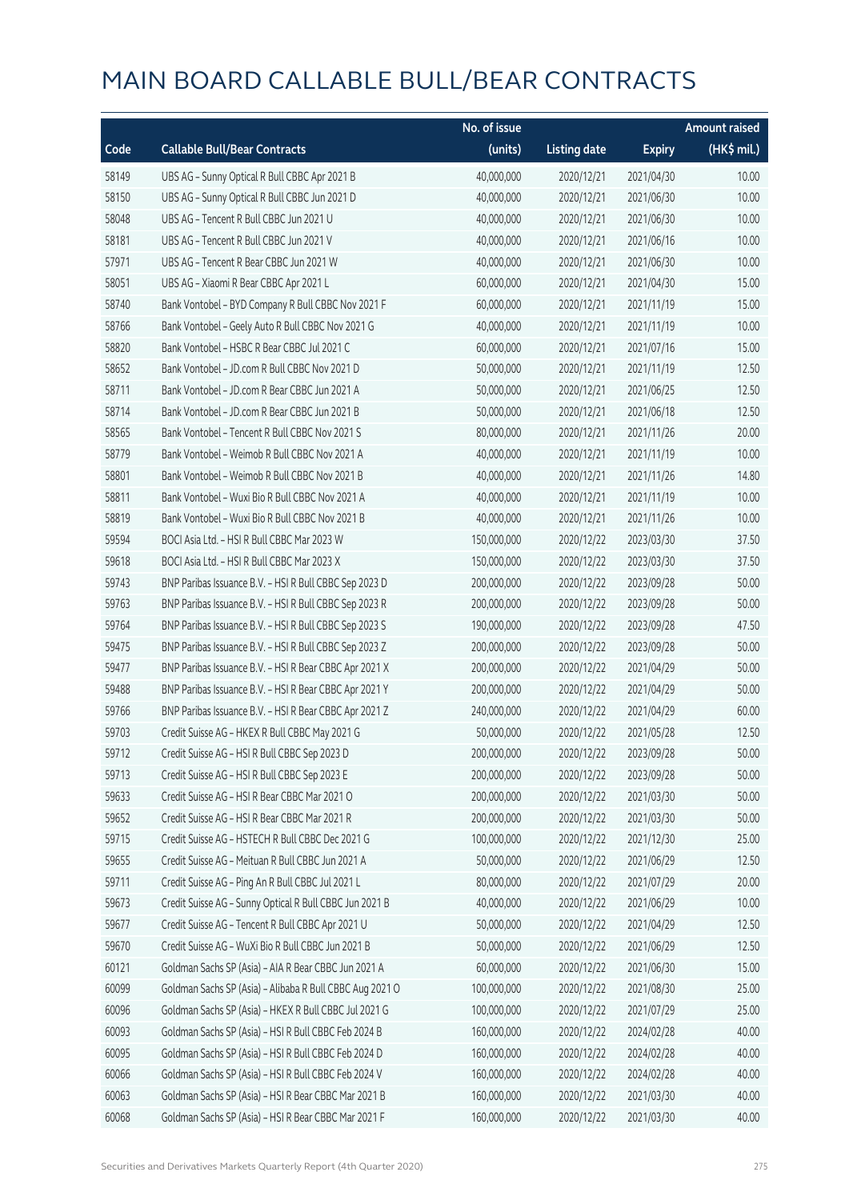# MAIN BOARD CALLABLE BULL/BEAR CONTRACTS

| Code | Callable Bull/Bear Contracts | No. of issue (units) | Listing date | Expiry | Amount raised (HK$ mil.) |
|---|---|---|---|---|---|
| 58149 | UBS AG - Sunny Optical R Bull CBBC Apr 2021 B | 40,000,000 | 2020/12/21 | 2021/04/30 | 10.00 |
| 58150 | UBS AG - Sunny Optical R Bull CBBC Jun 2021 D | 40,000,000 | 2020/12/21 | 2021/06/30 | 10.00 |
| 58048 | UBS AG - Tencent R Bull CBBC Jun 2021 U | 40,000,000 | 2020/12/21 | 2021/06/30 | 10.00 |
| 58181 | UBS AG - Tencent R Bull CBBC Jun 2021 V | 40,000,000 | 2020/12/21 | 2021/06/16 | 10.00 |
| 57971 | UBS AG - Tencent R Bear CBBC Jun 2021 W | 40,000,000 | 2020/12/21 | 2021/06/30 | 10.00 |
| 58051 | UBS AG - Xiaomi R Bear CBBC Apr 2021 L | 60,000,000 | 2020/12/21 | 2021/04/30 | 15.00 |
| 58740 | Bank Vontobel - BYD Company R Bull CBBC Nov 2021 F | 60,000,000 | 2020/12/21 | 2021/11/19 | 15.00 |
| 58766 | Bank Vontobel - Geely Auto R Bull CBBC Nov 2021 G | 40,000,000 | 2020/12/21 | 2021/11/19 | 10.00 |
| 58820 | Bank Vontobel - HSBC R Bear CBBC Jul 2021 C | 60,000,000 | 2020/12/21 | 2021/07/16 | 15.00 |
| 58652 | Bank Vontobel - JD.com R Bull CBBC Nov 2021 D | 50,000,000 | 2020/12/21 | 2021/11/19 | 12.50 |
| 58711 | Bank Vontobel - JD.com R Bear CBBC Jun 2021 A | 50,000,000 | 2020/12/21 | 2021/06/25 | 12.50 |
| 58714 | Bank Vontobel - JD.com R Bear CBBC Jun 2021 B | 50,000,000 | 2020/12/21 | 2021/06/18 | 12.50 |
| 58565 | Bank Vontobel - Tencent R Bull CBBC Nov 2021 S | 80,000,000 | 2020/12/21 | 2021/11/26 | 20.00 |
| 58779 | Bank Vontobel - Weimob R Bull CBBC Nov 2021 A | 40,000,000 | 2020/12/21 | 2021/11/19 | 10.00 |
| 58801 | Bank Vontobel - Weimob R Bull CBBC Nov 2021 B | 40,000,000 | 2020/12/21 | 2021/11/26 | 14.80 |
| 58811 | Bank Vontobel - Wuxi Bio R Bull CBBC Nov 2021 A | 40,000,000 | 2020/12/21 | 2021/11/19 | 10.00 |
| 58819 | Bank Vontobel - Wuxi Bio R Bull CBBC Nov 2021 B | 40,000,000 | 2020/12/21 | 2021/11/26 | 10.00 |
| 59594 | BOCI Asia Ltd. - HSI R Bull CBBC Mar 2023 W | 150,000,000 | 2020/12/22 | 2023/03/30 | 37.50 |
| 59618 | BOCI Asia Ltd. - HSI R Bull CBBC Mar 2023 X | 150,000,000 | 2020/12/22 | 2023/03/30 | 37.50 |
| 59743 | BNP Paribas Issuance B.V. - HSI R Bull CBBC Sep 2023 D | 200,000,000 | 2020/12/22 | 2023/09/28 | 50.00 |
| 59763 | BNP Paribas Issuance B.V. - HSI R Bull CBBC Sep 2023 R | 200,000,000 | 2020/12/22 | 2023/09/28 | 50.00 |
| 59764 | BNP Paribas Issuance B.V. - HSI R Bull CBBC Sep 2023 S | 190,000,000 | 2020/12/22 | 2023/09/28 | 47.50 |
| 59475 | BNP Paribas Issuance B.V. - HSI R Bull CBBC Sep 2023 Z | 200,000,000 | 2020/12/22 | 2023/09/28 | 50.00 |
| 59477 | BNP Paribas Issuance B.V. - HSI R Bear CBBC Apr 2021 X | 200,000,000 | 2020/12/22 | 2021/04/29 | 50.00 |
| 59488 | BNP Paribas Issuance B.V. - HSI R Bear CBBC Apr 2021 Y | 200,000,000 | 2020/12/22 | 2021/04/29 | 50.00 |
| 59766 | BNP Paribas Issuance B.V. - HSI R Bear CBBC Apr 2021 Z | 240,000,000 | 2020/12/22 | 2021/04/29 | 60.00 |
| 59703 | Credit Suisse AG - HKEX R Bull CBBC May 2021 G | 50,000,000 | 2020/12/22 | 2021/05/28 | 12.50 |
| 59712 | Credit Suisse AG - HSI R Bull CBBC Sep 2023 D | 200,000,000 | 2020/12/22 | 2023/09/28 | 50.00 |
| 59713 | Credit Suisse AG - HSI R Bull CBBC Sep 2023 E | 200,000,000 | 2020/12/22 | 2023/09/28 | 50.00 |
| 59633 | Credit Suisse AG - HSI R Bear CBBC Mar 2021 O | 200,000,000 | 2020/12/22 | 2021/03/30 | 50.00 |
| 59652 | Credit Suisse AG - HSI R Bear CBBC Mar 2021 R | 200,000,000 | 2020/12/22 | 2021/03/30 | 50.00 |
| 59715 | Credit Suisse AG - HSTECH R Bull CBBC Dec 2021 G | 100,000,000 | 2020/12/22 | 2021/12/30 | 25.00 |
| 59655 | Credit Suisse AG - Meituan R Bull CBBC Jun 2021 A | 50,000,000 | 2020/12/22 | 2021/06/29 | 12.50 |
| 59711 | Credit Suisse AG - Ping An R Bull CBBC Jul 2021 L | 80,000,000 | 2020/12/22 | 2021/07/29 | 20.00 |
| 59673 | Credit Suisse AG - Sunny Optical R Bull CBBC Jun 2021 B | 40,000,000 | 2020/12/22 | 2021/06/29 | 10.00 |
| 59677 | Credit Suisse AG - Tencent R Bull CBBC Apr 2021 U | 50,000,000 | 2020/12/22 | 2021/04/29 | 12.50 |
| 59670 | Credit Suisse AG - WuXi Bio R Bull CBBC Jun 2021 B | 50,000,000 | 2020/12/22 | 2021/06/29 | 12.50 |
| 60121 | Goldman Sachs SP (Asia) - AIA R Bear CBBC Jun 2021 A | 60,000,000 | 2020/12/22 | 2021/06/30 | 15.00 |
| 60099 | Goldman Sachs SP (Asia) - Alibaba R Bull CBBC Aug 2021 O | 100,000,000 | 2020/12/22 | 2021/08/30 | 25.00 |
| 60096 | Goldman Sachs SP (Asia) - HKEX R Bull CBBC Jul 2021 G | 100,000,000 | 2020/12/22 | 2021/07/29 | 25.00 |
| 60093 | Goldman Sachs SP (Asia) - HSI R Bull CBBC Feb 2024 B | 160,000,000 | 2020/12/22 | 2024/02/28 | 40.00 |
| 60095 | Goldman Sachs SP (Asia) - HSI R Bull CBBC Feb 2024 D | 160,000,000 | 2020/12/22 | 2024/02/28 | 40.00 |
| 60066 | Goldman Sachs SP (Asia) - HSI R Bull CBBC Feb 2024 V | 160,000,000 | 2020/12/22 | 2024/02/28 | 40.00 |
| 60063 | Goldman Sachs SP (Asia) - HSI R Bear CBBC Mar 2021 B | 160,000,000 | 2020/12/22 | 2021/03/30 | 40.00 |
| 60068 | Goldman Sachs SP (Asia) - HSI R Bear CBBC Mar 2021 F | 160,000,000 | 2020/12/22 | 2021/03/30 | 40.00 |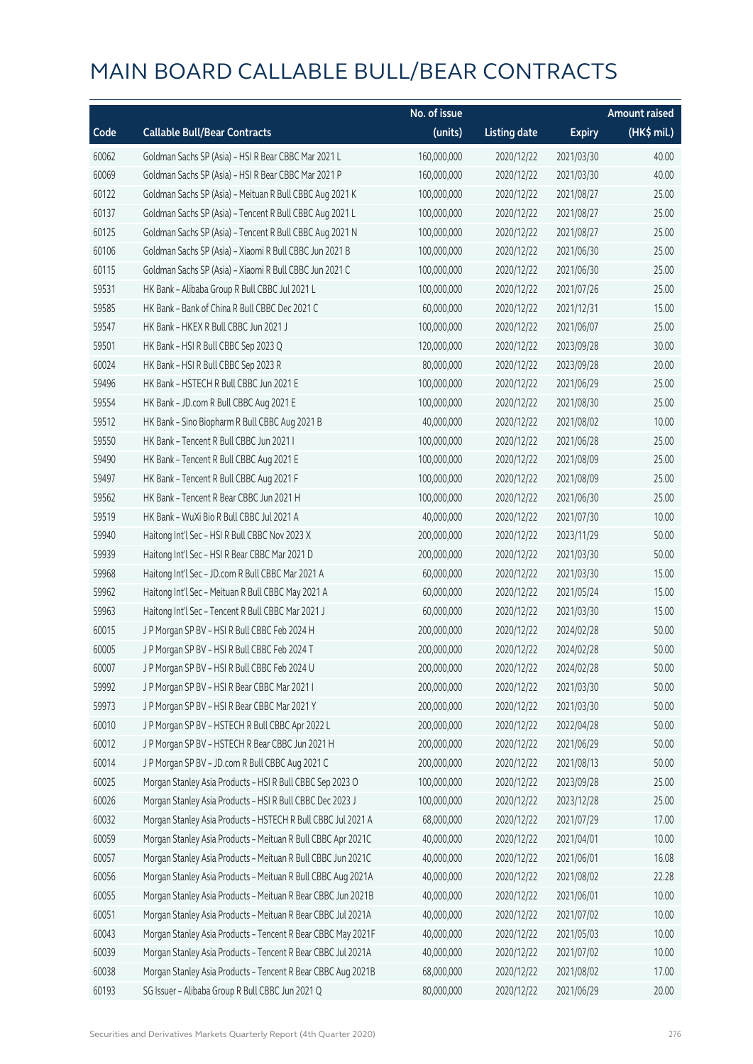# MAIN BOARD CALLABLE BULL/BEAR CONTRACTS

| Code | Callable Bull/Bear Contracts | No. of issue (units) | Listing date | Expiry | Amount raised (HK$ mil.) |
|---|---|---|---|---|---|
| 60062 | Goldman Sachs SP (Asia) - HSI R Bear CBBC Mar 2021 L | 160,000,000 | 2020/12/22 | 2021/03/30 | 40.00 |
| 60069 | Goldman Sachs SP (Asia) - HSI R Bear CBBC Mar 2021 P | 160,000,000 | 2020/12/22 | 2021/03/30 | 40.00 |
| 60122 | Goldman Sachs SP (Asia) - Meituan R Bull CBBC Aug 2021 K | 100,000,000 | 2020/12/22 | 2021/08/27 | 25.00 |
| 60137 | Goldman Sachs SP (Asia) - Tencent R Bull CBBC Aug 2021 L | 100,000,000 | 2020/12/22 | 2021/08/27 | 25.00 |
| 60125 | Goldman Sachs SP (Asia) - Tencent R Bull CBBC Aug 2021 N | 100,000,000 | 2020/12/22 | 2021/08/27 | 25.00 |
| 60106 | Goldman Sachs SP (Asia) - Xiaomi R Bull CBBC Jun 2021 B | 100,000,000 | 2020/12/22 | 2021/06/30 | 25.00 |
| 60115 | Goldman Sachs SP (Asia) - Xiaomi R Bull CBBC Jun 2021 C | 100,000,000 | 2020/12/22 | 2021/06/30 | 25.00 |
| 59531 | HK Bank - Alibaba Group R Bull CBBC Jul 2021 L | 100,000,000 | 2020/12/22 | 2021/07/26 | 25.00 |
| 59585 | HK Bank - Bank of China R Bull CBBC Dec 2021 C | 60,000,000 | 2020/12/22 | 2021/12/31 | 15.00 |
| 59547 | HK Bank - HKEX R Bull CBBC Jun 2021 J | 100,000,000 | 2020/12/22 | 2021/06/07 | 25.00 |
| 59501 | HK Bank - HSI R Bull CBBC Sep 2023 Q | 120,000,000 | 2020/12/22 | 2023/09/28 | 30.00 |
| 60024 | HK Bank - HSI R Bull CBBC Sep 2023 R | 80,000,000 | 2020/12/22 | 2023/09/28 | 20.00 |
| 59496 | HK Bank - HSTECH R Bull CBBC Jun 2021 E | 100,000,000 | 2020/12/22 | 2021/06/29 | 25.00 |
| 59554 | HK Bank - JD.com R Bull CBBC Aug 2021 E | 100,000,000 | 2020/12/22 | 2021/08/30 | 25.00 |
| 59512 | HK Bank - Sino Biopharm R Bull CBBC Aug 2021 B | 40,000,000 | 2020/12/22 | 2021/08/02 | 10.00 |
| 59550 | HK Bank - Tencent R Bull CBBC Jun 2021 I | 100,000,000 | 2020/12/22 | 2021/06/28 | 25.00 |
| 59490 | HK Bank - Tencent R Bull CBBC Aug 2021 E | 100,000,000 | 2020/12/22 | 2021/08/09 | 25.00 |
| 59497 | HK Bank - Tencent R Bull CBBC Aug 2021 F | 100,000,000 | 2020/12/22 | 2021/08/09 | 25.00 |
| 59562 | HK Bank - Tencent R Bear CBBC Jun 2021 H | 100,000,000 | 2020/12/22 | 2021/06/30 | 25.00 |
| 59519 | HK Bank - WuXi Bio R Bull CBBC Jul 2021 A | 40,000,000 | 2020/12/22 | 2021/07/30 | 10.00 |
| 59940 | Haitong Int'l Sec - HSI R Bull CBBC Nov 2023 X | 200,000,000 | 2020/12/22 | 2023/11/29 | 50.00 |
| 59939 | Haitong Int'l Sec - HSI R Bear CBBC Mar 2021 D | 200,000,000 | 2020/12/22 | 2021/03/30 | 50.00 |
| 59968 | Haitong Int'l Sec - JD.com R Bull CBBC Mar 2021 A | 60,000,000 | 2020/12/22 | 2021/03/30 | 15.00 |
| 59962 | Haitong Int'l Sec - Meituan R Bull CBBC May 2021 A | 60,000,000 | 2020/12/22 | 2021/05/24 | 15.00 |
| 59963 | Haitong Int'l Sec - Tencent R Bull CBBC Mar 2021 J | 60,000,000 | 2020/12/22 | 2021/03/30 | 15.00 |
| 60015 | J P Morgan SP BV - HSI R Bull CBBC Feb 2024 H | 200,000,000 | 2020/12/22 | 2024/02/28 | 50.00 |
| 60005 | J P Morgan SP BV - HSI R Bull CBBC Feb 2024 T | 200,000,000 | 2020/12/22 | 2024/02/28 | 50.00 |
| 60007 | J P Morgan SP BV - HSI R Bull CBBC Feb 2024 U | 200,000,000 | 2020/12/22 | 2024/02/28 | 50.00 |
| 59992 | J P Morgan SP BV - HSI R Bear CBBC Mar 2021 I | 200,000,000 | 2020/12/22 | 2021/03/30 | 50.00 |
| 59973 | J P Morgan SP BV - HSI R Bear CBBC Mar 2021 Y | 200,000,000 | 2020/12/22 | 2021/03/30 | 50.00 |
| 60010 | J P Morgan SP BV - HSTECH R Bull CBBC Apr 2022 L | 200,000,000 | 2020/12/22 | 2022/04/28 | 50.00 |
| 60012 | J P Morgan SP BV - HSTECH R Bear CBBC Jun 2021 H | 200,000,000 | 2020/12/22 | 2021/06/29 | 50.00 |
| 60014 | J P Morgan SP BV - JD.com R Bull CBBC Aug 2021 C | 200,000,000 | 2020/12/22 | 2021/08/13 | 50.00 |
| 60025 | Morgan Stanley Asia Products - HSI R Bull CBBC Sep 2023 O | 100,000,000 | 2020/12/22 | 2023/09/28 | 25.00 |
| 60026 | Morgan Stanley Asia Products - HSI R Bull CBBC Dec 2023 J | 100,000,000 | 2020/12/22 | 2023/12/28 | 25.00 |
| 60032 | Morgan Stanley Asia Products - HSTECH R Bull CBBC Jul 2021 A | 68,000,000 | 2020/12/22 | 2021/07/29 | 17.00 |
| 60059 | Morgan Stanley Asia Products - Meituan R Bull CBBC Apr 2021C | 40,000,000 | 2020/12/22 | 2021/04/01 | 10.00 |
| 60057 | Morgan Stanley Asia Products - Meituan R Bull CBBC Jun 2021C | 40,000,000 | 2020/12/22 | 2021/06/01 | 16.08 |
| 60056 | Morgan Stanley Asia Products - Meituan R Bull CBBC Aug 2021A | 40,000,000 | 2020/12/22 | 2021/08/02 | 22.28 |
| 60055 | Morgan Stanley Asia Products - Meituan R Bear CBBC Jun 2021B | 40,000,000 | 2020/12/22 | 2021/06/01 | 10.00 |
| 60051 | Morgan Stanley Asia Products - Meituan R Bear CBBC Jul 2021A | 40,000,000 | 2020/12/22 | 2021/07/02 | 10.00 |
| 60043 | Morgan Stanley Asia Products - Tencent R Bear CBBC May 2021F | 40,000,000 | 2020/12/22 | 2021/05/03 | 10.00 |
| 60039 | Morgan Stanley Asia Products - Tencent R Bear CBBC Jul 2021A | 40,000,000 | 2020/12/22 | 2021/07/02 | 10.00 |
| 60038 | Morgan Stanley Asia Products - Tencent R Bear CBBC Aug 2021B | 68,000,000 | 2020/12/22 | 2021/08/02 | 17.00 |
| 60193 | SG Issuer - Alibaba Group R Bull CBBC Jun 2021 Q | 80,000,000 | 2020/12/22 | 2021/06/29 | 20.00 |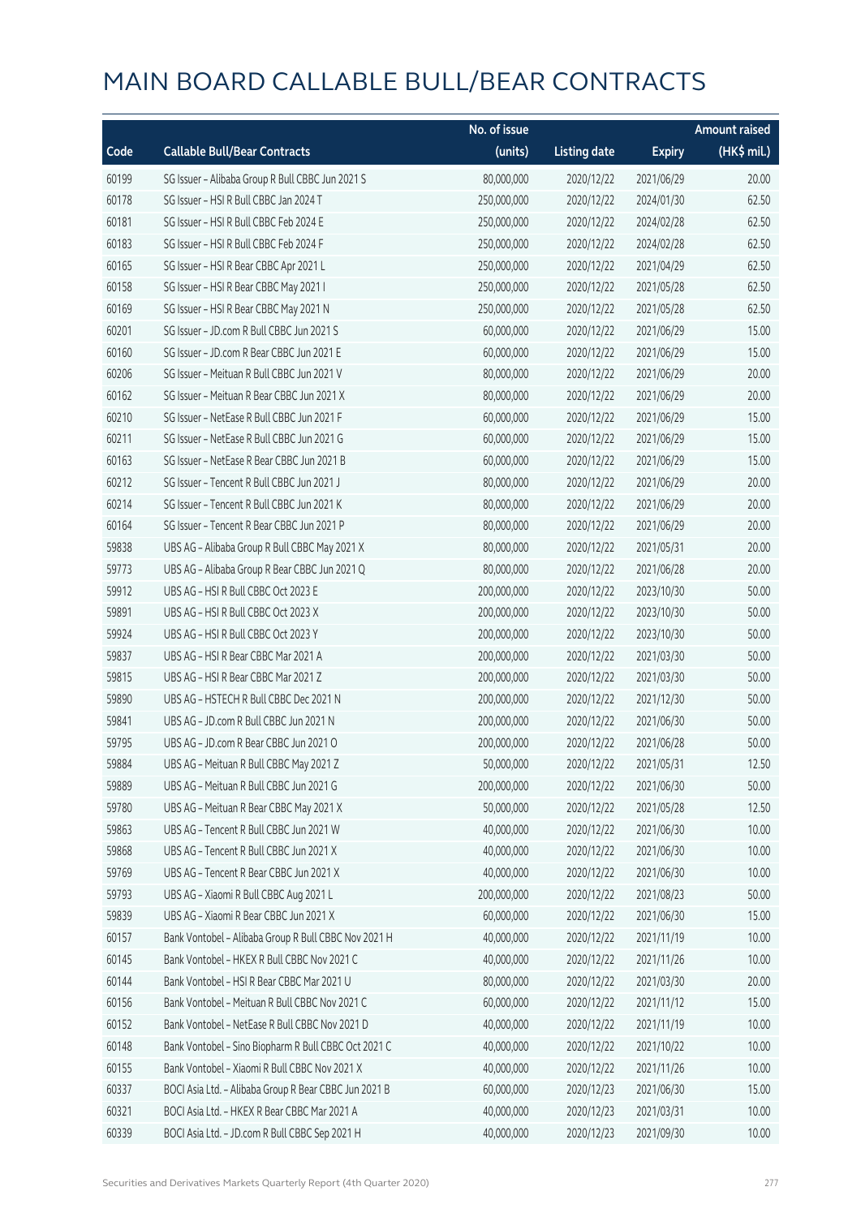# MAIN BOARD CALLABLE BULL/BEAR CONTRACTS

| Code | Callable Bull/Bear Contracts | No. of issue (units) | Listing date | Expiry | Amount raised (HK$ mil.) |
|---|---|---|---|---|---|
| 60199 | SG Issuer – Alibaba Group R Bull CBBC Jun 2021 S | 80,000,000 | 2020/12/22 | 2021/06/29 | 20.00 |
| 60178 | SG Issuer – HSI R Bull CBBC Jan 2024 T | 250,000,000 | 2020/12/22 | 2024/01/30 | 62.50 |
| 60181 | SG Issuer – HSI R Bull CBBC Feb 2024 E | 250,000,000 | 2020/12/22 | 2024/02/28 | 62.50 |
| 60183 | SG Issuer – HSI R Bull CBBC Feb 2024 F | 250,000,000 | 2020/12/22 | 2024/02/28 | 62.50 |
| 60165 | SG Issuer – HSI R Bear CBBC Apr 2021 L | 250,000,000 | 2020/12/22 | 2021/04/29 | 62.50 |
| 60158 | SG Issuer – HSI R Bear CBBC May 2021 I | 250,000,000 | 2020/12/22 | 2021/05/28 | 62.50 |
| 60169 | SG Issuer – HSI R Bear CBBC May 2021 N | 250,000,000 | 2020/12/22 | 2021/05/28 | 62.50 |
| 60201 | SG Issuer – JD.com R Bull CBBC Jun 2021 S | 60,000,000 | 2020/12/22 | 2021/06/29 | 15.00 |
| 60160 | SG Issuer – JD.com R Bear CBBC Jun 2021 E | 60,000,000 | 2020/12/22 | 2021/06/29 | 15.00 |
| 60206 | SG Issuer – Meituan R Bull CBBC Jun 2021 V | 80,000,000 | 2020/12/22 | 2021/06/29 | 20.00 |
| 60162 | SG Issuer – Meituan R Bear CBBC Jun 2021 X | 80,000,000 | 2020/12/22 | 2021/06/29 | 20.00 |
| 60210 | SG Issuer – NetEase R Bull CBBC Jun 2021 F | 60,000,000 | 2020/12/22 | 2021/06/29 | 15.00 |
| 60211 | SG Issuer – NetEase R Bull CBBC Jun 2021 G | 60,000,000 | 2020/12/22 | 2021/06/29 | 15.00 |
| 60163 | SG Issuer – NetEase R Bear CBBC Jun 2021 B | 60,000,000 | 2020/12/22 | 2021/06/29 | 15.00 |
| 60212 | SG Issuer – Tencent R Bull CBBC Jun 2021 J | 80,000,000 | 2020/12/22 | 2021/06/29 | 20.00 |
| 60214 | SG Issuer – Tencent R Bull CBBC Jun 2021 K | 80,000,000 | 2020/12/22 | 2021/06/29 | 20.00 |
| 60164 | SG Issuer – Tencent R Bear CBBC Jun 2021 P | 80,000,000 | 2020/12/22 | 2021/06/29 | 20.00 |
| 59838 | UBS AG – Alibaba Group R Bull CBBC May 2021 X | 80,000,000 | 2020/12/22 | 2021/05/31 | 20.00 |
| 59773 | UBS AG – Alibaba Group R Bear CBBC Jun 2021 Q | 80,000,000 | 2020/12/22 | 2021/06/28 | 20.00 |
| 59912 | UBS AG – HSI R Bull CBBC Oct 2023 E | 200,000,000 | 2020/12/22 | 2023/10/30 | 50.00 |
| 59891 | UBS AG – HSI R Bull CBBC Oct 2023 X | 200,000,000 | 2020/12/22 | 2023/10/30 | 50.00 |
| 59924 | UBS AG – HSI R Bull CBBC Oct 2023 Y | 200,000,000 | 2020/12/22 | 2023/10/30 | 50.00 |
| 59837 | UBS AG – HSI R Bear CBBC Mar 2021 A | 200,000,000 | 2020/12/22 | 2021/03/30 | 50.00 |
| 59815 | UBS AG – HSI R Bear CBBC Mar 2021 Z | 200,000,000 | 2020/12/22 | 2021/03/30 | 50.00 |
| 59890 | UBS AG – HSTECH R Bull CBBC Dec 2021 N | 200,000,000 | 2020/12/22 | 2021/12/30 | 50.00 |
| 59841 | UBS AG – JD.com R Bull CBBC Jun 2021 N | 200,000,000 | 2020/12/22 | 2021/06/30 | 50.00 |
| 59795 | UBS AG – JD.com R Bear CBBC Jun 2021 O | 200,000,000 | 2020/12/22 | 2021/06/28 | 50.00 |
| 59884 | UBS AG – Meituan R Bull CBBC May 2021 Z | 50,000,000 | 2020/12/22 | 2021/05/31 | 12.50 |
| 59889 | UBS AG – Meituan R Bull CBBC Jun 2021 G | 200,000,000 | 2020/12/22 | 2021/06/30 | 50.00 |
| 59780 | UBS AG – Meituan R Bear CBBC May 2021 X | 50,000,000 | 2020/12/22 | 2021/05/28 | 12.50 |
| 59863 | UBS AG – Tencent R Bull CBBC Jun 2021 W | 40,000,000 | 2020/12/22 | 2021/06/30 | 10.00 |
| 59868 | UBS AG – Tencent R Bull CBBC Jun 2021 X | 40,000,000 | 2020/12/22 | 2021/06/30 | 10.00 |
| 59769 | UBS AG – Tencent R Bear CBBC Jun 2021 X | 40,000,000 | 2020/12/22 | 2021/06/30 | 10.00 |
| 59793 | UBS AG – Xiaomi R Bull CBBC Aug 2021 L | 200,000,000 | 2020/12/22 | 2021/08/23 | 50.00 |
| 59839 | UBS AG – Xiaomi R Bear CBBC Jun 2021 X | 60,000,000 | 2020/12/22 | 2021/06/30 | 15.00 |
| 60157 | Bank Vontobel – Alibaba Group R Bull CBBC Nov 2021 H | 40,000,000 | 2020/12/22 | 2021/11/19 | 10.00 |
| 60145 | Bank Vontobel – HKEX R Bull CBBC Nov 2021 C | 40,000,000 | 2020/12/22 | 2021/11/26 | 10.00 |
| 60144 | Bank Vontobel – HSI R Bear CBBC Mar 2021 U | 80,000,000 | 2020/12/22 | 2021/03/30 | 20.00 |
| 60156 | Bank Vontobel – Meituan R Bull CBBC Nov 2021 C | 60,000,000 | 2020/12/22 | 2021/11/12 | 15.00 |
| 60152 | Bank Vontobel – NetEase R Bull CBBC Nov 2021 D | 40,000,000 | 2020/12/22 | 2021/11/19 | 10.00 |
| 60148 | Bank Vontobel – Sino Biopharm R Bull CBBC Oct 2021 C | 40,000,000 | 2020/12/22 | 2021/10/22 | 10.00 |
| 60155 | Bank Vontobel – Xiaomi R Bull CBBC Nov 2021 X | 40,000,000 | 2020/12/22 | 2021/11/26 | 10.00 |
| 60337 | BOCI Asia Ltd. – Alibaba Group R Bear CBBC Jun 2021 B | 60,000,000 | 2020/12/23 | 2021/06/30 | 15.00 |
| 60321 | BOCI Asia Ltd. – HKEX R Bear CBBC Mar 2021 A | 40,000,000 | 2020/12/23 | 2021/03/31 | 10.00 |
| 60339 | BOCI Asia Ltd. – JD.com R Bull CBBC Sep 2021 H | 40,000,000 | 2020/12/23 | 2021/09/30 | 10.00 |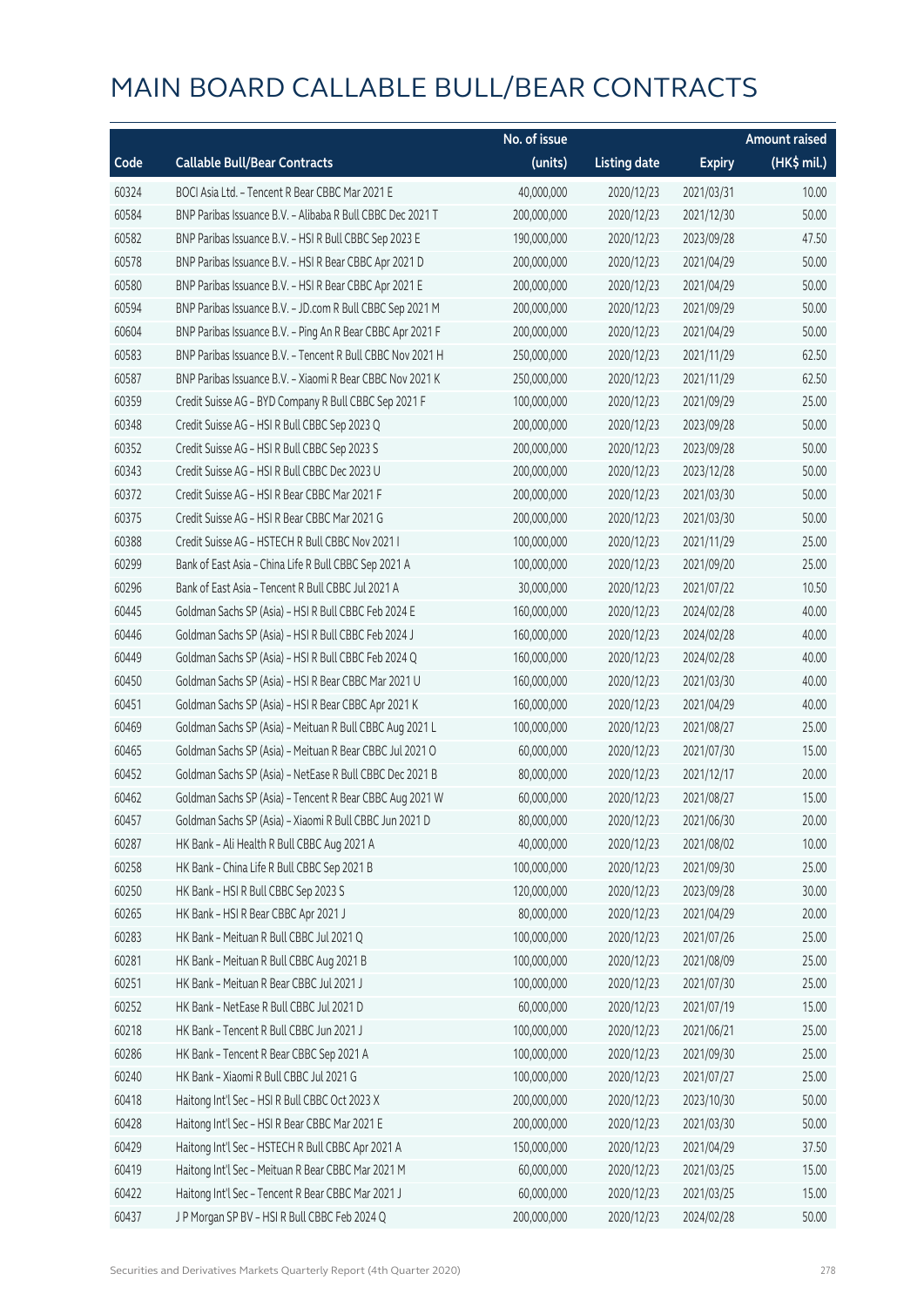# MAIN BOARD CALLABLE BULL/BEAR CONTRACTS

| Code | Callable Bull/Bear Contracts | No. of issue (units) | Listing date | Expiry | Amount raised (HK$ mil.) |
|---|---|---|---|---|---|
| 60324 | BOCI Asia Ltd. – Tencent R Bear CBBC Mar 2021 E | 40,000,000 | 2020/12/23 | 2021/03/31 | 10.00 |
| 60584 | BNP Paribas Issuance B.V. – Alibaba R Bull CBBC Dec 2021 T | 200,000,000 | 2020/12/23 | 2021/12/30 | 50.00 |
| 60582 | BNP Paribas Issuance B.V. – HSI R Bull CBBC Sep 2023 E | 190,000,000 | 2020/12/23 | 2023/09/28 | 47.50 |
| 60578 | BNP Paribas Issuance B.V. – HSI R Bear CBBC Apr 2021 D | 200,000,000 | 2020/12/23 | 2021/04/29 | 50.00 |
| 60580 | BNP Paribas Issuance B.V. – HSI R Bear CBBC Apr 2021 E | 200,000,000 | 2020/12/23 | 2021/04/29 | 50.00 |
| 60594 | BNP Paribas Issuance B.V. – JD.com R Bull CBBC Sep 2021 M | 200,000,000 | 2020/12/23 | 2021/09/29 | 50.00 |
| 60604 | BNP Paribas Issuance B.V. – Ping An R Bear CBBC Apr 2021 F | 200,000,000 | 2020/12/23 | 2021/04/29 | 50.00 |
| 60583 | BNP Paribas Issuance B.V. – Tencent R Bull CBBC Nov 2021 H | 250,000,000 | 2020/12/23 | 2021/11/29 | 62.50 |
| 60587 | BNP Paribas Issuance B.V. – Xiaomi R Bear CBBC Nov 2021 K | 250,000,000 | 2020/12/23 | 2021/11/29 | 62.50 |
| 60359 | Credit Suisse AG – BYD Company R Bull CBBC Sep 2021 F | 100,000,000 | 2020/12/23 | 2021/09/29 | 25.00 |
| 60348 | Credit Suisse AG – HSI R Bull CBBC Sep 2023 Q | 200,000,000 | 2020/12/23 | 2023/09/28 | 50.00 |
| 60352 | Credit Suisse AG – HSI R Bull CBBC Sep 2023 S | 200,000,000 | 2020/12/23 | 2023/09/28 | 50.00 |
| 60343 | Credit Suisse AG – HSI R Bull CBBC Dec 2023 U | 200,000,000 | 2020/12/23 | 2023/12/28 | 50.00 |
| 60372 | Credit Suisse AG – HSI R Bear CBBC Mar 2021 F | 200,000,000 | 2020/12/23 | 2021/03/30 | 50.00 |
| 60375 | Credit Suisse AG – HSI R Bear CBBC Mar 2021 G | 200,000,000 | 2020/12/23 | 2021/03/30 | 50.00 |
| 60388 | Credit Suisse AG – HSTECH R Bull CBBC Nov 2021 I | 100,000,000 | 2020/12/23 | 2021/11/29 | 25.00 |
| 60299 | Bank of East Asia – China Life R Bull CBBC Sep 2021 A | 100,000,000 | 2020/12/23 | 2021/09/20 | 25.00 |
| 60296 | Bank of East Asia – Tencent R Bull CBBC Jul 2021 A | 30,000,000 | 2020/12/23 | 2021/07/22 | 10.50 |
| 60445 | Goldman Sachs SP (Asia) – HSI R Bull CBBC Feb 2024 E | 160,000,000 | 2020/12/23 | 2024/02/28 | 40.00 |
| 60446 | Goldman Sachs SP (Asia) – HSI R Bull CBBC Feb 2024 J | 160,000,000 | 2020/12/23 | 2024/02/28 | 40.00 |
| 60449 | Goldman Sachs SP (Asia) – HSI R Bull CBBC Feb 2024 Q | 160,000,000 | 2020/12/23 | 2024/02/28 | 40.00 |
| 60450 | Goldman Sachs SP (Asia) – HSI R Bear CBBC Mar 2021 U | 160,000,000 | 2020/12/23 | 2021/03/30 | 40.00 |
| 60451 | Goldman Sachs SP (Asia) – HSI R Bear CBBC Apr 2021 K | 160,000,000 | 2020/12/23 | 2021/04/29 | 40.00 |
| 60469 | Goldman Sachs SP (Asia) – Meituan R Bull CBBC Aug 2021 L | 100,000,000 | 2020/12/23 | 2021/08/27 | 25.00 |
| 60465 | Goldman Sachs SP (Asia) – Meituan R Bear CBBC Jul 2021 O | 60,000,000 | 2020/12/23 | 2021/07/30 | 15.00 |
| 60452 | Goldman Sachs SP (Asia) – NetEase R Bull CBBC Dec 2021 B | 80,000,000 | 2020/12/23 | 2021/12/17 | 20.00 |
| 60462 | Goldman Sachs SP (Asia) – Tencent R Bear CBBC Aug 2021 W | 60,000,000 | 2020/12/23 | 2021/08/27 | 15.00 |
| 60457 | Goldman Sachs SP (Asia) – Xiaomi R Bull CBBC Jun 2021 D | 80,000,000 | 2020/12/23 | 2021/06/30 | 20.00 |
| 60287 | HK Bank – Ali Health R Bull CBBC Aug 2021 A | 40,000,000 | 2020/12/23 | 2021/08/02 | 10.00 |
| 60258 | HK Bank – China Life R Bull CBBC Sep 2021 B | 100,000,000 | 2020/12/23 | 2021/09/30 | 25.00 |
| 60250 | HK Bank – HSI R Bull CBBC Sep 2023 S | 120,000,000 | 2020/12/23 | 2023/09/28 | 30.00 |
| 60265 | HK Bank – HSI R Bear CBBC Apr 2021 J | 80,000,000 | 2020/12/23 | 2021/04/29 | 20.00 |
| 60283 | HK Bank – Meituan R Bull CBBC Jul 2021 Q | 100,000,000 | 2020/12/23 | 2021/07/26 | 25.00 |
| 60281 | HK Bank – Meituan R Bull CBBC Aug 2021 B | 100,000,000 | 2020/12/23 | 2021/08/09 | 25.00 |
| 60251 | HK Bank – Meituan R Bear CBBC Jul 2021 J | 100,000,000 | 2020/12/23 | 2021/07/30 | 25.00 |
| 60252 | HK Bank – NetEase R Bull CBBC Jul 2021 D | 60,000,000 | 2020/12/23 | 2021/07/19 | 15.00 |
| 60218 | HK Bank – Tencent R Bull CBBC Jun 2021 J | 100,000,000 | 2020/12/23 | 2021/06/21 | 25.00 |
| 60286 | HK Bank – Tencent R Bear CBBC Sep 2021 A | 100,000,000 | 2020/12/23 | 2021/09/30 | 25.00 |
| 60240 | HK Bank – Xiaomi R Bull CBBC Jul 2021 G | 100,000,000 | 2020/12/23 | 2021/07/27 | 25.00 |
| 60418 | Haitong Int'l Sec – HSI R Bull CBBC Oct 2023 X | 200,000,000 | 2020/12/23 | 2023/10/30 | 50.00 |
| 60428 | Haitong Int'l Sec – HSI R Bear CBBC Mar 2021 E | 200,000,000 | 2020/12/23 | 2021/03/30 | 50.00 |
| 60429 | Haitong Int'l Sec – HSTECH R Bull CBBC Apr 2021 A | 150,000,000 | 2020/12/23 | 2021/04/29 | 37.50 |
| 60419 | Haitong Int'l Sec – Meituan R Bear CBBC Mar 2021 M | 60,000,000 | 2020/12/23 | 2021/03/25 | 15.00 |
| 60422 | Haitong Int'l Sec – Tencent R Bear CBBC Mar 2021 J | 60,000,000 | 2020/12/23 | 2021/03/25 | 15.00 |
| 60437 | J P Morgan SP BV – HSI R Bull CBBC Feb 2024 Q | 200,000,000 | 2020/12/23 | 2024/02/28 | 50.00 |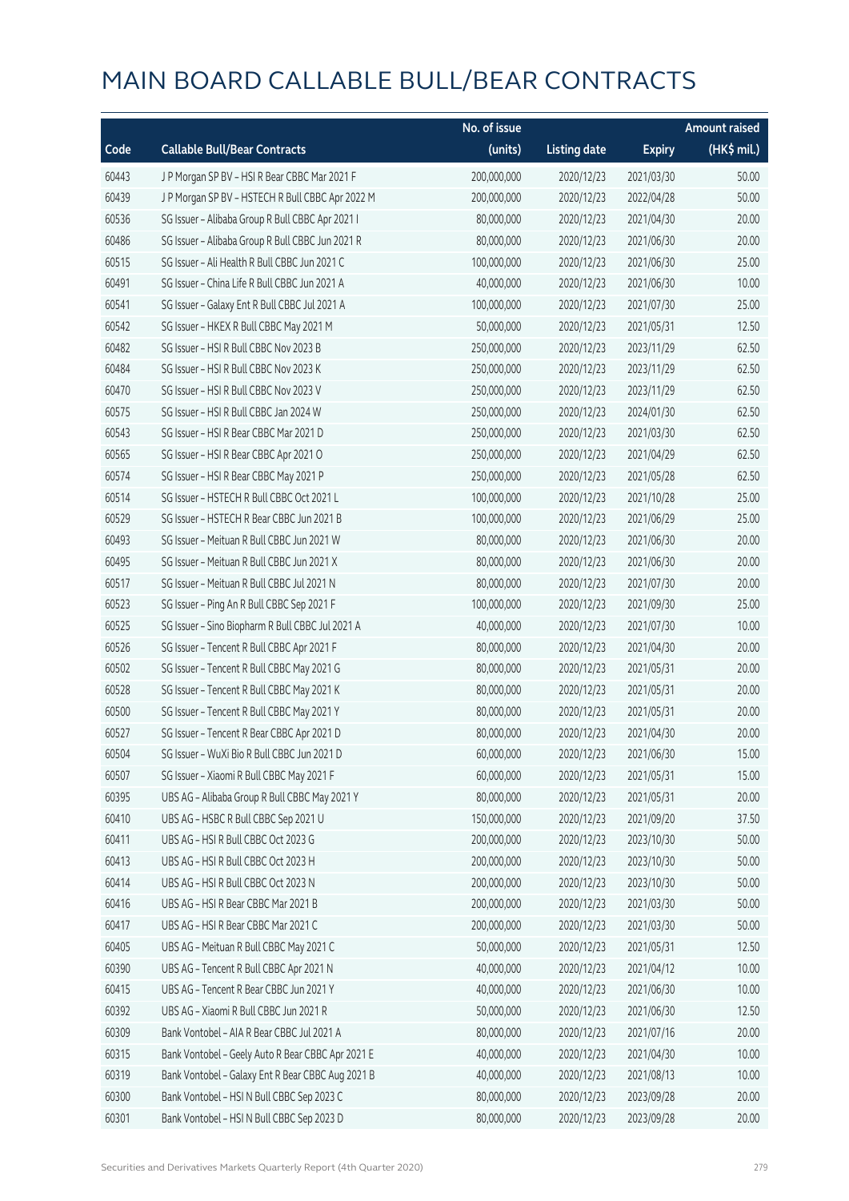# MAIN BOARD CALLABLE BULL/BEAR CONTRACTS

| Code | Callable Bull/Bear Contracts | No. of issue (units) | Listing date | Expiry | Amount raised (HK$ mil.) |
|---|---|---|---|---|---|
| 60443 | J P Morgan SP BV – HSI R Bear CBBC Mar 2021 F | 200,000,000 | 2020/12/23 | 2021/03/30 | 50.00 |
| 60439 | J P Morgan SP BV – HSTECH R Bull CBBC Apr 2022 M | 200,000,000 | 2020/12/23 | 2022/04/28 | 50.00 |
| 60536 | SG Issuer – Alibaba Group R Bull CBBC Apr 2021 I | 80,000,000 | 2020/12/23 | 2021/04/30 | 20.00 |
| 60486 | SG Issuer – Alibaba Group R Bull CBBC Jun 2021 R | 80,000,000 | 2020/12/23 | 2021/06/30 | 20.00 |
| 60515 | SG Issuer – Ali Health R Bull CBBC Jun 2021 C | 100,000,000 | 2020/12/23 | 2021/06/30 | 25.00 |
| 60491 | SG Issuer – China Life R Bull CBBC Jun 2021 A | 40,000,000 | 2020/12/23 | 2021/06/30 | 10.00 |
| 60541 | SG Issuer – Galaxy Ent R Bull CBBC Jul 2021 A | 100,000,000 | 2020/12/23 | 2021/07/30 | 25.00 |
| 60542 | SG Issuer – HKEX R Bull CBBC May 2021 M | 50,000,000 | 2020/12/23 | 2021/05/31 | 12.50 |
| 60482 | SG Issuer – HSI R Bull CBBC Nov 2023 B | 250,000,000 | 2020/12/23 | 2023/11/29 | 62.50 |
| 60484 | SG Issuer – HSI R Bull CBBC Nov 2023 K | 250,000,000 | 2020/12/23 | 2023/11/29 | 62.50 |
| 60470 | SG Issuer – HSI R Bull CBBC Nov 2023 V | 250,000,000 | 2020/12/23 | 2023/11/29 | 62.50 |
| 60575 | SG Issuer – HSI R Bull CBBC Jan 2024 W | 250,000,000 | 2020/12/23 | 2024/01/30 | 62.50 |
| 60543 | SG Issuer – HSI R Bear CBBC Mar 2021 D | 250,000,000 | 2020/12/23 | 2021/03/30 | 62.50 |
| 60565 | SG Issuer – HSI R Bear CBBC Apr 2021 O | 250,000,000 | 2020/12/23 | 2021/04/29 | 62.50 |
| 60574 | SG Issuer – HSI R Bear CBBC May 2021 P | 250,000,000 | 2020/12/23 | 2021/05/28 | 62.50 |
| 60514 | SG Issuer – HSTECH R Bull CBBC Oct 2021 L | 100,000,000 | 2020/12/23 | 2021/10/28 | 25.00 |
| 60529 | SG Issuer – HSTECH R Bear CBBC Jun 2021 B | 100,000,000 | 2020/12/23 | 2021/06/29 | 25.00 |
| 60493 | SG Issuer – Meituan R Bull CBBC Jun 2021 W | 80,000,000 | 2020/12/23 | 2021/06/30 | 20.00 |
| 60495 | SG Issuer – Meituan R Bull CBBC Jun 2021 X | 80,000,000 | 2020/12/23 | 2021/06/30 | 20.00 |
| 60517 | SG Issuer – Meituan R Bull CBBC Jul 2021 N | 80,000,000 | 2020/12/23 | 2021/07/30 | 20.00 |
| 60523 | SG Issuer – Ping An R Bull CBBC Sep 2021 F | 100,000,000 | 2020/12/23 | 2021/09/30 | 25.00 |
| 60525 | SG Issuer – Sino Biopharm R Bull CBBC Jul 2021 A | 40,000,000 | 2020/12/23 | 2021/07/30 | 10.00 |
| 60526 | SG Issuer – Tencent R Bull CBBC Apr 2021 F | 80,000,000 | 2020/12/23 | 2021/04/30 | 20.00 |
| 60502 | SG Issuer – Tencent R Bull CBBC May 2021 G | 80,000,000 | 2020/12/23 | 2021/05/31 | 20.00 |
| 60528 | SG Issuer – Tencent R Bull CBBC May 2021 K | 80,000,000 | 2020/12/23 | 2021/05/31 | 20.00 |
| 60500 | SG Issuer – Tencent R Bull CBBC May 2021 Y | 80,000,000 | 2020/12/23 | 2021/05/31 | 20.00 |
| 60527 | SG Issuer – Tencent R Bear CBBC Apr 2021 D | 80,000,000 | 2020/12/23 | 2021/04/30 | 20.00 |
| 60504 | SG Issuer – WuXi Bio R Bull CBBC Jun 2021 D | 60,000,000 | 2020/12/23 | 2021/06/30 | 15.00 |
| 60507 | SG Issuer – Xiaomi R Bull CBBC May 2021 F | 60,000,000 | 2020/12/23 | 2021/05/31 | 15.00 |
| 60395 | UBS AG – Alibaba Group R Bull CBBC May 2021 Y | 80,000,000 | 2020/12/23 | 2021/05/31 | 20.00 |
| 60410 | UBS AG – HSBC R Bull CBBC Sep 2021 U | 150,000,000 | 2020/12/23 | 2021/09/20 | 37.50 |
| 60411 | UBS AG – HSI R Bull CBBC Oct 2023 G | 200,000,000 | 2020/12/23 | 2023/10/30 | 50.00 |
| 60413 | UBS AG – HSI R Bull CBBC Oct 2023 H | 200,000,000 | 2020/12/23 | 2023/10/30 | 50.00 |
| 60414 | UBS AG – HSI R Bull CBBC Oct 2023 N | 200,000,000 | 2020/12/23 | 2023/10/30 | 50.00 |
| 60416 | UBS AG – HSI R Bear CBBC Mar 2021 B | 200,000,000 | 2020/12/23 | 2021/03/30 | 50.00 |
| 60417 | UBS AG – HSI R Bear CBBC Mar 2021 C | 200,000,000 | 2020/12/23 | 2021/03/30 | 50.00 |
| 60405 | UBS AG – Meituan R Bull CBBC May 2021 C | 50,000,000 | 2020/12/23 | 2021/05/31 | 12.50 |
| 60390 | UBS AG – Tencent R Bull CBBC Apr 2021 N | 40,000,000 | 2020/12/23 | 2021/04/12 | 10.00 |
| 60415 | UBS AG – Tencent R Bear CBBC Jun 2021 Y | 40,000,000 | 2020/12/23 | 2021/06/30 | 10.00 |
| 60392 | UBS AG – Xiaomi R Bull CBBC Jun 2021 R | 50,000,000 | 2020/12/23 | 2021/06/30 | 12.50 |
| 60309 | Bank Vontobel – AIA R Bear CBBC Jul 2021 A | 80,000,000 | 2020/12/23 | 2021/07/16 | 20.00 |
| 60315 | Bank Vontobel – Geely Auto R Bear CBBC Apr 2021 E | 40,000,000 | 2020/12/23 | 2021/04/30 | 10.00 |
| 60319 | Bank Vontobel – Galaxy Ent R Bear CBBC Aug 2021 B | 40,000,000 | 2020/12/23 | 2021/08/13 | 10.00 |
| 60300 | Bank Vontobel – HSI N Bull CBBC Sep 2023 C | 80,000,000 | 2020/12/23 | 2023/09/28 | 20.00 |
| 60301 | Bank Vontobel – HSI N Bull CBBC Sep 2023 D | 80,000,000 | 2020/12/23 | 2023/09/28 | 20.00 |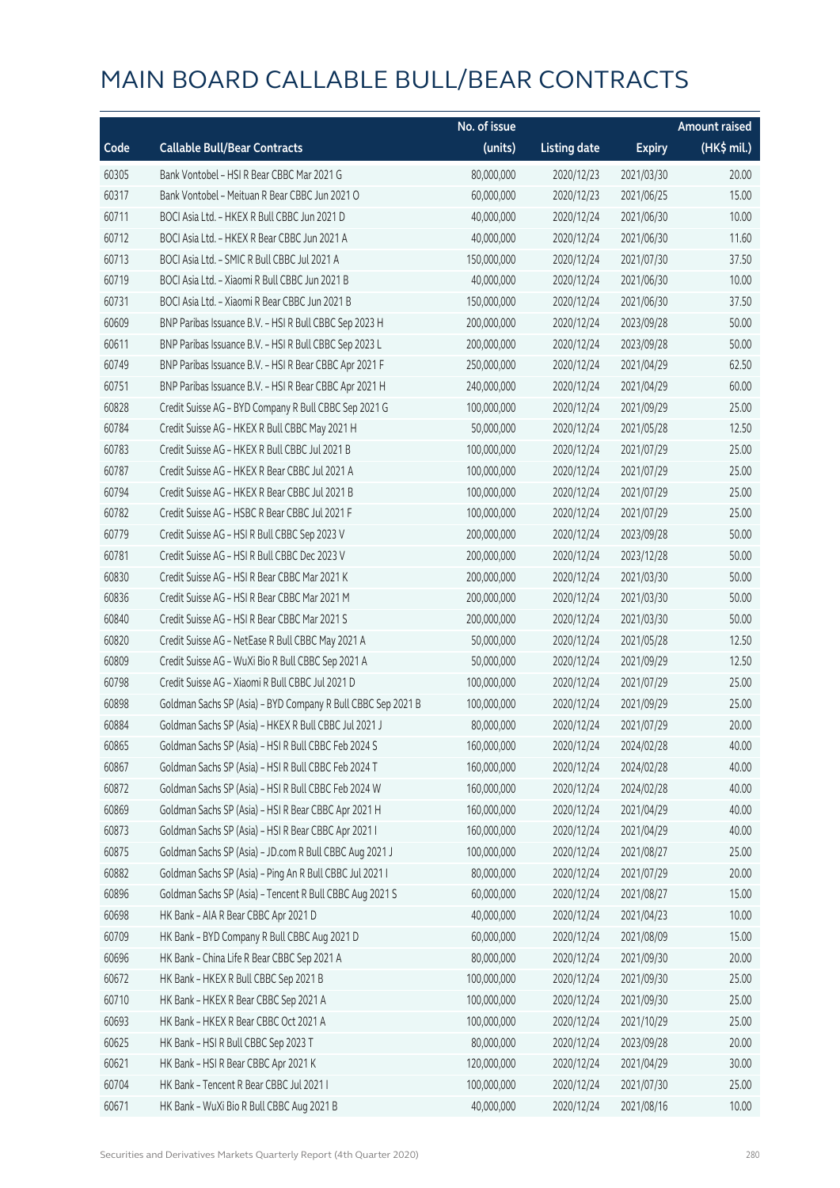# MAIN BOARD CALLABLE BULL/BEAR CONTRACTS

| Code | Callable Bull/Bear Contracts | No. of issue (units) | Listing date | Expiry | Amount raised (HK$ mil.) |
|---|---|---|---|---|---|
| 60305 | Bank Vontobel – HSI R Bear CBBC Mar 2021 G | 80,000,000 | 2020/12/23 | 2021/03/30 | 20.00 |
| 60317 | Bank Vontobel – Meituan R Bear CBBC Jun 2021 O | 60,000,000 | 2020/12/23 | 2021/06/25 | 15.00 |
| 60711 | BOCI Asia Ltd. – HKEX R Bull CBBC Jun 2021 D | 40,000,000 | 2020/12/24 | 2021/06/30 | 10.00 |
| 60712 | BOCI Asia Ltd. – HKEX R Bear CBBC Jun 2021 A | 40,000,000 | 2020/12/24 | 2021/06/30 | 11.60 |
| 60713 | BOCI Asia Ltd. – SMIC R Bull CBBC Jul 2021 A | 150,000,000 | 2020/12/24 | 2021/07/30 | 37.50 |
| 60719 | BOCI Asia Ltd. – Xiaomi R Bull CBBC Jun 2021 B | 40,000,000 | 2020/12/24 | 2021/06/30 | 10.00 |
| 60731 | BOCI Asia Ltd. – Xiaomi R Bear CBBC Jun 2021 B | 150,000,000 | 2020/12/24 | 2021/06/30 | 37.50 |
| 60609 | BNP Paribas Issuance B.V. – HSI R Bull CBBC Sep 2023 H | 200,000,000 | 2020/12/24 | 2023/09/28 | 50.00 |
| 60611 | BNP Paribas Issuance B.V. – HSI R Bull CBBC Sep 2023 L | 200,000,000 | 2020/12/24 | 2023/09/28 | 50.00 |
| 60749 | BNP Paribas Issuance B.V. – HSI R Bear CBBC Apr 2021 F | 250,000,000 | 2020/12/24 | 2021/04/29 | 62.50 |
| 60751 | BNP Paribas Issuance B.V. – HSI R Bear CBBC Apr 2021 H | 240,000,000 | 2020/12/24 | 2021/04/29 | 60.00 |
| 60828 | Credit Suisse AG – BYD Company R Bull CBBC Sep 2021 G | 100,000,000 | 2020/12/24 | 2021/09/29 | 25.00 |
| 60784 | Credit Suisse AG – HKEX R Bull CBBC May 2021 H | 50,000,000 | 2020/12/24 | 2021/05/28 | 12.50 |
| 60783 | Credit Suisse AG – HKEX R Bull CBBC Jul 2021 B | 100,000,000 | 2020/12/24 | 2021/07/29 | 25.00 |
| 60787 | Credit Suisse AG – HKEX R Bear CBBC Jul 2021 A | 100,000,000 | 2020/12/24 | 2021/07/29 | 25.00 |
| 60794 | Credit Suisse AG – HKEX R Bear CBBC Jul 2021 B | 100,000,000 | 2020/12/24 | 2021/07/29 | 25.00 |
| 60782 | Credit Suisse AG – HSBC R Bear CBBC Jul 2021 F | 100,000,000 | 2020/12/24 | 2021/07/29 | 25.00 |
| 60779 | Credit Suisse AG – HSI R Bull CBBC Sep 2023 V | 200,000,000 | 2020/12/24 | 2023/09/28 | 50.00 |
| 60781 | Credit Suisse AG – HSI R Bull CBBC Dec 2023 V | 200,000,000 | 2020/12/24 | 2023/12/28 | 50.00 |
| 60830 | Credit Suisse AG – HSI R Bear CBBC Mar 2021 K | 200,000,000 | 2020/12/24 | 2021/03/30 | 50.00 |
| 60836 | Credit Suisse AG – HSI R Bear CBBC Mar 2021 M | 200,000,000 | 2020/12/24 | 2021/03/30 | 50.00 |
| 60840 | Credit Suisse AG – HSI R Bear CBBC Mar 2021 S | 200,000,000 | 2020/12/24 | 2021/03/30 | 50.00 |
| 60820 | Credit Suisse AG – NetEase R Bull CBBC May 2021 A | 50,000,000 | 2020/12/24 | 2021/05/28 | 12.50 |
| 60809 | Credit Suisse AG – WuXi Bio R Bull CBBC Sep 2021 A | 50,000,000 | 2020/12/24 | 2021/09/29 | 12.50 |
| 60798 | Credit Suisse AG – Xiaomi R Bull CBBC Jul 2021 D | 100,000,000 | 2020/12/24 | 2021/07/29 | 25.00 |
| 60898 | Goldman Sachs SP (Asia) – BYD Company R Bull CBBC Sep 2021 B | 100,000,000 | 2020/12/24 | 2021/09/29 | 25.00 |
| 60884 | Goldman Sachs SP (Asia) – HKEX R Bull CBBC Jul 2021 J | 80,000,000 | 2020/12/24 | 2021/07/29 | 20.00 |
| 60865 | Goldman Sachs SP (Asia) – HSI R Bull CBBC Feb 2024 S | 160,000,000 | 2020/12/24 | 2024/02/28 | 40.00 |
| 60867 | Goldman Sachs SP (Asia) – HSI R Bull CBBC Feb 2024 T | 160,000,000 | 2020/12/24 | 2024/02/28 | 40.00 |
| 60872 | Goldman Sachs SP (Asia) – HSI R Bull CBBC Feb 2024 W | 160,000,000 | 2020/12/24 | 2024/02/28 | 40.00 |
| 60869 | Goldman Sachs SP (Asia) – HSI R Bear CBBC Apr 2021 H | 160,000,000 | 2020/12/24 | 2021/04/29 | 40.00 |
| 60873 | Goldman Sachs SP (Asia) – HSI R Bear CBBC Apr 2021 I | 160,000,000 | 2020/12/24 | 2021/04/29 | 40.00 |
| 60875 | Goldman Sachs SP (Asia) – JD.com R Bull CBBC Aug 2021 J | 100,000,000 | 2020/12/24 | 2021/08/27 | 25.00 |
| 60882 | Goldman Sachs SP (Asia) – Ping An R Bull CBBC Jul 2021 I | 80,000,000 | 2020/12/24 | 2021/07/29 | 20.00 |
| 60896 | Goldman Sachs SP (Asia) – Tencent R Bull CBBC Aug 2021 S | 60,000,000 | 2020/12/24 | 2021/08/27 | 15.00 |
| 60698 | HK Bank – AIA R Bear CBBC Apr 2021 D | 40,000,000 | 2020/12/24 | 2021/04/23 | 10.00 |
| 60709 | HK Bank – BYD Company R Bull CBBC Aug 2021 D | 60,000,000 | 2020/12/24 | 2021/08/09 | 15.00 |
| 60696 | HK Bank – China Life R Bear CBBC Sep 2021 A | 80,000,000 | 2020/12/24 | 2021/09/30 | 20.00 |
| 60672 | HK Bank – HKEX R Bull CBBC Sep 2021 B | 100,000,000 | 2020/12/24 | 2021/09/30 | 25.00 |
| 60710 | HK Bank – HKEX R Bear CBBC Sep 2021 A | 100,000,000 | 2020/12/24 | 2021/09/30 | 25.00 |
| 60693 | HK Bank – HKEX R Bear CBBC Oct 2021 A | 100,000,000 | 2020/12/24 | 2021/10/29 | 25.00 |
| 60625 | HK Bank – HSI R Bull CBBC Sep 2023 T | 80,000,000 | 2020/12/24 | 2023/09/28 | 20.00 |
| 60621 | HK Bank – HSI R Bear CBBC Apr 2021 K | 120,000,000 | 2020/12/24 | 2021/04/29 | 30.00 |
| 60704 | HK Bank – Tencent R Bear CBBC Jul 2021 I | 100,000,000 | 2020/12/24 | 2021/07/30 | 25.00 |
| 60671 | HK Bank – WuXi Bio R Bull CBBC Aug 2021 B | 40,000,000 | 2020/12/24 | 2021/08/16 | 10.00 |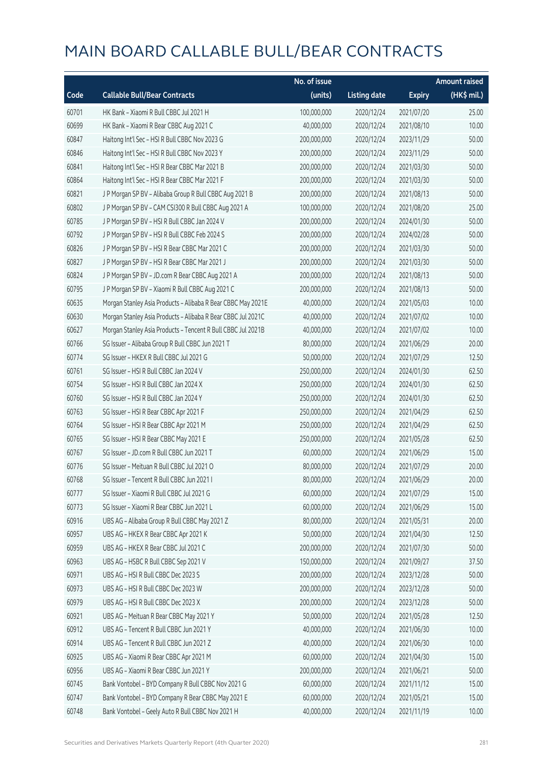# MAIN BOARD CALLABLE BULL/BEAR CONTRACTS

| Code | Callable Bull/Bear Contracts | No. of issue (units) | Listing date | Expiry | Amount raised (HK$ mil.) |
|---|---|---|---|---|---|
| 60701 | HK Bank – Xiaomi R Bull CBBC Jul 2021 H | 100,000,000 | 2020/12/24 | 2021/07/20 | 25.00 |
| 60699 | HK Bank – Xiaomi R Bear CBBC Aug 2021 C | 40,000,000 | 2020/12/24 | 2021/08/10 | 10.00 |
| 60847 | Haitong Int'l Sec – HSI R Bull CBBC Nov 2023 G | 200,000,000 | 2020/12/24 | 2023/11/29 | 50.00 |
| 60846 | Haitong Int'l Sec – HSI R Bull CBBC Nov 2023 Y | 200,000,000 | 2020/12/24 | 2023/11/29 | 50.00 |
| 60841 | Haitong Int'l Sec – HSI R Bear CBBC Mar 2021 B | 200,000,000 | 2020/12/24 | 2021/03/30 | 50.00 |
| 60864 | Haitong Int'l Sec – HSI R Bear CBBC Mar 2021 F | 200,000,000 | 2020/12/24 | 2021/03/30 | 50.00 |
| 60821 | J P Morgan SP BV – Alibaba Group R Bull CBBC Aug 2021 B | 200,000,000 | 2020/12/24 | 2021/08/13 | 50.00 |
| 60802 | J P Morgan SP BV – CAM CSI300 R Bull CBBC Aug 2021 A | 100,000,000 | 2020/12/24 | 2021/08/20 | 25.00 |
| 60785 | J P Morgan SP BV – HSI R Bull CBBC Jan 2024 V | 200,000,000 | 2020/12/24 | 2024/01/30 | 50.00 |
| 60792 | J P Morgan SP BV – HSI R Bull CBBC Feb 2024 S | 200,000,000 | 2020/12/24 | 2024/02/28 | 50.00 |
| 60826 | J P Morgan SP BV – HSI R Bear CBBC Mar 2021 C | 200,000,000 | 2020/12/24 | 2021/03/30 | 50.00 |
| 60827 | J P Morgan SP BV – HSI R Bear CBBC Mar 2021 J | 200,000,000 | 2020/12/24 | 2021/03/30 | 50.00 |
| 60824 | J P Morgan SP BV – JD.com R Bear CBBC Aug 2021 A | 200,000,000 | 2020/12/24 | 2021/08/13 | 50.00 |
| 60795 | J P Morgan SP BV – Xiaomi R Bull CBBC Aug 2021 C | 200,000,000 | 2020/12/24 | 2021/08/13 | 50.00 |
| 60635 | Morgan Stanley Asia Products – Alibaba R Bear CBBC May 2021E | 40,000,000 | 2020/12/24 | 2021/05/03 | 10.00 |
| 60630 | Morgan Stanley Asia Products – Alibaba R Bear CBBC Jul 2021C | 40,000,000 | 2020/12/24 | 2021/07/02 | 10.00 |
| 60627 | Morgan Stanley Asia Products – Tencent R Bull CBBC Jul 2021B | 40,000,000 | 2020/12/24 | 2021/07/02 | 10.00 |
| 60766 | SG Issuer – Alibaba Group R Bull CBBC Jun 2021 T | 80,000,000 | 2020/12/24 | 2021/06/29 | 20.00 |
| 60774 | SG Issuer – HKEX R Bull CBBC Jul 2021 G | 50,000,000 | 2020/12/24 | 2021/07/29 | 12.50 |
| 60761 | SG Issuer – HSI R Bull CBBC Jan 2024 V | 250,000,000 | 2020/12/24 | 2024/01/30 | 62.50 |
| 60754 | SG Issuer – HSI R Bull CBBC Jan 2024 X | 250,000,000 | 2020/12/24 | 2024/01/30 | 62.50 |
| 60760 | SG Issuer – HSI R Bull CBBC Jan 2024 Y | 250,000,000 | 2020/12/24 | 2024/01/30 | 62.50 |
| 60763 | SG Issuer – HSI R Bear CBBC Apr 2021 F | 250,000,000 | 2020/12/24 | 2021/04/29 | 62.50 |
| 60764 | SG Issuer – HSI R Bear CBBC Apr 2021 M | 250,000,000 | 2020/12/24 | 2021/04/29 | 62.50 |
| 60765 | SG Issuer – HSI R Bear CBBC May 2021 E | 250,000,000 | 2020/12/24 | 2021/05/28 | 62.50 |
| 60767 | SG Issuer – JD.com R Bull CBBC Jun 2021 T | 60,000,000 | 2020/12/24 | 2021/06/29 | 15.00 |
| 60776 | SG Issuer – Meituan R Bull CBBC Jul 2021 O | 80,000,000 | 2020/12/24 | 2021/07/29 | 20.00 |
| 60768 | SG Issuer – Tencent R Bull CBBC Jun 2021 I | 80,000,000 | 2020/12/24 | 2021/06/29 | 20.00 |
| 60777 | SG Issuer – Xiaomi R Bull CBBC Jul 2021 G | 60,000,000 | 2020/12/24 | 2021/07/29 | 15.00 |
| 60773 | SG Issuer – Xiaomi R Bear CBBC Jun 2021 L | 60,000,000 | 2020/12/24 | 2021/06/29 | 15.00 |
| 60916 | UBS AG – Alibaba Group R Bull CBBC May 2021 Z | 80,000,000 | 2020/12/24 | 2021/05/31 | 20.00 |
| 60957 | UBS AG – HKEX R Bear CBBC Apr 2021 K | 50,000,000 | 2020/12/24 | 2021/04/30 | 12.50 |
| 60959 | UBS AG – HKEX R Bear CBBC Jul 2021 C | 200,000,000 | 2020/12/24 | 2021/07/30 | 50.00 |
| 60963 | UBS AG – HSBC R Bull CBBC Sep 2021 V | 150,000,000 | 2020/12/24 | 2021/09/27 | 37.50 |
| 60971 | UBS AG – HSI R Bull CBBC Dec 2023 S | 200,000,000 | 2020/12/24 | 2023/12/28 | 50.00 |
| 60973 | UBS AG – HSI R Bull CBBC Dec 2023 W | 200,000,000 | 2020/12/24 | 2023/12/28 | 50.00 |
| 60979 | UBS AG – HSI R Bull CBBC Dec 2023 X | 200,000,000 | 2020/12/24 | 2023/12/28 | 50.00 |
| 60921 | UBS AG – Meituan R Bear CBBC May 2021 Y | 50,000,000 | 2020/12/24 | 2021/05/28 | 12.50 |
| 60912 | UBS AG – Tencent R Bull CBBC Jun 2021 Y | 40,000,000 | 2020/12/24 | 2021/06/30 | 10.00 |
| 60914 | UBS AG – Tencent R Bull CBBC Jun 2021 Z | 40,000,000 | 2020/12/24 | 2021/06/30 | 10.00 |
| 60925 | UBS AG – Xiaomi R Bear CBBC Apr 2021 M | 60,000,000 | 2020/12/24 | 2021/04/30 | 15.00 |
| 60956 | UBS AG – Xiaomi R Bear CBBC Jun 2021 Y | 200,000,000 | 2020/12/24 | 2021/06/21 | 50.00 |
| 60745 | Bank Vontobel – BYD Company R Bull CBBC Nov 2021 G | 60,000,000 | 2020/12/24 | 2021/11/12 | 15.00 |
| 60747 | Bank Vontobel – BYD Company R Bear CBBC May 2021 E | 60,000,000 | 2020/12/24 | 2021/05/21 | 15.00 |
| 60748 | Bank Vontobel – Geely Auto R Bull CBBC Nov 2021 H | 40,000,000 | 2020/12/24 | 2021/11/19 | 10.00 |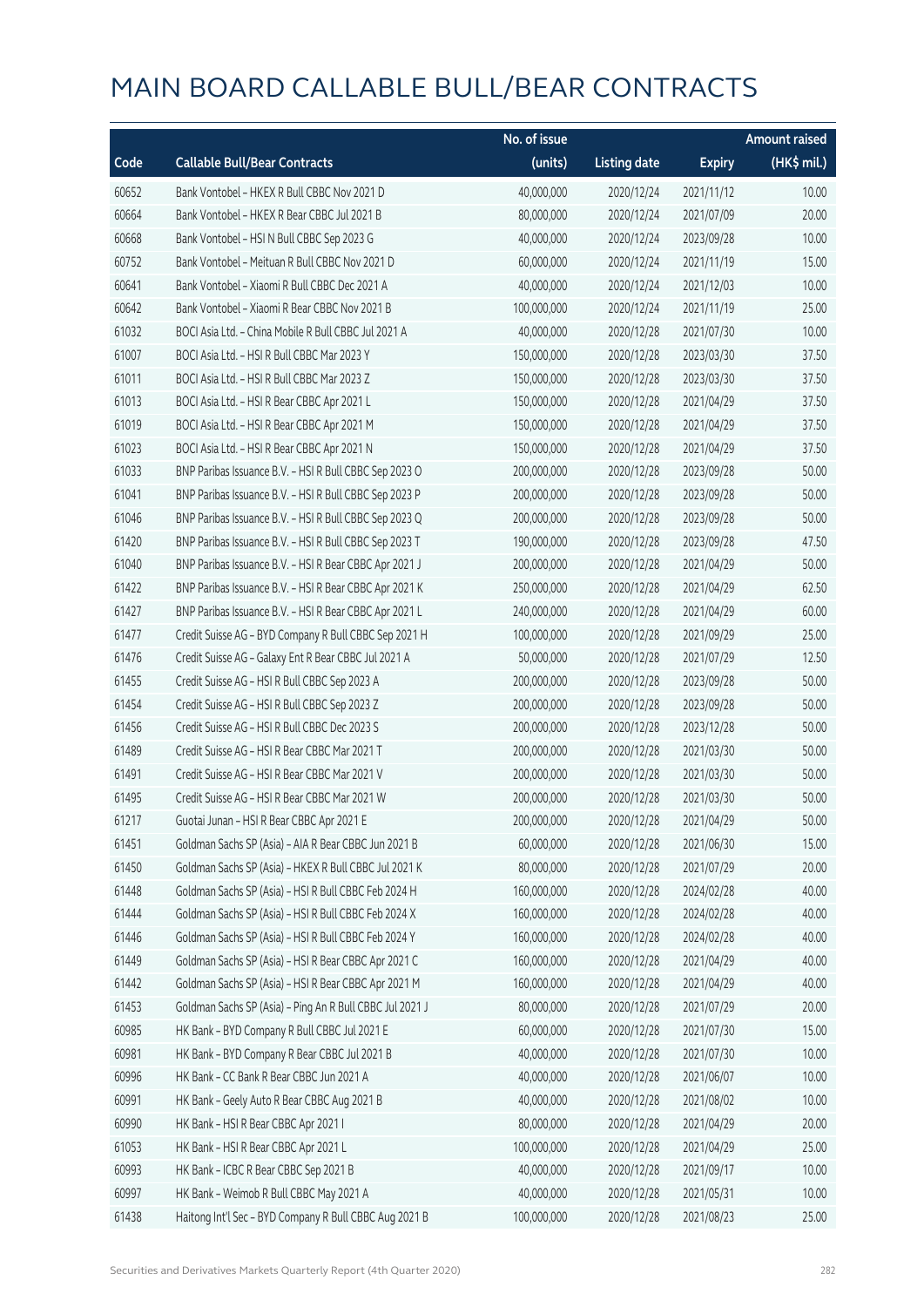# MAIN BOARD CALLABLE BULL/BEAR CONTRACTS

| Code | Callable Bull/Bear Contracts | No. of issue (units) | Listing date | Expiry | Amount raised (HK$ mil.) |
|---|---|---|---|---|---|
| 60652 | Bank Vontobel – HKEX R Bull CBBC Nov 2021 D | 40,000,000 | 2020/12/24 | 2021/11/12 | 10.00 |
| 60664 | Bank Vontobel – HKEX R Bear CBBC Jul 2021 B | 80,000,000 | 2020/12/24 | 2021/07/09 | 20.00 |
| 60668 | Bank Vontobel – HSI N Bull CBBC Sep 2023 G | 40,000,000 | 2020/12/24 | 2023/09/28 | 10.00 |
| 60752 | Bank Vontobel – Meituan R Bull CBBC Nov 2021 D | 60,000,000 | 2020/12/24 | 2021/11/19 | 15.00 |
| 60641 | Bank Vontobel – Xiaomi R Bull CBBC Dec 2021 A | 40,000,000 | 2020/12/24 | 2021/12/03 | 10.00 |
| 60642 | Bank Vontobel – Xiaomi R Bear CBBC Nov 2021 B | 100,000,000 | 2020/12/24 | 2021/11/19 | 25.00 |
| 61032 | BOCI Asia Ltd. – China Mobile R Bull CBBC Jul 2021 A | 40,000,000 | 2020/12/28 | 2021/07/30 | 10.00 |
| 61007 | BOCI Asia Ltd. – HSI R Bull CBBC Mar 2023 Y | 150,000,000 | 2020/12/28 | 2023/03/30 | 37.50 |
| 61011 | BOCI Asia Ltd. – HSI R Bull CBBC Mar 2023 Z | 150,000,000 | 2020/12/28 | 2023/03/30 | 37.50 |
| 61013 | BOCI Asia Ltd. – HSI R Bear CBBC Apr 2021 L | 150,000,000 | 2020/12/28 | 2021/04/29 | 37.50 |
| 61019 | BOCI Asia Ltd. – HSI R Bear CBBC Apr 2021 M | 150,000,000 | 2020/12/28 | 2021/04/29 | 37.50 |
| 61023 | BOCI Asia Ltd. – HSI R Bear CBBC Apr 2021 N | 150,000,000 | 2020/12/28 | 2021/04/29 | 37.50 |
| 61033 | BNP Paribas Issuance B.V. – HSI R Bull CBBC Sep 2023 O | 200,000,000 | 2020/12/28 | 2023/09/28 | 50.00 |
| 61041 | BNP Paribas Issuance B.V. – HSI R Bull CBBC Sep 2023 P | 200,000,000 | 2020/12/28 | 2023/09/28 | 50.00 |
| 61046 | BNP Paribas Issuance B.V. – HSI R Bull CBBC Sep 2023 Q | 200,000,000 | 2020/12/28 | 2023/09/28 | 50.00 |
| 61420 | BNP Paribas Issuance B.V. – HSI R Bull CBBC Sep 2023 T | 190,000,000 | 2020/12/28 | 2023/09/28 | 47.50 |
| 61040 | BNP Paribas Issuance B.V. – HSI R Bear CBBC Apr 2021 J | 200,000,000 | 2020/12/28 | 2021/04/29 | 50.00 |
| 61422 | BNP Paribas Issuance B.V. – HSI R Bear CBBC Apr 2021 K | 250,000,000 | 2020/12/28 | 2021/04/29 | 62.50 |
| 61427 | BNP Paribas Issuance B.V. – HSI R Bear CBBC Apr 2021 L | 240,000,000 | 2020/12/28 | 2021/04/29 | 60.00 |
| 61477 | Credit Suisse AG – BYD Company R Bull CBBC Sep 2021 H | 100,000,000 | 2020/12/28 | 2021/09/29 | 25.00 |
| 61476 | Credit Suisse AG – Galaxy Ent R Bear CBBC Jul 2021 A | 50,000,000 | 2020/12/28 | 2021/07/29 | 12.50 |
| 61455 | Credit Suisse AG – HSI R Bull CBBC Sep 2023 A | 200,000,000 | 2020/12/28 | 2023/09/28 | 50.00 |
| 61454 | Credit Suisse AG – HSI R Bull CBBC Sep 2023 Z | 200,000,000 | 2020/12/28 | 2023/09/28 | 50.00 |
| 61456 | Credit Suisse AG – HSI R Bull CBBC Dec 2023 S | 200,000,000 | 2020/12/28 | 2023/12/28 | 50.00 |
| 61489 | Credit Suisse AG – HSI R Bear CBBC Mar 2021 T | 200,000,000 | 2020/12/28 | 2021/03/30 | 50.00 |
| 61491 | Credit Suisse AG – HSI R Bear CBBC Mar 2021 V | 200,000,000 | 2020/12/28 | 2021/03/30 | 50.00 |
| 61495 | Credit Suisse AG – HSI R Bear CBBC Mar 2021 W | 200,000,000 | 2020/12/28 | 2021/03/30 | 50.00 |
| 61217 | Guotai Junan – HSI R Bear CBBC Apr 2021 E | 200,000,000 | 2020/12/28 | 2021/04/29 | 50.00 |
| 61451 | Goldman Sachs SP (Asia) – AIA R Bear CBBC Jun 2021 B | 60,000,000 | 2020/12/28 | 2021/06/30 | 15.00 |
| 61450 | Goldman Sachs SP (Asia) – HKEX R Bull CBBC Jul 2021 K | 80,000,000 | 2020/12/28 | 2021/07/29 | 20.00 |
| 61448 | Goldman Sachs SP (Asia) – HSI R Bull CBBC Feb 2024 H | 160,000,000 | 2020/12/28 | 2024/02/28 | 40.00 |
| 61444 | Goldman Sachs SP (Asia) – HSI R Bull CBBC Feb 2024 X | 160,000,000 | 2020/12/28 | 2024/02/28 | 40.00 |
| 61446 | Goldman Sachs SP (Asia) – HSI R Bull CBBC Feb 2024 Y | 160,000,000 | 2020/12/28 | 2024/02/28 | 40.00 |
| 61449 | Goldman Sachs SP (Asia) – HSI R Bear CBBC Apr 2021 C | 160,000,000 | 2020/12/28 | 2021/04/29 | 40.00 |
| 61442 | Goldman Sachs SP (Asia) – HSI R Bear CBBC Apr 2021 M | 160,000,000 | 2020/12/28 | 2021/04/29 | 40.00 |
| 61453 | Goldman Sachs SP (Asia) – Ping An R Bull CBBC Jul 2021 J | 80,000,000 | 2020/12/28 | 2021/07/29 | 20.00 |
| 60985 | HK Bank – BYD Company R Bull CBBC Jul 2021 E | 60,000,000 | 2020/12/28 | 2021/07/30 | 15.00 |
| 60981 | HK Bank – BYD Company R Bear CBBC Jul 2021 B | 40,000,000 | 2020/12/28 | 2021/07/30 | 10.00 |
| 60996 | HK Bank – CC Bank R Bear CBBC Jun 2021 A | 40,000,000 | 2020/12/28 | 2021/06/07 | 10.00 |
| 60991 | HK Bank – Geely Auto R Bear CBBC Aug 2021 B | 40,000,000 | 2020/12/28 | 2021/08/02 | 10.00 |
| 60990 | HK Bank – HSI R Bear CBBC Apr 2021 I | 80,000,000 | 2020/12/28 | 2021/04/29 | 20.00 |
| 61053 | HK Bank – HSI R Bear CBBC Apr 2021 L | 100,000,000 | 2020/12/28 | 2021/04/29 | 25.00 |
| 60993 | HK Bank – ICBC R Bear CBBC Sep 2021 B | 40,000,000 | 2020/12/28 | 2021/09/17 | 10.00 |
| 60997 | HK Bank – Weimob R Bull CBBC May 2021 A | 40,000,000 | 2020/12/28 | 2021/05/31 | 10.00 |
| 61438 | Haitong Int'l Sec – BYD Company R Bull CBBC Aug 2021 B | 100,000,000 | 2020/12/28 | 2021/08/23 | 25.00 |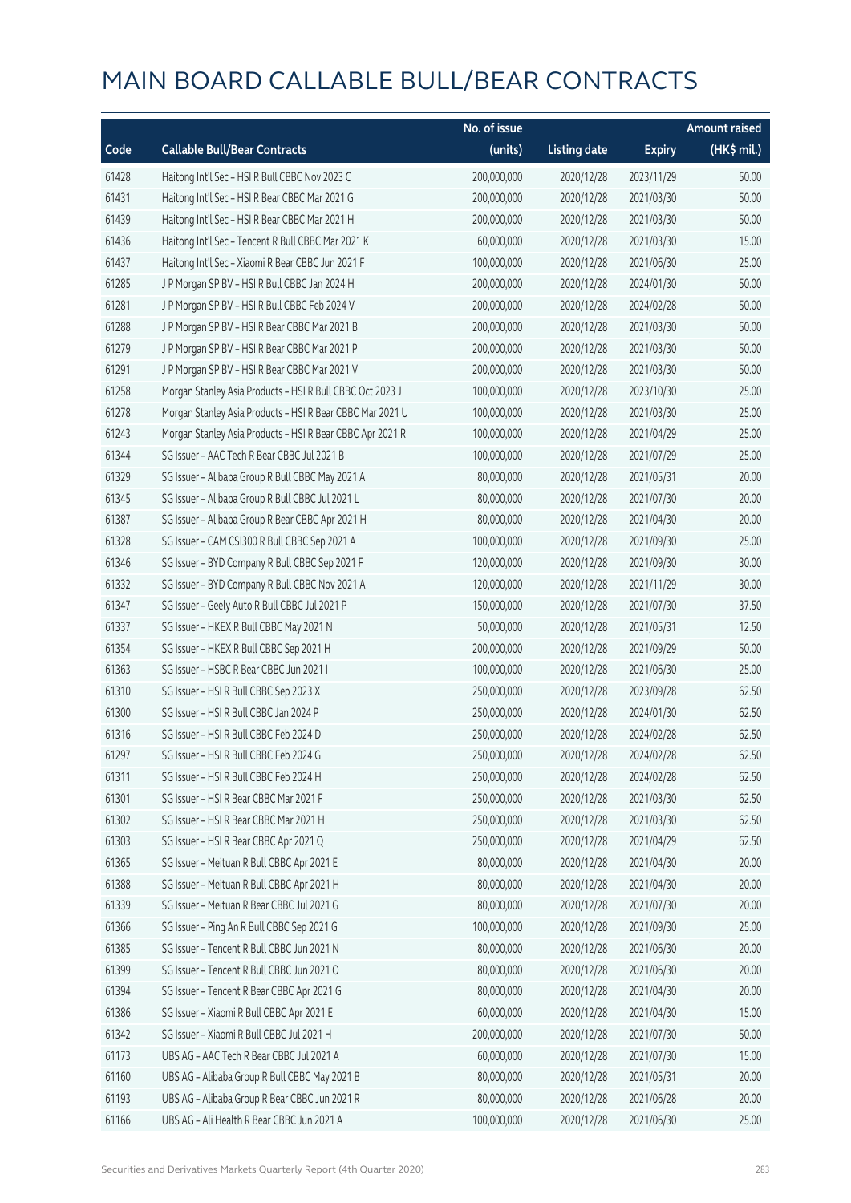# MAIN BOARD CALLABLE BULL/BEAR CONTRACTS

| Code | Callable Bull/Bear Contracts | No. of issue (units) | Listing date | Expiry | Amount raised (HK$ mil.) |
|---|---|---|---|---|---|
| 61428 | Haitong Int'l Sec – HSI R Bull CBBC Nov 2023 C | 200,000,000 | 2020/12/28 | 2023/11/29 | 50.00 |
| 61431 | Haitong Int'l Sec – HSI R Bear CBBC Mar 2021 G | 200,000,000 | 2020/12/28 | 2021/03/30 | 50.00 |
| 61439 | Haitong Int'l Sec – HSI R Bear CBBC Mar 2021 H | 200,000,000 | 2020/12/28 | 2021/03/30 | 50.00 |
| 61436 | Haitong Int'l Sec – Tencent R Bull CBBC Mar 2021 K | 60,000,000 | 2020/12/28 | 2021/03/30 | 15.00 |
| 61437 | Haitong Int'l Sec – Xiaomi R Bear CBBC Jun 2021 F | 100,000,000 | 2020/12/28 | 2021/06/30 | 25.00 |
| 61285 | J P Morgan SP BV – HSI R Bull CBBC Jan 2024 H | 200,000,000 | 2020/12/28 | 2024/01/30 | 50.00 |
| 61281 | J P Morgan SP BV – HSI R Bull CBBC Feb 2024 V | 200,000,000 | 2020/12/28 | 2024/02/28 | 50.00 |
| 61288 | J P Morgan SP BV – HSI R Bear CBBC Mar 2021 B | 200,000,000 | 2020/12/28 | 2021/03/30 | 50.00 |
| 61279 | J P Morgan SP BV – HSI R Bear CBBC Mar 2021 P | 200,000,000 | 2020/12/28 | 2021/03/30 | 50.00 |
| 61291 | J P Morgan SP BV – HSI R Bear CBBC Mar 2021 V | 200,000,000 | 2020/12/28 | 2021/03/30 | 50.00 |
| 61258 | Morgan Stanley Asia Products – HSI R Bull CBBC Oct 2023 J | 100,000,000 | 2020/12/28 | 2023/10/30 | 25.00 |
| 61278 | Morgan Stanley Asia Products – HSI R Bear CBBC Mar 2021 U | 100,000,000 | 2020/12/28 | 2021/03/30 | 25.00 |
| 61243 | Morgan Stanley Asia Products – HSI R Bear CBBC Apr 2021 R | 100,000,000 | 2020/12/28 | 2021/04/29 | 25.00 |
| 61344 | SG Issuer – AAC Tech R Bear CBBC Jul 2021 B | 100,000,000 | 2020/12/28 | 2021/07/29 | 25.00 |
| 61329 | SG Issuer – Alibaba Group R Bull CBBC May 2021 A | 80,000,000 | 2020/12/28 | 2021/05/31 | 20.00 |
| 61345 | SG Issuer – Alibaba Group R Bull CBBC Jul 2021 L | 80,000,000 | 2020/12/28 | 2021/07/30 | 20.00 |
| 61387 | SG Issuer – Alibaba Group R Bear CBBC Apr 2021 H | 80,000,000 | 2020/12/28 | 2021/04/30 | 20.00 |
| 61328 | SG Issuer – CAM CSI300 R Bull CBBC Sep 2021 A | 100,000,000 | 2020/12/28 | 2021/09/30 | 25.00 |
| 61346 | SG Issuer – BYD Company R Bull CBBC Sep 2021 F | 120,000,000 | 2020/12/28 | 2021/09/30 | 30.00 |
| 61332 | SG Issuer – BYD Company R Bull CBBC Nov 2021 A | 120,000,000 | 2020/12/28 | 2021/11/29 | 30.00 |
| 61347 | SG Issuer – Geely Auto R Bull CBBC Jul 2021 P | 150,000,000 | 2020/12/28 | 2021/07/30 | 37.50 |
| 61337 | SG Issuer – HKEX R Bull CBBC May 2021 N | 50,000,000 | 2020/12/28 | 2021/05/31 | 12.50 |
| 61354 | SG Issuer – HKEX R Bull CBBC Sep 2021 H | 200,000,000 | 2020/12/28 | 2021/09/29 | 50.00 |
| 61363 | SG Issuer – HSBC R Bear CBBC Jun 2021 I | 100,000,000 | 2020/12/28 | 2021/06/30 | 25.00 |
| 61310 | SG Issuer – HSI R Bull CBBC Sep 2023 X | 250,000,000 | 2020/12/28 | 2023/09/28 | 62.50 |
| 61300 | SG Issuer – HSI R Bull CBBC Jan 2024 P | 250,000,000 | 2020/12/28 | 2024/01/30 | 62.50 |
| 61316 | SG Issuer – HSI R Bull CBBC Feb 2024 D | 250,000,000 | 2020/12/28 | 2024/02/28 | 62.50 |
| 61297 | SG Issuer – HSI R Bull CBBC Feb 2024 G | 250,000,000 | 2020/12/28 | 2024/02/28 | 62.50 |
| 61311 | SG Issuer – HSI R Bull CBBC Feb 2024 H | 250,000,000 | 2020/12/28 | 2024/02/28 | 62.50 |
| 61301 | SG Issuer – HSI R Bear CBBC Mar 2021 F | 250,000,000 | 2020/12/28 | 2021/03/30 | 62.50 |
| 61302 | SG Issuer – HSI R Bear CBBC Mar 2021 H | 250,000,000 | 2020/12/28 | 2021/03/30 | 62.50 |
| 61303 | SG Issuer – HSI R Bear CBBC Apr 2021 Q | 250,000,000 | 2020/12/28 | 2021/04/29 | 62.50 |
| 61365 | SG Issuer – Meituan R Bull CBBC Apr 2021 E | 80,000,000 | 2020/12/28 | 2021/04/30 | 20.00 |
| 61388 | SG Issuer – Meituan R Bull CBBC Apr 2021 H | 80,000,000 | 2020/12/28 | 2021/04/30 | 20.00 |
| 61339 | SG Issuer – Meituan R Bear CBBC Jul 2021 G | 80,000,000 | 2020/12/28 | 2021/07/30 | 20.00 |
| 61366 | SG Issuer – Ping An R Bull CBBC Sep 2021 G | 100,000,000 | 2020/12/28 | 2021/09/30 | 25.00 |
| 61385 | SG Issuer – Tencent R Bull CBBC Jun 2021 N | 80,000,000 | 2020/12/28 | 2021/06/30 | 20.00 |
| 61399 | SG Issuer – Tencent R Bull CBBC Jun 2021 O | 80,000,000 | 2020/12/28 | 2021/06/30 | 20.00 |
| 61394 | SG Issuer – Tencent R Bear CBBC Apr 2021 G | 80,000,000 | 2020/12/28 | 2021/04/30 | 20.00 |
| 61386 | SG Issuer – Xiaomi R Bull CBBC Apr 2021 E | 60,000,000 | 2020/12/28 | 2021/04/30 | 15.00 |
| 61342 | SG Issuer – Xiaomi R Bull CBBC Jul 2021 H | 200,000,000 | 2020/12/28 | 2021/07/30 | 50.00 |
| 61173 | UBS AG – AAC Tech R Bear CBBC Jul 2021 A | 60,000,000 | 2020/12/28 | 2021/07/30 | 15.00 |
| 61160 | UBS AG – Alibaba Group R Bull CBBC May 2021 B | 80,000,000 | 2020/12/28 | 2021/05/31 | 20.00 |
| 61193 | UBS AG – Alibaba Group R Bear CBBC Jun 2021 R | 80,000,000 | 2020/12/28 | 2021/06/28 | 20.00 |
| 61166 | UBS AG – Ali Health R Bear CBBC Jun 2021 A | 100,000,000 | 2020/12/28 | 2021/06/30 | 25.00 |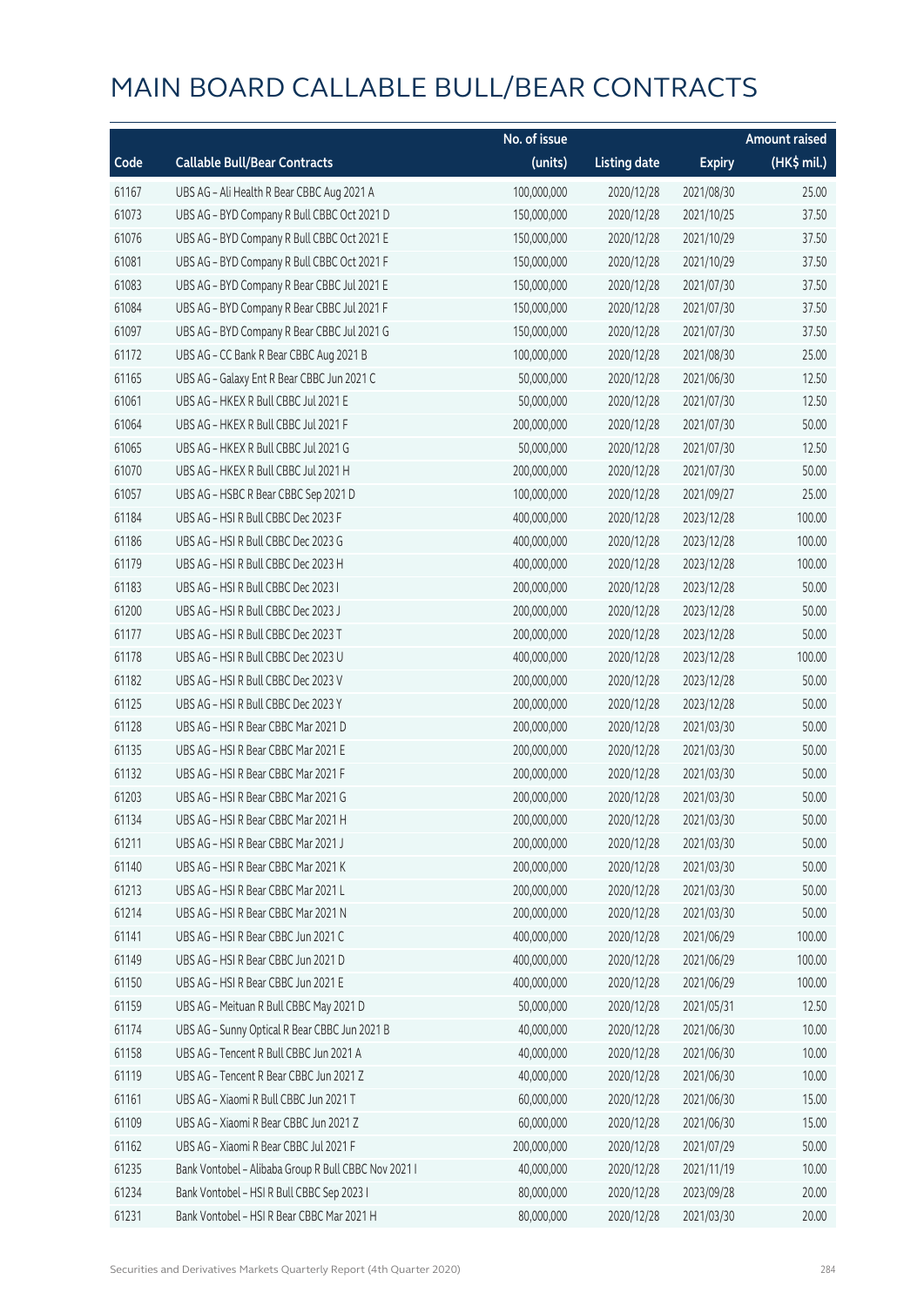# MAIN BOARD CALLABLE BULL/BEAR CONTRACTS

| Code | Callable Bull/Bear Contracts | No. of issue (units) | Listing date | Expiry | Amount raised (HK$ mil.) |
|---|---|---|---|---|---|
| 61167 | UBS AG – Ali Health R Bear CBBC Aug 2021 A | 100,000,000 | 2020/12/28 | 2021/08/30 | 25.00 |
| 61073 | UBS AG – BYD Company R Bull CBBC Oct 2021 D | 150,000,000 | 2020/12/28 | 2021/10/25 | 37.50 |
| 61076 | UBS AG – BYD Company R Bull CBBC Oct 2021 E | 150,000,000 | 2020/12/28 | 2021/10/29 | 37.50 |
| 61081 | UBS AG – BYD Company R Bull CBBC Oct 2021 F | 150,000,000 | 2020/12/28 | 2021/10/29 | 37.50 |
| 61083 | UBS AG – BYD Company R Bear CBBC Jul 2021 E | 150,000,000 | 2020/12/28 | 2021/07/30 | 37.50 |
| 61084 | UBS AG – BYD Company R Bear CBBC Jul 2021 F | 150,000,000 | 2020/12/28 | 2021/07/30 | 37.50 |
| 61097 | UBS AG – BYD Company R Bear CBBC Jul 2021 G | 150,000,000 | 2020/12/28 | 2021/07/30 | 37.50 |
| 61172 | UBS AG – CC Bank R Bear CBBC Aug 2021 B | 100,000,000 | 2020/12/28 | 2021/08/30 | 25.00 |
| 61165 | UBS AG – Galaxy Ent R Bear CBBC Jun 2021 C | 50,000,000 | 2020/12/28 | 2021/06/30 | 12.50 |
| 61061 | UBS AG – HKEX R Bull CBBC Jul 2021 E | 50,000,000 | 2020/12/28 | 2021/07/30 | 12.50 |
| 61064 | UBS AG – HKEX R Bull CBBC Jul 2021 F | 200,000,000 | 2020/12/28 | 2021/07/30 | 50.00 |
| 61065 | UBS AG – HKEX R Bull CBBC Jul 2021 G | 50,000,000 | 2020/12/28 | 2021/07/30 | 12.50 |
| 61070 | UBS AG – HKEX R Bull CBBC Jul 2021 H | 200,000,000 | 2020/12/28 | 2021/07/30 | 50.00 |
| 61057 | UBS AG – HSBC R Bear CBBC Sep 2021 D | 100,000,000 | 2020/12/28 | 2021/09/27 | 25.00 |
| 61184 | UBS AG – HSI R Bull CBBC Dec 2023 F | 400,000,000 | 2020/12/28 | 2023/12/28 | 100.00 |
| 61186 | UBS AG – HSI R Bull CBBC Dec 2023 G | 400,000,000 | 2020/12/28 | 2023/12/28 | 100.00 |
| 61179 | UBS AG – HSI R Bull CBBC Dec 2023 H | 400,000,000 | 2020/12/28 | 2023/12/28 | 100.00 |
| 61183 | UBS AG – HSI R Bull CBBC Dec 2023 I | 200,000,000 | 2020/12/28 | 2023/12/28 | 50.00 |
| 61200 | UBS AG – HSI R Bull CBBC Dec 2023 J | 200,000,000 | 2020/12/28 | 2023/12/28 | 50.00 |
| 61177 | UBS AG – HSI R Bull CBBC Dec 2023 T | 200,000,000 | 2020/12/28 | 2023/12/28 | 50.00 |
| 61178 | UBS AG – HSI R Bull CBBC Dec 2023 U | 400,000,000 | 2020/12/28 | 2023/12/28 | 100.00 |
| 61182 | UBS AG – HSI R Bull CBBC Dec 2023 V | 200,000,000 | 2020/12/28 | 2023/12/28 | 50.00 |
| 61125 | UBS AG – HSI R Bull CBBC Dec 2023 Y | 200,000,000 | 2020/12/28 | 2023/12/28 | 50.00 |
| 61128 | UBS AG – HSI R Bear CBBC Mar 2021 D | 200,000,000 | 2020/12/28 | 2021/03/30 | 50.00 |
| 61135 | UBS AG – HSI R Bear CBBC Mar 2021 E | 200,000,000 | 2020/12/28 | 2021/03/30 | 50.00 |
| 61132 | UBS AG – HSI R Bear CBBC Mar 2021 F | 200,000,000 | 2020/12/28 | 2021/03/30 | 50.00 |
| 61203 | UBS AG – HSI R Bear CBBC Mar 2021 G | 200,000,000 | 2020/12/28 | 2021/03/30 | 50.00 |
| 61134 | UBS AG – HSI R Bear CBBC Mar 2021 H | 200,000,000 | 2020/12/28 | 2021/03/30 | 50.00 |
| 61211 | UBS AG – HSI R Bear CBBC Mar 2021 J | 200,000,000 | 2020/12/28 | 2021/03/30 | 50.00 |
| 61140 | UBS AG – HSI R Bear CBBC Mar 2021 K | 200,000,000 | 2020/12/28 | 2021/03/30 | 50.00 |
| 61213 | UBS AG – HSI R Bear CBBC Mar 2021 L | 200,000,000 | 2020/12/28 | 2021/03/30 | 50.00 |
| 61214 | UBS AG – HSI R Bear CBBC Mar 2021 N | 200,000,000 | 2020/12/28 | 2021/03/30 | 50.00 |
| 61141 | UBS AG – HSI R Bear CBBC Jun 2021 C | 400,000,000 | 2020/12/28 | 2021/06/29 | 100.00 |
| 61149 | UBS AG – HSI R Bear CBBC Jun 2021 D | 400,000,000 | 2020/12/28 | 2021/06/29 | 100.00 |
| 61150 | UBS AG – HSI R Bear CBBC Jun 2021 E | 400,000,000 | 2020/12/28 | 2021/06/29 | 100.00 |
| 61159 | UBS AG – Meituan R Bull CBBC May 2021 D | 50,000,000 | 2020/12/28 | 2021/05/31 | 12.50 |
| 61174 | UBS AG – Sunny Optical R Bear CBBC Jun 2021 B | 40,000,000 | 2020/12/28 | 2021/06/30 | 10.00 |
| 61158 | UBS AG – Tencent R Bull CBBC Jun 2021 A | 40,000,000 | 2020/12/28 | 2021/06/30 | 10.00 |
| 61119 | UBS AG – Tencent R Bear CBBC Jun 2021 Z | 40,000,000 | 2020/12/28 | 2021/06/30 | 10.00 |
| 61161 | UBS AG – Xiaomi R Bull CBBC Jun 2021 T | 60,000,000 | 2020/12/28 | 2021/06/30 | 15.00 |
| 61109 | UBS AG – Xiaomi R Bear CBBC Jun 2021 Z | 60,000,000 | 2020/12/28 | 2021/06/30 | 15.00 |
| 61162 | UBS AG – Xiaomi R Bear CBBC Jul 2021 F | 200,000,000 | 2020/12/28 | 2021/07/29 | 50.00 |
| 61235 | Bank Vontobel – Alibaba Group R Bull CBBC Nov 2021 I | 40,000,000 | 2020/12/28 | 2021/11/19 | 10.00 |
| 61234 | Bank Vontobel – HSI R Bull CBBC Sep 2023 I | 80,000,000 | 2020/12/28 | 2023/09/28 | 20.00 |
| 61231 | Bank Vontobel – HSI R Bear CBBC Mar 2021 H | 80,000,000 | 2020/12/28 | 2021/03/30 | 20.00 |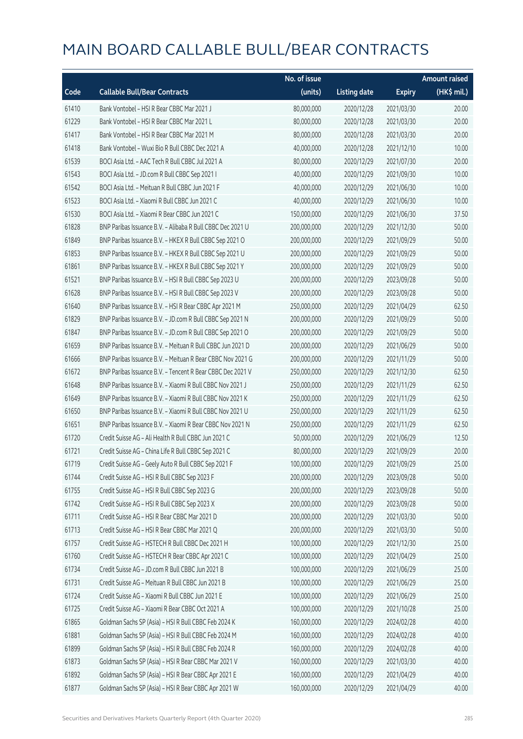# MAIN BOARD CALLABLE BULL/BEAR CONTRACTS

| Code | Callable Bull/Bear Contracts | No. of issue (units) | Listing date | Expiry | Amount raised (HK$ mil.) |
|---|---|---|---|---|---|
| 61410 | Bank Vontobel – HSI R Bear CBBC Mar 2021 J | 80,000,000 | 2020/12/28 | 2021/03/30 | 20.00 |
| 61229 | Bank Vontobel – HSI R Bear CBBC Mar 2021 L | 80,000,000 | 2020/12/28 | 2021/03/30 | 20.00 |
| 61417 | Bank Vontobel – HSI R Bear CBBC Mar 2021 M | 80,000,000 | 2020/12/28 | 2021/03/30 | 20.00 |
| 61418 | Bank Vontobel – Wuxi Bio R Bull CBBC Dec 2021 A | 40,000,000 | 2020/12/28 | 2021/12/10 | 10.00 |
| 61539 | BOCI Asia Ltd. – AAC Tech R Bull CBBC Jul 2021 A | 80,000,000 | 2020/12/29 | 2021/07/30 | 20.00 |
| 61543 | BOCI Asia Ltd. – JD.com R Bull CBBC Sep 2021 I | 40,000,000 | 2020/12/29 | 2021/09/30 | 10.00 |
| 61542 | BOCI Asia Ltd. – Meituan R Bull CBBC Jun 2021 F | 40,000,000 | 2020/12/29 | 2021/06/30 | 10.00 |
| 61523 | BOCI Asia Ltd. – Xiaomi R Bull CBBC Jun 2021 C | 40,000,000 | 2020/12/29 | 2021/06/30 | 10.00 |
| 61530 | BOCI Asia Ltd. – Xiaomi R Bear CBBC Jun 2021 C | 150,000,000 | 2020/12/29 | 2021/06/30 | 37.50 |
| 61828 | BNP Paribas Issuance B.V. – Alibaba R Bull CBBC Dec 2021 U | 200,000,000 | 2020/12/29 | 2021/12/30 | 50.00 |
| 61849 | BNP Paribas Issuance B.V. – HKEX R Bull CBBC Sep 2021 O | 200,000,000 | 2020/12/29 | 2021/09/29 | 50.00 |
| 61853 | BNP Paribas Issuance B.V. – HKEX R Bull CBBC Sep 2021 U | 200,000,000 | 2020/12/29 | 2021/09/29 | 50.00 |
| 61861 | BNP Paribas Issuance B.V. – HKEX R Bull CBBC Sep 2021 Y | 200,000,000 | 2020/12/29 | 2021/09/29 | 50.00 |
| 61521 | BNP Paribas Issuance B.V. – HSI R Bull CBBC Sep 2023 U | 200,000,000 | 2020/12/29 | 2023/09/28 | 50.00 |
| 61628 | BNP Paribas Issuance B.V. – HSI R Bull CBBC Sep 2023 V | 200,000,000 | 2020/12/29 | 2023/09/28 | 50.00 |
| 61640 | BNP Paribas Issuance B.V. – HSI R Bear CBBC Apr 2021 M | 250,000,000 | 2020/12/29 | 2021/04/29 | 62.50 |
| 61829 | BNP Paribas Issuance B.V. – JD.com R Bull CBBC Sep 2021 N | 200,000,000 | 2020/12/29 | 2021/09/29 | 50.00 |
| 61847 | BNP Paribas Issuance B.V. – JD.com R Bull CBBC Sep 2021 O | 200,000,000 | 2020/12/29 | 2021/09/29 | 50.00 |
| 61659 | BNP Paribas Issuance B.V. – Meituan R Bull CBBC Jun 2021 D | 200,000,000 | 2020/12/29 | 2021/06/29 | 50.00 |
| 61666 | BNP Paribas Issuance B.V. – Meituan R Bear CBBC Nov 2021 G | 200,000,000 | 2020/12/29 | 2021/11/29 | 50.00 |
| 61672 | BNP Paribas Issuance B.V. – Tencent R Bear CBBC Dec 2021 V | 250,000,000 | 2020/12/29 | 2021/12/30 | 62.50 |
| 61648 | BNP Paribas Issuance B.V. – Xiaomi R Bull CBBC Nov 2021 J | 250,000,000 | 2020/12/29 | 2021/11/29 | 62.50 |
| 61649 | BNP Paribas Issuance B.V. – Xiaomi R Bull CBBC Nov 2021 K | 250,000,000 | 2020/12/29 | 2021/11/29 | 62.50 |
| 61650 | BNP Paribas Issuance B.V. – Xiaomi R Bull CBBC Nov 2021 U | 250,000,000 | 2020/12/29 | 2021/11/29 | 62.50 |
| 61651 | BNP Paribas Issuance B.V. – Xiaomi R Bear CBBC Nov 2021 N | 250,000,000 | 2020/12/29 | 2021/11/29 | 62.50 |
| 61720 | Credit Suisse AG – Ali Health R Bull CBBC Jun 2021 C | 50,000,000 | 2020/12/29 | 2021/06/29 | 12.50 |
| 61721 | Credit Suisse AG – China Life R Bull CBBC Sep 2021 C | 80,000,000 | 2020/12/29 | 2021/09/29 | 20.00 |
| 61719 | Credit Suisse AG – Geely Auto R Bull CBBC Sep 2021 F | 100,000,000 | 2020/12/29 | 2021/09/29 | 25.00 |
| 61744 | Credit Suisse AG – HSI R Bull CBBC Sep 2023 F | 200,000,000 | 2020/12/29 | 2023/09/28 | 50.00 |
| 61755 | Credit Suisse AG – HSI R Bull CBBC Sep 2023 G | 200,000,000 | 2020/12/29 | 2023/09/28 | 50.00 |
| 61742 | Credit Suisse AG – HSI R Bull CBBC Sep 2023 X | 200,000,000 | 2020/12/29 | 2023/09/28 | 50.00 |
| 61711 | Credit Suisse AG – HSI R Bear CBBC Mar 2021 D | 200,000,000 | 2020/12/29 | 2021/03/30 | 50.00 |
| 61713 | Credit Suisse AG – HSI R Bear CBBC Mar 2021 Q | 200,000,000 | 2020/12/29 | 2021/03/30 | 50.00 |
| 61757 | Credit Suisse AG – HSTECH R Bull CBBC Dec 2021 H | 100,000,000 | 2020/12/29 | 2021/12/30 | 25.00 |
| 61760 | Credit Suisse AG – HSTECH R Bear CBBC Apr 2021 C | 100,000,000 | 2020/12/29 | 2021/04/29 | 25.00 |
| 61734 | Credit Suisse AG – JD.com R Bull CBBC Jun 2021 B | 100,000,000 | 2020/12/29 | 2021/06/29 | 25.00 |
| 61731 | Credit Suisse AG – Meituan R Bull CBBC Jun 2021 B | 100,000,000 | 2020/12/29 | 2021/06/29 | 25.00 |
| 61724 | Credit Suisse AG – Xiaomi R Bull CBBC Jun 2021 E | 100,000,000 | 2020/12/29 | 2021/06/29 | 25.00 |
| 61725 | Credit Suisse AG – Xiaomi R Bear CBBC Oct 2021 A | 100,000,000 | 2020/12/29 | 2021/10/28 | 25.00 |
| 61865 | Goldman Sachs SP (Asia) – HSI R Bull CBBC Feb 2024 K | 160,000,000 | 2020/12/29 | 2024/02/28 | 40.00 |
| 61881 | Goldman Sachs SP (Asia) – HSI R Bull CBBC Feb 2024 M | 160,000,000 | 2020/12/29 | 2024/02/28 | 40.00 |
| 61899 | Goldman Sachs SP (Asia) – HSI R Bull CBBC Feb 2024 R | 160,000,000 | 2020/12/29 | 2024/02/28 | 40.00 |
| 61873 | Goldman Sachs SP (Asia) – HSI R Bear CBBC Mar 2021 V | 160,000,000 | 2020/12/29 | 2021/03/30 | 40.00 |
| 61892 | Goldman Sachs SP (Asia) – HSI R Bear CBBC Apr 2021 E | 160,000,000 | 2020/12/29 | 2021/04/29 | 40.00 |
| 61877 | Goldman Sachs SP (Asia) – HSI R Bear CBBC Apr 2021 W | 160,000,000 | 2020/12/29 | 2021/04/29 | 40.00 |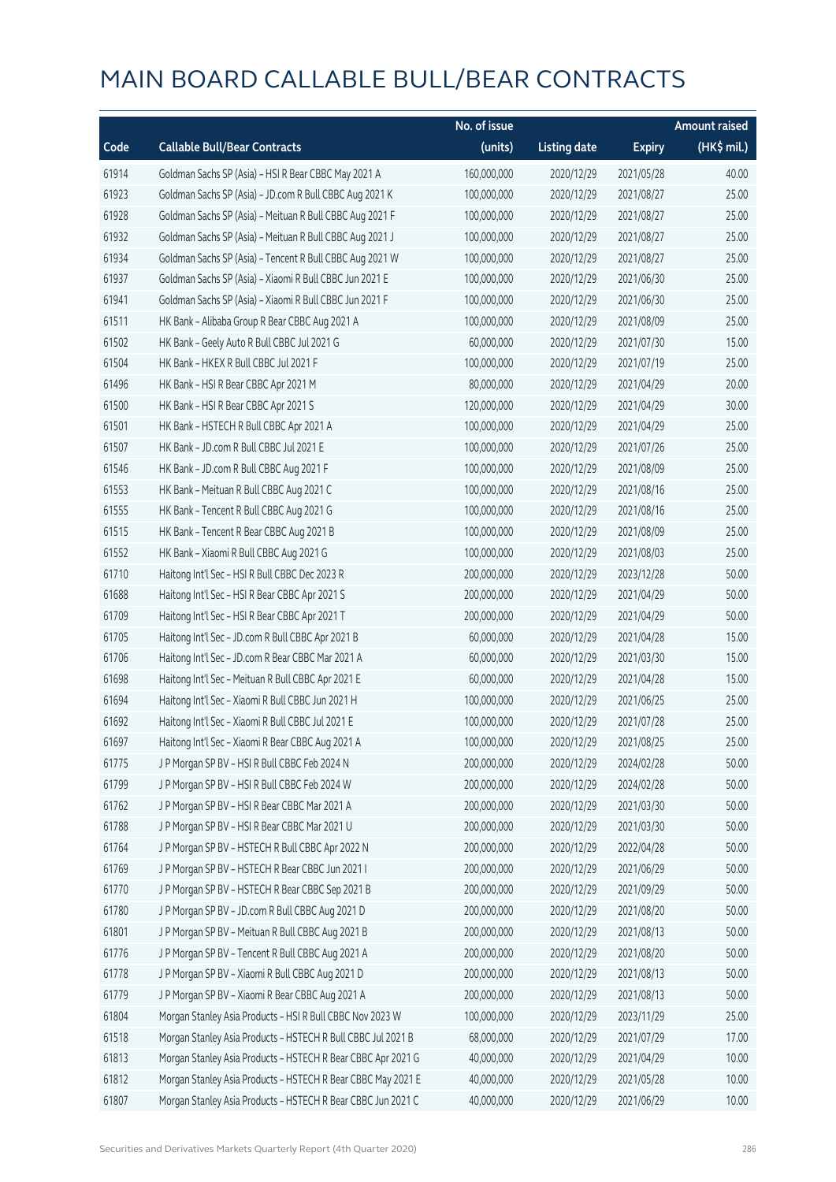# MAIN BOARD CALLABLE BULL/BEAR CONTRACTS

| Code | Callable Bull/Bear Contracts | No. of issue (units) | Listing date | Expiry | Amount raised (HK$ mil.) |
|---|---|---|---|---|---|
| 61914 | Goldman Sachs SP (Asia) - HSI R Bear CBBC May 2021 A | 160,000,000 | 2020/12/29 | 2021/05/28 | 40.00 |
| 61923 | Goldman Sachs SP (Asia) - JD.com R Bull CBBC Aug 2021 K | 100,000,000 | 2020/12/29 | 2021/08/27 | 25.00 |
| 61928 | Goldman Sachs SP (Asia) - Meituan R Bull CBBC Aug 2021 F | 100,000,000 | 2020/12/29 | 2021/08/27 | 25.00 |
| 61932 | Goldman Sachs SP (Asia) - Meituan R Bull CBBC Aug 2021 J | 100,000,000 | 2020/12/29 | 2021/08/27 | 25.00 |
| 61934 | Goldman Sachs SP (Asia) - Tencent R Bull CBBC Aug 2021 W | 100,000,000 | 2020/12/29 | 2021/08/27 | 25.00 |
| 61937 | Goldman Sachs SP (Asia) - Xiaomi R Bull CBBC Jun 2021 E | 100,000,000 | 2020/12/29 | 2021/06/30 | 25.00 |
| 61941 | Goldman Sachs SP (Asia) - Xiaomi R Bull CBBC Jun 2021 F | 100,000,000 | 2020/12/29 | 2021/06/30 | 25.00 |
| 61511 | HK Bank - Alibaba Group R Bear CBBC Aug 2021 A | 100,000,000 | 2020/12/29 | 2021/08/09 | 25.00 |
| 61502 | HK Bank - Geely Auto R Bull CBBC Jul 2021 G | 60,000,000 | 2020/12/29 | 2021/07/30 | 15.00 |
| 61504 | HK Bank - HKEX R Bull CBBC Jul 2021 F | 100,000,000 | 2020/12/29 | 2021/07/19 | 25.00 |
| 61496 | HK Bank - HSI R Bear CBBC Apr 2021 M | 80,000,000 | 2020/12/29 | 2021/04/29 | 20.00 |
| 61500 | HK Bank - HSI R Bear CBBC Apr 2021 S | 120,000,000 | 2020/12/29 | 2021/04/29 | 30.00 |
| 61501 | HK Bank - HSTECH R Bull CBBC Apr 2021 A | 100,000,000 | 2020/12/29 | 2021/04/29 | 25.00 |
| 61507 | HK Bank - JD.com R Bull CBBC Jul 2021 E | 100,000,000 | 2020/12/29 | 2021/07/26 | 25.00 |
| 61546 | HK Bank - JD.com R Bull CBBC Aug 2021 F | 100,000,000 | 2020/12/29 | 2021/08/09 | 25.00 |
| 61553 | HK Bank - Meituan R Bull CBBC Aug 2021 C | 100,000,000 | 2020/12/29 | 2021/08/16 | 25.00 |
| 61555 | HK Bank - Tencent R Bull CBBC Aug 2021 G | 100,000,000 | 2020/12/29 | 2021/08/16 | 25.00 |
| 61515 | HK Bank - Tencent R Bear CBBC Aug 2021 B | 100,000,000 | 2020/12/29 | 2021/08/09 | 25.00 |
| 61552 | HK Bank - Xiaomi R Bull CBBC Aug 2021 G | 100,000,000 | 2020/12/29 | 2021/08/03 | 25.00 |
| 61710 | Haitong Int'l Sec - HSI R Bull CBBC Dec 2023 R | 200,000,000 | 2020/12/29 | 2023/12/28 | 50.00 |
| 61688 | Haitong Int'l Sec - HSI R Bear CBBC Apr 2021 S | 200,000,000 | 2020/12/29 | 2021/04/29 | 50.00 |
| 61709 | Haitong Int'l Sec - HSI R Bear CBBC Apr 2021 T | 200,000,000 | 2020/12/29 | 2021/04/29 | 50.00 |
| 61705 | Haitong Int'l Sec - JD.com R Bull CBBC Apr 2021 B | 60,000,000 | 2020/12/29 | 2021/04/28 | 15.00 |
| 61706 | Haitong Int'l Sec - JD.com R Bear CBBC Mar 2021 A | 60,000,000 | 2020/12/29 | 2021/03/30 | 15.00 |
| 61698 | Haitong Int'l Sec - Meituan R Bull CBBC Apr 2021 E | 60,000,000 | 2020/12/29 | 2021/04/28 | 15.00 |
| 61694 | Haitong Int'l Sec - Xiaomi R Bull CBBC Jun 2021 H | 100,000,000 | 2020/12/29 | 2021/06/25 | 25.00 |
| 61692 | Haitong Int'l Sec - Xiaomi R Bull CBBC Jul 2021 E | 100,000,000 | 2020/12/29 | 2021/07/28 | 25.00 |
| 61697 | Haitong Int'l Sec - Xiaomi R Bear CBBC Aug 2021 A | 100,000,000 | 2020/12/29 | 2021/08/25 | 25.00 |
| 61775 | J P Morgan SP BV - HSI R Bull CBBC Feb 2024 N | 200,000,000 | 2020/12/29 | 2024/02/28 | 50.00 |
| 61799 | J P Morgan SP BV - HSI R Bull CBBC Feb 2024 W | 200,000,000 | 2020/12/29 | 2024/02/28 | 50.00 |
| 61762 | J P Morgan SP BV - HSI R Bear CBBC Mar 2021 A | 200,000,000 | 2020/12/29 | 2021/03/30 | 50.00 |
| 61788 | J P Morgan SP BV - HSI R Bear CBBC Mar 2021 U | 200,000,000 | 2020/12/29 | 2021/03/30 | 50.00 |
| 61764 | J P Morgan SP BV - HSTECH R Bull CBBC Apr 2022 N | 200,000,000 | 2020/12/29 | 2022/04/28 | 50.00 |
| 61769 | J P Morgan SP BV - HSTECH R Bear CBBC Jun 2021 I | 200,000,000 | 2020/12/29 | 2021/06/29 | 50.00 |
| 61770 | J P Morgan SP BV - HSTECH R Bear CBBC Sep 2021 B | 200,000,000 | 2020/12/29 | 2021/09/29 | 50.00 |
| 61780 | J P Morgan SP BV - JD.com R Bull CBBC Aug 2021 D | 200,000,000 | 2020/12/29 | 2021/08/20 | 50.00 |
| 61801 | J P Morgan SP BV - Meituan R Bull CBBC Aug 2021 B | 200,000,000 | 2020/12/29 | 2021/08/13 | 50.00 |
| 61776 | J P Morgan SP BV - Tencent R Bull CBBC Aug 2021 A | 200,000,000 | 2020/12/29 | 2021/08/20 | 50.00 |
| 61778 | J P Morgan SP BV - Xiaomi R Bull CBBC Aug 2021 D | 200,000,000 | 2020/12/29 | 2021/08/13 | 50.00 |
| 61779 | J P Morgan SP BV - Xiaomi R Bear CBBC Aug 2021 A | 200,000,000 | 2020/12/29 | 2021/08/13 | 50.00 |
| 61804 | Morgan Stanley Asia Products - HSI R Bull CBBC Nov 2023 W | 100,000,000 | 2020/12/29 | 2023/11/29 | 25.00 |
| 61518 | Morgan Stanley Asia Products - HSTECH R Bull CBBC Jul 2021 B | 68,000,000 | 2020/12/29 | 2021/07/29 | 17.00 |
| 61813 | Morgan Stanley Asia Products - HSTECH R Bear CBBC Apr 2021 G | 40,000,000 | 2020/12/29 | 2021/04/29 | 10.00 |
| 61812 | Morgan Stanley Asia Products - HSTECH R Bear CBBC May 2021 E | 40,000,000 | 2020/12/29 | 2021/05/28 | 10.00 |
| 61807 | Morgan Stanley Asia Products - HSTECH R Bear CBBC Jun 2021 C | 40,000,000 | 2020/12/29 | 2021/06/29 | 10.00 |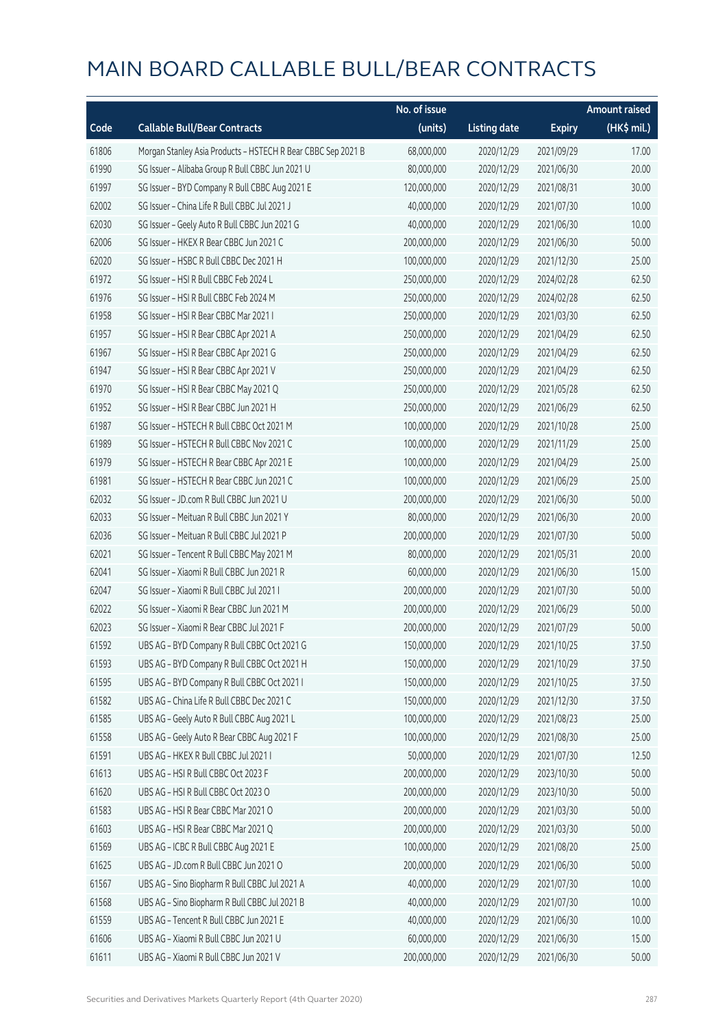# MAIN BOARD CALLABLE BULL/BEAR CONTRACTS

| Code | Callable Bull/Bear Contracts | No. of issue (units) | Listing date | Expiry | Amount raised (HK$ mil.) |
|---|---|---|---|---|---|
| 61806 | Morgan Stanley Asia Products – HSTECH R Bear CBBC Sep 2021 B | 68,000,000 | 2020/12/29 | 2021/09/29 | 17.00 |
| 61990 | SG Issuer – Alibaba Group R Bull CBBC Jun 2021 U | 80,000,000 | 2020/12/29 | 2021/06/30 | 20.00 |
| 61997 | SG Issuer – BYD Company R Bull CBBC Aug 2021 E | 120,000,000 | 2020/12/29 | 2021/08/31 | 30.00 |
| 62002 | SG Issuer – China Life R Bull CBBC Jul 2021 J | 40,000,000 | 2020/12/29 | 2021/07/30 | 10.00 |
| 62030 | SG Issuer – Geely Auto R Bull CBBC Jun 2021 G | 40,000,000 | 2020/12/29 | 2021/06/30 | 10.00 |
| 62006 | SG Issuer – HKEX R Bear CBBC Jun 2021 C | 200,000,000 | 2020/12/29 | 2021/06/30 | 50.00 |
| 62020 | SG Issuer – HSBC R Bull CBBC Dec 2021 H | 100,000,000 | 2020/12/29 | 2021/12/30 | 25.00 |
| 61972 | SG Issuer – HSI R Bull CBBC Feb 2024 L | 250,000,000 | 2020/12/29 | 2024/02/28 | 62.50 |
| 61976 | SG Issuer – HSI R Bull CBBC Feb 2024 M | 250,000,000 | 2020/12/29 | 2024/02/28 | 62.50 |
| 61958 | SG Issuer – HSI R Bear CBBC Mar 2021 I | 250,000,000 | 2020/12/29 | 2021/03/30 | 62.50 |
| 61957 | SG Issuer – HSI R Bear CBBC Apr 2021 A | 250,000,000 | 2020/12/29 | 2021/04/29 | 62.50 |
| 61967 | SG Issuer – HSI R Bear CBBC Apr 2021 G | 250,000,000 | 2020/12/29 | 2021/04/29 | 62.50 |
| 61947 | SG Issuer – HSI R Bear CBBC Apr 2021 V | 250,000,000 | 2020/12/29 | 2021/04/29 | 62.50 |
| 61970 | SG Issuer – HSI R Bear CBBC May 2021 Q | 250,000,000 | 2020/12/29 | 2021/05/28 | 62.50 |
| 61952 | SG Issuer – HSI R Bear CBBC Jun 2021 H | 250,000,000 | 2020/12/29 | 2021/06/29 | 62.50 |
| 61987 | SG Issuer – HSTECH R Bull CBBC Oct 2021 M | 100,000,000 | 2020/12/29 | 2021/10/28 | 25.00 |
| 61989 | SG Issuer – HSTECH R Bull CBBC Nov 2021 C | 100,000,000 | 2020/12/29 | 2021/11/29 | 25.00 |
| 61979 | SG Issuer – HSTECH R Bear CBBC Apr 2021 E | 100,000,000 | 2020/12/29 | 2021/04/29 | 25.00 |
| 61981 | SG Issuer – HSTECH R Bear CBBC Jun 2021 C | 100,000,000 | 2020/12/29 | 2021/06/29 | 25.00 |
| 62032 | SG Issuer – JD.com R Bull CBBC Jun 2021 U | 200,000,000 | 2020/12/29 | 2021/06/30 | 50.00 |
| 62033 | SG Issuer – Meituan R Bull CBBC Jun 2021 Y | 80,000,000 | 2020/12/29 | 2021/06/30 | 20.00 |
| 62036 | SG Issuer – Meituan R Bull CBBC Jul 2021 P | 200,000,000 | 2020/12/29 | 2021/07/30 | 50.00 |
| 62021 | SG Issuer – Tencent R Bull CBBC May 2021 M | 80,000,000 | 2020/12/29 | 2021/05/31 | 20.00 |
| 62041 | SG Issuer – Xiaomi R Bull CBBC Jun 2021 R | 60,000,000 | 2020/12/29 | 2021/06/30 | 15.00 |
| 62047 | SG Issuer – Xiaomi R Bull CBBC Jul 2021 I | 200,000,000 | 2020/12/29 | 2021/07/30 | 50.00 |
| 62022 | SG Issuer – Xiaomi R Bear CBBC Jun 2021 M | 200,000,000 | 2020/12/29 | 2021/06/29 | 50.00 |
| 62023 | SG Issuer – Xiaomi R Bear CBBC Jul 2021 F | 200,000,000 | 2020/12/29 | 2021/07/29 | 50.00 |
| 61592 | UBS AG – BYD Company R Bull CBBC Oct 2021 G | 150,000,000 | 2020/12/29 | 2021/10/25 | 37.50 |
| 61593 | UBS AG – BYD Company R Bull CBBC Oct 2021 H | 150,000,000 | 2020/12/29 | 2021/10/29 | 37.50 |
| 61595 | UBS AG – BYD Company R Bull CBBC Oct 2021 I | 150,000,000 | 2020/12/29 | 2021/10/25 | 37.50 |
| 61582 | UBS AG – China Life R Bull CBBC Dec 2021 C | 150,000,000 | 2020/12/29 | 2021/12/30 | 37.50 |
| 61585 | UBS AG – Geely Auto R Bull CBBC Aug 2021 L | 100,000,000 | 2020/12/29 | 2021/08/23 | 25.00 |
| 61558 | UBS AG – Geely Auto R Bear CBBC Aug 2021 F | 100,000,000 | 2020/12/29 | 2021/08/30 | 25.00 |
| 61591 | UBS AG – HKEX R Bull CBBC Jul 2021 I | 50,000,000 | 2020/12/29 | 2021/07/30 | 12.50 |
| 61613 | UBS AG – HSI R Bull CBBC Oct 2023 F | 200,000,000 | 2020/12/29 | 2023/10/30 | 50.00 |
| 61620 | UBS AG – HSI R Bull CBBC Oct 2023 O | 200,000,000 | 2020/12/29 | 2023/10/30 | 50.00 |
| 61583 | UBS AG – HSI R Bear CBBC Mar 2021 O | 200,000,000 | 2020/12/29 | 2021/03/30 | 50.00 |
| 61603 | UBS AG – HSI R Bear CBBC Mar 2021 Q | 200,000,000 | 2020/12/29 | 2021/03/30 | 50.00 |
| 61569 | UBS AG – ICBC R Bull CBBC Aug 2021 E | 100,000,000 | 2020/12/29 | 2021/08/20 | 25.00 |
| 61625 | UBS AG – JD.com R Bull CBBC Jun 2021 O | 200,000,000 | 2020/12/29 | 2021/06/30 | 50.00 |
| 61567 | UBS AG – Sino Biopharm R Bull CBBC Jul 2021 A | 40,000,000 | 2020/12/29 | 2021/07/30 | 10.00 |
| 61568 | UBS AG – Sino Biopharm R Bull CBBC Jul 2021 B | 40,000,000 | 2020/12/29 | 2021/07/30 | 10.00 |
| 61559 | UBS AG – Tencent R Bull CBBC Jun 2021 E | 40,000,000 | 2020/12/29 | 2021/06/30 | 10.00 |
| 61606 | UBS AG – Xiaomi R Bull CBBC Jun 2021 U | 60,000,000 | 2020/12/29 | 2021/06/30 | 15.00 |
| 61611 | UBS AG – Xiaomi R Bull CBBC Jun 2021 V | 200,000,000 | 2020/12/29 | 2021/06/30 | 50.00 |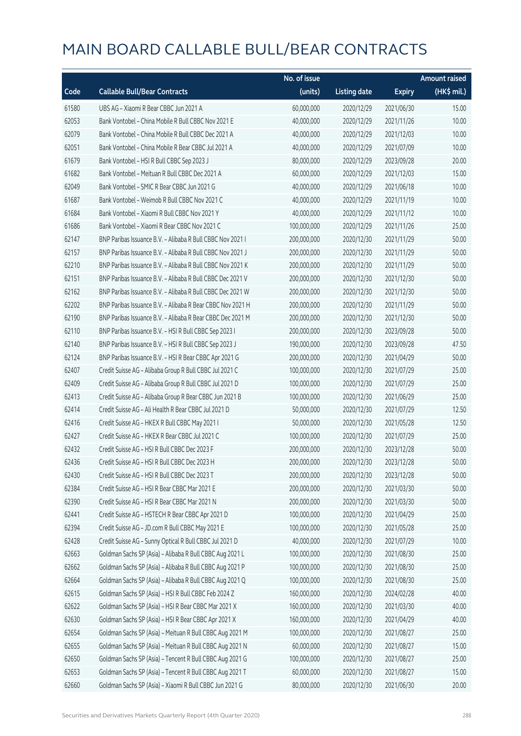# MAIN BOARD CALLABLE BULL/BEAR CONTRACTS

| Code | Callable Bull/Bear Contracts | No. of issue (units) | Listing date | Expiry | Amount raised (HK$ mil.) |
|---|---|---|---|---|---|
| 61580 | UBS AG – Xiaomi R Bear CBBC Jun 2021 A | 60,000,000 | 2020/12/29 | 2021/06/30 | 15.00 |
| 62053 | Bank Vontobel – China Mobile R Bull CBBC Nov 2021 E | 40,000,000 | 2020/12/29 | 2021/11/26 | 10.00 |
| 62079 | Bank Vontobel – China Mobile R Bull CBBC Dec 2021 A | 40,000,000 | 2020/12/29 | 2021/12/03 | 10.00 |
| 62051 | Bank Vontobel – China Mobile R Bear CBBC Jul 2021 A | 40,000,000 | 2020/12/29 | 2021/07/09 | 10.00 |
| 61679 | Bank Vontobel – HSI R Bull CBBC Sep 2023 J | 80,000,000 | 2020/12/29 | 2023/09/28 | 20.00 |
| 61682 | Bank Vontobel – Meituan R Bull CBBC Dec 2021 A | 60,000,000 | 2020/12/29 | 2021/12/03 | 15.00 |
| 62049 | Bank Vontobel – SMIC R Bear CBBC Jun 2021 G | 40,000,000 | 2020/12/29 | 2021/06/18 | 10.00 |
| 61687 | Bank Vontobel – Weimob R Bull CBBC Nov 2021 C | 40,000,000 | 2020/12/29 | 2021/11/19 | 10.00 |
| 61684 | Bank Vontobel – Xiaomi R Bull CBBC Nov 2021 Y | 40,000,000 | 2020/12/29 | 2021/11/12 | 10.00 |
| 61686 | Bank Vontobel – Xiaomi R Bear CBBC Nov 2021 C | 100,000,000 | 2020/12/29 | 2021/11/26 | 25.00 |
| 62147 | BNP Paribas Issuance B.V. – Alibaba R Bull CBBC Nov 2021 I | 200,000,000 | 2020/12/30 | 2021/11/29 | 50.00 |
| 62157 | BNP Paribas Issuance B.V. – Alibaba R Bull CBBC Nov 2021 J | 200,000,000 | 2020/12/30 | 2021/11/29 | 50.00 |
| 62210 | BNP Paribas Issuance B.V. – Alibaba R Bull CBBC Nov 2021 K | 200,000,000 | 2020/12/30 | 2021/11/29 | 50.00 |
| 62151 | BNP Paribas Issuance B.V. – Alibaba R Bull CBBC Dec 2021 V | 200,000,000 | 2020/12/30 | 2021/12/30 | 50.00 |
| 62162 | BNP Paribas Issuance B.V. – Alibaba R Bull CBBC Dec 2021 W | 200,000,000 | 2020/12/30 | 2021/12/30 | 50.00 |
| 62202 | BNP Paribas Issuance B.V. – Alibaba R Bear CBBC Nov 2021 H | 200,000,000 | 2020/12/30 | 2021/11/29 | 50.00 |
| 62190 | BNP Paribas Issuance B.V. – Alibaba R Bear CBBC Dec 2021 M | 200,000,000 | 2020/12/30 | 2021/12/30 | 50.00 |
| 62110 | BNP Paribas Issuance B.V. – HSI R Bull CBBC Sep 2023 I | 200,000,000 | 2020/12/30 | 2023/09/28 | 50.00 |
| 62140 | BNP Paribas Issuance B.V. – HSI R Bull CBBC Sep 2023 J | 190,000,000 | 2020/12/30 | 2023/09/28 | 47.50 |
| 62124 | BNP Paribas Issuance B.V. – HSI R Bear CBBC Apr 2021 G | 200,000,000 | 2020/12/30 | 2021/04/29 | 50.00 |
| 62407 | Credit Suisse AG – Alibaba Group R Bull CBBC Jul 2021 C | 100,000,000 | 2020/12/30 | 2021/07/29 | 25.00 |
| 62409 | Credit Suisse AG – Alibaba Group R Bull CBBC Jul 2021 D | 100,000,000 | 2020/12/30 | 2021/07/29 | 25.00 |
| 62413 | Credit Suisse AG – Alibaba Group R Bear CBBC Jun 2021 B | 100,000,000 | 2020/12/30 | 2021/06/29 | 25.00 |
| 62414 | Credit Suisse AG – Ali Health R Bear CBBC Jul 2021 D | 50,000,000 | 2020/12/30 | 2021/07/29 | 12.50 |
| 62416 | Credit Suisse AG – HKEX R Bull CBBC May 2021 I | 50,000,000 | 2020/12/30 | 2021/05/28 | 12.50 |
| 62427 | Credit Suisse AG – HKEX R Bear CBBC Jul 2021 C | 100,000,000 | 2020/12/30 | 2021/07/29 | 25.00 |
| 62432 | Credit Suisse AG – HSI R Bull CBBC Dec 2023 F | 200,000,000 | 2020/12/30 | 2023/12/28 | 50.00 |
| 62436 | Credit Suisse AG – HSI R Bull CBBC Dec 2023 H | 200,000,000 | 2020/12/30 | 2023/12/28 | 50.00 |
| 62430 | Credit Suisse AG – HSI R Bull CBBC Dec 2023 T | 200,000,000 | 2020/12/30 | 2023/12/28 | 50.00 |
| 62384 | Credit Suisse AG – HSI R Bear CBBC Mar 2021 E | 200,000,000 | 2020/12/30 | 2021/03/30 | 50.00 |
| 62390 | Credit Suisse AG – HSI R Bear CBBC Mar 2021 N | 200,000,000 | 2020/12/30 | 2021/03/30 | 50.00 |
| 62441 | Credit Suisse AG – HSTECH R Bear CBBC Apr 2021 D | 100,000,000 | 2020/12/30 | 2021/04/29 | 25.00 |
| 62394 | Credit Suisse AG – JD.com R Bull CBBC May 2021 E | 100,000,000 | 2020/12/30 | 2021/05/28 | 25.00 |
| 62428 | Credit Suisse AG – Sunny Optical R Bull CBBC Jul 2021 D | 40,000,000 | 2020/12/30 | 2021/07/29 | 10.00 |
| 62663 | Goldman Sachs SP (Asia) – Alibaba R Bull CBBC Aug 2021 L | 100,000,000 | 2020/12/30 | 2021/08/30 | 25.00 |
| 62662 | Goldman Sachs SP (Asia) – Alibaba R Bull CBBC Aug 2021 P | 100,000,000 | 2020/12/30 | 2021/08/30 | 25.00 |
| 62664 | Goldman Sachs SP (Asia) – Alibaba R Bull CBBC Aug 2021 Q | 100,000,000 | 2020/12/30 | 2021/08/30 | 25.00 |
| 62615 | Goldman Sachs SP (Asia) – HSI R Bull CBBC Feb 2024 Z | 160,000,000 | 2020/12/30 | 2024/02/28 | 40.00 |
| 62622 | Goldman Sachs SP (Asia) – HSI R Bear CBBC Mar 2021 X | 160,000,000 | 2020/12/30 | 2021/03/30 | 40.00 |
| 62630 | Goldman Sachs SP (Asia) – HSI R Bear CBBC Apr 2021 X | 160,000,000 | 2020/12/30 | 2021/04/29 | 40.00 |
| 62654 | Goldman Sachs SP (Asia) – Meituan R Bull CBBC Aug 2021 M | 100,000,000 | 2020/12/30 | 2021/08/27 | 25.00 |
| 62655 | Goldman Sachs SP (Asia) – Meituan R Bull CBBC Aug 2021 N | 60,000,000 | 2020/12/30 | 2021/08/27 | 15.00 |
| 62650 | Goldman Sachs SP (Asia) – Tencent R Bull CBBC Aug 2021 G | 100,000,000 | 2020/12/30 | 2021/08/27 | 25.00 |
| 62653 | Goldman Sachs SP (Asia) – Tencent R Bull CBBC Aug 2021 T | 60,000,000 | 2020/12/30 | 2021/08/27 | 15.00 |
| 62660 | Goldman Sachs SP (Asia) – Xiaomi R Bull CBBC Jun 2021 G | 80,000,000 | 2020/12/30 | 2021/06/30 | 20.00 |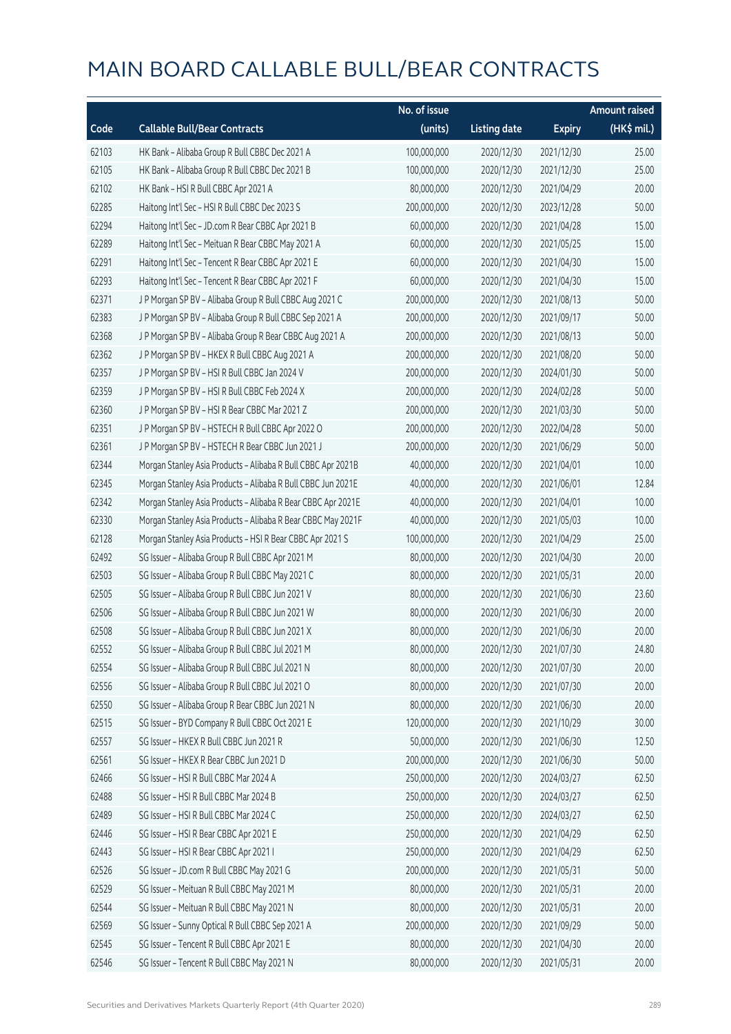# MAIN BOARD CALLABLE BULL/BEAR CONTRACTS

| Code | Callable Bull/Bear Contracts | No. of issue (units) | Listing date | Expiry | Amount raised (HK$ mil.) |
|---|---|---|---|---|---|
| 62103 | HK Bank – Alibaba Group R Bull CBBC Dec 2021 A | 100,000,000 | 2020/12/30 | 2021/12/30 | 25.00 |
| 62105 | HK Bank – Alibaba Group R Bull CBBC Dec 2021 B | 100,000,000 | 2020/12/30 | 2021/12/30 | 25.00 |
| 62102 | HK Bank – HSI R Bull CBBC Apr 2021 A | 80,000,000 | 2020/12/30 | 2021/04/29 | 20.00 |
| 62285 | Haitong Int'l Sec – HSI R Bull CBBC Dec 2023 S | 200,000,000 | 2020/12/30 | 2023/12/28 | 50.00 |
| 62294 | Haitong Int'l Sec – JD.com R Bear CBBC Apr 2021 B | 60,000,000 | 2020/12/30 | 2021/04/28 | 15.00 |
| 62289 | Haitong Int'l Sec – Meituan R Bear CBBC May 2021 A | 60,000,000 | 2020/12/30 | 2021/05/25 | 15.00 |
| 62291 | Haitong Int'l Sec – Tencent R Bear CBBC Apr 2021 E | 60,000,000 | 2020/12/30 | 2021/04/30 | 15.00 |
| 62293 | Haitong Int'l Sec – Tencent R Bear CBBC Apr 2021 F | 60,000,000 | 2020/12/30 | 2021/04/30 | 15.00 |
| 62371 | J P Morgan SP BV – Alibaba Group R Bull CBBC Aug 2021 C | 200,000,000 | 2020/12/30 | 2021/08/13 | 50.00 |
| 62383 | J P Morgan SP BV – Alibaba Group R Bull CBBC Sep 2021 A | 200,000,000 | 2020/12/30 | 2021/09/17 | 50.00 |
| 62368 | J P Morgan SP BV – Alibaba Group R Bear CBBC Aug 2021 A | 200,000,000 | 2020/12/30 | 2021/08/13 | 50.00 |
| 62362 | J P Morgan SP BV – HKEX R Bull CBBC Aug 2021 A | 200,000,000 | 2020/12/30 | 2021/08/20 | 50.00 |
| 62357 | J P Morgan SP BV – HSI R Bull CBBC Jan 2024 V | 200,000,000 | 2020/12/30 | 2024/01/30 | 50.00 |
| 62359 | J P Morgan SP BV – HSI R Bull CBBC Feb 2024 X | 200,000,000 | 2020/12/30 | 2024/02/28 | 50.00 |
| 62360 | J P Morgan SP BV – HSI R Bear CBBC Mar 2021 Z | 200,000,000 | 2020/12/30 | 2021/03/30 | 50.00 |
| 62351 | J P Morgan SP BV – HSTECH R Bull CBBC Apr 2022 O | 200,000,000 | 2020/12/30 | 2022/04/28 | 50.00 |
| 62361 | J P Morgan SP BV – HSTECH R Bear CBBC Jun 2021 J | 200,000,000 | 2020/12/30 | 2021/06/29 | 50.00 |
| 62344 | Morgan Stanley Asia Products – Alibaba R Bull CBBC Apr 2021B | 40,000,000 | 2020/12/30 | 2021/04/01 | 10.00 |
| 62345 | Morgan Stanley Asia Products – Alibaba R Bull CBBC Jun 2021E | 40,000,000 | 2020/12/30 | 2021/06/01 | 12.84 |
| 62342 | Morgan Stanley Asia Products – Alibaba R Bear CBBC Apr 2021E | 40,000,000 | 2020/12/30 | 2021/04/01 | 10.00 |
| 62330 | Morgan Stanley Asia Products – Alibaba R Bear CBBC May 2021F | 40,000,000 | 2020/12/30 | 2021/05/03 | 10.00 |
| 62128 | Morgan Stanley Asia Products – HSI R Bear CBBC Apr 2021 S | 100,000,000 | 2020/12/30 | 2021/04/29 | 25.00 |
| 62492 | SG Issuer – Alibaba Group R Bull CBBC Apr 2021 M | 80,000,000 | 2020/12/30 | 2021/04/30 | 20.00 |
| 62503 | SG Issuer – Alibaba Group R Bull CBBC May 2021 C | 80,000,000 | 2020/12/30 | 2021/05/31 | 20.00 |
| 62505 | SG Issuer – Alibaba Group R Bull CBBC Jun 2021 V | 80,000,000 | 2020/12/30 | 2021/06/30 | 23.60 |
| 62506 | SG Issuer – Alibaba Group R Bull CBBC Jun 2021 W | 80,000,000 | 2020/12/30 | 2021/06/30 | 20.00 |
| 62508 | SG Issuer – Alibaba Group R Bull CBBC Jun 2021 X | 80,000,000 | 2020/12/30 | 2021/06/30 | 20.00 |
| 62552 | SG Issuer – Alibaba Group R Bull CBBC Jul 2021 M | 80,000,000 | 2020/12/30 | 2021/07/30 | 24.80 |
| 62554 | SG Issuer – Alibaba Group R Bull CBBC Jul 2021 N | 80,000,000 | 2020/12/30 | 2021/07/30 | 20.00 |
| 62556 | SG Issuer – Alibaba Group R Bull CBBC Jul 2021 O | 80,000,000 | 2020/12/30 | 2021/07/30 | 20.00 |
| 62550 | SG Issuer – Alibaba Group R Bear CBBC Jun 2021 N | 80,000,000 | 2020/12/30 | 2021/06/30 | 20.00 |
| 62515 | SG Issuer – BYD Company R Bull CBBC Oct 2021 E | 120,000,000 | 2020/12/30 | 2021/10/29 | 30.00 |
| 62557 | SG Issuer – HKEX R Bull CBBC Jun 2021 R | 50,000,000 | 2020/12/30 | 2021/06/30 | 12.50 |
| 62561 | SG Issuer – HKEX R Bear CBBC Jun 2021 D | 200,000,000 | 2020/12/30 | 2021/06/30 | 50.00 |
| 62466 | SG Issuer – HSI R Bull CBBC Mar 2024 A | 250,000,000 | 2020/12/30 | 2024/03/27 | 62.50 |
| 62488 | SG Issuer – HSI R Bull CBBC Mar 2024 B | 250,000,000 | 2020/12/30 | 2024/03/27 | 62.50 |
| 62489 | SG Issuer – HSI R Bull CBBC Mar 2024 C | 250,000,000 | 2020/12/30 | 2024/03/27 | 62.50 |
| 62446 | SG Issuer – HSI R Bear CBBC Apr 2021 E | 250,000,000 | 2020/12/30 | 2021/04/29 | 62.50 |
| 62443 | SG Issuer – HSI R Bear CBBC Apr 2021 I | 250,000,000 | 2020/12/30 | 2021/04/29 | 62.50 |
| 62526 | SG Issuer – JD.com R Bull CBBC May 2021 G | 200,000,000 | 2020/12/30 | 2021/05/31 | 50.00 |
| 62529 | SG Issuer – Meituan R Bull CBBC May 2021 M | 80,000,000 | 2020/12/30 | 2021/05/31 | 20.00 |
| 62544 | SG Issuer – Meituan R Bull CBBC May 2021 N | 80,000,000 | 2020/12/30 | 2021/05/31 | 20.00 |
| 62569 | SG Issuer – Sunny Optical R Bull CBBC Sep 2021 A | 200,000,000 | 2020/12/30 | 2021/09/29 | 50.00 |
| 62545 | SG Issuer – Tencent R Bull CBBC Apr 2021 E | 80,000,000 | 2020/12/30 | 2021/04/30 | 20.00 |
| 62546 | SG Issuer – Tencent R Bull CBBC May 2021 N | 80,000,000 | 2020/12/30 | 2021/05/31 | 20.00 |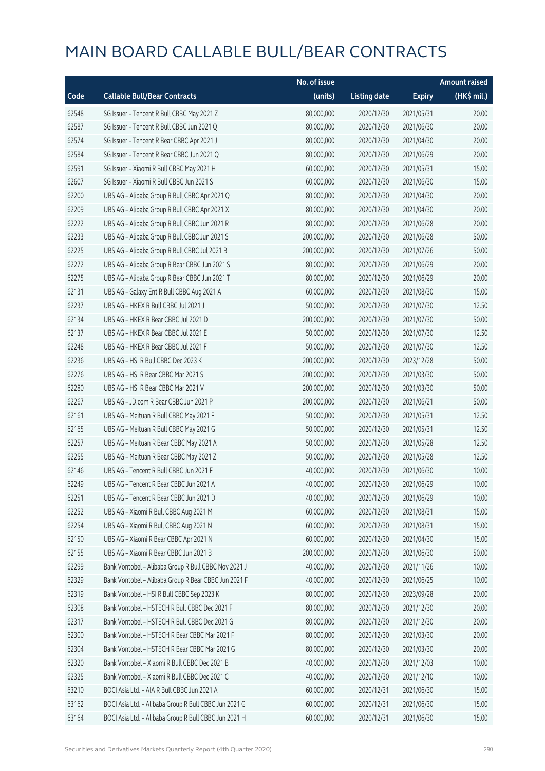# MAIN BOARD CALLABLE BULL/BEAR CONTRACTS

| Code | Callable Bull/Bear Contracts | No. of issue (units) | Listing date | Expiry | Amount raised (HK$ mil.) |
|---|---|---|---|---|---|
| 62548 | SG Issuer – Tencent R Bull CBBC May 2021 Z | 80,000,000 | 2020/12/30 | 2021/05/31 | 20.00 |
| 62587 | SG Issuer – Tencent R Bull CBBC Jun 2021 Q | 80,000,000 | 2020/12/30 | 2021/06/30 | 20.00 |
| 62574 | SG Issuer – Tencent R Bear CBBC Apr 2021 J | 80,000,000 | 2020/12/30 | 2021/04/30 | 20.00 |
| 62584 | SG Issuer – Tencent R Bear CBBC Jun 2021 Q | 80,000,000 | 2020/12/30 | 2021/06/29 | 20.00 |
| 62591 | SG Issuer – Xiaomi R Bull CBBC May 2021 H | 60,000,000 | 2020/12/30 | 2021/05/31 | 15.00 |
| 62607 | SG Issuer – Xiaomi R Bull CBBC Jun 2021 S | 60,000,000 | 2020/12/30 | 2021/06/30 | 15.00 |
| 62200 | UBS AG – Alibaba Group R Bull CBBC Apr 2021 Q | 80,000,000 | 2020/12/30 | 2021/04/30 | 20.00 |
| 62209 | UBS AG – Alibaba Group R Bull CBBC Apr 2021 X | 80,000,000 | 2020/12/30 | 2021/04/30 | 20.00 |
| 62222 | UBS AG – Alibaba Group R Bull CBBC Jun 2021 R | 80,000,000 | 2020/12/30 | 2021/06/28 | 20.00 |
| 62233 | UBS AG – Alibaba Group R Bull CBBC Jun 2021 S | 200,000,000 | 2020/12/30 | 2021/06/28 | 50.00 |
| 62225 | UBS AG – Alibaba Group R Bull CBBC Jul 2021 B | 200,000,000 | 2020/12/30 | 2021/07/26 | 50.00 |
| 62272 | UBS AG – Alibaba Group R Bear CBBC Jun 2021 S | 80,000,000 | 2020/12/30 | 2021/06/29 | 20.00 |
| 62275 | UBS AG – Alibaba Group R Bear CBBC Jun 2021 T | 80,000,000 | 2020/12/30 | 2021/06/29 | 20.00 |
| 62131 | UBS AG – Galaxy Ent R Bull CBBC Aug 2021 A | 60,000,000 | 2020/12/30 | 2021/08/30 | 15.00 |
| 62237 | UBS AG – HKEX R Bull CBBC Jul 2021 J | 50,000,000 | 2020/12/30 | 2021/07/30 | 12.50 |
| 62134 | UBS AG – HKEX R Bear CBBC Jul 2021 D | 200,000,000 | 2020/12/30 | 2021/07/30 | 50.00 |
| 62137 | UBS AG – HKEX R Bear CBBC Jul 2021 E | 50,000,000 | 2020/12/30 | 2021/07/30 | 12.50 |
| 62248 | UBS AG – HKEX R Bear CBBC Jul 2021 F | 50,000,000 | 2020/12/30 | 2021/07/30 | 12.50 |
| 62236 | UBS AG – HSI R Bull CBBC Dec 2023 K | 200,000,000 | 2020/12/30 | 2023/12/28 | 50.00 |
| 62276 | UBS AG – HSI R Bear CBBC Mar 2021 S | 200,000,000 | 2020/12/30 | 2021/03/30 | 50.00 |
| 62280 | UBS AG – HSI R Bear CBBC Mar 2021 V | 200,000,000 | 2020/12/30 | 2021/03/30 | 50.00 |
| 62267 | UBS AG – JD.com R Bear CBBC Jun 2021 P | 200,000,000 | 2020/12/30 | 2021/06/21 | 50.00 |
| 62161 | UBS AG – Meituan R Bull CBBC May 2021 F | 50,000,000 | 2020/12/30 | 2021/05/31 | 12.50 |
| 62165 | UBS AG – Meituan R Bull CBBC May 2021 G | 50,000,000 | 2020/12/30 | 2021/05/31 | 12.50 |
| 62257 | UBS AG – Meituan R Bear CBBC May 2021 A | 50,000,000 | 2020/12/30 | 2021/05/28 | 12.50 |
| 62255 | UBS AG – Meituan R Bear CBBC May 2021 Z | 50,000,000 | 2020/12/30 | 2021/05/28 | 12.50 |
| 62146 | UBS AG – Tencent R Bull CBBC Jun 2021 F | 40,000,000 | 2020/12/30 | 2021/06/30 | 10.00 |
| 62249 | UBS AG – Tencent R Bear CBBC Jun 2021 A | 40,000,000 | 2020/12/30 | 2021/06/29 | 10.00 |
| 62251 | UBS AG – Tencent R Bear CBBC Jun 2021 D | 40,000,000 | 2020/12/30 | 2021/06/29 | 10.00 |
| 62252 | UBS AG – Xiaomi R Bull CBBC Aug 2021 M | 60,000,000 | 2020/12/30 | 2021/08/31 | 15.00 |
| 62254 | UBS AG – Xiaomi R Bull CBBC Aug 2021 N | 60,000,000 | 2020/12/30 | 2021/08/31 | 15.00 |
| 62150 | UBS AG – Xiaomi R Bear CBBC Apr 2021 N | 60,000,000 | 2020/12/30 | 2021/04/30 | 15.00 |
| 62155 | UBS AG – Xiaomi R Bear CBBC Jun 2021 B | 200,000,000 | 2020/12/30 | 2021/06/30 | 50.00 |
| 62299 | Bank Vontobel – Alibaba Group R Bull CBBC Nov 2021 J | 40,000,000 | 2020/12/30 | 2021/11/26 | 10.00 |
| 62329 | Bank Vontobel – Alibaba Group R Bear CBBC Jun 2021 F | 40,000,000 | 2020/12/30 | 2021/06/25 | 10.00 |
| 62319 | Bank Vontobel – HSI R Bull CBBC Sep 2023 K | 80,000,000 | 2020/12/30 | 2023/09/28 | 20.00 |
| 62308 | Bank Vontobel – HSTECH R Bull CBBC Dec 2021 F | 80,000,000 | 2020/12/30 | 2021/12/30 | 20.00 |
| 62317 | Bank Vontobel – HSTECH R Bull CBBC Dec 2021 G | 80,000,000 | 2020/12/30 | 2021/12/30 | 20.00 |
| 62300 | Bank Vontobel – HSTECH R Bear CBBC Mar 2021 F | 80,000,000 | 2020/12/30 | 2021/03/30 | 20.00 |
| 62304 | Bank Vontobel – HSTECH R Bear CBBC Mar 2021 G | 80,000,000 | 2020/12/30 | 2021/03/30 | 20.00 |
| 62320 | Bank Vontobel – Xiaomi R Bull CBBC Dec 2021 B | 40,000,000 | 2020/12/30 | 2021/12/03 | 10.00 |
| 62325 | Bank Vontobel – Xiaomi R Bull CBBC Dec 2021 C | 40,000,000 | 2020/12/30 | 2021/12/10 | 10.00 |
| 63210 | BOCI Asia Ltd. – AIA R Bull CBBC Jun 2021 A | 60,000,000 | 2020/12/31 | 2021/06/30 | 15.00 |
| 63162 | BOCI Asia Ltd. – Alibaba Group R Bull CBBC Jun 2021 G | 60,000,000 | 2020/12/31 | 2021/06/30 | 15.00 |
| 63164 | BOCI Asia Ltd. – Alibaba Group R Bull CBBC Jun 2021 H | 60,000,000 | 2020/12/31 | 2021/06/30 | 15.00 |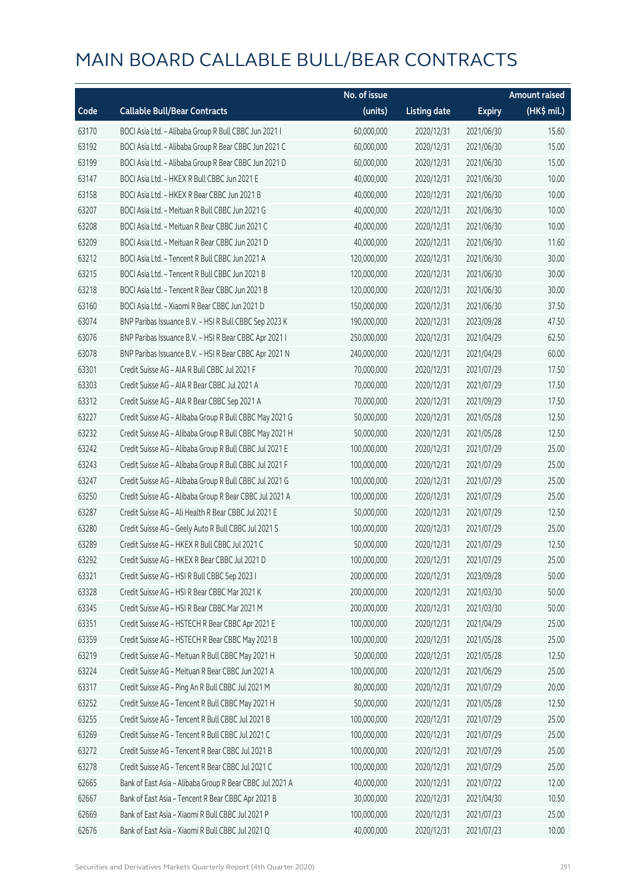# MAIN BOARD CALLABLE BULL/BEAR CONTRACTS

| Code | Callable Bull/Bear Contracts | No. of issue (units) | Listing date | Expiry | Amount raised (HK$ mil.) |
|---|---|---|---|---|---|
| 63170 | BOCI Asia Ltd. – Alibaba Group R Bull CBBC Jun 2021 I | 60,000,000 | 2020/12/31 | 2021/06/30 | 15.60 |
| 63192 | BOCI Asia Ltd. – Alibaba Group R Bear CBBC Jun 2021 C | 60,000,000 | 2020/12/31 | 2021/06/30 | 15.00 |
| 63199 | BOCI Asia Ltd. – Alibaba Group R Bear CBBC Jun 2021 D | 60,000,000 | 2020/12/31 | 2021/06/30 | 15.00 |
| 63147 | BOCI Asia Ltd. – HKEX R Bull CBBC Jun 2021 E | 40,000,000 | 2020/12/31 | 2021/06/30 | 10.00 |
| 63158 | BOCI Asia Ltd. – HKEX R Bear CBBC Jun 2021 B | 40,000,000 | 2020/12/31 | 2021/06/30 | 10.00 |
| 63207 | BOCI Asia Ltd. – Meituan R Bull CBBC Jun 2021 G | 40,000,000 | 2020/12/31 | 2021/06/30 | 10.00 |
| 63208 | BOCI Asia Ltd. – Meituan R Bear CBBC Jun 2021 C | 40,000,000 | 2020/12/31 | 2021/06/30 | 10.00 |
| 63209 | BOCI Asia Ltd. – Meituan R Bear CBBC Jun 2021 D | 40,000,000 | 2020/12/31 | 2021/06/30 | 11.60 |
| 63212 | BOCI Asia Ltd. – Tencent R Bull CBBC Jun 2021 A | 120,000,000 | 2020/12/31 | 2021/06/30 | 30.00 |
| 63215 | BOCI Asia Ltd. – Tencent R Bull CBBC Jun 2021 B | 120,000,000 | 2020/12/31 | 2021/06/30 | 30.00 |
| 63218 | BOCI Asia Ltd. – Tencent R Bear CBBC Jun 2021 B | 120,000,000 | 2020/12/31 | 2021/06/30 | 30.00 |
| 63160 | BOCI Asia Ltd. – Xiaomi R Bear CBBC Jun 2021 D | 150,000,000 | 2020/12/31 | 2021/06/30 | 37.50 |
| 63074 | BNP Paribas Issuance B.V. – HSI R Bull CBBC Sep 2023 K | 190,000,000 | 2020/12/31 | 2023/09/28 | 47.50 |
| 63076 | BNP Paribas Issuance B.V. – HSI R Bear CBBC Apr 2021 I | 250,000,000 | 2020/12/31 | 2021/04/29 | 62.50 |
| 63078 | BNP Paribas Issuance B.V. – HSI R Bear CBBC Apr 2021 N | 240,000,000 | 2020/12/31 | 2021/04/29 | 60.00 |
| 63301 | Credit Suisse AG – AIA R Bull CBBC Jul 2021 F | 70,000,000 | 2020/12/31 | 2021/07/29 | 17.50 |
| 63303 | Credit Suisse AG – AIA R Bear CBBC Jul 2021 A | 70,000,000 | 2020/12/31 | 2021/07/29 | 17.50 |
| 63312 | Credit Suisse AG – AIA R Bear CBBC Sep 2021 A | 70,000,000 | 2020/12/31 | 2021/09/29 | 17.50 |
| 63227 | Credit Suisse AG – Alibaba Group R Bull CBBC May 2021 G | 50,000,000 | 2020/12/31 | 2021/05/28 | 12.50 |
| 63232 | Credit Suisse AG – Alibaba Group R Bull CBBC May 2021 H | 50,000,000 | 2020/12/31 | 2021/05/28 | 12.50 |
| 63242 | Credit Suisse AG – Alibaba Group R Bull CBBC Jul 2021 E | 100,000,000 | 2020/12/31 | 2021/07/29 | 25.00 |
| 63243 | Credit Suisse AG – Alibaba Group R Bull CBBC Jul 2021 F | 100,000,000 | 2020/12/31 | 2021/07/29 | 25.00 |
| 63247 | Credit Suisse AG – Alibaba Group R Bull CBBC Jul 2021 G | 100,000,000 | 2020/12/31 | 2021/07/29 | 25.00 |
| 63250 | Credit Suisse AG – Alibaba Group R Bear CBBC Jul 2021 A | 100,000,000 | 2020/12/31 | 2021/07/29 | 25.00 |
| 63287 | Credit Suisse AG – Ali Health R Bear CBBC Jul 2021 E | 50,000,000 | 2020/12/31 | 2021/07/29 | 12.50 |
| 63280 | Credit Suisse AG – Geely Auto R Bull CBBC Jul 2021 S | 100,000,000 | 2020/12/31 | 2021/07/29 | 25.00 |
| 63289 | Credit Suisse AG – HKEX R Bull CBBC Jul 2021 C | 50,000,000 | 2020/12/31 | 2021/07/29 | 12.50 |
| 63292 | Credit Suisse AG – HKEX R Bear CBBC Jul 2021 D | 100,000,000 | 2020/12/31 | 2021/07/29 | 25.00 |
| 63321 | Credit Suisse AG – HSI R Bull CBBC Sep 2023 I | 200,000,000 | 2020/12/31 | 2023/09/28 | 50.00 |
| 63328 | Credit Suisse AG – HSI R Bear CBBC Mar 2021 K | 200,000,000 | 2020/12/31 | 2021/03/30 | 50.00 |
| 63345 | Credit Suisse AG – HSI R Bear CBBC Mar 2021 M | 200,000,000 | 2020/12/31 | 2021/03/30 | 50.00 |
| 63351 | Credit Suisse AG – HSTECH R Bear CBBC Apr 2021 E | 100,000,000 | 2020/12/31 | 2021/04/29 | 25.00 |
| 63359 | Credit Suisse AG – HSTECH R Bear CBBC May 2021 B | 100,000,000 | 2020/12/31 | 2021/05/28 | 25.00 |
| 63219 | Credit Suisse AG – Meituan R Bull CBBC May 2021 H | 50,000,000 | 2020/12/31 | 2021/05/28 | 12.50 |
| 63224 | Credit Suisse AG – Meituan R Bear CBBC Jun 2021 A | 100,000,000 | 2020/12/31 | 2021/06/29 | 25.00 |
| 63317 | Credit Suisse AG – Ping An R Bull CBBC Jul 2021 M | 80,000,000 | 2020/12/31 | 2021/07/29 | 20.00 |
| 63252 | Credit Suisse AG – Tencent R Bull CBBC May 2021 H | 50,000,000 | 2020/12/31 | 2021/05/28 | 12.50 |
| 63255 | Credit Suisse AG – Tencent R Bull CBBC Jul 2021 B | 100,000,000 | 2020/12/31 | 2021/07/29 | 25.00 |
| 63269 | Credit Suisse AG – Tencent R Bull CBBC Jul 2021 C | 100,000,000 | 2020/12/31 | 2021/07/29 | 25.00 |
| 63272 | Credit Suisse AG – Tencent R Bear CBBC Jul 2021 B | 100,000,000 | 2020/12/31 | 2021/07/29 | 25.00 |
| 63278 | Credit Suisse AG – Tencent R Bear CBBC Jul 2021 C | 100,000,000 | 2020/12/31 | 2021/07/29 | 25.00 |
| 62665 | Bank of East Asia – Alibaba Group R Bear CBBC Jul 2021 A | 40,000,000 | 2020/12/31 | 2021/07/22 | 12.00 |
| 62667 | Bank of East Asia – Tencent R Bear CBBC Apr 2021 B | 30,000,000 | 2020/12/31 | 2021/04/30 | 10.50 |
| 62669 | Bank of East Asia – Xiaomi R Bull CBBC Jul 2021 P | 100,000,000 | 2020/12/31 | 2021/07/23 | 25.00 |
| 62676 | Bank of East Asia – Xiaomi R Bull CBBC Jul 2021 Q | 40,000,000 | 2020/12/31 | 2021/07/23 | 10.00 |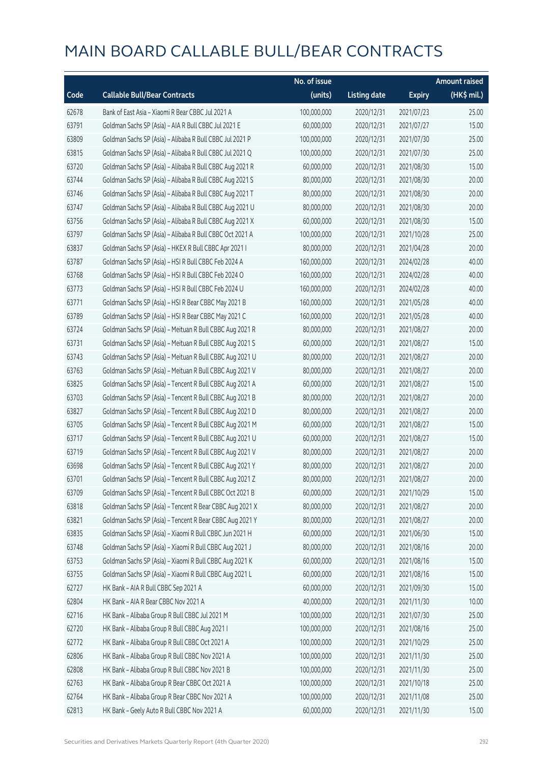# MAIN BOARD CALLABLE BULL/BEAR CONTRACTS

| Code | Callable Bull/Bear Contracts | No. of issue (units) | Listing date | Expiry | Amount raised (HK$ mil.) |
|---|---|---|---|---|---|
| 62678 | Bank of East Asia – Xiaomi R Bear CBBC Jul 2021 A | 100,000,000 | 2020/12/31 | 2021/07/23 | 25.00 |
| 63791 | Goldman Sachs SP (Asia) – AIA R Bull CBBC Jul 2021 E | 60,000,000 | 2020/12/31 | 2021/07/27 | 15.00 |
| 63809 | Goldman Sachs SP (Asia) – Alibaba R Bull CBBC Jul 2021 P | 100,000,000 | 2020/12/31 | 2021/07/30 | 25.00 |
| 63815 | Goldman Sachs SP (Asia) – Alibaba R Bull CBBC Jul 2021 Q | 100,000,000 | 2020/12/31 | 2021/07/30 | 25.00 |
| 63720 | Goldman Sachs SP (Asia) – Alibaba R Bull CBBC Aug 2021 R | 60,000,000 | 2020/12/31 | 2021/08/30 | 15.00 |
| 63744 | Goldman Sachs SP (Asia) – Alibaba R Bull CBBC Aug 2021 S | 80,000,000 | 2020/12/31 | 2021/08/30 | 20.00 |
| 63746 | Goldman Sachs SP (Asia) – Alibaba R Bull CBBC Aug 2021 T | 80,000,000 | 2020/12/31 | 2021/08/30 | 20.00 |
| 63747 | Goldman Sachs SP (Asia) – Alibaba R Bull CBBC Aug 2021 U | 80,000,000 | 2020/12/31 | 2021/08/30 | 20.00 |
| 63756 | Goldman Sachs SP (Asia) – Alibaba R Bull CBBC Aug 2021 X | 60,000,000 | 2020/12/31 | 2021/08/30 | 15.00 |
| 63797 | Goldman Sachs SP (Asia) – Alibaba R Bull CBBC Oct 2021 A | 100,000,000 | 2020/12/31 | 2021/10/28 | 25.00 |
| 63837 | Goldman Sachs SP (Asia) – HKEX R Bull CBBC Apr 2021 I | 80,000,000 | 2020/12/31 | 2021/04/28 | 20.00 |
| 63787 | Goldman Sachs SP (Asia) – HSI R Bull CBBC Feb 2024 A | 160,000,000 | 2020/12/31 | 2024/02/28 | 40.00 |
| 63768 | Goldman Sachs SP (Asia) – HSI R Bull CBBC Feb 2024 O | 160,000,000 | 2020/12/31 | 2024/02/28 | 40.00 |
| 63773 | Goldman Sachs SP (Asia) – HSI R Bull CBBC Feb 2024 U | 160,000,000 | 2020/12/31 | 2024/02/28 | 40.00 |
| 63771 | Goldman Sachs SP (Asia) – HSI R Bear CBBC May 2021 B | 160,000,000 | 2020/12/31 | 2021/05/28 | 40.00 |
| 63789 | Goldman Sachs SP (Asia) – HSI R Bear CBBC May 2021 C | 160,000,000 | 2020/12/31 | 2021/05/28 | 40.00 |
| 63724 | Goldman Sachs SP (Asia) – Meituan R Bull CBBC Aug 2021 R | 80,000,000 | 2020/12/31 | 2021/08/27 | 20.00 |
| 63731 | Goldman Sachs SP (Asia) – Meituan R Bull CBBC Aug 2021 S | 60,000,000 | 2020/12/31 | 2021/08/27 | 15.00 |
| 63743 | Goldman Sachs SP (Asia) – Meituan R Bull CBBC Aug 2021 U | 80,000,000 | 2020/12/31 | 2021/08/27 | 20.00 |
| 63763 | Goldman Sachs SP (Asia) – Meituan R Bull CBBC Aug 2021 V | 80,000,000 | 2020/12/31 | 2021/08/27 | 20.00 |
| 63825 | Goldman Sachs SP (Asia) – Tencent R Bull CBBC Aug 2021 A | 60,000,000 | 2020/12/31 | 2021/08/27 | 15.00 |
| 63703 | Goldman Sachs SP (Asia) – Tencent R Bull CBBC Aug 2021 B | 80,000,000 | 2020/12/31 | 2021/08/27 | 20.00 |
| 63827 | Goldman Sachs SP (Asia) – Tencent R Bull CBBC Aug 2021 D | 80,000,000 | 2020/12/31 | 2021/08/27 | 20.00 |
| 63705 | Goldman Sachs SP (Asia) – Tencent R Bull CBBC Aug 2021 M | 60,000,000 | 2020/12/31 | 2021/08/27 | 15.00 |
| 63717 | Goldman Sachs SP (Asia) – Tencent R Bull CBBC Aug 2021 U | 60,000,000 | 2020/12/31 | 2021/08/27 | 15.00 |
| 63719 | Goldman Sachs SP (Asia) – Tencent R Bull CBBC Aug 2021 V | 80,000,000 | 2020/12/31 | 2021/08/27 | 20.00 |
| 63698 | Goldman Sachs SP (Asia) – Tencent R Bull CBBC Aug 2021 Y | 80,000,000 | 2020/12/31 | 2021/08/27 | 20.00 |
| 63701 | Goldman Sachs SP (Asia) – Tencent R Bull CBBC Aug 2021 Z | 80,000,000 | 2020/12/31 | 2021/08/27 | 20.00 |
| 63709 | Goldman Sachs SP (Asia) – Tencent R Bull CBBC Oct 2021 B | 60,000,000 | 2020/12/31 | 2021/10/29 | 15.00 |
| 63818 | Goldman Sachs SP (Asia) – Tencent R Bear CBBC Aug 2021 X | 80,000,000 | 2020/12/31 | 2021/08/27 | 20.00 |
| 63821 | Goldman Sachs SP (Asia) – Tencent R Bear CBBC Aug 2021 Y | 80,000,000 | 2020/12/31 | 2021/08/27 | 20.00 |
| 63835 | Goldman Sachs SP (Asia) – Xiaomi R Bull CBBC Jun 2021 H | 60,000,000 | 2020/12/31 | 2021/06/30 | 15.00 |
| 63748 | Goldman Sachs SP (Asia) – Xiaomi R Bull CBBC Aug 2021 J | 80,000,000 | 2020/12/31 | 2021/08/16 | 20.00 |
| 63753 | Goldman Sachs SP (Asia) – Xiaomi R Bull CBBC Aug 2021 K | 60,000,000 | 2020/12/31 | 2021/08/16 | 15.00 |
| 63755 | Goldman Sachs SP (Asia) – Xiaomi R Bull CBBC Aug 2021 L | 60,000,000 | 2020/12/31 | 2021/08/16 | 15.00 |
| 62727 | HK Bank – AIA R Bull CBBC Sep 2021 A | 60,000,000 | 2020/12/31 | 2021/09/30 | 15.00 |
| 62804 | HK Bank – AIA R Bear CBBC Nov 2021 A | 40,000,000 | 2020/12/31 | 2021/11/30 | 10.00 |
| 62716 | HK Bank – Alibaba Group R Bull CBBC Jul 2021 M | 100,000,000 | 2020/12/31 | 2021/07/30 | 25.00 |
| 62720 | HK Bank – Alibaba Group R Bull CBBC Aug 2021 I | 100,000,000 | 2020/12/31 | 2021/08/16 | 25.00 |
| 62772 | HK Bank – Alibaba Group R Bull CBBC Oct 2021 A | 100,000,000 | 2020/12/31 | 2021/10/29 | 25.00 |
| 62806 | HK Bank – Alibaba Group R Bull CBBC Nov 2021 A | 100,000,000 | 2020/12/31 | 2021/11/30 | 25.00 |
| 62808 | HK Bank – Alibaba Group R Bull CBBC Nov 2021 B | 100,000,000 | 2020/12/31 | 2021/11/30 | 25.00 |
| 62763 | HK Bank – Alibaba Group R Bear CBBC Oct 2021 A | 100,000,000 | 2020/12/31 | 2021/10/18 | 25.00 |
| 62764 | HK Bank – Alibaba Group R Bear CBBC Nov 2021 A | 100,000,000 | 2020/12/31 | 2021/11/08 | 25.00 |
| 62813 | HK Bank – Geely Auto R Bull CBBC Nov 2021 A | 60,000,000 | 2020/12/31 | 2021/11/30 | 15.00 |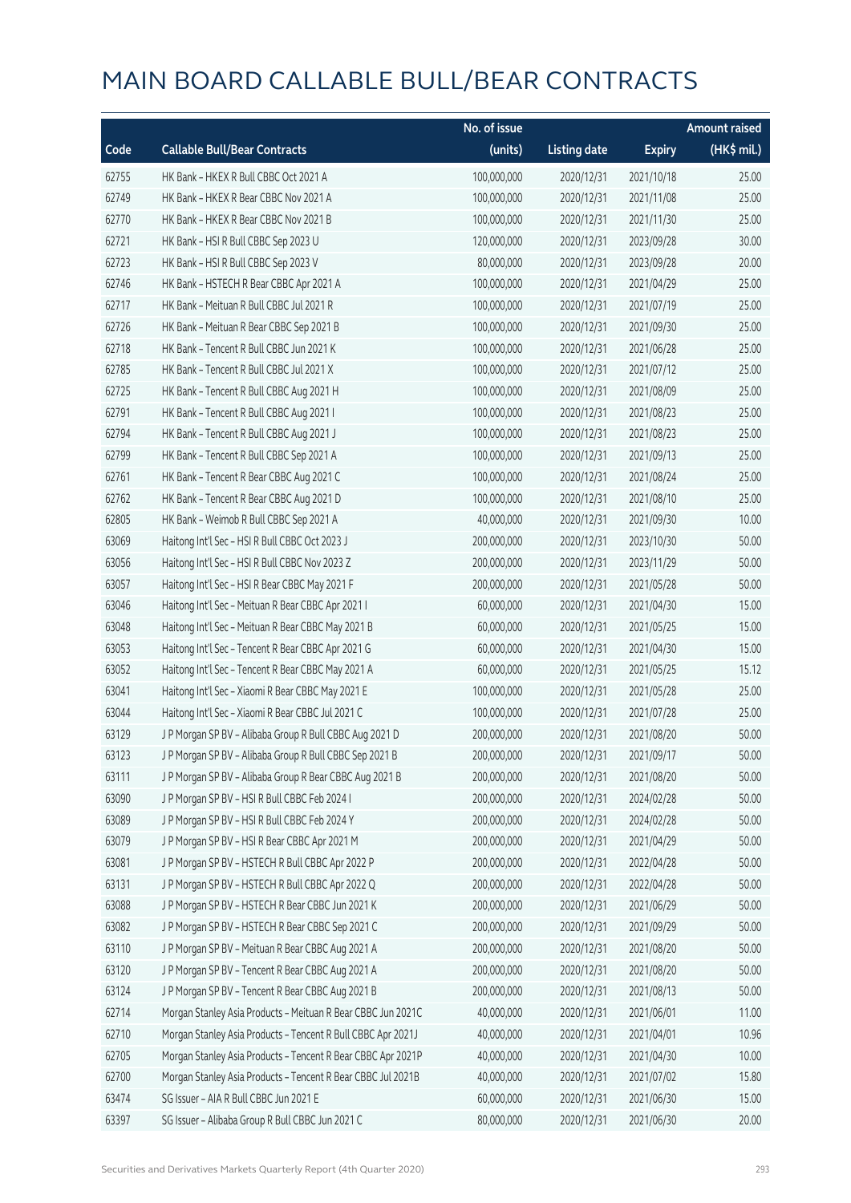# MAIN BOARD CALLABLE BULL/BEAR CONTRACTS

| Code | Callable Bull/Bear Contracts | No. of issue (units) | Listing date | Expiry | Amount raised (HK$ mil.) |
|---|---|---|---|---|---|
| 62755 | HK Bank – HKEX R Bull CBBC Oct 2021 A | 100,000,000 | 2020/12/31 | 2021/10/18 | 25.00 |
| 62749 | HK Bank – HKEX R Bear CBBC Nov 2021 A | 100,000,000 | 2020/12/31 | 2021/11/08 | 25.00 |
| 62770 | HK Bank – HKEX R Bear CBBC Nov 2021 B | 100,000,000 | 2020/12/31 | 2021/11/30 | 25.00 |
| 62721 | HK Bank – HSI R Bull CBBC Sep 2023 U | 120,000,000 | 2020/12/31 | 2023/09/28 | 30.00 |
| 62723 | HK Bank – HSI R Bull CBBC Sep 2023 V | 80,000,000 | 2020/12/31 | 2023/09/28 | 20.00 |
| 62746 | HK Bank – HSTECH R Bear CBBC Apr 2021 A | 100,000,000 | 2020/12/31 | 2021/04/29 | 25.00 |
| 62717 | HK Bank – Meituan R Bull CBBC Jul 2021 R | 100,000,000 | 2020/12/31 | 2021/07/19 | 25.00 |
| 62726 | HK Bank – Meituan R Bear CBBC Sep 2021 B | 100,000,000 | 2020/12/31 | 2021/09/30 | 25.00 |
| 62718 | HK Bank – Tencent R Bull CBBC Jun 2021 K | 100,000,000 | 2020/12/31 | 2021/06/28 | 25.00 |
| 62785 | HK Bank – Tencent R Bull CBBC Jul 2021 X | 100,000,000 | 2020/12/31 | 2021/07/12 | 25.00 |
| 62725 | HK Bank – Tencent R Bull CBBC Aug 2021 H | 100,000,000 | 2020/12/31 | 2021/08/09 | 25.00 |
| 62791 | HK Bank – Tencent R Bull CBBC Aug 2021 I | 100,000,000 | 2020/12/31 | 2021/08/23 | 25.00 |
| 62794 | HK Bank – Tencent R Bull CBBC Aug 2021 J | 100,000,000 | 2020/12/31 | 2021/08/23 | 25.00 |
| 62799 | HK Bank – Tencent R Bull CBBC Sep 2021 A | 100,000,000 | 2020/12/31 | 2021/09/13 | 25.00 |
| 62761 | HK Bank – Tencent R Bear CBBC Aug 2021 C | 100,000,000 | 2020/12/31 | 2021/08/24 | 25.00 |
| 62762 | HK Bank – Tencent R Bear CBBC Aug 2021 D | 100,000,000 | 2020/12/31 | 2021/08/10 | 25.00 |
| 62805 | HK Bank – Weimob R Bull CBBC Sep 2021 A | 40,000,000 | 2020/12/31 | 2021/09/30 | 10.00 |
| 63069 | Haitong Int'l Sec – HSI R Bull CBBC Oct 2023 J | 200,000,000 | 2020/12/31 | 2023/10/30 | 50.00 |
| 63056 | Haitong Int'l Sec – HSI R Bull CBBC Nov 2023 Z | 200,000,000 | 2020/12/31 | 2023/11/29 | 50.00 |
| 63057 | Haitong Int'l Sec – HSI R Bear CBBC May 2021 F | 200,000,000 | 2020/12/31 | 2021/05/28 | 50.00 |
| 63046 | Haitong Int'l Sec – Meituan R Bear CBBC Apr 2021 I | 60,000,000 | 2020/12/31 | 2021/04/30 | 15.00 |
| 63048 | Haitong Int'l Sec – Meituan R Bear CBBC May 2021 B | 60,000,000 | 2020/12/31 | 2021/05/25 | 15.00 |
| 63053 | Haitong Int'l Sec – Tencent R Bear CBBC Apr 2021 G | 60,000,000 | 2020/12/31 | 2021/04/30 | 15.00 |
| 63052 | Haitong Int'l Sec – Tencent R Bear CBBC May 2021 A | 60,000,000 | 2020/12/31 | 2021/05/25 | 15.12 |
| 63041 | Haitong Int'l Sec – Xiaomi R Bear CBBC May 2021 E | 100,000,000 | 2020/12/31 | 2021/05/28 | 25.00 |
| 63044 | Haitong Int'l Sec – Xiaomi R Bear CBBC Jul 2021 C | 100,000,000 | 2020/12/31 | 2021/07/28 | 25.00 |
| 63129 | J P Morgan SP BV – Alibaba Group R Bull CBBC Aug 2021 D | 200,000,000 | 2020/12/31 | 2021/08/20 | 50.00 |
| 63123 | J P Morgan SP BV – Alibaba Group R Bull CBBC Sep 2021 B | 200,000,000 | 2020/12/31 | 2021/09/17 | 50.00 |
| 63111 | J P Morgan SP BV – Alibaba Group R Bear CBBC Aug 2021 B | 200,000,000 | 2020/12/31 | 2021/08/20 | 50.00 |
| 63090 | J P Morgan SP BV – HSI R Bull CBBC Feb 2024 I | 200,000,000 | 2020/12/31 | 2024/02/28 | 50.00 |
| 63089 | J P Morgan SP BV – HSI R Bull CBBC Feb 2024 Y | 200,000,000 | 2020/12/31 | 2024/02/28 | 50.00 |
| 63079 | J P Morgan SP BV – HSI R Bear CBBC Apr 2021 M | 200,000,000 | 2020/12/31 | 2021/04/29 | 50.00 |
| 63081 | J P Morgan SP BV – HSTECH R Bull CBBC Apr 2022 P | 200,000,000 | 2020/12/31 | 2022/04/28 | 50.00 |
| 63131 | J P Morgan SP BV – HSTECH R Bull CBBC Apr 2022 Q | 200,000,000 | 2020/12/31 | 2022/04/28 | 50.00 |
| 63088 | J P Morgan SP BV – HSTECH R Bear CBBC Jun 2021 K | 200,000,000 | 2020/12/31 | 2021/06/29 | 50.00 |
| 63082 | J P Morgan SP BV – HSTECH R Bear CBBC Sep 2021 C | 200,000,000 | 2020/12/31 | 2021/09/29 | 50.00 |
| 63110 | J P Morgan SP BV – Meituan R Bear CBBC Aug 2021 A | 200,000,000 | 2020/12/31 | 2021/08/20 | 50.00 |
| 63120 | J P Morgan SP BV – Tencent R Bear CBBC Aug 2021 A | 200,000,000 | 2020/12/31 | 2021/08/20 | 50.00 |
| 63124 | J P Morgan SP BV – Tencent R Bear CBBC Aug 2021 B | 200,000,000 | 2020/12/31 | 2021/08/13 | 50.00 |
| 62714 | Morgan Stanley Asia Products – Meituan R Bear CBBC Jun 2021C | 40,000,000 | 2020/12/31 | 2021/06/01 | 11.00 |
| 62710 | Morgan Stanley Asia Products – Tencent R Bull CBBC Apr 2021J | 40,000,000 | 2020/12/31 | 2021/04/01 | 10.96 |
| 62705 | Morgan Stanley Asia Products – Tencent R Bear CBBC Apr 2021P | 40,000,000 | 2020/12/31 | 2021/04/30 | 10.00 |
| 62700 | Morgan Stanley Asia Products – Tencent R Bear CBBC Jul 2021B | 40,000,000 | 2020/12/31 | 2021/07/02 | 15.80 |
| 63474 | SG Issuer – AIA R Bull CBBC Jun 2021 E | 60,000,000 | 2020/12/31 | 2021/06/30 | 15.00 |
| 63397 | SG Issuer – Alibaba Group R Bull CBBC Jun 2021 C | 80,000,000 | 2020/12/31 | 2021/06/30 | 20.00 |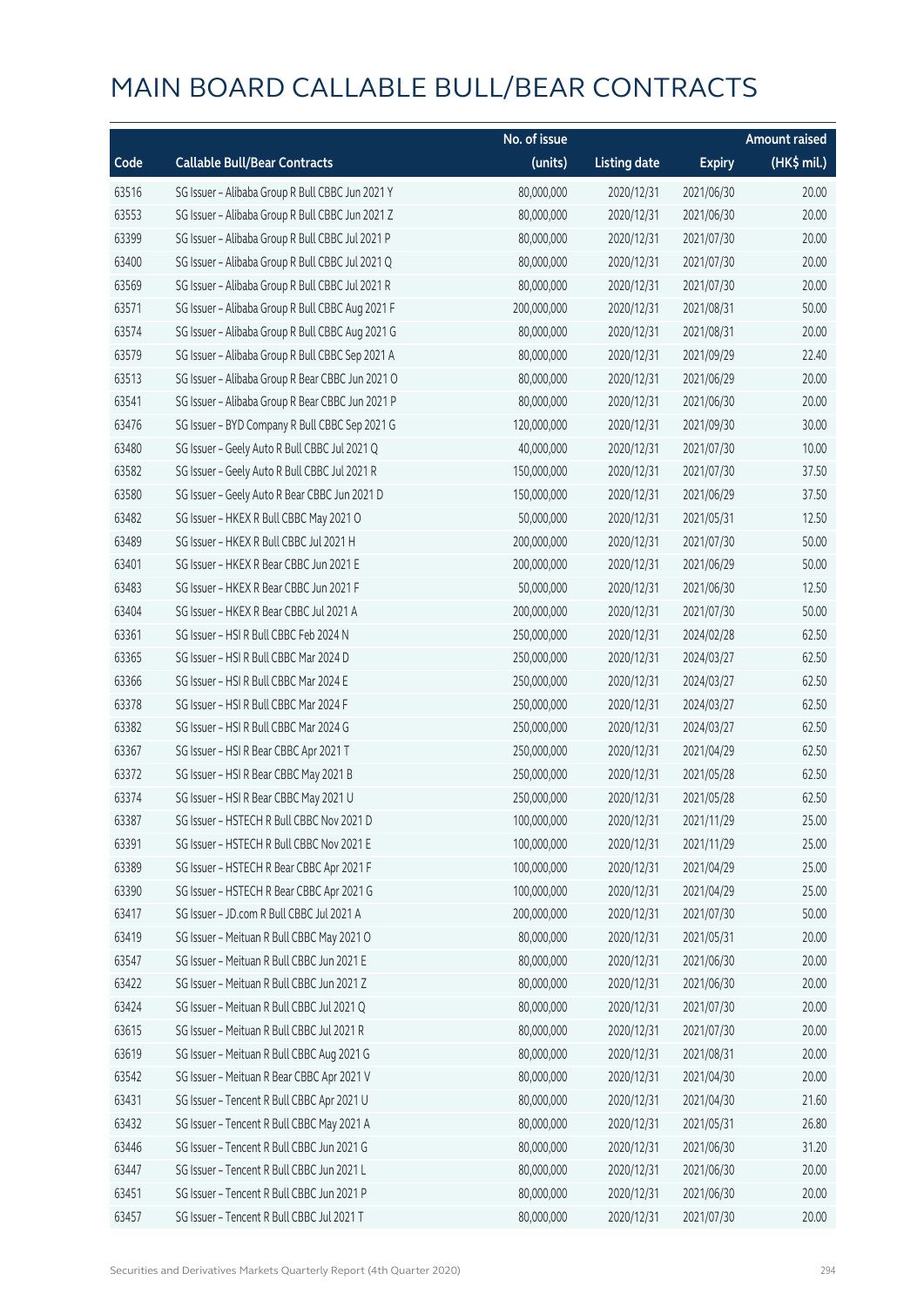# MAIN BOARD CALLABLE BULL/BEAR CONTRACTS

| Code | Callable Bull/Bear Contracts | No. of issue (units) | Listing date | Expiry | Amount raised (HK$ mil.) |
|---|---|---|---|---|---|
| 63516 | SG Issuer – Alibaba Group R Bull CBBC Jun 2021 Y | 80,000,000 | 2020/12/31 | 2021/06/30 | 20.00 |
| 63553 | SG Issuer – Alibaba Group R Bull CBBC Jun 2021 Z | 80,000,000 | 2020/12/31 | 2021/06/30 | 20.00 |
| 63399 | SG Issuer – Alibaba Group R Bull CBBC Jul 2021 P | 80,000,000 | 2020/12/31 | 2021/07/30 | 20.00 |
| 63400 | SG Issuer – Alibaba Group R Bull CBBC Jul 2021 Q | 80,000,000 | 2020/12/31 | 2021/07/30 | 20.00 |
| 63569 | SG Issuer – Alibaba Group R Bull CBBC Jul 2021 R | 80,000,000 | 2020/12/31 | 2021/07/30 | 20.00 |
| 63571 | SG Issuer – Alibaba Group R Bull CBBC Aug 2021 F | 200,000,000 | 2020/12/31 | 2021/08/31 | 50.00 |
| 63574 | SG Issuer – Alibaba Group R Bull CBBC Aug 2021 G | 80,000,000 | 2020/12/31 | 2021/08/31 | 20.00 |
| 63579 | SG Issuer – Alibaba Group R Bull CBBC Sep 2021 A | 80,000,000 | 2020/12/31 | 2021/09/29 | 22.40 |
| 63513 | SG Issuer – Alibaba Group R Bear CBBC Jun 2021 O | 80,000,000 | 2020/12/31 | 2021/06/29 | 20.00 |
| 63541 | SG Issuer – Alibaba Group R Bear CBBC Jun 2021 P | 80,000,000 | 2020/12/31 | 2021/06/30 | 20.00 |
| 63476 | SG Issuer – BYD Company R Bull CBBC Sep 2021 G | 120,000,000 | 2020/12/31 | 2021/09/30 | 30.00 |
| 63480 | SG Issuer – Geely Auto R Bull CBBC Jul 2021 Q | 40,000,000 | 2020/12/31 | 2021/07/30 | 10.00 |
| 63582 | SG Issuer – Geely Auto R Bull CBBC Jul 2021 R | 150,000,000 | 2020/12/31 | 2021/07/30 | 37.50 |
| 63580 | SG Issuer – Geely Auto R Bear CBBC Jun 2021 D | 150,000,000 | 2020/12/31 | 2021/06/29 | 37.50 |
| 63482 | SG Issuer – HKEX R Bull CBBC May 2021 O | 50,000,000 | 2020/12/31 | 2021/05/31 | 12.50 |
| 63489 | SG Issuer – HKEX R Bull CBBC Jul 2021 H | 200,000,000 | 2020/12/31 | 2021/07/30 | 50.00 |
| 63401 | SG Issuer – HKEX R Bear CBBC Jun 2021 E | 200,000,000 | 2020/12/31 | 2021/06/29 | 50.00 |
| 63483 | SG Issuer – HKEX R Bear CBBC Jun 2021 F | 50,000,000 | 2020/12/31 | 2021/06/30 | 12.50 |
| 63404 | SG Issuer – HKEX R Bear CBBC Jul 2021 A | 200,000,000 | 2020/12/31 | 2021/07/30 | 50.00 |
| 63361 | SG Issuer – HSI R Bull CBBC Feb 2024 N | 250,000,000 | 2020/12/31 | 2024/02/28 | 62.50 |
| 63365 | SG Issuer – HSI R Bull CBBC Mar 2024 D | 250,000,000 | 2020/12/31 | 2024/03/27 | 62.50 |
| 63366 | SG Issuer – HSI R Bull CBBC Mar 2024 E | 250,000,000 | 2020/12/31 | 2024/03/27 | 62.50 |
| 63378 | SG Issuer – HSI R Bull CBBC Mar 2024 F | 250,000,000 | 2020/12/31 | 2024/03/27 | 62.50 |
| 63382 | SG Issuer – HSI R Bull CBBC Mar 2024 G | 250,000,000 | 2020/12/31 | 2024/03/27 | 62.50 |
| 63367 | SG Issuer – HSI R Bear CBBC Apr 2021 T | 250,000,000 | 2020/12/31 | 2021/04/29 | 62.50 |
| 63372 | SG Issuer – HSI R Bear CBBC May 2021 B | 250,000,000 | 2020/12/31 | 2021/05/28 | 62.50 |
| 63374 | SG Issuer – HSI R Bear CBBC May 2021 U | 250,000,000 | 2020/12/31 | 2021/05/28 | 62.50 |
| 63387 | SG Issuer – HSTECH R Bull CBBC Nov 2021 D | 100,000,000 | 2020/12/31 | 2021/11/29 | 25.00 |
| 63391 | SG Issuer – HSTECH R Bull CBBC Nov 2021 E | 100,000,000 | 2020/12/31 | 2021/11/29 | 25.00 |
| 63389 | SG Issuer – HSTECH R Bear CBBC Apr 2021 F | 100,000,000 | 2020/12/31 | 2021/04/29 | 25.00 |
| 63390 | SG Issuer – HSTECH R Bear CBBC Apr 2021 G | 100,000,000 | 2020/12/31 | 2021/04/29 | 25.00 |
| 63417 | SG Issuer – JD.com R Bull CBBC Jul 2021 A | 200,000,000 | 2020/12/31 | 2021/07/30 | 50.00 |
| 63419 | SG Issuer – Meituan R Bull CBBC May 2021 O | 80,000,000 | 2020/12/31 | 2021/05/31 | 20.00 |
| 63547 | SG Issuer – Meituan R Bull CBBC Jun 2021 E | 80,000,000 | 2020/12/31 | 2021/06/30 | 20.00 |
| 63422 | SG Issuer – Meituan R Bull CBBC Jun 2021 Z | 80,000,000 | 2020/12/31 | 2021/06/30 | 20.00 |
| 63424 | SG Issuer – Meituan R Bull CBBC Jul 2021 Q | 80,000,000 | 2020/12/31 | 2021/07/30 | 20.00 |
| 63615 | SG Issuer – Meituan R Bull CBBC Jul 2021 R | 80,000,000 | 2020/12/31 | 2021/07/30 | 20.00 |
| 63619 | SG Issuer – Meituan R Bull CBBC Aug 2021 G | 80,000,000 | 2020/12/31 | 2021/08/31 | 20.00 |
| 63542 | SG Issuer – Meituan R Bear CBBC Apr 2021 V | 80,000,000 | 2020/12/31 | 2021/04/30 | 20.00 |
| 63431 | SG Issuer – Tencent R Bull CBBC Apr 2021 U | 80,000,000 | 2020/12/31 | 2021/04/30 | 21.60 |
| 63432 | SG Issuer – Tencent R Bull CBBC May 2021 A | 80,000,000 | 2020/12/31 | 2021/05/31 | 26.80 |
| 63446 | SG Issuer – Tencent R Bull CBBC Jun 2021 G | 80,000,000 | 2020/12/31 | 2021/06/30 | 31.20 |
| 63447 | SG Issuer – Tencent R Bull CBBC Jun 2021 L | 80,000,000 | 2020/12/31 | 2021/06/30 | 20.00 |
| 63451 | SG Issuer – Tencent R Bull CBBC Jun 2021 P | 80,000,000 | 2020/12/31 | 2021/06/30 | 20.00 |
| 63457 | SG Issuer – Tencent R Bull CBBC Jul 2021 T | 80,000,000 | 2020/12/31 | 2021/07/30 | 20.00 |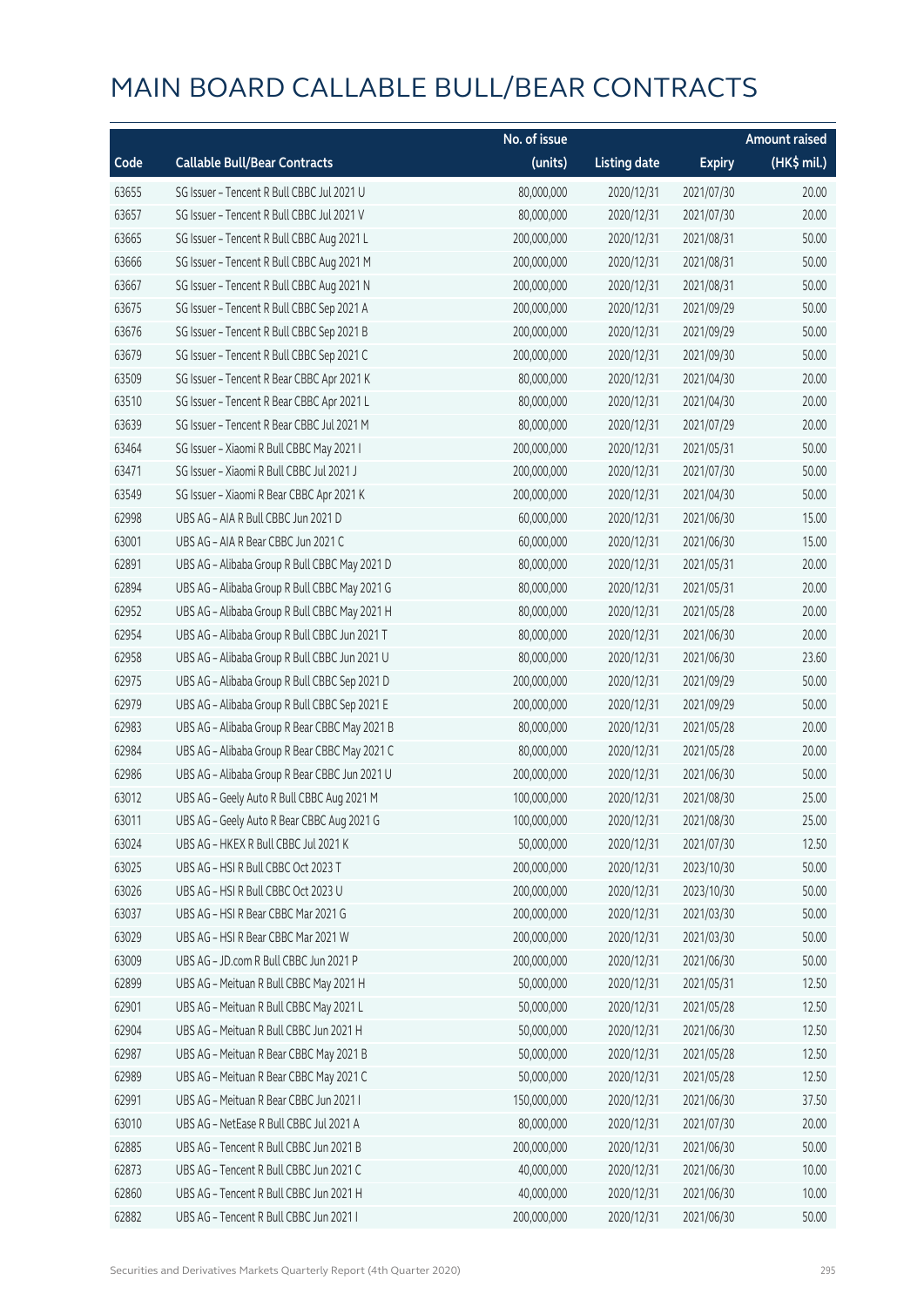# MAIN BOARD CALLABLE BULL/BEAR CONTRACTS

| Code | Callable Bull/Bear Contracts | No. of issue (units) | Listing date | Expiry | Amount raised (HK$ mil.) |
|---|---|---|---|---|---|
| 63655 | SG Issuer – Tencent R Bull CBBC Jul 2021 U | 80,000,000 | 2020/12/31 | 2021/07/30 | 20.00 |
| 63657 | SG Issuer – Tencent R Bull CBBC Jul 2021 V | 80,000,000 | 2020/12/31 | 2021/07/30 | 20.00 |
| 63665 | SG Issuer – Tencent R Bull CBBC Aug 2021 L | 200,000,000 | 2020/12/31 | 2021/08/31 | 50.00 |
| 63666 | SG Issuer – Tencent R Bull CBBC Aug 2021 M | 200,000,000 | 2020/12/31 | 2021/08/31 | 50.00 |
| 63667 | SG Issuer – Tencent R Bull CBBC Aug 2021 N | 200,000,000 | 2020/12/31 | 2021/08/31 | 50.00 |
| 63675 | SG Issuer – Tencent R Bull CBBC Sep 2021 A | 200,000,000 | 2020/12/31 | 2021/09/29 | 50.00 |
| 63676 | SG Issuer – Tencent R Bull CBBC Sep 2021 B | 200,000,000 | 2020/12/31 | 2021/09/29 | 50.00 |
| 63679 | SG Issuer – Tencent R Bull CBBC Sep 2021 C | 200,000,000 | 2020/12/31 | 2021/09/30 | 50.00 |
| 63509 | SG Issuer – Tencent R Bear CBBC Apr 2021 K | 80,000,000 | 2020/12/31 | 2021/04/30 | 20.00 |
| 63510 | SG Issuer – Tencent R Bear CBBC Apr 2021 L | 80,000,000 | 2020/12/31 | 2021/04/30 | 20.00 |
| 63639 | SG Issuer – Tencent R Bear CBBC Jul 2021 M | 80,000,000 | 2020/12/31 | 2021/07/29 | 20.00 |
| 63464 | SG Issuer – Xiaomi R Bull CBBC May 2021 I | 200,000,000 | 2020/12/31 | 2021/05/31 | 50.00 |
| 63471 | SG Issuer – Xiaomi R Bull CBBC Jul 2021 J | 200,000,000 | 2020/12/31 | 2021/07/30 | 50.00 |
| 63549 | SG Issuer – Xiaomi R Bear CBBC Apr 2021 K | 200,000,000 | 2020/12/31 | 2021/04/30 | 50.00 |
| 62998 | UBS AG – AIA R Bull CBBC Jun 2021 D | 60,000,000 | 2020/12/31 | 2021/06/30 | 15.00 |
| 63001 | UBS AG – AIA R Bear CBBC Jun 2021 C | 60,000,000 | 2020/12/31 | 2021/06/30 | 15.00 |
| 62891 | UBS AG – Alibaba Group R Bull CBBC May 2021 D | 80,000,000 | 2020/12/31 | 2021/05/31 | 20.00 |
| 62894 | UBS AG – Alibaba Group R Bull CBBC May 2021 G | 80,000,000 | 2020/12/31 | 2021/05/31 | 20.00 |
| 62952 | UBS AG – Alibaba Group R Bull CBBC May 2021 H | 80,000,000 | 2020/12/31 | 2021/05/28 | 20.00 |
| 62954 | UBS AG – Alibaba Group R Bull CBBC Jun 2021 T | 80,000,000 | 2020/12/31 | 2021/06/30 | 20.00 |
| 62958 | UBS AG – Alibaba Group R Bull CBBC Jun 2021 U | 80,000,000 | 2020/12/31 | 2021/06/30 | 23.60 |
| 62975 | UBS AG – Alibaba Group R Bull CBBC Sep 2021 D | 200,000,000 | 2020/12/31 | 2021/09/29 | 50.00 |
| 62979 | UBS AG – Alibaba Group R Bull CBBC Sep 2021 E | 200,000,000 | 2020/12/31 | 2021/09/29 | 50.00 |
| 62983 | UBS AG – Alibaba Group R Bear CBBC May 2021 B | 80,000,000 | 2020/12/31 | 2021/05/28 | 20.00 |
| 62984 | UBS AG – Alibaba Group R Bear CBBC May 2021 C | 80,000,000 | 2020/12/31 | 2021/05/28 | 20.00 |
| 62986 | UBS AG – Alibaba Group R Bear CBBC Jun 2021 U | 200,000,000 | 2020/12/31 | 2021/06/30 | 50.00 |
| 63012 | UBS AG – Geely Auto R Bull CBBC Aug 2021 M | 100,000,000 | 2020/12/31 | 2021/08/30 | 25.00 |
| 63011 | UBS AG – Geely Auto R Bear CBBC Aug 2021 G | 100,000,000 | 2020/12/31 | 2021/08/30 | 25.00 |
| 63024 | UBS AG – HKEX R Bull CBBC Jul 2021 K | 50,000,000 | 2020/12/31 | 2021/07/30 | 12.50 |
| 63025 | UBS AG – HSI R Bull CBBC Oct 2023 T | 200,000,000 | 2020/12/31 | 2023/10/30 | 50.00 |
| 63026 | UBS AG – HSI R Bull CBBC Oct 2023 U | 200,000,000 | 2020/12/31 | 2023/10/30 | 50.00 |
| 63037 | UBS AG – HSI R Bear CBBC Mar 2021 G | 200,000,000 | 2020/12/31 | 2021/03/30 | 50.00 |
| 63029 | UBS AG – HSI R Bear CBBC Mar 2021 W | 200,000,000 | 2020/12/31 | 2021/03/30 | 50.00 |
| 63009 | UBS AG – JD.com R Bull CBBC Jun 2021 P | 200,000,000 | 2020/12/31 | 2021/06/30 | 50.00 |
| 62899 | UBS AG – Meituan R Bull CBBC May 2021 H | 50,000,000 | 2020/12/31 | 2021/05/31 | 12.50 |
| 62901 | UBS AG – Meituan R Bull CBBC May 2021 L | 50,000,000 | 2020/12/31 | 2021/05/28 | 12.50 |
| 62904 | UBS AG – Meituan R Bull CBBC Jun 2021 H | 50,000,000 | 2020/12/31 | 2021/06/30 | 12.50 |
| 62987 | UBS AG – Meituan R Bear CBBC May 2021 B | 50,000,000 | 2020/12/31 | 2021/05/28 | 12.50 |
| 62989 | UBS AG – Meituan R Bear CBBC May 2021 C | 50,000,000 | 2020/12/31 | 2021/05/28 | 12.50 |
| 62991 | UBS AG – Meituan R Bear CBBC Jun 2021 I | 150,000,000 | 2020/12/31 | 2021/06/30 | 37.50 |
| 63010 | UBS AG – NetEase R Bull CBBC Jul 2021 A | 80,000,000 | 2020/12/31 | 2021/07/30 | 20.00 |
| 62885 | UBS AG – Tencent R Bull CBBC Jun 2021 B | 200,000,000 | 2020/12/31 | 2021/06/30 | 50.00 |
| 62873 | UBS AG – Tencent R Bull CBBC Jun 2021 C | 40,000,000 | 2020/12/31 | 2021/06/30 | 10.00 |
| 62860 | UBS AG – Tencent R Bull CBBC Jun 2021 H | 40,000,000 | 2020/12/31 | 2021/06/30 | 10.00 |
| 62882 | UBS AG – Tencent R Bull CBBC Jun 2021 I | 200,000,000 | 2020/12/31 | 2021/06/30 | 50.00 |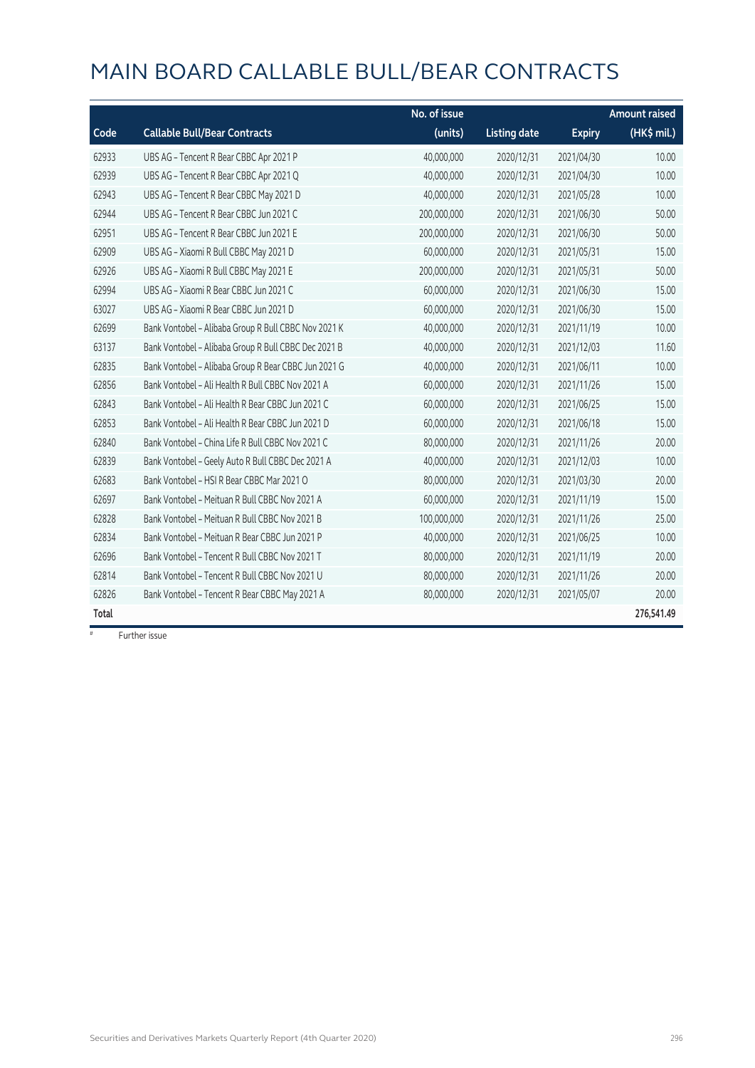# MAIN BOARD CALLABLE BULL/BEAR CONTRACTS

| Code | Callable Bull/Bear Contracts | No. of issue (units) | Listing date | Expiry | Amount raised (HK$ mil.) |
|---|---|---|---|---|---|
| 62933 | UBS AG – Tencent R Bear CBBC Apr 2021 P | 40,000,000 | 2020/12/31 | 2021/04/30 | 10.00 |
| 62939 | UBS AG – Tencent R Bear CBBC Apr 2021 Q | 40,000,000 | 2020/12/31 | 2021/04/30 | 10.00 |
| 62943 | UBS AG – Tencent R Bear CBBC May 2021 D | 40,000,000 | 2020/12/31 | 2021/05/28 | 10.00 |
| 62944 | UBS AG – Tencent R Bear CBBC Jun 2021 C | 200,000,000 | 2020/12/31 | 2021/06/30 | 50.00 |
| 62951 | UBS AG – Tencent R Bear CBBC Jun 2021 E | 200,000,000 | 2020/12/31 | 2021/06/30 | 50.00 |
| 62909 | UBS AG – Xiaomi R Bull CBBC May 2021 D | 60,000,000 | 2020/12/31 | 2021/05/31 | 15.00 |
| 62926 | UBS AG – Xiaomi R Bull CBBC May 2021 E | 200,000,000 | 2020/12/31 | 2021/05/31 | 50.00 |
| 62994 | UBS AG – Xiaomi R Bear CBBC Jun 2021 C | 60,000,000 | 2020/12/31 | 2021/06/30 | 15.00 |
| 63027 | UBS AG – Xiaomi R Bear CBBC Jun 2021 D | 60,000,000 | 2020/12/31 | 2021/06/30 | 15.00 |
| 62699 | Bank Vontobel – Alibaba Group R Bull CBBC Nov 2021 K | 40,000,000 | 2020/12/31 | 2021/11/19 | 10.00 |
| 63137 | Bank Vontobel – Alibaba Group R Bull CBBC Dec 2021 B | 40,000,000 | 2020/12/31 | 2021/12/03 | 11.60 |
| 62835 | Bank Vontobel – Alibaba Group R Bear CBBC Jun 2021 G | 40,000,000 | 2020/12/31 | 2021/06/11 | 10.00 |
| 62856 | Bank Vontobel – Ali Health R Bull CBBC Nov 2021 A | 60,000,000 | 2020/12/31 | 2021/11/26 | 15.00 |
| 62843 | Bank Vontobel – Ali Health R Bear CBBC Jun 2021 C | 60,000,000 | 2020/12/31 | 2021/06/25 | 15.00 |
| 62853 | Bank Vontobel – Ali Health R Bear CBBC Jun 2021 D | 60,000,000 | 2020/12/31 | 2021/06/18 | 15.00 |
| 62840 | Bank Vontobel – China Life R Bull CBBC Nov 2021 C | 80,000,000 | 2020/12/31 | 2021/11/26 | 20.00 |
| 62839 | Bank Vontobel – Geely Auto R Bull CBBC Dec 2021 A | 40,000,000 | 2020/12/31 | 2021/12/03 | 10.00 |
| 62683 | Bank Vontobel – HSI R Bear CBBC Mar 2021 O | 80,000,000 | 2020/12/31 | 2021/03/30 | 20.00 |
| 62697 | Bank Vontobel – Meituan R Bull CBBC Nov 2021 A | 60,000,000 | 2020/12/31 | 2021/11/19 | 15.00 |
| 62828 | Bank Vontobel – Meituan R Bull CBBC Nov 2021 B | 100,000,000 | 2020/12/31 | 2021/11/26 | 25.00 |
| 62834 | Bank Vontobel – Meituan R Bear CBBC Jun 2021 P | 40,000,000 | 2020/12/31 | 2021/06/25 | 10.00 |
| 62696 | Bank Vontobel – Tencent R Bull CBBC Nov 2021 T | 80,000,000 | 2020/12/31 | 2021/11/19 | 20.00 |
| 62814 | Bank Vontobel – Tencent R Bull CBBC Nov 2021 U | 80,000,000 | 2020/12/31 | 2021/11/26 | 20.00 |
| 62826 | Bank Vontobel – Tencent R Bear CBBC May 2021 A | 80,000,000 | 2020/12/31 | 2021/05/07 | 20.00 |
| **Total** | | | | | **276,541.49** |

# Further issue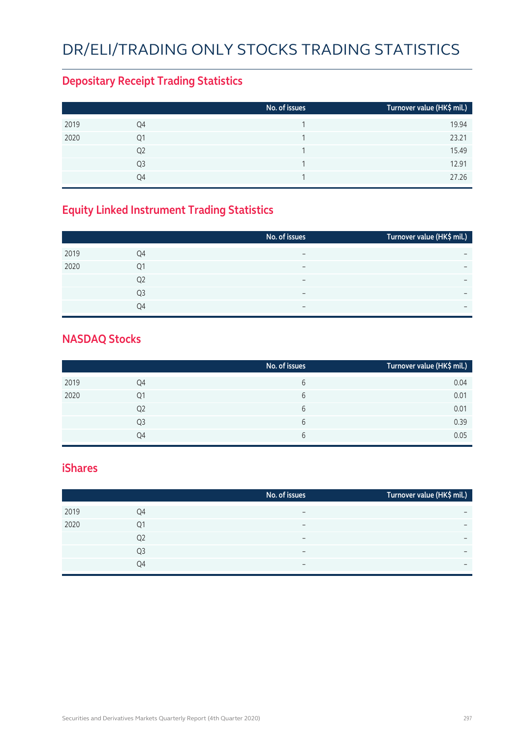# DR/ELI/TRADING ONLY STOCKS TRADING STATISTICS

## Depositary Receipt Trading Statistics

| | | No. of issues | Turnover value (HK$ mil.) |
|---|---|---|---|
| 2019 | Q4 | 1 | 19.94 |
| 2020 | Q1 | 1 | 23.21 |
| | Q2 | 1 | 15.49 |
| | Q3 | 1 | 12.91 |
| | Q4 | 1 | 27.26 |

## Equity Linked Instrument Trading Statistics

| | | No. of issues | Turnover value (HK$ mil.) |
|---|---|---|---|
| 2019 | Q4 | – | – |
| 2020 | Q1 | – | – |
| | Q2 | – | – |
| | Q3 | – | – |
| | Q4 | – | – |

## NASDAQ Stocks

| | | No. of issues | Turnover value (HK$ mil.) |
|---|---|---|---|
| 2019 | Q4 | 6 | 0.04 |
| 2020 | Q1 | 6 | 0.01 |
| | Q2 | 6 | 0.01 |
| | Q3 | 6 | 0.39 |
| | Q4 | 6 | 0.05 |

## iShares

| | | No. of issues | Turnover value (HK$ mil.) |
|---|---|---|---|
| 2019 | Q4 | – | – |
| 2020 | Q1 | – | – |
| | Q2 | – | – |
| | Q3 | – | – |
| | Q4 | – | – |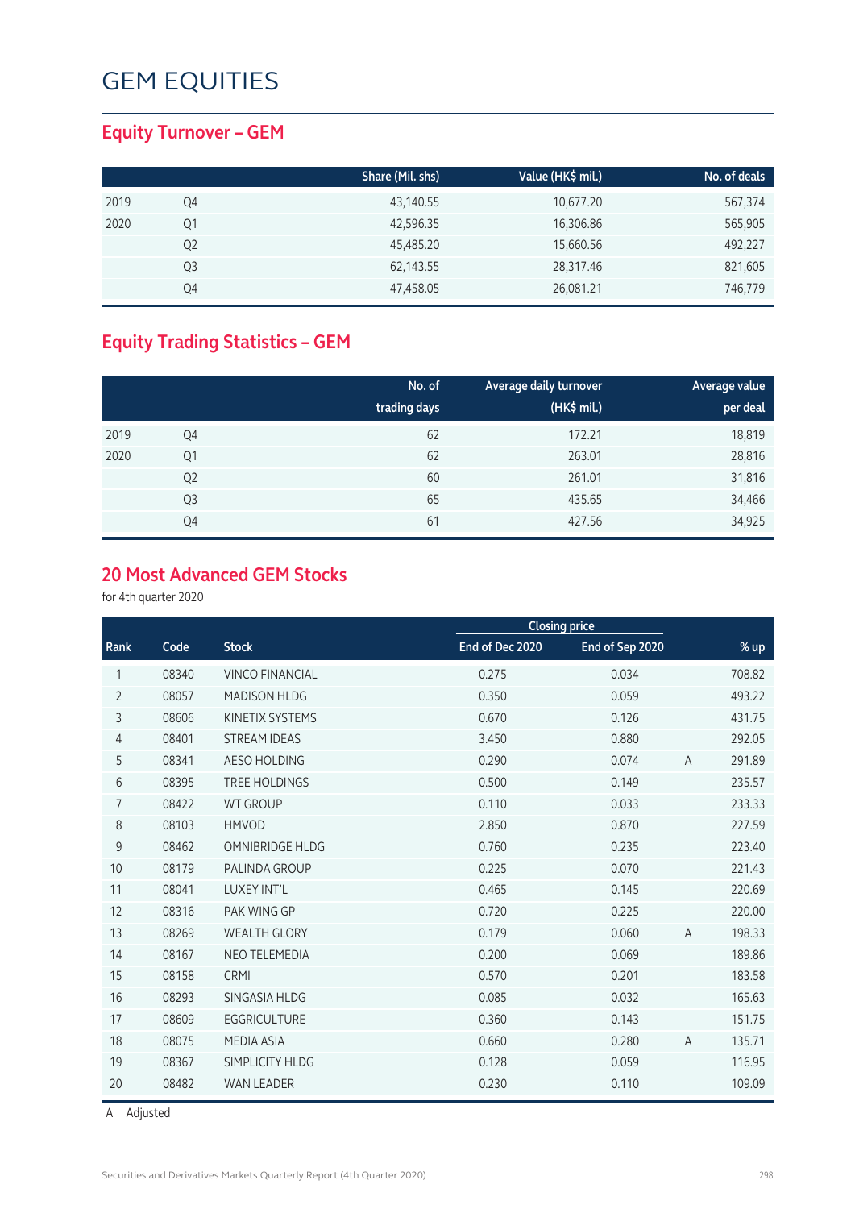# GEM EQUITIES

## Equity Turnover – GEM

| | | Share (Mil. shs) | Value (HK$ mil.) | No. of deals |
|---|---|---|---|---|
| 2019 | Q4 | 43,140.55 | 10,677.20 | 567,374 |
| 2020 | Q1 | 42,596.35 | 16,306.86 | 565,905 |
| | Q2 | 45,485.20 | 15,660.56 | 492,227 |
| | Q3 | 62,143.55 | 28,317.46 | 821,605 |
| | Q4 | 47,458.05 | 26,081.21 | 746,779 |

## Equity Trading Statistics – GEM

| | | No. of trading days | Average daily turnover (HK$ mil.) | Average value per deal |
|---|---|---|---|---|
| 2019 | Q4 | 62 | 172.21 | 18,819 |
| 2020 | Q1 | 62 | 263.01 | 28,816 |
| | Q2 | 60 | 261.01 | 31,816 |
| | Q3 | 65 | 435.65 | 34,466 |
| | Q4 | 61 | 427.56 | 34,925 |

## 20 Most Advanced GEM Stocks

for 4th quarter 2020

| | | | Closing price | | | |
|---|---|---|---|---|---|---|
| Rank | Code | Stock | End of Dec 2020 | End of Sep 2020 | | % up |
| 1 | 08340 | VINCO FINANCIAL | 0.275 | 0.034 | | 708.82 |
| 2 | 08057 | MADISON HLDG | 0.350 | 0.059 | | 493.22 |
| 3 | 08606 | KINETIX SYSTEMS | 0.670 | 0.126 | | 431.75 |
| 4 | 08401 | STREAM IDEAS | 3.450 | 0.880 | | 292.05 |
| 5 | 08341 | AESO HOLDING | 0.290 | 0.074 | A | 291.89 |
| 6 | 08395 | TREE HOLDINGS | 0.500 | 0.149 | | 235.57 |
| 7 | 08422 | WT GROUP | 0.110 | 0.033 | | 233.33 |
| 8 | 08103 | HMVOD | 2.850 | 0.870 | | 227.59 |
| 9 | 08462 | OMNIBRIDGE HLDG | 0.760 | 0.235 | | 223.40 |
| 10 | 08179 | PALINDA GROUP | 0.225 | 0.070 | | 221.43 |
| 11 | 08041 | LUXEY INT'L | 0.465 | 0.145 | | 220.69 |
| 12 | 08316 | PAK WING GP | 0.720 | 0.225 | | 220.00 |
| 13 | 08269 | WEALTH GLORY | 0.179 | 0.060 | A | 198.33 |
| 14 | 08167 | NEO TELEMEDIA | 0.200 | 0.069 | | 189.86 |
| 15 | 08158 | CRMI | 0.570 | 0.201 | | 183.58 |
| 16 | 08293 | SINGASIA HLDG | 0.085 | 0.032 | | 165.63 |
| 17 | 08609 | EGGRICULTURE | 0.360 | 0.143 | | 151.75 |
| 18 | 08075 | MEDIA ASIA | 0.660 | 0.280 | A | 135.71 |
| 19 | 08367 | SIMPLICITY HLDG | 0.128 | 0.059 | | 116.95 |
| 20 | 08482 | WAN LEADER | 0.230 | 0.110 | | 109.09 |

A Adjusted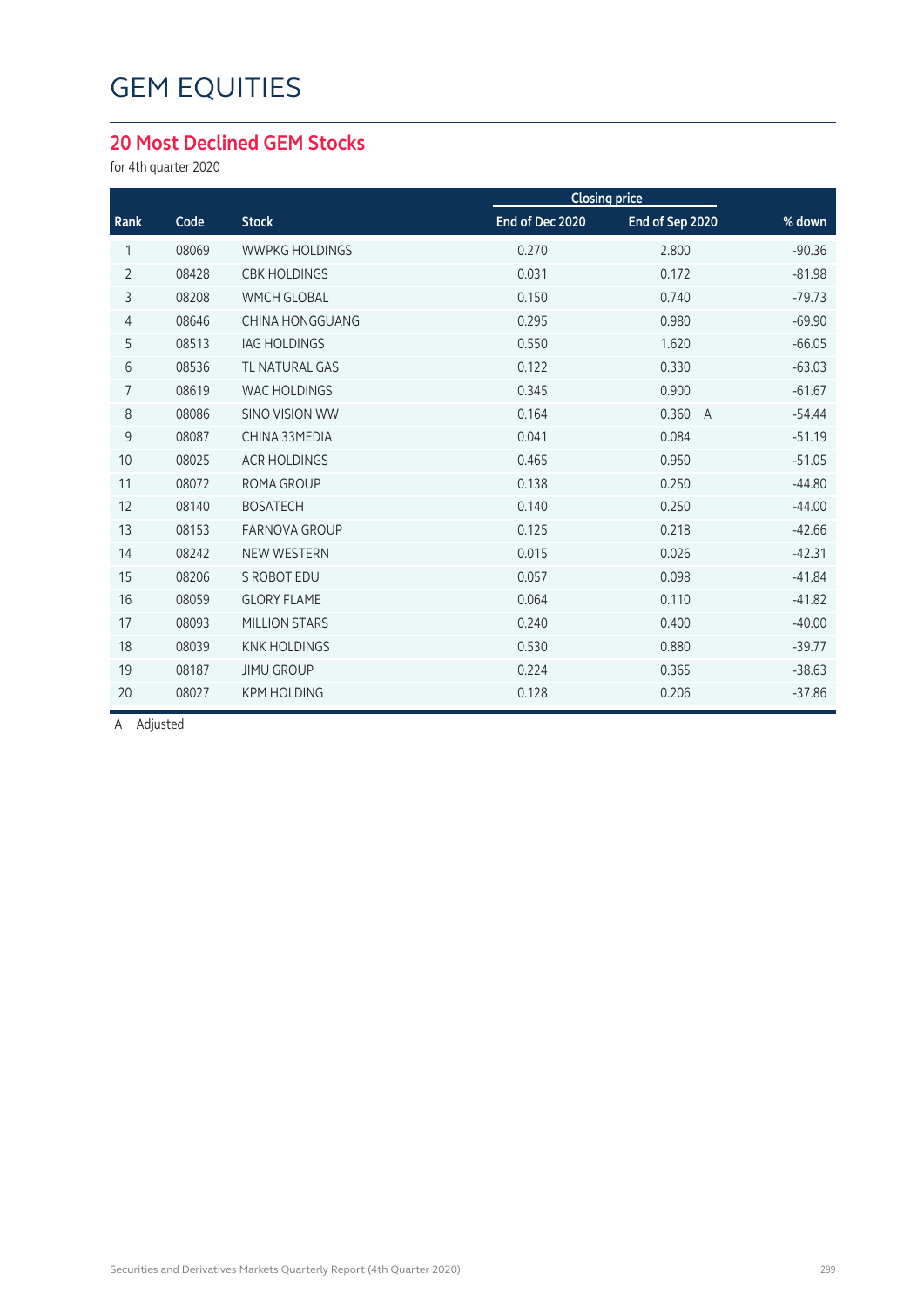# GEM EQUITIES

## 20 Most Declined GEM Stocks

for 4th quarter 2020

| | | | Closing price | | |
|---|---|---|---|---|---|
| Rank | Code | Stock | End of Dec 2020 | End of Sep 2020 | % down |
| 1 | 08069 | WWPKG HOLDINGS | 0.270 | 2.800 | -90.36 |
| 2 | 08428 | CBK HOLDINGS | 0.031 | 0.172 | -81.98 |
| 3 | 08208 | WMCH GLOBAL | 0.150 | 0.740 | -79.73 |
| 4 | 08646 | CHINA HONGGUANG | 0.295 | 0.980 | -69.90 |
| 5 | 08513 | IAG HOLDINGS | 0.550 | 1.620 | -66.05 |
| 6 | 08536 | TL NATURAL GAS | 0.122 | 0.330 | -63.03 |
| 7 | 08619 | WAC HOLDINGS | 0.345 | 0.900 | -61.67 |
| 8 | 08086 | SINO VISION WW | 0.164 | 0.360 A | -54.44 |
| 9 | 08087 | CHINA 33MEDIA | 0.041 | 0.084 | -51.19 |
| 10 | 08025 | ACR HOLDINGS | 0.465 | 0.950 | -51.05 |
| 11 | 08072 | ROMA GROUP | 0.138 | 0.250 | -44.80 |
| 12 | 08140 | BOSATECH | 0.140 | 0.250 | -44.00 |
| 13 | 08153 | FARNOVA GROUP | 0.125 | 0.218 | -42.66 |
| 14 | 08242 | NEW WESTERN | 0.015 | 0.026 | -42.31 |
| 15 | 08206 | S ROBOT EDU | 0.057 | 0.098 | -41.84 |
| 16 | 08059 | GLORY FLAME | 0.064 | 0.110 | -41.82 |
| 17 | 08093 | MILLION STARS | 0.240 | 0.400 | -40.00 |
| 18 | 08039 | KNK HOLDINGS | 0.530 | 0.880 | -39.77 |
| 19 | 08187 | JIMU GROUP | 0.224 | 0.365 | -38.63 |
| 20 | 08027 | KPM HOLDING | 0.128 | 0.206 | -37.86 |

A Adjusted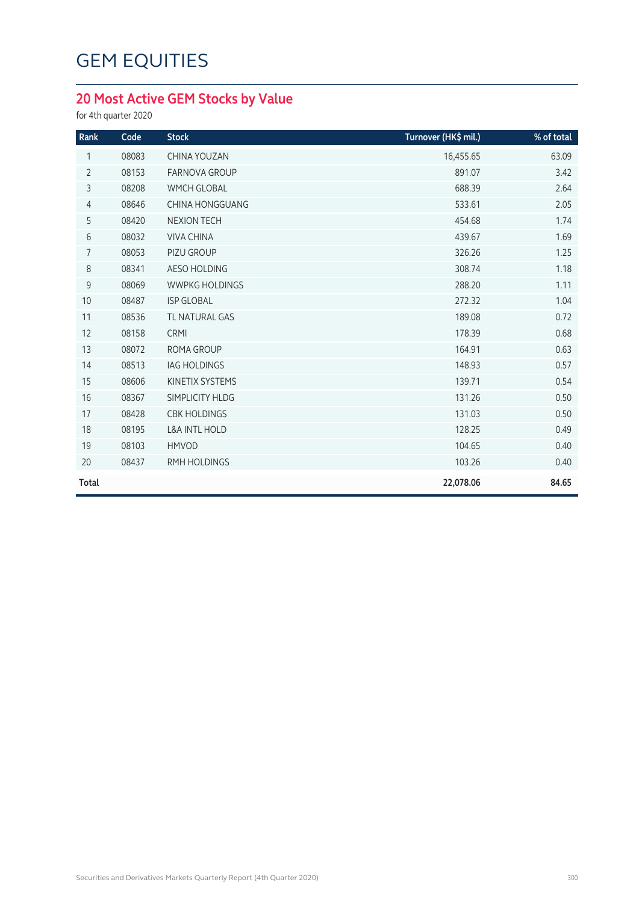# GEM EQUITIES

## 20 Most Active GEM Stocks by Value

for 4th quarter 2020

| Rank | Code | Stock | Turnover (HK$ mil.) | % of total |
|---|---|---|---|---|
| 1 | 08083 | CHINA YOUZAN | 16,455.65 | 63.09 |
| 2 | 08153 | FARNOVA GROUP | 891.07 | 3.42 |
| 3 | 08208 | WMCH GLOBAL | 688.39 | 2.64 |
| 4 | 08646 | CHINA HONGGUANG | 533.61 | 2.05 |
| 5 | 08420 | NEXION TECH | 454.68 | 1.74 |
| 6 | 08032 | VIVA CHINA | 439.67 | 1.69 |
| 7 | 08053 | PIZU GROUP | 326.26 | 1.25 |
| 8 | 08341 | AESO HOLDING | 308.74 | 1.18 |
| 9 | 08069 | WWPKG HOLDINGS | 288.20 | 1.11 |
| 10 | 08487 | ISP GLOBAL | 272.32 | 1.04 |
| 11 | 08536 | TL NATURAL GAS | 189.08 | 0.72 |
| 12 | 08158 | CRMI | 178.39 | 0.68 |
| 13 | 08072 | ROMA GROUP | 164.91 | 0.63 |
| 14 | 08513 | IAG HOLDINGS | 148.93 | 0.57 |
| 15 | 08606 | KINETIX SYSTEMS | 139.71 | 0.54 |
| 16 | 08367 | SIMPLICITY HLDG | 131.26 | 0.50 |
| 17 | 08428 | CBK HOLDINGS | 131.03 | 0.50 |
| 18 | 08195 | L&A INTL HOLD | 128.25 | 0.49 |
| 19 | 08103 | HMVOD | 104.65 | 0.40 |
| 20 | 08437 | RMH HOLDINGS | 103.26 | 0.40 |
| **Total** | | | **22,078.06** | **84.65** |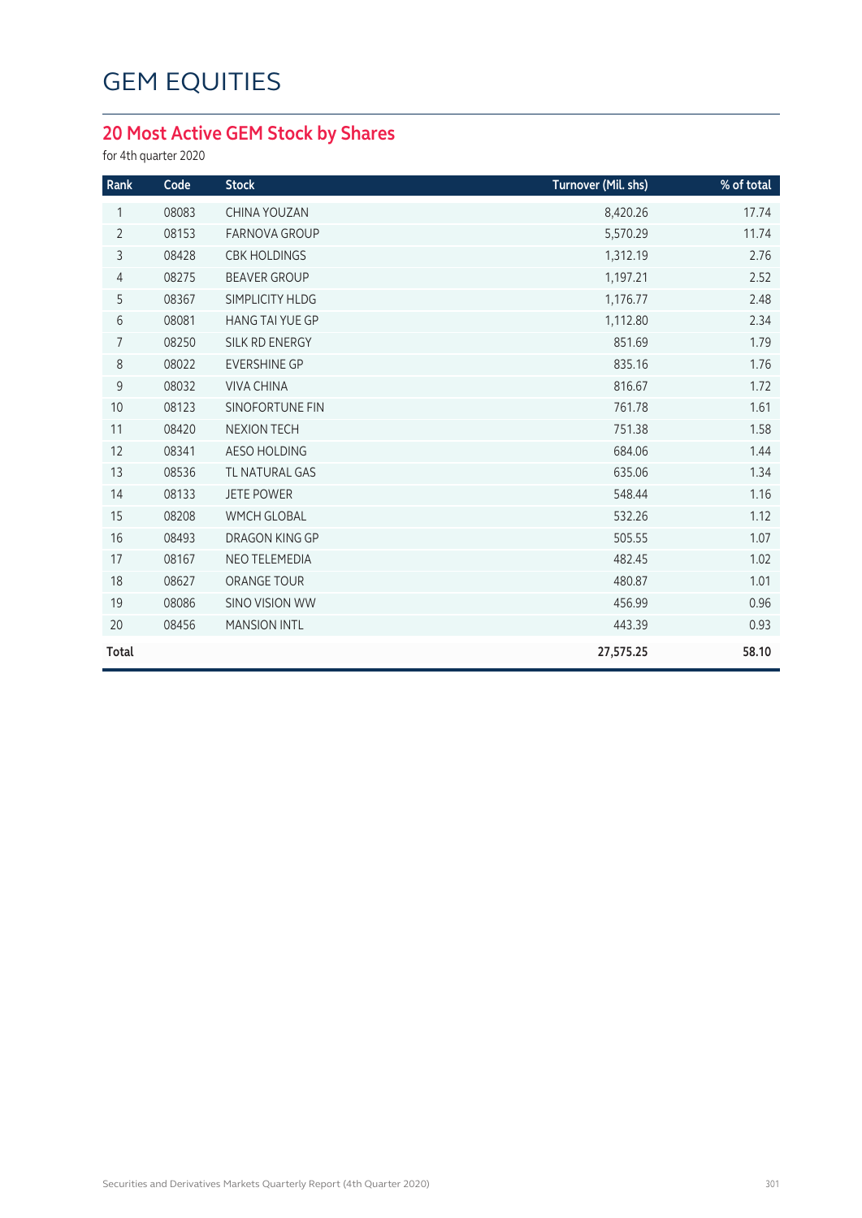# GEM EQUITIES

## 20 Most Active GEM Stock by Shares

for 4th quarter 2020

| Rank | Code | Stock | Turnover (Mil. shs) | % of total |
|---|---|---|---|---|
| 1 | 08083 | CHINA YOUZAN | 8,420.26 | 17.74 |
| 2 | 08153 | FARNOVA GROUP | 5,570.29 | 11.74 |
| 3 | 08428 | CBK HOLDINGS | 1,312.19 | 2.76 |
| 4 | 08275 | BEAVER GROUP | 1,197.21 | 2.52 |
| 5 | 08367 | SIMPLICITY HLDG | 1,176.77 | 2.48 |
| 6 | 08081 | HANG TAI YUE GP | 1,112.80 | 2.34 |
| 7 | 08250 | SILK RD ENERGY | 851.69 | 1.79 |
| 8 | 08022 | EVERSHINE GP | 835.16 | 1.76 |
| 9 | 08032 | VIVA CHINA | 816.67 | 1.72 |
| 10 | 08123 | SINOFORTUNE FIN | 761.78 | 1.61 |
| 11 | 08420 | NEXION TECH | 751.38 | 1.58 |
| 12 | 08341 | AESO HOLDING | 684.06 | 1.44 |
| 13 | 08536 | TL NATURAL GAS | 635.06 | 1.34 |
| 14 | 08133 | JETE POWER | 548.44 | 1.16 |
| 15 | 08208 | WMCH GLOBAL | 532.26 | 1.12 |
| 16 | 08493 | DRAGON KING GP | 505.55 | 1.07 |
| 17 | 08167 | NEO TELEMEDIA | 482.45 | 1.02 |
| 18 | 08627 | ORANGE TOUR | 480.87 | 1.01 |
| 19 | 08086 | SINO VISION WW | 456.99 | 0.96 |
| 20 | 08456 | MANSION INTL | 443.39 | 0.93 |
| **Total** | | | **27,575.25** | **58.10** |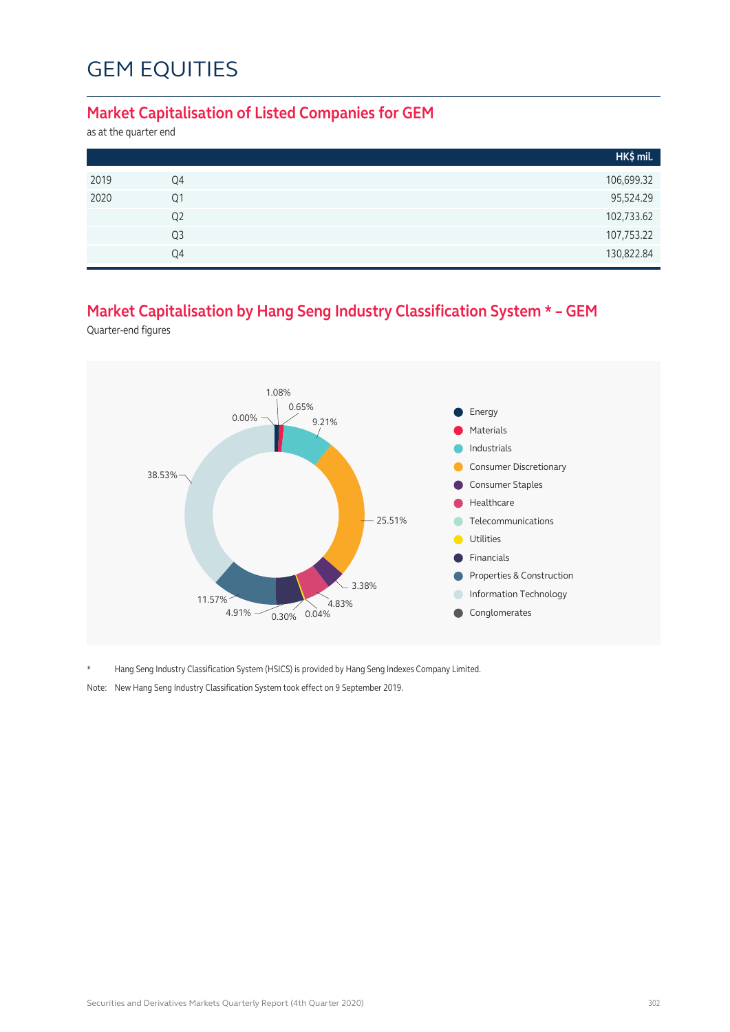# GEM EQUITIES

## Market Capitalisation of Listed Companies for GEM

as at the quarter end

| | | HK$ mil. |
|---|---|---|
| 2019 | Q4 | 106,699.32 |
| 2020 | Q1 | 95,524.29 |
| | Q2 | 102,733.62 |
| | Q3 | 107,753.22 |
| | Q4 | 130,822.84 |

## Market Capitalisation by Hang Seng Industry Classification System * – GEM

Quarter-end figures

1.08%
0.65%
0.00%
9.21%
38.53%
25.51%
3.38%
11.57%
4.83%
4.91%
0.30%
0.04%

Energy
Materials
Industrials
Consumer Discretionary
Consumer Staples
Healthcare
Telecommunications
Utilities
Financials
Properties & Construction
Information Technology
Conglomerates

\* Hang Seng Industry Classification System (HSICS) is provided by Hang Seng Indexes Company Limited.

Note: New Hang Seng Industry Classification System took effect on 9 September 2019.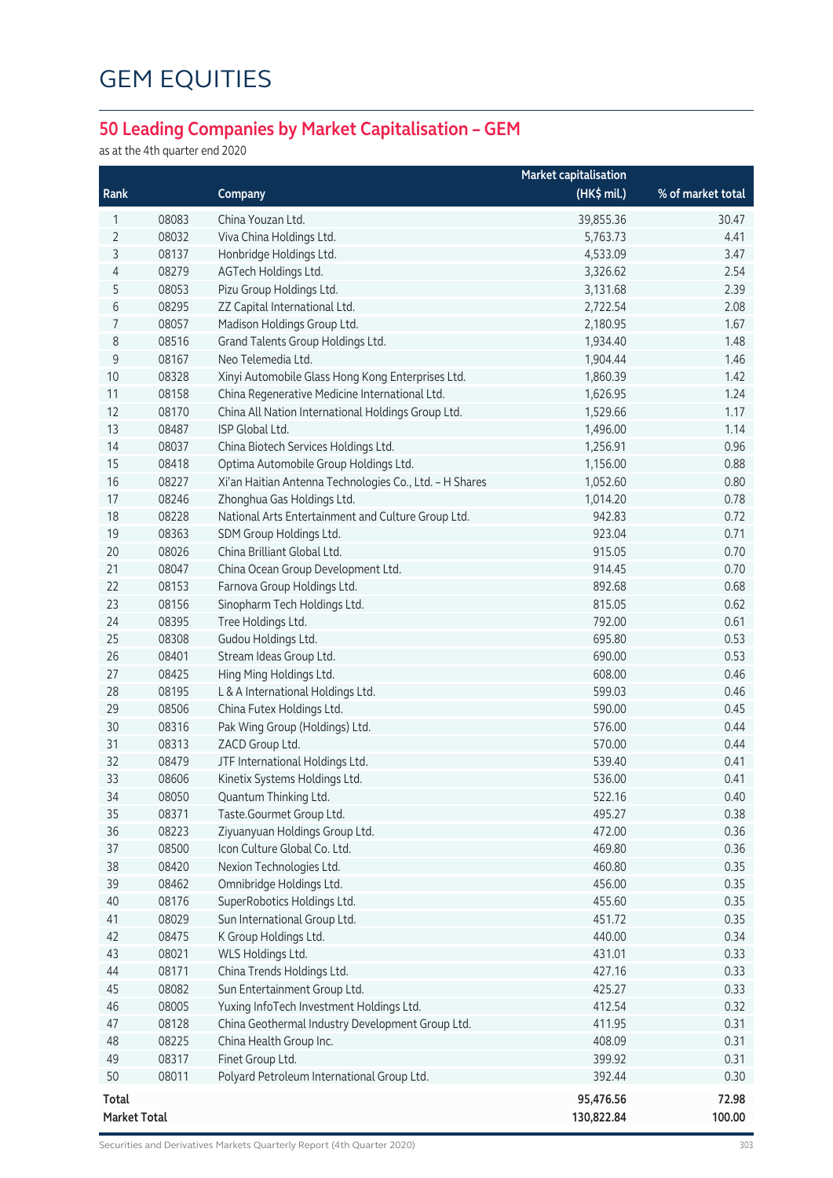# GEM EQUITIES

## 50 Leading Companies by Market Capitalisation – GEM

as at the 4th quarter end 2020

| Rank | | Company | Market capitalisation (HK$ mil.) | % of market total |
|---|---|---|---|---|
| 1 | 08083 | China Youzan Ltd. | 39,855.36 | 30.47 |
| 2 | 08032 | Viva China Holdings Ltd. | 5,763.73 | 4.41 |
| 3 | 08137 | Honbridge Holdings Ltd. | 4,533.09 | 3.47 |
| 4 | 08279 | AGTech Holdings Ltd. | 3,326.62 | 2.54 |
| 5 | 08053 | Pizu Group Holdings Ltd. | 3,131.68 | 2.39 |
| 6 | 08295 | ZZ Capital International Ltd. | 2,722.54 | 2.08 |
| 7 | 08057 | Madison Holdings Group Ltd. | 2,180.95 | 1.67 |
| 8 | 08516 | Grand Talents Group Holdings Ltd. | 1,934.40 | 1.48 |
| 9 | 08167 | Neo Telemedia Ltd. | 1,904.44 | 1.46 |
| 10 | 08328 | Xinyi Automobile Glass Hong Kong Enterprises Ltd. | 1,860.39 | 1.42 |
| 11 | 08158 | China Regenerative Medicine International Ltd. | 1,626.95 | 1.24 |
| 12 | 08170 | China All Nation International Holdings Group Ltd. | 1,529.66 | 1.17 |
| 13 | 08487 | ISP Global Ltd. | 1,496.00 | 1.14 |
| 14 | 08037 | China Biotech Services Holdings Ltd. | 1,256.91 | 0.96 |
| 15 | 08418 | Optima Automobile Group Holdings Ltd. | 1,156.00 | 0.88 |
| 16 | 08227 | Xi'an Haitian Antenna Technologies Co., Ltd. – H Shares | 1,052.60 | 0.80 |
| 17 | 08246 | Zhonghua Gas Holdings Ltd. | 1,014.20 | 0.78 |
| 18 | 08228 | National Arts Entertainment and Culture Group Ltd. | 942.83 | 0.72 |
| 19 | 08363 | SDM Group Holdings Ltd. | 923.04 | 0.71 |
| 20 | 08026 | China Brilliant Global Ltd. | 915.05 | 0.70 |
| 21 | 08047 | China Ocean Group Development Ltd. | 914.45 | 0.70 |
| 22 | 08153 | Farnova Group Holdings Ltd. | 892.68 | 0.68 |
| 23 | 08156 | Sinopharm Tech Holdings Ltd. | 815.05 | 0.62 |
| 24 | 08395 | Tree Holdings Ltd. | 792.00 | 0.61 |
| 25 | 08308 | Gudou Holdings Ltd. | 695.80 | 0.53 |
| 26 | 08401 | Stream Ideas Group Ltd. | 690.00 | 0.53 |
| 27 | 08425 | Hing Ming Holdings Ltd. | 608.00 | 0.46 |
| 28 | 08195 | L & A International Holdings Ltd. | 599.03 | 0.46 |
| 29 | 08506 | China Futex Holdings Ltd. | 590.00 | 0.45 |
| 30 | 08316 | Pak Wing Group (Holdings) Ltd. | 576.00 | 0.44 |
| 31 | 08313 | ZACD Group Ltd. | 570.00 | 0.44 |
| 32 | 08479 | JTF International Holdings Ltd. | 539.40 | 0.41 |
| 33 | 08606 | Kinetix Systems Holdings Ltd. | 536.00 | 0.41 |
| 34 | 08050 | Quantum Thinking Ltd. | 522.16 | 0.40 |
| 35 | 08371 | Taste.Gourmet Group Ltd. | 495.27 | 0.38 |
| 36 | 08223 | Ziyuanyuan Holdings Group Ltd. | 472.00 | 0.36 |
| 37 | 08500 | Icon Culture Global Co. Ltd. | 469.80 | 0.36 |
| 38 | 08420 | Nexion Technologies Ltd. | 460.80 | 0.35 |
| 39 | 08462 | Omnibridge Holdings Ltd. | 456.00 | 0.35 |
| 40 | 08176 | SuperRobotics Holdings Ltd. | 455.60 | 0.35 |
| 41 | 08029 | Sun International Group Ltd. | 451.72 | 0.35 |
| 42 | 08475 | K Group Holdings Ltd. | 440.00 | 0.34 |
| 43 | 08021 | WLS Holdings Ltd. | 431.01 | 0.33 |
| 44 | 08171 | China Trends Holdings Ltd. | 427.16 | 0.33 |
| 45 | 08082 | Sun Entertainment Group Ltd. | 425.27 | 0.33 |
| 46 | 08005 | Yuxing InfoTech Investment Holdings Ltd. | 412.54 | 0.32 |
| 47 | 08128 | China Geothermal Industry Development Group Ltd. | 411.95 | 0.31 |
| 48 | 08225 | China Health Group Inc. | 408.09 | 0.31 |
| 49 | 08317 | Finet Group Ltd. | 399.92 | 0.31 |
| 50 | 08011 | Polyard Petroleum International Group Ltd. | 392.44 | 0.30 |
| **Total** | | | **95,476.56** | **72.98** |
| **Market Total** | | | **130,822.84** | **100.00** |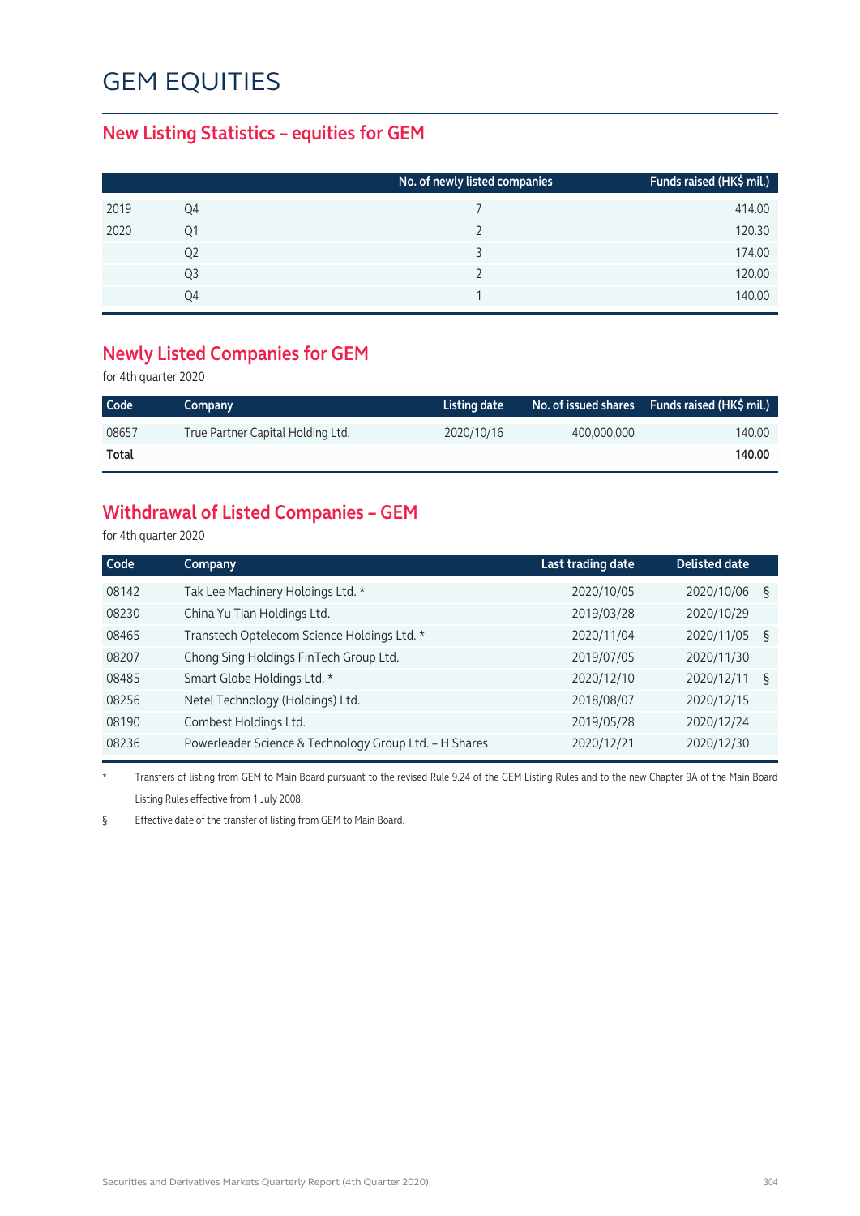# GEM EQUITIES

## New Listing Statistics – equities for GEM

| | | No. of newly listed companies | Funds raised (HK$ mil.) |
|---|---|---|---|
| 2019 | Q4 | 7 | 414.00 |
| 2020 | Q1 | 2 | 120.30 |
| | Q2 | 3 | 174.00 |
| | Q3 | 2 | 120.00 |
| | Q4 | 1 | 140.00 |

## Newly Listed Companies for GEM

for 4th quarter 2020

| Code | Company | Listing date | No. of issued shares | Funds raised (HK$ mil.) |
|---|---|---|---|---|
| 08657 | True Partner Capital Holding Ltd. | 2020/10/16 | 400,000,000 | 140.00 |
| **Total** | | | | **140.00** |

## Withdrawal of Listed Companies – GEM

for 4th quarter 2020

| Code | Company | Last trading date | Delisted date | |
|---|---|---|---|---|
| 08142 | Tak Lee Machinery Holdings Ltd. * | 2020/10/05 | 2020/10/06 | § |
| 08230 | China Yu Tian Holdings Ltd. | 2019/03/28 | 2020/10/29 | |
| 08465 | Transtech Optelecom Science Holdings Ltd. * | 2020/11/04 | 2020/11/05 | § |
| 08207 | Chong Sing Holdings FinTech Group Ltd. | 2019/07/05 | 2020/11/30 | |
| 08485 | Smart Globe Holdings Ltd. * | 2020/12/10 | 2020/12/11 | § |
| 08256 | Netel Technology (Holdings) Ltd. | 2018/08/07 | 2020/12/15 | |
| 08190 | Combest Holdings Ltd. | 2019/05/28 | 2020/12/24 | |
| 08236 | Powerleader Science & Technology Group Ltd. – H Shares | 2020/12/21 | 2020/12/30 | |

\* Transfers of listing from GEM to Main Board pursuant to the revised Rule 9.24 of the GEM Listing Rules and to the new Chapter 9A of the Main Board Listing Rules effective from 1 July 2008.

§ Effective date of the transfer of listing from GEM to Main Board.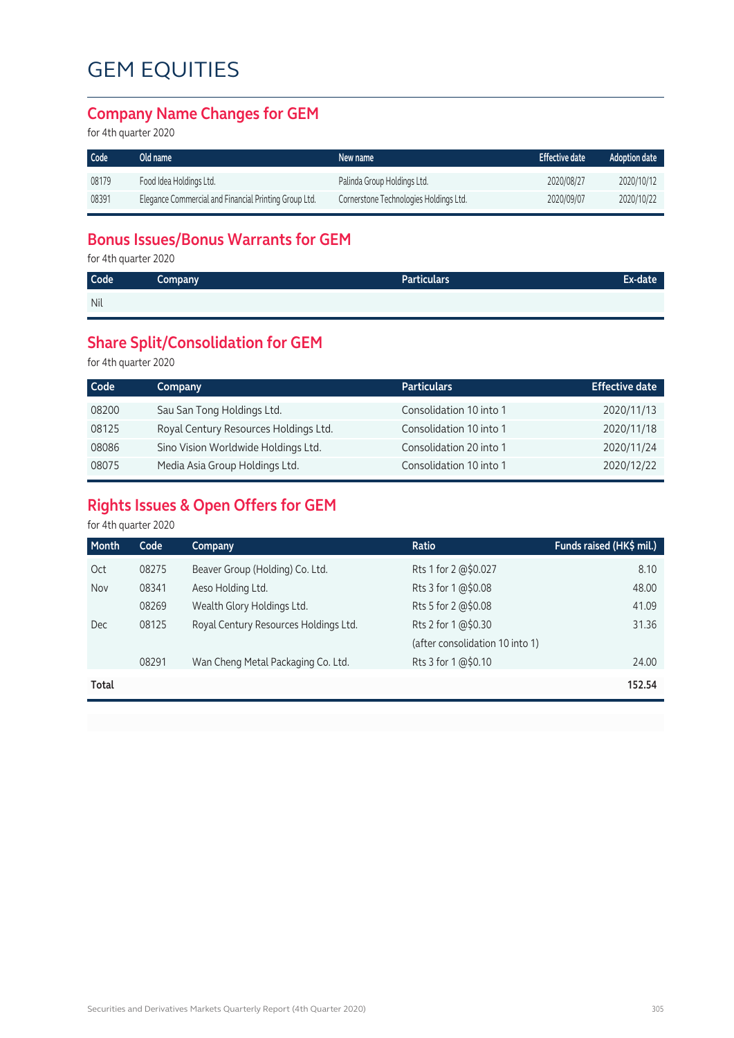# GEM EQUITIES

## Company Name Changes for GEM

for 4th quarter 2020

| Code | Old name | New name | Effective date | Adoption date |
| --- | --- | --- | --- | --- |
| 08179 | Food Idea Holdings Ltd. | Palinda Group Holdings Ltd. | 2020/08/27 | 2020/10/12 |
| 08391 | Elegance Commercial and Financial Printing Group Ltd. | Cornerstone Technologies Holdings Ltd. | 2020/09/07 | 2020/10/22 |

## Bonus Issues/Bonus Warrants for GEM

for 4th quarter 2020

| Code | Company | Particulars | Ex-date |
| --- | --- | --- | --- |
| Nil | | | |

## Share Split/Consolidation for GEM

for 4th quarter 2020

| Code | Company | Particulars | Effective date |
| --- | --- | --- | --- |
| 08200 | Sau San Tong Holdings Ltd. | Consolidation 10 into 1 | 2020/11/13 |
| 08125 | Royal Century Resources Holdings Ltd. | Consolidation 10 into 1 | 2020/11/18 |
| 08086 | Sino Vision Worldwide Holdings Ltd. | Consolidation 20 into 1 | 2020/11/24 |
| 08075 | Media Asia Group Holdings Ltd. | Consolidation 10 into 1 | 2020/12/22 |

## Rights Issues & Open Offers for GEM

for 4th quarter 2020

| Month | Code | Company | Ratio | Funds raised (HK$ mil.) |
| --- | --- | --- | --- | --- |
| Oct | 08275 | Beaver Group (Holding) Co. Ltd. | Rts 1 for 2 @$0.027 | 8.10 |
| Nov | 08341 | Aeso Holding Ltd. | Rts 3 for 1 @$0.08 | 48.00 |
| | 08269 | Wealth Glory Holdings Ltd. | Rts 5 for 2 @$0.08 | 41.09 |
| Dec | 08125 | Royal Century Resources Holdings Ltd. | Rts 2 for 1 @$0.30 (after consolidation 10 into 1) | 31.36 |
| | 08291 | Wan Cheng Metal Packaging Co. Ltd. | Rts 3 for 1 @$0.10 | 24.00 |
| **Total** | | | | **152.54** |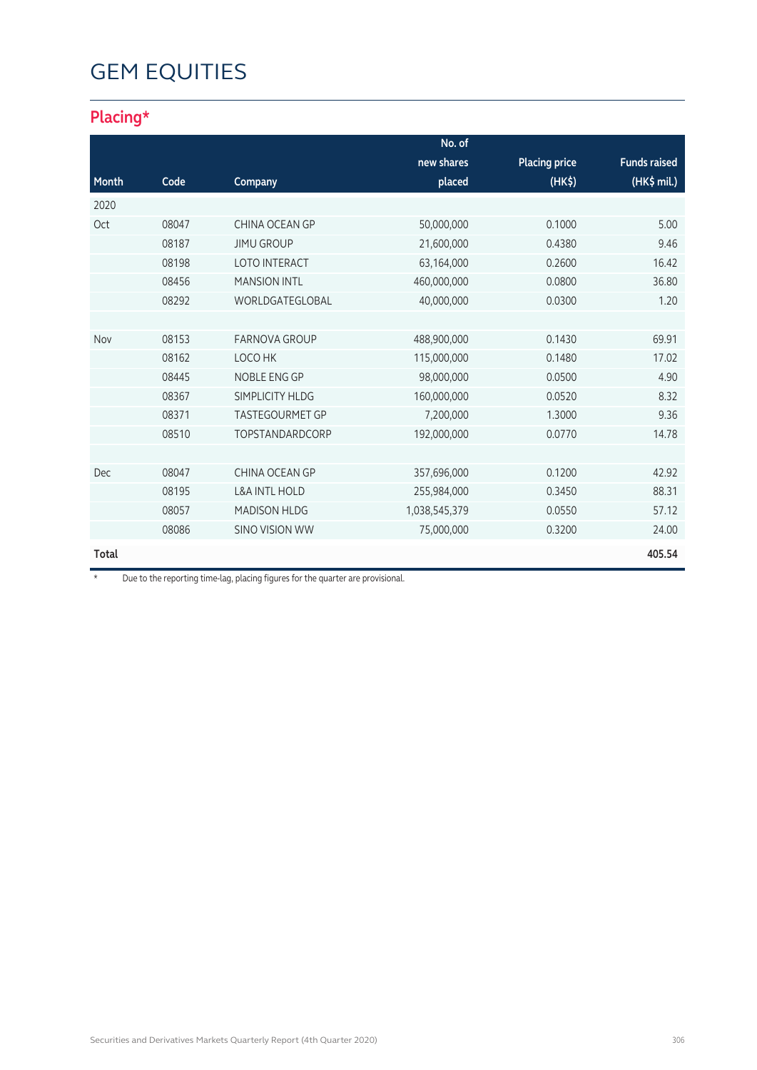# GEM EQUITIES

## Placing*

| Month | Code | Company | No. of new shares placed | Placing price (HK$) | Funds raised (HK$ mil.) |
|---|---|---|---|---|---|
| 2020 | | | | | |
| Oct | 08047 | CHINA OCEAN GP | 50,000,000 | 0.1000 | 5.00 |
| | 08187 | JIMU GROUP | 21,600,000 | 0.4380 | 9.46 |
| | 08198 | LOTO INTERACT | 63,164,000 | 0.2600 | 16.42 |
| | 08456 | MANSION INTL | 460,000,000 | 0.0800 | 36.80 |
| | 08292 | WORLDGATEGLOBAL | 40,000,000 | 0.0300 | 1.20 |
| | | | | | |
| Nov | 08153 | FARNOVA GROUP | 488,900,000 | 0.1430 | 69.91 |
| | 08162 | LOCO HK | 115,000,000 | 0.1480 | 17.02 |
| | 08445 | NOBLE ENG GP | 98,000,000 | 0.0500 | 4.90 |
| | 08367 | SIMPLICITY HLDG | 160,000,000 | 0.0520 | 8.32 |
| | 08371 | TASTEGOURMET GP | 7,200,000 | 1.3000 | 9.36 |
| | 08510 | TOPSTANDARDCORP | 192,000,000 | 0.0770 | 14.78 |
| | | | | | |
| Dec | 08047 | CHINA OCEAN GP | 357,696,000 | 0.1200 | 42.92 |
| | 08195 | L&A INTL HOLD | 255,984,000 | 0.3450 | 88.31 |
| | 08057 | MADISON HLDG | 1,038,545,379 | 0.0550 | 57.12 |
| | 08086 | SINO VISION WW | 75,000,000 | 0.3200 | 24.00 |
| **Total** | | | | | **405.54** |

\* Due to the reporting time-lag, placing figures for the quarter are provisional.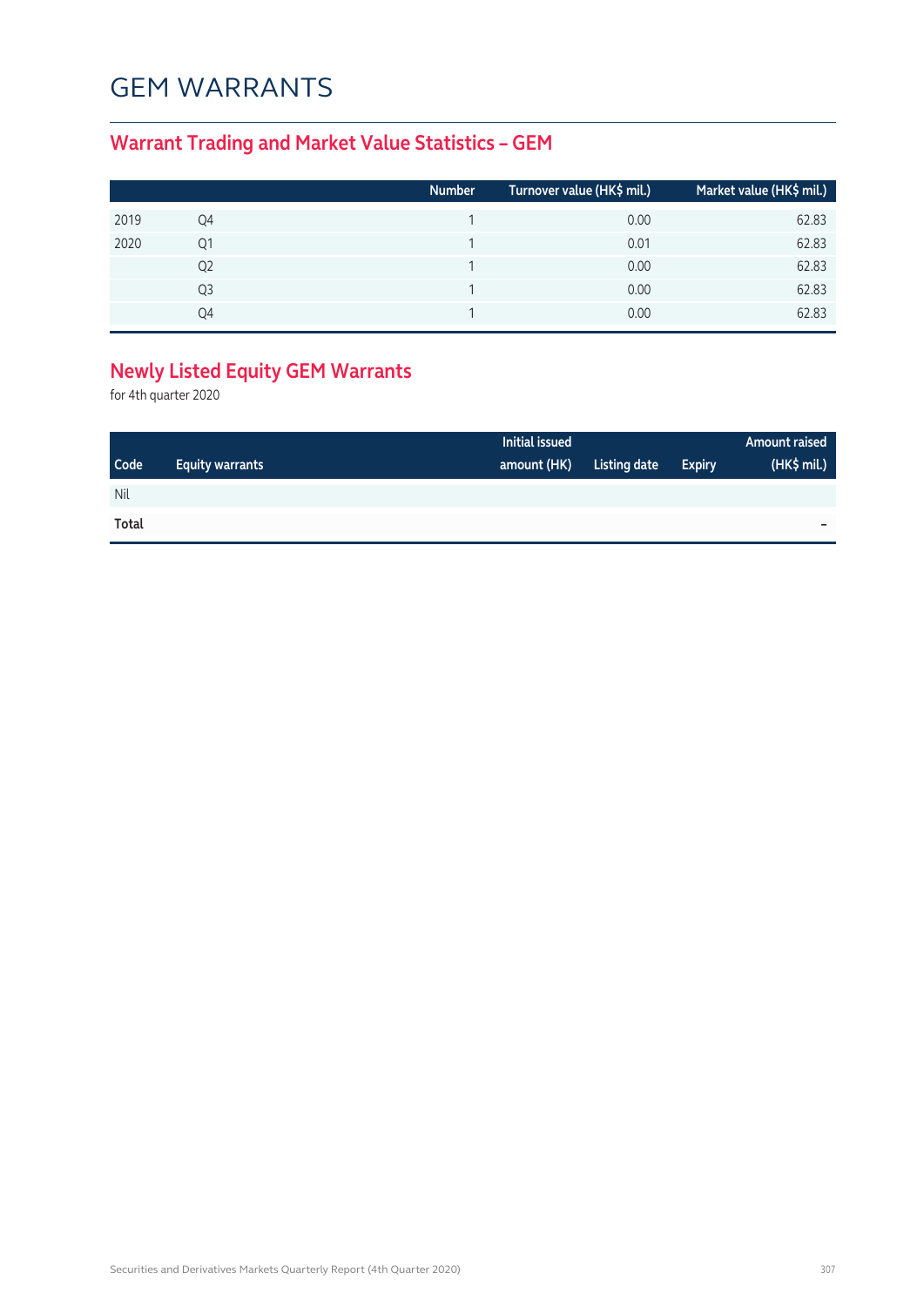# GEM WARRANTS

## Warrant Trading and Market Value Statistics – GEM

| | | Number | Turnover value (HK$ mil.) | Market value (HK$ mil.) |
|---|---|---|---|---|
| 2019 | Q4 | 1 | 0.00 | 62.83 |
| 2020 | Q1 | 1 | 0.01 | 62.83 |
| | Q2 | 1 | 0.00 | 62.83 |
| | Q3 | 1 | 0.00 | 62.83 |
| | Q4 | 1 | 0.00 | 62.83 |

## Newly Listed Equity GEM Warrants

for 4th quarter 2020

| Code | Equity warrants | Initial issued amount (HK) | Listing date | Expiry | Amount raised (HK$ mil.) |
|---|---|---|---|---|---|
| Nil | | | | | |
| **Total** | | | | | – |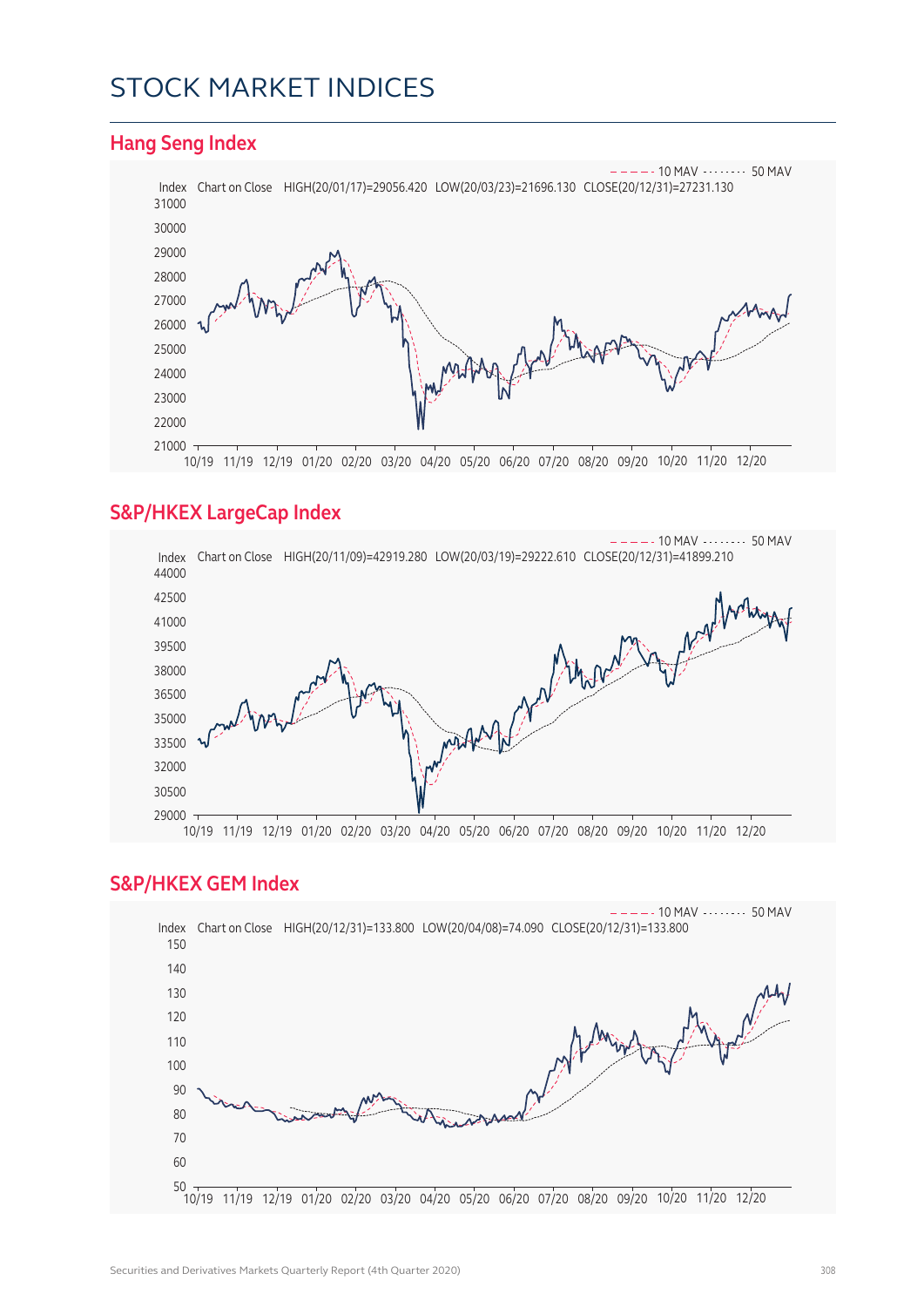# STOCK MARKET INDICES

## Hang Seng Index

- - - - - 10 MAV ········ 50 MAV

Index Chart on Close HIGH(20/01/17)=29056.420 LOW(20/03/23)=21696.130 CLOSE(20/12/31)=27231.130

31000
30000
29000
28000
27000
26000
25000
24000
23000
22000
21000

10/19 11/19 12/19 01/20 02/20 03/20 04/20 05/20 06/20 07/20 08/20 09/20 10/20 11/20 12/20

## S&P/HKEX LargeCap Index

- - - - - 10 MAV ········ 50 MAV

Index Chart on Close HIGH(20/11/09)=42919.280 LOW(20/03/19)=29222.610 CLOSE(20/12/31)=41899.210

44000
42500
41000
39500
38000
36500
35000
33500
32000
30500
29000

10/19 11/19 12/19 01/20 02/20 03/20 04/20 05/20 06/20 07/20 08/20 09/20 10/20 11/20 12/20

## S&P/HKEX GEM Index

- - - - - 10 MAV ········ 50 MAV

Index Chart on Close HIGH(20/12/31)=133.800 LOW(20/04/08)=74.090 CLOSE(20/12/31)=133.800

150
140
130
120
110
100
90
80
70
60
50

10/19 11/19 12/19 01/20 02/20 03/20 04/20 05/20 06/20 07/20 08/20 09/20 10/20 11/20 12/20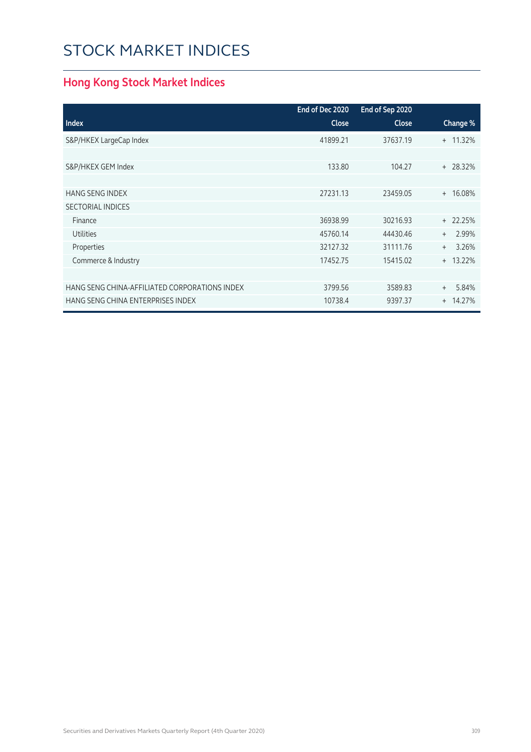# STOCK MARKET INDICES

## Hong Kong Stock Market Indices

| Index | End of Dec 2020 Close | End of Sep 2020 Close | Change % |
|---|---|---|---|
| S&P/HKEX LargeCap Index | 41899.21 | 37637.19 | + 11.32% |
| | | | |
| S&P/HKEX GEM Index | 133.80 | 104.27 | + 28.32% |
| | | | |
| HANG SENG INDEX | 27231.13 | 23459.05 | + 16.08% |
| SECTORIAL INDICES | | | |
| Finance | 36938.99 | 30216.93 | + 22.25% |
| Utilities | 45760.14 | 44430.46 | + 2.99% |
| Properties | 32127.32 | 31111.76 | + 3.26% |
| Commerce & Industry | 17452.75 | 15415.02 | + 13.22% |
| | | | |
| HANG SENG CHINA-AFFILIATED CORPORATIONS INDEX | 3799.56 | 3589.83 | + 5.84% |
| HANG SENG CHINA ENTERPRISES INDEX | 10738.4 | 9397.37 | + 14.27% |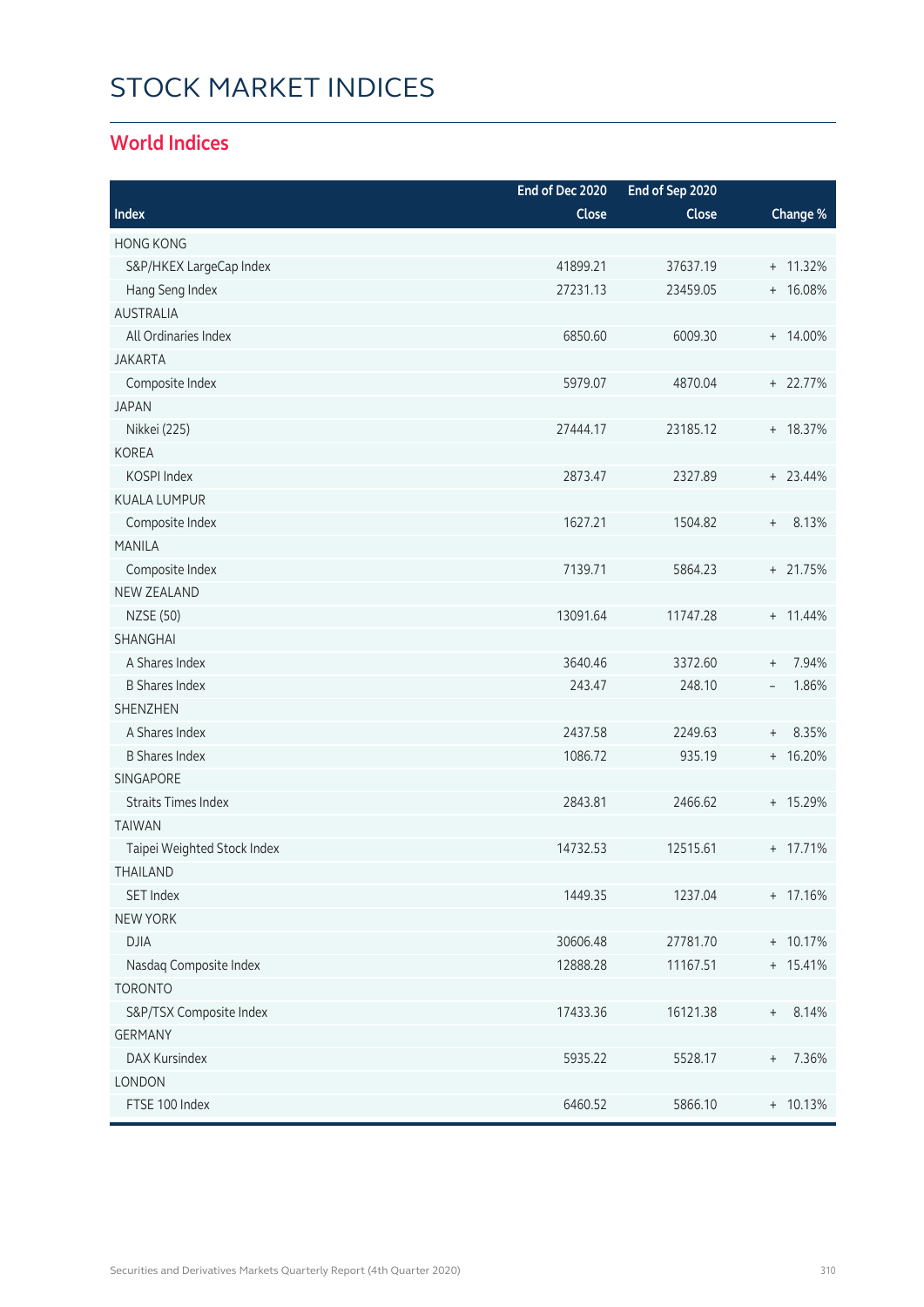# STOCK MARKET INDICES

## World Indices

| Index | End of Dec 2020 Close | End of Sep 2020 Close | Change % |
|---|---|---|---|
| HONG KONG | | | |
| S&P/HKEX LargeCap Index | 41899.21 | 37637.19 | + 11.32% |
| Hang Seng Index | 27231.13 | 23459.05 | + 16.08% |
| AUSTRALIA | | | |
| All Ordinaries Index | 6850.60 | 6009.30 | + 14.00% |
| JAKARTA | | | |
| Composite Index | 5979.07 | 4870.04 | + 22.77% |
| JAPAN | | | |
| Nikkei (225) | 27444.17 | 23185.12 | + 18.37% |
| KOREA | | | |
| KOSPI Index | 2873.47 | 2327.89 | + 23.44% |
| KUALA LUMPUR | | | |
| Composite Index | 1627.21 | 1504.82 | + 8.13% |
| MANILA | | | |
| Composite Index | 7139.71 | 5864.23 | + 21.75% |
| NEW ZEALAND | | | |
| NZSE (50) | 13091.64 | 11747.28 | + 11.44% |
| SHANGHAI | | | |
| A Shares Index | 3640.46 | 3372.60 | + 7.94% |
| B Shares Index | 243.47 | 248.10 | – 1.86% |
| SHENZHEN | | | |
| A Shares Index | 2437.58 | 2249.63 | + 8.35% |
| B Shares Index | 1086.72 | 935.19 | + 16.20% |
| SINGAPORE | | | |
| Straits Times Index | 2843.81 | 2466.62 | + 15.29% |
| TAIWAN | | | |
| Taipei Weighted Stock Index | 14732.53 | 12515.61 | + 17.71% |
| THAILAND | | | |
| SET Index | 1449.35 | 1237.04 | + 17.16% |
| NEW YORK | | | |
| DJIA | 30606.48 | 27781.70 | + 10.17% |
| Nasdaq Composite Index | 12888.28 | 11167.51 | + 15.41% |
| TORONTO | | | |
| S&P/TSX Composite Index | 17433.36 | 16121.38 | + 8.14% |
| GERMANY | | | |
| DAX Kursindex | 5935.22 | 5528.17 | + 7.36% |
| LONDON | | | |
| FTSE 100 Index | 6460.52 | 5866.10 | + 10.13% |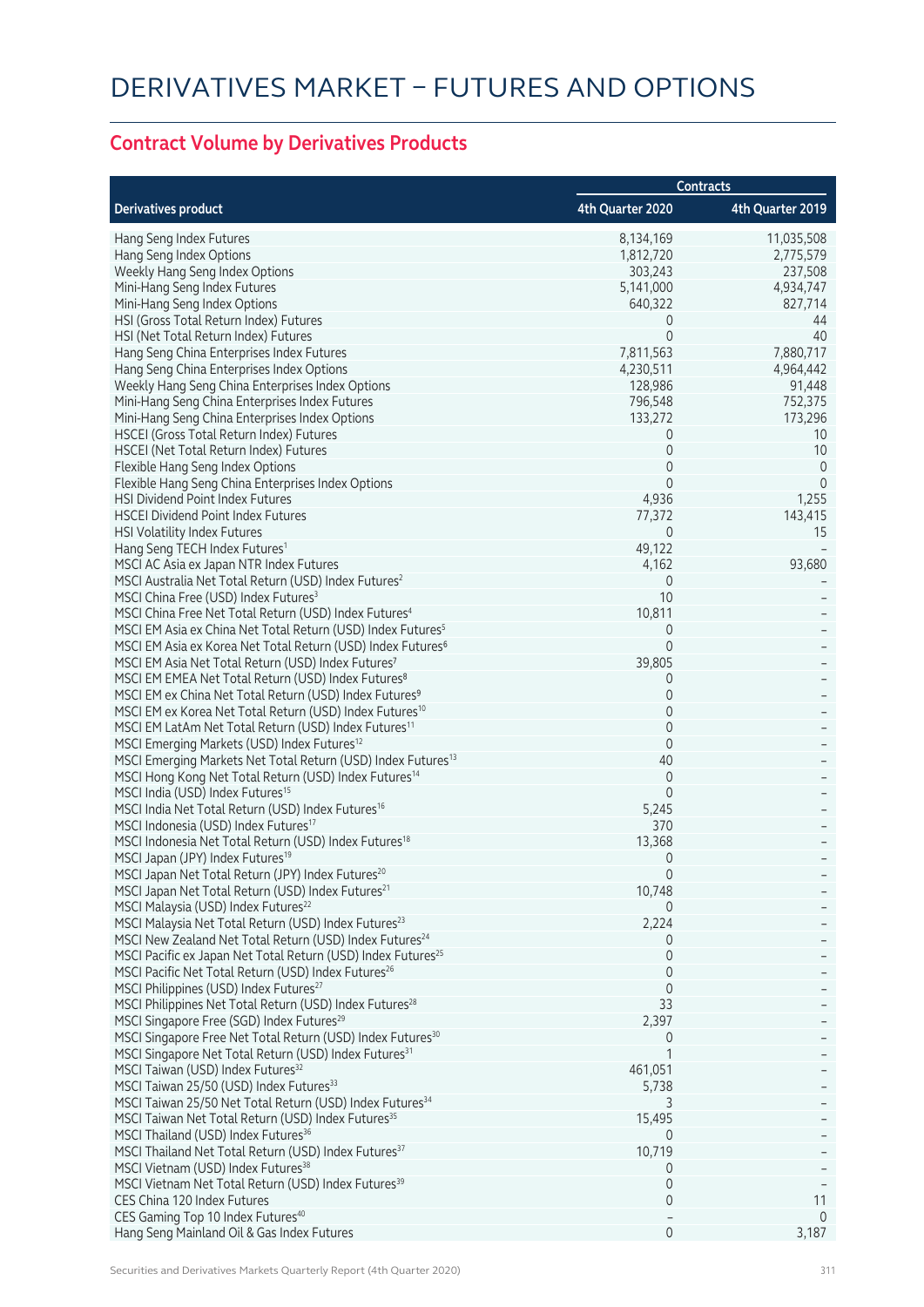# DERIVATIVES MARKET – FUTURES AND OPTIONS

## Contract Volume by Derivatives Products

| Derivatives product | Contracts | |
|---|---|---|
| | 4th Quarter 2020 | 4th Quarter 2019 |
| Hang Seng Index Futures | 8,134,169 | 11,035,508 |
| Hang Seng Index Options | 1,812,720 | 2,775,579 |
| Weekly Hang Seng Index Options | 303,243 | 237,508 |
| Mini-Hang Seng Index Futures | 5,141,000 | 4,934,747 |
| Mini-Hang Seng Index Options | 640,322 | 827,714 |
| HSI (Gross Total Return Index) Futures | 0 | 44 |
| HSI (Net Total Return Index) Futures | 0 | 40 |
| Hang Seng China Enterprises Index Futures | 7,811,563 | 7,880,717 |
| Hang Seng China Enterprises Index Options | 4,230,511 | 4,964,442 |
| Weekly Hang Seng China Enterprises Index Options | 128,986 | 91,448 |
| Mini-Hang Seng China Enterprises Index Futures | 796,548 | 752,375 |
| Mini-Hang Seng China Enterprises Index Options | 133,272 | 173,296 |
| HSCEI (Gross Total Return Index) Futures | 0 | 10 |
| HSCEI (Net Total Return Index) Futures | 0 | 10 |
| Flexible Hang Seng Index Options | 0 | 0 |
| Flexible Hang Seng China Enterprises Index Options | 0 | 0 |
| HSI Dividend Point Index Futures | 4,936 | 1,255 |
| HSCEI Dividend Point Index Futures | 77,372 | 143,415 |
| HSI Volatility Index Futures | 0 | 15 |
| Hang Seng TECH Index Futures[1] | 49,122 | – |
| MSCI AC Asia ex Japan NTR Index Futures | 4,162 | 93,680 |
| MSCI Australia Net Total Return (USD) Index Futures[2] | 0 | – |
| MSCI China Free (USD) Index Futures[3] | 10 | – |
| MSCI China Free Net Total Return (USD) Index Futures[4] | 10,811 | – |
| MSCI EM Asia ex China Net Total Return (USD) Index Futures[5] | 0 | – |
| MSCI EM Asia ex Korea Net Total Return (USD) Index Futures[6] | 0 | – |
| MSCI EM Asia Net Total Return (USD) Index Futures[7] | 39,805 | – |
| MSCI EM EMEA Net Total Return (USD) Index Futures[8] | 0 | – |
| MSCI EM ex China Net Total Return (USD) Index Futures[9] | 0 | – |
| MSCI EM ex Korea Net Total Return (USD) Index Futures[10] | 0 | – |
| MSCI EM LatAm Net Total Return (USD) Index Futures[11] | 0 | – |
| MSCI Emerging Markets (USD) Index Futures[12] | 0 | – |
| MSCI Emerging Markets Net Total Return (USD) Index Futures[13] | 40 | – |
| MSCI Hong Kong Net Total Return (USD) Index Futures[14] | 0 | – |
| MSCI India (USD) Index Futures[15] | 0 | – |
| MSCI India Net Total Return (USD) Index Futures[16] | 5,245 | – |
| MSCI Indonesia (USD) Index Futures[17] | 370 | – |
| MSCI Indonesia Net Total Return (USD) Index Futures[18] | 13,368 | – |
| MSCI Japan (JPY) Index Futures[19] | 0 | – |
| MSCI Japan Net Total Return (JPY) Index Futures[20] | 0 | – |
| MSCI Japan Net Total Return (USD) Index Futures[21] | 10,748 | – |
| MSCI Malaysia (USD) Index Futures[22] | 0 | – |
| MSCI Malaysia Net Total Return (USD) Index Futures[23] | 2,224 | – |
| MSCI New Zealand Net Total Return (USD) Index Futures[24] | 0 | – |
| MSCI Pacific ex Japan Net Total Return (USD) Index Futures[25] | 0 | – |
| MSCI Pacific Net Total Return (USD) Index Futures[26] | 0 | – |
| MSCI Philippines (USD) Index Futures[27] | 0 | – |
| MSCI Philippines Net Total Return (USD) Index Futures[28] | 33 | – |
| MSCI Singapore Free (SGD) Index Futures[29] | 2,397 | – |
| MSCI Singapore Free Net Total Return (USD) Index Futures[30] | 0 | – |
| MSCI Singapore Net Total Return (USD) Index Futures[31] | 1 | – |
| MSCI Taiwan (USD) Index Futures[32] | 461,051 | – |
| MSCI Taiwan 25/50 (USD) Index Futures[33] | 5,738 | – |
| MSCI Taiwan 25/50 Net Total Return (USD) Index Futures[34] | 3 | – |
| MSCI Taiwan Net Total Return (USD) Index Futures[35] | 15,495 | – |
| MSCI Thailand (USD) Index Futures[36] | 0 | – |
| MSCI Thailand Net Total Return (USD) Index Futures[37] | 10,719 | – |
| MSCI Vietnam (USD) Index Futures[38] | 0 | – |
| MSCI Vietnam Net Total Return (USD) Index Futures[39] | 0 | – |
| CES China 120 Index Futures | 0 | 11 |
| CES Gaming Top 10 Index Futures[40] | – | 0 |
| Hang Seng Mainland Oil & Gas Index Futures | 0 | 3,187 |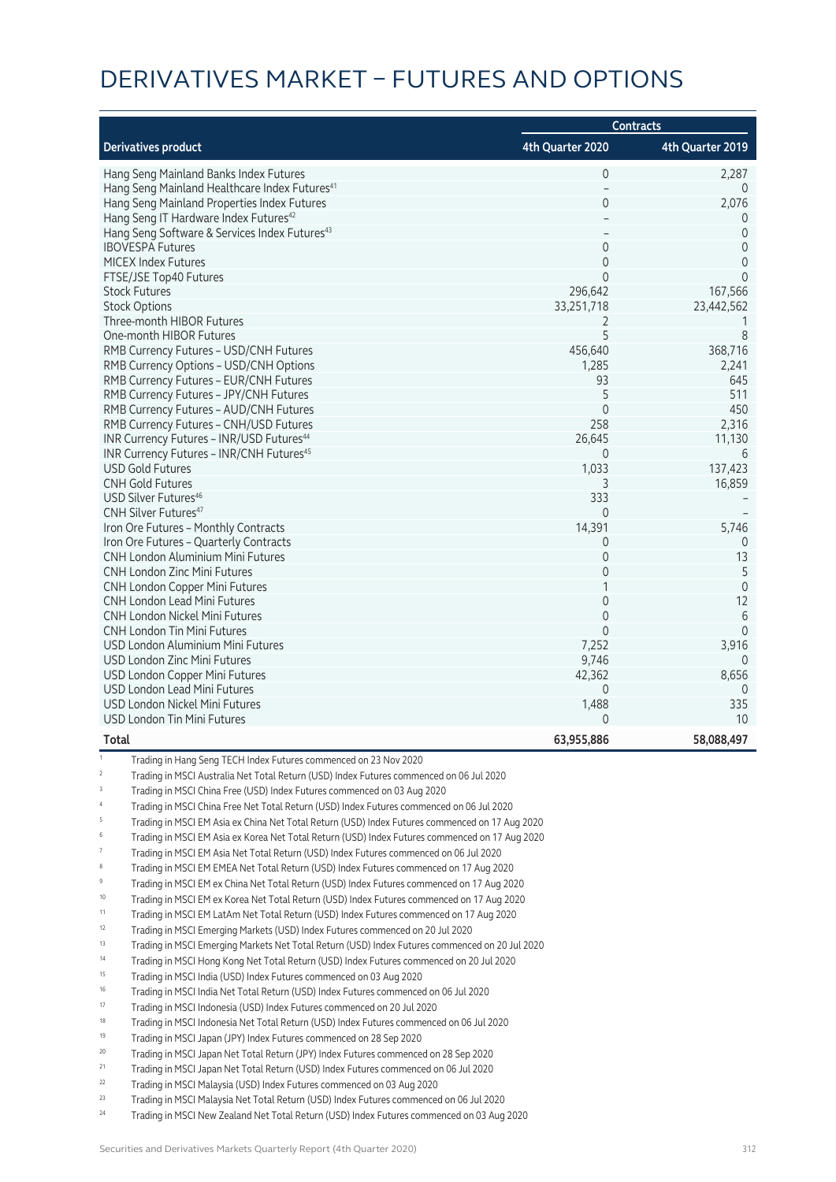# DERIVATIVES MARKET – FUTURES AND OPTIONS

| Derivatives product | Contracts | |
|---|---|---|
| | 4th Quarter 2020 | 4th Quarter 2019 |
| Hang Seng Mainland Banks Index Futures | 0 | 2,287 |
| Hang Seng Mainland Healthcare Index Futures[41] | – | 0 |
| Hang Seng Mainland Properties Index Futures | 0 | 2,076 |
| Hang Seng IT Hardware Index Futures[42] | – | 0 |
| Hang Seng Software & Services Index Futures[43] | – | 0 |
| IBOVESPA Futures | 0 | 0 |
| MICEX Index Futures | 0 | 0 |
| FTSE/JSE Top40 Futures | 0 | 0 |
| Stock Futures | 296,642 | 167,566 |
| Stock Options | 33,251,718 | 23,442,562 |
| Three-month HIBOR Futures | 2 | 1 |
| One-month HIBOR Futures | 5 | 8 |
| RMB Currency Futures – USD/CNH Futures | 456,640 | 368,716 |
| RMB Currency Options – USD/CNH Options | 1,285 | 2,241 |
| RMB Currency Futures – EUR/CNH Futures | 93 | 645 |
| RMB Currency Futures – JPY/CNH Futures | 5 | 511 |
| RMB Currency Futures – AUD/CNH Futures | 0 | 450 |
| RMB Currency Futures – CNH/USD Futures | 258 | 2,316 |
| INR Currency Futures – INR/USD Futures[44] | 26,645 | 11,130 |
| INR Currency Futures – INR/CNH Futures[45] | 0 | 6 |
| USD Gold Futures | 1,033 | 137,423 |
| CNH Gold Futures | 3 | 16,859 |
| USD Silver Futures[46] | 333 | – |
| CNH Silver Futures[47] | 0 | – |
| Iron Ore Futures – Monthly Contracts | 14,391 | 5,746 |
| Iron Ore Futures – Quarterly Contracts | 0 | 0 |
| CNH London Aluminium Mini Futures | 0 | 13 |
| CNH London Zinc Mini Futures | 0 | 5 |
| CNH London Copper Mini Futures | 1 | 0 |
| CNH London Lead Mini Futures | 0 | 12 |
| CNH London Nickel Mini Futures | 0 | 6 |
| CNH London Tin Mini Futures | 0 | 0 |
| USD London Aluminium Mini Futures | 7,252 | 3,916 |
| USD London Zinc Mini Futures | 9,746 | 0 |
| USD London Copper Mini Futures | 42,362 | 8,656 |
| USD London Lead Mini Futures | 0 | 0 |
| USD London Nickel Mini Futures | 1,488 | 335 |
| USD London Tin Mini Futures | 0 | 10 |
| **Total** | **63,955,886** | **58,088,497** |

1 Trading in Hang Seng TECH Index Futures commenced on 23 Nov 2020
2 Trading in MSCI Australia Net Total Return (USD) Index Futures commenced on 06 Jul 2020
3 Trading in MSCI China Free (USD) Index Futures commenced on 03 Aug 2020
4 Trading in MSCI China Free Net Total Return (USD) Index Futures commenced on 06 Jul 2020
5 Trading in MSCI EM Asia ex China Net Total Return (USD) Index Futures commenced on 17 Aug 2020
6 Trading in MSCI EM Asia ex Korea Net Total Return (USD) Index Futures commenced on 17 Aug 2020
7 Trading in MSCI EM Asia Net Total Return (USD) Index Futures commenced on 06 Jul 2020
8 Trading in MSCI EM EMEA Net Total Return (USD) Index Futures commenced on 17 Aug 2020
9 Trading in MSCI EM ex China Net Total Return (USD) Index Futures commenced on 17 Aug 2020
10 Trading in MSCI EM ex Korea Net Total Return (USD) Index Futures commenced on 17 Aug 2020
11 Trading in MSCI EM LatAm Net Total Return (USD) Index Futures commenced on 17 Aug 2020
12 Trading in MSCI Emerging Markets (USD) Index Futures commenced on 20 Jul 2020
13 Trading in MSCI Emerging Markets Net Total Return (USD) Index Futures commenced on 20 Jul 2020
14 Trading in MSCI Hong Kong Net Total Return (USD) Index Futures commenced on 20 Jul 2020
15 Trading in MSCI India (USD) Index Futures commenced on 03 Aug 2020
16 Trading in MSCI India Net Total Return (USD) Index Futures commenced on 06 Jul 2020
17 Trading in MSCI Indonesia (USD) Index Futures commenced on 20 Jul 2020
18 Trading in MSCI Indonesia Net Total Return (USD) Index Futures commenced on 06 Jul 2020
19 Trading in MSCI Japan (JPY) Index Futures commenced on 28 Sep 2020
20 Trading in MSCI Japan Net Total Return (JPY) Index Futures commenced on 28 Sep 2020
21 Trading in MSCI Japan Net Total Return (USD) Index Futures commenced on 06 Jul 2020
22 Trading in MSCI Malaysia (USD) Index Futures commenced on 03 Aug 2020
23 Trading in MSCI Malaysia Net Total Return (USD) Index Futures commenced on 06 Jul 2020
24 Trading in MSCI New Zealand Net Total Return (USD) Index Futures commenced on 03 Aug 2020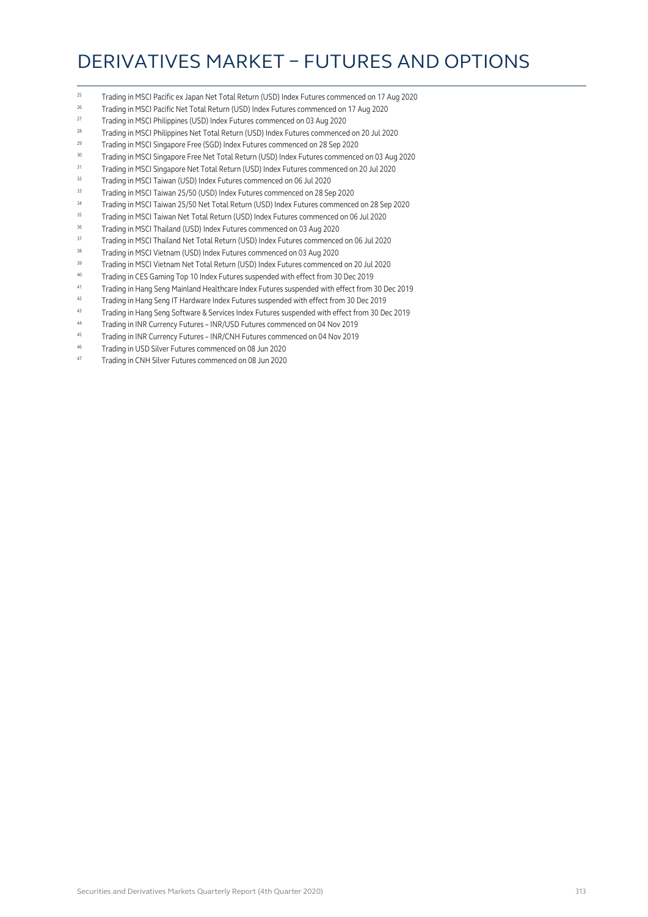# DERIVATIVES MARKET – FUTURES AND OPTIONS

[25] Trading in MSCI Pacific ex Japan Net Total Return (USD) Index Futures commenced on 17 Aug 2020

[26] Trading in MSCI Pacific Net Total Return (USD) Index Futures commenced on 17 Aug 2020

[27] Trading in MSCI Philippines (USD) Index Futures commenced on 03 Aug 2020

[28] Trading in MSCI Philippines Net Total Return (USD) Index Futures commenced on 20 Jul 2020

[29] Trading in MSCI Singapore Free (SGD) Index Futures commenced on 28 Sep 2020

[30] Trading in MSCI Singapore Free Net Total Return (USD) Index Futures commenced on 03 Aug 2020

[31] Trading in MSCI Singapore Net Total Return (USD) Index Futures commenced on 20 Jul 2020

[32] Trading in MSCI Taiwan (USD) Index Futures commenced on 06 Jul 2020

[33] Trading in MSCI Taiwan 25/50 (USD) Index Futures commenced on 28 Sep 2020

[34] Trading in MSCI Taiwan 25/50 Net Total Return (USD) Index Futures commenced on 28 Sep 2020

[35] Trading in MSCI Taiwan Net Total Return (USD) Index Futures commenced on 06 Jul 2020

[36] Trading in MSCI Thailand (USD) Index Futures commenced on 03 Aug 2020

[37] Trading in MSCI Thailand Net Total Return (USD) Index Futures commenced on 06 Jul 2020

[38] Trading in MSCI Vietnam (USD) Index Futures commenced on 03 Aug 2020

[39] Trading in MSCI Vietnam Net Total Return (USD) Index Futures commenced on 20 Jul 2020

[40] Trading in CES Gaming Top 10 Index Futures suspended with effect from 30 Dec 2019

[41] Trading in Hang Seng Mainland Healthcare Index Futures suspended with effect from 30 Dec 2019

[42] Trading in Hang Seng IT Hardware Index Futures suspended with effect from 30 Dec 2019

[43] Trading in Hang Seng Software & Services Index Futures suspended with effect from 30 Dec 2019

[44] Trading in INR Currency Futures – INR/USD Futures commenced on 04 Nov 2019

[45] Trading in INR Currency Futures – INR/CNH Futures commenced on 04 Nov 2019

[46] Trading in USD Silver Futures commenced on 08 Jun 2020

[47] Trading in CNH Silver Futures commenced on 08 Jun 2020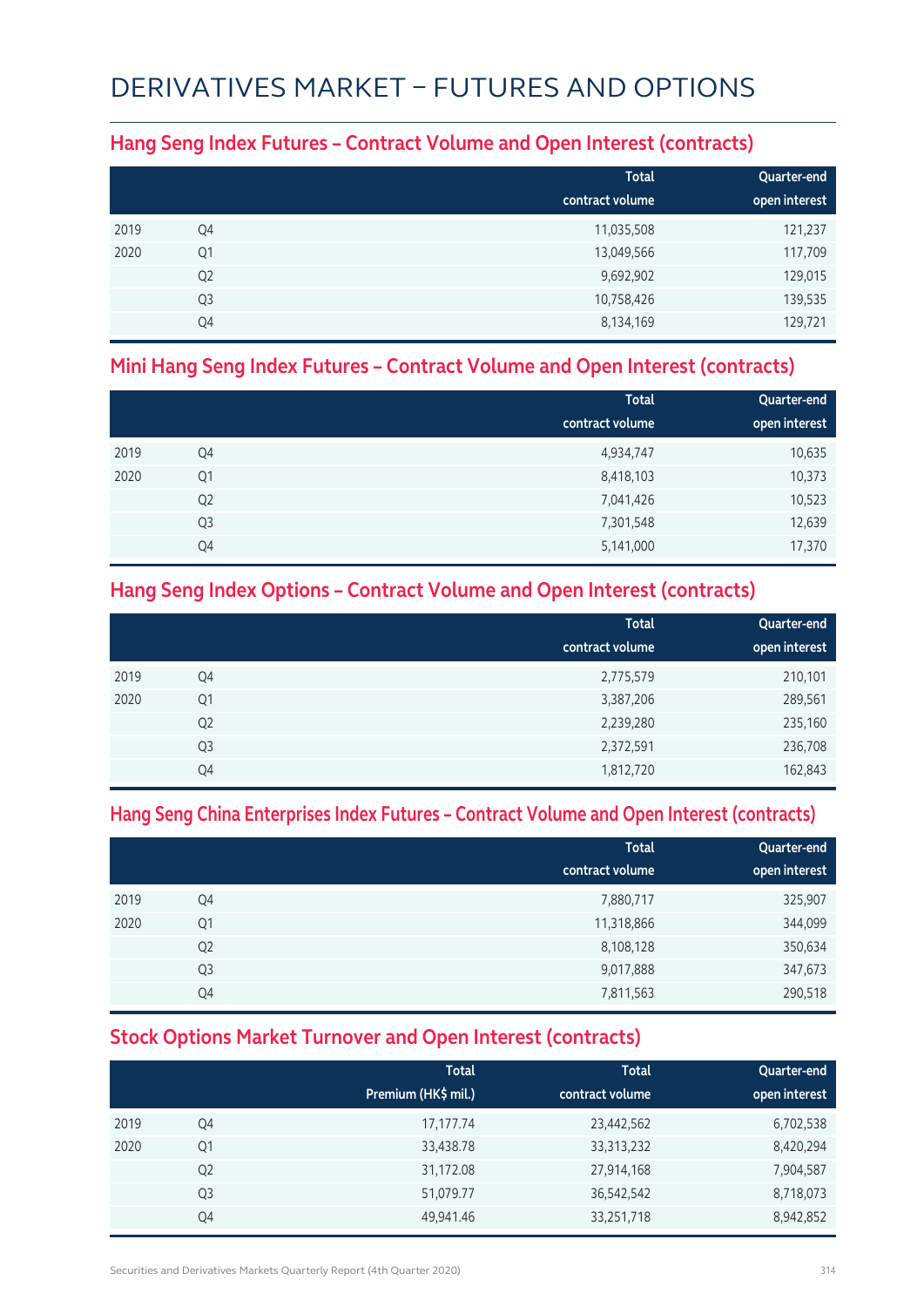# DERIVATIVES MARKET – FUTURES AND OPTIONS

## Hang Seng Index Futures – Contract Volume and Open Interest (contracts)

| | | Total contract volume | Quarter-end open interest |
|---|---|---|---|
| 2019 | Q4 | 11,035,508 | 121,237 |
| 2020 | Q1 | 13,049,566 | 117,709 |
| | Q2 | 9,692,902 | 129,015 |
| | Q3 | 10,758,426 | 139,535 |
| | Q4 | 8,134,169 | 129,721 |

## Mini Hang Seng Index Futures – Contract Volume and Open Interest (contracts)

| | | Total contract volume | Quarter-end open interest |
|---|---|---|---|
| 2019 | Q4 | 4,934,747 | 10,635 |
| 2020 | Q1 | 8,418,103 | 10,373 |
| | Q2 | 7,041,426 | 10,523 |
| | Q3 | 7,301,548 | 12,639 |
| | Q4 | 5,141,000 | 17,370 |

## Hang Seng Index Options – Contract Volume and Open Interest (contracts)

| | | Total contract volume | Quarter-end open interest |
|---|---|---|---|
| 2019 | Q4 | 2,775,579 | 210,101 |
| 2020 | Q1 | 3,387,206 | 289,561 |
| | Q2 | 2,239,280 | 235,160 |
| | Q3 | 2,372,591 | 236,708 |
| | Q4 | 1,812,720 | 162,843 |

## Hang Seng China Enterprises Index Futures – Contract Volume and Open Interest (contracts)

| | | Total contract volume | Quarter-end open interest |
|---|---|---|---|
| 2019 | Q4 | 7,880,717 | 325,907 |
| 2020 | Q1 | 11,318,866 | 344,099 |
| | Q2 | 8,108,128 | 350,634 |
| | Q3 | 9,017,888 | 347,673 |
| | Q4 | 7,811,563 | 290,518 |

## Stock Options Market Turnover and Open Interest (contracts)

| | | Total Premium (HK$ mil.) | Total contract volume | Quarter-end open interest |
|---|---|---|---|---|
| 2019 | Q4 | 17,177.74 | 23,442,562 | 6,702,538 |
| 2020 | Q1 | 33,438.78 | 33,313,232 | 8,420,294 |
| | Q2 | 31,172.08 | 27,914,168 | 7,904,587 |
| | Q3 | 51,079.77 | 36,542,542 | 8,718,073 |
| | Q4 | 49,941.46 | 33,251,718 | 8,942,852 |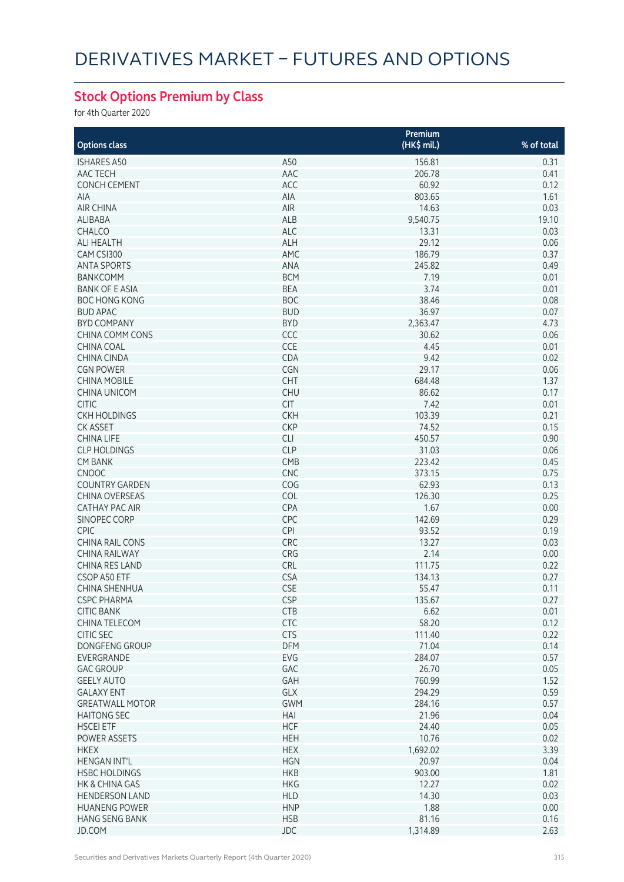# DERIVATIVES MARKET – FUTURES AND OPTIONS

## Stock Options Premium by Class

for 4th Quarter 2020

| Options class | | Premium (HK$ mil.) | % of total |
|---|---|---|---|
| ISHARES A50 | A50 | 156.81 | 0.31 |
| AAC TECH | AAC | 206.78 | 0.41 |
| CONCH CEMENT | ACC | 60.92 | 0.12 |
| AIA | AIA | 803.65 | 1.61 |
| AIR CHINA | AIR | 14.63 | 0.03 |
| ALIBABA | ALB | 9,540.75 | 19.10 |
| CHALCO | ALC | 13.31 | 0.03 |
| ALI HEALTH | ALH | 29.12 | 0.06 |
| CAM CSI300 | AMC | 186.79 | 0.37 |
| ANTA SPORTS | ANA | 245.82 | 0.49 |
| BANKCOMM | BCM | 7.19 | 0.01 |
| BANK OF E ASIA | BEA | 3.74 | 0.01 |
| BOC HONG KONG | BOC | 38.46 | 0.08 |
| BUD APAC | BUD | 36.97 | 0.07 |
| BYD COMPANY | BYD | 2,363.47 | 4.73 |
| CHINA COMM CONS | CCC | 30.62 | 0.06 |
| CHINA COAL | CCE | 4.45 | 0.01 |
| CHINA CINDA | CDA | 9.42 | 0.02 |
| CGN POWER | CGN | 29.17 | 0.06 |
| CHINA MOBILE | CHT | 684.48 | 1.37 |
| CHINA UNICOM | CHU | 86.62 | 0.17 |
| CITIC | CIT | 7.42 | 0.01 |
| CKH HOLDINGS | CKH | 103.39 | 0.21 |
| CK ASSET | CKP | 74.52 | 0.15 |
| CHINA LIFE | CLI | 450.57 | 0.90 |
| CLP HOLDINGS | CLP | 31.03 | 0.06 |
| CM BANK | CMB | 223.42 | 0.45 |
| CNOOC | CNC | 373.15 | 0.75 |
| COUNTRY GARDEN | COG | 62.93 | 0.13 |
| CHINA OVERSEAS | COL | 126.30 | 0.25 |
| CATHAY PAC AIR | CPA | 1.67 | 0.00 |
| SINOPEC CORP | CPC | 142.69 | 0.29 |
| CPIC | CPI | 93.52 | 0.19 |
| CHINA RAIL CONS | CRC | 13.27 | 0.03 |
| CHINA RAILWAY | CRG | 2.14 | 0.00 |
| CHINA RES LAND | CRL | 111.75 | 0.22 |
| CSOP A50 ETF | CSA | 134.13 | 0.27 |
| CHINA SHENHUA | CSE | 55.47 | 0.11 |
| CSPC PHARMA | CSP | 135.67 | 0.27 |
| CITIC BANK | CTB | 6.62 | 0.01 |
| CHINA TELECOM | CTC | 58.20 | 0.12 |
| CITIC SEC | CTS | 111.40 | 0.22 |
| DONGFENG GROUP | DFM | 71.04 | 0.14 |
| EVERGRANDE | EVG | 284.07 | 0.57 |
| GAC GROUP | GAC | 26.70 | 0.05 |
| GEELY AUTO | GAH | 760.99 | 1.52 |
| GALAXY ENT | GLX | 294.29 | 0.59 |
| GREATWALL MOTOR | GWM | 284.16 | 0.57 |
| HAITONG SEC | HAI | 21.96 | 0.04 |
| HSCEI ETF | HCF | 24.40 | 0.05 |
| POWER ASSETS | HEH | 10.76 | 0.02 |
| HKEX | HEX | 1,692.02 | 3.39 |
| HENGAN INT'L | HGN | 20.97 | 0.04 |
| HSBC HOLDINGS | HKB | 903.00 | 1.81 |
| HK & CHINA GAS | HKG | 12.27 | 0.02 |
| HENDERSON LAND | HLD | 14.30 | 0.03 |
| HUANENG POWER | HNP | 1.88 | 0.00 |
| HANG SENG BANK | HSB | 81.16 | 0.16 |
| JD.COM | JDC | 1,314.89 | 2.63 |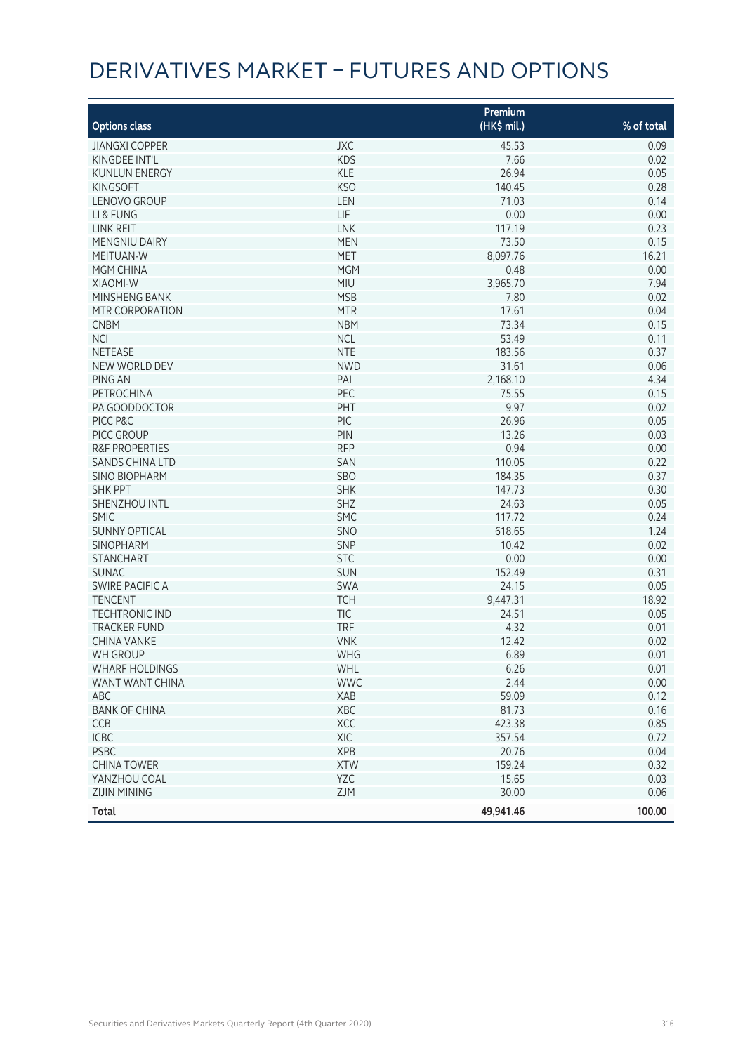# DERIVATIVES MARKET – FUTURES AND OPTIONS

| Options class | | Premium (HK$ mil.) | % of total |
|---|---|---|---|
| JIANGXI COPPER | JXC | 45.53 | 0.09 |
| KINGDEE INT'L | KDS | 7.66 | 0.02 |
| KUNLUN ENERGY | KLE | 26.94 | 0.05 |
| KINGSOFT | KSO | 140.45 | 0.28 |
| LENOVO GROUP | LEN | 71.03 | 0.14 |
| LI & FUNG | LIF | 0.00 | 0.00 |
| LINK REIT | LNK | 117.19 | 0.23 |
| MENGNIU DAIRY | MEN | 73.50 | 0.15 |
| MEITUAN-W | MET | 8,097.76 | 16.21 |
| MGM CHINA | MGM | 0.48 | 0.00 |
| XIAOMI-W | MIU | 3,965.70 | 7.94 |
| MINSHENG BANK | MSB | 7.80 | 0.02 |
| MTR CORPORATION | MTR | 17.61 | 0.04 |
| CNBM | NBM | 73.34 | 0.15 |
| NCI | NCL | 53.49 | 0.11 |
| NETEASE | NTE | 183.56 | 0.37 |
| NEW WORLD DEV | NWD | 31.61 | 0.06 |
| PING AN | PAI | 2,168.10 | 4.34 |
| PETROCHINA | PEC | 75.55 | 0.15 |
| PA GOODDOCTOR | PHT | 9.97 | 0.02 |
| PICC P&C | PIC | 26.96 | 0.05 |
| PICC GROUP | PIN | 13.26 | 0.03 |
| R&F PROPERTIES | RFP | 0.94 | 0.00 |
| SANDS CHINA LTD | SAN | 110.05 | 0.22 |
| SINO BIOPHARM | SBO | 184.35 | 0.37 |
| SHK PPT | SHK | 147.73 | 0.30 |
| SHENZHOU INTL | SHZ | 24.63 | 0.05 |
| SMIC | SMC | 117.72 | 0.24 |
| SUNNY OPTICAL | SNO | 618.65 | 1.24 |
| SINOPHARM | SNP | 10.42 | 0.02 |
| STANCHART | STC | 0.00 | 0.00 |
| SUNAC | SUN | 152.49 | 0.31 |
| SWIRE PACIFIC A | SWA | 24.15 | 0.05 |
| TENCENT | TCH | 9,447.31 | 18.92 |
| TECHTRONIC IND | TIC | 24.51 | 0.05 |
| TRACKER FUND | TRF | 4.32 | 0.01 |
| CHINA VANKE | VNK | 12.42 | 0.02 |
| WH GROUP | WHG | 6.89 | 0.01 |
| WHARF HOLDINGS | WHL | 6.26 | 0.01 |
| WANT WANT CHINA | WWC | 2.44 | 0.00 |
| ABC | XAB | 59.09 | 0.12 |
| BANK OF CHINA | XBC | 81.73 | 0.16 |
| CCB | XCC | 423.38 | 0.85 |
| ICBC | XIC | 357.54 | 0.72 |
| PSBC | XPB | 20.76 | 0.04 |
| CHINA TOWER | XTW | 159.24 | 0.32 |
| YANZHOU COAL | YZC | 15.65 | 0.03 |
| ZIJIN MINING | ZJM | 30.00 | 0.06 |
| **Total** | | **49,941.46** | **100.00** |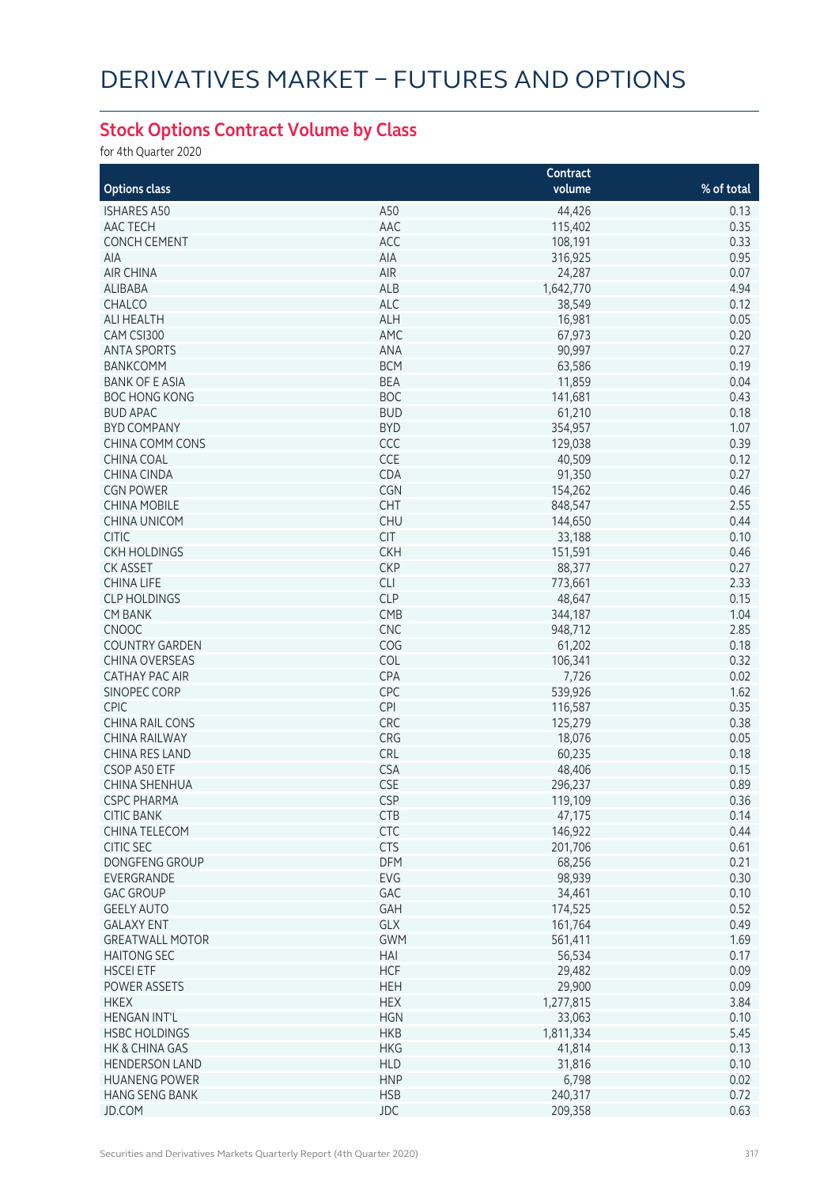# DERIVATIVES MARKET – FUTURES AND OPTIONS

## Stock Options Contract Volume by Class

for 4th Quarter 2020

| Options class | | Contract volume | % of total |
|---|---|---|---|
| ISHARES A50 | A50 | 44,426 | 0.13 |
| AAC TECH | AAC | 115,402 | 0.35 |
| CONCH CEMENT | ACC | 108,191 | 0.33 |
| AIA | AIA | 316,925 | 0.95 |
| AIR CHINA | AIR | 24,287 | 0.07 |
| ALIBABA | ALB | 1,642,770 | 4.94 |
| CHALCO | ALC | 38,549 | 0.12 |
| ALI HEALTH | ALH | 16,981 | 0.05 |
| CAM CSI300 | AMC | 67,973 | 0.20 |
| ANTA SPORTS | ANA | 90,997 | 0.27 |
| BANKCOMM | BCM | 63,586 | 0.19 |
| BANK OF E ASIA | BEA | 11,859 | 0.04 |
| BOC HONG KONG | BOC | 141,681 | 0.43 |
| BUD APAC | BUD | 61,210 | 0.18 |
| BYD COMPANY | BYD | 354,957 | 1.07 |
| CHINA COMM CONS | CCC | 129,038 | 0.39 |
| CHINA COAL | CCE | 40,509 | 0.12 |
| CHINA CINDA | CDA | 91,350 | 0.27 |
| CGN POWER | CGN | 154,262 | 0.46 |
| CHINA MOBILE | CHT | 848,547 | 2.55 |
| CHINA UNICOM | CHU | 144,650 | 0.44 |
| CITIC | CIT | 33,188 | 0.10 |
| CKH HOLDINGS | CKH | 151,591 | 0.46 |
| CK ASSET | CKP | 88,377 | 0.27 |
| CHINA LIFE | CLI | 773,661 | 2.33 |
| CLP HOLDINGS | CLP | 48,647 | 0.15 |
| CM BANK | CMB | 344,187 | 1.04 |
| CNOOC | CNC | 948,712 | 2.85 |
| COUNTRY GARDEN | COG | 61,202 | 0.18 |
| CHINA OVERSEAS | COL | 106,341 | 0.32 |
| CATHAY PAC AIR | CPA | 7,726 | 0.02 |
| SINOPEC CORP | CPC | 539,926 | 1.62 |
| CPIC | CPI | 116,587 | 0.35 |
| CHINA RAIL CONS | CRC | 125,279 | 0.38 |
| CHINA RAILWAY | CRG | 18,076 | 0.05 |
| CHINA RES LAND | CRL | 60,235 | 0.18 |
| CSOP A50 ETF | CSA | 48,406 | 0.15 |
| CHINA SHENHUA | CSE | 296,237 | 0.89 |
| CSPC PHARMA | CSP | 119,109 | 0.36 |
| CITIC BANK | CTB | 47,175 | 0.14 |
| CHINA TELECOM | CTC | 146,922 | 0.44 |
| CITIC SEC | CTS | 201,706 | 0.61 |
| DONGFENG GROUP | DFM | 68,256 | 0.21 |
| EVERGRANDE | EVG | 98,939 | 0.30 |
| GAC GROUP | GAC | 34,461 | 0.10 |
| GEELY AUTO | GAH | 174,525 | 0.52 |
| GALAXY ENT | GLX | 161,764 | 0.49 |
| GREATWALL MOTOR | GWM | 561,411 | 1.69 |
| HAITONG SEC | HAI | 56,534 | 0.17 |
| HSCEI ETF | HCF | 29,482 | 0.09 |
| POWER ASSETS | HEH | 29,900 | 0.09 |
| HKEX | HEX | 1,277,815 | 3.84 |
| HENGAN INT'L | HGN | 33,063 | 0.10 |
| HSBC HOLDINGS | HKB | 1,811,334 | 5.45 |
| HK & CHINA GAS | HKG | 41,814 | 0.13 |
| HENDERSON LAND | HLD | 31,816 | 0.10 |
| HUANENG POWER | HNP | 6,798 | 0.02 |
| HANG SENG BANK | HSB | 240,317 | 0.72 |
| JD.COM | JDC | 209,358 | 0.63 |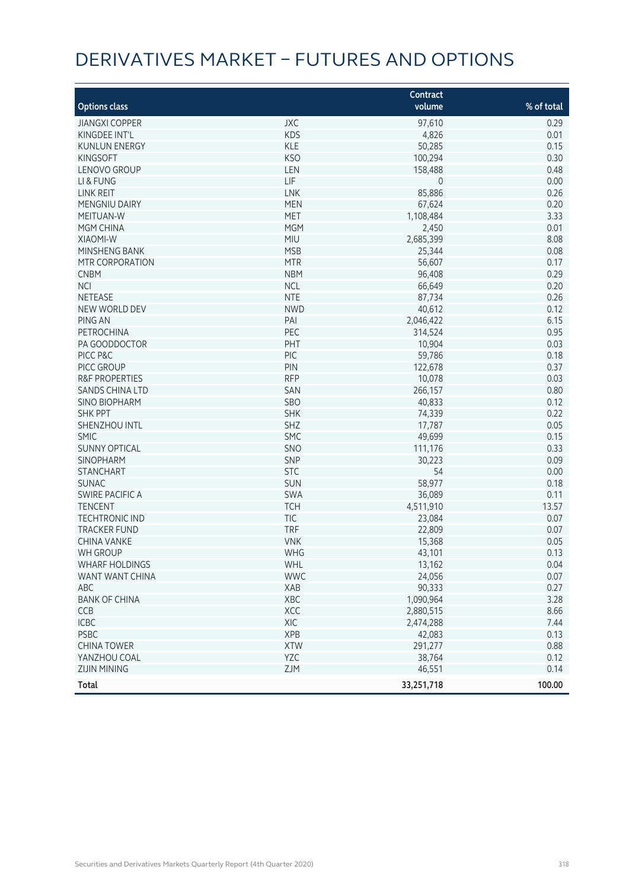# DERIVATIVES MARKET – FUTURES AND OPTIONS

| Options class | | Contract volume | % of total |
|---|---|---|---|
| JIANGXI COPPER | JXC | 97,610 | 0.29 |
| KINGDEE INT'L | KDS | 4,826 | 0.01 |
| KUNLUN ENERGY | KLE | 50,285 | 0.15 |
| KINGSOFT | KSO | 100,294 | 0.30 |
| LENOVO GROUP | LEN | 158,488 | 0.48 |
| LI & FUNG | LIF | 0 | 0.00 |
| LINK REIT | LNK | 85,886 | 0.26 |
| MENGNIU DAIRY | MEN | 67,624 | 0.20 |
| MEITUAN-W | MET | 1,108,484 | 3.33 |
| MGM CHINA | MGM | 2,450 | 0.01 |
| XIAOMI-W | MIU | 2,685,399 | 8.08 |
| MINSHENG BANK | MSB | 25,344 | 0.08 |
| MTR CORPORATION | MTR | 56,607 | 0.17 |
| CNBM | NBM | 96,408 | 0.29 |
| NCI | NCL | 66,649 | 0.20 |
| NETEASE | NTE | 87,734 | 0.26 |
| NEW WORLD DEV | NWD | 40,612 | 0.12 |
| PING AN | PAI | 2,046,422 | 6.15 |
| PETROCHINA | PEC | 314,524 | 0.95 |
| PA GOODDOCTOR | PHT | 10,904 | 0.03 |
| PICC P&C | PIC | 59,786 | 0.18 |
| PICC GROUP | PIN | 122,678 | 0.37 |
| R&F PROPERTIES | RFP | 10,078 | 0.03 |
| SANDS CHINA LTD | SAN | 266,157 | 0.80 |
| SINO BIOPHARM | SBO | 40,833 | 0.12 |
| SHK PPT | SHK | 74,339 | 0.22 |
| SHENZHOU INTL | SHZ | 17,787 | 0.05 |
| SMIC | SMC | 49,699 | 0.15 |
| SUNNY OPTICAL | SNO | 111,176 | 0.33 |
| SINOPHARM | SNP | 30,223 | 0.09 |
| STANCHART | STC | 54 | 0.00 |
| SUNAC | SUN | 58,977 | 0.18 |
| SWIRE PACIFIC A | SWA | 36,089 | 0.11 |
| TENCENT | TCH | 4,511,910 | 13.57 |
| TECHTRONIC IND | TIC | 23,084 | 0.07 |
| TRACKER FUND | TRF | 22,809 | 0.07 |
| CHINA VANKE | VNK | 15,368 | 0.05 |
| WH GROUP | WHG | 43,101 | 0.13 |
| WHARF HOLDINGS | WHL | 13,162 | 0.04 |
| WANT WANT CHINA | WWC | 24,056 | 0.07 |
| ABC | XAB | 90,333 | 0.27 |
| BANK OF CHINA | XBC | 1,090,964 | 3.28 |
| CCB | XCC | 2,880,515 | 8.66 |
| ICBC | XIC | 2,474,288 | 7.44 |
| PSBC | XPB | 42,083 | 0.13 |
| CHINA TOWER | XTW | 291,277 | 0.88 |
| YANZHOU COAL | YZC | 38,764 | 0.12 |
| ZIJIN MINING | ZJM | 46,551 | 0.14 |
| **Total** | | **33,251,718** | **100.00** |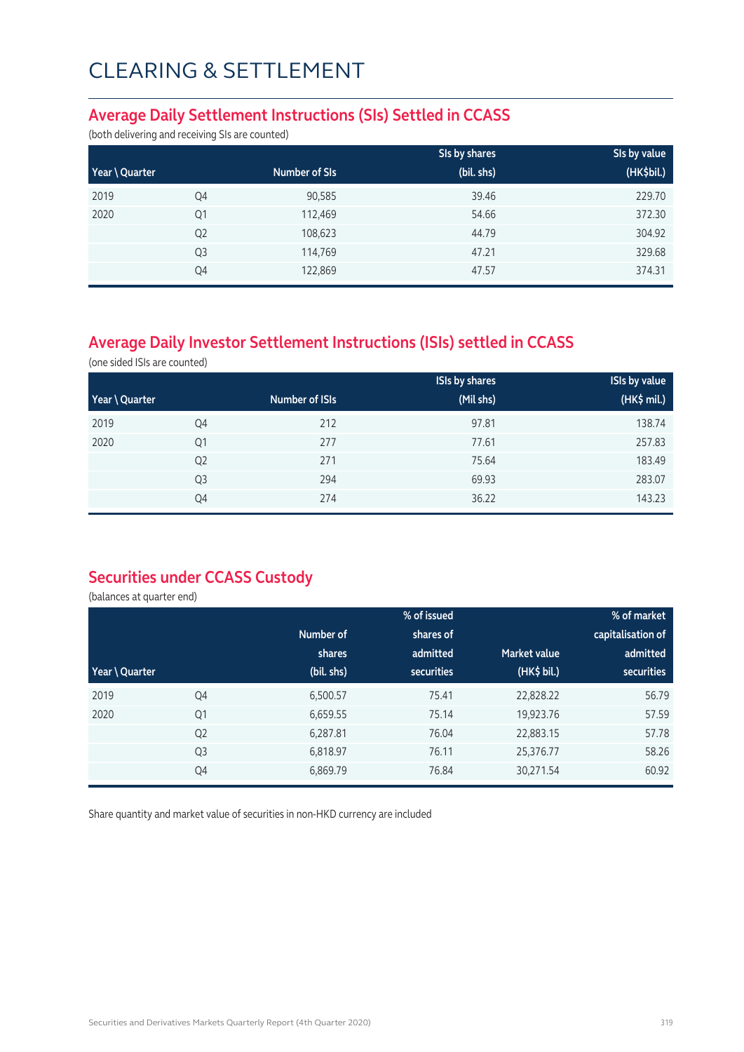# CLEARING & SETTLEMENT

## Average Daily Settlement Instructions (SIs) Settled in CCASS

(both delivering and receiving SIs are counted)

| Year \ Quarter | | Number of SIs | SIs by shares (bil. shs) | SIs by value (HK$bil.) |
|---|---|---|---|---|
| 2019 | Q4 | 90,585 | 39.46 | 229.70 |
| 2020 | Q1 | 112,469 | 54.66 | 372.30 |
| | Q2 | 108,623 | 44.79 | 304.92 |
| | Q3 | 114,769 | 47.21 | 329.68 |
| | Q4 | 122,869 | 47.57 | 374.31 |

## Average Daily Investor Settlement Instructions (ISIs) settled in CCASS

(one sided ISIs are counted)

| Year \ Quarter | | Number of ISIs | ISIs by shares (Mil shs) | ISIs by value (HK$ mil.) |
|---|---|---|---|---|
| 2019 | Q4 | 212 | 97.81 | 138.74 |
| 2020 | Q1 | 277 | 77.61 | 257.83 |
| | Q2 | 271 | 75.64 | 183.49 |
| | Q3 | 294 | 69.93 | 283.07 |
| | Q4 | 274 | 36.22 | 143.23 |

## Securities under CCASS Custody

(balances at quarter end)

| Year \ Quarter | | Number of shares (bil. shs) | % of issued shares of admitted securities | Market value (HK$ bil.) | % of market capitalisation of admitted securities |
|---|---|---|---|---|---|
| 2019 | Q4 | 6,500.57 | 75.41 | 22,828.22 | 56.79 |
| 2020 | Q1 | 6,659.55 | 75.14 | 19,923.76 | 57.59 |
| | Q2 | 6,287.81 | 76.04 | 22,883.15 | 57.78 |
| | Q3 | 6,818.97 | 76.11 | 25,376.77 | 58.26 |
| | Q4 | 6,869.79 | 76.84 | 30,271.54 | 60.92 |

Share quantity and market value of securities in non-HKD currency are included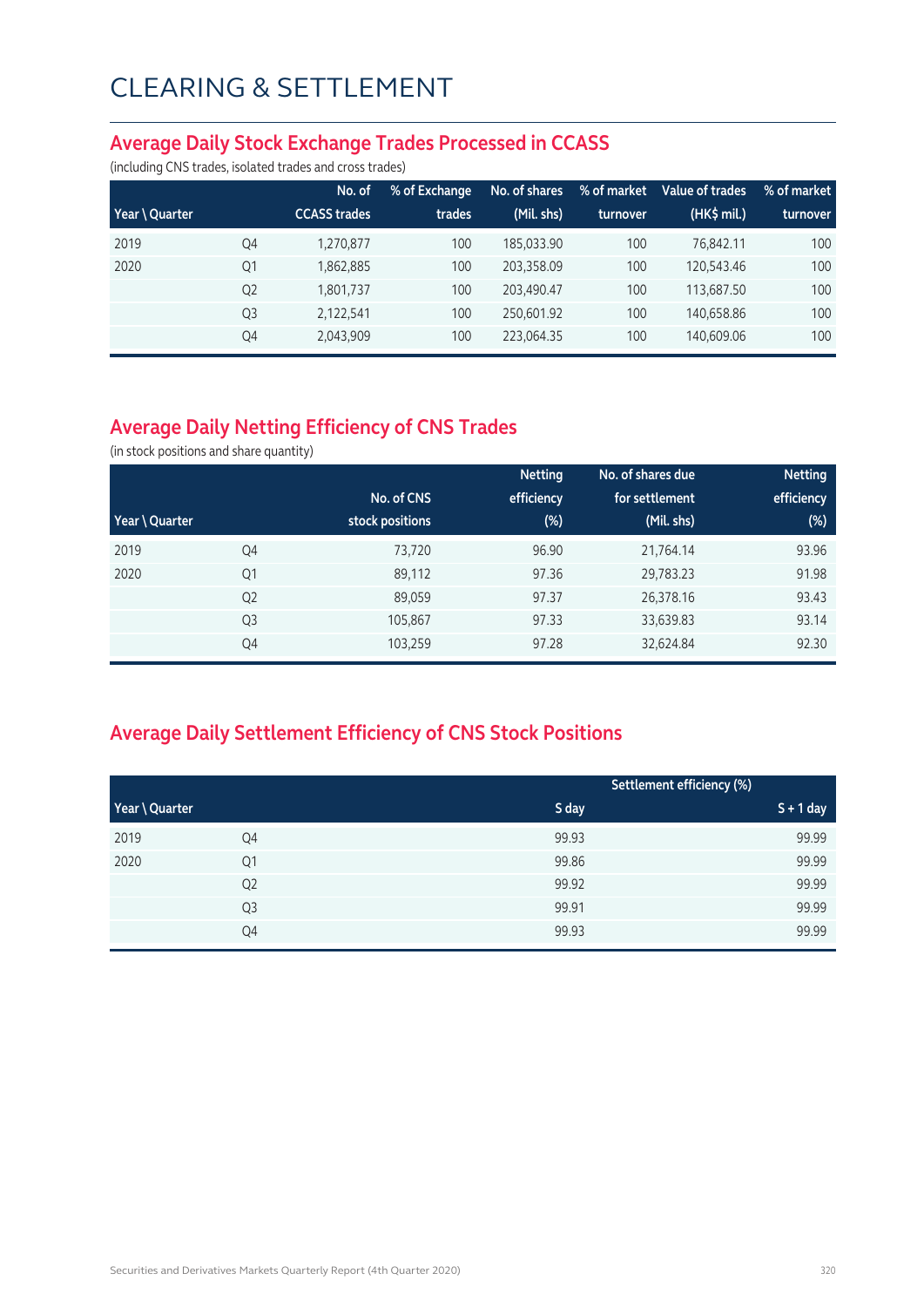# CLEARING & SETTLEMENT

## Average Daily Stock Exchange Trades Processed in CCASS

(including CNS trades, isolated trades and cross trades)

| Year \ Quarter | | No. of CCASS trades | % of Exchange trades | No. of shares (Mil. shs) | % of market turnover | Value of trades (HK$ mil.) | % of market turnover |
|---|---|---|---|---|---|---|---|
| 2019 | Q4 | 1,270,877 | 100 | 185,033.90 | 100 | 76,842.11 | 100 |
| 2020 | Q1 | 1,862,885 | 100 | 203,358.09 | 100 | 120,543.46 | 100 |
| | Q2 | 1,801,737 | 100 | 203,490.47 | 100 | 113,687.50 | 100 |
| | Q3 | 2,122,541 | 100 | 250,601.92 | 100 | 140,658.86 | 100 |
| | Q4 | 2,043,909 | 100 | 223,064.35 | 100 | 140,609.06 | 100 |

## Average Daily Netting Efficiency of CNS Trades

(in stock positions and share quantity)

| Year \ Quarter | | No. of CNS stock positions | Netting efficiency (%) | No. of shares due for settlement (Mil. shs) | Netting efficiency (%) |
|---|---|---|---|---|---|
| 2019 | Q4 | 73,720 | 96.90 | 21,764.14 | 93.96 |
| 2020 | Q1 | 89,112 | 97.36 | 29,783.23 | 91.98 |
| | Q2 | 89,059 | 97.37 | 26,378.16 | 93.43 |
| | Q3 | 105,867 | 97.33 | 33,639.83 | 93.14 |
| | Q4 | 103,259 | 97.28 | 32,624.84 | 92.30 |

## Average Daily Settlement Efficiency of CNS Stock Positions

| Year \ Quarter | | Settlement efficiency (%) | |
|---|---|---|---|
| | | S day | S + 1 day |
| 2019 | Q4 | 99.93 | 99.99 |
| 2020 | Q1 | 99.86 | 99.99 |
| | Q2 | 99.92 | 99.99 |
| | Q3 | 99.91 | 99.99 |
| | Q4 | 99.93 | 99.99 |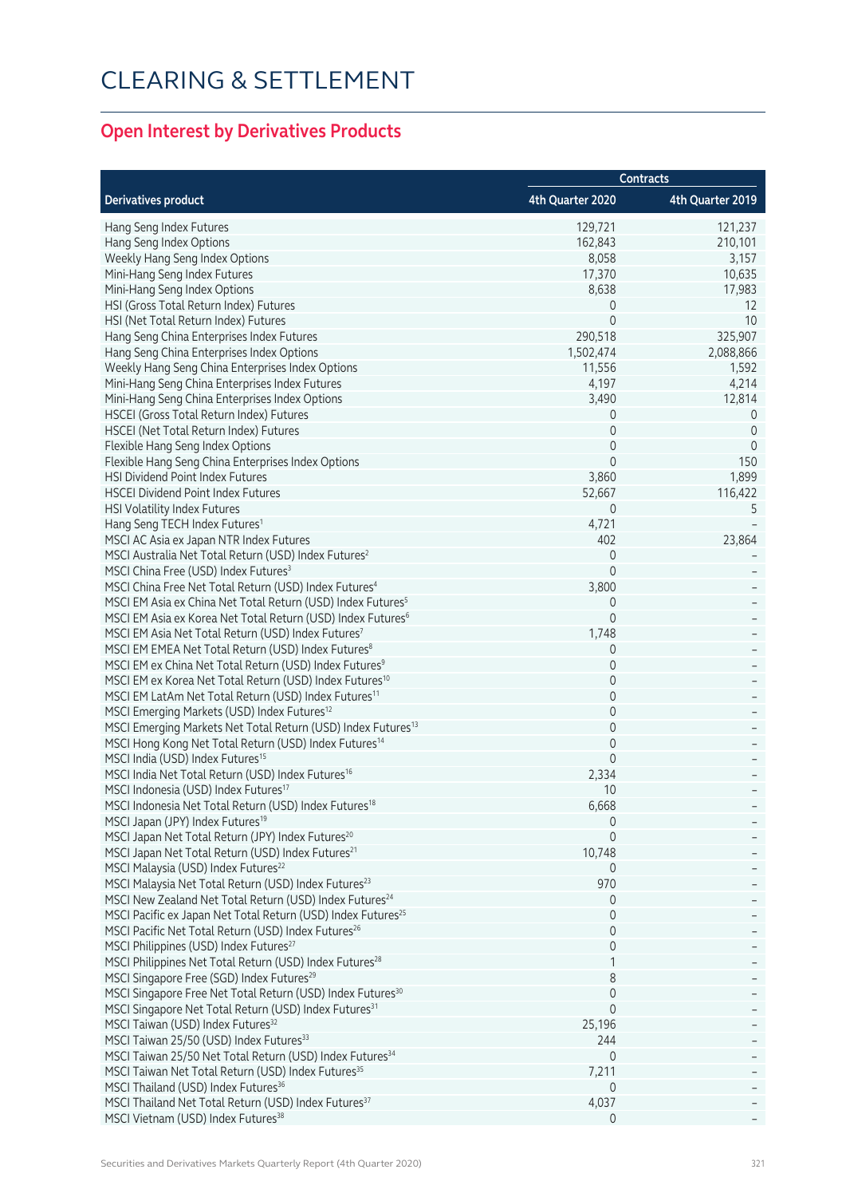# CLEARING & SETTLEMENT

## Open Interest by Derivatives Products

| | Contracts | |
|---|---|---|
| Derivatives product | 4th Quarter 2020 | 4th Quarter 2019 |
| Hang Seng Index Futures | 129,721 | 121,237 |
| Hang Seng Index Options | 162,843 | 210,101 |
| Weekly Hang Seng Index Options | 8,058 | 3,157 |
| Mini-Hang Seng Index Futures | 17,370 | 10,635 |
| Mini-Hang Seng Index Options | 8,638 | 17,983 |
| HSI (Gross Total Return Index) Futures | 0 | 12 |
| HSI (Net Total Return Index) Futures | 0 | 10 |
| Hang Seng China Enterprises Index Futures | 290,518 | 325,907 |
| Hang Seng China Enterprises Index Options | 1,502,474 | 2,088,866 |
| Weekly Hang Seng China Enterprises Index Options | 11,556 | 1,592 |
| Mini-Hang Seng China Enterprises Index Futures | 4,197 | 4,214 |
| Mini-Hang Seng China Enterprises Index Options | 3,490 | 12,814 |
| HSCEI (Gross Total Return Index) Futures | 0 | 0 |
| HSCEI (Net Total Return Index) Futures | 0 | 0 |
| Flexible Hang Seng Index Options | 0 | 0 |
| Flexible Hang Seng China Enterprises Index Options | 0 | 150 |
| HSI Dividend Point Index Futures | 3,860 | 1,899 |
| HSCEI Dividend Point Index Futures | 52,667 | 116,422 |
| HSI Volatility Index Futures | 0 | 5 |
| Hang Seng TECH Index Futures[1] | 4,721 | – |
| MSCI AC Asia ex Japan NTR Index Futures | 402 | 23,864 |
| MSCI Australia Net Total Return (USD) Index Futures[2] | 0 | – |
| MSCI China Free (USD) Index Futures[3] | 0 | – |
| MSCI China Free Net Total Return (USD) Index Futures[4] | 3,800 | – |
| MSCI EM Asia ex China Net Total Return (USD) Index Futures[5] | 0 | – |
| MSCI EM Asia ex Korea Net Total Return (USD) Index Futures[6] | 0 | – |
| MSCI EM Asia Net Total Return (USD) Index Futures[7] | 1,748 | – |
| MSCI EM EMEA Net Total Return (USD) Index Futures[8] | 0 | – |
| MSCI EM ex China Net Total Return (USD) Index Futures[9] | 0 | – |
| MSCI EM ex Korea Net Total Return (USD) Index Futures[10] | 0 | – |
| MSCI EM LatAm Net Total Return (USD) Index Futures[11] | 0 | – |
| MSCI Emerging Markets (USD) Index Futures[12] | 0 | – |
| MSCI Emerging Markets Net Total Return (USD) Index Futures[13] | 0 | – |
| MSCI Hong Kong Net Total Return (USD) Index Futures[14] | 0 | – |
| MSCI India (USD) Index Futures[15] | 0 | – |
| MSCI India Net Total Return (USD) Index Futures[16] | 2,334 | – |
| MSCI Indonesia (USD) Index Futures[17] | 10 | – |
| MSCI Indonesia Net Total Return (USD) Index Futures[18] | 6,668 | – |
| MSCI Japan (JPY) Index Futures[19] | 0 | – |
| MSCI Japan Net Total Return (JPY) Index Futures[20] | 0 | – |
| MSCI Japan Net Total Return (USD) Index Futures[21] | 10,748 | – |
| MSCI Malaysia (USD) Index Futures[22] | 0 | – |
| MSCI Malaysia Net Total Return (USD) Index Futures[23] | 970 | – |
| MSCI New Zealand Net Total Return (USD) Index Futures[24] | 0 | – |
| MSCI Pacific ex Japan Net Total Return (USD) Index Futures[25] | 0 | – |
| MSCI Pacific Net Total Return (USD) Index Futures[26] | 0 | – |
| MSCI Philippines (USD) Index Futures[27] | 0 | – |
| MSCI Philippines Net Total Return (USD) Index Futures[28] | 1 | – |
| MSCI Singapore Free (SGD) Index Futures[29] | 8 | – |
| MSCI Singapore Free Net Total Return (USD) Index Futures[30] | 0 | – |
| MSCI Singapore Net Total Return (USD) Index Futures[31] | 0 | – |
| MSCI Taiwan (USD) Index Futures[32] | 25,196 | – |
| MSCI Taiwan 25/50 (USD) Index Futures[33] | 244 | – |
| MSCI Taiwan 25/50 Net Total Return (USD) Index Futures[34] | 0 | – |
| MSCI Taiwan Net Total Return (USD) Index Futures[35] | 7,211 | – |
| MSCI Thailand (USD) Index Futures[36] | 0 | – |
| MSCI Thailand Net Total Return (USD) Index Futures[37] | 4,037 | – |
| MSCI Vietnam (USD) Index Futures[38] | 0 | – |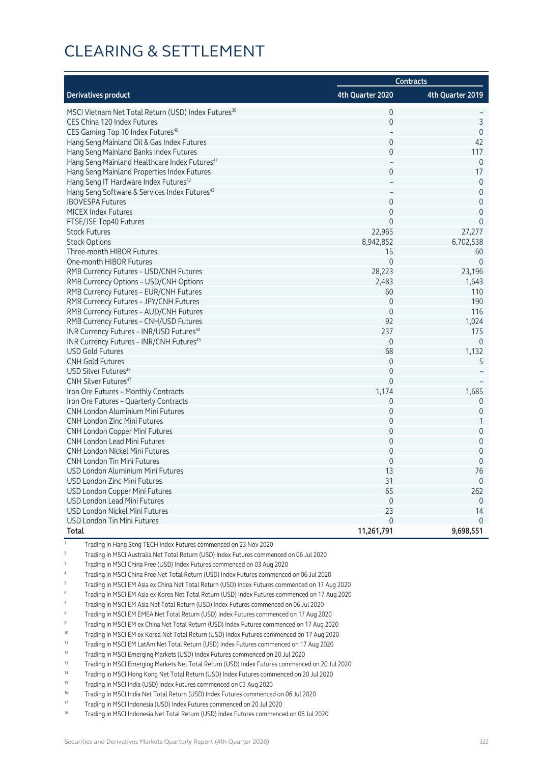# CLEARING & SETTLEMENT

| Derivatives product | Contracts | |
|---|---|---|
| | 4th Quarter 2020 | 4th Quarter 2019 |
| MSCI Vietnam Net Total Return (USD) Index Futures[39] | 0 | – |
| CES China 120 Index Futures | 0 | 3 |
| CES Gaming Top 10 Index Futures[40] | – | 0 |
| Hang Seng Mainland Oil & Gas Index Futures | 0 | 42 |
| Hang Seng Mainland Banks Index Futures | 0 | 117 |
| Hang Seng Mainland Healthcare Index Futures[41] | – | 0 |
| Hang Seng Mainland Properties Index Futures | 0 | 17 |
| Hang Seng IT Hardware Index Futures[42] | – | 0 |
| Hang Seng Software & Services Index Futures[43] | – | 0 |
| IBOVESPA Futures | 0 | 0 |
| MICEX Index Futures | 0 | 0 |
| FTSE/JSE Top40 Futures | 0 | 0 |
| Stock Futures | 22,965 | 27,277 |
| Stock Options | 8,942,852 | 6,702,538 |
| Three-month HIBOR Futures | 15 | 60 |
| One-month HIBOR Futures | 0 | 0 |
| RMB Currency Futures – USD/CNH Futures | 28,223 | 23,196 |
| RMB Currency Options – USD/CNH Options | 2,483 | 1,643 |
| RMB Currency Futures – EUR/CNH Futures | 60 | 110 |
| RMB Currency Futures – JPY/CNH Futures | 0 | 190 |
| RMB Currency Futures – AUD/CNH Futures | 0 | 116 |
| RMB Currency Futures – CNH/USD Futures | 92 | 1,024 |
| INR Currency Futures – INR/USD Futures[44] | 237 | 175 |
| INR Currency Futures – INR/CNH Futures[45] | 0 | 0 |
| USD Gold Futures | 68 | 1,132 |
| CNH Gold Futures | 0 | 5 |
| USD Silver Futures[46] | 0 | – |
| CNH Silver Futures[47] | 0 | – |
| Iron Ore Futures – Monthly Contracts | 1,174 | 1,685 |
| Iron Ore Futures – Quarterly Contracts | 0 | 0 |
| CNH London Aluminium Mini Futures | 0 | 0 |
| CNH London Zinc Mini Futures | 0 | 1 |
| CNH London Copper Mini Futures | 0 | 0 |
| CNH London Lead Mini Futures | 0 | 0 |
| CNH London Nickel Mini Futures | 0 | 0 |
| CNH London Tin Mini Futures | 0 | 0 |
| USD London Aluminium Mini Futures | 13 | 76 |
| USD London Zinc Mini Futures | 31 | 0 |
| USD London Copper Mini Futures | 65 | 262 |
| USD London Lead Mini Futures | 0 | 0 |
| USD London Nickel Mini Futures | 23 | 14 |
| USD London Tin Mini Futures | 0 | 0 |
| **Total** | **11,261,791** | **9,698,551** |

1. Trading in Hang Seng TECH Index Futures commenced on 23 Nov 2020
2. Trading in MSCI Australia Net Total Return (USD) Index Futures commenced on 06 Jul 2020
3. Trading in MSCI China Free (USD) Index Futures commenced on 03 Aug 2020
4. Trading in MSCI China Free Net Total Return (USD) Index Futures commenced on 06 Jul 2020
5. Trading in MSCI EM Asia ex China Net Total Return (USD) Index Futures commenced on 17 Aug 2020
6. Trading in MSCI EM Asia ex Korea Net Total Return (USD) Index Futures commenced on 17 Aug 2020
7. Trading in MSCI EM Asia Net Total Return (USD) Index Futures commenced on 06 Jul 2020
8. Trading in MSCI EM EMEA Net Total Return (USD) Index Futures commenced on 17 Aug 2020
9. Trading in MSCI EM ex China Net Total Return (USD) Index Futures commenced on 17 Aug 2020
10. Trading in MSCI EM ex Korea Net Total Return (USD) Index Futures commenced on 17 Aug 2020
11. Trading in MSCI EM LatAm Net Total Return (USD) Index Futures commenced on 17 Aug 2020
12. Trading in MSCI Emerging Markets (USD) Index Futures commenced on 20 Jul 2020
13. Trading in MSCI Emerging Markets Net Total Return (USD) Index Futures commenced on 20 Jul 2020
14. Trading in MSCI Hong Kong Net Total Return (USD) Index Futures commenced on 20 Jul 2020
15. Trading in MSCI India (USD) Index Futures commenced on 03 Aug 2020
16. Trading in MSCI India Net Total Return (USD) Index Futures commenced on 06 Jul 2020
17. Trading in MSCI Indonesia (USD) Index Futures commenced on 20 Jul 2020
18. Trading in MSCI Indonesia Net Total Return (USD) Index Futures commenced on 06 Jul 2020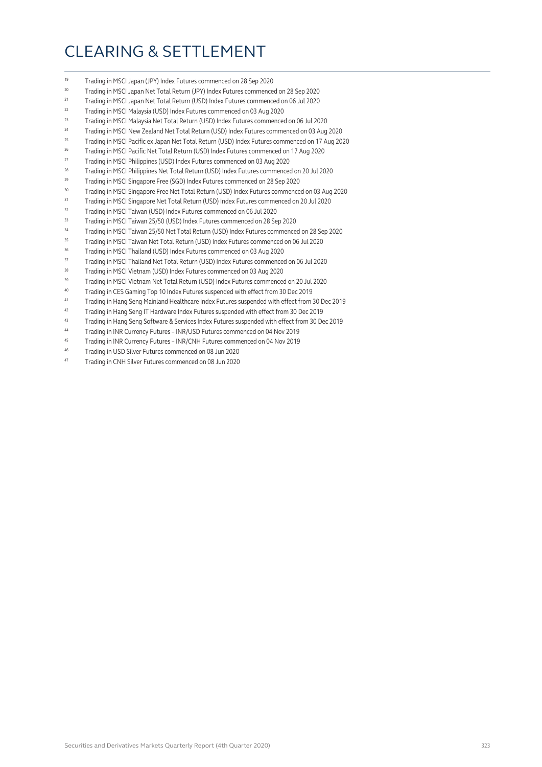# CLEARING & SETTLEMENT

[19] Trading in MSCI Japan (JPY) Index Futures commenced on 28 Sep 2020
[20] Trading in MSCI Japan Net Total Return (JPY) Index Futures commenced on 28 Sep 2020
[21] Trading in MSCI Japan Net Total Return (USD) Index Futures commenced on 06 Jul 2020
[22] Trading in MSCI Malaysia (USD) Index Futures commenced on 03 Aug 2020
[23] Trading in MSCI Malaysia Net Total Return (USD) Index Futures commenced on 06 Jul 2020
[24] Trading in MSCI New Zealand Net Total Return (USD) Index Futures commenced on 03 Aug 2020
[25] Trading in MSCI Pacific ex Japan Net Total Return (USD) Index Futures commenced on 17 Aug 2020
[26] Trading in MSCI Pacific Net Total Return (USD) Index Futures commenced on 17 Aug 2020
[27] Trading in MSCI Philippines (USD) Index Futures commenced on 03 Aug 2020
[28] Trading in MSCI Philippines Net Total Return (USD) Index Futures commenced on 20 Jul 2020
[29] Trading in MSCI Singapore Free (SGD) Index Futures commenced on 28 Sep 2020
[30] Trading in MSCI Singapore Free Net Total Return (USD) Index Futures commenced on 03 Aug 2020
[31] Trading in MSCI Singapore Net Total Return (USD) Index Futures commenced on 20 Jul 2020
[32] Trading in MSCI Taiwan (USD) Index Futures commenced on 06 Jul 2020
[33] Trading in MSCI Taiwan 25/50 (USD) Index Futures commenced on 28 Sep 2020
[34] Trading in MSCI Taiwan 25/50 Net Total Return (USD) Index Futures commenced on 28 Sep 2020
[35] Trading in MSCI Taiwan Net Total Return (USD) Index Futures commenced on 06 Jul 2020
[36] Trading in MSCI Thailand (USD) Index Futures commenced on 03 Aug 2020
[37] Trading in MSCI Thailand Net Total Return (USD) Index Futures commenced on 06 Jul 2020
[38] Trading in MSCI Vietnam (USD) Index Futures commenced on 03 Aug 2020
[39] Trading in MSCI Vietnam Net Total Return (USD) Index Futures commenced on 20 Jul 2020
[40] Trading in CES Gaming Top 10 Index Futures suspended with effect from 30 Dec 2019
[41] Trading in Hang Seng Mainland Healthcare Index Futures suspended with effect from 30 Dec 2019
[42] Trading in Hang Seng IT Hardware Index Futures suspended with effect from 30 Dec 2019
[43] Trading in Hang Seng Software & Services Index Futures suspended with effect from 30 Dec 2019
[44] Trading in INR Currency Futures – INR/USD Futures commenced on 04 Nov 2019
[45] Trading in INR Currency Futures – INR/CNH Futures commenced on 04 Nov 2019
[46] Trading in USD Silver Futures commenced on 08 Jun 2020
[47] Trading in CNH Silver Futures commenced on 08 Jun 2020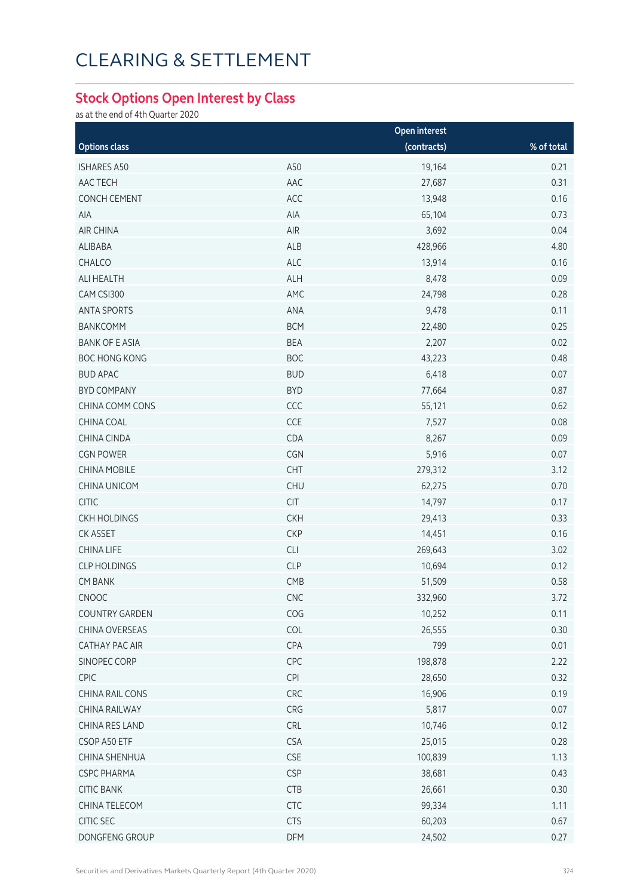# CLEARING & SETTLEMENT

## Stock Options Open Interest by Class

as at the end of 4th Quarter 2020

| Options class | | Open interest (contracts) | % of total |
|---|---|---|---|
| ISHARES A50 | A50 | 19,164 | 0.21 |
| AAC TECH | AAC | 27,687 | 0.31 |
| CONCH CEMENT | ACC | 13,948 | 0.16 |
| AIA | AIA | 65,104 | 0.73 |
| AIR CHINA | AIR | 3,692 | 0.04 |
| ALIBABA | ALB | 428,966 | 4.80 |
| CHALCO | ALC | 13,914 | 0.16 |
| ALI HEALTH | ALH | 8,478 | 0.09 |
| CAM CSI300 | AMC | 24,798 | 0.28 |
| ANTA SPORTS | ANA | 9,478 | 0.11 |
| BANKCOMM | BCM | 22,480 | 0.25 |
| BANK OF E ASIA | BEA | 2,207 | 0.02 |
| BOC HONG KONG | BOC | 43,223 | 0.48 |
| BUD APAC | BUD | 6,418 | 0.07 |
| BYD COMPANY | BYD | 77,664 | 0.87 |
| CHINA COMM CONS | CCC | 55,121 | 0.62 |
| CHINA COAL | CCE | 7,527 | 0.08 |
| CHINA CINDA | CDA | 8,267 | 0.09 |
| CGN POWER | CGN | 5,916 | 0.07 |
| CHINA MOBILE | CHT | 279,312 | 3.12 |
| CHINA UNICOM | CHU | 62,275 | 0.70 |
| CITIC | CIT | 14,797 | 0.17 |
| CKH HOLDINGS | CKH | 29,413 | 0.33 |
| CK ASSET | CKP | 14,451 | 0.16 |
| CHINA LIFE | CLI | 269,643 | 3.02 |
| CLP HOLDINGS | CLP | 10,694 | 0.12 |
| CM BANK | CMB | 51,509 | 0.58 |
| CNOOC | CNC | 332,960 | 3.72 |
| COUNTRY GARDEN | COG | 10,252 | 0.11 |
| CHINA OVERSEAS | COL | 26,555 | 0.30 |
| CATHAY PAC AIR | CPA | 799 | 0.01 |
| SINOPEC CORP | CPC | 198,878 | 2.22 |
| CPIC | CPI | 28,650 | 0.32 |
| CHINA RAIL CONS | CRC | 16,906 | 0.19 |
| CHINA RAILWAY | CRG | 5,817 | 0.07 |
| CHINA RES LAND | CRL | 10,746 | 0.12 |
| CSOP A50 ETF | CSA | 25,015 | 0.28 |
| CHINA SHENHUA | CSE | 100,839 | 1.13 |
| CSPC PHARMA | CSP | 38,681 | 0.43 |
| CITIC BANK | CTB | 26,661 | 0.30 |
| CHINA TELECOM | CTC | 99,334 | 1.11 |
| CITIC SEC | CTS | 60,203 | 0.67 |
| DONGFENG GROUP | DFM | 24,502 | 0.27 |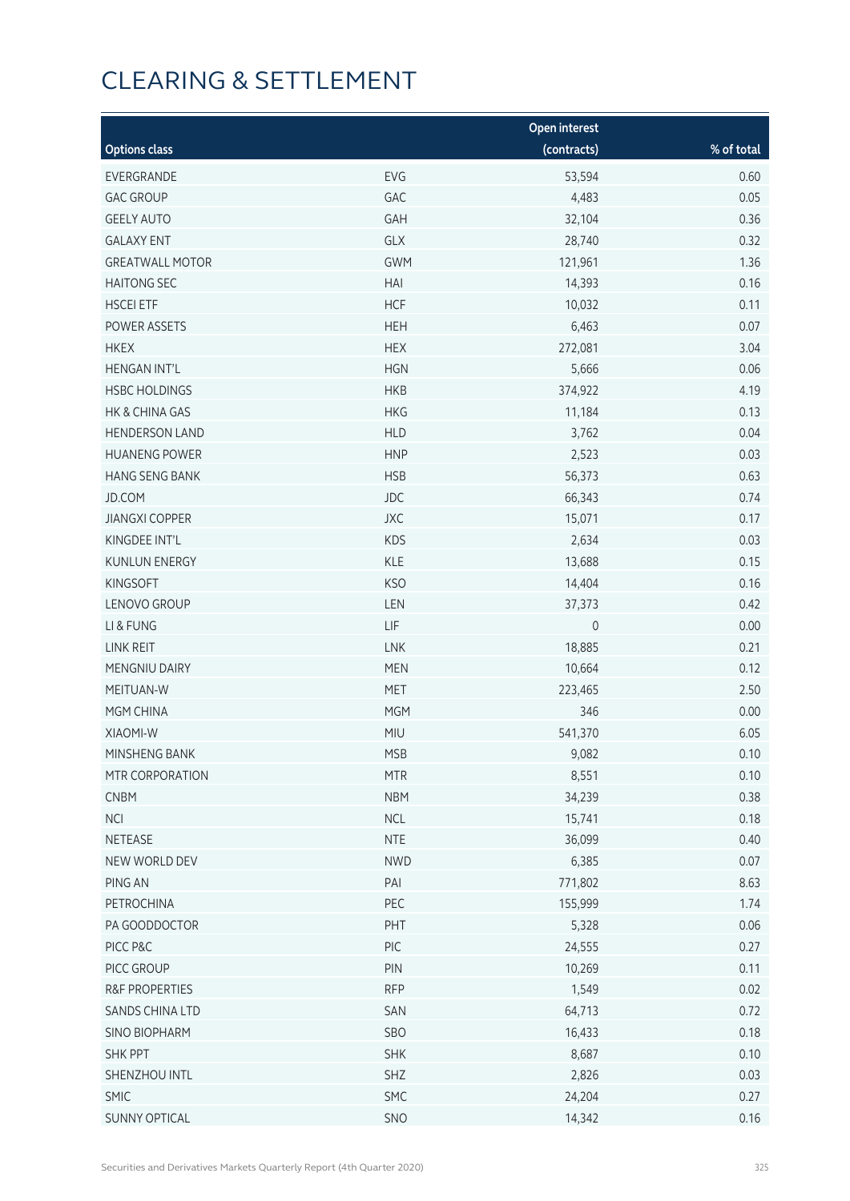# CLEARING & SETTLEMENT

| Options class | | Open interest (contracts) | % of total |
|---|---|---|---|
| EVERGRANDE | EVG | 53,594 | 0.60 |
| GAC GROUP | GAC | 4,483 | 0.05 |
| GEELY AUTO | GAH | 32,104 | 0.36 |
| GALAXY ENT | GLX | 28,740 | 0.32 |
| GREATWALL MOTOR | GWM | 121,961 | 1.36 |
| HAITONG SEC | HAI | 14,393 | 0.16 |
| HSCEI ETF | HCF | 10,032 | 0.11 |
| POWER ASSETS | HEH | 6,463 | 0.07 |
| HKEX | HEX | 272,081 | 3.04 |
| HENGAN INT'L | HGN | 5,666 | 0.06 |
| HSBC HOLDINGS | HKB | 374,922 | 4.19 |
| HK & CHINA GAS | HKG | 11,184 | 0.13 |
| HENDERSON LAND | HLD | 3,762 | 0.04 |
| HUANENG POWER | HNP | 2,523 | 0.03 |
| HANG SENG BANK | HSB | 56,373 | 0.63 |
| JD.COM | JDC | 66,343 | 0.74 |
| JIANGXI COPPER | JXC | 15,071 | 0.17 |
| KINGDEE INT'L | KDS | 2,634 | 0.03 |
| KUNLUN ENERGY | KLE | 13,688 | 0.15 |
| KINGSOFT | KSO | 14,404 | 0.16 |
| LENOVO GROUP | LEN | 37,373 | 0.42 |
| LI & FUNG | LIF | 0 | 0.00 |
| LINK REIT | LNK | 18,885 | 0.21 |
| MENGNIU DAIRY | MEN | 10,664 | 0.12 |
| MEITUAN-W | MET | 223,465 | 2.50 |
| MGM CHINA | MGM | 346 | 0.00 |
| XIAOMI-W | MIU | 541,370 | 6.05 |
| MINSHENG BANK | MSB | 9,082 | 0.10 |
| MTR CORPORATION | MTR | 8,551 | 0.10 |
| CNBM | NBM | 34,239 | 0.38 |
| NCI | NCL | 15,741 | 0.18 |
| NETEASE | NTE | 36,099 | 0.40 |
| NEW WORLD DEV | NWD | 6,385 | 0.07 |
| PING AN | PAI | 771,802 | 8.63 |
| PETROCHINA | PEC | 155,999 | 1.74 |
| PA GOODDOCTOR | PHT | 5,328 | 0.06 |
| PICC P&C | PIC | 24,555 | 0.27 |
| PICC GROUP | PIN | 10,269 | 0.11 |
| R&F PROPERTIES | RFP | 1,549 | 0.02 |
| SANDS CHINA LTD | SAN | 64,713 | 0.72 |
| SINO BIOPHARM | SBO | 16,433 | 0.18 |
| SHK PPT | SHK | 8,687 | 0.10 |
| SHENZHOU INTL | SHZ | 2,826 | 0.03 |
| SMIC | SMC | 24,204 | 0.27 |
| SUNNY OPTICAL | SNO | 14,342 | 0.16 |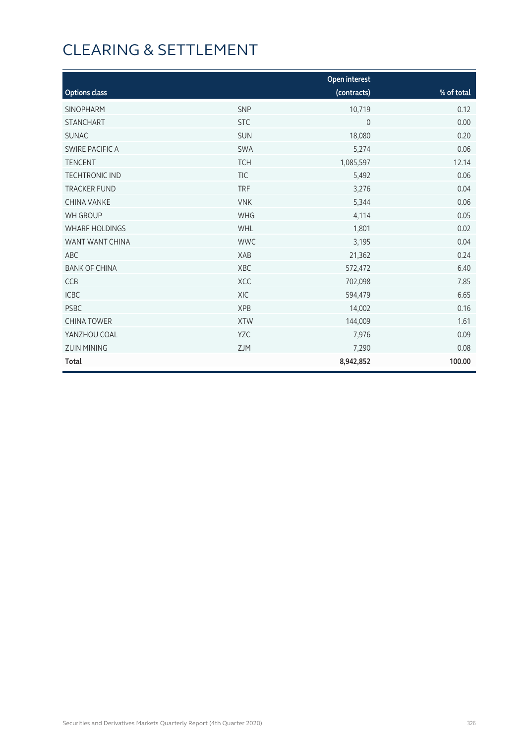# CLEARING & SETTLEMENT

| Options class | | Open interest (contracts) | % of total |
|---|---|---|---|
| SINOPHARM | SNP | 10,719 | 0.12 |
| STANCHART | STC | 0 | 0.00 |
| SUNAC | SUN | 18,080 | 0.20 |
| SWIRE PACIFIC A | SWA | 5,274 | 0.06 |
| TENCENT | TCH | 1,085,597 | 12.14 |
| TECHTRONIC IND | TIC | 5,492 | 0.06 |
| TRACKER FUND | TRF | 3,276 | 0.04 |
| CHINA VANKE | VNK | 5,344 | 0.06 |
| WH GROUP | WHG | 4,114 | 0.05 |
| WHARF HOLDINGS | WHL | 1,801 | 0.02 |
| WANT WANT CHINA | WWC | 3,195 | 0.04 |
| ABC | XAB | 21,362 | 0.24 |
| BANK OF CHINA | XBC | 572,472 | 6.40 |
| CCB | XCC | 702,098 | 7.85 |
| ICBC | XIC | 594,479 | 6.65 |
| PSBC | XPB | 14,002 | 0.16 |
| CHINA TOWER | XTW | 144,009 | 1.61 |
| YANZHOU COAL | YZC | 7,976 | 0.09 |
| ZIJIN MINING | ZJM | 7,290 | 0.08 |
| **Total** | | **8,942,852** | **100.00** |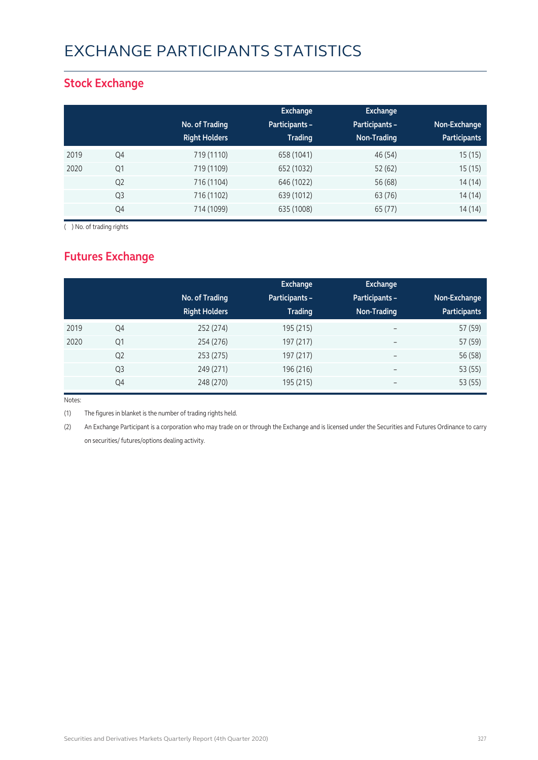# EXCHANGE PARTICIPANTS STATISTICS

## Stock Exchange

| | | No. of Trading Right Holders | Exchange Participants – Trading | Exchange Participants – Non-Trading | Non-Exchange Participants |
|---|---|---|---|---|---|
| 2019 | Q4 | 719 (1110) | 658 (1041) | 46 (54) | 15 (15) |
| 2020 | Q1 | 719 (1109) | 652 (1032) | 52 (62) | 15 (15) |
| | Q2 | 716 (1104) | 646 (1022) | 56 (68) | 14 (14) |
| | Q3 | 716 (1102) | 639 (1012) | 63 (76) | 14 (14) |
| | Q4 | 714 (1099) | 635 (1008) | 65 (77) | 14 (14) |

( ) No. of trading rights

## Futures Exchange

| | | No. of Trading Right Holders | Exchange Participants – Trading | Exchange Participants – Non-Trading | Non-Exchange Participants |
|---|---|---|---|---|---|
| 2019 | Q4 | 252 (274) | 195 (215) | – | 57 (59) |
| 2020 | Q1 | 254 (276) | 197 (217) | – | 57 (59) |
| | Q2 | 253 (275) | 197 (217) | – | 56 (58) |
| | Q3 | 249 (271) | 196 (216) | – | 53 (55) |
| | Q4 | 248 (270) | 195 (215) | – | 53 (55) |

Notes:

(1) The figures in blanket is the number of trading rights held.

(2) An Exchange Participant is a corporation who may trade on or through the Exchange and is licensed under the Securities and Futures Ordinance to carry on securities/ futures/options dealing activity.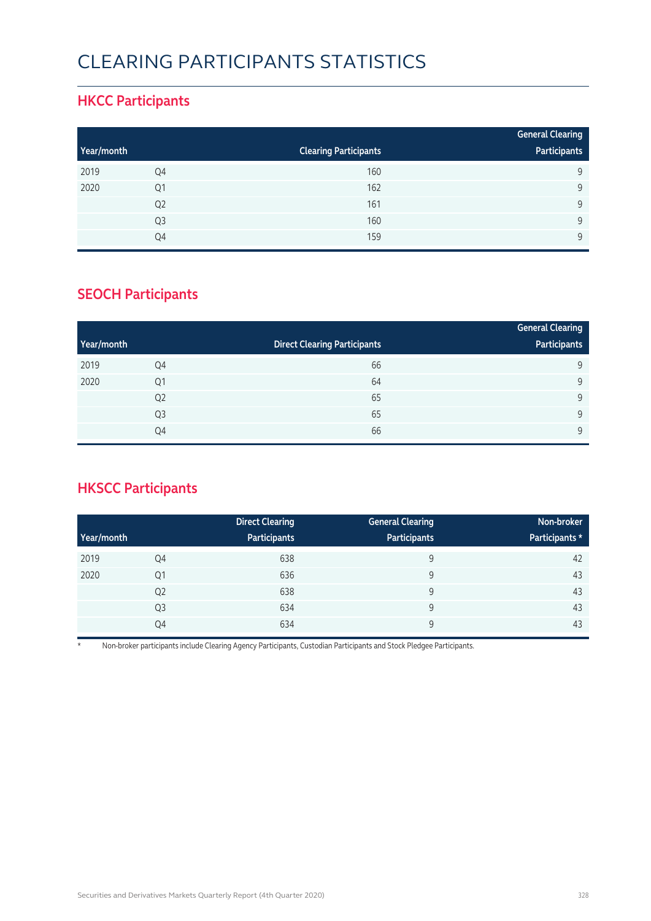# CLEARING PARTICIPANTS STATISTICS

## HKCC Participants

| Year/month | | Clearing Participants | General Clearing Participants |
|---|---|---|---|
| 2019 | Q4 | 160 | 9 |
| 2020 | Q1 | 162 | 9 |
| | Q2 | 161 | 9 |
| | Q3 | 160 | 9 |
| | Q4 | 159 | 9 |

## SEOCH Participants

| Year/month | | Direct Clearing Participants | General Clearing Participants |
|---|---|---|---|
| 2019 | Q4 | 66 | 9 |
| 2020 | Q1 | 64 | 9 |
| | Q2 | 65 | 9 |
| | Q3 | 65 | 9 |
| | Q4 | 66 | 9 |

## HKSCC Participants

| Year/month | | Direct Clearing Participants | General Clearing Participants | Non-broker Participants * |
|---|---|---|---|---|
| 2019 | Q4 | 638 | 9 | 42 |
| 2020 | Q1 | 636 | 9 | 43 |
| | Q2 | 638 | 9 | 43 |
| | Q3 | 634 | 9 | 43 |
| | Q4 | 634 | 9 | 43 |

* Non-broker participants include Clearing Agency Participants, Custodian Participants and Stock Pledgee Participants.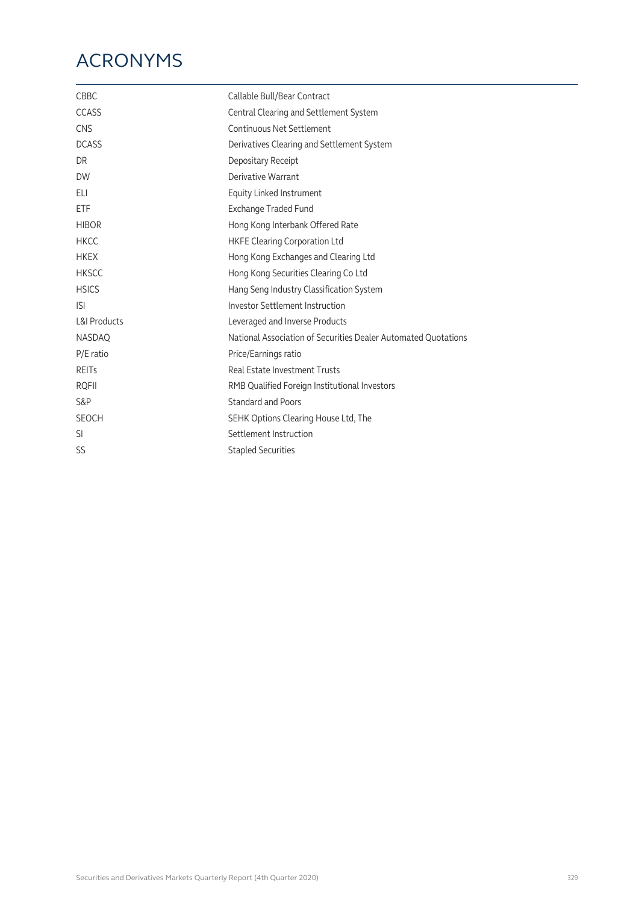# ACRONYMS

| | |
|---|---|
| CBBC | Callable Bull/Bear Contract |
| CCASS | Central Clearing and Settlement System |
| CNS | Continuous Net Settlement |
| DCASS | Derivatives Clearing and Settlement System |
| DR | Depositary Receipt |
| DW | Derivative Warrant |
| ELI | Equity Linked Instrument |
| ETF | Exchange Traded Fund |
| HIBOR | Hong Kong Interbank Offered Rate |
| HKCC | HKFE Clearing Corporation Ltd |
| HKEX | Hong Kong Exchanges and Clearing Ltd |
| HKSCC | Hong Kong Securities Clearing Co Ltd |
| HSICS | Hang Seng Industry Classification System |
| ISI | Investor Settlement Instruction |
| L&I Products | Leveraged and Inverse Products |
| NASDAQ | National Association of Securities Dealer Automated Quotations |
| P/E ratio | Price/Earnings ratio |
| REITs | Real Estate Investment Trusts |
| RQFII | RMB Qualified Foreign Institutional Investors |
| S&P | Standard and Poors |
| SEOCH | SEHK Options Clearing House Ltd, The |
| SI | Settlement Instruction |
| SS | Stapled Securities |